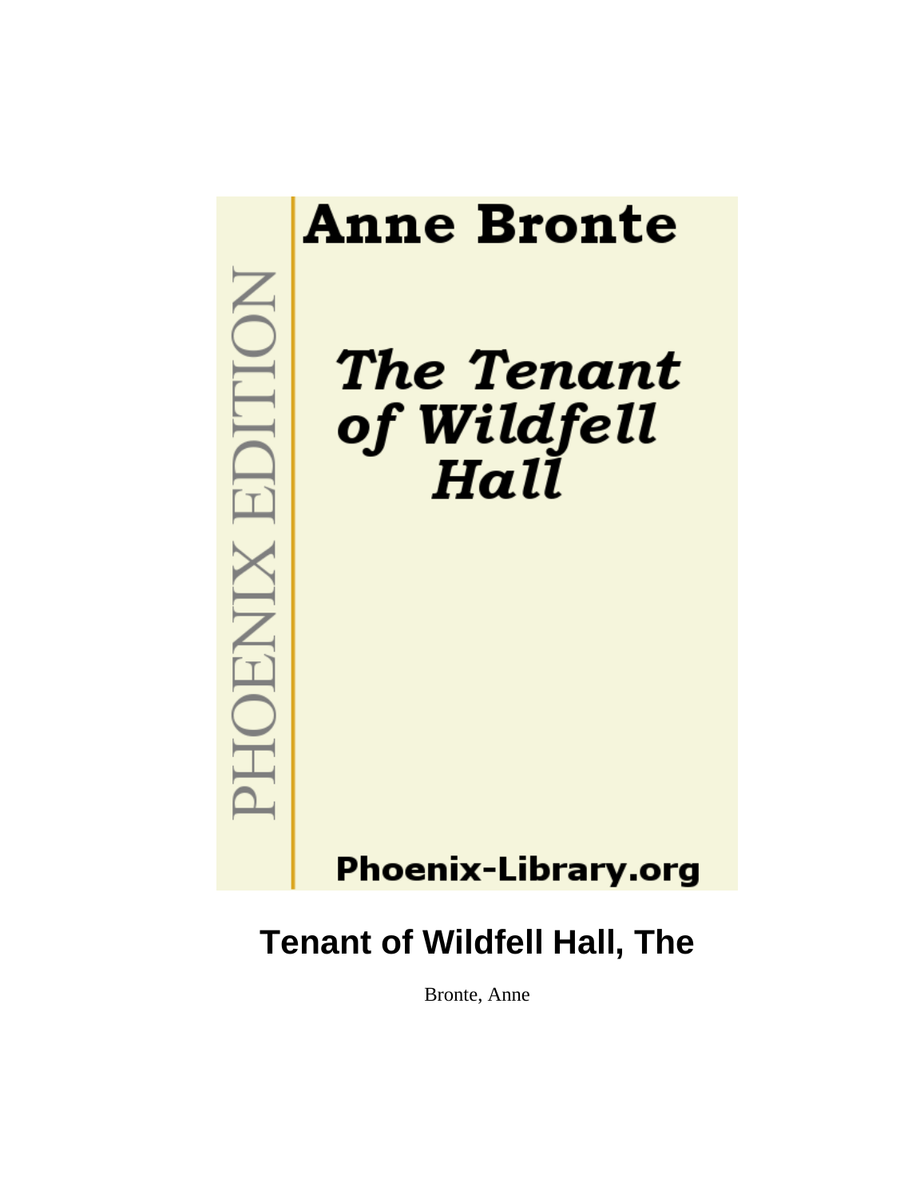Anne Bronte

*The Tenant of Wildfell Hall*

PHOENIX EDITION

Phoenix-Library.org

# Tenant of Wildfell Hall, The

Bronte, Anne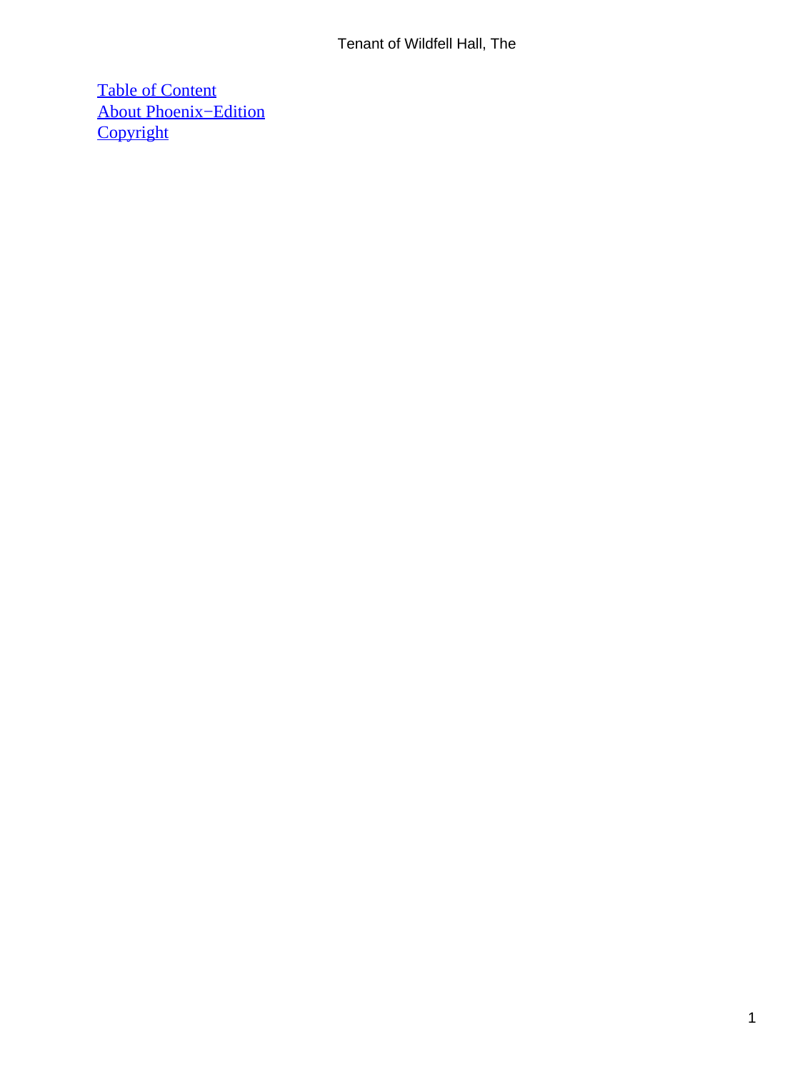[Table of Content](#)
[About Phoenix−Edition](#)
[Copyright](#)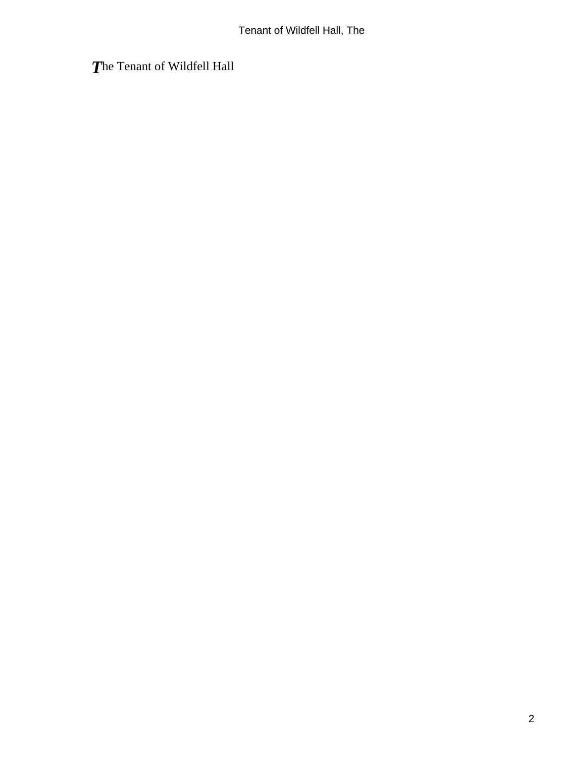The Tenant of Wildfell Hall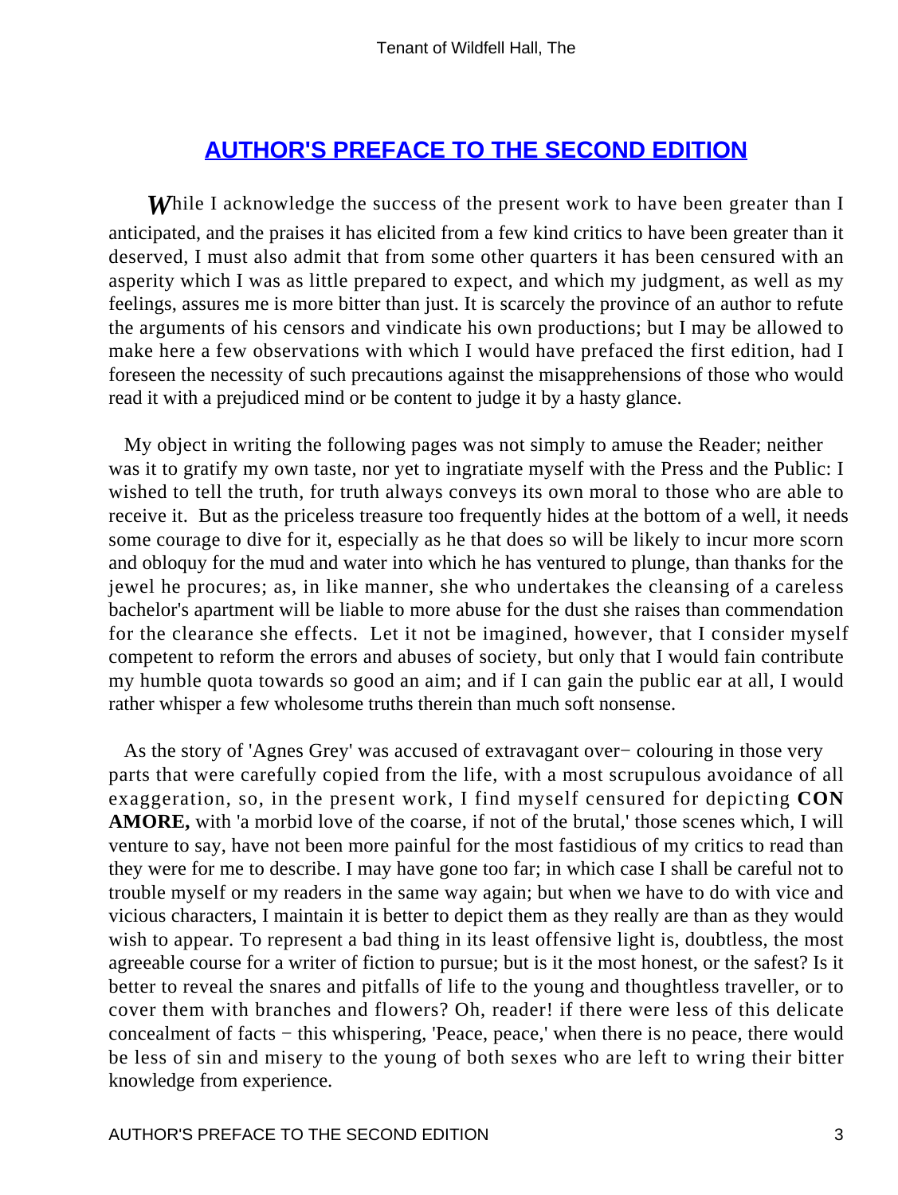## AUTHOR'S PREFACE TO THE SECOND EDITION

*W*hile I acknowledge the success of the present work to have been greater than I anticipated, and the praises it has elicited from a few kind critics to have been greater than it deserved, I must also admit that from some other quarters it has been censured with an asperity which I was as little prepared to expect, and which my judgment, as well as my feelings, assures me is more bitter than just. It is scarcely the province of an author to refute the arguments of his censors and vindicate his own productions; but I may be allowed to make here a few observations with which I would have prefaced the first edition, had I foreseen the necessity of such precautions against the misapprehensions of those who would read it with a prejudiced mind or be content to judge it by a hasty glance.

My object in writing the following pages was not simply to amuse the Reader; neither was it to gratify my own taste, nor yet to ingratiate myself with the Press and the Public: I wished to tell the truth, for truth always conveys its own moral to those who are able to receive it. But as the priceless treasure too frequently hides at the bottom of a well, it needs some courage to dive for it, especially as he that does so will be likely to incur more scorn and obloquy for the mud and water into which he has ventured to plunge, than thanks for the jewel he procures; as, in like manner, she who undertakes the cleansing of a careless bachelor's apartment will be liable to more abuse for the dust she raises than commendation for the clearance she effects. Let it not be imagined, however, that I consider myself competent to reform the errors and abuses of society, but only that I would fain contribute my humble quota towards so good an aim; and if I can gain the public ear at all, I would rather whisper a few wholesome truths therein than much soft nonsense.

As the story of 'Agnes Grey' was accused of extravagant over− colouring in those very parts that were carefully copied from the life, with a most scrupulous avoidance of all exaggeration, so, in the present work, I find myself censured for depicting **CON AMORE,** with 'a morbid love of the coarse, if not of the brutal,' those scenes which, I will venture to say, have not been more painful for the most fastidious of my critics to read than they were for me to describe. I may have gone too far; in which case I shall be careful not to trouble myself or my readers in the same way again; but when we have to do with vice and vicious characters, I maintain it is better to depict them as they really are than as they would wish to appear. To represent a bad thing in its least offensive light is, doubtless, the most agreeable course for a writer of fiction to pursue; but is it the most honest, or the safest? Is it better to reveal the snares and pitfalls of life to the young and thoughtless traveller, or to cover them with branches and flowers? Oh, reader! if there were less of this delicate concealment of facts − this whispering, 'Peace, peace,' when there is no peace, there would be less of sin and misery to the young of both sexes who are left to wring their bitter knowledge from experience.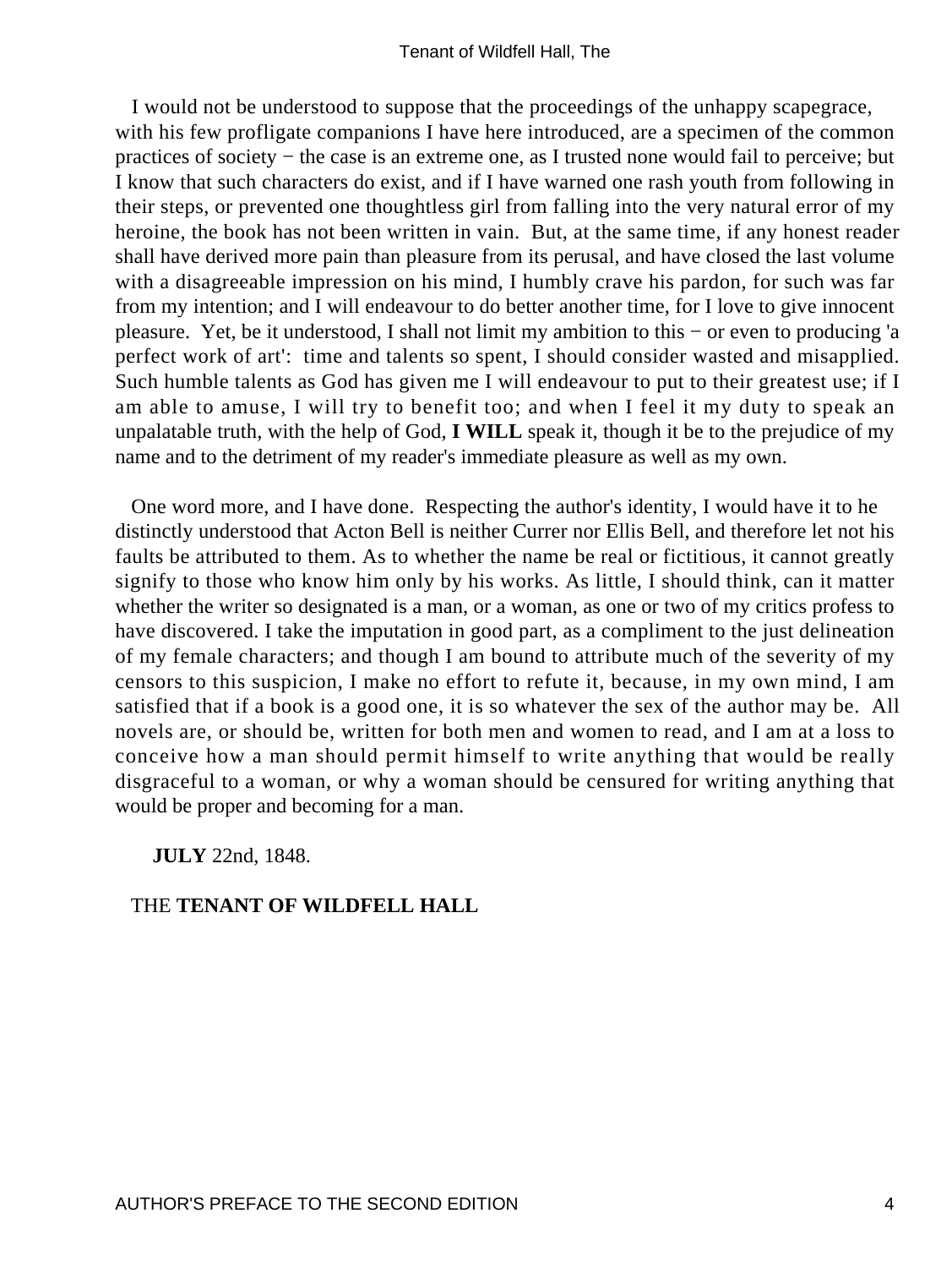I would not be understood to suppose that the proceedings of the unhappy scapegrace, with his few profligate companions I have here introduced, are a specimen of the common practices of society − the case is an extreme one, as I trusted none would fail to perceive; but I know that such characters do exist, and if I have warned one rash youth from following in their steps, or prevented one thoughtless girl from falling into the very natural error of my heroine, the book has not been written in vain. But, at the same time, if any honest reader shall have derived more pain than pleasure from its perusal, and have closed the last volume with a disagreeable impression on his mind, I humbly crave his pardon, for such was far from my intention; and I will endeavour to do better another time, for I love to give innocent pleasure. Yet, be it understood, I shall not limit my ambition to this − or even to producing 'a perfect work of art': time and talents so spent, I should consider wasted and misapplied. Such humble talents as God has given me I will endeavour to put to their greatest use; if I am able to amuse, I will try to benefit too; and when I feel it my duty to speak an unpalatable truth, with the help of God, **I WILL** speak it, though it be to the prejudice of my name and to the detriment of my reader's immediate pleasure as well as my own.

One word more, and I have done. Respecting the author's identity, I would have it to he distinctly understood that Acton Bell is neither Currer nor Ellis Bell, and therefore let not his faults be attributed to them. As to whether the name be real or fictitious, it cannot greatly signify to those who know him only by his works. As little, I should think, can it matter whether the writer so designated is a man, or a woman, as one or two of my critics profess to have discovered. I take the imputation in good part, as a compliment to the just delineation of my female characters; and though I am bound to attribute much of the severity of my censors to this suspicion, I make no effort to refute it, because, in my own mind, I am satisfied that if a book is a good one, it is so whatever the sex of the author may be. All novels are, or should be, written for both men and women to read, and I am at a loss to conceive how a man should permit himself to write anything that would be really disgraceful to a woman, or why a woman should be censured for writing anything that would be proper and becoming for a man.

**JULY** 22nd, 1848.

THE **TENANT OF WILDFELL HALL**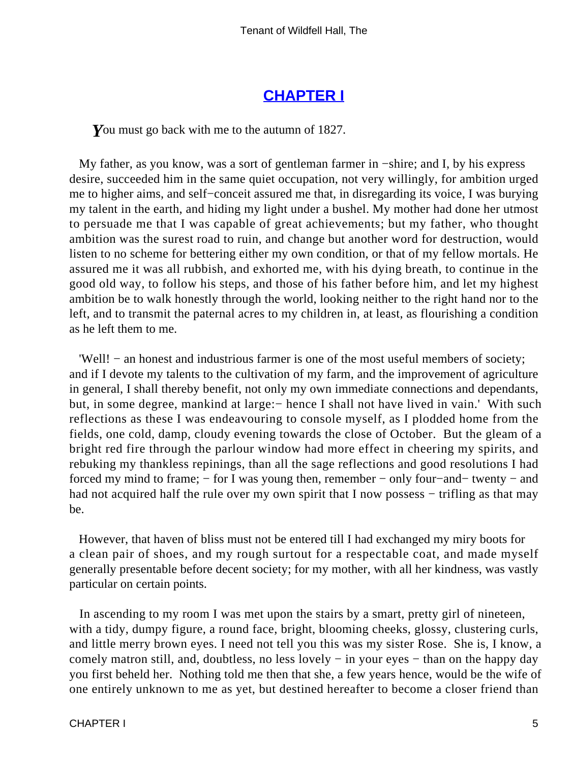## CHAPTER I

*Y*ou must go back with me to the autumn of 1827.

My father, as you know, was a sort of gentleman farmer in −shire; and I, by his express desire, succeeded him in the same quiet occupation, not very willingly, for ambition urged me to higher aims, and self−conceit assured me that, in disregarding its voice, I was burying my talent in the earth, and hiding my light under a bushel. My mother had done her utmost to persuade me that I was capable of great achievements; but my father, who thought ambition was the surest road to ruin, and change but another word for destruction, would listen to no scheme for bettering either my own condition, or that of my fellow mortals. He assured me it was all rubbish, and exhorted me, with his dying breath, to continue in the good old way, to follow his steps, and those of his father before him, and let my highest ambition be to walk honestly through the world, looking neither to the right hand nor to the left, and to transmit the paternal acres to my children in, at least, as flourishing a condition as he left them to me.

'Well! − an honest and industrious farmer is one of the most useful members of society; and if I devote my talents to the cultivation of my farm, and the improvement of agriculture in general, I shall thereby benefit, not only my own immediate connections and dependants, but, in some degree, mankind at large:− hence I shall not have lived in vain.' With such reflections as these I was endeavouring to console myself, as I plodded home from the fields, one cold, damp, cloudy evening towards the close of October. But the gleam of a bright red fire through the parlour window had more effect in cheering my spirits, and rebuking my thankless repinings, than all the sage reflections and good resolutions I had forced my mind to frame; − for I was young then, remember − only four−and− twenty − and had not acquired half the rule over my own spirit that I now possess − trifling as that may be.

However, that haven of bliss must not be entered till I had exchanged my miry boots for a clean pair of shoes, and my rough surtout for a respectable coat, and made myself generally presentable before decent society; for my mother, with all her kindness, was vastly particular on certain points.

In ascending to my room I was met upon the stairs by a smart, pretty girl of nineteen, with a tidy, dumpy figure, a round face, bright, blooming cheeks, glossy, clustering curls, and little merry brown eyes. I need not tell you this was my sister Rose. She is, I know, a comely matron still, and, doubtless, no less lovely − in your eyes − than on the happy day you first beheld her. Nothing told me then that she, a few years hence, would be the wife of one entirely unknown to me as yet, but destined hereafter to become a closer friend than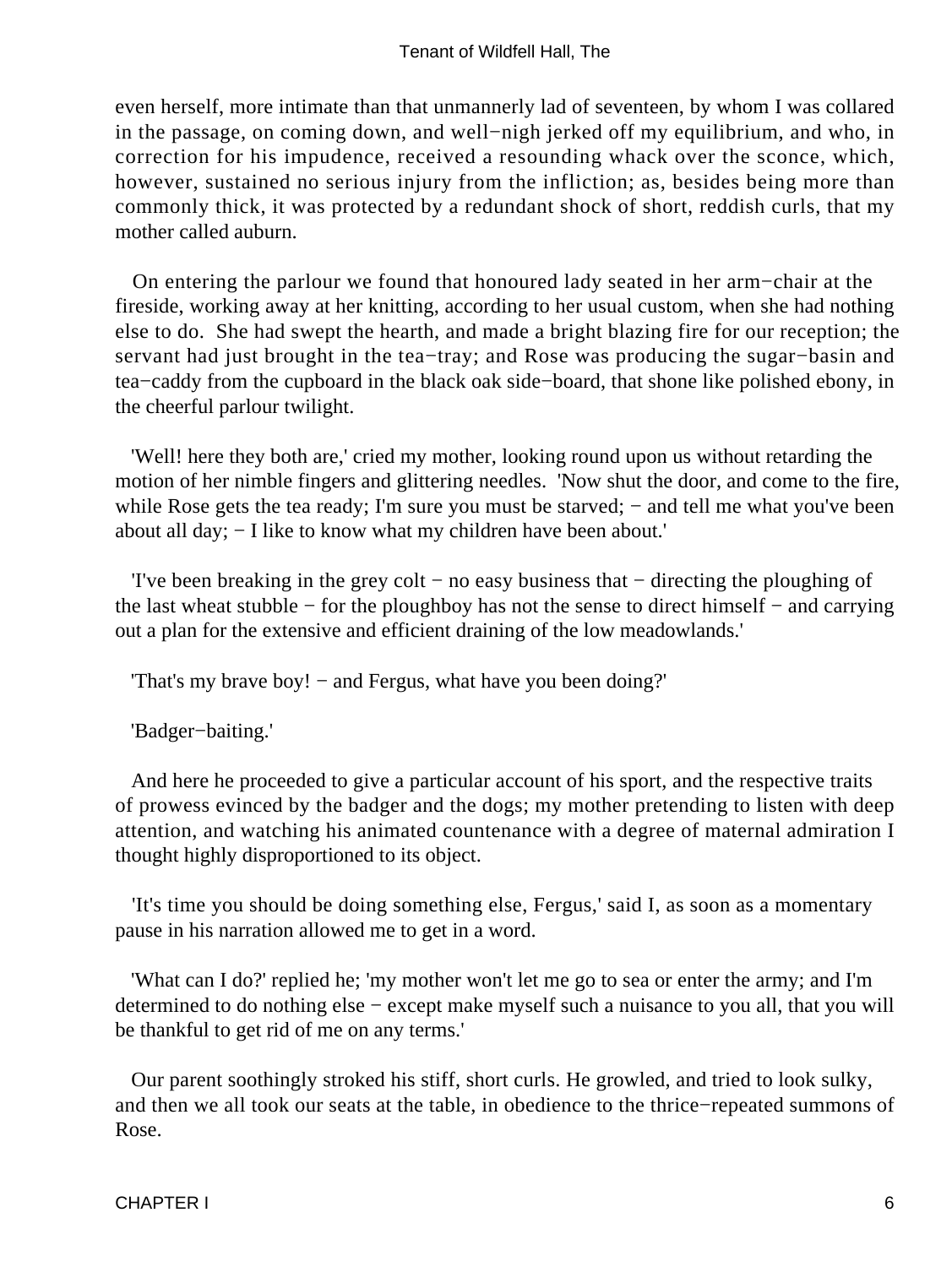even herself, more intimate than that unmannerly lad of seventeen, by whom I was collared in the passage, on coming down, and well−nigh jerked off my equilibrium, and who, in correction for his impudence, received a resounding whack over the sconce, which, however, sustained no serious injury from the infliction; as, besides being more than commonly thick, it was protected by a redundant shock of short, reddish curls, that my mother called auburn.

On entering the parlour we found that honoured lady seated in her arm−chair at the fireside, working away at her knitting, according to her usual custom, when she had nothing else to do. She had swept the hearth, and made a bright blazing fire for our reception; the servant had just brought in the tea−tray; and Rose was producing the sugar−basin and tea−caddy from the cupboard in the black oak side−board, that shone like polished ebony, in the cheerful parlour twilight.

'Well! here they both are,' cried my mother, looking round upon us without retarding the motion of her nimble fingers and glittering needles. 'Now shut the door, and come to the fire, while Rose gets the tea ready; I'm sure you must be starved; − and tell me what you've been about all day; − I like to know what my children have been about.'

'I've been breaking in the grey colt − no easy business that − directing the ploughing of the last wheat stubble − for the ploughboy has not the sense to direct himself − and carrying out a plan for the extensive and efficient draining of the low meadowlands.'

'That's my brave boy! − and Fergus, what have you been doing?'

'Badger−baiting.'

And here he proceeded to give a particular account of his sport, and the respective traits of prowess evinced by the badger and the dogs; my mother pretending to listen with deep attention, and watching his animated countenance with a degree of maternal admiration I thought highly disproportioned to its object.

'It's time you should be doing something else, Fergus,' said I, as soon as a momentary pause in his narration allowed me to get in a word.

'What can I do?' replied he; 'my mother won't let me go to sea or enter the army; and I'm determined to do nothing else − except make myself such a nuisance to you all, that you will be thankful to get rid of me on any terms.'

Our parent soothingly stroked his stiff, short curls. He growled, and tried to look sulky, and then we all took our seats at the table, in obedience to the thrice−repeated summons of Rose.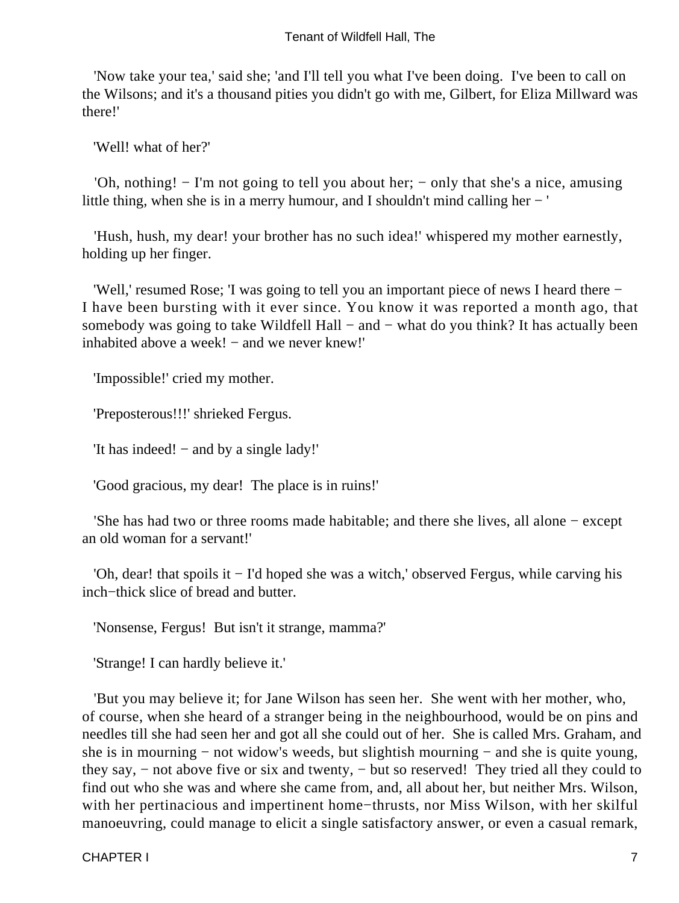'Now take your tea,' said she; 'and I'll tell you what I've been doing. I've been to call on the Wilsons; and it's a thousand pities you didn't go with me, Gilbert, for Eliza Millward was there!'

'Well! what of her?'

'Oh, nothing! − I'm not going to tell you about her; − only that she's a nice, amusing little thing, when she is in a merry humour, and I shouldn't mind calling her − '

'Hush, hush, my dear! your brother has no such idea!' whispered my mother earnestly, holding up her finger.

'Well,' resumed Rose; 'I was going to tell you an important piece of news I heard there − I have been bursting with it ever since. You know it was reported a month ago, that somebody was going to take Wildfell Hall − and − what do you think? It has actually been inhabited above a week! − and we never knew!'

'Impossible!' cried my mother.

'Preposterous!!!' shrieked Fergus.

'It has indeed! − and by a single lady!'

'Good gracious, my dear! The place is in ruins!'

'She has had two or three rooms made habitable; and there she lives, all alone − except an old woman for a servant!'

'Oh, dear! that spoils it − I'd hoped she was a witch,' observed Fergus, while carving his inch−thick slice of bread and butter.

'Nonsense, Fergus! But isn't it strange, mamma?'

'Strange! I can hardly believe it.'

'But you may believe it; for Jane Wilson has seen her. She went with her mother, who, of course, when she heard of a stranger being in the neighbourhood, would be on pins and needles till she had seen her and got all she could out of her. She is called Mrs. Graham, and she is in mourning − not widow's weeds, but slightish mourning − and she is quite young, they say, − not above five or six and twenty, − but so reserved! They tried all they could to find out who she was and where she came from, and, all about her, but neither Mrs. Wilson, with her pertinacious and impertinent home−thrusts, nor Miss Wilson, with her skilful manoeuvring, could manage to elicit a single satisfactory answer, or even a casual remark,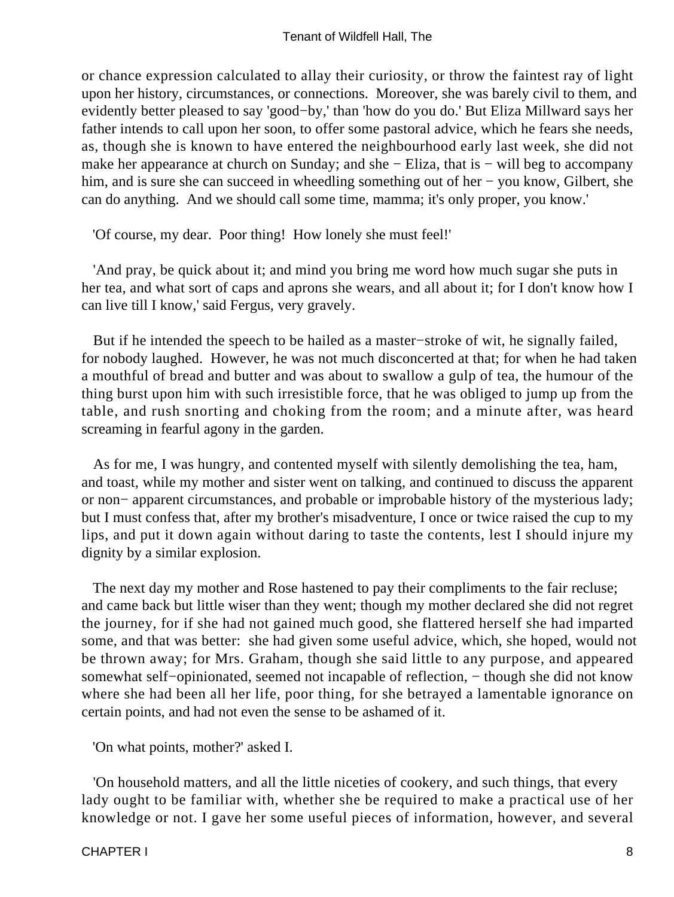or chance expression calculated to allay their curiosity, or throw the faintest ray of light upon her history, circumstances, or connections. Moreover, she was barely civil to them, and evidently better pleased to say 'good−by,' than 'how do you do.' But Eliza Millward says her father intends to call upon her soon, to offer some pastoral advice, which he fears she needs, as, though she is known to have entered the neighbourhood early last week, she did not make her appearance at church on Sunday; and she − Eliza, that is − will beg to accompany him, and is sure she can succeed in wheedling something out of her − you know, Gilbert, she can do anything. And we should call some time, mamma; it's only proper, you know.'

'Of course, my dear. Poor thing! How lonely she must feel!'

'And pray, be quick about it; and mind you bring me word how much sugar she puts in her tea, and what sort of caps and aprons she wears, and all about it; for I don't know how I can live till I know,' said Fergus, very gravely.

But if he intended the speech to be hailed as a master−stroke of wit, he signally failed, for nobody laughed. However, he was not much disconcerted at that; for when he had taken a mouthful of bread and butter and was about to swallow a gulp of tea, the humour of the thing burst upon him with such irresistible force, that he was obliged to jump up from the table, and rush snorting and choking from the room; and a minute after, was heard screaming in fearful agony in the garden.

As for me, I was hungry, and contented myself with silently demolishing the tea, ham, and toast, while my mother and sister went on talking, and continued to discuss the apparent or non− apparent circumstances, and probable or improbable history of the mysterious lady; but I must confess that, after my brother's misadventure, I once or twice raised the cup to my lips, and put it down again without daring to taste the contents, lest I should injure my dignity by a similar explosion.

The next day my mother and Rose hastened to pay their compliments to the fair recluse; and came back but little wiser than they went; though my mother declared she did not regret the journey, for if she had not gained much good, she flattered herself she had imparted some, and that was better: she had given some useful advice, which, she hoped, would not be thrown away; for Mrs. Graham, though she said little to any purpose, and appeared somewhat self−opinionated, seemed not incapable of reflection, − though she did not know where she had been all her life, poor thing, for she betrayed a lamentable ignorance on certain points, and had not even the sense to be ashamed of it.

'On what points, mother?' asked I.

'On household matters, and all the little niceties of cookery, and such things, that every lady ought to be familiar with, whether she be required to make a practical use of her knowledge or not. I gave her some useful pieces of information, however, and several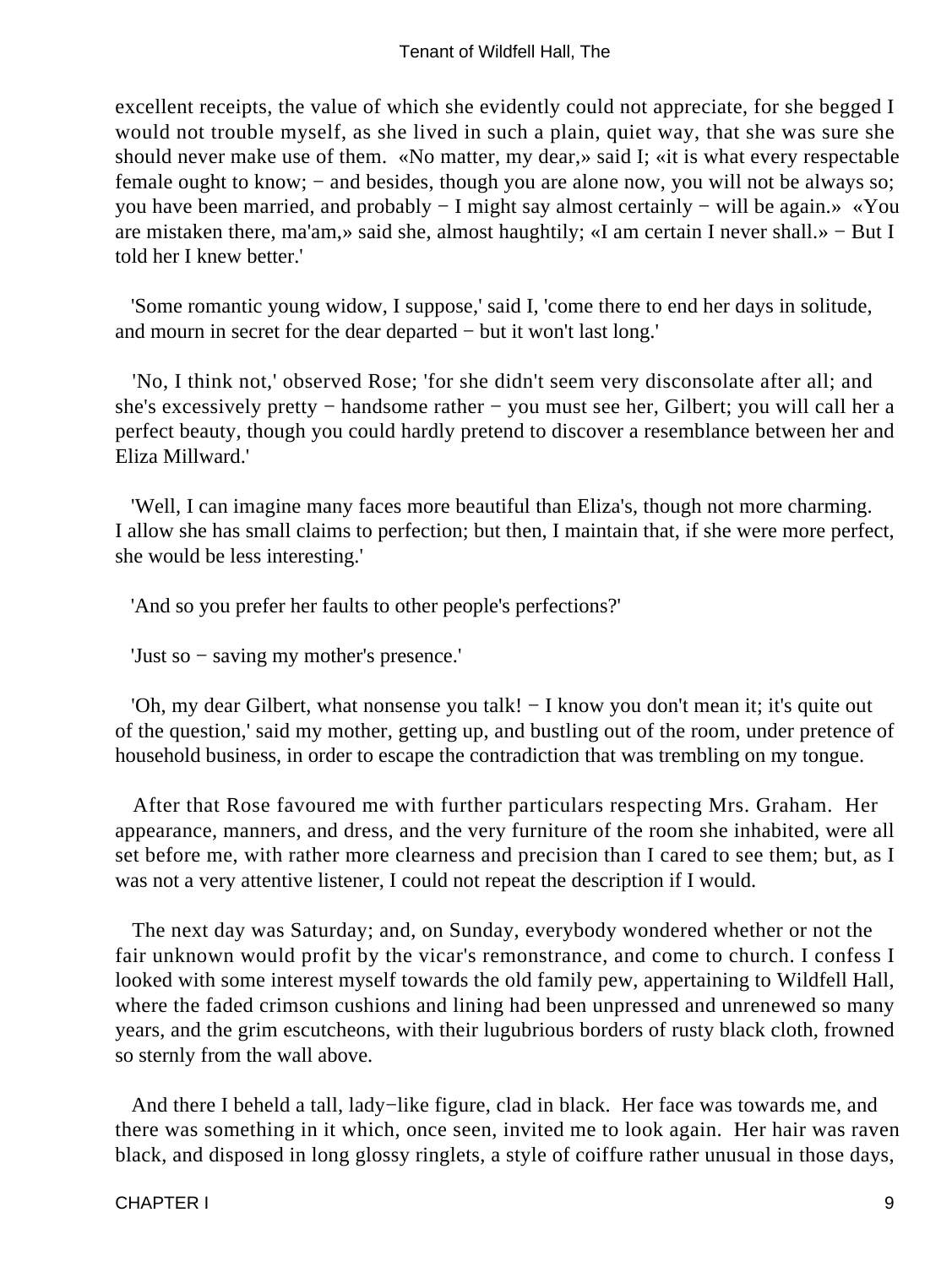excellent receipts, the value of which she evidently could not appreciate, for she begged I would not trouble myself, as she lived in such a plain, quiet way, that she was sure she should never make use of them. «No matter, my dear,» said I; «it is what every respectable female ought to know; − and besides, though you are alone now, you will not be always so; you have been married, and probably − I might say almost certainly − will be again.» «You are mistaken there, ma'am,» said she, almost haughtily; «I am certain I never shall.» − But I told her I knew better.'

'Some romantic young widow, I suppose,' said I, 'come there to end her days in solitude, and mourn in secret for the dear departed − but it won't last long.'

'No, I think not,' observed Rose; 'for she didn't seem very disconsolate after all; and she's excessively pretty − handsome rather − you must see her, Gilbert; you will call her a perfect beauty, though you could hardly pretend to discover a resemblance between her and Eliza Millward.'

'Well, I can imagine many faces more beautiful than Eliza's, though not more charming. I allow she has small claims to perfection; but then, I maintain that, if she were more perfect, she would be less interesting.'

'And so you prefer her faults to other people's perfections?'

'Just so − saving my mother's presence.'

'Oh, my dear Gilbert, what nonsense you talk! − I know you don't mean it; it's quite out of the question,' said my mother, getting up, and bustling out of the room, under pretence of household business, in order to escape the contradiction that was trembling on my tongue.

After that Rose favoured me with further particulars respecting Mrs. Graham. Her appearance, manners, and dress, and the very furniture of the room she inhabited, were all set before me, with rather more clearness and precision than I cared to see them; but, as I was not a very attentive listener, I could not repeat the description if I would.

The next day was Saturday; and, on Sunday, everybody wondered whether or not the fair unknown would profit by the vicar's remonstrance, and come to church. I confess I looked with some interest myself towards the old family pew, appertaining to Wildfell Hall, where the faded crimson cushions and lining had been unpressed and unrenewed so many years, and the grim escutcheons, with their lugubrious borders of rusty black cloth, frowned so sternly from the wall above.

And there I beheld a tall, lady−like figure, clad in black. Her face was towards me, and there was something in it which, once seen, invited me to look again. Her hair was raven black, and disposed in long glossy ringlets, a style of coiffure rather unusual in those days,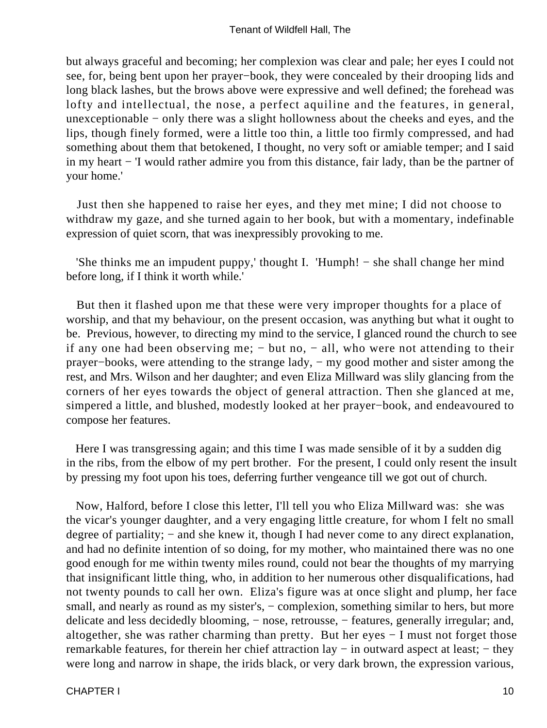but always graceful and becoming; her complexion was clear and pale; her eyes I could not see, for, being bent upon her prayer−book, they were concealed by their drooping lids and long black lashes, but the brows above were expressive and well defined; the forehead was lofty and intellectual, the nose, a perfect aquiline and the features, in general, unexceptionable − only there was a slight hollowness about the cheeks and eyes, and the lips, though finely formed, were a little too thin, a little too firmly compressed, and had something about them that betokened, I thought, no very soft or amiable temper; and I said in my heart − 'I would rather admire you from this distance, fair lady, than be the partner of your home.'

Just then she happened to raise her eyes, and they met mine; I did not choose to withdraw my gaze, and she turned again to her book, but with a momentary, indefinable expression of quiet scorn, that was inexpressibly provoking to me.

'She thinks me an impudent puppy,' thought I. 'Humph! − she shall change her mind before long, if I think it worth while.'

But then it flashed upon me that these were very improper thoughts for a place of worship, and that my behaviour, on the present occasion, was anything but what it ought to be. Previous, however, to directing my mind to the service, I glanced round the church to see if any one had been observing me; − but no, − all, who were not attending to their prayer−books, were attending to the strange lady, − my good mother and sister among the rest, and Mrs. Wilson and her daughter; and even Eliza Millward was slily glancing from the corners of her eyes towards the object of general attraction. Then she glanced at me, simpered a little, and blushed, modestly looked at her prayer−book, and endeavoured to compose her features.

Here I was transgressing again; and this time I was made sensible of it by a sudden dig in the ribs, from the elbow of my pert brother. For the present, I could only resent the insult by pressing my foot upon his toes, deferring further vengeance till we got out of church.

Now, Halford, before I close this letter, I'll tell you who Eliza Millward was: she was the vicar's younger daughter, and a very engaging little creature, for whom I felt no small degree of partiality; − and she knew it, though I had never come to any direct explanation, and had no definite intention of so doing, for my mother, who maintained there was no one good enough for me within twenty miles round, could not bear the thoughts of my marrying that insignificant little thing, who, in addition to her numerous other disqualifications, had not twenty pounds to call her own. Eliza's figure was at once slight and plump, her face small, and nearly as round as my sister's, − complexion, something similar to hers, but more delicate and less decidedly blooming, − nose, retrousse, − features, generally irregular; and, altogether, she was rather charming than pretty. But her eyes − I must not forget those remarkable features, for therein her chief attraction lay − in outward aspect at least; − they were long and narrow in shape, the irids black, or very dark brown, the expression various,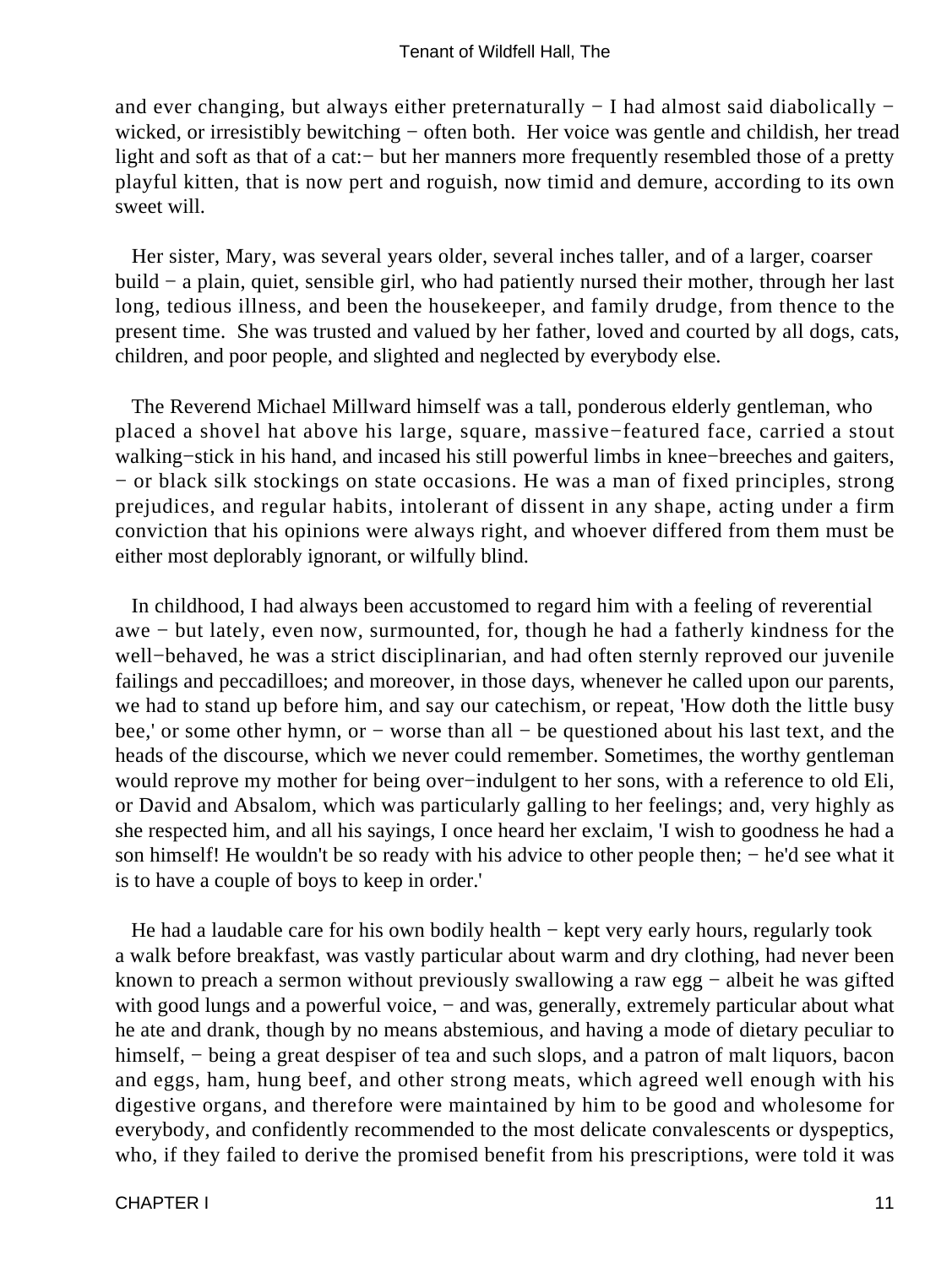and ever changing, but always either preternaturally − I had almost said diabolically − wicked, or irresistibly bewitching − often both. Her voice was gentle and childish, her tread light and soft as that of a cat:− but her manners more frequently resembled those of a pretty playful kitten, that is now pert and roguish, now timid and demure, according to its own sweet will.

Her sister, Mary, was several years older, several inches taller, and of a larger, coarser build − a plain, quiet, sensible girl, who had patiently nursed their mother, through her last long, tedious illness, and been the housekeeper, and family drudge, from thence to the present time. She was trusted and valued by her father, loved and courted by all dogs, cats, children, and poor people, and slighted and neglected by everybody else.

The Reverend Michael Millward himself was a tall, ponderous elderly gentleman, who placed a shovel hat above his large, square, massive−featured face, carried a stout walking−stick in his hand, and incased his still powerful limbs in knee−breeches and gaiters, − or black silk stockings on state occasions. He was a man of fixed principles, strong prejudices, and regular habits, intolerant of dissent in any shape, acting under a firm conviction that his opinions were always right, and whoever differed from them must be either most deplorably ignorant, or wilfully blind.

In childhood, I had always been accustomed to regard him with a feeling of reverential awe − but lately, even now, surmounted, for, though he had a fatherly kindness for the well−behaved, he was a strict disciplinarian, and had often sternly reproved our juvenile failings and peccadilloes; and moreover, in those days, whenever he called upon our parents, we had to stand up before him, and say our catechism, or repeat, 'How doth the little busy bee,' or some other hymn, or − worse than all − be questioned about his last text, and the heads of the discourse, which we never could remember. Sometimes, the worthy gentleman would reprove my mother for being over−indulgent to her sons, with a reference to old Eli, or David and Absalom, which was particularly galling to her feelings; and, very highly as she respected him, and all his sayings, I once heard her exclaim, 'I wish to goodness he had a son himself! He wouldn't be so ready with his advice to other people then; − he'd see what it is to have a couple of boys to keep in order.'

He had a laudable care for his own bodily health − kept very early hours, regularly took a walk before breakfast, was vastly particular about warm and dry clothing, had never been known to preach a sermon without previously swallowing a raw egg − albeit he was gifted with good lungs and a powerful voice, − and was, generally, extremely particular about what he ate and drank, though by no means abstemious, and having a mode of dietary peculiar to himself, − being a great despiser of tea and such slops, and a patron of malt liquors, bacon and eggs, ham, hung beef, and other strong meats, which agreed well enough with his digestive organs, and therefore were maintained by him to be good and wholesome for everybody, and confidently recommended to the most delicate convalescents or dyspeptics, who, if they failed to derive the promised benefit from his prescriptions, were told it was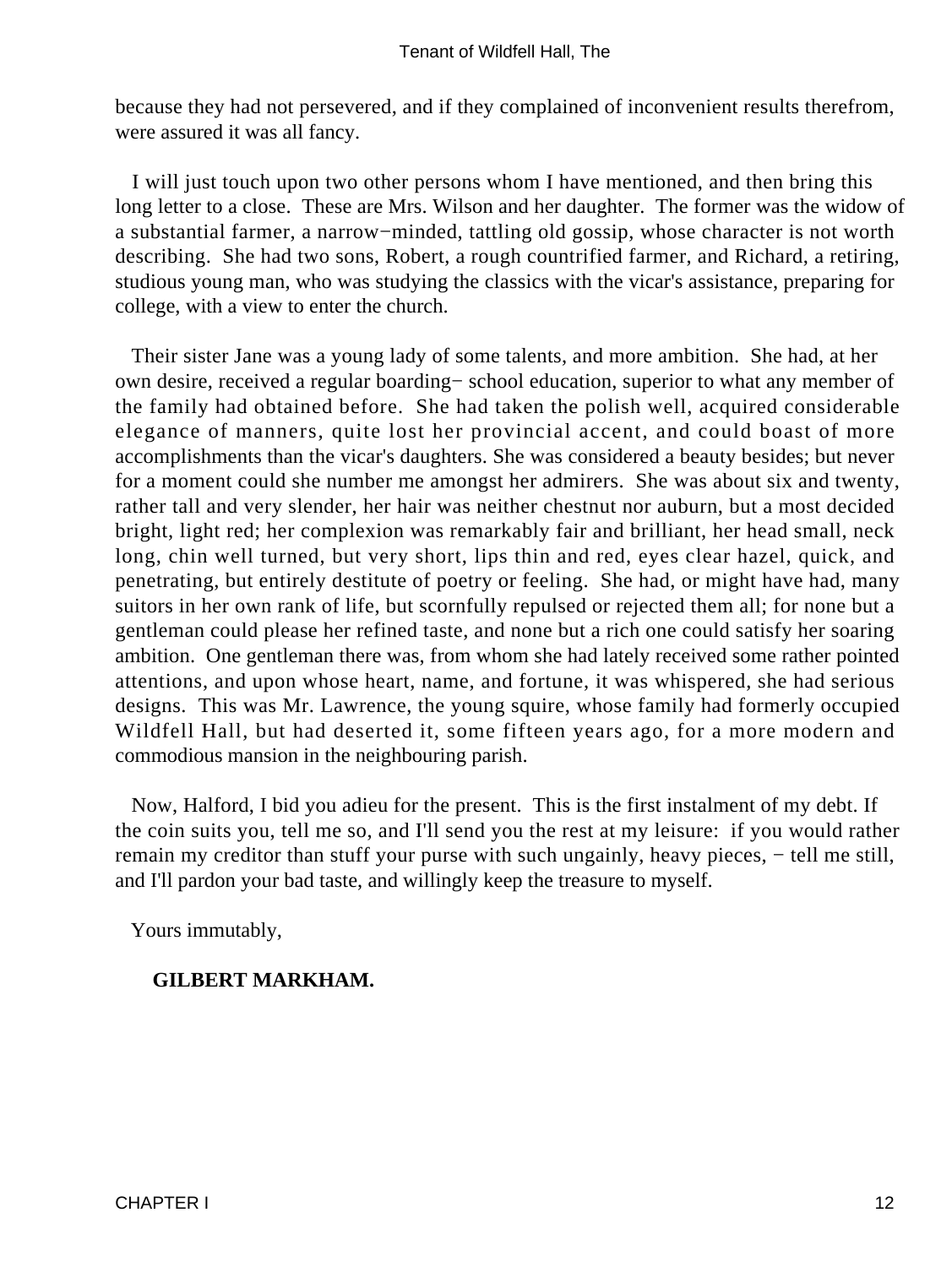because they had not persevered, and if they complained of inconvenient results therefrom, were assured it was all fancy.

I will just touch upon two other persons whom I have mentioned, and then bring this long letter to a close. These are Mrs. Wilson and her daughter. The former was the widow of a substantial farmer, a narrow−minded, tattling old gossip, whose character is not worth describing. She had two sons, Robert, a rough countrified farmer, and Richard, a retiring, studious young man, who was studying the classics with the vicar's assistance, preparing for college, with a view to enter the church.

Their sister Jane was a young lady of some talents, and more ambition. She had, at her own desire, received a regular boarding− school education, superior to what any member of the family had obtained before. She had taken the polish well, acquired considerable elegance of manners, quite lost her provincial accent, and could boast of more accomplishments than the vicar's daughters. She was considered a beauty besides; but never for a moment could she number me amongst her admirers. She was about six and twenty, rather tall and very slender, her hair was neither chestnut nor auburn, but a most decided bright, light red; her complexion was remarkably fair and brilliant, her head small, neck long, chin well turned, but very short, lips thin and red, eyes clear hazel, quick, and penetrating, but entirely destitute of poetry or feeling. She had, or might have had, many suitors in her own rank of life, but scornfully repulsed or rejected them all; for none but a gentleman could please her refined taste, and none but a rich one could satisfy her soaring ambition. One gentleman there was, from whom she had lately received some rather pointed attentions, and upon whose heart, name, and fortune, it was whispered, she had serious designs. This was Mr. Lawrence, the young squire, whose family had formerly occupied Wildfell Hall, but had deserted it, some fifteen years ago, for a more modern and commodious mansion in the neighbouring parish.

Now, Halford, I bid you adieu for the present. This is the first instalment of my debt. If the coin suits you, tell me so, and I'll send you the rest at my leisure: if you would rather remain my creditor than stuff your purse with such ungainly, heavy pieces, − tell me still, and I'll pardon your bad taste, and willingly keep the treasure to myself.

Yours immutably,

**GILBERT MARKHAM.**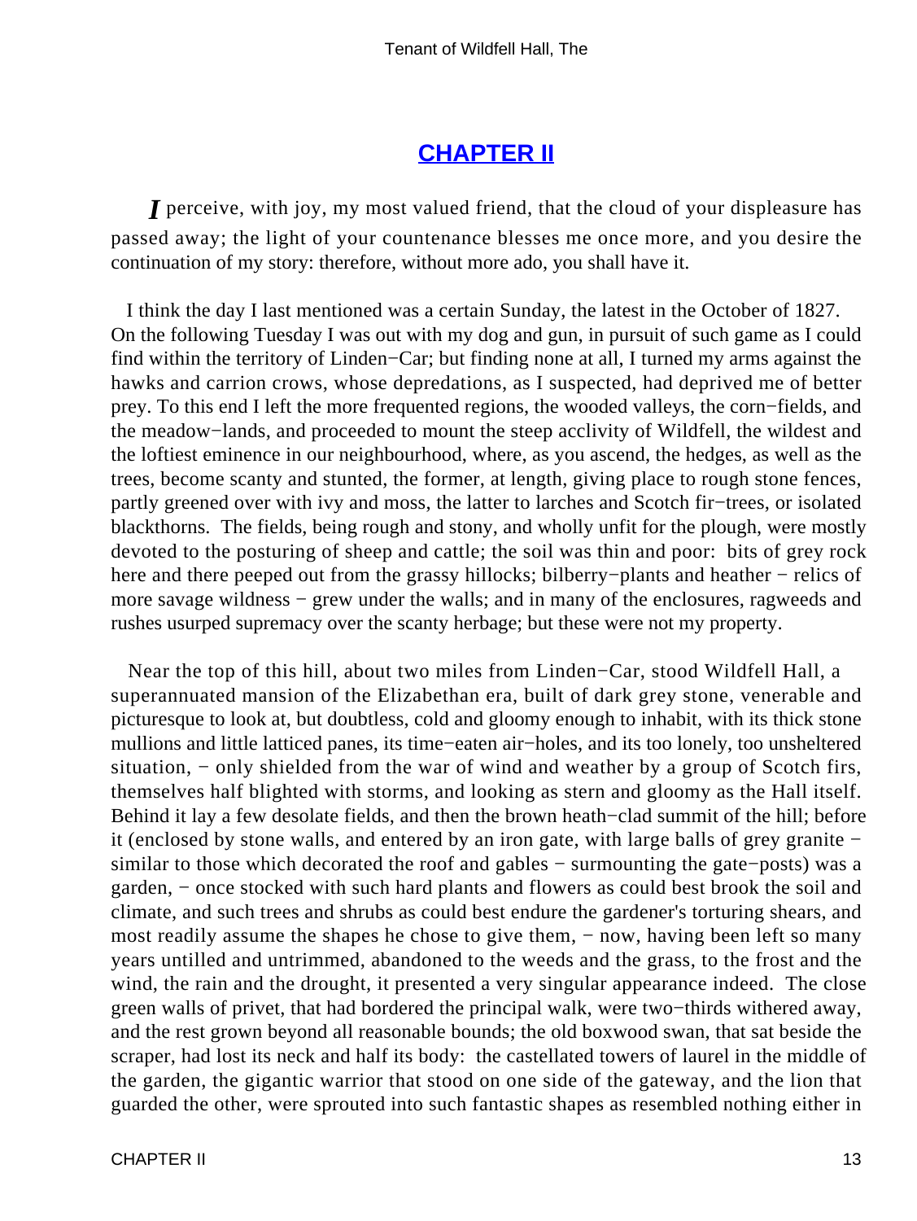## CHAPTER II

*I* perceive, with joy, my most valued friend, that the cloud of your displeasure has passed away; the light of your countenance blesses me once more, and you desire the continuation of my story: therefore, without more ado, you shall have it.

I think the day I last mentioned was a certain Sunday, the latest in the October of 1827. On the following Tuesday I was out with my dog and gun, in pursuit of such game as I could find within the territory of Linden−Car; but finding none at all, I turned my arms against the hawks and carrion crows, whose depredations, as I suspected, had deprived me of better prey. To this end I left the more frequented regions, the wooded valleys, the corn−fields, and the meadow−lands, and proceeded to mount the steep acclivity of Wildfell, the wildest and the loftiest eminence in our neighbourhood, where, as you ascend, the hedges, as well as the trees, become scanty and stunted, the former, at length, giving place to rough stone fences, partly greened over with ivy and moss, the latter to larches and Scotch fir−trees, or isolated blackthorns. The fields, being rough and stony, and wholly unfit for the plough, were mostly devoted to the posturing of sheep and cattle; the soil was thin and poor: bits of grey rock here and there peeped out from the grassy hillocks; bilberry−plants and heather − relics of more savage wildness − grew under the walls; and in many of the enclosures, ragweeds and rushes usurped supremacy over the scanty herbage; but these were not my property.

Near the top of this hill, about two miles from Linden−Car, stood Wildfell Hall, a superannuated mansion of the Elizabethan era, built of dark grey stone, venerable and picturesque to look at, but doubtless, cold and gloomy enough to inhabit, with its thick stone mullions and little latticed panes, its time−eaten air−holes, and its too lonely, too unsheltered situation, − only shielded from the war of wind and weather by a group of Scotch firs, themselves half blighted with storms, and looking as stern and gloomy as the Hall itself. Behind it lay a few desolate fields, and then the brown heath−clad summit of the hill; before it (enclosed by stone walls, and entered by an iron gate, with large balls of grey granite − similar to those which decorated the roof and gables − surmounting the gate−posts) was a garden, − once stocked with such hard plants and flowers as could best brook the soil and climate, and such trees and shrubs as could best endure the gardener's torturing shears, and most readily assume the shapes he chose to give them, − now, having been left so many years untilled and untrimmed, abandoned to the weeds and the grass, to the frost and the wind, the rain and the drought, it presented a very singular appearance indeed. The close green walls of privet, that had bordered the principal walk, were two−thirds withered away, and the rest grown beyond all reasonable bounds; the old boxwood swan, that sat beside the scraper, had lost its neck and half its body: the castellated towers of laurel in the middle of the garden, the gigantic warrior that stood on one side of the gateway, and the lion that guarded the other, were sprouted into such fantastic shapes as resembled nothing either in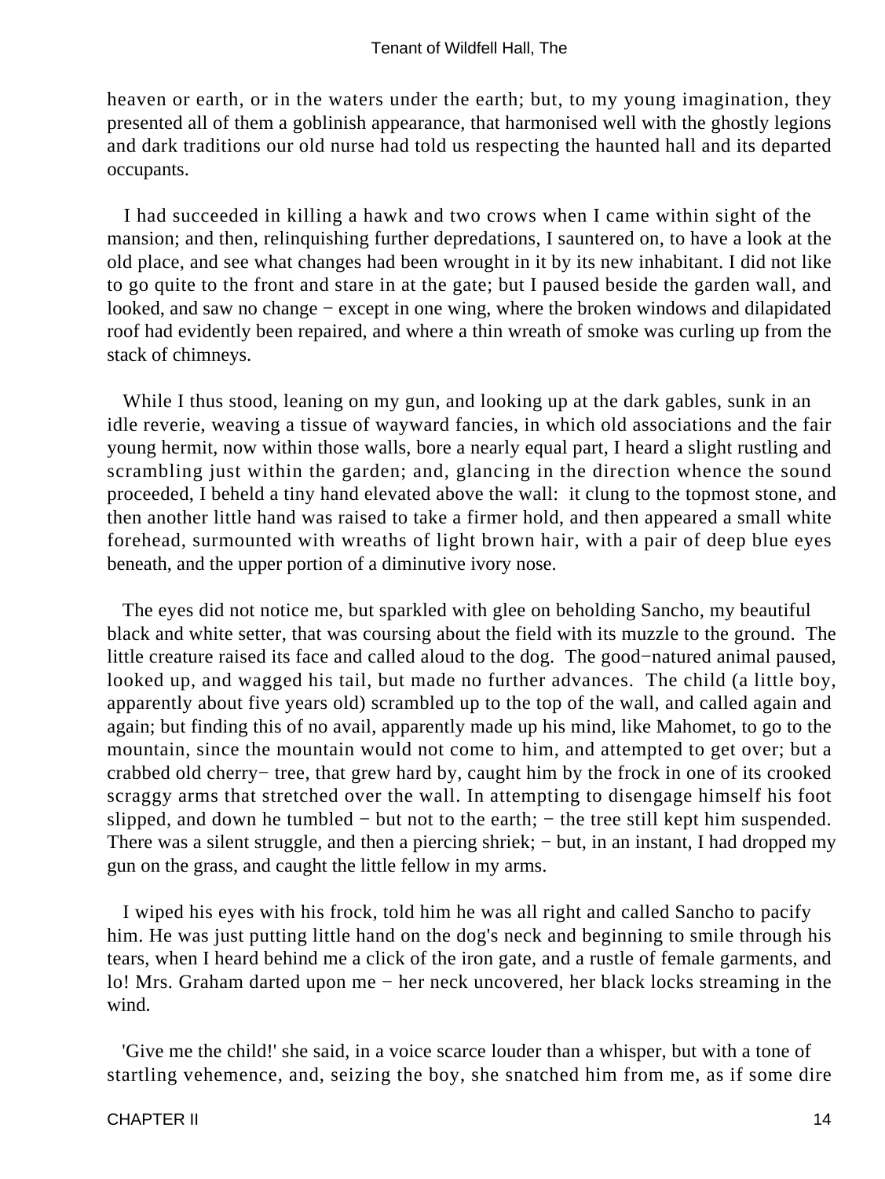heaven or earth, or in the waters under the earth; but, to my young imagination, they presented all of them a goblinish appearance, that harmonised well with the ghostly legions and dark traditions our old nurse had told us respecting the haunted hall and its departed occupants.

I had succeeded in killing a hawk and two crows when I came within sight of the mansion; and then, relinquishing further depredations, I sauntered on, to have a look at the old place, and see what changes had been wrought in it by its new inhabitant. I did not like to go quite to the front and stare in at the gate; but I paused beside the garden wall, and looked, and saw no change − except in one wing, where the broken windows and dilapidated roof had evidently been repaired, and where a thin wreath of smoke was curling up from the stack of chimneys.

While I thus stood, leaning on my gun, and looking up at the dark gables, sunk in an idle reverie, weaving a tissue of wayward fancies, in which old associations and the fair young hermit, now within those walls, bore a nearly equal part, I heard a slight rustling and scrambling just within the garden; and, glancing in the direction whence the sound proceeded, I beheld a tiny hand elevated above the wall: it clung to the topmost stone, and then another little hand was raised to take a firmer hold, and then appeared a small white forehead, surmounted with wreaths of light brown hair, with a pair of deep blue eyes beneath, and the upper portion of a diminutive ivory nose.

The eyes did not notice me, but sparkled with glee on beholding Sancho, my beautiful black and white setter, that was coursing about the field with its muzzle to the ground. The little creature raised its face and called aloud to the dog. The good−natured animal paused, looked up, and wagged his tail, but made no further advances. The child (a little boy, apparently about five years old) scrambled up to the top of the wall, and called again and again; but finding this of no avail, apparently made up his mind, like Mahomet, to go to the mountain, since the mountain would not come to him, and attempted to get over; but a crabbed old cherry− tree, that grew hard by, caught him by the frock in one of its crooked scraggy arms that stretched over the wall. In attempting to disengage himself his foot slipped, and down he tumbled − but not to the earth; − the tree still kept him suspended. There was a silent struggle, and then a piercing shriek; − but, in an instant, I had dropped my gun on the grass, and caught the little fellow in my arms.

I wiped his eyes with his frock, told him he was all right and called Sancho to pacify him. He was just putting little hand on the dog's neck and beginning to smile through his tears, when I heard behind me a click of the iron gate, and a rustle of female garments, and lo! Mrs. Graham darted upon me − her neck uncovered, her black locks streaming in the wind.

'Give me the child!' she said, in a voice scarce louder than a whisper, but with a tone of startling vehemence, and, seizing the boy, she snatched him from me, as if some dire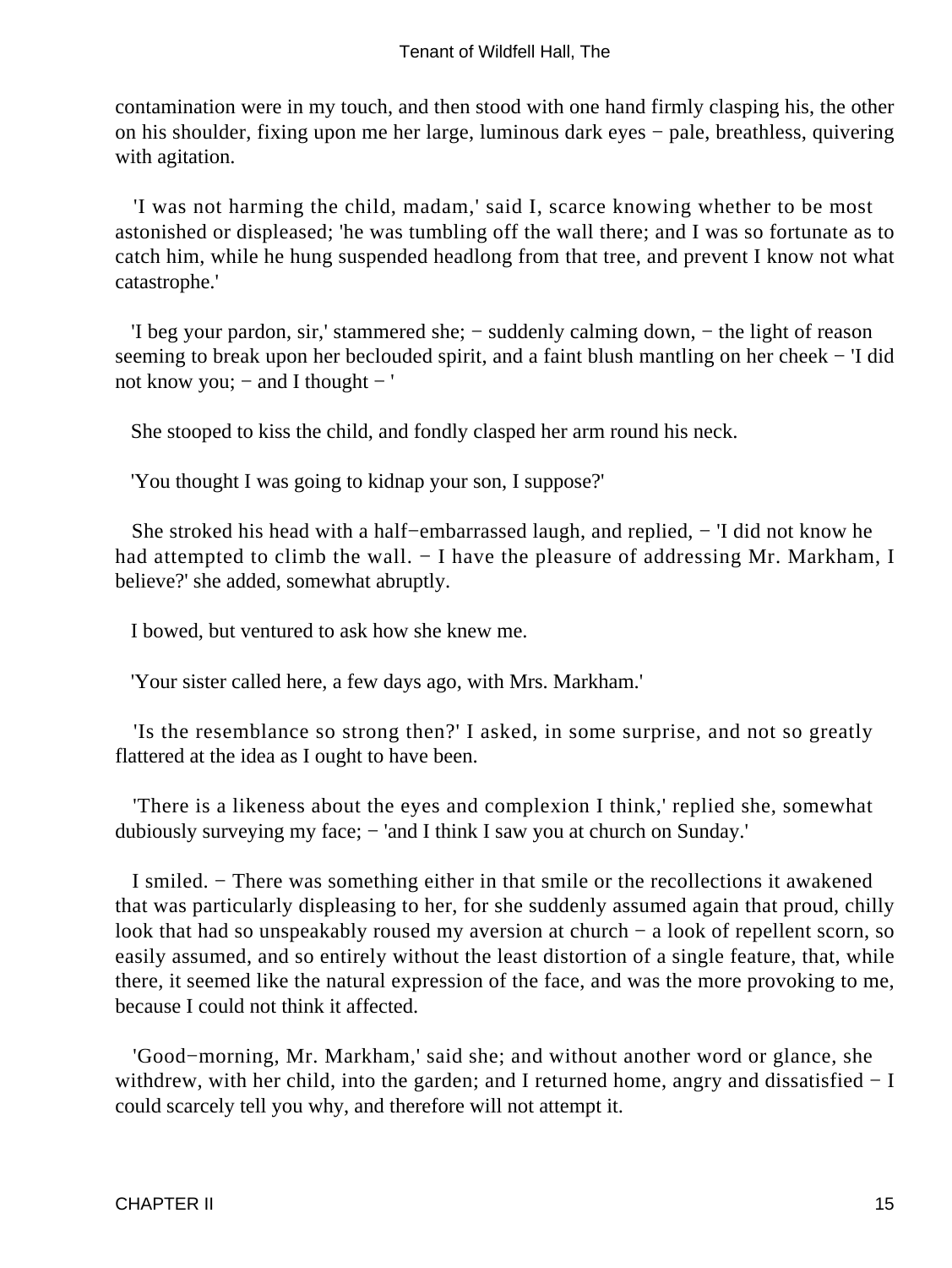contamination were in my touch, and then stood with one hand firmly clasping his, the other on his shoulder, fixing upon me her large, luminous dark eyes − pale, breathless, quivering with agitation.

'I was not harming the child, madam,' said I, scarce knowing whether to be most astonished or displeased; 'he was tumbling off the wall there; and I was so fortunate as to catch him, while he hung suspended headlong from that tree, and prevent I know not what catastrophe.'

'I beg your pardon, sir,' stammered she; − suddenly calming down, − the light of reason seeming to break upon her beclouded spirit, and a faint blush mantling on her cheek − 'I did not know you; − and I thought − '

She stooped to kiss the child, and fondly clasped her arm round his neck.

'You thought I was going to kidnap your son, I suppose?'

She stroked his head with a half−embarrassed laugh, and replied, − 'I did not know he had attempted to climb the wall. − I have the pleasure of addressing Mr. Markham, I believe?' she added, somewhat abruptly.

I bowed, but ventured to ask how she knew me.

'Your sister called here, a few days ago, with Mrs. Markham.'

'Is the resemblance so strong then?' I asked, in some surprise, and not so greatly flattered at the idea as I ought to have been.

'There is a likeness about the eyes and complexion I think,' replied she, somewhat dubiously surveying my face; − 'and I think I saw you at church on Sunday.'

I smiled. − There was something either in that smile or the recollections it awakened that was particularly displeasing to her, for she suddenly assumed again that proud, chilly look that had so unspeakably roused my aversion at church − a look of repellent scorn, so easily assumed, and so entirely without the least distortion of a single feature, that, while there, it seemed like the natural expression of the face, and was the more provoking to me, because I could not think it affected.

'Good−morning, Mr. Markham,' said she; and without another word or glance, she withdrew, with her child, into the garden; and I returned home, angry and dissatisfied − I could scarcely tell you why, and therefore will not attempt it.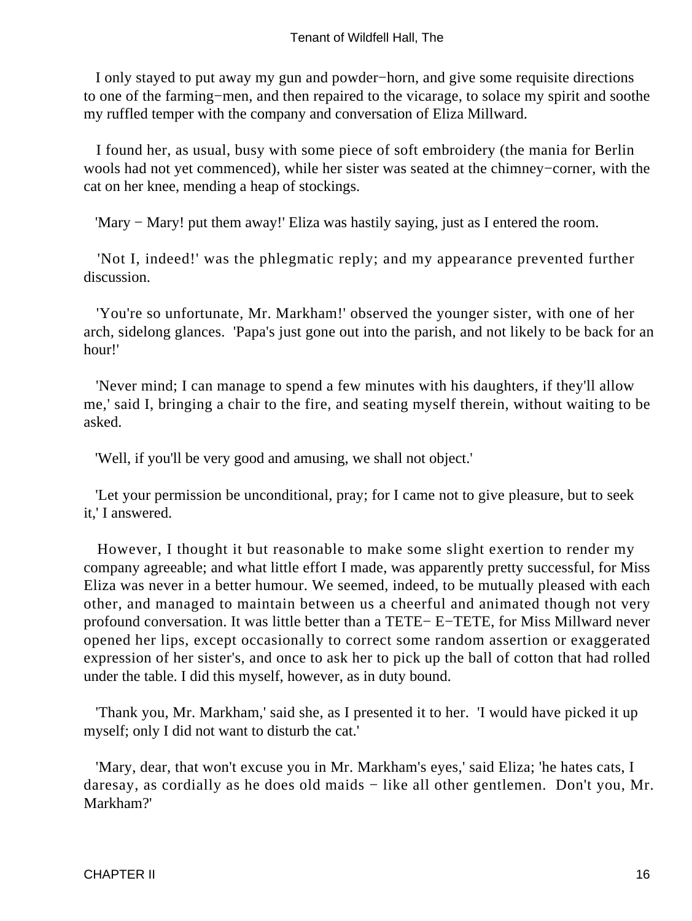I only stayed to put away my gun and powder−horn, and give some requisite directions to one of the farming−men, and then repaired to the vicarage, to solace my spirit and soothe my ruffled temper with the company and conversation of Eliza Millward.

I found her, as usual, busy with some piece of soft embroidery (the mania for Berlin wools had not yet commenced), while her sister was seated at the chimney−corner, with the cat on her knee, mending a heap of stockings.

'Mary − Mary! put them away!' Eliza was hastily saying, just as I entered the room.

'Not I, indeed!' was the phlegmatic reply; and my appearance prevented further discussion.

'You're so unfortunate, Mr. Markham!' observed the younger sister, with one of her arch, sidelong glances. 'Papa's just gone out into the parish, and not likely to be back for an hour!'

'Never mind; I can manage to spend a few minutes with his daughters, if they'll allow me,' said I, bringing a chair to the fire, and seating myself therein, without waiting to be asked.

'Well, if you'll be very good and amusing, we shall not object.'

'Let your permission be unconditional, pray; for I came not to give pleasure, but to seek it,' I answered.

However, I thought it but reasonable to make some slight exertion to render my company agreeable; and what little effort I made, was apparently pretty successful, for Miss Eliza was never in a better humour. We seemed, indeed, to be mutually pleased with each other, and managed to maintain between us a cheerful and animated though not very profound conversation. It was little better than a TETE− E−TETE, for Miss Millward never opened her lips, except occasionally to correct some random assertion or exaggerated expression of her sister's, and once to ask her to pick up the ball of cotton that had rolled under the table. I did this myself, however, as in duty bound.

'Thank you, Mr. Markham,' said she, as I presented it to her. 'I would have picked it up myself; only I did not want to disturb the cat.'

'Mary, dear, that won't excuse you in Mr. Markham's eyes,' said Eliza; 'he hates cats, I daresay, as cordially as he does old maids − like all other gentlemen. Don't you, Mr. Markham?'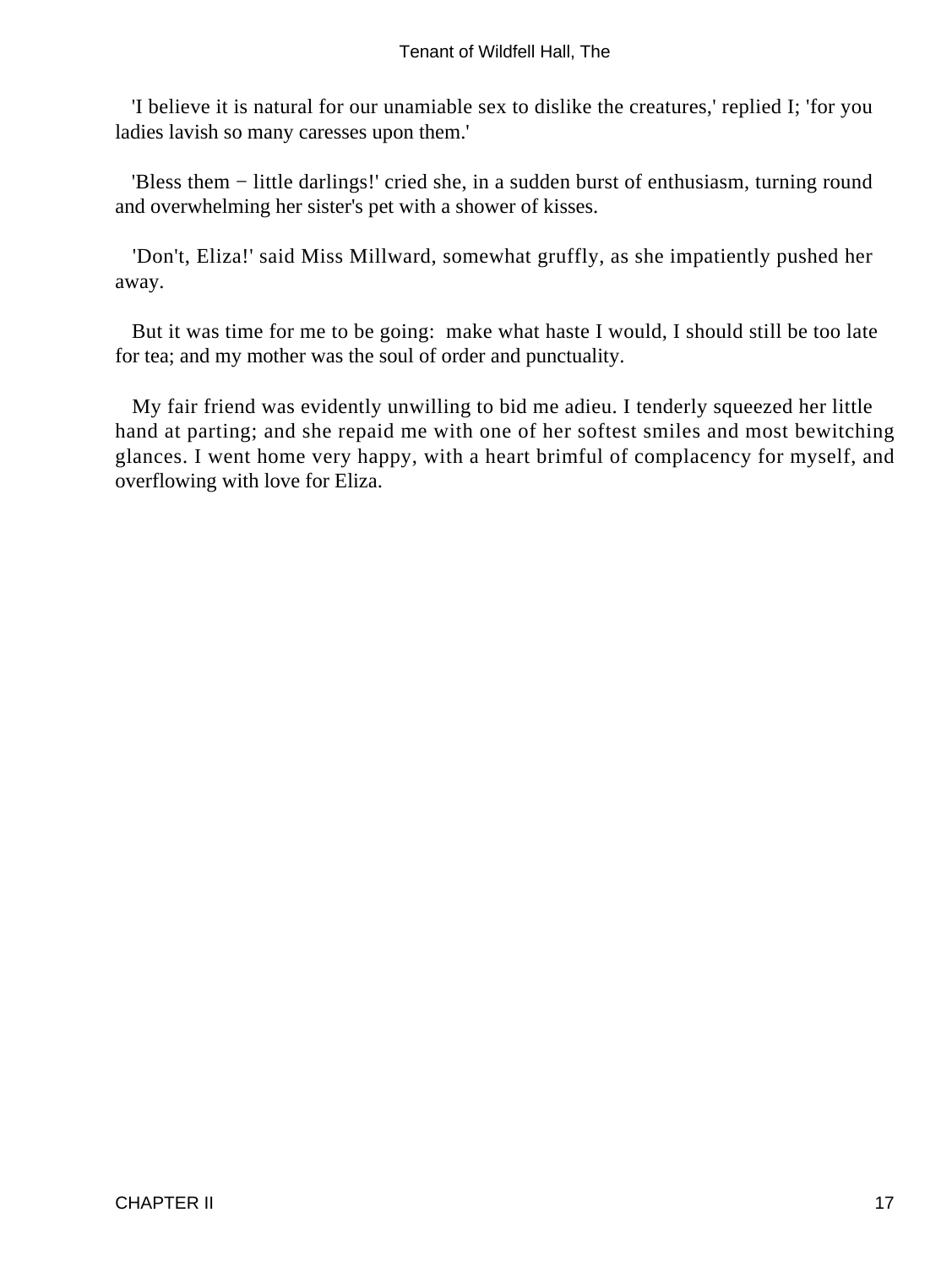'I believe it is natural for our unamiable sex to dislike the creatures,' replied I; 'for you ladies lavish so many caresses upon them.'

'Bless them − little darlings!' cried she, in a sudden burst of enthusiasm, turning round and overwhelming her sister's pet with a shower of kisses.

'Don't, Eliza!' said Miss Millward, somewhat gruffly, as she impatiently pushed her away.

But it was time for me to be going: make what haste I would, I should still be too late for tea; and my mother was the soul of order and punctuality.

My fair friend was evidently unwilling to bid me adieu. I tenderly squeezed her little hand at parting; and she repaid me with one of her softest smiles and most bewitching glances. I went home very happy, with a heart brimful of complacency for myself, and overflowing with love for Eliza.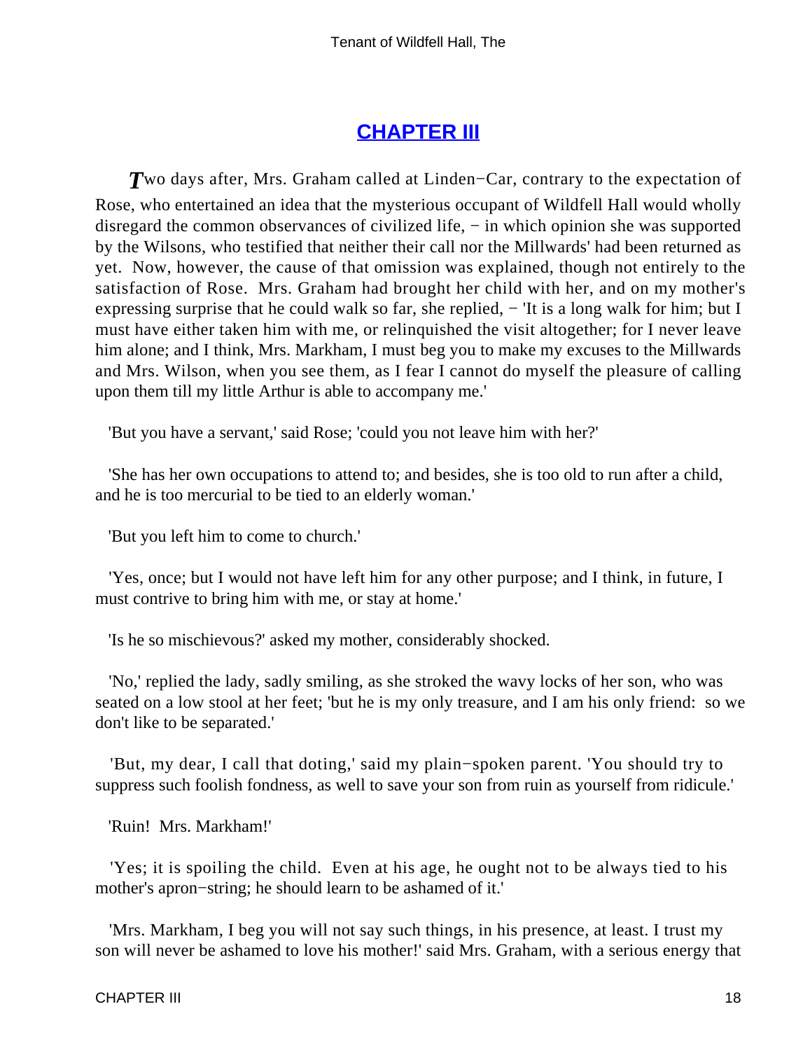## CHAPTER III

*T*wo days after, Mrs. Graham called at Linden−Car, contrary to the expectation of Rose, who entertained an idea that the mysterious occupant of Wildfell Hall would wholly disregard the common observances of civilized life, − in which opinion she was supported by the Wilsons, who testified that neither their call nor the Millwards' had been returned as yet. Now, however, the cause of that omission was explained, though not entirely to the satisfaction of Rose. Mrs. Graham had brought her child with her, and on my mother's expressing surprise that he could walk so far, she replied, − 'It is a long walk for him; but I must have either taken him with me, or relinquished the visit altogether; for I never leave him alone; and I think, Mrs. Markham, I must beg you to make my excuses to the Millwards and Mrs. Wilson, when you see them, as I fear I cannot do myself the pleasure of calling upon them till my little Arthur is able to accompany me.'

'But you have a servant,' said Rose; 'could you not leave him with her?'

'She has her own occupations to attend to; and besides, she is too old to run after a child, and he is too mercurial to be tied to an elderly woman.'

'But you left him to come to church.'

'Yes, once; but I would not have left him for any other purpose; and I think, in future, I must contrive to bring him with me, or stay at home.'

'Is he so mischievous?' asked my mother, considerably shocked.

'No,' replied the lady, sadly smiling, as she stroked the wavy locks of her son, who was seated on a low stool at her feet; 'but he is my only treasure, and I am his only friend: so we don't like to be separated.'

'But, my dear, I call that doting,' said my plain−spoken parent. 'You should try to suppress such foolish fondness, as well to save your son from ruin as yourself from ridicule.'

'Ruin! Mrs. Markham!'

'Yes; it is spoiling the child. Even at his age, he ought not to be always tied to his mother's apron−string; he should learn to be ashamed of it.'

'Mrs. Markham, I beg you will not say such things, in his presence, at least. I trust my son will never be ashamed to love his mother!' said Mrs. Graham, with a serious energy that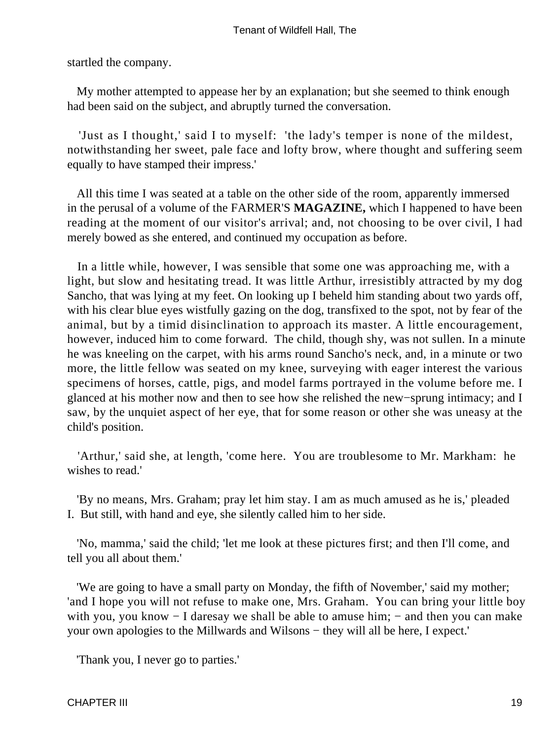startled the company.

My mother attempted to appease her by an explanation; but she seemed to think enough had been said on the subject, and abruptly turned the conversation.

'Just as I thought,' said I to myself: 'the lady's temper is none of the mildest, notwithstanding her sweet, pale face and lofty brow, where thought and suffering seem equally to have stamped their impress.'

All this time I was seated at a table on the other side of the room, apparently immersed in the perusal of a volume of the FARMER'S **MAGAZINE,** which I happened to have been reading at the moment of our visitor's arrival; and, not choosing to be over civil, I had merely bowed as she entered, and continued my occupation as before.

In a little while, however, I was sensible that some one was approaching me, with a light, but slow and hesitating tread. It was little Arthur, irresistibly attracted by my dog Sancho, that was lying at my feet. On looking up I beheld him standing about two yards off, with his clear blue eyes wistfully gazing on the dog, transfixed to the spot, not by fear of the animal, but by a timid disinclination to approach its master. A little encouragement, however, induced him to come forward. The child, though shy, was not sullen. In a minute he was kneeling on the carpet, with his arms round Sancho's neck, and, in a minute or two more, the little fellow was seated on my knee, surveying with eager interest the various specimens of horses, cattle, pigs, and model farms portrayed in the volume before me. I glanced at his mother now and then to see how she relished the new−sprung intimacy; and I saw, by the unquiet aspect of her eye, that for some reason or other she was uneasy at the child's position.

'Arthur,' said she, at length, 'come here. You are troublesome to Mr. Markham: he wishes to read.'

'By no means, Mrs. Graham; pray let him stay. I am as much amused as he is,' pleaded I. But still, with hand and eye, she silently called him to her side.

'No, mamma,' said the child; 'let me look at these pictures first; and then I'll come, and tell you all about them.'

'We are going to have a small party on Monday, the fifth of November,' said my mother; 'and I hope you will not refuse to make one, Mrs. Graham. You can bring your little boy with you, you know − I daresay we shall be able to amuse him; − and then you can make your own apologies to the Millwards and Wilsons − they will all be here, I expect.'

'Thank you, I never go to parties.'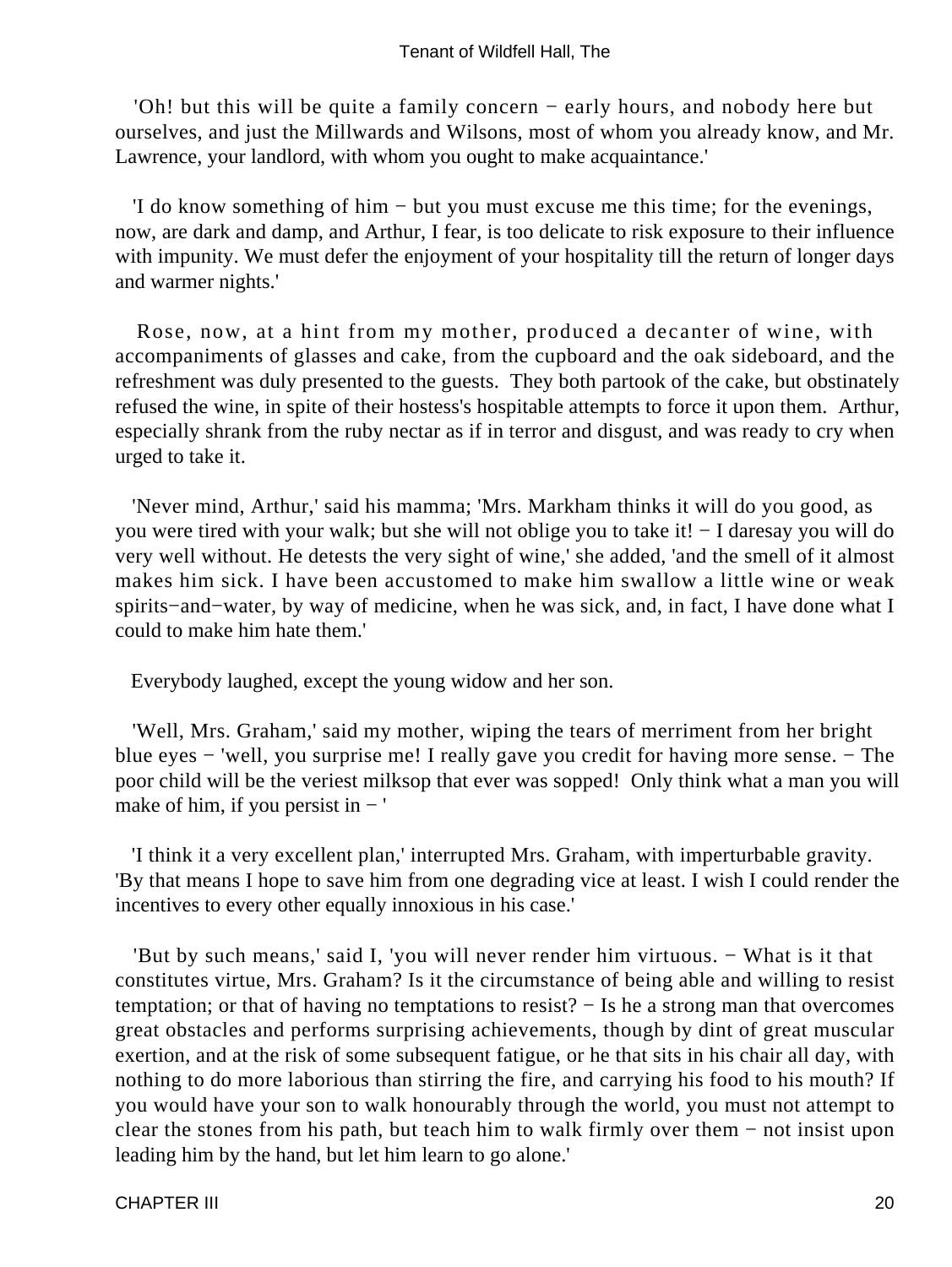'Oh! but this will be quite a family concern − early hours, and nobody here but ourselves, and just the Millwards and Wilsons, most of whom you already know, and Mr. Lawrence, your landlord, with whom you ought to make acquaintance.'

'I do know something of him − but you must excuse me this time; for the evenings, now, are dark and damp, and Arthur, I fear, is too delicate to risk exposure to their influence with impunity. We must defer the enjoyment of your hospitality till the return of longer days and warmer nights.'

Rose, now, at a hint from my mother, produced a decanter of wine, with accompaniments of glasses and cake, from the cupboard and the oak sideboard, and the refreshment was duly presented to the guests. They both partook of the cake, but obstinately refused the wine, in spite of their hostess's hospitable attempts to force it upon them. Arthur, especially shrank from the ruby nectar as if in terror and disgust, and was ready to cry when urged to take it.

'Never mind, Arthur,' said his mamma; 'Mrs. Markham thinks it will do you good, as you were tired with your walk; but she will not oblige you to take it! − I daresay you will do very well without. He detests the very sight of wine,' she added, 'and the smell of it almost makes him sick. I have been accustomed to make him swallow a little wine or weak spirits−and−water, by way of medicine, when he was sick, and, in fact, I have done what I could to make him hate them.'

Everybody laughed, except the young widow and her son.

'Well, Mrs. Graham,' said my mother, wiping the tears of merriment from her bright blue eyes − 'well, you surprise me! I really gave you credit for having more sense. − The poor child will be the veriest milksop that ever was sopped! Only think what a man you will make of him, if you persist in − '

'I think it a very excellent plan,' interrupted Mrs. Graham, with imperturbable gravity. 'By that means I hope to save him from one degrading vice at least. I wish I could render the incentives to every other equally innoxious in his case.'

'But by such means,' said I, 'you will never render him virtuous. − What is it that constitutes virtue, Mrs. Graham? Is it the circumstance of being able and willing to resist temptation; or that of having no temptations to resist? − Is he a strong man that overcomes great obstacles and performs surprising achievements, though by dint of great muscular exertion, and at the risk of some subsequent fatigue, or he that sits in his chair all day, with nothing to do more laborious than stirring the fire, and carrying his food to his mouth? If you would have your son to walk honourably through the world, you must not attempt to clear the stones from his path, but teach him to walk firmly over them − not insist upon leading him by the hand, but let him learn to go alone.'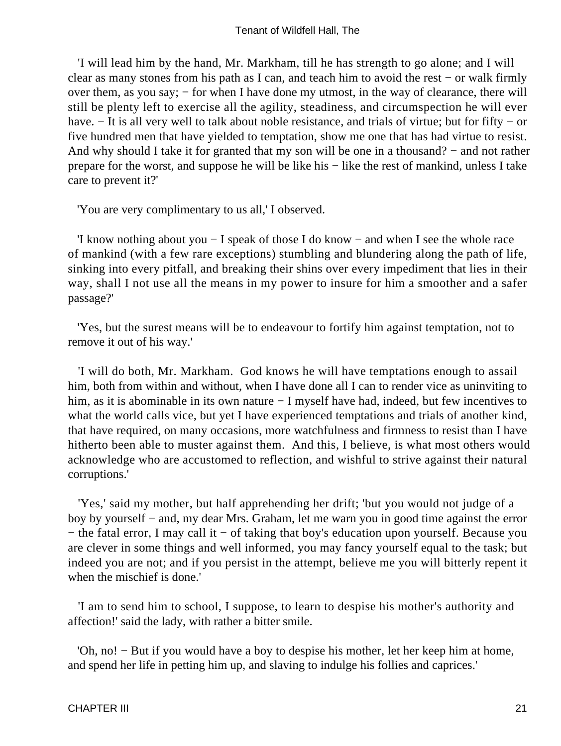'I will lead him by the hand, Mr. Markham, till he has strength to go alone; and I will clear as many stones from his path as I can, and teach him to avoid the rest − or walk firmly over them, as you say; − for when I have done my utmost, in the way of clearance, there will still be plenty left to exercise all the agility, steadiness, and circumspection he will ever have. − It is all very well to talk about noble resistance, and trials of virtue; but for fifty − or five hundred men that have yielded to temptation, show me one that has had virtue to resist. And why should I take it for granted that my son will be one in a thousand? − and not rather prepare for the worst, and suppose he will be like his − like the rest of mankind, unless I take care to prevent it?'

'You are very complimentary to us all,' I observed.

'I know nothing about you − I speak of those I do know − and when I see the whole race of mankind (with a few rare exceptions) stumbling and blundering along the path of life, sinking into every pitfall, and breaking their shins over every impediment that lies in their way, shall I not use all the means in my power to insure for him a smoother and a safer passage?'

'Yes, but the surest means will be to endeavour to fortify him against temptation, not to remove it out of his way.'

'I will do both, Mr. Markham. God knows he will have temptations enough to assail him, both from within and without, when I have done all I can to render vice as uninviting to him, as it is abominable in its own nature − I myself have had, indeed, but few incentives to what the world calls vice, but yet I have experienced temptations and trials of another kind, that have required, on many occasions, more watchfulness and firmness to resist than I have hitherto been able to muster against them. And this, I believe, is what most others would acknowledge who are accustomed to reflection, and wishful to strive against their natural corruptions.'

'Yes,' said my mother, but half apprehending her drift; 'but you would not judge of a boy by yourself − and, my dear Mrs. Graham, let me warn you in good time against the error − the fatal error, I may call it − of taking that boy's education upon yourself. Because you are clever in some things and well informed, you may fancy yourself equal to the task; but indeed you are not; and if you persist in the attempt, believe me you will bitterly repent it when the mischief is done.'

'I am to send him to school, I suppose, to learn to despise his mother's authority and affection!' said the lady, with rather a bitter smile.

'Oh, no! − But if you would have a boy to despise his mother, let her keep him at home, and spend her life in petting him up, and slaving to indulge his follies and caprices.'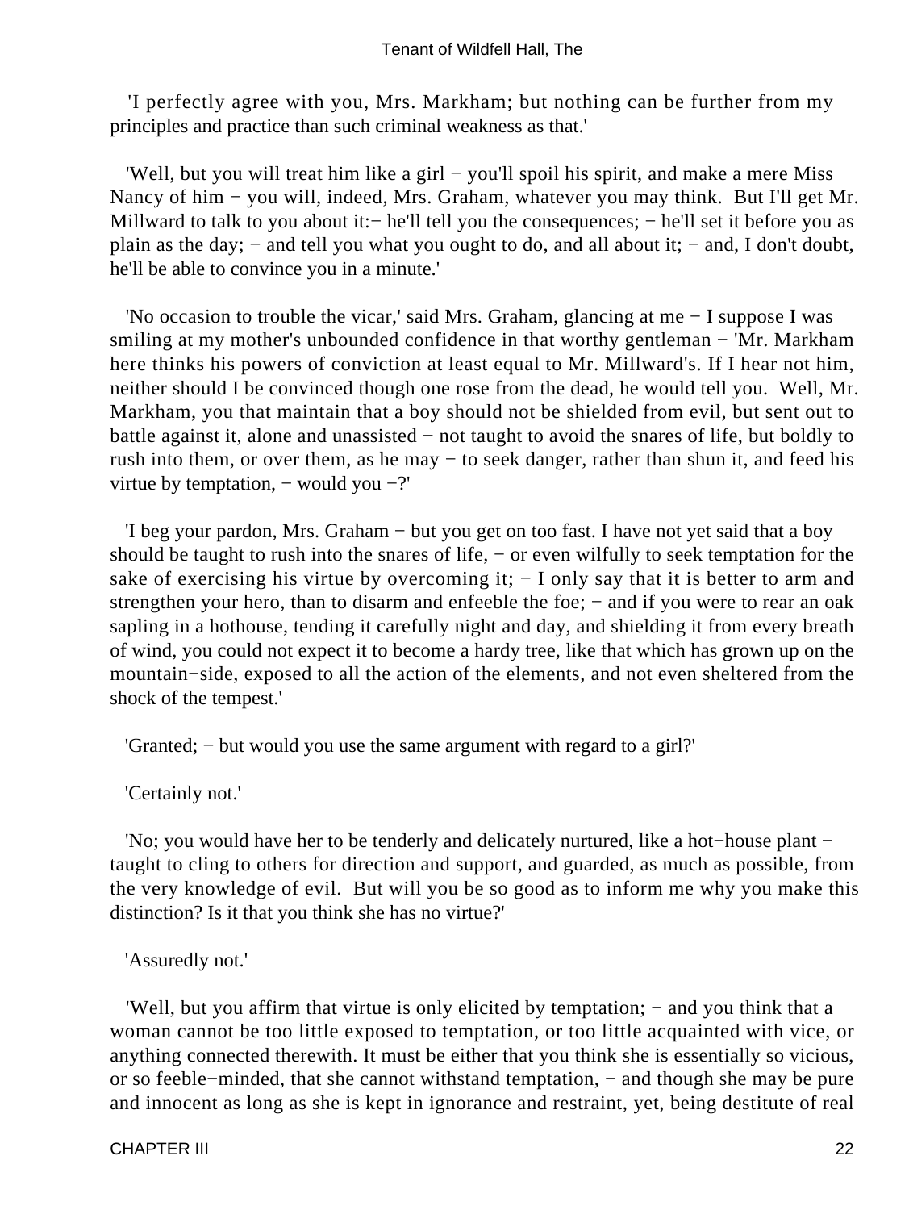'I perfectly agree with you, Mrs. Markham; but nothing can be further from my principles and practice than such criminal weakness as that.'

'Well, but you will treat him like a girl − you'll spoil his spirit, and make a mere Miss Nancy of him − you will, indeed, Mrs. Graham, whatever you may think. But I'll get Mr. Millward to talk to you about it:− he'll tell you the consequences; − he'll set it before you as plain as the day; − and tell you what you ought to do, and all about it; − and, I don't doubt, he'll be able to convince you in a minute.'

'No occasion to trouble the vicar,' said Mrs. Graham, glancing at me − I suppose I was smiling at my mother's unbounded confidence in that worthy gentleman − 'Mr. Markham here thinks his powers of conviction at least equal to Mr. Millward's. If I hear not him, neither should I be convinced though one rose from the dead, he would tell you. Well, Mr. Markham, you that maintain that a boy should not be shielded from evil, but sent out to battle against it, alone and unassisted − not taught to avoid the snares of life, but boldly to rush into them, or over them, as he may − to seek danger, rather than shun it, and feed his virtue by temptation, − would you −?'

'I beg your pardon, Mrs. Graham − but you get on too fast. I have not yet said that a boy should be taught to rush into the snares of life, − or even wilfully to seek temptation for the sake of exercising his virtue by overcoming it; − I only say that it is better to arm and strengthen your hero, than to disarm and enfeeble the foe; − and if you were to rear an oak sapling in a hothouse, tending it carefully night and day, and shielding it from every breath of wind, you could not expect it to become a hardy tree, like that which has grown up on the mountain−side, exposed to all the action of the elements, and not even sheltered from the shock of the tempest.'

'Granted; − but would you use the same argument with regard to a girl?'

'Certainly not.'

'No; you would have her to be tenderly and delicately nurtured, like a hot−house plant − taught to cling to others for direction and support, and guarded, as much as possible, from the very knowledge of evil. But will you be so good as to inform me why you make this distinction? Is it that you think she has no virtue?'

'Assuredly not.'

'Well, but you affirm that virtue is only elicited by temptation; − and you think that a woman cannot be too little exposed to temptation, or too little acquainted with vice, or anything connected therewith. It must be either that you think she is essentially so vicious, or so feeble−minded, that she cannot withstand temptation, − and though she may be pure and innocent as long as she is kept in ignorance and restraint, yet, being destitute of real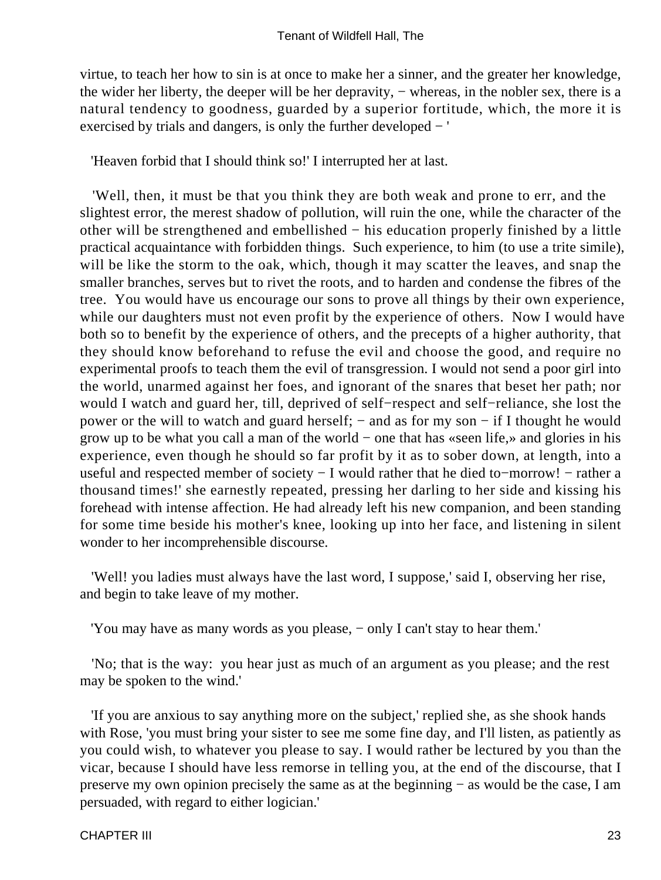virtue, to teach her how to sin is at once to make her a sinner, and the greater her knowledge, the wider her liberty, the deeper will be her depravity, − whereas, in the nobler sex, there is a natural tendency to goodness, guarded by a superior fortitude, which, the more it is exercised by trials and dangers, is only the further developed − '

'Heaven forbid that I should think so!' I interrupted her at last.

'Well, then, it must be that you think they are both weak and prone to err, and the slightest error, the merest shadow of pollution, will ruin the one, while the character of the other will be strengthened and embellished − his education properly finished by a little practical acquaintance with forbidden things. Such experience, to him (to use a trite simile), will be like the storm to the oak, which, though it may scatter the leaves, and snap the smaller branches, serves but to rivet the roots, and to harden and condense the fibres of the tree. You would have us encourage our sons to prove all things by their own experience, while our daughters must not even profit by the experience of others. Now I would have both so to benefit by the experience of others, and the precepts of a higher authority, that they should know beforehand to refuse the evil and choose the good, and require no experimental proofs to teach them the evil of transgression. I would not send a poor girl into the world, unarmed against her foes, and ignorant of the snares that beset her path; nor would I watch and guard her, till, deprived of self−respect and self−reliance, she lost the power or the will to watch and guard herself; − and as for my son − if I thought he would grow up to be what you call a man of the world − one that has «seen life,» and glories in his experience, even though he should so far profit by it as to sober down, at length, into a useful and respected member of society − I would rather that he died to−morrow! − rather a thousand times!' she earnestly repeated, pressing her darling to her side and kissing his forehead with intense affection. He had already left his new companion, and been standing for some time beside his mother's knee, looking up into her face, and listening in silent wonder to her incomprehensible discourse.

'Well! you ladies must always have the last word, I suppose,' said I, observing her rise, and begin to take leave of my mother.

'You may have as many words as you please, − only I can't stay to hear them.'

'No; that is the way: you hear just as much of an argument as you please; and the rest may be spoken to the wind.'

'If you are anxious to say anything more on the subject,' replied she, as she shook hands with Rose, 'you must bring your sister to see me some fine day, and I'll listen, as patiently as you could wish, to whatever you please to say. I would rather be lectured by you than the vicar, because I should have less remorse in telling you, at the end of the discourse, that I preserve my own opinion precisely the same as at the beginning − as would be the case, I am persuaded, with regard to either logician.'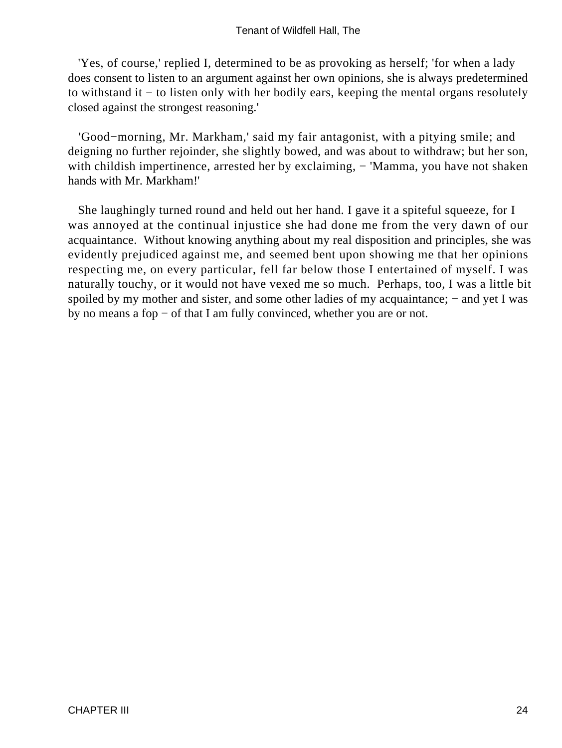'Yes, of course,' replied I, determined to be as provoking as herself; 'for when a lady does consent to listen to an argument against her own opinions, she is always predetermined to withstand it − to listen only with her bodily ears, keeping the mental organs resolutely closed against the strongest reasoning.'

'Good−morning, Mr. Markham,' said my fair antagonist, with a pitying smile; and deigning no further rejoinder, she slightly bowed, and was about to withdraw; but her son, with childish impertinence, arrested her by exclaiming, − 'Mamma, you have not shaken hands with Mr. Markham!'

She laughingly turned round and held out her hand. I gave it a spiteful squeeze, for I was annoyed at the continual injustice she had done me from the very dawn of our acquaintance. Without knowing anything about my real disposition and principles, she was evidently prejudiced against me, and seemed bent upon showing me that her opinions respecting me, on every particular, fell far below those I entertained of myself. I was naturally touchy, or it would not have vexed me so much. Perhaps, too, I was a little bit spoiled by my mother and sister, and some other ladies of my acquaintance; − and yet I was by no means a fop − of that I am fully convinced, whether you are or not.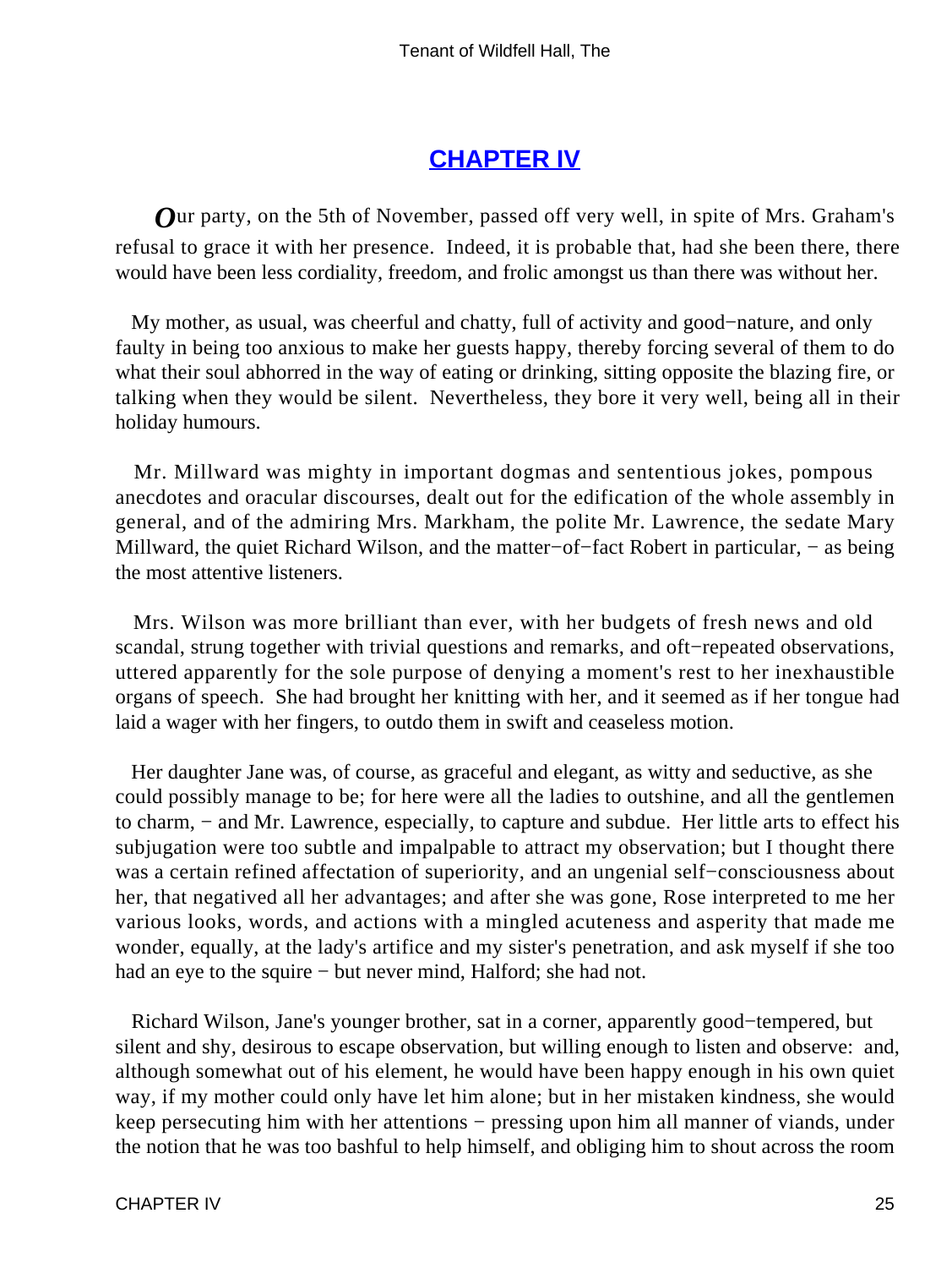# CHAPTER IV

Our party, on the 5th of November, passed off very well, in spite of Mrs. Graham's refusal to grace it with her presence. Indeed, it is probable that, had she been there, there would have been less cordiality, freedom, and frolic amongst us than there was without her.

My mother, as usual, was cheerful and chatty, full of activity and good−nature, and only faulty in being too anxious to make her guests happy, thereby forcing several of them to do what their soul abhorred in the way of eating or drinking, sitting opposite the blazing fire, or talking when they would be silent. Nevertheless, they bore it very well, being all in their holiday humours.

Mr. Millward was mighty in important dogmas and sententious jokes, pompous anecdotes and oracular discourses, dealt out for the edification of the whole assembly in general, and of the admiring Mrs. Markham, the polite Mr. Lawrence, the sedate Mary Millward, the quiet Richard Wilson, and the matter−of−fact Robert in particular, − as being the most attentive listeners.

Mrs. Wilson was more brilliant than ever, with her budgets of fresh news and old scandal, strung together with trivial questions and remarks, and oft−repeated observations, uttered apparently for the sole purpose of denying a moment's rest to her inexhaustible organs of speech. She had brought her knitting with her, and it seemed as if her tongue had laid a wager with her fingers, to outdo them in swift and ceaseless motion.

Her daughter Jane was, of course, as graceful and elegant, as witty and seductive, as she could possibly manage to be; for here were all the ladies to outshine, and all the gentlemen to charm, − and Mr. Lawrence, especially, to capture and subdue. Her little arts to effect his subjugation were too subtle and impalpable to attract my observation; but I thought there was a certain refined affectation of superiority, and an ungenial self−consciousness about her, that negatived all her advantages; and after she was gone, Rose interpreted to me her various looks, words, and actions with a mingled acuteness and asperity that made me wonder, equally, at the lady's artifice and my sister's penetration, and ask myself if she too had an eye to the squire − but never mind, Halford; she had not.

Richard Wilson, Jane's younger brother, sat in a corner, apparently good−tempered, but silent and shy, desirous to escape observation, but willing enough to listen and observe: and, although somewhat out of his element, he would have been happy enough in his own quiet way, if my mother could only have let him alone; but in her mistaken kindness, she would keep persecuting him with her attentions − pressing upon him all manner of viands, under the notion that he was too bashful to help himself, and obliging him to shout across the room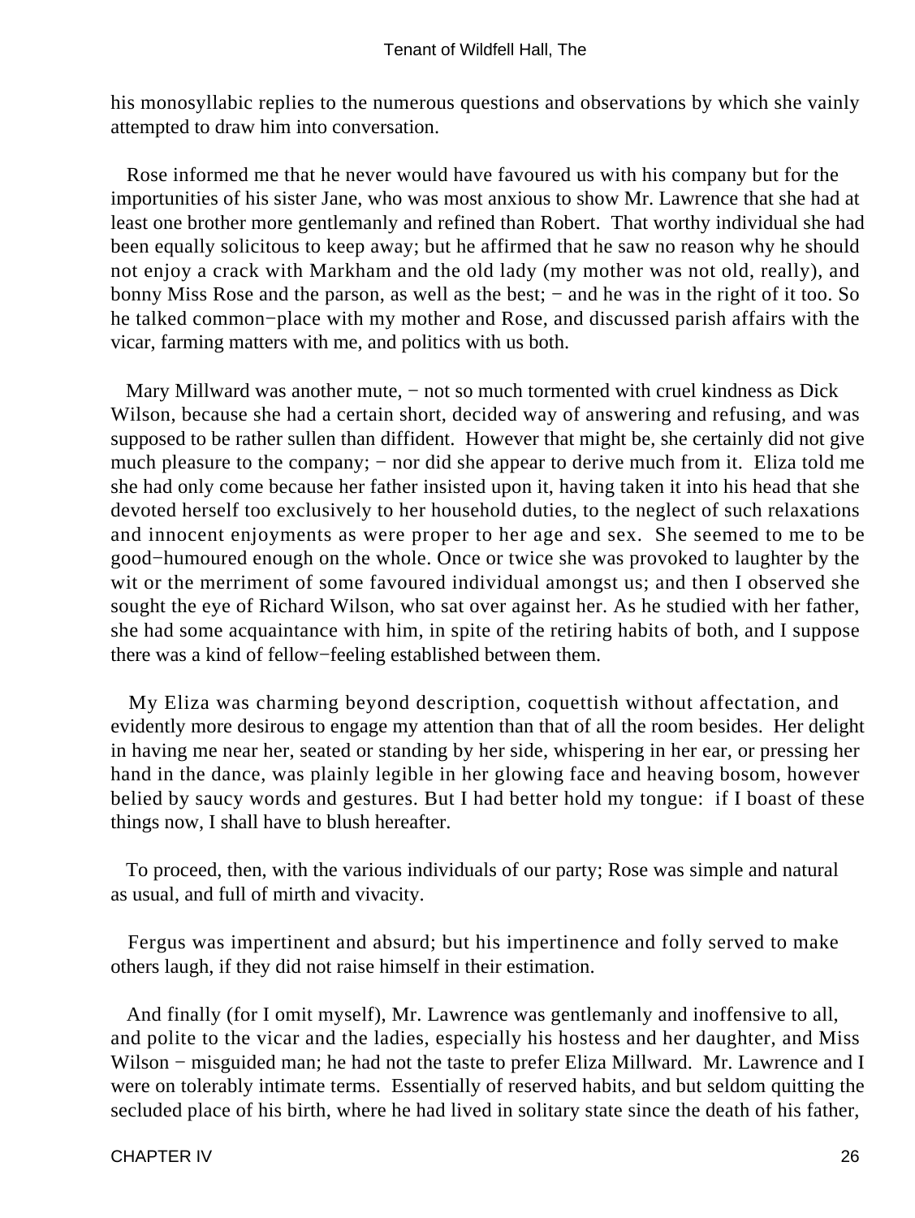his monosyllabic replies to the numerous questions and observations by which she vainly attempted to draw him into conversation.

Rose informed me that he never would have favoured us with his company but for the importunities of his sister Jane, who was most anxious to show Mr. Lawrence that she had at least one brother more gentlemanly and refined than Robert. That worthy individual she had been equally solicitous to keep away; but he affirmed that he saw no reason why he should not enjoy a crack with Markham and the old lady (my mother was not old, really), and bonny Miss Rose and the parson, as well as the best; − and he was in the right of it too. So he talked common−place with my mother and Rose, and discussed parish affairs with the vicar, farming matters with me, and politics with us both.

Mary Millward was another mute, − not so much tormented with cruel kindness as Dick Wilson, because she had a certain short, decided way of answering and refusing, and was supposed to be rather sullen than diffident. However that might be, she certainly did not give much pleasure to the company; − nor did she appear to derive much from it. Eliza told me she had only come because her father insisted upon it, having taken it into his head that she devoted herself too exclusively to her household duties, to the neglect of such relaxations and innocent enjoyments as were proper to her age and sex. She seemed to me to be good−humoured enough on the whole. Once or twice she was provoked to laughter by the wit or the merriment of some favoured individual amongst us; and then I observed she sought the eye of Richard Wilson, who sat over against her. As he studied with her father, she had some acquaintance with him, in spite of the retiring habits of both, and I suppose there was a kind of fellow−feeling established between them.

My Eliza was charming beyond description, coquettish without affectation, and evidently more desirous to engage my attention than that of all the room besides. Her delight in having me near her, seated or standing by her side, whispering in her ear, or pressing her hand in the dance, was plainly legible in her glowing face and heaving bosom, however belied by saucy words and gestures. But I had better hold my tongue: if I boast of these things now, I shall have to blush hereafter.

To proceed, then, with the various individuals of our party; Rose was simple and natural as usual, and full of mirth and vivacity.

Fergus was impertinent and absurd; but his impertinence and folly served to make others laugh, if they did not raise himself in their estimation.

And finally (for I omit myself), Mr. Lawrence was gentlemanly and inoffensive to all, and polite to the vicar and the ladies, especially his hostess and her daughter, and Miss Wilson − misguided man; he had not the taste to prefer Eliza Millward. Mr. Lawrence and I were on tolerably intimate terms. Essentially of reserved habits, and but seldom quitting the secluded place of his birth, where he had lived in solitary state since the death of his father,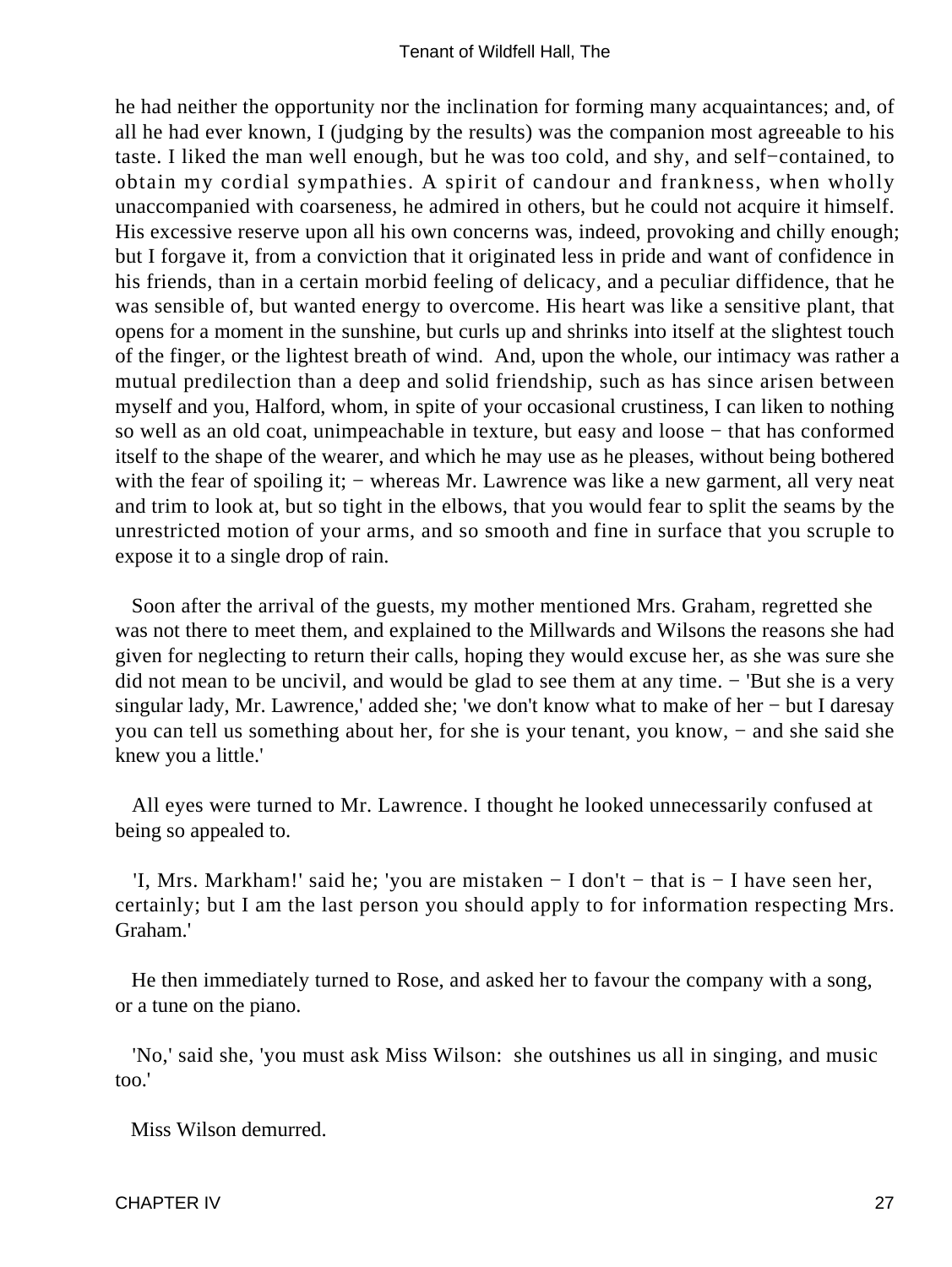he had neither the opportunity nor the inclination for forming many acquaintances; and, of all he had ever known, I (judging by the results) was the companion most agreeable to his taste. I liked the man well enough, but he was too cold, and shy, and self−contained, to obtain my cordial sympathies. A spirit of candour and frankness, when wholly unaccompanied with coarseness, he admired in others, but he could not acquire it himself. His excessive reserve upon all his own concerns was, indeed, provoking and chilly enough; but I forgave it, from a conviction that it originated less in pride and want of confidence in his friends, than in a certain morbid feeling of delicacy, and a peculiar diffidence, that he was sensible of, but wanted energy to overcome. His heart was like a sensitive plant, that opens for a moment in the sunshine, but curls up and shrinks into itself at the slightest touch of the finger, or the lightest breath of wind. And, upon the whole, our intimacy was rather a mutual predilection than a deep and solid friendship, such as has since arisen between myself and you, Halford, whom, in spite of your occasional crustiness, I can liken to nothing so well as an old coat, unimpeachable in texture, but easy and loose − that has conformed itself to the shape of the wearer, and which he may use as he pleases, without being bothered with the fear of spoiling it; − whereas Mr. Lawrence was like a new garment, all very neat and trim to look at, but so tight in the elbows, that you would fear to split the seams by the unrestricted motion of your arms, and so smooth and fine in surface that you scruple to expose it to a single drop of rain.

Soon after the arrival of the guests, my mother mentioned Mrs. Graham, regretted she was not there to meet them, and explained to the Millwards and Wilsons the reasons she had given for neglecting to return their calls, hoping they would excuse her, as she was sure she did not mean to be uncivil, and would be glad to see them at any time. − 'But she is a very singular lady, Mr. Lawrence,' added she; 'we don't know what to make of her − but I daresay you can tell us something about her, for she is your tenant, you know, − and she said she knew you a little.'

All eyes were turned to Mr. Lawrence. I thought he looked unnecessarily confused at being so appealed to.

'I, Mrs. Markham!' said he; 'you are mistaken − I don't − that is − I have seen her, certainly; but I am the last person you should apply to for information respecting Mrs. Graham.'

He then immediately turned to Rose, and asked her to favour the company with a song, or a tune on the piano.

'No,' said she, 'you must ask Miss Wilson: she outshines us all in singing, and music too.'

Miss Wilson demurred.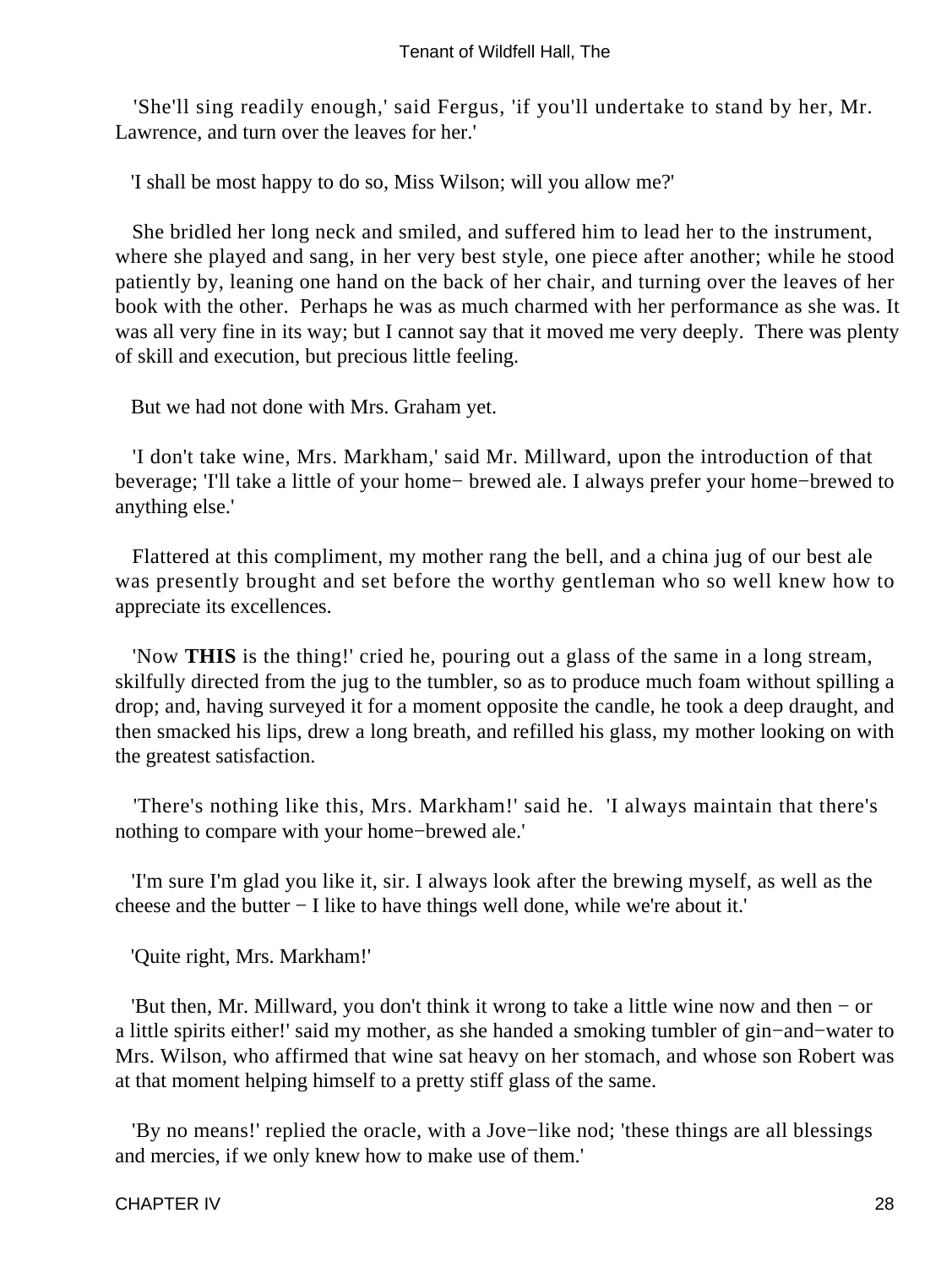'She'll sing readily enough,' said Fergus, 'if you'll undertake to stand by her, Mr. Lawrence, and turn over the leaves for her.'

'I shall be most happy to do so, Miss Wilson; will you allow me?'

She bridled her long neck and smiled, and suffered him to lead her to the instrument, where she played and sang, in her very best style, one piece after another; while he stood patiently by, leaning one hand on the back of her chair, and turning over the leaves of her book with the other. Perhaps he was as much charmed with her performance as she was. It was all very fine in its way; but I cannot say that it moved me very deeply. There was plenty of skill and execution, but precious little feeling.

But we had not done with Mrs. Graham yet.

'I don't take wine, Mrs. Markham,' said Mr. Millward, upon the introduction of that beverage; 'I'll take a little of your home− brewed ale. I always prefer your home−brewed to anything else.'

Flattered at this compliment, my mother rang the bell, and a china jug of our best ale was presently brought and set before the worthy gentleman who so well knew how to appreciate its excellences.

'Now **THIS** is the thing!' cried he, pouring out a glass of the same in a long stream, skilfully directed from the jug to the tumbler, so as to produce much foam without spilling a drop; and, having surveyed it for a moment opposite the candle, he took a deep draught, and then smacked his lips, drew a long breath, and refilled his glass, my mother looking on with the greatest satisfaction.

'There's nothing like this, Mrs. Markham!' said he. 'I always maintain that there's nothing to compare with your home−brewed ale.'

'I'm sure I'm glad you like it, sir. I always look after the brewing myself, as well as the cheese and the butter − I like to have things well done, while we're about it.'

'Quite right, Mrs. Markham!'

'But then, Mr. Millward, you don't think it wrong to take a little wine now and then − or a little spirits either!' said my mother, as she handed a smoking tumbler of gin−and−water to Mrs. Wilson, who affirmed that wine sat heavy on her stomach, and whose son Robert was at that moment helping himself to a pretty stiff glass of the same.

'By no means!' replied the oracle, with a Jove−like nod; 'these things are all blessings and mercies, if we only knew how to make use of them.'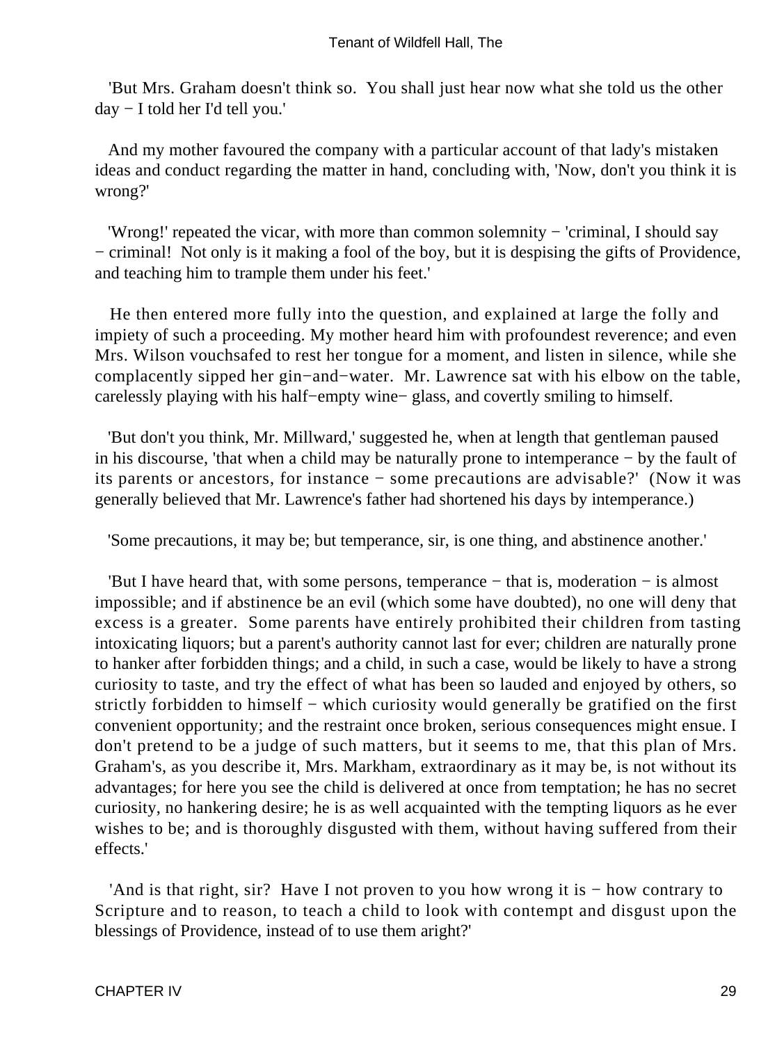'But Mrs. Graham doesn't think so. You shall just hear now what she told us the other day − I told her I'd tell you.'

And my mother favoured the company with a particular account of that lady's mistaken ideas and conduct regarding the matter in hand, concluding with, 'Now, don't you think it is wrong?'

'Wrong!' repeated the vicar, with more than common solemnity − 'criminal, I should say − criminal! Not only is it making a fool of the boy, but it is despising the gifts of Providence, and teaching him to trample them under his feet.'

He then entered more fully into the question, and explained at large the folly and impiety of such a proceeding. My mother heard him with profoundest reverence; and even Mrs. Wilson vouchsafed to rest her tongue for a moment, and listen in silence, while she complacently sipped her gin−and−water. Mr. Lawrence sat with his elbow on the table, carelessly playing with his half−empty wine− glass, and covertly smiling to himself.

'But don't you think, Mr. Millward,' suggested he, when at length that gentleman paused in his discourse, 'that when a child may be naturally prone to intemperance − by the fault of its parents or ancestors, for instance − some precautions are advisable?' (Now it was generally believed that Mr. Lawrence's father had shortened his days by intemperance.)

'Some precautions, it may be; but temperance, sir, is one thing, and abstinence another.'

'But I have heard that, with some persons, temperance − that is, moderation − is almost impossible; and if abstinence be an evil (which some have doubted), no one will deny that excess is a greater. Some parents have entirely prohibited their children from tasting intoxicating liquors; but a parent's authority cannot last for ever; children are naturally prone to hanker after forbidden things; and a child, in such a case, would be likely to have a strong curiosity to taste, and try the effect of what has been so lauded and enjoyed by others, so strictly forbidden to himself − which curiosity would generally be gratified on the first convenient opportunity; and the restraint once broken, serious consequences might ensue. I don't pretend to be a judge of such matters, but it seems to me, that this plan of Mrs. Graham's, as you describe it, Mrs. Markham, extraordinary as it may be, is not without its advantages; for here you see the child is delivered at once from temptation; he has no secret curiosity, no hankering desire; he is as well acquainted with the tempting liquors as he ever wishes to be; and is thoroughly disgusted with them, without having suffered from their effects.'

'And is that right, sir? Have I not proven to you how wrong it is − how contrary to Scripture and to reason, to teach a child to look with contempt and disgust upon the blessings of Providence, instead of to use them aright?'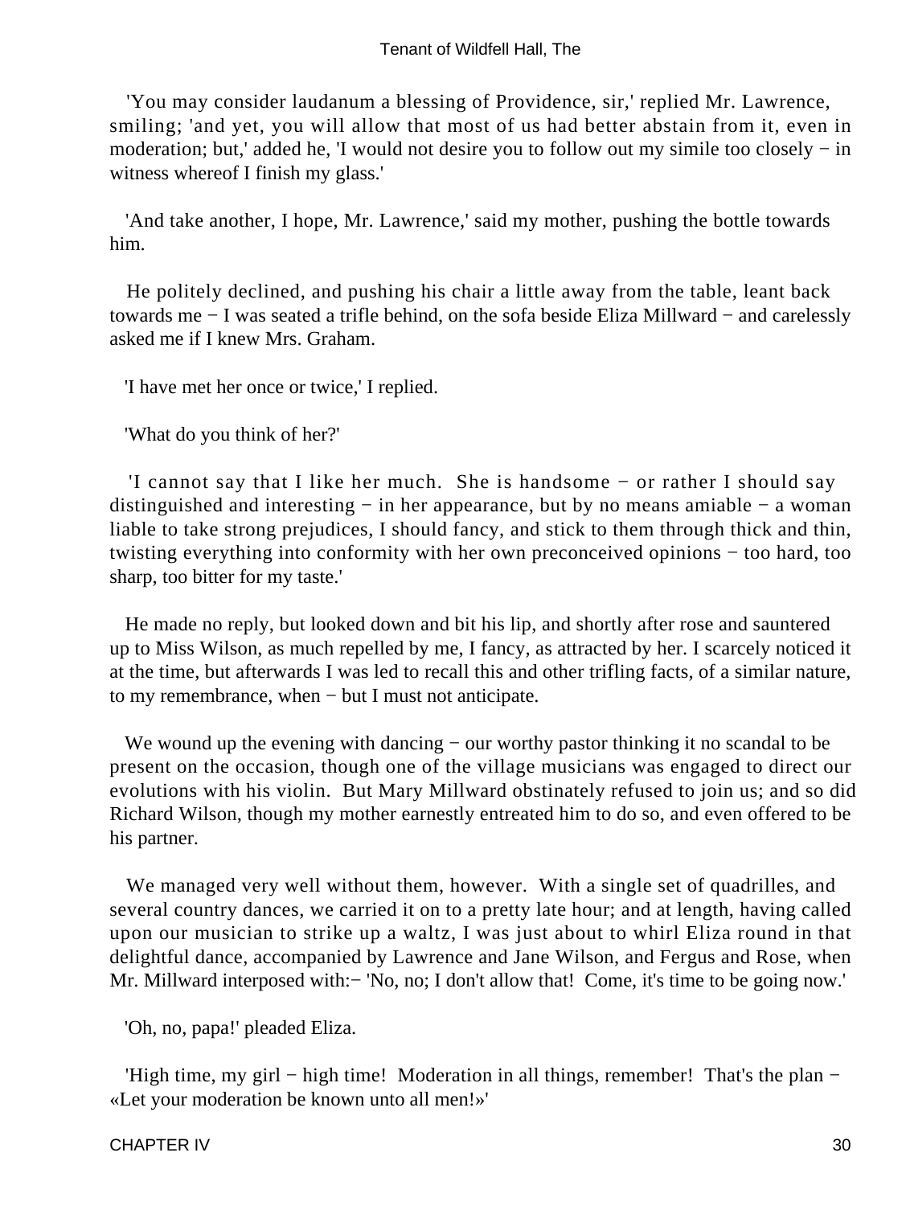'You may consider laudanum a blessing of Providence, sir,' replied Mr. Lawrence, smiling; 'and yet, you will allow that most of us had better abstain from it, even in moderation; but,' added he, 'I would not desire you to follow out my simile too closely − in witness whereof I finish my glass.'

'And take another, I hope, Mr. Lawrence,' said my mother, pushing the bottle towards him.

He politely declined, and pushing his chair a little away from the table, leant back towards me − I was seated a trifle behind, on the sofa beside Eliza Millward − and carelessly asked me if I knew Mrs. Graham.

'I have met her once or twice,' I replied.

'What do you think of her?'

'I cannot say that I like her much. She is handsome − or rather I should say distinguished and interesting − in her appearance, but by no means amiable − a woman liable to take strong prejudices, I should fancy, and stick to them through thick and thin, twisting everything into conformity with her own preconceived opinions − too hard, too sharp, too bitter for my taste.'

He made no reply, but looked down and bit his lip, and shortly after rose and sauntered up to Miss Wilson, as much repelled by me, I fancy, as attracted by her. I scarcely noticed it at the time, but afterwards I was led to recall this and other trifling facts, of a similar nature, to my remembrance, when − but I must not anticipate.

We wound up the evening with dancing − our worthy pastor thinking it no scandal to be present on the occasion, though one of the village musicians was engaged to direct our evolutions with his violin. But Mary Millward obstinately refused to join us; and so did Richard Wilson, though my mother earnestly entreated him to do so, and even offered to be his partner.

We managed very well without them, however. With a single set of quadrilles, and several country dances, we carried it on to a pretty late hour; and at length, having called upon our musician to strike up a waltz, I was just about to whirl Eliza round in that delightful dance, accompanied by Lawrence and Jane Wilson, and Fergus and Rose, when Mr. Millward interposed with:− 'No, no; I don't allow that! Come, it's time to be going now.'

'Oh, no, papa!' pleaded Eliza.

'High time, my girl − high time! Moderation in all things, remember! That's the plan − «Let your moderation be known unto all men!»'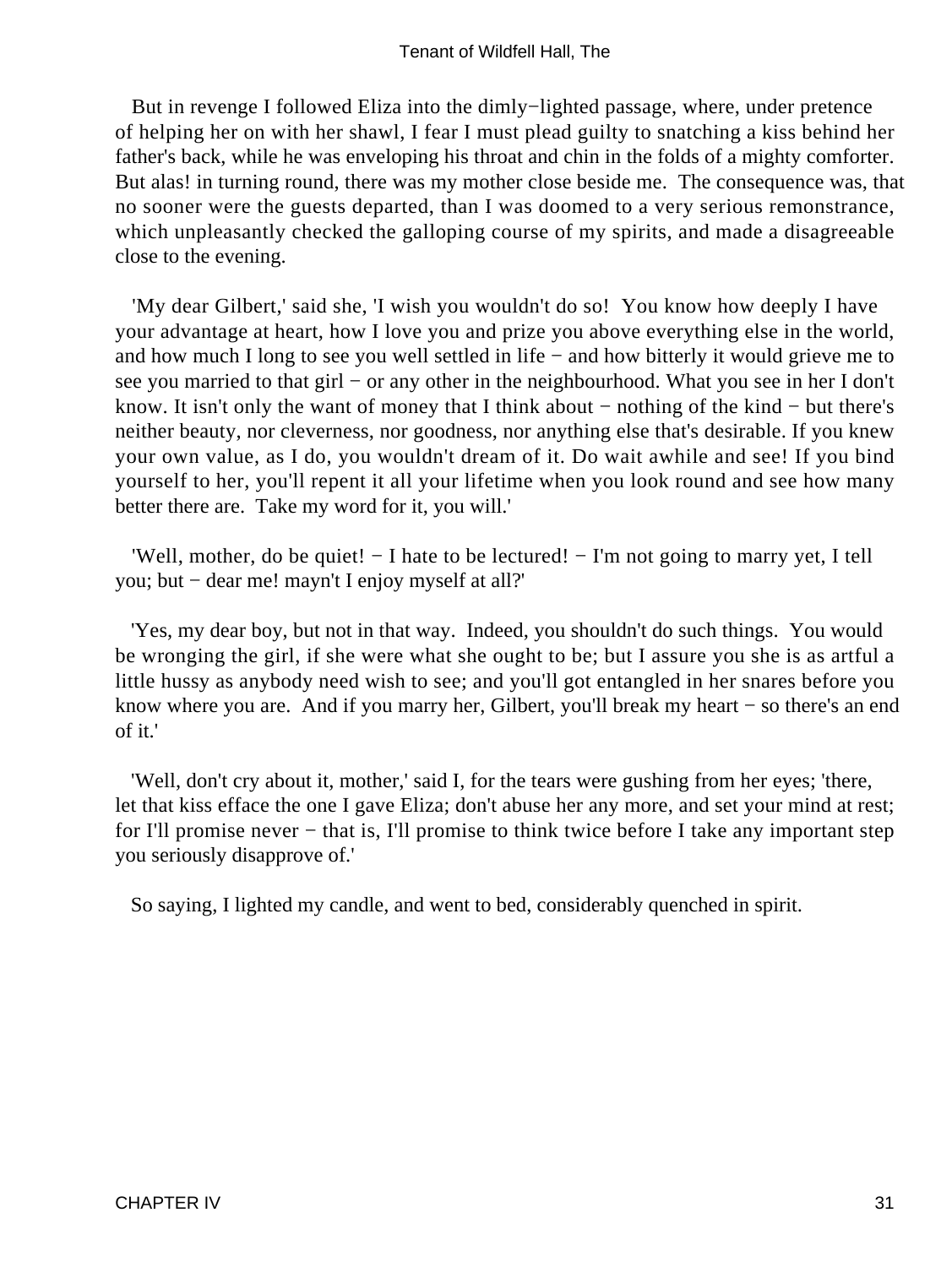But in revenge I followed Eliza into the dimly−lighted passage, where, under pretence of helping her on with her shawl, I fear I must plead guilty to snatching a kiss behind her father's back, while he was enveloping his throat and chin in the folds of a mighty comforter. But alas! in turning round, there was my mother close beside me. The consequence was, that no sooner were the guests departed, than I was doomed to a very serious remonstrance, which unpleasantly checked the galloping course of my spirits, and made a disagreeable close to the evening.

'My dear Gilbert,' said she, 'I wish you wouldn't do so! You know how deeply I have your advantage at heart, how I love you and prize you above everything else in the world, and how much I long to see you well settled in life − and how bitterly it would grieve me to see you married to that girl − or any other in the neighbourhood. What you see in her I don't know. It isn't only the want of money that I think about − nothing of the kind − but there's neither beauty, nor cleverness, nor goodness, nor anything else that's desirable. If you knew your own value, as I do, you wouldn't dream of it. Do wait awhile and see! If you bind yourself to her, you'll repent it all your lifetime when you look round and see how many better there are. Take my word for it, you will.'

'Well, mother, do be quiet! − I hate to be lectured! − I'm not going to marry yet, I tell you; but − dear me! mayn't I enjoy myself at all?'

'Yes, my dear boy, but not in that way. Indeed, you shouldn't do such things. You would be wronging the girl, if she were what she ought to be; but I assure you she is as artful a little hussy as anybody need wish to see; and you'll got entangled in her snares before you know where you are. And if you marry her, Gilbert, you'll break my heart − so there's an end of it.'

'Well, don't cry about it, mother,' said I, for the tears were gushing from her eyes; 'there, let that kiss efface the one I gave Eliza; don't abuse her any more, and set your mind at rest; for I'll promise never − that is, I'll promise to think twice before I take any important step you seriously disapprove of.'

So saying, I lighted my candle, and went to bed, considerably quenched in spirit.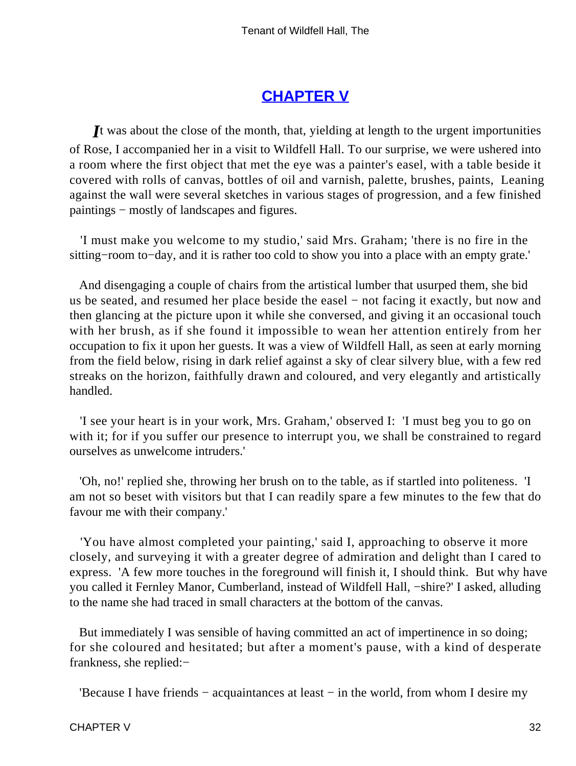## CHAPTER V

It was about the close of the month, that, yielding at length to the urgent importunities of Rose, I accompanied her in a visit to Wildfell Hall. To our surprise, we were ushered into a room where the first object that met the eye was a painter's easel, with a table beside it covered with rolls of canvas, bottles of oil and varnish, palette, brushes, paints, Leaning against the wall were several sketches in various stages of progression, and a few finished paintings − mostly of landscapes and figures.

'I must make you welcome to my studio,' said Mrs. Graham; 'there is no fire in the sitting−room to−day, and it is rather too cold to show you into a place with an empty grate.'

And disengaging a couple of chairs from the artistical lumber that usurped them, she bid us be seated, and resumed her place beside the easel − not facing it exactly, but now and then glancing at the picture upon it while she conversed, and giving it an occasional touch with her brush, as if she found it impossible to wean her attention entirely from her occupation to fix it upon her guests. It was a view of Wildfell Hall, as seen at early morning from the field below, rising in dark relief against a sky of clear silvery blue, with a few red streaks on the horizon, faithfully drawn and coloured, and very elegantly and artistically handled.

'I see your heart is in your work, Mrs. Graham,' observed I: 'I must beg you to go on with it; for if you suffer our presence to interrupt you, we shall be constrained to regard ourselves as unwelcome intruders.'

'Oh, no!' replied she, throwing her brush on to the table, as if startled into politeness. 'I am not so beset with visitors but that I can readily spare a few minutes to the few that do favour me with their company.'

'You have almost completed your painting,' said I, approaching to observe it more closely, and surveying it with a greater degree of admiration and delight than I cared to express. 'A few more touches in the foreground will finish it, I should think. But why have you called it Fernley Manor, Cumberland, instead of Wildfell Hall, −shire?' I asked, alluding to the name she had traced in small characters at the bottom of the canvas.

But immediately I was sensible of having committed an act of impertinence in so doing; for she coloured and hesitated; but after a moment's pause, with a kind of desperate frankness, she replied:−

'Because I have friends − acquaintances at least − in the world, from whom I desire my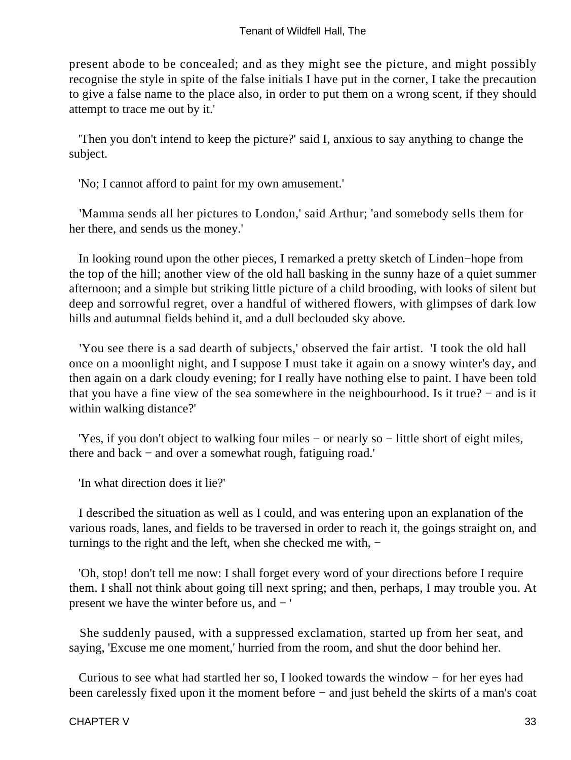present abode to be concealed; and as they might see the picture, and might possibly recognise the style in spite of the false initials I have put in the corner, I take the precaution to give a false name to the place also, in order to put them on a wrong scent, if they should attempt to trace me out by it.'

'Then you don't intend to keep the picture?' said I, anxious to say anything to change the subject.

'No; I cannot afford to paint for my own amusement.'

'Mamma sends all her pictures to London,' said Arthur; 'and somebody sells them for her there, and sends us the money.'

In looking round upon the other pieces, I remarked a pretty sketch of Linden−hope from the top of the hill; another view of the old hall basking in the sunny haze of a quiet summer afternoon; and a simple but striking little picture of a child brooding, with looks of silent but deep and sorrowful regret, over a handful of withered flowers, with glimpses of dark low hills and autumnal fields behind it, and a dull beclouded sky above.

'You see there is a sad dearth of subjects,' observed the fair artist. 'I took the old hall once on a moonlight night, and I suppose I must take it again on a snowy winter's day, and then again on a dark cloudy evening; for I really have nothing else to paint. I have been told that you have a fine view of the sea somewhere in the neighbourhood. Is it true? − and is it within walking distance?'

'Yes, if you don't object to walking four miles − or nearly so − little short of eight miles, there and back − and over a somewhat rough, fatiguing road.'

'In what direction does it lie?'

I described the situation as well as I could, and was entering upon an explanation of the various roads, lanes, and fields to be traversed in order to reach it, the goings straight on, and turnings to the right and the left, when she checked me with, −

'Oh, stop! don't tell me now: I shall forget every word of your directions before I require them. I shall not think about going till next spring; and then, perhaps, I may trouble you. At present we have the winter before us, and − '

She suddenly paused, with a suppressed exclamation, started up from her seat, and saying, 'Excuse me one moment,' hurried from the room, and shut the door behind her.

Curious to see what had startled her so, I looked towards the window − for her eyes had been carelessly fixed upon it the moment before − and just beheld the skirts of a man's coat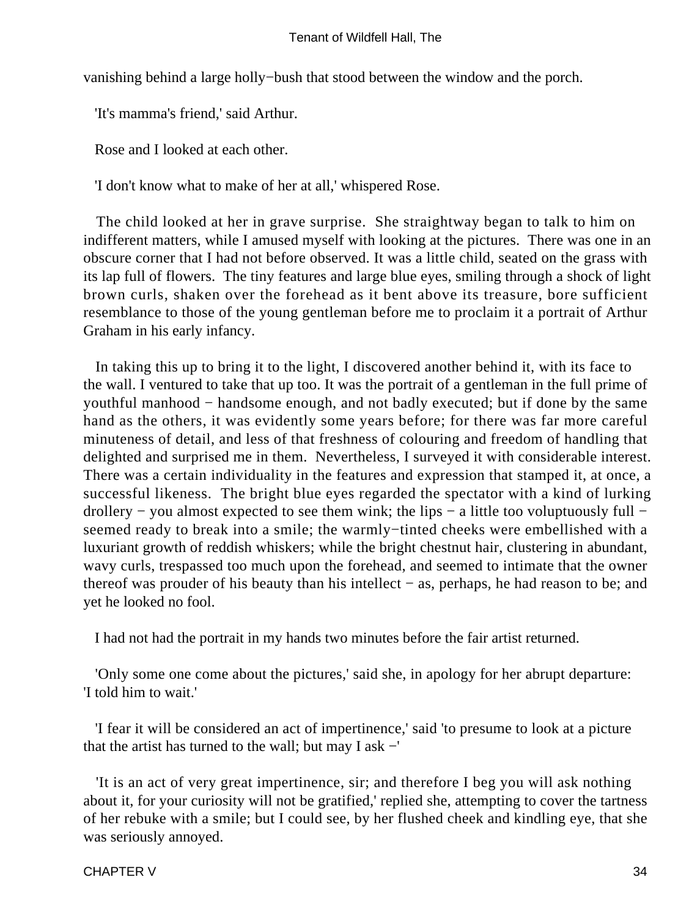vanishing behind a large holly−bush that stood between the window and the porch.

'It's mamma's friend,' said Arthur.

Rose and I looked at each other.

'I don't know what to make of her at all,' whispered Rose.

The child looked at her in grave surprise. She straightway began to talk to him on indifferent matters, while I amused myself with looking at the pictures. There was one in an obscure corner that I had not before observed. It was a little child, seated on the grass with its lap full of flowers. The tiny features and large blue eyes, smiling through a shock of light brown curls, shaken over the forehead as it bent above its treasure, bore sufficient resemblance to those of the young gentleman before me to proclaim it a portrait of Arthur Graham in his early infancy.

In taking this up to bring it to the light, I discovered another behind it, with its face to the wall. I ventured to take that up too. It was the portrait of a gentleman in the full prime of youthful manhood − handsome enough, and not badly executed; but if done by the same hand as the others, it was evidently some years before; for there was far more careful minuteness of detail, and less of that freshness of colouring and freedom of handling that delighted and surprised me in them. Nevertheless, I surveyed it with considerable interest. There was a certain individuality in the features and expression that stamped it, at once, a successful likeness. The bright blue eyes regarded the spectator with a kind of lurking drollery − you almost expected to see them wink; the lips − a little too voluptuously full − seemed ready to break into a smile; the warmly−tinted cheeks were embellished with a luxuriant growth of reddish whiskers; while the bright chestnut hair, clustering in abundant, wavy curls, trespassed too much upon the forehead, and seemed to intimate that the owner thereof was prouder of his beauty than his intellect − as, perhaps, he had reason to be; and yet he looked no fool.

I had not had the portrait in my hands two minutes before the fair artist returned.

'Only some one come about the pictures,' said she, in apology for her abrupt departure: 'I told him to wait.'

'I fear it will be considered an act of impertinence,' said 'to presume to look at a picture that the artist has turned to the wall; but may I ask −'

'It is an act of very great impertinence, sir; and therefore I beg you will ask nothing about it, for your curiosity will not be gratified,' replied she, attempting to cover the tartness of her rebuke with a smile; but I could see, by her flushed cheek and kindling eye, that she was seriously annoyed.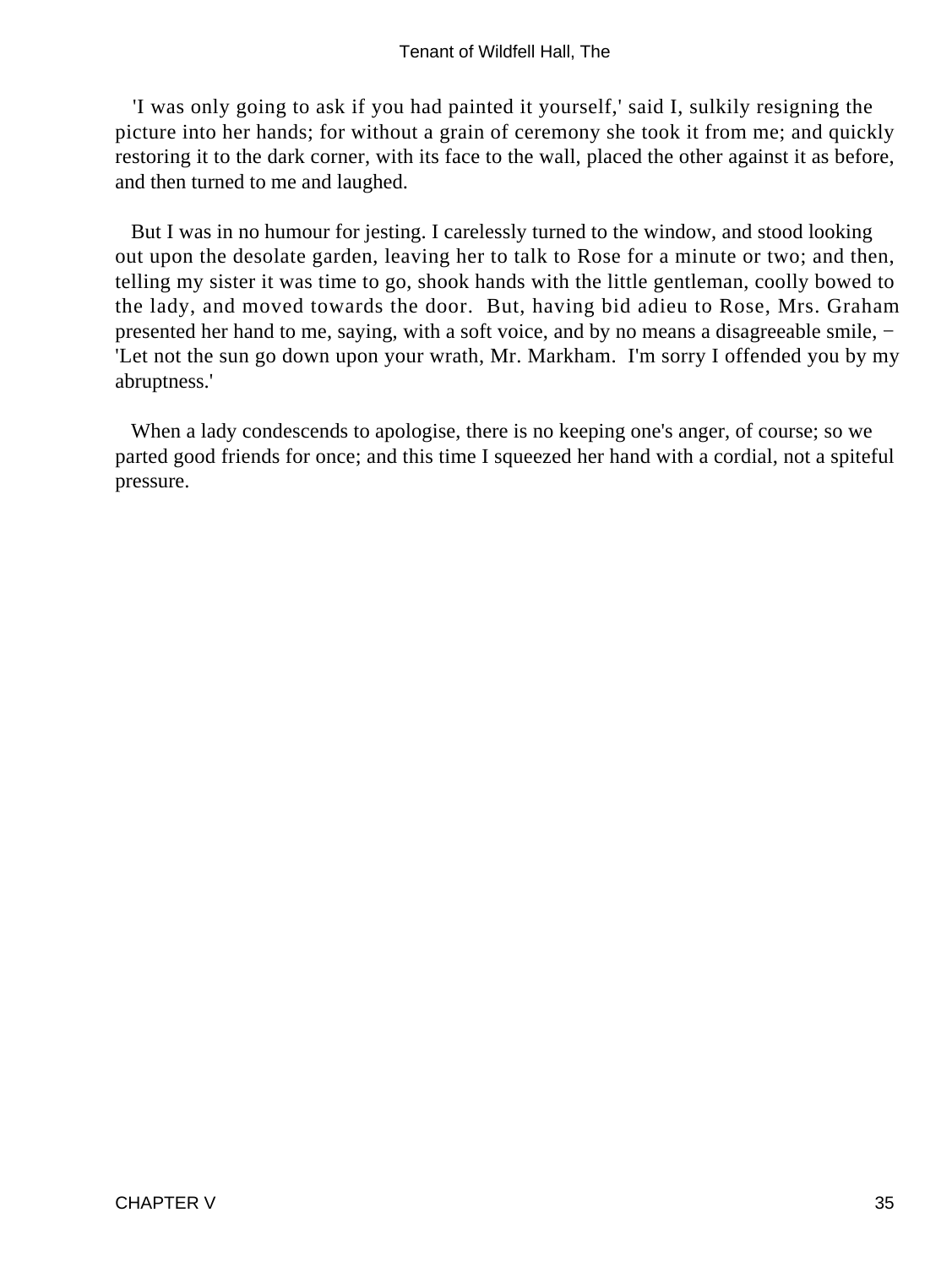'I was only going to ask if you had painted it yourself,' said I, sulkily resigning the picture into her hands; for without a grain of ceremony she took it from me; and quickly restoring it to the dark corner, with its face to the wall, placed the other against it as before, and then turned to me and laughed.

But I was in no humour for jesting. I carelessly turned to the window, and stood looking out upon the desolate garden, leaving her to talk to Rose for a minute or two; and then, telling my sister it was time to go, shook hands with the little gentleman, coolly bowed to the lady, and moved towards the door. But, having bid adieu to Rose, Mrs. Graham presented her hand to me, saying, with a soft voice, and by no means a disagreeable smile, − 'Let not the sun go down upon your wrath, Mr. Markham. I'm sorry I offended you by my abruptness.'

When a lady condescends to apologise, there is no keeping one's anger, of course; so we parted good friends for once; and this time I squeezed her hand with a cordial, not a spiteful pressure.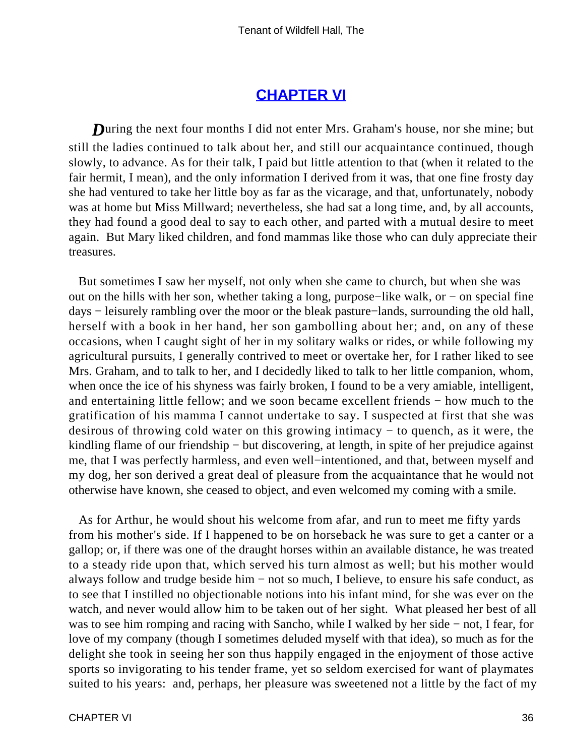## CHAPTER VI

*D*uring the next four months I did not enter Mrs. Graham's house, nor she mine; but still the ladies continued to talk about her, and still our acquaintance continued, though slowly, to advance. As for their talk, I paid but little attention to that (when it related to the fair hermit, I mean), and the only information I derived from it was, that one fine frosty day she had ventured to take her little boy as far as the vicarage, and that, unfortunately, nobody was at home but Miss Millward; nevertheless, she had sat a long time, and, by all accounts, they had found a good deal to say to each other, and parted with a mutual desire to meet again. But Mary liked children, and fond mammas like those who can duly appreciate their treasures.

But sometimes I saw her myself, not only when she came to church, but when she was out on the hills with her son, whether taking a long, purpose−like walk, or − on special fine days − leisurely rambling over the moor or the bleak pasture−lands, surrounding the old hall, herself with a book in her hand, her son gambolling about her; and, on any of these occasions, when I caught sight of her in my solitary walks or rides, or while following my agricultural pursuits, I generally contrived to meet or overtake her, for I rather liked to see Mrs. Graham, and to talk to her, and I decidedly liked to talk to her little companion, whom, when once the ice of his shyness was fairly broken, I found to be a very amiable, intelligent, and entertaining little fellow; and we soon became excellent friends − how much to the gratification of his mamma I cannot undertake to say. I suspected at first that she was desirous of throwing cold water on this growing intimacy − to quench, as it were, the kindling flame of our friendship − but discovering, at length, in spite of her prejudice against me, that I was perfectly harmless, and even well−intentioned, and that, between myself and my dog, her son derived a great deal of pleasure from the acquaintance that he would not otherwise have known, she ceased to object, and even welcomed my coming with a smile.

As for Arthur, he would shout his welcome from afar, and run to meet me fifty yards from his mother's side. If I happened to be on horseback he was sure to get a canter or a gallop; or, if there was one of the draught horses within an available distance, he was treated to a steady ride upon that, which served his turn almost as well; but his mother would always follow and trudge beside him − not so much, I believe, to ensure his safe conduct, as to see that I instilled no objectionable notions into his infant mind, for she was ever on the watch, and never would allow him to be taken out of her sight. What pleased her best of all was to see him romping and racing with Sancho, while I walked by her side − not, I fear, for love of my company (though I sometimes deluded myself with that idea), so much as for the delight she took in seeing her son thus happily engaged in the enjoyment of those active sports so invigorating to his tender frame, yet so seldom exercised for want of playmates suited to his years: and, perhaps, her pleasure was sweetened not a little by the fact of my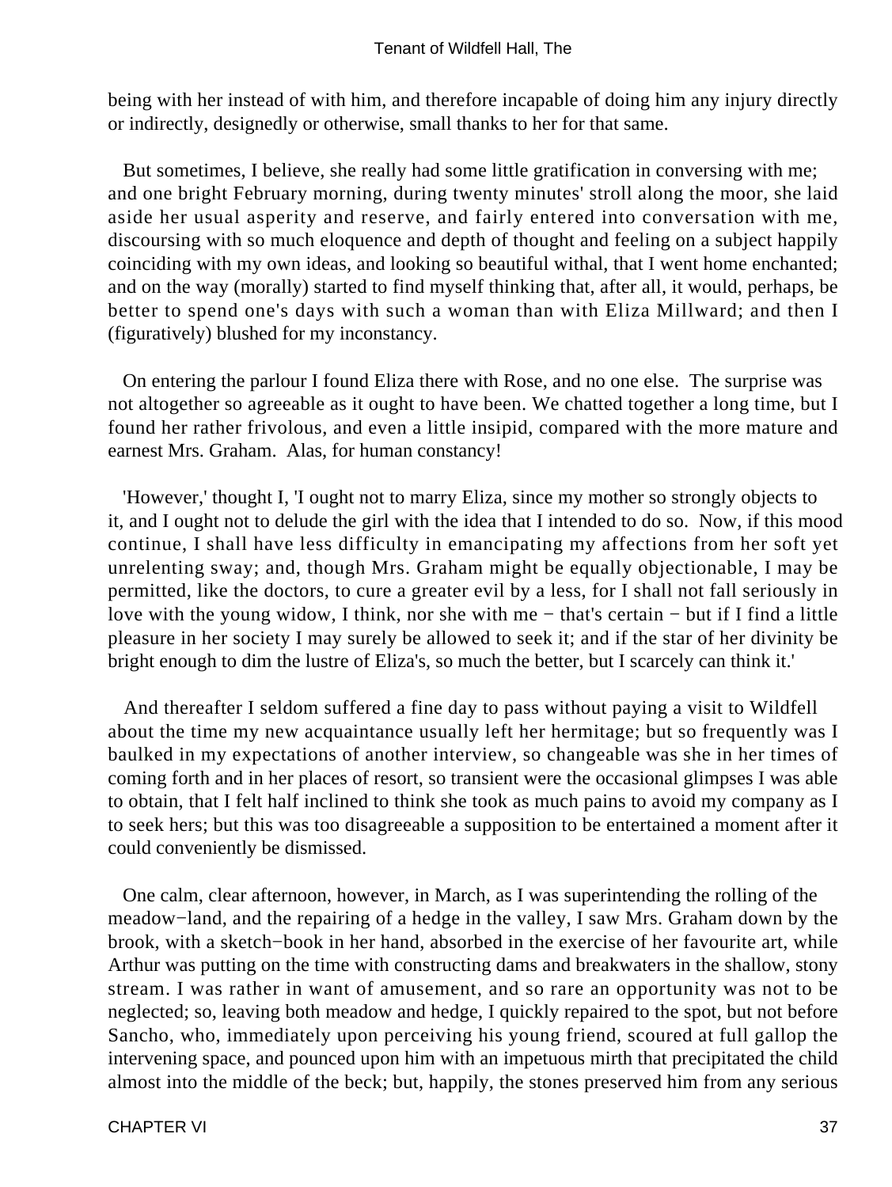being with her instead of with him, and therefore incapable of doing him any injury directly or indirectly, designedly or otherwise, small thanks to her for that same.

But sometimes, I believe, she really had some little gratification in conversing with me; and one bright February morning, during twenty minutes' stroll along the moor, she laid aside her usual asperity and reserve, and fairly entered into conversation with me, discoursing with so much eloquence and depth of thought and feeling on a subject happily coinciding with my own ideas, and looking so beautiful withal, that I went home enchanted; and on the way (morally) started to find myself thinking that, after all, it would, perhaps, be better to spend one's days with such a woman than with Eliza Millward; and then I (figuratively) blushed for my inconstancy.

On entering the parlour I found Eliza there with Rose, and no one else. The surprise was not altogether so agreeable as it ought to have been. We chatted together a long time, but I found her rather frivolous, and even a little insipid, compared with the more mature and earnest Mrs. Graham. Alas, for human constancy!

'However,' thought I, 'I ought not to marry Eliza, since my mother so strongly objects to it, and I ought not to delude the girl with the idea that I intended to do so. Now, if this mood continue, I shall have less difficulty in emancipating my affections from her soft yet unrelenting sway; and, though Mrs. Graham might be equally objectionable, I may be permitted, like the doctors, to cure a greater evil by a less, for I shall not fall seriously in love with the young widow, I think, nor she with me − that's certain − but if I find a little pleasure in her society I may surely be allowed to seek it; and if the star of her divinity be bright enough to dim the lustre of Eliza's, so much the better, but I scarcely can think it.'

And thereafter I seldom suffered a fine day to pass without paying a visit to Wildfell about the time my new acquaintance usually left her hermitage; but so frequently was I baulked in my expectations of another interview, so changeable was she in her times of coming forth and in her places of resort, so transient were the occasional glimpses I was able to obtain, that I felt half inclined to think she took as much pains to avoid my company as I to seek hers; but this was too disagreeable a supposition to be entertained a moment after it could conveniently be dismissed.

One calm, clear afternoon, however, in March, as I was superintending the rolling of the meadow−land, and the repairing of a hedge in the valley, I saw Mrs. Graham down by the brook, with a sketch−book in her hand, absorbed in the exercise of her favourite art, while Arthur was putting on the time with constructing dams and breakwaters in the shallow, stony stream. I was rather in want of amusement, and so rare an opportunity was not to be neglected; so, leaving both meadow and hedge, I quickly repaired to the spot, but not before Sancho, who, immediately upon perceiving his young friend, scoured at full gallop the intervening space, and pounced upon him with an impetuous mirth that precipitated the child almost into the middle of the beck; but, happily, the stones preserved him from any serious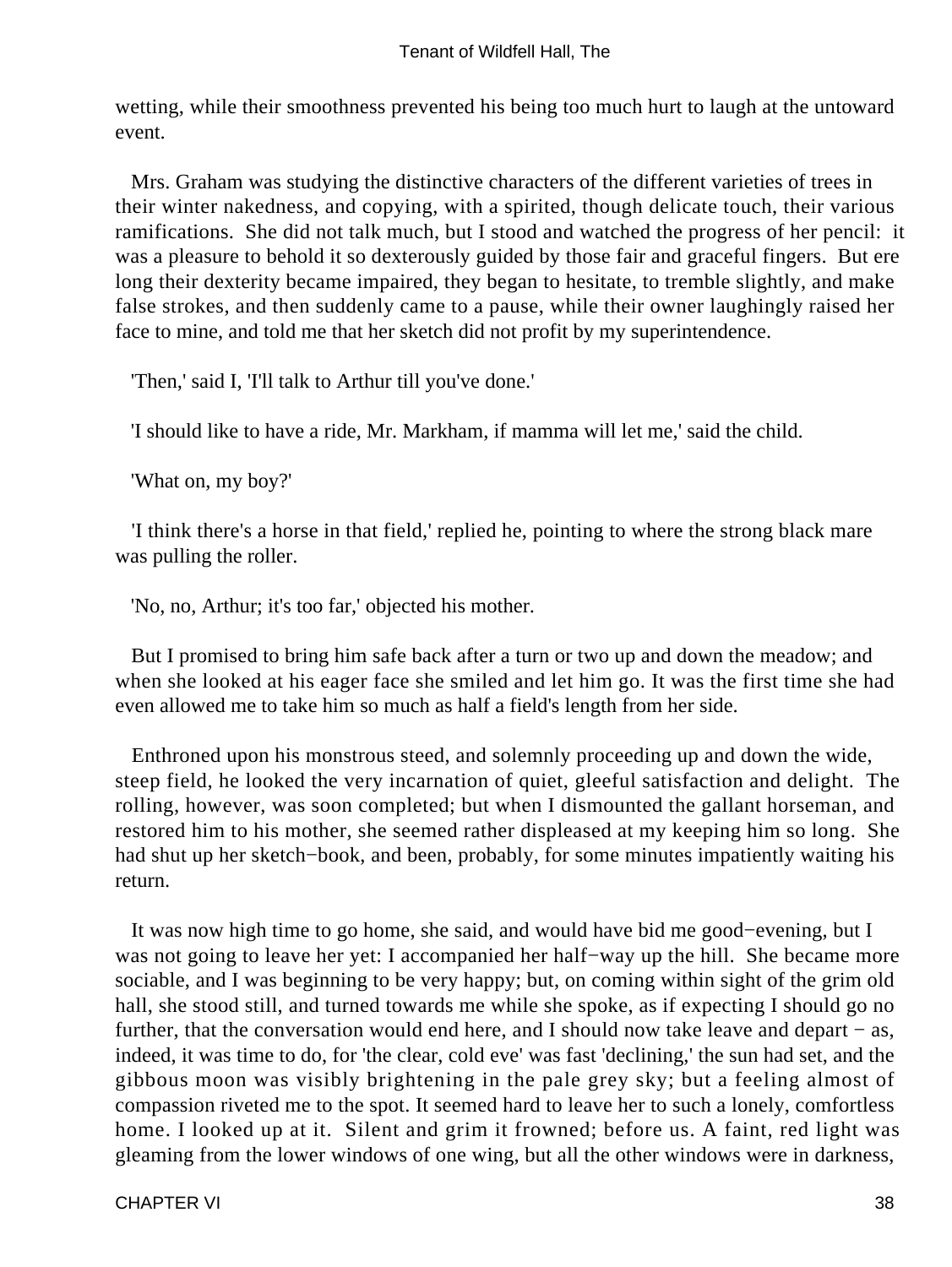wetting, while their smoothness prevented his being too much hurt to laugh at the untoward event.

Mrs. Graham was studying the distinctive characters of the different varieties of trees in their winter nakedness, and copying, with a spirited, though delicate touch, their various ramifications. She did not talk much, but I stood and watched the progress of her pencil: it was a pleasure to behold it so dexterously guided by those fair and graceful fingers. But ere long their dexterity became impaired, they began to hesitate, to tremble slightly, and make false strokes, and then suddenly came to a pause, while their owner laughingly raised her face to mine, and told me that her sketch did not profit by my superintendence.

'Then,' said I, 'I'll talk to Arthur till you've done.'

'I should like to have a ride, Mr. Markham, if mamma will let me,' said the child.

'What on, my boy?'

'I think there's a horse in that field,' replied he, pointing to where the strong black mare was pulling the roller.

'No, no, Arthur; it's too far,' objected his mother.

But I promised to bring him safe back after a turn or two up and down the meadow; and when she looked at his eager face she smiled and let him go. It was the first time she had even allowed me to take him so much as half a field's length from her side.

Enthroned upon his monstrous steed, and solemnly proceeding up and down the wide, steep field, he looked the very incarnation of quiet, gleeful satisfaction and delight. The rolling, however, was soon completed; but when I dismounted the gallant horseman, and restored him to his mother, she seemed rather displeased at my keeping him so long. She had shut up her sketch−book, and been, probably, for some minutes impatiently waiting his return.

It was now high time to go home, she said, and would have bid me good−evening, but I was not going to leave her yet: I accompanied her half−way up the hill. She became more sociable, and I was beginning to be very happy; but, on coming within sight of the grim old hall, she stood still, and turned towards me while she spoke, as if expecting I should go no further, that the conversation would end here, and I should now take leave and depart − as, indeed, it was time to do, for 'the clear, cold eve' was fast 'declining,' the sun had set, and the gibbous moon was visibly brightening in the pale grey sky; but a feeling almost of compassion riveted me to the spot. It seemed hard to leave her to such a lonely, comfortless home. I looked up at it. Silent and grim it frowned; before us. A faint, red light was gleaming from the lower windows of one wing, but all the other windows were in darkness,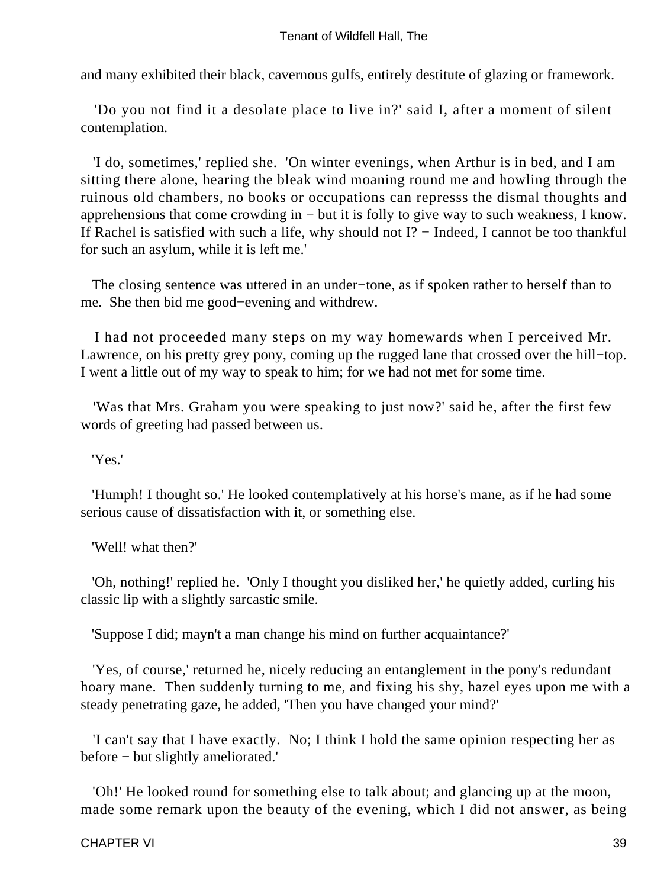and many exhibited their black, cavernous gulfs, entirely destitute of glazing or framework.

'Do you not find it a desolate place to live in?' said I, after a moment of silent contemplation.

'I do, sometimes,' replied she. 'On winter evenings, when Arthur is in bed, and I am sitting there alone, hearing the bleak wind moaning round me and howling through the ruinous old chambers, no books or occupations can represss the dismal thoughts and apprehensions that come crowding in − but it is folly to give way to such weakness, I know. If Rachel is satisfied with such a life, why should not I? − Indeed, I cannot be too thankful for such an asylum, while it is left me.'

The closing sentence was uttered in an under−tone, as if spoken rather to herself than to me. She then bid me good−evening and withdrew.

I had not proceeded many steps on my way homewards when I perceived Mr. Lawrence, on his pretty grey pony, coming up the rugged lane that crossed over the hill−top. I went a little out of my way to speak to him; for we had not met for some time.

'Was that Mrs. Graham you were speaking to just now?' said he, after the first few words of greeting had passed between us.

'Yes.'

'Humph! I thought so.' He looked contemplatively at his horse's mane, as if he had some serious cause of dissatisfaction with it, or something else.

'Well! what then?'

'Oh, nothing!' replied he. 'Only I thought you disliked her,' he quietly added, curling his classic lip with a slightly sarcastic smile.

'Suppose I did; mayn't a man change his mind on further acquaintance?'

'Yes, of course,' returned he, nicely reducing an entanglement in the pony's redundant hoary mane. Then suddenly turning to me, and fixing his shy, hazel eyes upon me with a steady penetrating gaze, he added, 'Then you have changed your mind?'

'I can't say that I have exactly. No; I think I hold the same opinion respecting her as before − but slightly ameliorated.'

'Oh!' He looked round for something else to talk about; and glancing up at the moon, made some remark upon the beauty of the evening, which I did not answer, as being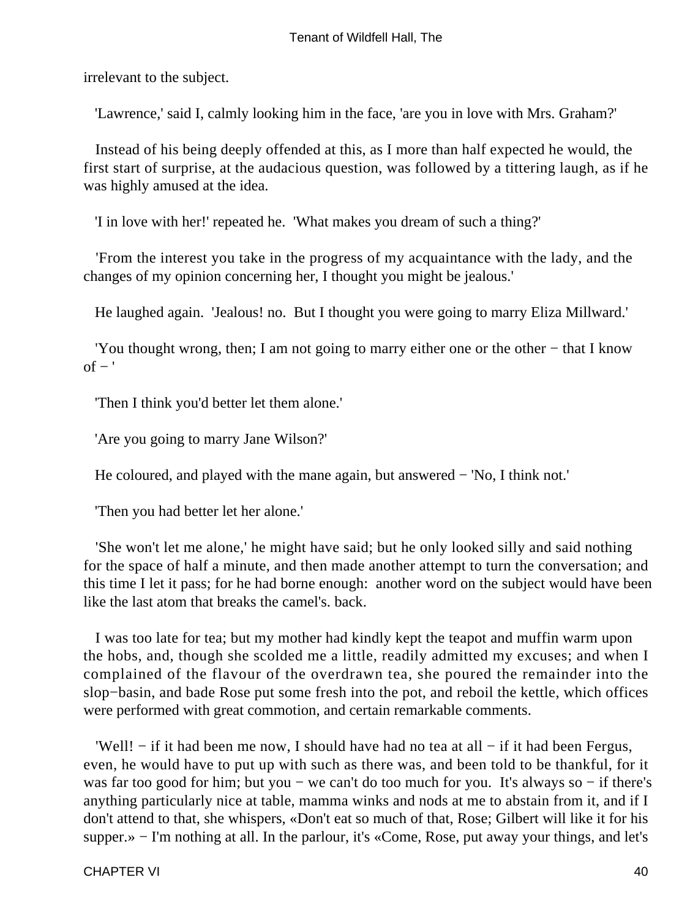irrelevant to the subject.

'Lawrence,' said I, calmly looking him in the face, 'are you in love with Mrs. Graham?'

Instead of his being deeply offended at this, as I more than half expected he would, the first start of surprise, at the audacious question, was followed by a tittering laugh, as if he was highly amused at the idea.

'I in love with her!' repeated he. 'What makes you dream of such a thing?'

'From the interest you take in the progress of my acquaintance with the lady, and the changes of my opinion concerning her, I thought you might be jealous.'

He laughed again. 'Jealous! no. But I thought you were going to marry Eliza Millward.'

'You thought wrong, then; I am not going to marry either one or the other − that I know of − '

'Then I think you'd better let them alone.'

'Are you going to marry Jane Wilson?'

He coloured, and played with the mane again, but answered − 'No, I think not.'

'Then you had better let her alone.'

'She won't let me alone,' he might have said; but he only looked silly and said nothing for the space of half a minute, and then made another attempt to turn the conversation; and this time I let it pass; for he had borne enough: another word on the subject would have been like the last atom that breaks the camel's. back.

I was too late for tea; but my mother had kindly kept the teapot and muffin warm upon the hobs, and, though she scolded me a little, readily admitted my excuses; and when I complained of the flavour of the overdrawn tea, she poured the remainder into the slop−basin, and bade Rose put some fresh into the pot, and reboil the kettle, which offices were performed with great commotion, and certain remarkable comments.

'Well! − if it had been me now, I should have had no tea at all − if it had been Fergus, even, he would have to put up with such as there was, and been told to be thankful, for it was far too good for him; but you − we can't do too much for you. It's always so − if there's anything particularly nice at table, mamma winks and nods at me to abstain from it, and if I don't attend to that, she whispers, «Don't eat so much of that, Rose; Gilbert will like it for his supper.» − I'm nothing at all. In the parlour, it's «Come, Rose, put away your things, and let's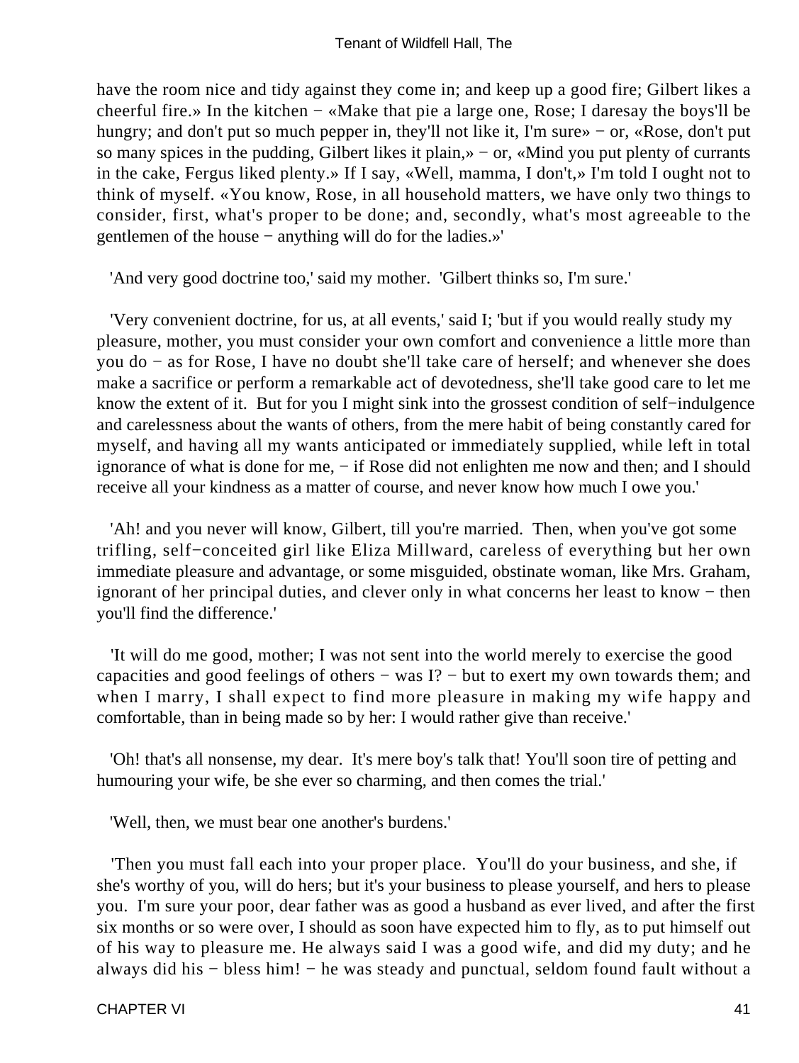have the room nice and tidy against they come in; and keep up a good fire; Gilbert likes a cheerful fire.» In the kitchen − «Make that pie a large one, Rose; I daresay the boys'll be hungry; and don't put so much pepper in, they'll not like it, I'm sure» − or, «Rose, don't put so many spices in the pudding, Gilbert likes it plain,» − or, «Mind you put plenty of currants in the cake, Fergus liked plenty.» If I say, «Well, mamma, I don't,» I'm told I ought not to think of myself. «You know, Rose, in all household matters, we have only two things to consider, first, what's proper to be done; and, secondly, what's most agreeable to the gentlemen of the house − anything will do for the ladies.»'

'And very good doctrine too,' said my mother. 'Gilbert thinks so, I'm sure.'

'Very convenient doctrine, for us, at all events,' said I; 'but if you would really study my pleasure, mother, you must consider your own comfort and convenience a little more than you do − as for Rose, I have no doubt she'll take care of herself; and whenever she does make a sacrifice or perform a remarkable act of devotedness, she'll take good care to let me know the extent of it. But for you I might sink into the grossest condition of self−indulgence and carelessness about the wants of others, from the mere habit of being constantly cared for myself, and having all my wants anticipated or immediately supplied, while left in total ignorance of what is done for me, − if Rose did not enlighten me now and then; and I should receive all your kindness as a matter of course, and never know how much I owe you.'

'Ah! and you never will know, Gilbert, till you're married. Then, when you've got some trifling, self−conceited girl like Eliza Millward, careless of everything but her own immediate pleasure and advantage, or some misguided, obstinate woman, like Mrs. Graham, ignorant of her principal duties, and clever only in what concerns her least to know − then you'll find the difference.'

'It will do me good, mother; I was not sent into the world merely to exercise the good capacities and good feelings of others − was I? − but to exert my own towards them; and when I marry, I shall expect to find more pleasure in making my wife happy and comfortable, than in being made so by her: I would rather give than receive.'

'Oh! that's all nonsense, my dear. It's mere boy's talk that! You'll soon tire of petting and humouring your wife, be she ever so charming, and then comes the trial.'

'Well, then, we must bear one another's burdens.'

'Then you must fall each into your proper place. You'll do your business, and she, if she's worthy of you, will do hers; but it's your business to please yourself, and hers to please you. I'm sure your poor, dear father was as good a husband as ever lived, and after the first six months or so were over, I should as soon have expected him to fly, as to put himself out of his way to pleasure me. He always said I was a good wife, and did my duty; and he always did his − bless him! − he was steady and punctual, seldom found fault without a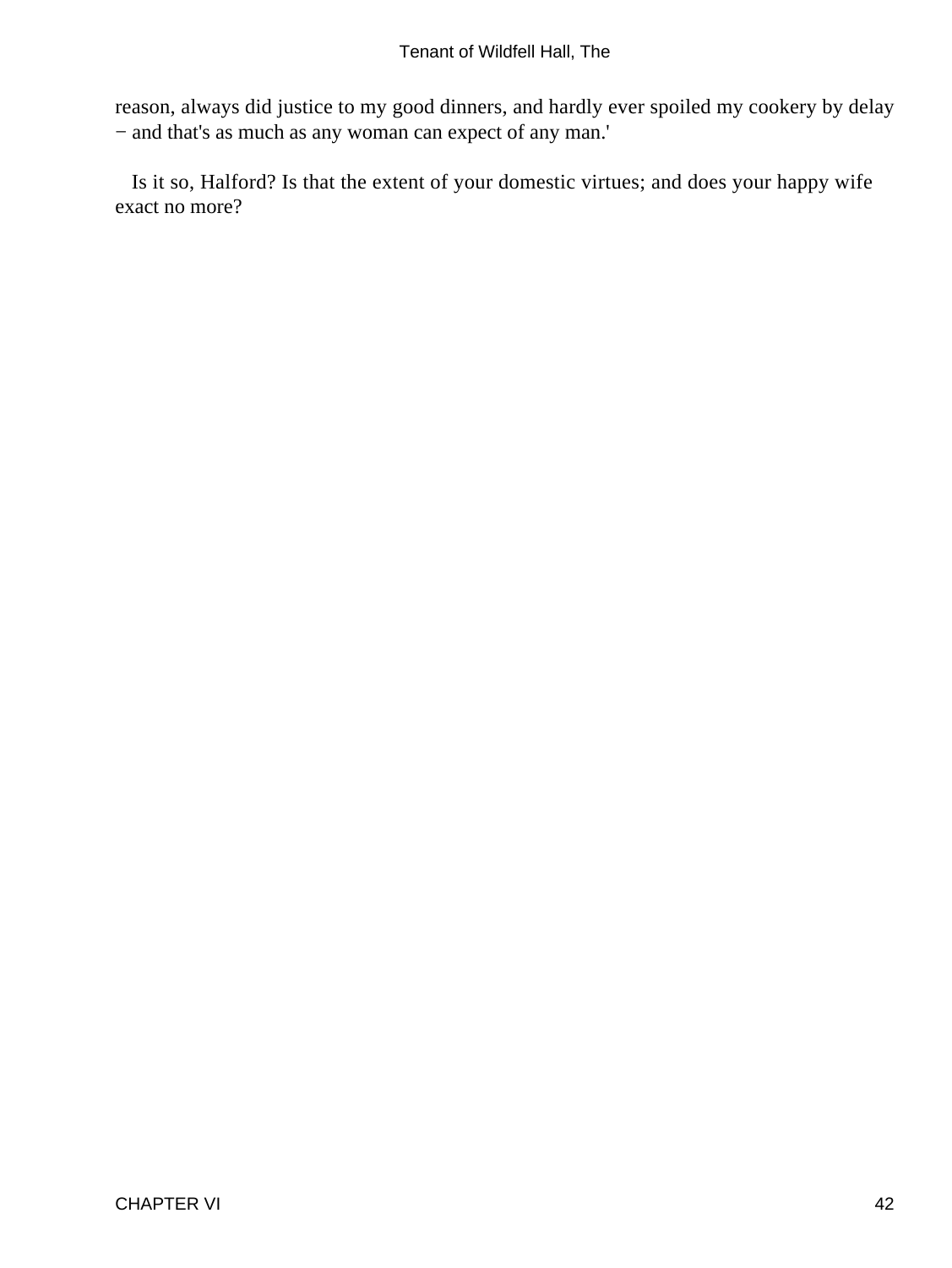reason, always did justice to my good dinners, and hardly ever spoiled my cookery by delay − and that's as much as any woman can expect of any man.'

Is it so, Halford? Is that the extent of your domestic virtues; and does your happy wife exact no more?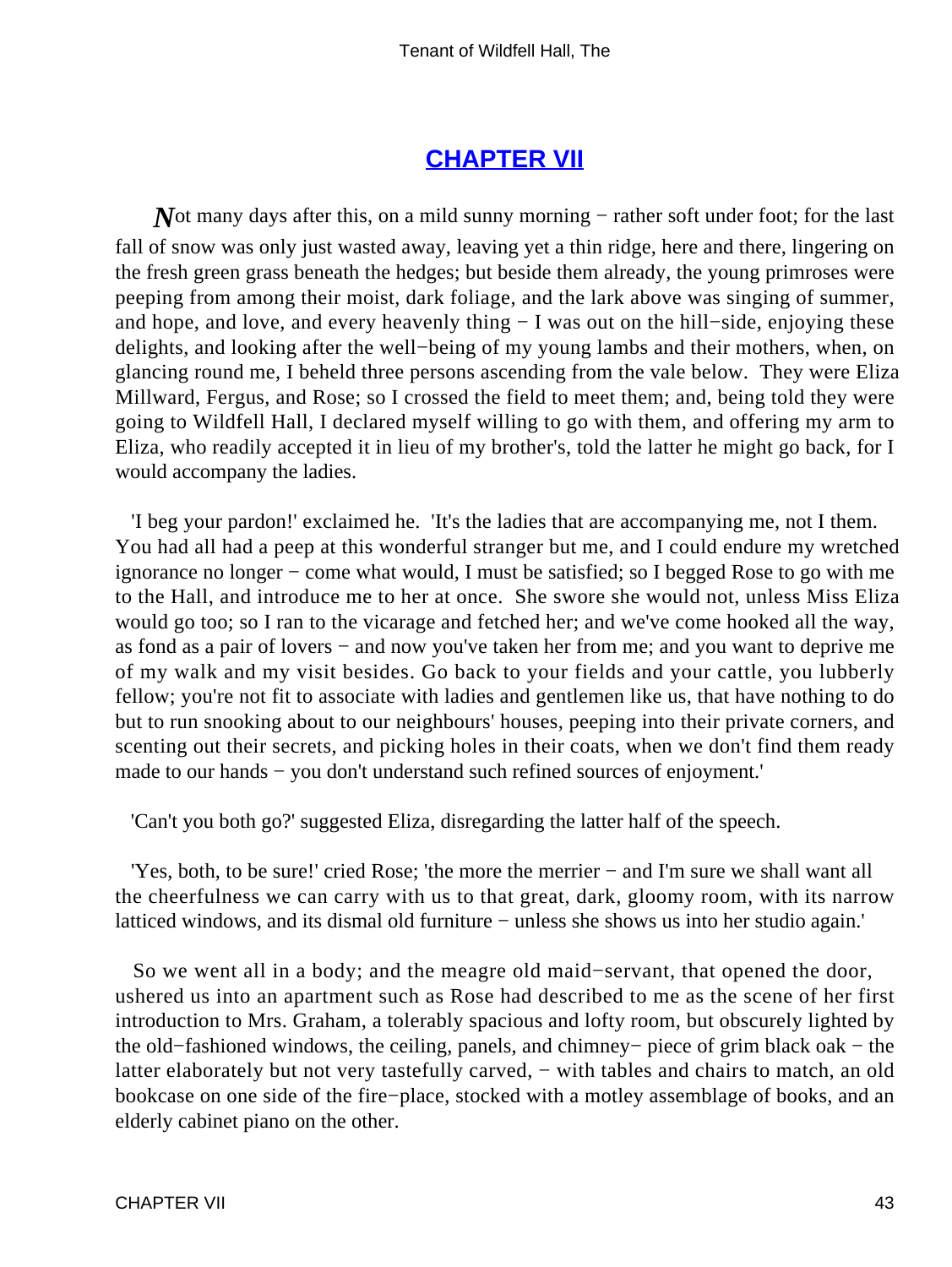## CHAPTER VII

*N*ot many days after this, on a mild sunny morning − rather soft under foot; for the last fall of snow was only just wasted away, leaving yet a thin ridge, here and there, lingering on the fresh green grass beneath the hedges; but beside them already, the young primroses were peeping from among their moist, dark foliage, and the lark above was singing of summer, and hope, and love, and every heavenly thing − I was out on the hill−side, enjoying these delights, and looking after the well−being of my young lambs and their mothers, when, on glancing round me, I beheld three persons ascending from the vale below. They were Eliza Millward, Fergus, and Rose; so I crossed the field to meet them; and, being told they were going to Wildfell Hall, I declared myself willing to go with them, and offering my arm to Eliza, who readily accepted it in lieu of my brother's, told the latter he might go back, for I would accompany the ladies.

'I beg your pardon!' exclaimed he. 'It's the ladies that are accompanying me, not I them. You had all had a peep at this wonderful stranger but me, and I could endure my wretched ignorance no longer − come what would, I must be satisfied; so I begged Rose to go with me to the Hall, and introduce me to her at once. She swore she would not, unless Miss Eliza would go too; so I ran to the vicarage and fetched her; and we've come hooked all the way, as fond as a pair of lovers − and now you've taken her from me; and you want to deprive me of my walk and my visit besides. Go back to your fields and your cattle, you lubberly fellow; you're not fit to associate with ladies and gentlemen like us, that have nothing to do but to run snooking about to our neighbours' houses, peeping into their private corners, and scenting out their secrets, and picking holes in their coats, when we don't find them ready made to our hands − you don't understand such refined sources of enjoyment.'

'Can't you both go?' suggested Eliza, disregarding the latter half of the speech.

'Yes, both, to be sure!' cried Rose; 'the more the merrier − and I'm sure we shall want all the cheerfulness we can carry with us to that great, dark, gloomy room, with its narrow latticed windows, and its dismal old furniture − unless she shows us into her studio again.'

So we went all in a body; and the meagre old maid−servant, that opened the door, ushered us into an apartment such as Rose had described to me as the scene of her first introduction to Mrs. Graham, a tolerably spacious and lofty room, but obscurely lighted by the old−fashioned windows, the ceiling, panels, and chimney− piece of grim black oak − the latter elaborately but not very tastefully carved, − with tables and chairs to match, an old bookcase on one side of the fire−place, stocked with a motley assemblage of books, and an elderly cabinet piano on the other.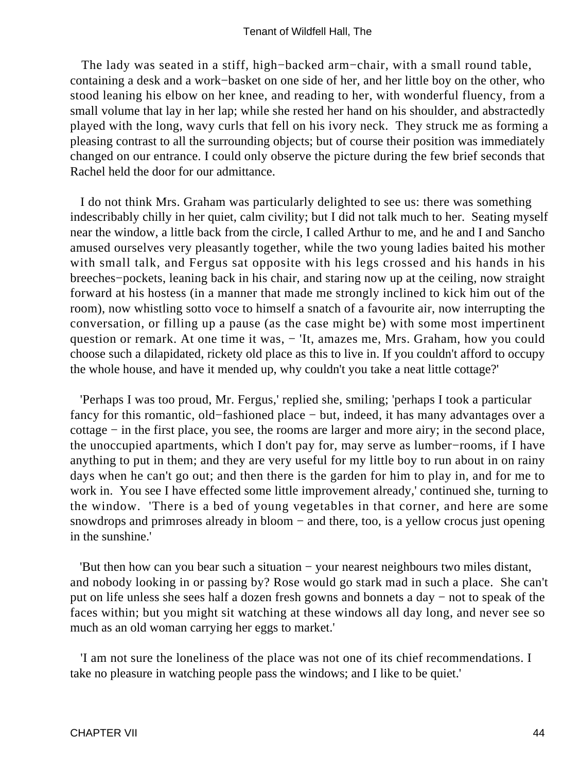The lady was seated in a stiff, high−backed arm−chair, with a small round table, containing a desk and a work−basket on one side of her, and her little boy on the other, who stood leaning his elbow on her knee, and reading to her, with wonderful fluency, from a small volume that lay in her lap; while she rested her hand on his shoulder, and abstractedly played with the long, wavy curls that fell on his ivory neck. They struck me as forming a pleasing contrast to all the surrounding objects; but of course their position was immediately changed on our entrance. I could only observe the picture during the few brief seconds that Rachel held the door for our admittance.

I do not think Mrs. Graham was particularly delighted to see us: there was something indescribably chilly in her quiet, calm civility; but I did not talk much to her. Seating myself near the window, a little back from the circle, I called Arthur to me, and he and I and Sancho amused ourselves very pleasantly together, while the two young ladies baited his mother with small talk, and Fergus sat opposite with his legs crossed and his hands in his breeches−pockets, leaning back in his chair, and staring now up at the ceiling, now straight forward at his hostess (in a manner that made me strongly inclined to kick him out of the room), now whistling sotto voce to himself a snatch of a favourite air, now interrupting the conversation, or filling up a pause (as the case might be) with some most impertinent question or remark. At one time it was, − 'It, amazes me, Mrs. Graham, how you could choose such a dilapidated, rickety old place as this to live in. If you couldn't afford to occupy the whole house, and have it mended up, why couldn't you take a neat little cottage?'

'Perhaps I was too proud, Mr. Fergus,' replied she, smiling; 'perhaps I took a particular fancy for this romantic, old−fashioned place − but, indeed, it has many advantages over a cottage − in the first place, you see, the rooms are larger and more airy; in the second place, the unoccupied apartments, which I don't pay for, may serve as lumber−rooms, if I have anything to put in them; and they are very useful for my little boy to run about in on rainy days when he can't go out; and then there is the garden for him to play in, and for me to work in. You see I have effected some little improvement already,' continued she, turning to the window. 'There is a bed of young vegetables in that corner, and here are some snowdrops and primroses already in bloom − and there, too, is a yellow crocus just opening in the sunshine.'

'But then how can you bear such a situation − your nearest neighbours two miles distant, and nobody looking in or passing by? Rose would go stark mad in such a place. She can't put on life unless she sees half a dozen fresh gowns and bonnets a day − not to speak of the faces within; but you might sit watching at these windows all day long, and never see so much as an old woman carrying her eggs to market.'

'I am not sure the loneliness of the place was not one of its chief recommendations. I take no pleasure in watching people pass the windows; and I like to be quiet.'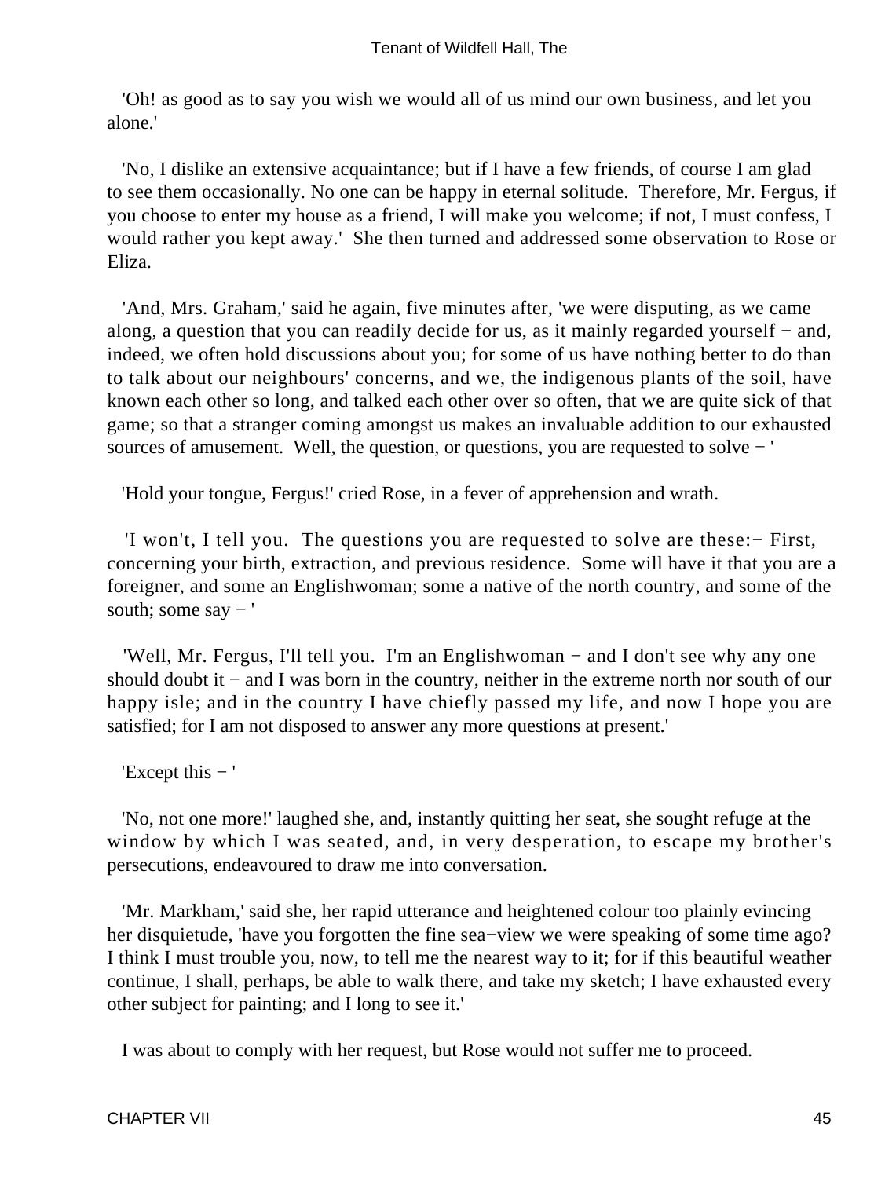'Oh! as good as to say you wish we would all of us mind our own business, and let you alone.'

'No, I dislike an extensive acquaintance; but if I have a few friends, of course I am glad to see them occasionally. No one can be happy in eternal solitude. Therefore, Mr. Fergus, if you choose to enter my house as a friend, I will make you welcome; if not, I must confess, I would rather you kept away.' She then turned and addressed some observation to Rose or Eliza.

'And, Mrs. Graham,' said he again, five minutes after, 'we were disputing, as we came along, a question that you can readily decide for us, as it mainly regarded yourself − and, indeed, we often hold discussions about you; for some of us have nothing better to do than to talk about our neighbours' concerns, and we, the indigenous plants of the soil, have known each other so long, and talked each other over so often, that we are quite sick of that game; so that a stranger coming amongst us makes an invaluable addition to our exhausted sources of amusement. Well, the question, or questions, you are requested to solve − '

'Hold your tongue, Fergus!' cried Rose, in a fever of apprehension and wrath.

'I won't, I tell you. The questions you are requested to solve are these:− First, concerning your birth, extraction, and previous residence. Some will have it that you are a foreigner, and some an Englishwoman; some a native of the north country, and some of the south; some say − '

'Well, Mr. Fergus, I'll tell you. I'm an Englishwoman − and I don't see why any one should doubt it − and I was born in the country, neither in the extreme north nor south of our happy isle; and in the country I have chiefly passed my life, and now I hope you are satisfied; for I am not disposed to answer any more questions at present.'

'Except this − '

'No, not one more!' laughed she, and, instantly quitting her seat, she sought refuge at the window by which I was seated, and, in very desperation, to escape my brother's persecutions, endeavoured to draw me into conversation.

'Mr. Markham,' said she, her rapid utterance and heightened colour too plainly evincing her disquietude, 'have you forgotten the fine sea−view we were speaking of some time ago? I think I must trouble you, now, to tell me the nearest way to it; for if this beautiful weather continue, I shall, perhaps, be able to walk there, and take my sketch; I have exhausted every other subject for painting; and I long to see it.'

I was about to comply with her request, but Rose would not suffer me to proceed.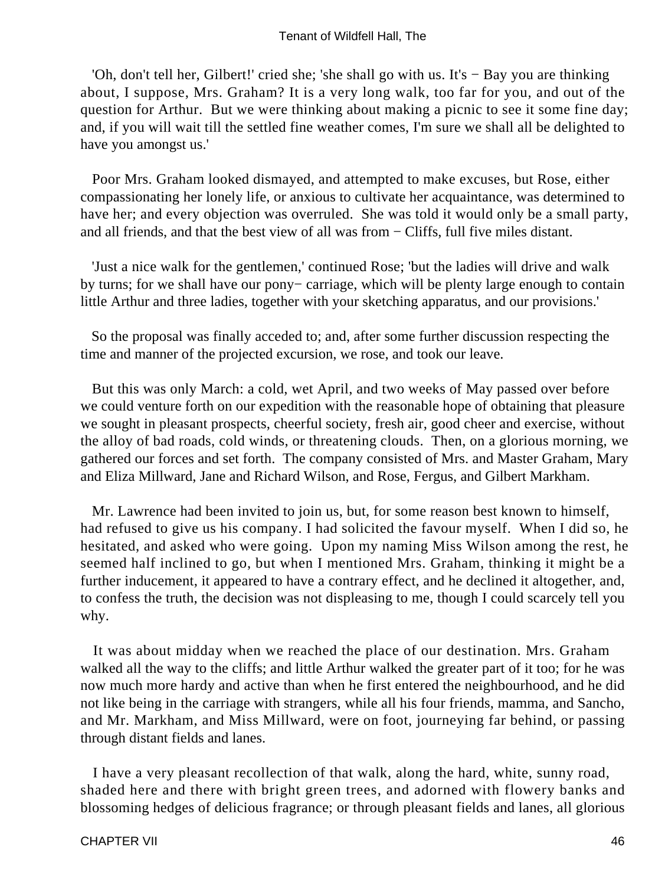'Oh, don't tell her, Gilbert!' cried she; 'she shall go with us. It's − Bay you are thinking about, I suppose, Mrs. Graham? It is a very long walk, too far for you, and out of the question for Arthur. But we were thinking about making a picnic to see it some fine day; and, if you will wait till the settled fine weather comes, I'm sure we shall all be delighted to have you amongst us.'

Poor Mrs. Graham looked dismayed, and attempted to make excuses, but Rose, either compassionating her lonely life, or anxious to cultivate her acquaintance, was determined to have her; and every objection was overruled. She was told it would only be a small party, and all friends, and that the best view of all was from − Cliffs, full five miles distant.

'Just a nice walk for the gentlemen,' continued Rose; 'but the ladies will drive and walk by turns; for we shall have our pony− carriage, which will be plenty large enough to contain little Arthur and three ladies, together with your sketching apparatus, and our provisions.'

So the proposal was finally acceded to; and, after some further discussion respecting the time and manner of the projected excursion, we rose, and took our leave.

But this was only March: a cold, wet April, and two weeks of May passed over before we could venture forth on our expedition with the reasonable hope of obtaining that pleasure we sought in pleasant prospects, cheerful society, fresh air, good cheer and exercise, without the alloy of bad roads, cold winds, or threatening clouds. Then, on a glorious morning, we gathered our forces and set forth. The company consisted of Mrs. and Master Graham, Mary and Eliza Millward, Jane and Richard Wilson, and Rose, Fergus, and Gilbert Markham.

Mr. Lawrence had been invited to join us, but, for some reason best known to himself, had refused to give us his company. I had solicited the favour myself. When I did so, he hesitated, and asked who were going. Upon my naming Miss Wilson among the rest, he seemed half inclined to go, but when I mentioned Mrs. Graham, thinking it might be a further inducement, it appeared to have a contrary effect, and he declined it altogether, and, to confess the truth, the decision was not displeasing to me, though I could scarcely tell you why.

It was about midday when we reached the place of our destination. Mrs. Graham walked all the way to the cliffs; and little Arthur walked the greater part of it too; for he was now much more hardy and active than when he first entered the neighbourhood, and he did not like being in the carriage with strangers, while all his four friends, mamma, and Sancho, and Mr. Markham, and Miss Millward, were on foot, journeying far behind, or passing through distant fields and lanes.

I have a very pleasant recollection of that walk, along the hard, white, sunny road, shaded here and there with bright green trees, and adorned with flowery banks and blossoming hedges of delicious fragrance; or through pleasant fields and lanes, all glorious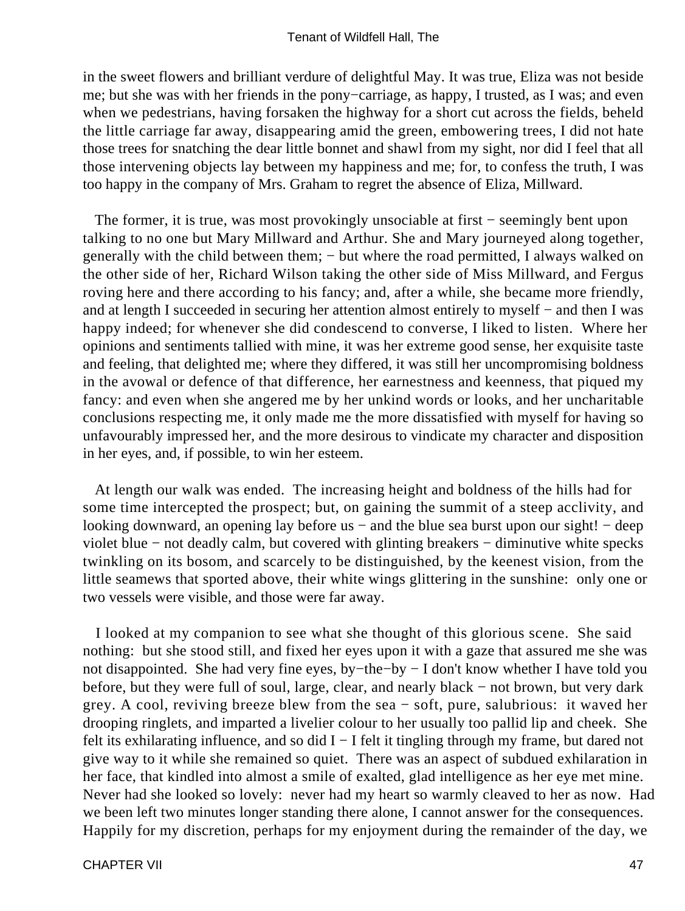in the sweet flowers and brilliant verdure of delightful May. It was true, Eliza was not beside me; but she was with her friends in the pony−carriage, as happy, I trusted, as I was; and even when we pedestrians, having forsaken the highway for a short cut across the fields, beheld the little carriage far away, disappearing amid the green, embowering trees, I did not hate those trees for snatching the dear little bonnet and shawl from my sight, nor did I feel that all those intervening objects lay between my happiness and me; for, to confess the truth, I was too happy in the company of Mrs. Graham to regret the absence of Eliza, Millward.

The former, it is true, was most provokingly unsociable at first − seemingly bent upon talking to no one but Mary Millward and Arthur. She and Mary journeyed along together, generally with the child between them; − but where the road permitted, I always walked on the other side of her, Richard Wilson taking the other side of Miss Millward, and Fergus roving here and there according to his fancy; and, after a while, she became more friendly, and at length I succeeded in securing her attention almost entirely to myself − and then I was happy indeed; for whenever she did condescend to converse, I liked to listen. Where her opinions and sentiments tallied with mine, it was her extreme good sense, her exquisite taste and feeling, that delighted me; where they differed, it was still her uncompromising boldness in the avowal or defence of that difference, her earnestness and keenness, that piqued my fancy: and even when she angered me by her unkind words or looks, and her uncharitable conclusions respecting me, it only made me the more dissatisfied with myself for having so unfavourably impressed her, and the more desirous to vindicate my character and disposition in her eyes, and, if possible, to win her esteem.

At length our walk was ended. The increasing height and boldness of the hills had for some time intercepted the prospect; but, on gaining the summit of a steep acclivity, and looking downward, an opening lay before us − and the blue sea burst upon our sight! − deep violet blue − not deadly calm, but covered with glinting breakers − diminutive white specks twinkling on its bosom, and scarcely to be distinguished, by the keenest vision, from the little seamews that sported above, their white wings glittering in the sunshine: only one or two vessels were visible, and those were far away.

I looked at my companion to see what she thought of this glorious scene. She said nothing: but she stood still, and fixed her eyes upon it with a gaze that assured me she was not disappointed. She had very fine eyes, by−the−by − I don't know whether I have told you before, but they were full of soul, large, clear, and nearly black − not brown, but very dark grey. A cool, reviving breeze blew from the sea − soft, pure, salubrious: it waved her drooping ringlets, and imparted a livelier colour to her usually too pallid lip and cheek. She felt its exhilarating influence, and so did I − I felt it tingling through my frame, but dared not give way to it while she remained so quiet. There was an aspect of subdued exhilaration in her face, that kindled into almost a smile of exalted, glad intelligence as her eye met mine. Never had she looked so lovely: never had my heart so warmly cleaved to her as now. Had we been left two minutes longer standing there alone, I cannot answer for the consequences. Happily for my discretion, perhaps for my enjoyment during the remainder of the day, we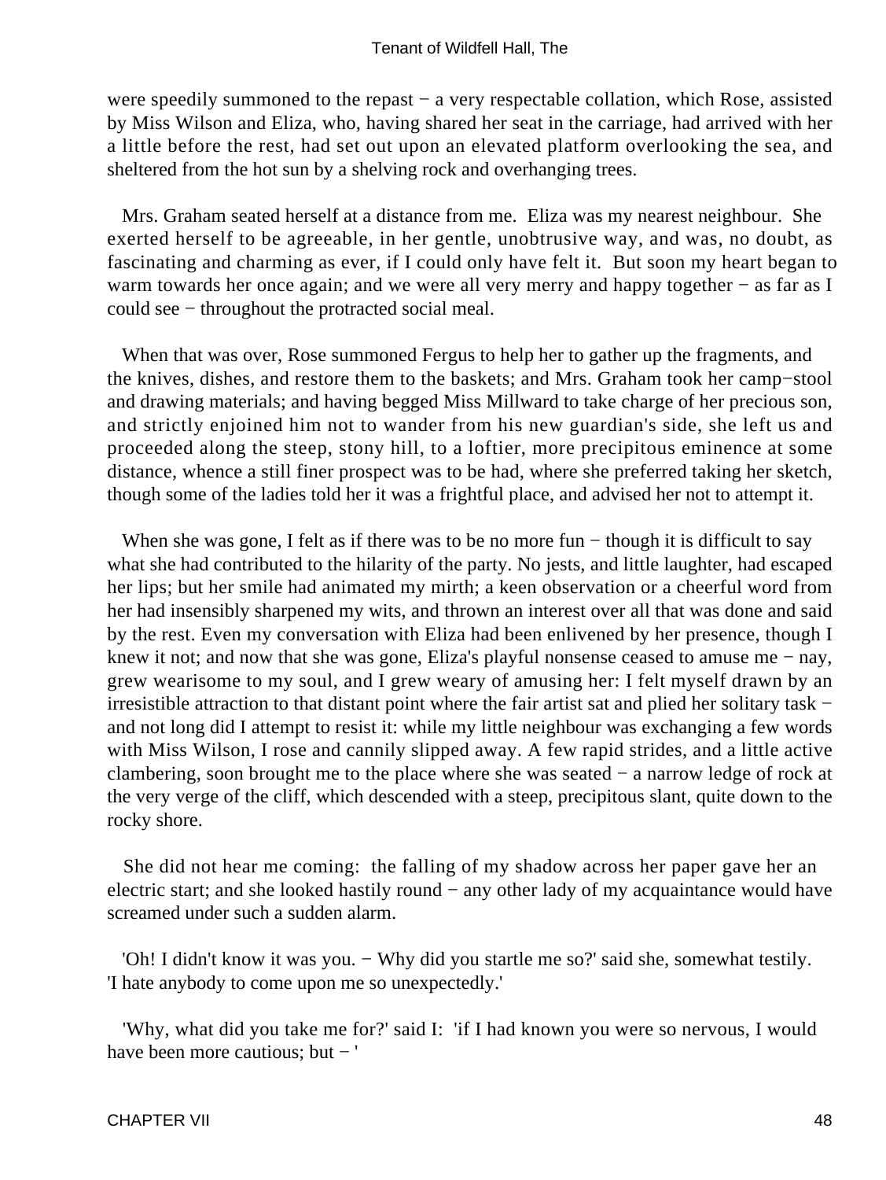were speedily summoned to the repast − a very respectable collation, which Rose, assisted by Miss Wilson and Eliza, who, having shared her seat in the carriage, had arrived with her a little before the rest, had set out upon an elevated platform overlooking the sea, and sheltered from the hot sun by a shelving rock and overhanging trees.

Mrs. Graham seated herself at a distance from me. Eliza was my nearest neighbour. She exerted herself to be agreeable, in her gentle, unobtrusive way, and was, no doubt, as fascinating and charming as ever, if I could only have felt it. But soon my heart began to warm towards her once again; and we were all very merry and happy together − as far as I could see − throughout the protracted social meal.

When that was over, Rose summoned Fergus to help her to gather up the fragments, and the knives, dishes, and restore them to the baskets; and Mrs. Graham took her camp−stool and drawing materials; and having begged Miss Millward to take charge of her precious son, and strictly enjoined him not to wander from his new guardian's side, she left us and proceeded along the steep, stony hill, to a loftier, more precipitous eminence at some distance, whence a still finer prospect was to be had, where she preferred taking her sketch, though some of the ladies told her it was a frightful place, and advised her not to attempt it.

When she was gone, I felt as if there was to be no more fun − though it is difficult to say what she had contributed to the hilarity of the party. No jests, and little laughter, had escaped her lips; but her smile had animated my mirth; a keen observation or a cheerful word from her had insensibly sharpened my wits, and thrown an interest over all that was done and said by the rest. Even my conversation with Eliza had been enlivened by her presence, though I knew it not; and now that she was gone, Eliza's playful nonsense ceased to amuse me − nay, grew wearisome to my soul, and I grew weary of amusing her: I felt myself drawn by an irresistible attraction to that distant point where the fair artist sat and plied her solitary task − and not long did I attempt to resist it: while my little neighbour was exchanging a few words with Miss Wilson, I rose and cannily slipped away. A few rapid strides, and a little active clambering, soon brought me to the place where she was seated − a narrow ledge of rock at the very verge of the cliff, which descended with a steep, precipitous slant, quite down to the rocky shore.

She did not hear me coming: the falling of my shadow across her paper gave her an electric start; and she looked hastily round − any other lady of my acquaintance would have screamed under such a sudden alarm.

'Oh! I didn't know it was you. − Why did you startle me so?' said she, somewhat testily. 'I hate anybody to come upon me so unexpectedly.'

'Why, what did you take me for?' said I: 'if I had known you were so nervous, I would have been more cautious; but − '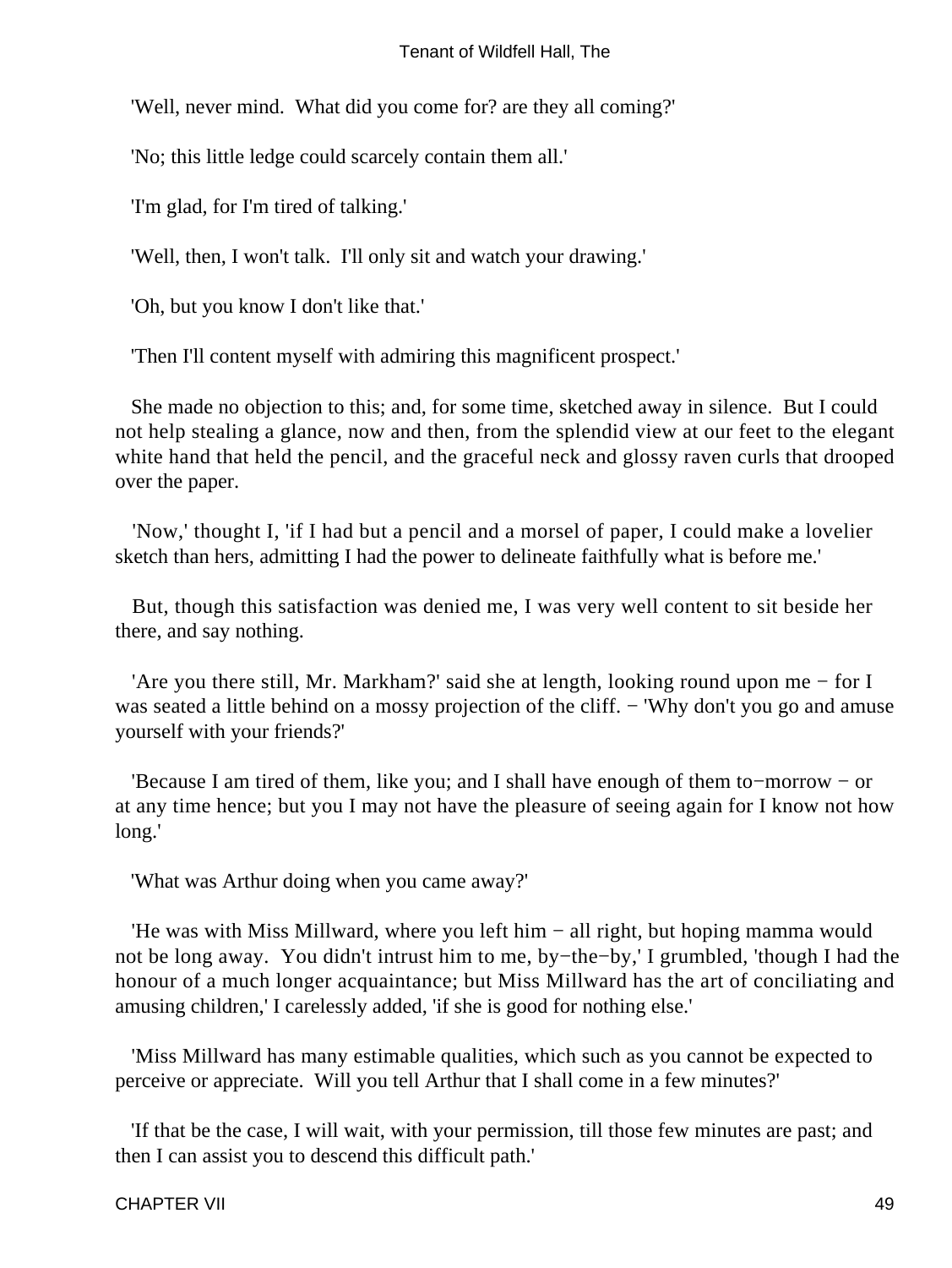'Well, never mind. What did you come for? are they all coming?'

'No; this little ledge could scarcely contain them all.'

'I'm glad, for I'm tired of talking.'

'Well, then, I won't talk. I'll only sit and watch your drawing.'

'Oh, but you know I don't like that.'

'Then I'll content myself with admiring this magnificent prospect.'

She made no objection to this; and, for some time, sketched away in silence. But I could not help stealing a glance, now and then, from the splendid view at our feet to the elegant white hand that held the pencil, and the graceful neck and glossy raven curls that drooped over the paper.

'Now,' thought I, 'if I had but a pencil and a morsel of paper, I could make a lovelier sketch than hers, admitting I had the power to delineate faithfully what is before me.'

But, though this satisfaction was denied me, I was very well content to sit beside her there, and say nothing.

'Are you there still, Mr. Markham?' said she at length, looking round upon me − for I was seated a little behind on a mossy projection of the cliff. − 'Why don't you go and amuse yourself with your friends?'

'Because I am tired of them, like you; and I shall have enough of them to−morrow − or at any time hence; but you I may not have the pleasure of seeing again for I know not how long.'

'What was Arthur doing when you came away?'

'He was with Miss Millward, where you left him − all right, but hoping mamma would not be long away. You didn't intrust him to me, by−the−by,' I grumbled, 'though I had the honour of a much longer acquaintance; but Miss Millward has the art of conciliating and amusing children,' I carelessly added, 'if she is good for nothing else.'

'Miss Millward has many estimable qualities, which such as you cannot be expected to perceive or appreciate. Will you tell Arthur that I shall come in a few minutes?'

'If that be the case, I will wait, with your permission, till those few minutes are past; and then I can assist you to descend this difficult path.'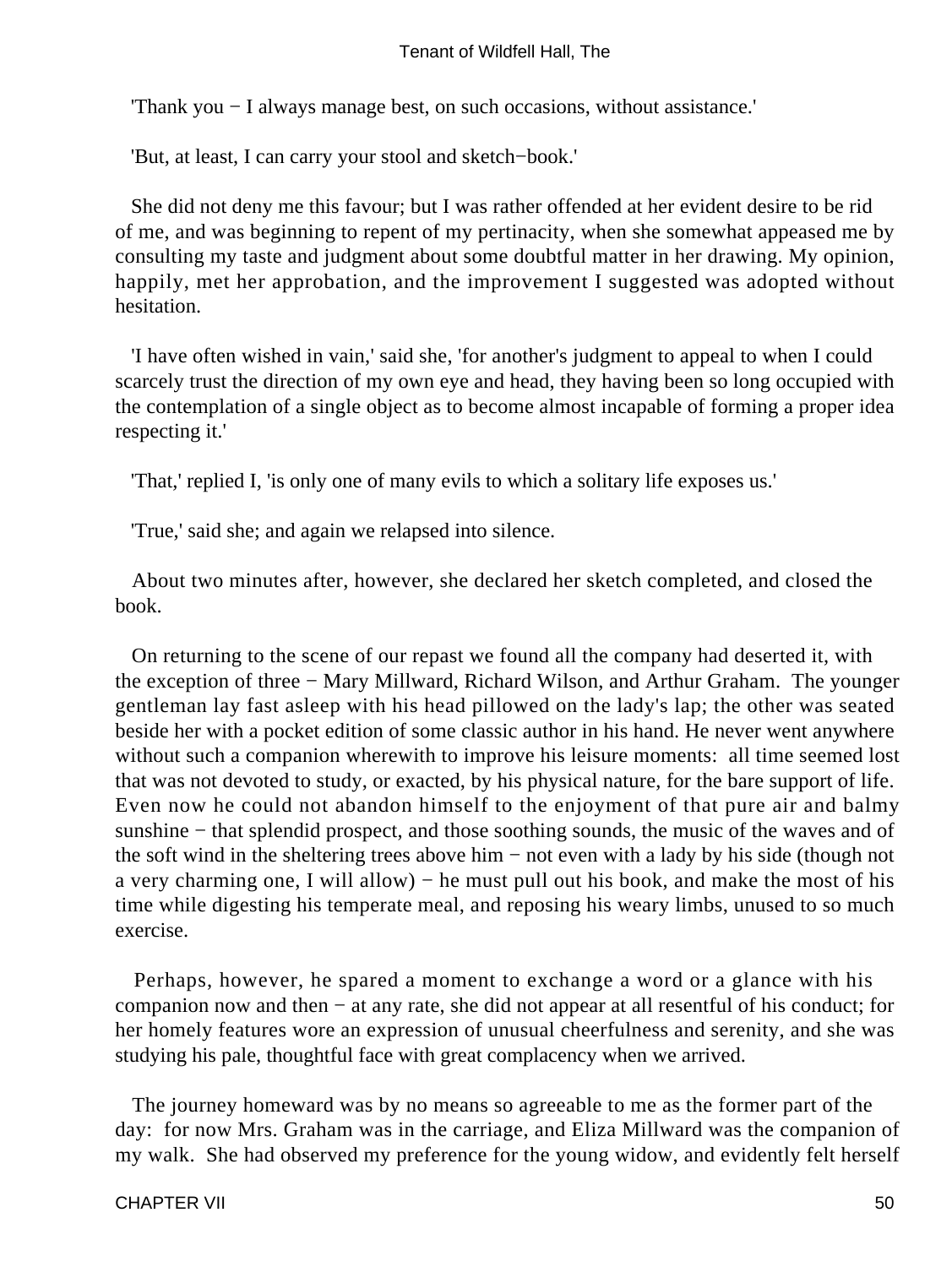'Thank you − I always manage best, on such occasions, without assistance.'

'But, at least, I can carry your stool and sketch−book.'

She did not deny me this favour; but I was rather offended at her evident desire to be rid of me, and was beginning to repent of my pertinacity, when she somewhat appeased me by consulting my taste and judgment about some doubtful matter in her drawing. My opinion, happily, met her approbation, and the improvement I suggested was adopted without hesitation.

'I have often wished in vain,' said she, 'for another's judgment to appeal to when I could scarcely trust the direction of my own eye and head, they having been so long occupied with the contemplation of a single object as to become almost incapable of forming a proper idea respecting it.'

'That,' replied I, 'is only one of many evils to which a solitary life exposes us.'

'True,' said she; and again we relapsed into silence.

About two minutes after, however, she declared her sketch completed, and closed the book.

On returning to the scene of our repast we found all the company had deserted it, with the exception of three − Mary Millward, Richard Wilson, and Arthur Graham. The younger gentleman lay fast asleep with his head pillowed on the lady's lap; the other was seated beside her with a pocket edition of some classic author in his hand. He never went anywhere without such a companion wherewith to improve his leisure moments: all time seemed lost that was not devoted to study, or exacted, by his physical nature, for the bare support of life. Even now he could not abandon himself to the enjoyment of that pure air and balmy sunshine − that splendid prospect, and those soothing sounds, the music of the waves and of the soft wind in the sheltering trees above him − not even with a lady by his side (though not a very charming one, I will allow) − he must pull out his book, and make the most of his time while digesting his temperate meal, and reposing his weary limbs, unused to so much exercise.

Perhaps, however, he spared a moment to exchange a word or a glance with his companion now and then − at any rate, she did not appear at all resentful of his conduct; for her homely features wore an expression of unusual cheerfulness and serenity, and she was studying his pale, thoughtful face with great complacency when we arrived.

The journey homeward was by no means so agreeable to me as the former part of the day: for now Mrs. Graham was in the carriage, and Eliza Millward was the companion of my walk. She had observed my preference for the young widow, and evidently felt herself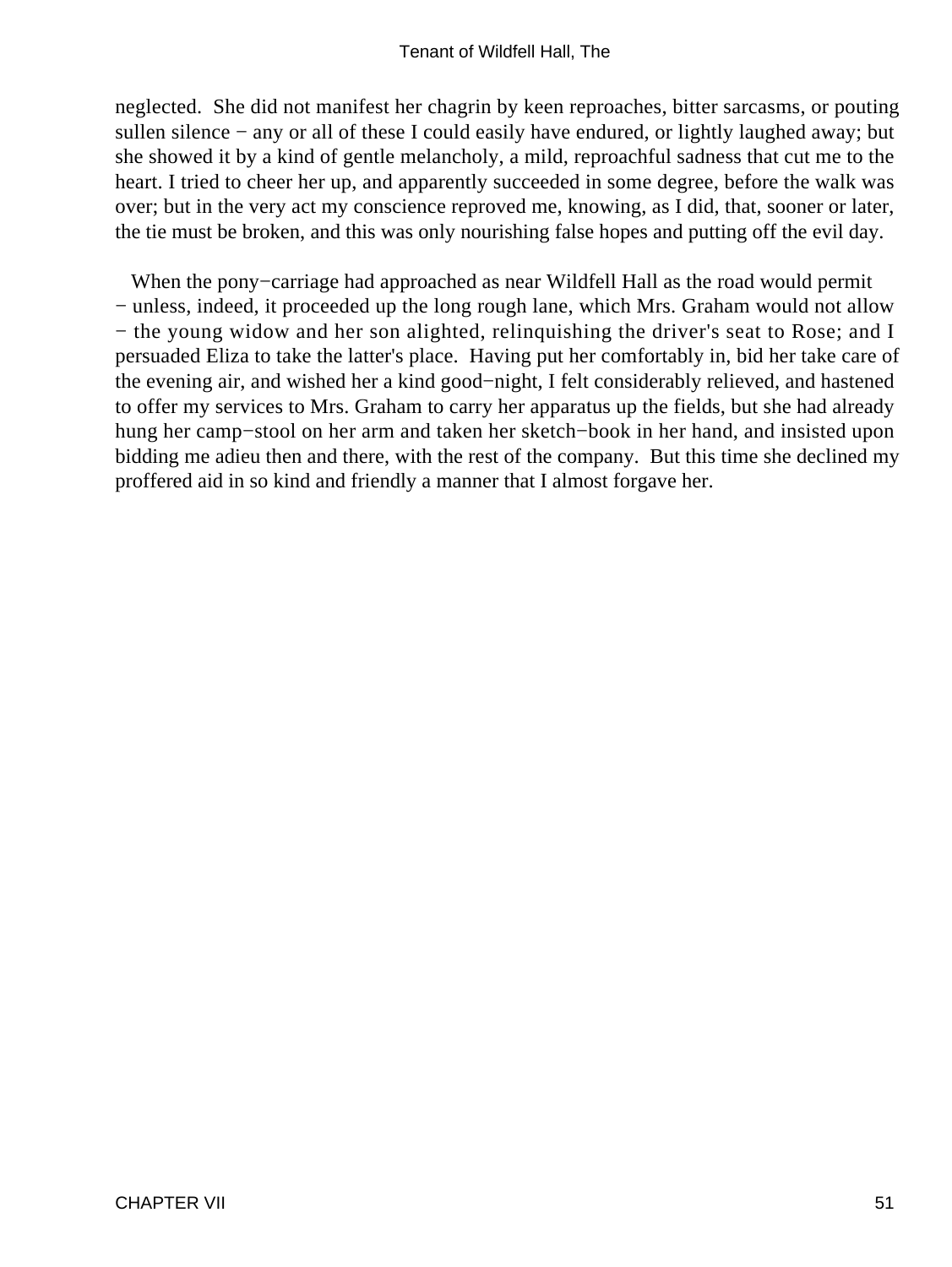neglected. She did not manifest her chagrin by keen reproaches, bitter sarcasms, or pouting sullen silence − any or all of these I could easily have endured, or lightly laughed away; but she showed it by a kind of gentle melancholy, a mild, reproachful sadness that cut me to the heart. I tried to cheer her up, and apparently succeeded in some degree, before the walk was over; but in the very act my conscience reproved me, knowing, as I did, that, sooner or later, the tie must be broken, and this was only nourishing false hopes and putting off the evil day.

When the pony−carriage had approached as near Wildfell Hall as the road would permit − unless, indeed, it proceeded up the long rough lane, which Mrs. Graham would not allow − the young widow and her son alighted, relinquishing the driver's seat to Rose; and I persuaded Eliza to take the latter's place. Having put her comfortably in, bid her take care of the evening air, and wished her a kind good−night, I felt considerably relieved, and hastened to offer my services to Mrs. Graham to carry her apparatus up the fields, but she had already hung her camp−stool on her arm and taken her sketch−book in her hand, and insisted upon bidding me adieu then and there, with the rest of the company. But this time she declined my proffered aid in so kind and friendly a manner that I almost forgave her.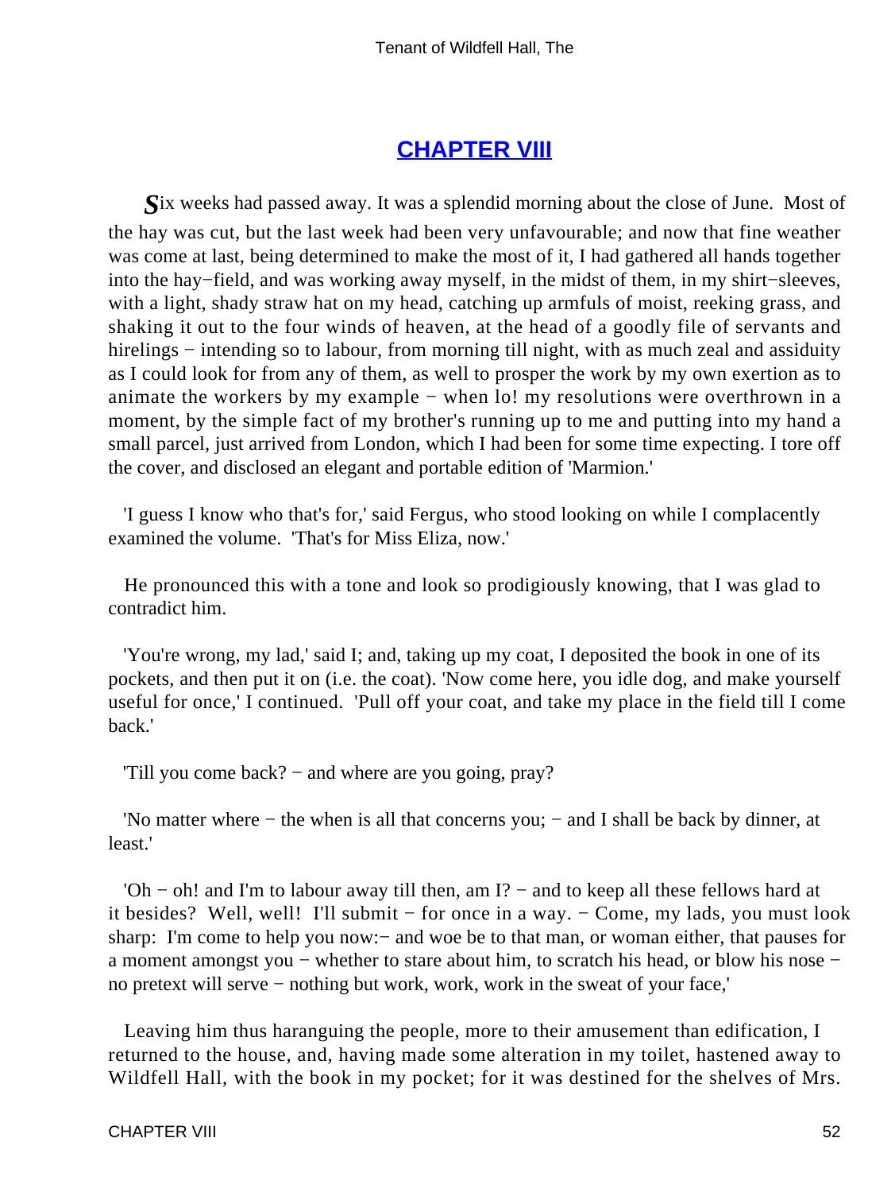## CHAPTER VIII

*S*ix weeks had passed away. It was a splendid morning about the close of June. Most of the hay was cut, but the last week had been very unfavourable; and now that fine weather was come at last, being determined to make the most of it, I had gathered all hands together into the hay−field, and was working away myself, in the midst of them, in my shirt−sleeves, with a light, shady straw hat on my head, catching up armfuls of moist, reeking grass, and shaking it out to the four winds of heaven, at the head of a goodly file of servants and hirelings − intending so to labour, from morning till night, with as much zeal and assiduity as I could look for from any of them, as well to prosper the work by my own exertion as to animate the workers by my example − when lo! my resolutions were overthrown in a moment, by the simple fact of my brother's running up to me and putting into my hand a small parcel, just arrived from London, which I had been for some time expecting. I tore off the cover, and disclosed an elegant and portable edition of 'Marmion.'

'I guess I know who that's for,' said Fergus, who stood looking on while I complacently examined the volume. 'That's for Miss Eliza, now.'

He pronounced this with a tone and look so prodigiously knowing, that I was glad to contradict him.

'You're wrong, my lad,' said I; and, taking up my coat, I deposited the book in one of its pockets, and then put it on (i.e. the coat). 'Now come here, you idle dog, and make yourself useful for once,' I continued. 'Pull off your coat, and take my place in the field till I come back.'

'Till you come back? − and where are you going, pray?

'No matter where − the when is all that concerns you; − and I shall be back by dinner, at least.'

'Oh − oh! and I'm to labour away till then, am I? − and to keep all these fellows hard at it besides? Well, well! I'll submit − for once in a way. − Come, my lads, you must look sharp: I'm come to help you now:− and woe be to that man, or woman either, that pauses for a moment amongst you − whether to stare about him, to scratch his head, or blow his nose − no pretext will serve − nothing but work, work, work in the sweat of your face,'

Leaving him thus haranguing the people, more to their amusement than edification, I returned to the house, and, having made some alteration in my toilet, hastened away to Wildfell Hall, with the book in my pocket; for it was destined for the shelves of Mrs.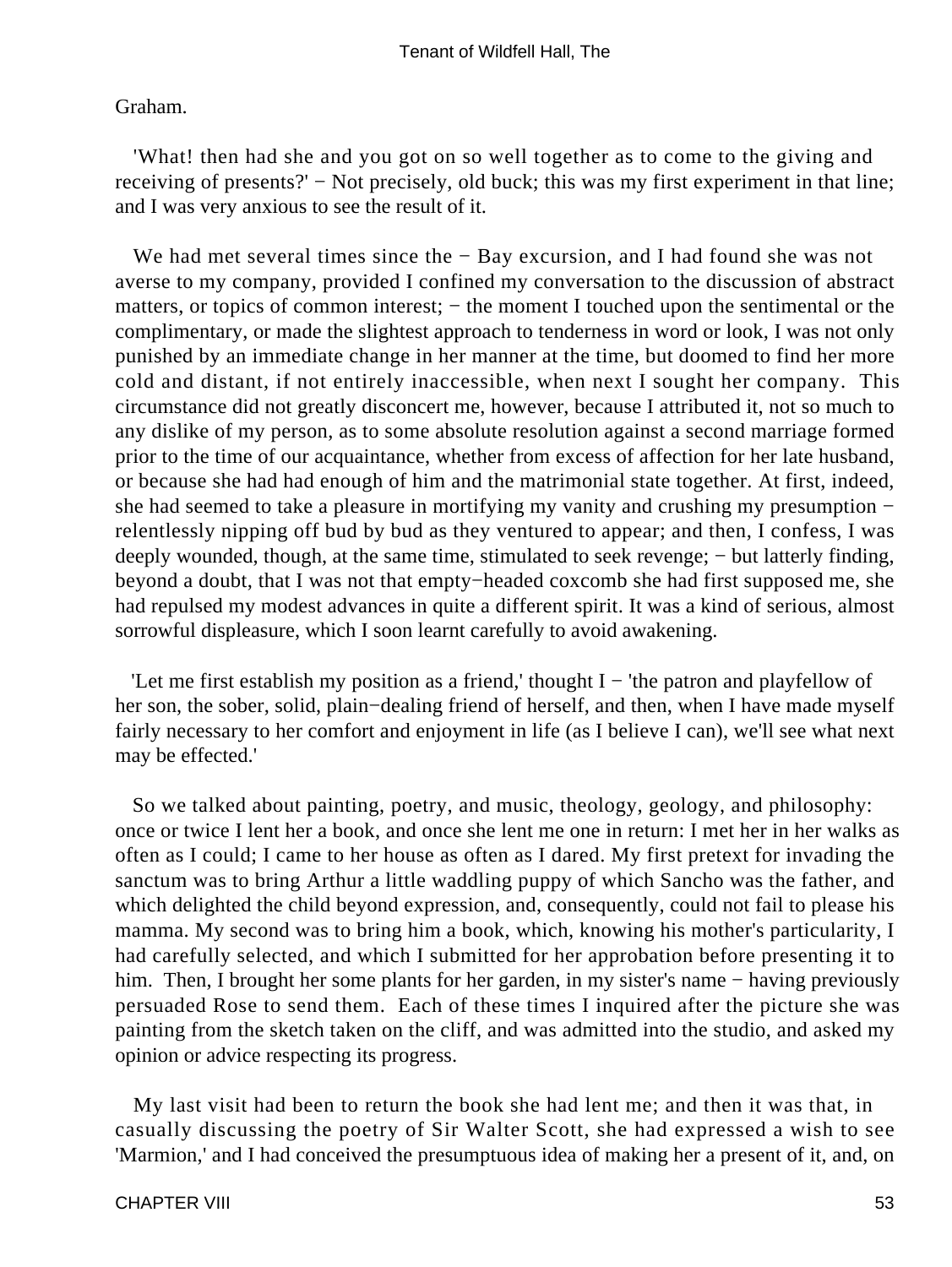Graham.

'What! then had she and you got on so well together as to come to the giving and receiving of presents?' − Not precisely, old buck; this was my first experiment in that line; and I was very anxious to see the result of it.

We had met several times since the − Bay excursion, and I had found she was not averse to my company, provided I confined my conversation to the discussion of abstract matters, or topics of common interest; − the moment I touched upon the sentimental or the complimentary, or made the slightest approach to tenderness in word or look, I was not only punished by an immediate change in her manner at the time, but doomed to find her more cold and distant, if not entirely inaccessible, when next I sought her company. This circumstance did not greatly disconcert me, however, because I attributed it, not so much to any dislike of my person, as to some absolute resolution against a second marriage formed prior to the time of our acquaintance, whether from excess of affection for her late husband, or because she had had enough of him and the matrimonial state together. At first, indeed, she had seemed to take a pleasure in mortifying my vanity and crushing my presumption − relentlessly nipping off bud by bud as they ventured to appear; and then, I confess, I was deeply wounded, though, at the same time, stimulated to seek revenge; − but latterly finding, beyond a doubt, that I was not that empty−headed coxcomb she had first supposed me, she had repulsed my modest advances in quite a different spirit. It was a kind of serious, almost sorrowful displeasure, which I soon learnt carefully to avoid awakening.

'Let me first establish my position as a friend,' thought I − 'the patron and playfellow of her son, the sober, solid, plain−dealing friend of herself, and then, when I have made myself fairly necessary to her comfort and enjoyment in life (as I believe I can), we'll see what next may be effected.'

So we talked about painting, poetry, and music, theology, geology, and philosophy: once or twice I lent her a book, and once she lent me one in return: I met her in her walks as often as I could; I came to her house as often as I dared. My first pretext for invading the sanctum was to bring Arthur a little waddling puppy of which Sancho was the father, and which delighted the child beyond expression, and, consequently, could not fail to please his mamma. My second was to bring him a book, which, knowing his mother's particularity, I had carefully selected, and which I submitted for her approbation before presenting it to him. Then, I brought her some plants for her garden, in my sister's name − having previously persuaded Rose to send them. Each of these times I inquired after the picture she was painting from the sketch taken on the cliff, and was admitted into the studio, and asked my opinion or advice respecting its progress.

My last visit had been to return the book she had lent me; and then it was that, in casually discussing the poetry of Sir Walter Scott, she had expressed a wish to see 'Marmion,' and I had conceived the presumptuous idea of making her a present of it, and, on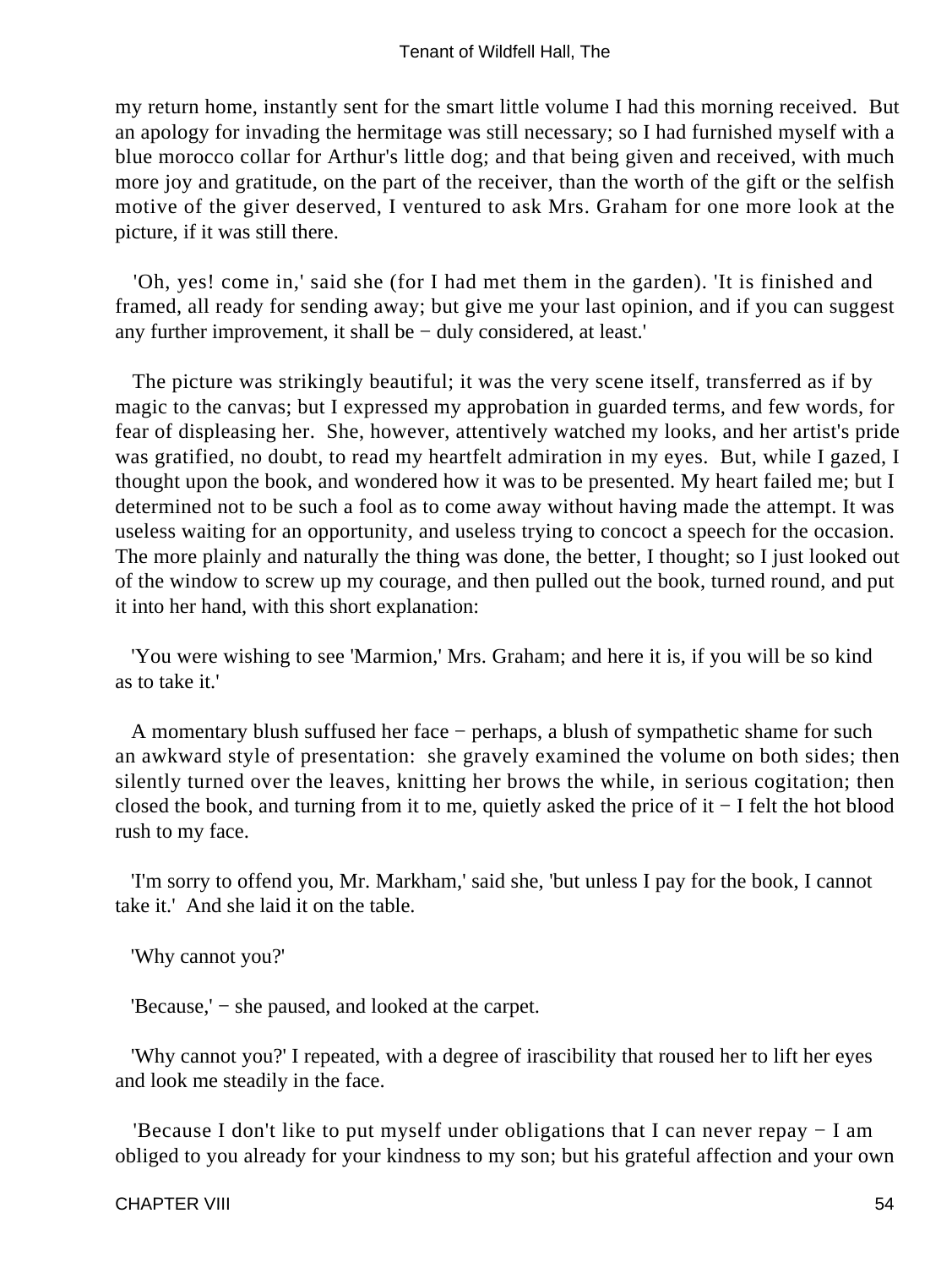my return home, instantly sent for the smart little volume I had this morning received. But an apology for invading the hermitage was still necessary; so I had furnished myself with a blue morocco collar for Arthur's little dog; and that being given and received, with much more joy and gratitude, on the part of the receiver, than the worth of the gift or the selfish motive of the giver deserved, I ventured to ask Mrs. Graham for one more look at the picture, if it was still there.

'Oh, yes! come in,' said she (for I had met them in the garden). 'It is finished and framed, all ready for sending away; but give me your last opinion, and if you can suggest any further improvement, it shall be − duly considered, at least.'

The picture was strikingly beautiful; it was the very scene itself, transferred as if by magic to the canvas; but I expressed my approbation in guarded terms, and few words, for fear of displeasing her. She, however, attentively watched my looks, and her artist's pride was gratified, no doubt, to read my heartfelt admiration in my eyes. But, while I gazed, I thought upon the book, and wondered how it was to be presented. My heart failed me; but I determined not to be such a fool as to come away without having made the attempt. It was useless waiting for an opportunity, and useless trying to concoct a speech for the occasion. The more plainly and naturally the thing was done, the better, I thought; so I just looked out of the window to screw up my courage, and then pulled out the book, turned round, and put it into her hand, with this short explanation:

'You were wishing to see 'Marmion,' Mrs. Graham; and here it is, if you will be so kind as to take it.'

A momentary blush suffused her face − perhaps, a blush of sympathetic shame for such an awkward style of presentation: she gravely examined the volume on both sides; then silently turned over the leaves, knitting her brows the while, in serious cogitation; then closed the book, and turning from it to me, quietly asked the price of it − I felt the hot blood rush to my face.

'I'm sorry to offend you, Mr. Markham,' said she, 'but unless I pay for the book, I cannot take it.' And she laid it on the table.

'Why cannot you?'

'Because,' − she paused, and looked at the carpet.

'Why cannot you?' I repeated, with a degree of irascibility that roused her to lift her eyes and look me steadily in the face.

'Because I don't like to put myself under obligations that I can never repay − I am obliged to you already for your kindness to my son; but his grateful affection and your own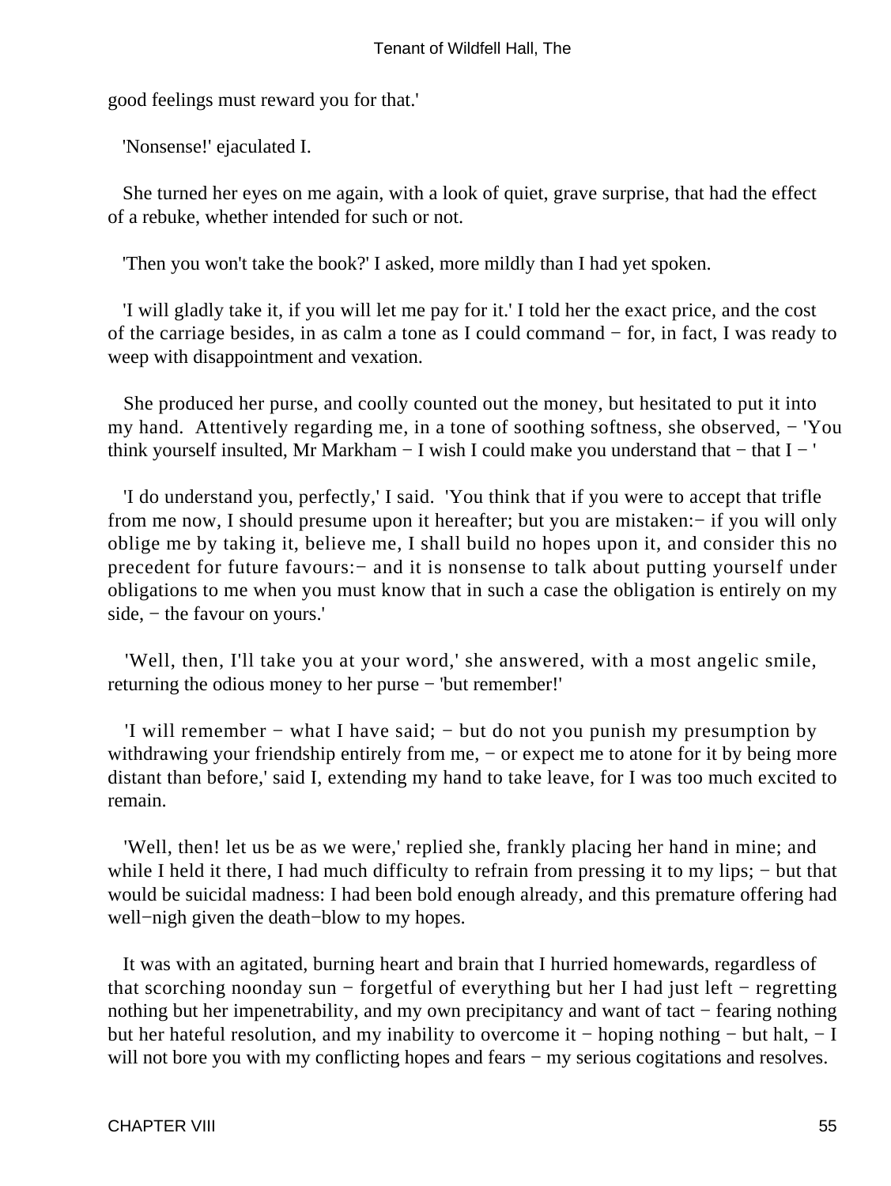good feelings must reward you for that.'

'Nonsense!' ejaculated I.

She turned her eyes on me again, with a look of quiet, grave surprise, that had the effect of a rebuke, whether intended for such or not.

'Then you won't take the book?' I asked, more mildly than I had yet spoken.

'I will gladly take it, if you will let me pay for it.' I told her the exact price, and the cost of the carriage besides, in as calm a tone as I could command − for, in fact, I was ready to weep with disappointment and vexation.

She produced her purse, and coolly counted out the money, but hesitated to put it into my hand. Attentively regarding me, in a tone of soothing softness, she observed, − 'You think yourself insulted, Mr Markham − I wish I could make you understand that − that I − '

'I do understand you, perfectly,' I said. 'You think that if you were to accept that trifle from me now, I should presume upon it hereafter; but you are mistaken:− if you will only oblige me by taking it, believe me, I shall build no hopes upon it, and consider this no precedent for future favours:− and it is nonsense to talk about putting yourself under obligations to me when you must know that in such a case the obligation is entirely on my side, − the favour on yours.'

'Well, then, I'll take you at your word,' she answered, with a most angelic smile, returning the odious money to her purse − 'but remember!'

'I will remember − what I have said; − but do not you punish my presumption by withdrawing your friendship entirely from me, − or expect me to atone for it by being more distant than before,' said I, extending my hand to take leave, for I was too much excited to remain.

'Well, then! let us be as we were,' replied she, frankly placing her hand in mine; and while I held it there, I had much difficulty to refrain from pressing it to my lips; − but that would be suicidal madness: I had been bold enough already, and this premature offering had well−nigh given the death−blow to my hopes.

It was with an agitated, burning heart and brain that I hurried homewards, regardless of that scorching noonday sun − forgetful of everything but her I had just left − regretting nothing but her impenetrability, and my own precipitancy and want of tact − fearing nothing but her hateful resolution, and my inability to overcome it − hoping nothing − but halt, − I will not bore you with my conflicting hopes and fears − my serious cogitations and resolves.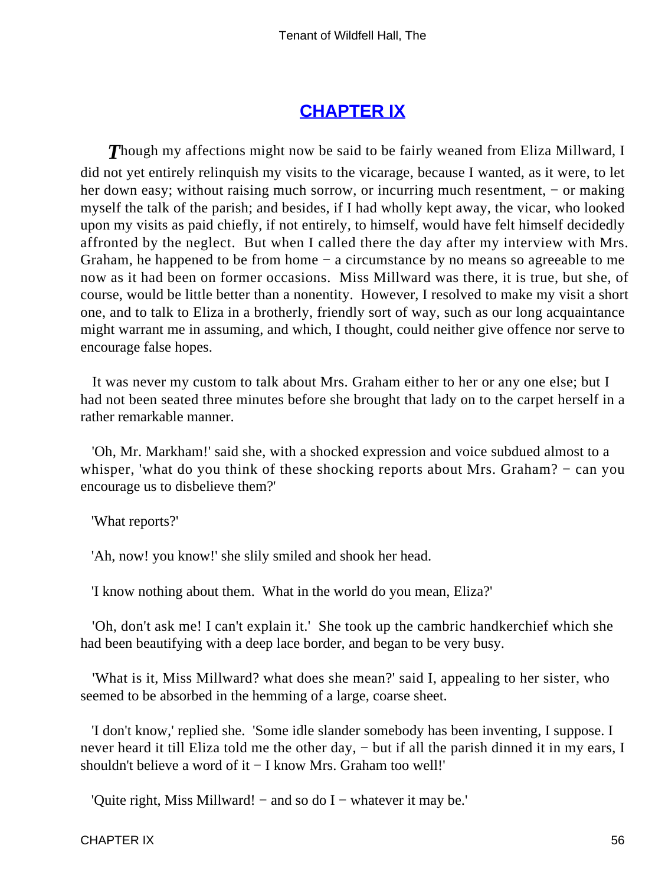## CHAPTER IX

*T*hough my affections might now be said to be fairly weaned from Eliza Millward, I did not yet entirely relinquish my visits to the vicarage, because I wanted, as it were, to let her down easy; without raising much sorrow, or incurring much resentment, − or making myself the talk of the parish; and besides, if I had wholly kept away, the vicar, who looked upon my visits as paid chiefly, if not entirely, to himself, would have felt himself decidedly affronted by the neglect. But when I called there the day after my interview with Mrs. Graham, he happened to be from home − a circumstance by no means so agreeable to me now as it had been on former occasions. Miss Millward was there, it is true, but she, of course, would be little better than a nonentity. However, I resolved to make my visit a short one, and to talk to Eliza in a brotherly, friendly sort of way, such as our long acquaintance might warrant me in assuming, and which, I thought, could neither give offence nor serve to encourage false hopes.

It was never my custom to talk about Mrs. Graham either to her or any one else; but I had not been seated three minutes before she brought that lady on to the carpet herself in a rather remarkable manner.

'Oh, Mr. Markham!' said she, with a shocked expression and voice subdued almost to a whisper, 'what do you think of these shocking reports about Mrs. Graham? − can you encourage us to disbelieve them?'

'What reports?'

'Ah, now! you know!' she slily smiled and shook her head.

'I know nothing about them. What in the world do you mean, Eliza?'

'Oh, don't ask me! I can't explain it.' She took up the cambric handkerchief which she had been beautifying with a deep lace border, and began to be very busy.

'What is it, Miss Millward? what does she mean?' said I, appealing to her sister, who seemed to be absorbed in the hemming of a large, coarse sheet.

'I don't know,' replied she. 'Some idle slander somebody has been inventing, I suppose. I never heard it till Eliza told me the other day, − but if all the parish dinned it in my ears, I shouldn't believe a word of it − I know Mrs. Graham too well!'

'Quite right, Miss Millward! − and so do I − whatever it may be.'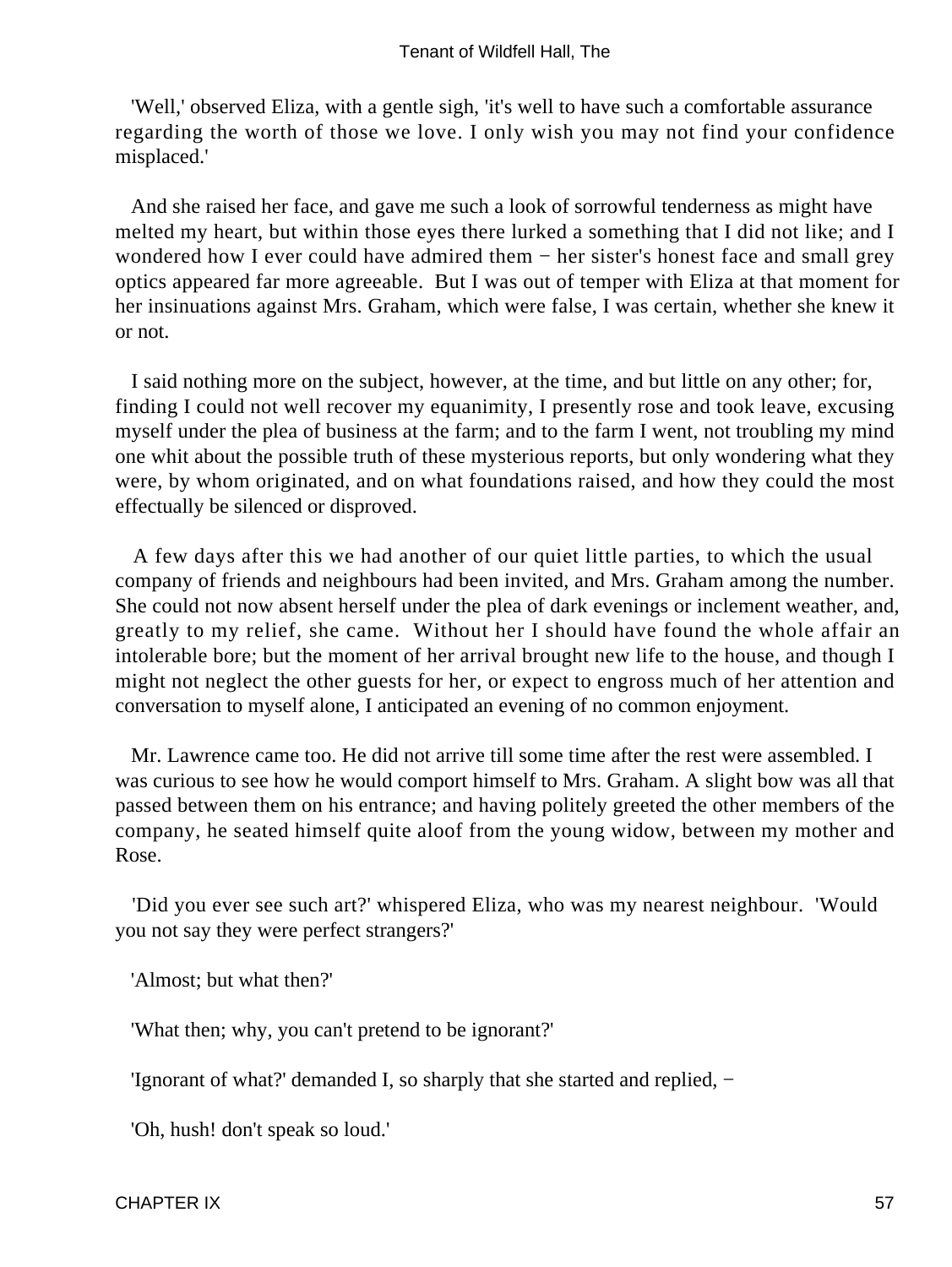'Well,' observed Eliza, with a gentle sigh, 'it's well to have such a comfortable assurance regarding the worth of those we love. I only wish you may not find your confidence misplaced.'

And she raised her face, and gave me such a look of sorrowful tenderness as might have melted my heart, but within those eyes there lurked a something that I did not like; and I wondered how I ever could have admired them − her sister's honest face and small grey optics appeared far more agreeable. But I was out of temper with Eliza at that moment for her insinuations against Mrs. Graham, which were false, I was certain, whether she knew it or not.

I said nothing more on the subject, however, at the time, and but little on any other; for, finding I could not well recover my equanimity, I presently rose and took leave, excusing myself under the plea of business at the farm; and to the farm I went, not troubling my mind one whit about the possible truth of these mysterious reports, but only wondering what they were, by whom originated, and on what foundations raised, and how they could the most effectually be silenced or disproved.

A few days after this we had another of our quiet little parties, to which the usual company of friends and neighbours had been invited, and Mrs. Graham among the number. She could not now absent herself under the plea of dark evenings or inclement weather, and, greatly to my relief, she came. Without her I should have found the whole affair an intolerable bore; but the moment of her arrival brought new life to the house, and though I might not neglect the other guests for her, or expect to engross much of her attention and conversation to myself alone, I anticipated an evening of no common enjoyment.

Mr. Lawrence came too. He did not arrive till some time after the rest were assembled. I was curious to see how he would comport himself to Mrs. Graham. A slight bow was all that passed between them on his entrance; and having politely greeted the other members of the company, he seated himself quite aloof from the young widow, between my mother and Rose.

'Did you ever see such art?' whispered Eliza, who was my nearest neighbour. 'Would you not say they were perfect strangers?'

'Almost; but what then?'

'What then; why, you can't pretend to be ignorant?'

'Ignorant of what?' demanded I, so sharply that she started and replied, −

'Oh, hush! don't speak so loud.'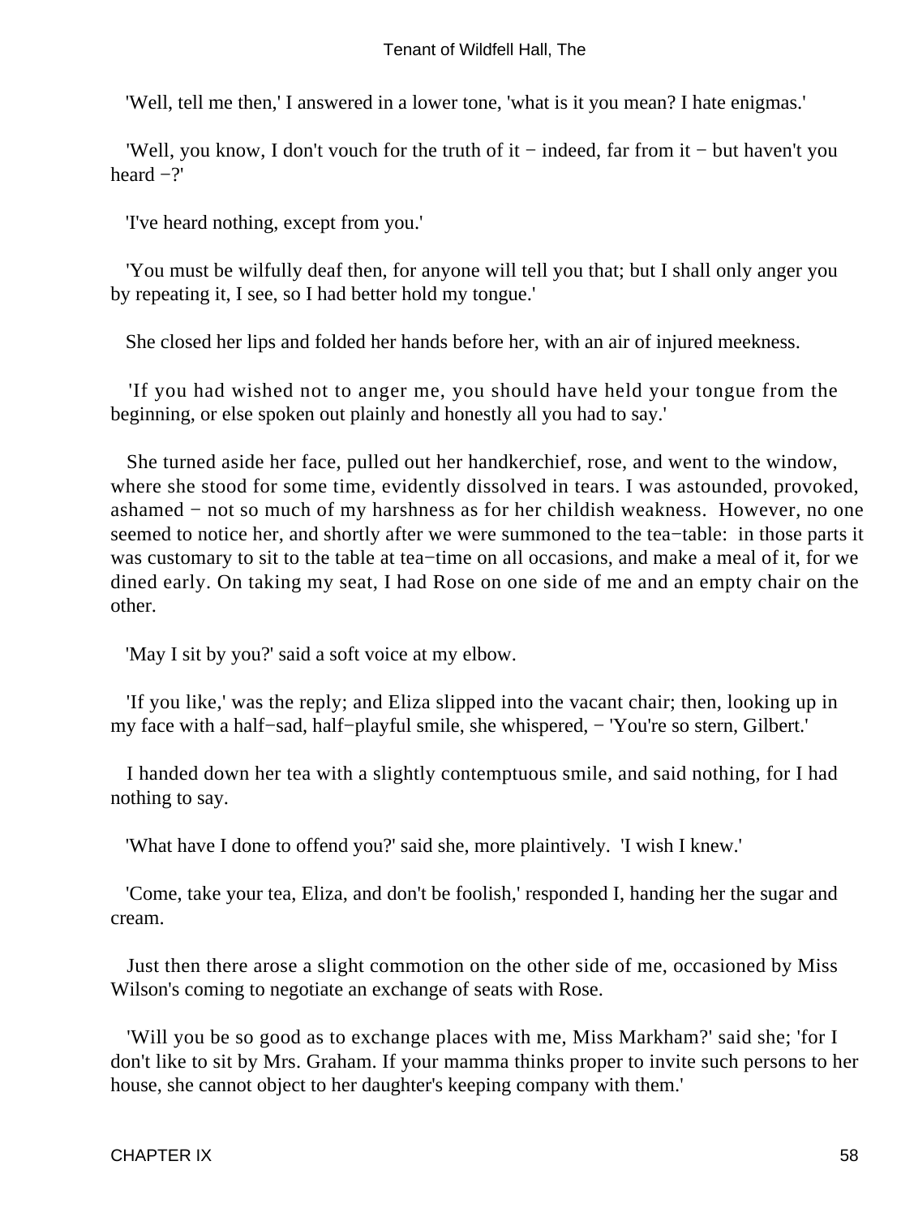'Well, tell me then,' I answered in a lower tone, 'what is it you mean? I hate enigmas.'

'Well, you know, I don't vouch for the truth of it − indeed, far from it − but haven't you heard −?'

'I've heard nothing, except from you.'

'You must be wilfully deaf then, for anyone will tell you that; but I shall only anger you by repeating it, I see, so I had better hold my tongue.'

She closed her lips and folded her hands before her, with an air of injured meekness.

'If you had wished not to anger me, you should have held your tongue from the beginning, or else spoken out plainly and honestly all you had to say.'

She turned aside her face, pulled out her handkerchief, rose, and went to the window, where she stood for some time, evidently dissolved in tears. I was astounded, provoked, ashamed − not so much of my harshness as for her childish weakness. However, no one seemed to notice her, and shortly after we were summoned to the tea−table: in those parts it was customary to sit to the table at tea−time on all occasions, and make a meal of it, for we dined early. On taking my seat, I had Rose on one side of me and an empty chair on the other.

'May I sit by you?' said a soft voice at my elbow.

'If you like,' was the reply; and Eliza slipped into the vacant chair; then, looking up in my face with a half−sad, half−playful smile, she whispered, − 'You're so stern, Gilbert.'

I handed down her tea with a slightly contemptuous smile, and said nothing, for I had nothing to say.

'What have I done to offend you?' said she, more plaintively. 'I wish I knew.'

'Come, take your tea, Eliza, and don't be foolish,' responded I, handing her the sugar and cream.

Just then there arose a slight commotion on the other side of me, occasioned by Miss Wilson's coming to negotiate an exchange of seats with Rose.

'Will you be so good as to exchange places with me, Miss Markham?' said she; 'for I don't like to sit by Mrs. Graham. If your mamma thinks proper to invite such persons to her house, she cannot object to her daughter's keeping company with them.'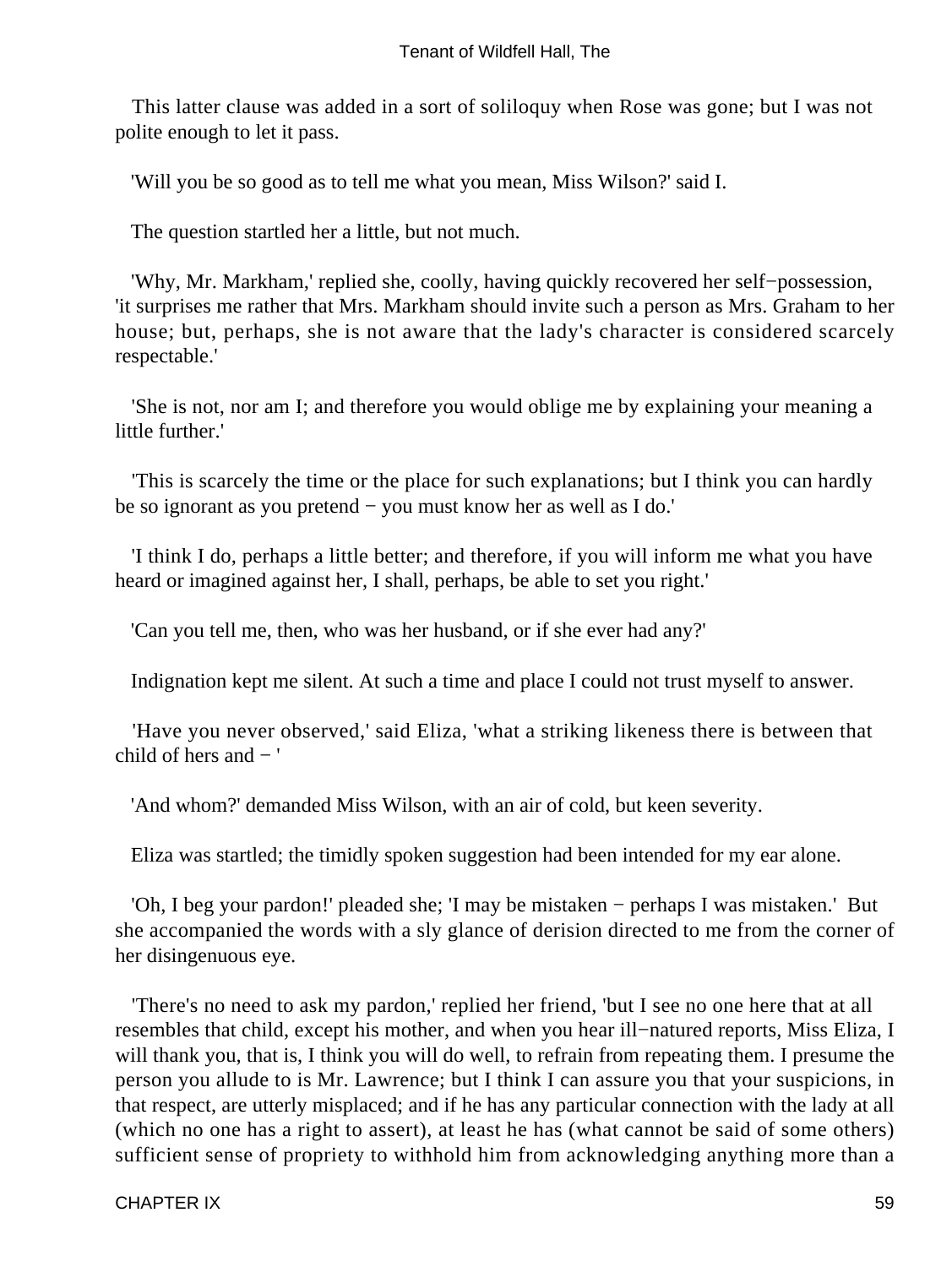This latter clause was added in a sort of soliloquy when Rose was gone; but I was not polite enough to let it pass.

'Will you be so good as to tell me what you mean, Miss Wilson?' said I.

The question startled her a little, but not much.

'Why, Mr. Markham,' replied she, coolly, having quickly recovered her self−possession, 'it surprises me rather that Mrs. Markham should invite such a person as Mrs. Graham to her house; but, perhaps, she is not aware that the lady's character is considered scarcely respectable.'

'She is not, nor am I; and therefore you would oblige me by explaining your meaning a little further.'

'This is scarcely the time or the place for such explanations; but I think you can hardly be so ignorant as you pretend − you must know her as well as I do.'

'I think I do, perhaps a little better; and therefore, if you will inform me what you have heard or imagined against her, I shall, perhaps, be able to set you right.'

'Can you tell me, then, who was her husband, or if she ever had any?'

Indignation kept me silent. At such a time and place I could not trust myself to answer.

'Have you never observed,' said Eliza, 'what a striking likeness there is between that child of hers and − '

'And whom?' demanded Miss Wilson, with an air of cold, but keen severity.

Eliza was startled; the timidly spoken suggestion had been intended for my ear alone.

'Oh, I beg your pardon!' pleaded she; 'I may be mistaken − perhaps I was mistaken.' But she accompanied the words with a sly glance of derision directed to me from the corner of her disingenuous eye.

'There's no need to ask my pardon,' replied her friend, 'but I see no one here that at all resembles that child, except his mother, and when you hear ill−natured reports, Miss Eliza, I will thank you, that is, I think you will do well, to refrain from repeating them. I presume the person you allude to is Mr. Lawrence; but I think I can assure you that your suspicions, in that respect, are utterly misplaced; and if he has any particular connection with the lady at all (which no one has a right to assert), at least he has (what cannot be said of some others) sufficient sense of propriety to withhold him from acknowledging anything more than a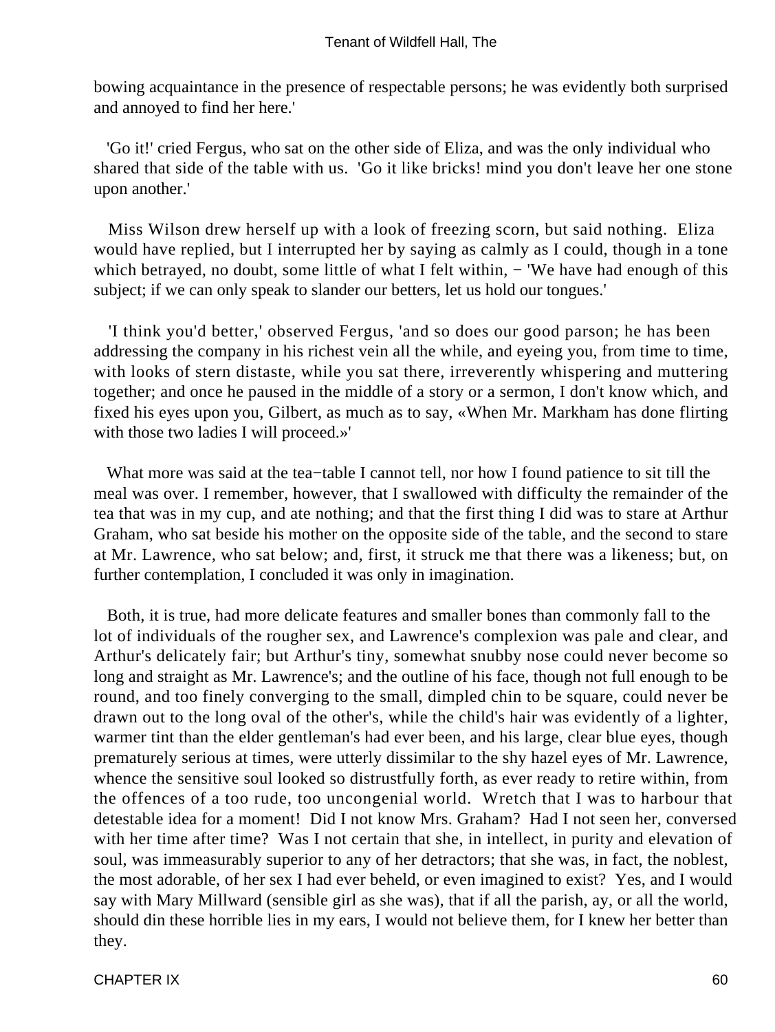bowing acquaintance in the presence of respectable persons; he was evidently both surprised and annoyed to find her here.'

'Go it!' cried Fergus, who sat on the other side of Eliza, and was the only individual who shared that side of the table with us. 'Go it like bricks! mind you don't leave her one stone upon another.'

Miss Wilson drew herself up with a look of freezing scorn, but said nothing. Eliza would have replied, but I interrupted her by saying as calmly as I could, though in a tone which betrayed, no doubt, some little of what I felt within, − 'We have had enough of this subject; if we can only speak to slander our betters, let us hold our tongues.'

'I think you'd better,' observed Fergus, 'and so does our good parson; he has been addressing the company in his richest vein all the while, and eyeing you, from time to time, with looks of stern distaste, while you sat there, irreverently whispering and muttering together; and once he paused in the middle of a story or a sermon, I don't know which, and fixed his eyes upon you, Gilbert, as much as to say, «When Mr. Markham has done flirting with those two ladies I will proceed.»'

What more was said at the tea−table I cannot tell, nor how I found patience to sit till the meal was over. I remember, however, that I swallowed with difficulty the remainder of the tea that was in my cup, and ate nothing; and that the first thing I did was to stare at Arthur Graham, who sat beside his mother on the opposite side of the table, and the second to stare at Mr. Lawrence, who sat below; and, first, it struck me that there was a likeness; but, on further contemplation, I concluded it was only in imagination.

Both, it is true, had more delicate features and smaller bones than commonly fall to the lot of individuals of the rougher sex, and Lawrence's complexion was pale and clear, and Arthur's delicately fair; but Arthur's tiny, somewhat snubby nose could never become so long and straight as Mr. Lawrence's; and the outline of his face, though not full enough to be round, and too finely converging to the small, dimpled chin to be square, could never be drawn out to the long oval of the other's, while the child's hair was evidently of a lighter, warmer tint than the elder gentleman's had ever been, and his large, clear blue eyes, though prematurely serious at times, were utterly dissimilar to the shy hazel eyes of Mr. Lawrence, whence the sensitive soul looked so distrustfully forth, as ever ready to retire within, from the offences of a too rude, too uncongenial world. Wretch that I was to harbour that detestable idea for a moment! Did I not know Mrs. Graham? Had I not seen her, conversed with her time after time? Was I not certain that she, in intellect, in purity and elevation of soul, was immeasurably superior to any of her detractors; that she was, in fact, the noblest, the most adorable, of her sex I had ever beheld, or even imagined to exist? Yes, and I would say with Mary Millward (sensible girl as she was), that if all the parish, ay, or all the world, should din these horrible lies in my ears, I would not believe them, for I knew her better than they.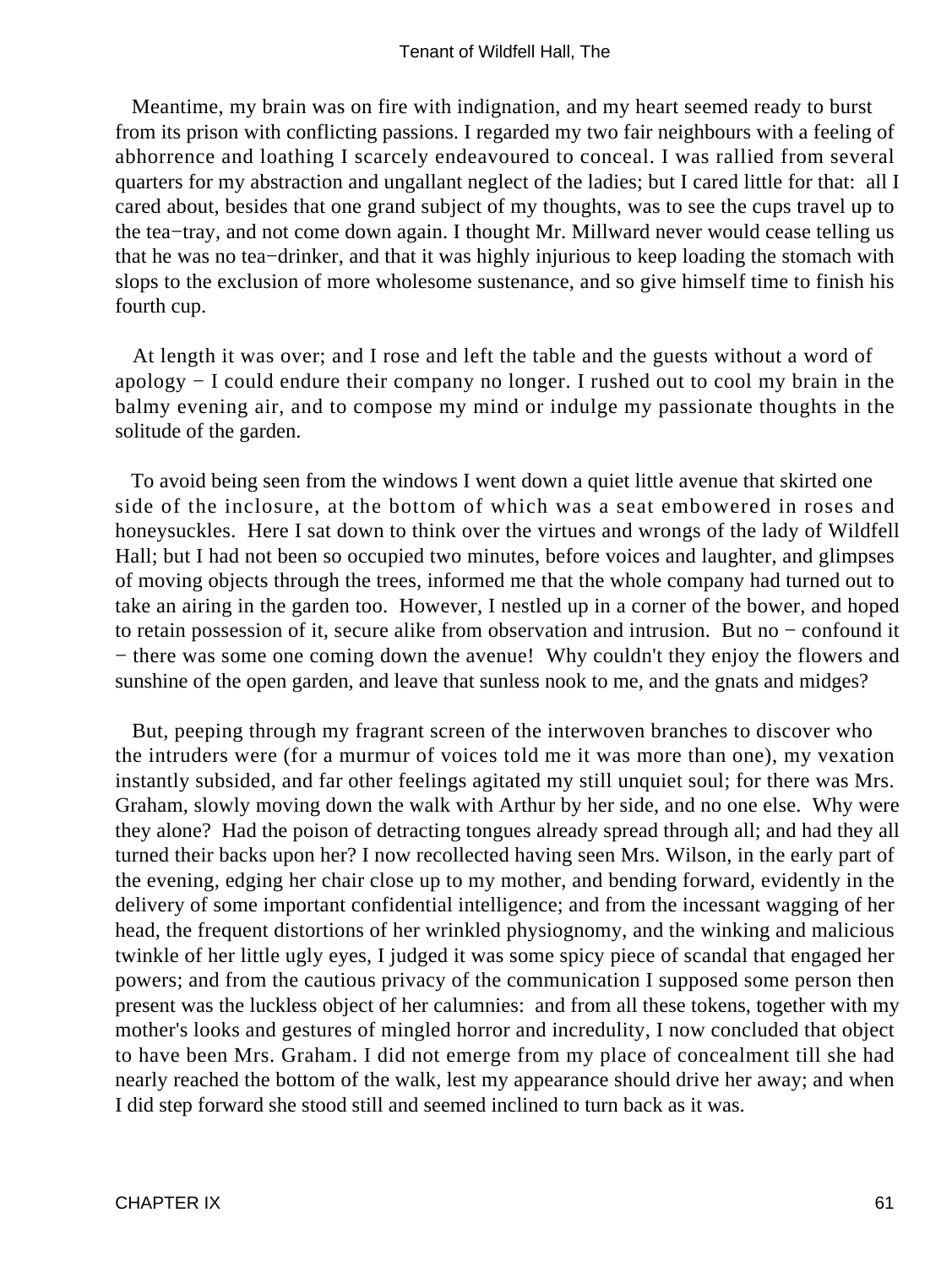Meantime, my brain was on fire with indignation, and my heart seemed ready to burst from its prison with conflicting passions. I regarded my two fair neighbours with a feeling of abhorrence and loathing I scarcely endeavoured to conceal. I was rallied from several quarters for my abstraction and ungallant neglect of the ladies; but I cared little for that: all I cared about, besides that one grand subject of my thoughts, was to see the cups travel up to the tea−tray, and not come down again. I thought Mr. Millward never would cease telling us that he was no tea−drinker, and that it was highly injurious to keep loading the stomach with slops to the exclusion of more wholesome sustenance, and so give himself time to finish his fourth cup.

At length it was over; and I rose and left the table and the guests without a word of apology − I could endure their company no longer. I rushed out to cool my brain in the balmy evening air, and to compose my mind or indulge my passionate thoughts in the solitude of the garden.

To avoid being seen from the windows I went down a quiet little avenue that skirted one side of the inclosure, at the bottom of which was a seat embowered in roses and honeysuckles. Here I sat down to think over the virtues and wrongs of the lady of Wildfell Hall; but I had not been so occupied two minutes, before voices and laughter, and glimpses of moving objects through the trees, informed me that the whole company had turned out to take an airing in the garden too. However, I nestled up in a corner of the bower, and hoped to retain possession of it, secure alike from observation and intrusion. But no − confound it − there was some one coming down the avenue! Why couldn't they enjoy the flowers and sunshine of the open garden, and leave that sunless nook to me, and the gnats and midges?

But, peeping through my fragrant screen of the interwoven branches to discover who the intruders were (for a murmur of voices told me it was more than one), my vexation instantly subsided, and far other feelings agitated my still unquiet soul; for there was Mrs. Graham, slowly moving down the walk with Arthur by her side, and no one else. Why were they alone? Had the poison of detracting tongues already spread through all; and had they all turned their backs upon her? I now recollected having seen Mrs. Wilson, in the early part of the evening, edging her chair close up to my mother, and bending forward, evidently in the delivery of some important confidential intelligence; and from the incessant wagging of her head, the frequent distortions of her wrinkled physiognomy, and the winking and malicious twinkle of her little ugly eyes, I judged it was some spicy piece of scandal that engaged her powers; and from the cautious privacy of the communication I supposed some person then present was the luckless object of her calumnies: and from all these tokens, together with my mother's looks and gestures of mingled horror and incredulity, I now concluded that object to have been Mrs. Graham. I did not emerge from my place of concealment till she had nearly reached the bottom of the walk, lest my appearance should drive her away; and when I did step forward she stood still and seemed inclined to turn back as it was.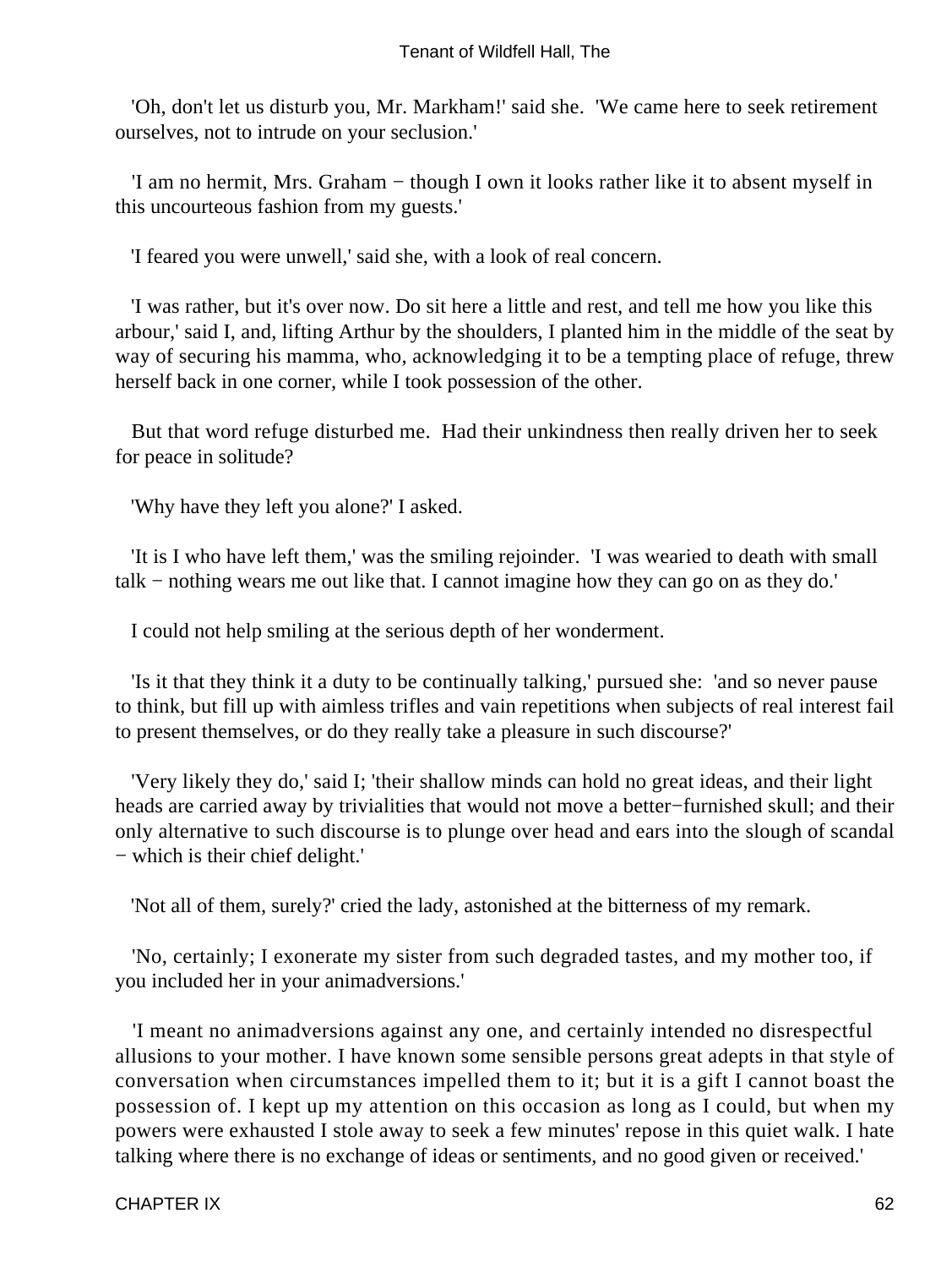'Oh, don't let us disturb you, Mr. Markham!' said she. 'We came here to seek retirement ourselves, not to intrude on your seclusion.'

'I am no hermit, Mrs. Graham − though I own it looks rather like it to absent myself in this uncourteous fashion from my guests.'

'I feared you were unwell,' said she, with a look of real concern.

'I was rather, but it's over now. Do sit here a little and rest, and tell me how you like this arbour,' said I, and, lifting Arthur by the shoulders, I planted him in the middle of the seat by way of securing his mamma, who, acknowledging it to be a tempting place of refuge, threw herself back in one corner, while I took possession of the other.

But that word refuge disturbed me. Had their unkindness then really driven her to seek for peace in solitude?

'Why have they left you alone?' I asked.

'It is I who have left them,' was the smiling rejoinder. 'I was wearied to death with small talk − nothing wears me out like that. I cannot imagine how they can go on as they do.'

I could not help smiling at the serious depth of her wonderment.

'Is it that they think it a duty to be continually talking,' pursued she: 'and so never pause to think, but fill up with aimless trifles and vain repetitions when subjects of real interest fail to present themselves, or do they really take a pleasure in such discourse?'

'Very likely they do,' said I; 'their shallow minds can hold no great ideas, and their light heads are carried away by trivialities that would not move a better−furnished skull; and their only alternative to such discourse is to plunge over head and ears into the slough of scandal − which is their chief delight.'

'Not all of them, surely?' cried the lady, astonished at the bitterness of my remark.

'No, certainly; I exonerate my sister from such degraded tastes, and my mother too, if you included her in your animadversions.'

'I meant no animadversions against any one, and certainly intended no disrespectful allusions to your mother. I have known some sensible persons great adepts in that style of conversation when circumstances impelled them to it; but it is a gift I cannot boast the possession of. I kept up my attention on this occasion as long as I could, but when my powers were exhausted I stole away to seek a few minutes' repose in this quiet walk. I hate talking where there is no exchange of ideas or sentiments, and no good given or received.'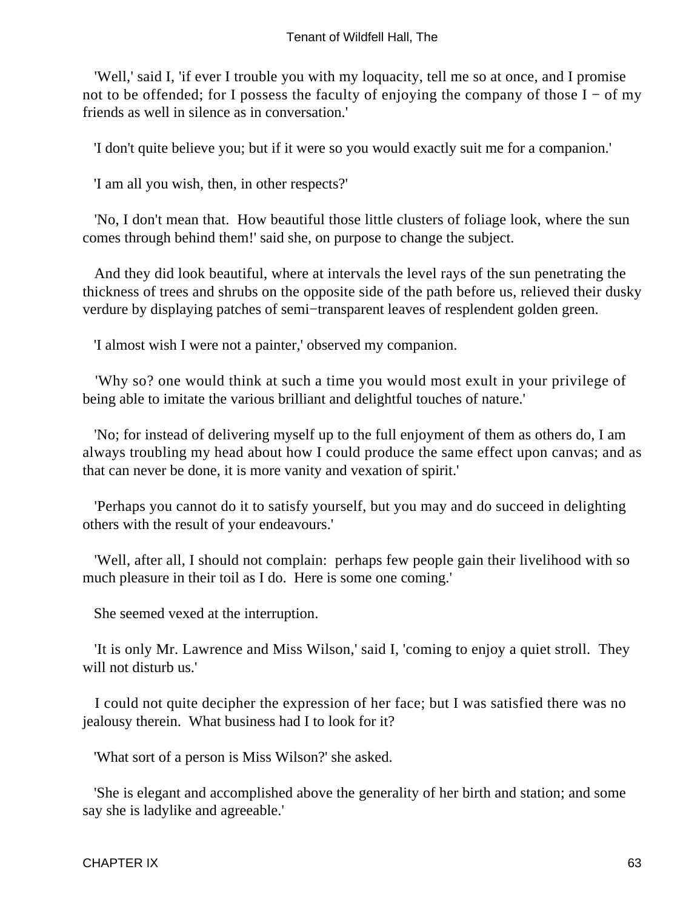'Well,' said I, 'if ever I trouble you with my loquacity, tell me so at once, and I promise not to be offended; for I possess the faculty of enjoying the company of those I − of my friends as well in silence as in conversation.'

'I don't quite believe you; but if it were so you would exactly suit me for a companion.'

'I am all you wish, then, in other respects?'

'No, I don't mean that. How beautiful those little clusters of foliage look, where the sun comes through behind them!' said she, on purpose to change the subject.

And they did look beautiful, where at intervals the level rays of the sun penetrating the thickness of trees and shrubs on the opposite side of the path before us, relieved their dusky verdure by displaying patches of semi−transparent leaves of resplendent golden green.

'I almost wish I were not a painter,' observed my companion.

'Why so? one would think at such a time you would most exult in your privilege of being able to imitate the various brilliant and delightful touches of nature.'

'No; for instead of delivering myself up to the full enjoyment of them as others do, I am always troubling my head about how I could produce the same effect upon canvas; and as that can never be done, it is more vanity and vexation of spirit.'

'Perhaps you cannot do it to satisfy yourself, but you may and do succeed in delighting others with the result of your endeavours.'

'Well, after all, I should not complain: perhaps few people gain their livelihood with so much pleasure in their toil as I do. Here is some one coming.'

She seemed vexed at the interruption.

'It is only Mr. Lawrence and Miss Wilson,' said I, 'coming to enjoy a quiet stroll. They will not disturb us.'

I could not quite decipher the expression of her face; but I was satisfied there was no jealousy therein. What business had I to look for it?

'What sort of a person is Miss Wilson?' she asked.

'She is elegant and accomplished above the generality of her birth and station; and some say she is ladylike and agreeable.'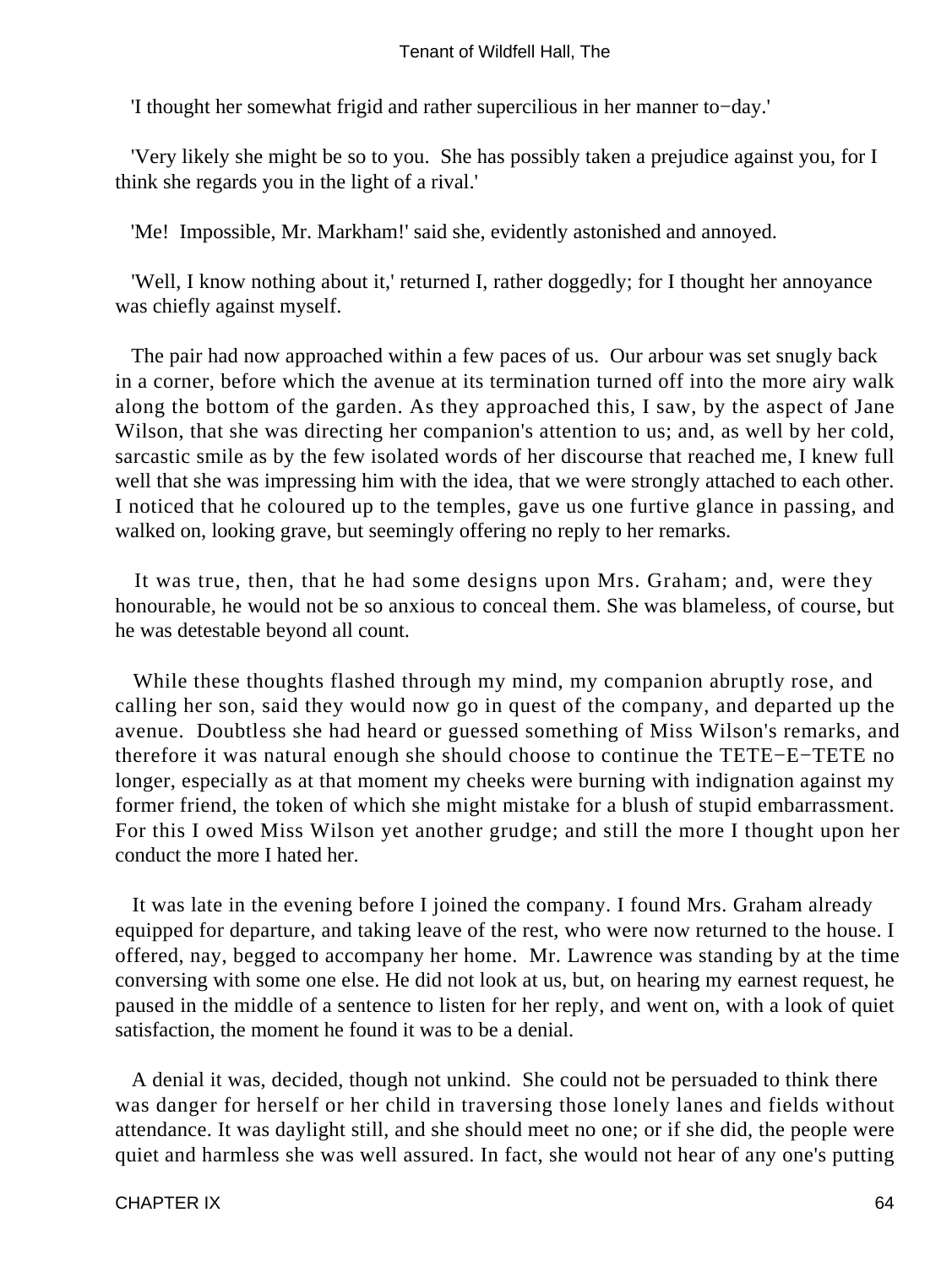'I thought her somewhat frigid and rather supercilious in her manner to−day.'

'Very likely she might be so to you. She has possibly taken a prejudice against you, for I think she regards you in the light of a rival.'

'Me! Impossible, Mr. Markham!' said she, evidently astonished and annoyed.

'Well, I know nothing about it,' returned I, rather doggedly; for I thought her annoyance was chiefly against myself.

The pair had now approached within a few paces of us. Our arbour was set snugly back in a corner, before which the avenue at its termination turned off into the more airy walk along the bottom of the garden. As they approached this, I saw, by the aspect of Jane Wilson, that she was directing her companion's attention to us; and, as well by her cold, sarcastic smile as by the few isolated words of her discourse that reached me, I knew full well that she was impressing him with the idea, that we were strongly attached to each other. I noticed that he coloured up to the temples, gave us one furtive glance in passing, and walked on, looking grave, but seemingly offering no reply to her remarks.

It was true, then, that he had some designs upon Mrs. Graham; and, were they honourable, he would not be so anxious to conceal them. She was blameless, of course, but he was detestable beyond all count.

While these thoughts flashed through my mind, my companion abruptly rose, and calling her son, said they would now go in quest of the company, and departed up the avenue. Doubtless she had heard or guessed something of Miss Wilson's remarks, and therefore it was natural enough she should choose to continue the TETE−E−TETE no longer, especially as at that moment my cheeks were burning with indignation against my former friend, the token of which she might mistake for a blush of stupid embarrassment. For this I owed Miss Wilson yet another grudge; and still the more I thought upon her conduct the more I hated her.

It was late in the evening before I joined the company. I found Mrs. Graham already equipped for departure, and taking leave of the rest, who were now returned to the house. I offered, nay, begged to accompany her home. Mr. Lawrence was standing by at the time conversing with some one else. He did not look at us, but, on hearing my earnest request, he paused in the middle of a sentence to listen for her reply, and went on, with a look of quiet satisfaction, the moment he found it was to be a denial.

A denial it was, decided, though not unkind. She could not be persuaded to think there was danger for herself or her child in traversing those lonely lanes and fields without attendance. It was daylight still, and she should meet no one; or if she did, the people were quiet and harmless she was well assured. In fact, she would not hear of any one's putting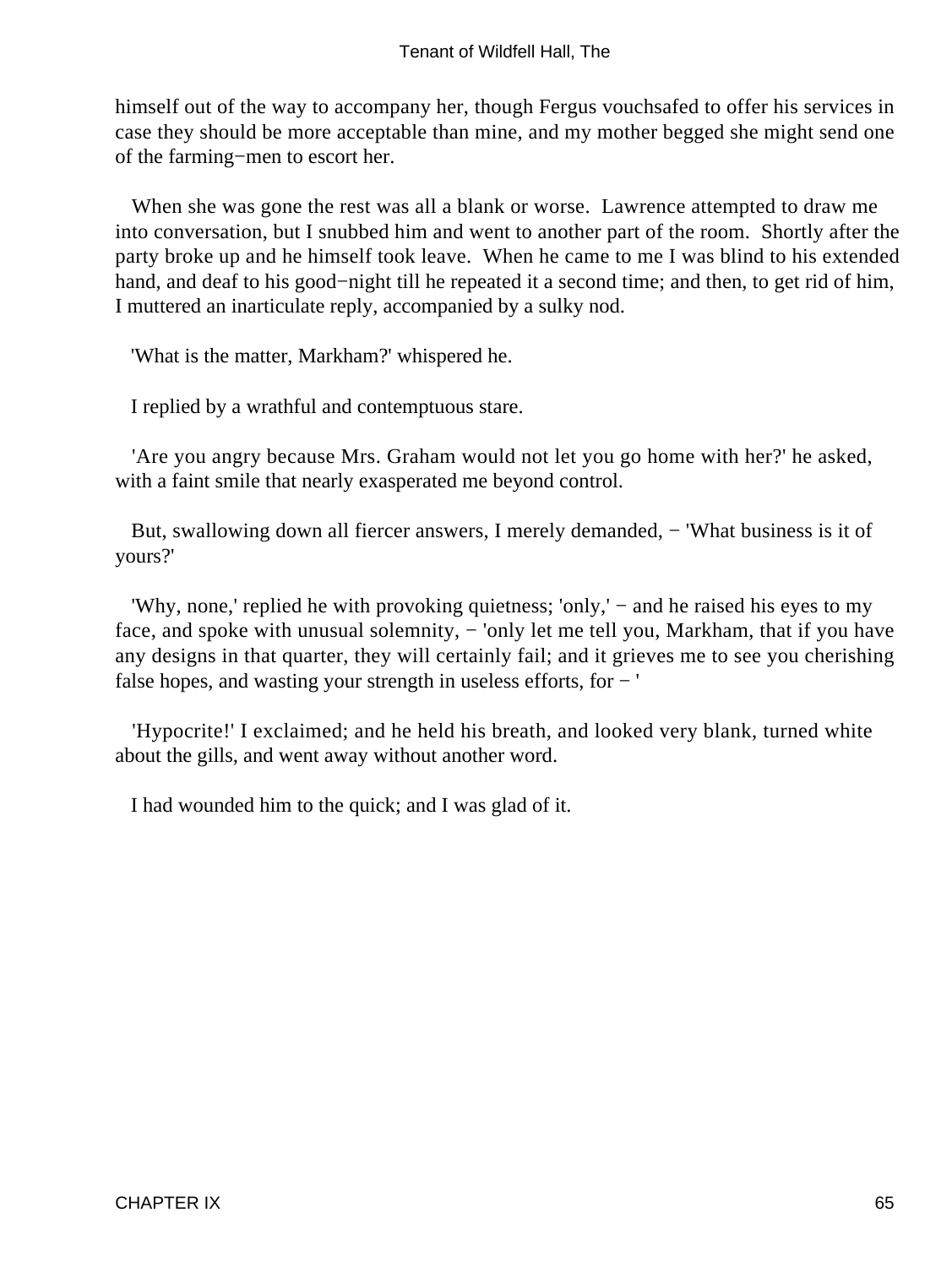himself out of the way to accompany her, though Fergus vouchsafed to offer his services in case they should be more acceptable than mine, and my mother begged she might send one of the farming−men to escort her.

When she was gone the rest was all a blank or worse. Lawrence attempted to draw me into conversation, but I snubbed him and went to another part of the room. Shortly after the party broke up and he himself took leave. When he came to me I was blind to his extended hand, and deaf to his good−night till he repeated it a second time; and then, to get rid of him, I muttered an inarticulate reply, accompanied by a sulky nod.

'What is the matter, Markham?' whispered he.

I replied by a wrathful and contemptuous stare.

'Are you angry because Mrs. Graham would not let you go home with her?' he asked, with a faint smile that nearly exasperated me beyond control.

But, swallowing down all fiercer answers, I merely demanded, − 'What business is it of yours?'

'Why, none,' replied he with provoking quietness; 'only,' − and he raised his eyes to my face, and spoke with unusual solemnity, − 'only let me tell you, Markham, that if you have any designs in that quarter, they will certainly fail; and it grieves me to see you cherishing false hopes, and wasting your strength in useless efforts, for − '

'Hypocrite!' I exclaimed; and he held his breath, and looked very blank, turned white about the gills, and went away without another word.

I had wounded him to the quick; and I was glad of it.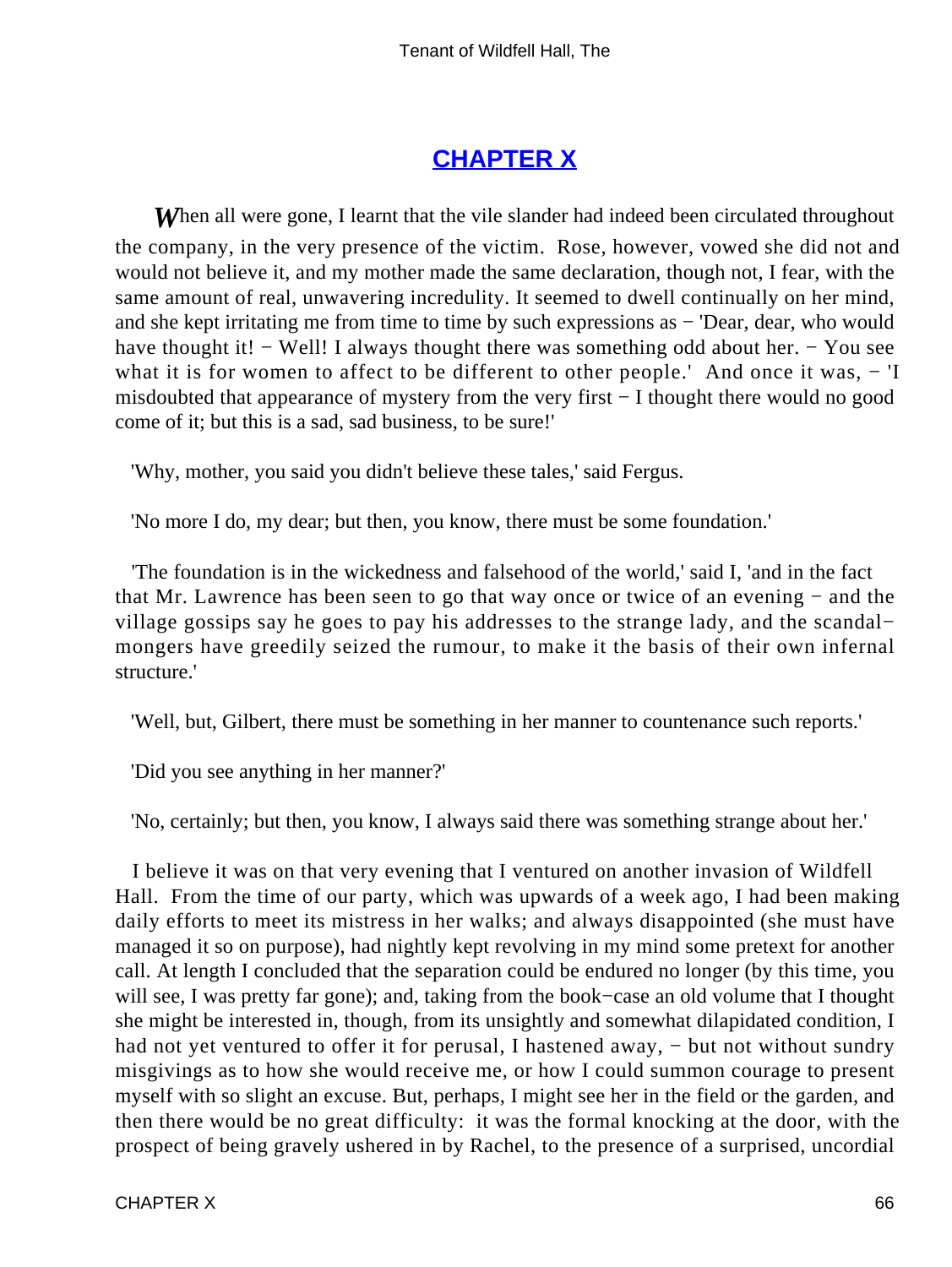## CHAPTER X

When all were gone, I learnt that the vile slander had indeed been circulated throughout the company, in the very presence of the victim. Rose, however, vowed she did not and would not believe it, and my mother made the same declaration, though not, I fear, with the same amount of real, unwavering incredulity. It seemed to dwell continually on her mind, and she kept irritating me from time to time by such expressions as − 'Dear, dear, who would have thought it! − Well! I always thought there was something odd about her. − You see what it is for women to affect to be different to other people.' And once it was, − 'I misdoubted that appearance of mystery from the very first − I thought there would no good come of it; but this is a sad, sad business, to be sure!'

'Why, mother, you said you didn't believe these tales,' said Fergus.

'No more I do, my dear; but then, you know, there must be some foundation.'

'The foundation is in the wickedness and falsehood of the world,' said I, 'and in the fact that Mr. Lawrence has been seen to go that way once or twice of an evening − and the village gossips say he goes to pay his addresses to the strange lady, and the scandal−mongers have greedily seized the rumour, to make it the basis of their own infernal structure.'

'Well, but, Gilbert, there must be something in her manner to countenance such reports.'

'Did you see anything in her manner?'

'No, certainly; but then, you know, I always said there was something strange about her.'

I believe it was on that very evening that I ventured on another invasion of Wildfell Hall. From the time of our party, which was upwards of a week ago, I had been making daily efforts to meet its mistress in her walks; and always disappointed (she must have managed it so on purpose), had nightly kept revolving in my mind some pretext for another call. At length I concluded that the separation could be endured no longer (by this time, you will see, I was pretty far gone); and, taking from the book−case an old volume that I thought she might be interested in, though, from its unsightly and somewhat dilapidated condition, I had not yet ventured to offer it for perusal, I hastened away, − but not without sundry misgivings as to how she would receive me, or how I could summon courage to present myself with so slight an excuse. But, perhaps, I might see her in the field or the garden, and then there would be no great difficulty: it was the formal knocking at the door, with the prospect of being gravely ushered in by Rachel, to the presence of a surprised, uncordial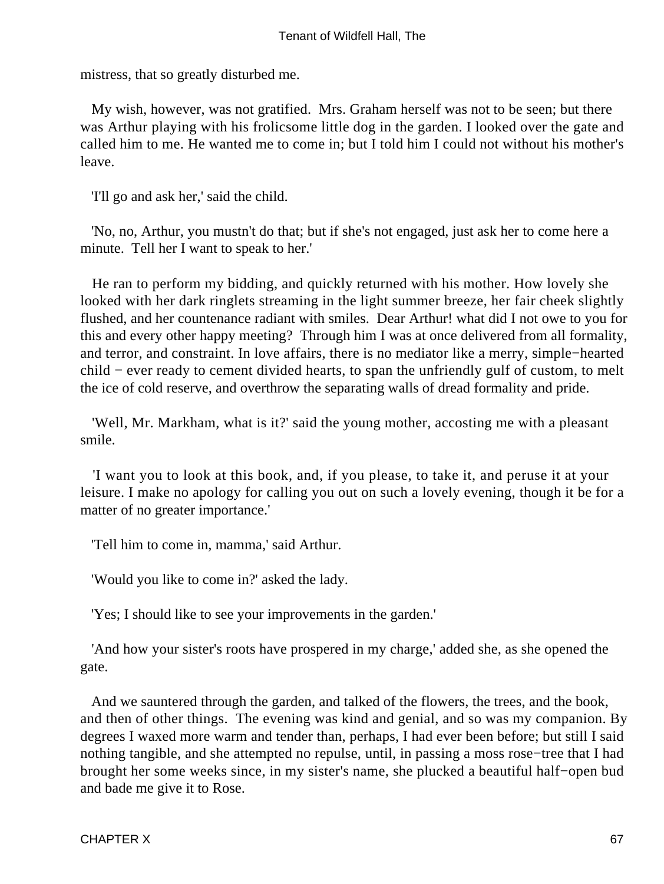mistress, that so greatly disturbed me.

My wish, however, was not gratified. Mrs. Graham herself was not to be seen; but there was Arthur playing with his frolicsome little dog in the garden. I looked over the gate and called him to me. He wanted me to come in; but I told him I could not without his mother's leave.

'I'll go and ask her,' said the child.

'No, no, Arthur, you mustn't do that; but if she's not engaged, just ask her to come here a minute. Tell her I want to speak to her.'

He ran to perform my bidding, and quickly returned with his mother. How lovely she looked with her dark ringlets streaming in the light summer breeze, her fair cheek slightly flushed, and her countenance radiant with smiles. Dear Arthur! what did I not owe to you for this and every other happy meeting? Through him I was at once delivered from all formality, and terror, and constraint. In love affairs, there is no mediator like a merry, simple−hearted child − ever ready to cement divided hearts, to span the unfriendly gulf of custom, to melt the ice of cold reserve, and overthrow the separating walls of dread formality and pride.

'Well, Mr. Markham, what is it?' said the young mother, accosting me with a pleasant smile.

'I want you to look at this book, and, if you please, to take it, and peruse it at your leisure. I make no apology for calling you out on such a lovely evening, though it be for a matter of no greater importance.'

'Tell him to come in, mamma,' said Arthur.

'Would you like to come in?' asked the lady.

'Yes; I should like to see your improvements in the garden.'

'And how your sister's roots have prospered in my charge,' added she, as she opened the gate.

And we sauntered through the garden, and talked of the flowers, the trees, and the book, and then of other things. The evening was kind and genial, and so was my companion. By degrees I waxed more warm and tender than, perhaps, I had ever been before; but still I said nothing tangible, and she attempted no repulse, until, in passing a moss rose−tree that I had brought her some weeks since, in my sister's name, she plucked a beautiful half−open bud and bade me give it to Rose.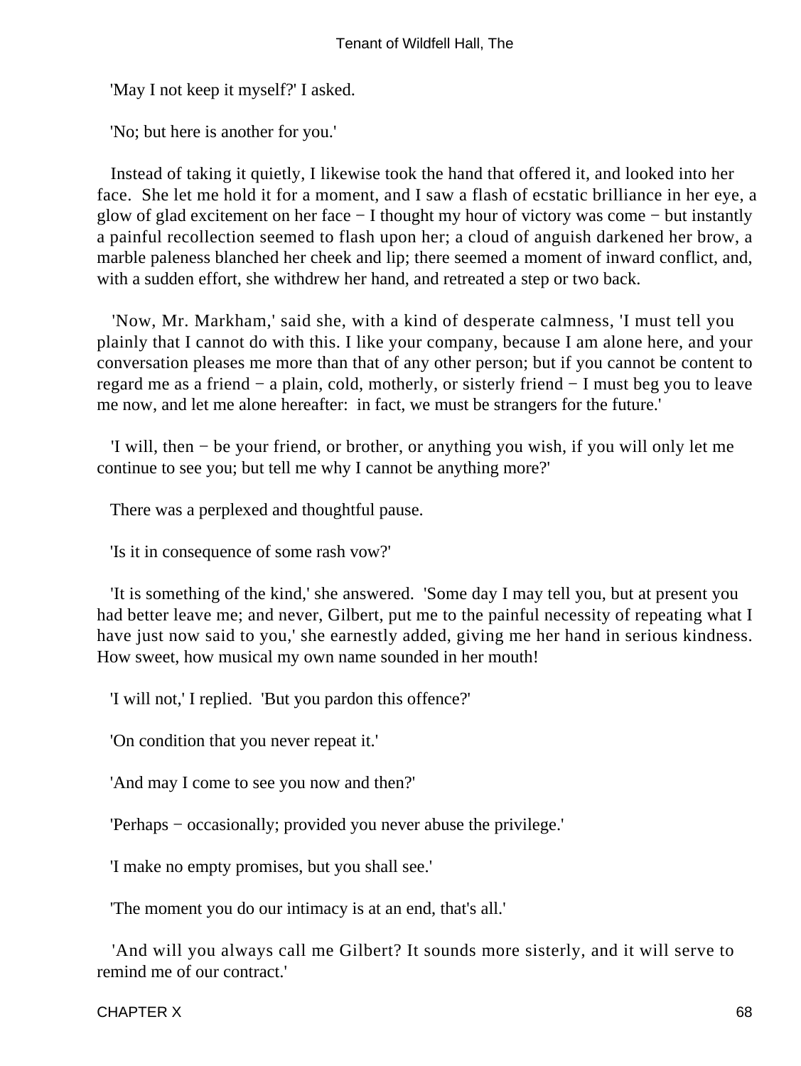'May I not keep it myself?' I asked.

'No; but here is another for you.'

Instead of taking it quietly, I likewise took the hand that offered it, and looked into her face. She let me hold it for a moment, and I saw a flash of ecstatic brilliance in her eye, a glow of glad excitement on her face − I thought my hour of victory was come − but instantly a painful recollection seemed to flash upon her; a cloud of anguish darkened her brow, a marble paleness blanched her cheek and lip; there seemed a moment of inward conflict, and, with a sudden effort, she withdrew her hand, and retreated a step or two back.

'Now, Mr. Markham,' said she, with a kind of desperate calmness, 'I must tell you plainly that I cannot do with this. I like your company, because I am alone here, and your conversation pleases me more than that of any other person; but if you cannot be content to regard me as a friend − a plain, cold, motherly, or sisterly friend − I must beg you to leave me now, and let me alone hereafter: in fact, we must be strangers for the future.'

'I will, then − be your friend, or brother, or anything you wish, if you will only let me continue to see you; but tell me why I cannot be anything more?'

There was a perplexed and thoughtful pause.

'Is it in consequence of some rash vow?'

'It is something of the kind,' she answered. 'Some day I may tell you, but at present you had better leave me; and never, Gilbert, put me to the painful necessity of repeating what I have just now said to you,' she earnestly added, giving me her hand in serious kindness. How sweet, how musical my own name sounded in her mouth!

'I will not,' I replied. 'But you pardon this offence?'

'On condition that you never repeat it.'

'And may I come to see you now and then?'

'Perhaps − occasionally; provided you never abuse the privilege.'

'I make no empty promises, but you shall see.'

'The moment you do our intimacy is at an end, that's all.'

'And will you always call me Gilbert? It sounds more sisterly, and it will serve to remind me of our contract.'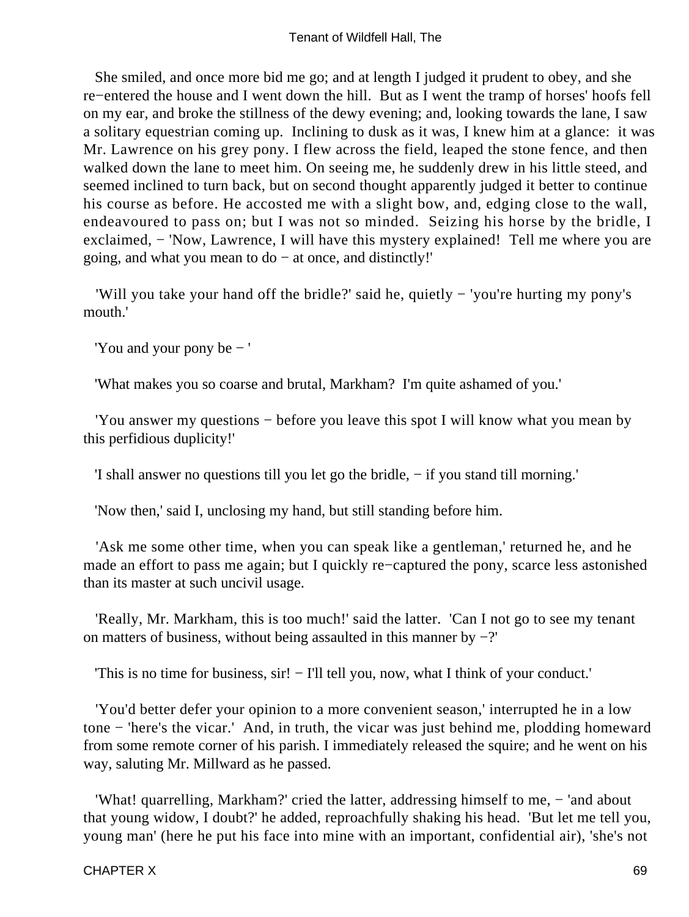She smiled, and once more bid me go; and at length I judged it prudent to obey, and she re−entered the house and I went down the hill. But as I went the tramp of horses' hoofs fell on my ear, and broke the stillness of the dewy evening; and, looking towards the lane, I saw a solitary equestrian coming up. Inclining to dusk as it was, I knew him at a glance: it was Mr. Lawrence on his grey pony. I flew across the field, leaped the stone fence, and then walked down the lane to meet him. On seeing me, he suddenly drew in his little steed, and seemed inclined to turn back, but on second thought apparently judged it better to continue his course as before. He accosted me with a slight bow, and, edging close to the wall, endeavoured to pass on; but I was not so minded. Seizing his horse by the bridle, I exclaimed, − 'Now, Lawrence, I will have this mystery explained! Tell me where you are going, and what you mean to do − at once, and distinctly!'

'Will you take your hand off the bridle?' said he, quietly − 'you're hurting my pony's mouth.'

'You and your pony be − '

'What makes you so coarse and brutal, Markham? I'm quite ashamed of you.'

'You answer my questions − before you leave this spot I will know what you mean by this perfidious duplicity!'

'I shall answer no questions till you let go the bridle, − if you stand till morning.'

'Now then,' said I, unclosing my hand, but still standing before him.

'Ask me some other time, when you can speak like a gentleman,' returned he, and he made an effort to pass me again; but I quickly re−captured the pony, scarce less astonished than its master at such uncivil usage.

'Really, Mr. Markham, this is too much!' said the latter. 'Can I not go to see my tenant on matters of business, without being assaulted in this manner by −?'

'This is no time for business, sir! − I'll tell you, now, what I think of your conduct.'

'You'd better defer your opinion to a more convenient season,' interrupted he in a low tone − 'here's the vicar.' And, in truth, the vicar was just behind me, plodding homeward from some remote corner of his parish. I immediately released the squire; and he went on his way, saluting Mr. Millward as he passed.

'What! quarrelling, Markham?' cried the latter, addressing himself to me, − 'and about that young widow, I doubt?' he added, reproachfully shaking his head. 'But let me tell you, young man' (here he put his face into mine with an important, confidential air), 'she's not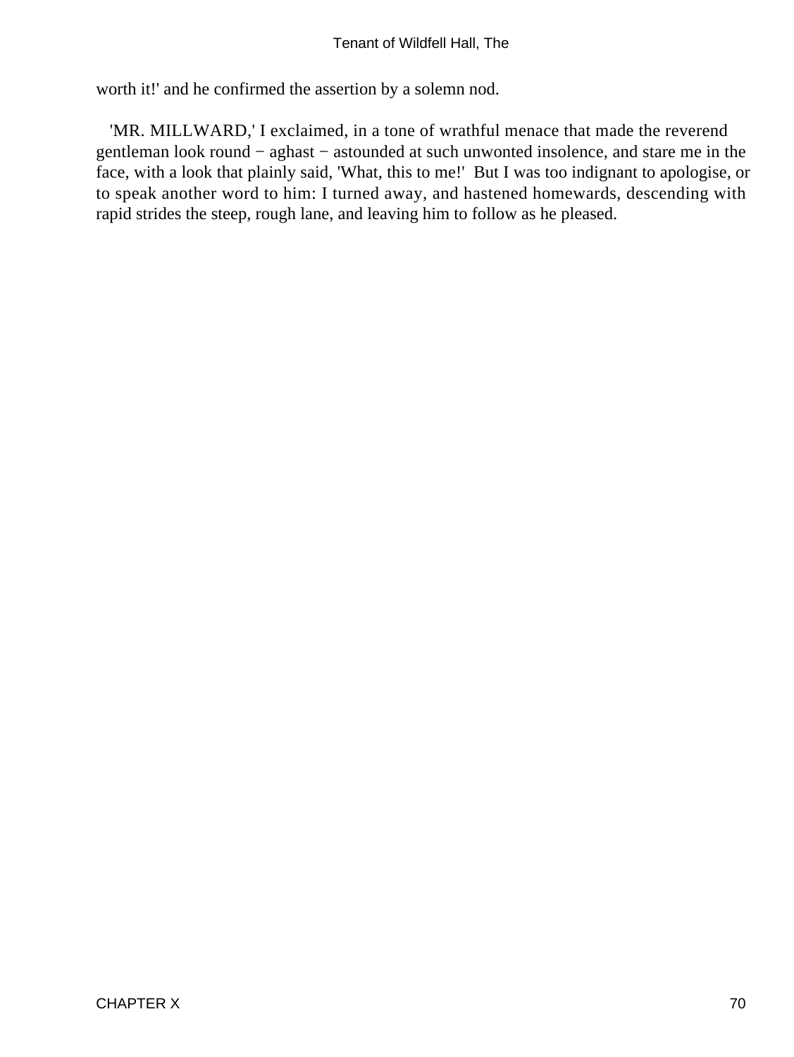worth it!' and he confirmed the assertion by a solemn nod.

'MR. MILLWARD,' I exclaimed, in a tone of wrathful menace that made the reverend gentleman look round − aghast − astounded at such unwonted insolence, and stare me in the face, with a look that plainly said, 'What, this to me!' But I was too indignant to apologise, or to speak another word to him: I turned away, and hastened homewards, descending with rapid strides the steep, rough lane, and leaving him to follow as he pleased.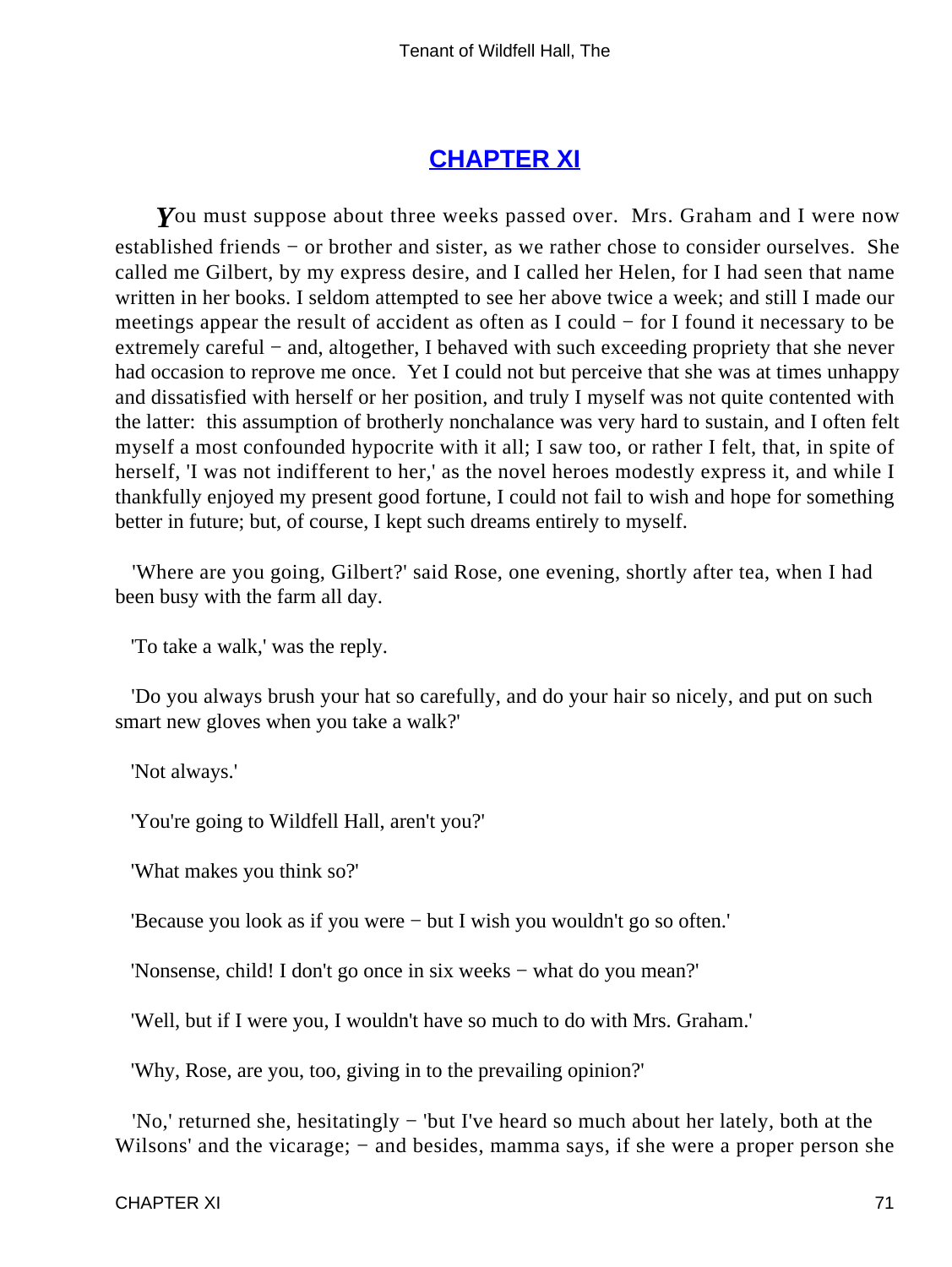## [CHAPTER XI]

*Y*ou must suppose about three weeks passed over. Mrs. Graham and I were now established friends − or brother and sister, as we rather chose to consider ourselves. She called me Gilbert, by my express desire, and I called her Helen, for I had seen that name written in her books. I seldom attempted to see her above twice a week; and still I made our meetings appear the result of accident as often as I could − for I found it necessary to be extremely careful − and, altogether, I behaved with such exceeding propriety that she never had occasion to reprove me once. Yet I could not but perceive that she was at times unhappy and dissatisfied with herself or her position, and truly I myself was not quite contented with the latter: this assumption of brotherly nonchalance was very hard to sustain, and I often felt myself a most confounded hypocrite with it all; I saw too, or rather I felt, that, in spite of herself, 'I was not indifferent to her,' as the novel heroes modestly express it, and while I thankfully enjoyed my present good fortune, I could not fail to wish and hope for something better in future; but, of course, I kept such dreams entirely to myself.

'Where are you going, Gilbert?' said Rose, one evening, shortly after tea, when I had been busy with the farm all day.

'To take a walk,' was the reply.

'Do you always brush your hat so carefully, and do your hair so nicely, and put on such smart new gloves when you take a walk?'

'Not always.'

'You're going to Wildfell Hall, aren't you?'

'What makes you think so?'

'Because you look as if you were − but I wish you wouldn't go so often.'

'Nonsense, child! I don't go once in six weeks − what do you mean?'

'Well, but if I were you, I wouldn't have so much to do with Mrs. Graham.'

'Why, Rose, are you, too, giving in to the prevailing opinion?'

'No,' returned she, hesitatingly − 'but I've heard so much about her lately, both at the Wilsons' and the vicarage; − and besides, mamma says, if she were a proper person she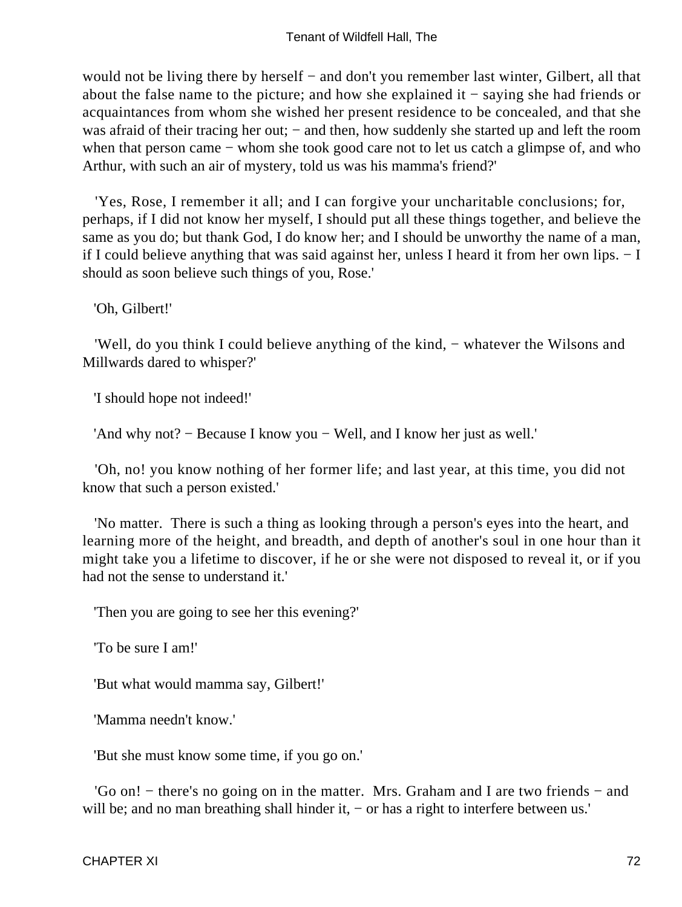would not be living there by herself − and don't you remember last winter, Gilbert, all that about the false name to the picture; and how she explained it − saying she had friends or acquaintances from whom she wished her present residence to be concealed, and that she was afraid of their tracing her out; − and then, how suddenly she started up and left the room when that person came − whom she took good care not to let us catch a glimpse of, and who Arthur, with such an air of mystery, told us was his mamma's friend?'

'Yes, Rose, I remember it all; and I can forgive your uncharitable conclusions; for, perhaps, if I did not know her myself, I should put all these things together, and believe the same as you do; but thank God, I do know her; and I should be unworthy the name of a man, if I could believe anything that was said against her, unless I heard it from her own lips. − I should as soon believe such things of you, Rose.'

'Oh, Gilbert!'

'Well, do you think I could believe anything of the kind, − whatever the Wilsons and Millwards dared to whisper?'

'I should hope not indeed!'

'And why not? − Because I know you − Well, and I know her just as well.'

'Oh, no! you know nothing of her former life; and last year, at this time, you did not know that such a person existed.'

'No matter. There is such a thing as looking through a person's eyes into the heart, and learning more of the height, and breadth, and depth of another's soul in one hour than it might take you a lifetime to discover, if he or she were not disposed to reveal it, or if you had not the sense to understand it.'

'Then you are going to see her this evening?'

'To be sure I am!'

'But what would mamma say, Gilbert!'

'Mamma needn't know.'

'But she must know some time, if you go on.'

'Go on! − there's no going on in the matter. Mrs. Graham and I are two friends − and will be; and no man breathing shall hinder it, − or has a right to interfere between us.'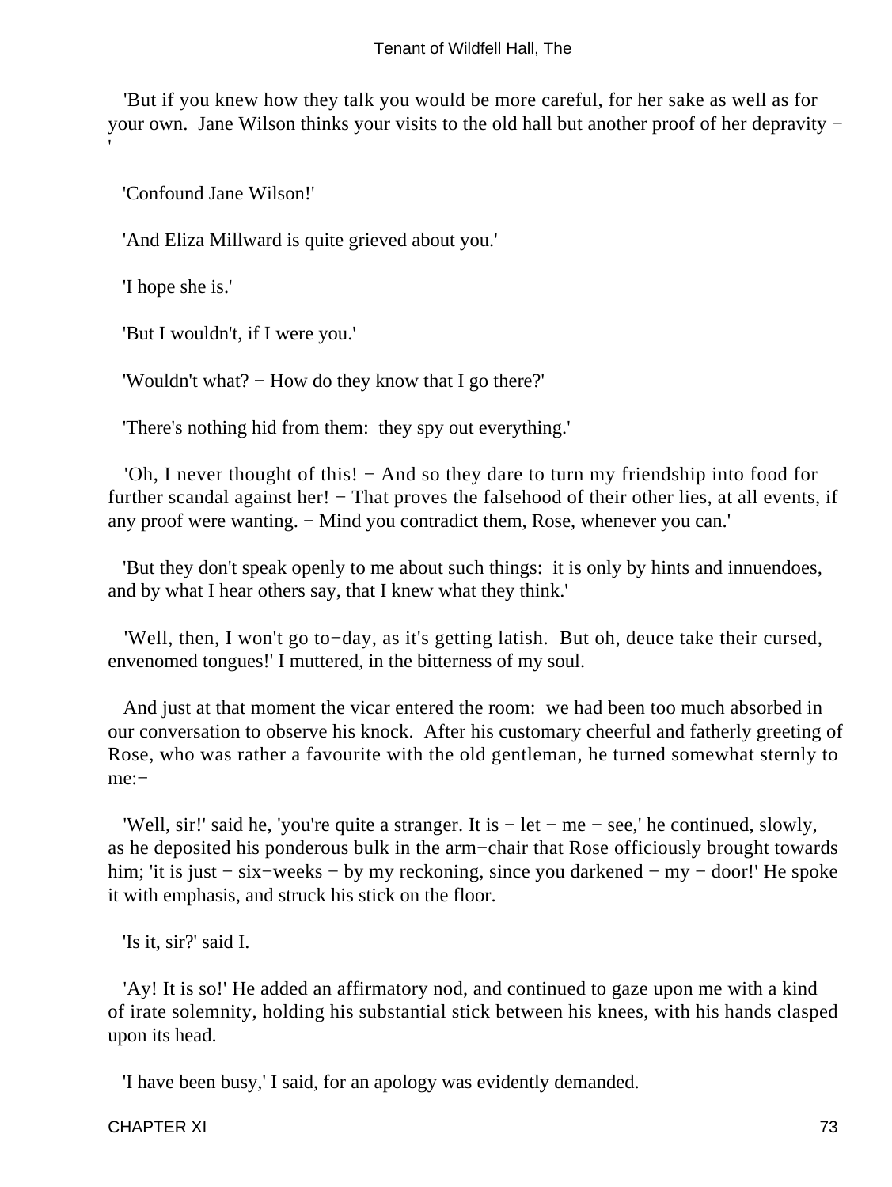'But if you knew how they talk you would be more careful, for her sake as well as for your own. Jane Wilson thinks your visits to the old hall but another proof of her depravity − '

'Confound Jane Wilson!'

'And Eliza Millward is quite grieved about you.'

'I hope she is.'

'But I wouldn't, if I were you.'

'Wouldn't what? − How do they know that I go there?'

'There's nothing hid from them: they spy out everything.'

'Oh, I never thought of this! − And so they dare to turn my friendship into food for further scandal against her! − That proves the falsehood of their other lies, at all events, if any proof were wanting. − Mind you contradict them, Rose, whenever you can.'

'But they don't speak openly to me about such things: it is only by hints and innuendoes, and by what I hear others say, that I knew what they think.'

'Well, then, I won't go to−day, as it's getting latish. But oh, deuce take their cursed, envenomed tongues!' I muttered, in the bitterness of my soul.

And just at that moment the vicar entered the room: we had been too much absorbed in our conversation to observe his knock. After his customary cheerful and fatherly greeting of Rose, who was rather a favourite with the old gentleman, he turned somewhat sternly to me:−

'Well, sir!' said he, 'you're quite a stranger. It is − let − me − see,' he continued, slowly, as he deposited his ponderous bulk in the arm−chair that Rose officiously brought towards him; 'it is just − six−weeks − by my reckoning, since you darkened − my − door!' He spoke it with emphasis, and struck his stick on the floor.

'Is it, sir?' said I.

'Ay! It is so!' He added an affirmatory nod, and continued to gaze upon me with a kind of irate solemnity, holding his substantial stick between his knees, with his hands clasped upon its head.

'I have been busy,' I said, for an apology was evidently demanded.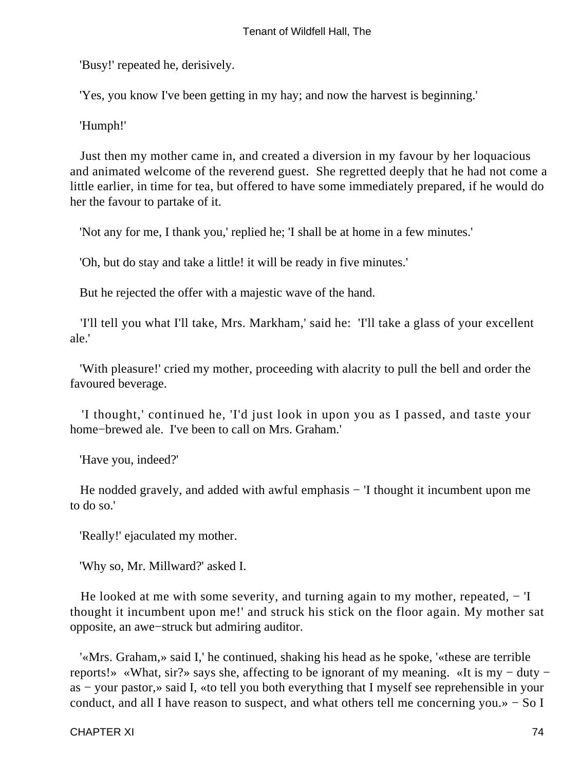'Busy!' repeated he, derisively.

'Yes, you know I've been getting in my hay; and now the harvest is beginning.'

'Humph!'

Just then my mother came in, and created a diversion in my favour by her loquacious and animated welcome of the reverend guest. She regretted deeply that he had not come a little earlier, in time for tea, but offered to have some immediately prepared, if he would do her the favour to partake of it.

'Not any for me, I thank you,' replied he; 'I shall be at home in a few minutes.'

'Oh, but do stay and take a little! it will be ready in five minutes.'

But he rejected the offer with a majestic wave of the hand.

'I'll tell you what I'll take, Mrs. Markham,' said he: 'I'll take a glass of your excellent ale.'

'With pleasure!' cried my mother, proceeding with alacrity to pull the bell and order the favoured beverage.

'I thought,' continued he, 'I'd just look in upon you as I passed, and taste your home−brewed ale. I've been to call on Mrs. Graham.'

'Have you, indeed?'

He nodded gravely, and added with awful emphasis − 'I thought it incumbent upon me to do so.'

'Really!' ejaculated my mother.

'Why so, Mr. Millward?' asked I.

He looked at me with some severity, and turning again to my mother, repeated, − 'I thought it incumbent upon me!' and struck his stick on the floor again. My mother sat opposite, an awe−struck but admiring auditor.

'«Mrs. Graham,» said I,' he continued, shaking his head as he spoke, '«these are terrible reports!» «What, sir?» says she, affecting to be ignorant of my meaning. «It is my − duty − as − your pastor,» said I, «to tell you both everything that I myself see reprehensible in your conduct, and all I have reason to suspect, and what others tell me concerning you.» − So I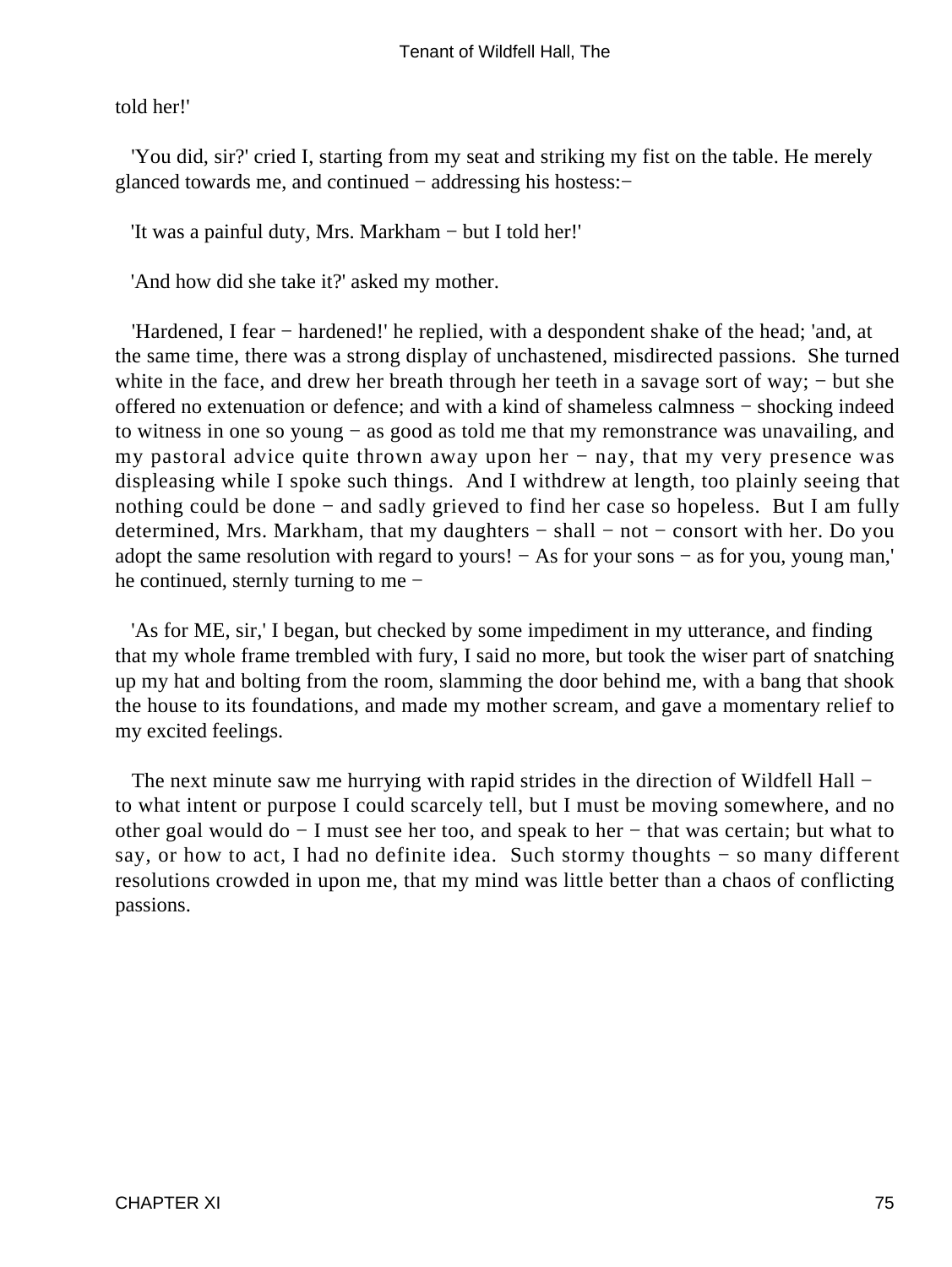told her!'

'You did, sir?' cried I, starting from my seat and striking my fist on the table. He merely glanced towards me, and continued − addressing his hostess:−

'It was a painful duty, Mrs. Markham − but I told her!'

'And how did she take it?' asked my mother.

'Hardened, I fear − hardened!' he replied, with a despondent shake of the head; 'and, at the same time, there was a strong display of unchastened, misdirected passions. She turned white in the face, and drew her breath through her teeth in a savage sort of way; − but she offered no extenuation or defence; and with a kind of shameless calmness − shocking indeed to witness in one so young − as good as told me that my remonstrance was unavailing, and my pastoral advice quite thrown away upon her − nay, that my very presence was displeasing while I spoke such things. And I withdrew at length, too plainly seeing that nothing could be done − and sadly grieved to find her case so hopeless. But I am fully determined, Mrs. Markham, that my daughters − shall − not − consort with her. Do you adopt the same resolution with regard to yours! − As for your sons − as for you, young man,' he continued, sternly turning to me −

'As for ME, sir,' I began, but checked by some impediment in my utterance, and finding that my whole frame trembled with fury, I said no more, but took the wiser part of snatching up my hat and bolting from the room, slamming the door behind me, with a bang that shook the house to its foundations, and made my mother scream, and gave a momentary relief to my excited feelings.

The next minute saw me hurrying with rapid strides in the direction of Wildfell Hall − to what intent or purpose I could scarcely tell, but I must be moving somewhere, and no other goal would do − I must see her too, and speak to her − that was certain; but what to say, or how to act, I had no definite idea. Such stormy thoughts − so many different resolutions crowded in upon me, that my mind was little better than a chaos of conflicting passions.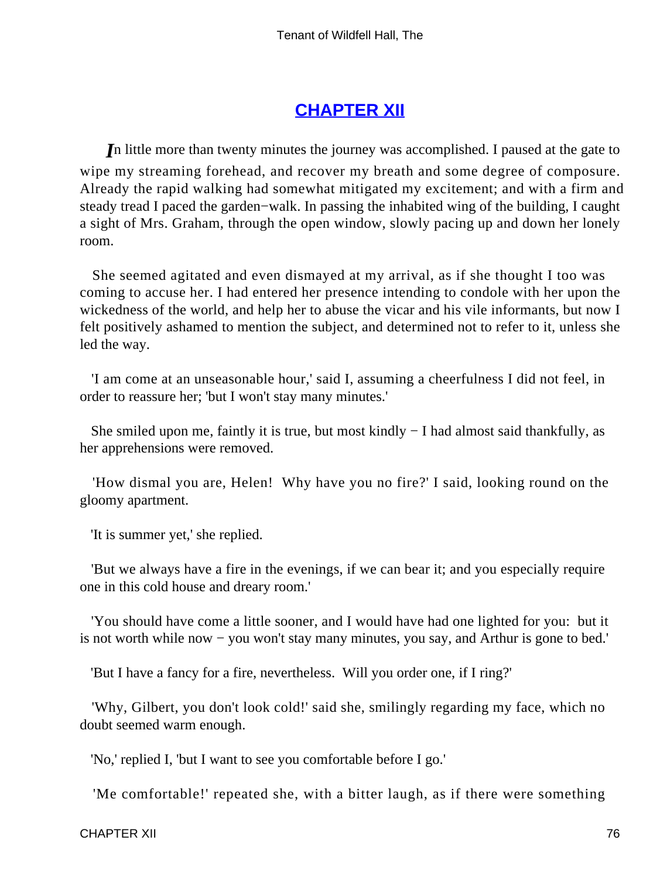## CHAPTER XII

*I*n little more than twenty minutes the journey was accomplished. I paused at the gate to wipe my streaming forehead, and recover my breath and some degree of composure. Already the rapid walking had somewhat mitigated my excitement; and with a firm and steady tread I paced the garden−walk. In passing the inhabited wing of the building, I caught a sight of Mrs. Graham, through the open window, slowly pacing up and down her lonely room.

She seemed agitated and even dismayed at my arrival, as if she thought I too was coming to accuse her. I had entered her presence intending to condole with her upon the wickedness of the world, and help her to abuse the vicar and his vile informants, but now I felt positively ashamed to mention the subject, and determined not to refer to it, unless she led the way.

'I am come at an unseasonable hour,' said I, assuming a cheerfulness I did not feel, in order to reassure her; 'but I won't stay many minutes.'

She smiled upon me, faintly it is true, but most kindly − I had almost said thankfully, as her apprehensions were removed.

'How dismal you are, Helen! Why have you no fire?' I said, looking round on the gloomy apartment.

'It is summer yet,' she replied.

'But we always have a fire in the evenings, if we can bear it; and you especially require one in this cold house and dreary room.'

'You should have come a little sooner, and I would have had one lighted for you: but it is not worth while now − you won't stay many minutes, you say, and Arthur is gone to bed.'

'But I have a fancy for a fire, nevertheless. Will you order one, if I ring?'

'Why, Gilbert, you don't look cold!' said she, smilingly regarding my face, which no doubt seemed warm enough.

'No,' replied I, 'but I want to see you comfortable before I go.'

'Me comfortable!' repeated she, with a bitter laugh, as if there were something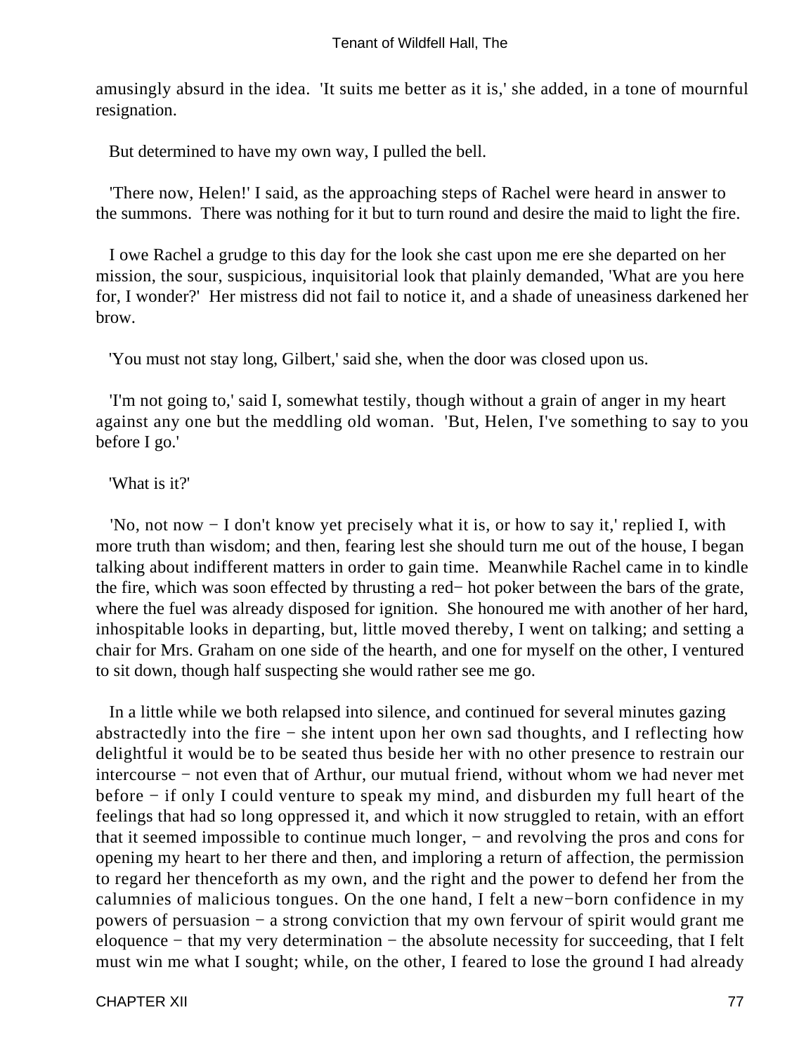amusingly absurd in the idea. 'It suits me better as it is,' she added, in a tone of mournful resignation.

But determined to have my own way, I pulled the bell.

'There now, Helen!' I said, as the approaching steps of Rachel were heard in answer to the summons. There was nothing for it but to turn round and desire the maid to light the fire.

I owe Rachel a grudge to this day for the look she cast upon me ere she departed on her mission, the sour, suspicious, inquisitorial look that plainly demanded, 'What are you here for, I wonder?' Her mistress did not fail to notice it, and a shade of uneasiness darkened her brow.

'You must not stay long, Gilbert,' said she, when the door was closed upon us.

'I'm not going to,' said I, somewhat testily, though without a grain of anger in my heart against any one but the meddling old woman. 'But, Helen, I've something to say to you before I go.'

'What is it?'

'No, not now − I don't know yet precisely what it is, or how to say it,' replied I, with more truth than wisdom; and then, fearing lest she should turn me out of the house, I began talking about indifferent matters in order to gain time. Meanwhile Rachel came in to kindle the fire, which was soon effected by thrusting a red− hot poker between the bars of the grate, where the fuel was already disposed for ignition. She honoured me with another of her hard, inhospitable looks in departing, but, little moved thereby, I went on talking; and setting a chair for Mrs. Graham on one side of the hearth, and one for myself on the other, I ventured to sit down, though half suspecting she would rather see me go.

In a little while we both relapsed into silence, and continued for several minutes gazing abstractedly into the fire − she intent upon her own sad thoughts, and I reflecting how delightful it would be to be seated thus beside her with no other presence to restrain our intercourse − not even that of Arthur, our mutual friend, without whom we had never met before − if only I could venture to speak my mind, and disburden my full heart of the feelings that had so long oppressed it, and which it now struggled to retain, with an effort that it seemed impossible to continue much longer, − and revolving the pros and cons for opening my heart to her there and then, and imploring a return of affection, the permission to regard her thenceforth as my own, and the right and the power to defend her from the calumnies of malicious tongues. On the one hand, I felt a new−born confidence in my powers of persuasion − a strong conviction that my own fervour of spirit would grant me eloquence − that my very determination − the absolute necessity for succeeding, that I felt must win me what I sought; while, on the other, I feared to lose the ground I had already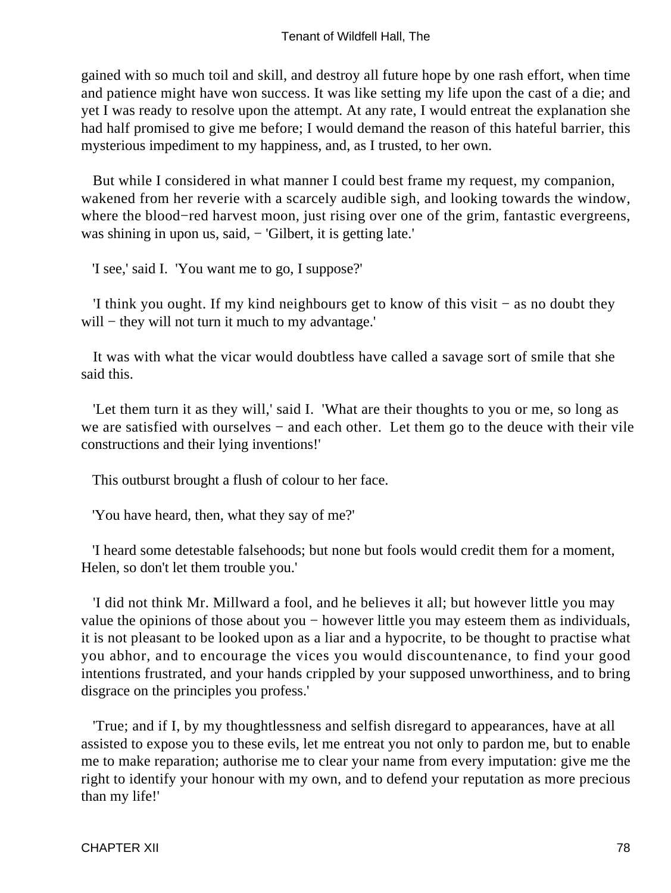gained with so much toil and skill, and destroy all future hope by one rash effort, when time and patience might have won success. It was like setting my life upon the cast of a die; and yet I was ready to resolve upon the attempt. At any rate, I would entreat the explanation she had half promised to give me before; I would demand the reason of this hateful barrier, this mysterious impediment to my happiness, and, as I trusted, to her own.

But while I considered in what manner I could best frame my request, my companion, wakened from her reverie with a scarcely audible sigh, and looking towards the window, where the blood−red harvest moon, just rising over one of the grim, fantastic evergreens, was shining in upon us, said, − 'Gilbert, it is getting late.'

'I see,' said I. 'You want me to go, I suppose?'

'I think you ought. If my kind neighbours get to know of this visit − as no doubt they will − they will not turn it much to my advantage.'

It was with what the vicar would doubtless have called a savage sort of smile that she said this.

'Let them turn it as they will,' said I. 'What are their thoughts to you or me, so long as we are satisfied with ourselves − and each other. Let them go to the deuce with their vile constructions and their lying inventions!'

This outburst brought a flush of colour to her face.

'You have heard, then, what they say of me?'

'I heard some detestable falsehoods; but none but fools would credit them for a moment, Helen, so don't let them trouble you.'

'I did not think Mr. Millward a fool, and he believes it all; but however little you may value the opinions of those about you − however little you may esteem them as individuals, it is not pleasant to be looked upon as a liar and a hypocrite, to be thought to practise what you abhor, and to encourage the vices you would discountenance, to find your good intentions frustrated, and your hands crippled by your supposed unworthiness, and to bring disgrace on the principles you profess.'

'True; and if I, by my thoughtlessness and selfish disregard to appearances, have at all assisted to expose you to these evils, let me entreat you not only to pardon me, but to enable me to make reparation; authorise me to clear your name from every imputation: give me the right to identify your honour with my own, and to defend your reputation as more precious than my life!'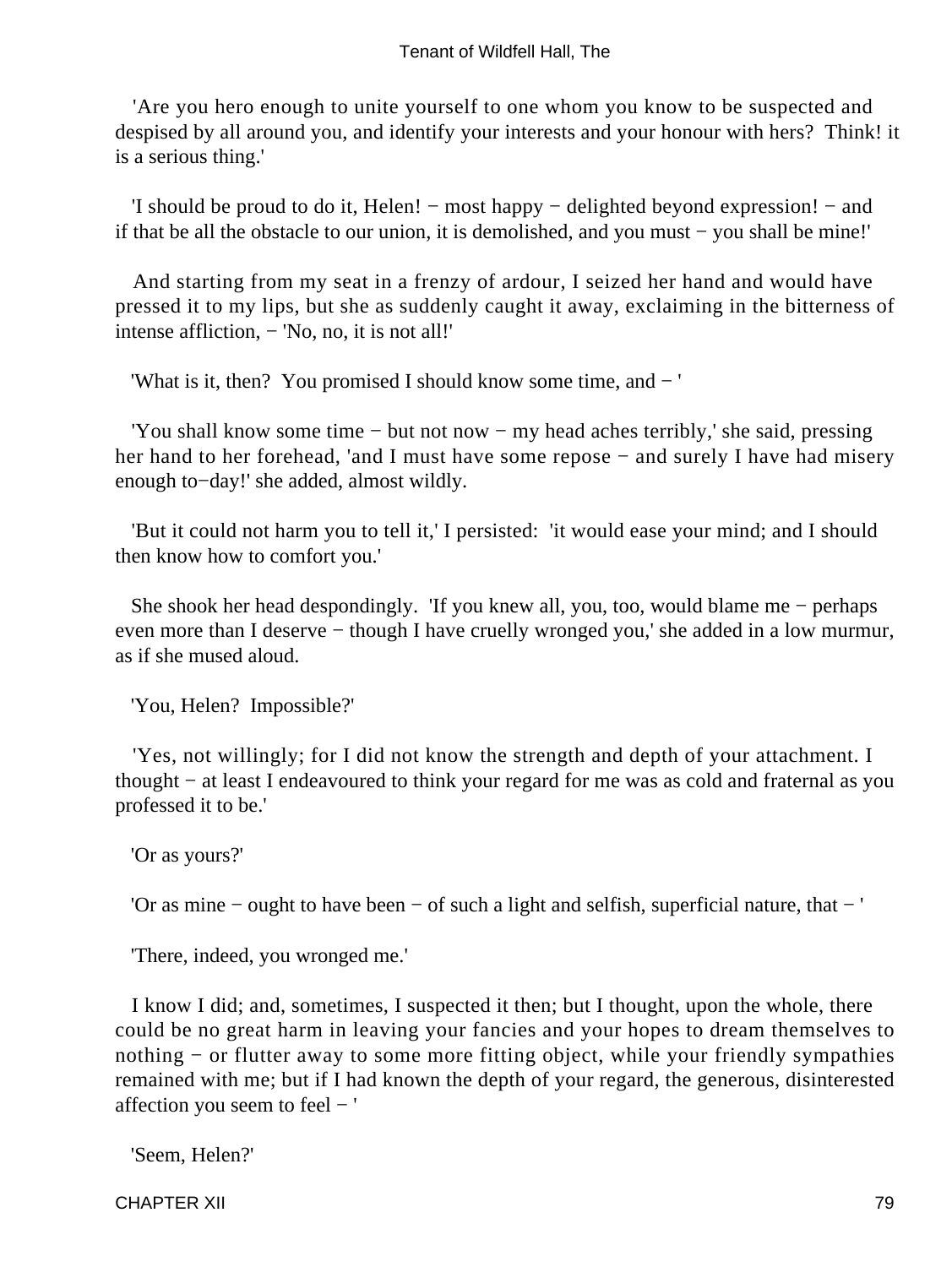'Are you hero enough to unite yourself to one whom you know to be suspected and despised by all around you, and identify your interests and your honour with hers? Think! it is a serious thing.'

'I should be proud to do it, Helen! − most happy − delighted beyond expression! − and if that be all the obstacle to our union, it is demolished, and you must − you shall be mine!'

And starting from my seat in a frenzy of ardour, I seized her hand and would have pressed it to my lips, but she as suddenly caught it away, exclaiming in the bitterness of intense affliction, − 'No, no, it is not all!'

'What is it, then? You promised I should know some time, and − '

'You shall know some time − but not now − my head aches terribly,' she said, pressing her hand to her forehead, 'and I must have some repose − and surely I have had misery enough to−day!' she added, almost wildly.

'But it could not harm you to tell it,' I persisted: 'it would ease your mind; and I should then know how to comfort you.'

She shook her head despondingly. 'If you knew all, you, too, would blame me − perhaps even more than I deserve − though I have cruelly wronged you,' she added in a low murmur, as if she mused aloud.

'You, Helen? Impossible?'

'Yes, not willingly; for I did not know the strength and depth of your attachment. I thought − at least I endeavoured to think your regard for me was as cold and fraternal as you professed it to be.'

'Or as yours?'

'Or as mine − ought to have been − of such a light and selfish, superficial nature, that − '

'There, indeed, you wronged me.'

I know I did; and, sometimes, I suspected it then; but I thought, upon the whole, there could be no great harm in leaving your fancies and your hopes to dream themselves to nothing − or flutter away to some more fitting object, while your friendly sympathies remained with me; but if I had known the depth of your regard, the generous, disinterested affection you seem to feel − '

'Seem, Helen?'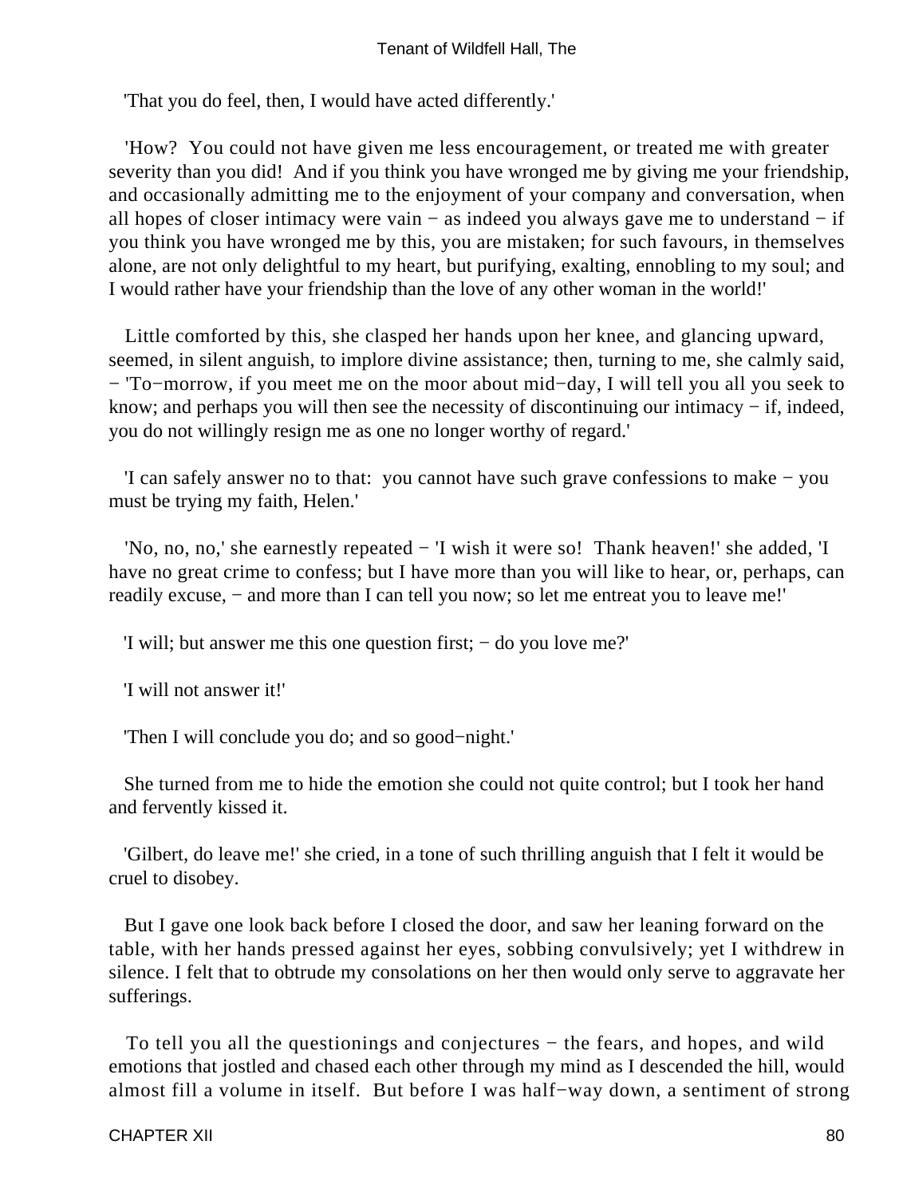'That you do feel, then, I would have acted differently.'

'How? You could not have given me less encouragement, or treated me with greater severity than you did! And if you think you have wronged me by giving me your friendship, and occasionally admitting me to the enjoyment of your company and conversation, when all hopes of closer intimacy were vain − as indeed you always gave me to understand − if you think you have wronged me by this, you are mistaken; for such favours, in themselves alone, are not only delightful to my heart, but purifying, exalting, ennobling to my soul; and I would rather have your friendship than the love of any other woman in the world!'

Little comforted by this, she clasped her hands upon her knee, and glancing upward, seemed, in silent anguish, to implore divine assistance; then, turning to me, she calmly said, − 'To−morrow, if you meet me on the moor about mid−day, I will tell you all you seek to know; and perhaps you will then see the necessity of discontinuing our intimacy − if, indeed, you do not willingly resign me as one no longer worthy of regard.'

'I can safely answer no to that: you cannot have such grave confessions to make − you must be trying my faith, Helen.'

'No, no, no,' she earnestly repeated − 'I wish it were so! Thank heaven!' she added, 'I have no great crime to confess; but I have more than you will like to hear, or, perhaps, can readily excuse, − and more than I can tell you now; so let me entreat you to leave me!'

'I will; but answer me this one question first; − do you love me?'

'I will not answer it!'

'Then I will conclude you do; and so good−night.'

She turned from me to hide the emotion she could not quite control; but I took her hand and fervently kissed it.

'Gilbert, do leave me!' she cried, in a tone of such thrilling anguish that I felt it would be cruel to disobey.

But I gave one look back before I closed the door, and saw her leaning forward on the table, with her hands pressed against her eyes, sobbing convulsively; yet I withdrew in silence. I felt that to obtrude my consolations on her then would only serve to aggravate her sufferings.

To tell you all the questionings and conjectures − the fears, and hopes, and wild emotions that jostled and chased each other through my mind as I descended the hill, would almost fill a volume in itself. But before I was half−way down, a sentiment of strong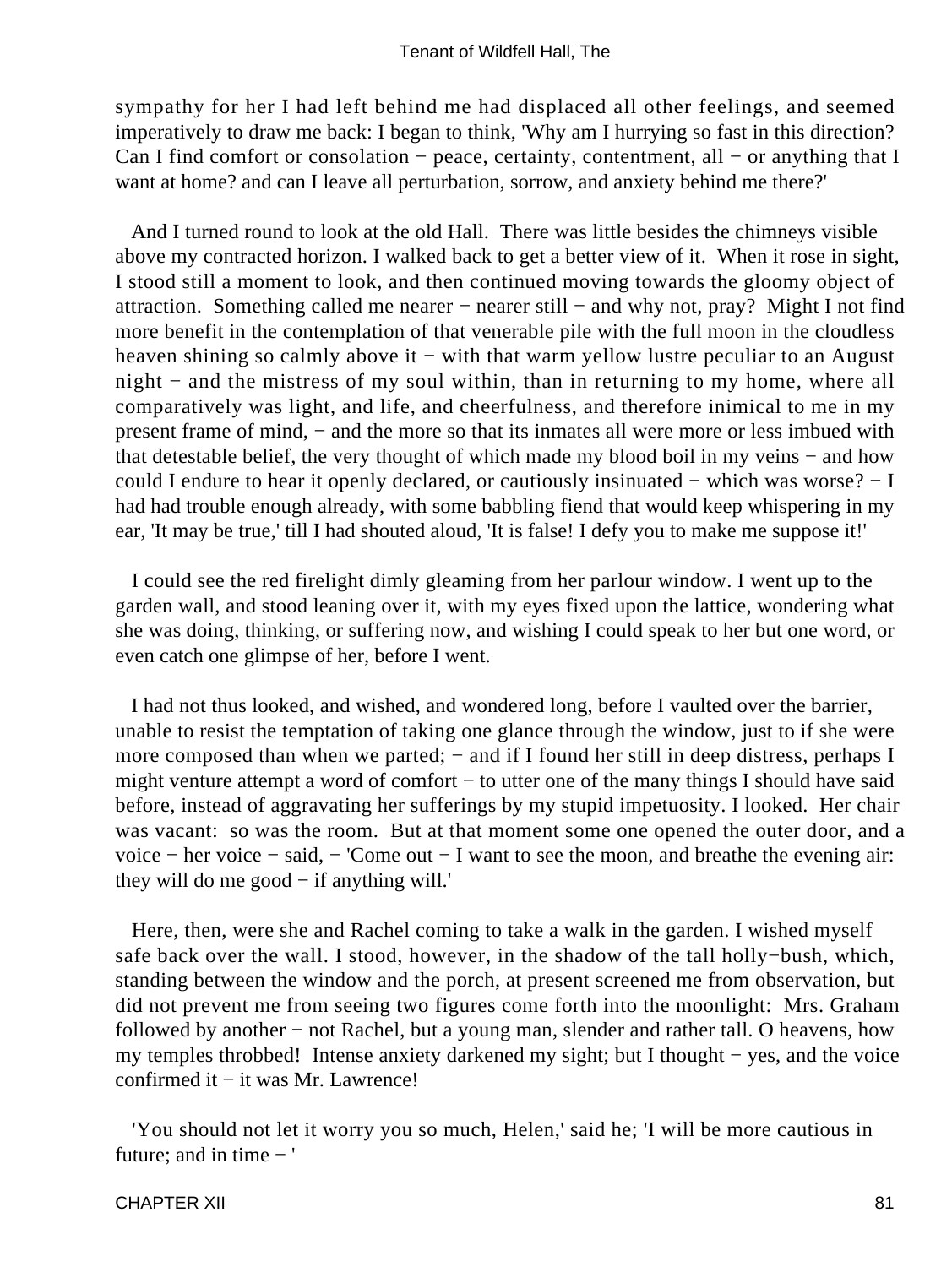sympathy for her I had left behind me had displaced all other feelings, and seemed imperatively to draw me back: I began to think, 'Why am I hurrying so fast in this direction? Can I find comfort or consolation − peace, certainty, contentment, all − or anything that I want at home? and can I leave all perturbation, sorrow, and anxiety behind me there?'

And I turned round to look at the old Hall. There was little besides the chimneys visible above my contracted horizon. I walked back to get a better view of it. When it rose in sight, I stood still a moment to look, and then continued moving towards the gloomy object of attraction. Something called me nearer − nearer still − and why not, pray? Might I not find more benefit in the contemplation of that venerable pile with the full moon in the cloudless heaven shining so calmly above it − with that warm yellow lustre peculiar to an August night − and the mistress of my soul within, than in returning to my home, where all comparatively was light, and life, and cheerfulness, and therefore inimical to me in my present frame of mind, − and the more so that its inmates all were more or less imbued with that detestable belief, the very thought of which made my blood boil in my veins − and how could I endure to hear it openly declared, or cautiously insinuated − which was worse? − I had had trouble enough already, with some babbling fiend that would keep whispering in my ear, 'It may be true,' till I had shouted aloud, 'It is false! I defy you to make me suppose it!'

I could see the red firelight dimly gleaming from her parlour window. I went up to the garden wall, and stood leaning over it, with my eyes fixed upon the lattice, wondering what she was doing, thinking, or suffering now, and wishing I could speak to her but one word, or even catch one glimpse of her, before I went.

I had not thus looked, and wished, and wondered long, before I vaulted over the barrier, unable to resist the temptation of taking one glance through the window, just to if she were more composed than when we parted; − and if I found her still in deep distress, perhaps I might venture attempt a word of comfort − to utter one of the many things I should have said before, instead of aggravating her sufferings by my stupid impetuosity. I looked. Her chair was vacant: so was the room. But at that moment some one opened the outer door, and a voice − her voice − said, − 'Come out − I want to see the moon, and breathe the evening air: they will do me good − if anything will.'

Here, then, were she and Rachel coming to take a walk in the garden. I wished myself safe back over the wall. I stood, however, in the shadow of the tall holly−bush, which, standing between the window and the porch, at present screened me from observation, but did not prevent me from seeing two figures come forth into the moonlight: Mrs. Graham followed by another − not Rachel, but a young man, slender and rather tall. O heavens, how my temples throbbed! Intense anxiety darkened my sight; but I thought − yes, and the voice confirmed it − it was Mr. Lawrence!

'You should not let it worry you so much, Helen,' said he; 'I will be more cautious in future; and in time − '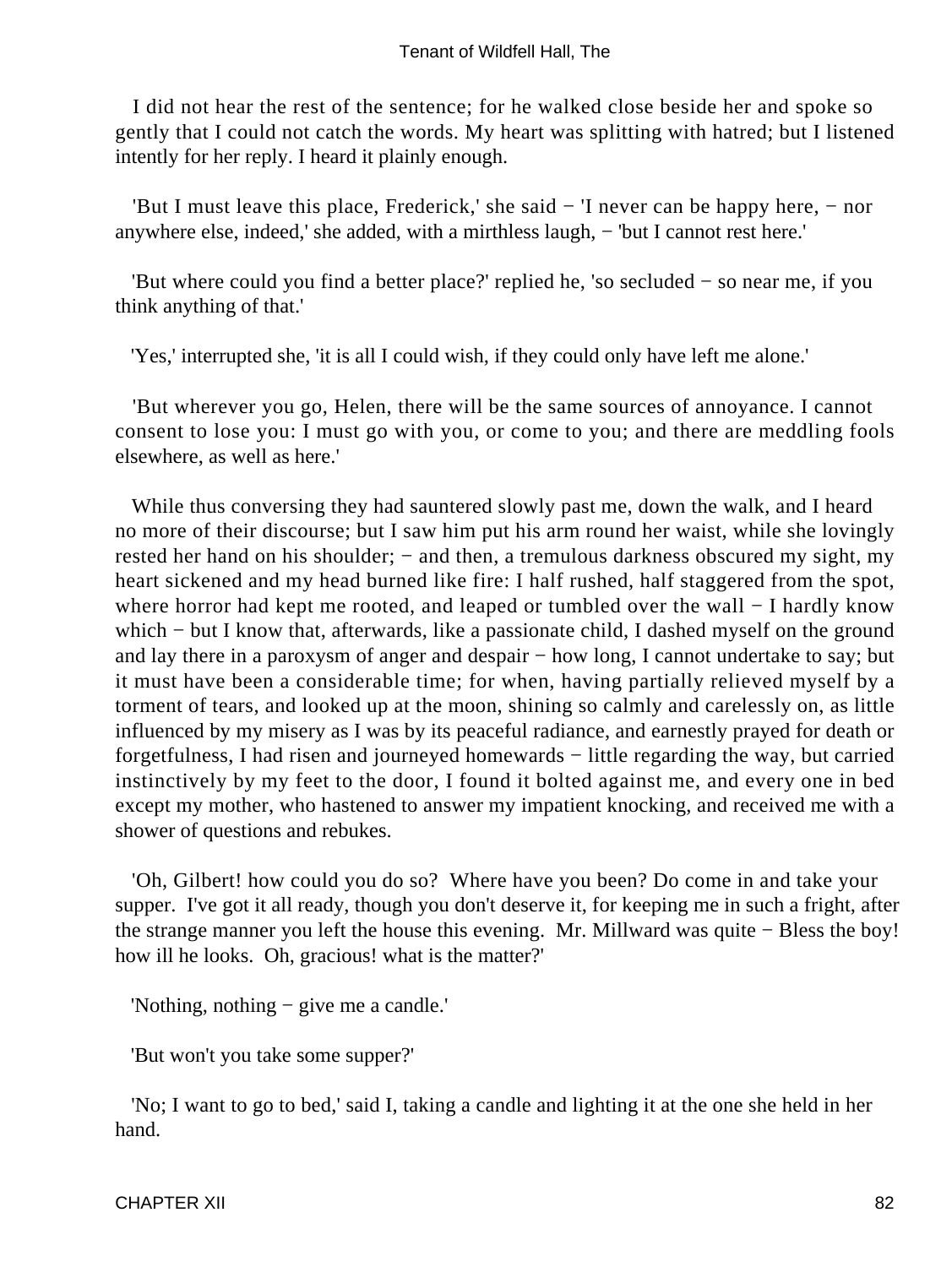I did not hear the rest of the sentence; for he walked close beside her and spoke so gently that I could not catch the words. My heart was splitting with hatred; but I listened intently for her reply. I heard it plainly enough.

'But I must leave this place, Frederick,' she said − 'I never can be happy here, − nor anywhere else, indeed,' she added, with a mirthless laugh, − 'but I cannot rest here.'

'But where could you find a better place?' replied he, 'so secluded − so near me, if you think anything of that.'

'Yes,' interrupted she, 'it is all I could wish, if they could only have left me alone.'

'But wherever you go, Helen, there will be the same sources of annoyance. I cannot consent to lose you: I must go with you, or come to you; and there are meddling fools elsewhere, as well as here.'

While thus conversing they had sauntered slowly past me, down the walk, and I heard no more of their discourse; but I saw him put his arm round her waist, while she lovingly rested her hand on his shoulder; − and then, a tremulous darkness obscured my sight, my heart sickened and my head burned like fire: I half rushed, half staggered from the spot, where horror had kept me rooted, and leaped or tumbled over the wall − I hardly know which − but I know that, afterwards, like a passionate child, I dashed myself on the ground and lay there in a paroxysm of anger and despair − how long, I cannot undertake to say; but it must have been a considerable time; for when, having partially relieved myself by a torment of tears, and looked up at the moon, shining so calmly and carelessly on, as little influenced by my misery as I was by its peaceful radiance, and earnestly prayed for death or forgetfulness, I had risen and journeyed homewards − little regarding the way, but carried instinctively by my feet to the door, I found it bolted against me, and every one in bed except my mother, who hastened to answer my impatient knocking, and received me with a shower of questions and rebukes.

'Oh, Gilbert! how could you do so? Where have you been? Do come in and take your supper. I've got it all ready, though you don't deserve it, for keeping me in such a fright, after the strange manner you left the house this evening. Mr. Millward was quite − Bless the boy! how ill he looks. Oh, gracious! what is the matter?'

'Nothing, nothing − give me a candle.'

'But won't you take some supper?'

'No; I want to go to bed,' said I, taking a candle and lighting it at the one she held in her hand.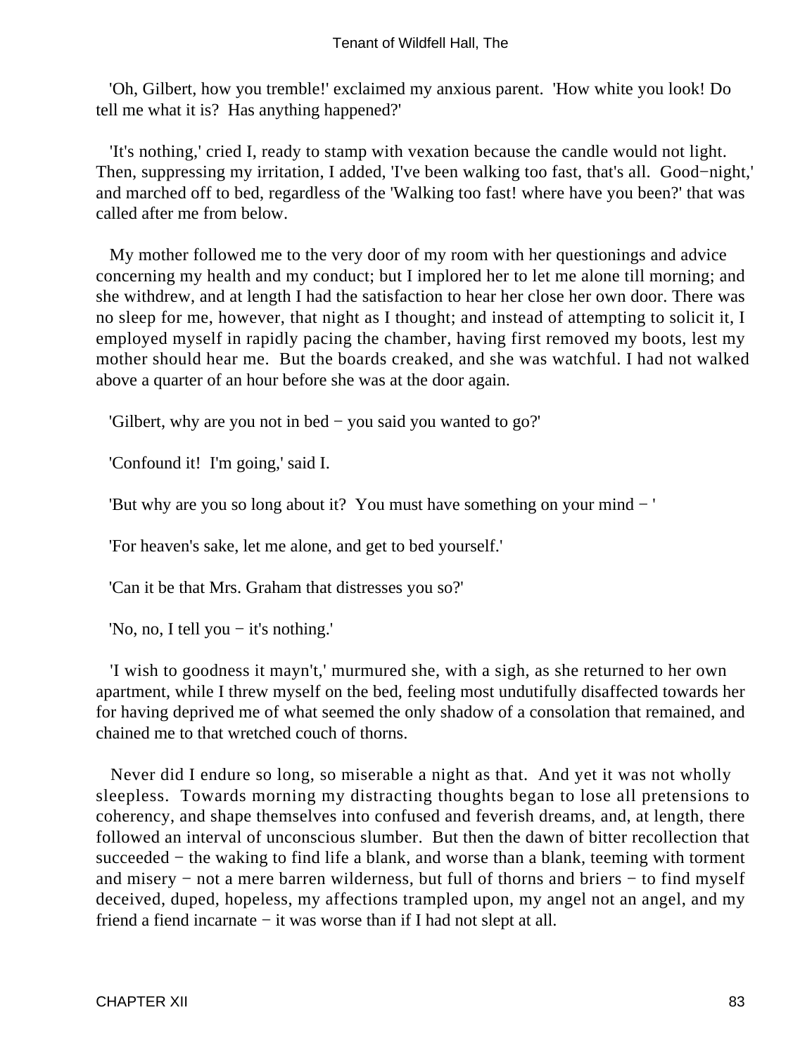'Oh, Gilbert, how you tremble!' exclaimed my anxious parent. 'How white you look! Do tell me what it is? Has anything happened?'

'It's nothing,' cried I, ready to stamp with vexation because the candle would not light. Then, suppressing my irritation, I added, 'I've been walking too fast, that's all. Good−night,' and marched off to bed, regardless of the 'Walking too fast! where have you been?' that was called after me from below.

My mother followed me to the very door of my room with her questionings and advice concerning my health and my conduct; but I implored her to let me alone till morning; and she withdrew, and at length I had the satisfaction to hear her close her own door. There was no sleep for me, however, that night as I thought; and instead of attempting to solicit it, I employed myself in rapidly pacing the chamber, having first removed my boots, lest my mother should hear me. But the boards creaked, and she was watchful. I had not walked above a quarter of an hour before she was at the door again.

'Gilbert, why are you not in bed − you said you wanted to go?'

'Confound it! I'm going,' said I.

'But why are you so long about it? You must have something on your mind − '

'For heaven's sake, let me alone, and get to bed yourself.'

'Can it be that Mrs. Graham that distresses you so?'

'No, no, I tell you − it's nothing.'

'I wish to goodness it mayn't,' murmured she, with a sigh, as she returned to her own apartment, while I threw myself on the bed, feeling most undutifully disaffected towards her for having deprived me of what seemed the only shadow of a consolation that remained, and chained me to that wretched couch of thorns.

Never did I endure so long, so miserable a night as that. And yet it was not wholly sleepless. Towards morning my distracting thoughts began to lose all pretensions to coherency, and shape themselves into confused and feverish dreams, and, at length, there followed an interval of unconscious slumber. But then the dawn of bitter recollection that succeeded − the waking to find life a blank, and worse than a blank, teeming with torment and misery − not a mere barren wilderness, but full of thorns and briers − to find myself deceived, duped, hopeless, my affections trampled upon, my angel not an angel, and my friend a fiend incarnate − it was worse than if I had not slept at all.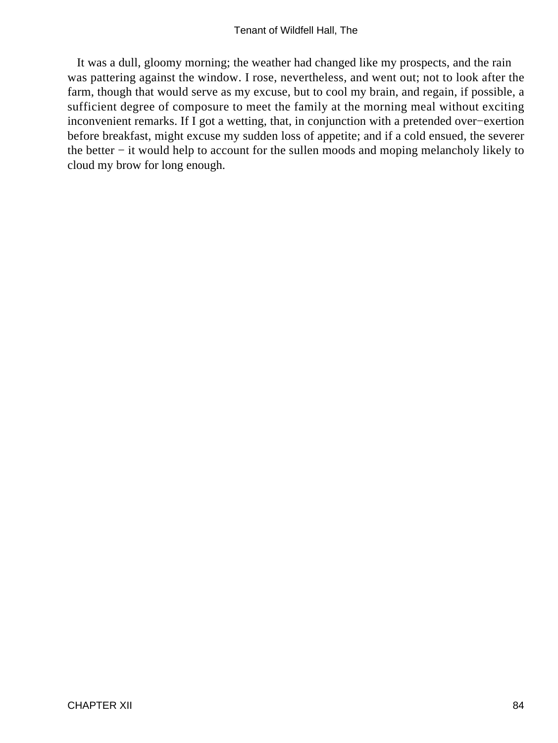It was a dull, gloomy morning; the weather had changed like my prospects, and the rain was pattering against the window. I rose, nevertheless, and went out; not to look after the farm, though that would serve as my excuse, but to cool my brain, and regain, if possible, a sufficient degree of composure to meet the family at the morning meal without exciting inconvenient remarks. If I got a wetting, that, in conjunction with a pretended over−exertion before breakfast, might excuse my sudden loss of appetite; and if a cold ensued, the severer the better − it would help to account for the sullen moods and moping melancholy likely to cloud my brow for long enough.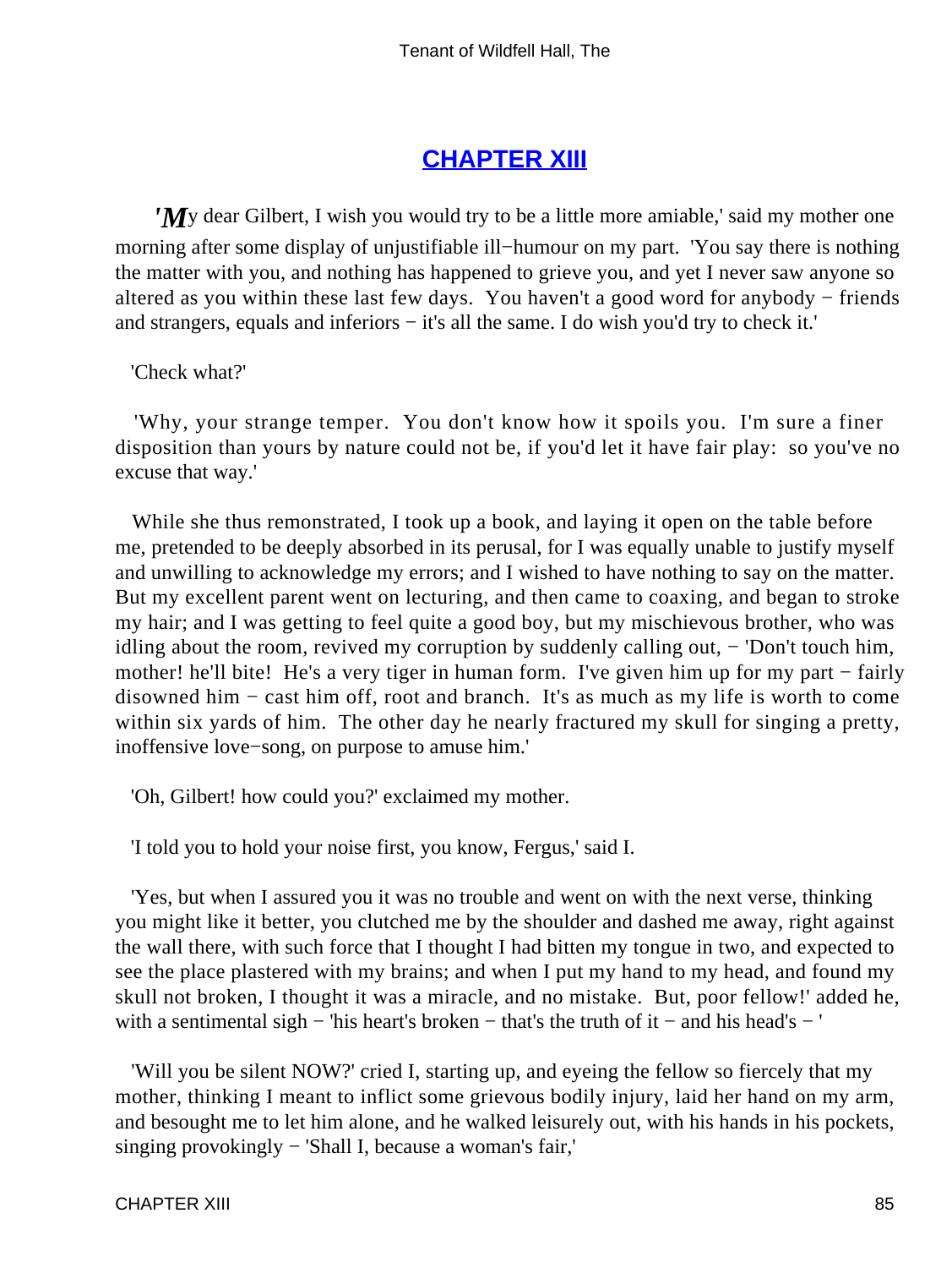## CHAPTER XIII

'My dear Gilbert, I wish you would try to be a little more amiable,' said my mother one morning after some display of unjustifiable ill−humour on my part. 'You say there is nothing the matter with you, and nothing has happened to grieve you, and yet I never saw anyone so altered as you within these last few days. You haven't a good word for anybody − friends and strangers, equals and inferiors − it's all the same. I do wish you'd try to check it.'

'Check what?'

'Why, your strange temper. You don't know how it spoils you. I'm sure a finer disposition than yours by nature could not be, if you'd let it have fair play: so you've no excuse that way.'

While she thus remonstrated, I took up a book, and laying it open on the table before me, pretended to be deeply absorbed in its perusal, for I was equally unable to justify myself and unwilling to acknowledge my errors; and I wished to have nothing to say on the matter. But my excellent parent went on lecturing, and then came to coaxing, and began to stroke my hair; and I was getting to feel quite a good boy, but my mischievous brother, who was idling about the room, revived my corruption by suddenly calling out, − 'Don't touch him, mother! he'll bite! He's a very tiger in human form. I've given him up for my part − fairly disowned him − cast him off, root and branch. It's as much as my life is worth to come within six yards of him. The other day he nearly fractured my skull for singing a pretty, inoffensive love−song, on purpose to amuse him.'

'Oh, Gilbert! how could you?' exclaimed my mother.

'I told you to hold your noise first, you know, Fergus,' said I.

'Yes, but when I assured you it was no trouble and went on with the next verse, thinking you might like it better, you clutched me by the shoulder and dashed me away, right against the wall there, with such force that I thought I had bitten my tongue in two, and expected to see the place plastered with my brains; and when I put my hand to my head, and found my skull not broken, I thought it was a miracle, and no mistake. But, poor fellow!' added he, with a sentimental sigh − 'his heart's broken − that's the truth of it − and his head's − '

'Will you be silent NOW?' cried I, starting up, and eyeing the fellow so fiercely that my mother, thinking I meant to inflict some grievous bodily injury, laid her hand on my arm, and besought me to let him alone, and he walked leisurely out, with his hands in his pockets, singing provokingly − 'Shall I, because a woman's fair,'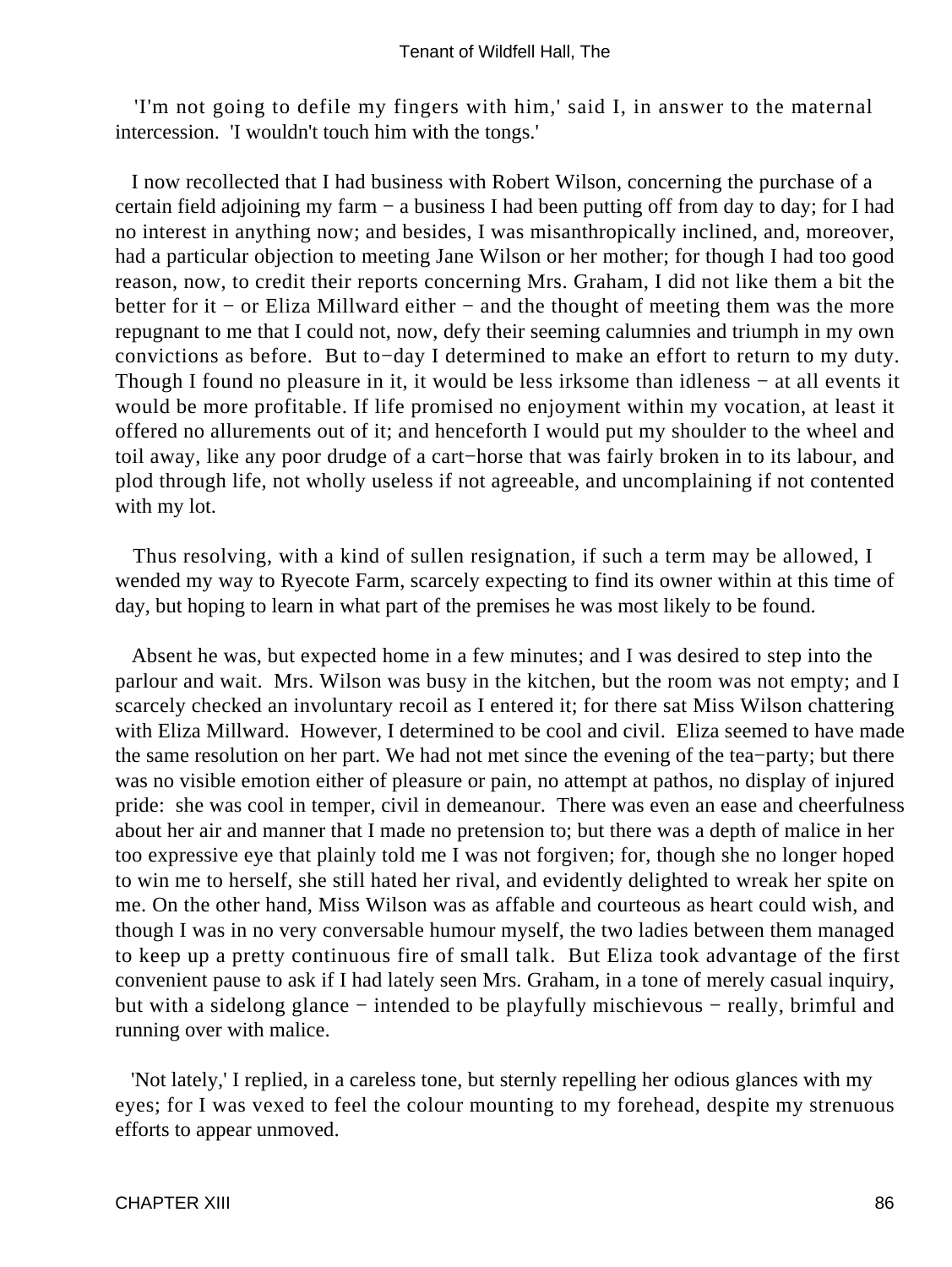'I'm not going to defile my fingers with him,' said I, in answer to the maternal intercession. 'I wouldn't touch him with the tongs.'

I now recollected that I had business with Robert Wilson, concerning the purchase of a certain field adjoining my farm − a business I had been putting off from day to day; for I had no interest in anything now; and besides, I was misanthropically inclined, and, moreover, had a particular objection to meeting Jane Wilson or her mother; for though I had too good reason, now, to credit their reports concerning Mrs. Graham, I did not like them a bit the better for it − or Eliza Millward either − and the thought of meeting them was the more repugnant to me that I could not, now, defy their seeming calumnies and triumph in my own convictions as before. But to−day I determined to make an effort to return to my duty. Though I found no pleasure in it, it would be less irksome than idleness − at all events it would be more profitable. If life promised no enjoyment within my vocation, at least it offered no allurements out of it; and henceforth I would put my shoulder to the wheel and toil away, like any poor drudge of a cart−horse that was fairly broken in to its labour, and plod through life, not wholly useless if not agreeable, and uncomplaining if not contented with my lot.

Thus resolving, with a kind of sullen resignation, if such a term may be allowed, I wended my way to Ryecote Farm, scarcely expecting to find its owner within at this time of day, but hoping to learn in what part of the premises he was most likely to be found.

Absent he was, but expected home in a few minutes; and I was desired to step into the parlour and wait. Mrs. Wilson was busy in the kitchen, but the room was not empty; and I scarcely checked an involuntary recoil as I entered it; for there sat Miss Wilson chattering with Eliza Millward. However, I determined to be cool and civil. Eliza seemed to have made the same resolution on her part. We had not met since the evening of the tea−party; but there was no visible emotion either of pleasure or pain, no attempt at pathos, no display of injured pride: she was cool in temper, civil in demeanour. There was even an ease and cheerfulness about her air and manner that I made no pretension to; but there was a depth of malice in her too expressive eye that plainly told me I was not forgiven; for, though she no longer hoped to win me to herself, she still hated her rival, and evidently delighted to wreak her spite on me. On the other hand, Miss Wilson was as affable and courteous as heart could wish, and though I was in no very conversable humour myself, the two ladies between them managed to keep up a pretty continuous fire of small talk. But Eliza took advantage of the first convenient pause to ask if I had lately seen Mrs. Graham, in a tone of merely casual inquiry, but with a sidelong glance − intended to be playfully mischievous − really, brimful and running over with malice.

'Not lately,' I replied, in a careless tone, but sternly repelling her odious glances with my eyes; for I was vexed to feel the colour mounting to my forehead, despite my strenuous efforts to appear unmoved.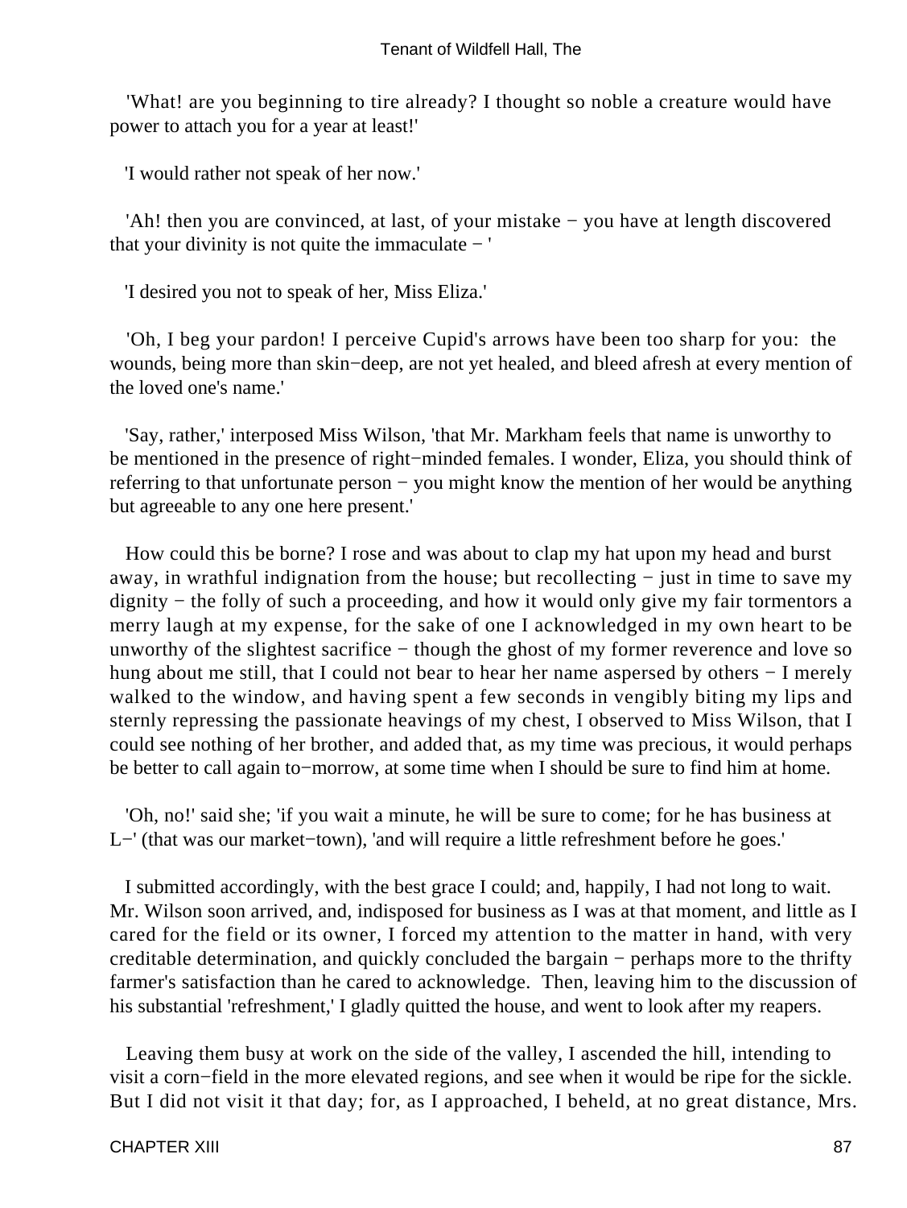'What! are you beginning to tire already? I thought so noble a creature would have power to attach you for a year at least!'

'I would rather not speak of her now.'

'Ah! then you are convinced, at last, of your mistake − you have at length discovered that your divinity is not quite the immaculate − '

'I desired you not to speak of her, Miss Eliza.'

'Oh, I beg your pardon! I perceive Cupid's arrows have been too sharp for you: the wounds, being more than skin−deep, are not yet healed, and bleed afresh at every mention of the loved one's name.'

'Say, rather,' interposed Miss Wilson, 'that Mr. Markham feels that name is unworthy to be mentioned in the presence of right−minded females. I wonder, Eliza, you should think of referring to that unfortunate person − you might know the mention of her would be anything but agreeable to any one here present.'

How could this be borne? I rose and was about to clap my hat upon my head and burst away, in wrathful indignation from the house; but recollecting − just in time to save my dignity − the folly of such a proceeding, and how it would only give my fair tormentors a merry laugh at my expense, for the sake of one I acknowledged in my own heart to be unworthy of the slightest sacrifice − though the ghost of my former reverence and love so hung about me still, that I could not bear to hear her name aspersed by others − I merely walked to the window, and having spent a few seconds in vengibly biting my lips and sternly repressing the passionate heavings of my chest, I observed to Miss Wilson, that I could see nothing of her brother, and added that, as my time was precious, it would perhaps be better to call again to−morrow, at some time when I should be sure to find him at home.

'Oh, no!' said she; 'if you wait a minute, he will be sure to come; for he has business at L−' (that was our market−town), 'and will require a little refreshment before he goes.'

I submitted accordingly, with the best grace I could; and, happily, I had not long to wait. Mr. Wilson soon arrived, and, indisposed for business as I was at that moment, and little as I cared for the field or its owner, I forced my attention to the matter in hand, with very creditable determination, and quickly concluded the bargain − perhaps more to the thrifty farmer's satisfaction than he cared to acknowledge. Then, leaving him to the discussion of his substantial 'refreshment,' I gladly quitted the house, and went to look after my reapers.

Leaving them busy at work on the side of the valley, I ascended the hill, intending to visit a corn−field in the more elevated regions, and see when it would be ripe for the sickle. But I did not visit it that day; for, as I approached, I beheld, at no great distance, Mrs.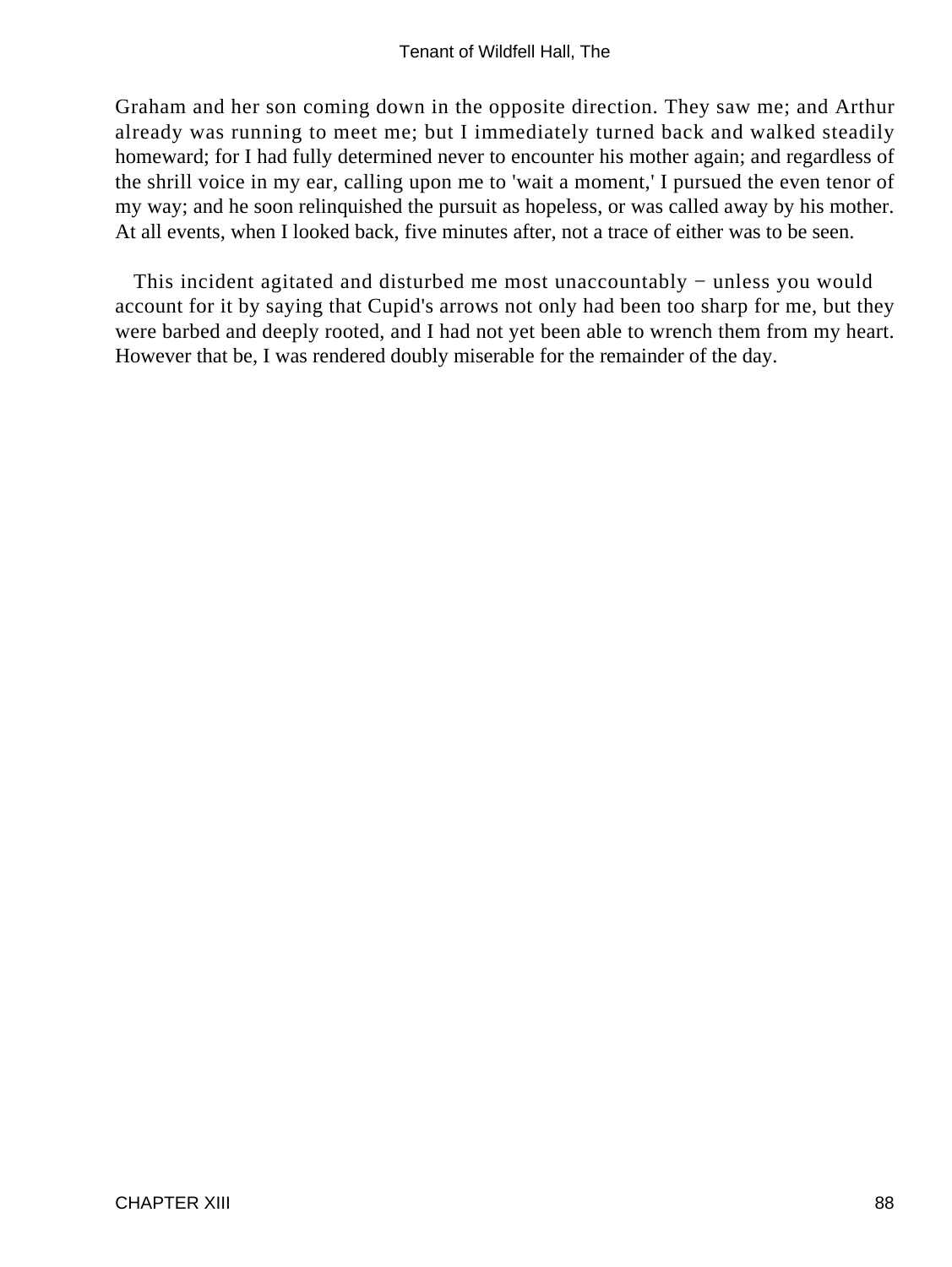Graham and her son coming down in the opposite direction. They saw me; and Arthur already was running to meet me; but I immediately turned back and walked steadily homeward; for I had fully determined never to encounter his mother again; and regardless of the shrill voice in my ear, calling upon me to 'wait a moment,' I pursued the even tenor of my way; and he soon relinquished the pursuit as hopeless, or was called away by his mother. At all events, when I looked back, five minutes after, not a trace of either was to be seen.

This incident agitated and disturbed me most unaccountably − unless you would account for it by saying that Cupid's arrows not only had been too sharp for me, but they were barbed and deeply rooted, and I had not yet been able to wrench them from my heart. However that be, I was rendered doubly miserable for the remainder of the day.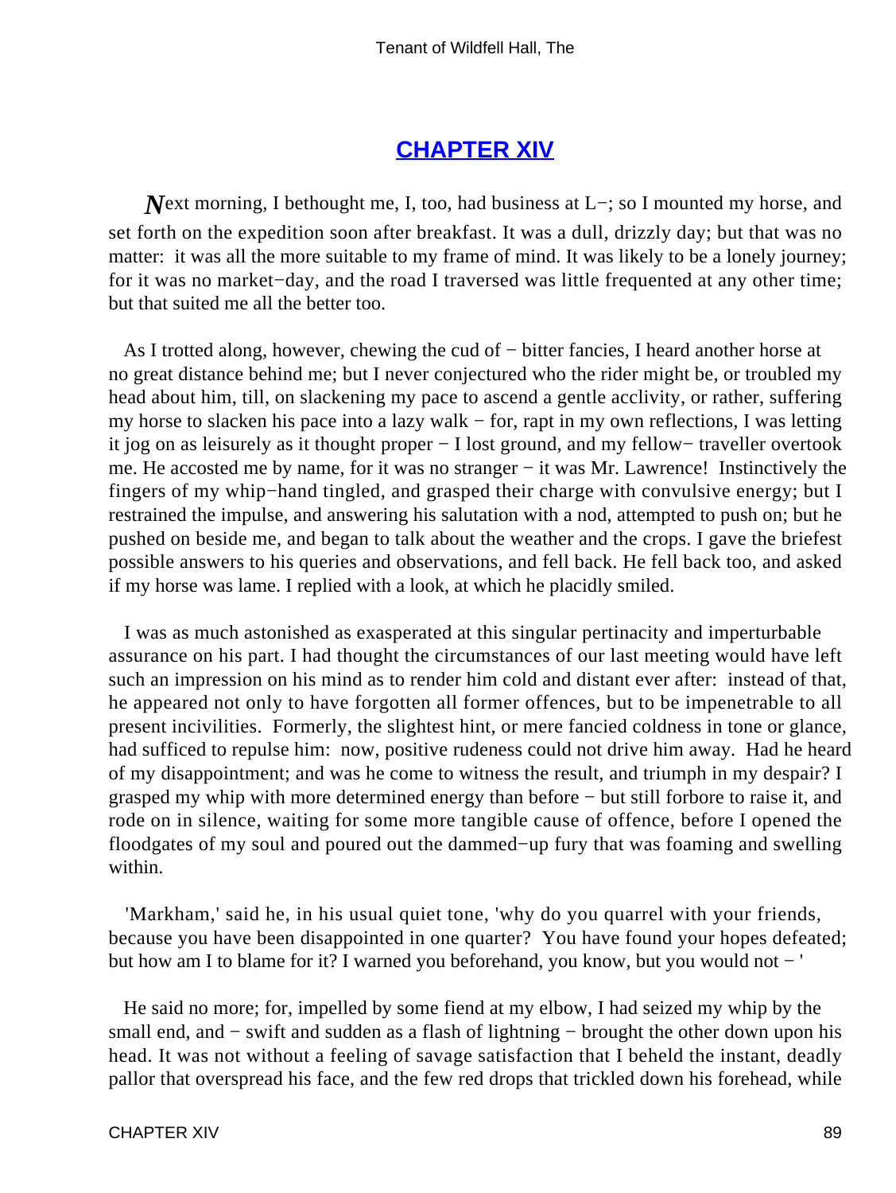## CHAPTER XIV

*N*ext morning, I bethought me, I, too, had business at L−; so I mounted my horse, and set forth on the expedition soon after breakfast. It was a dull, drizzly day; but that was no matter: it was all the more suitable to my frame of mind. It was likely to be a lonely journey; for it was no market−day, and the road I traversed was little frequented at any other time; but that suited me all the better too.

As I trotted along, however, chewing the cud of − bitter fancies, I heard another horse at no great distance behind me; but I never conjectured who the rider might be, or troubled my head about him, till, on slackening my pace to ascend a gentle acclivity, or rather, suffering my horse to slacken his pace into a lazy walk − for, rapt in my own reflections, I was letting it jog on as leisurely as it thought proper − I lost ground, and my fellow− traveller overtook me. He accosted me by name, for it was no stranger − it was Mr. Lawrence! Instinctively the fingers of my whip−hand tingled, and grasped their charge with convulsive energy; but I restrained the impulse, and answering his salutation with a nod, attempted to push on; but he pushed on beside me, and began to talk about the weather and the crops. I gave the briefest possible answers to his queries and observations, and fell back. He fell back too, and asked if my horse was lame. I replied with a look, at which he placidly smiled.

I was as much astonished as exasperated at this singular pertinacity and imperturbable assurance on his part. I had thought the circumstances of our last meeting would have left such an impression on his mind as to render him cold and distant ever after: instead of that, he appeared not only to have forgotten all former offences, but to be impenetrable to all present incivilities. Formerly, the slightest hint, or mere fancied coldness in tone or glance, had sufficed to repulse him: now, positive rudeness could not drive him away. Had he heard of my disappointment; and was he come to witness the result, and triumph in my despair? I grasped my whip with more determined energy than before − but still forbore to raise it, and rode on in silence, waiting for some more tangible cause of offence, before I opened the floodgates of my soul and poured out the dammed−up fury that was foaming and swelling within.

'Markham,' said he, in his usual quiet tone, 'why do you quarrel with your friends, because you have been disappointed in one quarter? You have found your hopes defeated; but how am I to blame for it? I warned you beforehand, you know, but you would not − '

He said no more; for, impelled by some fiend at my elbow, I had seized my whip by the small end, and − swift and sudden as a flash of lightning − brought the other down upon his head. It was not without a feeling of savage satisfaction that I beheld the instant, deadly pallor that overspread his face, and the few red drops that trickled down his forehead, while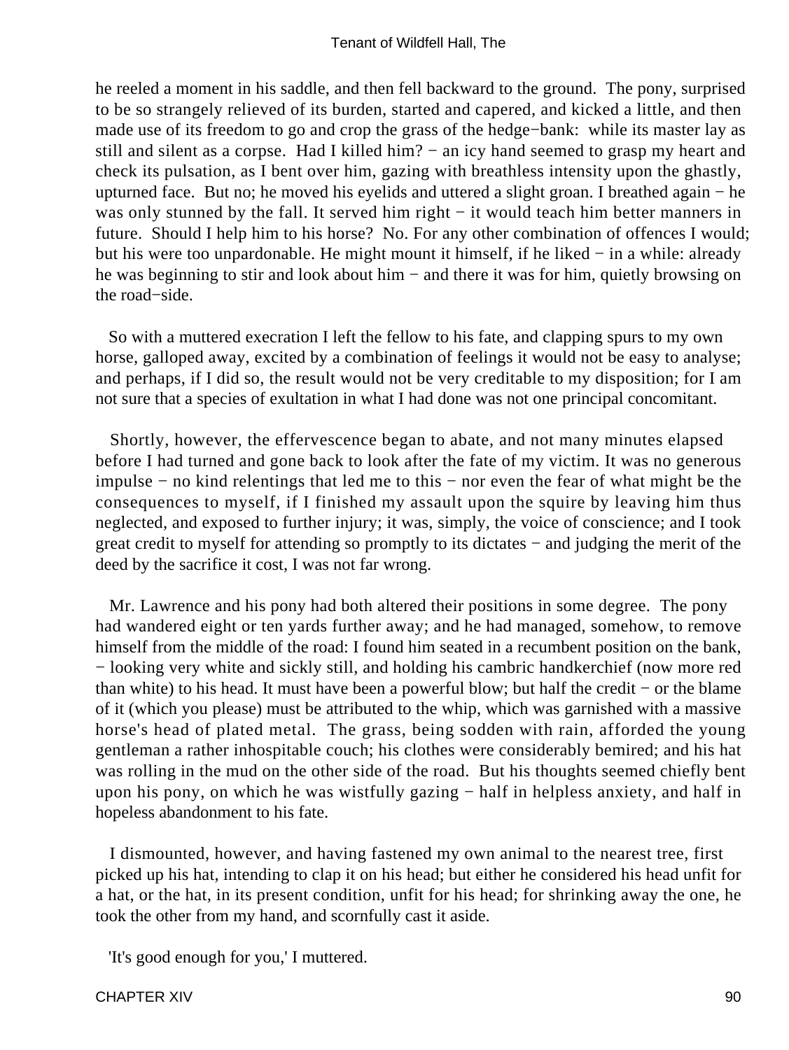he reeled a moment in his saddle, and then fell backward to the ground. The pony, surprised to be so strangely relieved of its burden, started and capered, and kicked a little, and then made use of its freedom to go and crop the grass of the hedge−bank: while its master lay as still and silent as a corpse. Had I killed him? − an icy hand seemed to grasp my heart and check its pulsation, as I bent over him, gazing with breathless intensity upon the ghastly, upturned face. But no; he moved his eyelids and uttered a slight groan. I breathed again − he was only stunned by the fall. It served him right − it would teach him better manners in future. Should I help him to his horse? No. For any other combination of offences I would; but his were too unpardonable. He might mount it himself, if he liked − in a while: already he was beginning to stir and look about him − and there it was for him, quietly browsing on the road−side.

So with a muttered execration I left the fellow to his fate, and clapping spurs to my own horse, galloped away, excited by a combination of feelings it would not be easy to analyse; and perhaps, if I did so, the result would not be very creditable to my disposition; for I am not sure that a species of exultation in what I had done was not one principal concomitant.

Shortly, however, the effervescence began to abate, and not many minutes elapsed before I had turned and gone back to look after the fate of my victim. It was no generous impulse − no kind relentings that led me to this − nor even the fear of what might be the consequences to myself, if I finished my assault upon the squire by leaving him thus neglected, and exposed to further injury; it was, simply, the voice of conscience; and I took great credit to myself for attending so promptly to its dictates − and judging the merit of the deed by the sacrifice it cost, I was not far wrong.

Mr. Lawrence and his pony had both altered their positions in some degree. The pony had wandered eight or ten yards further away; and he had managed, somehow, to remove himself from the middle of the road: I found him seated in a recumbent position on the bank, − looking very white and sickly still, and holding his cambric handkerchief (now more red than white) to his head. It must have been a powerful blow; but half the credit − or the blame of it (which you please) must be attributed to the whip, which was garnished with a massive horse's head of plated metal. The grass, being sodden with rain, afforded the young gentleman a rather inhospitable couch; his clothes were considerably bemired; and his hat was rolling in the mud on the other side of the road. But his thoughts seemed chiefly bent upon his pony, on which he was wistfully gazing − half in helpless anxiety, and half in hopeless abandonment to his fate.

I dismounted, however, and having fastened my own animal to the nearest tree, first picked up his hat, intending to clap it on his head; but either he considered his head unfit for a hat, or the hat, in its present condition, unfit for his head; for shrinking away the one, he took the other from my hand, and scornfully cast it aside.

'It's good enough for you,' I muttered.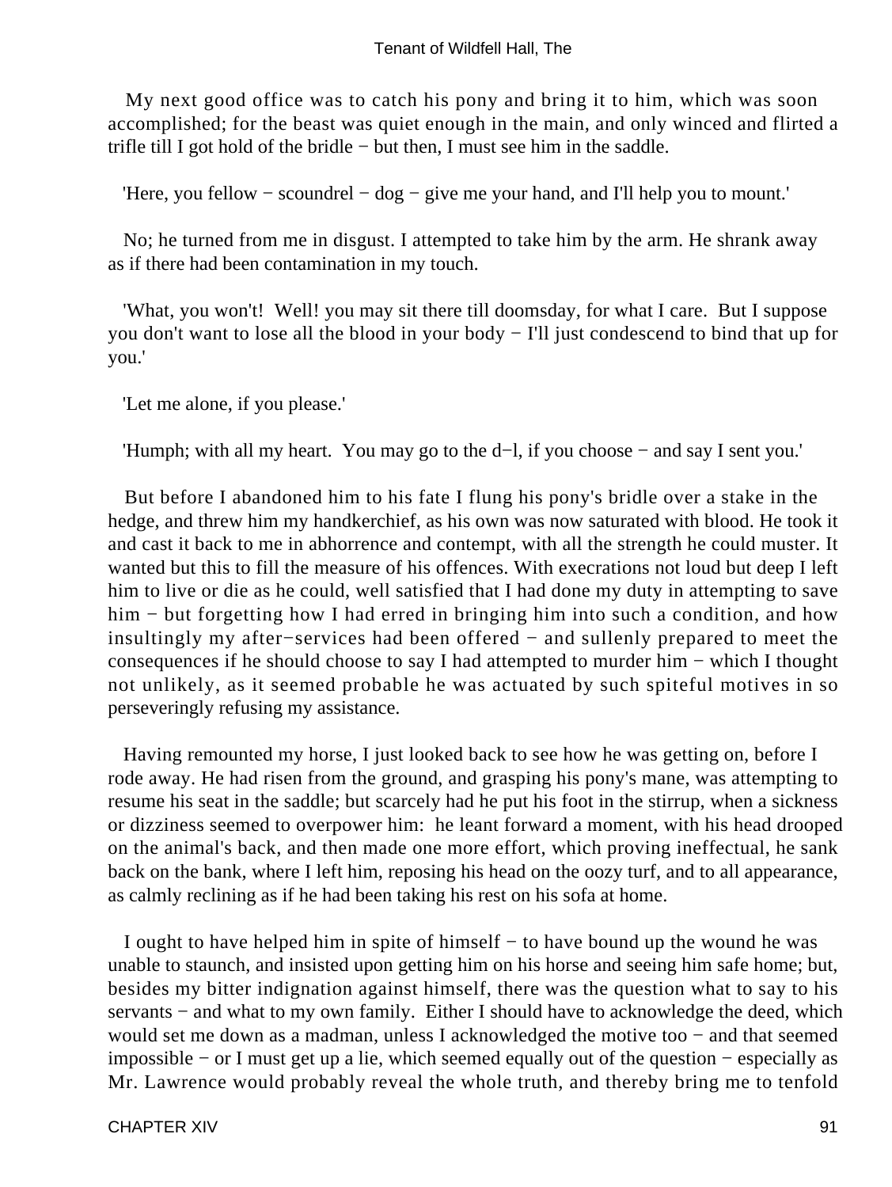My next good office was to catch his pony and bring it to him, which was soon accomplished; for the beast was quiet enough in the main, and only winced and flirted a trifle till I got hold of the bridle − but then, I must see him in the saddle.

'Here, you fellow − scoundrel − dog − give me your hand, and I'll help you to mount.'

No; he turned from me in disgust. I attempted to take him by the arm. He shrank away as if there had been contamination in my touch.

'What, you won't! Well! you may sit there till doomsday, for what I care. But I suppose you don't want to lose all the blood in your body − I'll just condescend to bind that up for you.'

'Let me alone, if you please.'

'Humph; with all my heart. You may go to the d−l, if you choose − and say I sent you.'

But before I abandoned him to his fate I flung his pony's bridle over a stake in the hedge, and threw him my handkerchief, as his own was now saturated with blood. He took it and cast it back to me in abhorrence and contempt, with all the strength he could muster. It wanted but this to fill the measure of his offences. With execrations not loud but deep I left him to live or die as he could, well satisfied that I had done my duty in attempting to save him − but forgetting how I had erred in bringing him into such a condition, and how insultingly my after−services had been offered − and sullenly prepared to meet the consequences if he should choose to say I had attempted to murder him − which I thought not unlikely, as it seemed probable he was actuated by such spiteful motives in so perseveringly refusing my assistance.

Having remounted my horse, I just looked back to see how he was getting on, before I rode away. He had risen from the ground, and grasping his pony's mane, was attempting to resume his seat in the saddle; but scarcely had he put his foot in the stirrup, when a sickness or dizziness seemed to overpower him: he leant forward a moment, with his head drooped on the animal's back, and then made one more effort, which proving ineffectual, he sank back on the bank, where I left him, reposing his head on the oozy turf, and to all appearance, as calmly reclining as if he had been taking his rest on his sofa at home.

I ought to have helped him in spite of himself − to have bound up the wound he was unable to staunch, and insisted upon getting him on his horse and seeing him safe home; but, besides my bitter indignation against himself, there was the question what to say to his servants − and what to my own family. Either I should have to acknowledge the deed, which would set me down as a madman, unless I acknowledged the motive too − and that seemed impossible − or I must get up a lie, which seemed equally out of the question − especially as Mr. Lawrence would probably reveal the whole truth, and thereby bring me to tenfold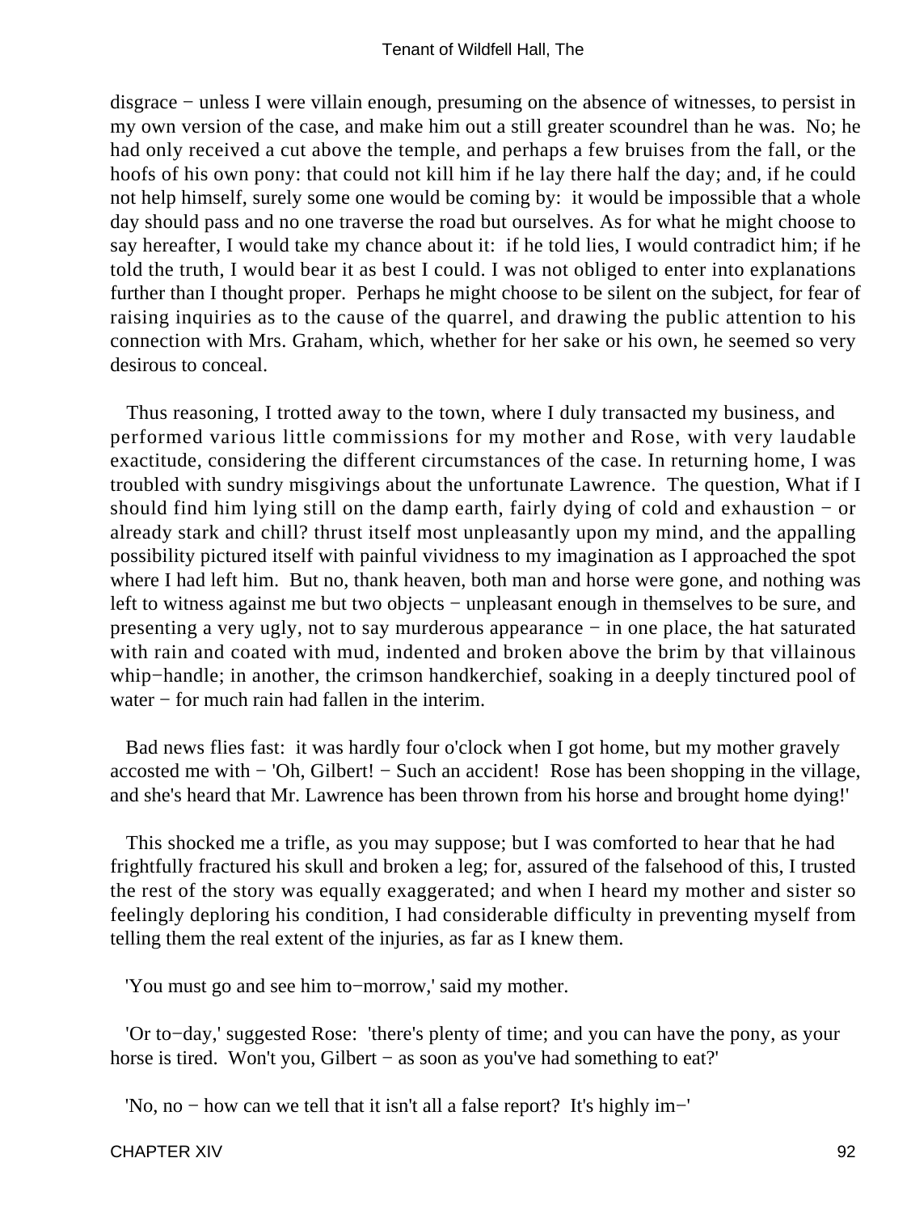disgrace − unless I were villain enough, presuming on the absence of witnesses, to persist in my own version of the case, and make him out a still greater scoundrel than he was. No; he had only received a cut above the temple, and perhaps a few bruises from the fall, or the hoofs of his own pony: that could not kill him if he lay there half the day; and, if he could not help himself, surely some one would be coming by: it would be impossible that a whole day should pass and no one traverse the road but ourselves. As for what he might choose to say hereafter, I would take my chance about it: if he told lies, I would contradict him; if he told the truth, I would bear it as best I could. I was not obliged to enter into explanations further than I thought proper. Perhaps he might choose to be silent on the subject, for fear of raising inquiries as to the cause of the quarrel, and drawing the public attention to his connection with Mrs. Graham, which, whether for her sake or his own, he seemed so very desirous to conceal.

Thus reasoning, I trotted away to the town, where I duly transacted my business, and performed various little commissions for my mother and Rose, with very laudable exactitude, considering the different circumstances of the case. In returning home, I was troubled with sundry misgivings about the unfortunate Lawrence. The question, What if I should find him lying still on the damp earth, fairly dying of cold and exhaustion − or already stark and chill? thrust itself most unpleasantly upon my mind, and the appalling possibility pictured itself with painful vividness to my imagination as I approached the spot where I had left him. But no, thank heaven, both man and horse were gone, and nothing was left to witness against me but two objects − unpleasant enough in themselves to be sure, and presenting a very ugly, not to say murderous appearance − in one place, the hat saturated with rain and coated with mud, indented and broken above the brim by that villainous whip−handle; in another, the crimson handkerchief, soaking in a deeply tinctured pool of water − for much rain had fallen in the interim.

Bad news flies fast: it was hardly four o'clock when I got home, but my mother gravely accosted me with − 'Oh, Gilbert! − Such an accident! Rose has been shopping in the village, and she's heard that Mr. Lawrence has been thrown from his horse and brought home dying!'

This shocked me a trifle, as you may suppose; but I was comforted to hear that he had frightfully fractured his skull and broken a leg; for, assured of the falsehood of this, I trusted the rest of the story was equally exaggerated; and when I heard my mother and sister so feelingly deploring his condition, I had considerable difficulty in preventing myself from telling them the real extent of the injuries, as far as I knew them.

'You must go and see him to−morrow,' said my mother.

'Or to−day,' suggested Rose: 'there's plenty of time; and you can have the pony, as your horse is tired. Won't you, Gilbert − as soon as you've had something to eat?'

'No, no − how can we tell that it isn't all a false report? It's highly im−'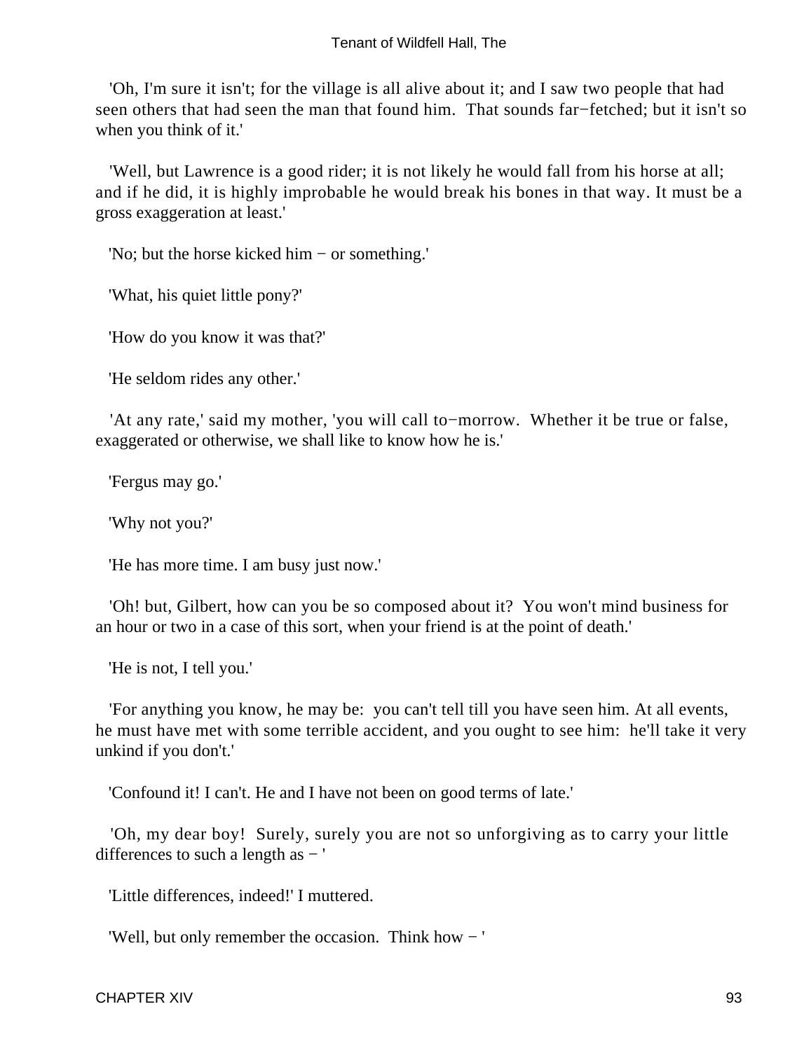'Oh, I'm sure it isn't; for the village is all alive about it; and I saw two people that had seen others that had seen the man that found him. That sounds far−fetched; but it isn't so when you think of it.'

'Well, but Lawrence is a good rider; it is not likely he would fall from his horse at all; and if he did, it is highly improbable he would break his bones in that way. It must be a gross exaggeration at least.'

'No; but the horse kicked him − or something.'

'What, his quiet little pony?'

'How do you know it was that?'

'He seldom rides any other.'

'At any rate,' said my mother, 'you will call to−morrow. Whether it be true or false, exaggerated or otherwise, we shall like to know how he is.'

'Fergus may go.'

'Why not you?'

'He has more time. I am busy just now.'

'Oh! but, Gilbert, how can you be so composed about it? You won't mind business for an hour or two in a case of this sort, when your friend is at the point of death.'

'He is not, I tell you.'

'For anything you know, he may be: you can't tell till you have seen him. At all events, he must have met with some terrible accident, and you ought to see him: he'll take it very unkind if you don't.'

'Confound it! I can't. He and I have not been on good terms of late.'

'Oh, my dear boy! Surely, surely you are not so unforgiving as to carry your little differences to such a length as − '

'Little differences, indeed!' I muttered.

'Well, but only remember the occasion. Think how − '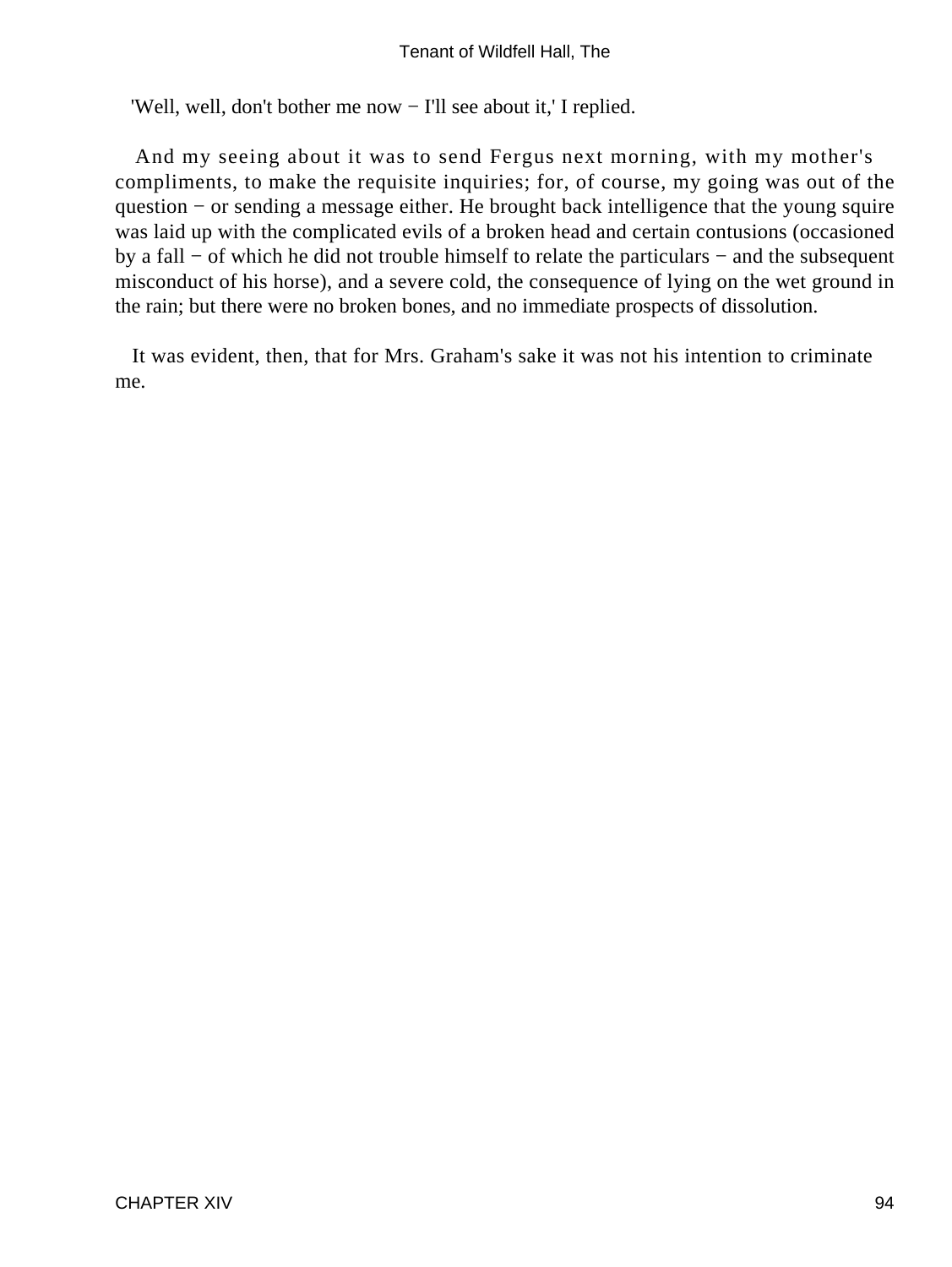'Well, well, don't bother me now − I'll see about it,' I replied.

And my seeing about it was to send Fergus next morning, with my mother's compliments, to make the requisite inquiries; for, of course, my going was out of the question − or sending a message either. He brought back intelligence that the young squire was laid up with the complicated evils of a broken head and certain contusions (occasioned by a fall − of which he did not trouble himself to relate the particulars − and the subsequent misconduct of his horse), and a severe cold, the consequence of lying on the wet ground in the rain; but there were no broken bones, and no immediate prospects of dissolution.

It was evident, then, that for Mrs. Graham's sake it was not his intention to criminate me.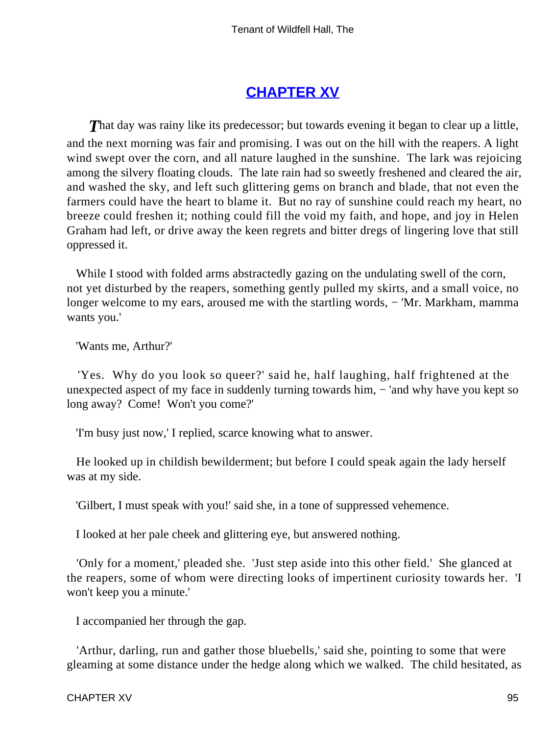## [CHAPTER XV]()

*T*hat day was rainy like its predecessor; but towards evening it began to clear up a little, and the next morning was fair and promising. I was out on the hill with the reapers. A light wind swept over the corn, and all nature laughed in the sunshine. The lark was rejoicing among the silvery floating clouds. The late rain had so sweetly freshened and cleared the air, and washed the sky, and left such glittering gems on branch and blade, that not even the farmers could have the heart to blame it. But no ray of sunshine could reach my heart, no breeze could freshen it; nothing could fill the void my faith, and hope, and joy in Helen Graham had left, or drive away the keen regrets and bitter dregs of lingering love that still oppressed it.

While I stood with folded arms abstractedly gazing on the undulating swell of the corn, not yet disturbed by the reapers, something gently pulled my skirts, and a small voice, no longer welcome to my ears, aroused me with the startling words, − 'Mr. Markham, mamma wants you.'

'Wants me, Arthur?'

'Yes. Why do you look so queer?' said he, half laughing, half frightened at the unexpected aspect of my face in suddenly turning towards him, − 'and why have you kept so long away? Come! Won't you come?'

'I'm busy just now,' I replied, scarce knowing what to answer.

He looked up in childish bewilderment; but before I could speak again the lady herself was at my side.

'Gilbert, I must speak with you!' said she, in a tone of suppressed vehemence.

I looked at her pale cheek and glittering eye, but answered nothing.

'Only for a moment,' pleaded she. 'Just step aside into this other field.' She glanced at the reapers, some of whom were directing looks of impertinent curiosity towards her. 'I won't keep you a minute.'

I accompanied her through the gap.

'Arthur, darling, run and gather those bluebells,' said she, pointing to some that were gleaming at some distance under the hedge along which we walked. The child hesitated, as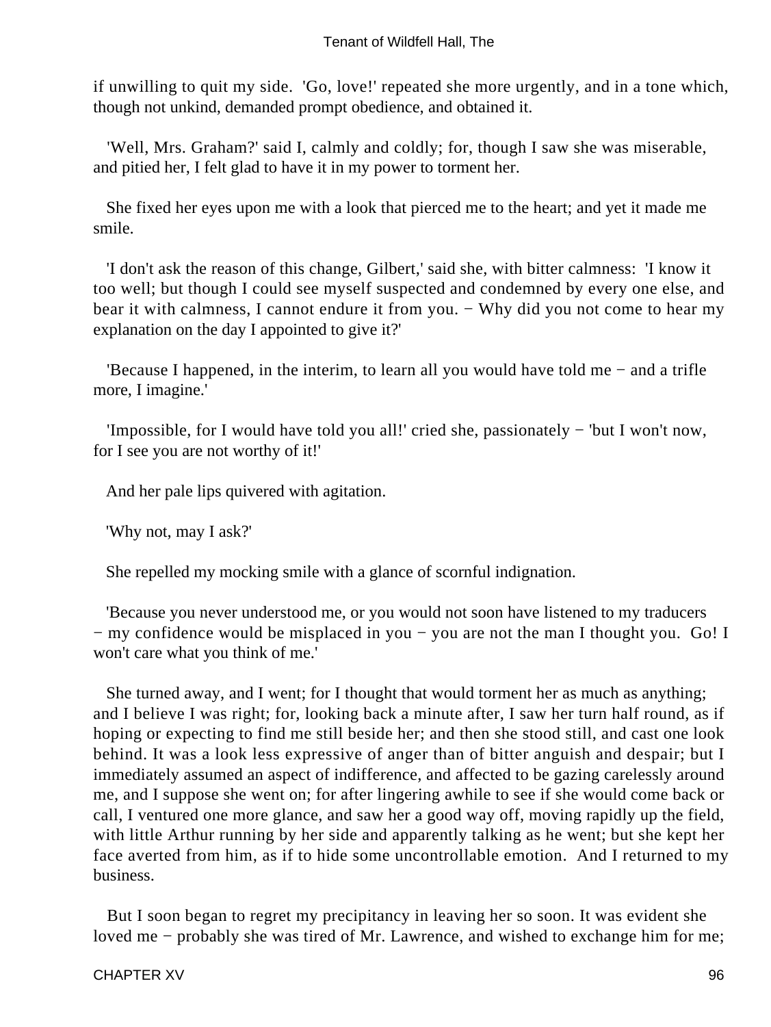if unwilling to quit my side. 'Go, love!' repeated she more urgently, and in a tone which, though not unkind, demanded prompt obedience, and obtained it.

'Well, Mrs. Graham?' said I, calmly and coldly; for, though I saw she was miserable, and pitied her, I felt glad to have it in my power to torment her.

She fixed her eyes upon me with a look that pierced me to the heart; and yet it made me smile.

'I don't ask the reason of this change, Gilbert,' said she, with bitter calmness: 'I know it too well; but though I could see myself suspected and condemned by every one else, and bear it with calmness, I cannot endure it from you. − Why did you not come to hear my explanation on the day I appointed to give it?'

'Because I happened, in the interim, to learn all you would have told me − and a trifle more, I imagine.'

'Impossible, for I would have told you all!' cried she, passionately − 'but I won't now, for I see you are not worthy of it!'

And her pale lips quivered with agitation.

'Why not, may I ask?'

She repelled my mocking smile with a glance of scornful indignation.

'Because you never understood me, or you would not soon have listened to my traducers − my confidence would be misplaced in you − you are not the man I thought you. Go! I won't care what you think of me.'

She turned away, and I went; for I thought that would torment her as much as anything; and I believe I was right; for, looking back a minute after, I saw her turn half round, as if hoping or expecting to find me still beside her; and then she stood still, and cast one look behind. It was a look less expressive of anger than of bitter anguish and despair; but I immediately assumed an aspect of indifference, and affected to be gazing carelessly around me, and I suppose she went on; for after lingering awhile to see if she would come back or call, I ventured one more glance, and saw her a good way off, moving rapidly up the field, with little Arthur running by her side and apparently talking as he went; but she kept her face averted from him, as if to hide some uncontrollable emotion. And I returned to my business.

But I soon began to regret my precipitancy in leaving her so soon. It was evident she loved me − probably she was tired of Mr. Lawrence, and wished to exchange him for me;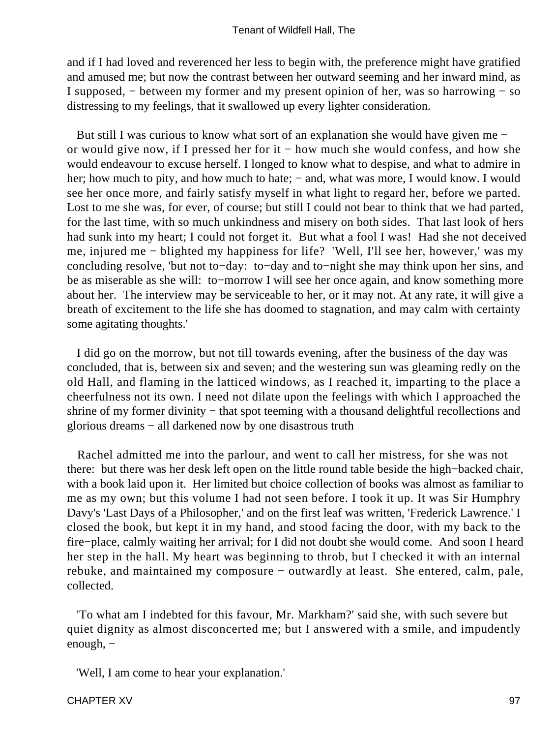and if I had loved and reverenced her less to begin with, the preference might have gratified and amused me; but now the contrast between her outward seeming and her inward mind, as I supposed, − between my former and my present opinion of her, was so harrowing − so distressing to my feelings, that it swallowed up every lighter consideration.

But still I was curious to know what sort of an explanation she would have given me − or would give now, if I pressed her for it − how much she would confess, and how she would endeavour to excuse herself. I longed to know what to despise, and what to admire in her; how much to pity, and how much to hate; − and, what was more, I would know. I would see her once more, and fairly satisfy myself in what light to regard her, before we parted. Lost to me she was, for ever, of course; but still I could not bear to think that we had parted, for the last time, with so much unkindness and misery on both sides. That last look of hers had sunk into my heart; I could not forget it. But what a fool I was! Had she not deceived me, injured me − blighted my happiness for life? 'Well, I'll see her, however,' was my concluding resolve, 'but not to−day: to−day and to−night she may think upon her sins, and be as miserable as she will: to−morrow I will see her once again, and know something more about her. The interview may be serviceable to her, or it may not. At any rate, it will give a breath of excitement to the life she has doomed to stagnation, and may calm with certainty some agitating thoughts.'

I did go on the morrow, but not till towards evening, after the business of the day was concluded, that is, between six and seven; and the westering sun was gleaming redly on the old Hall, and flaming in the latticed windows, as I reached it, imparting to the place a cheerfulness not its own. I need not dilate upon the feelings with which I approached the shrine of my former divinity − that spot teeming with a thousand delightful recollections and glorious dreams − all darkened now by one disastrous truth

Rachel admitted me into the parlour, and went to call her mistress, for she was not there: but there was her desk left open on the little round table beside the high−backed chair, with a book laid upon it. Her limited but choice collection of books was almost as familiar to me as my own; but this volume I had not seen before. I took it up. It was Sir Humphry Davy's 'Last Days of a Philosopher,' and on the first leaf was written, 'Frederick Lawrence.' I closed the book, but kept it in my hand, and stood facing the door, with my back to the fire−place, calmly waiting her arrival; for I did not doubt she would come. And soon I heard her step in the hall. My heart was beginning to throb, but I checked it with an internal rebuke, and maintained my composure − outwardly at least. She entered, calm, pale, collected.

'To what am I indebted for this favour, Mr. Markham?' said she, with such severe but quiet dignity as almost disconcerted me; but I answered with a smile, and impudently enough, −

'Well, I am come to hear your explanation.'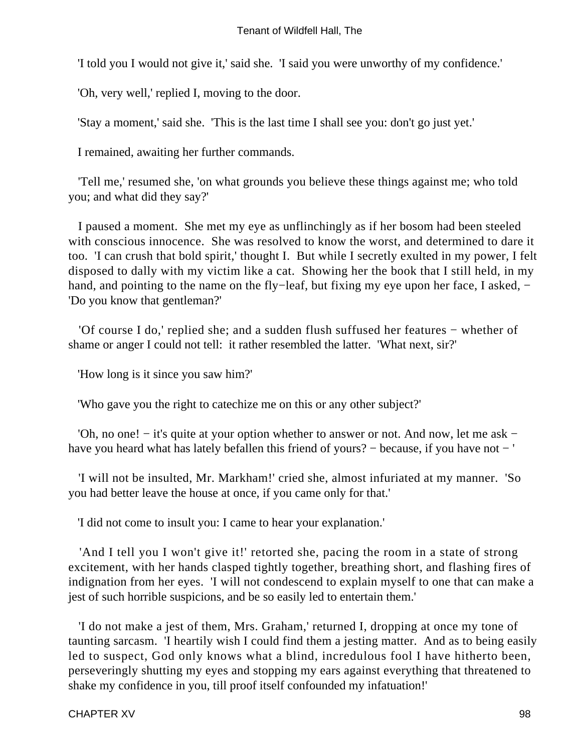'I told you I would not give it,' said she. 'I said you were unworthy of my confidence.'

'Oh, very well,' replied I, moving to the door.

'Stay a moment,' said she. 'This is the last time I shall see you: don't go just yet.'

I remained, awaiting her further commands.

'Tell me,' resumed she, 'on what grounds you believe these things against me; who told you; and what did they say?'

I paused a moment. She met my eye as unflinchingly as if her bosom had been steeled with conscious innocence. She was resolved to know the worst, and determined to dare it too. 'I can crush that bold spirit,' thought I. But while I secretly exulted in my power, I felt disposed to dally with my victim like a cat. Showing her the book that I still held, in my hand, and pointing to the name on the fly−leaf, but fixing my eye upon her face, I asked, − 'Do you know that gentleman?'

'Of course I do,' replied she; and a sudden flush suffused her features − whether of shame or anger I could not tell: it rather resembled the latter. 'What next, sir?'

'How long is it since you saw him?'

'Who gave you the right to catechize me on this or any other subject?'

'Oh, no one! − it's quite at your option whether to answer or not. And now, let me ask − have you heard what has lately befallen this friend of yours? − because, if you have not − '

'I will not be insulted, Mr. Markham!' cried she, almost infuriated at my manner. 'So you had better leave the house at once, if you came only for that.'

'I did not come to insult you: I came to hear your explanation.'

'And I tell you I won't give it!' retorted she, pacing the room in a state of strong excitement, with her hands clasped tightly together, breathing short, and flashing fires of indignation from her eyes. 'I will not condescend to explain myself to one that can make a jest of such horrible suspicions, and be so easily led to entertain them.'

'I do not make a jest of them, Mrs. Graham,' returned I, dropping at once my tone of taunting sarcasm. 'I heartily wish I could find them a jesting matter. And as to being easily led to suspect, God only knows what a blind, incredulous fool I have hitherto been, perseveringly shutting my eyes and stopping my ears against everything that threatened to shake my confidence in you, till proof itself confounded my infatuation!'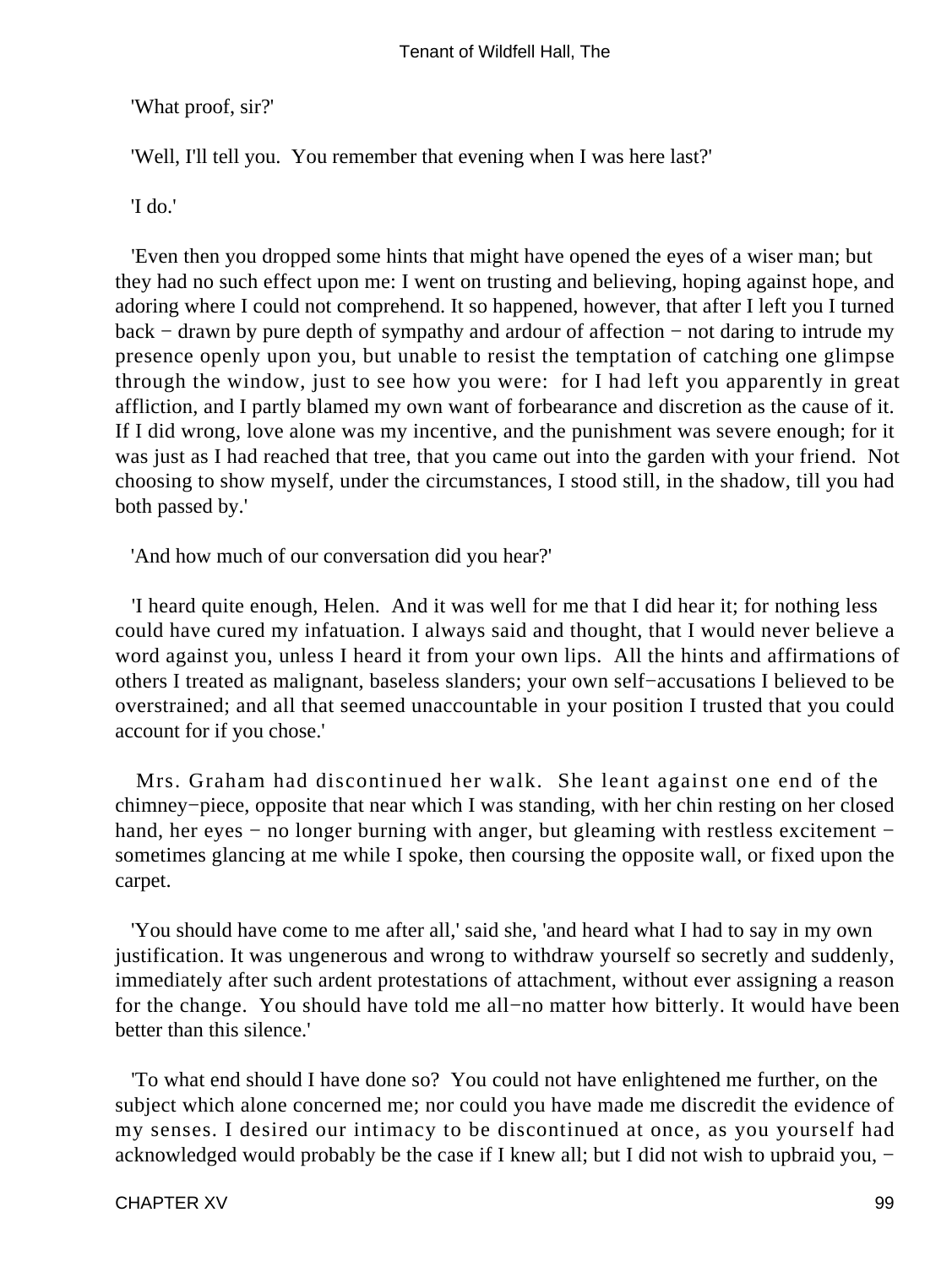'What proof, sir?'

'Well, I'll tell you. You remember that evening when I was here last?'

'I do.'

'Even then you dropped some hints that might have opened the eyes of a wiser man; but they had no such effect upon me: I went on trusting and believing, hoping against hope, and adoring where I could not comprehend. It so happened, however, that after I left you I turned back − drawn by pure depth of sympathy and ardour of affection − not daring to intrude my presence openly upon you, but unable to resist the temptation of catching one glimpse through the window, just to see how you were: for I had left you apparently in great affliction, and I partly blamed my own want of forbearance and discretion as the cause of it. If I did wrong, love alone was my incentive, and the punishment was severe enough; for it was just as I had reached that tree, that you came out into the garden with your friend. Not choosing to show myself, under the circumstances, I stood still, in the shadow, till you had both passed by.'

'And how much of our conversation did you hear?'

'I heard quite enough, Helen. And it was well for me that I did hear it; for nothing less could have cured my infatuation. I always said and thought, that I would never believe a word against you, unless I heard it from your own lips. All the hints and affirmations of others I treated as malignant, baseless slanders; your own self−accusations I believed to be overstrained; and all that seemed unaccountable in your position I trusted that you could account for if you chose.'

Mrs. Graham had discontinued her walk. She leant against one end of the chimney−piece, opposite that near which I was standing, with her chin resting on her closed hand, her eyes − no longer burning with anger, but gleaming with restless excitement − sometimes glancing at me while I spoke, then coursing the opposite wall, or fixed upon the carpet.

'You should have come to me after all,' said she, 'and heard what I had to say in my own justification. It was ungenerous and wrong to withdraw yourself so secretly and suddenly, immediately after such ardent protestations of attachment, without ever assigning a reason for the change. You should have told me all−no matter how bitterly. It would have been better than this silence.'

'To what end should I have done so? You could not have enlightened me further, on the subject which alone concerned me; nor could you have made me discredit the evidence of my senses. I desired our intimacy to be discontinued at once, as you yourself had acknowledged would probably be the case if I knew all; but I did not wish to upbraid you, −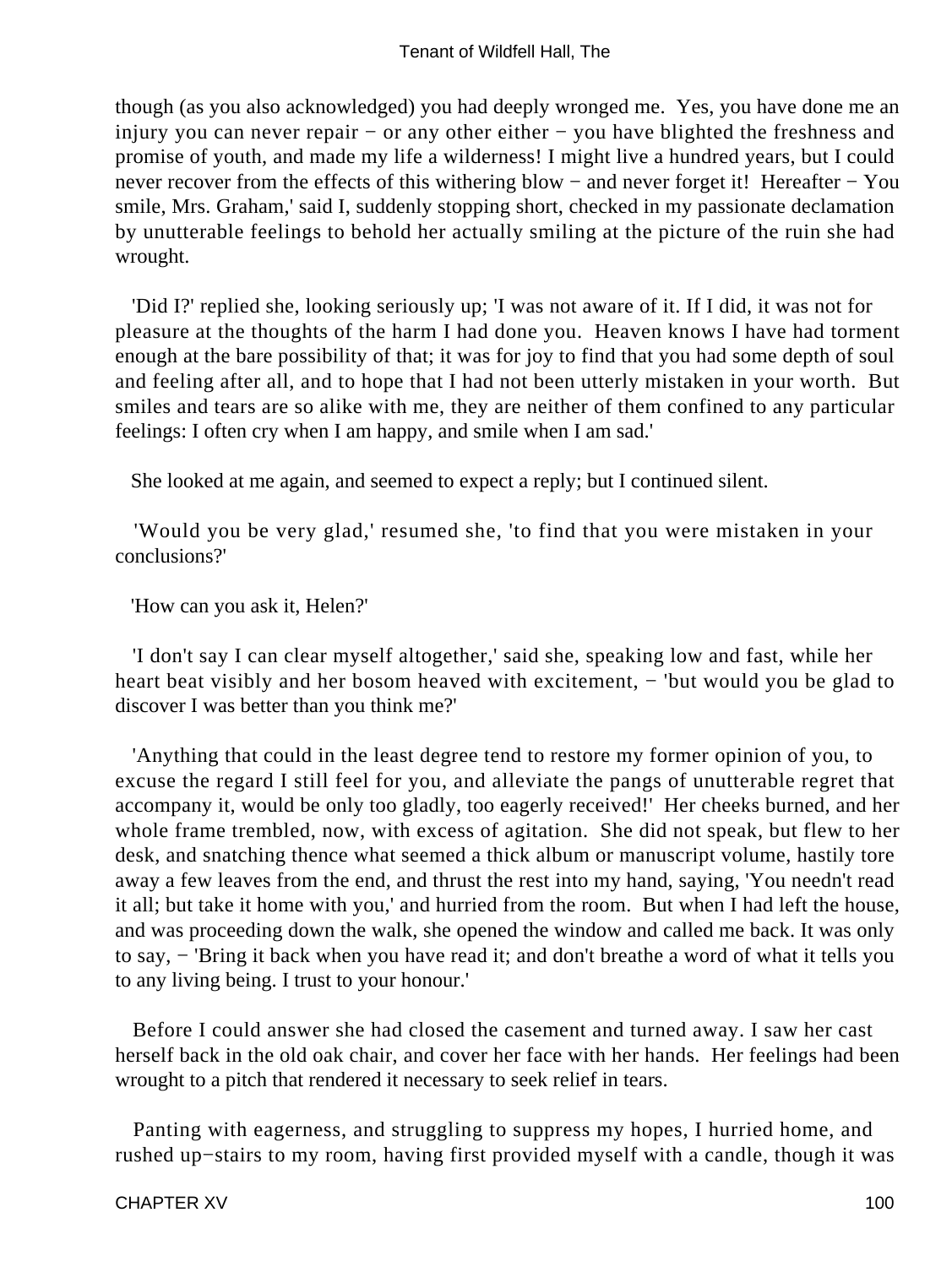though (as you also acknowledged) you had deeply wronged me. Yes, you have done me an injury you can never repair − or any other either − you have blighted the freshness and promise of youth, and made my life a wilderness! I might live a hundred years, but I could never recover from the effects of this withering blow − and never forget it! Hereafter − You smile, Mrs. Graham,' said I, suddenly stopping short, checked in my passionate declamation by unutterable feelings to behold her actually smiling at the picture of the ruin she had wrought.

'Did I?' replied she, looking seriously up; 'I was not aware of it. If I did, it was not for pleasure at the thoughts of the harm I had done you. Heaven knows I have had torment enough at the bare possibility of that; it was for joy to find that you had some depth of soul and feeling after all, and to hope that I had not been utterly mistaken in your worth. But smiles and tears are so alike with me, they are neither of them confined to any particular feelings: I often cry when I am happy, and smile when I am sad.'

She looked at me again, and seemed to expect a reply; but I continued silent.

'Would you be very glad,' resumed she, 'to find that you were mistaken in your conclusions?'

'How can you ask it, Helen?'

'I don't say I can clear myself altogether,' said she, speaking low and fast, while her heart beat visibly and her bosom heaved with excitement, − 'but would you be glad to discover I was better than you think me?'

'Anything that could in the least degree tend to restore my former opinion of you, to excuse the regard I still feel for you, and alleviate the pangs of unutterable regret that accompany it, would be only too gladly, too eagerly received!' Her cheeks burned, and her whole frame trembled, now, with excess of agitation. She did not speak, but flew to her desk, and snatching thence what seemed a thick album or manuscript volume, hastily tore away a few leaves from the end, and thrust the rest into my hand, saying, 'You needn't read it all; but take it home with you,' and hurried from the room. But when I had left the house, and was proceeding down the walk, she opened the window and called me back. It was only to say, − 'Bring it back when you have read it; and don't breathe a word of what it tells you to any living being. I trust to your honour.'

Before I could answer she had closed the casement and turned away. I saw her cast herself back in the old oak chair, and cover her face with her hands. Her feelings had been wrought to a pitch that rendered it necessary to seek relief in tears.

Panting with eagerness, and struggling to suppress my hopes, I hurried home, and rushed up−stairs to my room, having first provided myself with a candle, though it was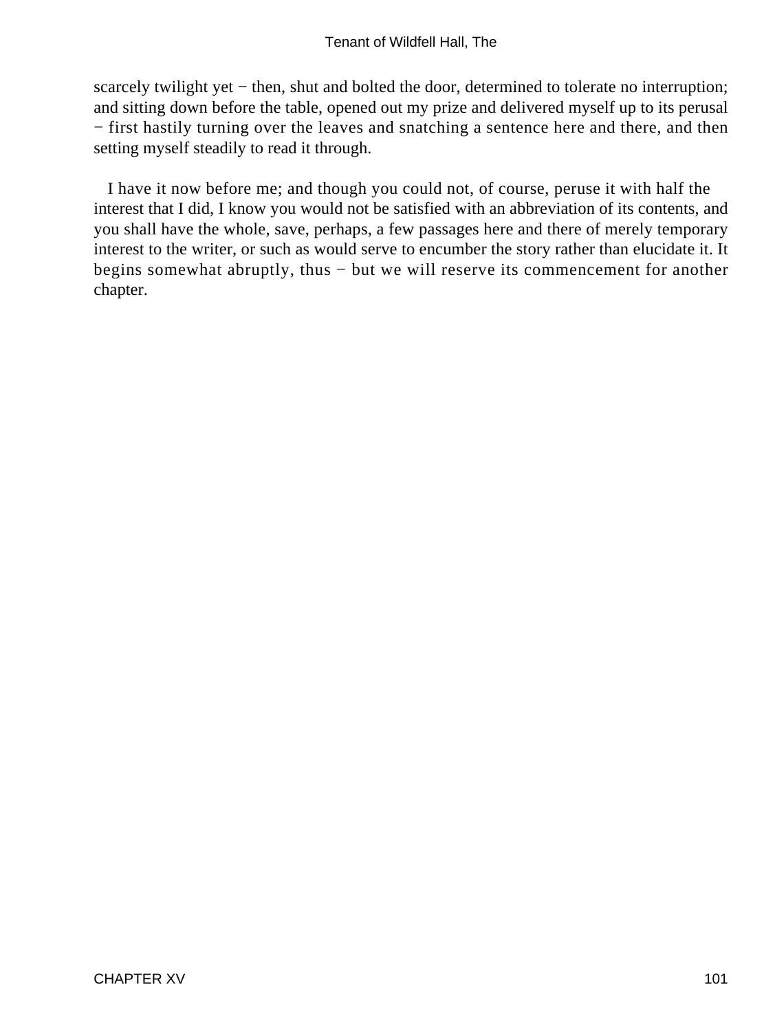scarcely twilight yet − then, shut and bolted the door, determined to tolerate no interruption; and sitting down before the table, opened out my prize and delivered myself up to its perusal − first hastily turning over the leaves and snatching a sentence here and there, and then setting myself steadily to read it through.

I have it now before me; and though you could not, of course, peruse it with half the interest that I did, I know you would not be satisfied with an abbreviation of its contents, and you shall have the whole, save, perhaps, a few passages here and there of merely temporary interest to the writer, or such as would serve to encumber the story rather than elucidate it. It begins somewhat abruptly, thus − but we will reserve its commencement for another chapter.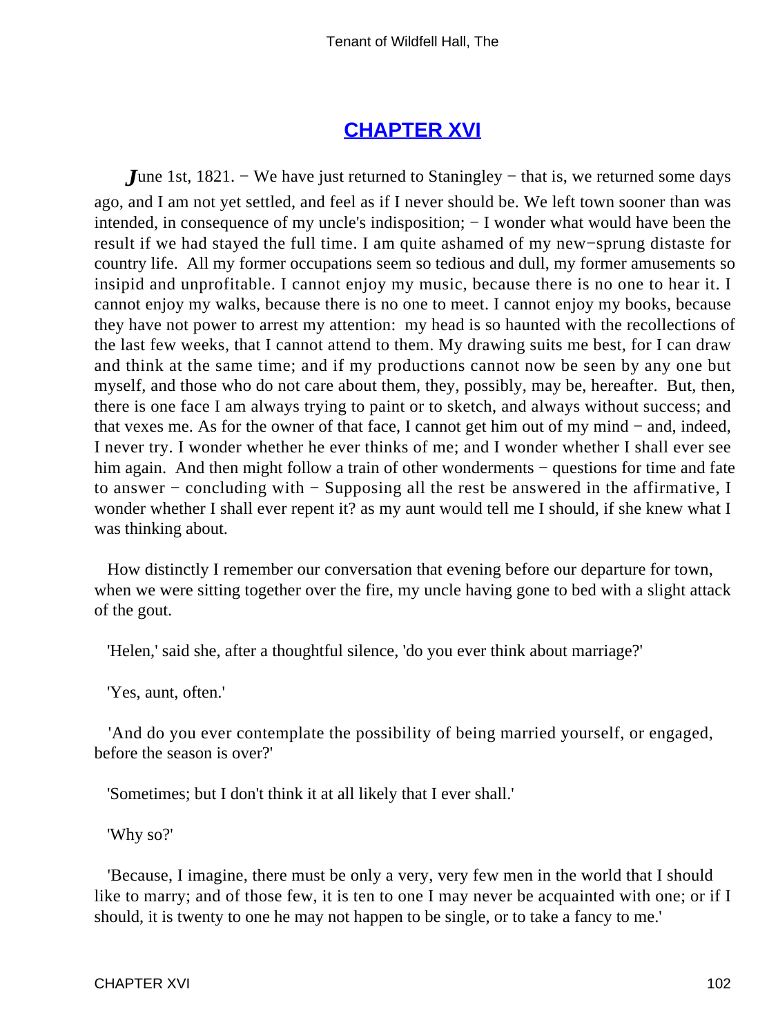## CHAPTER XVI

*J*une 1st, 1821. − We have just returned to Staningley − that is, we returned some days ago, and I am not yet settled, and feel as if I never should be. We left town sooner than was intended, in consequence of my uncle's indisposition; − I wonder what would have been the result if we had stayed the full time. I am quite ashamed of my new−sprung distaste for country life. All my former occupations seem so tedious and dull, my former amusements so insipid and unprofitable. I cannot enjoy my music, because there is no one to hear it. I cannot enjoy my walks, because there is no one to meet. I cannot enjoy my books, because they have not power to arrest my attention: my head is so haunted with the recollections of the last few weeks, that I cannot attend to them. My drawing suits me best, for I can draw and think at the same time; and if my productions cannot now be seen by any one but myself, and those who do not care about them, they, possibly, may be, hereafter. But, then, there is one face I am always trying to paint or to sketch, and always without success; and that vexes me. As for the owner of that face, I cannot get him out of my mind − and, indeed, I never try. I wonder whether he ever thinks of me; and I wonder whether I shall ever see him again. And then might follow a train of other wonderments − questions for time and fate to answer − concluding with − Supposing all the rest be answered in the affirmative, I wonder whether I shall ever repent it? as my aunt would tell me I should, if she knew what I was thinking about.

How distinctly I remember our conversation that evening before our departure for town, when we were sitting together over the fire, my uncle having gone to bed with a slight attack of the gout.

'Helen,' said she, after a thoughtful silence, 'do you ever think about marriage?'

'Yes, aunt, often.'

'And do you ever contemplate the possibility of being married yourself, or engaged, before the season is over?'

'Sometimes; but I don't think it at all likely that I ever shall.'

'Why so?'

'Because, I imagine, there must be only a very, very few men in the world that I should like to marry; and of those few, it is ten to one I may never be acquainted with one; or if I should, it is twenty to one he may not happen to be single, or to take a fancy to me.'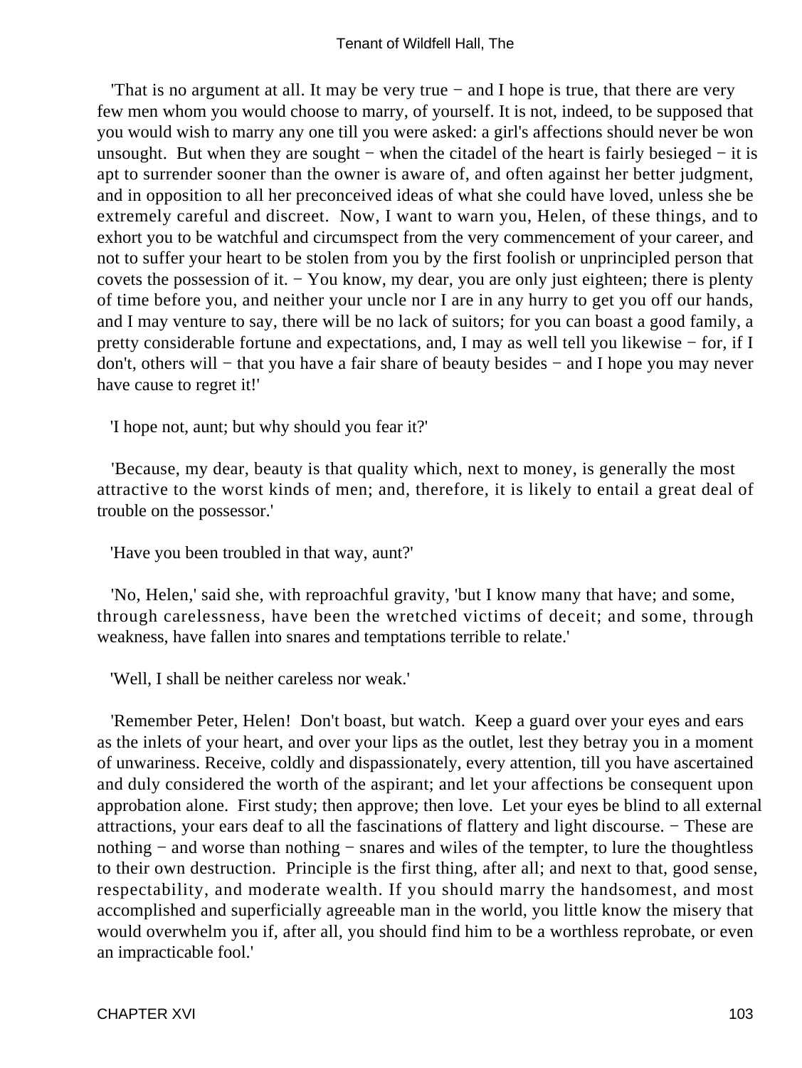'That is no argument at all. It may be very true − and I hope is true, that there are very few men whom you would choose to marry, of yourself. It is not, indeed, to be supposed that you would wish to marry any one till you were asked: a girl's affections should never be won unsought. But when they are sought − when the citadel of the heart is fairly besieged − it is apt to surrender sooner than the owner is aware of, and often against her better judgment, and in opposition to all her preconceived ideas of what she could have loved, unless she be extremely careful and discreet. Now, I want to warn you, Helen, of these things, and to exhort you to be watchful and circumspect from the very commencement of your career, and not to suffer your heart to be stolen from you by the first foolish or unprincipled person that covets the possession of it. − You know, my dear, you are only just eighteen; there is plenty of time before you, and neither your uncle nor I are in any hurry to get you off our hands, and I may venture to say, there will be no lack of suitors; for you can boast a good family, a pretty considerable fortune and expectations, and, I may as well tell you likewise − for, if I don't, others will − that you have a fair share of beauty besides − and I hope you may never have cause to regret it!'

'I hope not, aunt; but why should you fear it?'

'Because, my dear, beauty is that quality which, next to money, is generally the most attractive to the worst kinds of men; and, therefore, it is likely to entail a great deal of trouble on the possessor.'

'Have you been troubled in that way, aunt?'

'No, Helen,' said she, with reproachful gravity, 'but I know many that have; and some, through carelessness, have been the wretched victims of deceit; and some, through weakness, have fallen into snares and temptations terrible to relate.'

'Well, I shall be neither careless nor weak.'

'Remember Peter, Helen! Don't boast, but watch. Keep a guard over your eyes and ears as the inlets of your heart, and over your lips as the outlet, lest they betray you in a moment of unwariness. Receive, coldly and dispassionately, every attention, till you have ascertained and duly considered the worth of the aspirant; and let your affections be consequent upon approbation alone. First study; then approve; then love. Let your eyes be blind to all external attractions, your ears deaf to all the fascinations of flattery and light discourse. − These are nothing − and worse than nothing − snares and wiles of the tempter, to lure the thoughtless to their own destruction. Principle is the first thing, after all; and next to that, good sense, respectability, and moderate wealth. If you should marry the handsomest, and most accomplished and superficially agreeable man in the world, you little know the misery that would overwhelm you if, after all, you should find him to be a worthless reprobate, or even an impracticable fool.'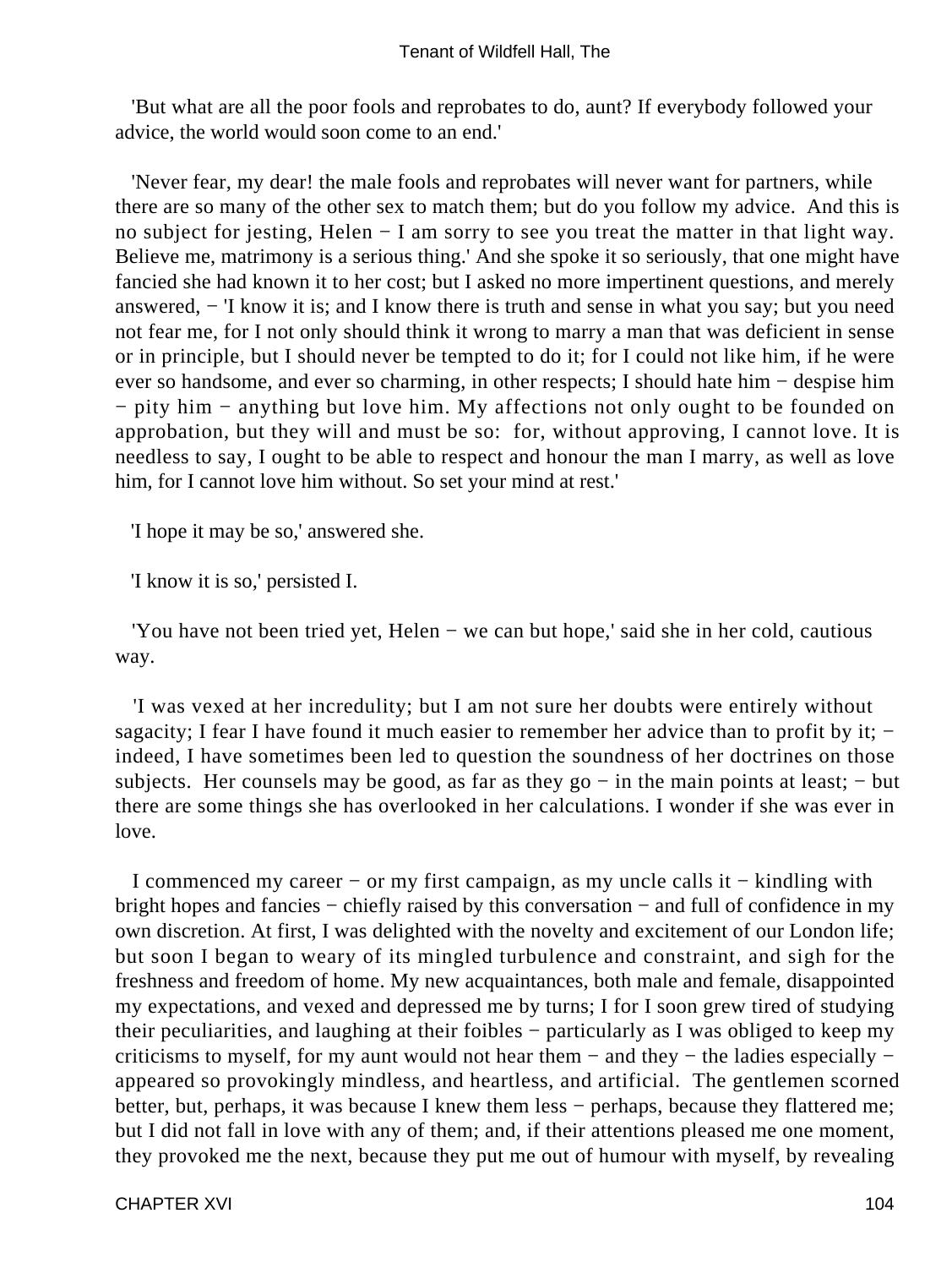'But what are all the poor fools and reprobates to do, aunt? If everybody followed your advice, the world would soon come to an end.'

'Never fear, my dear! the male fools and reprobates will never want for partners, while there are so many of the other sex to match them; but do you follow my advice. And this is no subject for jesting, Helen − I am sorry to see you treat the matter in that light way. Believe me, matrimony is a serious thing.' And she spoke it so seriously, that one might have fancied she had known it to her cost; but I asked no more impertinent questions, and merely answered, − 'I know it is; and I know there is truth and sense in what you say; but you need not fear me, for I not only should think it wrong to marry a man that was deficient in sense or in principle, but I should never be tempted to do it; for I could not like him, if he were ever so handsome, and ever so charming, in other respects; I should hate him − despise him − pity him − anything but love him. My affections not only ought to be founded on approbation, but they will and must be so: for, without approving, I cannot love. It is needless to say, I ought to be able to respect and honour the man I marry, as well as love him, for I cannot love him without. So set your mind at rest.'

'I hope it may be so,' answered she.

'I know it is so,' persisted I.

'You have not been tried yet, Helen − we can but hope,' said she in her cold, cautious way.

'I was vexed at her incredulity; but I am not sure her doubts were entirely without sagacity; I fear I have found it much easier to remember her advice than to profit by it; − indeed, I have sometimes been led to question the soundness of her doctrines on those subjects. Her counsels may be good, as far as they go − in the main points at least; − but there are some things she has overlooked in her calculations. I wonder if she was ever in love.

I commenced my career − or my first campaign, as my uncle calls it − kindling with bright hopes and fancies − chiefly raised by this conversation − and full of confidence in my own discretion. At first, I was delighted with the novelty and excitement of our London life; but soon I began to weary of its mingled turbulence and constraint, and sigh for the freshness and freedom of home. My new acquaintances, both male and female, disappointed my expectations, and vexed and depressed me by turns; I for I soon grew tired of studying their peculiarities, and laughing at their foibles − particularly as I was obliged to keep my criticisms to myself, for my aunt would not hear them − and they − the ladies especially − appeared so provokingly mindless, and heartless, and artificial. The gentlemen scorned better, but, perhaps, it was because I knew them less − perhaps, because they flattered me; but I did not fall in love with any of them; and, if their attentions pleased me one moment, they provoked me the next, because they put me out of humour with myself, by revealing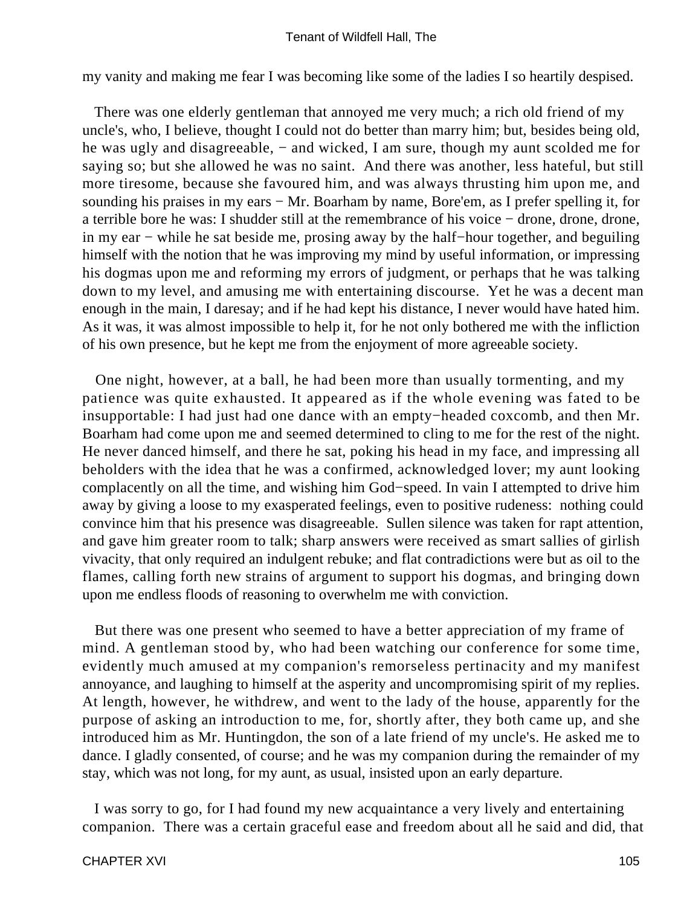my vanity and making me fear I was becoming like some of the ladies I so heartily despised.

There was one elderly gentleman that annoyed me very much; a rich old friend of my uncle's, who, I believe, thought I could not do better than marry him; but, besides being old, he was ugly and disagreeable, − and wicked, I am sure, though my aunt scolded me for saying so; but she allowed he was no saint. And there was another, less hateful, but still more tiresome, because she favoured him, and was always thrusting him upon me, and sounding his praises in my ears − Mr. Boarham by name, Bore'em, as I prefer spelling it, for a terrible bore he was: I shudder still at the remembrance of his voice − drone, drone, drone, in my ear − while he sat beside me, prosing away by the half−hour together, and beguiling himself with the notion that he was improving my mind by useful information, or impressing his dogmas upon me and reforming my errors of judgment, or perhaps that he was talking down to my level, and amusing me with entertaining discourse. Yet he was a decent man enough in the main, I daresay; and if he had kept his distance, I never would have hated him. As it was, it was almost impossible to help it, for he not only bothered me with the infliction of his own presence, but he kept me from the enjoyment of more agreeable society.

One night, however, at a ball, he had been more than usually tormenting, and my patience was quite exhausted. It appeared as if the whole evening was fated to be insupportable: I had just had one dance with an empty−headed coxcomb, and then Mr. Boarham had come upon me and seemed determined to cling to me for the rest of the night. He never danced himself, and there he sat, poking his head in my face, and impressing all beholders with the idea that he was a confirmed, acknowledged lover; my aunt looking complacently on all the time, and wishing him God−speed. In vain I attempted to drive him away by giving a loose to my exasperated feelings, even to positive rudeness: nothing could convince him that his presence was disagreeable. Sullen silence was taken for rapt attention, and gave him greater room to talk; sharp answers were received as smart sallies of girlish vivacity, that only required an indulgent rebuke; and flat contradictions were but as oil to the flames, calling forth new strains of argument to support his dogmas, and bringing down upon me endless floods of reasoning to overwhelm me with conviction.

But there was one present who seemed to have a better appreciation of my frame of mind. A gentleman stood by, who had been watching our conference for some time, evidently much amused at my companion's remorseless pertinacity and my manifest annoyance, and laughing to himself at the asperity and uncompromising spirit of my replies. At length, however, he withdrew, and went to the lady of the house, apparently for the purpose of asking an introduction to me, for, shortly after, they both came up, and she introduced him as Mr. Huntingdon, the son of a late friend of my uncle's. He asked me to dance. I gladly consented, of course; and he was my companion during the remainder of my stay, which was not long, for my aunt, as usual, insisted upon an early departure.

I was sorry to go, for I had found my new acquaintance a very lively and entertaining companion. There was a certain graceful ease and freedom about all he said and did, that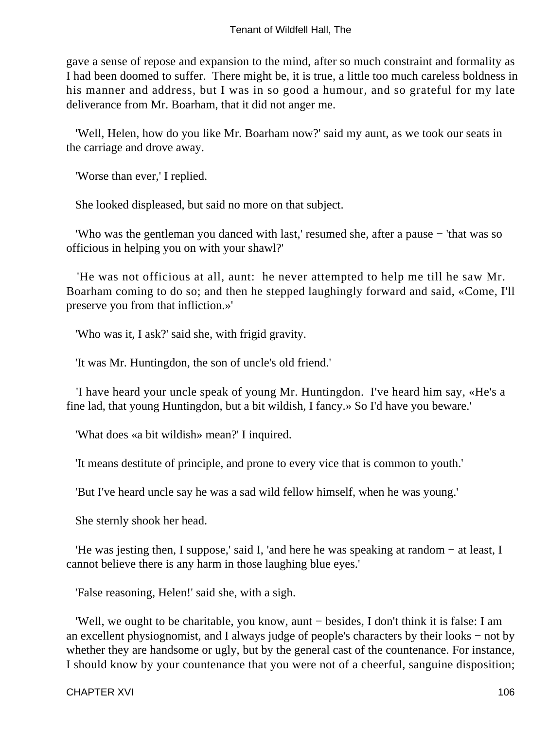gave a sense of repose and expansion to the mind, after so much constraint and formality as I had been doomed to suffer. There might be, it is true, a little too much careless boldness in his manner and address, but I was in so good a humour, and so grateful for my late deliverance from Mr. Boarham, that it did not anger me.

'Well, Helen, how do you like Mr. Boarham now?' said my aunt, as we took our seats in the carriage and drove away.

'Worse than ever,' I replied.

She looked displeased, but said no more on that subject.

'Who was the gentleman you danced with last,' resumed she, after a pause − 'that was so officious in helping you on with your shawl?'

'He was not officious at all, aunt: he never attempted to help me till he saw Mr. Boarham coming to do so; and then he stepped laughingly forward and said, «Come, I'll preserve you from that infliction.»'

'Who was it, I ask?' said she, with frigid gravity.

'It was Mr. Huntingdon, the son of uncle's old friend.'

'I have heard your uncle speak of young Mr. Huntingdon. I've heard him say, «He's a fine lad, that young Huntingdon, but a bit wildish, I fancy.» So I'd have you beware.'

'What does «a bit wildish» mean?' I inquired.

'It means destitute of principle, and prone to every vice that is common to youth.'

'But I've heard uncle say he was a sad wild fellow himself, when he was young.'

She sternly shook her head.

'He was jesting then, I suppose,' said I, 'and here he was speaking at random − at least, I cannot believe there is any harm in those laughing blue eyes.'

'False reasoning, Helen!' said she, with a sigh.

'Well, we ought to be charitable, you know, aunt − besides, I don't think it is false: I am an excellent physiognomist, and I always judge of people's characters by their looks − not by whether they are handsome or ugly, but by the general cast of the countenance. For instance, I should know by your countenance that you were not of a cheerful, sanguine disposition;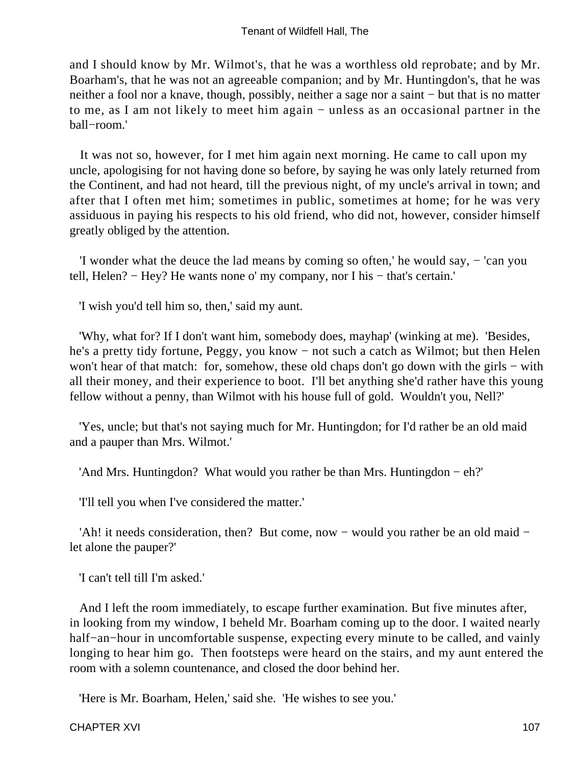and I should know by Mr. Wilmot's, that he was a worthless old reprobate; and by Mr. Boarham's, that he was not an agreeable companion; and by Mr. Huntingdon's, that he was neither a fool nor a knave, though, possibly, neither a sage nor a saint − but that is no matter to me, as I am not likely to meet him again − unless as an occasional partner in the ball−room.'

It was not so, however, for I met him again next morning. He came to call upon my uncle, apologising for not having done so before, by saying he was only lately returned from the Continent, and had not heard, till the previous night, of my uncle's arrival in town; and after that I often met him; sometimes in public, sometimes at home; for he was very assiduous in paying his respects to his old friend, who did not, however, consider himself greatly obliged by the attention.

'I wonder what the deuce the lad means by coming so often,' he would say, − 'can you tell, Helen? − Hey? He wants none o' my company, nor I his − that's certain.'

'I wish you'd tell him so, then,' said my aunt.

'Why, what for? If I don't want him, somebody does, mayhap' (winking at me). 'Besides, he's a pretty tidy fortune, Peggy, you know − not such a catch as Wilmot; but then Helen won't hear of that match: for, somehow, these old chaps don't go down with the girls − with all their money, and their experience to boot. I'll bet anything she'd rather have this young fellow without a penny, than Wilmot with his house full of gold. Wouldn't you, Nell?'

'Yes, uncle; but that's not saying much for Mr. Huntingdon; for I'd rather be an old maid and a pauper than Mrs. Wilmot.'

'And Mrs. Huntingdon? What would you rather be than Mrs. Huntingdon − eh?'

'I'll tell you when I've considered the matter.'

'Ah! it needs consideration, then? But come, now − would you rather be an old maid − let alone the pauper?'

'I can't tell till I'm asked.'

And I left the room immediately, to escape further examination. But five minutes after, in looking from my window, I beheld Mr. Boarham coming up to the door. I waited nearly half−an−hour in uncomfortable suspense, expecting every minute to be called, and vainly longing to hear him go. Then footsteps were heard on the stairs, and my aunt entered the room with a solemn countenance, and closed the door behind her.

'Here is Mr. Boarham, Helen,' said she. 'He wishes to see you.'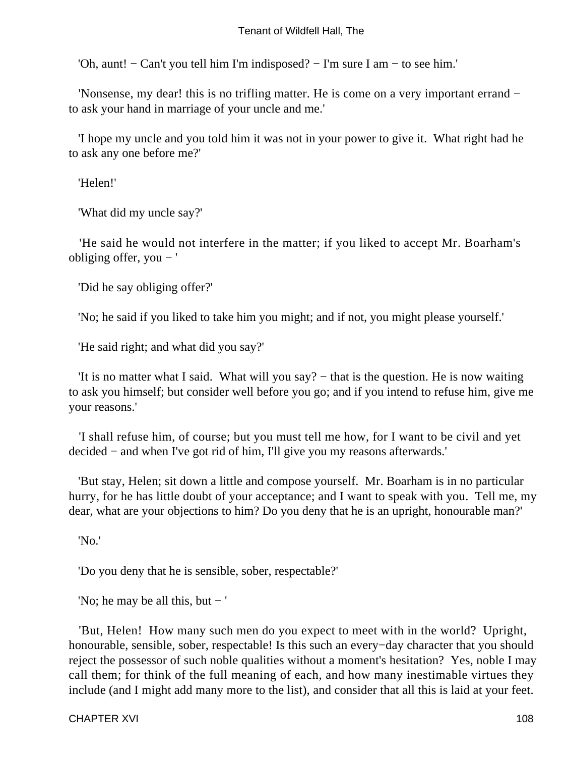'Oh, aunt! − Can't you tell him I'm indisposed? − I'm sure I am − to see him.'

'Nonsense, my dear! this is no trifling matter. He is come on a very important errand − to ask your hand in marriage of your uncle and me.'

'I hope my uncle and you told him it was not in your power to give it. What right had he to ask any one before me?'

'Helen!'

'What did my uncle say?'

'He said he would not interfere in the matter; if you liked to accept Mr. Boarham's obliging offer, you − '

'Did he say obliging offer?'

'No; he said if you liked to take him you might; and if not, you might please yourself.'

'He said right; and what did you say?'

'It is no matter what I said. What will you say? − that is the question. He is now waiting to ask you himself; but consider well before you go; and if you intend to refuse him, give me your reasons.'

'I shall refuse him, of course; but you must tell me how, for I want to be civil and yet decided − and when I've got rid of him, I'll give you my reasons afterwards.'

'But stay, Helen; sit down a little and compose yourself. Mr. Boarham is in no particular hurry, for he has little doubt of your acceptance; and I want to speak with you. Tell me, my dear, what are your objections to him? Do you deny that he is an upright, honourable man?'

'No.'

'Do you deny that he is sensible, sober, respectable?'

'No; he may be all this, but − '

'But, Helen! How many such men do you expect to meet with in the world? Upright, honourable, sensible, sober, respectable! Is this such an every−day character that you should reject the possessor of such noble qualities without a moment's hesitation? Yes, noble I may call them; for think of the full meaning of each, and how many inestimable virtues they include (and I might add many more to the list), and consider that all this is laid at your feet.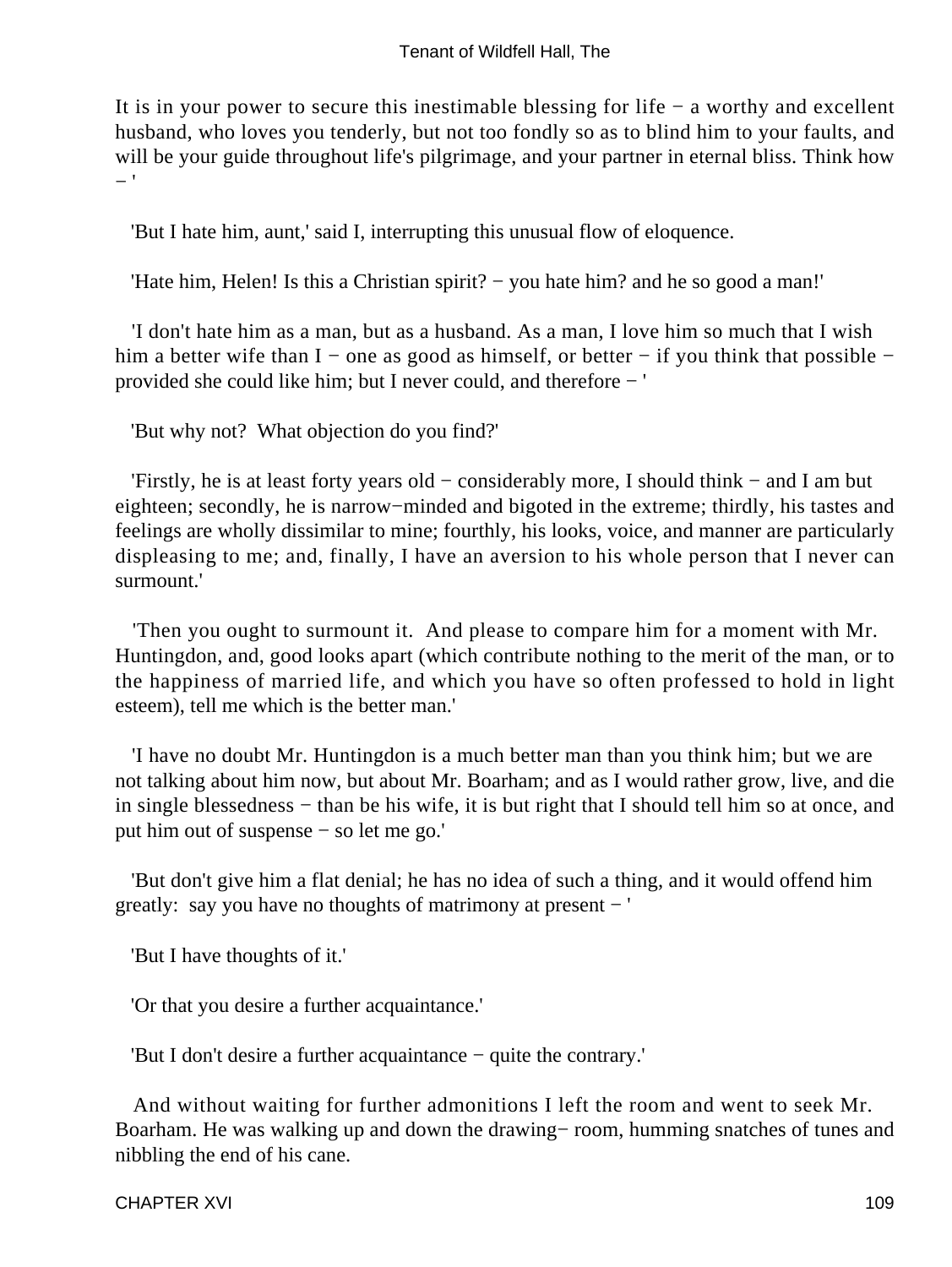It is in your power to secure this inestimable blessing for life − a worthy and excellent husband, who loves you tenderly, but not too fondly so as to blind him to your faults, and will be your guide throughout life's pilgrimage, and your partner in eternal bliss. Think how − '

'But I hate him, aunt,' said I, interrupting this unusual flow of eloquence.

'Hate him, Helen! Is this a Christian spirit? − you hate him? and he so good a man!'

'I don't hate him as a man, but as a husband. As a man, I love him so much that I wish him a better wife than I − one as good as himself, or better − if you think that possible − provided she could like him; but I never could, and therefore − '

'But why not? What objection do you find?'

'Firstly, he is at least forty years old − considerably more, I should think − and I am but eighteen; secondly, he is narrow−minded and bigoted in the extreme; thirdly, his tastes and feelings are wholly dissimilar to mine; fourthly, his looks, voice, and manner are particularly displeasing to me; and, finally, I have an aversion to his whole person that I never can surmount.'

'Then you ought to surmount it. And please to compare him for a moment with Mr. Huntingdon, and, good looks apart (which contribute nothing to the merit of the man, or to the happiness of married life, and which you have so often professed to hold in light esteem), tell me which is the better man.'

'I have no doubt Mr. Huntingdon is a much better man than you think him; but we are not talking about him now, but about Mr. Boarham; and as I would rather grow, live, and die in single blessedness − than be his wife, it is but right that I should tell him so at once, and put him out of suspense − so let me go.'

'But don't give him a flat denial; he has no idea of such a thing, and it would offend him greatly: say you have no thoughts of matrimony at present − '

'But I have thoughts of it.'

'Or that you desire a further acquaintance.'

'But I don't desire a further acquaintance − quite the contrary.'

And without waiting for further admonitions I left the room and went to seek Mr. Boarham. He was walking up and down the drawing− room, humming snatches of tunes and nibbling the end of his cane.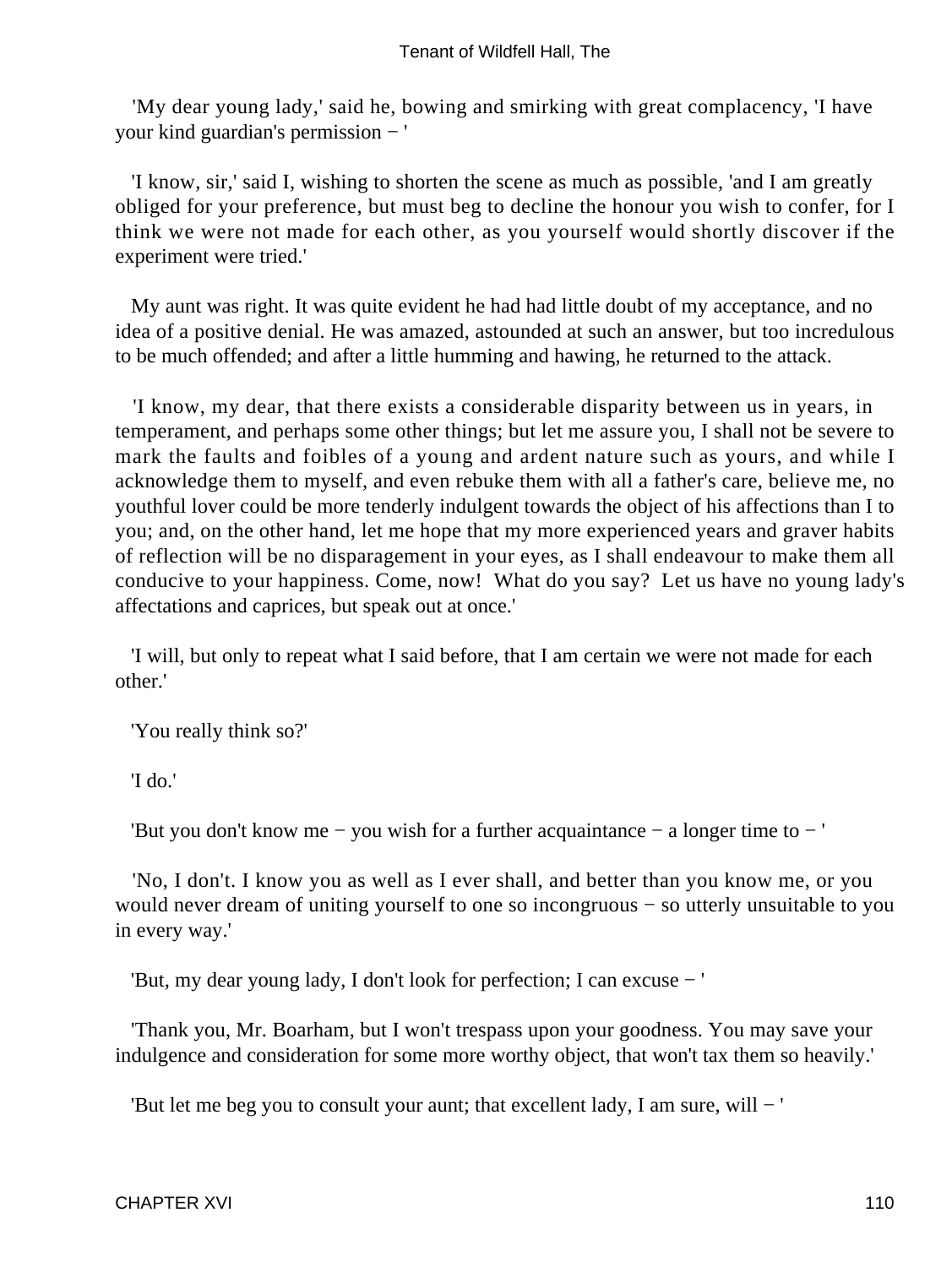'My dear young lady,' said he, bowing and smirking with great complacency, 'I have your kind guardian's permission − '

'I know, sir,' said I, wishing to shorten the scene as much as possible, 'and I am greatly obliged for your preference, but must beg to decline the honour you wish to confer, for I think we were not made for each other, as you yourself would shortly discover if the experiment were tried.'

My aunt was right. It was quite evident he had had little doubt of my acceptance, and no idea of a positive denial. He was amazed, astounded at such an answer, but too incredulous to be much offended; and after a little humming and hawing, he returned to the attack.

'I know, my dear, that there exists a considerable disparity between us in years, in temperament, and perhaps some other things; but let me assure you, I shall not be severe to mark the faults and foibles of a young and ardent nature such as yours, and while I acknowledge them to myself, and even rebuke them with all a father's care, believe me, no youthful lover could be more tenderly indulgent towards the object of his affections than I to you; and, on the other hand, let me hope that my more experienced years and graver habits of reflection will be no disparagement in your eyes, as I shall endeavour to make them all conducive to your happiness. Come, now! What do you say? Let us have no young lady's affectations and caprices, but speak out at once.'

'I will, but only to repeat what I said before, that I am certain we were not made for each other.'

'You really think so?'

'I do.'

'But you don't know me − you wish for a further acquaintance − a longer time to − '

'No, I don't. I know you as well as I ever shall, and better than you know me, or you would never dream of uniting yourself to one so incongruous − so utterly unsuitable to you in every way.'

'But, my dear young lady, I don't look for perfection; I can excuse − '

'Thank you, Mr. Boarham, but I won't trespass upon your goodness. You may save your indulgence and consideration for some more worthy object, that won't tax them so heavily.'

'But let me beg you to consult your aunt; that excellent lady, I am sure, will − '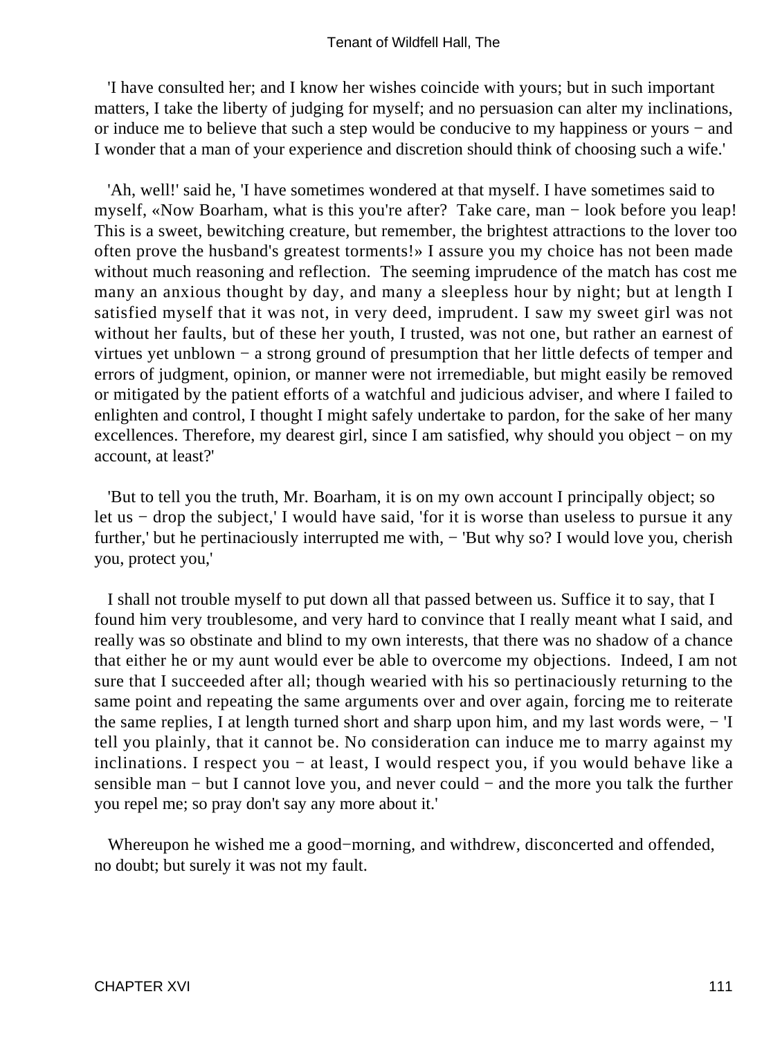'I have consulted her; and I know her wishes coincide with yours; but in such important matters, I take the liberty of judging for myself; and no persuasion can alter my inclinations, or induce me to believe that such a step would be conducive to my happiness or yours − and I wonder that a man of your experience and discretion should think of choosing such a wife.'

'Ah, well!' said he, 'I have sometimes wondered at that myself. I have sometimes said to myself, «Now Boarham, what is this you're after? Take care, man − look before you leap! This is a sweet, bewitching creature, but remember, the brightest attractions to the lover too often prove the husband's greatest torments!» I assure you my choice has not been made without much reasoning and reflection. The seeming imprudence of the match has cost me many an anxious thought by day, and many a sleepless hour by night; but at length I satisfied myself that it was not, in very deed, imprudent. I saw my sweet girl was not without her faults, but of these her youth, I trusted, was not one, but rather an earnest of virtues yet unblown − a strong ground of presumption that her little defects of temper and errors of judgment, opinion, or manner were not irremediable, but might easily be removed or mitigated by the patient efforts of a watchful and judicious adviser, and where I failed to enlighten and control, I thought I might safely undertake to pardon, for the sake of her many excellences. Therefore, my dearest girl, since I am satisfied, why should you object − on my account, at least?'

'But to tell you the truth, Mr. Boarham, it is on my own account I principally object; so let us − drop the subject,' I would have said, 'for it is worse than useless to pursue it any further,' but he pertinaciously interrupted me with, − 'But why so? I would love you, cherish you, protect you,'

I shall not trouble myself to put down all that passed between us. Suffice it to say, that I found him very troublesome, and very hard to convince that I really meant what I said, and really was so obstinate and blind to my own interests, that there was no shadow of a chance that either he or my aunt would ever be able to overcome my objections. Indeed, I am not sure that I succeeded after all; though wearied with his so pertinaciously returning to the same point and repeating the same arguments over and over again, forcing me to reiterate the same replies, I at length turned short and sharp upon him, and my last words were, − 'I tell you plainly, that it cannot be. No consideration can induce me to marry against my inclinations. I respect you − at least, I would respect you, if you would behave like a sensible man − but I cannot love you, and never could − and the more you talk the further you repel me; so pray don't say any more about it.'

Whereupon he wished me a good−morning, and withdrew, disconcerted and offended, no doubt; but surely it was not my fault.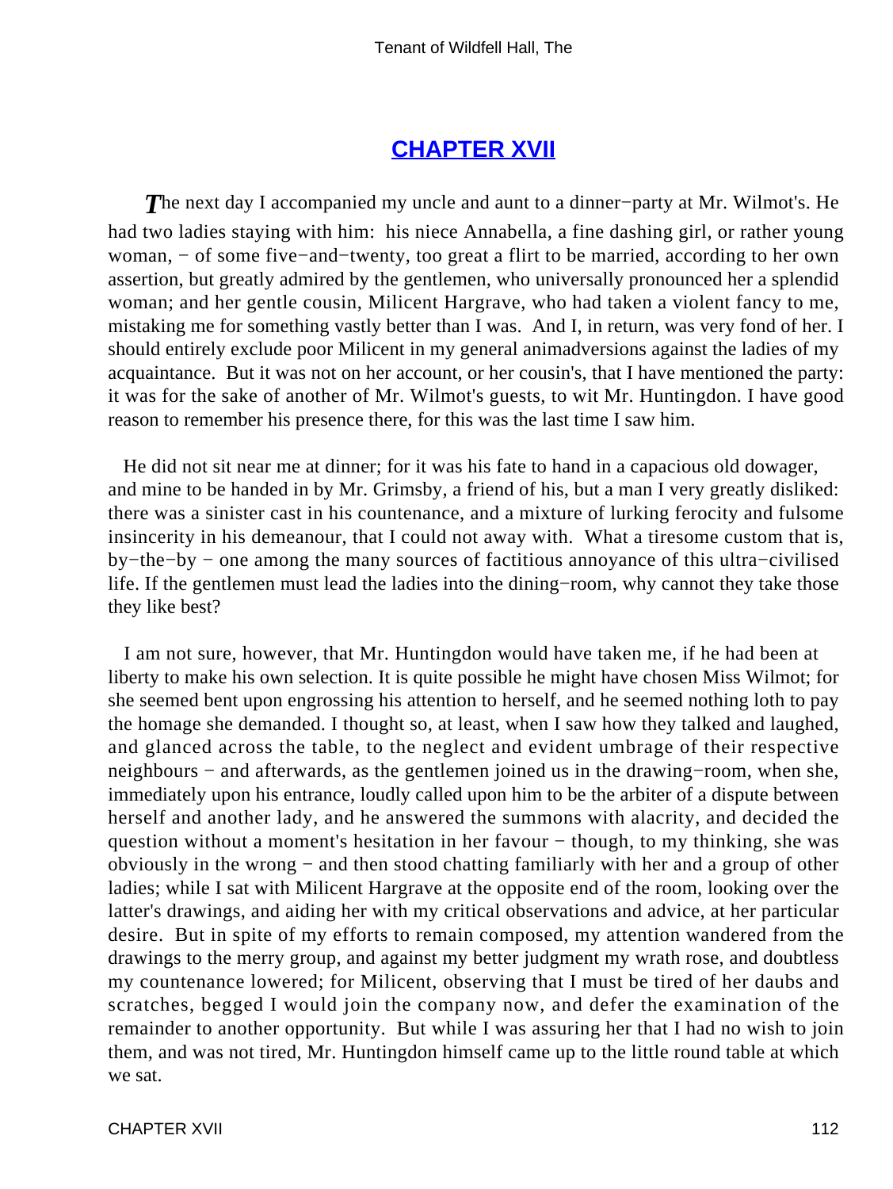## CHAPTER XVII

*T*he next day I accompanied my uncle and aunt to a dinner−party at Mr. Wilmot's. He had two ladies staying with him: his niece Annabella, a fine dashing girl, or rather young woman, − of some five−and−twenty, too great a flirt to be married, according to her own assertion, but greatly admired by the gentlemen, who universally pronounced her a splendid woman; and her gentle cousin, Milicent Hargrave, who had taken a violent fancy to me, mistaking me for something vastly better than I was. And I, in return, was very fond of her. I should entirely exclude poor Milicent in my general animadversions against the ladies of my acquaintance. But it was not on her account, or her cousin's, that I have mentioned the party: it was for the sake of another of Mr. Wilmot's guests, to wit Mr. Huntingdon. I have good reason to remember his presence there, for this was the last time I saw him.

He did not sit near me at dinner; for it was his fate to hand in a capacious old dowager, and mine to be handed in by Mr. Grimsby, a friend of his, but a man I very greatly disliked: there was a sinister cast in his countenance, and a mixture of lurking ferocity and fulsome insincerity in his demeanour, that I could not away with. What a tiresome custom that is, by−the−by − one among the many sources of factitious annoyance of this ultra−civilised life. If the gentlemen must lead the ladies into the dining−room, why cannot they take those they like best?

I am not sure, however, that Mr. Huntingdon would have taken me, if he had been at liberty to make his own selection. It is quite possible he might have chosen Miss Wilmot; for she seemed bent upon engrossing his attention to herself, and he seemed nothing loth to pay the homage she demanded. I thought so, at least, when I saw how they talked and laughed, and glanced across the table, to the neglect and evident umbrage of their respective neighbours − and afterwards, as the gentlemen joined us in the drawing−room, when she, immediately upon his entrance, loudly called upon him to be the arbiter of a dispute between herself and another lady, and he answered the summons with alacrity, and decided the question without a moment's hesitation in her favour − though, to my thinking, she was obviously in the wrong − and then stood chatting familiarly with her and a group of other ladies; while I sat with Milicent Hargrave at the opposite end of the room, looking over the latter's drawings, and aiding her with my critical observations and advice, at her particular desire. But in spite of my efforts to remain composed, my attention wandered from the drawings to the merry group, and against my better judgment my wrath rose, and doubtless my countenance lowered; for Milicent, observing that I must be tired of her daubs and scratches, begged I would join the company now, and defer the examination of the remainder to another opportunity. But while I was assuring her that I had no wish to join them, and was not tired, Mr. Huntingdon himself came up to the little round table at which we sat.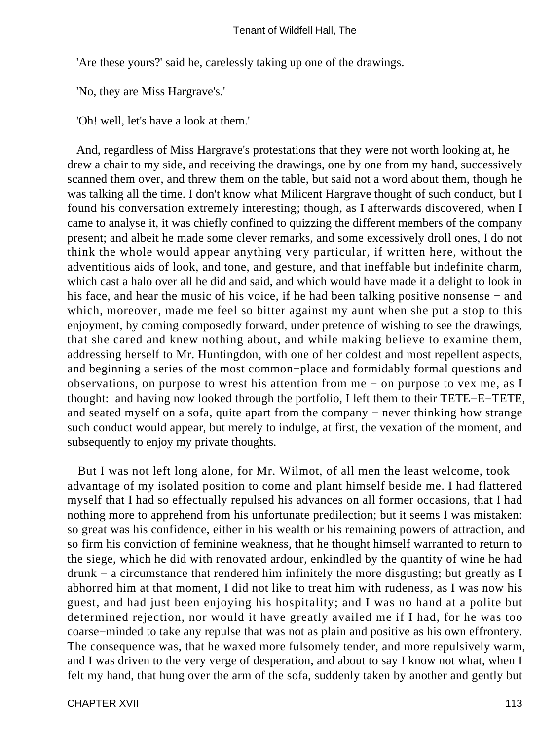'Are these yours?' said he, carelessly taking up one of the drawings.

'No, they are Miss Hargrave's.'

'Oh! well, let's have a look at them.'

And, regardless of Miss Hargrave's protestations that they were not worth looking at, he drew a chair to my side, and receiving the drawings, one by one from my hand, successively scanned them over, and threw them on the table, but said not a word about them, though he was talking all the time. I don't know what Milicent Hargrave thought of such conduct, but I found his conversation extremely interesting; though, as I afterwards discovered, when I came to analyse it, it was chiefly confined to quizzing the different members of the company present; and albeit he made some clever remarks, and some excessively droll ones, I do not think the whole would appear anything very particular, if written here, without the adventitious aids of look, and tone, and gesture, and that ineffable but indefinite charm, which cast a halo over all he did and said, and which would have made it a delight to look in his face, and hear the music of his voice, if he had been talking positive nonsense − and which, moreover, made me feel so bitter against my aunt when she put a stop to this enjoyment, by coming composedly forward, under pretence of wishing to see the drawings, that she cared and knew nothing about, and while making believe to examine them, addressing herself to Mr. Huntingdon, with one of her coldest and most repellent aspects, and beginning a series of the most common−place and formidably formal questions and observations, on purpose to wrest his attention from me − on purpose to vex me, as I thought: and having now looked through the portfolio, I left them to their TETE−E−TETE, and seated myself on a sofa, quite apart from the company − never thinking how strange such conduct would appear, but merely to indulge, at first, the vexation of the moment, and subsequently to enjoy my private thoughts.

But I was not left long alone, for Mr. Wilmot, of all men the least welcome, took advantage of my isolated position to come and plant himself beside me. I had flattered myself that I had so effectually repulsed his advances on all former occasions, that I had nothing more to apprehend from his unfortunate predilection; but it seems I was mistaken: so great was his confidence, either in his wealth or his remaining powers of attraction, and so firm his conviction of feminine weakness, that he thought himself warranted to return to the siege, which he did with renovated ardour, enkindled by the quantity of wine he had drunk − a circumstance that rendered him infinitely the more disgusting; but greatly as I abhorred him at that moment, I did not like to treat him with rudeness, as I was now his guest, and had just been enjoying his hospitality; and I was no hand at a polite but determined rejection, nor would it have greatly availed me if I had, for he was too coarse−minded to take any repulse that was not as plain and positive as his own effrontery. The consequence was, that he waxed more fulsomely tender, and more repulsively warm, and I was driven to the very verge of desperation, and about to say I know not what, when I felt my hand, that hung over the arm of the sofa, suddenly taken by another and gently but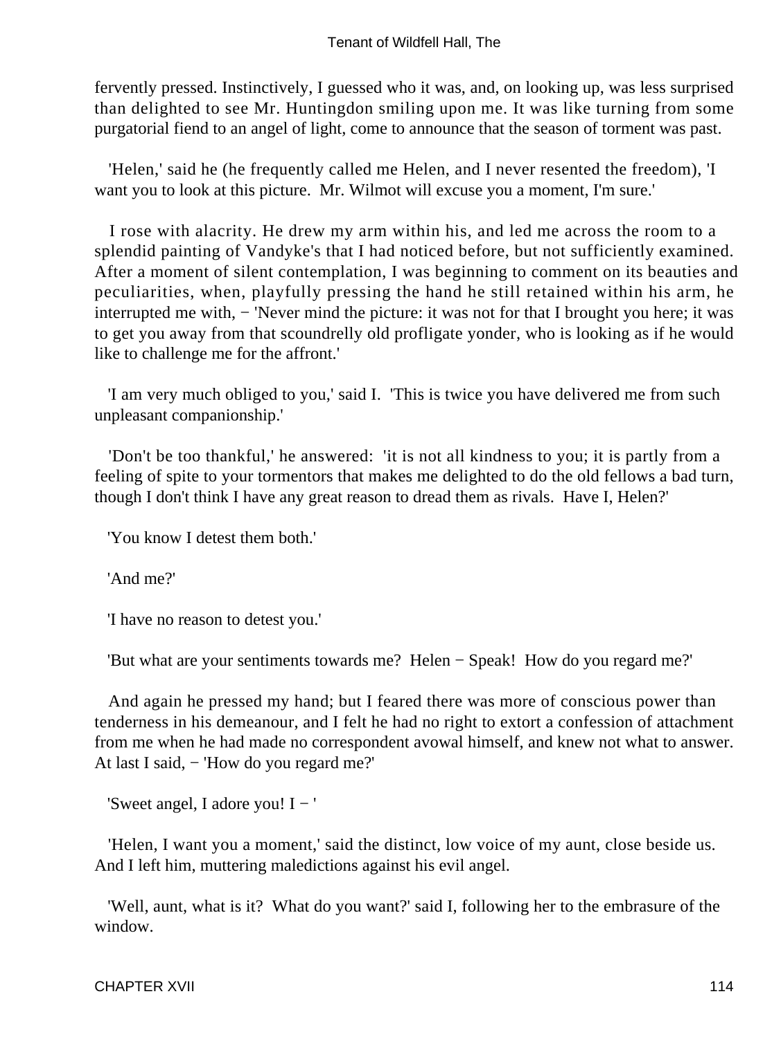fervently pressed. Instinctively, I guessed who it was, and, on looking up, was less surprised than delighted to see Mr. Huntingdon smiling upon me. It was like turning from some purgatorial fiend to an angel of light, come to announce that the season of torment was past.

'Helen,' said he (he frequently called me Helen, and I never resented the freedom), 'I want you to look at this picture. Mr. Wilmot will excuse you a moment, I'm sure.'

I rose with alacrity. He drew my arm within his, and led me across the room to a splendid painting of Vandyke's that I had noticed before, but not sufficiently examined. After a moment of silent contemplation, I was beginning to comment on its beauties and peculiarities, when, playfully pressing the hand he still retained within his arm, he interrupted me with, − 'Never mind the picture: it was not for that I brought you here; it was to get you away from that scoundrelly old profligate yonder, who is looking as if he would like to challenge me for the affront.'

'I am very much obliged to you,' said I. 'This is twice you have delivered me from such unpleasant companionship.'

'Don't be too thankful,' he answered: 'it is not all kindness to you; it is partly from a feeling of spite to your tormentors that makes me delighted to do the old fellows a bad turn, though I don't think I have any great reason to dread them as rivals. Have I, Helen?'

'You know I detest them both.'

'And me?'

'I have no reason to detest you.'

'But what are your sentiments towards me? Helen − Speak! How do you regard me?'

And again he pressed my hand; but I feared there was more of conscious power than tenderness in his demeanour, and I felt he had no right to extort a confession of attachment from me when he had made no correspondent avowal himself, and knew not what to answer. At last I said, − 'How do you regard me?'

'Sweet angel, I adore you! I − '

'Helen, I want you a moment,' said the distinct, low voice of my aunt, close beside us. And I left him, muttering maledictions against his evil angel.

'Well, aunt, what is it? What do you want?' said I, following her to the embrasure of the window.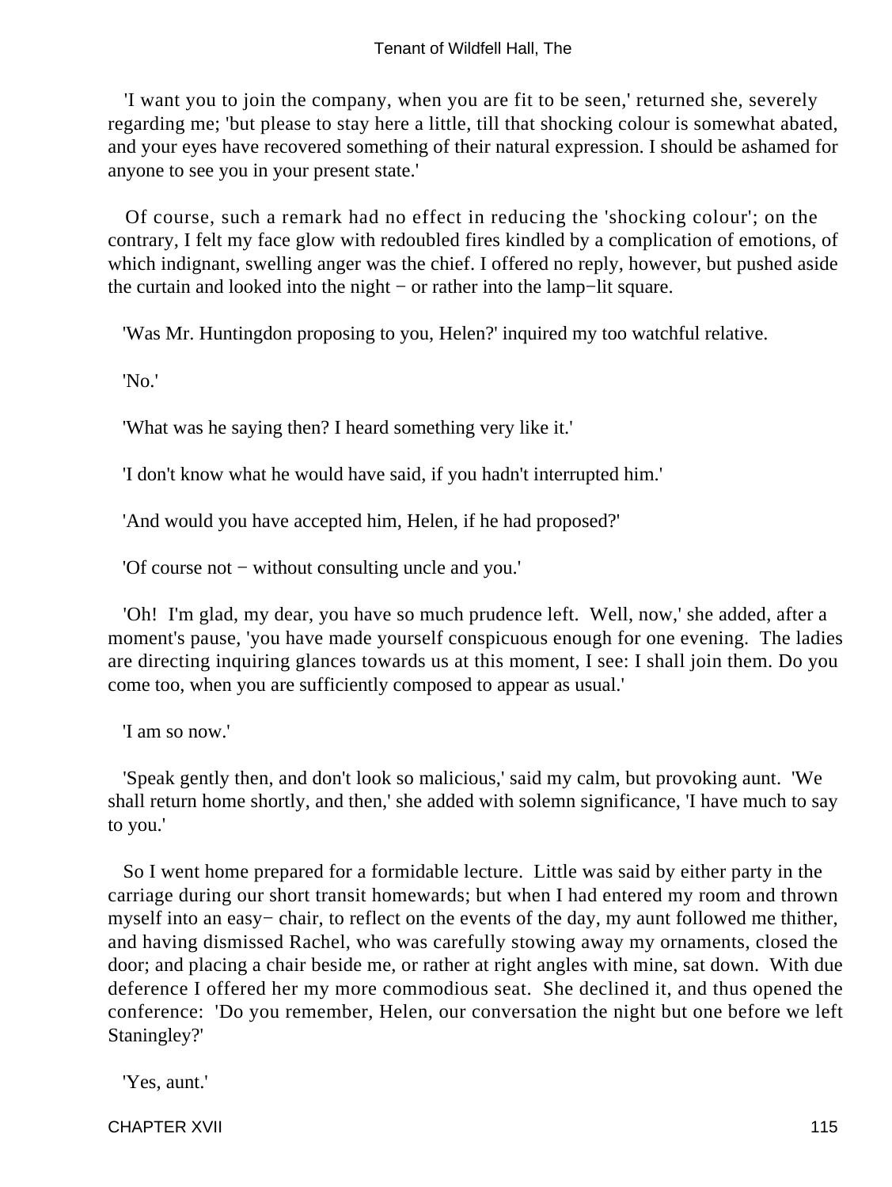'I want you to join the company, when you are fit to be seen,' returned she, severely regarding me; 'but please to stay here a little, till that shocking colour is somewhat abated, and your eyes have recovered something of their natural expression. I should be ashamed for anyone to see you in your present state.'

Of course, such a remark had no effect in reducing the 'shocking colour'; on the contrary, I felt my face glow with redoubled fires kindled by a complication of emotions, of which indignant, swelling anger was the chief. I offered no reply, however, but pushed aside the curtain and looked into the night − or rather into the lamp−lit square.

'Was Mr. Huntingdon proposing to you, Helen?' inquired my too watchful relative.

'No.'

'What was he saying then? I heard something very like it.'

'I don't know what he would have said, if you hadn't interrupted him.'

'And would you have accepted him, Helen, if he had proposed?'

'Of course not − without consulting uncle and you.'

'Oh! I'm glad, my dear, you have so much prudence left. Well, now,' she added, after a moment's pause, 'you have made yourself conspicuous enough for one evening. The ladies are directing inquiring glances towards us at this moment, I see: I shall join them. Do you come too, when you are sufficiently composed to appear as usual.'

'I am so now.'

'Speak gently then, and don't look so malicious,' said my calm, but provoking aunt. 'We shall return home shortly, and then,' she added with solemn significance, 'I have much to say to you.'

So I went home prepared for a formidable lecture. Little was said by either party in the carriage during our short transit homewards; but when I had entered my room and thrown myself into an easy− chair, to reflect on the events of the day, my aunt followed me thither, and having dismissed Rachel, who was carefully stowing away my ornaments, closed the door; and placing a chair beside me, or rather at right angles with mine, sat down. With due deference I offered her my more commodious seat. She declined it, and thus opened the conference: 'Do you remember, Helen, our conversation the night but one before we left Staningley?'

'Yes, aunt.'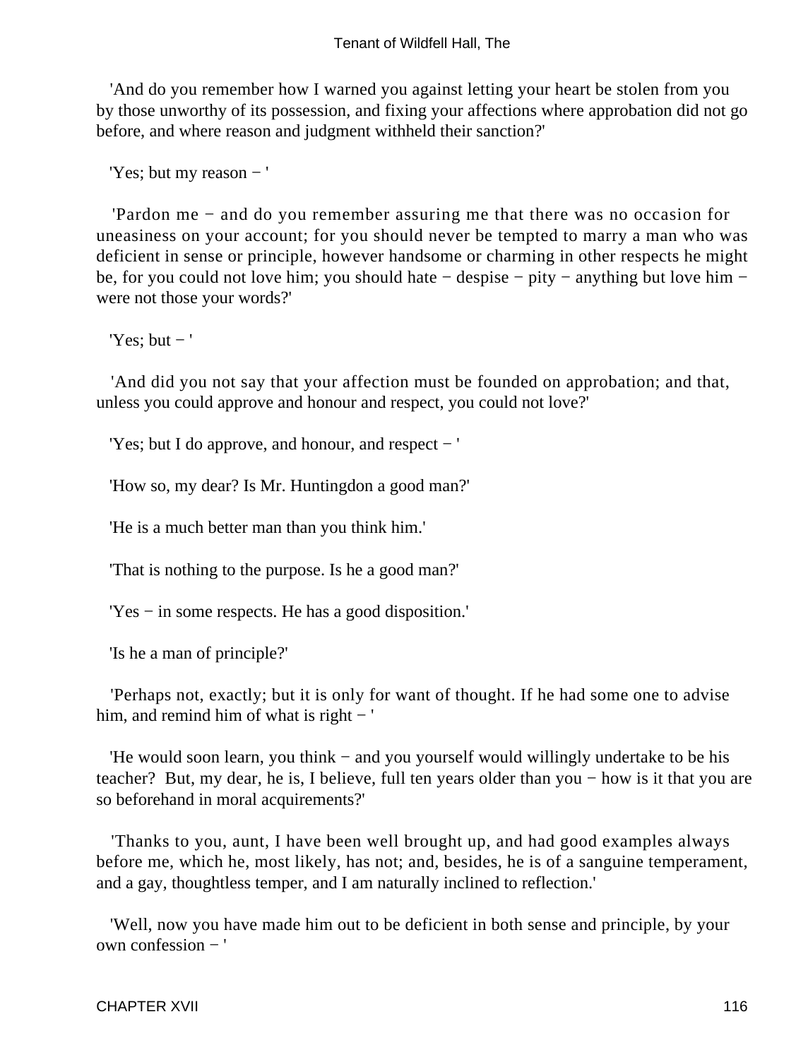'And do you remember how I warned you against letting your heart be stolen from you by those unworthy of its possession, and fixing your affections where approbation did not go before, and where reason and judgment withheld their sanction?'

'Yes; but my reason − '

'Pardon me − and do you remember assuring me that there was no occasion for uneasiness on your account; for you should never be tempted to marry a man who was deficient in sense or principle, however handsome or charming in other respects he might be, for you could not love him; you should hate − despise − pity − anything but love him − were not those your words?'

'Yes; but − '

'And did you not say that your affection must be founded on approbation; and that, unless you could approve and honour and respect, you could not love?'

'Yes; but I do approve, and honour, and respect − '

'How so, my dear? Is Mr. Huntingdon a good man?'

'He is a much better man than you think him.'

'That is nothing to the purpose. Is he a good man?'

'Yes − in some respects. He has a good disposition.'

'Is he a man of principle?'

'Perhaps not, exactly; but it is only for want of thought. If he had some one to advise him, and remind him of what is right − '

'He would soon learn, you think − and you yourself would willingly undertake to be his teacher? But, my dear, he is, I believe, full ten years older than you − how is it that you are so beforehand in moral acquirements?'

'Thanks to you, aunt, I have been well brought up, and had good examples always before me, which he, most likely, has not; and, besides, he is of a sanguine temperament, and a gay, thoughtless temper, and I am naturally inclined to reflection.'

'Well, now you have made him out to be deficient in both sense and principle, by your own confession − '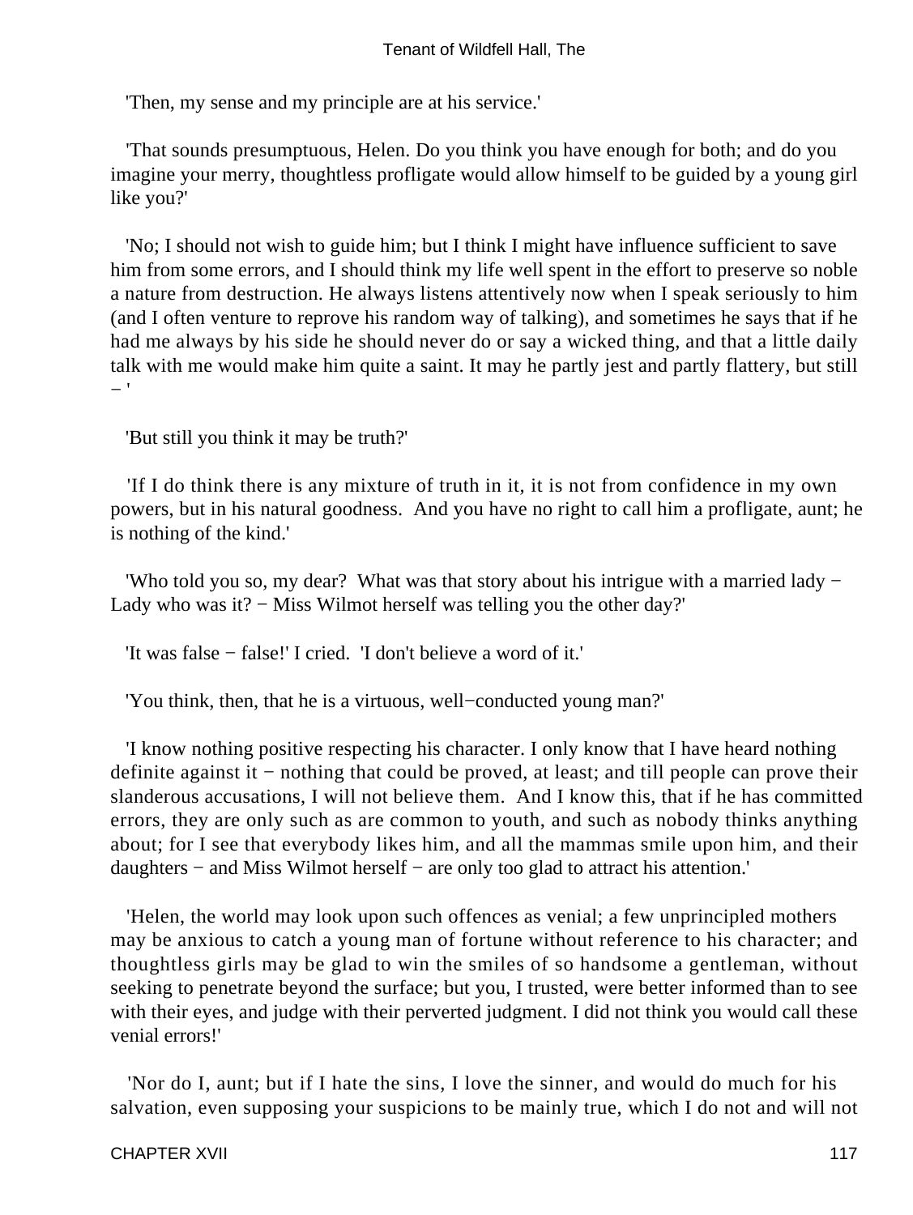'Then, my sense and my principle are at his service.'

'That sounds presumptuous, Helen. Do you think you have enough for both; and do you imagine your merry, thoughtless profligate would allow himself to be guided by a young girl like you?'

'No; I should not wish to guide him; but I think I might have influence sufficient to save him from some errors, and I should think my life well spent in the effort to preserve so noble a nature from destruction. He always listens attentively now when I speak seriously to him (and I often venture to reprove his random way of talking), and sometimes he says that if he had me always by his side he should never do or say a wicked thing, and that a little daily talk with me would make him quite a saint. It may he partly jest and partly flattery, but still − '

'But still you think it may be truth?'

'If I do think there is any mixture of truth in it, it is not from confidence in my own powers, but in his natural goodness. And you have no right to call him a profligate, aunt; he is nothing of the kind.'

'Who told you so, my dear? What was that story about his intrigue with a married lady − Lady who was it? − Miss Wilmot herself was telling you the other day?'

'It was false − false!' I cried. 'I don't believe a word of it.'

'You think, then, that he is a virtuous, well−conducted young man?'

'I know nothing positive respecting his character. I only know that I have heard nothing definite against it − nothing that could be proved, at least; and till people can prove their slanderous accusations, I will not believe them. And I know this, that if he has committed errors, they are only such as are common to youth, and such as nobody thinks anything about; for I see that everybody likes him, and all the mammas smile upon him, and their daughters − and Miss Wilmot herself − are only too glad to attract his attention.'

'Helen, the world may look upon such offences as venial; a few unprincipled mothers may be anxious to catch a young man of fortune without reference to his character; and thoughtless girls may be glad to win the smiles of so handsome a gentleman, without seeking to penetrate beyond the surface; but you, I trusted, were better informed than to see with their eyes, and judge with their perverted judgment. I did not think you would call these venial errors!'

'Nor do I, aunt; but if I hate the sins, I love the sinner, and would do much for his salvation, even supposing your suspicions to be mainly true, which I do not and will not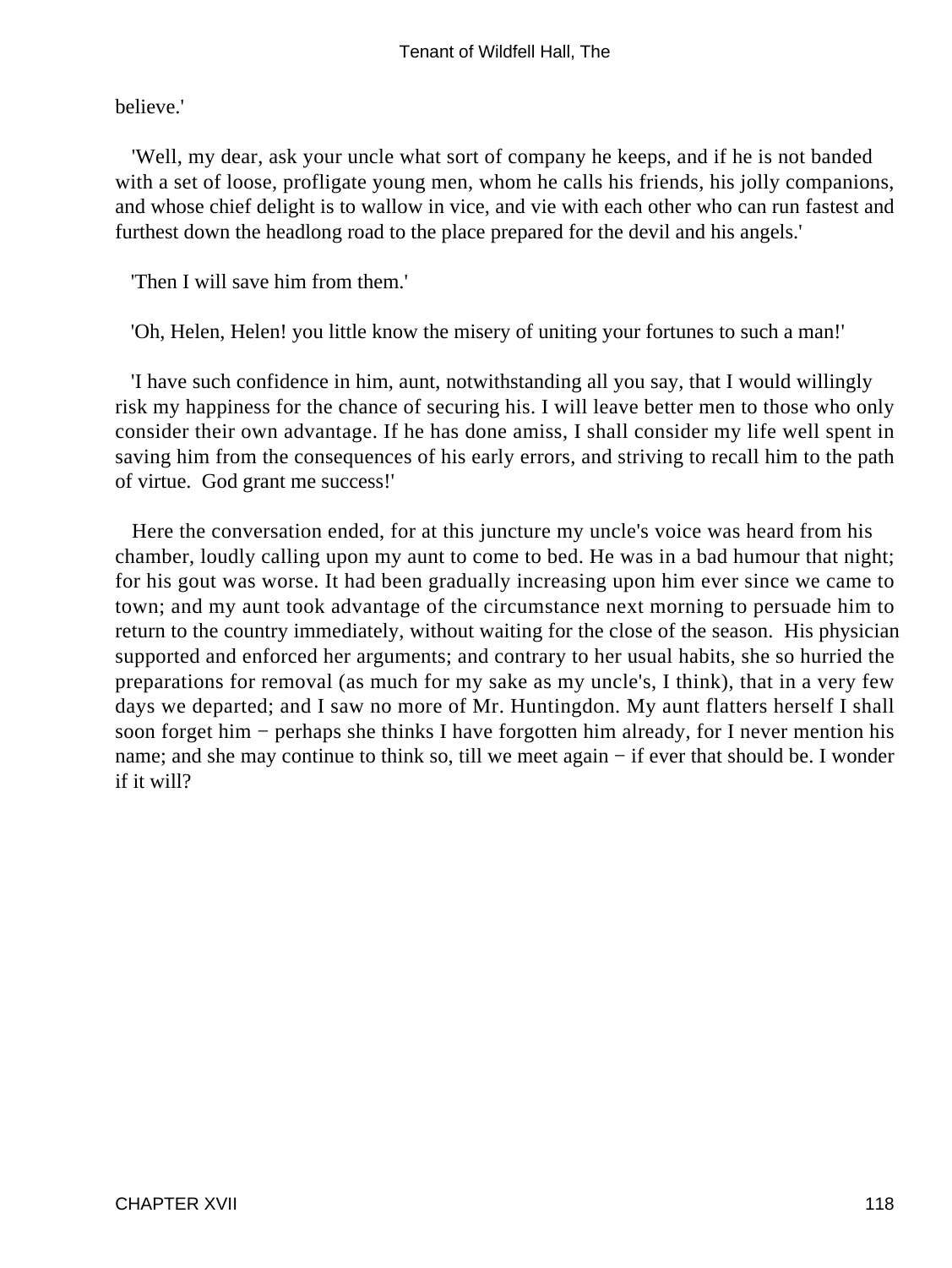believe.'

'Well, my dear, ask your uncle what sort of company he keeps, and if he is not banded with a set of loose, profligate young men, whom he calls his friends, his jolly companions, and whose chief delight is to wallow in vice, and vie with each other who can run fastest and furthest down the headlong road to the place prepared for the devil and his angels.'

'Then I will save him from them.'

'Oh, Helen, Helen! you little know the misery of uniting your fortunes to such a man!'

'I have such confidence in him, aunt, notwithstanding all you say, that I would willingly risk my happiness for the chance of securing his. I will leave better men to those who only consider their own advantage. If he has done amiss, I shall consider my life well spent in saving him from the consequences of his early errors, and striving to recall him to the path of virtue. God grant me success!'

Here the conversation ended, for at this juncture my uncle's voice was heard from his chamber, loudly calling upon my aunt to come to bed. He was in a bad humour that night; for his gout was worse. It had been gradually increasing upon him ever since we came to town; and my aunt took advantage of the circumstance next morning to persuade him to return to the country immediately, without waiting for the close of the season. His physician supported and enforced her arguments; and contrary to her usual habits, she so hurried the preparations for removal (as much for my sake as my uncle's, I think), that in a very few days we departed; and I saw no more of Mr. Huntingdon. My aunt flatters herself I shall soon forget him − perhaps she thinks I have forgotten him already, for I never mention his name; and she may continue to think so, till we meet again − if ever that should be. I wonder if it will?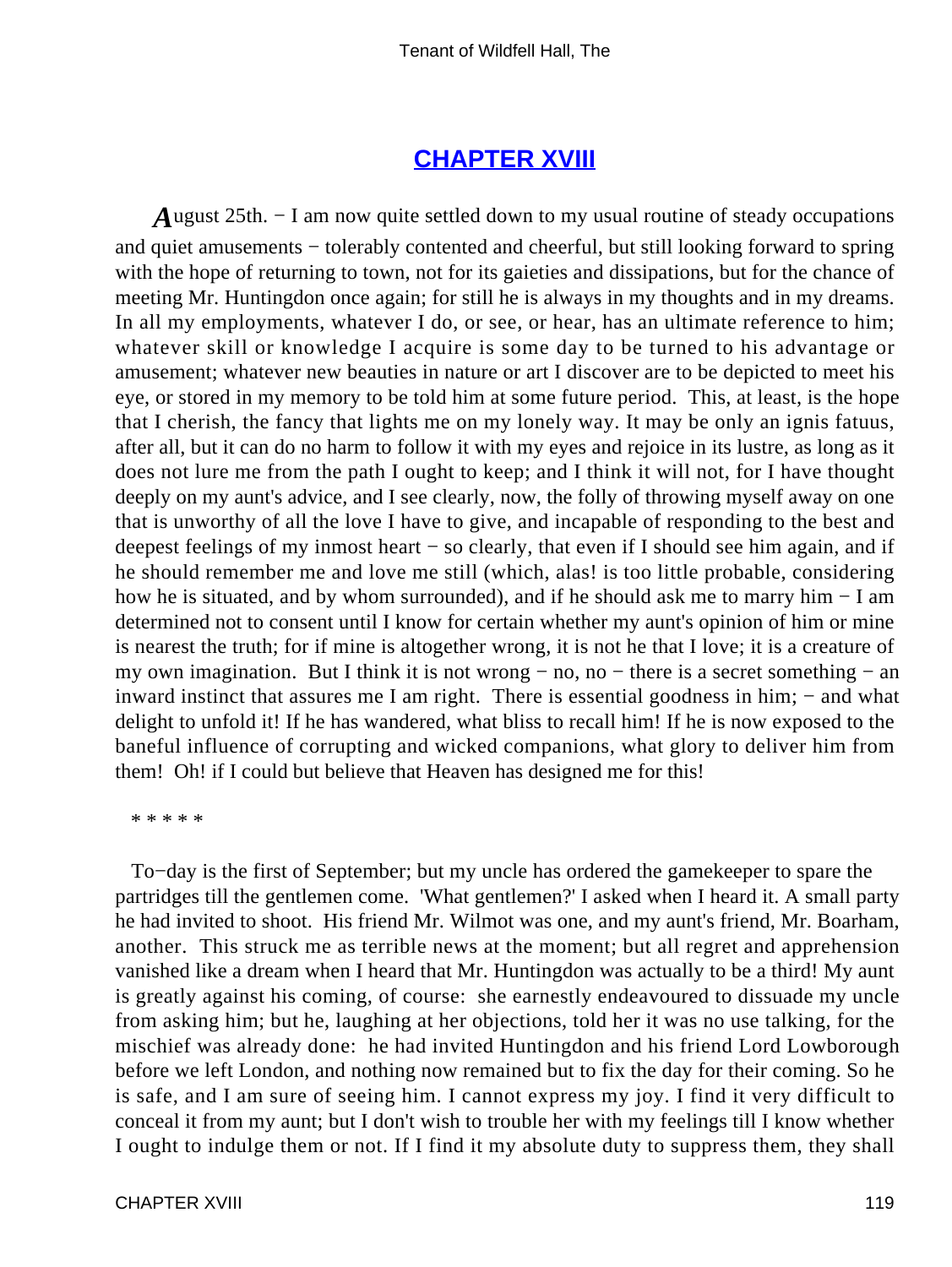## [CHAPTER XVIII](#)

*A*ugust 25th. − I am now quite settled down to my usual routine of steady occupations and quiet amusements − tolerably contented and cheerful, but still looking forward to spring with the hope of returning to town, not for its gaieties and dissipations, but for the chance of meeting Mr. Huntingdon once again; for still he is always in my thoughts and in my dreams. In all my employments, whatever I do, or see, or hear, has an ultimate reference to him; whatever skill or knowledge I acquire is some day to be turned to his advantage or amusement; whatever new beauties in nature or art I discover are to be depicted to meet his eye, or stored in my memory to be told him at some future period. This, at least, is the hope that I cherish, the fancy that lights me on my lonely way. It may be only an ignis fatuus, after all, but it can do no harm to follow it with my eyes and rejoice in its lustre, as long as it does not lure me from the path I ought to keep; and I think it will not, for I have thought deeply on my aunt's advice, and I see clearly, now, the folly of throwing myself away on one that is unworthy of all the love I have to give, and incapable of responding to the best and deepest feelings of my inmost heart − so clearly, that even if I should see him again, and if he should remember me and love me still (which, alas! is too little probable, considering how he is situated, and by whom surrounded), and if he should ask me to marry him − I am determined not to consent until I know for certain whether my aunt's opinion of him or mine is nearest the truth; for if mine is altogether wrong, it is not he that I love; it is a creature of my own imagination. But I think it is not wrong − no, no − there is a secret something − an inward instinct that assures me I am right. There is essential goodness in him; − and what delight to unfold it! If he has wandered, what bliss to recall him! If he is now exposed to the baneful influence of corrupting and wicked companions, what glory to deliver him from them! Oh! if I could but believe that Heaven has designed me for this!

* * * * *

To−day is the first of September; but my uncle has ordered the gamekeeper to spare the partridges till the gentlemen come. 'What gentlemen?' I asked when I heard it. A small party he had invited to shoot. His friend Mr. Wilmot was one, and my aunt's friend, Mr. Boarham, another. This struck me as terrible news at the moment; but all regret and apprehension vanished like a dream when I heard that Mr. Huntingdon was actually to be a third! My aunt is greatly against his coming, of course: she earnestly endeavoured to dissuade my uncle from asking him; but he, laughing at her objections, told her it was no use talking, for the mischief was already done: he had invited Huntingdon and his friend Lord Lowborough before we left London, and nothing now remained but to fix the day for their coming. So he is safe, and I am sure of seeing him. I cannot express my joy. I find it very difficult to conceal it from my aunt; but I don't wish to trouble her with my feelings till I know whether I ought to indulge them or not. If I find it my absolute duty to suppress them, they shall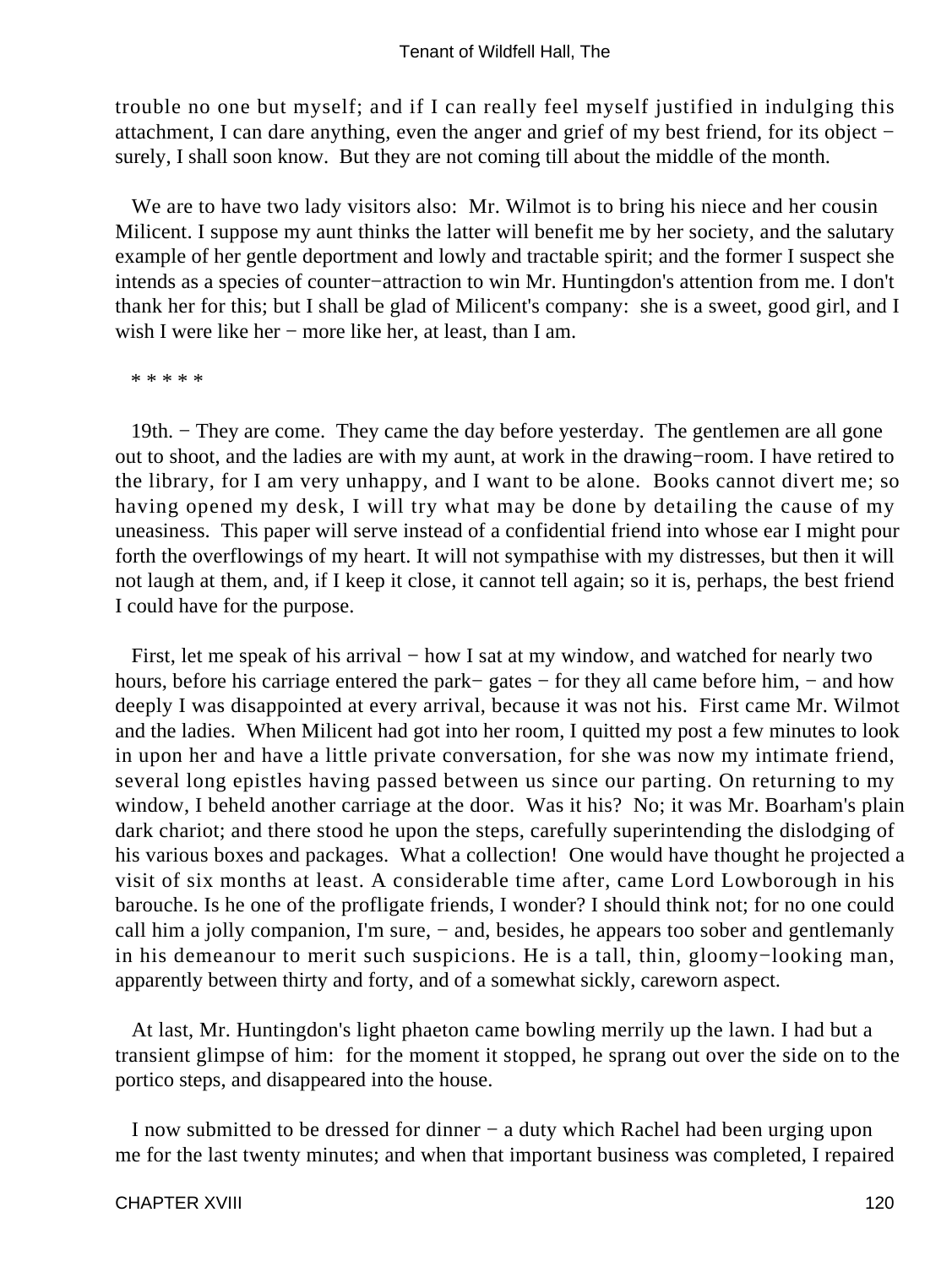trouble no one but myself; and if I can really feel myself justified in indulging this attachment, I can dare anything, even the anger and grief of my best friend, for its object − surely, I shall soon know. But they are not coming till about the middle of the month.

We are to have two lady visitors also: Mr. Wilmot is to bring his niece and her cousin Milicent. I suppose my aunt thinks the latter will benefit me by her society, and the salutary example of her gentle deportment and lowly and tractable spirit; and the former I suspect she intends as a species of counter−attraction to win Mr. Huntingdon's attention from me. I don't thank her for this; but I shall be glad of Milicent's company: she is a sweet, good girl, and I wish I were like her − more like her, at least, than I am.

* * * * *

19th. − They are come. They came the day before yesterday. The gentlemen are all gone out to shoot, and the ladies are with my aunt, at work in the drawing−room. I have retired to the library, for I am very unhappy, and I want to be alone. Books cannot divert me; so having opened my desk, I will try what may be done by detailing the cause of my uneasiness. This paper will serve instead of a confidential friend into whose ear I might pour forth the overflowings of my heart. It will not sympathise with my distresses, but then it will not laugh at them, and, if I keep it close, it cannot tell again; so it is, perhaps, the best friend I could have for the purpose.

First, let me speak of his arrival − how I sat at my window, and watched for nearly two hours, before his carriage entered the park− gates − for they all came before him, − and how deeply I was disappointed at every arrival, because it was not his. First came Mr. Wilmot and the ladies. When Milicent had got into her room, I quitted my post a few minutes to look in upon her and have a little private conversation, for she was now my intimate friend, several long epistles having passed between us since our parting. On returning to my window, I beheld another carriage at the door. Was it his? No; it was Mr. Boarham's plain dark chariot; and there stood he upon the steps, carefully superintending the dislodging of his various boxes and packages. What a collection! One would have thought he projected a visit of six months at least. A considerable time after, came Lord Lowborough in his barouche. Is he one of the profligate friends, I wonder? I should think not; for no one could call him a jolly companion, I'm sure, − and, besides, he appears too sober and gentlemanly in his demeanour to merit such suspicions. He is a tall, thin, gloomy−looking man, apparently between thirty and forty, and of a somewhat sickly, careworn aspect.

At last, Mr. Huntingdon's light phaeton came bowling merrily up the lawn. I had but a transient glimpse of him: for the moment it stopped, he sprang out over the side on to the portico steps, and disappeared into the house.

I now submitted to be dressed for dinner − a duty which Rachel had been urging upon me for the last twenty minutes; and when that important business was completed, I repaired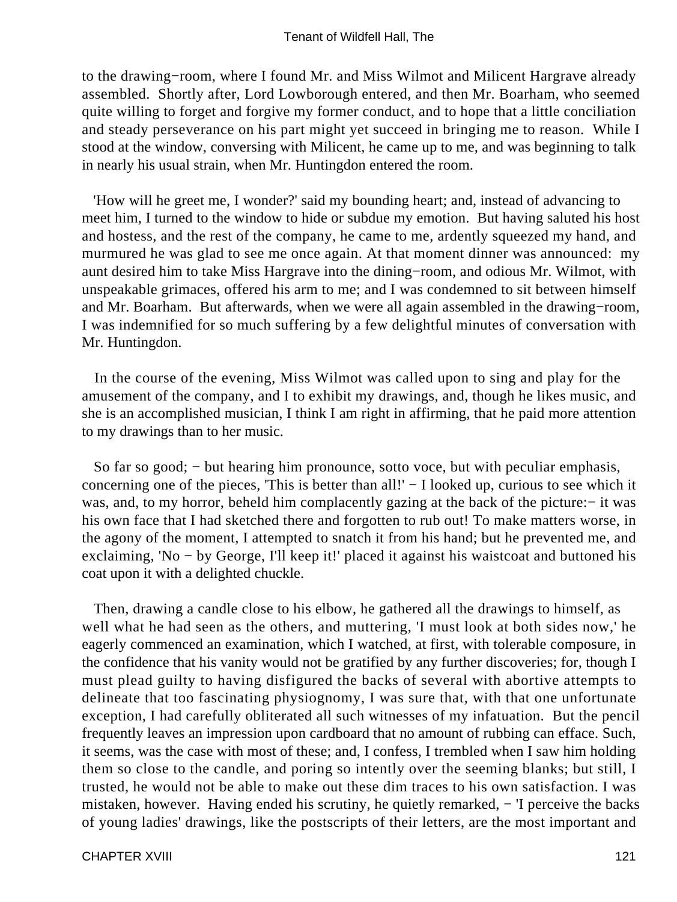to the drawing−room, where I found Mr. and Miss Wilmot and Milicent Hargrave already assembled. Shortly after, Lord Lowborough entered, and then Mr. Boarham, who seemed quite willing to forget and forgive my former conduct, and to hope that a little conciliation and steady perseverance on his part might yet succeed in bringing me to reason. While I stood at the window, conversing with Milicent, he came up to me, and was beginning to talk in nearly his usual strain, when Mr. Huntingdon entered the room.

'How will he greet me, I wonder?' said my bounding heart; and, instead of advancing to meet him, I turned to the window to hide or subdue my emotion. But having saluted his host and hostess, and the rest of the company, he came to me, ardently squeezed my hand, and murmured he was glad to see me once again. At that moment dinner was announced: my aunt desired him to take Miss Hargrave into the dining−room, and odious Mr. Wilmot, with unspeakable grimaces, offered his arm to me; and I was condemned to sit between himself and Mr. Boarham. But afterwards, when we were all again assembled in the drawing−room, I was indemnified for so much suffering by a few delightful minutes of conversation with Mr. Huntingdon.

In the course of the evening, Miss Wilmot was called upon to sing and play for the amusement of the company, and I to exhibit my drawings, and, though he likes music, and she is an accomplished musician, I think I am right in affirming, that he paid more attention to my drawings than to her music.

So far so good; − but hearing him pronounce, sotto voce, but with peculiar emphasis, concerning one of the pieces, 'This is better than all!' − I looked up, curious to see which it was, and, to my horror, beheld him complacently gazing at the back of the picture:− it was his own face that I had sketched there and forgotten to rub out! To make matters worse, in the agony of the moment, I attempted to snatch it from his hand; but he prevented me, and exclaiming, 'No − by George, I'll keep it!' placed it against his waistcoat and buttoned his coat upon it with a delighted chuckle.

Then, drawing a candle close to his elbow, he gathered all the drawings to himself, as well what he had seen as the others, and muttering, 'I must look at both sides now,' he eagerly commenced an examination, which I watched, at first, with tolerable composure, in the confidence that his vanity would not be gratified by any further discoveries; for, though I must plead guilty to having disfigured the backs of several with abortive attempts to delineate that too fascinating physiognomy, I was sure that, with that one unfortunate exception, I had carefully obliterated all such witnesses of my infatuation. But the pencil frequently leaves an impression upon cardboard that no amount of rubbing can efface. Such, it seems, was the case with most of these; and, I confess, I trembled when I saw him holding them so close to the candle, and poring so intently over the seeming blanks; but still, I trusted, he would not be able to make out these dim traces to his own satisfaction. I was mistaken, however. Having ended his scrutiny, he quietly remarked, − 'I perceive the backs of young ladies' drawings, like the postscripts of their letters, are the most important and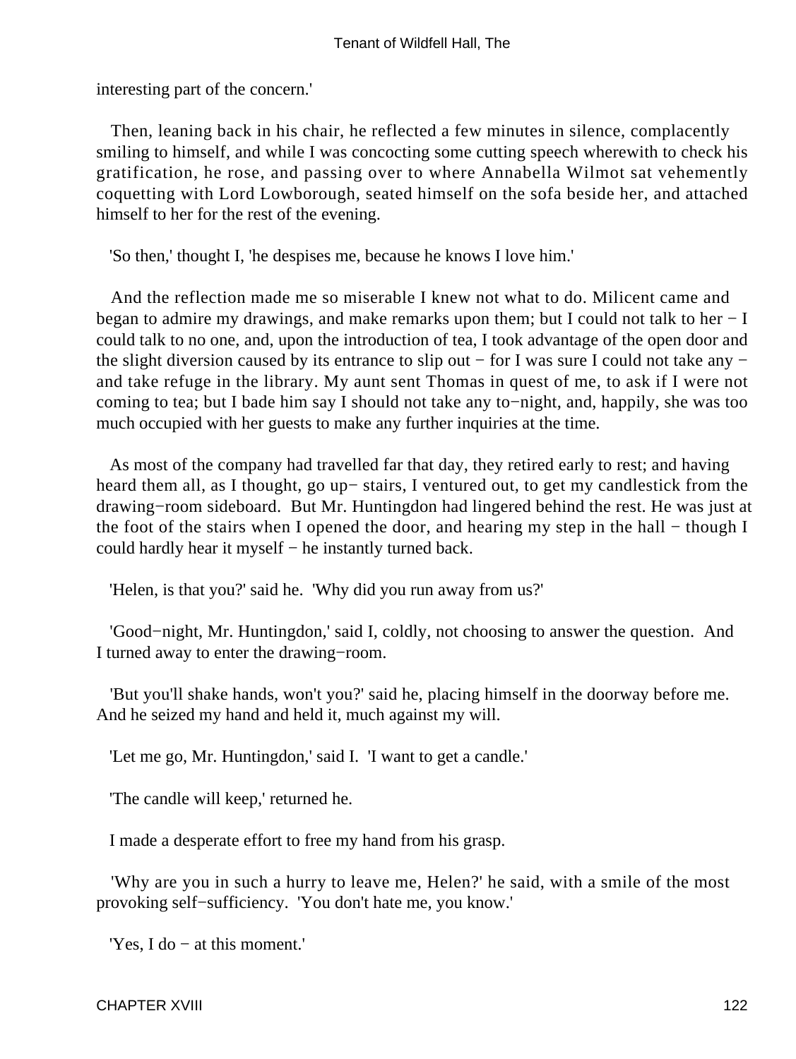interesting part of the concern.'

Then, leaning back in his chair, he reflected a few minutes in silence, complacently smiling to himself, and while I was concocting some cutting speech wherewith to check his gratification, he rose, and passing over to where Annabella Wilmot sat vehemently coquetting with Lord Lowborough, seated himself on the sofa beside her, and attached himself to her for the rest of the evening.

'So then,' thought I, 'he despises me, because he knows I love him.'

And the reflection made me so miserable I knew not what to do. Milicent came and began to admire my drawings, and make remarks upon them; but I could not talk to her − I could talk to no one, and, upon the introduction of tea, I took advantage of the open door and the slight diversion caused by its entrance to slip out − for I was sure I could not take any − and take refuge in the library. My aunt sent Thomas in quest of me, to ask if I were not coming to tea; but I bade him say I should not take any to−night, and, happily, she was too much occupied with her guests to make any further inquiries at the time.

As most of the company had travelled far that day, they retired early to rest; and having heard them all, as I thought, go up− stairs, I ventured out, to get my candlestick from the drawing−room sideboard. But Mr. Huntingdon had lingered behind the rest. He was just at the foot of the stairs when I opened the door, and hearing my step in the hall − though I could hardly hear it myself − he instantly turned back.

'Helen, is that you?' said he. 'Why did you run away from us?'

'Good−night, Mr. Huntingdon,' said I, coldly, not choosing to answer the question. And I turned away to enter the drawing−room.

'But you'll shake hands, won't you?' said he, placing himself in the doorway before me. And he seized my hand and held it, much against my will.

'Let me go, Mr. Huntingdon,' said I. 'I want to get a candle.'

'The candle will keep,' returned he.

I made a desperate effort to free my hand from his grasp.

'Why are you in such a hurry to leave me, Helen?' he said, with a smile of the most provoking self−sufficiency. 'You don't hate me, you know.'

'Yes, I do − at this moment.'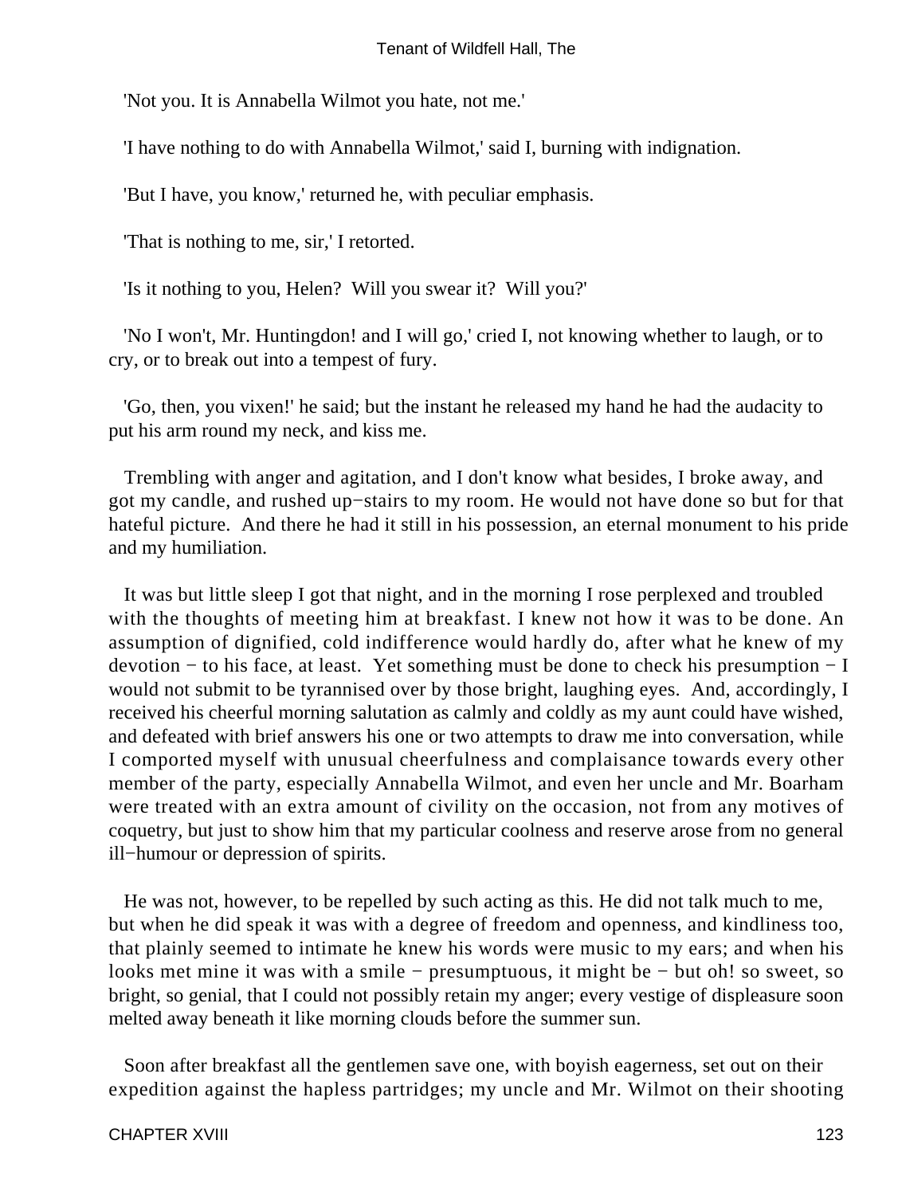'Not you. It is Annabella Wilmot you hate, not me.'

'I have nothing to do with Annabella Wilmot,' said I, burning with indignation.

'But I have, you know,' returned he, with peculiar emphasis.

'That is nothing to me, sir,' I retorted.

'Is it nothing to you, Helen? Will you swear it? Will you?'

'No I won't, Mr. Huntingdon! and I will go,' cried I, not knowing whether to laugh, or to cry, or to break out into a tempest of fury.

'Go, then, you vixen!' he said; but the instant he released my hand he had the audacity to put his arm round my neck, and kiss me.

Trembling with anger and agitation, and I don't know what besides, I broke away, and got my candle, and rushed up−stairs to my room. He would not have done so but for that hateful picture. And there he had it still in his possession, an eternal monument to his pride and my humiliation.

It was but little sleep I got that night, and in the morning I rose perplexed and troubled with the thoughts of meeting him at breakfast. I knew not how it was to be done. An assumption of dignified, cold indifference would hardly do, after what he knew of my devotion − to his face, at least. Yet something must be done to check his presumption − I would not submit to be tyrannised over by those bright, laughing eyes. And, accordingly, I received his cheerful morning salutation as calmly and coldly as my aunt could have wished, and defeated with brief answers his one or two attempts to draw me into conversation, while I comported myself with unusual cheerfulness and complaisance towards every other member of the party, especially Annabella Wilmot, and even her uncle and Mr. Boarham were treated with an extra amount of civility on the occasion, not from any motives of coquetry, but just to show him that my particular coolness and reserve arose from no general ill−humour or depression of spirits.

He was not, however, to be repelled by such acting as this. He did not talk much to me, but when he did speak it was with a degree of freedom and openness, and kindliness too, that plainly seemed to intimate he knew his words were music to my ears; and when his looks met mine it was with a smile − presumptuous, it might be − but oh! so sweet, so bright, so genial, that I could not possibly retain my anger; every vestige of displeasure soon melted away beneath it like morning clouds before the summer sun.

Soon after breakfast all the gentlemen save one, with boyish eagerness, set out on their expedition against the hapless partridges; my uncle and Mr. Wilmot on their shooting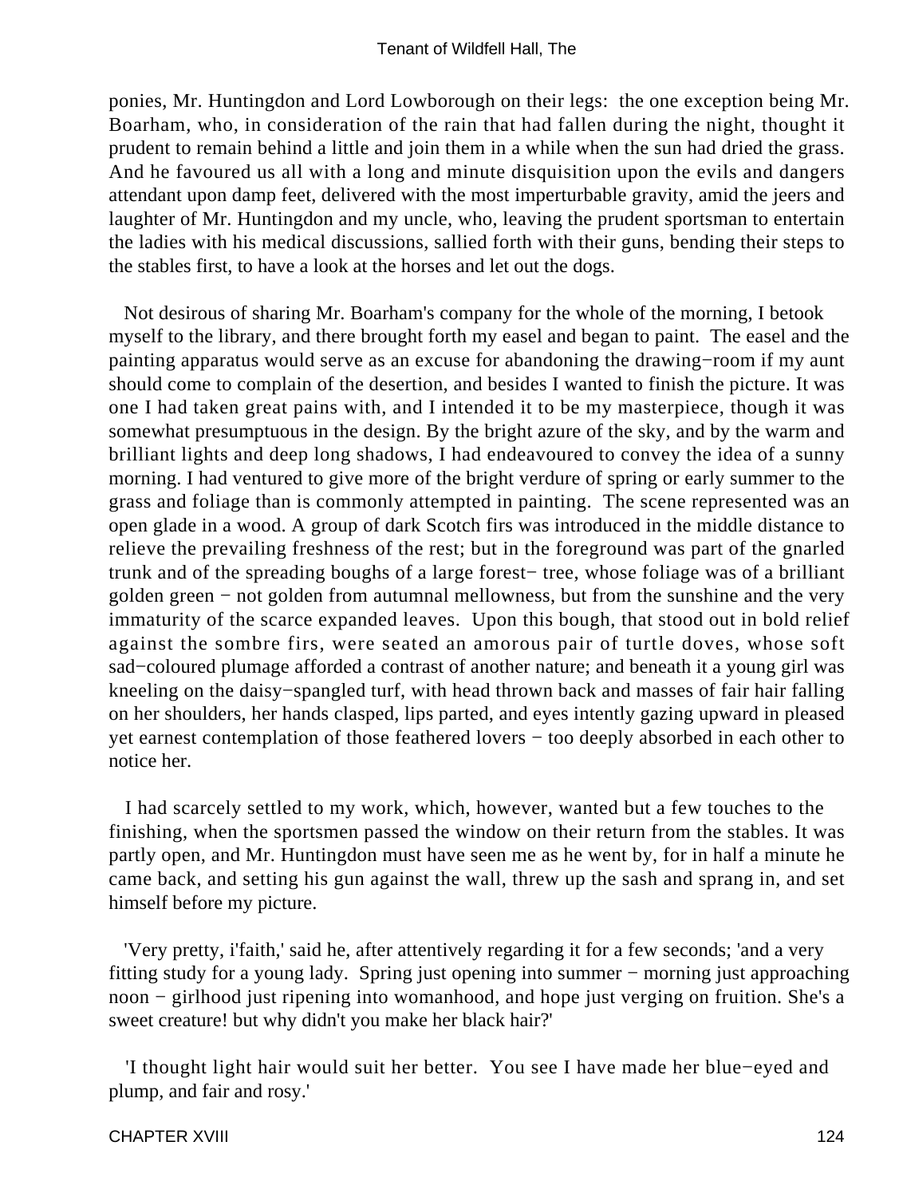ponies, Mr. Huntingdon and Lord Lowborough on their legs: the one exception being Mr. Boarham, who, in consideration of the rain that had fallen during the night, thought it prudent to remain behind a little and join them in a while when the sun had dried the grass. And he favoured us all with a long and minute disquisition upon the evils and dangers attendant upon damp feet, delivered with the most imperturbable gravity, amid the jeers and laughter of Mr. Huntingdon and my uncle, who, leaving the prudent sportsman to entertain the ladies with his medical discussions, sallied forth with their guns, bending their steps to the stables first, to have a look at the horses and let out the dogs.

Not desirous of sharing Mr. Boarham's company for the whole of the morning, I betook myself to the library, and there brought forth my easel and began to paint. The easel and the painting apparatus would serve as an excuse for abandoning the drawing−room if my aunt should come to complain of the desertion, and besides I wanted to finish the picture. It was one I had taken great pains with, and I intended it to be my masterpiece, though it was somewhat presumptuous in the design. By the bright azure of the sky, and by the warm and brilliant lights and deep long shadows, I had endeavoured to convey the idea of a sunny morning. I had ventured to give more of the bright verdure of spring or early summer to the grass and foliage than is commonly attempted in painting. The scene represented was an open glade in a wood. A group of dark Scotch firs was introduced in the middle distance to relieve the prevailing freshness of the rest; but in the foreground was part of the gnarled trunk and of the spreading boughs of a large forest− tree, whose foliage was of a brilliant golden green − not golden from autumnal mellowness, but from the sunshine and the very immaturity of the scarce expanded leaves. Upon this bough, that stood out in bold relief against the sombre firs, were seated an amorous pair of turtle doves, whose soft sad−coloured plumage afforded a contrast of another nature; and beneath it a young girl was kneeling on the daisy−spangled turf, with head thrown back and masses of fair hair falling on her shoulders, her hands clasped, lips parted, and eyes intently gazing upward in pleased yet earnest contemplation of those feathered lovers − too deeply absorbed in each other to notice her.

I had scarcely settled to my work, which, however, wanted but a few touches to the finishing, when the sportsmen passed the window on their return from the stables. It was partly open, and Mr. Huntingdon must have seen me as he went by, for in half a minute he came back, and setting his gun against the wall, threw up the sash and sprang in, and set himself before my picture.

'Very pretty, i'faith,' said he, after attentively regarding it for a few seconds; 'and a very fitting study for a young lady. Spring just opening into summer − morning just approaching noon − girlhood just ripening into womanhood, and hope just verging on fruition. She's a sweet creature! but why didn't you make her black hair?'

'I thought light hair would suit her better. You see I have made her blue−eyed and plump, and fair and rosy.'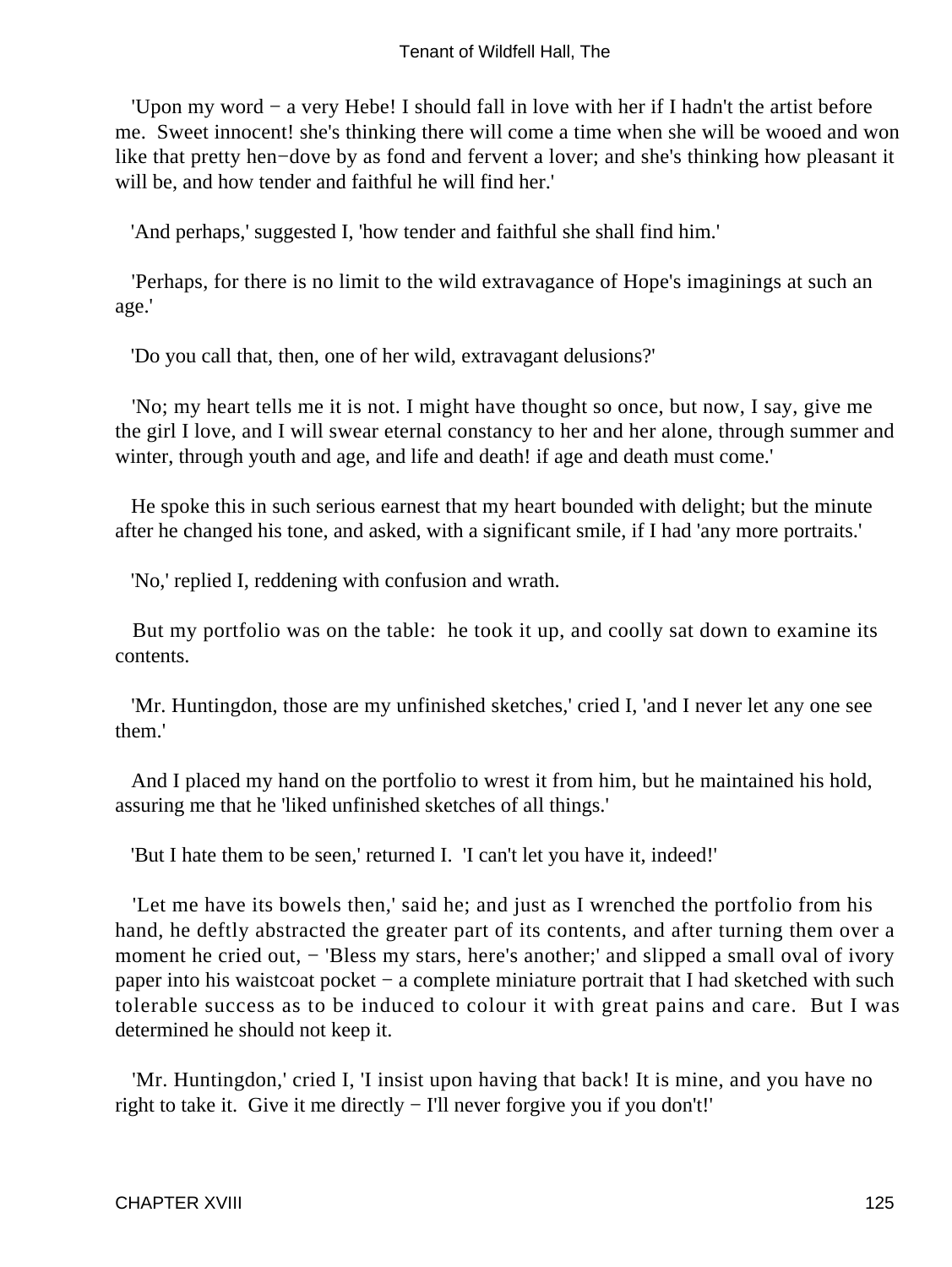'Upon my word − a very Hebe! I should fall in love with her if I hadn't the artist before me. Sweet innocent! she's thinking there will come a time when she will be wooed and won like that pretty hen−dove by as fond and fervent a lover; and she's thinking how pleasant it will be, and how tender and faithful he will find her.'

'And perhaps,' suggested I, 'how tender and faithful she shall find him.'

'Perhaps, for there is no limit to the wild extravagance of Hope's imaginings at such an age.'

'Do you call that, then, one of her wild, extravagant delusions?'

'No; my heart tells me it is not. I might have thought so once, but now, I say, give me the girl I love, and I will swear eternal constancy to her and her alone, through summer and winter, through youth and age, and life and death! if age and death must come.'

He spoke this in such serious earnest that my heart bounded with delight; but the minute after he changed his tone, and asked, with a significant smile, if I had 'any more portraits.'

'No,' replied I, reddening with confusion and wrath.

But my portfolio was on the table: he took it up, and coolly sat down to examine its contents.

'Mr. Huntingdon, those are my unfinished sketches,' cried I, 'and I never let any one see them.'

And I placed my hand on the portfolio to wrest it from him, but he maintained his hold, assuring me that he 'liked unfinished sketches of all things.'

'But I hate them to be seen,' returned I. 'I can't let you have it, indeed!'

'Let me have its bowels then,' said he; and just as I wrenched the portfolio from his hand, he deftly abstracted the greater part of its contents, and after turning them over a moment he cried out, − 'Bless my stars, here's another;' and slipped a small oval of ivory paper into his waistcoat pocket − a complete miniature portrait that I had sketched with such tolerable success as to be induced to colour it with great pains and care. But I was determined he should not keep it.

'Mr. Huntingdon,' cried I, 'I insist upon having that back! It is mine, and you have no right to take it. Give it me directly − I'll never forgive you if you don't!'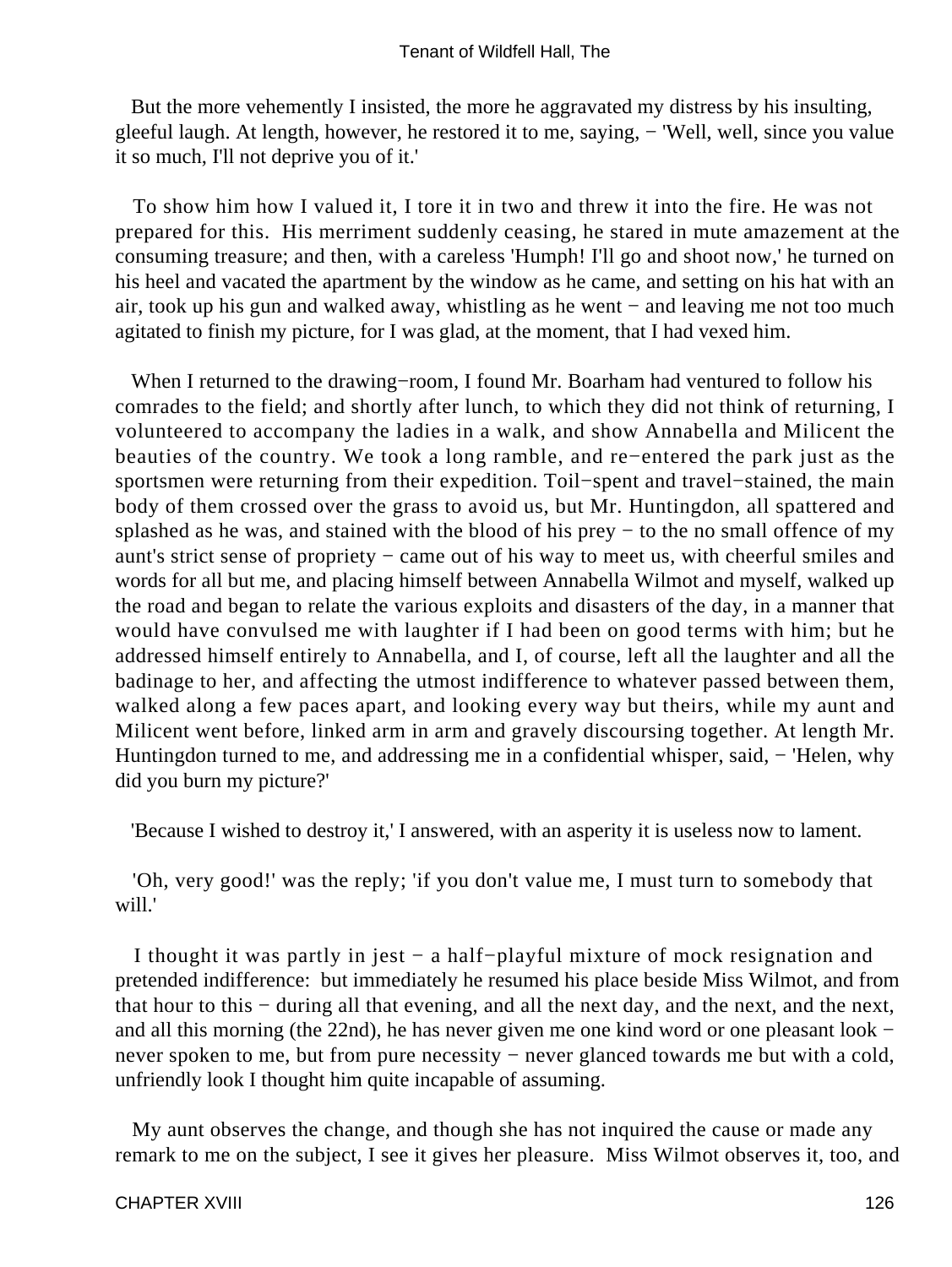But the more vehemently I insisted, the more he aggravated my distress by his insulting, gleeful laugh. At length, however, he restored it to me, saying, − 'Well, well, since you value it so much, I'll not deprive you of it.'

To show him how I valued it, I tore it in two and threw it into the fire. He was not prepared for this. His merriment suddenly ceasing, he stared in mute amazement at the consuming treasure; and then, with a careless 'Humph! I'll go and shoot now,' he turned on his heel and vacated the apartment by the window as he came, and setting on his hat with an air, took up his gun and walked away, whistling as he went − and leaving me not too much agitated to finish my picture, for I was glad, at the moment, that I had vexed him.

When I returned to the drawing−room, I found Mr. Boarham had ventured to follow his comrades to the field; and shortly after lunch, to which they did not think of returning, I volunteered to accompany the ladies in a walk, and show Annabella and Milicent the beauties of the country. We took a long ramble, and re−entered the park just as the sportsmen were returning from their expedition. Toil−spent and travel−stained, the main body of them crossed over the grass to avoid us, but Mr. Huntingdon, all spattered and splashed as he was, and stained with the blood of his prey − to the no small offence of my aunt's strict sense of propriety − came out of his way to meet us, with cheerful smiles and words for all but me, and placing himself between Annabella Wilmot and myself, walked up the road and began to relate the various exploits and disasters of the day, in a manner that would have convulsed me with laughter if I had been on good terms with him; but he addressed himself entirely to Annabella, and I, of course, left all the laughter and all the badinage to her, and affecting the utmost indifference to whatever passed between them, walked along a few paces apart, and looking every way but theirs, while my aunt and Milicent went before, linked arm in arm and gravely discoursing together. At length Mr. Huntingdon turned to me, and addressing me in a confidential whisper, said, − 'Helen, why did you burn my picture?'

'Because I wished to destroy it,' I answered, with an asperity it is useless now to lament.

'Oh, very good!' was the reply; 'if you don't value me, I must turn to somebody that will.'

I thought it was partly in jest − a half−playful mixture of mock resignation and pretended indifference: but immediately he resumed his place beside Miss Wilmot, and from that hour to this − during all that evening, and all the next day, and the next, and the next, and all this morning (the 22nd), he has never given me one kind word or one pleasant look − never spoken to me, but from pure necessity − never glanced towards me but with a cold, unfriendly look I thought him quite incapable of assuming.

My aunt observes the change, and though she has not inquired the cause or made any remark to me on the subject, I see it gives her pleasure. Miss Wilmot observes it, too, and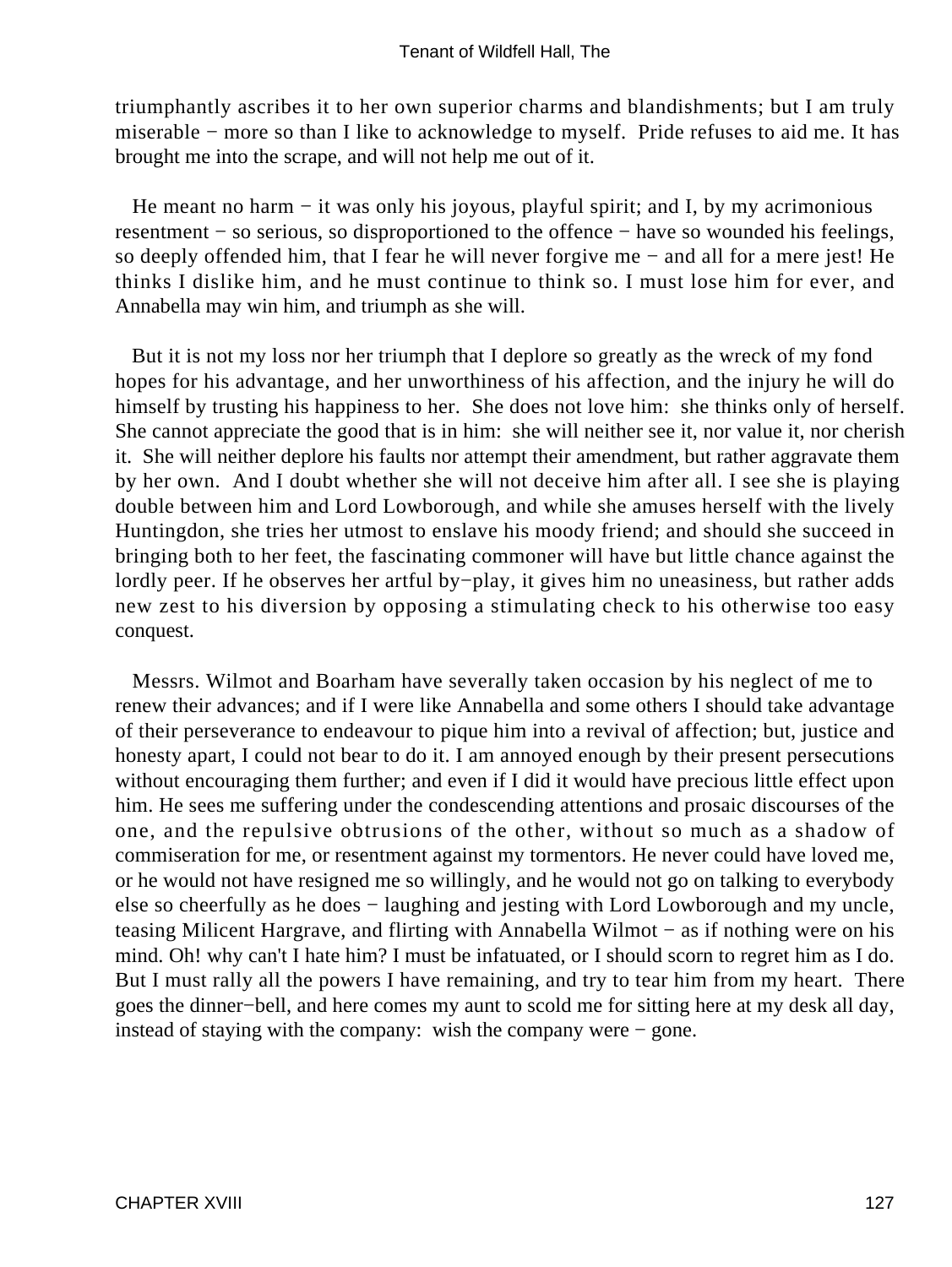triumphantly ascribes it to her own superior charms and blandishments; but I am truly miserable − more so than I like to acknowledge to myself. Pride refuses to aid me. It has brought me into the scrape, and will not help me out of it.

He meant no harm − it was only his joyous, playful spirit; and I, by my acrimonious resentment − so serious, so disproportioned to the offence − have so wounded his feelings, so deeply offended him, that I fear he will never forgive me − and all for a mere jest! He thinks I dislike him, and he must continue to think so. I must lose him for ever, and Annabella may win him, and triumph as she will.

But it is not my loss nor her triumph that I deplore so greatly as the wreck of my fond hopes for his advantage, and her unworthiness of his affection, and the injury he will do himself by trusting his happiness to her. She does not love him: she thinks only of herself. She cannot appreciate the good that is in him: she will neither see it, nor value it, nor cherish it. She will neither deplore his faults nor attempt their amendment, but rather aggravate them by her own. And I doubt whether she will not deceive him after all. I see she is playing double between him and Lord Lowborough, and while she amuses herself with the lively Huntingdon, she tries her utmost to enslave his moody friend; and should she succeed in bringing both to her feet, the fascinating commoner will have but little chance against the lordly peer. If he observes her artful by−play, it gives him no uneasiness, but rather adds new zest to his diversion by opposing a stimulating check to his otherwise too easy conquest.

Messrs. Wilmot and Boarham have severally taken occasion by his neglect of me to renew their advances; and if I were like Annabella and some others I should take advantage of their perseverance to endeavour to pique him into a revival of affection; but, justice and honesty apart, I could not bear to do it. I am annoyed enough by their present persecutions without encouraging them further; and even if I did it would have precious little effect upon him. He sees me suffering under the condescending attentions and prosaic discourses of the one, and the repulsive obtrusions of the other, without so much as a shadow of commiseration for me, or resentment against my tormentors. He never could have loved me, or he would not have resigned me so willingly, and he would not go on talking to everybody else so cheerfully as he does − laughing and jesting with Lord Lowborough and my uncle, teasing Milicent Hargrave, and flirting with Annabella Wilmot − as if nothing were on his mind. Oh! why can't I hate him? I must be infatuated, or I should scorn to regret him as I do. But I must rally all the powers I have remaining, and try to tear him from my heart. There goes the dinner−bell, and here comes my aunt to scold me for sitting here at my desk all day, instead of staying with the company: wish the company were − gone.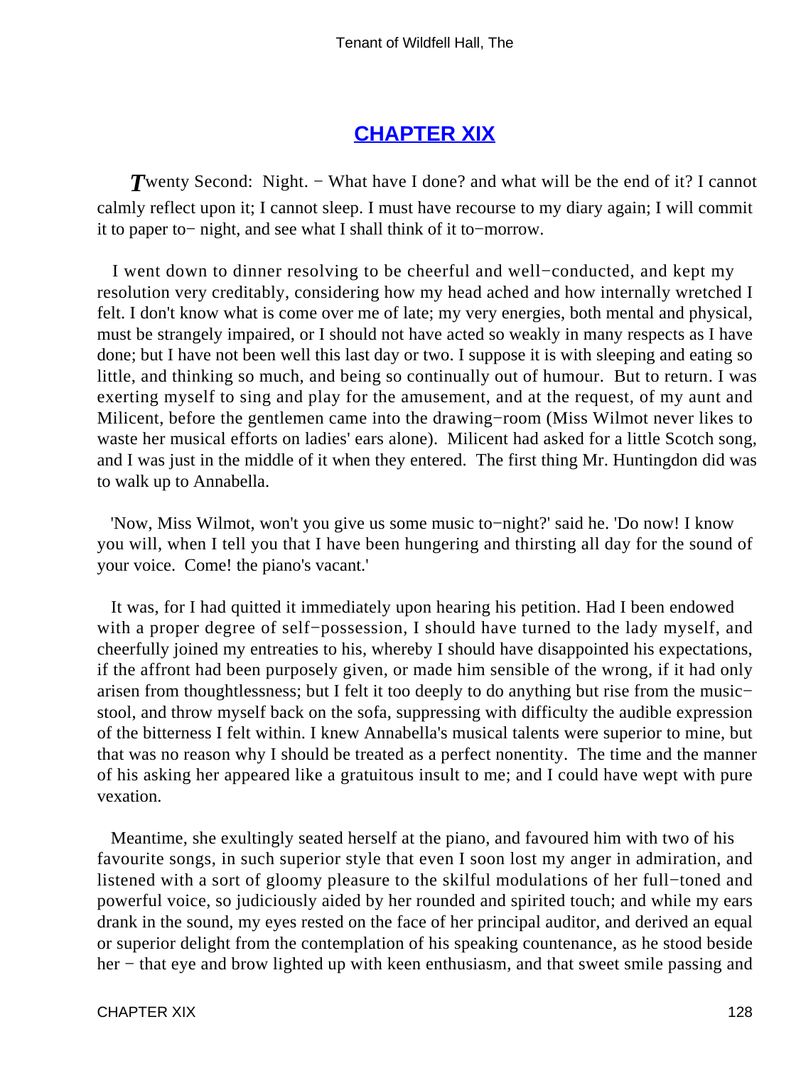## CHAPTER XIX

*T*wenty Second: Night. − What have I done? and what will be the end of it? I cannot calmly reflect upon it; I cannot sleep. I must have recourse to my diary again; I will commit it to paper to− night, and see what I shall think of it to−morrow.

I went down to dinner resolving to be cheerful and well−conducted, and kept my resolution very creditably, considering how my head ached and how internally wretched I felt. I don't know what is come over me of late; my very energies, both mental and physical, must be strangely impaired, or I should not have acted so weakly in many respects as I have done; but I have not been well this last day or two. I suppose it is with sleeping and eating so little, and thinking so much, and being so continually out of humour. But to return. I was exerting myself to sing and play for the amusement, and at the request, of my aunt and Milicent, before the gentlemen came into the drawing−room (Miss Wilmot never likes to waste her musical efforts on ladies' ears alone). Milicent had asked for a little Scotch song, and I was just in the middle of it when they entered. The first thing Mr. Huntingdon did was to walk up to Annabella.

'Now, Miss Wilmot, won't you give us some music to−night?' said he. 'Do now! I know you will, when I tell you that I have been hungering and thirsting all day for the sound of your voice. Come! the piano's vacant.'

It was, for I had quitted it immediately upon hearing his petition. Had I been endowed with a proper degree of self−possession, I should have turned to the lady myself, and cheerfully joined my entreaties to his, whereby I should have disappointed his expectations, if the affront had been purposely given, or made him sensible of the wrong, if it had only arisen from thoughtlessness; but I felt it too deeply to do anything but rise from the music− stool, and throw myself back on the sofa, suppressing with difficulty the audible expression of the bitterness I felt within. I knew Annabella's musical talents were superior to mine, but that was no reason why I should be treated as a perfect nonentity. The time and the manner of his asking her appeared like a gratuitous insult to me; and I could have wept with pure vexation.

Meantime, she exultingly seated herself at the piano, and favoured him with two of his favourite songs, in such superior style that even I soon lost my anger in admiration, and listened with a sort of gloomy pleasure to the skilful modulations of her full−toned and powerful voice, so judiciously aided by her rounded and spirited touch; and while my ears drank in the sound, my eyes rested on the face of her principal auditor, and derived an equal or superior delight from the contemplation of his speaking countenance, as he stood beside her − that eye and brow lighted up with keen enthusiasm, and that sweet smile passing and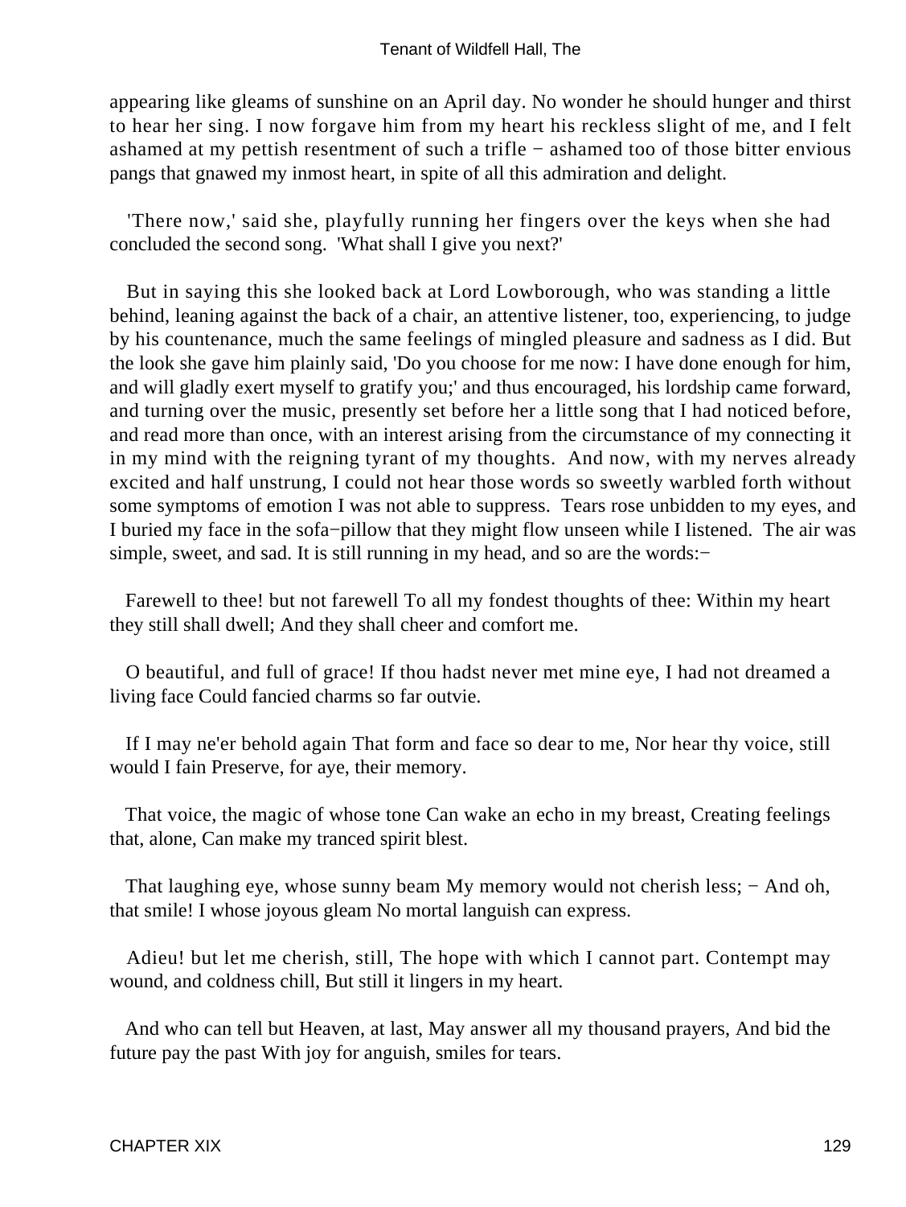appearing like gleams of sunshine on an April day. No wonder he should hunger and thirst to hear her sing. I now forgave him from my heart his reckless slight of me, and I felt ashamed at my pettish resentment of such a trifle − ashamed too of those bitter envious pangs that gnawed my inmost heart, in spite of all this admiration and delight.

'There now,' said she, playfully running her fingers over the keys when she had concluded the second song. 'What shall I give you next?'

But in saying this she looked back at Lord Lowborough, who was standing a little behind, leaning against the back of a chair, an attentive listener, too, experiencing, to judge by his countenance, much the same feelings of mingled pleasure and sadness as I did. But the look she gave him plainly said, 'Do you choose for me now: I have done enough for him, and will gladly exert myself to gratify you;' and thus encouraged, his lordship came forward, and turning over the music, presently set before her a little song that I had noticed before, and read more than once, with an interest arising from the circumstance of my connecting it in my mind with the reigning tyrant of my thoughts. And now, with my nerves already excited and half unstrung, I could not hear those words so sweetly warbled forth without some symptoms of emotion I was not able to suppress. Tears rose unbidden to my eyes, and I buried my face in the sofa−pillow that they might flow unseen while I listened. The air was simple, sweet, and sad. It is still running in my head, and so are the words:−

Farewell to thee! but not farewell To all my fondest thoughts of thee: Within my heart they still shall dwell; And they shall cheer and comfort me.

O beautiful, and full of grace! If thou hadst never met mine eye, I had not dreamed a living face Could fancied charms so far outvie.

If I may ne'er behold again That form and face so dear to me, Nor hear thy voice, still would I fain Preserve, for aye, their memory.

That voice, the magic of whose tone Can wake an echo in my breast, Creating feelings that, alone, Can make my tranced spirit blest.

That laughing eye, whose sunny beam My memory would not cherish less; − And oh, that smile! I whose joyous gleam No mortal languish can express.

Adieu! but let me cherish, still, The hope with which I cannot part. Contempt may wound, and coldness chill, But still it lingers in my heart.

And who can tell but Heaven, at last, May answer all my thousand prayers, And bid the future pay the past With joy for anguish, smiles for tears.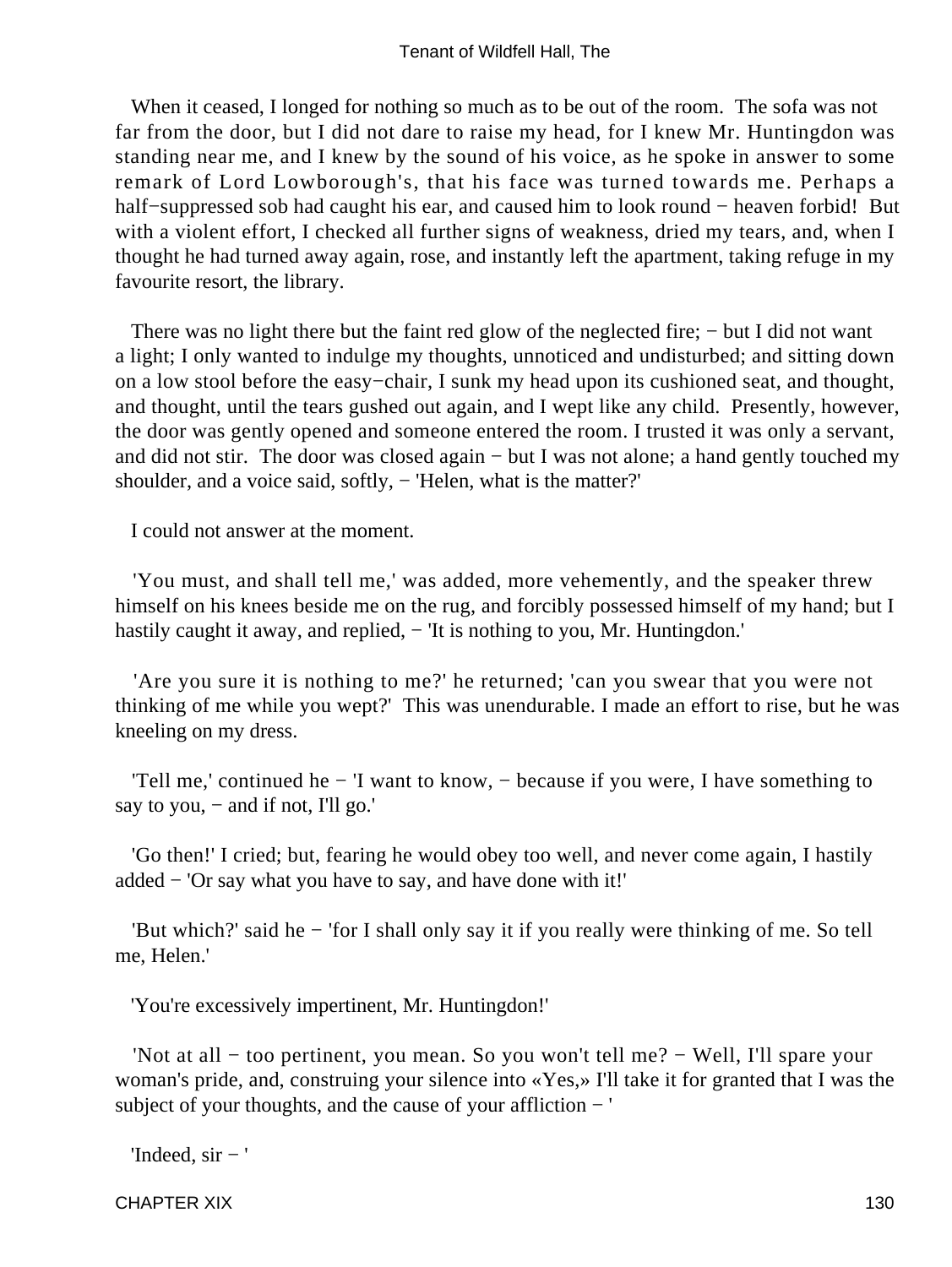When it ceased, I longed for nothing so much as to be out of the room. The sofa was not far from the door, but I did not dare to raise my head, for I knew Mr. Huntingdon was standing near me, and I knew by the sound of his voice, as he spoke in answer to some remark of Lord Lowborough's, that his face was turned towards me. Perhaps a half−suppressed sob had caught his ear, and caused him to look round − heaven forbid! But with a violent effort, I checked all further signs of weakness, dried my tears, and, when I thought he had turned away again, rose, and instantly left the apartment, taking refuge in my favourite resort, the library.

There was no light there but the faint red glow of the neglected fire; − but I did not want a light; I only wanted to indulge my thoughts, unnoticed and undisturbed; and sitting down on a low stool before the easy−chair, I sunk my head upon its cushioned seat, and thought, and thought, until the tears gushed out again, and I wept like any child. Presently, however, the door was gently opened and someone entered the room. I trusted it was only a servant, and did not stir. The door was closed again − but I was not alone; a hand gently touched my shoulder, and a voice said, softly, − 'Helen, what is the matter?'

I could not answer at the moment.

'You must, and shall tell me,' was added, more vehemently, and the speaker threw himself on his knees beside me on the rug, and forcibly possessed himself of my hand; but I hastily caught it away, and replied, − 'It is nothing to you, Mr. Huntingdon.'

'Are you sure it is nothing to me?' he returned; 'can you swear that you were not thinking of me while you wept?' This was unendurable. I made an effort to rise, but he was kneeling on my dress.

'Tell me,' continued he − 'I want to know, − because if you were, I have something to say to you, − and if not, I'll go.'

'Go then!' I cried; but, fearing he would obey too well, and never come again, I hastily added − 'Or say what you have to say, and have done with it!'

'But which?' said he − 'for I shall only say it if you really were thinking of me. So tell me, Helen.'

'You're excessively impertinent, Mr. Huntingdon!'

'Not at all − too pertinent, you mean. So you won't tell me? − Well, I'll spare your woman's pride, and, construing your silence into «Yes,» I'll take it for granted that I was the subject of your thoughts, and the cause of your affliction − '

'Indeed, sir − '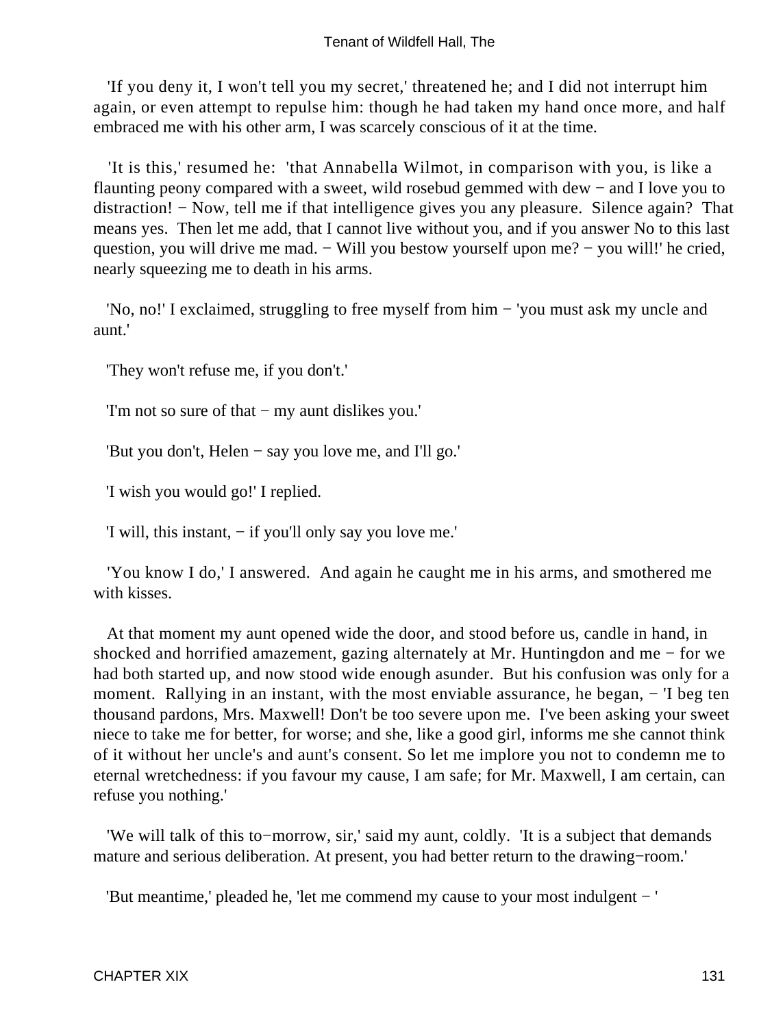'If you deny it, I won't tell you my secret,' threatened he; and I did not interrupt him again, or even attempt to repulse him: though he had taken my hand once more, and half embraced me with his other arm, I was scarcely conscious of it at the time.

'It is this,' resumed he: 'that Annabella Wilmot, in comparison with you, is like a flaunting peony compared with a sweet, wild rosebud gemmed with dew − and I love you to distraction! − Now, tell me if that intelligence gives you any pleasure. Silence again? That means yes. Then let me add, that I cannot live without you, and if you answer No to this last question, you will drive me mad. − Will you bestow yourself upon me? − you will!' he cried, nearly squeezing me to death in his arms.

'No, no!' I exclaimed, struggling to free myself from him − 'you must ask my uncle and aunt.'

'They won't refuse me, if you don't.'

'I'm not so sure of that − my aunt dislikes you.'

'But you don't, Helen − say you love me, and I'll go.'

'I wish you would go!' I replied.

'I will, this instant, − if you'll only say you love me.'

'You know I do,' I answered. And again he caught me in his arms, and smothered me with kisses.

At that moment my aunt opened wide the door, and stood before us, candle in hand, in shocked and horrified amazement, gazing alternately at Mr. Huntingdon and me − for we had both started up, and now stood wide enough asunder. But his confusion was only for a moment. Rallying in an instant, with the most enviable assurance, he began, − 'I beg ten thousand pardons, Mrs. Maxwell! Don't be too severe upon me. I've been asking your sweet niece to take me for better, for worse; and she, like a good girl, informs me she cannot think of it without her uncle's and aunt's consent. So let me implore you not to condemn me to eternal wretchedness: if you favour my cause, I am safe; for Mr. Maxwell, I am certain, can refuse you nothing.'

'We will talk of this to−morrow, sir,' said my aunt, coldly. 'It is a subject that demands mature and serious deliberation. At present, you had better return to the drawing−room.'

'But meantime,' pleaded he, 'let me commend my cause to your most indulgent − '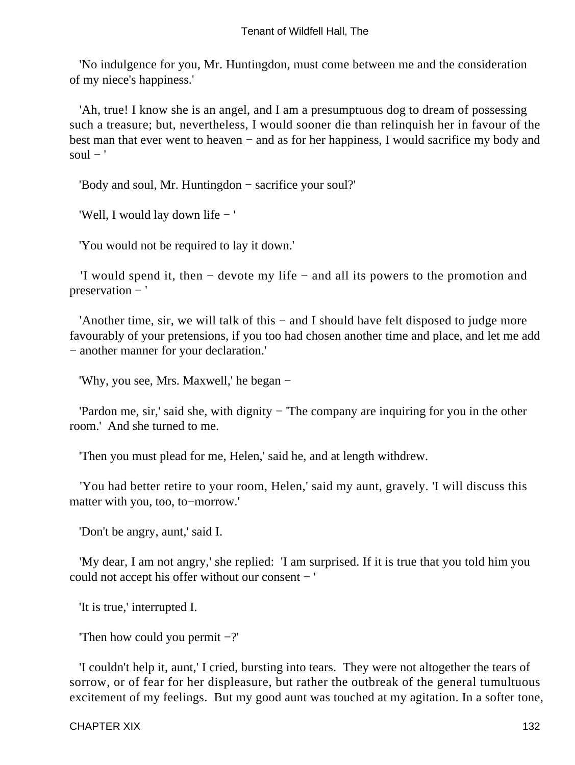'No indulgence for you, Mr. Huntingdon, must come between me and the consideration of my niece's happiness.'

'Ah, true! I know she is an angel, and I am a presumptuous dog to dream of possessing such a treasure; but, nevertheless, I would sooner die than relinquish her in favour of the best man that ever went to heaven − and as for her happiness, I would sacrifice my body and soul − '

'Body and soul, Mr. Huntingdon − sacrifice your soul?'

'Well, I would lay down life − '

'You would not be required to lay it down.'

'I would spend it, then − devote my life − and all its powers to the promotion and preservation − '

'Another time, sir, we will talk of this − and I should have felt disposed to judge more favourably of your pretensions, if you too had chosen another time and place, and let me add − another manner for your declaration.'

'Why, you see, Mrs. Maxwell,' he began −

'Pardon me, sir,' said she, with dignity − 'The company are inquiring for you in the other room.' And she turned to me.

'Then you must plead for me, Helen,' said he, and at length withdrew.

'You had better retire to your room, Helen,' said my aunt, gravely. 'I will discuss this matter with you, too, to−morrow.'

'Don't be angry, aunt,' said I.

'My dear, I am not angry,' she replied: 'I am surprised. If it is true that you told him you could not accept his offer without our consent − '

'It is true,' interrupted I.

'Then how could you permit −?'

'I couldn't help it, aunt,' I cried, bursting into tears. They were not altogether the tears of sorrow, or of fear for her displeasure, but rather the outbreak of the general tumultuous excitement of my feelings. But my good aunt was touched at my agitation. In a softer tone,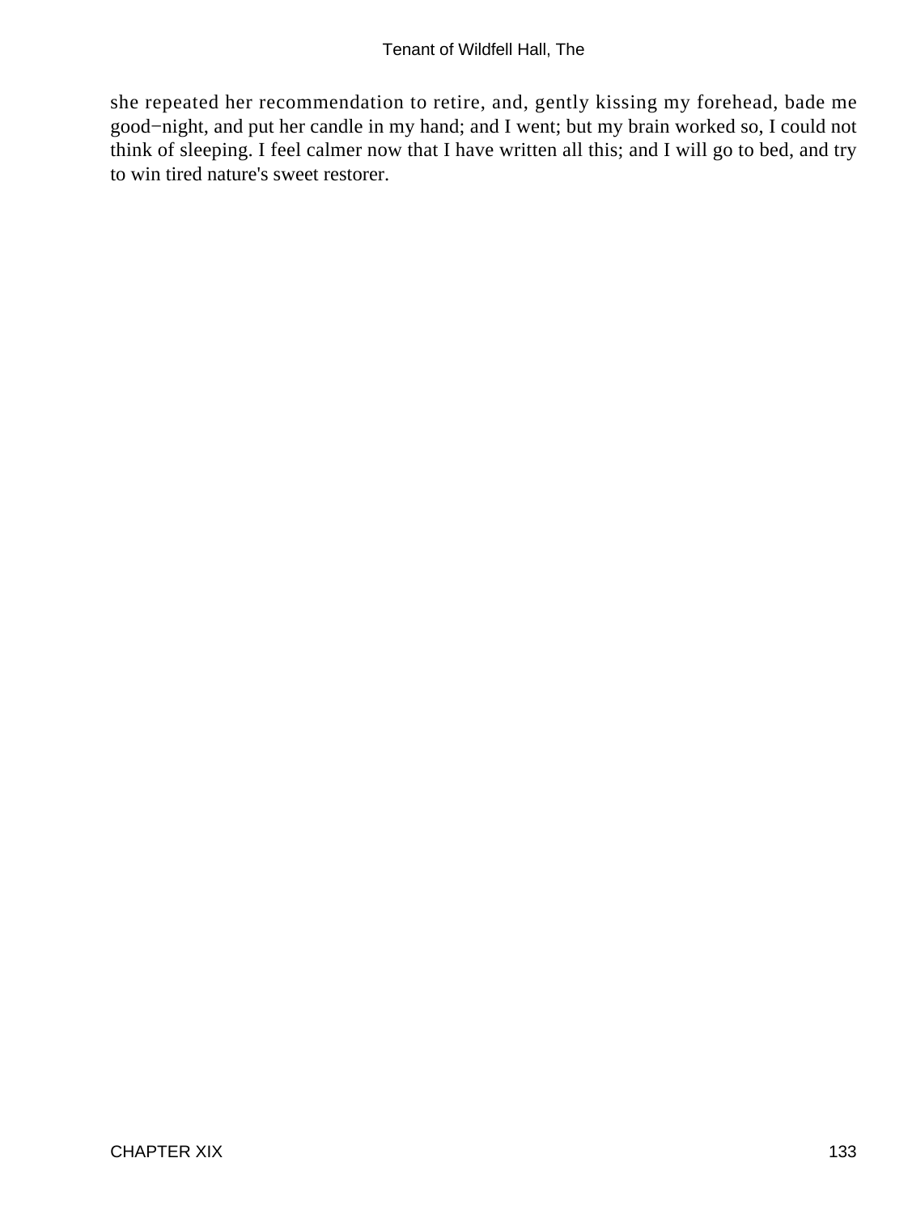she repeated her recommendation to retire, and, gently kissing my forehead, bade me good−night, and put her candle in my hand; and I went; but my brain worked so, I could not think of sleeping. I feel calmer now that I have written all this; and I will go to bed, and try to win tired nature's sweet restorer.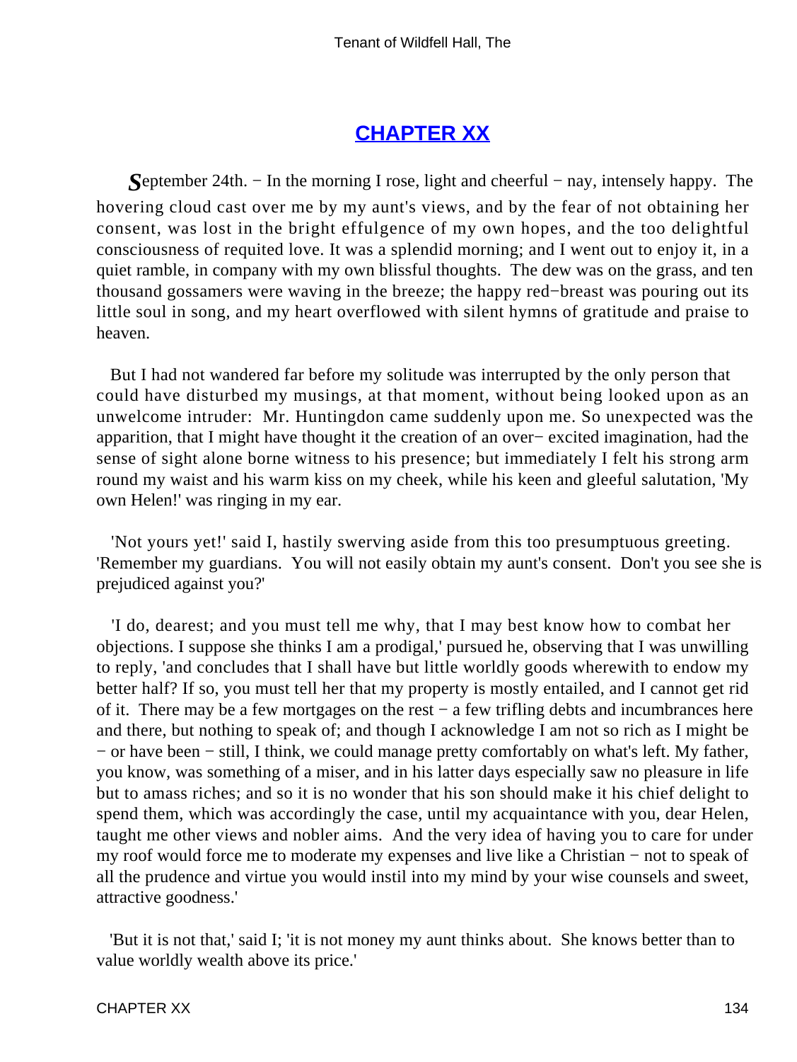## CHAPTER XX

*S*eptember 24th. − In the morning I rose, light and cheerful − nay, intensely happy. The hovering cloud cast over me by my aunt's views, and by the fear of not obtaining her consent, was lost in the bright effulgence of my own hopes, and the too delightful consciousness of requited love. It was a splendid morning; and I went out to enjoy it, in a quiet ramble, in company with my own blissful thoughts. The dew was on the grass, and ten thousand gossamers were waving in the breeze; the happy red−breast was pouring out its little soul in song, and my heart overflowed with silent hymns of gratitude and praise to heaven.

But I had not wandered far before my solitude was interrupted by the only person that could have disturbed my musings, at that moment, without being looked upon as an unwelcome intruder: Mr. Huntingdon came suddenly upon me. So unexpected was the apparition, that I might have thought it the creation of an over− excited imagination, had the sense of sight alone borne witness to his presence; but immediately I felt his strong arm round my waist and his warm kiss on my cheek, while his keen and gleeful salutation, 'My own Helen!' was ringing in my ear.

'Not yours yet!' said I, hastily swerving aside from this too presumptuous greeting. 'Remember my guardians. You will not easily obtain my aunt's consent. Don't you see she is prejudiced against you?'

'I do, dearest; and you must tell me why, that I may best know how to combat her objections. I suppose she thinks I am a prodigal,' pursued he, observing that I was unwilling to reply, 'and concludes that I shall have but little worldly goods wherewith to endow my better half? If so, you must tell her that my property is mostly entailed, and I cannot get rid of it. There may be a few mortgages on the rest − a few trifling debts and incumbrances here and there, but nothing to speak of; and though I acknowledge I am not so rich as I might be − or have been − still, I think, we could manage pretty comfortably on what's left. My father, you know, was something of a miser, and in his latter days especially saw no pleasure in life but to amass riches; and so it is no wonder that his son should make it his chief delight to spend them, which was accordingly the case, until my acquaintance with you, dear Helen, taught me other views and nobler aims. And the very idea of having you to care for under my roof would force me to moderate my expenses and live like a Christian − not to speak of all the prudence and virtue you would instil into my mind by your wise counsels and sweet, attractive goodness.'

'But it is not that,' said I; 'it is not money my aunt thinks about. She knows better than to value worldly wealth above its price.'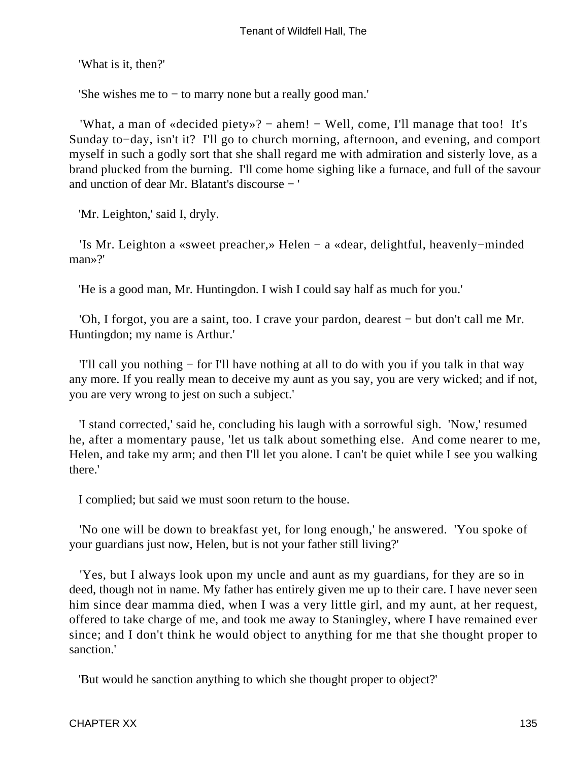'What is it, then?'

'She wishes me to − to marry none but a really good man.'

'What, a man of «decided piety»? − ahem! − Well, come, I'll manage that too! It's Sunday to−day, isn't it? I'll go to church morning, afternoon, and evening, and comport myself in such a godly sort that she shall regard me with admiration and sisterly love, as a brand plucked from the burning. I'll come home sighing like a furnace, and full of the savour and unction of dear Mr. Blatant's discourse − '

'Mr. Leighton,' said I, dryly.

'Is Mr. Leighton a «sweet preacher,» Helen − a «dear, delightful, heavenly−minded man»?'

'He is a good man, Mr. Huntingdon. I wish I could say half as much for you.'

'Oh, I forgot, you are a saint, too. I crave your pardon, dearest − but don't call me Mr. Huntingdon; my name is Arthur.'

'I'll call you nothing − for I'll have nothing at all to do with you if you talk in that way any more. If you really mean to deceive my aunt as you say, you are very wicked; and if not, you are very wrong to jest on such a subject.'

'I stand corrected,' said he, concluding his laugh with a sorrowful sigh. 'Now,' resumed he, after a momentary pause, 'let us talk about something else. And come nearer to me, Helen, and take my arm; and then I'll let you alone. I can't be quiet while I see you walking there.'

I complied; but said we must soon return to the house.

'No one will be down to breakfast yet, for long enough,' he answered. 'You spoke of your guardians just now, Helen, but is not your father still living?'

'Yes, but I always look upon my uncle and aunt as my guardians, for they are so in deed, though not in name. My father has entirely given me up to their care. I have never seen him since dear mamma died, when I was a very little girl, and my aunt, at her request, offered to take charge of me, and took me away to Staningley, where I have remained ever since; and I don't think he would object to anything for me that she thought proper to sanction.'

'But would he sanction anything to which she thought proper to object?'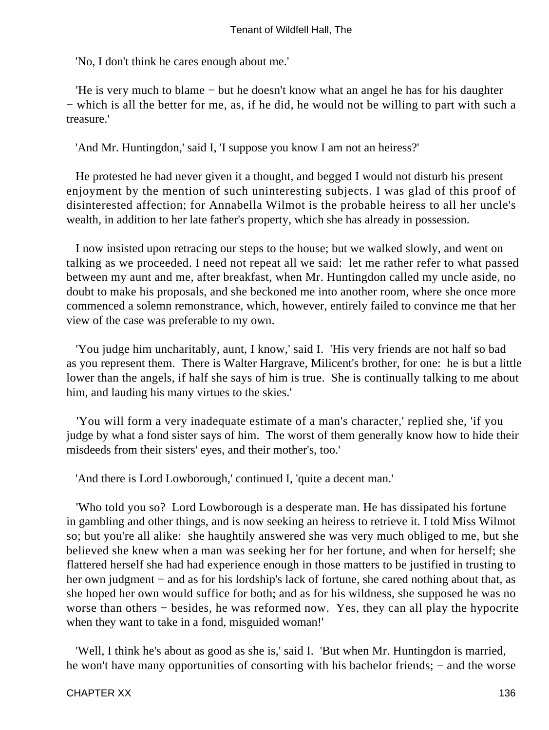'No, I don't think he cares enough about me.'

'He is very much to blame − but he doesn't know what an angel he has for his daughter − which is all the better for me, as, if he did, he would not be willing to part with such a treasure.'

'And Mr. Huntingdon,' said I, 'I suppose you know I am not an heiress?'

He protested he had never given it a thought, and begged I would not disturb his present enjoyment by the mention of such uninteresting subjects. I was glad of this proof of disinterested affection; for Annabella Wilmot is the probable heiress to all her uncle's wealth, in addition to her late father's property, which she has already in possession.

I now insisted upon retracing our steps to the house; but we walked slowly, and went on talking as we proceeded. I need not repeat all we said: let me rather refer to what passed between my aunt and me, after breakfast, when Mr. Huntingdon called my uncle aside, no doubt to make his proposals, and she beckoned me into another room, where she once more commenced a solemn remonstrance, which, however, entirely failed to convince me that her view of the case was preferable to my own.

'You judge him uncharitably, aunt, I know,' said I. 'His very friends are not half so bad as you represent them. There is Walter Hargrave, Milicent's brother, for one: he is but a little lower than the angels, if half she says of him is true. She is continually talking to me about him, and lauding his many virtues to the skies.'

'You will form a very inadequate estimate of a man's character,' replied she, 'if you judge by what a fond sister says of him. The worst of them generally know how to hide their misdeeds from their sisters' eyes, and their mother's, too.'

'And there is Lord Lowborough,' continued I, 'quite a decent man.'

'Who told you so? Lord Lowborough is a desperate man. He has dissipated his fortune in gambling and other things, and is now seeking an heiress to retrieve it. I told Miss Wilmot so; but you're all alike: she haughtily answered she was very much obliged to me, but she believed she knew when a man was seeking her for her fortune, and when for herself; she flattered herself she had had experience enough in those matters to be justified in trusting to her own judgment − and as for his lordship's lack of fortune, she cared nothing about that, as she hoped her own would suffice for both; and as for his wildness, she supposed he was no worse than others − besides, he was reformed now. Yes, they can all play the hypocrite when they want to take in a fond, misguided woman!'

'Well, I think he's about as good as she is,' said I. 'But when Mr. Huntingdon is married, he won't have many opportunities of consorting with his bachelor friends; − and the worse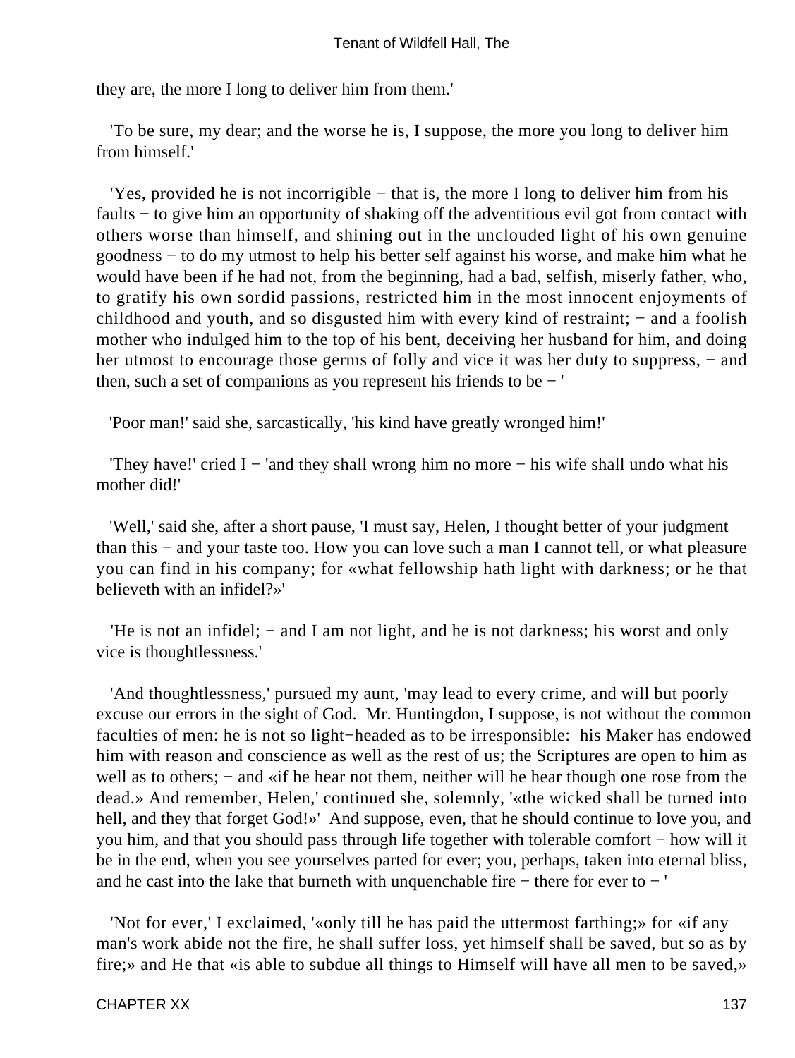they are, the more I long to deliver him from them.'

'To be sure, my dear; and the worse he is, I suppose, the more you long to deliver him from himself.'

'Yes, provided he is not incorrigible − that is, the more I long to deliver him from his faults − to give him an opportunity of shaking off the adventitious evil got from contact with others worse than himself, and shining out in the unclouded light of his own genuine goodness − to do my utmost to help his better self against his worse, and make him what he would have been if he had not, from the beginning, had a bad, selfish, miserly father, who, to gratify his own sordid passions, restricted him in the most innocent enjoyments of childhood and youth, and so disgusted him with every kind of restraint; − and a foolish mother who indulged him to the top of his bent, deceiving her husband for him, and doing her utmost to encourage those germs of folly and vice it was her duty to suppress, − and then, such a set of companions as you represent his friends to be − '

'Poor man!' said she, sarcastically, 'his kind have greatly wronged him!'

'They have!' cried I − 'and they shall wrong him no more − his wife shall undo what his mother did!'

'Well,' said she, after a short pause, 'I must say, Helen, I thought better of your judgment than this − and your taste too. How you can love such a man I cannot tell, or what pleasure you can find in his company; for «what fellowship hath light with darkness; or he that believeth with an infidel?»'

'He is not an infidel; − and I am not light, and he is not darkness; his worst and only vice is thoughtlessness.'

'And thoughtlessness,' pursued my aunt, 'may lead to every crime, and will but poorly excuse our errors in the sight of God. Mr. Huntingdon, I suppose, is not without the common faculties of men: he is not so light−headed as to be irresponsible: his Maker has endowed him with reason and conscience as well as the rest of us; the Scriptures are open to him as well as to others; − and «if he hear not them, neither will he hear though one rose from the dead.» And remember, Helen,' continued she, solemnly, '«the wicked shall be turned into hell, and they that forget God!»' And suppose, even, that he should continue to love you, and you him, and that you should pass through life together with tolerable comfort − how will it be in the end, when you see yourselves parted for ever; you, perhaps, taken into eternal bliss, and he cast into the lake that burneth with unquenchable fire − there for ever to − '

'Not for ever,' I exclaimed, '«only till he has paid the uttermost farthing;» for «if any man's work abide not the fire, he shall suffer loss, yet himself shall be saved, but so as by fire;» and He that «is able to subdue all things to Himself will have all men to be saved,»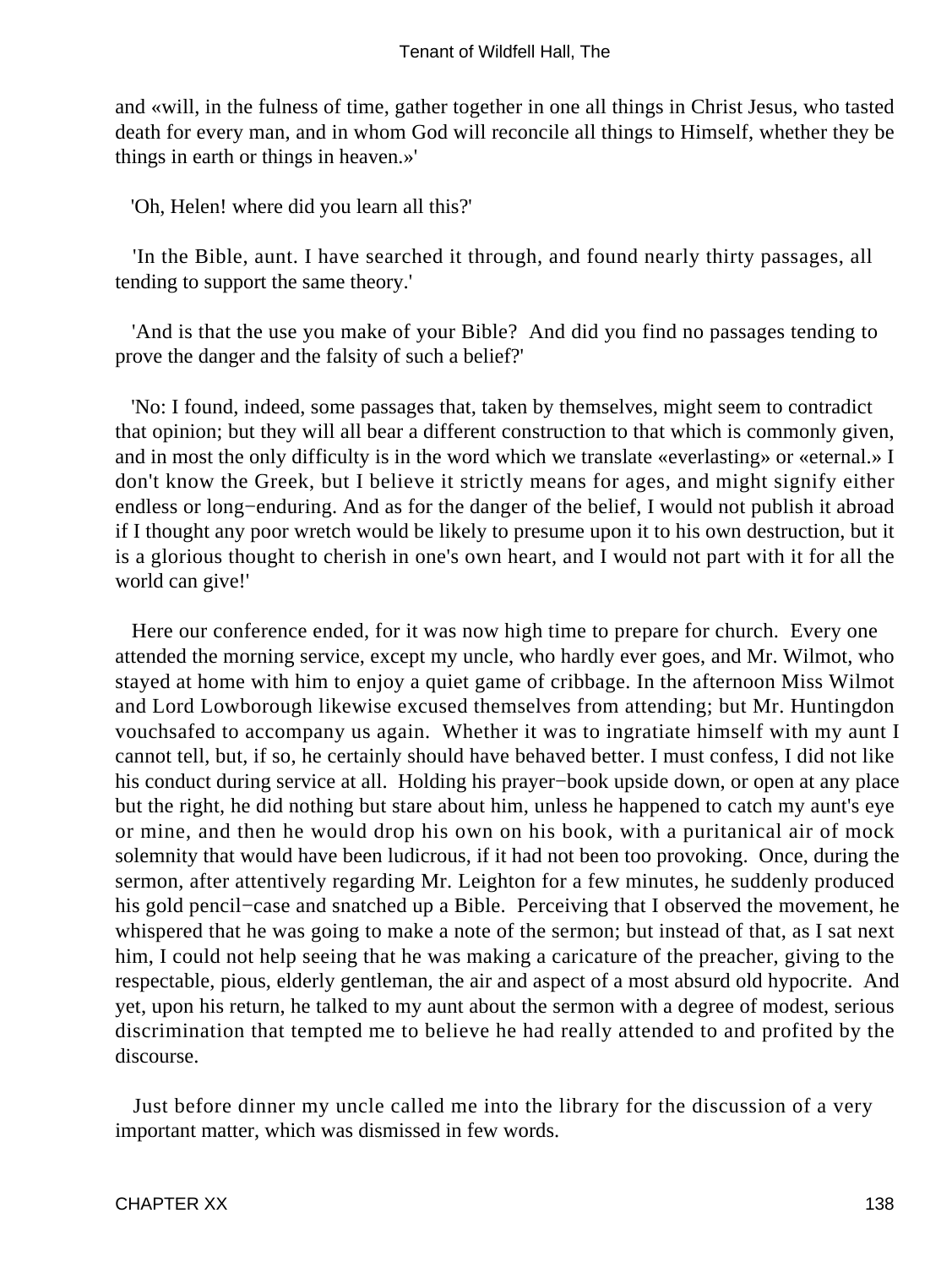and «will, in the fulness of time, gather together in one all things in Christ Jesus, who tasted death for every man, and in whom God will reconcile all things to Himself, whether they be things in earth or things in heaven.»'

'Oh, Helen! where did you learn all this?'

'In the Bible, aunt. I have searched it through, and found nearly thirty passages, all tending to support the same theory.'

'And is that the use you make of your Bible? And did you find no passages tending to prove the danger and the falsity of such a belief?'

'No: I found, indeed, some passages that, taken by themselves, might seem to contradict that opinion; but they will all bear a different construction to that which is commonly given, and in most the only difficulty is in the word which we translate «everlasting» or «eternal.» I don't know the Greek, but I believe it strictly means for ages, and might signify either endless or long−enduring. And as for the danger of the belief, I would not publish it abroad if I thought any poor wretch would be likely to presume upon it to his own destruction, but it is a glorious thought to cherish in one's own heart, and I would not part with it for all the world can give!'

Here our conference ended, for it was now high time to prepare for church. Every one attended the morning service, except my uncle, who hardly ever goes, and Mr. Wilmot, who stayed at home with him to enjoy a quiet game of cribbage. In the afternoon Miss Wilmot and Lord Lowborough likewise excused themselves from attending; but Mr. Huntingdon vouchsafed to accompany us again. Whether it was to ingratiate himself with my aunt I cannot tell, but, if so, he certainly should have behaved better. I must confess, I did not like his conduct during service at all. Holding his prayer−book upside down, or open at any place but the right, he did nothing but stare about him, unless he happened to catch my aunt's eye or mine, and then he would drop his own on his book, with a puritanical air of mock solemnity that would have been ludicrous, if it had not been too provoking. Once, during the sermon, after attentively regarding Mr. Leighton for a few minutes, he suddenly produced his gold pencil−case and snatched up a Bible. Perceiving that I observed the movement, he whispered that he was going to make a note of the sermon; but instead of that, as I sat next him, I could not help seeing that he was making a caricature of the preacher, giving to the respectable, pious, elderly gentleman, the air and aspect of a most absurd old hypocrite. And yet, upon his return, he talked to my aunt about the sermon with a degree of modest, serious discrimination that tempted me to believe he had really attended to and profited by the discourse.

Just before dinner my uncle called me into the library for the discussion of a very important matter, which was dismissed in few words.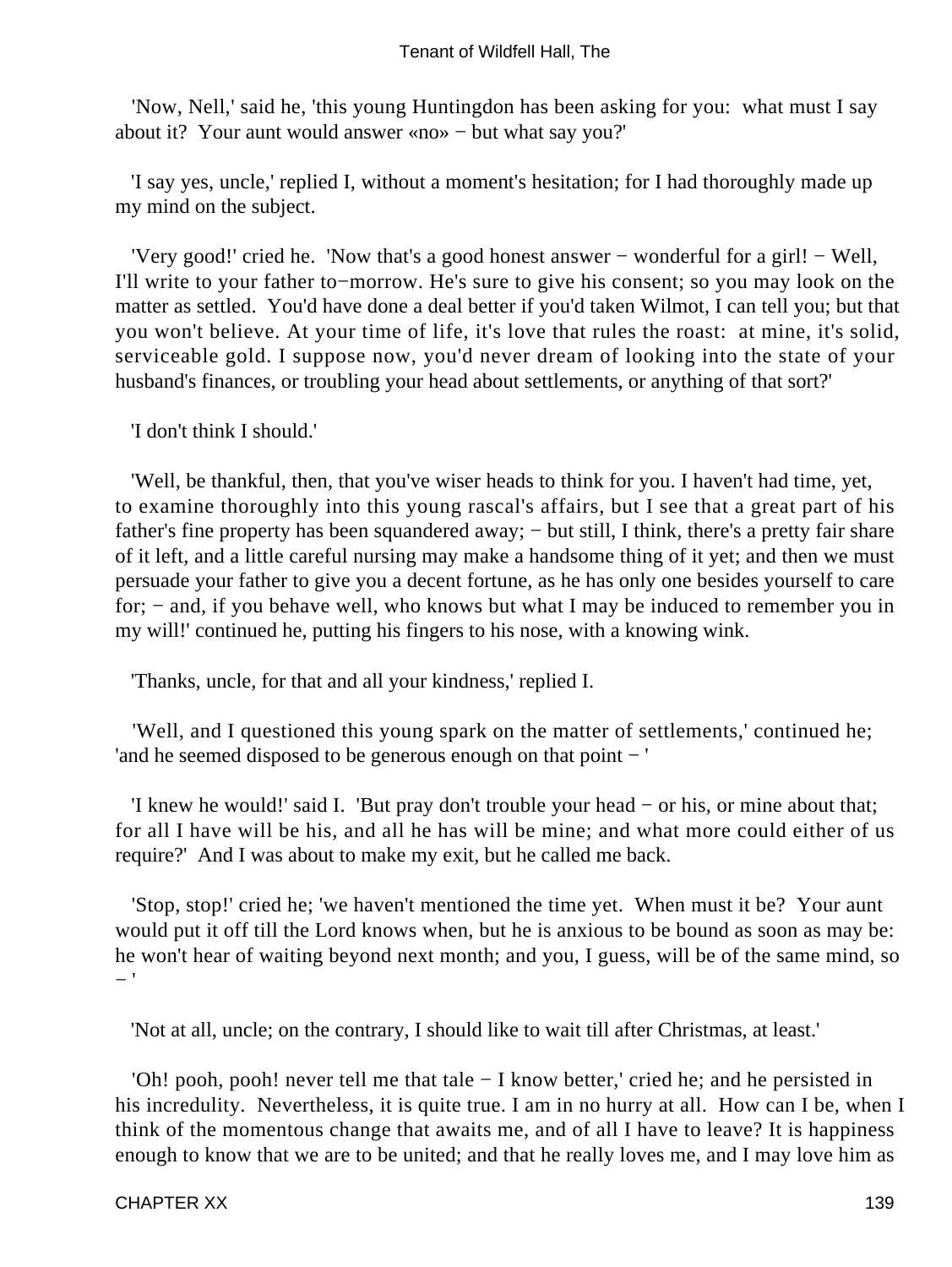'Now, Nell,' said he, 'this young Huntingdon has been asking for you: what must I say about it? Your aunt would answer «no» − but what say you?'

'I say yes, uncle,' replied I, without a moment's hesitation; for I had thoroughly made up my mind on the subject.

'Very good!' cried he. 'Now that's a good honest answer − wonderful for a girl! − Well, I'll write to your father to−morrow. He's sure to give his consent; so you may look on the matter as settled. You'd have done a deal better if you'd taken Wilmot, I can tell you; but that you won't believe. At your time of life, it's love that rules the roast: at mine, it's solid, serviceable gold. I suppose now, you'd never dream of looking into the state of your husband's finances, or troubling your head about settlements, or anything of that sort?'

'I don't think I should.'

'Well, be thankful, then, that you've wiser heads to think for you. I haven't had time, yet, to examine thoroughly into this young rascal's affairs, but I see that a great part of his father's fine property has been squandered away; − but still, I think, there's a pretty fair share of it left, and a little careful nursing may make a handsome thing of it yet; and then we must persuade your father to give you a decent fortune, as he has only one besides yourself to care for; − and, if you behave well, who knows but what I may be induced to remember you in my will!' continued he, putting his fingers to his nose, with a knowing wink.

'Thanks, uncle, for that and all your kindness,' replied I.

'Well, and I questioned this young spark on the matter of settlements,' continued he; 'and he seemed disposed to be generous enough on that point − '

'I knew he would!' said I. 'But pray don't trouble your head − or his, or mine about that; for all I have will be his, and all he has will be mine; and what more could either of us require?' And I was about to make my exit, but he called me back.

'Stop, stop!' cried he; 'we haven't mentioned the time yet. When must it be? Your aunt would put it off till the Lord knows when, but he is anxious to be bound as soon as may be: he won't hear of waiting beyond next month; and you, I guess, will be of the same mind, so − '

'Not at all, uncle; on the contrary, I should like to wait till after Christmas, at least.'

'Oh! pooh, pooh! never tell me that tale − I know better,' cried he; and he persisted in his incredulity. Nevertheless, it is quite true. I am in no hurry at all. How can I be, when I think of the momentous change that awaits me, and of all I have to leave? It is happiness enough to know that we are to be united; and that he really loves me, and I may love him as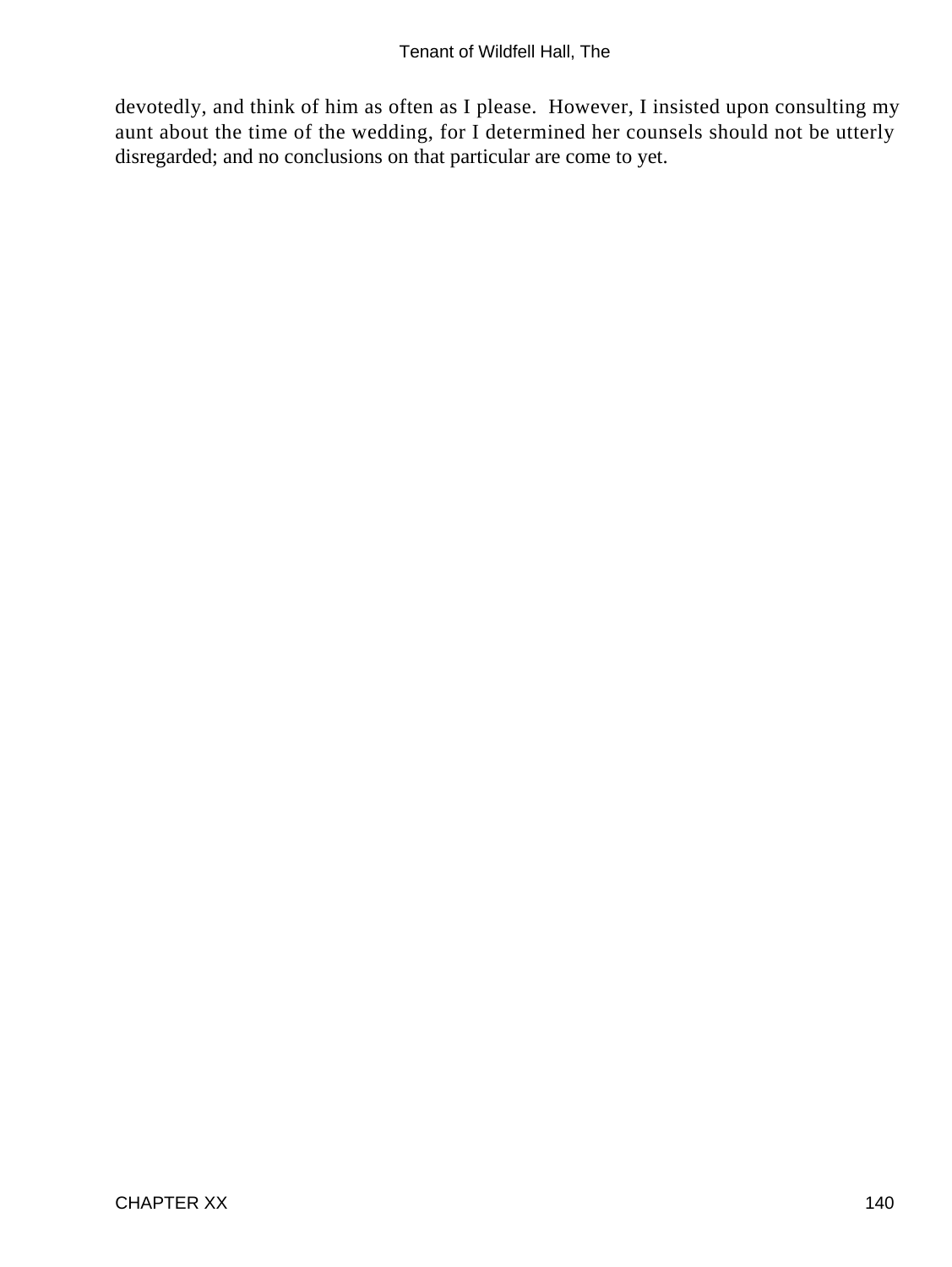devotedly, and think of him as often as I please. However, I insisted upon consulting my aunt about the time of the wedding, for I determined her counsels should not be utterly disregarded; and no conclusions on that particular are come to yet.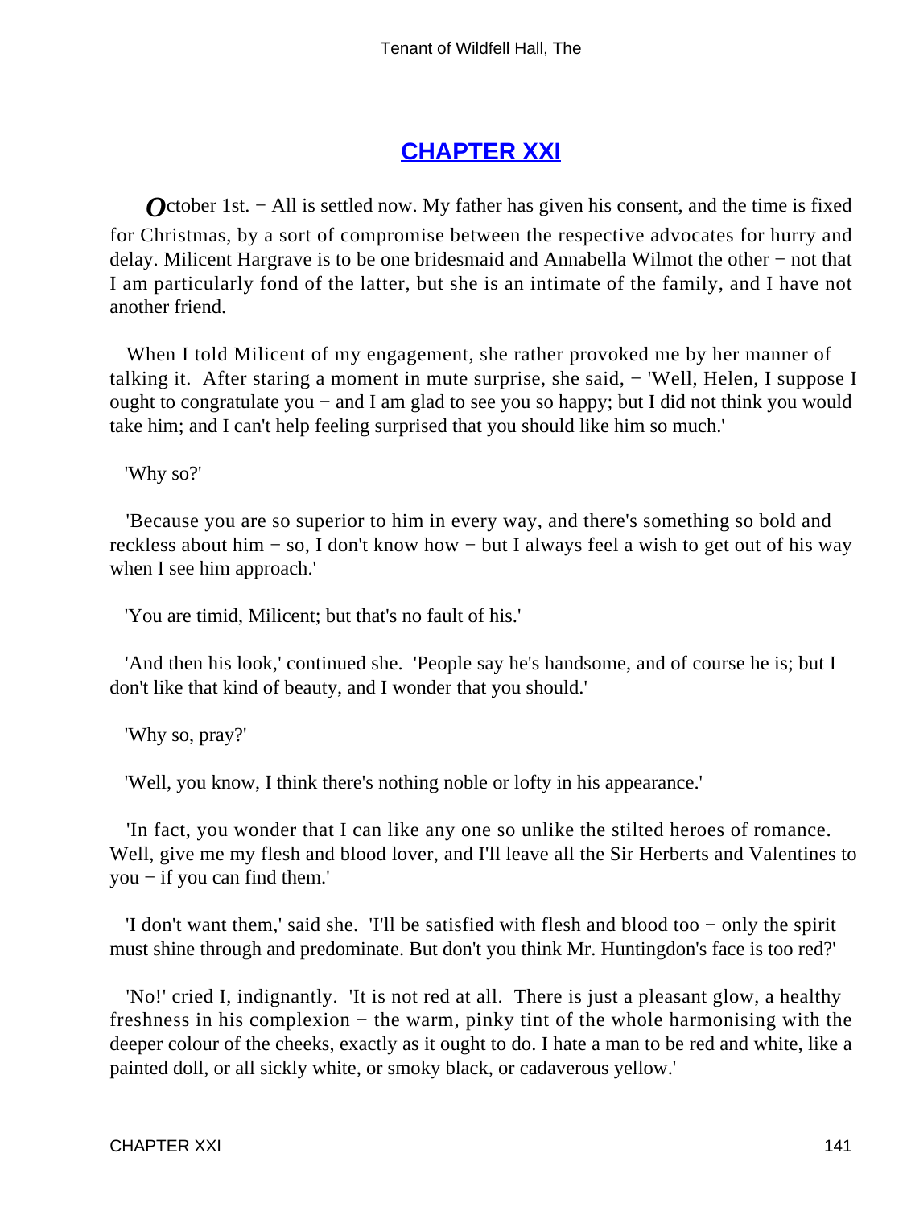## [CHAPTER XXI]()

*O*ctober 1st. − All is settled now. My father has given his consent, and the time is fixed for Christmas, by a sort of compromise between the respective advocates for hurry and delay. Milicent Hargrave is to be one bridesmaid and Annabella Wilmot the other − not that I am particularly fond of the latter, but she is an intimate of the family, and I have not another friend.

When I told Milicent of my engagement, she rather provoked me by her manner of talking it. After staring a moment in mute surprise, she said, − 'Well, Helen, I suppose I ought to congratulate you − and I am glad to see you so happy; but I did not think you would take him; and I can't help feeling surprised that you should like him so much.'

'Why so?'

'Because you are so superior to him in every way, and there's something so bold and reckless about him − so, I don't know how − but I always feel a wish to get out of his way when I see him approach.'

'You are timid, Milicent; but that's no fault of his.'

'And then his look,' continued she. 'People say he's handsome, and of course he is; but I don't like that kind of beauty, and I wonder that you should.'

'Why so, pray?'

'Well, you know, I think there's nothing noble or lofty in his appearance.'

'In fact, you wonder that I can like any one so unlike the stilted heroes of romance. Well, give me my flesh and blood lover, and I'll leave all the Sir Herberts and Valentines to you − if you can find them.'

'I don't want them,' said she. 'I'll be satisfied with flesh and blood too − only the spirit must shine through and predominate. But don't you think Mr. Huntingdon's face is too red?'

'No!' cried I, indignantly. 'It is not red at all. There is just a pleasant glow, a healthy freshness in his complexion − the warm, pinky tint of the whole harmonising with the deeper colour of the cheeks, exactly as it ought to do. I hate a man to be red and white, like a painted doll, or all sickly white, or smoky black, or cadaverous yellow.'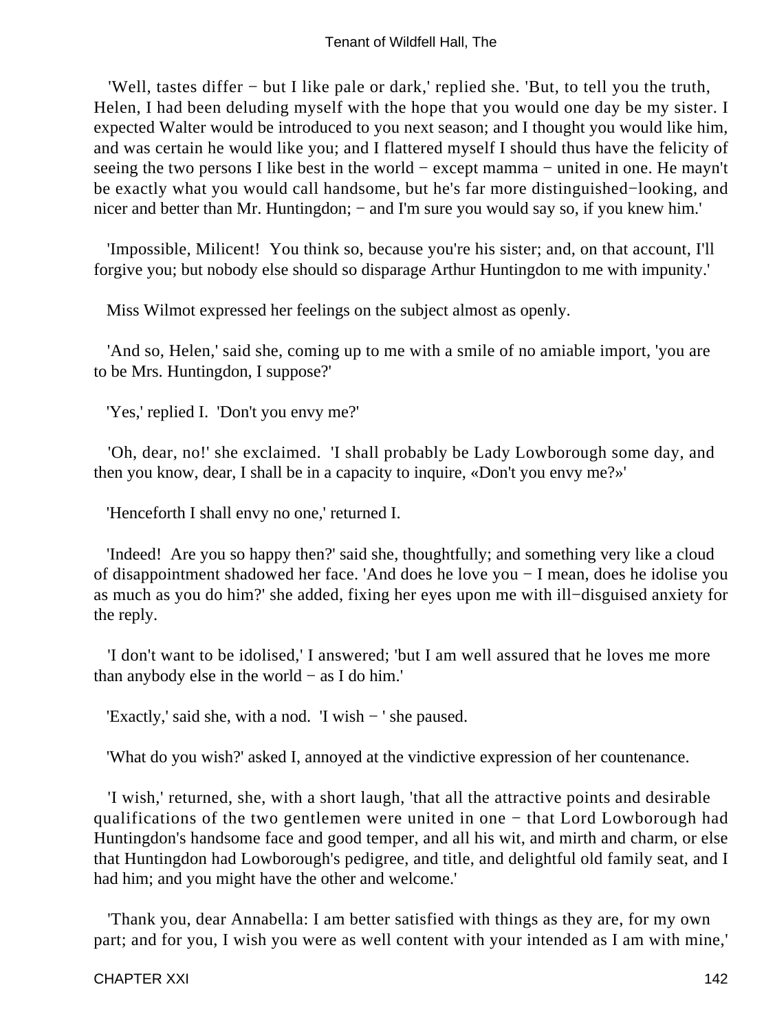'Well, tastes differ − but I like pale or dark,' replied she. 'But, to tell you the truth, Helen, I had been deluding myself with the hope that you would one day be my sister. I expected Walter would be introduced to you next season; and I thought you would like him, and was certain he would like you; and I flattered myself I should thus have the felicity of seeing the two persons I like best in the world − except mamma − united in one. He mayn't be exactly what you would call handsome, but he's far more distinguished−looking, and nicer and better than Mr. Huntingdon; − and I'm sure you would say so, if you knew him.'

'Impossible, Milicent! You think so, because you're his sister; and, on that account, I'll forgive you; but nobody else should so disparage Arthur Huntingdon to me with impunity.'

Miss Wilmot expressed her feelings on the subject almost as openly.

'And so, Helen,' said she, coming up to me with a smile of no amiable import, 'you are to be Mrs. Huntingdon, I suppose?'

'Yes,' replied I. 'Don't you envy me?'

'Oh, dear, no!' she exclaimed. 'I shall probably be Lady Lowborough some day, and then you know, dear, I shall be in a capacity to inquire, «Don't you envy me?»'

'Henceforth I shall envy no one,' returned I.

'Indeed! Are you so happy then?' said she, thoughtfully; and something very like a cloud of disappointment shadowed her face. 'And does he love you − I mean, does he idolise you as much as you do him?' she added, fixing her eyes upon me with ill−disguised anxiety for the reply.

'I don't want to be idolised,' I answered; 'but I am well assured that he loves me more than anybody else in the world − as I do him.'

'Exactly,' said she, with a nod. 'I wish − ' she paused.

'What do you wish?' asked I, annoyed at the vindictive expression of her countenance.

'I wish,' returned, she, with a short laugh, 'that all the attractive points and desirable qualifications of the two gentlemen were united in one − that Lord Lowborough had Huntingdon's handsome face and good temper, and all his wit, and mirth and charm, or else that Huntingdon had Lowborough's pedigree, and title, and delightful old family seat, and I had him; and you might have the other and welcome.'

'Thank you, dear Annabella: I am better satisfied with things as they are, for my own part; and for you, I wish you were as well content with your intended as I am with mine,'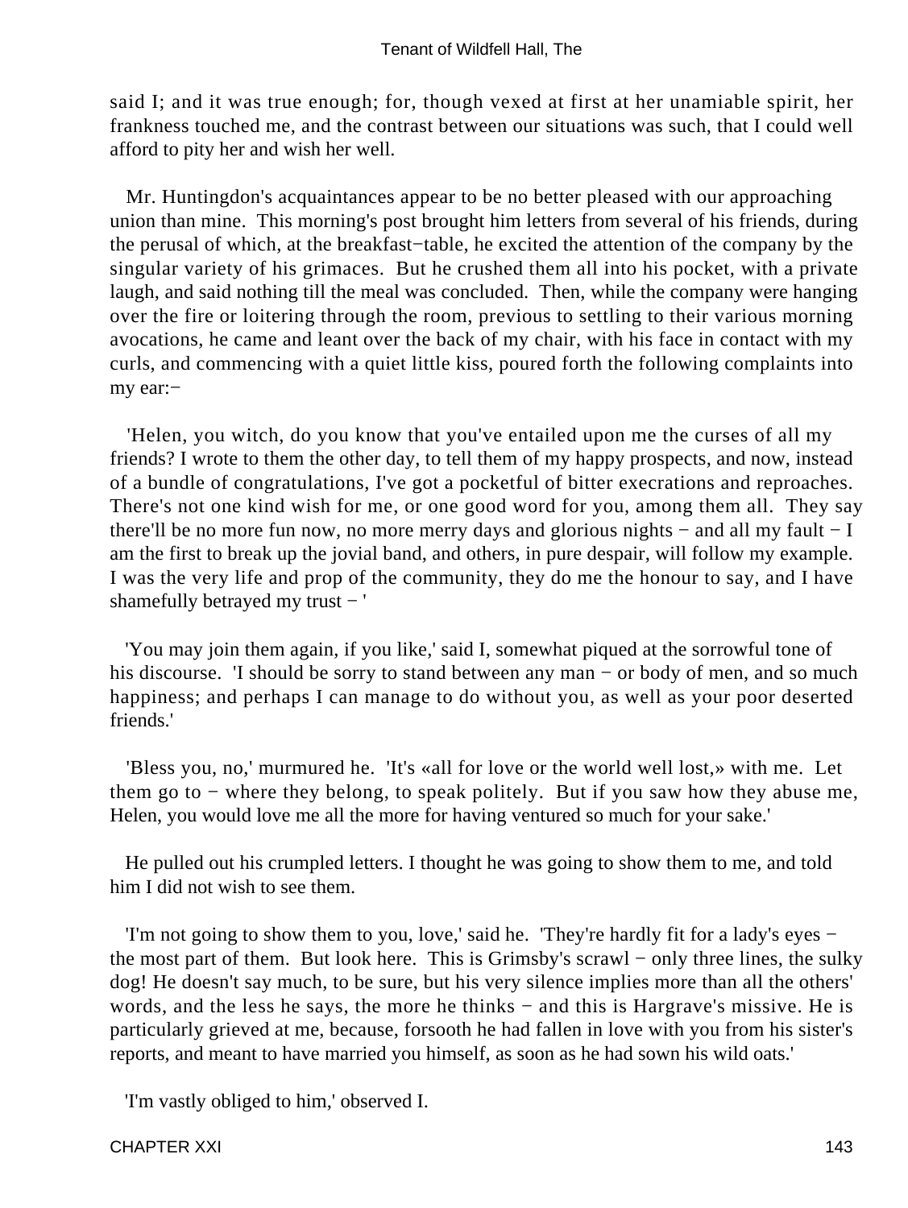said I; and it was true enough; for, though vexed at first at her unamiable spirit, her frankness touched me, and the contrast between our situations was such, that I could well afford to pity her and wish her well.

Mr. Huntingdon's acquaintances appear to be no better pleased with our approaching union than mine. This morning's post brought him letters from several of his friends, during the perusal of which, at the breakfast−table, he excited the attention of the company by the singular variety of his grimaces. But he crushed them all into his pocket, with a private laugh, and said nothing till the meal was concluded. Then, while the company were hanging over the fire or loitering through the room, previous to settling to their various morning avocations, he came and leant over the back of my chair, with his face in contact with my curls, and commencing with a quiet little kiss, poured forth the following complaints into my ear:−

'Helen, you witch, do you know that you've entailed upon me the curses of all my friends? I wrote to them the other day, to tell them of my happy prospects, and now, instead of a bundle of congratulations, I've got a pocketful of bitter execrations and reproaches. There's not one kind wish for me, or one good word for you, among them all. They say there'll be no more fun now, no more merry days and glorious nights − and all my fault − I am the first to break up the jovial band, and others, in pure despair, will follow my example. I was the very life and prop of the community, they do me the honour to say, and I have shamefully betrayed my trust − '

'You may join them again, if you like,' said I, somewhat piqued at the sorrowful tone of his discourse. 'I should be sorry to stand between any man − or body of men, and so much happiness; and perhaps I can manage to do without you, as well as your poor deserted friends.'

'Bless you, no,' murmured he. 'It's «all for love or the world well lost,» with me. Let them go to − where they belong, to speak politely. But if you saw how they abuse me, Helen, you would love me all the more for having ventured so much for your sake.'

He pulled out his crumpled letters. I thought he was going to show them to me, and told him I did not wish to see them.

'I'm not going to show them to you, love,' said he. 'They're hardly fit for a lady's eyes − the most part of them. But look here. This is Grimsby's scrawl − only three lines, the sulky dog! He doesn't say much, to be sure, but his very silence implies more than all the others' words, and the less he says, the more he thinks − and this is Hargrave's missive. He is particularly grieved at me, because, forsooth he had fallen in love with you from his sister's reports, and meant to have married you himself, as soon as he had sown his wild oats.'

'I'm vastly obliged to him,' observed I.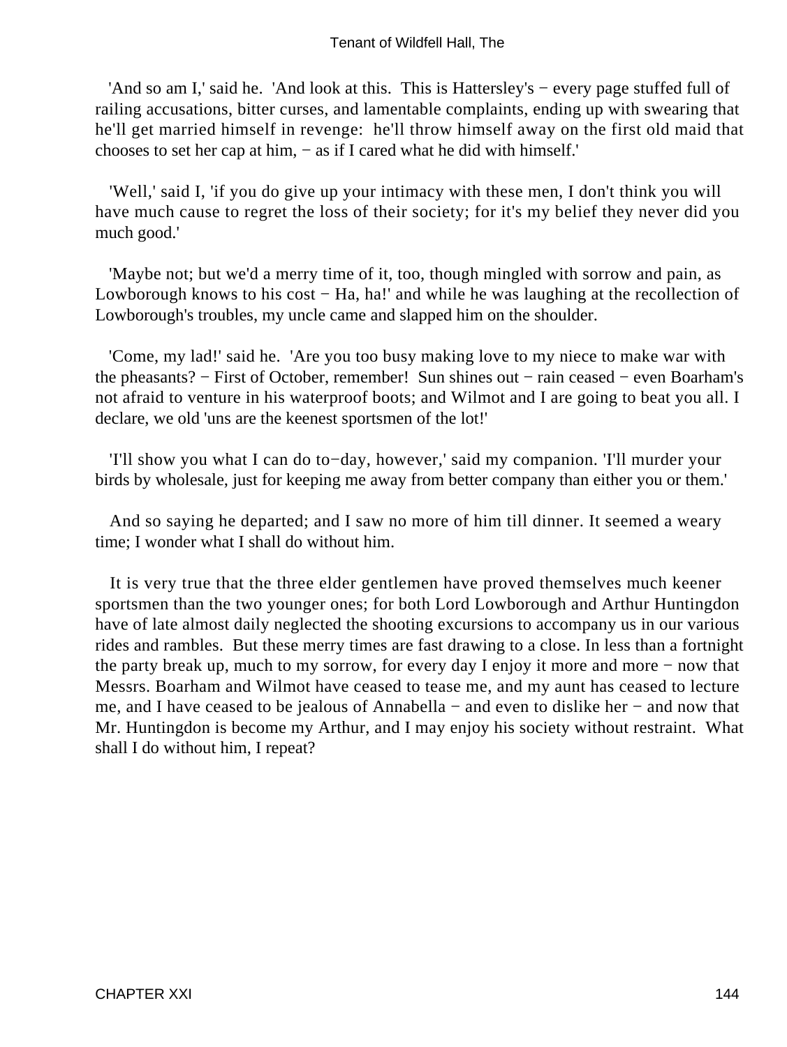'And so am I,' said he. 'And look at this. This is Hattersley's − every page stuffed full of railing accusations, bitter curses, and lamentable complaints, ending up with swearing that he'll get married himself in revenge: he'll throw himself away on the first old maid that chooses to set her cap at him, − as if I cared what he did with himself.'

'Well,' said I, 'if you do give up your intimacy with these men, I don't think you will have much cause to regret the loss of their society; for it's my belief they never did you much good.'

'Maybe not; but we'd a merry time of it, too, though mingled with sorrow and pain, as Lowborough knows to his cost − Ha, ha!' and while he was laughing at the recollection of Lowborough's troubles, my uncle came and slapped him on the shoulder.

'Come, my lad!' said he. 'Are you too busy making love to my niece to make war with the pheasants? − First of October, remember! Sun shines out − rain ceased − even Boarham's not afraid to venture in his waterproof boots; and Wilmot and I are going to beat you all. I declare, we old 'uns are the keenest sportsmen of the lot!'

'I'll show you what I can do to−day, however,' said my companion. 'I'll murder your birds by wholesale, just for keeping me away from better company than either you or them.'

And so saying he departed; and I saw no more of him till dinner. It seemed a weary time; I wonder what I shall do without him.

It is very true that the three elder gentlemen have proved themselves much keener sportsmen than the two younger ones; for both Lord Lowborough and Arthur Huntingdon have of late almost daily neglected the shooting excursions to accompany us in our various rides and rambles. But these merry times are fast drawing to a close. In less than a fortnight the party break up, much to my sorrow, for every day I enjoy it more and more − now that Messrs. Boarham and Wilmot have ceased to tease me, and my aunt has ceased to lecture me, and I have ceased to be jealous of Annabella − and even to dislike her − and now that Mr. Huntingdon is become my Arthur, and I may enjoy his society without restraint. What shall I do without him, I repeat?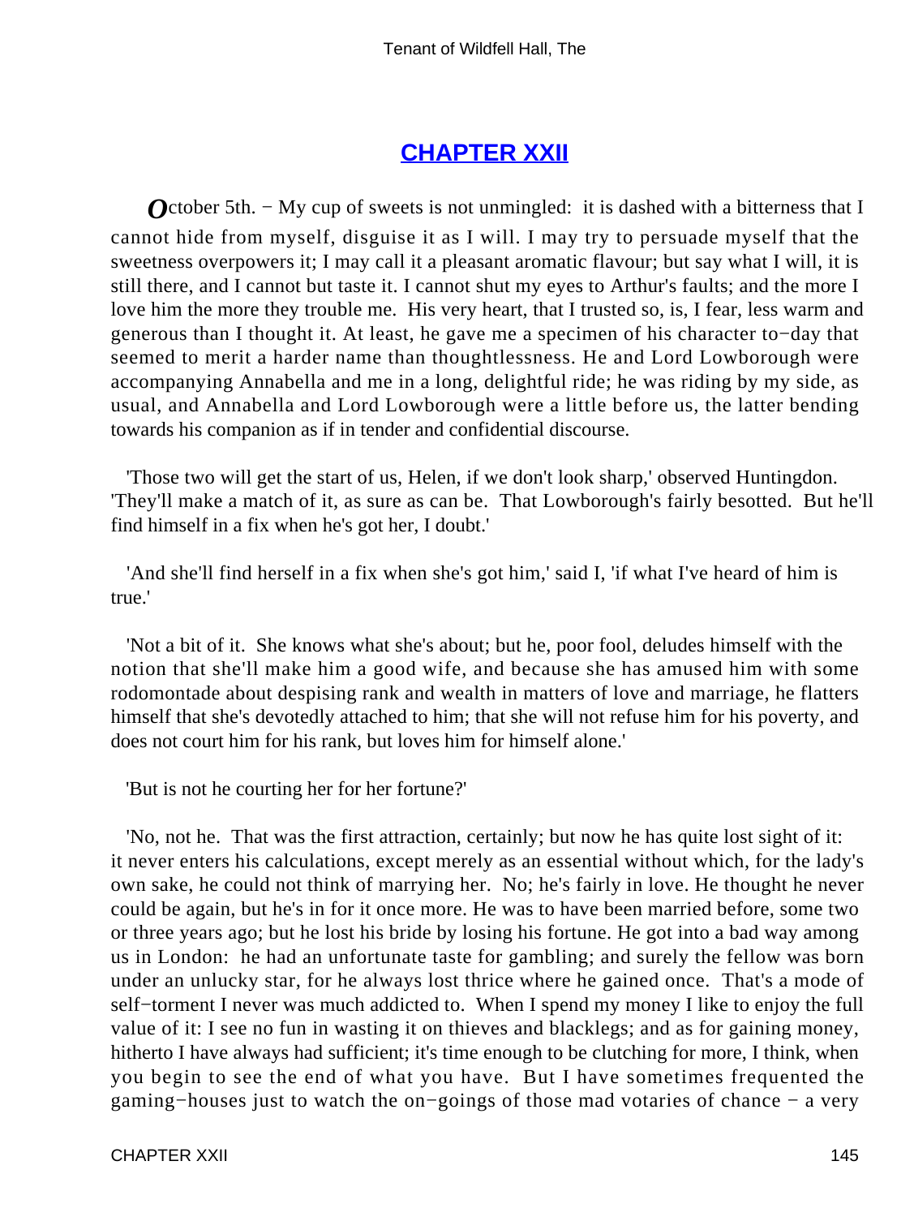## CHAPTER XXII

*O*ctober 5th. − My cup of sweets is not unmingled: it is dashed with a bitterness that I cannot hide from myself, disguise it as I will. I may try to persuade myself that the sweetness overpowers it; I may call it a pleasant aromatic flavour; but say what I will, it is still there, and I cannot but taste it. I cannot shut my eyes to Arthur's faults; and the more I love him the more they trouble me. His very heart, that I trusted so, is, I fear, less warm and generous than I thought it. At least, he gave me a specimen of his character to−day that seemed to merit a harder name than thoughtlessness. He and Lord Lowborough were accompanying Annabella and me in a long, delightful ride; he was riding by my side, as usual, and Annabella and Lord Lowborough were a little before us, the latter bending towards his companion as if in tender and confidential discourse.

'Those two will get the start of us, Helen, if we don't look sharp,' observed Huntingdon. 'They'll make a match of it, as sure as can be. That Lowborough's fairly besotted. But he'll find himself in a fix when he's got her, I doubt.'

'And she'll find herself in a fix when she's got him,' said I, 'if what I've heard of him is true.'

'Not a bit of it. She knows what she's about; but he, poor fool, deludes himself with the notion that she'll make him a good wife, and because she has amused him with some rodomontade about despising rank and wealth in matters of love and marriage, he flatters himself that she's devotedly attached to him; that she will not refuse him for his poverty, and does not court him for his rank, but loves him for himself alone.'

'But is not he courting her for her fortune?'

'No, not he. That was the first attraction, certainly; but now he has quite lost sight of it: it never enters his calculations, except merely as an essential without which, for the lady's own sake, he could not think of marrying her. No; he's fairly in love. He thought he never could be again, but he's in for it once more. He was to have been married before, some two or three years ago; but he lost his bride by losing his fortune. He got into a bad way among us in London: he had an unfortunate taste for gambling; and surely the fellow was born under an unlucky star, for he always lost thrice where he gained once. That's a mode of self−torment I never was much addicted to. When I spend my money I like to enjoy the full value of it: I see no fun in wasting it on thieves and blacklegs; and as for gaining money, hitherto I have always had sufficient; it's time enough to be clutching for more, I think, when you begin to see the end of what you have. But I have sometimes frequented the gaming−houses just to watch the on−goings of those mad votaries of chance − a very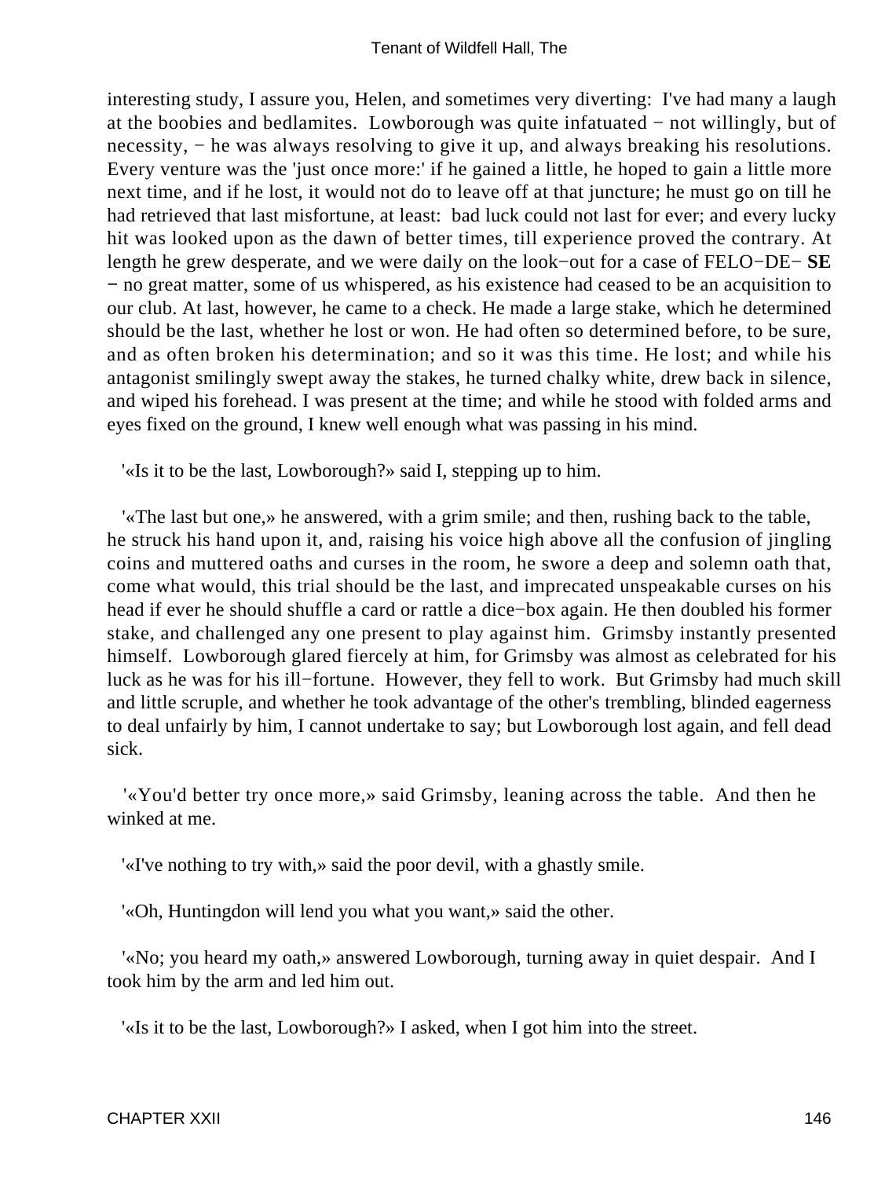interesting study, I assure you, Helen, and sometimes very diverting: I've had many a laugh at the boobies and bedlamites. Lowborough was quite infatuated − not willingly, but of necessity, − he was always resolving to give it up, and always breaking his resolutions. Every venture was the 'just once more:' if he gained a little, he hoped to gain a little more next time, and if he lost, it would not do to leave off at that juncture; he must go on till he had retrieved that last misfortune, at least: bad luck could not last for ever; and every lucky hit was looked upon as the dawn of better times, till experience proved the contrary. At length he grew desperate, and we were daily on the look−out for a case of FELO−DE− **SE** − no great matter, some of us whispered, as his existence had ceased to be an acquisition to our club. At last, however, he came to a check. He made a large stake, which he determined should be the last, whether he lost or won. He had often so determined before, to be sure, and as often broken his determination; and so it was this time. He lost; and while his antagonist smilingly swept away the stakes, he turned chalky white, drew back in silence, and wiped his forehead. I was present at the time; and while he stood with folded arms and eyes fixed on the ground, I knew well enough what was passing in his mind.

'«Is it to be the last, Lowborough?» said I, stepping up to him.

'«The last but one,» he answered, with a grim smile; and then, rushing back to the table, he struck his hand upon it, and, raising his voice high above all the confusion of jingling coins and muttered oaths and curses in the room, he swore a deep and solemn oath that, come what would, this trial should be the last, and imprecated unspeakable curses on his head if ever he should shuffle a card or rattle a dice−box again. He then doubled his former stake, and challenged any one present to play against him. Grimsby instantly presented himself. Lowborough glared fiercely at him, for Grimsby was almost as celebrated for his luck as he was for his ill−fortune. However, they fell to work. But Grimsby had much skill and little scruple, and whether he took advantage of the other's trembling, blinded eagerness to deal unfairly by him, I cannot undertake to say; but Lowborough lost again, and fell dead sick.

'«You'd better try once more,» said Grimsby, leaning across the table. And then he winked at me.

'«I've nothing to try with,» said the poor devil, with a ghastly smile.

'«Oh, Huntingdon will lend you what you want,» said the other.

'«No; you heard my oath,» answered Lowborough, turning away in quiet despair. And I took him by the arm and led him out.

'«Is it to be the last, Lowborough?» I asked, when I got him into the street.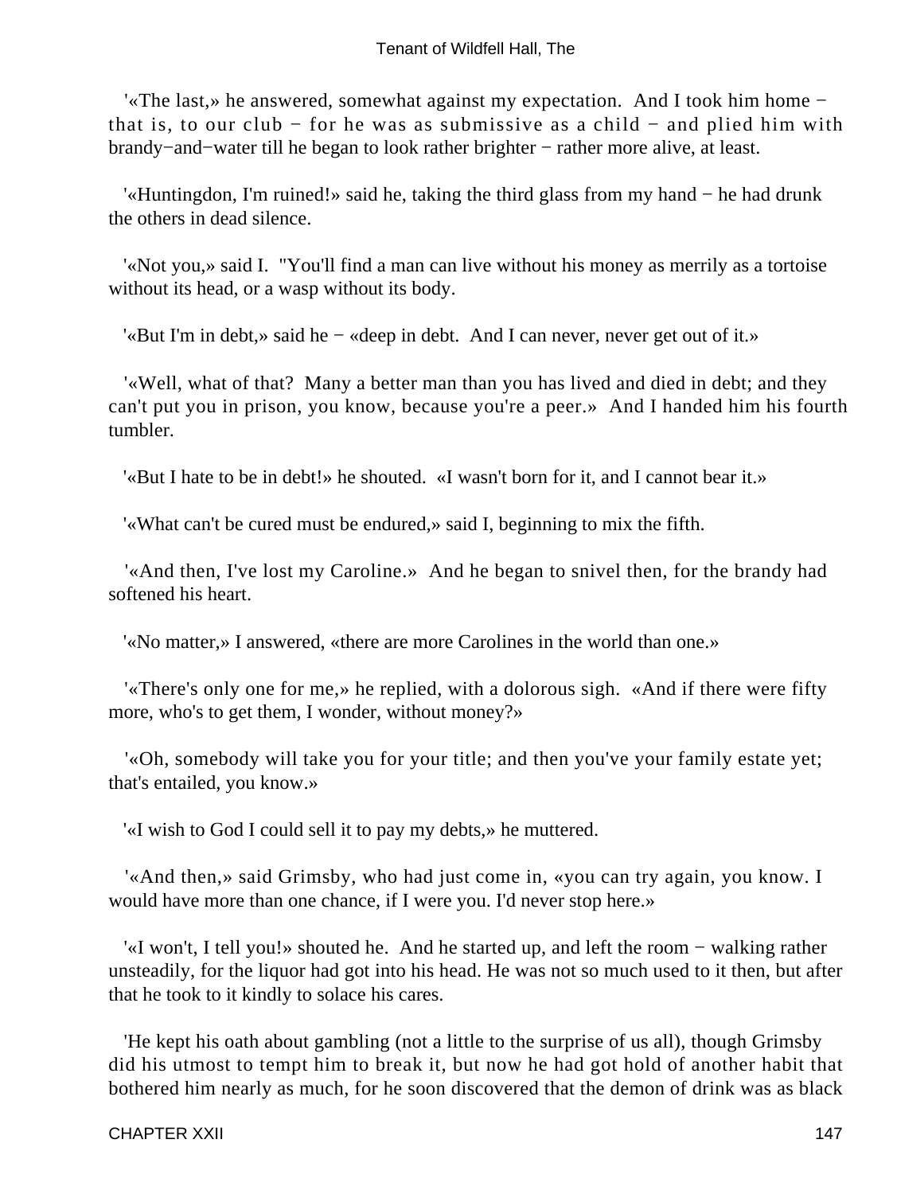'«The last,» he answered, somewhat against my expectation. And I took him home − that is, to our club − for he was as submissive as a child − and plied him with brandy−and−water till he began to look rather brighter − rather more alive, at least.

'«Huntingdon, I'm ruined!» said he, taking the third glass from my hand − he had drunk the others in dead silence.

'«Not you,» said I. "You'll find a man can live without his money as merrily as a tortoise without its head, or a wasp without its body.

'«But I'm in debt,» said he − «deep in debt. And I can never, never get out of it.»

'«Well, what of that? Many a better man than you has lived and died in debt; and they can't put you in prison, you know, because you're a peer.» And I handed him his fourth tumbler.

'«But I hate to be in debt!» he shouted. «I wasn't born for it, and I cannot bear it.»

'«What can't be cured must be endured,» said I, beginning to mix the fifth.

'«And then, I've lost my Caroline.» And he began to snivel then, for the brandy had softened his heart.

'«No matter,» I answered, «there are more Carolines in the world than one.»

'«There's only one for me,» he replied, with a dolorous sigh. «And if there were fifty more, who's to get them, I wonder, without money?»

'«Oh, somebody will take you for your title; and then you've your family estate yet; that's entailed, you know.»

'«I wish to God I could sell it to pay my debts,» he muttered.

'«And then,» said Grimsby, who had just come in, «you can try again, you know. I would have more than one chance, if I were you. I'd never stop here.»

'«I won't, I tell you!» shouted he. And he started up, and left the room − walking rather unsteadily, for the liquor had got into his head. He was not so much used to it then, but after that he took to it kindly to solace his cares.

'He kept his oath about gambling (not a little to the surprise of us all), though Grimsby did his utmost to tempt him to break it, but now he had got hold of another habit that bothered him nearly as much, for he soon discovered that the demon of drink was as black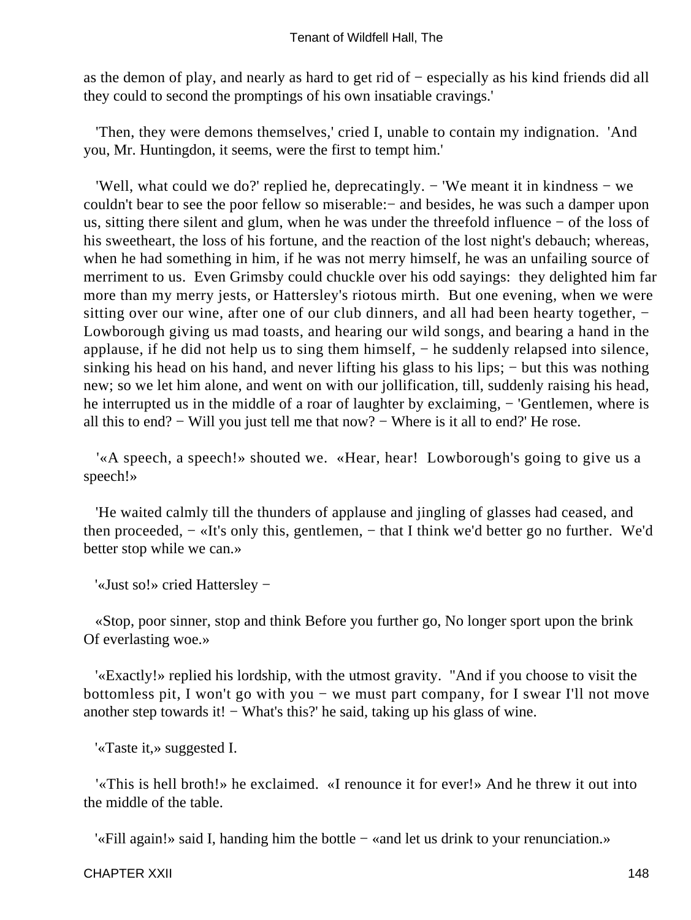as the demon of play, and nearly as hard to get rid of − especially as his kind friends did all they could to second the promptings of his own insatiable cravings.'

'Then, they were demons themselves,' cried I, unable to contain my indignation. 'And you, Mr. Huntingdon, it seems, were the first to tempt him.'

'Well, what could we do?' replied he, deprecatingly. − 'We meant it in kindness − we couldn't bear to see the poor fellow so miserable:− and besides, he was such a damper upon us, sitting there silent and glum, when he was under the threefold influence − of the loss of his sweetheart, the loss of his fortune, and the reaction of the lost night's debauch; whereas, when he had something in him, if he was not merry himself, he was an unfailing source of merriment to us. Even Grimsby could chuckle over his odd sayings: they delighted him far more than my merry jests, or Hattersley's riotous mirth. But one evening, when we were sitting over our wine, after one of our club dinners, and all had been hearty together, − Lowborough giving us mad toasts, and hearing our wild songs, and bearing a hand in the applause, if he did not help us to sing them himself, − he suddenly relapsed into silence, sinking his head on his hand, and never lifting his glass to his lips; − but this was nothing new; so we let him alone, and went on with our jollification, till, suddenly raising his head, he interrupted us in the middle of a roar of laughter by exclaiming, − 'Gentlemen, where is all this to end? − Will you just tell me that now? − Where is it all to end?' He rose.

'«A speech, a speech!» shouted we. «Hear, hear! Lowborough's going to give us a speech!»

'He waited calmly till the thunders of applause and jingling of glasses had ceased, and then proceeded, − «It's only this, gentlemen, − that I think we'd better go no further. We'd better stop while we can.»

'«Just so!» cried Hattersley −

«Stop, poor sinner, stop and think Before you further go, No longer sport upon the brink Of everlasting woe.»

'«Exactly!» replied his lordship, with the utmost gravity. "And if you choose to visit the bottomless pit, I won't go with you − we must part company, for I swear I'll not move another step towards it! − What's this?' he said, taking up his glass of wine.

'«Taste it,» suggested I.

'«This is hell broth!» he exclaimed. «I renounce it for ever!» And he threw it out into the middle of the table.

'«Fill again!» said I, handing him the bottle − «and let us drink to your renunciation.»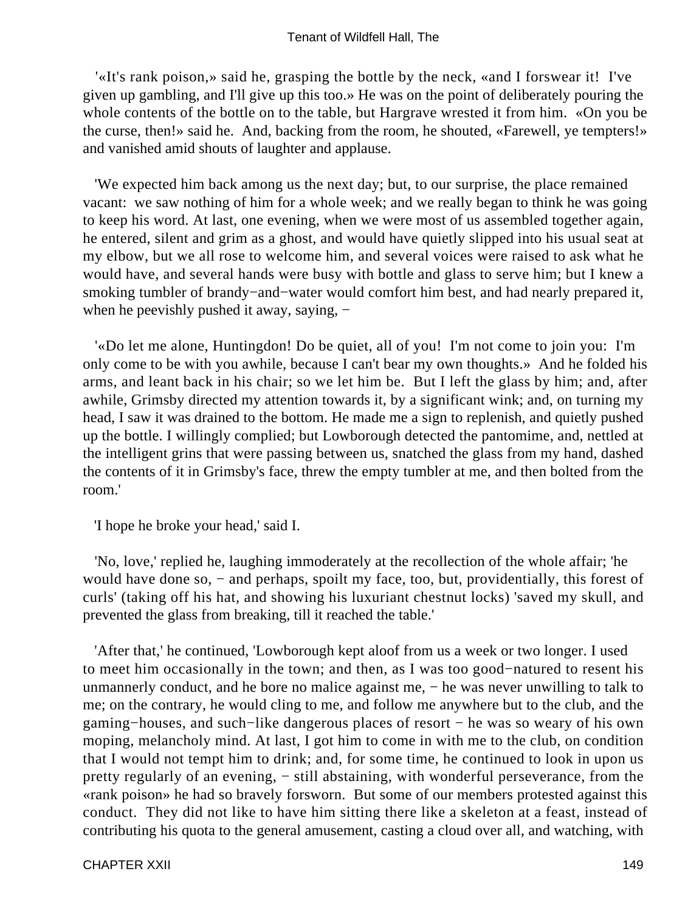'«It's rank poison,» said he, grasping the bottle by the neck, «and I forswear it! I've given up gambling, and I'll give up this too.» He was on the point of deliberately pouring the whole contents of the bottle on to the table, but Hargrave wrested it from him. «On you be the curse, then!» said he. And, backing from the room, he shouted, «Farewell, ye tempters!» and vanished amid shouts of laughter and applause.

'We expected him back among us the next day; but, to our surprise, the place remained vacant: we saw nothing of him for a whole week; and we really began to think he was going to keep his word. At last, one evening, when we were most of us assembled together again, he entered, silent and grim as a ghost, and would have quietly slipped into his usual seat at my elbow, but we all rose to welcome him, and several voices were raised to ask what he would have, and several hands were busy with bottle and glass to serve him; but I knew a smoking tumbler of brandy−and−water would comfort him best, and had nearly prepared it, when he peevishly pushed it away, saying, −

'«Do let me alone, Huntingdon! Do be quiet, all of you! I'm not come to join you: I'm only come to be with you awhile, because I can't bear my own thoughts.» And he folded his arms, and leant back in his chair; so we let him be. But I left the glass by him; and, after awhile, Grimsby directed my attention towards it, by a significant wink; and, on turning my head, I saw it was drained to the bottom. He made me a sign to replenish, and quietly pushed up the bottle. I willingly complied; but Lowborough detected the pantomime, and, nettled at the intelligent grins that were passing between us, snatched the glass from my hand, dashed the contents of it in Grimsby's face, threw the empty tumbler at me, and then bolted from the room.'

'I hope he broke your head,' said I.

'No, love,' replied he, laughing immoderately at the recollection of the whole affair; 'he would have done so, − and perhaps, spoilt my face, too, but, providentially, this forest of curls' (taking off his hat, and showing his luxuriant chestnut locks) 'saved my skull, and prevented the glass from breaking, till it reached the table.'

'After that,' he continued, 'Lowborough kept aloof from us a week or two longer. I used to meet him occasionally in the town; and then, as I was too good−natured to resent his unmannerly conduct, and he bore no malice against me, − he was never unwilling to talk to me; on the contrary, he would cling to me, and follow me anywhere but to the club, and the gaming−houses, and such−like dangerous places of resort − he was so weary of his own moping, melancholy mind. At last, I got him to come in with me to the club, on condition that I would not tempt him to drink; and, for some time, he continued to look in upon us pretty regularly of an evening, − still abstaining, with wonderful perseverance, from the «rank poison» he had so bravely forsworn. But some of our members protested against this conduct. They did not like to have him sitting there like a skeleton at a feast, instead of contributing his quota to the general amusement, casting a cloud over all, and watching, with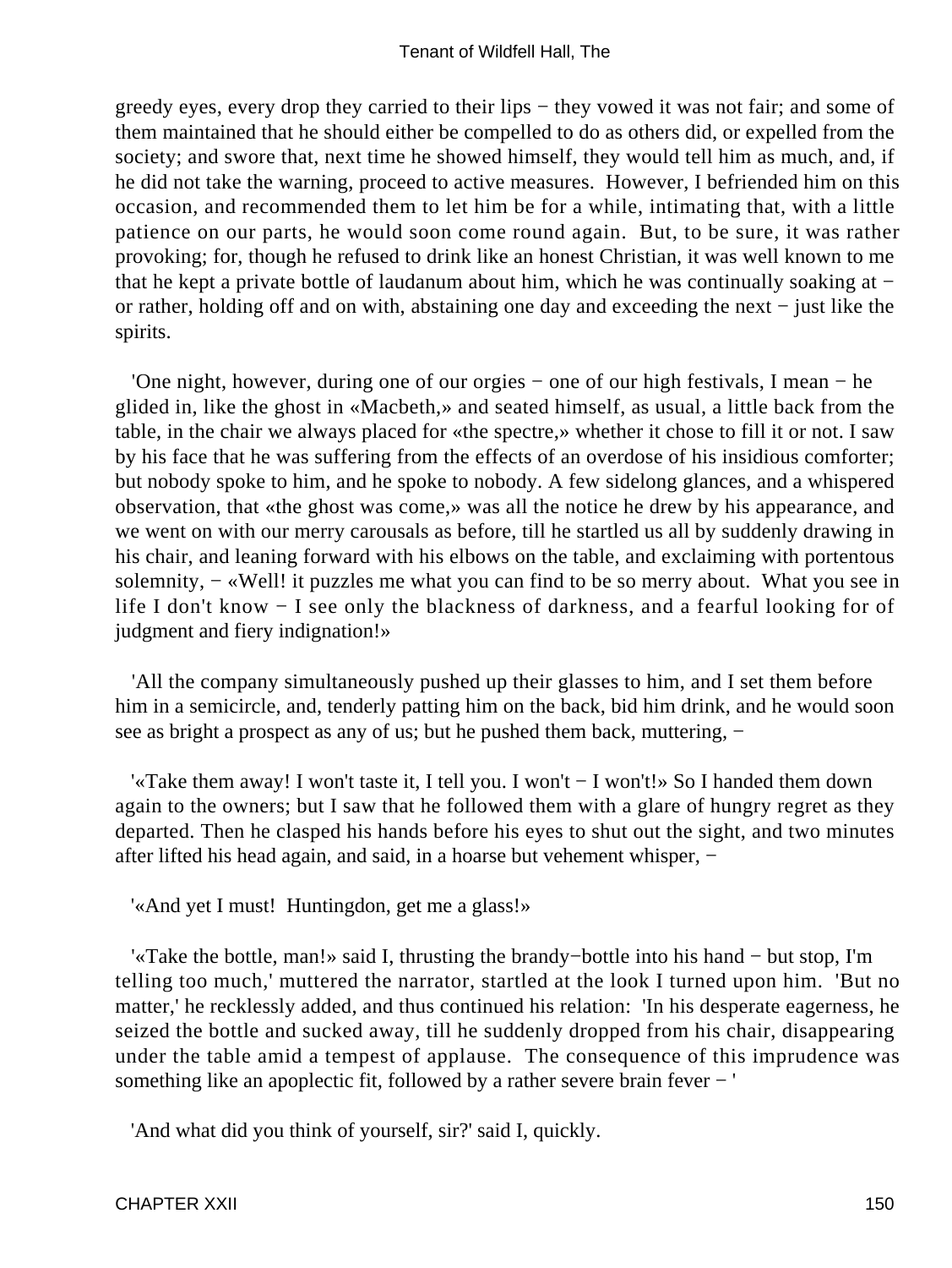greedy eyes, every drop they carried to their lips − they vowed it was not fair; and some of them maintained that he should either be compelled to do as others did, or expelled from the society; and swore that, next time he showed himself, they would tell him as much, and, if he did not take the warning, proceed to active measures. However, I befriended him on this occasion, and recommended them to let him be for a while, intimating that, with a little patience on our parts, he would soon come round again. But, to be sure, it was rather provoking; for, though he refused to drink like an honest Christian, it was well known to me that he kept a private bottle of laudanum about him, which he was continually soaking at − or rather, holding off and on with, abstaining one day and exceeding the next − just like the spirits.

'One night, however, during one of our orgies − one of our high festivals, I mean − he glided in, like the ghost in «Macbeth,» and seated himself, as usual, a little back from the table, in the chair we always placed for «the spectre,» whether it chose to fill it or not. I saw by his face that he was suffering from the effects of an overdose of his insidious comforter; but nobody spoke to him, and he spoke to nobody. A few sidelong glances, and a whispered observation, that «the ghost was come,» was all the notice he drew by his appearance, and we went on with our merry carousals as before, till he startled us all by suddenly drawing in his chair, and leaning forward with his elbows on the table, and exclaiming with portentous solemnity, − «Well! it puzzles me what you can find to be so merry about. What you see in life I don't know − I see only the blackness of darkness, and a fearful looking for of judgment and fiery indignation!»

'All the company simultaneously pushed up their glasses to him, and I set them before him in a semicircle, and, tenderly patting him on the back, bid him drink, and he would soon see as bright a prospect as any of us; but he pushed them back, muttering, −

'«Take them away! I won't taste it, I tell you. I won't − I won't!» So I handed them down again to the owners; but I saw that he followed them with a glare of hungry regret as they departed. Then he clasped his hands before his eyes to shut out the sight, and two minutes after lifted his head again, and said, in a hoarse but vehement whisper, −

'«And yet I must! Huntingdon, get me a glass!»

'«Take the bottle, man!» said I, thrusting the brandy−bottle into his hand − but stop, I'm telling too much,' muttered the narrator, startled at the look I turned upon him. 'But no matter,' he recklessly added, and thus continued his relation: 'In his desperate eagerness, he seized the bottle and sucked away, till he suddenly dropped from his chair, disappearing under the table amid a tempest of applause. The consequence of this imprudence was something like an apoplectic fit, followed by a rather severe brain fever − '

'And what did you think of yourself, sir?' said I, quickly.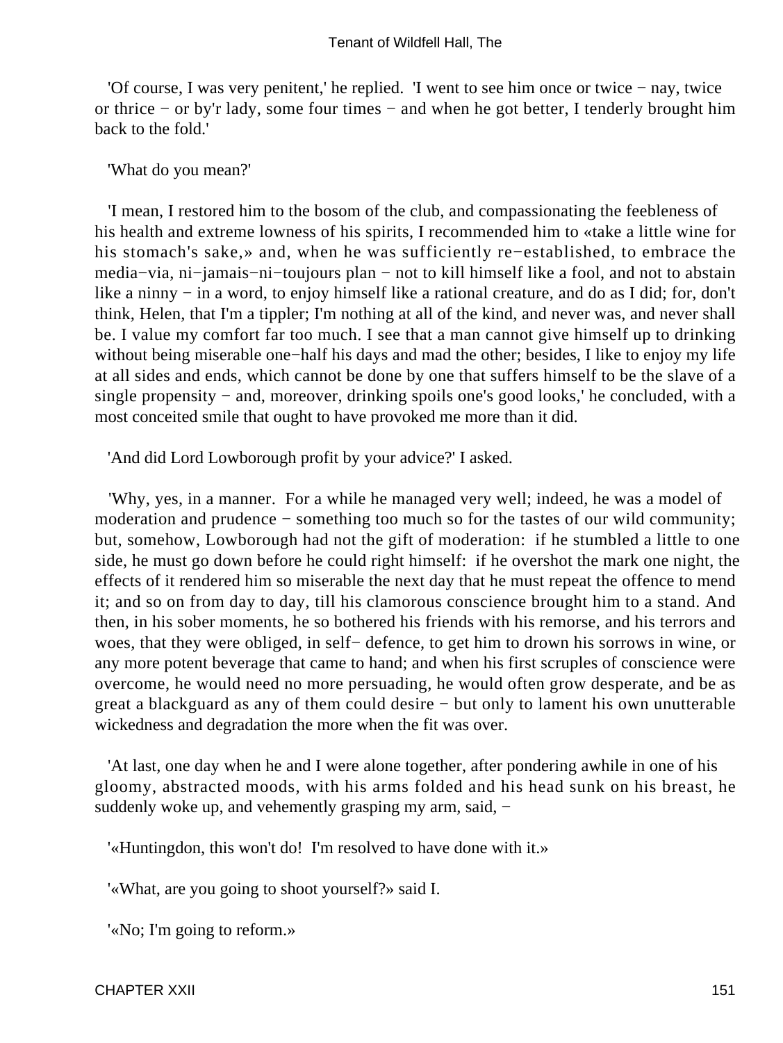'Of course, I was very penitent,' he replied. 'I went to see him once or twice − nay, twice or thrice − or by'r lady, some four times − and when he got better, I tenderly brought him back to the fold.'

'What do you mean?'

'I mean, I restored him to the bosom of the club, and compassionating the feebleness of his health and extreme lowness of his spirits, I recommended him to «take a little wine for his stomach's sake,» and, when he was sufficiently re−established, to embrace the media−via, ni−jamais−ni−toujours plan − not to kill himself like a fool, and not to abstain like a ninny − in a word, to enjoy himself like a rational creature, and do as I did; for, don't think, Helen, that I'm a tippler; I'm nothing at all of the kind, and never was, and never shall be. I value my comfort far too much. I see that a man cannot give himself up to drinking without being miserable one−half his days and mad the other; besides, I like to enjoy my life at all sides and ends, which cannot be done by one that suffers himself to be the slave of a single propensity − and, moreover, drinking spoils one's good looks,' he concluded, with a most conceited smile that ought to have provoked me more than it did.

'And did Lord Lowborough profit by your advice?' I asked.

'Why, yes, in a manner. For a while he managed very well; indeed, he was a model of moderation and prudence − something too much so for the tastes of our wild community; but, somehow, Lowborough had not the gift of moderation: if he stumbled a little to one side, he must go down before he could right himself: if he overshot the mark one night, the effects of it rendered him so miserable the next day that he must repeat the offence to mend it; and so on from day to day, till his clamorous conscience brought him to a stand. And then, in his sober moments, he so bothered his friends with his remorse, and his terrors and woes, that they were obliged, in self− defence, to get him to drown his sorrows in wine, or any more potent beverage that came to hand; and when his first scruples of conscience were overcome, he would need no more persuading, he would often grow desperate, and be as great a blackguard as any of them could desire − but only to lament his own unutterable wickedness and degradation the more when the fit was over.

'At last, one day when he and I were alone together, after pondering awhile in one of his gloomy, abstracted moods, with his arms folded and his head sunk on his breast, he suddenly woke up, and vehemently grasping my arm, said, −

'«Huntingdon, this won't do! I'm resolved to have done with it.»

'«What, are you going to shoot yourself?» said I.

'«No; I'm going to reform.»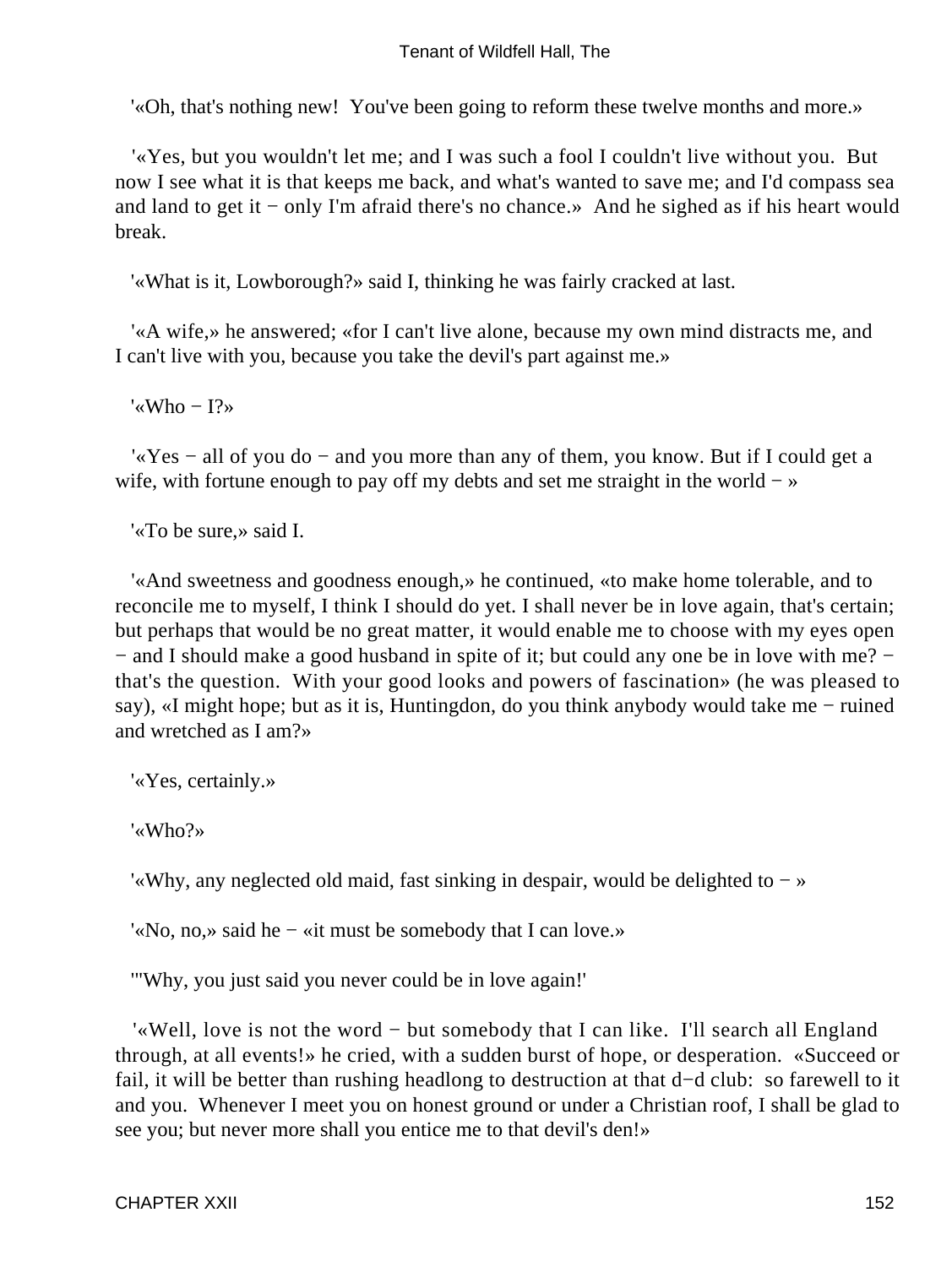'«Oh, that's nothing new!  You've been going to reform these twelve months and more.»

'«Yes, but you wouldn't let me; and I was such a fool I couldn't live without you.  But now I see what it is that keeps me back, and what's wanted to save me; and I'd compass sea and land to get it − only I'm afraid there's no chance.»  And he sighed as if his heart would break.

'«What is it, Lowborough?» said I, thinking he was fairly cracked at last.

'«A wife,» he answered; «for I can't live alone, because my own mind distracts me, and I can't live with you, because you take the devil's part against me.»

'«Who − I?»

'«Yes − all of you do − and you more than any of them, you know. But if I could get a wife, with fortune enough to pay off my debts and set me straight in the world − »

'«To be sure,» said I.

'«And sweetness and goodness enough,» he continued, «to make home tolerable, and to reconcile me to myself, I think I should do yet. I shall never be in love again, that's certain; but perhaps that would be no great matter, it would enable me to choose with my eyes open − and I should make a good husband in spite of it; but could any one be in love with me? − that's the question.  With your good looks and powers of fascination» (he was pleased to say), «I might hope; but as it is, Huntingdon, do you think anybody would take me − ruined and wretched as I am?»

'«Yes, certainly.»

'«Who?»

'«Why, any neglected old maid, fast sinking in despair, would be delighted to − »

'«No, no,» said he − «it must be somebody that I can love.»

'"Why, you just said you never could be in love again!'

'«Well, love is not the word − but somebody that I can like.  I'll search all England through, at all events!» he cried, with a sudden burst of hope, or desperation.  «Succeed or fail, it will be better than rushing headlong to destruction at that d−d club:  so farewell to it and you.  Whenever I meet you on honest ground or under a Christian roof, I shall be glad to see you; but never more shall you entice me to that devil's den!»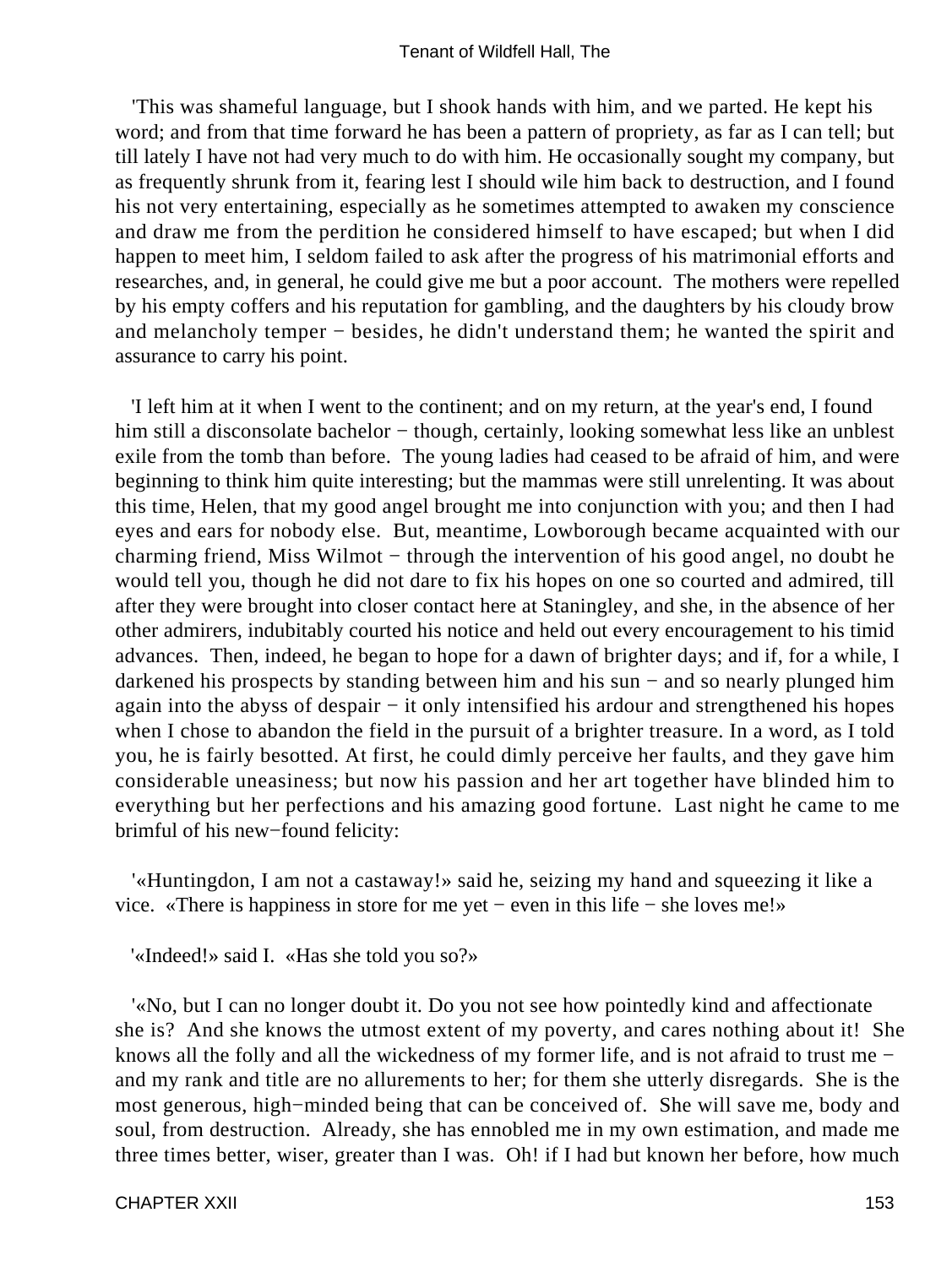'This was shameful language, but I shook hands with him, and we parted. He kept his word; and from that time forward he has been a pattern of propriety, as far as I can tell; but till lately I have not had very much to do with him. He occasionally sought my company, but as frequently shrunk from it, fearing lest I should wile him back to destruction, and I found his not very entertaining, especially as he sometimes attempted to awaken my conscience and draw me from the perdition he considered himself to have escaped; but when I did happen to meet him, I seldom failed to ask after the progress of his matrimonial efforts and researches, and, in general, he could give me but a poor account. The mothers were repelled by his empty coffers and his reputation for gambling, and the daughters by his cloudy brow and melancholy temper − besides, he didn't understand them; he wanted the spirit and assurance to carry his point.

'I left him at it when I went to the continent; and on my return, at the year's end, I found him still a disconsolate bachelor − though, certainly, looking somewhat less like an unblest exile from the tomb than before. The young ladies had ceased to be afraid of him, and were beginning to think him quite interesting; but the mammas were still unrelenting. It was about this time, Helen, that my good angel brought me into conjunction with you; and then I had eyes and ears for nobody else. But, meantime, Lowborough became acquainted with our charming friend, Miss Wilmot − through the intervention of his good angel, no doubt he would tell you, though he did not dare to fix his hopes on one so courted and admired, till after they were brought into closer contact here at Staningley, and she, in the absence of her other admirers, indubitably courted his notice and held out every encouragement to his timid advances. Then, indeed, he began to hope for a dawn of brighter days; and if, for a while, I darkened his prospects by standing between him and his sun − and so nearly plunged him again into the abyss of despair − it only intensified his ardour and strengthened his hopes when I chose to abandon the field in the pursuit of a brighter treasure. In a word, as I told you, he is fairly besotted. At first, he could dimly perceive her faults, and they gave him considerable uneasiness; but now his passion and her art together have blinded him to everything but her perfections and his amazing good fortune. Last night he came to me brimful of his new−found felicity:

'«Huntingdon, I am not a castaway!» said he, seizing my hand and squeezing it like a vice. «There is happiness in store for me yet − even in this life − she loves me!»

'«Indeed!» said I. «Has she told you so?»

'«No, but I can no longer doubt it. Do you not see how pointedly kind and affectionate she is? And she knows the utmost extent of my poverty, and cares nothing about it! She knows all the folly and all the wickedness of my former life, and is not afraid to trust me − and my rank and title are no allurements to her; for them she utterly disregards. She is the most generous, high−minded being that can be conceived of. She will save me, body and soul, from destruction. Already, she has ennobled me in my own estimation, and made me three times better, wiser, greater than I was. Oh! if I had but known her before, how much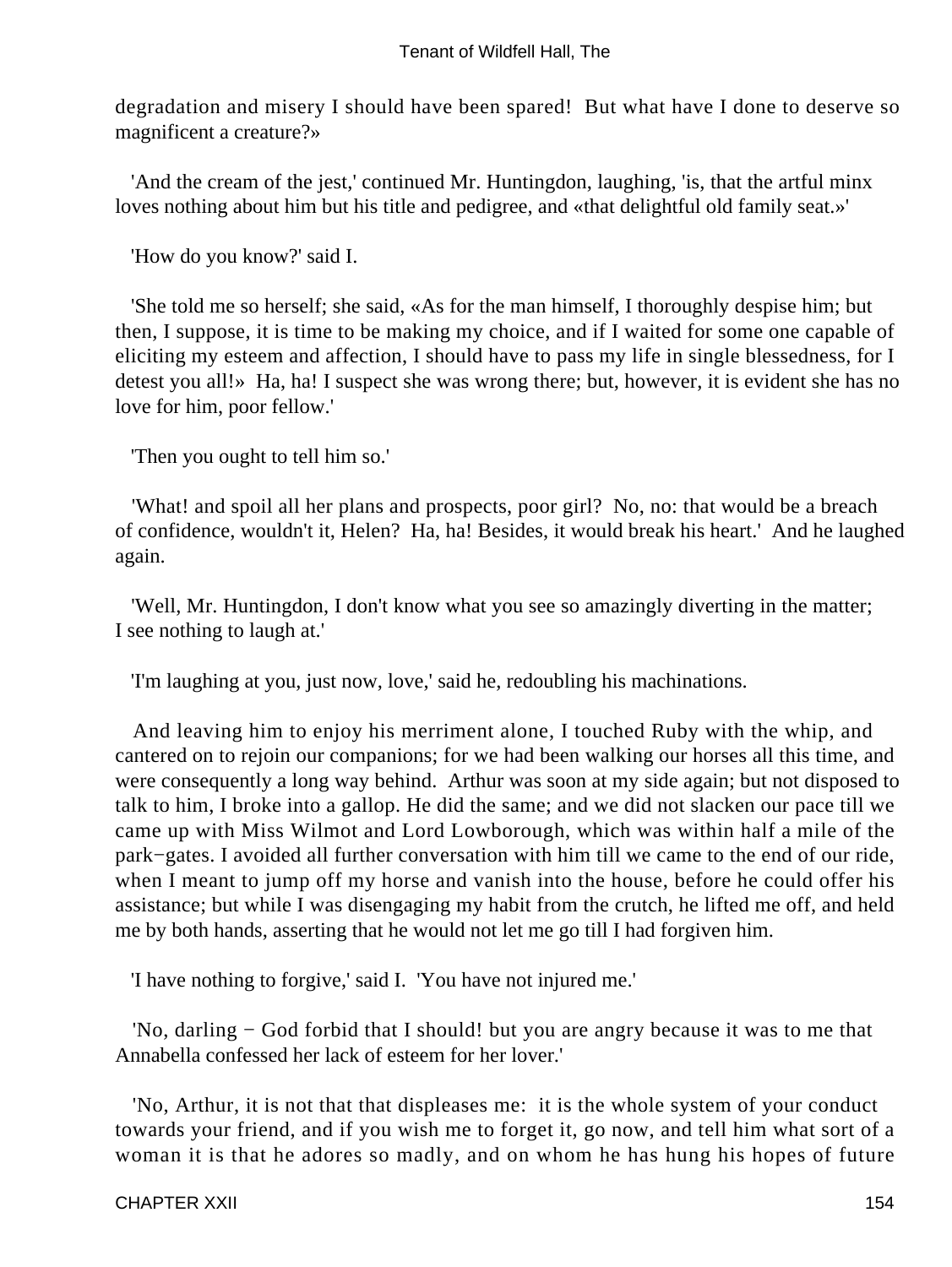degradation and misery I should have been spared! But what have I done to deserve so magnificent a creature?»

'And the cream of the jest,' continued Mr. Huntingdon, laughing, 'is, that the artful minx loves nothing about him but his title and pedigree, and «that delightful old family seat.»'

'How do you know?' said I.

'She told me so herself; she said, «As for the man himself, I thoroughly despise him; but then, I suppose, it is time to be making my choice, and if I waited for some one capable of eliciting my esteem and affection, I should have to pass my life in single blessedness, for I detest you all!» Ha, ha! I suspect she was wrong there; but, however, it is evident she has no love for him, poor fellow.'

'Then you ought to tell him so.'

'What! and spoil all her plans and prospects, poor girl? No, no: that would be a breach of confidence, wouldn't it, Helen? Ha, ha! Besides, it would break his heart.' And he laughed again.

'Well, Mr. Huntingdon, I don't know what you see so amazingly diverting in the matter; I see nothing to laugh at.'

'I'm laughing at you, just now, love,' said he, redoubling his machinations.

And leaving him to enjoy his merriment alone, I touched Ruby with the whip, and cantered on to rejoin our companions; for we had been walking our horses all this time, and were consequently a long way behind. Arthur was soon at my side again; but not disposed to talk to him, I broke into a gallop. He did the same; and we did not slacken our pace till we came up with Miss Wilmot and Lord Lowborough, which was within half a mile of the park−gates. I avoided all further conversation with him till we came to the end of our ride, when I meant to jump off my horse and vanish into the house, before he could offer his assistance; but while I was disengaging my habit from the crutch, he lifted me off, and held me by both hands, asserting that he would not let me go till I had forgiven him.

'I have nothing to forgive,' said I. 'You have not injured me.'

'No, darling − God forbid that I should! but you are angry because it was to me that Annabella confessed her lack of esteem for her lover.'

'No, Arthur, it is not that that displeases me: it is the whole system of your conduct towards your friend, and if you wish me to forget it, go now, and tell him what sort of a woman it is that he adores so madly, and on whom he has hung his hopes of future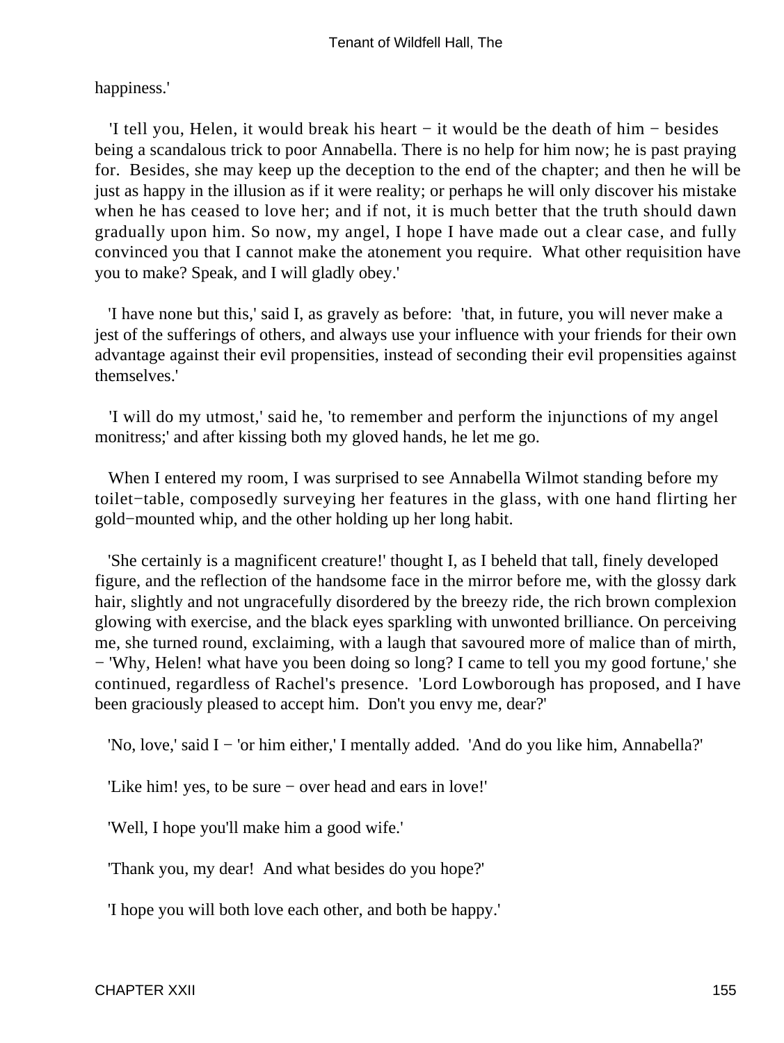happiness.'

'I tell you, Helen, it would break his heart − it would be the death of him − besides being a scandalous trick to poor Annabella. There is no help for him now; he is past praying for. Besides, she may keep up the deception to the end of the chapter; and then he will be just as happy in the illusion as if it were reality; or perhaps he will only discover his mistake when he has ceased to love her; and if not, it is much better that the truth should dawn gradually upon him. So now, my angel, I hope I have made out a clear case, and fully convinced you that I cannot make the atonement you require. What other requisition have you to make? Speak, and I will gladly obey.'

'I have none but this,' said I, as gravely as before: 'that, in future, you will never make a jest of the sufferings of others, and always use your influence with your friends for their own advantage against their evil propensities, instead of seconding their evil propensities against themselves.'

'I will do my utmost,' said he, 'to remember and perform the injunctions of my angel monitress;' and after kissing both my gloved hands, he let me go.

When I entered my room, I was surprised to see Annabella Wilmot standing before my toilet−table, composedly surveying her features in the glass, with one hand flirting her gold−mounted whip, and the other holding up her long habit.

'She certainly is a magnificent creature!' thought I, as I beheld that tall, finely developed figure, and the reflection of the handsome face in the mirror before me, with the glossy dark hair, slightly and not ungracefully disordered by the breezy ride, the rich brown complexion glowing with exercise, and the black eyes sparkling with unwonted brilliance. On perceiving me, she turned round, exclaiming, with a laugh that savoured more of malice than of mirth, − 'Why, Helen! what have you been doing so long? I came to tell you my good fortune,' she continued, regardless of Rachel's presence. 'Lord Lowborough has proposed, and I have been graciously pleased to accept him. Don't you envy me, dear?'

'No, love,' said I − 'or him either,' I mentally added. 'And do you like him, Annabella?'

'Like him! yes, to be sure − over head and ears in love!'

'Well, I hope you'll make him a good wife.'

'Thank you, my dear! And what besides do you hope?'

'I hope you will both love each other, and both be happy.'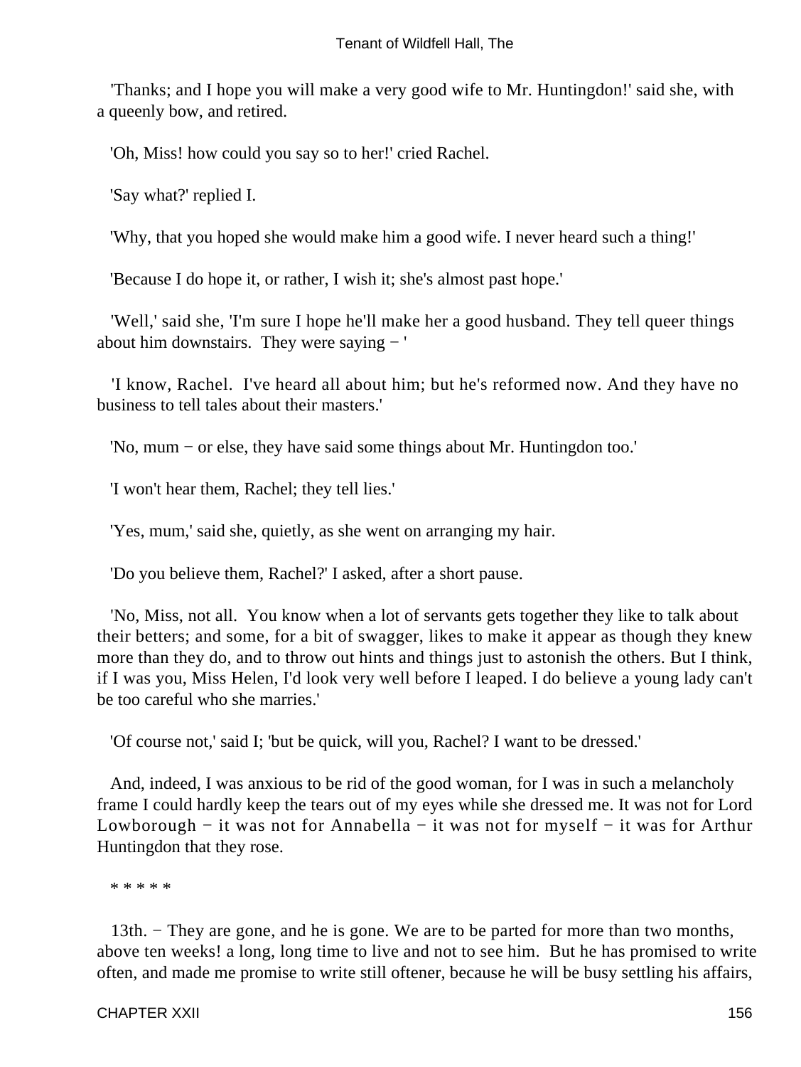'Thanks; and I hope you will make a very good wife to Mr. Huntingdon!' said she, with a queenly bow, and retired.

'Oh, Miss! how could you say so to her!' cried Rachel.

'Say what?' replied I.

'Why, that you hoped she would make him a good wife. I never heard such a thing!'

'Because I do hope it, or rather, I wish it; she's almost past hope.'

'Well,' said she, 'I'm sure I hope he'll make her a good husband. They tell queer things about him downstairs. They were saying − '

'I know, Rachel. I've heard all about him; but he's reformed now. And they have no business to tell tales about their masters.'

'No, mum − or else, they have said some things about Mr. Huntingdon too.'

'I won't hear them, Rachel; they tell lies.'

'Yes, mum,' said she, quietly, as she went on arranging my hair.

'Do you believe them, Rachel?' I asked, after a short pause.

'No, Miss, not all. You know when a lot of servants gets together they like to talk about their betters; and some, for a bit of swagger, likes to make it appear as though they knew more than they do, and to throw out hints and things just to astonish the others. But I think, if I was you, Miss Helen, I'd look very well before I leaped. I do believe a young lady can't be too careful who she marries.'

'Of course not,' said I; 'but be quick, will you, Rachel? I want to be dressed.'

And, indeed, I was anxious to be rid of the good woman, for I was in such a melancholy frame I could hardly keep the tears out of my eyes while she dressed me. It was not for Lord Lowborough − it was not for Annabella − it was not for myself − it was for Arthur Huntingdon that they rose.

* * * * *

13th. − They are gone, and he is gone. We are to be parted for more than two months, above ten weeks! a long, long time to live and not to see him. But he has promised to write often, and made me promise to write still oftener, because he will be busy settling his affairs,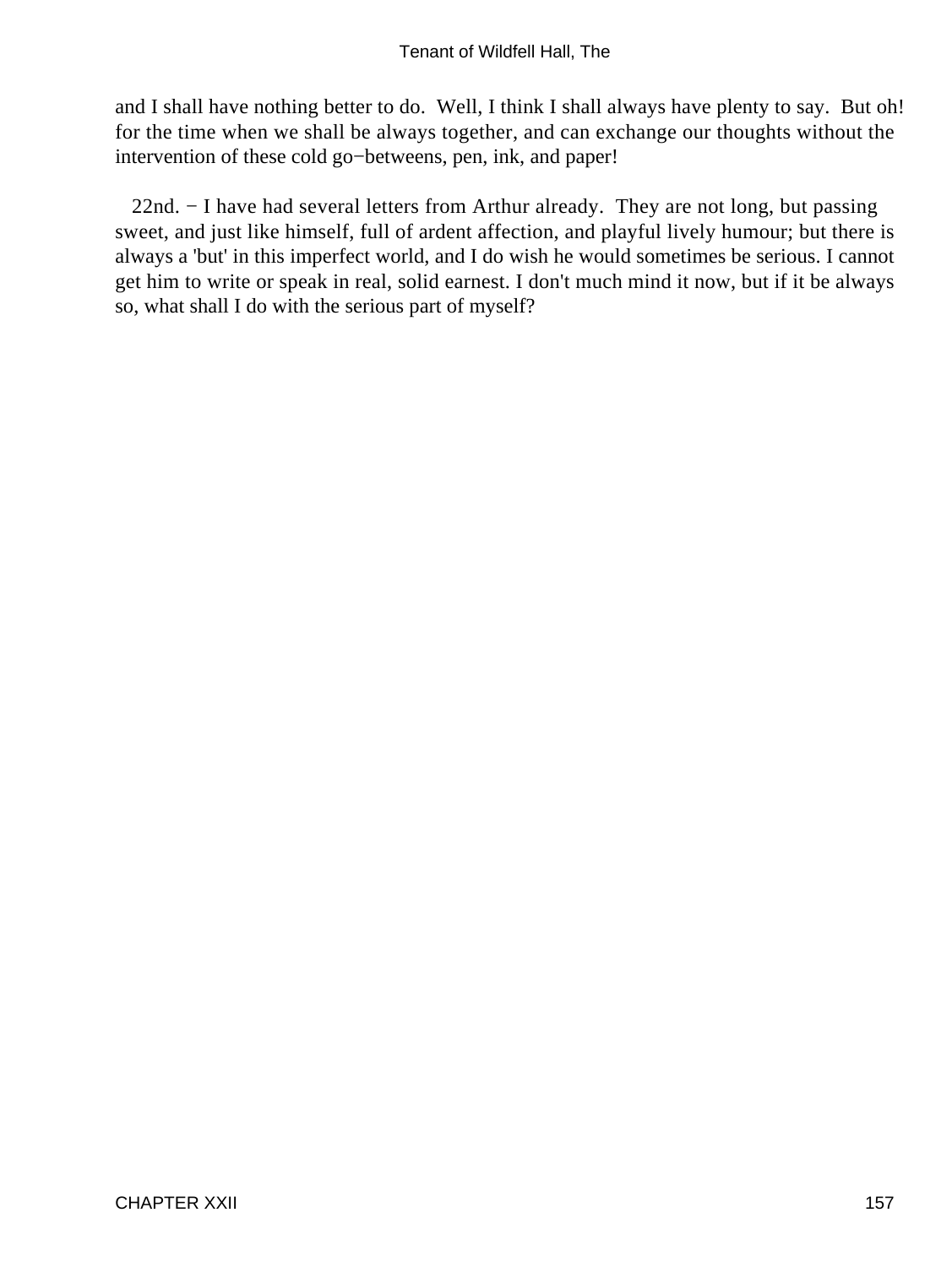and I shall have nothing better to do. Well, I think I shall always have plenty to say. But oh! for the time when we shall be always together, and can exchange our thoughts without the intervention of these cold go−betweens, pen, ink, and paper!

22nd. − I have had several letters from Arthur already. They are not long, but passing sweet, and just like himself, full of ardent affection, and playful lively humour; but there is always a 'but' in this imperfect world, and I do wish he would sometimes be serious. I cannot get him to write or speak in real, solid earnest. I don't much mind it now, but if it be always so, what shall I do with the serious part of myself?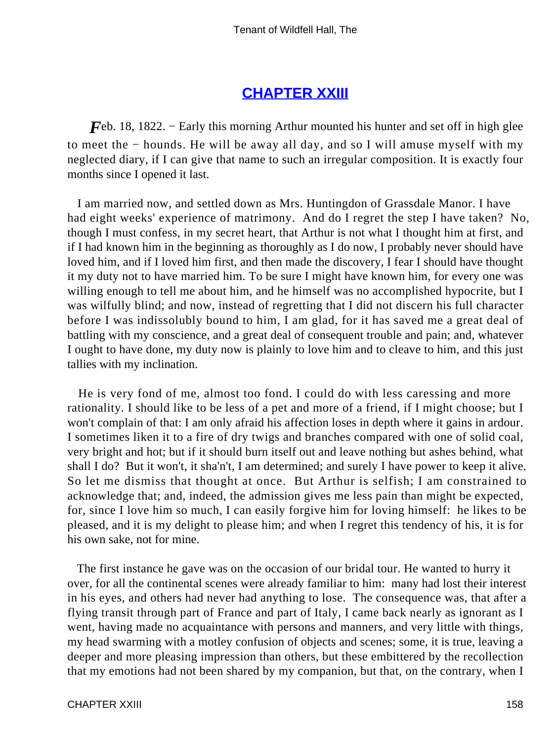## CHAPTER XXIII

*F*eb. 18, 1822. − Early this morning Arthur mounted his hunter and set off in high glee to meet the − hounds. He will be away all day, and so I will amuse myself with my neglected diary, if I can give that name to such an irregular composition. It is exactly four months since I opened it last.

I am married now, and settled down as Mrs. Huntingdon of Grassdale Manor. I have had eight weeks' experience of matrimony. And do I regret the step I have taken? No, though I must confess, in my secret heart, that Arthur is not what I thought him at first, and if I had known him in the beginning as thoroughly as I do now, I probably never should have loved him, and if I loved him first, and then made the discovery, I fear I should have thought it my duty not to have married him. To be sure I might have known him, for every one was willing enough to tell me about him, and he himself was no accomplished hypocrite, but I was wilfully blind; and now, instead of regretting that I did not discern his full character before I was indissolubly bound to him, I am glad, for it has saved me a great deal of battling with my conscience, and a great deal of consequent trouble and pain; and, whatever I ought to have done, my duty now is plainly to love him and to cleave to him, and this just tallies with my inclination.

He is very fond of me, almost too fond. I could do with less caressing and more rationality. I should like to be less of a pet and more of a friend, if I might choose; but I won't complain of that: I am only afraid his affection loses in depth where it gains in ardour. I sometimes liken it to a fire of dry twigs and branches compared with one of solid coal, very bright and hot; but if it should burn itself out and leave nothing but ashes behind, what shall I do? But it won't, it sha'n't, I am determined; and surely I have power to keep it alive. So let me dismiss that thought at once. But Arthur is selfish; I am constrained to acknowledge that; and, indeed, the admission gives me less pain than might be expected, for, since I love him so much, I can easily forgive him for loving himself: he likes to be pleased, and it is my delight to please him; and when I regret this tendency of his, it is for his own sake, not for mine.

The first instance he gave was on the occasion of our bridal tour. He wanted to hurry it over, for all the continental scenes were already familiar to him: many had lost their interest in his eyes, and others had never had anything to lose. The consequence was, that after a flying transit through part of France and part of Italy, I came back nearly as ignorant as I went, having made no acquaintance with persons and manners, and very little with things, my head swarming with a motley confusion of objects and scenes; some, it is true, leaving a deeper and more pleasing impression than others, but these embittered by the recollection that my emotions had not been shared by my companion, but that, on the contrary, when I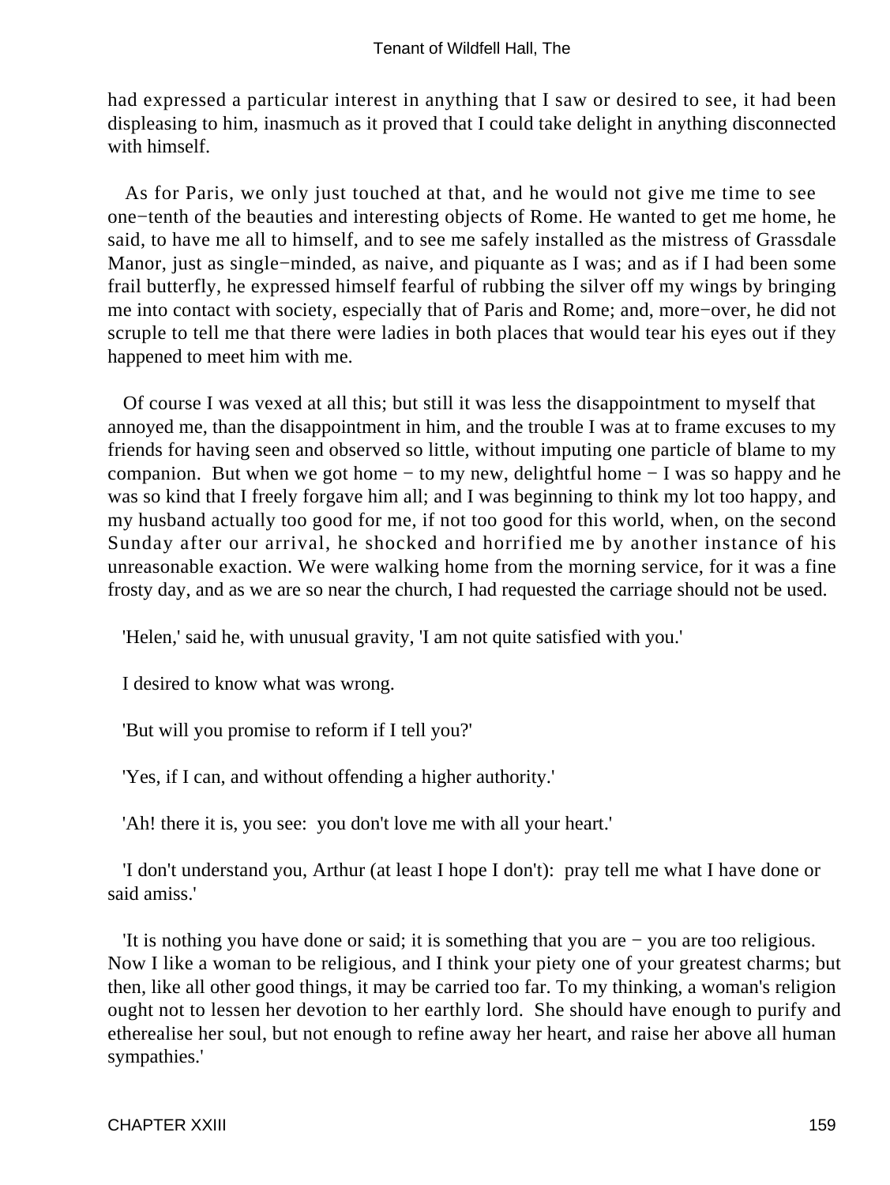had expressed a particular interest in anything that I saw or desired to see, it had been displeasing to him, inasmuch as it proved that I could take delight in anything disconnected with himself.

As for Paris, we only just touched at that, and he would not give me time to see one−tenth of the beauties and interesting objects of Rome. He wanted to get me home, he said, to have me all to himself, and to see me safely installed as the mistress of Grassdale Manor, just as single−minded, as naive, and piquante as I was; and as if I had been some frail butterfly, he expressed himself fearful of rubbing the silver off my wings by bringing me into contact with society, especially that of Paris and Rome; and, more−over, he did not scruple to tell me that there were ladies in both places that would tear his eyes out if they happened to meet him with me.

Of course I was vexed at all this; but still it was less the disappointment to myself that annoyed me, than the disappointment in him, and the trouble I was at to frame excuses to my friends for having seen and observed so little, without imputing one particle of blame to my companion. But when we got home − to my new, delightful home − I was so happy and he was so kind that I freely forgave him all; and I was beginning to think my lot too happy, and my husband actually too good for me, if not too good for this world, when, on the second Sunday after our arrival, he shocked and horrified me by another instance of his unreasonable exaction. We were walking home from the morning service, for it was a fine frosty day, and as we are so near the church, I had requested the carriage should not be used.

'Helen,' said he, with unusual gravity, 'I am not quite satisfied with you.'

I desired to know what was wrong.

'But will you promise to reform if I tell you?'

'Yes, if I can, and without offending a higher authority.'

'Ah! there it is, you see: you don't love me with all your heart.'

'I don't understand you, Arthur (at least I hope I don't): pray tell me what I have done or said amiss.'

'It is nothing you have done or said; it is something that you are − you are too religious. Now I like a woman to be religious, and I think your piety one of your greatest charms; but then, like all other good things, it may be carried too far. To my thinking, a woman's religion ought not to lessen her devotion to her earthly lord. She should have enough to purify and etherealise her soul, but not enough to refine away her heart, and raise her above all human sympathies.'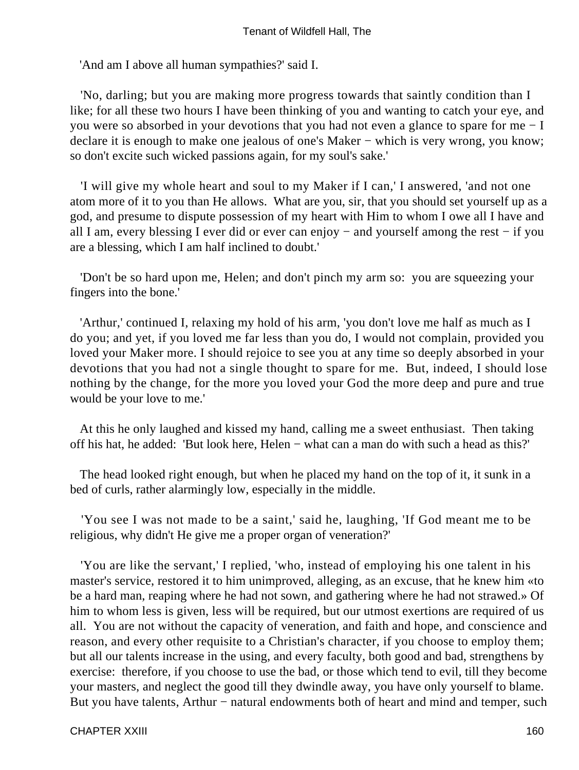'And am I above all human sympathies?' said I.

'No, darling; but you are making more progress towards that saintly condition than I like; for all these two hours I have been thinking of you and wanting to catch your eye, and you were so absorbed in your devotions that you had not even a glance to spare for me − I declare it is enough to make one jealous of one's Maker − which is very wrong, you know; so don't excite such wicked passions again, for my soul's sake.'

'I will give my whole heart and soul to my Maker if I can,' I answered, 'and not one atom more of it to you than He allows. What are you, sir, that you should set yourself up as a god, and presume to dispute possession of my heart with Him to whom I owe all I have and all I am, every blessing I ever did or ever can enjoy − and yourself among the rest − if you are a blessing, which I am half inclined to doubt.'

'Don't be so hard upon me, Helen; and don't pinch my arm so: you are squeezing your fingers into the bone.'

'Arthur,' continued I, relaxing my hold of his arm, 'you don't love me half as much as I do you; and yet, if you loved me far less than you do, I would not complain, provided you loved your Maker more. I should rejoice to see you at any time so deeply absorbed in your devotions that you had not a single thought to spare for me. But, indeed, I should lose nothing by the change, for the more you loved your God the more deep and pure and true would be your love to me.'

At this he only laughed and kissed my hand, calling me a sweet enthusiast. Then taking off his hat, he added: 'But look here, Helen − what can a man do with such a head as this?'

The head looked right enough, but when he placed my hand on the top of it, it sunk in a bed of curls, rather alarmingly low, especially in the middle.

'You see I was not made to be a saint,' said he, laughing, 'If God meant me to be religious, why didn't He give me a proper organ of veneration?'

'You are like the servant,' I replied, 'who, instead of employing his one talent in his master's service, restored it to him unimproved, alleging, as an excuse, that he knew him «to be a hard man, reaping where he had not sown, and gathering where he had not strawed.» Of him to whom less is given, less will be required, but our utmost exertions are required of us all. You are not without the capacity of veneration, and faith and hope, and conscience and reason, and every other requisite to a Christian's character, if you choose to employ them; but all our talents increase in the using, and every faculty, both good and bad, strengthens by exercise: therefore, if you choose to use the bad, or those which tend to evil, till they become your masters, and neglect the good till they dwindle away, you have only yourself to blame. But you have talents, Arthur − natural endowments both of heart and mind and temper, such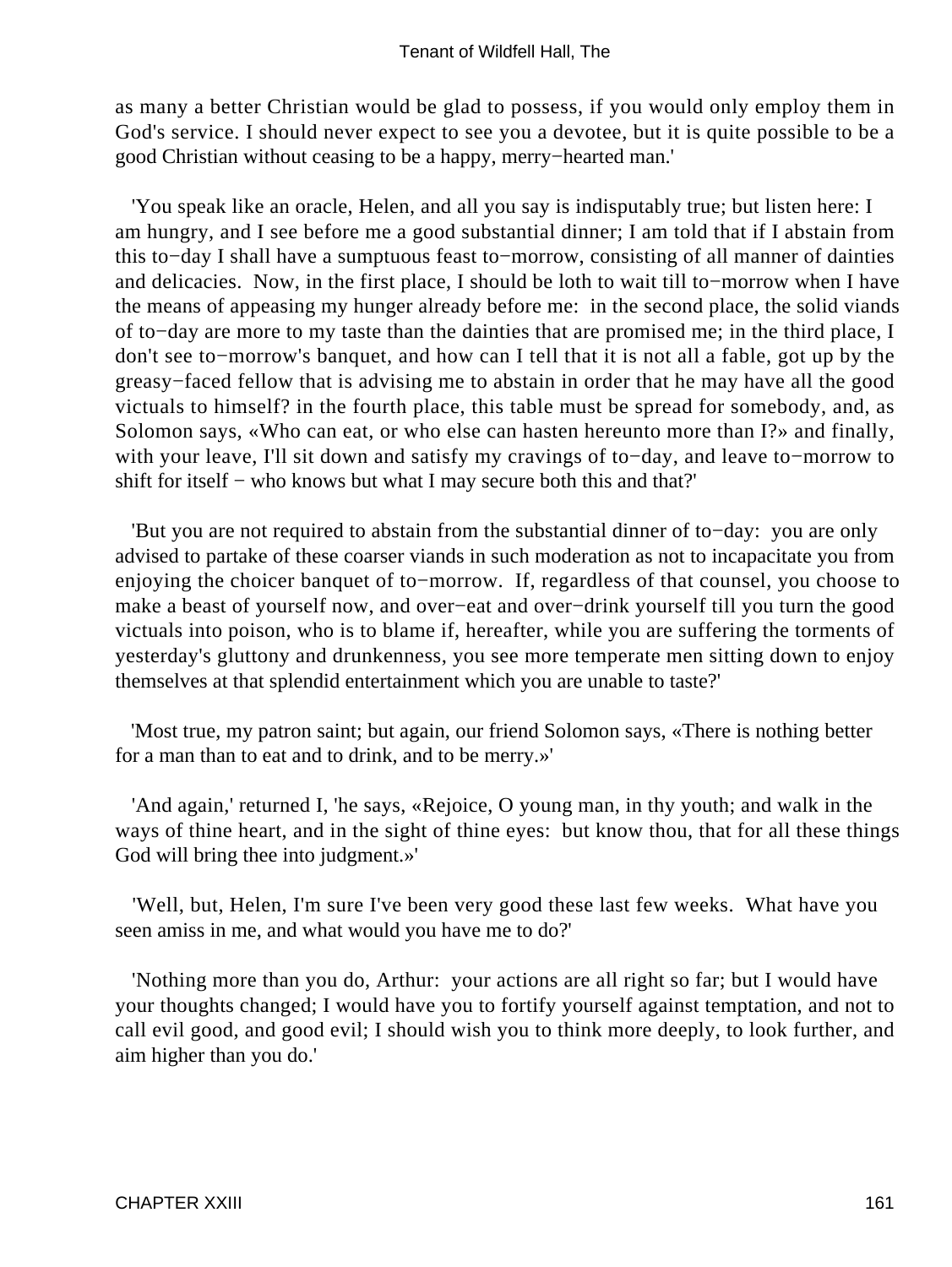as many a better Christian would be glad to possess, if you would only employ them in God's service. I should never expect to see you a devotee, but it is quite possible to be a good Christian without ceasing to be a happy, merry−hearted man.'

'You speak like an oracle, Helen, and all you say is indisputably true; but listen here: I am hungry, and I see before me a good substantial dinner; I am told that if I abstain from this to−day I shall have a sumptuous feast to−morrow, consisting of all manner of dainties and delicacies. Now, in the first place, I should be loth to wait till to−morrow when I have the means of appeasing my hunger already before me: in the second place, the solid viands of to−day are more to my taste than the dainties that are promised me; in the third place, I don't see to−morrow's banquet, and how can I tell that it is not all a fable, got up by the greasy−faced fellow that is advising me to abstain in order that he may have all the good victuals to himself? in the fourth place, this table must be spread for somebody, and, as Solomon says, «Who can eat, or who else can hasten hereunto more than I?» and finally, with your leave, I'll sit down and satisfy my cravings of to−day, and leave to−morrow to shift for itself − who knows but what I may secure both this and that?'

'But you are not required to abstain from the substantial dinner of to−day: you are only advised to partake of these coarser viands in such moderation as not to incapacitate you from enjoying the choicer banquet of to−morrow. If, regardless of that counsel, you choose to make a beast of yourself now, and over−eat and over−drink yourself till you turn the good victuals into poison, who is to blame if, hereafter, while you are suffering the torments of yesterday's gluttony and drunkenness, you see more temperate men sitting down to enjoy themselves at that splendid entertainment which you are unable to taste?'

'Most true, my patron saint; but again, our friend Solomon says, «There is nothing better for a man than to eat and to drink, and to be merry.»'

'And again,' returned I, 'he says, «Rejoice, O young man, in thy youth; and walk in the ways of thine heart, and in the sight of thine eyes: but know thou, that for all these things God will bring thee into judgment.»'

'Well, but, Helen, I'm sure I've been very good these last few weeks. What have you seen amiss in me, and what would you have me to do?'

'Nothing more than you do, Arthur: your actions are all right so far; but I would have your thoughts changed; I would have you to fortify yourself against temptation, and not to call evil good, and good evil; I should wish you to think more deeply, to look further, and aim higher than you do.'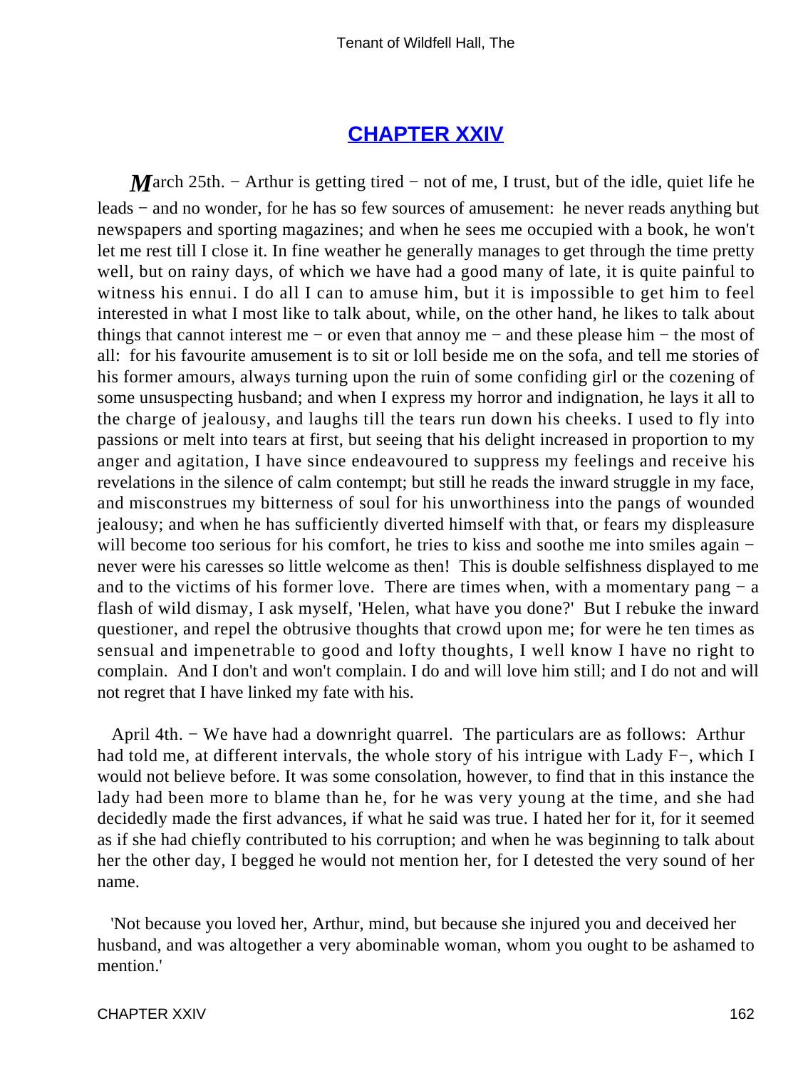## CHAPTER XXIV

*M*arch 25th. − Arthur is getting tired − not of me, I trust, but of the idle, quiet life he leads − and no wonder, for he has so few sources of amusement: he never reads anything but newspapers and sporting magazines; and when he sees me occupied with a book, he won't let me rest till I close it. In fine weather he generally manages to get through the time pretty well, but on rainy days, of which we have had a good many of late, it is quite painful to witness his ennui. I do all I can to amuse him, but it is impossible to get him to feel interested in what I most like to talk about, while, on the other hand, he likes to talk about things that cannot interest me − or even that annoy me − and these please him − the most of all: for his favourite amusement is to sit or loll beside me on the sofa, and tell me stories of his former amours, always turning upon the ruin of some confiding girl or the cozening of some unsuspecting husband; and when I express my horror and indignation, he lays it all to the charge of jealousy, and laughs till the tears run down his cheeks. I used to fly into passions or melt into tears at first, but seeing that his delight increased in proportion to my anger and agitation, I have since endeavoured to suppress my feelings and receive his revelations in the silence of calm contempt; but still he reads the inward struggle in my face, and misconstrues my bitterness of soul for his unworthiness into the pangs of wounded jealousy; and when he has sufficiently diverted himself with that, or fears my displeasure will become too serious for his comfort, he tries to kiss and soothe me into smiles again − never were his caresses so little welcome as then! This is double selfishness displayed to me and to the victims of his former love. There are times when, with a momentary pang − a flash of wild dismay, I ask myself, 'Helen, what have you done?' But I rebuke the inward questioner, and repel the obtrusive thoughts that crowd upon me; for were he ten times as sensual and impenetrable to good and lofty thoughts, I well know I have no right to complain. And I don't and won't complain. I do and will love him still; and I do not and will not regret that I have linked my fate with his.

April 4th. − We have had a downright quarrel. The particulars are as follows: Arthur had told me, at different intervals, the whole story of his intrigue with Lady F−, which I would not believe before. It was some consolation, however, to find that in this instance the lady had been more to blame than he, for he was very young at the time, and she had decidedly made the first advances, if what he said was true. I hated her for it, for it seemed as if she had chiefly contributed to his corruption; and when he was beginning to talk about her the other day, I begged he would not mention her, for I detested the very sound of her name.

'Not because you loved her, Arthur, mind, but because she injured you and deceived her husband, and was altogether a very abominable woman, whom you ought to be ashamed to mention.'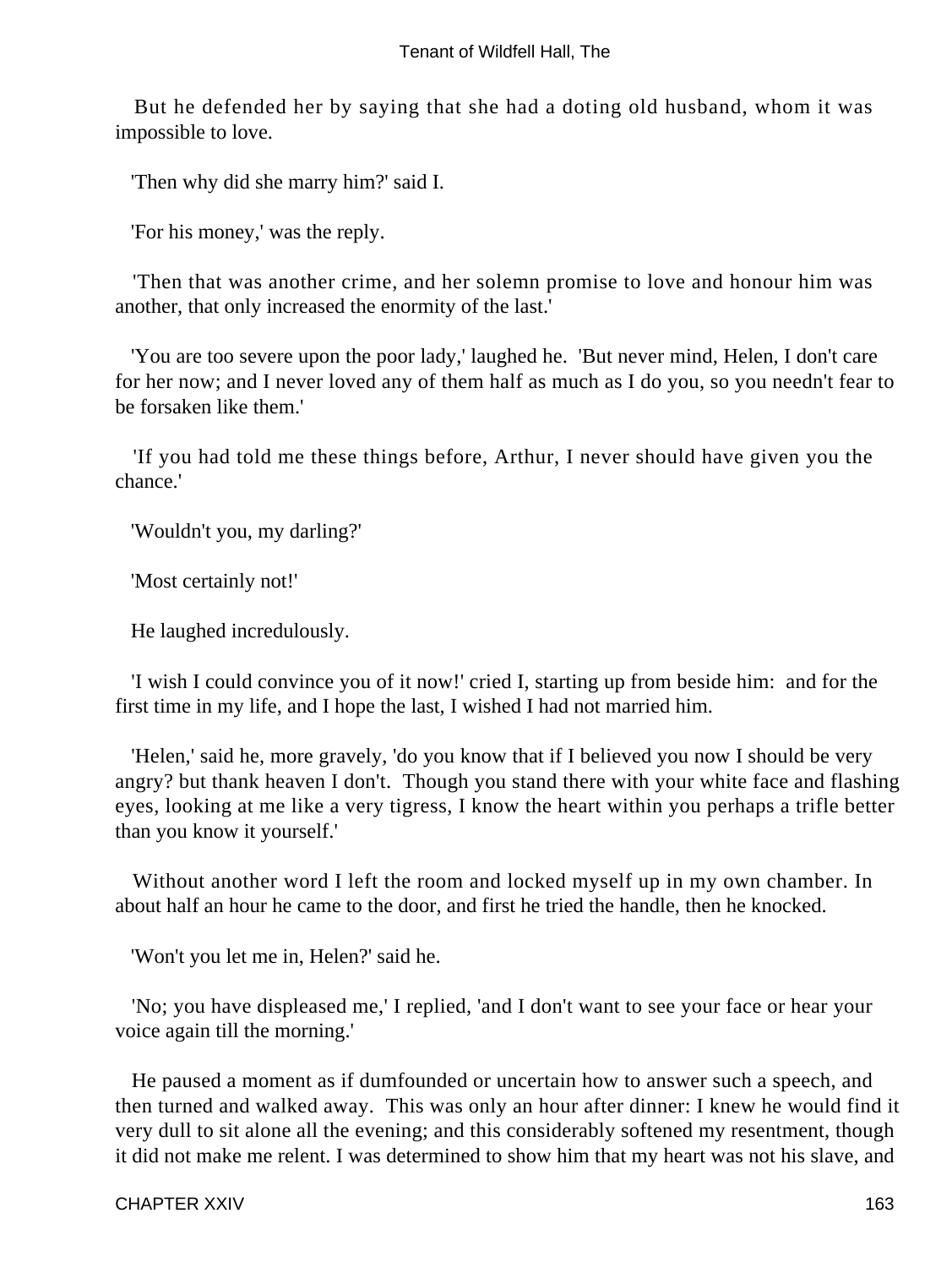But he defended her by saying that she had a doting old husband, whom it was impossible to love.

'Then why did she marry him?' said I.

'For his money,' was the reply.

'Then that was another crime, and her solemn promise to love and honour him was another, that only increased the enormity of the last.'

'You are too severe upon the poor lady,' laughed he. 'But never mind, Helen, I don't care for her now; and I never loved any of them half as much as I do you, so you needn't fear to be forsaken like them.'

'If you had told me these things before, Arthur, I never should have given you the chance.'

'Wouldn't you, my darling?'

'Most certainly not!'

He laughed incredulously.

'I wish I could convince you of it now!' cried I, starting up from beside him: and for the first time in my life, and I hope the last, I wished I had not married him.

'Helen,' said he, more gravely, 'do you know that if I believed you now I should be very angry? but thank heaven I don't. Though you stand there with your white face and flashing eyes, looking at me like a very tigress, I know the heart within you perhaps a trifle better than you know it yourself.'

Without another word I left the room and locked myself up in my own chamber. In about half an hour he came to the door, and first he tried the handle, then he knocked.

'Won't you let me in, Helen?' said he.

'No; you have displeased me,' I replied, 'and I don't want to see your face or hear your voice again till the morning.'

He paused a moment as if dumfounded or uncertain how to answer such a speech, and then turned and walked away. This was only an hour after dinner: I knew he would find it very dull to sit alone all the evening; and this considerably softened my resentment, though it did not make me relent. I was determined to show him that my heart was not his slave, and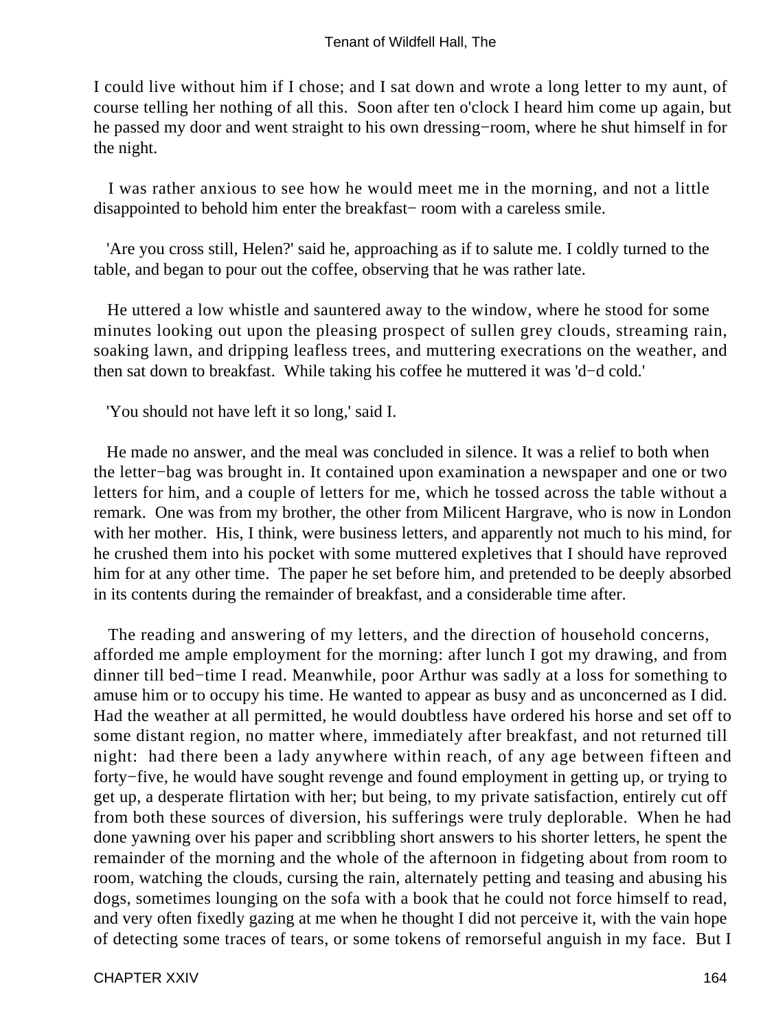I could live without him if I chose; and I sat down and wrote a long letter to my aunt, of course telling her nothing of all this. Soon after ten o'clock I heard him come up again, but he passed my door and went straight to his own dressing−room, where he shut himself in for the night.

I was rather anxious to see how he would meet me in the morning, and not a little disappointed to behold him enter the breakfast− room with a careless smile.

'Are you cross still, Helen?' said he, approaching as if to salute me. I coldly turned to the table, and began to pour out the coffee, observing that he was rather late.

He uttered a low whistle and sauntered away to the window, where he stood for some minutes looking out upon the pleasing prospect of sullen grey clouds, streaming rain, soaking lawn, and dripping leafless trees, and muttering execrations on the weather, and then sat down to breakfast. While taking his coffee he muttered it was 'd−d cold.'

'You should not have left it so long,' said I.

He made no answer, and the meal was concluded in silence. It was a relief to both when the letter−bag was brought in. It contained upon examination a newspaper and one or two letters for him, and a couple of letters for me, which he tossed across the table without a remark. One was from my brother, the other from Milicent Hargrave, who is now in London with her mother. His, I think, were business letters, and apparently not much to his mind, for he crushed them into his pocket with some muttered expletives that I should have reproved him for at any other time. The paper he set before him, and pretended to be deeply absorbed in its contents during the remainder of breakfast, and a considerable time after.

The reading and answering of my letters, and the direction of household concerns, afforded me ample employment for the morning: after lunch I got my drawing, and from dinner till bed−time I read. Meanwhile, poor Arthur was sadly at a loss for something to amuse him or to occupy his time. He wanted to appear as busy and as unconcerned as I did. Had the weather at all permitted, he would doubtless have ordered his horse and set off to some distant region, no matter where, immediately after breakfast, and not returned till night: had there been a lady anywhere within reach, of any age between fifteen and forty−five, he would have sought revenge and found employment in getting up, or trying to get up, a desperate flirtation with her; but being, to my private satisfaction, entirely cut off from both these sources of diversion, his sufferings were truly deplorable. When he had done yawning over his paper and scribbling short answers to his shorter letters, he spent the remainder of the morning and the whole of the afternoon in fidgeting about from room to room, watching the clouds, cursing the rain, alternately petting and teasing and abusing his dogs, sometimes lounging on the sofa with a book that he could not force himself to read, and very often fixedly gazing at me when he thought I did not perceive it, with the vain hope of detecting some traces of tears, or some tokens of remorseful anguish in my face. But I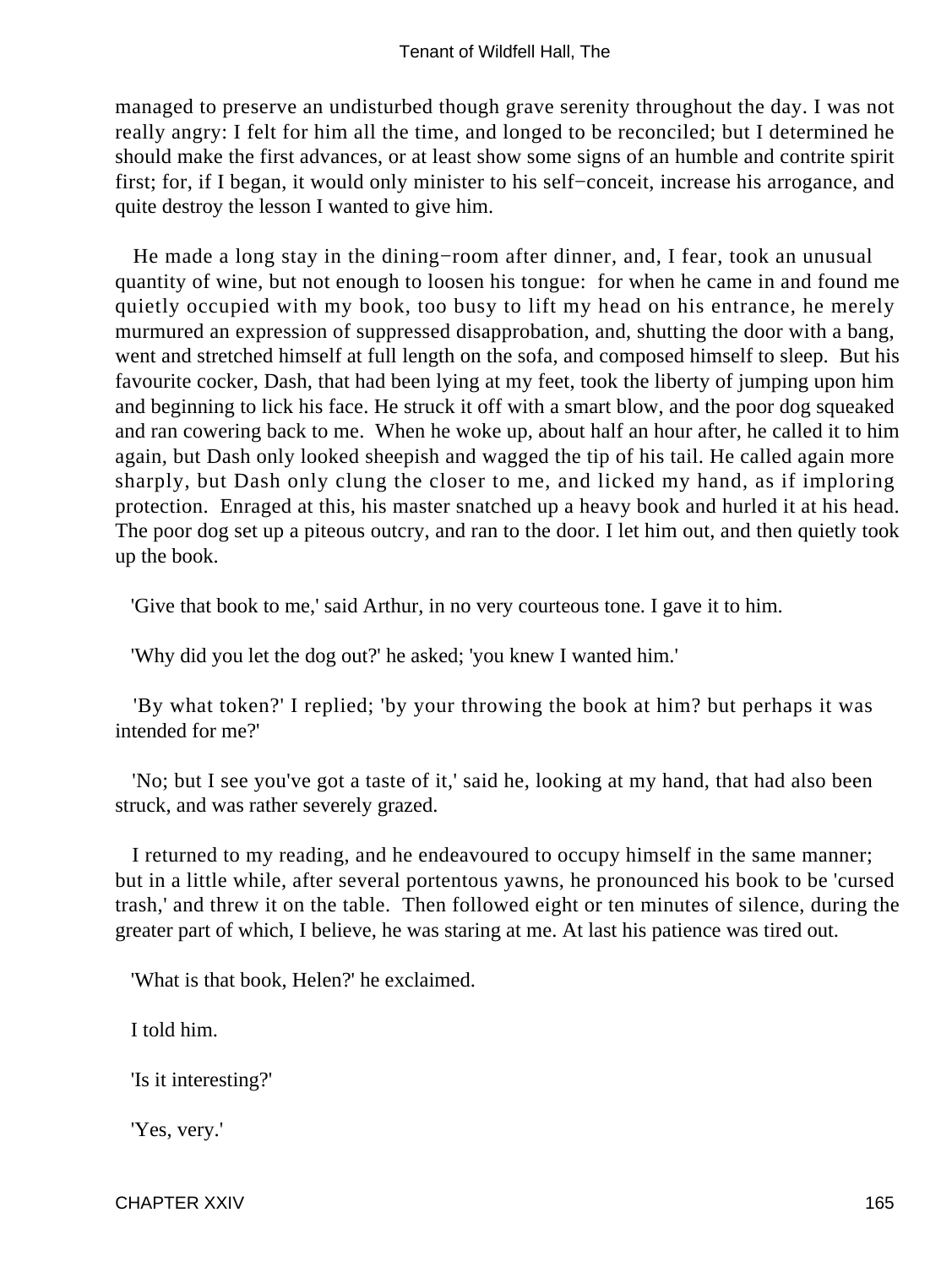managed to preserve an undisturbed though grave serenity throughout the day. I was not really angry: I felt for him all the time, and longed to be reconciled; but I determined he should make the first advances, or at least show some signs of an humble and contrite spirit first; for, if I began, it would only minister to his self−conceit, increase his arrogance, and quite destroy the lesson I wanted to give him.

He made a long stay in the dining−room after dinner, and, I fear, took an unusual quantity of wine, but not enough to loosen his tongue: for when he came in and found me quietly occupied with my book, too busy to lift my head on his entrance, he merely murmured an expression of suppressed disapprobation, and, shutting the door with a bang, went and stretched himself at full length on the sofa, and composed himself to sleep. But his favourite cocker, Dash, that had been lying at my feet, took the liberty of jumping upon him and beginning to lick his face. He struck it off with a smart blow, and the poor dog squeaked and ran cowering back to me. When he woke up, about half an hour after, he called it to him again, but Dash only looked sheepish and wagged the tip of his tail. He called again more sharply, but Dash only clung the closer to me, and licked my hand, as if imploring protection. Enraged at this, his master snatched up a heavy book and hurled it at his head. The poor dog set up a piteous outcry, and ran to the door. I let him out, and then quietly took up the book.

'Give that book to me,' said Arthur, in no very courteous tone. I gave it to him.

'Why did you let the dog out?' he asked; 'you knew I wanted him.'

'By what token?' I replied; 'by your throwing the book at him? but perhaps it was intended for me?'

'No; but I see you've got a taste of it,' said he, looking at my hand, that had also been struck, and was rather severely grazed.

I returned to my reading, and he endeavoured to occupy himself in the same manner; but in a little while, after several portentous yawns, he pronounced his book to be 'cursed trash,' and threw it on the table. Then followed eight or ten minutes of silence, during the greater part of which, I believe, he was staring at me. At last his patience was tired out.

'What is that book, Helen?' he exclaimed.

I told him.

'Is it interesting?'

'Yes, very.'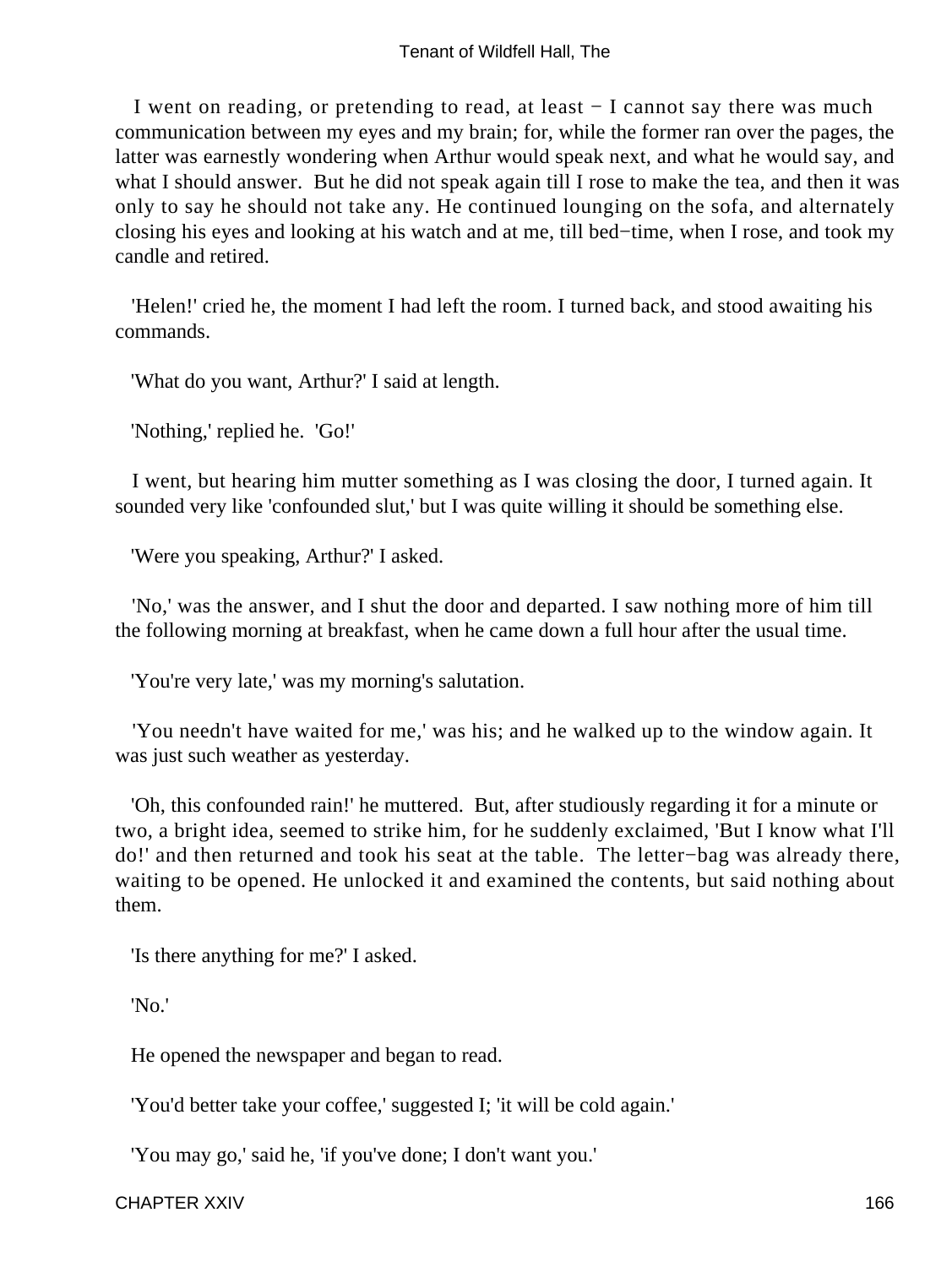I went on reading, or pretending to read, at least − I cannot say there was much communication between my eyes and my brain; for, while the former ran over the pages, the latter was earnestly wondering when Arthur would speak next, and what he would say, and what I should answer. But he did not speak again till I rose to make the tea, and then it was only to say he should not take any. He continued lounging on the sofa, and alternately closing his eyes and looking at his watch and at me, till bed−time, when I rose, and took my candle and retired.

'Helen!' cried he, the moment I had left the room. I turned back, and stood awaiting his commands.

'What do you want, Arthur?' I said at length.

'Nothing,' replied he. 'Go!'

I went, but hearing him mutter something as I was closing the door, I turned again. It sounded very like 'confounded slut,' but I was quite willing it should be something else.

'Were you speaking, Arthur?' I asked.

'No,' was the answer, and I shut the door and departed. I saw nothing more of him till the following morning at breakfast, when he came down a full hour after the usual time.

'You're very late,' was my morning's salutation.

'You needn't have waited for me,' was his; and he walked up to the window again. It was just such weather as yesterday.

'Oh, this confounded rain!' he muttered. But, after studiously regarding it for a minute or two, a bright idea, seemed to strike him, for he suddenly exclaimed, 'But I know what I'll do!' and then returned and took his seat at the table. The letter−bag was already there, waiting to be opened. He unlocked it and examined the contents, but said nothing about them.

'Is there anything for me?' I asked.

'No.'

He opened the newspaper and began to read.

'You'd better take your coffee,' suggested I; 'it will be cold again.'

'You may go,' said he, 'if you've done; I don't want you.'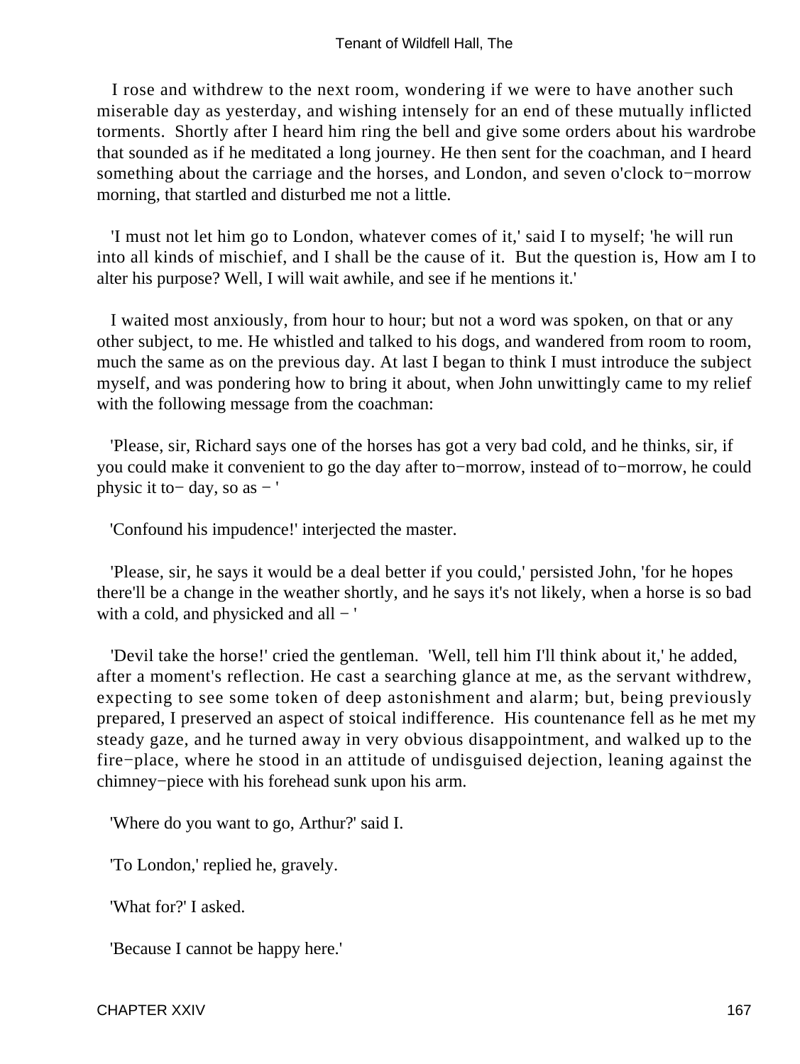I rose and withdrew to the next room, wondering if we were to have another such miserable day as yesterday, and wishing intensely for an end of these mutually inflicted torments. Shortly after I heard him ring the bell and give some orders about his wardrobe that sounded as if he meditated a long journey. He then sent for the coachman, and I heard something about the carriage and the horses, and London, and seven o'clock to−morrow morning, that startled and disturbed me not a little.

'I must not let him go to London, whatever comes of it,' said I to myself; 'he will run into all kinds of mischief, and I shall be the cause of it. But the question is, How am I to alter his purpose? Well, I will wait awhile, and see if he mentions it.'

I waited most anxiously, from hour to hour; but not a word was spoken, on that or any other subject, to me. He whistled and talked to his dogs, and wandered from room to room, much the same as on the previous day. At last I began to think I must introduce the subject myself, and was pondering how to bring it about, when John unwittingly came to my relief with the following message from the coachman:

'Please, sir, Richard says one of the horses has got a very bad cold, and he thinks, sir, if you could make it convenient to go the day after to−morrow, instead of to−morrow, he could physic it to− day, so as − '

'Confound his impudence!' interjected the master.

'Please, sir, he says it would be a deal better if you could,' persisted John, 'for he hopes there'll be a change in the weather shortly, and he says it's not likely, when a horse is so bad with a cold, and physicked and all − '

'Devil take the horse!' cried the gentleman. 'Well, tell him I'll think about it,' he added, after a moment's reflection. He cast a searching glance at me, as the servant withdrew, expecting to see some token of deep astonishment and alarm; but, being previously prepared, I preserved an aspect of stoical indifference. His countenance fell as he met my steady gaze, and he turned away in very obvious disappointment, and walked up to the fire−place, where he stood in an attitude of undisguised dejection, leaning against the chimney−piece with his forehead sunk upon his arm.

'Where do you want to go, Arthur?' said I.

'To London,' replied he, gravely.

'What for?' I asked.

'Because I cannot be happy here.'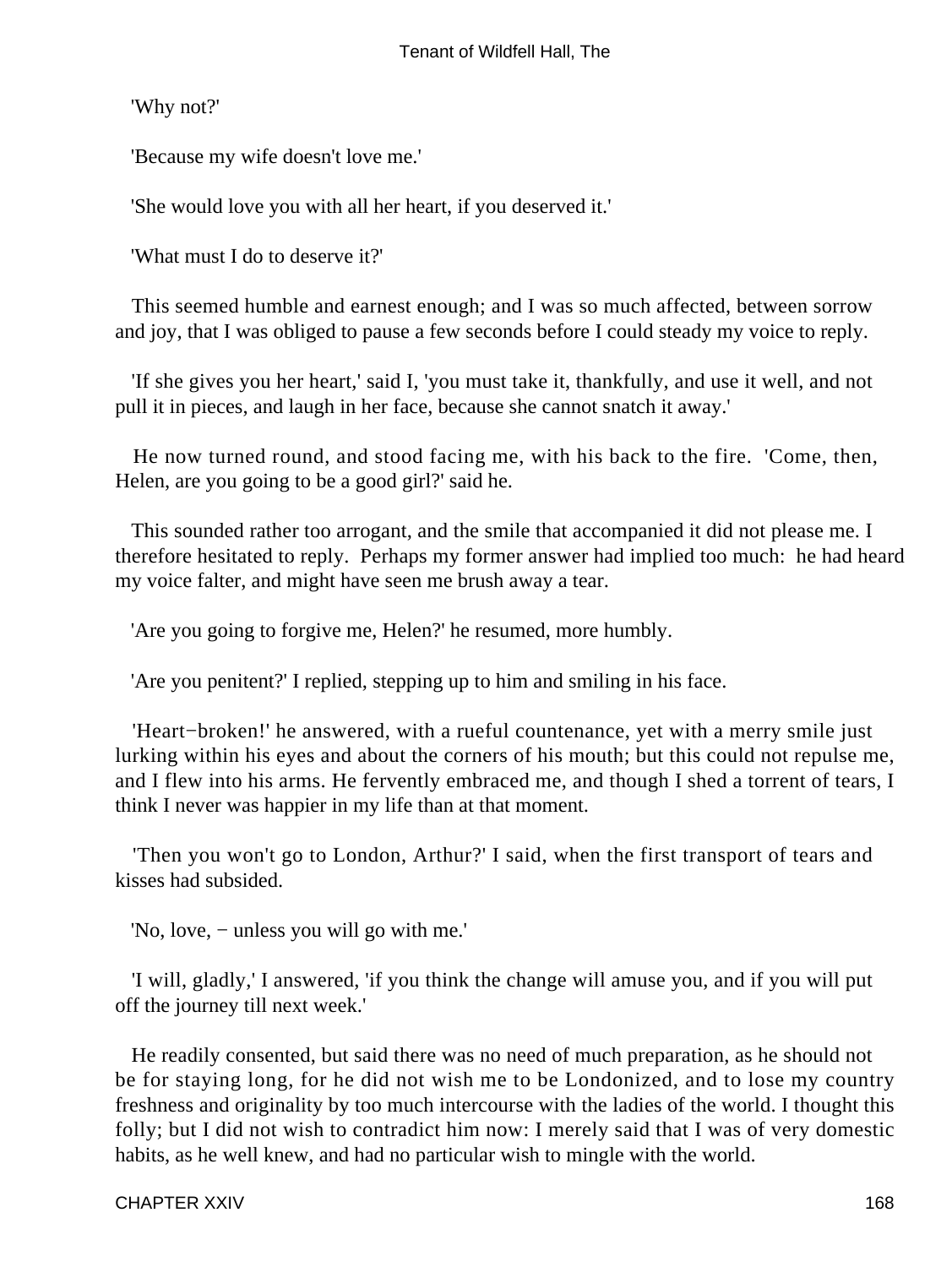'Why not?'

'Because my wife doesn't love me.'

'She would love you with all her heart, if you deserved it.'

'What must I do to deserve it?'

This seemed humble and earnest enough; and I was so much affected, between sorrow and joy, that I was obliged to pause a few seconds before I could steady my voice to reply.

'If she gives you her heart,' said I, 'you must take it, thankfully, and use it well, and not pull it in pieces, and laugh in her face, because she cannot snatch it away.'

He now turned round, and stood facing me, with his back to the fire. 'Come, then, Helen, are you going to be a good girl?' said he.

This sounded rather too arrogant, and the smile that accompanied it did not please me. I therefore hesitated to reply. Perhaps my former answer had implied too much: he had heard my voice falter, and might have seen me brush away a tear.

'Are you going to forgive me, Helen?' he resumed, more humbly.

'Are you penitent?' I replied, stepping up to him and smiling in his face.

'Heart−broken!' he answered, with a rueful countenance, yet with a merry smile just lurking within his eyes and about the corners of his mouth; but this could not repulse me, and I flew into his arms. He fervently embraced me, and though I shed a torrent of tears, I think I never was happier in my life than at that moment.

'Then you won't go to London, Arthur?' I said, when the first transport of tears and kisses had subsided.

'No, love, − unless you will go with me.'

'I will, gladly,' I answered, 'if you think the change will amuse you, and if you will put off the journey till next week.'

He readily consented, but said there was no need of much preparation, as he should not be for staying long, for he did not wish me to be Londonized, and to lose my country freshness and originality by too much intercourse with the ladies of the world. I thought this folly; but I did not wish to contradict him now: I merely said that I was of very domestic habits, as he well knew, and had no particular wish to mingle with the world.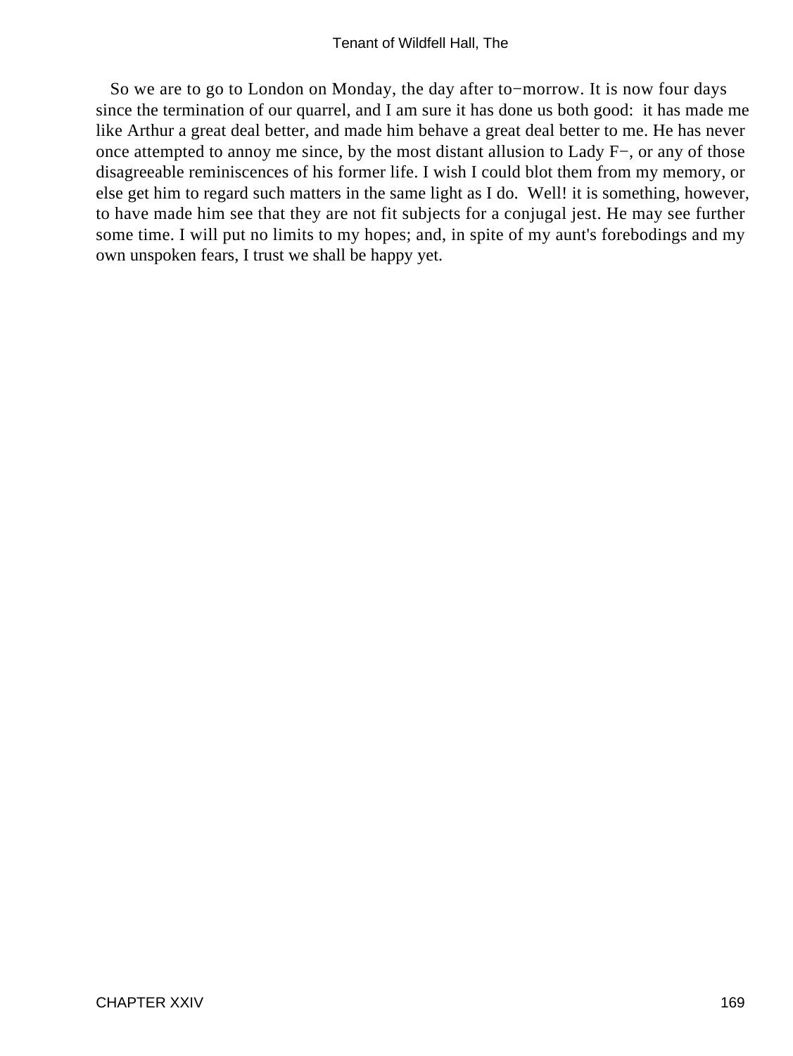So we are to go to London on Monday, the day after to−morrow. It is now four days since the termination of our quarrel, and I am sure it has done us both good: it has made me like Arthur a great deal better, and made him behave a great deal better to me. He has never once attempted to annoy me since, by the most distant allusion to Lady F−, or any of those disagreeable reminiscences of his former life. I wish I could blot them from my memory, or else get him to regard such matters in the same light as I do. Well! it is something, however, to have made him see that they are not fit subjects for a conjugal jest. He may see further some time. I will put no limits to my hopes; and, in spite of my aunt's forebodings and my own unspoken fears, I trust we shall be happy yet.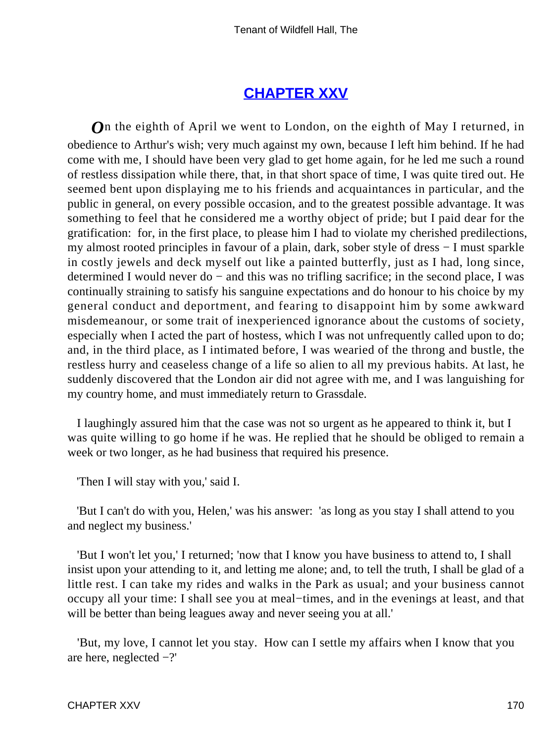## CHAPTER XXV

On the eighth of April we went to London, on the eighth of May I returned, in obedience to Arthur's wish; very much against my own, because I left him behind. If he had come with me, I should have been very glad to get home again, for he led me such a round of restless dissipation while there, that, in that short space of time, I was quite tired out. He seemed bent upon displaying me to his friends and acquaintances in particular, and the public in general, on every possible occasion, and to the greatest possible advantage. It was something to feel that he considered me a worthy object of pride; but I paid dear for the gratification: for, in the first place, to please him I had to violate my cherished predilections, my almost rooted principles in favour of a plain, dark, sober style of dress − I must sparkle in costly jewels and deck myself out like a painted butterfly, just as I had, long since, determined I would never do − and this was no trifling sacrifice; in the second place, I was continually straining to satisfy his sanguine expectations and do honour to his choice by my general conduct and deportment, and fearing to disappoint him by some awkward misdemeanour, or some trait of inexperienced ignorance about the customs of society, especially when I acted the part of hostess, which I was not unfrequently called upon to do; and, in the third place, as I intimated before, I was wearied of the throng and bustle, the restless hurry and ceaseless change of a life so alien to all my previous habits. At last, he suddenly discovered that the London air did not agree with me, and I was languishing for my country home, and must immediately return to Grassdale.

I laughingly assured him that the case was not so urgent as he appeared to think it, but I was quite willing to go home if he was. He replied that he should be obliged to remain a week or two longer, as he had business that required his presence.

'Then I will stay with you,' said I.

'But I can't do with you, Helen,' was his answer: 'as long as you stay I shall attend to you and neglect my business.'

'But I won't let you,' I returned; 'now that I know you have business to attend to, I shall insist upon your attending to it, and letting me alone; and, to tell the truth, I shall be glad of a little rest. I can take my rides and walks in the Park as usual; and your business cannot occupy all your time: I shall see you at meal−times, and in the evenings at least, and that will be better than being leagues away and never seeing you at all.'

'But, my love, I cannot let you stay. How can I settle my affairs when I know that you are here, neglected −?'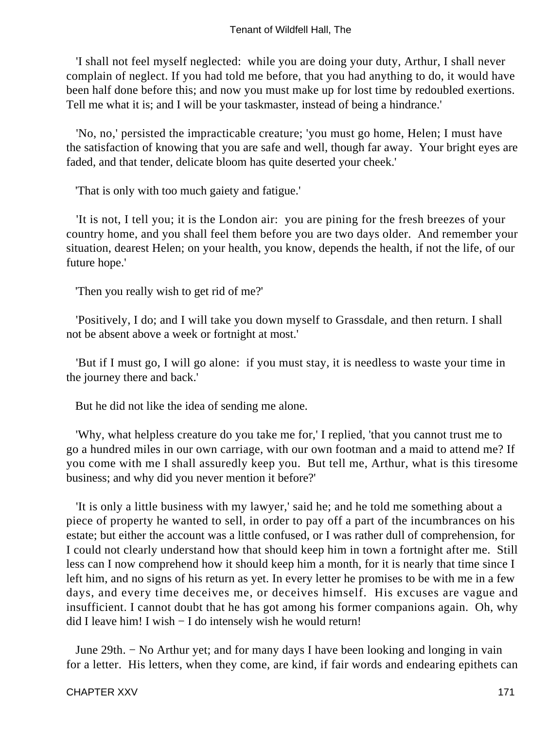'I shall not feel myself neglected:  while you are doing your duty, Arthur, I shall never complain of neglect. If you had told me before, that you had anything to do, it would have been half done before this; and now you must make up for lost time by redoubled exertions. Tell me what it is; and I will be your taskmaster, instead of being a hindrance.'

'No, no,' persisted the impracticable creature; 'you must go home, Helen; I must have the satisfaction of knowing that you are safe and well, though far away.  Your bright eyes are faded, and that tender, delicate bloom has quite deserted your cheek.'

'That is only with too much gaiety and fatigue.'

'It is not, I tell you; it is the London air:  you are pining for the fresh breezes of your country home, and you shall feel them before you are two days older.  And remember your situation, dearest Helen; on your health, you know, depends the health, if not the life, of our future hope.'

'Then you really wish to get rid of me?'

'Positively, I do; and I will take you down myself to Grassdale, and then return. I shall not be absent above a week or fortnight at most.'

'But if I must go, I will go alone:  if you must stay, it is needless to waste your time in the journey there and back.'

But he did not like the idea of sending me alone.

'Why, what helpless creature do you take me for,' I replied, 'that you cannot trust me to go a hundred miles in our own carriage, with our own footman and a maid to attend me? If you come with me I shall assuredly keep you.  But tell me, Arthur, what is this tiresome business; and why did you never mention it before?'

'It is only a little business with my lawyer,' said he; and he told me something about a piece of property he wanted to sell, in order to pay off a part of the incumbrances on his estate; but either the account was a little confused, or I was rather dull of comprehension, for I could not clearly understand how that should keep him in town a fortnight after me.  Still less can I now comprehend how it should keep him a month, for it is nearly that time since I left him, and no signs of his return as yet. In every letter he promises to be with me in a few days, and every time deceives me, or deceives himself.  His excuses are vague and insufficient. I cannot doubt that he has got among his former companions again.  Oh, why did I leave him! I wish − I do intensely wish he would return!

June 29th. − No Arthur yet; and for many days I have been looking and longing in vain for a letter.  His letters, when they come, are kind, if fair words and endearing epithets can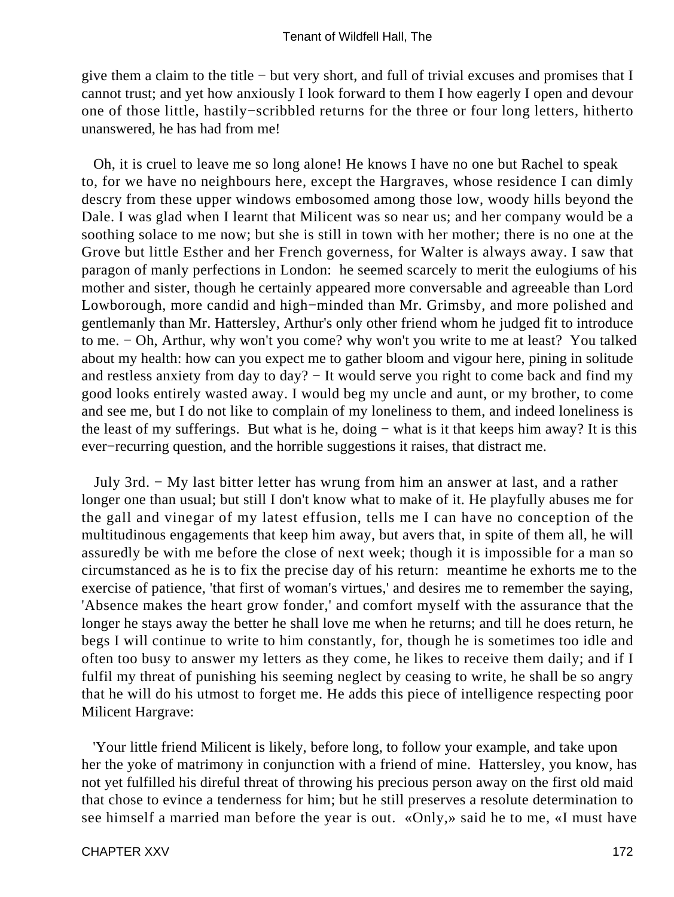give them a claim to the title − but very short, and full of trivial excuses and promises that I cannot trust; and yet how anxiously I look forward to them I how eagerly I open and devour one of those little, hastily−scribbled returns for the three or four long letters, hitherto unanswered, he has had from me!

Oh, it is cruel to leave me so long alone! He knows I have no one but Rachel to speak to, for we have no neighbours here, except the Hargraves, whose residence I can dimly descry from these upper windows embosomed among those low, woody hills beyond the Dale. I was glad when I learnt that Milicent was so near us; and her company would be a soothing solace to me now; but she is still in town with her mother; there is no one at the Grove but little Esther and her French governess, for Walter is always away. I saw that paragon of manly perfections in London: he seemed scarcely to merit the eulogiums of his mother and sister, though he certainly appeared more conversable and agreeable than Lord Lowborough, more candid and high−minded than Mr. Grimsby, and more polished and gentlemanly than Mr. Hattersley, Arthur's only other friend whom he judged fit to introduce to me. − Oh, Arthur, why won't you come? why won't you write to me at least? You talked about my health: how can you expect me to gather bloom and vigour here, pining in solitude and restless anxiety from day to day? − It would serve you right to come back and find my good looks entirely wasted away. I would beg my uncle and aunt, or my brother, to come and see me, but I do not like to complain of my loneliness to them, and indeed loneliness is the least of my sufferings. But what is he, doing − what is it that keeps him away? It is this ever−recurring question, and the horrible suggestions it raises, that distract me.

July 3rd. − My last bitter letter has wrung from him an answer at last, and a rather longer one than usual; but still I don't know what to make of it. He playfully abuses me for the gall and vinegar of my latest effusion, tells me I can have no conception of the multitudinous engagements that keep him away, but avers that, in spite of them all, he will assuredly be with me before the close of next week; though it is impossible for a man so circumstanced as he is to fix the precise day of his return: meantime he exhorts me to the exercise of patience, 'that first of woman's virtues,' and desires me to remember the saying, 'Absence makes the heart grow fonder,' and comfort myself with the assurance that the longer he stays away the better he shall love me when he returns; and till he does return, he begs I will continue to write to him constantly, for, though he is sometimes too idle and often too busy to answer my letters as they come, he likes to receive them daily; and if I fulfil my threat of punishing his seeming neglect by ceasing to write, he shall be so angry that he will do his utmost to forget me. He adds this piece of intelligence respecting poor Milicent Hargrave:

'Your little friend Milicent is likely, before long, to follow your example, and take upon her the yoke of matrimony in conjunction with a friend of mine. Hattersley, you know, has not yet fulfilled his direful threat of throwing his precious person away on the first old maid that chose to evince a tenderness for him; but he still preserves a resolute determination to see himself a married man before the year is out. «Only,» said he to me, «I must have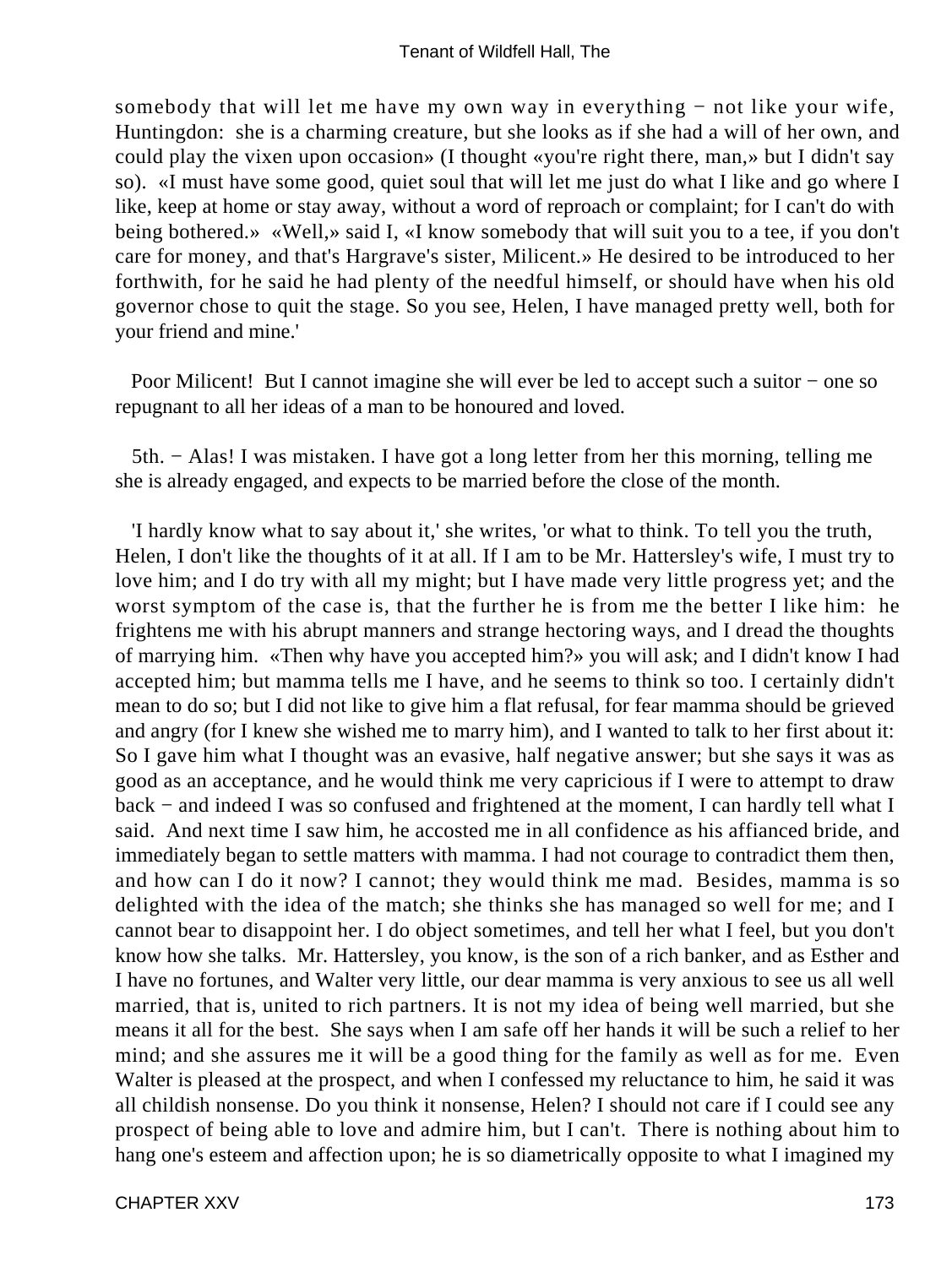somebody that will let me have my own way in everything − not like your wife, Huntingdon: she is a charming creature, but she looks as if she had a will of her own, and could play the vixen upon occasion» (I thought «you're right there, man,» but I didn't say so). «I must have some good, quiet soul that will let me just do what I like and go where I like, keep at home or stay away, without a word of reproach or complaint; for I can't do with being bothered.» «Well,» said I, «I know somebody that will suit you to a tee, if you don't care for money, and that's Hargrave's sister, Milicent.» He desired to be introduced to her forthwith, for he said he had plenty of the needful himself, or should have when his old governor chose to quit the stage. So you see, Helen, I have managed pretty well, both for your friend and mine.'

Poor Milicent! But I cannot imagine she will ever be led to accept such a suitor − one so repugnant to all her ideas of a man to be honoured and loved.

5th. − Alas! I was mistaken. I have got a long letter from her this morning, telling me she is already engaged, and expects to be married before the close of the month.

'I hardly know what to say about it,' she writes, 'or what to think. To tell you the truth, Helen, I don't like the thoughts of it at all. If I am to be Mr. Hattersley's wife, I must try to love him; and I do try with all my might; but I have made very little progress yet; and the worst symptom of the case is, that the further he is from me the better I like him: he frightens me with his abrupt manners and strange hectoring ways, and I dread the thoughts of marrying him. «Then why have you accepted him?» you will ask; and I didn't know I had accepted him; but mamma tells me I have, and he seems to think so too. I certainly didn't mean to do so; but I did not like to give him a flat refusal, for fear mamma should be grieved and angry (for I knew she wished me to marry him), and I wanted to talk to her first about it: So I gave him what I thought was an evasive, half negative answer; but she says it was as good as an acceptance, and he would think me very capricious if I were to attempt to draw back − and indeed I was so confused and frightened at the moment, I can hardly tell what I said. And next time I saw him, he accosted me in all confidence as his affianced bride, and immediately began to settle matters with mamma. I had not courage to contradict them then, and how can I do it now? I cannot; they would think me mad. Besides, mamma is so delighted with the idea of the match; she thinks she has managed so well for me; and I cannot bear to disappoint her. I do object sometimes, and tell her what I feel, but you don't know how she talks. Mr. Hattersley, you know, is the son of a rich banker, and as Esther and I have no fortunes, and Walter very little, our dear mamma is very anxious to see us all well married, that is, united to rich partners. It is not my idea of being well married, but she means it all for the best. She says when I am safe off her hands it will be such a relief to her mind; and she assures me it will be a good thing for the family as well as for me. Even Walter is pleased at the prospect, and when I confessed my reluctance to him, he said it was all childish nonsense. Do you think it nonsense, Helen? I should not care if I could see any prospect of being able to love and admire him, but I can't. There is nothing about him to hang one's esteem and affection upon; he is so diametrically opposite to what I imagined my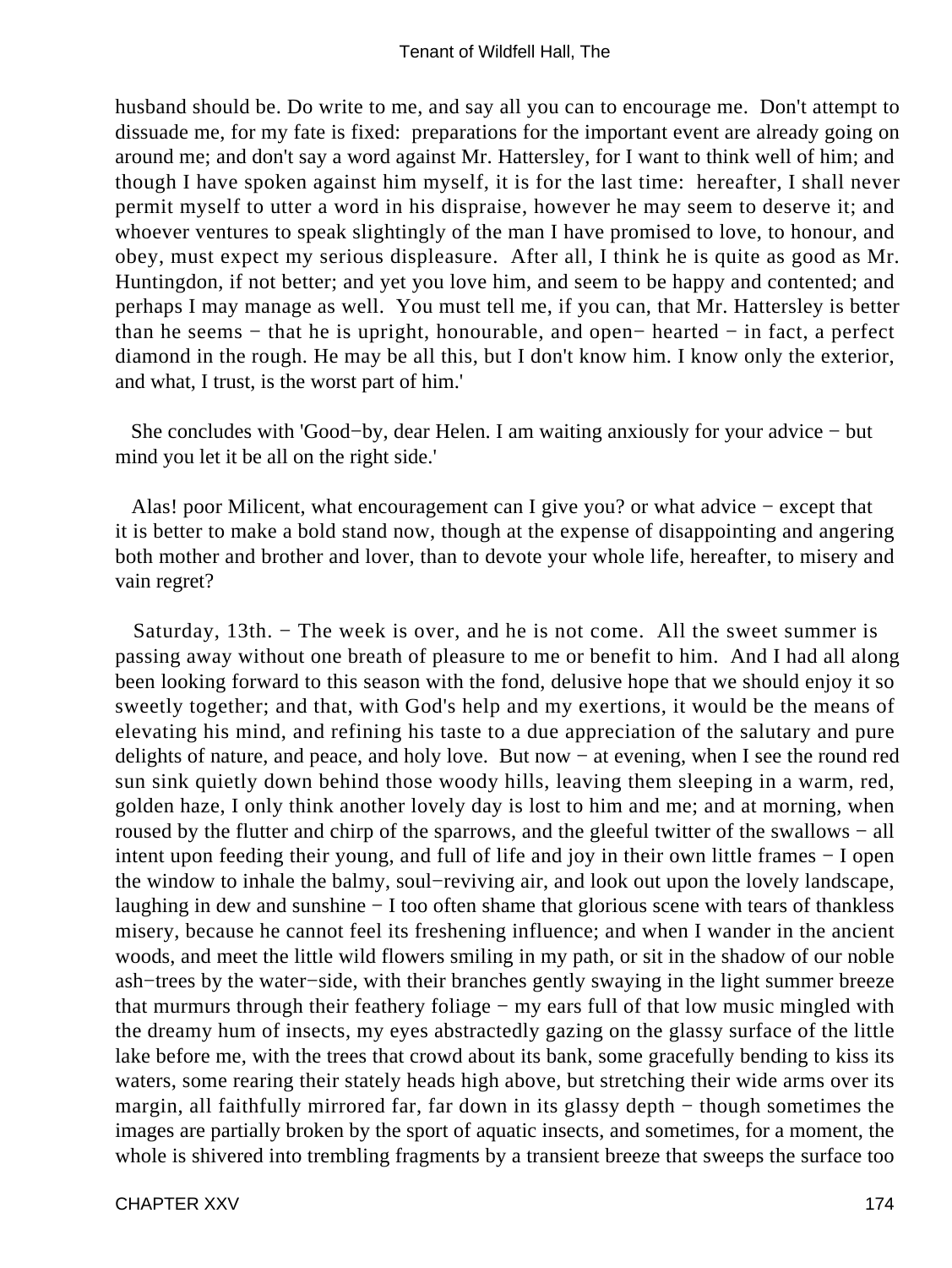husband should be. Do write to me, and say all you can to encourage me. Don't attempt to dissuade me, for my fate is fixed: preparations for the important event are already going on around me; and don't say a word against Mr. Hattersley, for I want to think well of him; and though I have spoken against him myself, it is for the last time: hereafter, I shall never permit myself to utter a word in his dispraise, however he may seem to deserve it; and whoever ventures to speak slightingly of the man I have promised to love, to honour, and obey, must expect my serious displeasure. After all, I think he is quite as good as Mr. Huntingdon, if not better; and yet you love him, and seem to be happy and contented; and perhaps I may manage as well. You must tell me, if you can, that Mr. Hattersley is better than he seems − that he is upright, honourable, and open− hearted − in fact, a perfect diamond in the rough. He may be all this, but I don't know him. I know only the exterior, and what, I trust, is the worst part of him.'

She concludes with 'Good−by, dear Helen. I am waiting anxiously for your advice − but mind you let it be all on the right side.'

Alas! poor Milicent, what encouragement can I give you? or what advice − except that it is better to make a bold stand now, though at the expense of disappointing and angering both mother and brother and lover, than to devote your whole life, hereafter, to misery and vain regret?

Saturday, 13th. − The week is over, and he is not come. All the sweet summer is passing away without one breath of pleasure to me or benefit to him. And I had all along been looking forward to this season with the fond, delusive hope that we should enjoy it so sweetly together; and that, with God's help and my exertions, it would be the means of elevating his mind, and refining his taste to a due appreciation of the salutary and pure delights of nature, and peace, and holy love. But now − at evening, when I see the round red sun sink quietly down behind those woody hills, leaving them sleeping in a warm, red, golden haze, I only think another lovely day is lost to him and me; and at morning, when roused by the flutter and chirp of the sparrows, and the gleeful twitter of the swallows − all intent upon feeding their young, and full of life and joy in their own little frames − I open the window to inhale the balmy, soul−reviving air, and look out upon the lovely landscape, laughing in dew and sunshine − I too often shame that glorious scene with tears of thankless misery, because he cannot feel its freshening influence; and when I wander in the ancient woods, and meet the little wild flowers smiling in my path, or sit in the shadow of our noble ash−trees by the water−side, with their branches gently swaying in the light summer breeze that murmurs through their feathery foliage − my ears full of that low music mingled with the dreamy hum of insects, my eyes abstractedly gazing on the glassy surface of the little lake before me, with the trees that crowd about its bank, some gracefully bending to kiss its waters, some rearing their stately heads high above, but stretching their wide arms over its margin, all faithfully mirrored far, far down in its glassy depth − though sometimes the images are partially broken by the sport of aquatic insects, and sometimes, for a moment, the whole is shivered into trembling fragments by a transient breeze that sweeps the surface too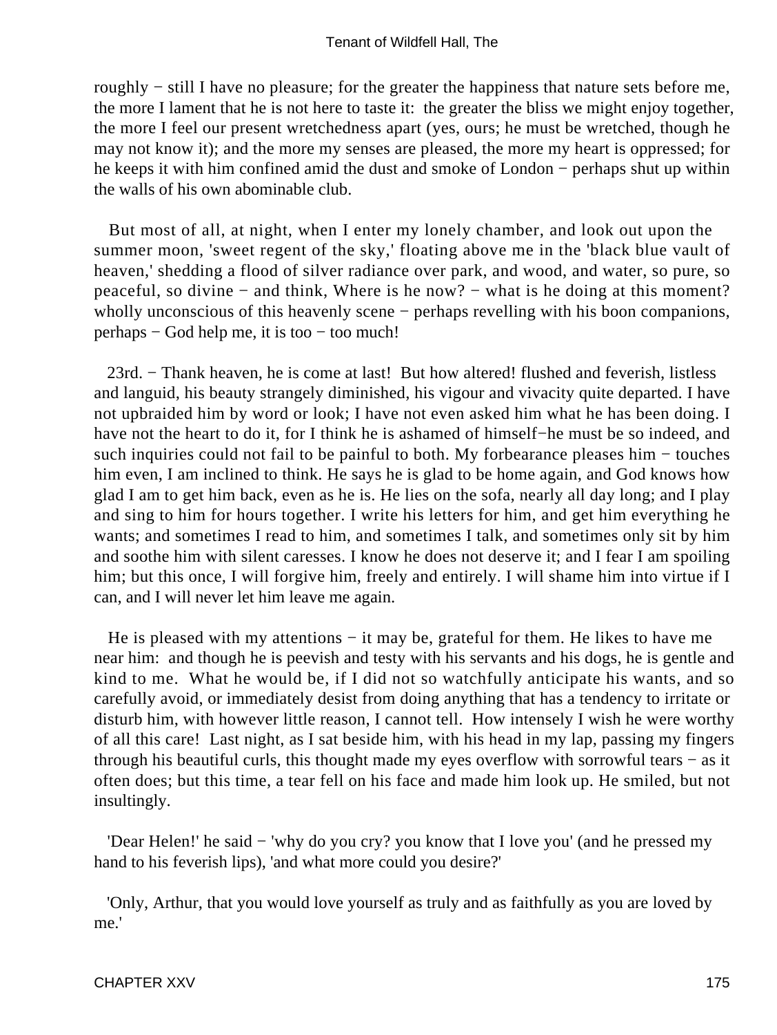roughly − still I have no pleasure; for the greater the happiness that nature sets before me, the more I lament that he is not here to taste it: the greater the bliss we might enjoy together, the more I feel our present wretchedness apart (yes, ours; he must be wretched, though he may not know it); and the more my senses are pleased, the more my heart is oppressed; for he keeps it with him confined amid the dust and smoke of London − perhaps shut up within the walls of his own abominable club.

But most of all, at night, when I enter my lonely chamber, and look out upon the summer moon, 'sweet regent of the sky,' floating above me in the 'black blue vault of heaven,' shedding a flood of silver radiance over park, and wood, and water, so pure, so peaceful, so divine − and think, Where is he now? − what is he doing at this moment? wholly unconscious of this heavenly scene − perhaps revelling with his boon companions, perhaps − God help me, it is too − too much!

23rd. − Thank heaven, he is come at last! But how altered! flushed and feverish, listless and languid, his beauty strangely diminished, his vigour and vivacity quite departed. I have not upbraided him by word or look; I have not even asked him what he has been doing. I have not the heart to do it, for I think he is ashamed of himself−he must be so indeed, and such inquiries could not fail to be painful to both. My forbearance pleases him − touches him even, I am inclined to think. He says he is glad to be home again, and God knows how glad I am to get him back, even as he is. He lies on the sofa, nearly all day long; and I play and sing to him for hours together. I write his letters for him, and get him everything he wants; and sometimes I read to him, and sometimes I talk, and sometimes only sit by him and soothe him with silent caresses. I know he does not deserve it; and I fear I am spoiling him; but this once, I will forgive him, freely and entirely. I will shame him into virtue if I can, and I will never let him leave me again.

He is pleased with my attentions − it may be, grateful for them. He likes to have me near him: and though he is peevish and testy with his servants and his dogs, he is gentle and kind to me. What he would be, if I did not so watchfully anticipate his wants, and so carefully avoid, or immediately desist from doing anything that has a tendency to irritate or disturb him, with however little reason, I cannot tell. How intensely I wish he were worthy of all this care! Last night, as I sat beside him, with his head in my lap, passing my fingers through his beautiful curls, this thought made my eyes overflow with sorrowful tears − as it often does; but this time, a tear fell on his face and made him look up. He smiled, but not insultingly.

'Dear Helen!' he said − 'why do you cry? you know that I love you' (and he pressed my hand to his feverish lips), 'and what more could you desire?'

'Only, Arthur, that you would love yourself as truly and as faithfully as you are loved by me.'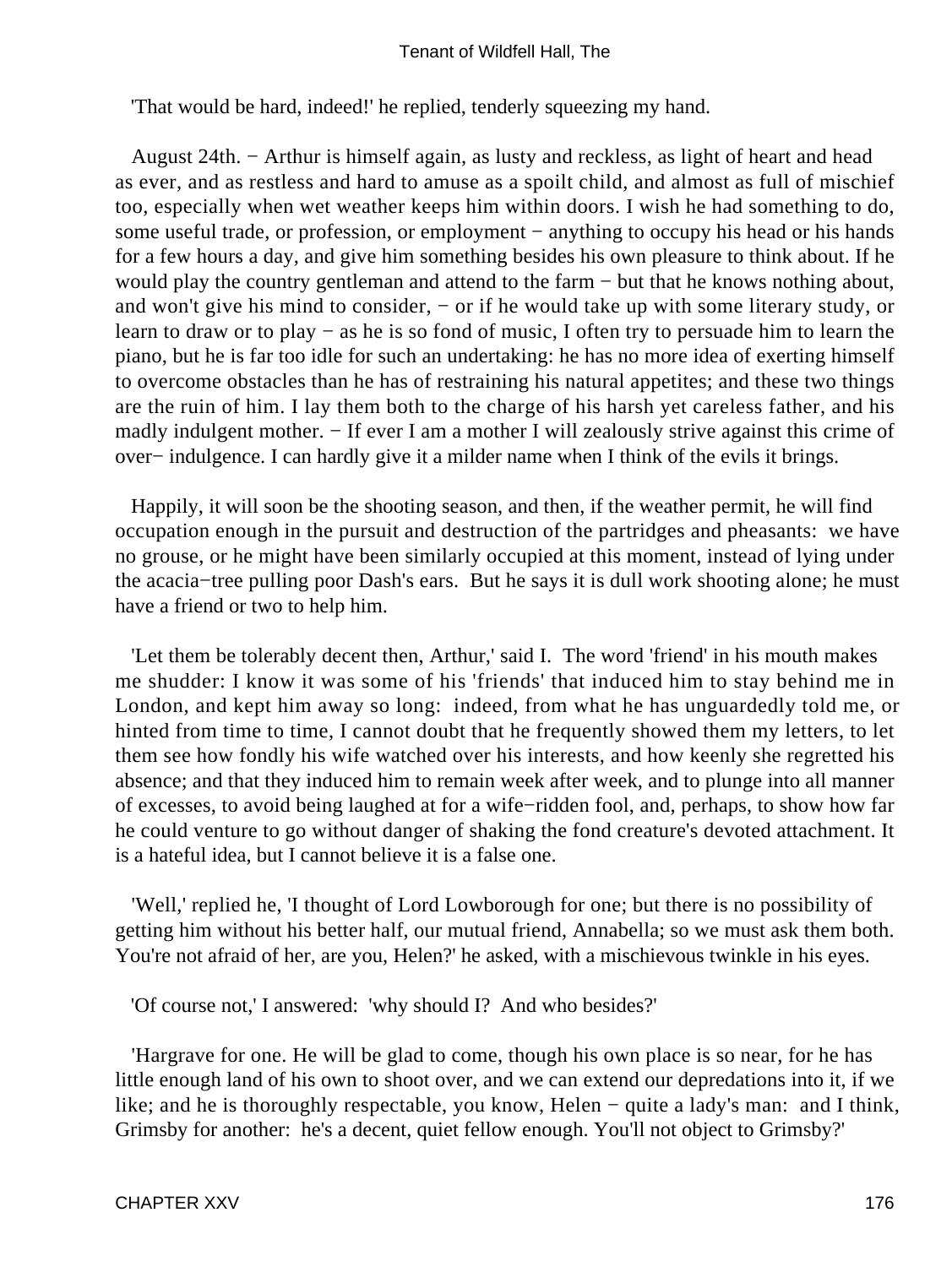'That would be hard, indeed!' he replied, tenderly squeezing my hand.

August 24th. − Arthur is himself again, as lusty and reckless, as light of heart and head as ever, and as restless and hard to amuse as a spoilt child, and almost as full of mischief too, especially when wet weather keeps him within doors. I wish he had something to do, some useful trade, or profession, or employment − anything to occupy his head or his hands for a few hours a day, and give him something besides his own pleasure to think about. If he would play the country gentleman and attend to the farm − but that he knows nothing about, and won't give his mind to consider, − or if he would take up with some literary study, or learn to draw or to play − as he is so fond of music, I often try to persuade him to learn the piano, but he is far too idle for such an undertaking: he has no more idea of exerting himself to overcome obstacles than he has of restraining his natural appetites; and these two things are the ruin of him. I lay them both to the charge of his harsh yet careless father, and his madly indulgent mother. − If ever I am a mother I will zealously strive against this crime of over− indulgence. I can hardly give it a milder name when I think of the evils it brings.

Happily, it will soon be the shooting season, and then, if the weather permit, he will find occupation enough in the pursuit and destruction of the partridges and pheasants: we have no grouse, or he might have been similarly occupied at this moment, instead of lying under the acacia−tree pulling poor Dash's ears. But he says it is dull work shooting alone; he must have a friend or two to help him.

'Let them be tolerably decent then, Arthur,' said I. The word 'friend' in his mouth makes me shudder: I know it was some of his 'friends' that induced him to stay behind me in London, and kept him away so long: indeed, from what he has unguardedly told me, or hinted from time to time, I cannot doubt that he frequently showed them my letters, to let them see how fondly his wife watched over his interests, and how keenly she regretted his absence; and that they induced him to remain week after week, and to plunge into all manner of excesses, to avoid being laughed at for a wife−ridden fool, and, perhaps, to show how far he could venture to go without danger of shaking the fond creature's devoted attachment. It is a hateful idea, but I cannot believe it is a false one.

'Well,' replied he, 'I thought of Lord Lowborough for one; but there is no possibility of getting him without his better half, our mutual friend, Annabella; so we must ask them both. You're not afraid of her, are you, Helen?' he asked, with a mischievous twinkle in his eyes.

'Of course not,' I answered: 'why should I? And who besides?'

'Hargrave for one. He will be glad to come, though his own place is so near, for he has little enough land of his own to shoot over, and we can extend our depredations into it, if we like; and he is thoroughly respectable, you know, Helen − quite a lady's man: and I think, Grimsby for another: he's a decent, quiet fellow enough. You'll not object to Grimsby?'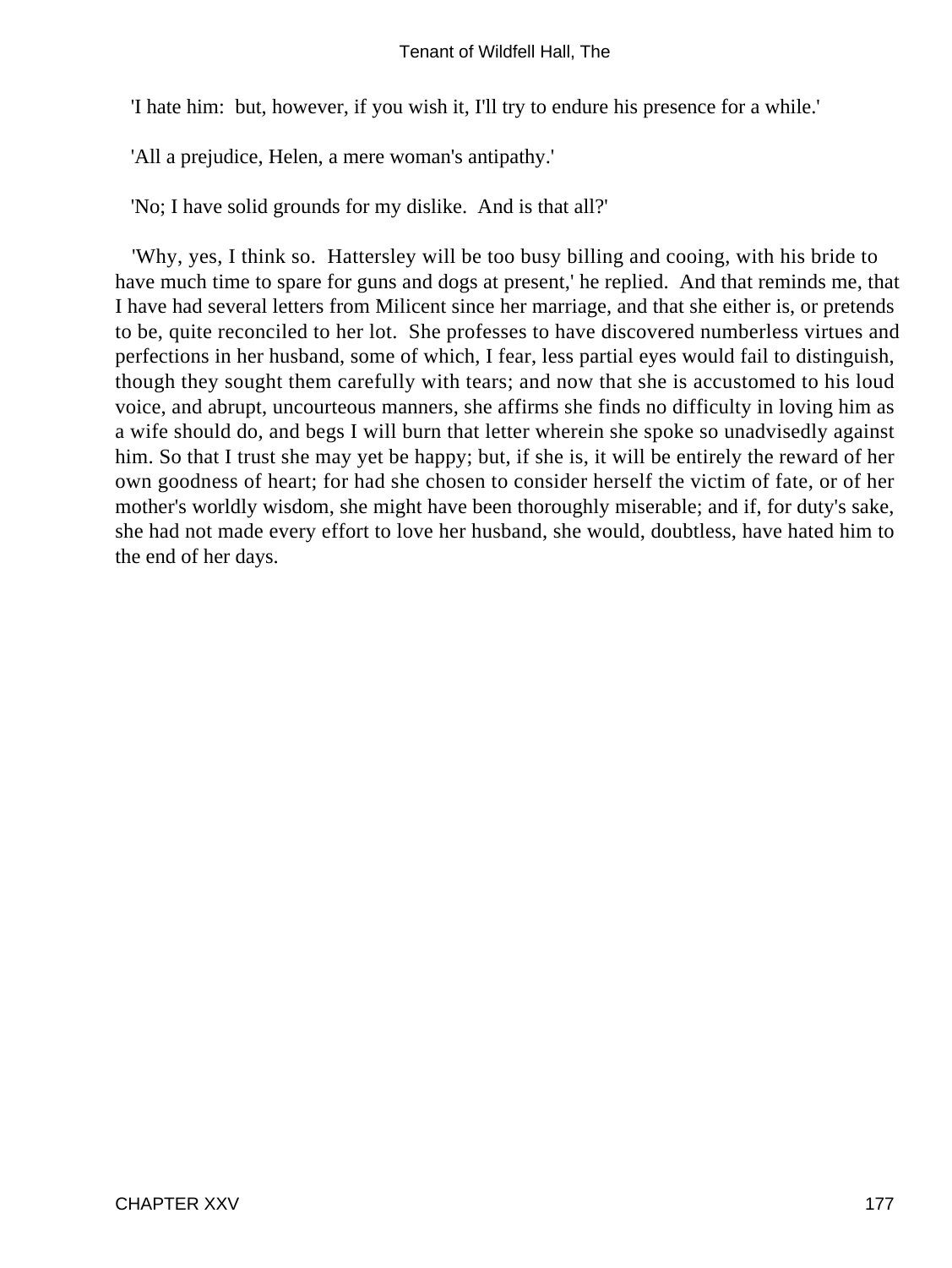'I hate him:  but, however, if you wish it, I'll try to endure his presence for a while.'

'All a prejudice, Helen, a mere woman's antipathy.'

'No; I have solid grounds for my dislike.  And is that all?'

'Why, yes, I think so.  Hattersley will be too busy billing and cooing, with his bride to have much time to spare for guns and dogs at present,' he replied.  And that reminds me, that I have had several letters from Milicent since her marriage, and that she either is, or pretends to be, quite reconciled to her lot.  She professes to have discovered numberless virtues and perfections in her husband, some of which, I fear, less partial eyes would fail to distinguish, though they sought them carefully with tears; and now that she is accustomed to his loud voice, and abrupt, uncourteous manners, she affirms she finds no difficulty in loving him as a wife should do, and begs I will burn that letter wherein she spoke so unadvisedly against him. So that I trust she may yet be happy; but, if she is, it will be entirely the reward of her own goodness of heart; for had she chosen to consider herself the victim of fate, or of her mother's worldly wisdom, she might have been thoroughly miserable; and if, for duty's sake, she had not made every effort to love her husband, she would, doubtless, have hated him to the end of her days.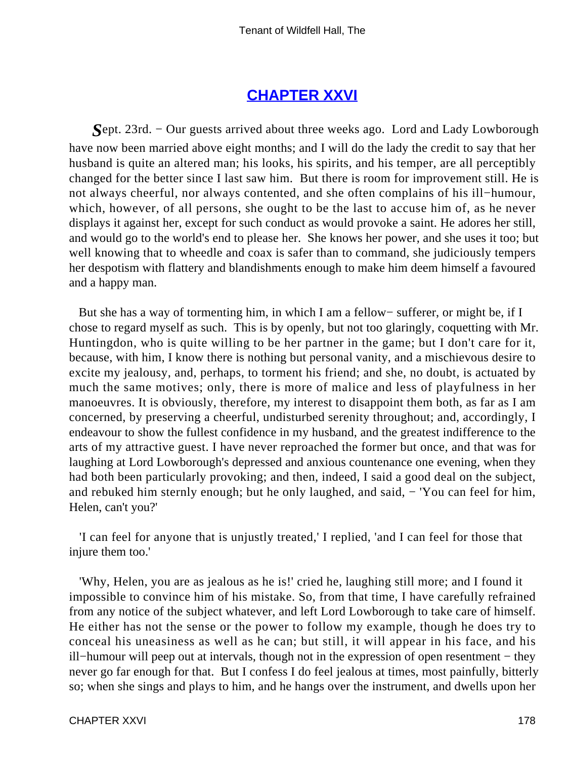## CHAPTER XXVI

*S*ept. 23rd. − Our guests arrived about three weeks ago. Lord and Lady Lowborough have now been married above eight months; and I will do the lady the credit to say that her husband is quite an altered man; his looks, his spirits, and his temper, are all perceptibly changed for the better since I last saw him. But there is room for improvement still. He is not always cheerful, nor always contented, and she often complains of his ill−humour, which, however, of all persons, she ought to be the last to accuse him of, as he never displays it against her, except for such conduct as would provoke a saint. He adores her still, and would go to the world's end to please her. She knows her power, and she uses it too; but well knowing that to wheedle and coax is safer than to command, she judiciously tempers her despotism with flattery and blandishments enough to make him deem himself a favoured and a happy man.

But she has a way of tormenting him, in which I am a fellow− sufferer, or might be, if I chose to regard myself as such. This is by openly, but not too glaringly, coquetting with Mr. Huntingdon, who is quite willing to be her partner in the game; but I don't care for it, because, with him, I know there is nothing but personal vanity, and a mischievous desire to excite my jealousy, and, perhaps, to torment his friend; and she, no doubt, is actuated by much the same motives; only, there is more of malice and less of playfulness in her manoeuvres. It is obviously, therefore, my interest to disappoint them both, as far as I am concerned, by preserving a cheerful, undisturbed serenity throughout; and, accordingly, I endeavour to show the fullest confidence in my husband, and the greatest indifference to the arts of my attractive guest. I have never reproached the former but once, and that was for laughing at Lord Lowborough's depressed and anxious countenance one evening, when they had both been particularly provoking; and then, indeed, I said a good deal on the subject, and rebuked him sternly enough; but he only laughed, and said, − 'You can feel for him, Helen, can't you?'

'I can feel for anyone that is unjustly treated,' I replied, 'and I can feel for those that injure them too.'

'Why, Helen, you are as jealous as he is!' cried he, laughing still more; and I found it impossible to convince him of his mistake. So, from that time, I have carefully refrained from any notice of the subject whatever, and left Lord Lowborough to take care of himself. He either has not the sense or the power to follow my example, though he does try to conceal his uneasiness as well as he can; but still, it will appear in his face, and his ill−humour will peep out at intervals, though not in the expression of open resentment − they never go far enough for that. But I confess I do feel jealous at times, most painfully, bitterly so; when she sings and plays to him, and he hangs over the instrument, and dwells upon her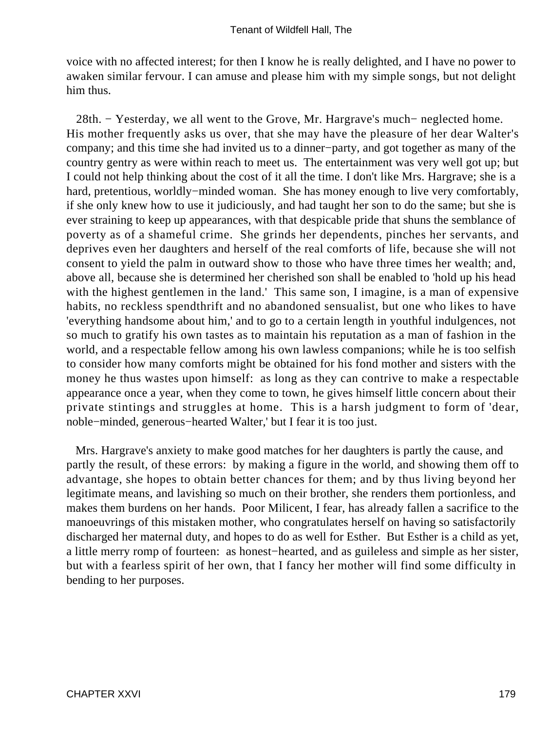voice with no affected interest; for then I know he is really delighted, and I have no power to awaken similar fervour. I can amuse and please him with my simple songs, but not delight him thus.

28th. − Yesterday, we all went to the Grove, Mr. Hargrave's much− neglected home. His mother frequently asks us over, that she may have the pleasure of her dear Walter's company; and this time she had invited us to a dinner−party, and got together as many of the country gentry as were within reach to meet us. The entertainment was very well got up; but I could not help thinking about the cost of it all the time. I don't like Mrs. Hargrave; she is a hard, pretentious, worldly−minded woman. She has money enough to live very comfortably, if she only knew how to use it judiciously, and had taught her son to do the same; but she is ever straining to keep up appearances, with that despicable pride that shuns the semblance of poverty as of a shameful crime. She grinds her dependents, pinches her servants, and deprives even her daughters and herself of the real comforts of life, because she will not consent to yield the palm in outward show to those who have three times her wealth; and, above all, because she is determined her cherished son shall be enabled to 'hold up his head with the highest gentlemen in the land.' This same son, I imagine, is a man of expensive habits, no reckless spendthrift and no abandoned sensualist, but one who likes to have 'everything handsome about him,' and to go to a certain length in youthful indulgences, not so much to gratify his own tastes as to maintain his reputation as a man of fashion in the world, and a respectable fellow among his own lawless companions; while he is too selfish to consider how many comforts might be obtained for his fond mother and sisters with the money he thus wastes upon himself: as long as they can contrive to make a respectable appearance once a year, when they come to town, he gives himself little concern about their private stintings and struggles at home. This is a harsh judgment to form of 'dear, noble−minded, generous−hearted Walter,' but I fear it is too just.

Mrs. Hargrave's anxiety to make good matches for her daughters is partly the cause, and partly the result, of these errors: by making a figure in the world, and showing them off to advantage, she hopes to obtain better chances for them; and by thus living beyond her legitimate means, and lavishing so much on their brother, she renders them portionless, and makes them burdens on her hands. Poor Milicent, I fear, has already fallen a sacrifice to the manoeuvrings of this mistaken mother, who congratulates herself on having so satisfactorily discharged her maternal duty, and hopes to do as well for Esther. But Esther is a child as yet, a little merry romp of fourteen: as honest−hearted, and as guileless and simple as her sister, but with a fearless spirit of her own, that I fancy her mother will find some difficulty in bending to her purposes.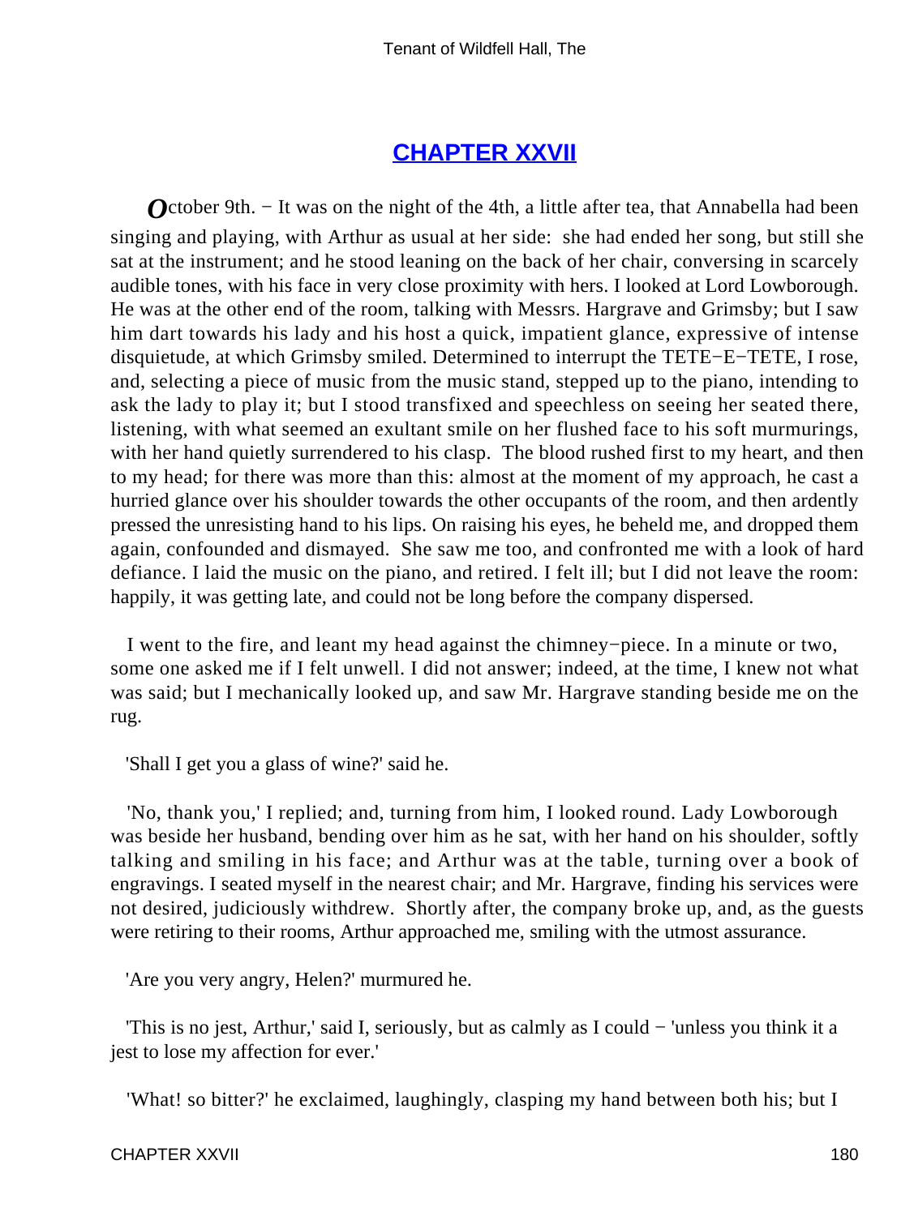## CHAPTER XXVII

*O*ctober 9th. − It was on the night of the 4th, a little after tea, that Annabella had been singing and playing, with Arthur as usual at her side: she had ended her song, but still she sat at the instrument; and he stood leaning on the back of her chair, conversing in scarcely audible tones, with his face in very close proximity with hers. I looked at Lord Lowborough. He was at the other end of the room, talking with Messrs. Hargrave and Grimsby; but I saw him dart towards his lady and his host a quick, impatient glance, expressive of intense disquietude, at which Grimsby smiled. Determined to interrupt the TETE−E−TETE, I rose, and, selecting a piece of music from the music stand, stepped up to the piano, intending to ask the lady to play it; but I stood transfixed and speechless on seeing her seated there, listening, with what seemed an exultant smile on her flushed face to his soft murmurings, with her hand quietly surrendered to his clasp. The blood rushed first to my heart, and then to my head; for there was more than this: almost at the moment of my approach, he cast a hurried glance over his shoulder towards the other occupants of the room, and then ardently pressed the unresisting hand to his lips. On raising his eyes, he beheld me, and dropped them again, confounded and dismayed. She saw me too, and confronted me with a look of hard defiance. I laid the music on the piano, and retired. I felt ill; but I did not leave the room: happily, it was getting late, and could not be long before the company dispersed.

I went to the fire, and leant my head against the chimney−piece. In a minute or two, some one asked me if I felt unwell. I did not answer; indeed, at the time, I knew not what was said; but I mechanically looked up, and saw Mr. Hargrave standing beside me on the rug.

'Shall I get you a glass of wine?' said he.

'No, thank you,' I replied; and, turning from him, I looked round. Lady Lowborough was beside her husband, bending over him as he sat, with her hand on his shoulder, softly talking and smiling in his face; and Arthur was at the table, turning over a book of engravings. I seated myself in the nearest chair; and Mr. Hargrave, finding his services were not desired, judiciously withdrew. Shortly after, the company broke up, and, as the guests were retiring to their rooms, Arthur approached me, smiling with the utmost assurance.

'Are you very angry, Helen?' murmured he.

'This is no jest, Arthur,' said I, seriously, but as calmly as I could − 'unless you think it a jest to lose my affection for ever.'

'What! so bitter?' he exclaimed, laughingly, clasping my hand between both his; but I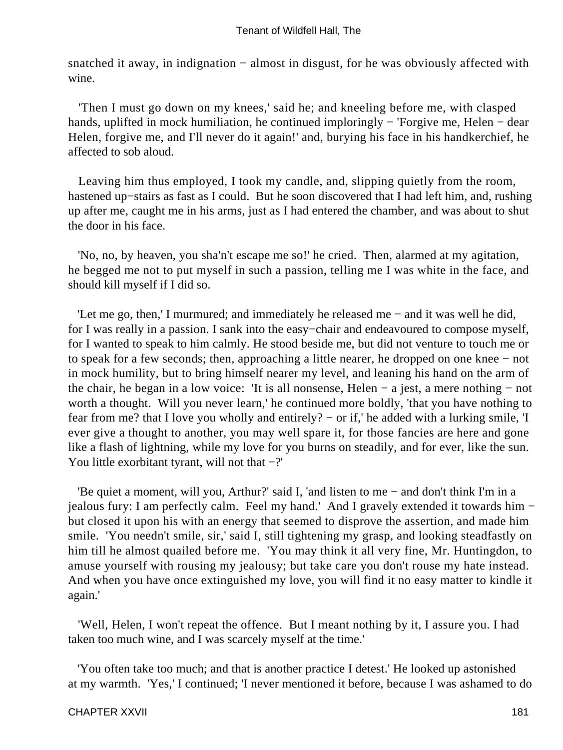snatched it away, in indignation − almost in disgust, for he was obviously affected with wine.

'Then I must go down on my knees,' said he; and kneeling before me, with clasped hands, uplifted in mock humiliation, he continued imploringly − 'Forgive me, Helen − dear Helen, forgive me, and I'll never do it again!' and, burying his face in his handkerchief, he affected to sob aloud.

Leaving him thus employed, I took my candle, and, slipping quietly from the room, hastened up−stairs as fast as I could. But he soon discovered that I had left him, and, rushing up after me, caught me in his arms, just as I had entered the chamber, and was about to shut the door in his face.

'No, no, by heaven, you sha'n't escape me so!' he cried. Then, alarmed at my agitation, he begged me not to put myself in such a passion, telling me I was white in the face, and should kill myself if I did so.

'Let me go, then,' I murmured; and immediately he released me − and it was well he did, for I was really in a passion. I sank into the easy−chair and endeavoured to compose myself, for I wanted to speak to him calmly. He stood beside me, but did not venture to touch me or to speak for a few seconds; then, approaching a little nearer, he dropped on one knee − not in mock humility, but to bring himself nearer my level, and leaning his hand on the arm of the chair, he began in a low voice: 'It is all nonsense, Helen − a jest, a mere nothing − not worth a thought. Will you never learn,' he continued more boldly, 'that you have nothing to fear from me? that I love you wholly and entirely? − or if,' he added with a lurking smile, 'I ever give a thought to another, you may well spare it, for those fancies are here and gone like a flash of lightning, while my love for you burns on steadily, and for ever, like the sun. You little exorbitant tyrant, will not that −?'

'Be quiet a moment, will you, Arthur?' said I, 'and listen to me − and don't think I'm in a jealous fury: I am perfectly calm. Feel my hand.' And I gravely extended it towards him − but closed it upon his with an energy that seemed to disprove the assertion, and made him smile. 'You needn't smile, sir,' said I, still tightening my grasp, and looking steadfastly on him till he almost quailed before me. 'You may think it all very fine, Mr. Huntingdon, to amuse yourself with rousing my jealousy; but take care you don't rouse my hate instead. And when you have once extinguished my love, you will find it no easy matter to kindle it again.'

'Well, Helen, I won't repeat the offence. But I meant nothing by it, I assure you. I had taken too much wine, and I was scarcely myself at the time.'

'You often take too much; and that is another practice I detest.' He looked up astonished at my warmth. 'Yes,' I continued; 'I never mentioned it before, because I was ashamed to do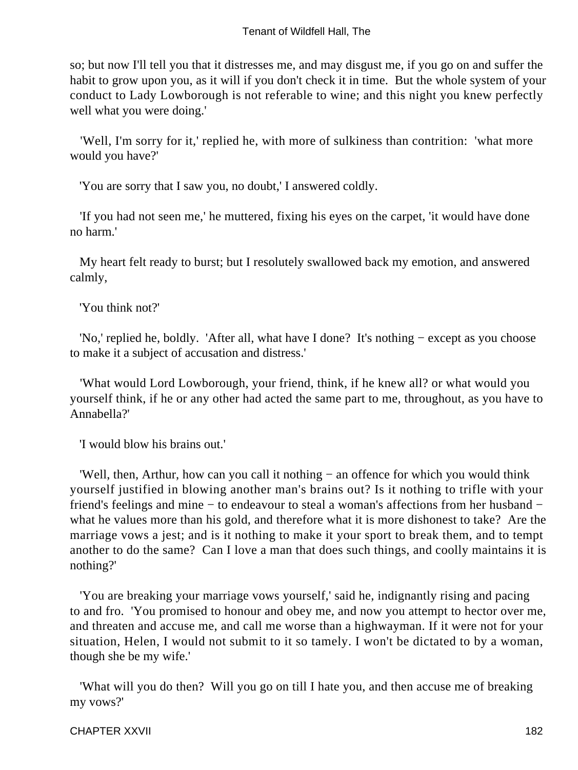so; but now I'll tell you that it distresses me, and may disgust me, if you go on and suffer the habit to grow upon you, as it will if you don't check it in time. But the whole system of your conduct to Lady Lowborough is not referable to wine; and this night you knew perfectly well what you were doing.'

'Well, I'm sorry for it,' replied he, with more of sulkiness than contrition: 'what more would you have?'

'You are sorry that I saw you, no doubt,' I answered coldly.

'If you had not seen me,' he muttered, fixing his eyes on the carpet, 'it would have done no harm.'

My heart felt ready to burst; but I resolutely swallowed back my emotion, and answered calmly,

'You think not?'

'No,' replied he, boldly. 'After all, what have I done? It's nothing − except as you choose to make it a subject of accusation and distress.'

'What would Lord Lowborough, your friend, think, if he knew all? or what would you yourself think, if he or any other had acted the same part to me, throughout, as you have to Annabella?'

'I would blow his brains out.'

'Well, then, Arthur, how can you call it nothing − an offence for which you would think yourself justified in blowing another man's brains out? Is it nothing to trifle with your friend's feelings and mine − to endeavour to steal a woman's affections from her husband − what he values more than his gold, and therefore what it is more dishonest to take? Are the marriage vows a jest; and is it nothing to make it your sport to break them, and to tempt another to do the same? Can I love a man that does such things, and coolly maintains it is nothing?'

'You are breaking your marriage vows yourself,' said he, indignantly rising and pacing to and fro. 'You promised to honour and obey me, and now you attempt to hector over me, and threaten and accuse me, and call me worse than a highwayman. If it were not for your situation, Helen, I would not submit to it so tamely. I won't be dictated to by a woman, though she be my wife.'

'What will you do then? Will you go on till I hate you, and then accuse me of breaking my vows?'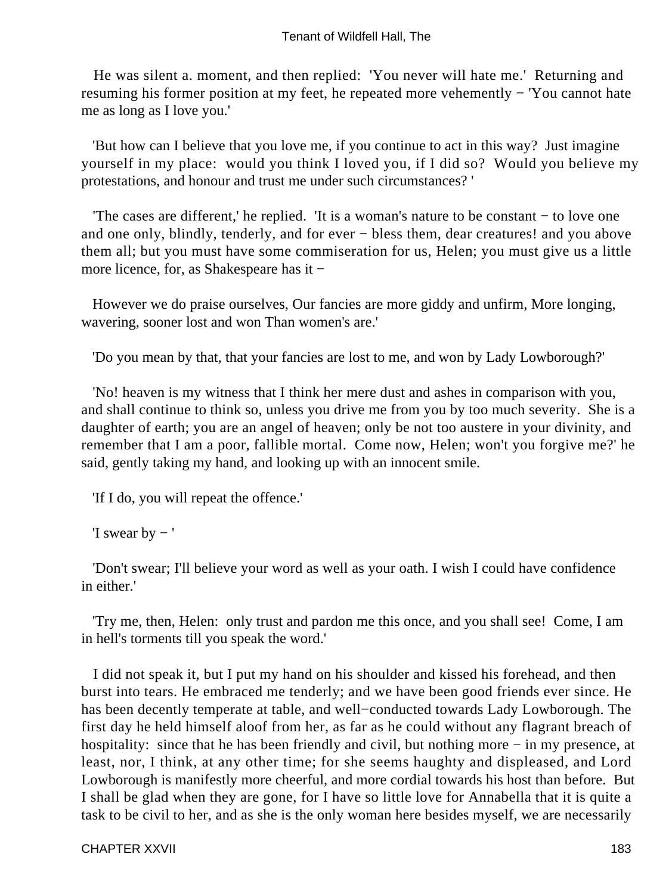He was silent a. moment, and then replied: 'You never will hate me.' Returning and resuming his former position at my feet, he repeated more vehemently − 'You cannot hate me as long as I love you.'

'But how can I believe that you love me, if you continue to act in this way? Just imagine yourself in my place: would you think I loved you, if I did so? Would you believe my protestations, and honour and trust me under such circumstances? '

'The cases are different,' he replied. 'It is a woman's nature to be constant − to love one and one only, blindly, tenderly, and for ever − bless them, dear creatures! and you above them all; but you must have some commiseration for us, Helen; you must give us a little more licence, for, as Shakespeare has it −

However we do praise ourselves, Our fancies are more giddy and unfirm, More longing, wavering, sooner lost and won Than women's are.'

'Do you mean by that, that your fancies are lost to me, and won by Lady Lowborough?'

'No! heaven is my witness that I think her mere dust and ashes in comparison with you, and shall continue to think so, unless you drive me from you by too much severity. She is a daughter of earth; you are an angel of heaven; only be not too austere in your divinity, and remember that I am a poor, fallible mortal. Come now, Helen; won't you forgive me?' he said, gently taking my hand, and looking up with an innocent smile.

'If I do, you will repeat the offence.'

'I swear by − '

'Don't swear; I'll believe your word as well as your oath. I wish I could have confidence in either.'

'Try me, then, Helen: only trust and pardon me this once, and you shall see! Come, I am in hell's torments till you speak the word.'

I did not speak it, but I put my hand on his shoulder and kissed his forehead, and then burst into tears. He embraced me tenderly; and we have been good friends ever since. He has been decently temperate at table, and well−conducted towards Lady Lowborough. The first day he held himself aloof from her, as far as he could without any flagrant breach of hospitality: since that he has been friendly and civil, but nothing more − in my presence, at least, nor, I think, at any other time; for she seems haughty and displeased, and Lord Lowborough is manifestly more cheerful, and more cordial towards his host than before. But I shall be glad when they are gone, for I have so little love for Annabella that it is quite a task to be civil to her, and as she is the only woman here besides myself, we are necessarily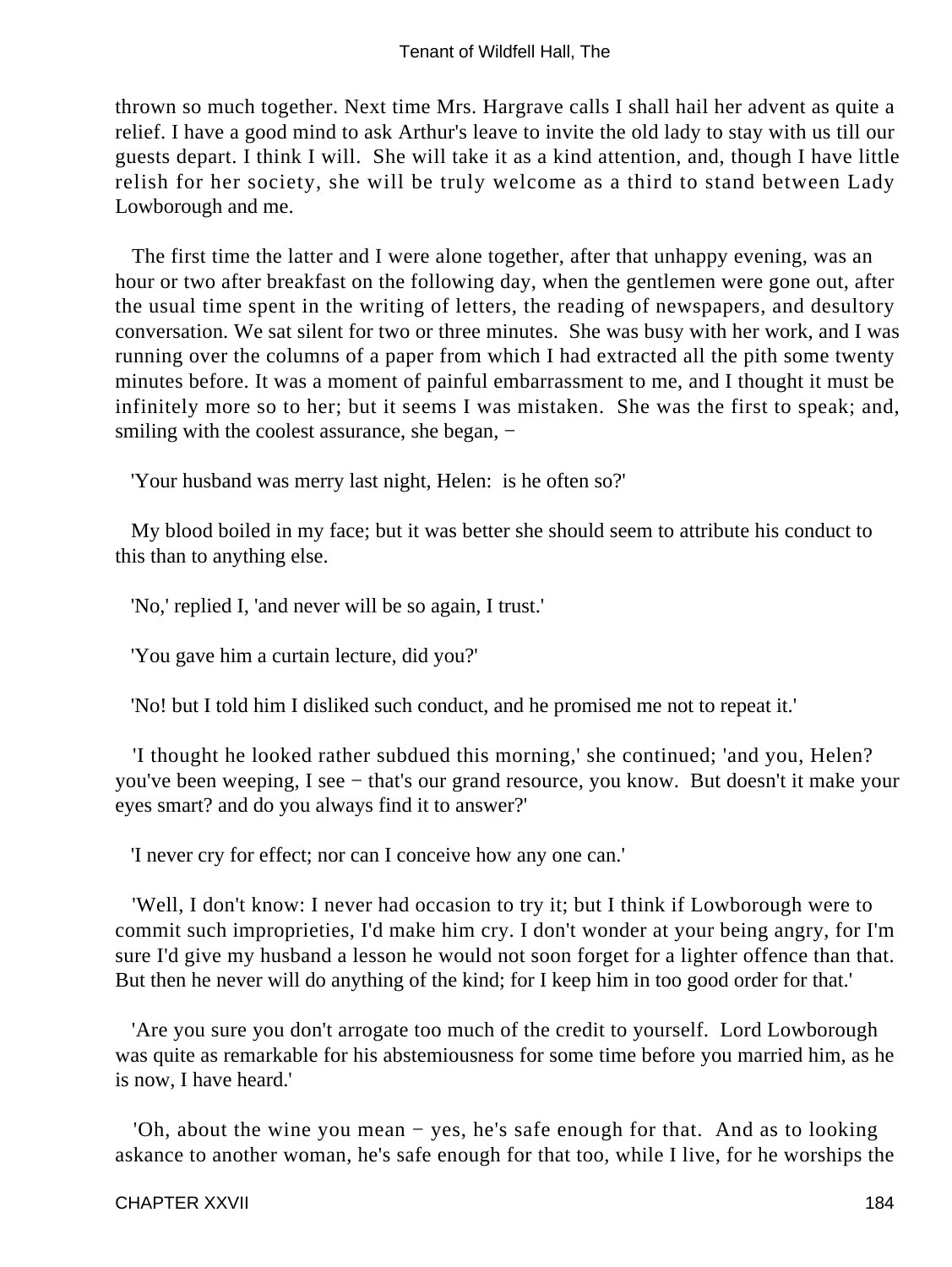thrown so much together. Next time Mrs. Hargrave calls I shall hail her advent as quite a relief. I have a good mind to ask Arthur's leave to invite the old lady to stay with us till our guests depart. I think I will. She will take it as a kind attention, and, though I have little relish for her society, she will be truly welcome as a third to stand between Lady Lowborough and me.

The first time the latter and I were alone together, after that unhappy evening, was an hour or two after breakfast on the following day, when the gentlemen were gone out, after the usual time spent in the writing of letters, the reading of newspapers, and desultory conversation. We sat silent for two or three minutes. She was busy with her work, and I was running over the columns of a paper from which I had extracted all the pith some twenty minutes before. It was a moment of painful embarrassment to me, and I thought it must be infinitely more so to her; but it seems I was mistaken. She was the first to speak; and, smiling with the coolest assurance, she began, −

'Your husband was merry last night, Helen: is he often so?'

My blood boiled in my face; but it was better she should seem to attribute his conduct to this than to anything else.

'No,' replied I, 'and never will be so again, I trust.'

'You gave him a curtain lecture, did you?'

'No! but I told him I disliked such conduct, and he promised me not to repeat it.'

'I thought he looked rather subdued this morning,' she continued; 'and you, Helen? you've been weeping, I see − that's our grand resource, you know. But doesn't it make your eyes smart? and do you always find it to answer?'

'I never cry for effect; nor can I conceive how any one can.'

'Well, I don't know: I never had occasion to try it; but I think if Lowborough were to commit such improprieties, I'd make him cry. I don't wonder at your being angry, for I'm sure I'd give my husband a lesson he would not soon forget for a lighter offence than that. But then he never will do anything of the kind; for I keep him in too good order for that.'

'Are you sure you don't arrogate too much of the credit to yourself. Lord Lowborough was quite as remarkable for his abstemiousness for some time before you married him, as he is now, I have heard.'

'Oh, about the wine you mean − yes, he's safe enough for that. And as to looking askance to another woman, he's safe enough for that too, while I live, for he worships the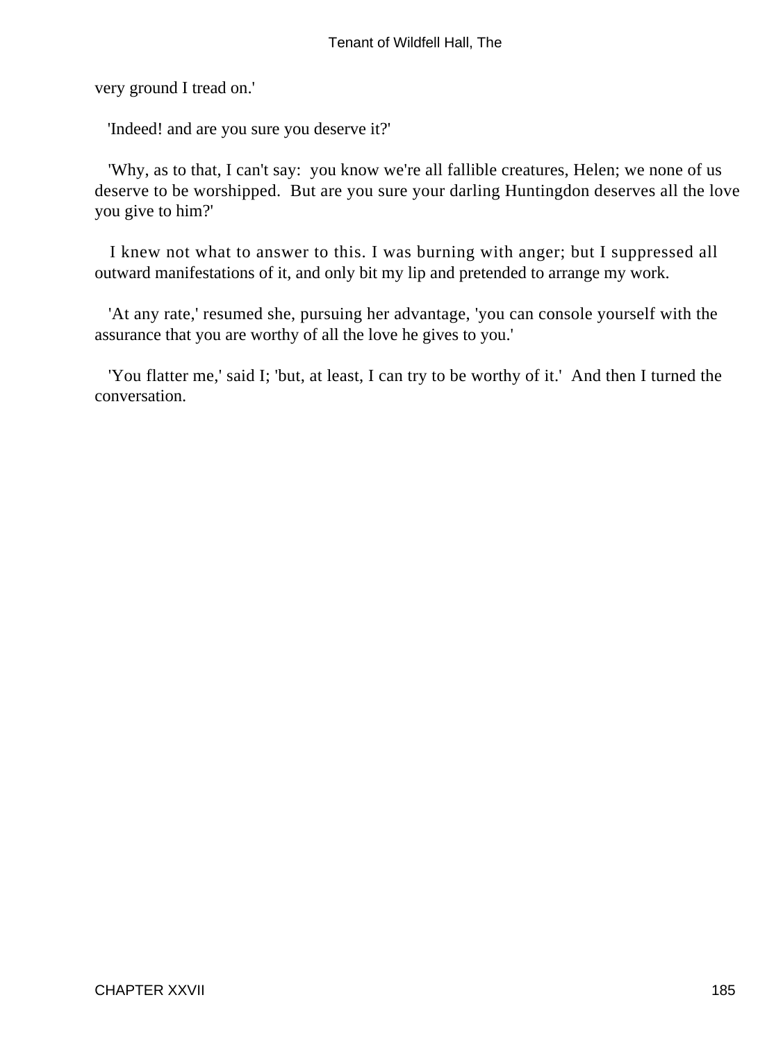very ground I tread on.'

'Indeed! and are you sure you deserve it?'

'Why, as to that, I can't say: you know we're all fallible creatures, Helen; we none of us deserve to be worshipped. But are you sure your darling Huntingdon deserves all the love you give to him?'

I knew not what to answer to this. I was burning with anger; but I suppressed all outward manifestations of it, and only bit my lip and pretended to arrange my work.

'At any rate,' resumed she, pursuing her advantage, 'you can console yourself with the assurance that you are worthy of all the love he gives to you.'

'You flatter me,' said I; 'but, at least, I can try to be worthy of it.' And then I turned the conversation.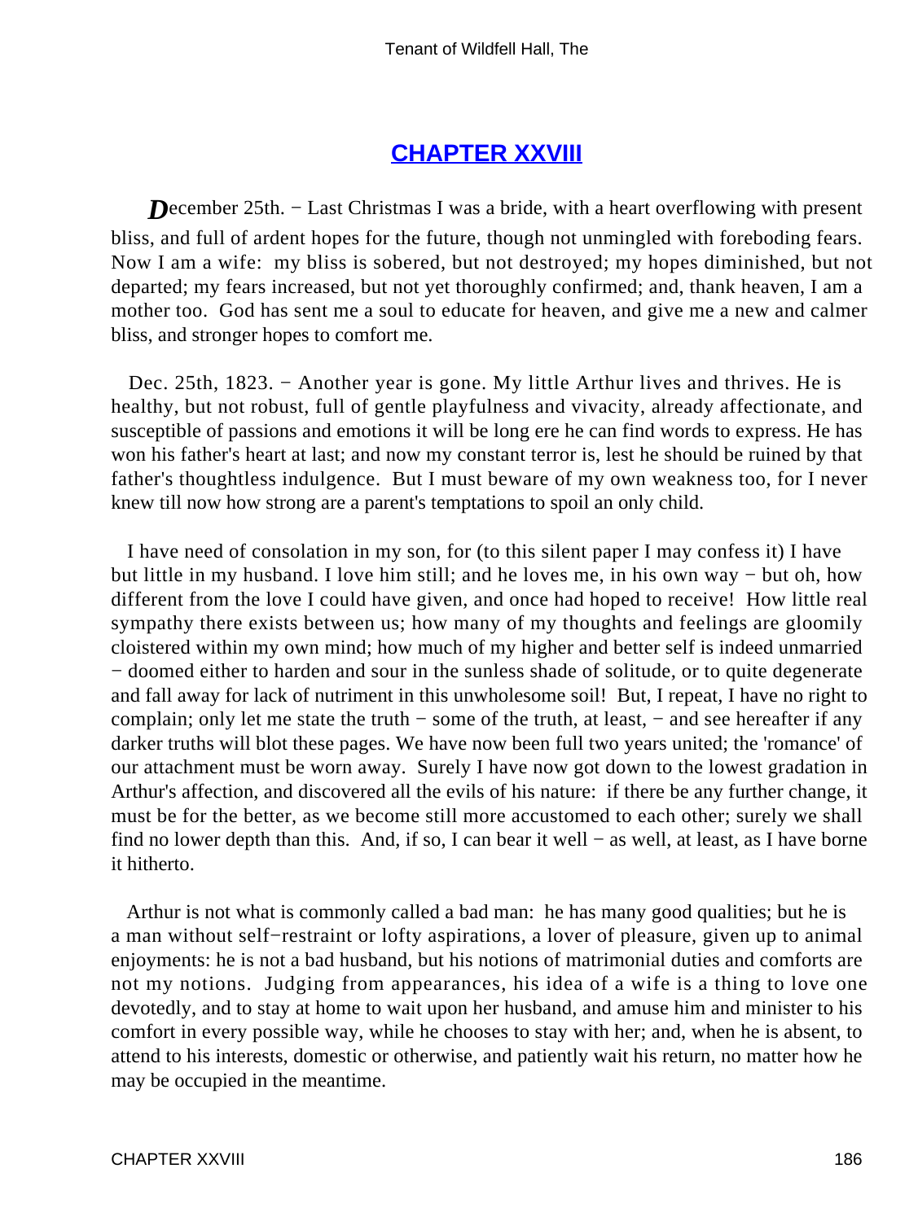# CHAPTER XXVIII

*D*ecember 25th. − Last Christmas I was a bride, with a heart overflowing with present bliss, and full of ardent hopes for the future, though not unmingled with foreboding fears. Now I am a wife: my bliss is sobered, but not destroyed; my hopes diminished, but not departed; my fears increased, but not yet thoroughly confirmed; and, thank heaven, I am a mother too. God has sent me a soul to educate for heaven, and give me a new and calmer bliss, and stronger hopes to comfort me.

Dec. 25th, 1823. − Another year is gone. My little Arthur lives and thrives. He is healthy, but not robust, full of gentle playfulness and vivacity, already affectionate, and susceptible of passions and emotions it will be long ere he can find words to express. He has won his father's heart at last; and now my constant terror is, lest he should be ruined by that father's thoughtless indulgence. But I must beware of my own weakness too, for I never knew till now how strong are a parent's temptations to spoil an only child.

I have need of consolation in my son, for (to this silent paper I may confess it) I have but little in my husband. I love him still; and he loves me, in his own way − but oh, how different from the love I could have given, and once had hoped to receive! How little real sympathy there exists between us; how many of my thoughts and feelings are gloomily cloistered within my own mind; how much of my higher and better self is indeed unmarried − doomed either to harden and sour in the sunless shade of solitude, or to quite degenerate and fall away for lack of nutriment in this unwholesome soil! But, I repeat, I have no right to complain; only let me state the truth − some of the truth, at least, − and see hereafter if any darker truths will blot these pages. We have now been full two years united; the 'romance' of our attachment must be worn away. Surely I have now got down to the lowest gradation in Arthur's affection, and discovered all the evils of his nature: if there be any further change, it must be for the better, as we become still more accustomed to each other; surely we shall find no lower depth than this. And, if so, I can bear it well − as well, at least, as I have borne it hitherto.

Arthur is not what is commonly called a bad man: he has many good qualities; but he is a man without self−restraint or lofty aspirations, a lover of pleasure, given up to animal enjoyments: he is not a bad husband, but his notions of matrimonial duties and comforts are not my notions. Judging from appearances, his idea of a wife is a thing to love one devotedly, and to stay at home to wait upon her husband, and amuse him and minister to his comfort in every possible way, while he chooses to stay with her; and, when he is absent, to attend to his interests, domestic or otherwise, and patiently wait his return, no matter how he may be occupied in the meantime.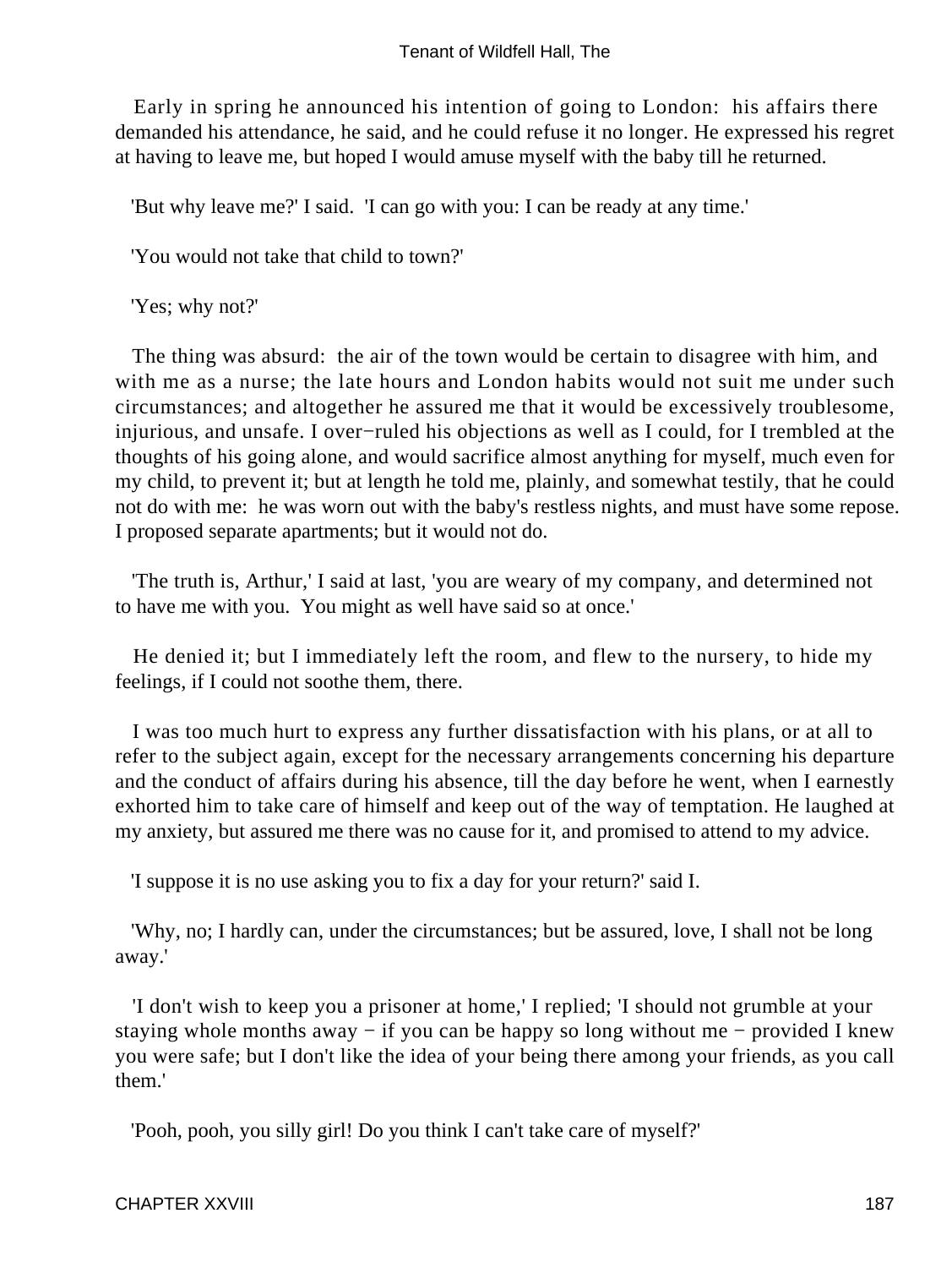Early in spring he announced his intention of going to London: his affairs there demanded his attendance, he said, and he could refuse it no longer. He expressed his regret at having to leave me, but hoped I would amuse myself with the baby till he returned.

'But why leave me?' I said. 'I can go with you: I can be ready at any time.'

'You would not take that child to town?'

'Yes; why not?'

The thing was absurd: the air of the town would be certain to disagree with him, and with me as a nurse; the late hours and London habits would not suit me under such circumstances; and altogether he assured me that it would be excessively troublesome, injurious, and unsafe. I over−ruled his objections as well as I could, for I trembled at the thoughts of his going alone, and would sacrifice almost anything for myself, much even for my child, to prevent it; but at length he told me, plainly, and somewhat testily, that he could not do with me: he was worn out with the baby's restless nights, and must have some repose. I proposed separate apartments; but it would not do.

'The truth is, Arthur,' I said at last, 'you are weary of my company, and determined not to have me with you. You might as well have said so at once.'

He denied it; but I immediately left the room, and flew to the nursery, to hide my feelings, if I could not soothe them, there.

I was too much hurt to express any further dissatisfaction with his plans, or at all to refer to the subject again, except for the necessary arrangements concerning his departure and the conduct of affairs during his absence, till the day before he went, when I earnestly exhorted him to take care of himself and keep out of the way of temptation. He laughed at my anxiety, but assured me there was no cause for it, and promised to attend to my advice.

'I suppose it is no use asking you to fix a day for your return?' said I.

'Why, no; I hardly can, under the circumstances; but be assured, love, I shall not be long away.'

'I don't wish to keep you a prisoner at home,' I replied; 'I should not grumble at your staying whole months away − if you can be happy so long without me − provided I knew you were safe; but I don't like the idea of your being there among your friends, as you call them.'

'Pooh, pooh, you silly girl! Do you think I can't take care of myself?'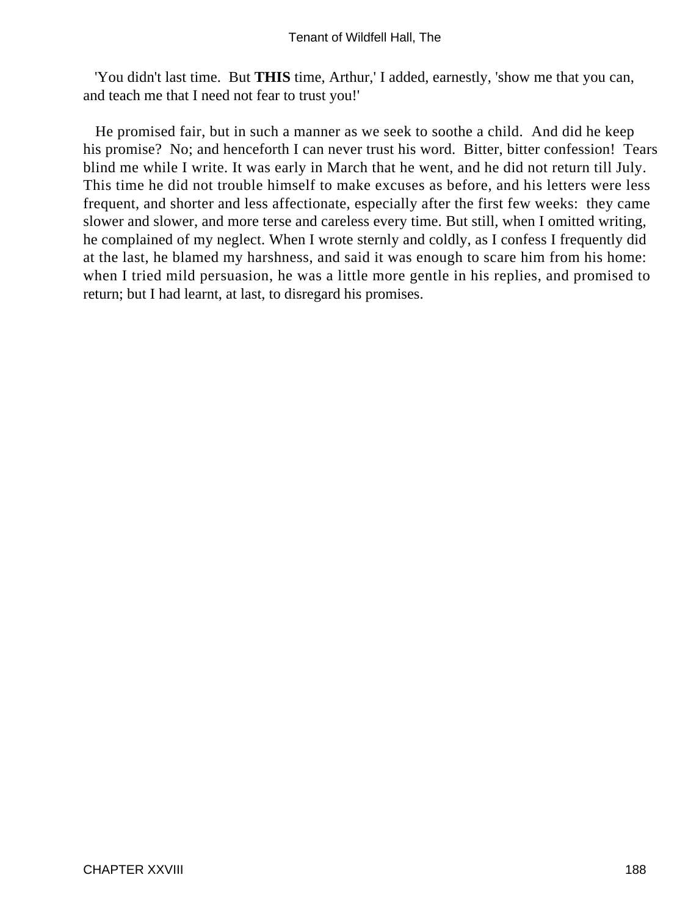'You didn't last time. But **THIS** time, Arthur,' I added, earnestly, 'show me that you can, and teach me that I need not fear to trust you!'

He promised fair, but in such a manner as we seek to soothe a child. And did he keep his promise? No; and henceforth I can never trust his word. Bitter, bitter confession! Tears blind me while I write. It was early in March that he went, and he did not return till July. This time he did not trouble himself to make excuses as before, and his letters were less frequent, and shorter and less affectionate, especially after the first few weeks: they came slower and slower, and more terse and careless every time. But still, when I omitted writing, he complained of my neglect. When I wrote sternly and coldly, as I confess I frequently did at the last, he blamed my harshness, and said it was enough to scare him from his home: when I tried mild persuasion, he was a little more gentle in his replies, and promised to return; but I had learnt, at last, to disregard his promises.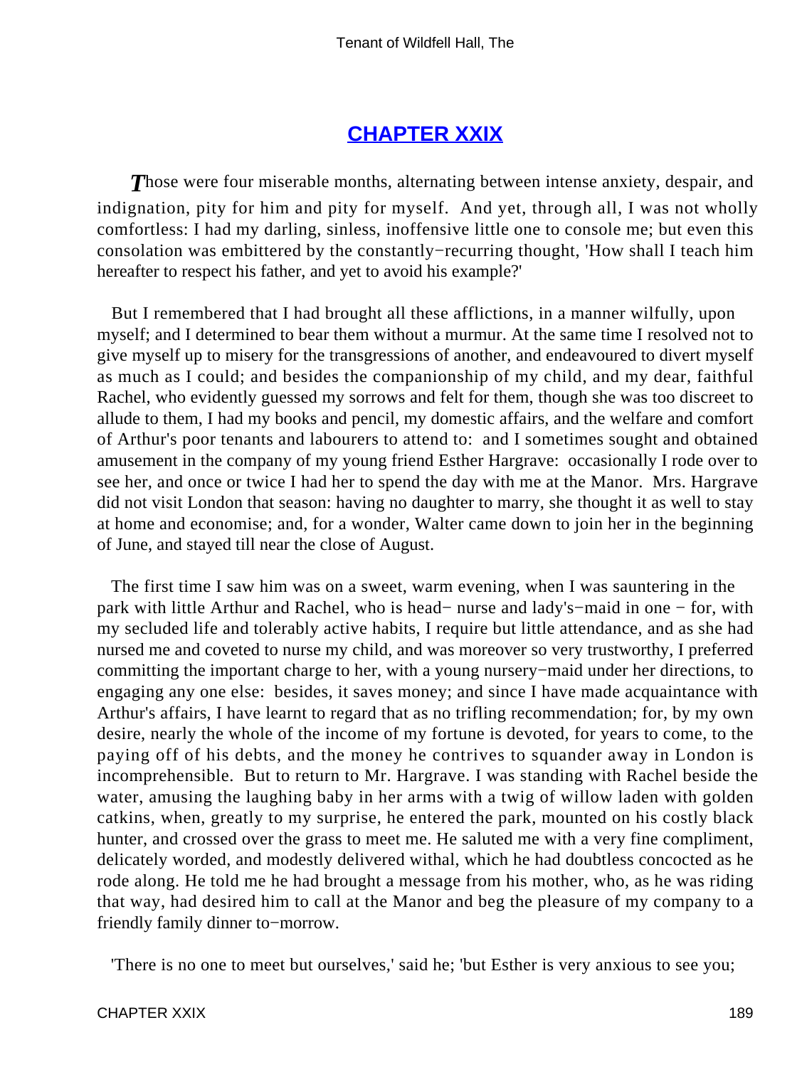## CHAPTER XXIX

*T*hose were four miserable months, alternating between intense anxiety, despair, and indignation, pity for him and pity for myself. And yet, through all, I was not wholly comfortless: I had my darling, sinless, inoffensive little one to console me; but even this consolation was embittered by the constantly−recurring thought, 'How shall I teach him hereafter to respect his father, and yet to avoid his example?'

But I remembered that I had brought all these afflictions, in a manner wilfully, upon myself; and I determined to bear them without a murmur. At the same time I resolved not to give myself up to misery for the transgressions of another, and endeavoured to divert myself as much as I could; and besides the companionship of my child, and my dear, faithful Rachel, who evidently guessed my sorrows and felt for them, though she was too discreet to allude to them, I had my books and pencil, my domestic affairs, and the welfare and comfort of Arthur's poor tenants and labourers to attend to: and I sometimes sought and obtained amusement in the company of my young friend Esther Hargrave: occasionally I rode over to see her, and once or twice I had her to spend the day with me at the Manor. Mrs. Hargrave did not visit London that season: having no daughter to marry, she thought it as well to stay at home and economise; and, for a wonder, Walter came down to join her in the beginning of June, and stayed till near the close of August.

The first time I saw him was on a sweet, warm evening, when I was sauntering in the park with little Arthur and Rachel, who is head− nurse and lady's−maid in one − for, with my secluded life and tolerably active habits, I require but little attendance, and as she had nursed me and coveted to nurse my child, and was moreover so very trustworthy, I preferred committing the important charge to her, with a young nursery−maid under her directions, to engaging any one else: besides, it saves money; and since I have made acquaintance with Arthur's affairs, I have learnt to regard that as no trifling recommendation; for, by my own desire, nearly the whole of the income of my fortune is devoted, for years to come, to the paying off of his debts, and the money he contrives to squander away in London is incomprehensible. But to return to Mr. Hargrave. I was standing with Rachel beside the water, amusing the laughing baby in her arms with a twig of willow laden with golden catkins, when, greatly to my surprise, he entered the park, mounted on his costly black hunter, and crossed over the grass to meet me. He saluted me with a very fine compliment, delicately worded, and modestly delivered withal, which he had doubtless concocted as he rode along. He told me he had brought a message from his mother, who, as he was riding that way, had desired him to call at the Manor and beg the pleasure of my company to a friendly family dinner to−morrow.

'There is no one to meet but ourselves,' said he; 'but Esther is very anxious to see you;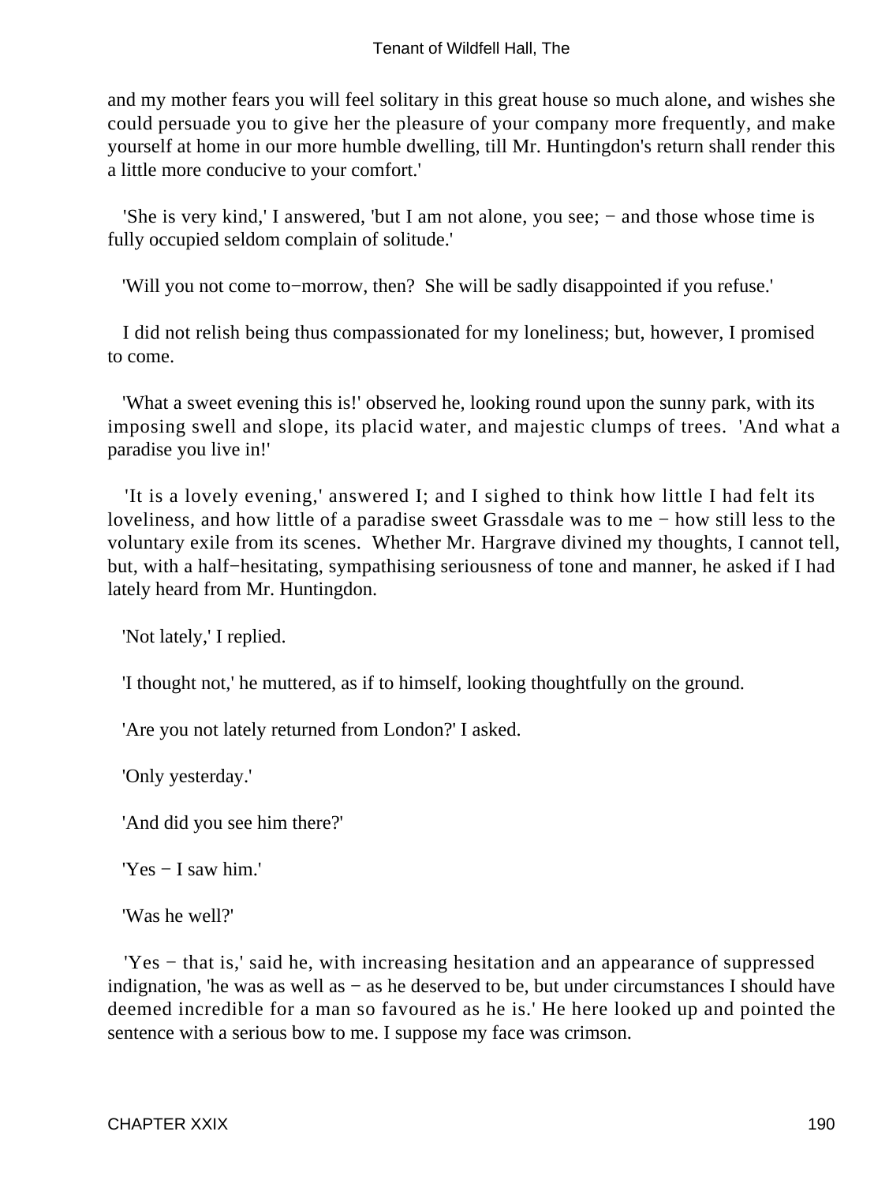and my mother fears you will feel solitary in this great house so much alone, and wishes she could persuade you to give her the pleasure of your company more frequently, and make yourself at home in our more humble dwelling, till Mr. Huntingdon's return shall render this a little more conducive to your comfort.'

'She is very kind,' I answered, 'but I am not alone, you see; − and those whose time is fully occupied seldom complain of solitude.'

'Will you not come to−morrow, then? She will be sadly disappointed if you refuse.'

I did not relish being thus compassionated for my loneliness; but, however, I promised to come.

'What a sweet evening this is!' observed he, looking round upon the sunny park, with its imposing swell and slope, its placid water, and majestic clumps of trees. 'And what a paradise you live in!'

'It is a lovely evening,' answered I; and I sighed to think how little I had felt its loveliness, and how little of a paradise sweet Grassdale was to me − how still less to the voluntary exile from its scenes. Whether Mr. Hargrave divined my thoughts, I cannot tell, but, with a half−hesitating, sympathising seriousness of tone and manner, he asked if I had lately heard from Mr. Huntingdon.

'Not lately,' I replied.

'I thought not,' he muttered, as if to himself, looking thoughtfully on the ground.

'Are you not lately returned from London?' I asked.

'Only yesterday.'

'And did you see him there?'

'Yes − I saw him.'

'Was he well?'

'Yes − that is,' said he, with increasing hesitation and an appearance of suppressed indignation, 'he was as well as − as he deserved to be, but under circumstances I should have deemed incredible for a man so favoured as he is.' He here looked up and pointed the sentence with a serious bow to me. I suppose my face was crimson.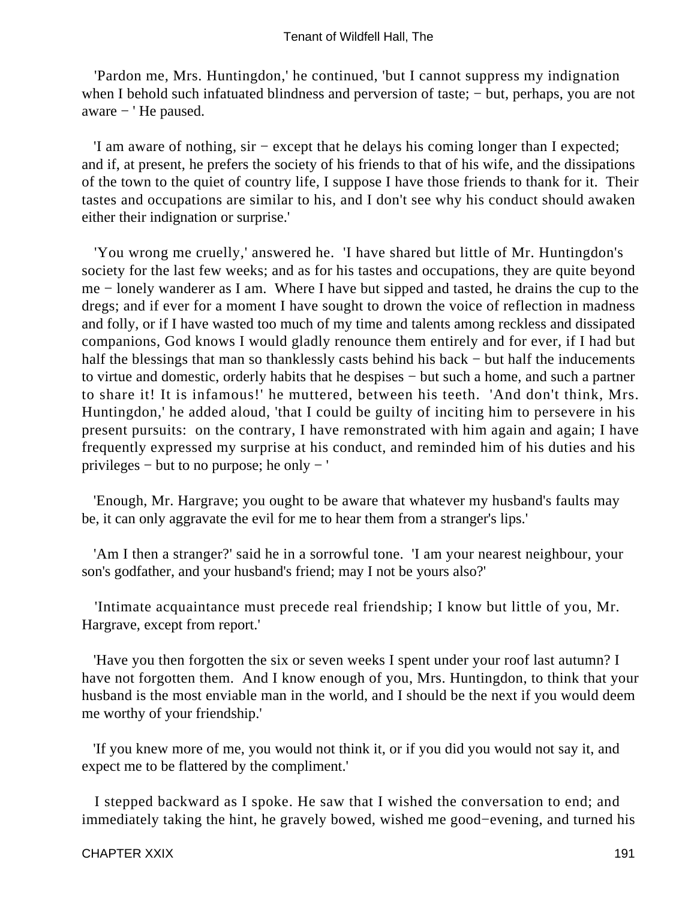'Pardon me, Mrs. Huntingdon,' he continued, 'but I cannot suppress my indignation when I behold such infatuated blindness and perversion of taste; − but, perhaps, you are not aware − ' He paused.

'I am aware of nothing, sir − except that he delays his coming longer than I expected; and if, at present, he prefers the society of his friends to that of his wife, and the dissipations of the town to the quiet of country life, I suppose I have those friends to thank for it. Their tastes and occupations are similar to his, and I don't see why his conduct should awaken either their indignation or surprise.'

'You wrong me cruelly,' answered he. 'I have shared but little of Mr. Huntingdon's society for the last few weeks; and as for his tastes and occupations, they are quite beyond me − lonely wanderer as I am. Where I have but sipped and tasted, he drains the cup to the dregs; and if ever for a moment I have sought to drown the voice of reflection in madness and folly, or if I have wasted too much of my time and talents among reckless and dissipated companions, God knows I would gladly renounce them entirely and for ever, if I had but half the blessings that man so thanklessly casts behind his back − but half the inducements to virtue and domestic, orderly habits that he despises − but such a home, and such a partner to share it! It is infamous!' he muttered, between his teeth. 'And don't think, Mrs. Huntingdon,' he added aloud, 'that I could be guilty of inciting him to persevere in his present pursuits: on the contrary, I have remonstrated with him again and again; I have frequently expressed my surprise at his conduct, and reminded him of his duties and his privileges − but to no purpose; he only − '

'Enough, Mr. Hargrave; you ought to be aware that whatever my husband's faults may be, it can only aggravate the evil for me to hear them from a stranger's lips.'

'Am I then a stranger?' said he in a sorrowful tone. 'I am your nearest neighbour, your son's godfather, and your husband's friend; may I not be yours also?'

'Intimate acquaintance must precede real friendship; I know but little of you, Mr. Hargrave, except from report.'

'Have you then forgotten the six or seven weeks I spent under your roof last autumn? I have not forgotten them. And I know enough of you, Mrs. Huntingdon, to think that your husband is the most enviable man in the world, and I should be the next if you would deem me worthy of your friendship.'

'If you knew more of me, you would not think it, or if you did you would not say it, and expect me to be flattered by the compliment.'

I stepped backward as I spoke. He saw that I wished the conversation to end; and immediately taking the hint, he gravely bowed, wished me good−evening, and turned his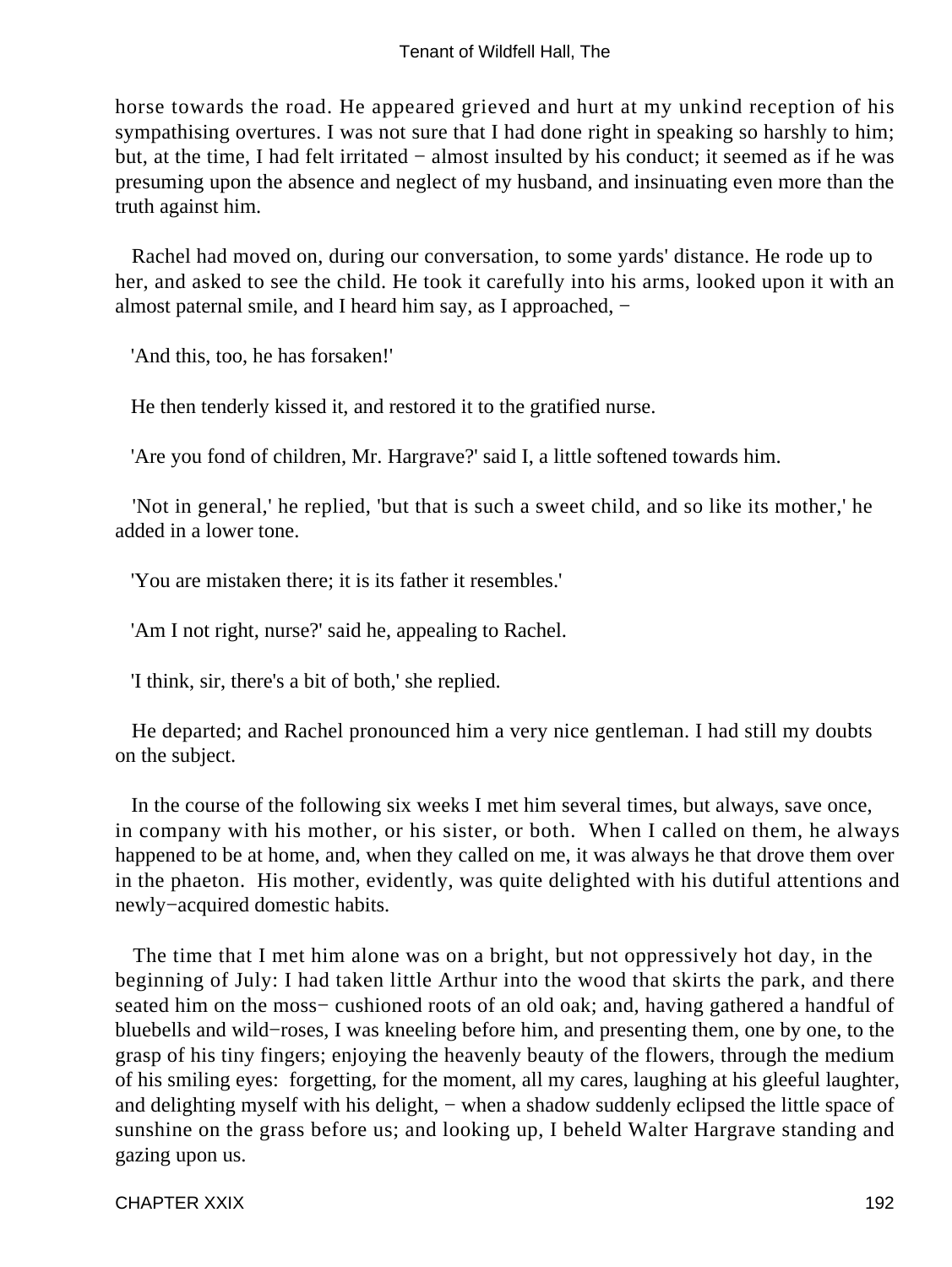horse towards the road. He appeared grieved and hurt at my unkind reception of his sympathising overtures. I was not sure that I had done right in speaking so harshly to him; but, at the time, I had felt irritated − almost insulted by his conduct; it seemed as if he was presuming upon the absence and neglect of my husband, and insinuating even more than the truth against him.

Rachel had moved on, during our conversation, to some yards' distance. He rode up to her, and asked to see the child. He took it carefully into his arms, looked upon it with an almost paternal smile, and I heard him say, as I approached, −

'And this, too, he has forsaken!'

He then tenderly kissed it, and restored it to the gratified nurse.

'Are you fond of children, Mr. Hargrave?' said I, a little softened towards him.

'Not in general,' he replied, 'but that is such a sweet child, and so like its mother,' he added in a lower tone.

'You are mistaken there; it is its father it resembles.'

'Am I not right, nurse?' said he, appealing to Rachel.

'I think, sir, there's a bit of both,' she replied.

He departed; and Rachel pronounced him a very nice gentleman. I had still my doubts on the subject.

In the course of the following six weeks I met him several times, but always, save once, in company with his mother, or his sister, or both. When I called on them, he always happened to be at home, and, when they called on me, it was always he that drove them over in the phaeton. His mother, evidently, was quite delighted with his dutiful attentions and newly−acquired domestic habits.

The time that I met him alone was on a bright, but not oppressively hot day, in the beginning of July: I had taken little Arthur into the wood that skirts the park, and there seated him on the moss− cushioned roots of an old oak; and, having gathered a handful of bluebells and wild−roses, I was kneeling before him, and presenting them, one by one, to the grasp of his tiny fingers; enjoying the heavenly beauty of the flowers, through the medium of his smiling eyes: forgetting, for the moment, all my cares, laughing at his gleeful laughter, and delighting myself with his delight, − when a shadow suddenly eclipsed the little space of sunshine on the grass before us; and looking up, I beheld Walter Hargrave standing and gazing upon us.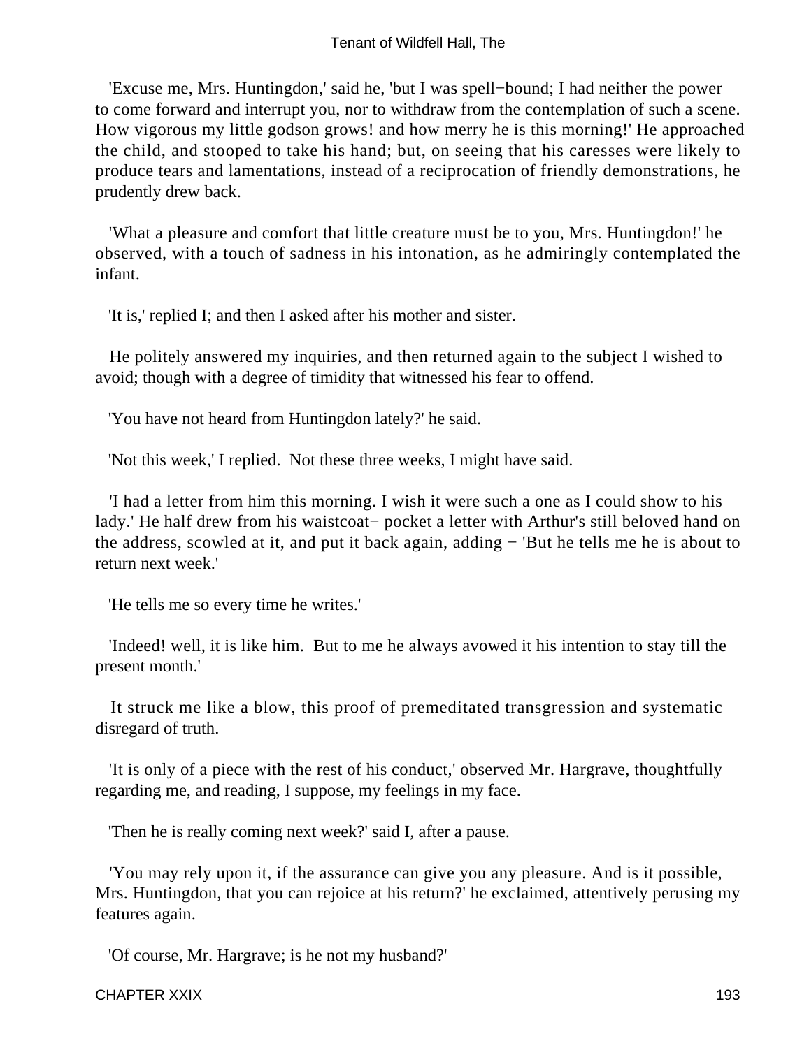'Excuse me, Mrs. Huntingdon,' said he, 'but I was spell−bound; I had neither the power to come forward and interrupt you, nor to withdraw from the contemplation of such a scene. How vigorous my little godson grows! and how merry he is this morning!' He approached the child, and stooped to take his hand; but, on seeing that his caresses were likely to produce tears and lamentations, instead of a reciprocation of friendly demonstrations, he prudently drew back.

'What a pleasure and comfort that little creature must be to you, Mrs. Huntingdon!' he observed, with a touch of sadness in his intonation, as he admiringly contemplated the infant.

'It is,' replied I; and then I asked after his mother and sister.

He politely answered my inquiries, and then returned again to the subject I wished to avoid; though with a degree of timidity that witnessed his fear to offend.

'You have not heard from Huntingdon lately?' he said.

'Not this week,' I replied.  Not these three weeks, I might have said.

'I had a letter from him this morning. I wish it were such a one as I could show to his lady.' He half drew from his waistcoat− pocket a letter with Arthur's still beloved hand on the address, scowled at it, and put it back again, adding − 'But he tells me he is about to return next week.'

'He tells me so every time he writes.'

'Indeed! well, it is like him.  But to me he always avowed it his intention to stay till the present month.'

It struck me like a blow, this proof of premeditated transgression and systematic disregard of truth.

'It is only of a piece with the rest of his conduct,' observed Mr. Hargrave, thoughtfully regarding me, and reading, I suppose, my feelings in my face.

'Then he is really coming next week?' said I, after a pause.

'You may rely upon it, if the assurance can give you any pleasure. And is it possible, Mrs. Huntingdon, that you can rejoice at his return?' he exclaimed, attentively perusing my features again.

'Of course, Mr. Hargrave; is he not my husband?'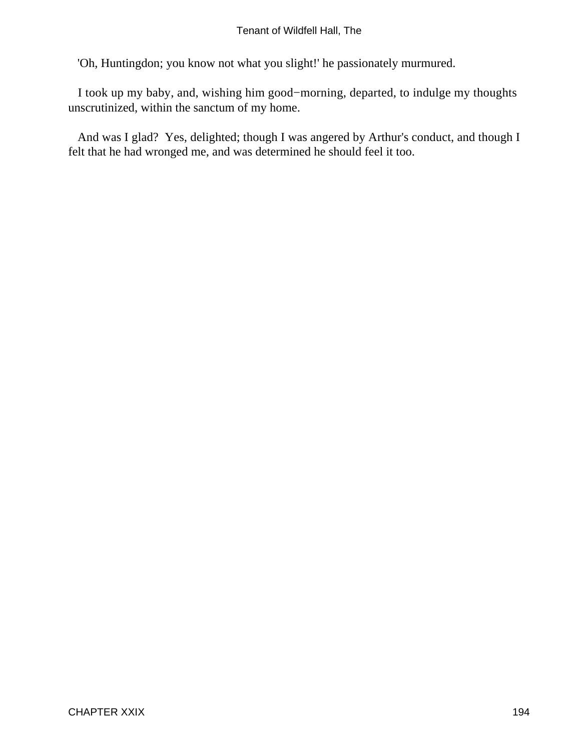'Oh, Huntingdon; you know not what you slight!' he passionately murmured.

I took up my baby, and, wishing him good−morning, departed, to indulge my thoughts unscrutinized, within the sanctum of my home.

And was I glad? Yes, delighted; though I was angered by Arthur's conduct, and though I felt that he had wronged me, and was determined he should feel it too.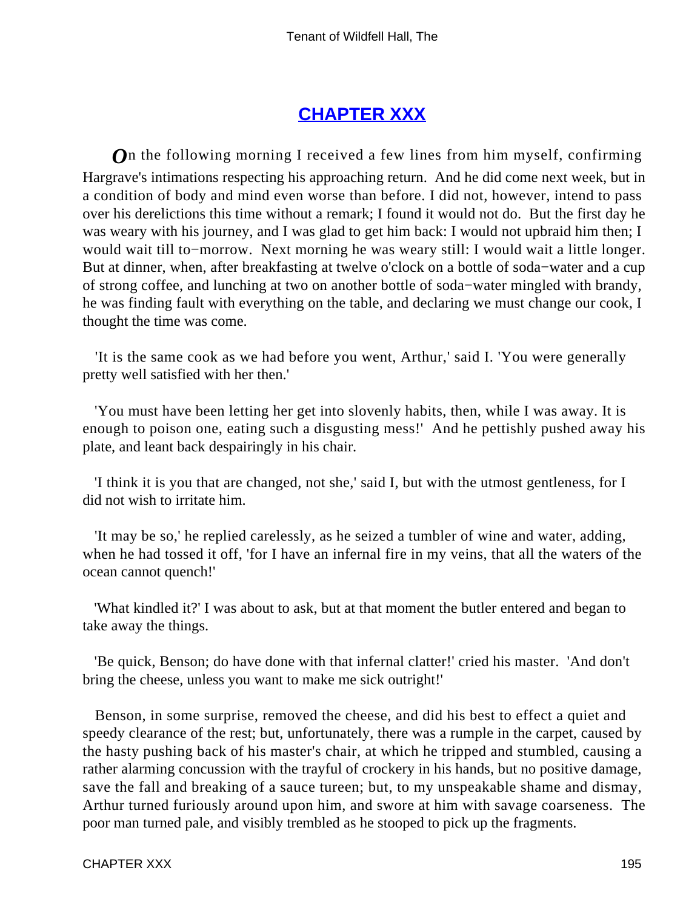## CHAPTER XXX

On the following morning I received a few lines from him myself, confirming Hargrave's intimations respecting his approaching return. And he did come next week, but in a condition of body and mind even worse than before. I did not, however, intend to pass over his derelictions this time without a remark; I found it would not do. But the first day he was weary with his journey, and I was glad to get him back: I would not upbraid him then; I would wait till to−morrow. Next morning he was weary still: I would wait a little longer. But at dinner, when, after breakfasting at twelve o'clock on a bottle of soda−water and a cup of strong coffee, and lunching at two on another bottle of soda−water mingled with brandy, he was finding fault with everything on the table, and declaring we must change our cook, I thought the time was come.

'It is the same cook as we had before you went, Arthur,' said I. 'You were generally pretty well satisfied with her then.'

'You must have been letting her get into slovenly habits, then, while I was away. It is enough to poison one, eating such a disgusting mess!' And he pettishly pushed away his plate, and leant back despairingly in his chair.

'I think it is you that are changed, not she,' said I, but with the utmost gentleness, for I did not wish to irritate him.

'It may be so,' he replied carelessly, as he seized a tumbler of wine and water, adding, when he had tossed it off, 'for I have an infernal fire in my veins, that all the waters of the ocean cannot quench!'

'What kindled it?' I was about to ask, but at that moment the butler entered and began to take away the things.

'Be quick, Benson; do have done with that infernal clatter!' cried his master. 'And don't bring the cheese, unless you want to make me sick outright!'

Benson, in some surprise, removed the cheese, and did his best to effect a quiet and speedy clearance of the rest; but, unfortunately, there was a rumple in the carpet, caused by the hasty pushing back of his master's chair, at which he tripped and stumbled, causing a rather alarming concussion with the trayful of crockery in his hands, but no positive damage, save the fall and breaking of a sauce tureen; but, to my unspeakable shame and dismay, Arthur turned furiously around upon him, and swore at him with savage coarseness. The poor man turned pale, and visibly trembled as he stooped to pick up the fragments.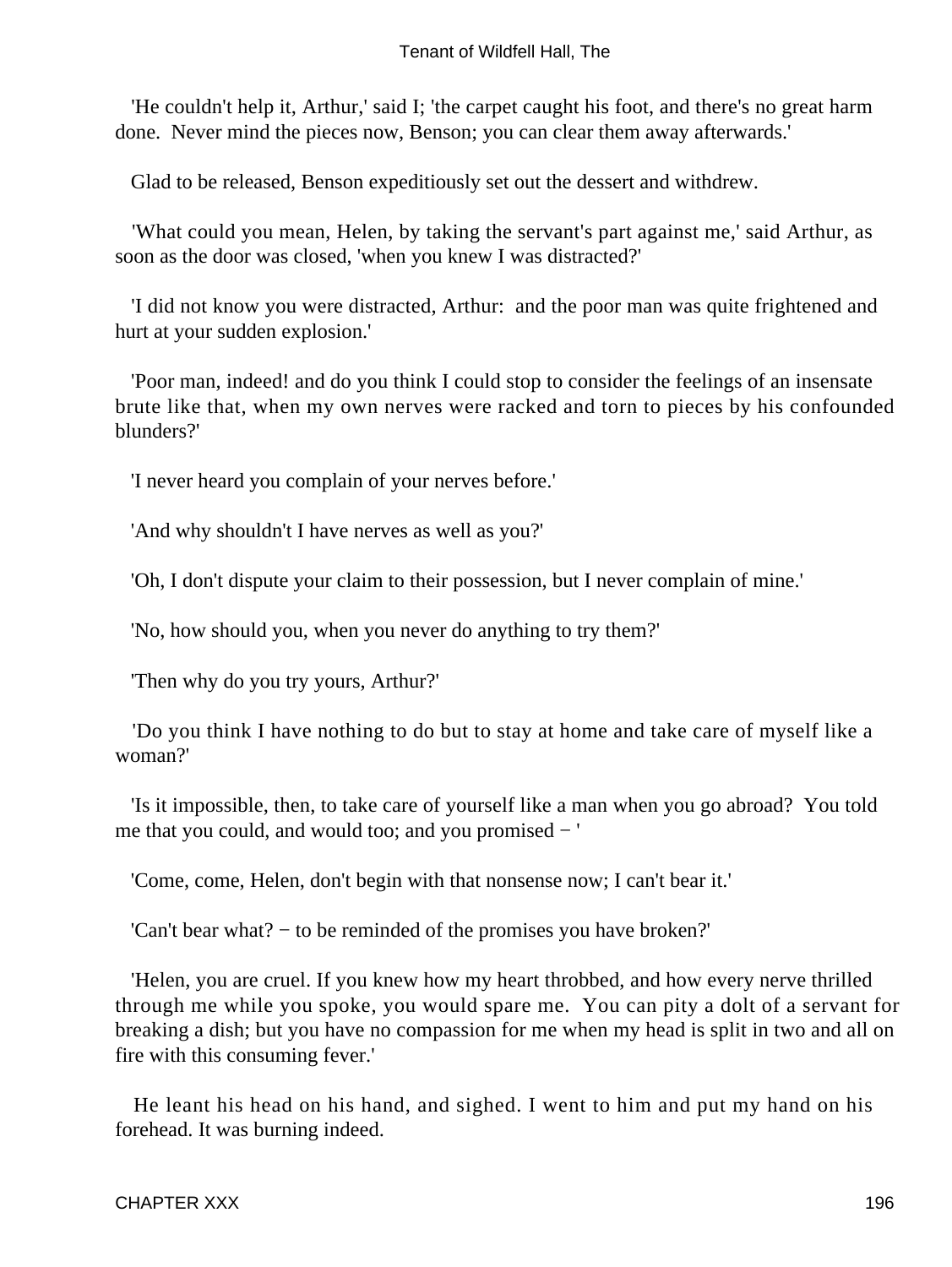'He couldn't help it, Arthur,' said I; 'the carpet caught his foot, and there's no great harm done. Never mind the pieces now, Benson; you can clear them away afterwards.'

Glad to be released, Benson expeditiously set out the dessert and withdrew.

'What could you mean, Helen, by taking the servant's part against me,' said Arthur, as soon as the door was closed, 'when you knew I was distracted?'

'I did not know you were distracted, Arthur: and the poor man was quite frightened and hurt at your sudden explosion.'

'Poor man, indeed! and do you think I could stop to consider the feelings of an insensate brute like that, when my own nerves were racked and torn to pieces by his confounded blunders?'

'I never heard you complain of your nerves before.'

'And why shouldn't I have nerves as well as you?'

'Oh, I don't dispute your claim to their possession, but I never complain of mine.'

'No, how should you, when you never do anything to try them?'

'Then why do you try yours, Arthur?'

'Do you think I have nothing to do but to stay at home and take care of myself like a woman?'

'Is it impossible, then, to take care of yourself like a man when you go abroad? You told me that you could, and would too; and you promised − '

'Come, come, Helen, don't begin with that nonsense now; I can't bear it.'

'Can't bear what? − to be reminded of the promises you have broken?'

'Helen, you are cruel. If you knew how my heart throbbed, and how every nerve thrilled through me while you spoke, you would spare me. You can pity a dolt of a servant for breaking a dish; but you have no compassion for me when my head is split in two and all on fire with this consuming fever.'

He leant his head on his hand, and sighed. I went to him and put my hand on his forehead. It was burning indeed.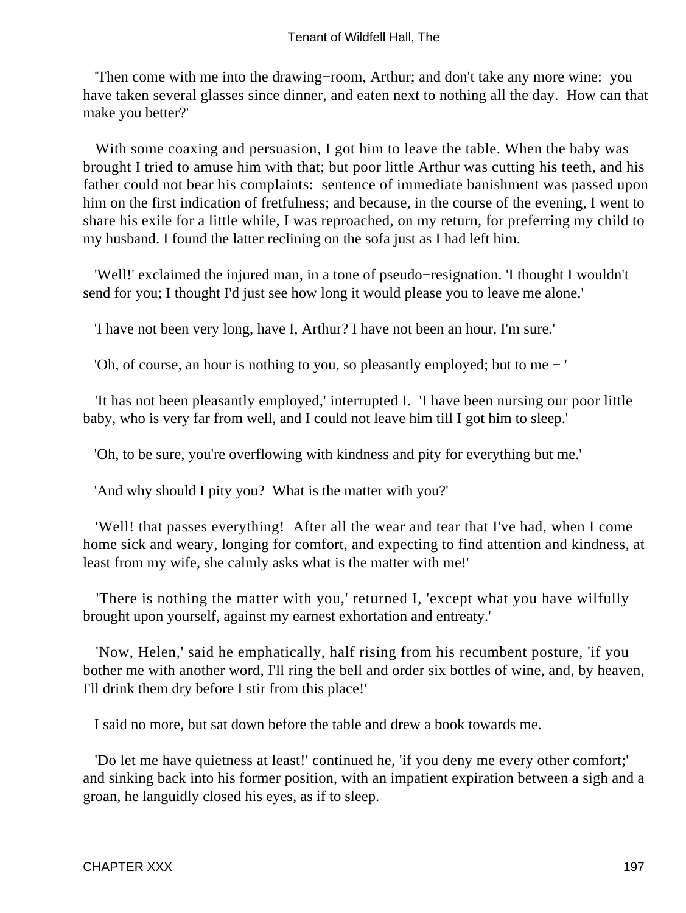'Then come with me into the drawing−room, Arthur; and don't take any more wine: you have taken several glasses since dinner, and eaten next to nothing all the day. How can that make you better?'

With some coaxing and persuasion, I got him to leave the table. When the baby was brought I tried to amuse him with that; but poor little Arthur was cutting his teeth, and his father could not bear his complaints: sentence of immediate banishment was passed upon him on the first indication of fretfulness; and because, in the course of the evening, I went to share his exile for a little while, I was reproached, on my return, for preferring my child to my husband. I found the latter reclining on the sofa just as I had left him.

'Well!' exclaimed the injured man, in a tone of pseudo−resignation. 'I thought I wouldn't send for you; I thought I'd just see how long it would please you to leave me alone.'

'I have not been very long, have I, Arthur? I have not been an hour, I'm sure.'

'Oh, of course, an hour is nothing to you, so pleasantly employed; but to me − '

'It has not been pleasantly employed,' interrupted I. 'I have been nursing our poor little baby, who is very far from well, and I could not leave him till I got him to sleep.'

'Oh, to be sure, you're overflowing with kindness and pity for everything but me.'

'And why should I pity you? What is the matter with you?'

'Well! that passes everything! After all the wear and tear that I've had, when I come home sick and weary, longing for comfort, and expecting to find attention and kindness, at least from my wife, she calmly asks what is the matter with me!'

'There is nothing the matter with you,' returned I, 'except what you have wilfully brought upon yourself, against my earnest exhortation and entreaty.'

'Now, Helen,' said he emphatically, half rising from his recumbent posture, 'if you bother me with another word, I'll ring the bell and order six bottles of wine, and, by heaven, I'll drink them dry before I stir from this place!'

I said no more, but sat down before the table and drew a book towards me.

'Do let me have quietness at least!' continued he, 'if you deny me every other comfort;' and sinking back into his former position, with an impatient expiration between a sigh and a groan, he languidly closed his eyes, as if to sleep.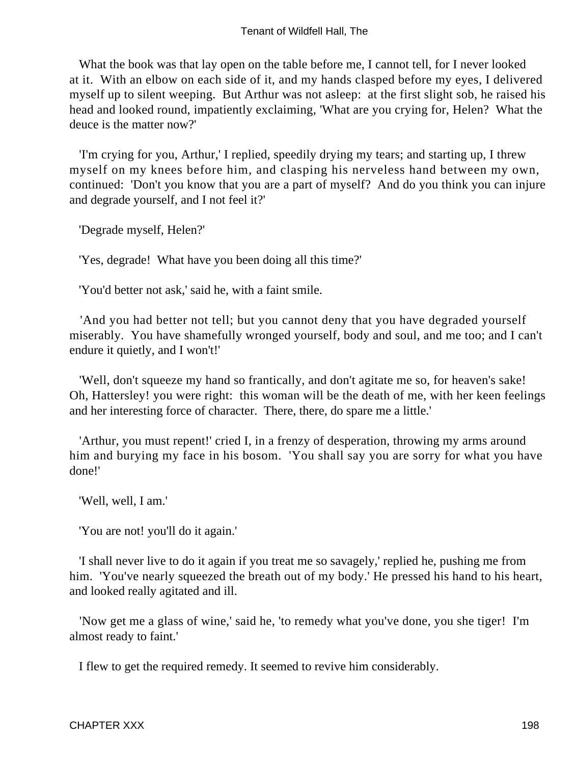What the book was that lay open on the table before me, I cannot tell, for I never looked at it. With an elbow on each side of it, and my hands clasped before my eyes, I delivered myself up to silent weeping. But Arthur was not asleep: at the first slight sob, he raised his head and looked round, impatiently exclaiming, 'What are you crying for, Helen? What the deuce is the matter now?'

'I'm crying for you, Arthur,' I replied, speedily drying my tears; and starting up, I threw myself on my knees before him, and clasping his nerveless hand between my own, continued: 'Don't you know that you are a part of myself? And do you think you can injure and degrade yourself, and I not feel it?'

'Degrade myself, Helen?'

'Yes, degrade! What have you been doing all this time?'

'You'd better not ask,' said he, with a faint smile.

'And you had better not tell; but you cannot deny that you have degraded yourself miserably. You have shamefully wronged yourself, body and soul, and me too; and I can't endure it quietly, and I won't!'

'Well, don't squeeze my hand so frantically, and don't agitate me so, for heaven's sake! Oh, Hattersley! you were right: this woman will be the death of me, with her keen feelings and her interesting force of character. There, there, do spare me a little.'

'Arthur, you must repent!' cried I, in a frenzy of desperation, throwing my arms around him and burying my face in his bosom. 'You shall say you are sorry for what you have done!'

'Well, well, I am.'

'You are not! you'll do it again.'

'I shall never live to do it again if you treat me so savagely,' replied he, pushing me from him. 'You've nearly squeezed the breath out of my body.' He pressed his hand to his heart, and looked really agitated and ill.

'Now get me a glass of wine,' said he, 'to remedy what you've done, you she tiger! I'm almost ready to faint.'

I flew to get the required remedy. It seemed to revive him considerably.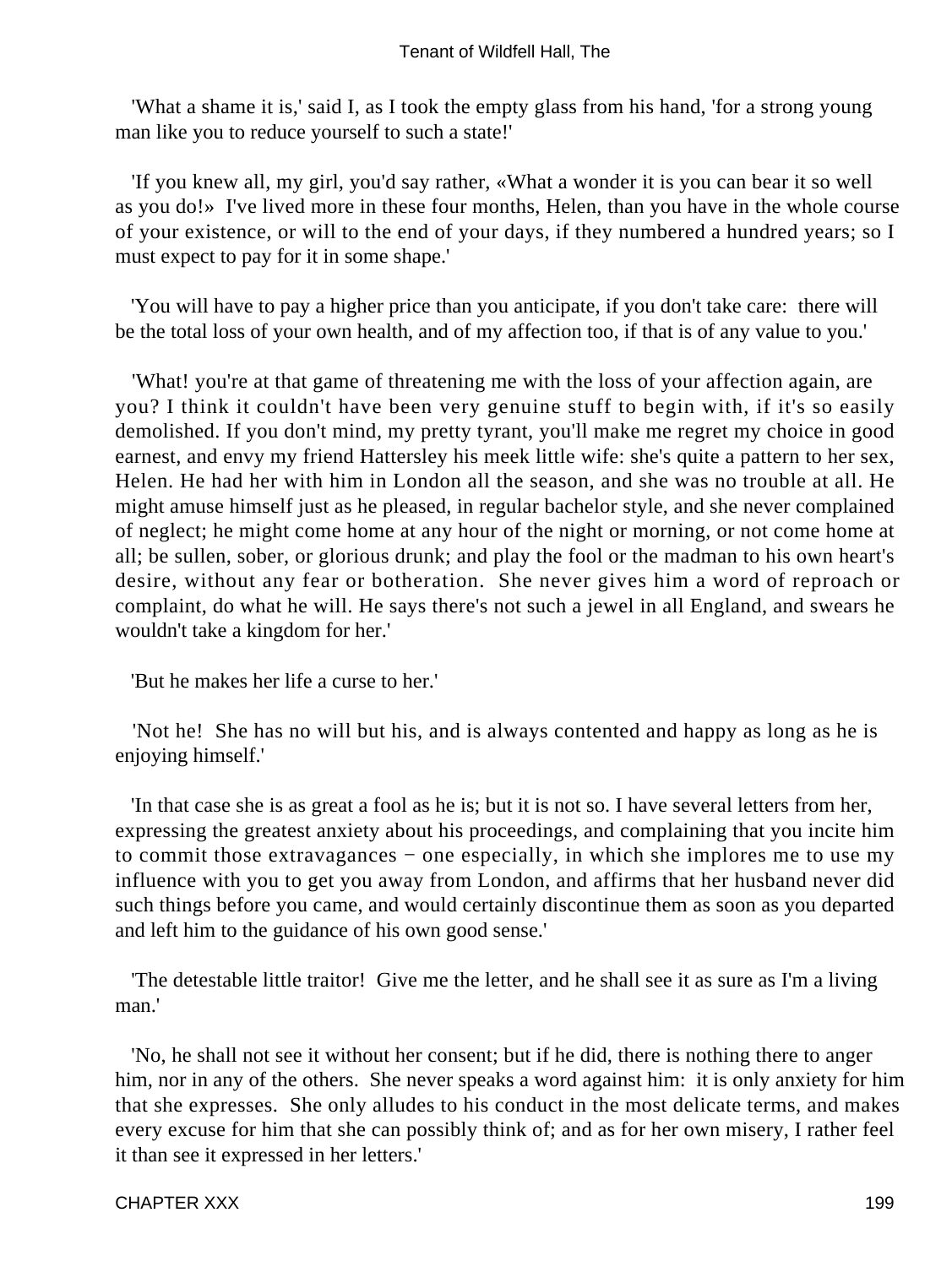'What a shame it is,' said I, as I took the empty glass from his hand, 'for a strong young man like you to reduce yourself to such a state!'

'If you knew all, my girl, you'd say rather, «What a wonder it is you can bear it so well as you do!» I've lived more in these four months, Helen, than you have in the whole course of your existence, or will to the end of your days, if they numbered a hundred years; so I must expect to pay for it in some shape.'

'You will have to pay a higher price than you anticipate, if you don't take care: there will be the total loss of your own health, and of my affection too, if that is of any value to you.'

'What! you're at that game of threatening me with the loss of your affection again, are you? I think it couldn't have been very genuine stuff to begin with, if it's so easily demolished. If you don't mind, my pretty tyrant, you'll make me regret my choice in good earnest, and envy my friend Hattersley his meek little wife: she's quite a pattern to her sex, Helen. He had her with him in London all the season, and she was no trouble at all. He might amuse himself just as he pleased, in regular bachelor style, and she never complained of neglect; he might come home at any hour of the night or morning, or not come home at all; be sullen, sober, or glorious drunk; and play the fool or the madman to his own heart's desire, without any fear or botheration. She never gives him a word of reproach or complaint, do what he will. He says there's not such a jewel in all England, and swears he wouldn't take a kingdom for her.'

'But he makes her life a curse to her.'

'Not he! She has no will but his, and is always contented and happy as long as he is enjoying himself.'

'In that case she is as great a fool as he is; but it is not so. I have several letters from her, expressing the greatest anxiety about his proceedings, and complaining that you incite him to commit those extravagances − one especially, in which she implores me to use my influence with you to get you away from London, and affirms that her husband never did such things before you came, and would certainly discontinue them as soon as you departed and left him to the guidance of his own good sense.'

'The detestable little traitor! Give me the letter, and he shall see it as sure as I'm a living man.'

'No, he shall not see it without her consent; but if he did, there is nothing there to anger him, nor in any of the others. She never speaks a word against him: it is only anxiety for him that she expresses. She only alludes to his conduct in the most delicate terms, and makes every excuse for him that she can possibly think of; and as for her own misery, I rather feel it than see it expressed in her letters.'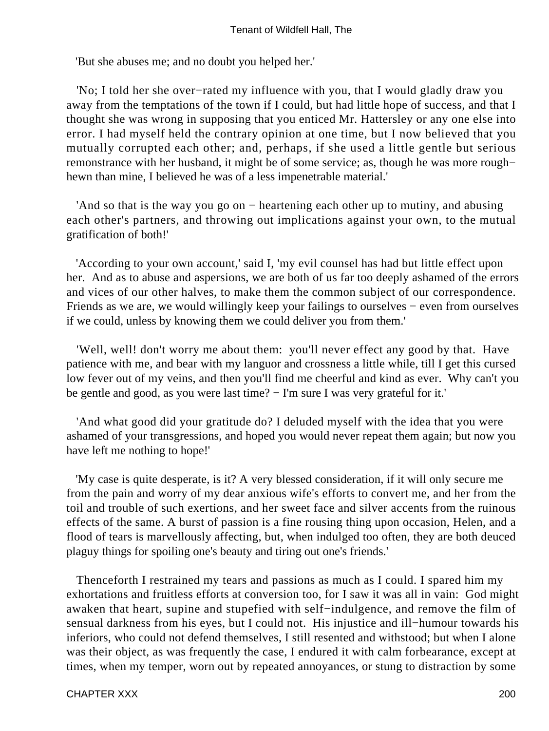'But she abuses me; and no doubt you helped her.'

'No; I told her she over−rated my influence with you, that I would gladly draw you away from the temptations of the town if I could, but had little hope of success, and that I thought she was wrong in supposing that you enticed Mr. Hattersley or any one else into error. I had myself held the contrary opinion at one time, but I now believed that you mutually corrupted each other; and, perhaps, if she used a little gentle but serious remonstrance with her husband, it might be of some service; as, though he was more rough−hewn than mine, I believed he was of a less impenetrable material.'

'And so that is the way you go on − heartening each other up to mutiny, and abusing each other's partners, and throwing out implications against your own, to the mutual gratification of both!'

'According to your own account,' said I, 'my evil counsel has had but little effect upon her. And as to abuse and aspersions, we are both of us far too deeply ashamed of the errors and vices of our other halves, to make them the common subject of our correspondence. Friends as we are, we would willingly keep your failings to ourselves − even from ourselves if we could, unless by knowing them we could deliver you from them.'

'Well, well! don't worry me about them: you'll never effect any good by that. Have patience with me, and bear with my languor and crossness a little while, till I get this cursed low fever out of my veins, and then you'll find me cheerful and kind as ever. Why can't you be gentle and good, as you were last time? − I'm sure I was very grateful for it.'

'And what good did your gratitude do? I deluded myself with the idea that you were ashamed of your transgressions, and hoped you would never repeat them again; but now you have left me nothing to hope!'

'My case is quite desperate, is it? A very blessed consideration, if it will only secure me from the pain and worry of my dear anxious wife's efforts to convert me, and her from the toil and trouble of such exertions, and her sweet face and silver accents from the ruinous effects of the same. A burst of passion is a fine rousing thing upon occasion, Helen, and a flood of tears is marvellously affecting, but, when indulged too often, they are both deuced plaguy things for spoiling one's beauty and tiring out one's friends.'

Thenceforth I restrained my tears and passions as much as I could. I spared him my exhortations and fruitless efforts at conversion too, for I saw it was all in vain: God might awaken that heart, supine and stupefied with self−indulgence, and remove the film of sensual darkness from his eyes, but I could not. His injustice and ill−humour towards his inferiors, who could not defend themselves, I still resented and withstood; but when I alone was their object, as was frequently the case, I endured it with calm forbearance, except at times, when my temper, worn out by repeated annoyances, or stung to distraction by some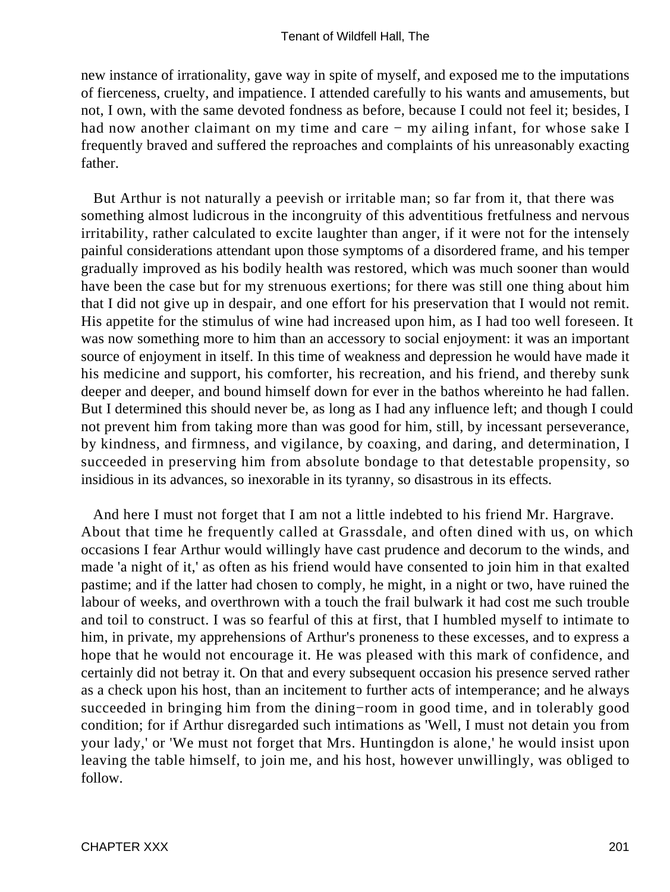new instance of irrationality, gave way in spite of myself, and exposed me to the imputations of fierceness, cruelty, and impatience. I attended carefully to his wants and amusements, but not, I own, with the same devoted fondness as before, because I could not feel it; besides, I had now another claimant on my time and care − my ailing infant, for whose sake I frequently braved and suffered the reproaches and complaints of his unreasonably exacting father.

But Arthur is not naturally a peevish or irritable man; so far from it, that there was something almost ludicrous in the incongruity of this adventitious fretfulness and nervous irritability, rather calculated to excite laughter than anger, if it were not for the intensely painful considerations attendant upon those symptoms of a disordered frame, and his temper gradually improved as his bodily health was restored, which was much sooner than would have been the case but for my strenuous exertions; for there was still one thing about him that I did not give up in despair, and one effort for his preservation that I would not remit. His appetite for the stimulus of wine had increased upon him, as I had too well foreseen. It was now something more to him than an accessory to social enjoyment: it was an important source of enjoyment in itself. In this time of weakness and depression he would have made it his medicine and support, his comforter, his recreation, and his friend, and thereby sunk deeper and deeper, and bound himself down for ever in the bathos whereinto he had fallen. But I determined this should never be, as long as I had any influence left; and though I could not prevent him from taking more than was good for him, still, by incessant perseverance, by kindness, and firmness, and vigilance, by coaxing, and daring, and determination, I succeeded in preserving him from absolute bondage to that detestable propensity, so insidious in its advances, so inexorable in its tyranny, so disastrous in its effects.

And here I must not forget that I am not a little indebted to his friend Mr. Hargrave. About that time he frequently called at Grassdale, and often dined with us, on which occasions I fear Arthur would willingly have cast prudence and decorum to the winds, and made 'a night of it,' as often as his friend would have consented to join him in that exalted pastime; and if the latter had chosen to comply, he might, in a night or two, have ruined the labour of weeks, and overthrown with a touch the frail bulwark it had cost me such trouble and toil to construct. I was so fearful of this at first, that I humbled myself to intimate to him, in private, my apprehensions of Arthur's proneness to these excesses, and to express a hope that he would not encourage it. He was pleased with this mark of confidence, and certainly did not betray it. On that and every subsequent occasion his presence served rather as a check upon his host, than an incitement to further acts of intemperance; and he always succeeded in bringing him from the dining−room in good time, and in tolerably good condition; for if Arthur disregarded such intimations as 'Well, I must not detain you from your lady,' or 'We must not forget that Mrs. Huntingdon is alone,' he would insist upon leaving the table himself, to join me, and his host, however unwillingly, was obliged to follow.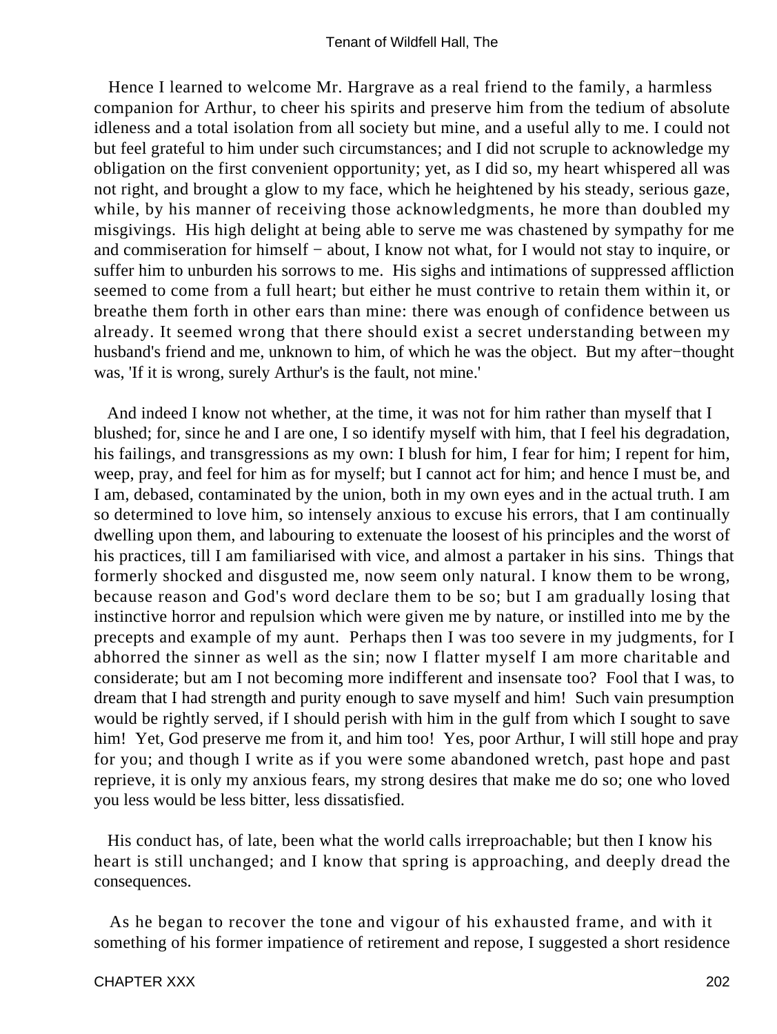Hence I learned to welcome Mr. Hargrave as a real friend to the family, a harmless companion for Arthur, to cheer his spirits and preserve him from the tedium of absolute idleness and a total isolation from all society but mine, and a useful ally to me. I could not but feel grateful to him under such circumstances; and I did not scruple to acknowledge my obligation on the first convenient opportunity; yet, as I did so, my heart whispered all was not right, and brought a glow to my face, which he heightened by his steady, serious gaze, while, by his manner of receiving those acknowledgments, he more than doubled my misgivings. His high delight at being able to serve me was chastened by sympathy for me and commiseration for himself − about, I know not what, for I would not stay to inquire, or suffer him to unburden his sorrows to me. His sighs and intimations of suppressed affliction seemed to come from a full heart; but either he must contrive to retain them within it, or breathe them forth in other ears than mine: there was enough of confidence between us already. It seemed wrong that there should exist a secret understanding between my husband's friend and me, unknown to him, of which he was the object. But my after−thought was, 'If it is wrong, surely Arthur's is the fault, not mine.'

And indeed I know not whether, at the time, it was not for him rather than myself that I blushed; for, since he and I are one, I so identify myself with him, that I feel his degradation, his failings, and transgressions as my own: I blush for him, I fear for him; I repent for him, weep, pray, and feel for him as for myself; but I cannot act for him; and hence I must be, and I am, debased, contaminated by the union, both in my own eyes and in the actual truth. I am so determined to love him, so intensely anxious to excuse his errors, that I am continually dwelling upon them, and labouring to extenuate the loosest of his principles and the worst of his practices, till I am familiarised with vice, and almost a partaker in his sins. Things that formerly shocked and disgusted me, now seem only natural. I know them to be wrong, because reason and God's word declare them to be so; but I am gradually losing that instinctive horror and repulsion which were given me by nature, or instilled into me by the precepts and example of my aunt. Perhaps then I was too severe in my judgments, for I abhorred the sinner as well as the sin; now I flatter myself I am more charitable and considerate; but am I not becoming more indifferent and insensate too? Fool that I was, to dream that I had strength and purity enough to save myself and him! Such vain presumption would be rightly served, if I should perish with him in the gulf from which I sought to save him! Yet, God preserve me from it, and him too! Yes, poor Arthur, I will still hope and pray for you; and though I write as if you were some abandoned wretch, past hope and past reprieve, it is only my anxious fears, my strong desires that make me do so; one who loved you less would be less bitter, less dissatisfied.

His conduct has, of late, been what the world calls irreproachable; but then I know his heart is still unchanged; and I know that spring is approaching, and deeply dread the consequences.

As he began to recover the tone and vigour of his exhausted frame, and with it something of his former impatience of retirement and repose, I suggested a short residence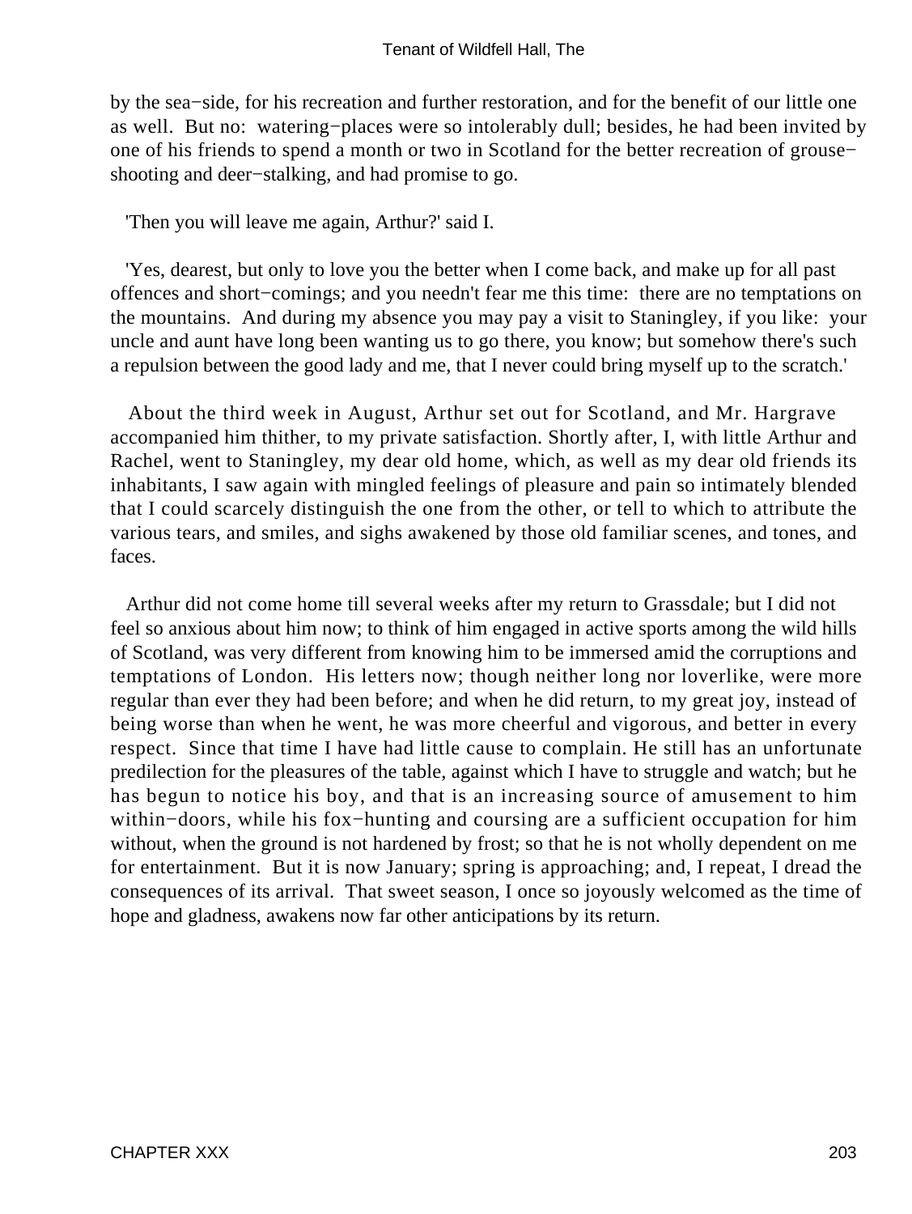by the sea−side, for his recreation and further restoration, and for the benefit of our little one as well. But no: watering−places were so intolerably dull; besides, he had been invited by one of his friends to spend a month or two in Scotland for the better recreation of grouse−shooting and deer−stalking, and had promise to go.

'Then you will leave me again, Arthur?' said I.

'Yes, dearest, but only to love you the better when I come back, and make up for all past offences and short−comings; and you needn't fear me this time: there are no temptations on the mountains. And during my absence you may pay a visit to Staningley, if you like: your uncle and aunt have long been wanting us to go there, you know; but somehow there's such a repulsion between the good lady and me, that I never could bring myself up to the scratch.'

About the third week in August, Arthur set out for Scotland, and Mr. Hargrave accompanied him thither, to my private satisfaction. Shortly after, I, with little Arthur and Rachel, went to Staningley, my dear old home, which, as well as my dear old friends its inhabitants, I saw again with mingled feelings of pleasure and pain so intimately blended that I could scarcely distinguish the one from the other, or tell to which to attribute the various tears, and smiles, and sighs awakened by those old familiar scenes, and tones, and faces.

Arthur did not come home till several weeks after my return to Grassdale; but I did not feel so anxious about him now; to think of him engaged in active sports among the wild hills of Scotland, was very different from knowing him to be immersed amid the corruptions and temptations of London. His letters now; though neither long nor loverlike, were more regular than ever they had been before; and when he did return, to my great joy, instead of being worse than when he went, he was more cheerful and vigorous, and better in every respect. Since that time I have had little cause to complain. He still has an unfortunate predilection for the pleasures of the table, against which I have to struggle and watch; but he has begun to notice his boy, and that is an increasing source of amusement to him within−doors, while his fox−hunting and coursing are a sufficient occupation for him without, when the ground is not hardened by frost; so that he is not wholly dependent on me for entertainment. But it is now January; spring is approaching; and, I repeat, I dread the consequences of its arrival. That sweet season, I once so joyously welcomed as the time of hope and gladness, awakens now far other anticipations by its return.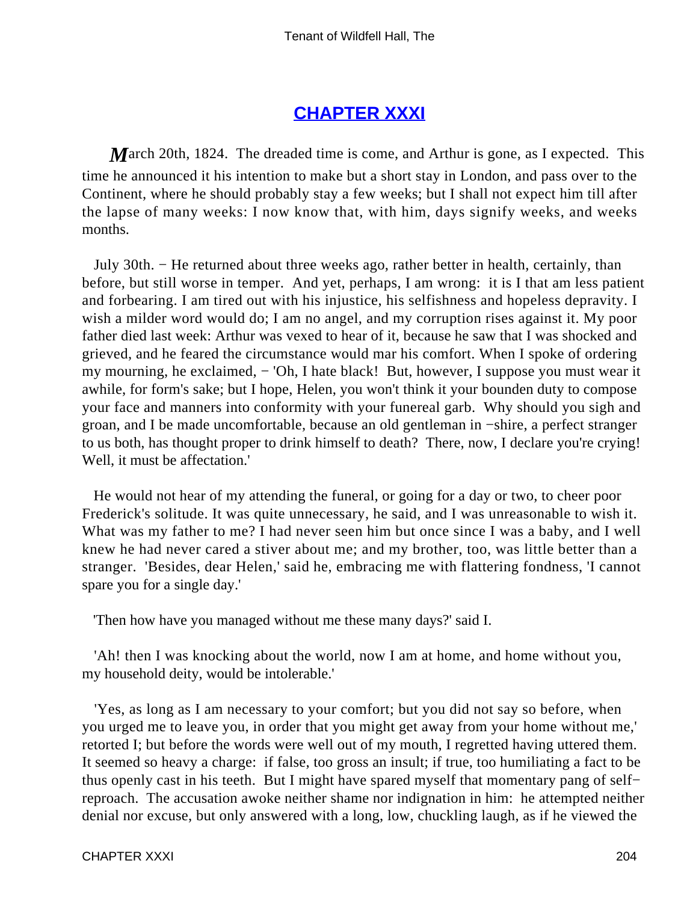## CHAPTER XXXI

*M*arch 20th, 1824. The dreaded time is come, and Arthur is gone, as I expected. This time he announced it his intention to make but a short stay in London, and pass over to the Continent, where he should probably stay a few weeks; but I shall not expect him till after the lapse of many weeks: I now know that, with him, days signify weeks, and weeks months.

July 30th. − He returned about three weeks ago, rather better in health, certainly, than before, but still worse in temper. And yet, perhaps, I am wrong: it is I that am less patient and forbearing. I am tired out with his injustice, his selfishness and hopeless depravity. I wish a milder word would do; I am no angel, and my corruption rises against it. My poor father died last week: Arthur was vexed to hear of it, because he saw that I was shocked and grieved, and he feared the circumstance would mar his comfort. When I spoke of ordering my mourning, he exclaimed, − 'Oh, I hate black! But, however, I suppose you must wear it awhile, for form's sake; but I hope, Helen, you won't think it your bounden duty to compose your face and manners into conformity with your funereal garb. Why should you sigh and groan, and I be made uncomfortable, because an old gentleman in −shire, a perfect stranger to us both, has thought proper to drink himself to death? There, now, I declare you're crying! Well, it must be affectation.'

He would not hear of my attending the funeral, or going for a day or two, to cheer poor Frederick's solitude. It was quite unnecessary, he said, and I was unreasonable to wish it. What was my father to me? I had never seen him but once since I was a baby, and I well knew he had never cared a stiver about me; and my brother, too, was little better than a stranger. 'Besides, dear Helen,' said he, embracing me with flattering fondness, 'I cannot spare you for a single day.'

'Then how have you managed without me these many days?' said I.

'Ah! then I was knocking about the world, now I am at home, and home without you, my household deity, would be intolerable.'

'Yes, as long as I am necessary to your comfort; but you did not say so before, when you urged me to leave you, in order that you might get away from your home without me,' retorted I; but before the words were well out of my mouth, I regretted having uttered them. It seemed so heavy a charge: if false, too gross an insult; if true, too humiliating a fact to be thus openly cast in his teeth. But I might have spared myself that momentary pang of self−reproach. The accusation awoke neither shame nor indignation in him: he attempted neither denial nor excuse, but only answered with a long, low, chuckling laugh, as if he viewed the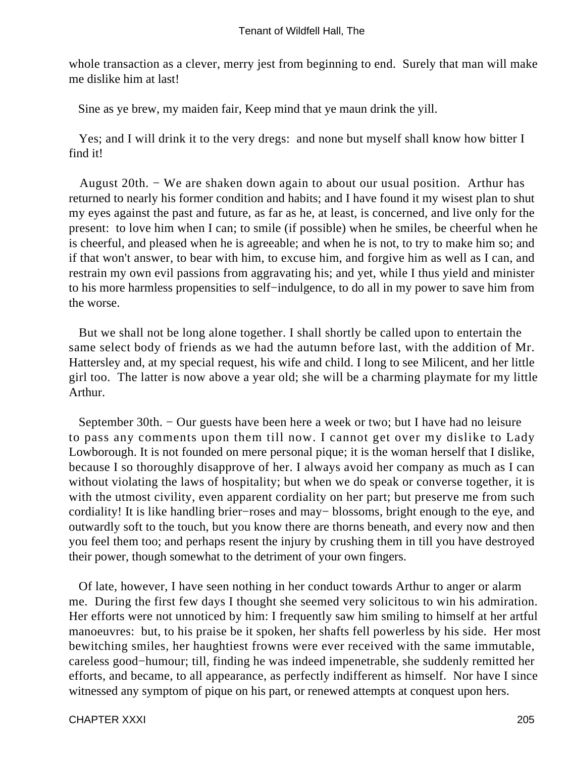whole transaction as a clever, merry jest from beginning to end. Surely that man will make me dislike him at last!

Sine as ye brew, my maiden fair, Keep mind that ye maun drink the yill.

Yes; and I will drink it to the very dregs: and none but myself shall know how bitter I find it!

August 20th. − We are shaken down again to about our usual position. Arthur has returned to nearly his former condition and habits; and I have found it my wisest plan to shut my eyes against the past and future, as far as he, at least, is concerned, and live only for the present: to love him when I can; to smile (if possible) when he smiles, be cheerful when he is cheerful, and pleased when he is agreeable; and when he is not, to try to make him so; and if that won't answer, to bear with him, to excuse him, and forgive him as well as I can, and restrain my own evil passions from aggravating his; and yet, while I thus yield and minister to his more harmless propensities to self−indulgence, to do all in my power to save him from the worse.

But we shall not be long alone together. I shall shortly be called upon to entertain the same select body of friends as we had the autumn before last, with the addition of Mr. Hattersley and, at my special request, his wife and child. I long to see Milicent, and her little girl too. The latter is now above a year old; she will be a charming playmate for my little Arthur.

September 30th. − Our guests have been here a week or two; but I have had no leisure to pass any comments upon them till now. I cannot get over my dislike to Lady Lowborough. It is not founded on mere personal pique; it is the woman herself that I dislike, because I so thoroughly disapprove of her. I always avoid her company as much as I can without violating the laws of hospitality; but when we do speak or converse together, it is with the utmost civility, even apparent cordiality on her part; but preserve me from such cordiality! It is like handling brier−roses and may− blossoms, bright enough to the eye, and outwardly soft to the touch, but you know there are thorns beneath, and every now and then you feel them too; and perhaps resent the injury by crushing them in till you have destroyed their power, though somewhat to the detriment of your own fingers.

Of late, however, I have seen nothing in her conduct towards Arthur to anger or alarm me. During the first few days I thought she seemed very solicitous to win his admiration. Her efforts were not unnoticed by him: I frequently saw him smiling to himself at her artful manoeuvres: but, to his praise be it spoken, her shafts fell powerless by his side. Her most bewitching smiles, her haughtiest frowns were ever received with the same immutable, careless good−humour; till, finding he was indeed impenetrable, she suddenly remitted her efforts, and became, to all appearance, as perfectly indifferent as himself. Nor have I since witnessed any symptom of pique on his part, or renewed attempts at conquest upon hers.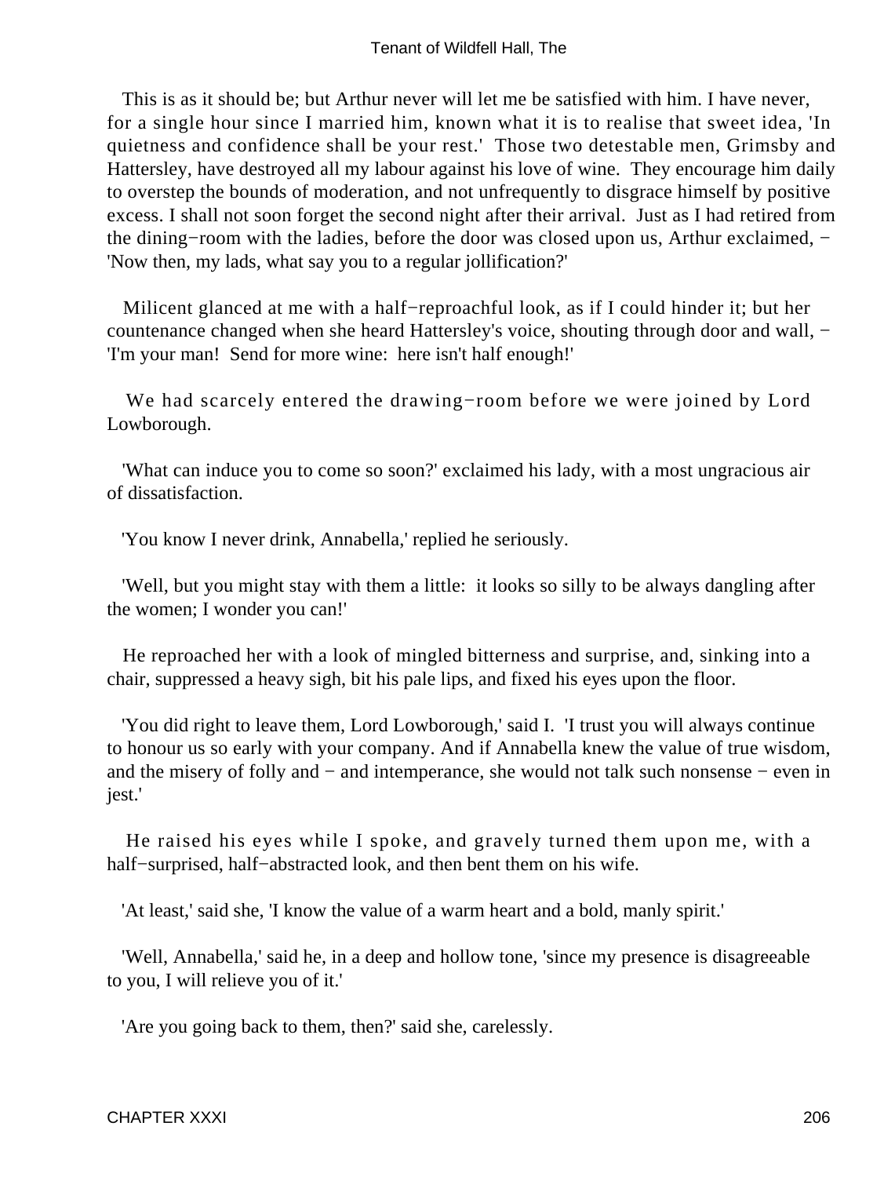This is as it should be; but Arthur never will let me be satisfied with him. I have never, for a single hour since I married him, known what it is to realise that sweet idea, 'In quietness and confidence shall be your rest.' Those two detestable men, Grimsby and Hattersley, have destroyed all my labour against his love of wine. They encourage him daily to overstep the bounds of moderation, and not unfrequently to disgrace himself by positive excess. I shall not soon forget the second night after their arrival. Just as I had retired from the dining−room with the ladies, before the door was closed upon us, Arthur exclaimed, − 'Now then, my lads, what say you to a regular jollification?'

Milicent glanced at me with a half−reproachful look, as if I could hinder it; but her countenance changed when she heard Hattersley's voice, shouting through door and wall, − 'I'm your man! Send for more wine: here isn't half enough!'

We had scarcely entered the drawing−room before we were joined by Lord Lowborough.

'What can induce you to come so soon?' exclaimed his lady, with a most ungracious air of dissatisfaction.

'You know I never drink, Annabella,' replied he seriously.

'Well, but you might stay with them a little: it looks so silly to be always dangling after the women; I wonder you can!'

He reproached her with a look of mingled bitterness and surprise, and, sinking into a chair, suppressed a heavy sigh, bit his pale lips, and fixed his eyes upon the floor.

'You did right to leave them, Lord Lowborough,' said I. 'I trust you will always continue to honour us so early with your company. And if Annabella knew the value of true wisdom, and the misery of folly and − and intemperance, she would not talk such nonsense − even in jest.'

He raised his eyes while I spoke, and gravely turned them upon me, with a half−surprised, half−abstracted look, and then bent them on his wife.

'At least,' said she, 'I know the value of a warm heart and a bold, manly spirit.'

'Well, Annabella,' said he, in a deep and hollow tone, 'since my presence is disagreeable to you, I will relieve you of it.'

'Are you going back to them, then?' said she, carelessly.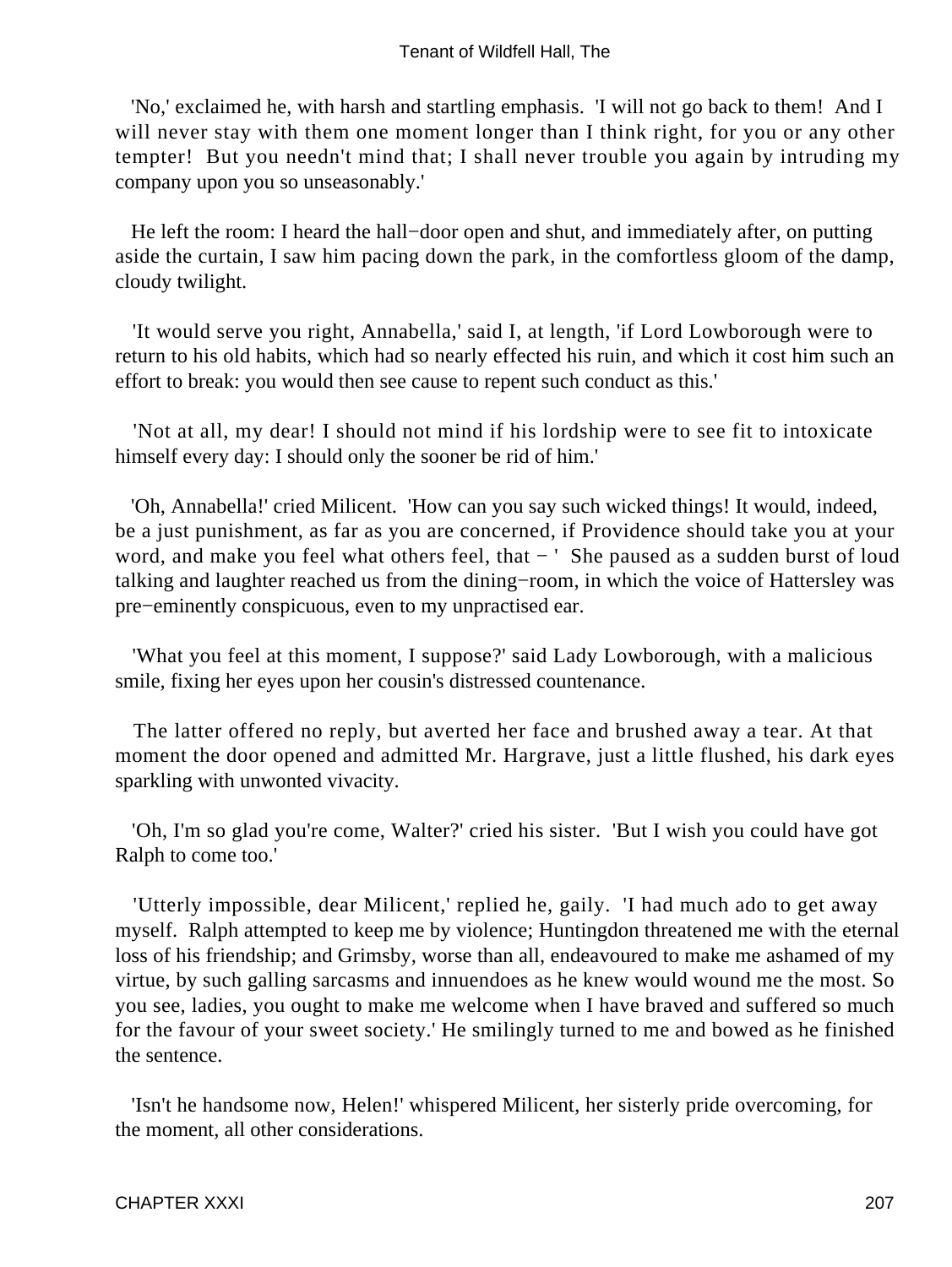'No,' exclaimed he, with harsh and startling emphasis. 'I will not go back to them! And I will never stay with them one moment longer than I think right, for you or any other tempter! But you needn't mind that; I shall never trouble you again by intruding my company upon you so unseasonably.'

He left the room: I heard the hall−door open and shut, and immediately after, on putting aside the curtain, I saw him pacing down the park, in the comfortless gloom of the damp, cloudy twilight.

'It would serve you right, Annabella,' said I, at length, 'if Lord Lowborough were to return to his old habits, which had so nearly effected his ruin, and which it cost him such an effort to break: you would then see cause to repent such conduct as this.'

'Not at all, my dear! I should not mind if his lordship were to see fit to intoxicate himself every day: I should only the sooner be rid of him.'

'Oh, Annabella!' cried Milicent. 'How can you say such wicked things! It would, indeed, be a just punishment, as far as you are concerned, if Providence should take you at your word, and make you feel what others feel, that − ' She paused as a sudden burst of loud talking and laughter reached us from the dining−room, in which the voice of Hattersley was pre−eminently conspicuous, even to my unpractised ear.

'What you feel at this moment, I suppose?' said Lady Lowborough, with a malicious smile, fixing her eyes upon her cousin's distressed countenance.

The latter offered no reply, but averted her face and brushed away a tear. At that moment the door opened and admitted Mr. Hargrave, just a little flushed, his dark eyes sparkling with unwonted vivacity.

'Oh, I'm so glad you're come, Walter?' cried his sister. 'But I wish you could have got Ralph to come too.'

'Utterly impossible, dear Milicent,' replied he, gaily. 'I had much ado to get away myself. Ralph attempted to keep me by violence; Huntingdon threatened me with the eternal loss of his friendship; and Grimsby, worse than all, endeavoured to make me ashamed of my virtue, by such galling sarcasms and innuendoes as he knew would wound me the most. So you see, ladies, you ought to make me welcome when I have braved and suffered so much for the favour of your sweet society.' He smilingly turned to me and bowed as he finished the sentence.

'Isn't he handsome now, Helen!' whispered Milicent, her sisterly pride overcoming, for the moment, all other considerations.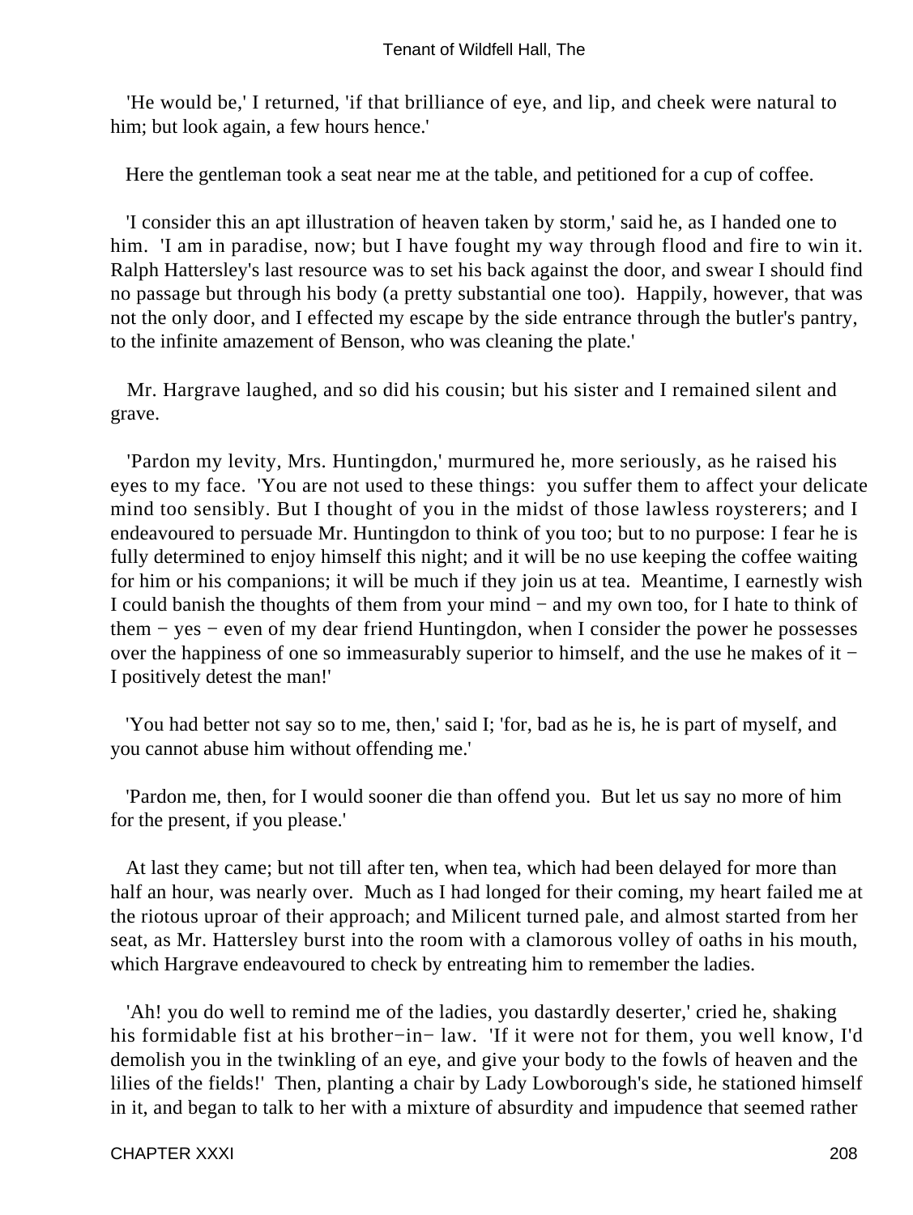'He would be,' I returned, 'if that brilliance of eye, and lip, and cheek were natural to him; but look again, a few hours hence.'

Here the gentleman took a seat near me at the table, and petitioned for a cup of coffee.

'I consider this an apt illustration of heaven taken by storm,' said he, as I handed one to him. 'I am in paradise, now; but I have fought my way through flood and fire to win it. Ralph Hattersley's last resource was to set his back against the door, and swear I should find no passage but through his body (a pretty substantial one too). Happily, however, that was not the only door, and I effected my escape by the side entrance through the butler's pantry, to the infinite amazement of Benson, who was cleaning the plate.'

Mr. Hargrave laughed, and so did his cousin; but his sister and I remained silent and grave.

'Pardon my levity, Mrs. Huntingdon,' murmured he, more seriously, as he raised his eyes to my face. 'You are not used to these things: you suffer them to affect your delicate mind too sensibly. But I thought of you in the midst of those lawless roysterers; and I endeavoured to persuade Mr. Huntingdon to think of you too; but to no purpose: I fear he is fully determined to enjoy himself this night; and it will be no use keeping the coffee waiting for him or his companions; it will be much if they join us at tea. Meantime, I earnestly wish I could banish the thoughts of them from your mind − and my own too, for I hate to think of them − yes − even of my dear friend Huntingdon, when I consider the power he possesses over the happiness of one so immeasurably superior to himself, and the use he makes of it − I positively detest the man!'

'You had better not say so to me, then,' said I; 'for, bad as he is, he is part of myself, and you cannot abuse him without offending me.'

'Pardon me, then, for I would sooner die than offend you. But let us say no more of him for the present, if you please.'

At last they came; but not till after ten, when tea, which had been delayed for more than half an hour, was nearly over. Much as I had longed for their coming, my heart failed me at the riotous uproar of their approach; and Milicent turned pale, and almost started from her seat, as Mr. Hattersley burst into the room with a clamorous volley of oaths in his mouth, which Hargrave endeavoured to check by entreating him to remember the ladies.

'Ah! you do well to remind me of the ladies, you dastardly deserter,' cried he, shaking his formidable fist at his brother−in− law. 'If it were not for them, you well know, I'd demolish you in the twinkling of an eye, and give your body to the fowls of heaven and the lilies of the fields!' Then, planting a chair by Lady Lowborough's side, he stationed himself in it, and began to talk to her with a mixture of absurdity and impudence that seemed rather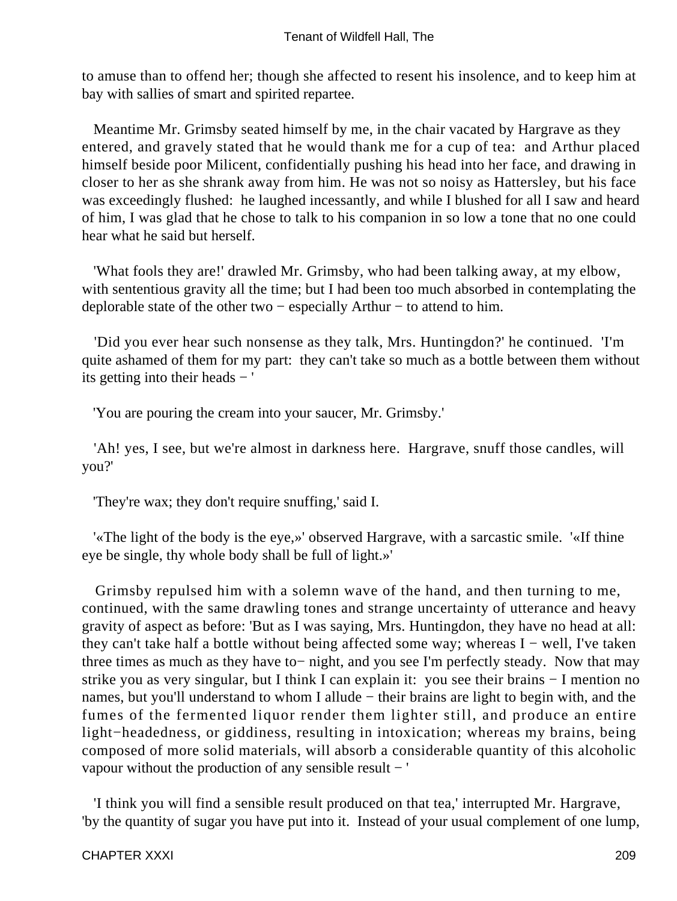to amuse than to offend her; though she affected to resent his insolence, and to keep him at bay with sallies of smart and spirited repartee.

Meantime Mr. Grimsby seated himself by me, in the chair vacated by Hargrave as they entered, and gravely stated that he would thank me for a cup of tea: and Arthur placed himself beside poor Milicent, confidentially pushing his head into her face, and drawing in closer to her as she shrank away from him. He was not so noisy as Hattersley, but his face was exceedingly flushed: he laughed incessantly, and while I blushed for all I saw and heard of him, I was glad that he chose to talk to his companion in so low a tone that no one could hear what he said but herself.

'What fools they are!' drawled Mr. Grimsby, who had been talking away, at my elbow, with sententious gravity all the time; but I had been too much absorbed in contemplating the deplorable state of the other two − especially Arthur − to attend to him.

'Did you ever hear such nonsense as they talk, Mrs. Huntingdon?' he continued. 'I'm quite ashamed of them for my part: they can't take so much as a bottle between them without its getting into their heads − '

'You are pouring the cream into your saucer, Mr. Grimsby.'

'Ah! yes, I see, but we're almost in darkness here. Hargrave, snuff those candles, will you?'

'They're wax; they don't require snuffing,' said I.

'«The light of the body is the eye,»' observed Hargrave, with a sarcastic smile. '«If thine eye be single, thy whole body shall be full of light.»'

Grimsby repulsed him with a solemn wave of the hand, and then turning to me, continued, with the same drawling tones and strange uncertainty of utterance and heavy gravity of aspect as before: 'But as I was saying, Mrs. Huntingdon, they have no head at all: they can't take half a bottle without being affected some way; whereas I − well, I've taken three times as much as they have to− night, and you see I'm perfectly steady. Now that may strike you as very singular, but I think I can explain it: you see their brains − I mention no names, but you'll understand to whom I allude − their brains are light to begin with, and the fumes of the fermented liquor render them lighter still, and produce an entire light−headedness, or giddiness, resulting in intoxication; whereas my brains, being composed of more solid materials, will absorb a considerable quantity of this alcoholic vapour without the production of any sensible result − '

'I think you will find a sensible result produced on that tea,' interrupted Mr. Hargrave, 'by the quantity of sugar you have put into it. Instead of your usual complement of one lump,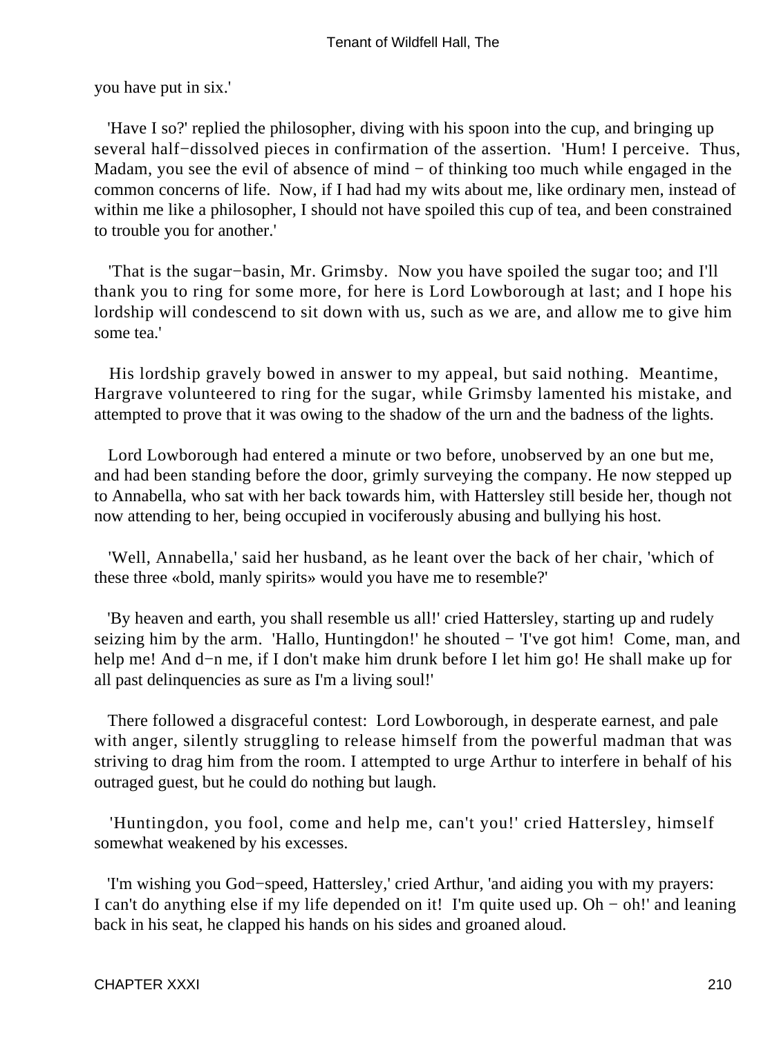you have put in six.'

'Have I so?' replied the philosopher, diving with his spoon into the cup, and bringing up several half−dissolved pieces in confirmation of the assertion. 'Hum! I perceive. Thus, Madam, you see the evil of absence of mind − of thinking too much while engaged in the common concerns of life. Now, if I had had my wits about me, like ordinary men, instead of within me like a philosopher, I should not have spoiled this cup of tea, and been constrained to trouble you for another.'

'That is the sugar−basin, Mr. Grimsby. Now you have spoiled the sugar too; and I'll thank you to ring for some more, for here is Lord Lowborough at last; and I hope his lordship will condescend to sit down with us, such as we are, and allow me to give him some tea.'

His lordship gravely bowed in answer to my appeal, but said nothing. Meantime, Hargrave volunteered to ring for the sugar, while Grimsby lamented his mistake, and attempted to prove that it was owing to the shadow of the urn and the badness of the lights.

Lord Lowborough had entered a minute or two before, unobserved by an one but me, and had been standing before the door, grimly surveying the company. He now stepped up to Annabella, who sat with her back towards him, with Hattersley still beside her, though not now attending to her, being occupied in vociferously abusing and bullying his host.

'Well, Annabella,' said her husband, as he leant over the back of her chair, 'which of these three «bold, manly spirits» would you have me to resemble?'

'By heaven and earth, you shall resemble us all!' cried Hattersley, starting up and rudely seizing him by the arm. 'Hallo, Huntingdon!' he shouted − 'I've got him! Come, man, and help me! And d−n me, if I don't make him drunk before I let him go! He shall make up for all past delinquencies as sure as I'm a living soul!'

There followed a disgraceful contest: Lord Lowborough, in desperate earnest, and pale with anger, silently struggling to release himself from the powerful madman that was striving to drag him from the room. I attempted to urge Arthur to interfere in behalf of his outraged guest, but he could do nothing but laugh.

'Huntingdon, you fool, come and help me, can't you!' cried Hattersley, himself somewhat weakened by his excesses.

'I'm wishing you God−speed, Hattersley,' cried Arthur, 'and aiding you with my prayers: I can't do anything else if my life depended on it! I'm quite used up. Oh − oh!' and leaning back in his seat, he clapped his hands on his sides and groaned aloud.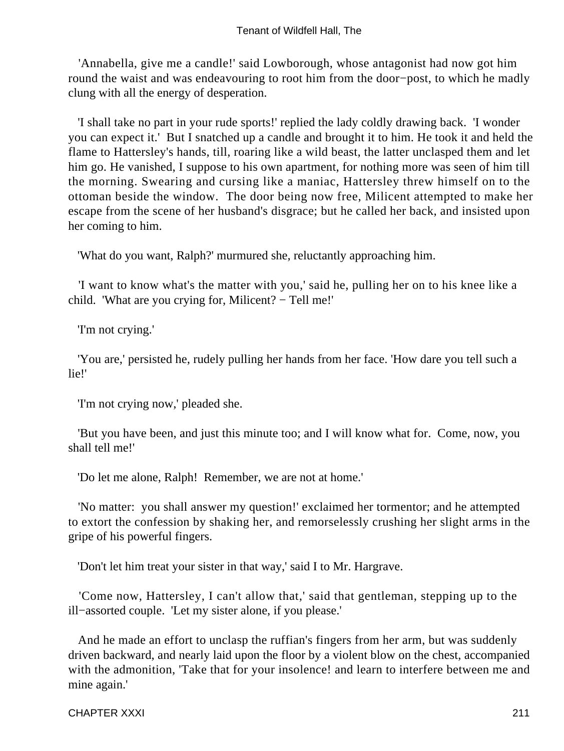'Annabella, give me a candle!' said Lowborough, whose antagonist had now got him round the waist and was endeavouring to root him from the door−post, to which he madly clung with all the energy of desperation.

'I shall take no part in your rude sports!' replied the lady coldly drawing back. 'I wonder you can expect it.' But I snatched up a candle and brought it to him. He took it and held the flame to Hattersley's hands, till, roaring like a wild beast, the latter unclasped them and let him go. He vanished, I suppose to his own apartment, for nothing more was seen of him till the morning. Swearing and cursing like a maniac, Hattersley threw himself on to the ottoman beside the window. The door being now free, Milicent attempted to make her escape from the scene of her husband's disgrace; but he called her back, and insisted upon her coming to him.

'What do you want, Ralph?' murmured she, reluctantly approaching him.

'I want to know what's the matter with you,' said he, pulling her on to his knee like a child. 'What are you crying for, Milicent? − Tell me!'

'I'm not crying.'

'You are,' persisted he, rudely pulling her hands from her face. 'How dare you tell such a lie!'

'I'm not crying now,' pleaded she.

'But you have been, and just this minute too; and I will know what for. Come, now, you shall tell me!'

'Do let me alone, Ralph! Remember, we are not at home.'

'No matter: you shall answer my question!' exclaimed her tormentor; and he attempted to extort the confession by shaking her, and remorselessly crushing her slight arms in the gripe of his powerful fingers.

'Don't let him treat your sister in that way,' said I to Mr. Hargrave.

'Come now, Hattersley, I can't allow that,' said that gentleman, stepping up to the ill−assorted couple. 'Let my sister alone, if you please.'

And he made an effort to unclasp the ruffian's fingers from her arm, but was suddenly driven backward, and nearly laid upon the floor by a violent blow on the chest, accompanied with the admonition, 'Take that for your insolence! and learn to interfere between me and mine again.'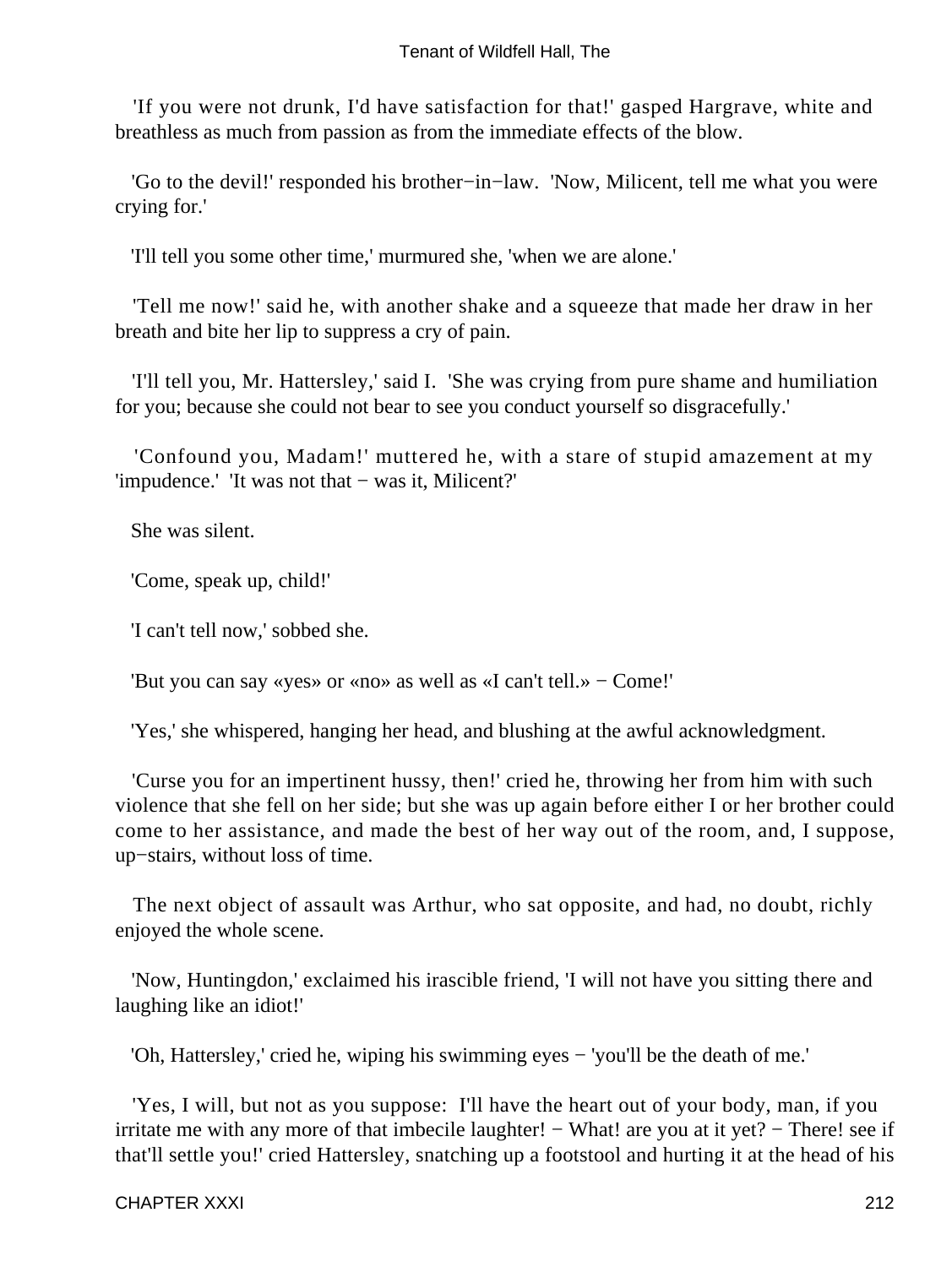'If you were not drunk, I'd have satisfaction for that!' gasped Hargrave, white and breathless as much from passion as from the immediate effects of the blow.

'Go to the devil!' responded his brother−in−law. 'Now, Milicent, tell me what you were crying for.'

'I'll tell you some other time,' murmured she, 'when we are alone.'

'Tell me now!' said he, with another shake and a squeeze that made her draw in her breath and bite her lip to suppress a cry of pain.

'I'll tell you, Mr. Hattersley,' said I. 'She was crying from pure shame and humiliation for you; because she could not bear to see you conduct yourself so disgracefully.'

'Confound you, Madam!' muttered he, with a stare of stupid amazement at my 'impudence.' 'It was not that − was it, Milicent?'

She was silent.

'Come, speak up, child!'

'I can't tell now,' sobbed she.

'But you can say «yes» or «no» as well as «I can't tell.» − Come!'

'Yes,' she whispered, hanging her head, and blushing at the awful acknowledgment.

'Curse you for an impertinent hussy, then!' cried he, throwing her from him with such violence that she fell on her side; but she was up again before either I or her brother could come to her assistance, and made the best of her way out of the room, and, I suppose, up−stairs, without loss of time.

The next object of assault was Arthur, who sat opposite, and had, no doubt, richly enjoyed the whole scene.

'Now, Huntingdon,' exclaimed his irascible friend, 'I will not have you sitting there and laughing like an idiot!'

'Oh, Hattersley,' cried he, wiping his swimming eyes − 'you'll be the death of me.'

'Yes, I will, but not as you suppose: I'll have the heart out of your body, man, if you irritate me with any more of that imbecile laughter! − What! are you at it yet? − There! see if that'll settle you!' cried Hattersley, snatching up a footstool and hurting it at the head of his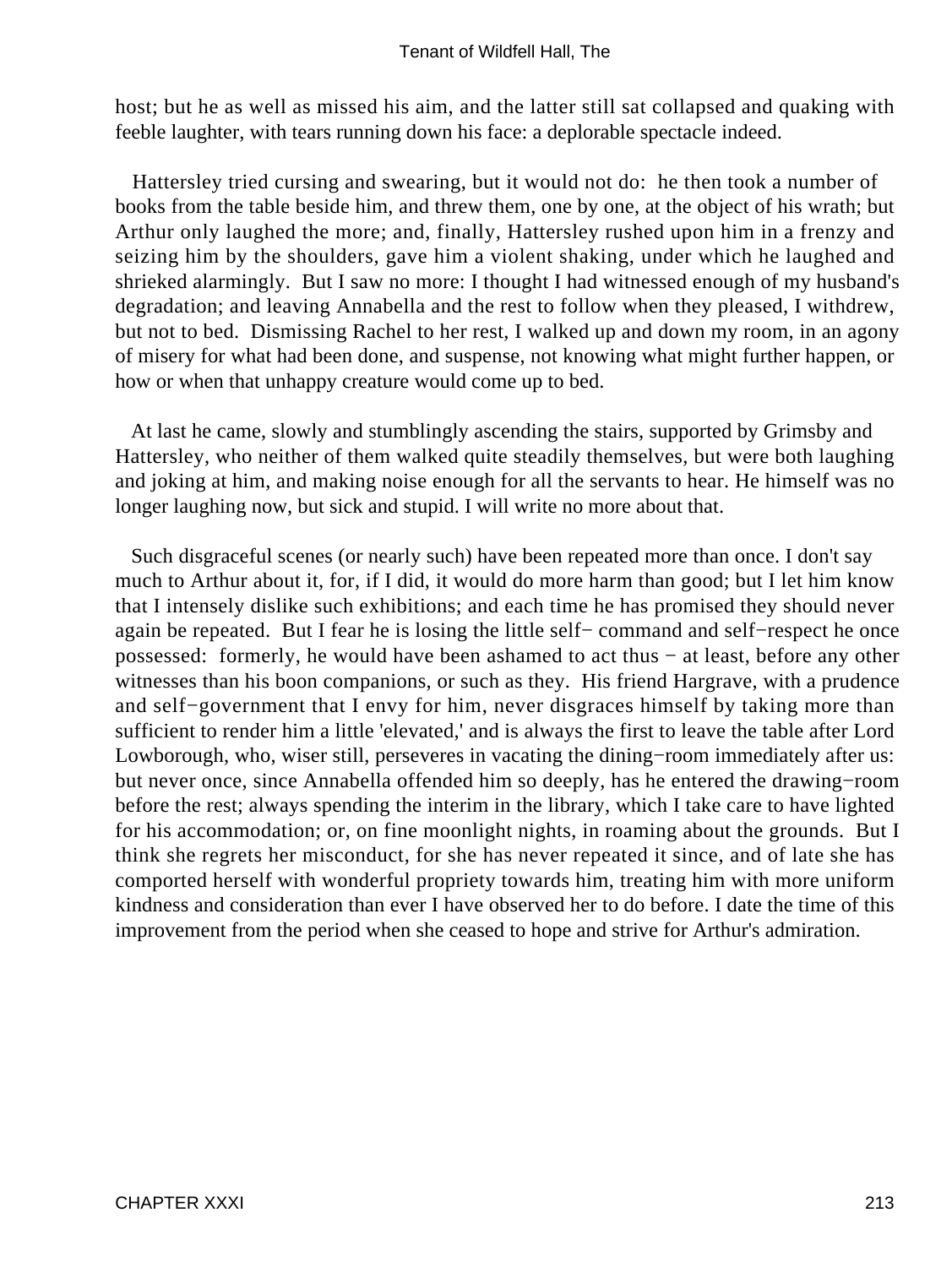host; but he as well as missed his aim, and the latter still sat collapsed and quaking with feeble laughter, with tears running down his face: a deplorable spectacle indeed.

Hattersley tried cursing and swearing, but it would not do: he then took a number of books from the table beside him, and threw them, one by one, at the object of his wrath; but Arthur only laughed the more; and, finally, Hattersley rushed upon him in a frenzy and seizing him by the shoulders, gave him a violent shaking, under which he laughed and shrieked alarmingly. But I saw no more: I thought I had witnessed enough of my husband's degradation; and leaving Annabella and the rest to follow when they pleased, I withdrew, but not to bed. Dismissing Rachel to her rest, I walked up and down my room, in an agony of misery for what had been done, and suspense, not knowing what might further happen, or how or when that unhappy creature would come up to bed.

At last he came, slowly and stumblingly ascending the stairs, supported by Grimsby and Hattersley, who neither of them walked quite steadily themselves, but were both laughing and joking at him, and making noise enough for all the servants to hear. He himself was no longer laughing now, but sick and stupid. I will write no more about that.

Such disgraceful scenes (or nearly such) have been repeated more than once. I don't say much to Arthur about it, for, if I did, it would do more harm than good; but I let him know that I intensely dislike such exhibitions; and each time he has promised they should never again be repeated. But I fear he is losing the little self− command and self−respect he once possessed: formerly, he would have been ashamed to act thus − at least, before any other witnesses than his boon companions, or such as they. His friend Hargrave, with a prudence and self−government that I envy for him, never disgraces himself by taking more than sufficient to render him a little 'elevated,' and is always the first to leave the table after Lord Lowborough, who, wiser still, perseveres in vacating the dining−room immediately after us: but never once, since Annabella offended him so deeply, has he entered the drawing−room before the rest; always spending the interim in the library, which I take care to have lighted for his accommodation; or, on fine moonlight nights, in roaming about the grounds. But I think she regrets her misconduct, for she has never repeated it since, and of late she has comported herself with wonderful propriety towards him, treating him with more uniform kindness and consideration than ever I have observed her to do before. I date the time of this improvement from the period when she ceased to hope and strive for Arthur's admiration.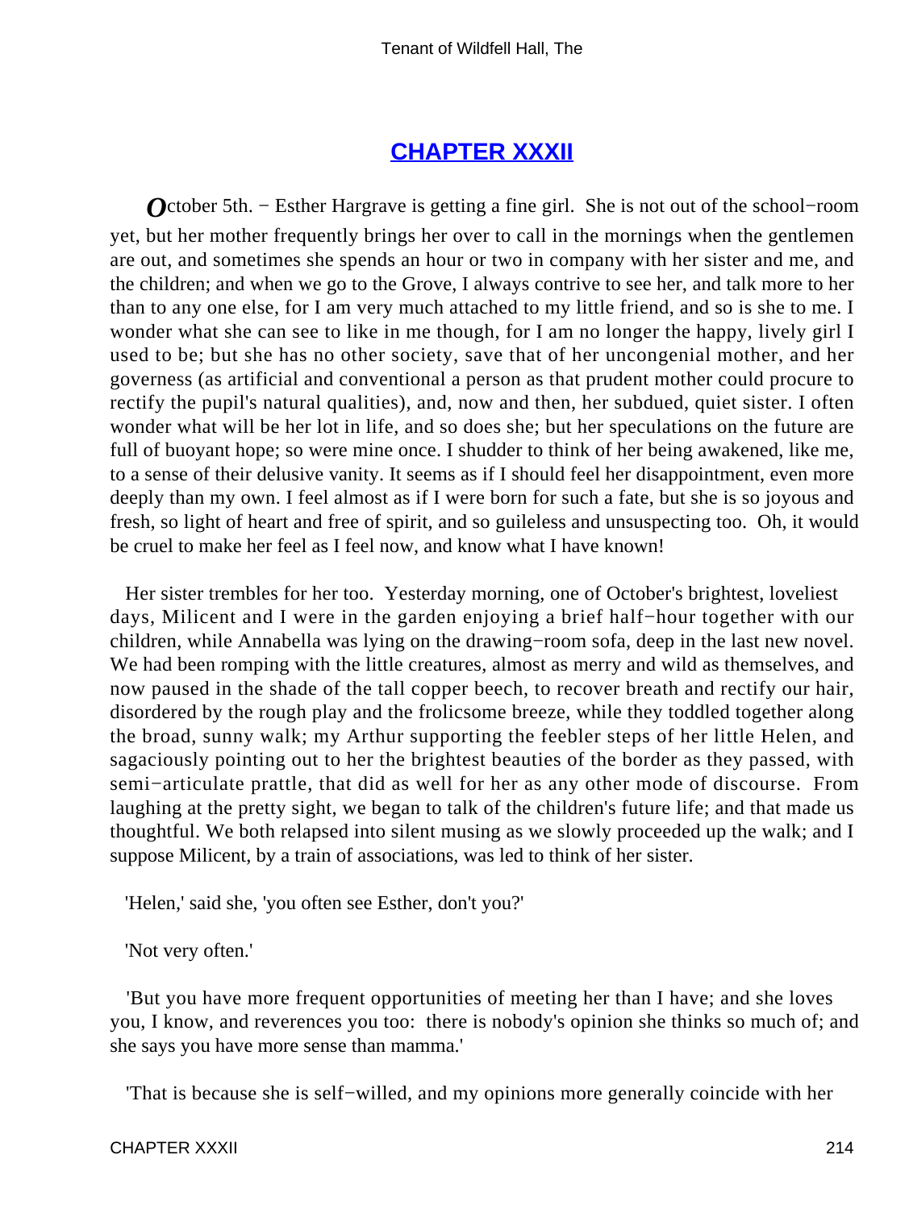## CHAPTER XXXII

*O*ctober 5th. − Esther Hargrave is getting a fine girl. She is not out of the school−room yet, but her mother frequently brings her over to call in the mornings when the gentlemen are out, and sometimes she spends an hour or two in company with her sister and me, and the children; and when we go to the Grove, I always contrive to see her, and talk more to her than to any one else, for I am very much attached to my little friend, and so is she to me. I wonder what she can see to like in me though, for I am no longer the happy, lively girl I used to be; but she has no other society, save that of her uncongenial mother, and her governess (as artificial and conventional a person as that prudent mother could procure to rectify the pupil's natural qualities), and, now and then, her subdued, quiet sister. I often wonder what will be her lot in life, and so does she; but her speculations on the future are full of buoyant hope; so were mine once. I shudder to think of her being awakened, like me, to a sense of their delusive vanity. It seems as if I should feel her disappointment, even more deeply than my own. I feel almost as if I were born for such a fate, but she is so joyous and fresh, so light of heart and free of spirit, and so guileless and unsuspecting too. Oh, it would be cruel to make her feel as I feel now, and know what I have known!

Her sister trembles for her too. Yesterday morning, one of October's brightest, loveliest days, Milicent and I were in the garden enjoying a brief half−hour together with our children, while Annabella was lying on the drawing−room sofa, deep in the last new novel. We had been romping with the little creatures, almost as merry and wild as themselves, and now paused in the shade of the tall copper beech, to recover breath and rectify our hair, disordered by the rough play and the frolicsome breeze, while they toddled together along the broad, sunny walk; my Arthur supporting the feebler steps of her little Helen, and sagaciously pointing out to her the brightest beauties of the border as they passed, with semi−articulate prattle, that did as well for her as any other mode of discourse. From laughing at the pretty sight, we began to talk of the children's future life; and that made us thoughtful. We both relapsed into silent musing as we slowly proceeded up the walk; and I suppose Milicent, by a train of associations, was led to think of her sister.

'Helen,' said she, 'you often see Esther, don't you?'

'Not very often.'

'But you have more frequent opportunities of meeting her than I have; and she loves you, I know, and reverences you too: there is nobody's opinion she thinks so much of; and she says you have more sense than mamma.'

'That is because she is self−willed, and my opinions more generally coincide with her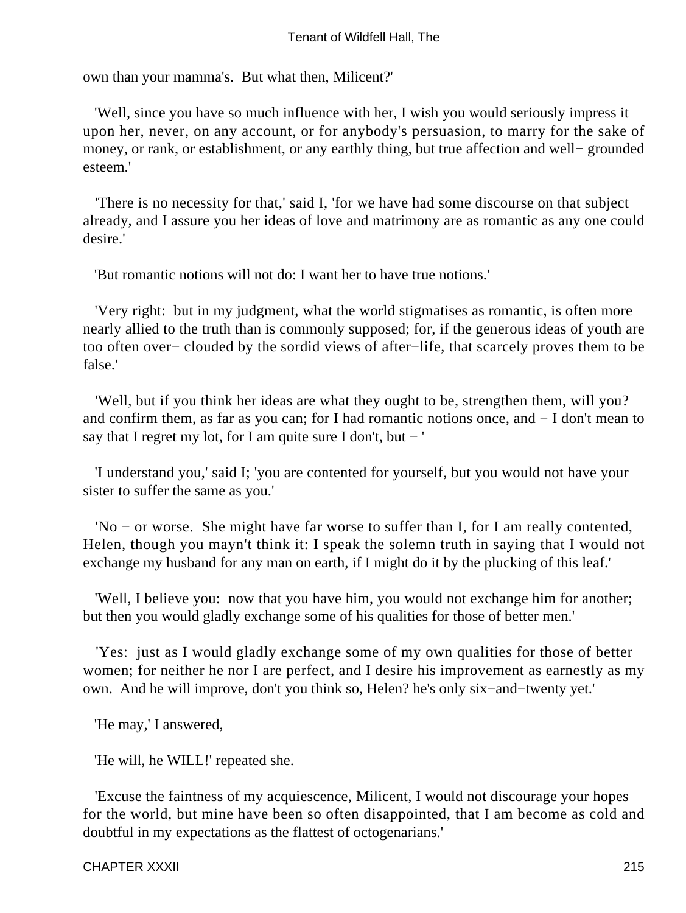own than your mamma's.  But what then, Milicent?'

'Well, since you have so much influence with her, I wish you would seriously impress it upon her, never, on any account, or for anybody's persuasion, to marry for the sake of money, or rank, or establishment, or any earthly thing, but true affection and well− grounded esteem.'

'There is no necessity for that,' said I, 'for we have had some discourse on that subject already, and I assure you her ideas of love and matrimony are as romantic as any one could desire.'

'But romantic notions will not do: I want her to have true notions.'

'Very right:  but in my judgment, what the world stigmatises as romantic, is often more nearly allied to the truth than is commonly supposed; for, if the generous ideas of youth are too often over− clouded by the sordid views of after−life, that scarcely proves them to be false.'

'Well, but if you think her ideas are what they ought to be, strengthen them, will you? and confirm them, as far as you can; for I had romantic notions once, and − I don't mean to say that I regret my lot, for I am quite sure I don't, but − '

'I understand you,' said I; 'you are contented for yourself, but you would not have your sister to suffer the same as you.'

'No − or worse.  She might have far worse to suffer than I, for I am really contented, Helen, though you mayn't think it: I speak the solemn truth in saying that I would not exchange my husband for any man on earth, if I might do it by the plucking of this leaf.'

'Well, I believe you:  now that you have him, you would not exchange him for another; but then you would gladly exchange some of his qualities for those of better men.'

'Yes:  just as I would gladly exchange some of my own qualities for those of better women; for neither he nor I are perfect, and I desire his improvement as earnestly as my own.  And he will improve, don't you think so, Helen? he's only six−and−twenty yet.'

'He may,' I answered,

'He will, he WILL!' repeated she.

'Excuse the faintness of my acquiescence, Milicent, I would not discourage your hopes for the world, but mine have been so often disappointed, that I am become as cold and doubtful in my expectations as the flattest of octogenarians.'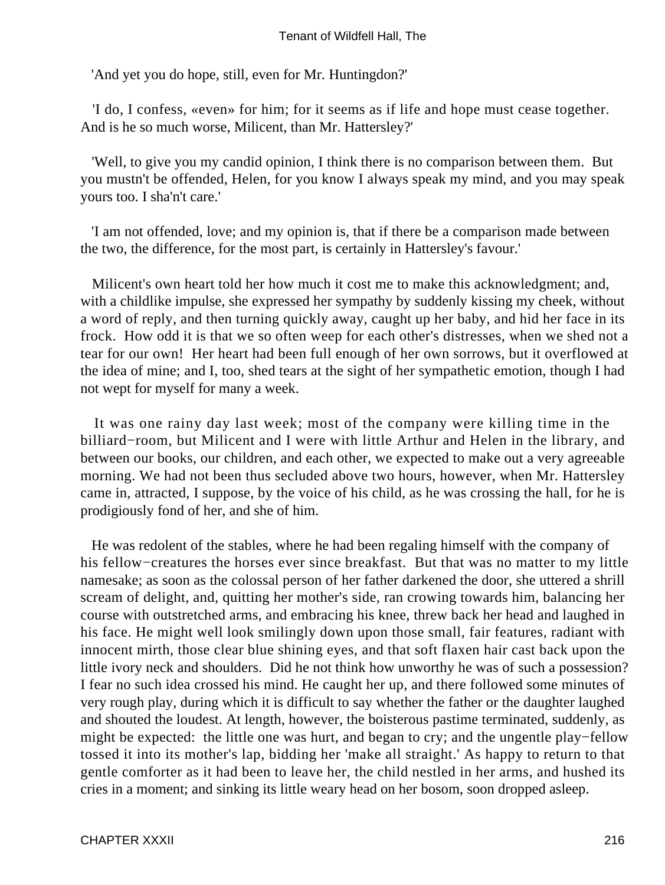'And yet you do hope, still, even for Mr. Huntingdon?'

'I do, I confess, «even» for him; for it seems as if life and hope must cease together. And is he so much worse, Milicent, than Mr. Hattersley?'

'Well, to give you my candid opinion, I think there is no comparison between them. But you mustn't be offended, Helen, for you know I always speak my mind, and you may speak yours too. I sha'n't care.'

'I am not offended, love; and my opinion is, that if there be a comparison made between the two, the difference, for the most part, is certainly in Hattersley's favour.'

Milicent's own heart told her how much it cost me to make this acknowledgment; and, with a childlike impulse, she expressed her sympathy by suddenly kissing my cheek, without a word of reply, and then turning quickly away, caught up her baby, and hid her face in its frock. How odd it is that we so often weep for each other's distresses, when we shed not a tear for our own! Her heart had been full enough of her own sorrows, but it overflowed at the idea of mine; and I, too, shed tears at the sight of her sympathetic emotion, though I had not wept for myself for many a week.

It was one rainy day last week; most of the company were killing time in the billiard−room, but Milicent and I were with little Arthur and Helen in the library, and between our books, our children, and each other, we expected to make out a very agreeable morning. We had not been thus secluded above two hours, however, when Mr. Hattersley came in, attracted, I suppose, by the voice of his child, as he was crossing the hall, for he is prodigiously fond of her, and she of him.

He was redolent of the stables, where he had been regaling himself with the company of his fellow−creatures the horses ever since breakfast. But that was no matter to my little namesake; as soon as the colossal person of her father darkened the door, she uttered a shrill scream of delight, and, quitting her mother's side, ran crowing towards him, balancing her course with outstretched arms, and embracing his knee, threw back her head and laughed in his face. He might well look smilingly down upon those small, fair features, radiant with innocent mirth, those clear blue shining eyes, and that soft flaxen hair cast back upon the little ivory neck and shoulders. Did he not think how unworthy he was of such a possession? I fear no such idea crossed his mind. He caught her up, and there followed some minutes of very rough play, during which it is difficult to say whether the father or the daughter laughed and shouted the loudest. At length, however, the boisterous pastime terminated, suddenly, as might be expected: the little one was hurt, and began to cry; and the ungentle play−fellow tossed it into its mother's lap, bidding her 'make all straight.' As happy to return to that gentle comforter as it had been to leave her, the child nestled in her arms, and hushed its cries in a moment; and sinking its little weary head on her bosom, soon dropped asleep.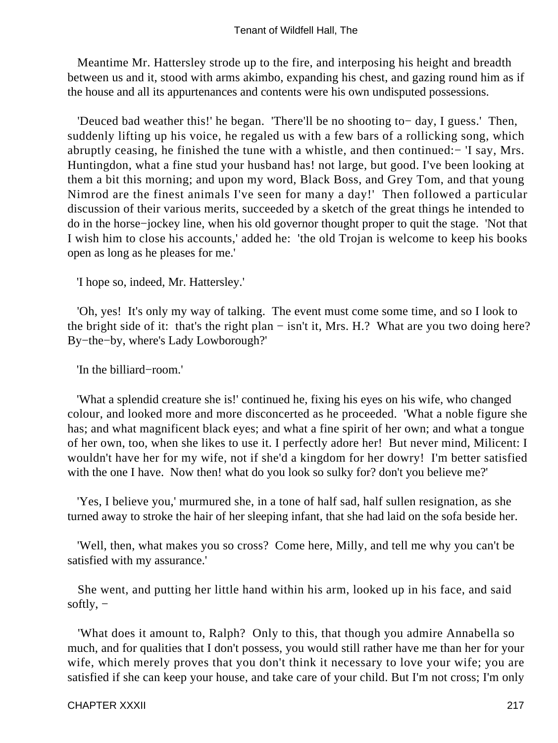Meantime Mr. Hattersley strode up to the fire, and interposing his height and breadth between us and it, stood with arms akimbo, expanding his chest, and gazing round him as if the house and all its appurtenances and contents were his own undisputed possessions.

'Deuced bad weather this!' he began. 'There'll be no shooting to− day, I guess.' Then, suddenly lifting up his voice, he regaled us with a few bars of a rollicking song, which abruptly ceasing, he finished the tune with a whistle, and then continued:− 'I say, Mrs. Huntingdon, what a fine stud your husband has! not large, but good. I've been looking at them a bit this morning; and upon my word, Black Boss, and Grey Tom, and that young Nimrod are the finest animals I've seen for many a day!' Then followed a particular discussion of their various merits, succeeded by a sketch of the great things he intended to do in the horse−jockey line, when his old governor thought proper to quit the stage. 'Not that I wish him to close his accounts,' added he: 'the old Trojan is welcome to keep his books open as long as he pleases for me.'

'I hope so, indeed, Mr. Hattersley.'

'Oh, yes! It's only my way of talking. The event must come some time, and so I look to the bright side of it: that's the right plan − isn't it, Mrs. H.? What are you two doing here? By−the−by, where's Lady Lowborough?'

'In the billiard−room.'

'What a splendid creature she is!' continued he, fixing his eyes on his wife, who changed colour, and looked more and more disconcerted as he proceeded. 'What a noble figure she has; and what magnificent black eyes; and what a fine spirit of her own; and what a tongue of her own, too, when she likes to use it. I perfectly adore her! But never mind, Milicent: I wouldn't have her for my wife, not if she'd a kingdom for her dowry! I'm better satisfied with the one I have. Now then! what do you look so sulky for? don't you believe me?'

'Yes, I believe you,' murmured she, in a tone of half sad, half sullen resignation, as she turned away to stroke the hair of her sleeping infant, that she had laid on the sofa beside her.

'Well, then, what makes you so cross? Come here, Milly, and tell me why you can't be satisfied with my assurance.'

She went, and putting her little hand within his arm, looked up in his face, and said softly, −

'What does it amount to, Ralph? Only to this, that though you admire Annabella so much, and for qualities that I don't possess, you would still rather have me than her for your wife, which merely proves that you don't think it necessary to love your wife; you are satisfied if she can keep your house, and take care of your child. But I'm not cross; I'm only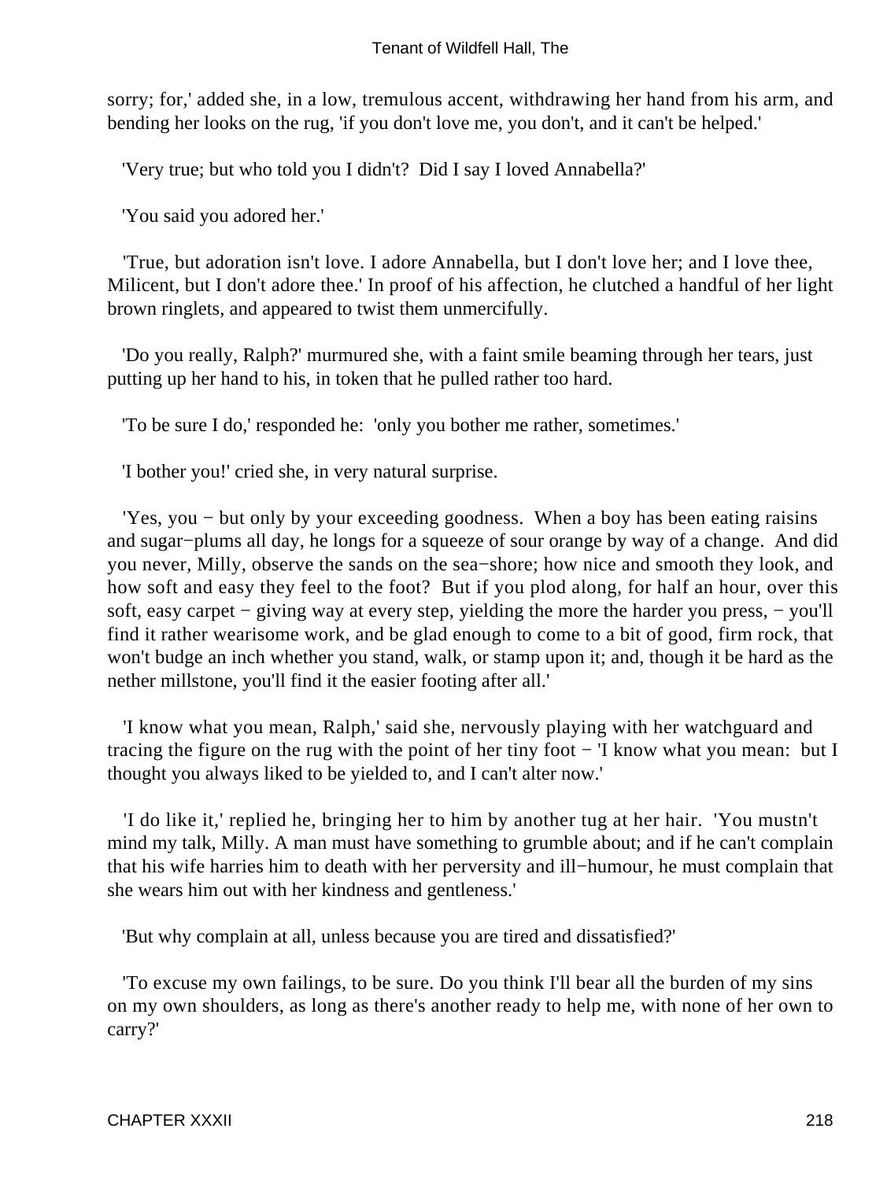sorry; for,' added she, in a low, tremulous accent, withdrawing her hand from his arm, and bending her looks on the rug, 'if you don't love me, you don't, and it can't be helped.'

'Very true; but who told you I didn't? Did I say I loved Annabella?'

'You said you adored her.'

'True, but adoration isn't love. I adore Annabella, but I don't love her; and I love thee, Milicent, but I don't adore thee.' In proof of his affection, he clutched a handful of her light brown ringlets, and appeared to twist them unmercifully.

'Do you really, Ralph?' murmured she, with a faint smile beaming through her tears, just putting up her hand to his, in token that he pulled rather too hard.

'To be sure I do,' responded he: 'only you bother me rather, sometimes.'

'I bother you!' cried she, in very natural surprise.

'Yes, you − but only by your exceeding goodness. When a boy has been eating raisins and sugar−plums all day, he longs for a squeeze of sour orange by way of a change. And did you never, Milly, observe the sands on the sea−shore; how nice and smooth they look, and how soft and easy they feel to the foot? But if you plod along, for half an hour, over this soft, easy carpet − giving way at every step, yielding the more the harder you press, − you'll find it rather wearisome work, and be glad enough to come to a bit of good, firm rock, that won't budge an inch whether you stand, walk, or stamp upon it; and, though it be hard as the nether millstone, you'll find it the easier footing after all.'

'I know what you mean, Ralph,' said she, nervously playing with her watchguard and tracing the figure on the rug with the point of her tiny foot − 'I know what you mean: but I thought you always liked to be yielded to, and I can't alter now.'

'I do like it,' replied he, bringing her to him by another tug at her hair. 'You mustn't mind my talk, Milly. A man must have something to grumble about; and if he can't complain that his wife harries him to death with her perversity and ill−humour, he must complain that she wears him out with her kindness and gentleness.'

'But why complain at all, unless because you are tired and dissatisfied?'

'To excuse my own failings, to be sure. Do you think I'll bear all the burden of my sins on my own shoulders, as long as there's another ready to help me, with none of her own to carry?'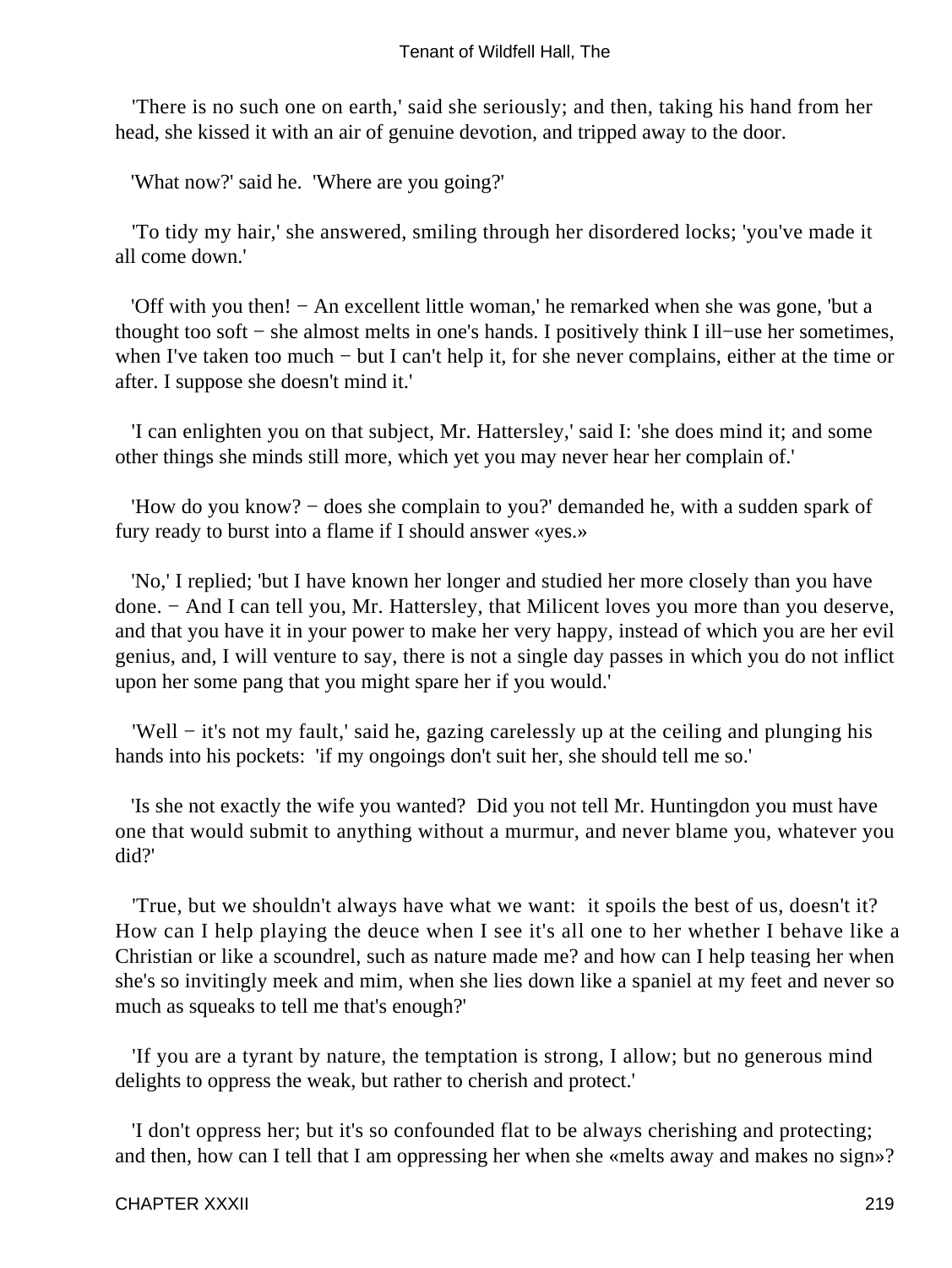'There is no such one on earth,' said she seriously; and then, taking his hand from her head, she kissed it with an air of genuine devotion, and tripped away to the door.

'What now?' said he. 'Where are you going?'

'To tidy my hair,' she answered, smiling through her disordered locks; 'you've made it all come down.'

'Off with you then! − An excellent little woman,' he remarked when she was gone, 'but a thought too soft − she almost melts in one's hands. I positively think I ill−use her sometimes, when I've taken too much − but I can't help it, for she never complains, either at the time or after. I suppose she doesn't mind it.'

'I can enlighten you on that subject, Mr. Hattersley,' said I: 'she does mind it; and some other things she minds still more, which yet you may never hear her complain of.'

'How do you know? − does she complain to you?' demanded he, with a sudden spark of fury ready to burst into a flame if I should answer «yes.»

'No,' I replied; 'but I have known her longer and studied her more closely than you have done. − And I can tell you, Mr. Hattersley, that Milicent loves you more than you deserve, and that you have it in your power to make her very happy, instead of which you are her evil genius, and, I will venture to say, there is not a single day passes in which you do not inflict upon her some pang that you might spare her if you would.'

'Well − it's not my fault,' said he, gazing carelessly up at the ceiling and plunging his hands into his pockets: 'if my ongoings don't suit her, she should tell me so.'

'Is she not exactly the wife you wanted? Did you not tell Mr. Huntingdon you must have one that would submit to anything without a murmur, and never blame you, whatever you did?'

'True, but we shouldn't always have what we want: it spoils the best of us, doesn't it? How can I help playing the deuce when I see it's all one to her whether I behave like a Christian or like a scoundrel, such as nature made me? and how can I help teasing her when she's so invitingly meek and mim, when she lies down like a spaniel at my feet and never so much as squeaks to tell me that's enough?'

'If you are a tyrant by nature, the temptation is strong, I allow; but no generous mind delights to oppress the weak, but rather to cherish and protect.'

'I don't oppress her; but it's so confounded flat to be always cherishing and protecting; and then, how can I tell that I am oppressing her when she «melts away and makes no sign»?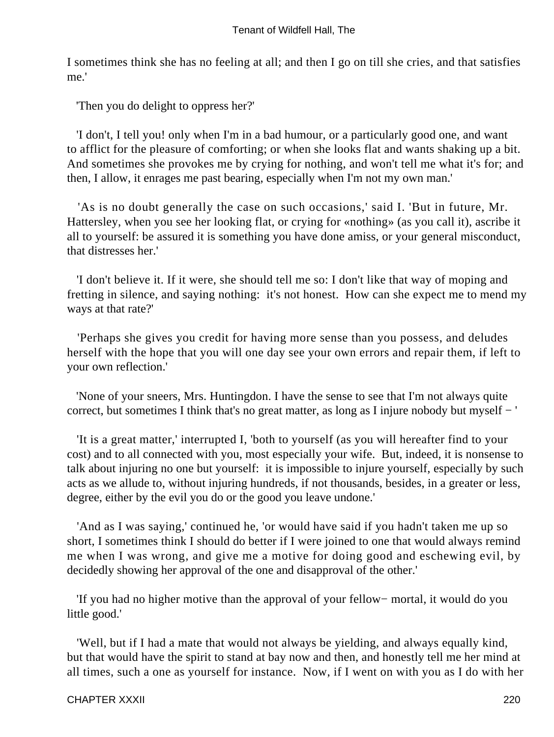I sometimes think she has no feeling at all; and then I go on till she cries, and that satisfies me.'

'Then you do delight to oppress her?'

'I don't, I tell you! only when I'm in a bad humour, or a particularly good one, and want to afflict for the pleasure of comforting; or when she looks flat and wants shaking up a bit. And sometimes she provokes me by crying for nothing, and won't tell me what it's for; and then, I allow, it enrages me past bearing, especially when I'm not my own man.'

'As is no doubt generally the case on such occasions,' said I. 'But in future, Mr. Hattersley, when you see her looking flat, or crying for «nothing» (as you call it), ascribe it all to yourself: be assured it is something you have done amiss, or your general misconduct, that distresses her.'

'I don't believe it. If it were, she should tell me so: I don't like that way of moping and fretting in silence, and saying nothing: it's not honest. How can she expect me to mend my ways at that rate?'

'Perhaps she gives you credit for having more sense than you possess, and deludes herself with the hope that you will one day see your own errors and repair them, if left to your own reflection.'

'None of your sneers, Mrs. Huntingdon. I have the sense to see that I'm not always quite correct, but sometimes I think that's no great matter, as long as I injure nobody but myself − '

'It is a great matter,' interrupted I, 'both to yourself (as you will hereafter find to your cost) and to all connected with you, most especially your wife. But, indeed, it is nonsense to talk about injuring no one but yourself: it is impossible to injure yourself, especially by such acts as we allude to, without injuring hundreds, if not thousands, besides, in a greater or less, degree, either by the evil you do or the good you leave undone.'

'And as I was saying,' continued he, 'or would have said if you hadn't taken me up so short, I sometimes think I should do better if I were joined to one that would always remind me when I was wrong, and give me a motive for doing good and eschewing evil, by decidedly showing her approval of the one and disapproval of the other.'

'If you had no higher motive than the approval of your fellow− mortal, it would do you little good.'

'Well, but if I had a mate that would not always be yielding, and always equally kind, but that would have the spirit to stand at bay now and then, and honestly tell me her mind at all times, such a one as yourself for instance. Now, if I went on with you as I do with her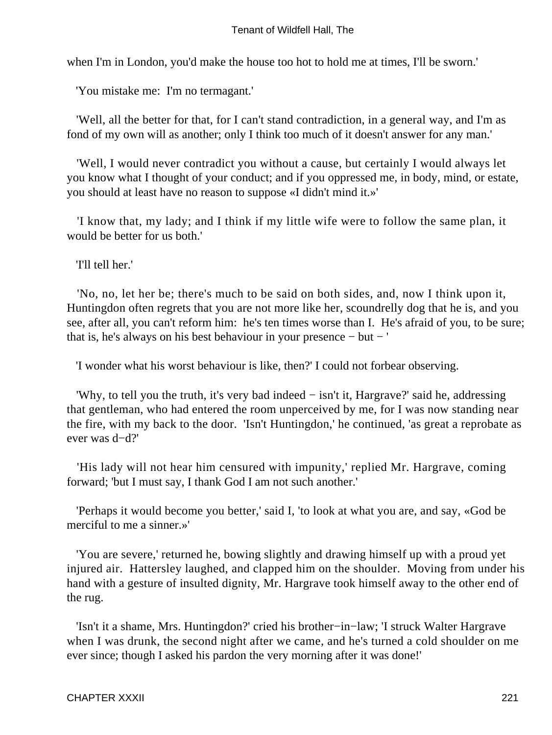when I'm in London, you'd make the house too hot to hold me at times, I'll be sworn.'

'You mistake me: I'm no termagant.'

'Well, all the better for that, for I can't stand contradiction, in a general way, and I'm as fond of my own will as another; only I think too much of it doesn't answer for any man.'

'Well, I would never contradict you without a cause, but certainly I would always let you know what I thought of your conduct; and if you oppressed me, in body, mind, or estate, you should at least have no reason to suppose «I didn't mind it.»'

'I know that, my lady; and I think if my little wife were to follow the same plan, it would be better for us both.'

'I'll tell her.'

'No, no, let her be; there's much to be said on both sides, and, now I think upon it, Huntingdon often regrets that you are not more like her, scoundrelly dog that he is, and you see, after all, you can't reform him: he's ten times worse than I. He's afraid of you, to be sure; that is, he's always on his best behaviour in your presence − but − '

'I wonder what his worst behaviour is like, then?' I could not forbear observing.

'Why, to tell you the truth, it's very bad indeed − isn't it, Hargrave?' said he, addressing that gentleman, who had entered the room unperceived by me, for I was now standing near the fire, with my back to the door. 'Isn't Huntingdon,' he continued, 'as great a reprobate as ever was d−d?'

'His lady will not hear him censured with impunity,' replied Mr. Hargrave, coming forward; 'but I must say, I thank God I am not such another.'

'Perhaps it would become you better,' said I, 'to look at what you are, and say, «God be merciful to me a sinner.»'

'You are severe,' returned he, bowing slightly and drawing himself up with a proud yet injured air. Hattersley laughed, and clapped him on the shoulder. Moving from under his hand with a gesture of insulted dignity, Mr. Hargrave took himself away to the other end of the rug.

'Isn't it a shame, Mrs. Huntingdon?' cried his brother−in−law; 'I struck Walter Hargrave when I was drunk, the second night after we came, and he's turned a cold shoulder on me ever since; though I asked his pardon the very morning after it was done!'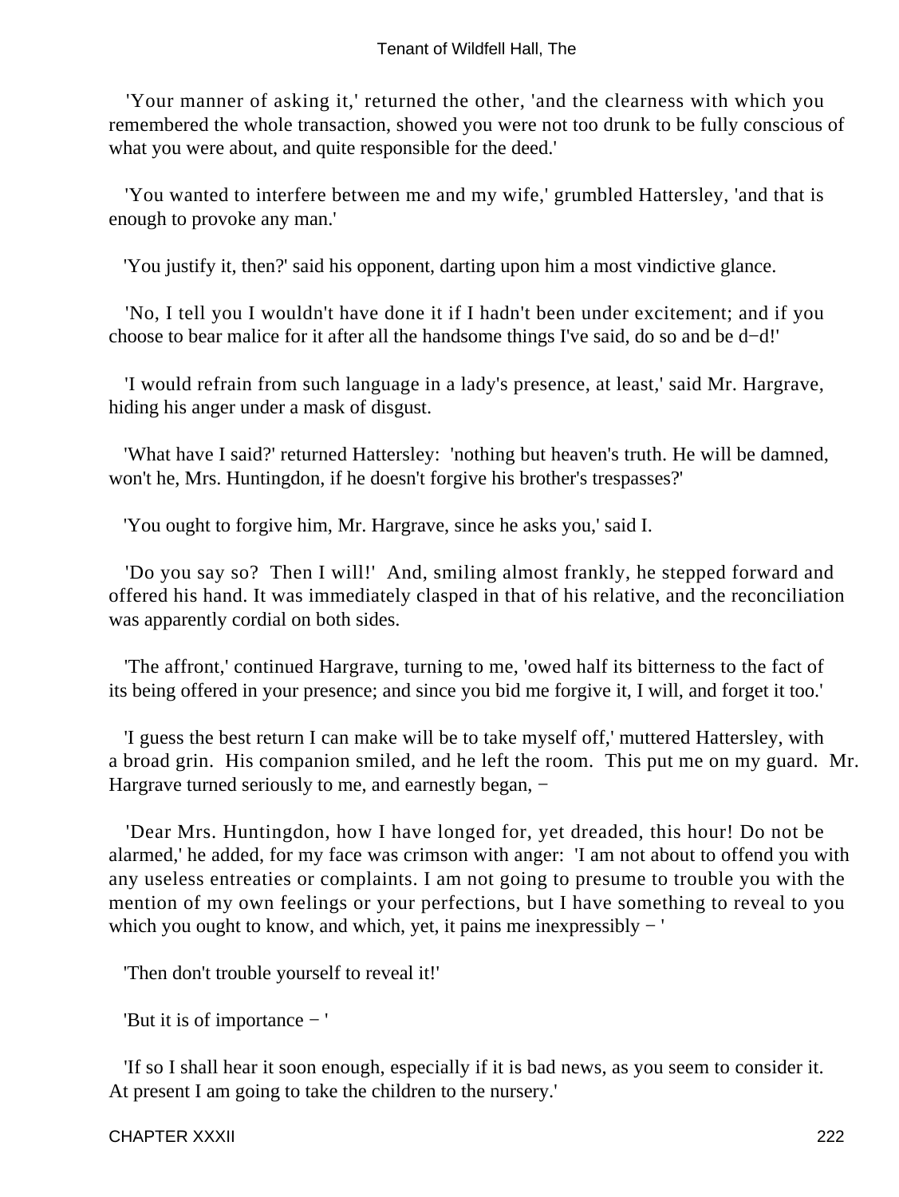'Your manner of asking it,' returned the other, 'and the clearness with which you remembered the whole transaction, showed you were not too drunk to be fully conscious of what you were about, and quite responsible for the deed.'

'You wanted to interfere between me and my wife,' grumbled Hattersley, 'and that is enough to provoke any man.'

'You justify it, then?' said his opponent, darting upon him a most vindictive glance.

'No, I tell you I wouldn't have done it if I hadn't been under excitement; and if you choose to bear malice for it after all the handsome things I've said, do so and be d−d!'

'I would refrain from such language in a lady's presence, at least,' said Mr. Hargrave, hiding his anger under a mask of disgust.

'What have I said?' returned Hattersley: 'nothing but heaven's truth. He will be damned, won't he, Mrs. Huntingdon, if he doesn't forgive his brother's trespasses?'

'You ought to forgive him, Mr. Hargrave, since he asks you,' said I.

'Do you say so? Then I will!' And, smiling almost frankly, he stepped forward and offered his hand. It was immediately clasped in that of his relative, and the reconciliation was apparently cordial on both sides.

'The affront,' continued Hargrave, turning to me, 'owed half its bitterness to the fact of its being offered in your presence; and since you bid me forgive it, I will, and forget it too.'

'I guess the best return I can make will be to take myself off,' muttered Hattersley, with a broad grin. His companion smiled, and he left the room. This put me on my guard. Mr. Hargrave turned seriously to me, and earnestly began, −

'Dear Mrs. Huntingdon, how I have longed for, yet dreaded, this hour! Do not be alarmed,' he added, for my face was crimson with anger: 'I am not about to offend you with any useless entreaties or complaints. I am not going to presume to trouble you with the mention of my own feelings or your perfections, but I have something to reveal to you which you ought to know, and which, yet, it pains me inexpressibly − '

'Then don't trouble yourself to reveal it!'

'But it is of importance − '

'If so I shall hear it soon enough, especially if it is bad news, as you seem to consider it. At present I am going to take the children to the nursery.'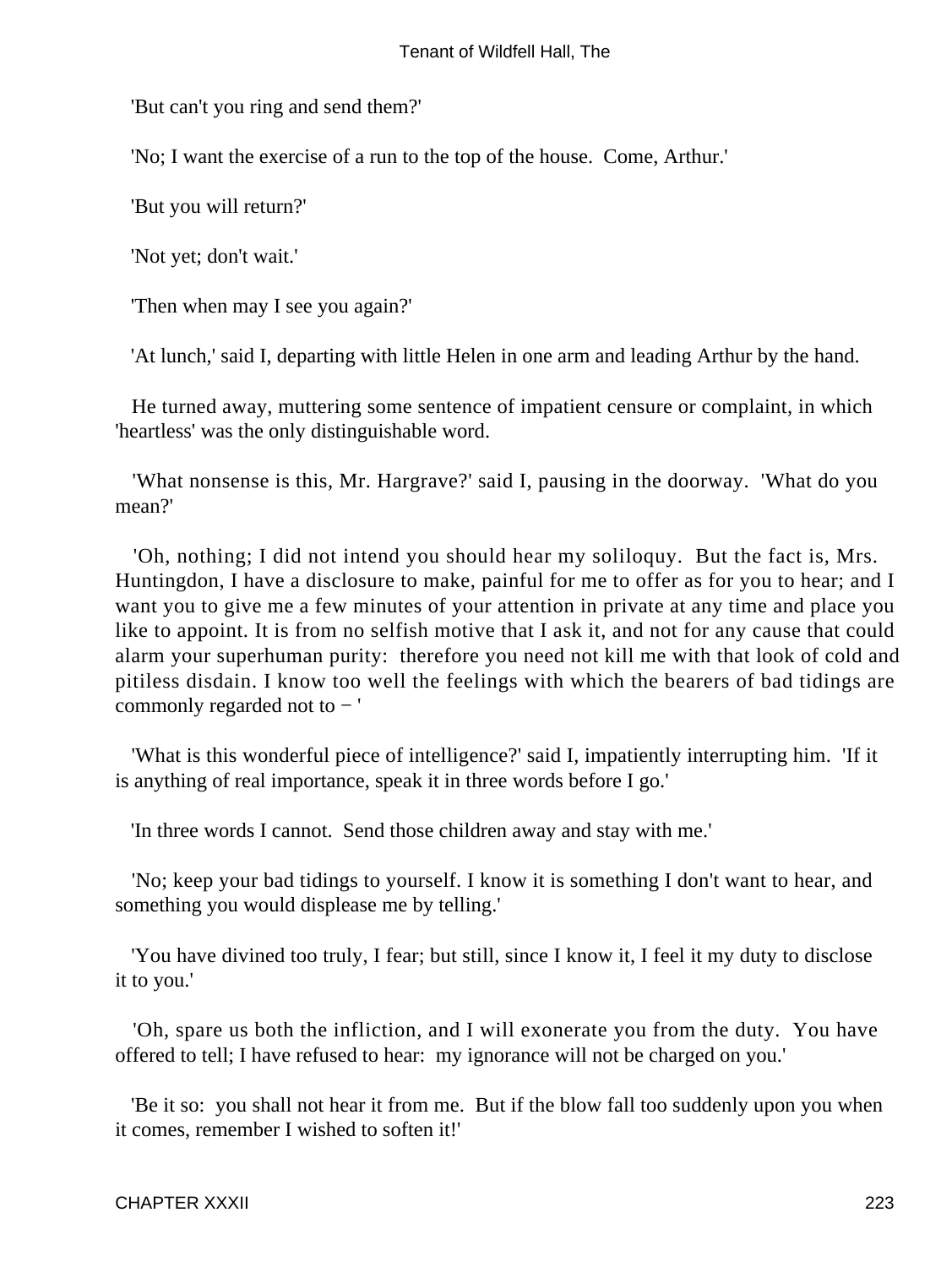'But can't you ring and send them?'

'No; I want the exercise of a run to the top of the house. Come, Arthur.'

'But you will return?'

'Not yet; don't wait.'

'Then when may I see you again?'

'At lunch,' said I, departing with little Helen in one arm and leading Arthur by the hand.

He turned away, muttering some sentence of impatient censure or complaint, in which 'heartless' was the only distinguishable word.

'What nonsense is this, Mr. Hargrave?' said I, pausing in the doorway. 'What do you mean?'

'Oh, nothing; I did not intend you should hear my soliloquy. But the fact is, Mrs. Huntingdon, I have a disclosure to make, painful for me to offer as for you to hear; and I want you to give me a few minutes of your attention in private at any time and place you like to appoint. It is from no selfish motive that I ask it, and not for any cause that could alarm your superhuman purity: therefore you need not kill me with that look of cold and pitiless disdain. I know too well the feelings with which the bearers of bad tidings are commonly regarded not to − '

'What is this wonderful piece of intelligence?' said I, impatiently interrupting him. 'If it is anything of real importance, speak it in three words before I go.'

'In three words I cannot. Send those children away and stay with me.'

'No; keep your bad tidings to yourself. I know it is something I don't want to hear, and something you would displease me by telling.'

'You have divined too truly, I fear; but still, since I know it, I feel it my duty to disclose it to you.'

'Oh, spare us both the infliction, and I will exonerate you from the duty. You have offered to tell; I have refused to hear: my ignorance will not be charged on you.'

'Be it so: you shall not hear it from me. But if the blow fall too suddenly upon you when it comes, remember I wished to soften it!'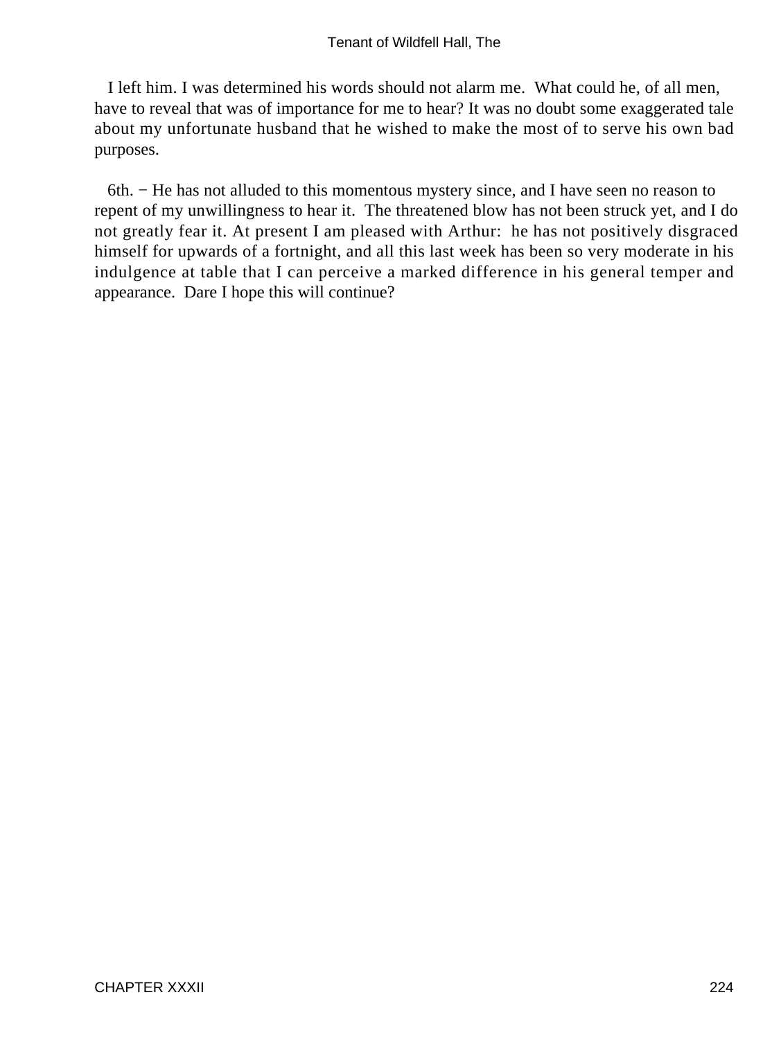I left him. I was determined his words should not alarm me. What could he, of all men, have to reveal that was of importance for me to hear? It was no doubt some exaggerated tale about my unfortunate husband that he wished to make the most of to serve his own bad purposes.

6th. − He has not alluded to this momentous mystery since, and I have seen no reason to repent of my unwillingness to hear it. The threatened blow has not been struck yet, and I do not greatly fear it. At present I am pleased with Arthur: he has not positively disgraced himself for upwards of a fortnight, and all this last week has been so very moderate in his indulgence at table that I can perceive a marked difference in his general temper and appearance. Dare I hope this will continue?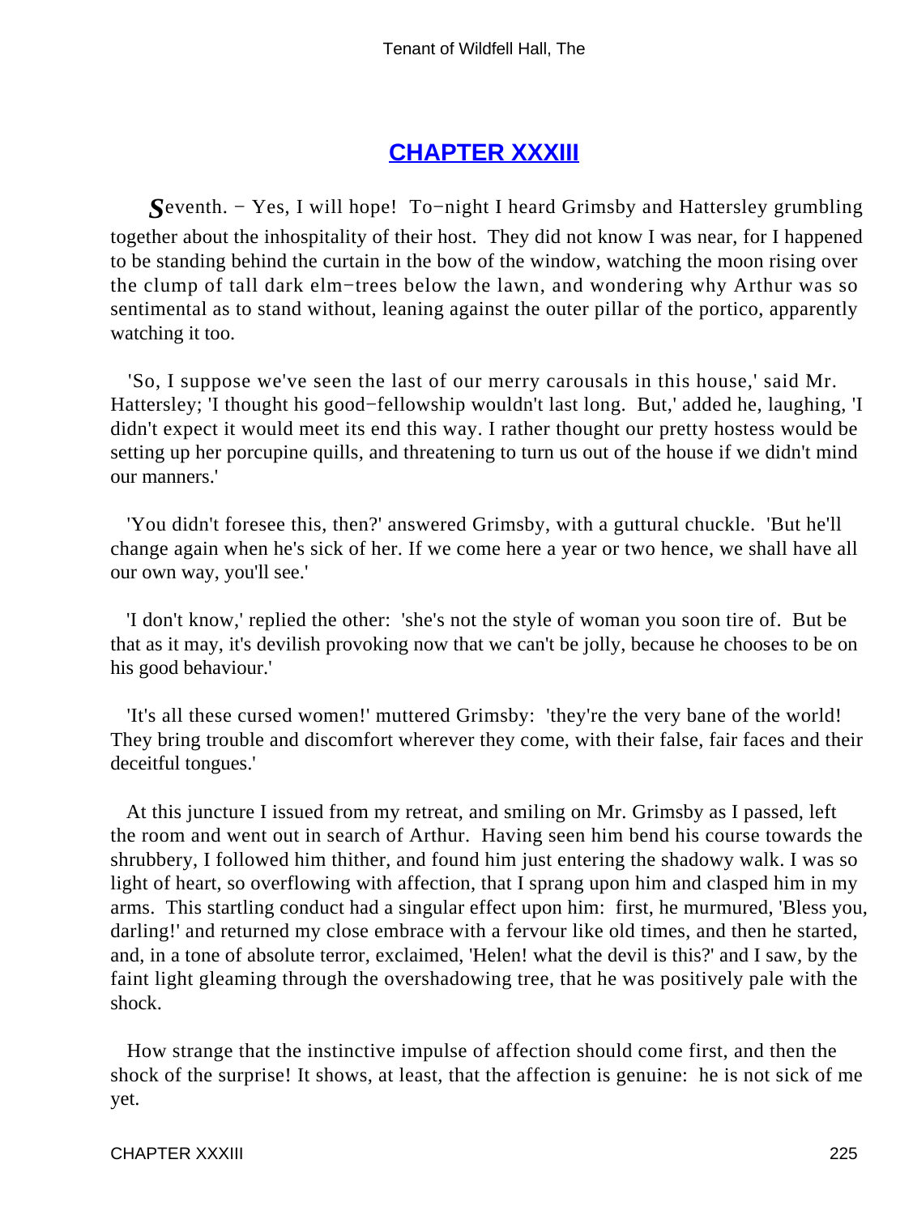## CHAPTER XXXIII

*S*eventh. − Yes, I will hope! To−night I heard Grimsby and Hattersley grumbling together about the inhospitality of their host. They did not know I was near, for I happened to be standing behind the curtain in the bow of the window, watching the moon rising over the clump of tall dark elm−trees below the lawn, and wondering why Arthur was so sentimental as to stand without, leaning against the outer pillar of the portico, apparently watching it too.

'So, I suppose we've seen the last of our merry carousals in this house,' said Mr. Hattersley; 'I thought his good−fellowship wouldn't last long. But,' added he, laughing, 'I didn't expect it would meet its end this way. I rather thought our pretty hostess would be setting up her porcupine quills, and threatening to turn us out of the house if we didn't mind our manners.'

'You didn't foresee this, then?' answered Grimsby, with a guttural chuckle. 'But he'll change again when he's sick of her. If we come here a year or two hence, we shall have all our own way, you'll see.'

'I don't know,' replied the other: 'she's not the style of woman you soon tire of. But be that as it may, it's devilish provoking now that we can't be jolly, because he chooses to be on his good behaviour.'

'It's all these cursed women!' muttered Grimsby: 'they're the very bane of the world! They bring trouble and discomfort wherever they come, with their false, fair faces and their deceitful tongues.'

At this juncture I issued from my retreat, and smiling on Mr. Grimsby as I passed, left the room and went out in search of Arthur. Having seen him bend his course towards the shrubbery, I followed him thither, and found him just entering the shadowy walk. I was so light of heart, so overflowing with affection, that I sprang upon him and clasped him in my arms. This startling conduct had a singular effect upon him: first, he murmured, 'Bless you, darling!' and returned my close embrace with a fervour like old times, and then he started, and, in a tone of absolute terror, exclaimed, 'Helen! what the devil is this?' and I saw, by the faint light gleaming through the overshadowing tree, that he was positively pale with the shock.

How strange that the instinctive impulse of affection should come first, and then the shock of the surprise! It shows, at least, that the affection is genuine: he is not sick of me yet.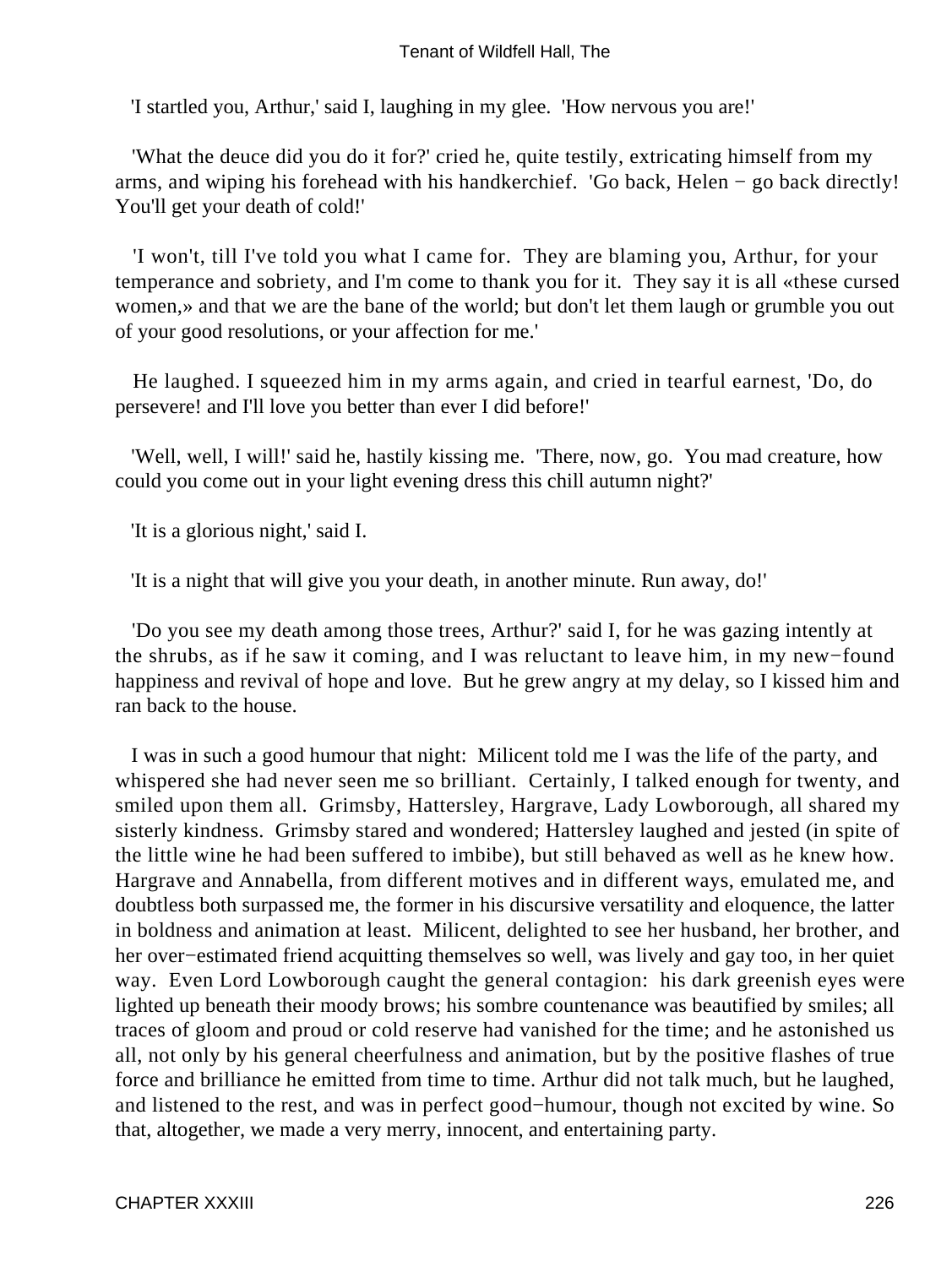'I startled you, Arthur,' said I, laughing in my glee. 'How nervous you are!'

'What the deuce did you do it for?' cried he, quite testily, extricating himself from my arms, and wiping his forehead with his handkerchief. 'Go back, Helen − go back directly! You'll get your death of cold!'

'I won't, till I've told you what I came for. They are blaming you, Arthur, for your temperance and sobriety, and I'm come to thank you for it. They say it is all «these cursed women,» and that we are the bane of the world; but don't let them laugh or grumble you out of your good resolutions, or your affection for me.'

He laughed. I squeezed him in my arms again, and cried in tearful earnest, 'Do, do persevere! and I'll love you better than ever I did before!'

'Well, well, I will!' said he, hastily kissing me. 'There, now, go. You mad creature, how could you come out in your light evening dress this chill autumn night?'

'It is a glorious night,' said I.

'It is a night that will give you your death, in another minute. Run away, do!'

'Do you see my death among those trees, Arthur?' said I, for he was gazing intently at the shrubs, as if he saw it coming, and I was reluctant to leave him, in my new−found happiness and revival of hope and love. But he grew angry at my delay, so I kissed him and ran back to the house.

I was in such a good humour that night: Milicent told me I was the life of the party, and whispered she had never seen me so brilliant. Certainly, I talked enough for twenty, and smiled upon them all. Grimsby, Hattersley, Hargrave, Lady Lowborough, all shared my sisterly kindness. Grimsby stared and wondered; Hattersley laughed and jested (in spite of the little wine he had been suffered to imbibe), but still behaved as well as he knew how. Hargrave and Annabella, from different motives and in different ways, emulated me, and doubtless both surpassed me, the former in his discursive versatility and eloquence, the latter in boldness and animation at least. Milicent, delighted to see her husband, her brother, and her over−estimated friend acquitting themselves so well, was lively and gay too, in her quiet way. Even Lord Lowborough caught the general contagion: his dark greenish eyes were lighted up beneath their moody brows; his sombre countenance was beautified by smiles; all traces of gloom and proud or cold reserve had vanished for the time; and he astonished us all, not only by his general cheerfulness and animation, but by the positive flashes of true force and brilliance he emitted from time to time. Arthur did not talk much, but he laughed, and listened to the rest, and was in perfect good−humour, though not excited by wine. So that, altogether, we made a very merry, innocent, and entertaining party.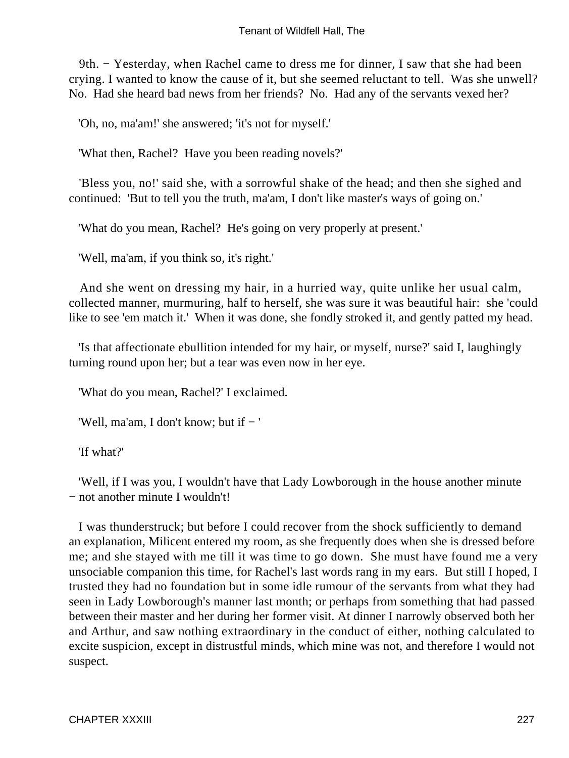9th. − Yesterday, when Rachel came to dress me for dinner, I saw that she had been crying. I wanted to know the cause of it, but she seemed reluctant to tell. Was she unwell? No. Had she heard bad news from her friends? No. Had any of the servants vexed her?

'Oh, no, ma'am!' she answered; 'it's not for myself.'

'What then, Rachel? Have you been reading novels?'

'Bless you, no!' said she, with a sorrowful shake of the head; and then she sighed and continued: 'But to tell you the truth, ma'am, I don't like master's ways of going on.'

'What do you mean, Rachel? He's going on very properly at present.'

'Well, ma'am, if you think so, it's right.'

And she went on dressing my hair, in a hurried way, quite unlike her usual calm, collected manner, murmuring, half to herself, she was sure it was beautiful hair: she 'could like to see 'em match it.' When it was done, she fondly stroked it, and gently patted my head.

'Is that affectionate ebullition intended for my hair, or myself, nurse?' said I, laughingly turning round upon her; but a tear was even now in her eye.

'What do you mean, Rachel?' I exclaimed.

'Well, ma'am, I don't know; but if − '

'If what?'

'Well, if I was you, I wouldn't have that Lady Lowborough in the house another minute − not another minute I wouldn't!

I was thunderstruck; but before I could recover from the shock sufficiently to demand an explanation, Milicent entered my room, as she frequently does when she is dressed before me; and she stayed with me till it was time to go down. She must have found me a very unsociable companion this time, for Rachel's last words rang in my ears. But still I hoped, I trusted they had no foundation but in some idle rumour of the servants from what they had seen in Lady Lowborough's manner last month; or perhaps from something that had passed between their master and her during her former visit. At dinner I narrowly observed both her and Arthur, and saw nothing extraordinary in the conduct of either, nothing calculated to excite suspicion, except in distrustful minds, which mine was not, and therefore I would not suspect.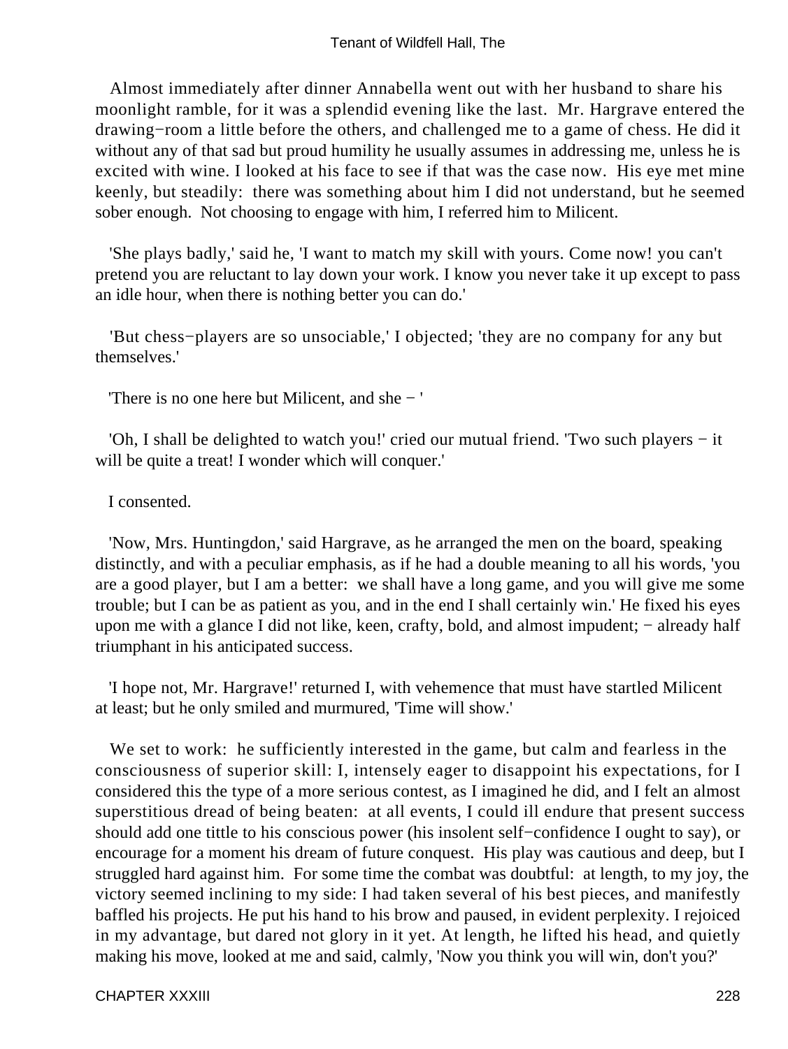Almost immediately after dinner Annabella went out with her husband to share his moonlight ramble, for it was a splendid evening like the last. Mr. Hargrave entered the drawing−room a little before the others, and challenged me to a game of chess. He did it without any of that sad but proud humility he usually assumes in addressing me, unless he is excited with wine. I looked at his face to see if that was the case now. His eye met mine keenly, but steadily: there was something about him I did not understand, but he seemed sober enough. Not choosing to engage with him, I referred him to Milicent.

'She plays badly,' said he, 'I want to match my skill with yours. Come now! you can't pretend you are reluctant to lay down your work. I know you never take it up except to pass an idle hour, when there is nothing better you can do.'

'But chess−players are so unsociable,' I objected; 'they are no company for any but themselves.'

'There is no one here but Milicent, and she − '

'Oh, I shall be delighted to watch you!' cried our mutual friend. 'Two such players − it will be quite a treat! I wonder which will conquer.'

I consented.

'Now, Mrs. Huntingdon,' said Hargrave, as he arranged the men on the board, speaking distinctly, and with a peculiar emphasis, as if he had a double meaning to all his words, 'you are a good player, but I am a better: we shall have a long game, and you will give me some trouble; but I can be as patient as you, and in the end I shall certainly win.' He fixed his eyes upon me with a glance I did not like, keen, crafty, bold, and almost impudent; − already half triumphant in his anticipated success.

'I hope not, Mr. Hargrave!' returned I, with vehemence that must have startled Milicent at least; but he only smiled and murmured, 'Time will show.'

We set to work: he sufficiently interested in the game, but calm and fearless in the consciousness of superior skill: I, intensely eager to disappoint his expectations, for I considered this the type of a more serious contest, as I imagined he did, and I felt an almost superstitious dread of being beaten: at all events, I could ill endure that present success should add one tittle to his conscious power (his insolent self−confidence I ought to say), or encourage for a moment his dream of future conquest. His play was cautious and deep, but I struggled hard against him. For some time the combat was doubtful: at length, to my joy, the victory seemed inclining to my side: I had taken several of his best pieces, and manifestly baffled his projects. He put his hand to his brow and paused, in evident perplexity. I rejoiced in my advantage, but dared not glory in it yet. At length, he lifted his head, and quietly making his move, looked at me and said, calmly, 'Now you think you will win, don't you?'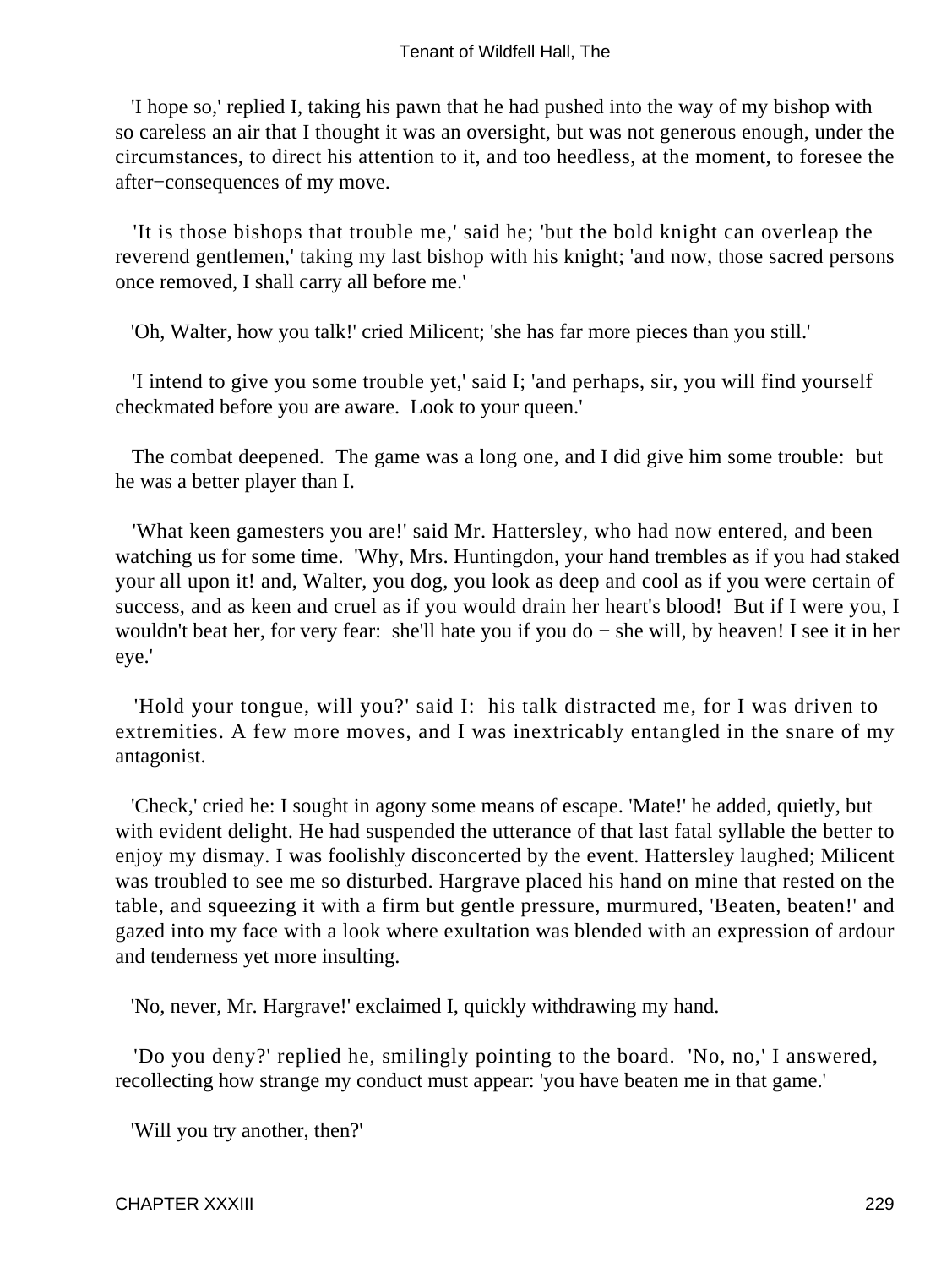'I hope so,' replied I, taking his pawn that he had pushed into the way of my bishop with so careless an air that I thought it was an oversight, but was not generous enough, under the circumstances, to direct his attention to it, and too heedless, at the moment, to foresee the after−consequences of my move.

'It is those bishops that trouble me,' said he; 'but the bold knight can overleap the reverend gentlemen,' taking my last bishop with his knight; 'and now, those sacred persons once removed, I shall carry all before me.'

'Oh, Walter, how you talk!' cried Milicent; 'she has far more pieces than you still.'

'I intend to give you some trouble yet,' said I; 'and perhaps, sir, you will find yourself checkmated before you are aware. Look to your queen.'

The combat deepened. The game was a long one, and I did give him some trouble: but he was a better player than I.

'What keen gamesters you are!' said Mr. Hattersley, who had now entered, and been watching us for some time. 'Why, Mrs. Huntingdon, your hand trembles as if you had staked your all upon it! and, Walter, you dog, you look as deep and cool as if you were certain of success, and as keen and cruel as if you would drain her heart's blood! But if I were you, I wouldn't beat her, for very fear: she'll hate you if you do − she will, by heaven! I see it in her eye.'

'Hold your tongue, will you?' said I: his talk distracted me, for I was driven to extremities. A few more moves, and I was inextricably entangled in the snare of my antagonist.

'Check,' cried he: I sought in agony some means of escape. 'Mate!' he added, quietly, but with evident delight. He had suspended the utterance of that last fatal syllable the better to enjoy my dismay. I was foolishly disconcerted by the event. Hattersley laughed; Milicent was troubled to see me so disturbed. Hargrave placed his hand on mine that rested on the table, and squeezing it with a firm but gentle pressure, murmured, 'Beaten, beaten!' and gazed into my face with a look where exultation was blended with an expression of ardour and tenderness yet more insulting.

'No, never, Mr. Hargrave!' exclaimed I, quickly withdrawing my hand.

'Do you deny?' replied he, smilingly pointing to the board. 'No, no,' I answered, recollecting how strange my conduct must appear: 'you have beaten me in that game.'

'Will you try another, then?'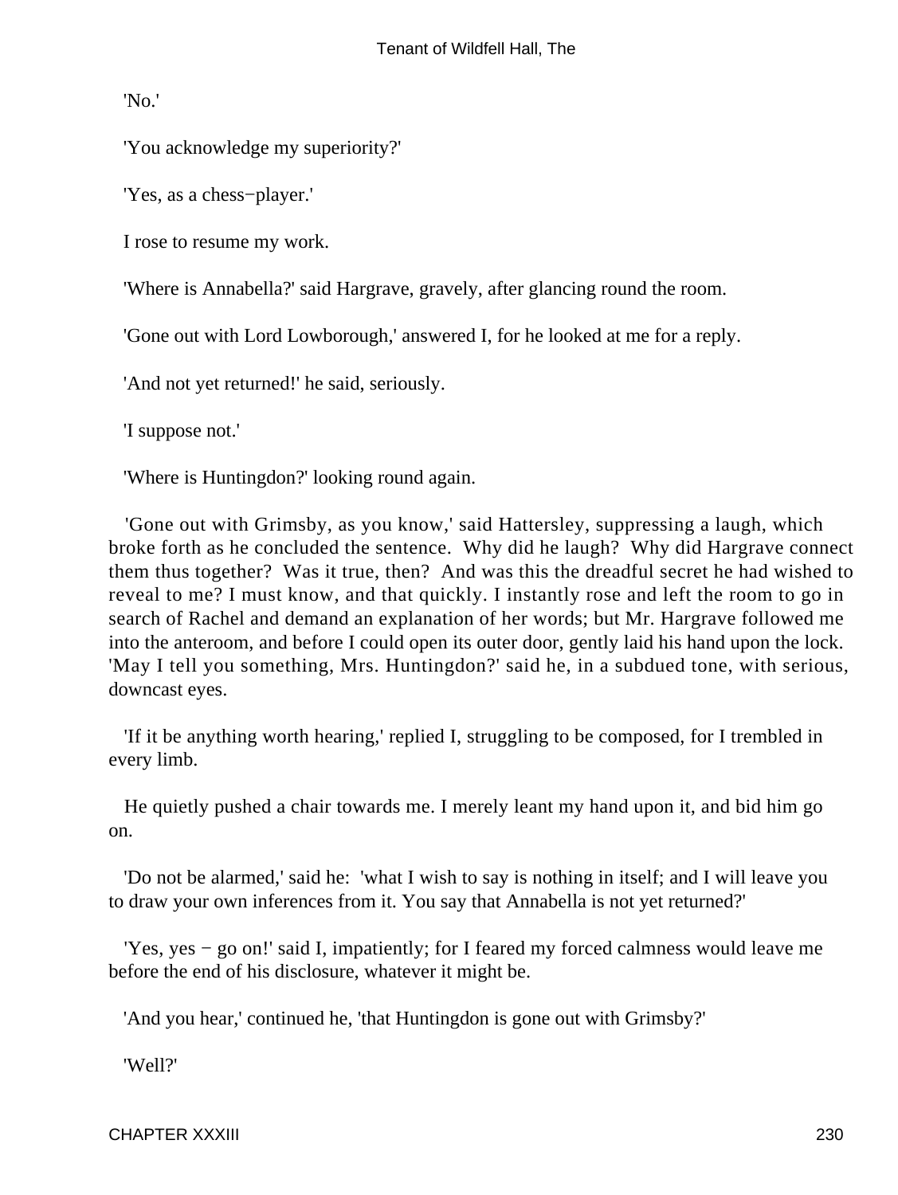'No.'

'You acknowledge my superiority?'

'Yes, as a chess−player.'

I rose to resume my work.

'Where is Annabella?' said Hargrave, gravely, after glancing round the room.

'Gone out with Lord Lowborough,' answered I, for he looked at me for a reply.

'And not yet returned!' he said, seriously.

'I suppose not.'

'Where is Huntingdon?' looking round again.

'Gone out with Grimsby, as you know,' said Hattersley, suppressing a laugh, which broke forth as he concluded the sentence. Why did he laugh? Why did Hargrave connect them thus together? Was it true, then? And was this the dreadful secret he had wished to reveal to me? I must know, and that quickly. I instantly rose and left the room to go in search of Rachel and demand an explanation of her words; but Mr. Hargrave followed me into the anteroom, and before I could open its outer door, gently laid his hand upon the lock. 'May I tell you something, Mrs. Huntingdon?' said he, in a subdued tone, with serious, downcast eyes.

'If it be anything worth hearing,' replied I, struggling to be composed, for I trembled in every limb.

He quietly pushed a chair towards me. I merely leant my hand upon it, and bid him go on.

'Do not be alarmed,' said he: 'what I wish to say is nothing in itself; and I will leave you to draw your own inferences from it. You say that Annabella is not yet returned?'

'Yes, yes − go on!' said I, impatiently; for I feared my forced calmness would leave me before the end of his disclosure, whatever it might be.

'And you hear,' continued he, 'that Huntingdon is gone out with Grimsby?'

'Well?'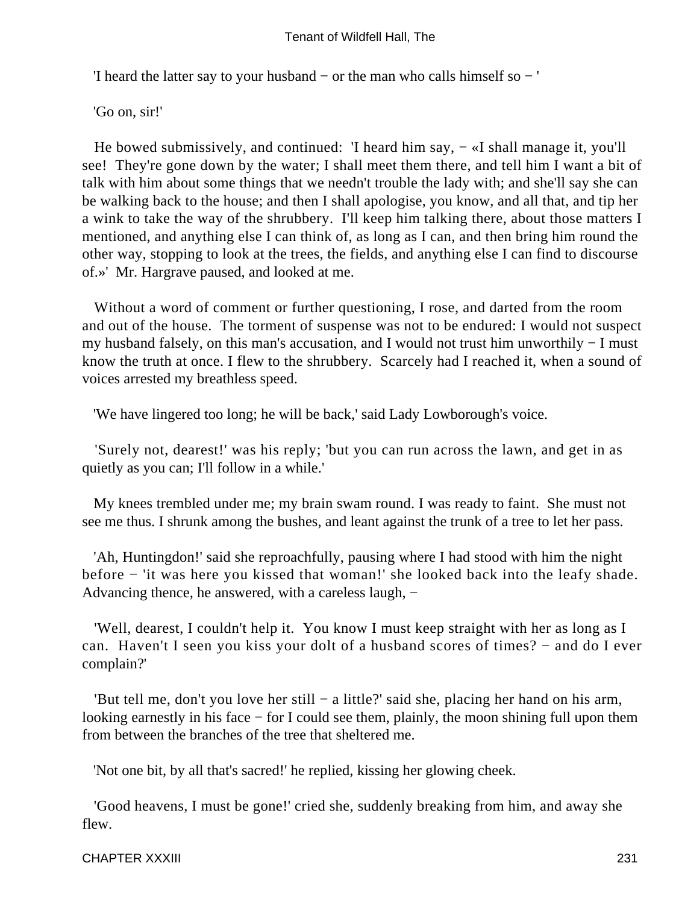'I heard the latter say to your husband − or the man who calls himself so − '

'Go on, sir!'

He bowed submissively, and continued: 'I heard him say, − «I shall manage it, you'll see! They're gone down by the water; I shall meet them there, and tell him I want a bit of talk with him about some things that we needn't trouble the lady with; and she'll say she can be walking back to the house; and then I shall apologise, you know, and all that, and tip her a wink to take the way of the shrubbery. I'll keep him talking there, about those matters I mentioned, and anything else I can think of, as long as I can, and then bring him round the other way, stopping to look at the trees, the fields, and anything else I can find to discourse of.»' Mr. Hargrave paused, and looked at me.

Without a word of comment or further questioning, I rose, and darted from the room and out of the house. The torment of suspense was not to be endured: I would not suspect my husband falsely, on this man's accusation, and I would not trust him unworthily − I must know the truth at once. I flew to the shrubbery. Scarcely had I reached it, when a sound of voices arrested my breathless speed.

'We have lingered too long; he will be back,' said Lady Lowborough's voice.

'Surely not, dearest!' was his reply; 'but you can run across the lawn, and get in as quietly as you can; I'll follow in a while.'

My knees trembled under me; my brain swam round. I was ready to faint. She must not see me thus. I shrunk among the bushes, and leant against the trunk of a tree to let her pass.

'Ah, Huntingdon!' said she reproachfully, pausing where I had stood with him the night before − 'it was here you kissed that woman!' she looked back into the leafy shade. Advancing thence, he answered, with a careless laugh, −

'Well, dearest, I couldn't help it. You know I must keep straight with her as long as I can. Haven't I seen you kiss your dolt of a husband scores of times? − and do I ever complain?'

'But tell me, don't you love her still − a little?' said she, placing her hand on his arm, looking earnestly in his face − for I could see them, plainly, the moon shining full upon them from between the branches of the tree that sheltered me.

'Not one bit, by all that's sacred!' he replied, kissing her glowing cheek.

'Good heavens, I must be gone!' cried she, suddenly breaking from him, and away she flew.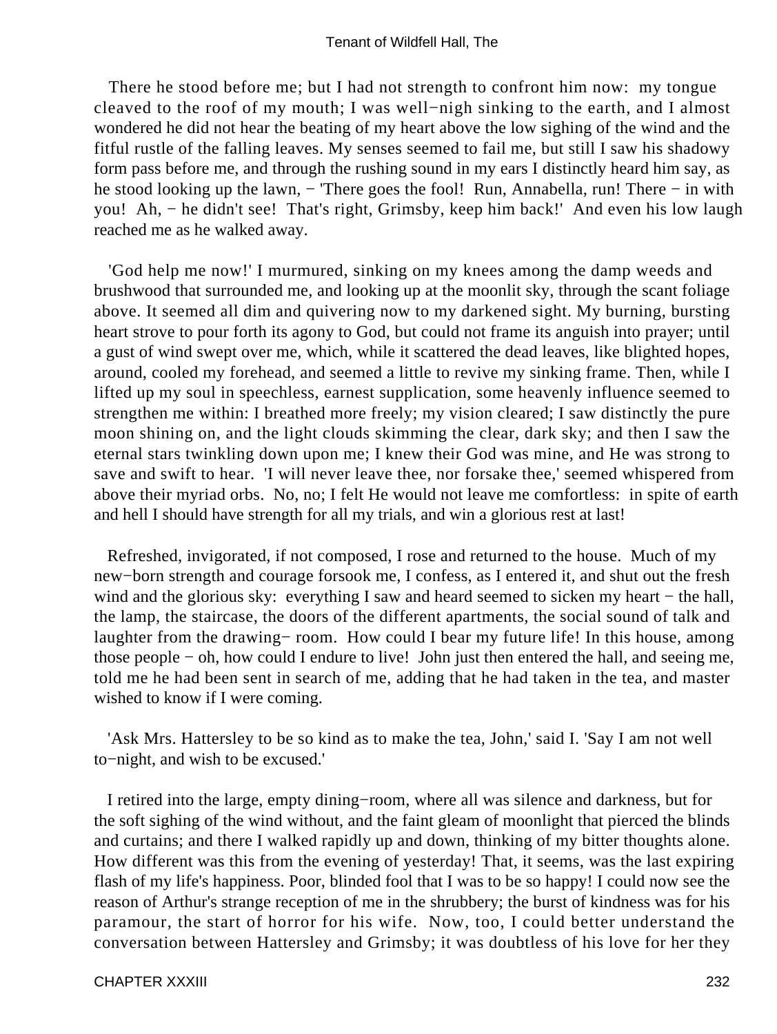There he stood before me; but I had not strength to confront him now: my tongue cleaved to the roof of my mouth; I was well−nigh sinking to the earth, and I almost wondered he did not hear the beating of my heart above the low sighing of the wind and the fitful rustle of the falling leaves. My senses seemed to fail me, but still I saw his shadowy form pass before me, and through the rushing sound in my ears I distinctly heard him say, as he stood looking up the lawn, − 'There goes the fool! Run, Annabella, run! There − in with you! Ah, − he didn't see! That's right, Grimsby, keep him back!' And even his low laugh reached me as he walked away.

'God help me now!' I murmured, sinking on my knees among the damp weeds and brushwood that surrounded me, and looking up at the moonlit sky, through the scant foliage above. It seemed all dim and quivering now to my darkened sight. My burning, bursting heart strove to pour forth its agony to God, but could not frame its anguish into prayer; until a gust of wind swept over me, which, while it scattered the dead leaves, like blighted hopes, around, cooled my forehead, and seemed a little to revive my sinking frame. Then, while I lifted up my soul in speechless, earnest supplication, some heavenly influence seemed to strengthen me within: I breathed more freely; my vision cleared; I saw distinctly the pure moon shining on, and the light clouds skimming the clear, dark sky; and then I saw the eternal stars twinkling down upon me; I knew their God was mine, and He was strong to save and swift to hear. 'I will never leave thee, nor forsake thee,' seemed whispered from above their myriad orbs. No, no; I felt He would not leave me comfortless: in spite of earth and hell I should have strength for all my trials, and win a glorious rest at last!

Refreshed, invigorated, if not composed, I rose and returned to the house. Much of my new−born strength and courage forsook me, I confess, as I entered it, and shut out the fresh wind and the glorious sky: everything I saw and heard seemed to sicken my heart − the hall, the lamp, the staircase, the doors of the different apartments, the social sound of talk and laughter from the drawing− room. How could I bear my future life! In this house, among those people − oh, how could I endure to live! John just then entered the hall, and seeing me, told me he had been sent in search of me, adding that he had taken in the tea, and master wished to know if I were coming.

'Ask Mrs. Hattersley to be so kind as to make the tea, John,' said I. 'Say I am not well to−night, and wish to be excused.'

I retired into the large, empty dining−room, where all was silence and darkness, but for the soft sighing of the wind without, and the faint gleam of moonlight that pierced the blinds and curtains; and there I walked rapidly up and down, thinking of my bitter thoughts alone. How different was this from the evening of yesterday! That, it seems, was the last expiring flash of my life's happiness. Poor, blinded fool that I was to be so happy! I could now see the reason of Arthur's strange reception of me in the shrubbery; the burst of kindness was for his paramour, the start of horror for his wife. Now, too, I could better understand the conversation between Hattersley and Grimsby; it was doubtless of his love for her they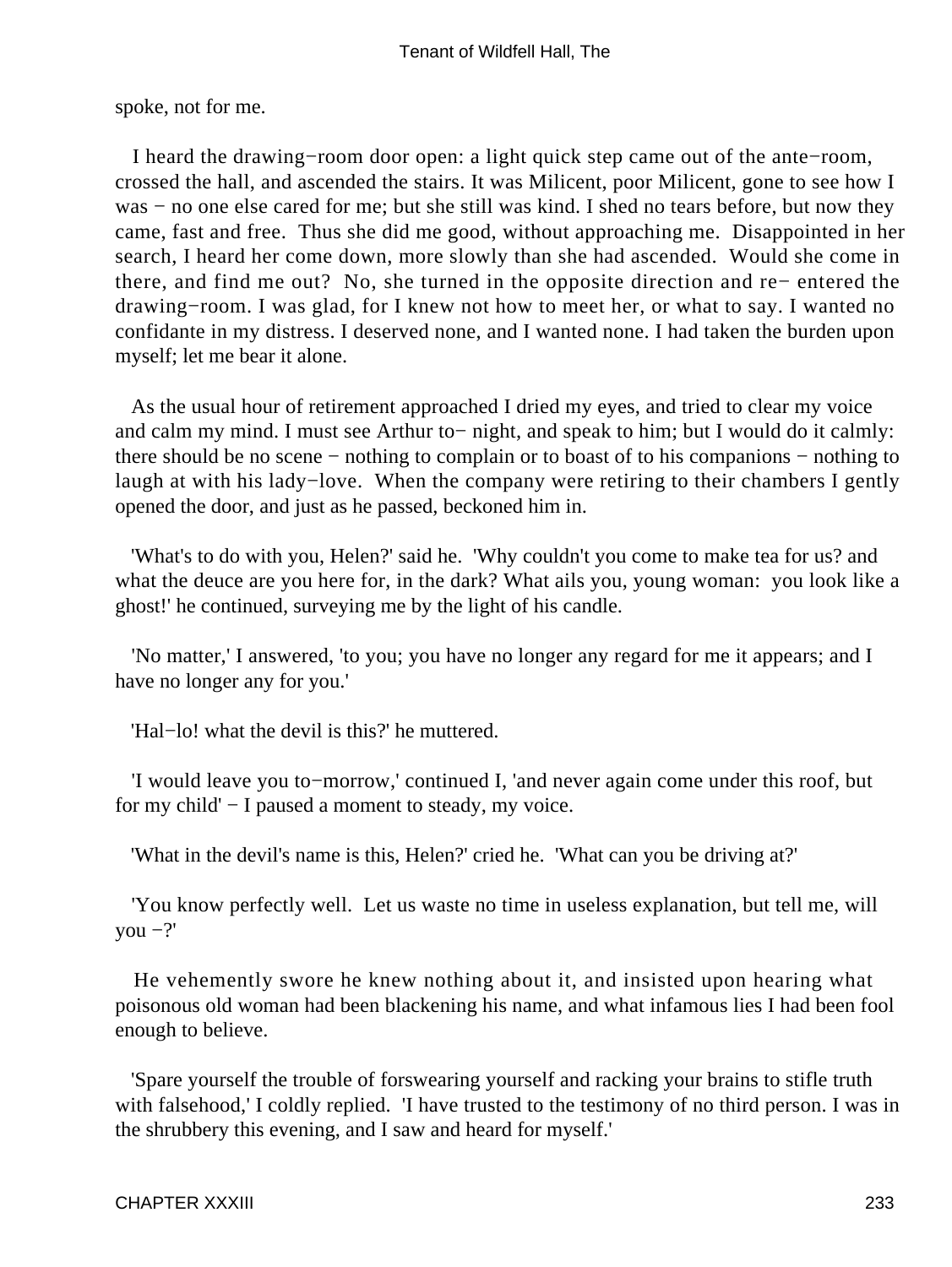spoke, not for me.

I heard the drawing−room door open: a light quick step came out of the ante−room, crossed the hall, and ascended the stairs. It was Milicent, poor Milicent, gone to see how I was − no one else cared for me; but she still was kind. I shed no tears before, but now they came, fast and free. Thus she did me good, without approaching me. Disappointed in her search, I heard her come down, more slowly than she had ascended. Would she come in there, and find me out? No, she turned in the opposite direction and re− entered the drawing−room. I was glad, for I knew not how to meet her, or what to say. I wanted no confidante in my distress. I deserved none, and I wanted none. I had taken the burden upon myself; let me bear it alone.

As the usual hour of retirement approached I dried my eyes, and tried to clear my voice and calm my mind. I must see Arthur to− night, and speak to him; but I would do it calmly: there should be no scene − nothing to complain or to boast of to his companions − nothing to laugh at with his lady−love. When the company were retiring to their chambers I gently opened the door, and just as he passed, beckoned him in.

'What's to do with you, Helen?' said he. 'Why couldn't you come to make tea for us? and what the deuce are you here for, in the dark? What ails you, young woman: you look like a ghost!' he continued, surveying me by the light of his candle.

'No matter,' I answered, 'to you; you have no longer any regard for me it appears; and I have no longer any for you.'

'Hal−lo! what the devil is this?' he muttered.

'I would leave you to−morrow,' continued I, 'and never again come under this roof, but for my child' − I paused a moment to steady, my voice.

'What in the devil's name is this, Helen?' cried he. 'What can you be driving at?'

'You know perfectly well. Let us waste no time in useless explanation, but tell me, will you −?'

He vehemently swore he knew nothing about it, and insisted upon hearing what poisonous old woman had been blackening his name, and what infamous lies I had been fool enough to believe.

'Spare yourself the trouble of forswearing yourself and racking your brains to stifle truth with falsehood,' I coldly replied. 'I have trusted to the testimony of no third person. I was in the shrubbery this evening, and I saw and heard for myself.'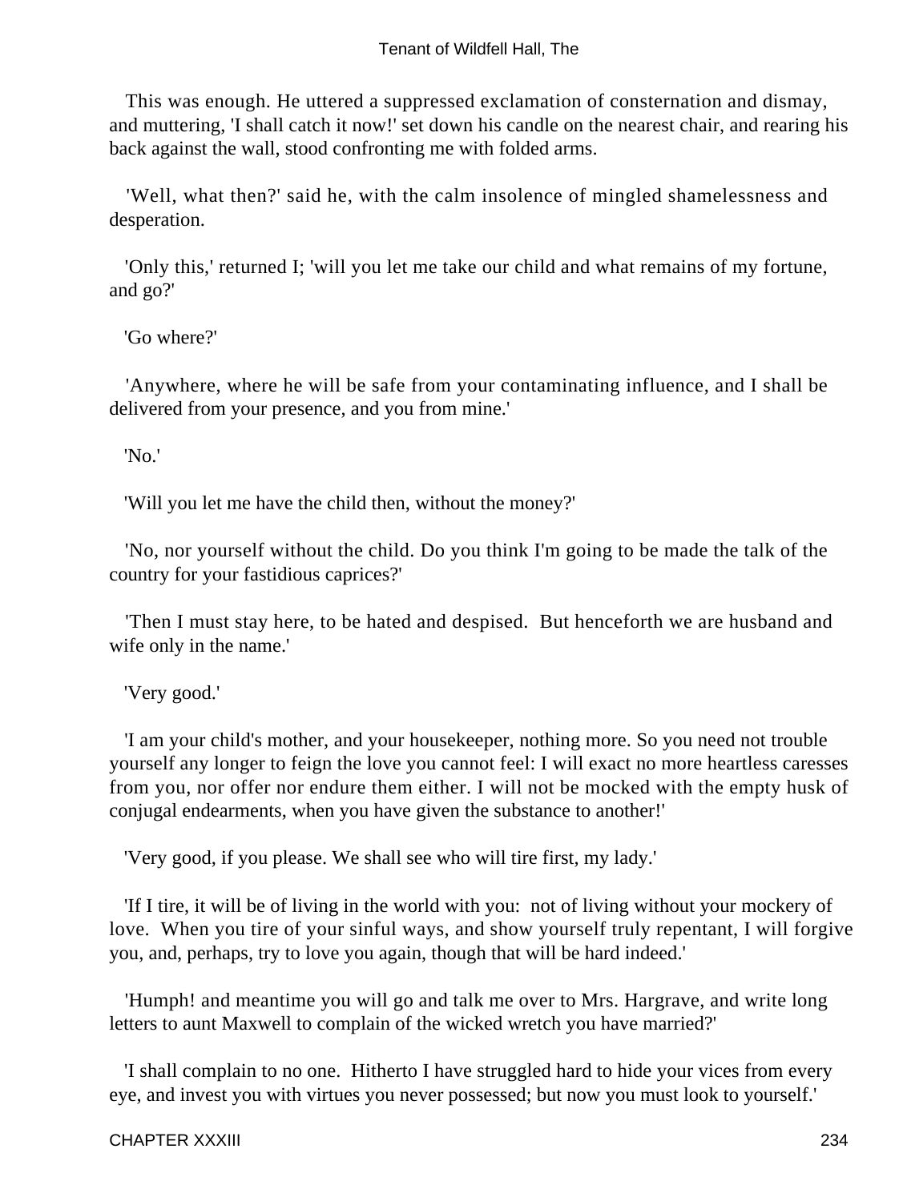This was enough. He uttered a suppressed exclamation of consternation and dismay, and muttering, 'I shall catch it now!' set down his candle on the nearest chair, and rearing his back against the wall, stood confronting me with folded arms.

'Well, what then?' said he, with the calm insolence of mingled shamelessness and desperation.

'Only this,' returned I; 'will you let me take our child and what remains of my fortune, and go?'

'Go where?'

'Anywhere, where he will be safe from your contaminating influence, and I shall be delivered from your presence, and you from mine.'

'No.'

'Will you let me have the child then, without the money?'

'No, nor yourself without the child. Do you think I'm going to be made the talk of the country for your fastidious caprices?'

'Then I must stay here, to be hated and despised. But henceforth we are husband and wife only in the name.'

'Very good.'

'I am your child's mother, and your housekeeper, nothing more. So you need not trouble yourself any longer to feign the love you cannot feel: I will exact no more heartless caresses from you, nor offer nor endure them either. I will not be mocked with the empty husk of conjugal endearments, when you have given the substance to another!'

'Very good, if you please. We shall see who will tire first, my lady.'

'If I tire, it will be of living in the world with you: not of living without your mockery of love. When you tire of your sinful ways, and show yourself truly repentant, I will forgive you, and, perhaps, try to love you again, though that will be hard indeed.'

'Humph! and meantime you will go and talk me over to Mrs. Hargrave, and write long letters to aunt Maxwell to complain of the wicked wretch you have married?'

'I shall complain to no one. Hitherto I have struggled hard to hide your vices from every eye, and invest you with virtues you never possessed; but now you must look to yourself.'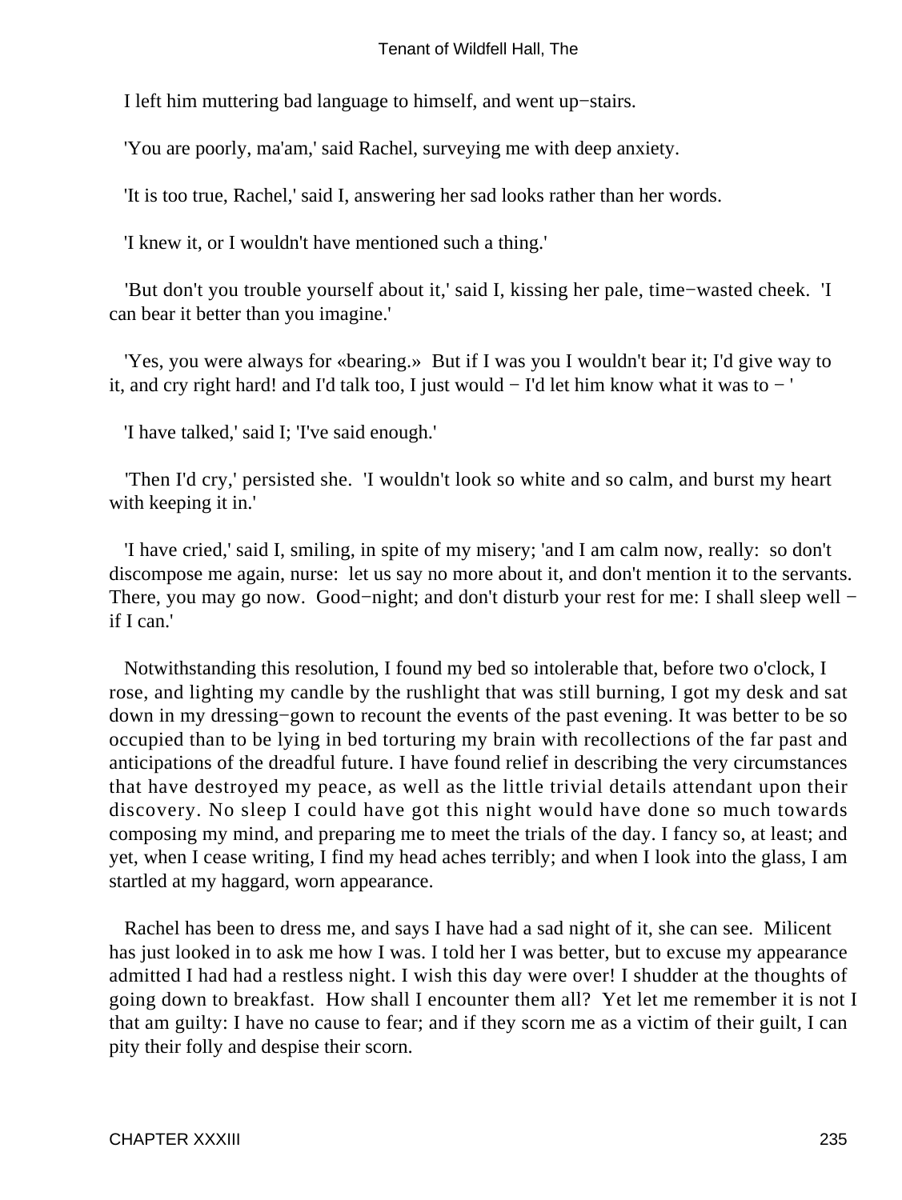I left him muttering bad language to himself, and went up−stairs.

'You are poorly, ma'am,' said Rachel, surveying me with deep anxiety.

'It is too true, Rachel,' said I, answering her sad looks rather than her words.

'I knew it, or I wouldn't have mentioned such a thing.'

'But don't you trouble yourself about it,' said I, kissing her pale, time−wasted cheek. 'I can bear it better than you imagine.'

'Yes, you were always for «bearing.» But if I was you I wouldn't bear it; I'd give way to it, and cry right hard! and I'd talk too, I just would − I'd let him know what it was to − '

'I have talked,' said I; 'I've said enough.'

'Then I'd cry,' persisted she. 'I wouldn't look so white and so calm, and burst my heart with keeping it in.'

'I have cried,' said I, smiling, in spite of my misery; 'and I am calm now, really: so don't discompose me again, nurse: let us say no more about it, and don't mention it to the servants. There, you may go now. Good−night; and don't disturb your rest for me: I shall sleep well − if I can.'

Notwithstanding this resolution, I found my bed so intolerable that, before two o'clock, I rose, and lighting my candle by the rushlight that was still burning, I got my desk and sat down in my dressing−gown to recount the events of the past evening. It was better to be so occupied than to be lying in bed torturing my brain with recollections of the far past and anticipations of the dreadful future. I have found relief in describing the very circumstances that have destroyed my peace, as well as the little trivial details attendant upon their discovery. No sleep I could have got this night would have done so much towards composing my mind, and preparing me to meet the trials of the day. I fancy so, at least; and yet, when I cease writing, I find my head aches terribly; and when I look into the glass, I am startled at my haggard, worn appearance.

Rachel has been to dress me, and says I have had a sad night of it, she can see. Milicent has just looked in to ask me how I was. I told her I was better, but to excuse my appearance admitted I had had a restless night. I wish this day were over! I shudder at the thoughts of going down to breakfast. How shall I encounter them all? Yet let me remember it is not I that am guilty: I have no cause to fear; and if they scorn me as a victim of their guilt, I can pity their folly and despise their scorn.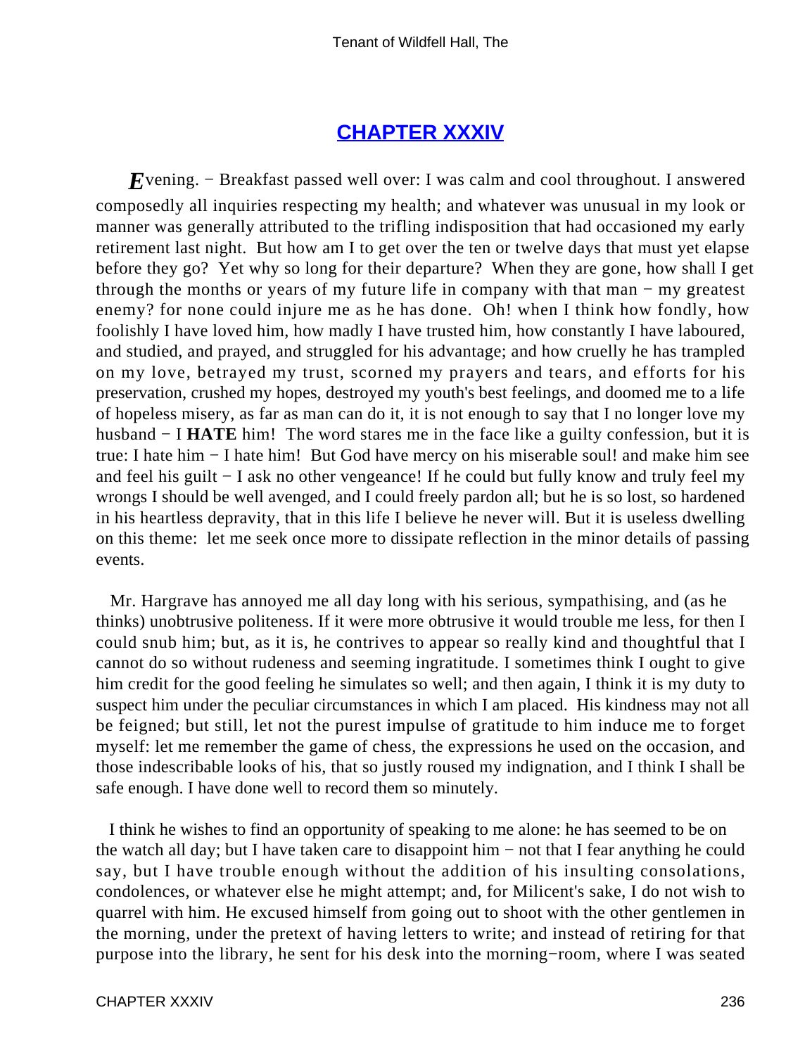## CHAPTER XXXIV

*E*vening. − Breakfast passed well over: I was calm and cool throughout. I answered composedly all inquiries respecting my health; and whatever was unusual in my look or manner was generally attributed to the trifling indisposition that had occasioned my early retirement last night. But how am I to get over the ten or twelve days that must yet elapse before they go? Yet why so long for their departure? When they are gone, how shall I get through the months or years of my future life in company with that man − my greatest enemy? for none could injure me as he has done. Oh! when I think how fondly, how foolishly I have loved him, how madly I have trusted him, how constantly I have laboured, and studied, and prayed, and struggled for his advantage; and how cruelly he has trampled on my love, betrayed my trust, scorned my prayers and tears, and efforts for his preservation, crushed my hopes, destroyed my youth's best feelings, and doomed me to a life of hopeless misery, as far as man can do it, it is not enough to say that I no longer love my husband − I **HATE** him! The word stares me in the face like a guilty confession, but it is true: I hate him − I hate him! But God have mercy on his miserable soul! and make him see and feel his guilt − I ask no other vengeance! If he could but fully know and truly feel my wrongs I should be well avenged, and I could freely pardon all; but he is so lost, so hardened in his heartless depravity, that in this life I believe he never will. But it is useless dwelling on this theme: let me seek once more to dissipate reflection in the minor details of passing events.

Mr. Hargrave has annoyed me all day long with his serious, sympathising, and (as he thinks) unobtrusive politeness. If it were more obtrusive it would trouble me less, for then I could snub him; but, as it is, he contrives to appear so really kind and thoughtful that I cannot do so without rudeness and seeming ingratitude. I sometimes think I ought to give him credit for the good feeling he simulates so well; and then again, I think it is my duty to suspect him under the peculiar circumstances in which I am placed. His kindness may not all be feigned; but still, let not the purest impulse of gratitude to him induce me to forget myself: let me remember the game of chess, the expressions he used on the occasion, and those indescribable looks of his, that so justly roused my indignation, and I think I shall be safe enough. I have done well to record them so minutely.

I think he wishes to find an opportunity of speaking to me alone: he has seemed to be on the watch all day; but I have taken care to disappoint him − not that I fear anything he could say, but I have trouble enough without the addition of his insulting consolations, condolences, or whatever else he might attempt; and, for Milicent's sake, I do not wish to quarrel with him. He excused himself from going out to shoot with the other gentlemen in the morning, under the pretext of having letters to write; and instead of retiring for that purpose into the library, he sent for his desk into the morning−room, where I was seated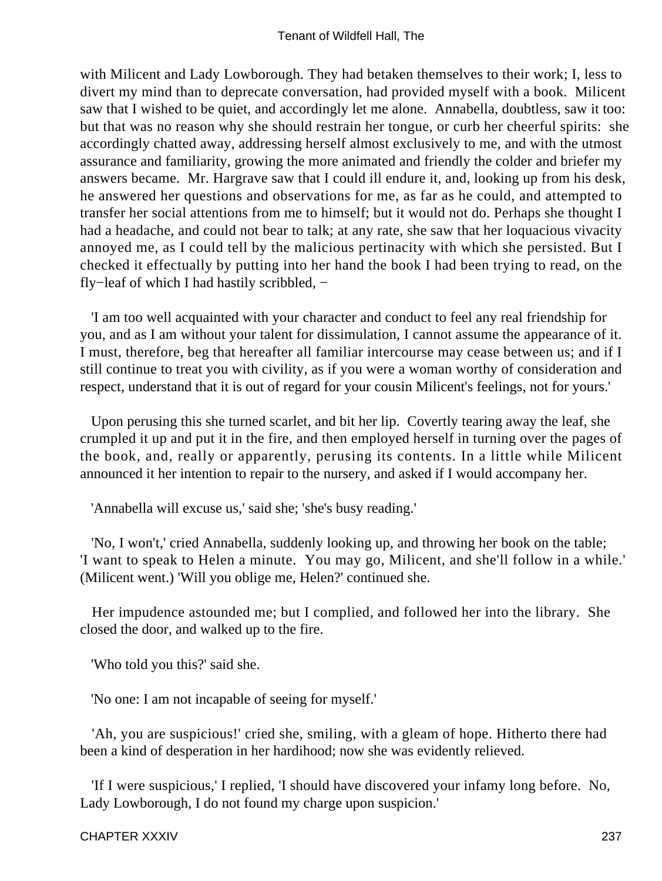with Milicent and Lady Lowborough. They had betaken themselves to their work; I, less to divert my mind than to deprecate conversation, had provided myself with a book. Milicent saw that I wished to be quiet, and accordingly let me alone. Annabella, doubtless, saw it too: but that was no reason why she should restrain her tongue, or curb her cheerful spirits: she accordingly chatted away, addressing herself almost exclusively to me, and with the utmost assurance and familiarity, growing the more animated and friendly the colder and briefer my answers became. Mr. Hargrave saw that I could ill endure it, and, looking up from his desk, he answered her questions and observations for me, as far as he could, and attempted to transfer her social attentions from me to himself; but it would not do. Perhaps she thought I had a headache, and could not bear to talk; at any rate, she saw that her loquacious vivacity annoyed me, as I could tell by the malicious pertinacity with which she persisted. But I checked it effectually by putting into her hand the book I had been trying to read, on the fly−leaf of which I had hastily scribbled, −

'I am too well acquainted with your character and conduct to feel any real friendship for you, and as I am without your talent for dissimulation, I cannot assume the appearance of it. I must, therefore, beg that hereafter all familiar intercourse may cease between us; and if I still continue to treat you with civility, as if you were a woman worthy of consideration and respect, understand that it is out of regard for your cousin Milicent's feelings, not for yours.'

Upon perusing this she turned scarlet, and bit her lip. Covertly tearing away the leaf, she crumpled it up and put it in the fire, and then employed herself in turning over the pages of the book, and, really or apparently, perusing its contents. In a little while Milicent announced it her intention to repair to the nursery, and asked if I would accompany her.

'Annabella will excuse us,' said she; 'she's busy reading.'

'No, I won't,' cried Annabella, suddenly looking up, and throwing her book on the table; 'I want to speak to Helen a minute. You may go, Milicent, and she'll follow in a while.' (Milicent went.) 'Will you oblige me, Helen?' continued she.

Her impudence astounded me; but I complied, and followed her into the library. She closed the door, and walked up to the fire.

'Who told you this?' said she.

'No one: I am not incapable of seeing for myself.'

'Ah, you are suspicious!' cried she, smiling, with a gleam of hope. Hitherto there had been a kind of desperation in her hardihood; now she was evidently relieved.

'If I were suspicious,' I replied, 'I should have discovered your infamy long before. No, Lady Lowborough, I do not found my charge upon suspicion.'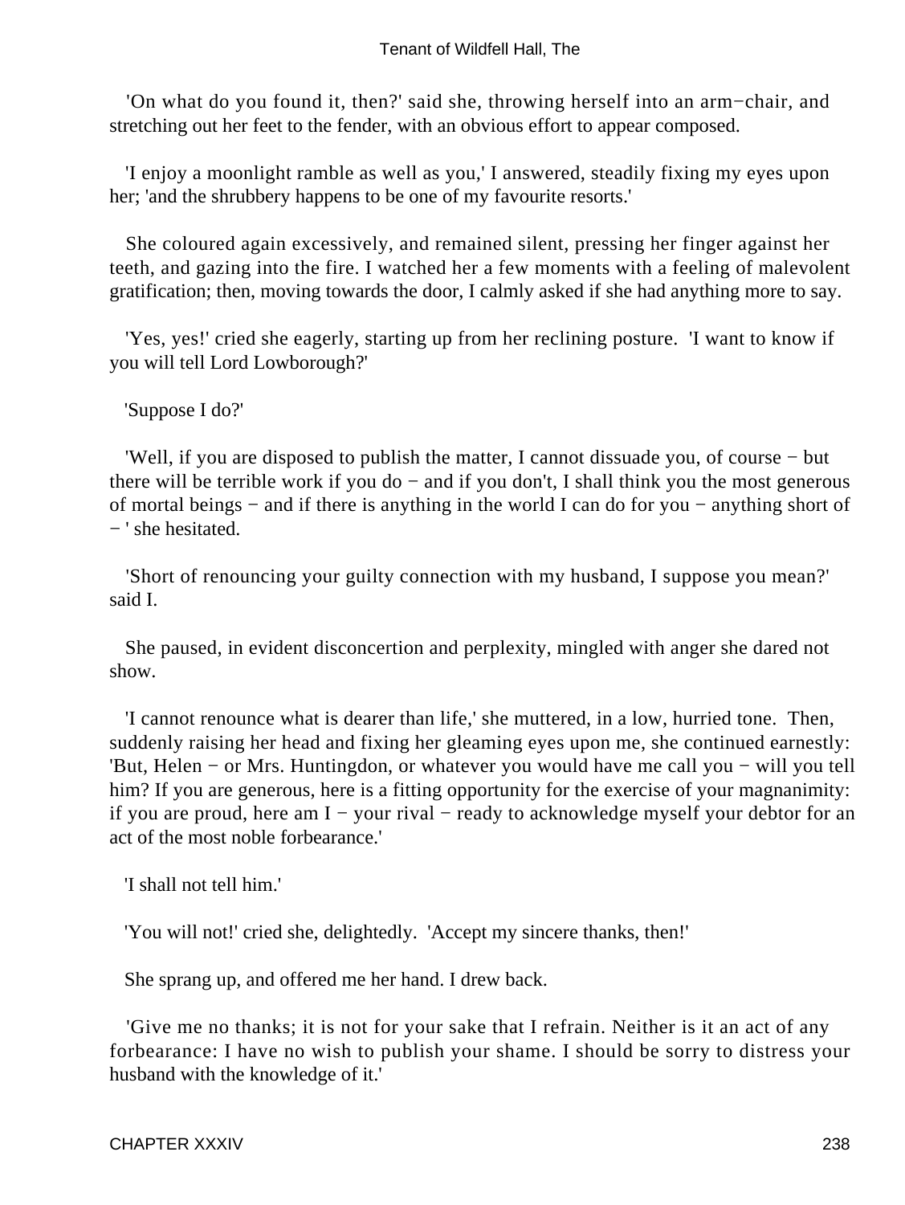'On what do you found it, then?' said she, throwing herself into an arm−chair, and stretching out her feet to the fender, with an obvious effort to appear composed.

'I enjoy a moonlight ramble as well as you,' I answered, steadily fixing my eyes upon her; 'and the shrubbery happens to be one of my favourite resorts.'

She coloured again excessively, and remained silent, pressing her finger against her teeth, and gazing into the fire. I watched her a few moments with a feeling of malevolent gratification; then, moving towards the door, I calmly asked if she had anything more to say.

'Yes, yes!' cried she eagerly, starting up from her reclining posture. 'I want to know if you will tell Lord Lowborough?'

'Suppose I do?'

'Well, if you are disposed to publish the matter, I cannot dissuade you, of course − but there will be terrible work if you do − and if you don't, I shall think you the most generous of mortal beings − and if there is anything in the world I can do for you − anything short of − ' she hesitated.

'Short of renouncing your guilty connection with my husband, I suppose you mean?' said I.

She paused, in evident disconcertion and perplexity, mingled with anger she dared not show.

'I cannot renounce what is dearer than life,' she muttered, in a low, hurried tone. Then, suddenly raising her head and fixing her gleaming eyes upon me, she continued earnestly: 'But, Helen − or Mrs. Huntingdon, or whatever you would have me call you − will you tell him? If you are generous, here is a fitting opportunity for the exercise of your magnanimity: if you are proud, here am I − your rival − ready to acknowledge myself your debtor for an act of the most noble forbearance.'

'I shall not tell him.'

'You will not!' cried she, delightedly. 'Accept my sincere thanks, then!'

She sprang up, and offered me her hand. I drew back.

'Give me no thanks; it is not for your sake that I refrain. Neither is it an act of any forbearance: I have no wish to publish your shame. I should be sorry to distress your husband with the knowledge of it.'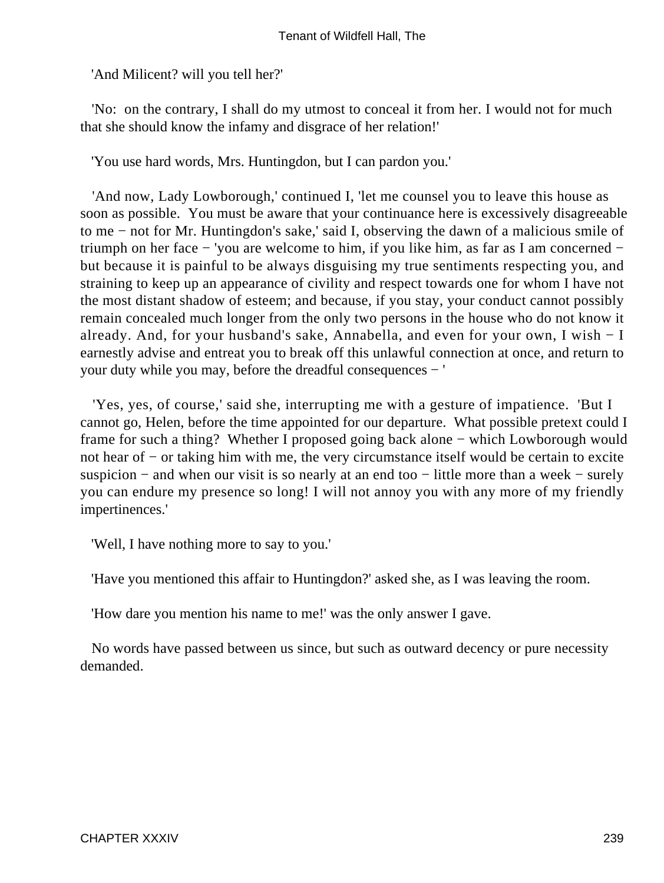'And Milicent? will you tell her?'

'No: on the contrary, I shall do my utmost to conceal it from her. I would not for much that she should know the infamy and disgrace of her relation!'

'You use hard words, Mrs. Huntingdon, but I can pardon you.'

'And now, Lady Lowborough,' continued I, 'let me counsel you to leave this house as soon as possible. You must be aware that your continuance here is excessively disagreeable to me − not for Mr. Huntingdon's sake,' said I, observing the dawn of a malicious smile of triumph on her face − 'you are welcome to him, if you like him, as far as I am concerned − but because it is painful to be always disguising my true sentiments respecting you, and straining to keep up an appearance of civility and respect towards one for whom I have not the most distant shadow of esteem; and because, if you stay, your conduct cannot possibly remain concealed much longer from the only two persons in the house who do not know it already. And, for your husband's sake, Annabella, and even for your own, I wish − I earnestly advise and entreat you to break off this unlawful connection at once, and return to your duty while you may, before the dreadful consequences − '

'Yes, yes, of course,' said she, interrupting me with a gesture of impatience. 'But I cannot go, Helen, before the time appointed for our departure. What possible pretext could I frame for such a thing? Whether I proposed going back alone − which Lowborough would not hear of − or taking him with me, the very circumstance itself would be certain to excite suspicion − and when our visit is so nearly at an end too − little more than a week − surely you can endure my presence so long! I will not annoy you with any more of my friendly impertinences.'

'Well, I have nothing more to say to you.'

'Have you mentioned this affair to Huntingdon?' asked she, as I was leaving the room.

'How dare you mention his name to me!' was the only answer I gave.

No words have passed between us since, but such as outward decency or pure necessity demanded.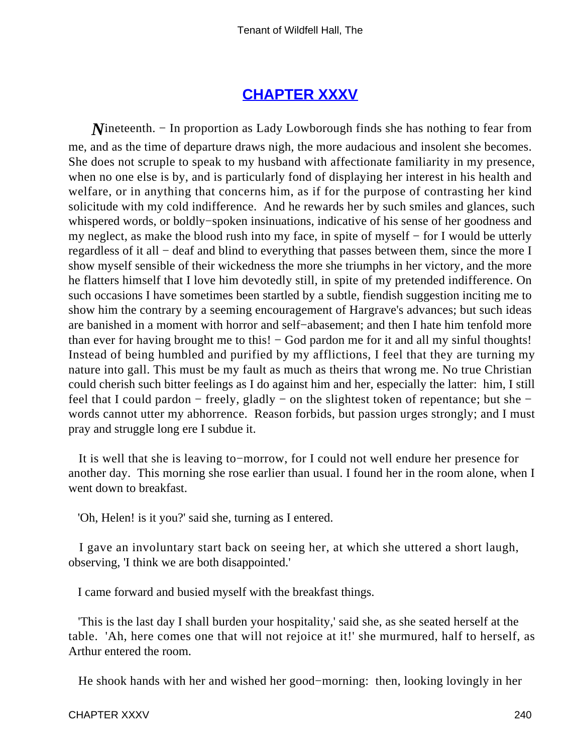## CHAPTER XXXV

*N*ineteenth. − In proportion as Lady Lowborough finds she has nothing to fear from me, and as the time of departure draws nigh, the more audacious and insolent she becomes. She does not scruple to speak to my husband with affectionate familiarity in my presence, when no one else is by, and is particularly fond of displaying her interest in his health and welfare, or in anything that concerns him, as if for the purpose of contrasting her kind solicitude with my cold indifference. And he rewards her by such smiles and glances, such whispered words, or boldly−spoken insinuations, indicative of his sense of her goodness and my neglect, as make the blood rush into my face, in spite of myself − for I would be utterly regardless of it all − deaf and blind to everything that passes between them, since the more I show myself sensible of their wickedness the more she triumphs in her victory, and the more he flatters himself that I love him devotedly still, in spite of my pretended indifference. On such occasions I have sometimes been startled by a subtle, fiendish suggestion inciting me to show him the contrary by a seeming encouragement of Hargrave's advances; but such ideas are banished in a moment with horror and self−abasement; and then I hate him tenfold more than ever for having brought me to this! − God pardon me for it and all my sinful thoughts! Instead of being humbled and purified by my afflictions, I feel that they are turning my nature into gall. This must be my fault as much as theirs that wrong me. No true Christian could cherish such bitter feelings as I do against him and her, especially the latter: him, I still feel that I could pardon − freely, gladly − on the slightest token of repentance; but she − words cannot utter my abhorrence. Reason forbids, but passion urges strongly; and I must pray and struggle long ere I subdue it.

It is well that she is leaving to−morrow, for I could not well endure her presence for another day. This morning she rose earlier than usual. I found her in the room alone, when I went down to breakfast.

'Oh, Helen! is it you?' said she, turning as I entered.

I gave an involuntary start back on seeing her, at which she uttered a short laugh, observing, 'I think we are both disappointed.'

I came forward and busied myself with the breakfast things.

'This is the last day I shall burden your hospitality,' said she, as she seated herself at the table. 'Ah, here comes one that will not rejoice at it!' she murmured, half to herself, as Arthur entered the room.

He shook hands with her and wished her good−morning: then, looking lovingly in her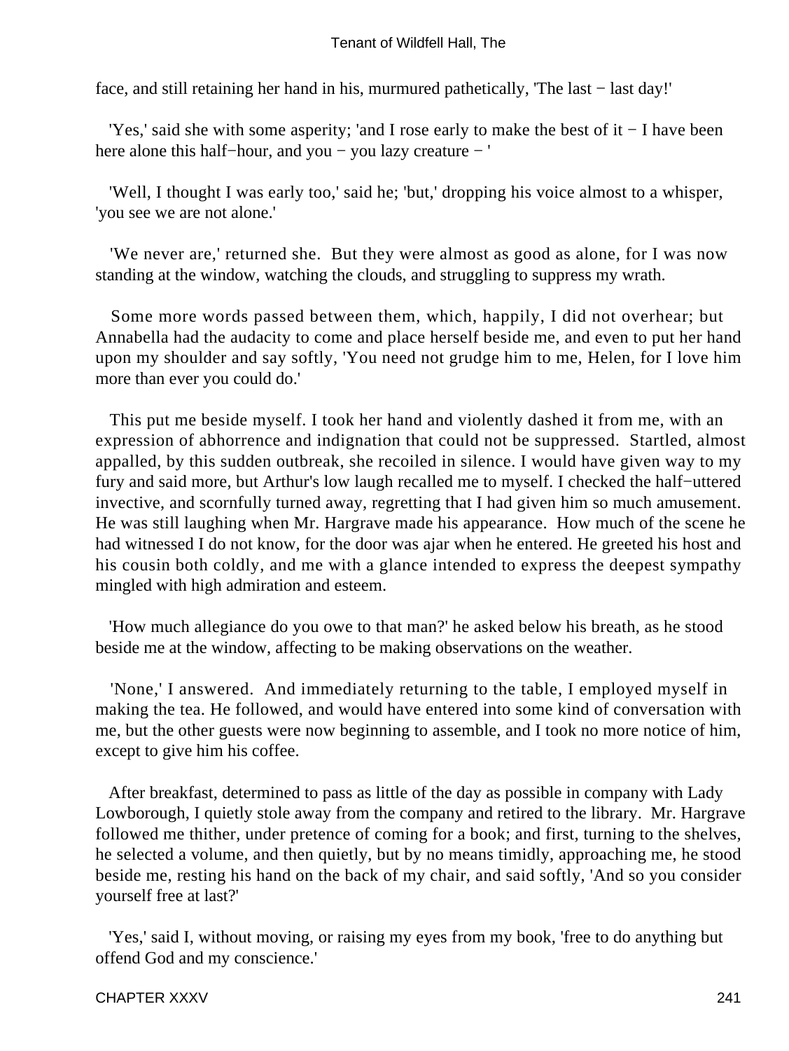face, and still retaining her hand in his, murmured pathetically, 'The last − last day!'

'Yes,' said she with some asperity; 'and I rose early to make the best of it − I have been here alone this half−hour, and you − you lazy creature − '

'Well, I thought I was early too,' said he; 'but,' dropping his voice almost to a whisper, 'you see we are not alone.'

'We never are,' returned she. But they were almost as good as alone, for I was now standing at the window, watching the clouds, and struggling to suppress my wrath.

Some more words passed between them, which, happily, I did not overhear; but Annabella had the audacity to come and place herself beside me, and even to put her hand upon my shoulder and say softly, 'You need not grudge him to me, Helen, for I love him more than ever you could do.'

This put me beside myself. I took her hand and violently dashed it from me, with an expression of abhorrence and indignation that could not be suppressed. Startled, almost appalled, by this sudden outbreak, she recoiled in silence. I would have given way to my fury and said more, but Arthur's low laugh recalled me to myself. I checked the half−uttered invective, and scornfully turned away, regretting that I had given him so much amusement. He was still laughing when Mr. Hargrave made his appearance. How much of the scene he had witnessed I do not know, for the door was ajar when he entered. He greeted his host and his cousin both coldly, and me with a glance intended to express the deepest sympathy mingled with high admiration and esteem.

'How much allegiance do you owe to that man?' he asked below his breath, as he stood beside me at the window, affecting to be making observations on the weather.

'None,' I answered. And immediately returning to the table, I employed myself in making the tea. He followed, and would have entered into some kind of conversation with me, but the other guests were now beginning to assemble, and I took no more notice of him, except to give him his coffee.

After breakfast, determined to pass as little of the day as possible in company with Lady Lowborough, I quietly stole away from the company and retired to the library. Mr. Hargrave followed me thither, under pretence of coming for a book; and first, turning to the shelves, he selected a volume, and then quietly, but by no means timidly, approaching me, he stood beside me, resting his hand on the back of my chair, and said softly, 'And so you consider yourself free at last?'

'Yes,' said I, without moving, or raising my eyes from my book, 'free to do anything but offend God and my conscience.'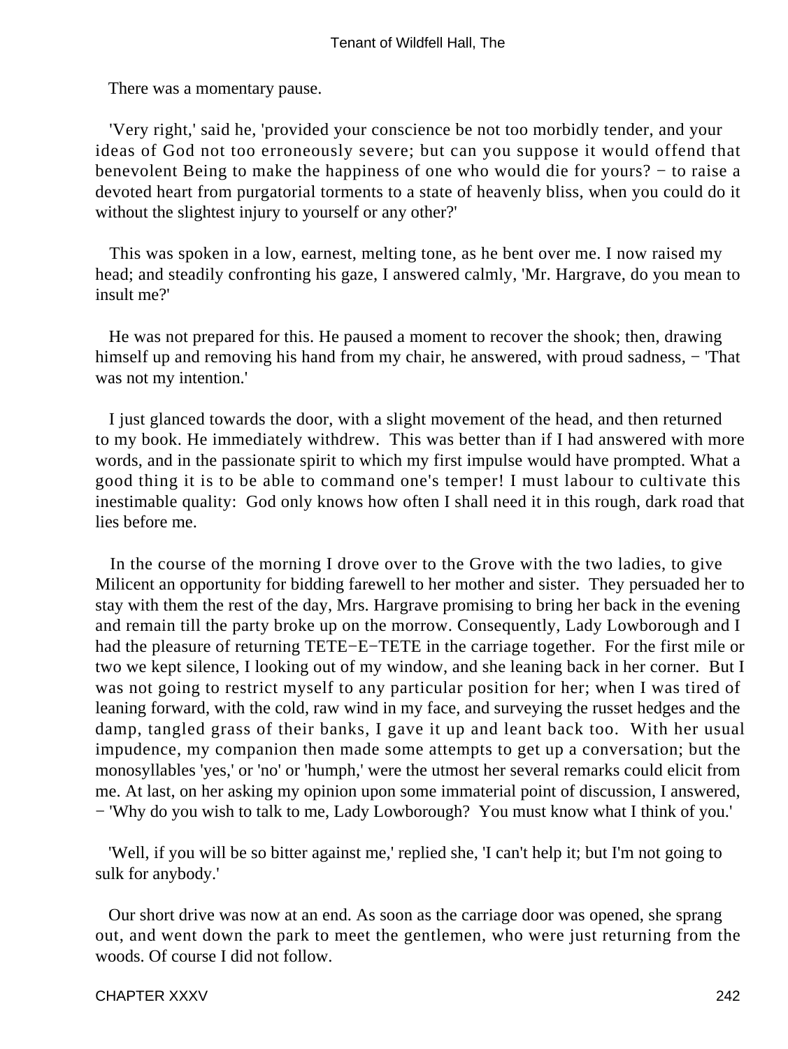There was a momentary pause.

'Very right,' said he, 'provided your conscience be not too morbidly tender, and your ideas of God not too erroneously severe; but can you suppose it would offend that benevolent Being to make the happiness of one who would die for yours? − to raise a devoted heart from purgatorial torments to a state of heavenly bliss, when you could do it without the slightest injury to yourself or any other?'

This was spoken in a low, earnest, melting tone, as he bent over me. I now raised my head; and steadily confronting his gaze, I answered calmly, 'Mr. Hargrave, do you mean to insult me?'

He was not prepared for this. He paused a moment to recover the shook; then, drawing himself up and removing his hand from my chair, he answered, with proud sadness, − 'That was not my intention.'

I just glanced towards the door, with a slight movement of the head, and then returned to my book. He immediately withdrew. This was better than if I had answered with more words, and in the passionate spirit to which my first impulse would have prompted. What a good thing it is to be able to command one's temper! I must labour to cultivate this inestimable quality: God only knows how often I shall need it in this rough, dark road that lies before me.

In the course of the morning I drove over to the Grove with the two ladies, to give Milicent an opportunity for bidding farewell to her mother and sister. They persuaded her to stay with them the rest of the day, Mrs. Hargrave promising to bring her back in the evening and remain till the party broke up on the morrow. Consequently, Lady Lowborough and I had the pleasure of returning TETE−E−TETE in the carriage together. For the first mile or two we kept silence, I looking out of my window, and she leaning back in her corner. But I was not going to restrict myself to any particular position for her; when I was tired of leaning forward, with the cold, raw wind in my face, and surveying the russet hedges and the damp, tangled grass of their banks, I gave it up and leant back too. With her usual impudence, my companion then made some attempts to get up a conversation; but the monosyllables 'yes,' or 'no' or 'humph,' were the utmost her several remarks could elicit from me. At last, on her asking my opinion upon some immaterial point of discussion, I answered, − 'Why do you wish to talk to me, Lady Lowborough? You must know what I think of you.'

'Well, if you will be so bitter against me,' replied she, 'I can't help it; but I'm not going to sulk for anybody.'

Our short drive was now at an end. As soon as the carriage door was opened, she sprang out, and went down the park to meet the gentlemen, who were just returning from the woods. Of course I did not follow.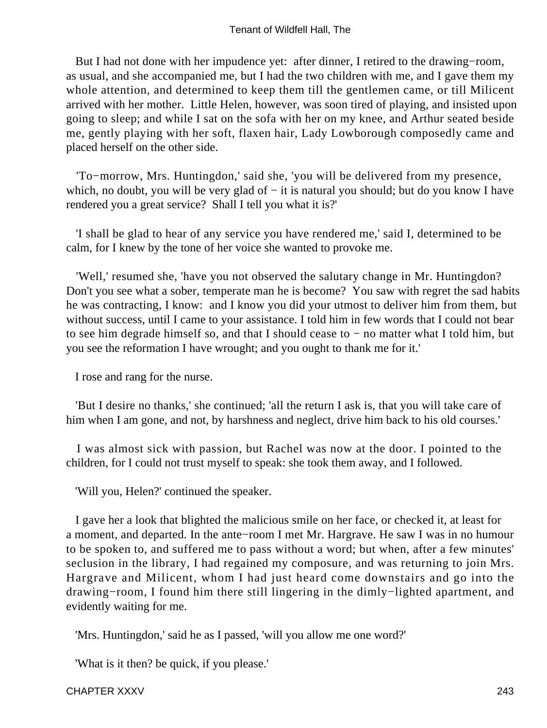But I had not done with her impudence yet: after dinner, I retired to the drawing−room, as usual, and she accompanied me, but I had the two children with me, and I gave them my whole attention, and determined to keep them till the gentlemen came, or till Milicent arrived with her mother. Little Helen, however, was soon tired of playing, and insisted upon going to sleep; and while I sat on the sofa with her on my knee, and Arthur seated beside me, gently playing with her soft, flaxen hair, Lady Lowborough composedly came and placed herself on the other side.

'To−morrow, Mrs. Huntingdon,' said she, 'you will be delivered from my presence, which, no doubt, you will be very glad of − it is natural you should; but do you know I have rendered you a great service? Shall I tell you what it is?'

'I shall be glad to hear of any service you have rendered me,' said I, determined to be calm, for I knew by the tone of her voice she wanted to provoke me.

'Well,' resumed she, 'have you not observed the salutary change in Mr. Huntingdon? Don't you see what a sober, temperate man he is become? You saw with regret the sad habits he was contracting, I know: and I know you did your utmost to deliver him from them, but without success, until I came to your assistance. I told him in few words that I could not bear to see him degrade himself so, and that I should cease to − no matter what I told him, but you see the reformation I have wrought; and you ought to thank me for it.'

I rose and rang for the nurse.

'But I desire no thanks,' she continued; 'all the return I ask is, that you will take care of him when I am gone, and not, by harshness and neglect, drive him back to his old courses.'

I was almost sick with passion, but Rachel was now at the door. I pointed to the children, for I could not trust myself to speak: she took them away, and I followed.

'Will you, Helen?' continued the speaker.

I gave her a look that blighted the malicious smile on her face, or checked it, at least for a moment, and departed. In the ante−room I met Mr. Hargrave. He saw I was in no humour to be spoken to, and suffered me to pass without a word; but when, after a few minutes' seclusion in the library, I had regained my composure, and was returning to join Mrs. Hargrave and Milicent, whom I had just heard come downstairs and go into the drawing−room, I found him there still lingering in the dimly−lighted apartment, and evidently waiting for me.

'Mrs. Huntingdon,' said he as I passed, 'will you allow me one word?'

'What is it then? be quick, if you please.'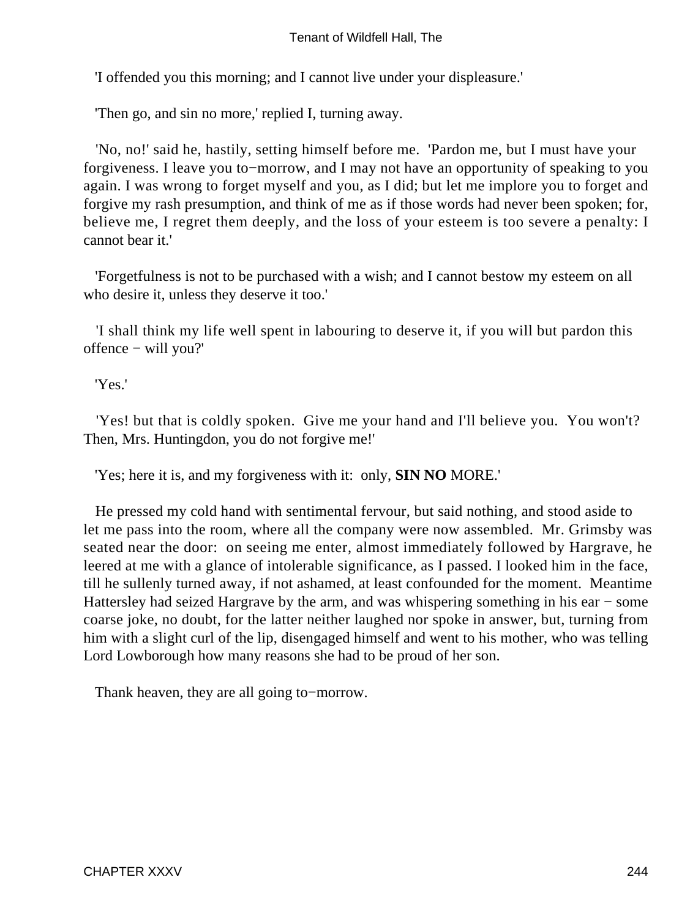'I offended you this morning; and I cannot live under your displeasure.'

'Then go, and sin no more,' replied I, turning away.

'No, no!' said he, hastily, setting himself before me. 'Pardon me, but I must have your forgiveness. I leave you to−morrow, and I may not have an opportunity of speaking to you again. I was wrong to forget myself and you, as I did; but let me implore you to forget and forgive my rash presumption, and think of me as if those words had never been spoken; for, believe me, I regret them deeply, and the loss of your esteem is too severe a penalty: I cannot bear it.'

'Forgetfulness is not to be purchased with a wish; and I cannot bestow my esteem on all who desire it, unless they deserve it too.'

'I shall think my life well spent in labouring to deserve it, if you will but pardon this offence − will you?'

'Yes.'

'Yes! but that is coldly spoken. Give me your hand and I'll believe you. You won't? Then, Mrs. Huntingdon, you do not forgive me!'

'Yes; here it is, and my forgiveness with it: only, **SIN NO** MORE.'

He pressed my cold hand with sentimental fervour, but said nothing, and stood aside to let me pass into the room, where all the company were now assembled. Mr. Grimsby was seated near the door: on seeing me enter, almost immediately followed by Hargrave, he leered at me with a glance of intolerable significance, as I passed. I looked him in the face, till he sullenly turned away, if not ashamed, at least confounded for the moment. Meantime Hattersley had seized Hargrave by the arm, and was whispering something in his ear − some coarse joke, no doubt, for the latter neither laughed nor spoke in answer, but, turning from him with a slight curl of the lip, disengaged himself and went to his mother, who was telling Lord Lowborough how many reasons she had to be proud of her son.

Thank heaven, they are all going to−morrow.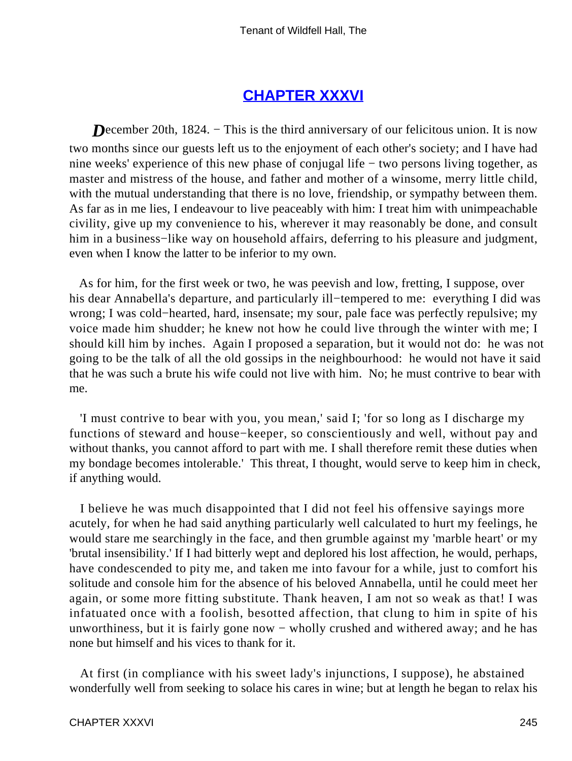## CHAPTER XXXVI

*D*ecember 20th, 1824. − This is the third anniversary of our felicitous union. It is now two months since our guests left us to the enjoyment of each other's society; and I have had nine weeks' experience of this new phase of conjugal life − two persons living together, as master and mistress of the house, and father and mother of a winsome, merry little child, with the mutual understanding that there is no love, friendship, or sympathy between them. As far as in me lies, I endeavour to live peaceably with him: I treat him with unimpeachable civility, give up my convenience to his, wherever it may reasonably be done, and consult him in a business−like way on household affairs, deferring to his pleasure and judgment, even when I know the latter to be inferior to my own.

As for him, for the first week or two, he was peevish and low, fretting, I suppose, over his dear Annabella's departure, and particularly ill−tempered to me: everything I did was wrong; I was cold−hearted, hard, insensate; my sour, pale face was perfectly repulsive; my voice made him shudder; he knew not how he could live through the winter with me; I should kill him by inches. Again I proposed a separation, but it would not do: he was not going to be the talk of all the old gossips in the neighbourhood: he would not have it said that he was such a brute his wife could not live with him. No; he must contrive to bear with me.

'I must contrive to bear with you, you mean,' said I; 'for so long as I discharge my functions of steward and house−keeper, so conscientiously and well, without pay and without thanks, you cannot afford to part with me. I shall therefore remit these duties when my bondage becomes intolerable.' This threat, I thought, would serve to keep him in check, if anything would.

I believe he was much disappointed that I did not feel his offensive sayings more acutely, for when he had said anything particularly well calculated to hurt my feelings, he would stare me searchingly in the face, and then grumble against my 'marble heart' or my 'brutal insensibility.' If I had bitterly wept and deplored his lost affection, he would, perhaps, have condescended to pity me, and taken me into favour for a while, just to comfort his solitude and console him for the absence of his beloved Annabella, until he could meet her again, or some more fitting substitute. Thank heaven, I am not so weak as that! I was infatuated once with a foolish, besotted affection, that clung to him in spite of his unworthiness, but it is fairly gone now − wholly crushed and withered away; and he has none but himself and his vices to thank for it.

At first (in compliance with his sweet lady's injunctions, I suppose), he abstained wonderfully well from seeking to solace his cares in wine; but at length he began to relax his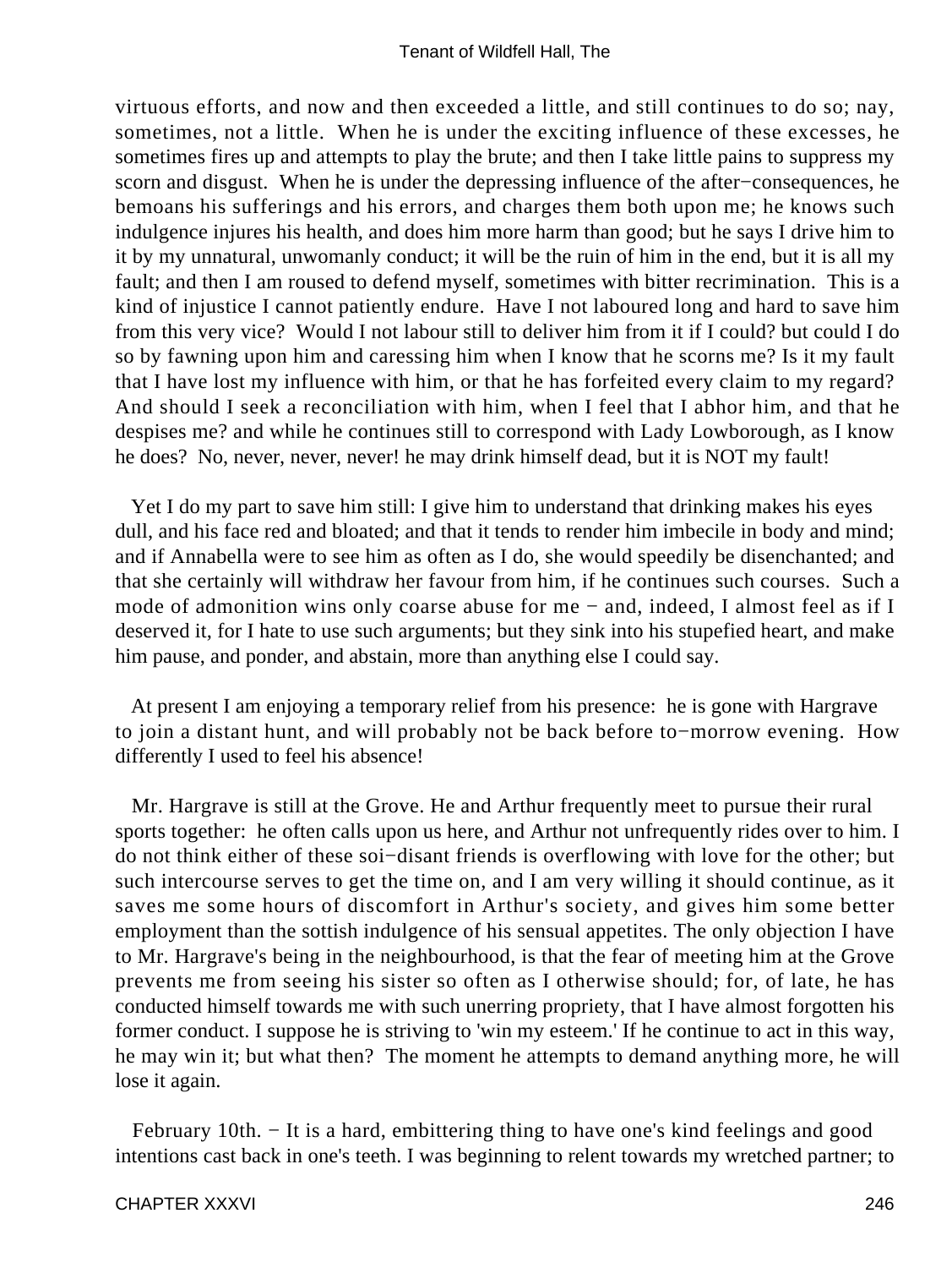virtuous efforts, and now and then exceeded a little, and still continues to do so; nay, sometimes, not a little. When he is under the exciting influence of these excesses, he sometimes fires up and attempts to play the brute; and then I take little pains to suppress my scorn and disgust. When he is under the depressing influence of the after−consequences, he bemoans his sufferings and his errors, and charges them both upon me; he knows such indulgence injures his health, and does him more harm than good; but he says I drive him to it by my unnatural, unwomanly conduct; it will be the ruin of him in the end, but it is all my fault; and then I am roused to defend myself, sometimes with bitter recrimination. This is a kind of injustice I cannot patiently endure. Have I not laboured long and hard to save him from this very vice? Would I not labour still to deliver him from it if I could? but could I do so by fawning upon him and caressing him when I know that he scorns me? Is it my fault that I have lost my influence with him, or that he has forfeited every claim to my regard? And should I seek a reconciliation with him, when I feel that I abhor him, and that he despises me? and while he continues still to correspond with Lady Lowborough, as I know he does? No, never, never, never! he may drink himself dead, but it is NOT my fault!

Yet I do my part to save him still: I give him to understand that drinking makes his eyes dull, and his face red and bloated; and that it tends to render him imbecile in body and mind; and if Annabella were to see him as often as I do, she would speedily be disenchanted; and that she certainly will withdraw her favour from him, if he continues such courses. Such a mode of admonition wins only coarse abuse for me − and, indeed, I almost feel as if I deserved it, for I hate to use such arguments; but they sink into his stupefied heart, and make him pause, and ponder, and abstain, more than anything else I could say.

At present I am enjoying a temporary relief from his presence: he is gone with Hargrave to join a distant hunt, and will probably not be back before to−morrow evening. How differently I used to feel his absence!

Mr. Hargrave is still at the Grove. He and Arthur frequently meet to pursue their rural sports together: he often calls upon us here, and Arthur not unfrequently rides over to him. I do not think either of these soi−disant friends is overflowing with love for the other; but such intercourse serves to get the time on, and I am very willing it should continue, as it saves me some hours of discomfort in Arthur's society, and gives him some better employment than the sottish indulgence of his sensual appetites. The only objection I have to Mr. Hargrave's being in the neighbourhood, is that the fear of meeting him at the Grove prevents me from seeing his sister so often as I otherwise should; for, of late, he has conducted himself towards me with such unerring propriety, that I have almost forgotten his former conduct. I suppose he is striving to 'win my esteem.' If he continue to act in this way, he may win it; but what then? The moment he attempts to demand anything more, he will lose it again.

February 10th. − It is a hard, embittering thing to have one's kind feelings and good intentions cast back in one's teeth. I was beginning to relent towards my wretched partner; to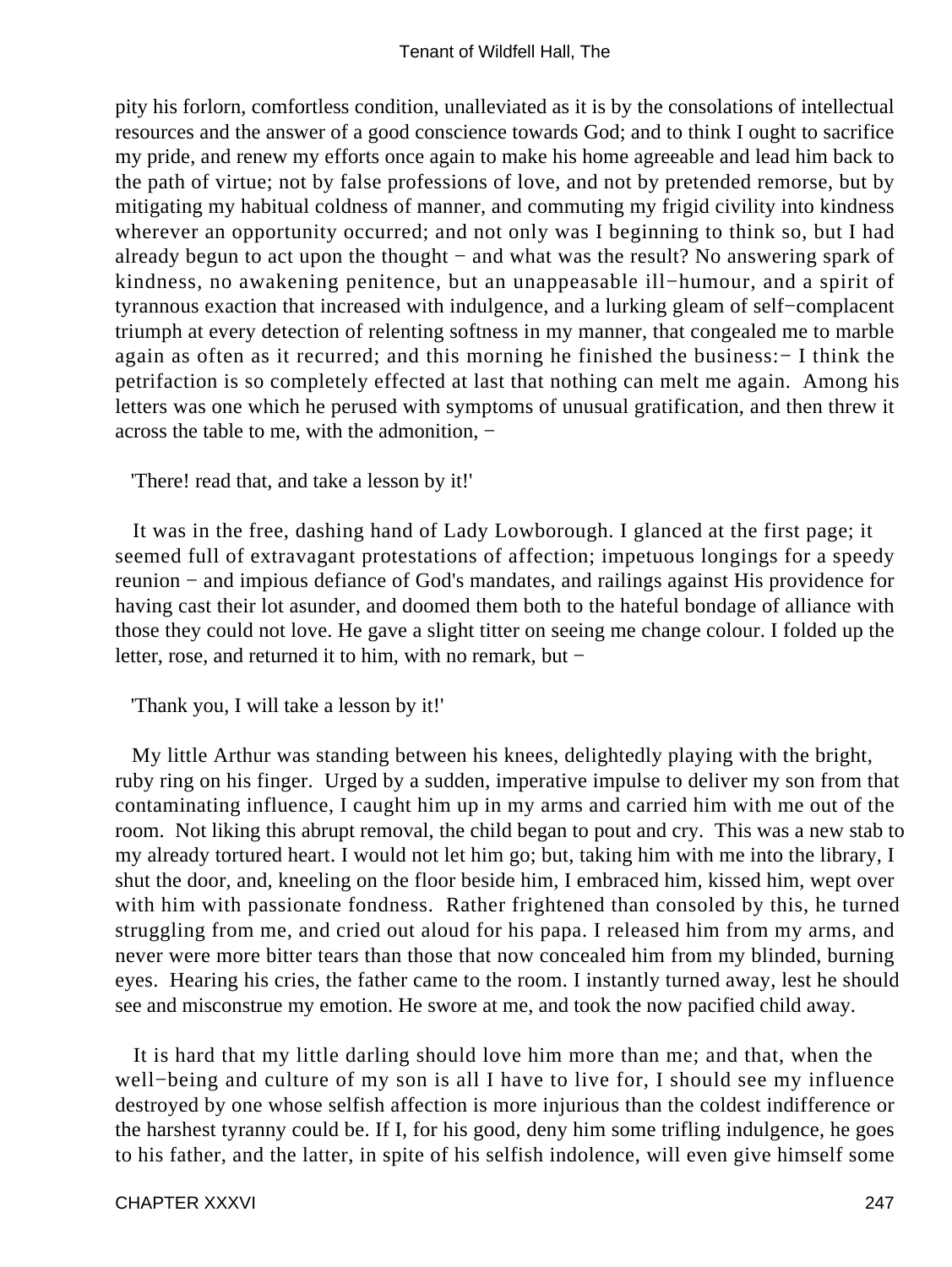pity his forlorn, comfortless condition, unalleviated as it is by the consolations of intellectual resources and the answer of a good conscience towards God; and to think I ought to sacrifice my pride, and renew my efforts once again to make his home agreeable and lead him back to the path of virtue; not by false professions of love, and not by pretended remorse, but by mitigating my habitual coldness of manner, and commuting my frigid civility into kindness wherever an opportunity occurred; and not only was I beginning to think so, but I had already begun to act upon the thought − and what was the result? No answering spark of kindness, no awakening penitence, but an unappeasable ill−humour, and a spirit of tyrannous exaction that increased with indulgence, and a lurking gleam of self−complacent triumph at every detection of relenting softness in my manner, that congealed me to marble again as often as it recurred; and this morning he finished the business:− I think the petrifaction is so completely effected at last that nothing can melt me again. Among his letters was one which he perused with symptoms of unusual gratification, and then threw it across the table to me, with the admonition, −

'There! read that, and take a lesson by it!'

It was in the free, dashing hand of Lady Lowborough. I glanced at the first page; it seemed full of extravagant protestations of affection; impetuous longings for a speedy reunion − and impious defiance of God's mandates, and railings against His providence for having cast their lot asunder, and doomed them both to the hateful bondage of alliance with those they could not love. He gave a slight titter on seeing me change colour. I folded up the letter, rose, and returned it to him, with no remark, but −

'Thank you, I will take a lesson by it!'

My little Arthur was standing between his knees, delightedly playing with the bright, ruby ring on his finger. Urged by a sudden, imperative impulse to deliver my son from that contaminating influence, I caught him up in my arms and carried him with me out of the room. Not liking this abrupt removal, the child began to pout and cry. This was a new stab to my already tortured heart. I would not let him go; but, taking him with me into the library, I shut the door, and, kneeling on the floor beside him, I embraced him, kissed him, wept over with him with passionate fondness. Rather frightened than consoled by this, he turned struggling from me, and cried out aloud for his papa. I released him from my arms, and never were more bitter tears than those that now concealed him from my blinded, burning eyes. Hearing his cries, the father came to the room. I instantly turned away, lest he should see and misconstrue my emotion. He swore at me, and took the now pacified child away.

It is hard that my little darling should love him more than me; and that, when the well−being and culture of my son is all I have to live for, I should see my influence destroyed by one whose selfish affection is more injurious than the coldest indifference or the harshest tyranny could be. If I, for his good, deny him some trifling indulgence, he goes to his father, and the latter, in spite of his selfish indolence, will even give himself some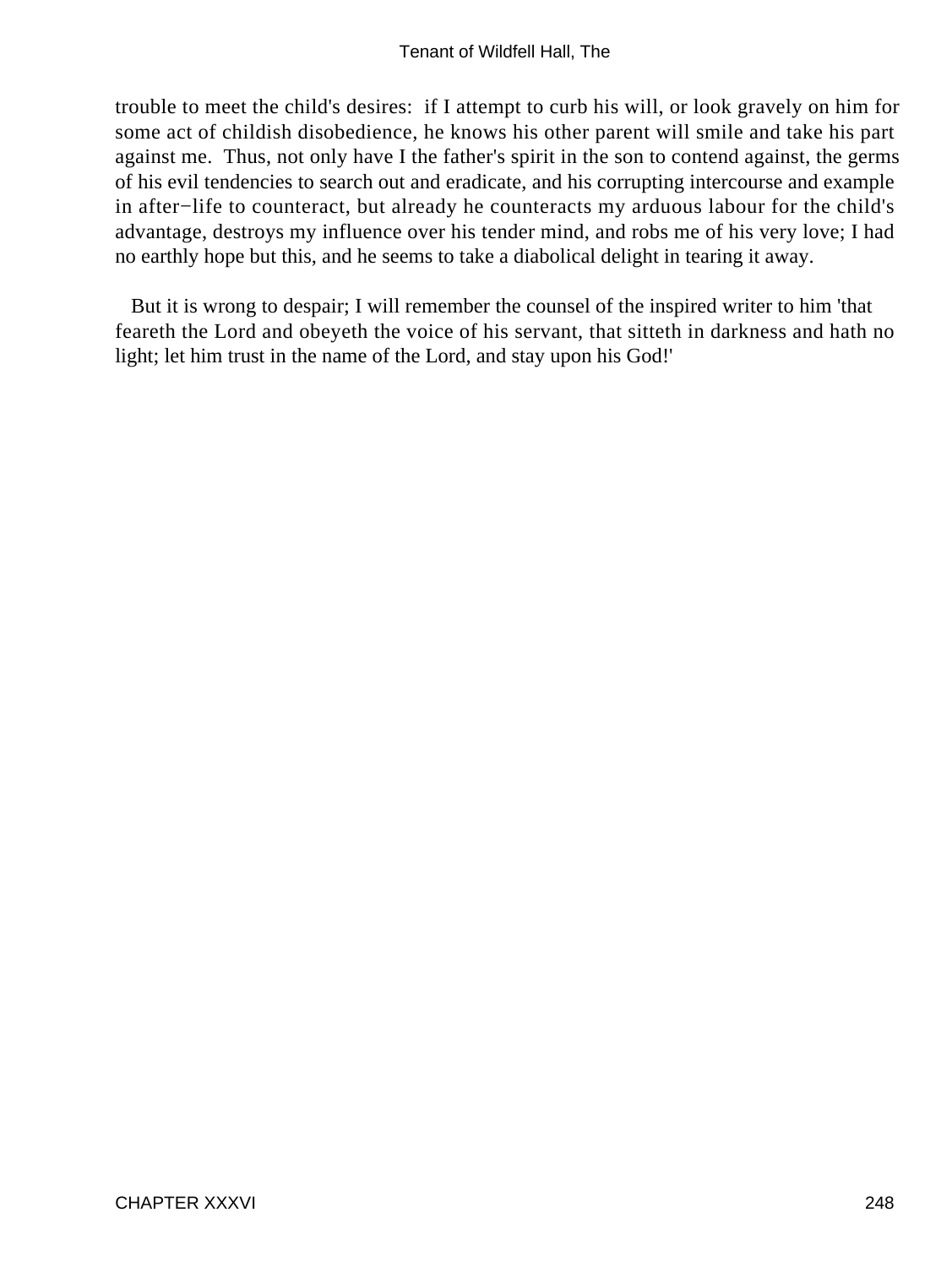trouble to meet the child's desires: if I attempt to curb his will, or look gravely on him for some act of childish disobedience, he knows his other parent will smile and take his part against me. Thus, not only have I the father's spirit in the son to contend against, the germs of his evil tendencies to search out and eradicate, and his corrupting intercourse and example in after−life to counteract, but already he counteracts my arduous labour for the child's advantage, destroys my influence over his tender mind, and robs me of his very love; I had no earthly hope but this, and he seems to take a diabolical delight in tearing it away.

But it is wrong to despair; I will remember the counsel of the inspired writer to him 'that feareth the Lord and obeyeth the voice of his servant, that sitteth in darkness and hath no light; let him trust in the name of the Lord, and stay upon his God!'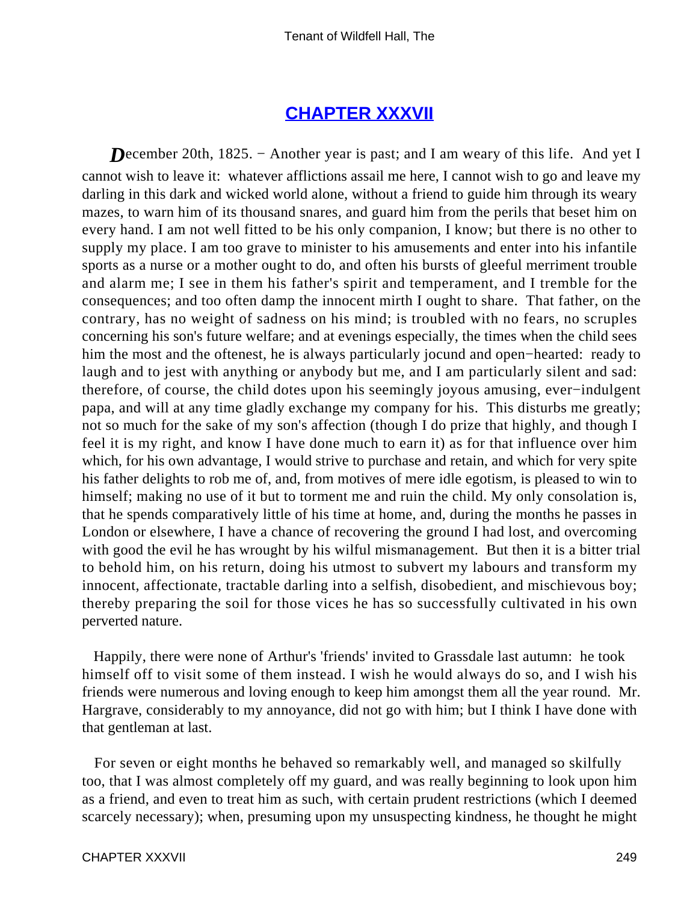## [CHAPTER XXXVII]()

*D*ecember 20th, 1825. − Another year is past; and I am weary of this life. And yet I cannot wish to leave it: whatever afflictions assail me here, I cannot wish to go and leave my darling in this dark and wicked world alone, without a friend to guide him through its weary mazes, to warn him of its thousand snares, and guard him from the perils that beset him on every hand. I am not well fitted to be his only companion, I know; but there is no other to supply my place. I am too grave to minister to his amusements and enter into his infantile sports as a nurse or a mother ought to do, and often his bursts of gleeful merriment trouble and alarm me; I see in them his father's spirit and temperament, and I tremble for the consequences; and too often damp the innocent mirth I ought to share. That father, on the contrary, has no weight of sadness on his mind; is troubled with no fears, no scruples concerning his son's future welfare; and at evenings especially, the times when the child sees him the most and the oftenest, he is always particularly jocund and open−hearted: ready to laugh and to jest with anything or anybody but me, and I am particularly silent and sad: therefore, of course, the child dotes upon his seemingly joyous amusing, ever−indulgent papa, and will at any time gladly exchange my company for his. This disturbs me greatly; not so much for the sake of my son's affection (though I do prize that highly, and though I feel it is my right, and know I have done much to earn it) as for that influence over him which, for his own advantage, I would strive to purchase and retain, and which for very spite his father delights to rob me of, and, from motives of mere idle egotism, is pleased to win to himself; making no use of it but to torment me and ruin the child. My only consolation is, that he spends comparatively little of his time at home, and, during the months he passes in London or elsewhere, I have a chance of recovering the ground I had lost, and overcoming with good the evil he has wrought by his wilful mismanagement. But then it is a bitter trial to behold him, on his return, doing his utmost to subvert my labours and transform my innocent, affectionate, tractable darling into a selfish, disobedient, and mischievous boy; thereby preparing the soil for those vices he has so successfully cultivated in his own perverted nature.

Happily, there were none of Arthur's 'friends' invited to Grassdale last autumn: he took himself off to visit some of them instead. I wish he would always do so, and I wish his friends were numerous and loving enough to keep him amongst them all the year round. Mr. Hargrave, considerably to my annoyance, did not go with him; but I think I have done with that gentleman at last.

For seven or eight months he behaved so remarkably well, and managed so skilfully too, that I was almost completely off my guard, and was really beginning to look upon him as a friend, and even to treat him as such, with certain prudent restrictions (which I deemed scarcely necessary); when, presuming upon my unsuspecting kindness, he thought he might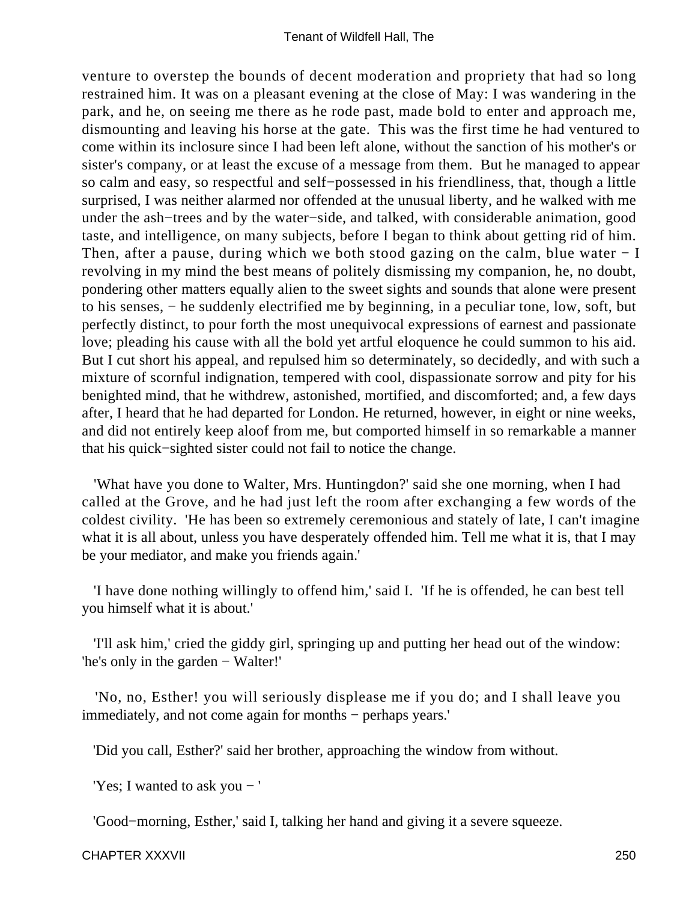venture to overstep the bounds of decent moderation and propriety that had so long restrained him. It was on a pleasant evening at the close of May: I was wandering in the park, and he, on seeing me there as he rode past, made bold to enter and approach me, dismounting and leaving his horse at the gate. This was the first time he had ventured to come within its inclosure since I had been left alone, without the sanction of his mother's or sister's company, or at least the excuse of a message from them. But he managed to appear so calm and easy, so respectful and self−possessed in his friendliness, that, though a little surprised, I was neither alarmed nor offended at the unusual liberty, and he walked with me under the ash−trees and by the water−side, and talked, with considerable animation, good taste, and intelligence, on many subjects, before I began to think about getting rid of him. Then, after a pause, during which we both stood gazing on the calm, blue water − I revolving in my mind the best means of politely dismissing my companion, he, no doubt, pondering other matters equally alien to the sweet sights and sounds that alone were present to his senses, − he suddenly electrified me by beginning, in a peculiar tone, low, soft, but perfectly distinct, to pour forth the most unequivocal expressions of earnest and passionate love; pleading his cause with all the bold yet artful eloquence he could summon to his aid. But I cut short his appeal, and repulsed him so determinately, so decidedly, and with such a mixture of scornful indignation, tempered with cool, dispassionate sorrow and pity for his benighted mind, that he withdrew, astonished, mortified, and discomforted; and, a few days after, I heard that he had departed for London. He returned, however, in eight or nine weeks, and did not entirely keep aloof from me, but comported himself in so remarkable a manner that his quick−sighted sister could not fail to notice the change.

'What have you done to Walter, Mrs. Huntingdon?' said she one morning, when I had called at the Grove, and he had just left the room after exchanging a few words of the coldest civility. 'He has been so extremely ceremonious and stately of late, I can't imagine what it is all about, unless you have desperately offended him. Tell me what it is, that I may be your mediator, and make you friends again.'

'I have done nothing willingly to offend him,' said I. 'If he is offended, he can best tell you himself what it is about.'

'I'll ask him,' cried the giddy girl, springing up and putting her head out of the window: 'he's only in the garden − Walter!'

'No, no, Esther! you will seriously displease me if you do; and I shall leave you immediately, and not come again for months − perhaps years.'

'Did you call, Esther?' said her brother, approaching the window from without.

'Yes; I wanted to ask you − '

'Good−morning, Esther,' said I, talking her hand and giving it a severe squeeze.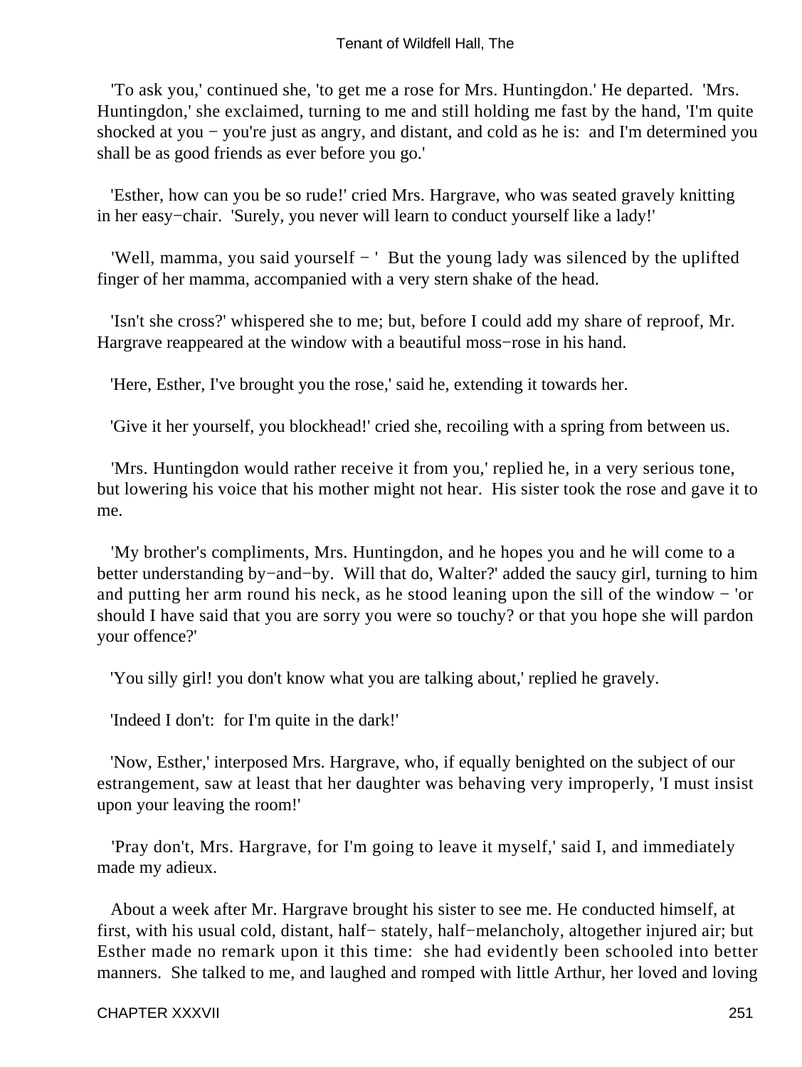'To ask you,' continued she, 'to get me a rose for Mrs. Huntingdon.' He departed. 'Mrs. Huntingdon,' she exclaimed, turning to me and still holding me fast by the hand, 'I'm quite shocked at you − you're just as angry, and distant, and cold as he is: and I'm determined you shall be as good friends as ever before you go.'

'Esther, how can you be so rude!' cried Mrs. Hargrave, who was seated gravely knitting in her easy−chair. 'Surely, you never will learn to conduct yourself like a lady!'

'Well, mamma, you said yourself − ' But the young lady was silenced by the uplifted finger of her mamma, accompanied with a very stern shake of the head.

'Isn't she cross?' whispered she to me; but, before I could add my share of reproof, Mr. Hargrave reappeared at the window with a beautiful moss−rose in his hand.

'Here, Esther, I've brought you the rose,' said he, extending it towards her.

'Give it her yourself, you blockhead!' cried she, recoiling with a spring from between us.

'Mrs. Huntingdon would rather receive it from you,' replied he, in a very serious tone, but lowering his voice that his mother might not hear. His sister took the rose and gave it to me.

'My brother's compliments, Mrs. Huntingdon, and he hopes you and he will come to a better understanding by−and−by. Will that do, Walter?' added the saucy girl, turning to him and putting her arm round his neck, as he stood leaning upon the sill of the window − 'or should I have said that you are sorry you were so touchy? or that you hope she will pardon your offence?'

'You silly girl! you don't know what you are talking about,' replied he gravely.

'Indeed I don't: for I'm quite in the dark!'

'Now, Esther,' interposed Mrs. Hargrave, who, if equally benighted on the subject of our estrangement, saw at least that her daughter was behaving very improperly, 'I must insist upon your leaving the room!'

'Pray don't, Mrs. Hargrave, for I'm going to leave it myself,' said I, and immediately made my adieux.

About a week after Mr. Hargrave brought his sister to see me. He conducted himself, at first, with his usual cold, distant, half− stately, half−melancholy, altogether injured air; but Esther made no remark upon it this time: she had evidently been schooled into better manners. She talked to me, and laughed and romped with little Arthur, her loved and loving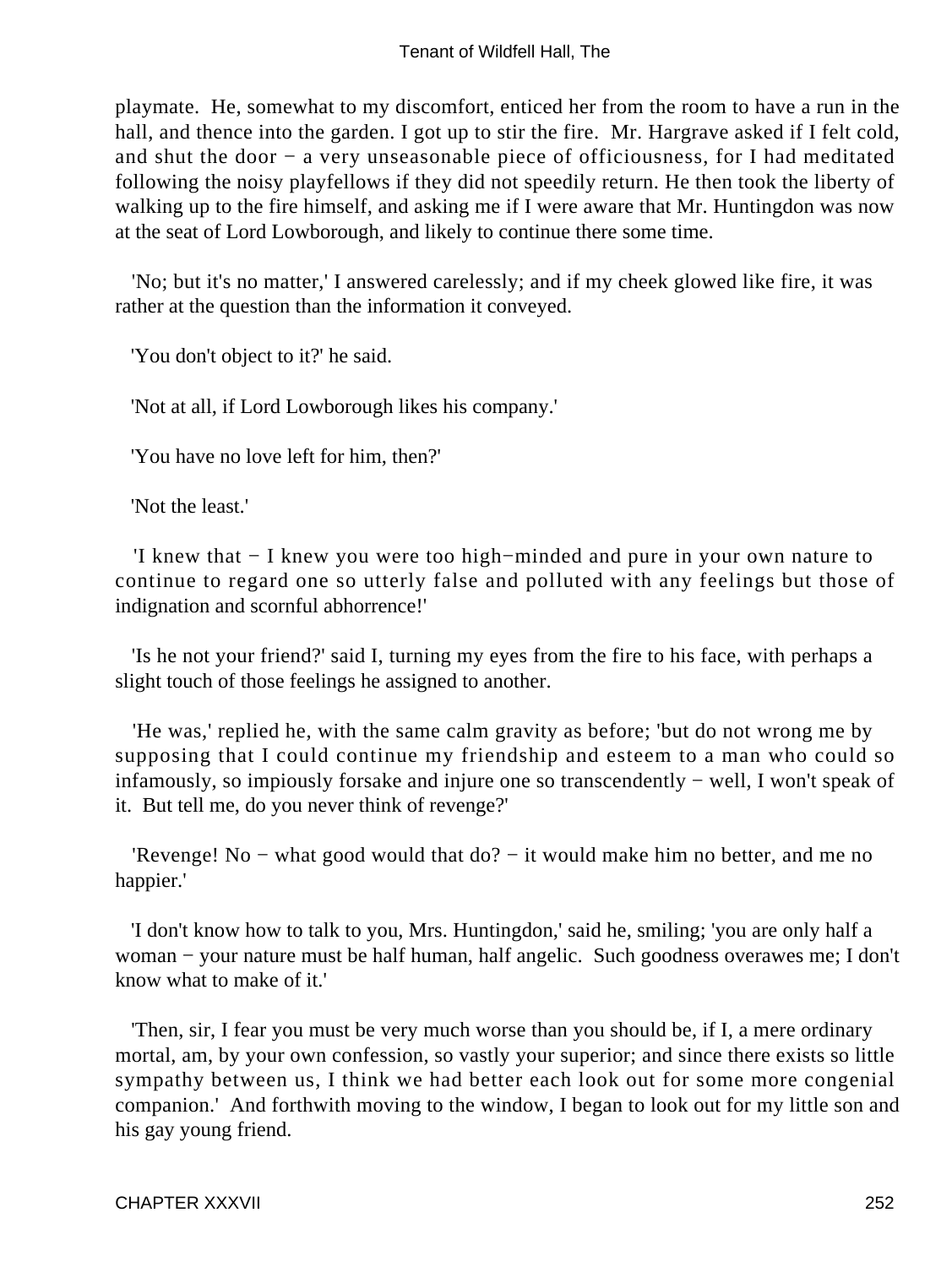playmate. He, somewhat to my discomfort, enticed her from the room to have a run in the hall, and thence into the garden. I got up to stir the fire. Mr. Hargrave asked if I felt cold, and shut the door − a very unseasonable piece of officiousness, for I had meditated following the noisy playfellows if they did not speedily return. He then took the liberty of walking up to the fire himself, and asking me if I were aware that Mr. Huntingdon was now at the seat of Lord Lowborough, and likely to continue there some time.

'No; but it's no matter,' I answered carelessly; and if my cheek glowed like fire, it was rather at the question than the information it conveyed.

'You don't object to it?' he said.

'Not at all, if Lord Lowborough likes his company.'

'You have no love left for him, then?'

'Not the least.'

'I knew that − I knew you were too high−minded and pure in your own nature to continue to regard one so utterly false and polluted with any feelings but those of indignation and scornful abhorrence!'

'Is he not your friend?' said I, turning my eyes from the fire to his face, with perhaps a slight touch of those feelings he assigned to another.

'He was,' replied he, with the same calm gravity as before; 'but do not wrong me by supposing that I could continue my friendship and esteem to a man who could so infamously, so impiously forsake and injure one so transcendently − well, I won't speak of it. But tell me, do you never think of revenge?'

'Revenge! No − what good would that do? − it would make him no better, and me no happier.'

'I don't know how to talk to you, Mrs. Huntingdon,' said he, smiling; 'you are only half a woman − your nature must be half human, half angelic. Such goodness overawes me; I don't know what to make of it.'

'Then, sir, I fear you must be very much worse than you should be, if I, a mere ordinary mortal, am, by your own confession, so vastly your superior; and since there exists so little sympathy between us, I think we had better each look out for some more congenial companion.' And forthwith moving to the window, I began to look out for my little son and his gay young friend.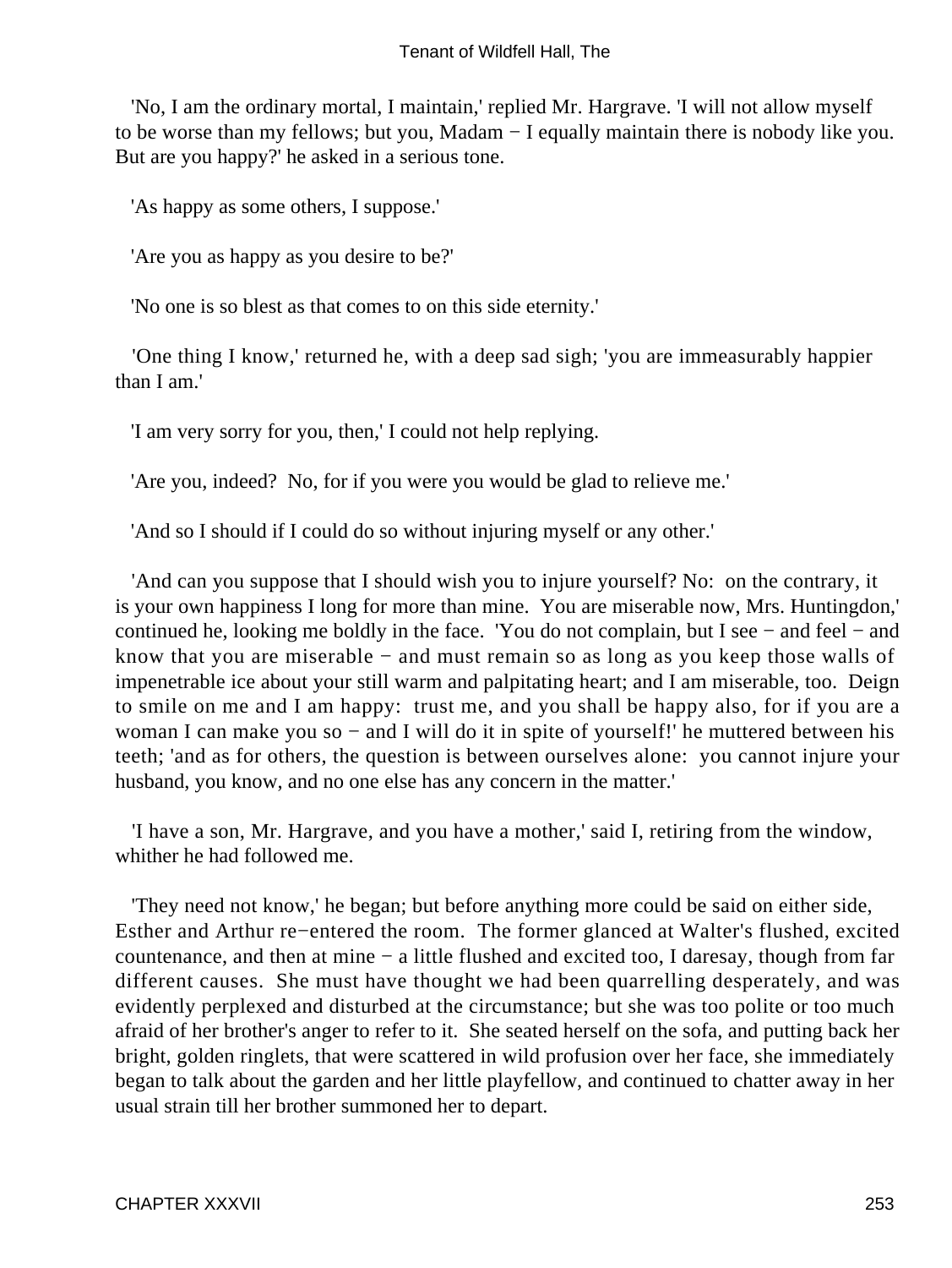'No, I am the ordinary mortal, I maintain,' replied Mr. Hargrave. 'I will not allow myself to be worse than my fellows; but you, Madam − I equally maintain there is nobody like you. But are you happy?' he asked in a serious tone.

'As happy as some others, I suppose.'

'Are you as happy as you desire to be?'

'No one is so blest as that comes to on this side eternity.'

'One thing I know,' returned he, with a deep sad sigh; 'you are immeasurably happier than I am.'

'I am very sorry for you, then,' I could not help replying.

'Are you, indeed? No, for if you were you would be glad to relieve me.'

'And so I should if I could do so without injuring myself or any other.'

'And can you suppose that I should wish you to injure yourself? No: on the contrary, it is your own happiness I long for more than mine. You are miserable now, Mrs. Huntingdon,' continued he, looking me boldly in the face. 'You do not complain, but I see − and feel − and know that you are miserable − and must remain so as long as you keep those walls of impenetrable ice about your still warm and palpitating heart; and I am miserable, too. Deign to smile on me and I am happy: trust me, and you shall be happy also, for if you are a woman I can make you so − and I will do it in spite of yourself!' he muttered between his teeth; 'and as for others, the question is between ourselves alone: you cannot injure your husband, you know, and no one else has any concern in the matter.'

'I have a son, Mr. Hargrave, and you have a mother,' said I, retiring from the window, whither he had followed me.

'They need not know,' he began; but before anything more could be said on either side, Esther and Arthur re−entered the room. The former glanced at Walter's flushed, excited countenance, and then at mine − a little flushed and excited too, I daresay, though from far different causes. She must have thought we had been quarrelling desperately, and was evidently perplexed and disturbed at the circumstance; but she was too polite or too much afraid of her brother's anger to refer to it. She seated herself on the sofa, and putting back her bright, golden ringlets, that were scattered in wild profusion over her face, she immediately began to talk about the garden and her little playfellow, and continued to chatter away in her usual strain till her brother summoned her to depart.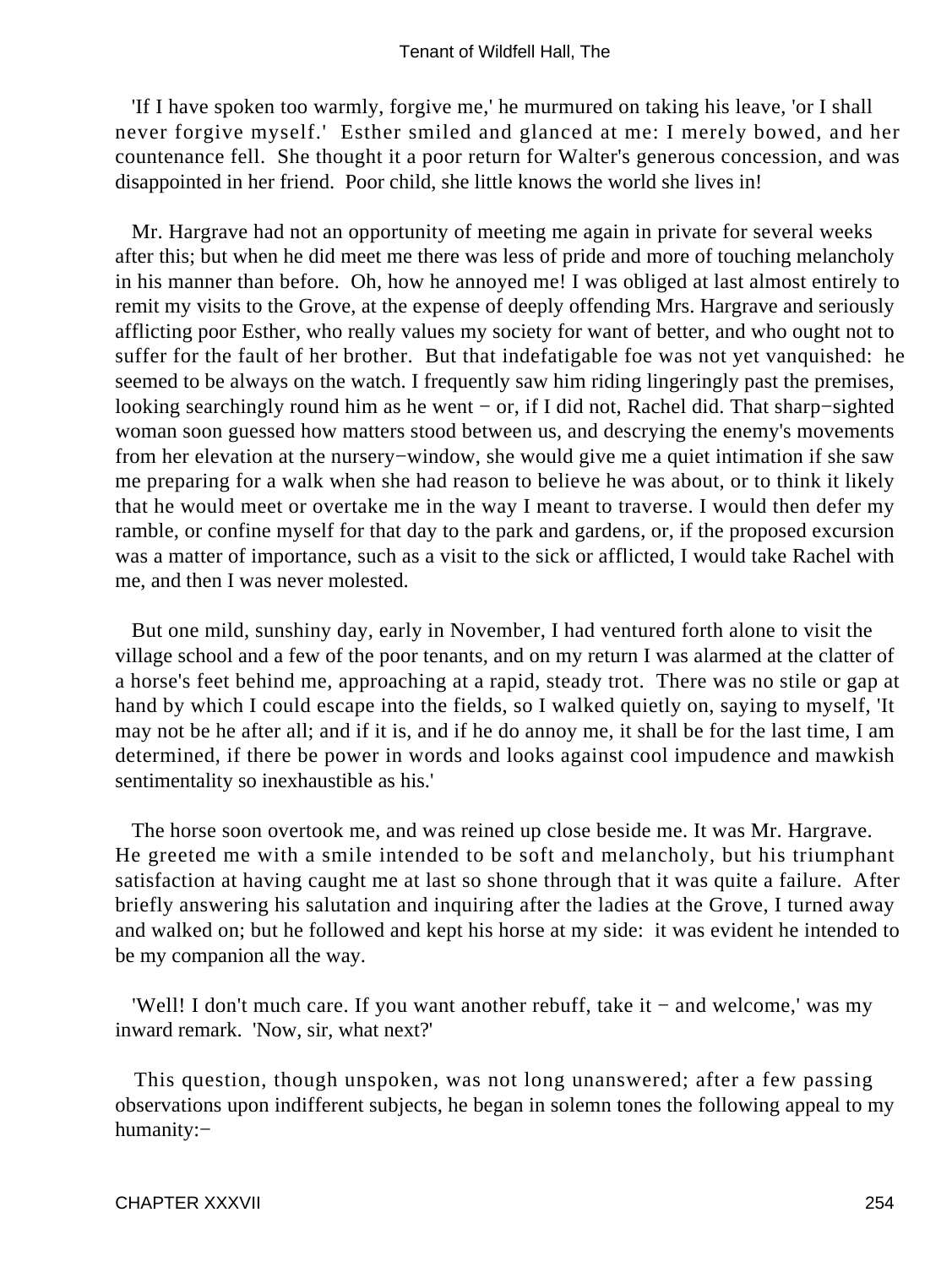'If I have spoken too warmly, forgive me,' he murmured on taking his leave, 'or I shall never forgive myself.' Esther smiled and glanced at me: I merely bowed, and her countenance fell. She thought it a poor return for Walter's generous concession, and was disappointed in her friend. Poor child, she little knows the world she lives in!

Mr. Hargrave had not an opportunity of meeting me again in private for several weeks after this; but when he did meet me there was less of pride and more of touching melancholy in his manner than before. Oh, how he annoyed me! I was obliged at last almost entirely to remit my visits to the Grove, at the expense of deeply offending Mrs. Hargrave and seriously afflicting poor Esther, who really values my society for want of better, and who ought not to suffer for the fault of her brother. But that indefatigable foe was not yet vanquished: he seemed to be always on the watch. I frequently saw him riding lingeringly past the premises, looking searchingly round him as he went − or, if I did not, Rachel did. That sharp−sighted woman soon guessed how matters stood between us, and descrying the enemy's movements from her elevation at the nursery−window, she would give me a quiet intimation if she saw me preparing for a walk when she had reason to believe he was about, or to think it likely that he would meet or overtake me in the way I meant to traverse. I would then defer my ramble, or confine myself for that day to the park and gardens, or, if the proposed excursion was a matter of importance, such as a visit to the sick or afflicted, I would take Rachel with me, and then I was never molested.

But one mild, sunshiny day, early in November, I had ventured forth alone to visit the village school and a few of the poor tenants, and on my return I was alarmed at the clatter of a horse's feet behind me, approaching at a rapid, steady trot. There was no stile or gap at hand by which I could escape into the fields, so I walked quietly on, saying to myself, 'It may not be he after all; and if it is, and if he do annoy me, it shall be for the last time, I am determined, if there be power in words and looks against cool impudence and mawkish sentimentality so inexhaustible as his.'

The horse soon overtook me, and was reined up close beside me. It was Mr. Hargrave. He greeted me with a smile intended to be soft and melancholy, but his triumphant satisfaction at having caught me at last so shone through that it was quite a failure. After briefly answering his salutation and inquiring after the ladies at the Grove, I turned away and walked on; but he followed and kept his horse at my side: it was evident he intended to be my companion all the way.

'Well! I don't much care. If you want another rebuff, take it − and welcome,' was my inward remark. 'Now, sir, what next?'

This question, though unspoken, was not long unanswered; after a few passing observations upon indifferent subjects, he began in solemn tones the following appeal to my humanity:−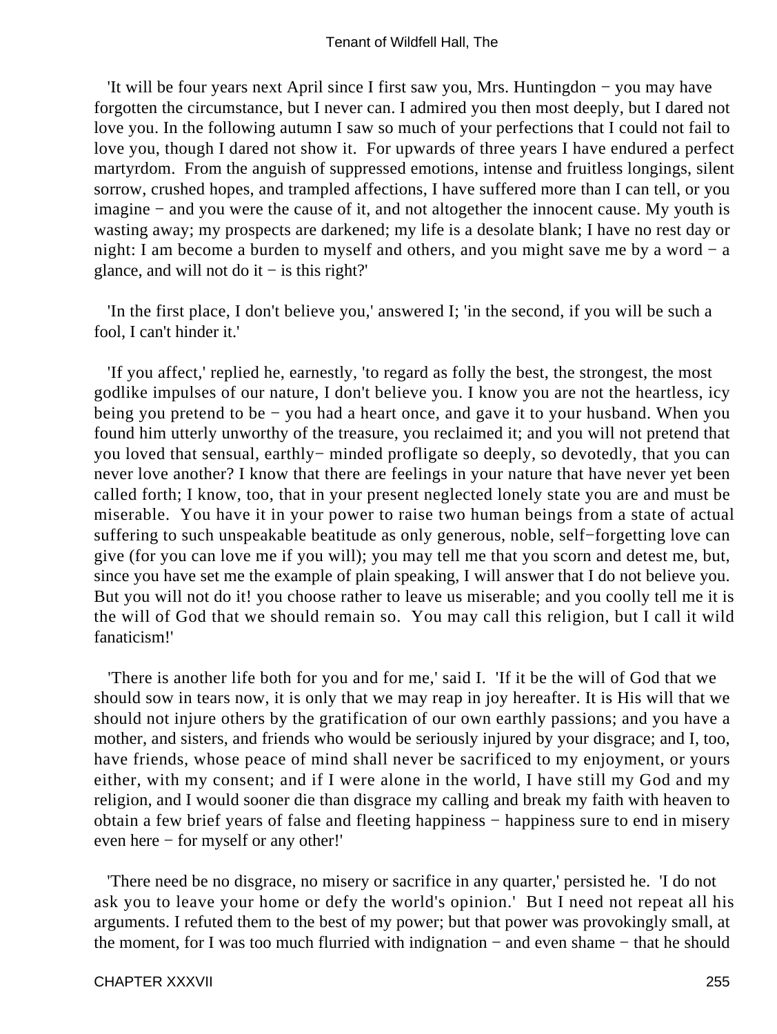'It will be four years next April since I first saw you, Mrs. Huntingdon − you may have forgotten the circumstance, but I never can. I admired you then most deeply, but I dared not love you. In the following autumn I saw so much of your perfections that I could not fail to love you, though I dared not show it. For upwards of three years I have endured a perfect martyrdom. From the anguish of suppressed emotions, intense and fruitless longings, silent sorrow, crushed hopes, and trampled affections, I have suffered more than I can tell, or you imagine − and you were the cause of it, and not altogether the innocent cause. My youth is wasting away; my prospects are darkened; my life is a desolate blank; I have no rest day or night: I am become a burden to myself and others, and you might save me by a word − a glance, and will not do it − is this right?'

'In the first place, I don't believe you,' answered I; 'in the second, if you will be such a fool, I can't hinder it.'

'If you affect,' replied he, earnestly, 'to regard as folly the best, the strongest, the most godlike impulses of our nature, I don't believe you. I know you are not the heartless, icy being you pretend to be − you had a heart once, and gave it to your husband. When you found him utterly unworthy of the treasure, you reclaimed it; and you will not pretend that you loved that sensual, earthly− minded profligate so deeply, so devotedly, that you can never love another? I know that there are feelings in your nature that have never yet been called forth; I know, too, that in your present neglected lonely state you are and must be miserable. You have it in your power to raise two human beings from a state of actual suffering to such unspeakable beatitude as only generous, noble, self−forgetting love can give (for you can love me if you will); you may tell me that you scorn and detest me, but, since you have set me the example of plain speaking, I will answer that I do not believe you. But you will not do it! you choose rather to leave us miserable; and you coolly tell me it is the will of God that we should remain so. You may call this religion, but I call it wild fanaticism!'

'There is another life both for you and for me,' said I. 'If it be the will of God that we should sow in tears now, it is only that we may reap in joy hereafter. It is His will that we should not injure others by the gratification of our own earthly passions; and you have a mother, and sisters, and friends who would be seriously injured by your disgrace; and I, too, have friends, whose peace of mind shall never be sacrificed to my enjoyment, or yours either, with my consent; and if I were alone in the world, I have still my God and my religion, and I would sooner die than disgrace my calling and break my faith with heaven to obtain a few brief years of false and fleeting happiness − happiness sure to end in misery even here − for myself or any other!'

'There need be no disgrace, no misery or sacrifice in any quarter,' persisted he. 'I do not ask you to leave your home or defy the world's opinion.' But I need not repeat all his arguments. I refuted them to the best of my power; but that power was provokingly small, at the moment, for I was too much flurried with indignation − and even shame − that he should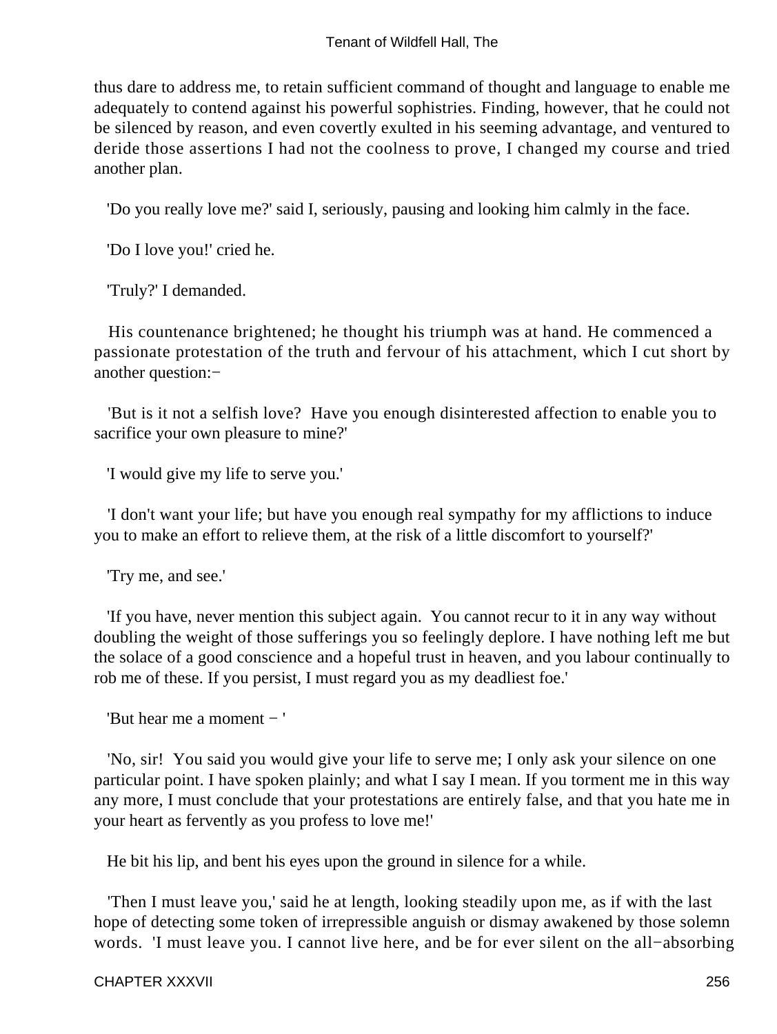thus dare to address me, to retain sufficient command of thought and language to enable me adequately to contend against his powerful sophistries. Finding, however, that he could not be silenced by reason, and even covertly exulted in his seeming advantage, and ventured to deride those assertions I had not the coolness to prove, I changed my course and tried another plan.

'Do you really love me?' said I, seriously, pausing and looking him calmly in the face.

'Do I love you!' cried he.

'Truly?' I demanded.

His countenance brightened; he thought his triumph was at hand. He commenced a passionate protestation of the truth and fervour of his attachment, which I cut short by another question:−

'But is it not a selfish love? Have you enough disinterested affection to enable you to sacrifice your own pleasure to mine?'

'I would give my life to serve you.'

'I don't want your life; but have you enough real sympathy for my afflictions to induce you to make an effort to relieve them, at the risk of a little discomfort to yourself?'

'Try me, and see.'

'If you have, never mention this subject again. You cannot recur to it in any way without doubling the weight of those sufferings you so feelingly deplore. I have nothing left me but the solace of a good conscience and a hopeful trust in heaven, and you labour continually to rob me of these. If you persist, I must regard you as my deadliest foe.'

'But hear me a moment − '

'No, sir! You said you would give your life to serve me; I only ask your silence on one particular point. I have spoken plainly; and what I say I mean. If you torment me in this way any more, I must conclude that your protestations are entirely false, and that you hate me in your heart as fervently as you profess to love me!'

He bit his lip, and bent his eyes upon the ground in silence for a while.

'Then I must leave you,' said he at length, looking steadily upon me, as if with the last hope of detecting some token of irrepressible anguish or dismay awakened by those solemn words. 'I must leave you. I cannot live here, and be for ever silent on the all−absorbing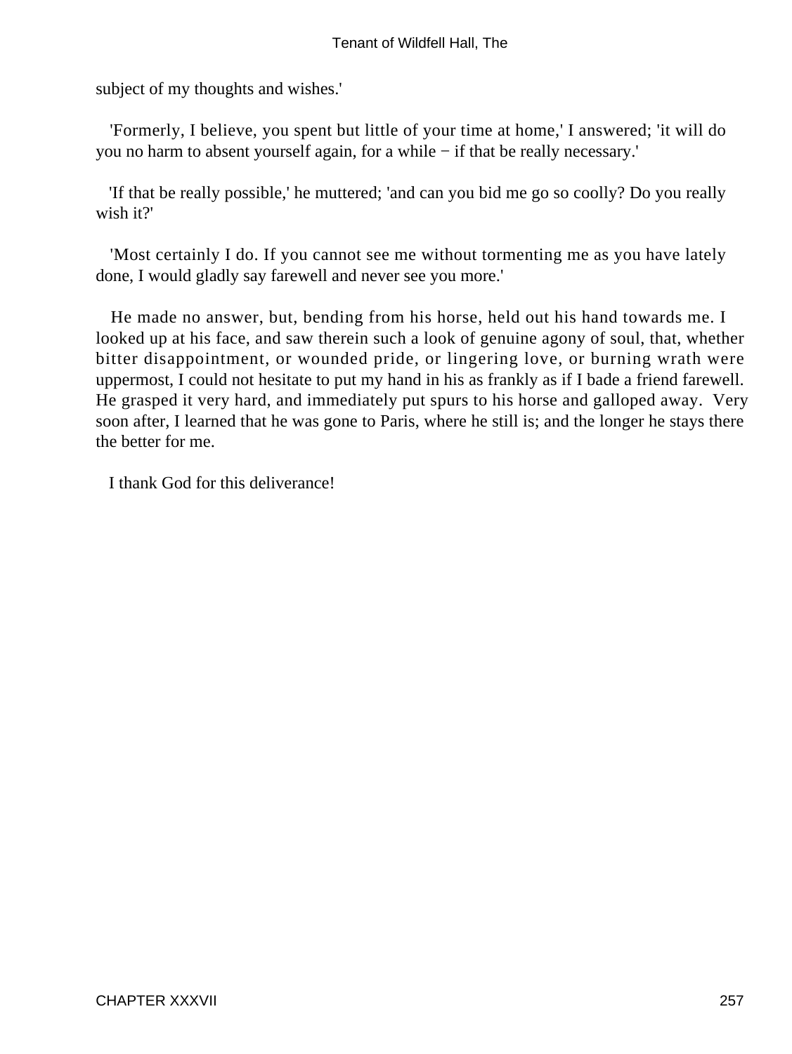subject of my thoughts and wishes.'

'Formerly, I believe, you spent but little of your time at home,' I answered; 'it will do you no harm to absent yourself again, for a while − if that be really necessary.'

'If that be really possible,' he muttered; 'and can you bid me go so coolly? Do you really wish it?'

'Most certainly I do. If you cannot see me without tormenting me as you have lately done, I would gladly say farewell and never see you more.'

He made no answer, but, bending from his horse, held out his hand towards me. I looked up at his face, and saw therein such a look of genuine agony of soul, that, whether bitter disappointment, or wounded pride, or lingering love, or burning wrath were uppermost, I could not hesitate to put my hand in his as frankly as if I bade a friend farewell. He grasped it very hard, and immediately put spurs to his horse and galloped away. Very soon after, I learned that he was gone to Paris, where he still is; and the longer he stays there the better for me.

I thank God for this deliverance!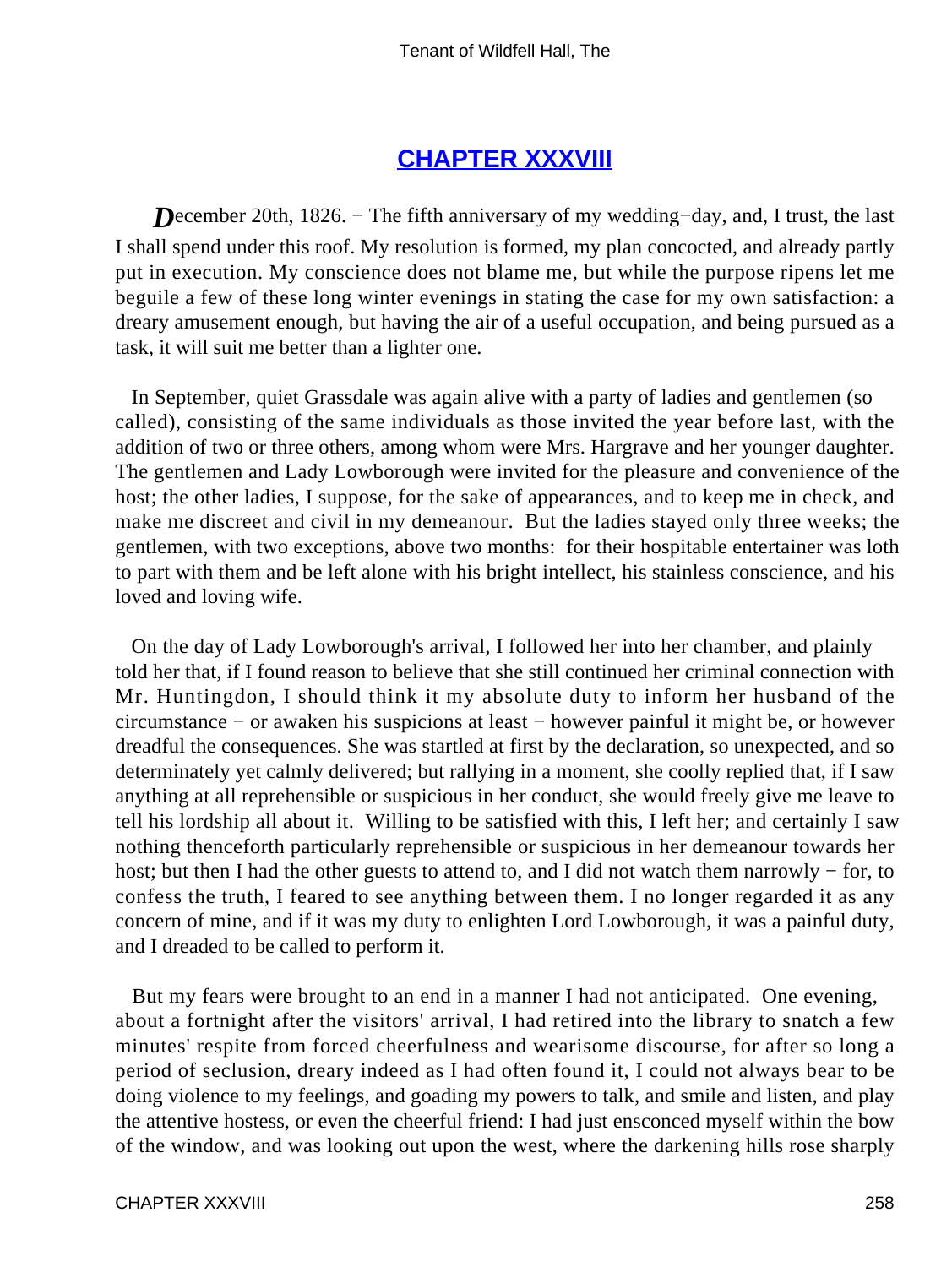## [CHAPTER XXXVIII]

*D*ecember 20th, 1826. − The fifth anniversary of my wedding−day, and, I trust, the last I shall spend under this roof. My resolution is formed, my plan concocted, and already partly put in execution. My conscience does not blame me, but while the purpose ripens let me beguile a few of these long winter evenings in stating the case for my own satisfaction: a dreary amusement enough, but having the air of a useful occupation, and being pursued as a task, it will suit me better than a lighter one.

In September, quiet Grassdale was again alive with a party of ladies and gentlemen (so called), consisting of the same individuals as those invited the year before last, with the addition of two or three others, among whom were Mrs. Hargrave and her younger daughter. The gentlemen and Lady Lowborough were invited for the pleasure and convenience of the host; the other ladies, I suppose, for the sake of appearances, and to keep me in check, and make me discreet and civil in my demeanour. But the ladies stayed only three weeks; the gentlemen, with two exceptions, above two months: for their hospitable entertainer was loth to part with them and be left alone with his bright intellect, his stainless conscience, and his loved and loving wife.

On the day of Lady Lowborough's arrival, I followed her into her chamber, and plainly told her that, if I found reason to believe that she still continued her criminal connection with Mr. Huntingdon, I should think it my absolute duty to inform her husband of the circumstance − or awaken his suspicions at least − however painful it might be, or however dreadful the consequences. She was startled at first by the declaration, so unexpected, and so determinately yet calmly delivered; but rallying in a moment, she coolly replied that, if I saw anything at all reprehensible or suspicious in her conduct, she would freely give me leave to tell his lordship all about it. Willing to be satisfied with this, I left her; and certainly I saw nothing thenceforth particularly reprehensible or suspicious in her demeanour towards her host; but then I had the other guests to attend to, and I did not watch them narrowly − for, to confess the truth, I feared to see anything between them. I no longer regarded it as any concern of mine, and if it was my duty to enlighten Lord Lowborough, it was a painful duty, and I dreaded to be called to perform it.

But my fears were brought to an end in a manner I had not anticipated. One evening, about a fortnight after the visitors' arrival, I had retired into the library to snatch a few minutes' respite from forced cheerfulness and wearisome discourse, for after so long a period of seclusion, dreary indeed as I had often found it, I could not always bear to be doing violence to my feelings, and goading my powers to talk, and smile and listen, and play the attentive hostess, or even the cheerful friend: I had just ensconced myself within the bow of the window, and was looking out upon the west, where the darkening hills rose sharply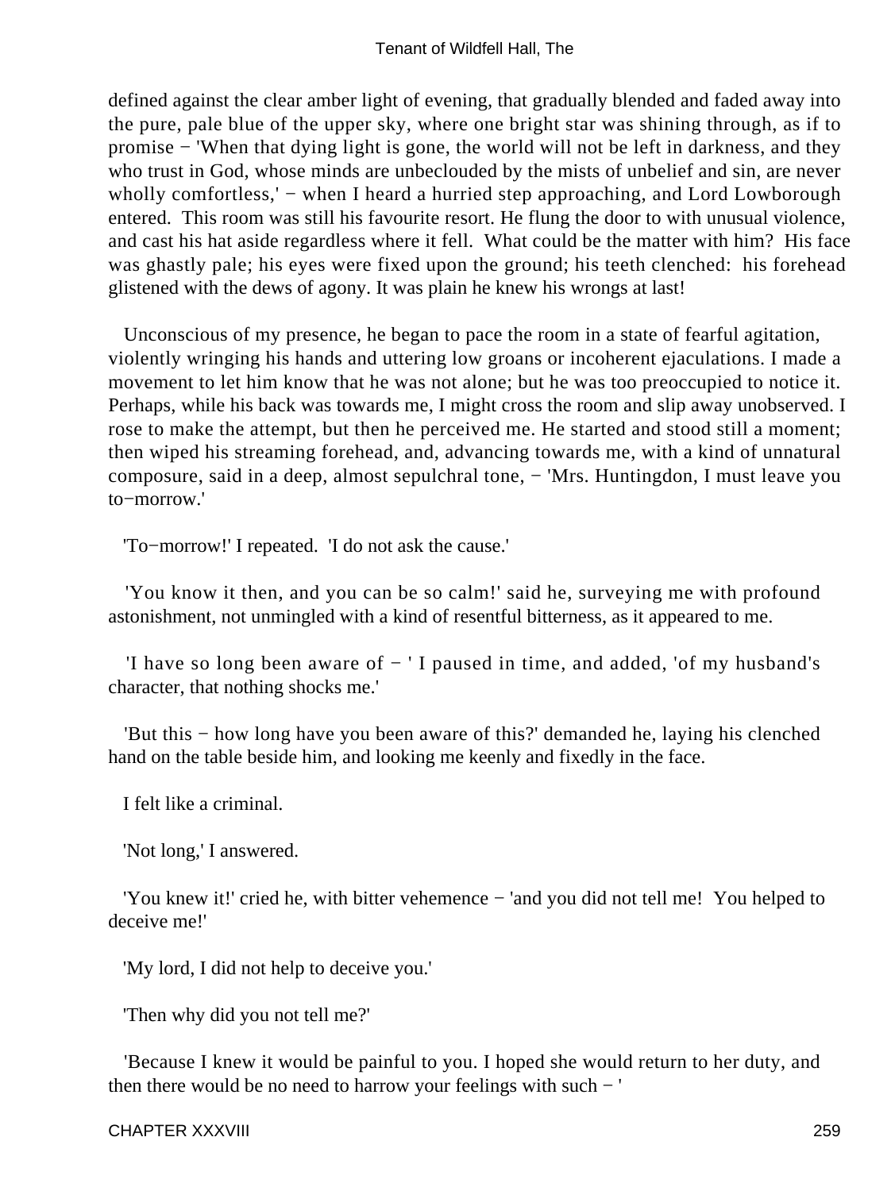defined against the clear amber light of evening, that gradually blended and faded away into the pure, pale blue of the upper sky, where one bright star was shining through, as if to promise − 'When that dying light is gone, the world will not be left in darkness, and they who trust in God, whose minds are unbeclouded by the mists of unbelief and sin, are never wholly comfortless,' − when I heard a hurried step approaching, and Lord Lowborough entered. This room was still his favourite resort. He flung the door to with unusual violence, and cast his hat aside regardless where it fell. What could be the matter with him? His face was ghastly pale; his eyes were fixed upon the ground; his teeth clenched: his forehead glistened with the dews of agony. It was plain he knew his wrongs at last!

Unconscious of my presence, he began to pace the room in a state of fearful agitation, violently wringing his hands and uttering low groans or incoherent ejaculations. I made a movement to let him know that he was not alone; but he was too preoccupied to notice it. Perhaps, while his back was towards me, I might cross the room and slip away unobserved. I rose to make the attempt, but then he perceived me. He started and stood still a moment; then wiped his streaming forehead, and, advancing towards me, with a kind of unnatural composure, said in a deep, almost sepulchral tone, − 'Mrs. Huntingdon, I must leave you to−morrow.'

'To−morrow!' I repeated. 'I do not ask the cause.'

'You know it then, and you can be so calm!' said he, surveying me with profound astonishment, not unmingled with a kind of resentful bitterness, as it appeared to me.

'I have so long been aware of − ' I paused in time, and added, 'of my husband's character, that nothing shocks me.'

'But this − how long have you been aware of this?' demanded he, laying his clenched hand on the table beside him, and looking me keenly and fixedly in the face.

I felt like a criminal.

'Not long,' I answered.

'You knew it!' cried he, with bitter vehemence − 'and you did not tell me! You helped to deceive me!'

'My lord, I did not help to deceive you.'

'Then why did you not tell me?'

'Because I knew it would be painful to you. I hoped she would return to her duty, and then there would be no need to harrow your feelings with such − '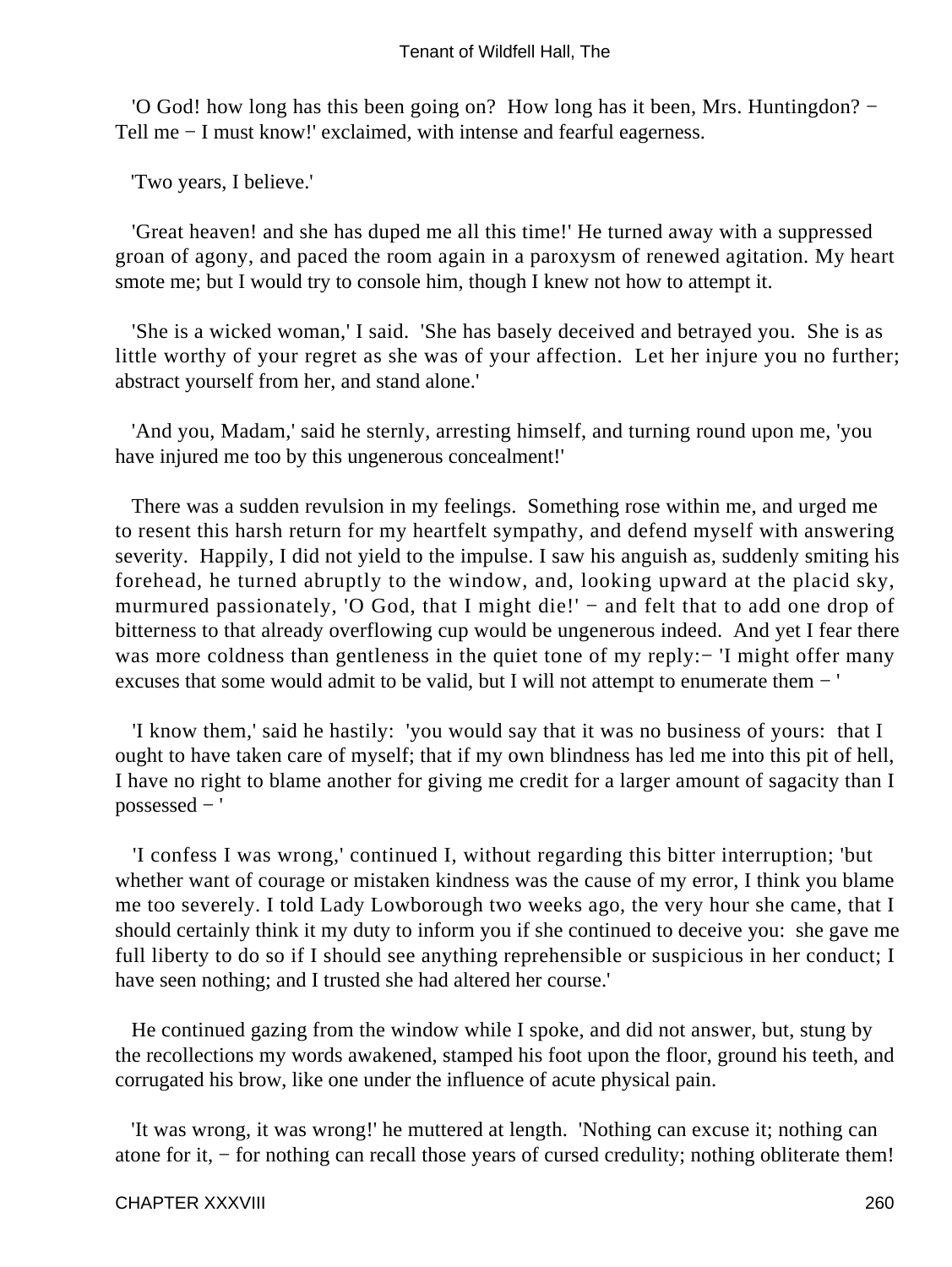'O God! how long has this been going on? How long has it been, Mrs. Huntingdon? − Tell me − I must know!' exclaimed, with intense and fearful eagerness.

'Two years, I believe.'

'Great heaven! and she has duped me all this time!' He turned away with a suppressed groan of agony, and paced the room again in a paroxysm of renewed agitation. My heart smote me; but I would try to console him, though I knew not how to attempt it.

'She is a wicked woman,' I said. 'She has basely deceived and betrayed you. She is as little worthy of your regret as she was of your affection. Let her injure you no further; abstract yourself from her, and stand alone.'

'And you, Madam,' said he sternly, arresting himself, and turning round upon me, 'you have injured me too by this ungenerous concealment!'

There was a sudden revulsion in my feelings. Something rose within me, and urged me to resent this harsh return for my heartfelt sympathy, and defend myself with answering severity. Happily, I did not yield to the impulse. I saw his anguish as, suddenly smiting his forehead, he turned abruptly to the window, and, looking upward at the placid sky, murmured passionately, 'O God, that I might die!' − and felt that to add one drop of bitterness to that already overflowing cup would be ungenerous indeed. And yet I fear there was more coldness than gentleness in the quiet tone of my reply:− 'I might offer many excuses that some would admit to be valid, but I will not attempt to enumerate them − '

'I know them,' said he hastily: 'you would say that it was no business of yours: that I ought to have taken care of myself; that if my own blindness has led me into this pit of hell, I have no right to blame another for giving me credit for a larger amount of sagacity than I possessed − '

'I confess I was wrong,' continued I, without regarding this bitter interruption; 'but whether want of courage or mistaken kindness was the cause of my error, I think you blame me too severely. I told Lady Lowborough two weeks ago, the very hour she came, that I should certainly think it my duty to inform you if she continued to deceive you: she gave me full liberty to do so if I should see anything reprehensible or suspicious in her conduct; I have seen nothing; and I trusted she had altered her course.'

He continued gazing from the window while I spoke, and did not answer, but, stung by the recollections my words awakened, stamped his foot upon the floor, ground his teeth, and corrugated his brow, like one under the influence of acute physical pain.

'It was wrong, it was wrong!' he muttered at length. 'Nothing can excuse it; nothing can atone for it, − for nothing can recall those years of cursed credulity; nothing obliterate them!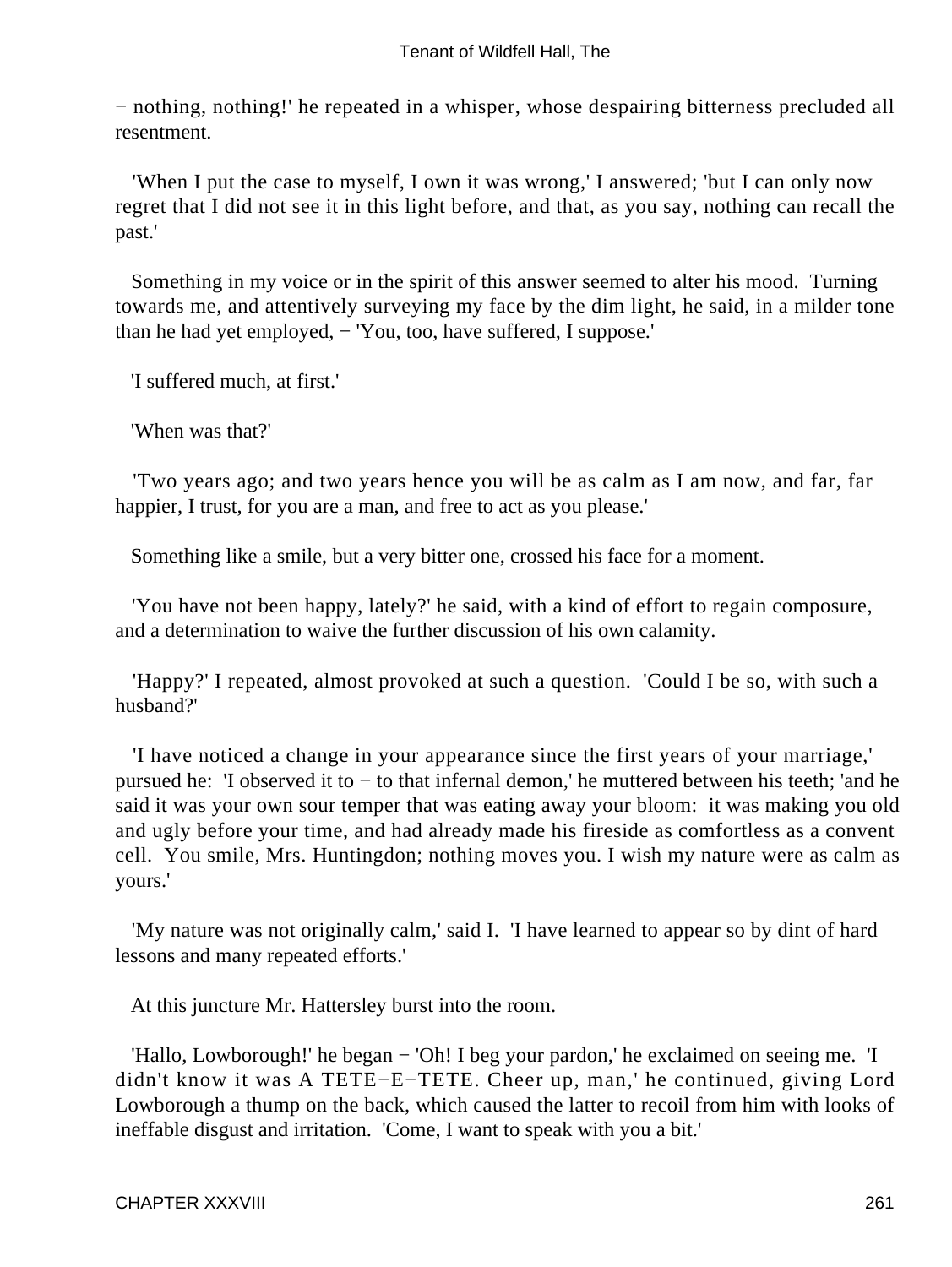− nothing, nothing!' he repeated in a whisper, whose despairing bitterness precluded all resentment.

'When I put the case to myself, I own it was wrong,' I answered; 'but I can only now regret that I did not see it in this light before, and that, as you say, nothing can recall the past.'

Something in my voice or in the spirit of this answer seemed to alter his mood. Turning towards me, and attentively surveying my face by the dim light, he said, in a milder tone than he had yet employed, − 'You, too, have suffered, I suppose.'

'I suffered much, at first.'

'When was that?'

'Two years ago; and two years hence you will be as calm as I am now, and far, far happier, I trust, for you are a man, and free to act as you please.'

Something like a smile, but a very bitter one, crossed his face for a moment.

'You have not been happy, lately?' he said, with a kind of effort to regain composure, and a determination to waive the further discussion of his own calamity.

'Happy?' I repeated, almost provoked at such a question. 'Could I be so, with such a husband?'

'I have noticed a change in your appearance since the first years of your marriage,' pursued he: 'I observed it to − to that infernal demon,' he muttered between his teeth; 'and he said it was your own sour temper that was eating away your bloom: it was making you old and ugly before your time, and had already made his fireside as comfortless as a convent cell. You smile, Mrs. Huntingdon; nothing moves you. I wish my nature were as calm as yours.'

'My nature was not originally calm,' said I. 'I have learned to appear so by dint of hard lessons and many repeated efforts.'

At this juncture Mr. Hattersley burst into the room.

'Hallo, Lowborough!' he began − 'Oh! I beg your pardon,' he exclaimed on seeing me. 'I didn't know it was A TETE−E−TETE. Cheer up, man,' he continued, giving Lord Lowborough a thump on the back, which caused the latter to recoil from him with looks of ineffable disgust and irritation. 'Come, I want to speak with you a bit.'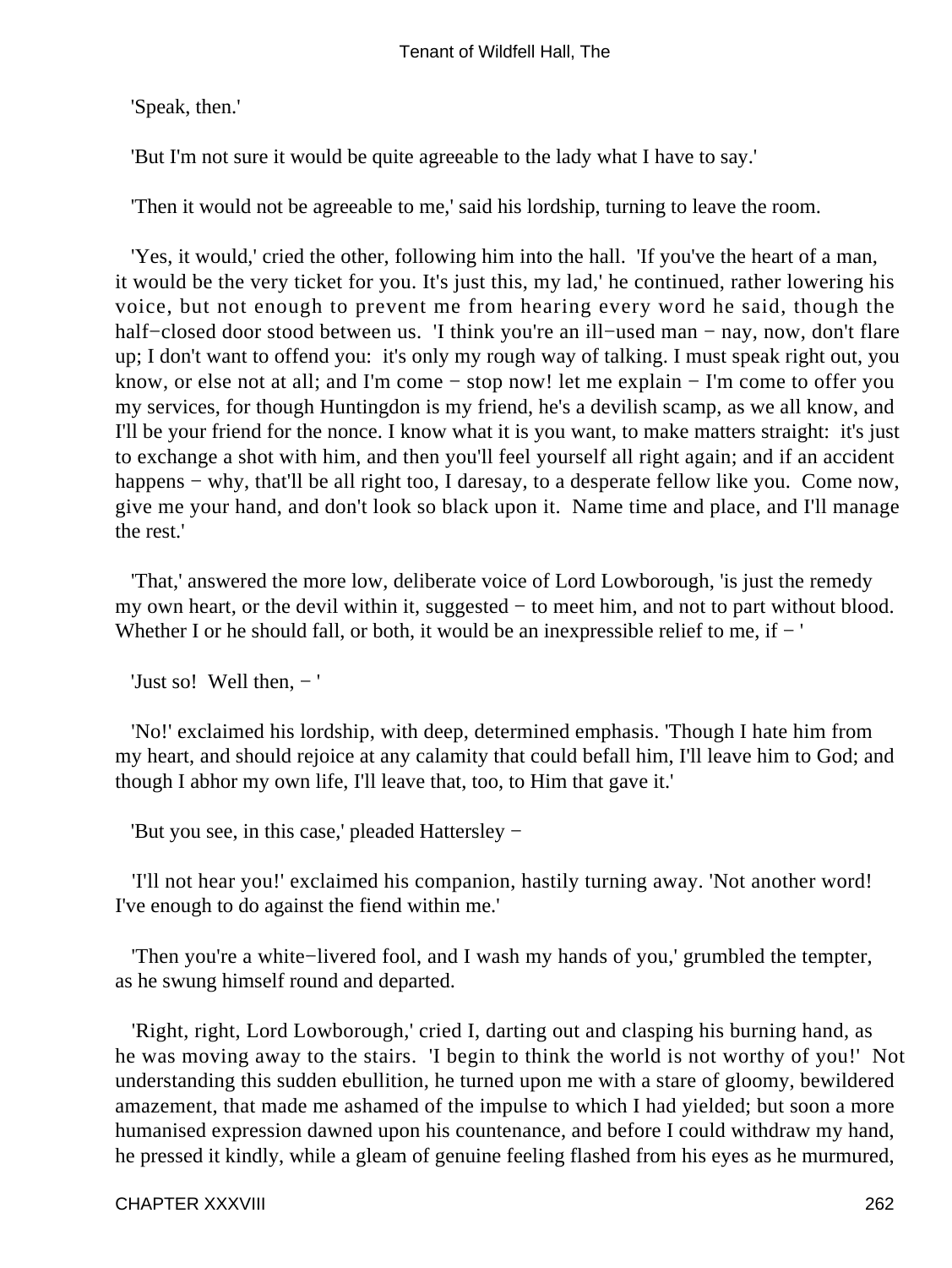'Speak, then.'

'But I'm not sure it would be quite agreeable to the lady what I have to say.'

'Then it would not be agreeable to me,' said his lordship, turning to leave the room.

'Yes, it would,' cried the other, following him into the hall. 'If you've the heart of a man, it would be the very ticket for you. It's just this, my lad,' he continued, rather lowering his voice, but not enough to prevent me from hearing every word he said, though the half−closed door stood between us. 'I think you're an ill−used man − nay, now, don't flare up; I don't want to offend you: it's only my rough way of talking. I must speak right out, you know, or else not at all; and I'm come − stop now! let me explain − I'm come to offer you my services, for though Huntingdon is my friend, he's a devilish scamp, as we all know, and I'll be your friend for the nonce. I know what it is you want, to make matters straight: it's just to exchange a shot with him, and then you'll feel yourself all right again; and if an accident happens − why, that'll be all right too, I daresay, to a desperate fellow like you. Come now, give me your hand, and don't look so black upon it. Name time and place, and I'll manage the rest.'

'That,' answered the more low, deliberate voice of Lord Lowborough, 'is just the remedy my own heart, or the devil within it, suggested − to meet him, and not to part without blood. Whether I or he should fall, or both, it would be an inexpressible relief to me, if − '

'Just so! Well then, − '

'No!' exclaimed his lordship, with deep, determined emphasis. 'Though I hate him from my heart, and should rejoice at any calamity that could befall him, I'll leave him to God; and though I abhor my own life, I'll leave that, too, to Him that gave it.'

'But you see, in this case,' pleaded Hattersley −

'I'll not hear you!' exclaimed his companion, hastily turning away. 'Not another word! I've enough to do against the fiend within me.'

'Then you're a white−livered fool, and I wash my hands of you,' grumbled the tempter, as he swung himself round and departed.

'Right, right, Lord Lowborough,' cried I, darting out and clasping his burning hand, as he was moving away to the stairs. 'I begin to think the world is not worthy of you!' Not understanding this sudden ebullition, he turned upon me with a stare of gloomy, bewildered amazement, that made me ashamed of the impulse to which I had yielded; but soon a more humanised expression dawned upon his countenance, and before I could withdraw my hand, he pressed it kindly, while a gleam of genuine feeling flashed from his eyes as he murmured,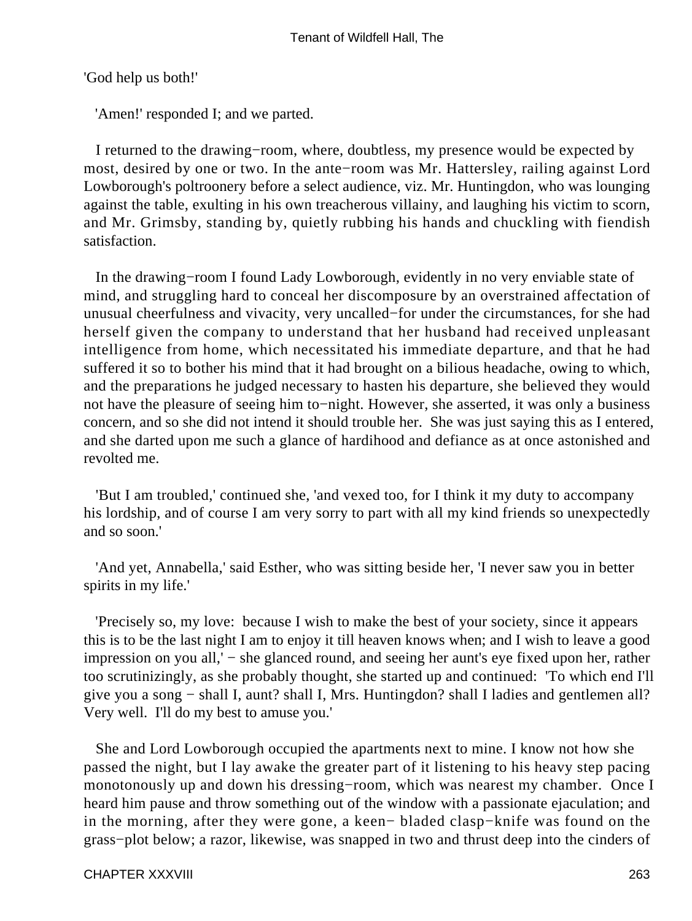'God help us both!'

'Amen!' responded I; and we parted.

I returned to the drawing−room, where, doubtless, my presence would be expected by most, desired by one or two. In the ante−room was Mr. Hattersley, railing against Lord Lowborough's poltroonery before a select audience, viz. Mr. Huntingdon, who was lounging against the table, exulting in his own treacherous villainy, and laughing his victim to scorn, and Mr. Grimsby, standing by, quietly rubbing his hands and chuckling with fiendish satisfaction.

In the drawing−room I found Lady Lowborough, evidently in no very enviable state of mind, and struggling hard to conceal her discomposure by an overstrained affectation of unusual cheerfulness and vivacity, very uncalled−for under the circumstances, for she had herself given the company to understand that her husband had received unpleasant intelligence from home, which necessitated his immediate departure, and that he had suffered it so to bother his mind that it had brought on a bilious headache, owing to which, and the preparations he judged necessary to hasten his departure, she believed they would not have the pleasure of seeing him to−night. However, she asserted, it was only a business concern, and so she did not intend it should trouble her. She was just saying this as I entered, and she darted upon me such a glance of hardihood and defiance as at once astonished and revolted me.

'But I am troubled,' continued she, 'and vexed too, for I think it my duty to accompany his lordship, and of course I am very sorry to part with all my kind friends so unexpectedly and so soon.'

'And yet, Annabella,' said Esther, who was sitting beside her, 'I never saw you in better spirits in my life.'

'Precisely so, my love: because I wish to make the best of your society, since it appears this is to be the last night I am to enjoy it till heaven knows when; and I wish to leave a good impression on you all,' − she glanced round, and seeing her aunt's eye fixed upon her, rather too scrutinizingly, as she probably thought, she started up and continued: 'To which end I'll give you a song − shall I, aunt? shall I, Mrs. Huntingdon? shall I ladies and gentlemen all? Very well. I'll do my best to amuse you.'

She and Lord Lowborough occupied the apartments next to mine. I know not how she passed the night, but I lay awake the greater part of it listening to his heavy step pacing monotonously up and down his dressing−room, which was nearest my chamber. Once I heard him pause and throw something out of the window with a passionate ejaculation; and in the morning, after they were gone, a keen− bladed clasp−knife was found on the grass−plot below; a razor, likewise, was snapped in two and thrust deep into the cinders of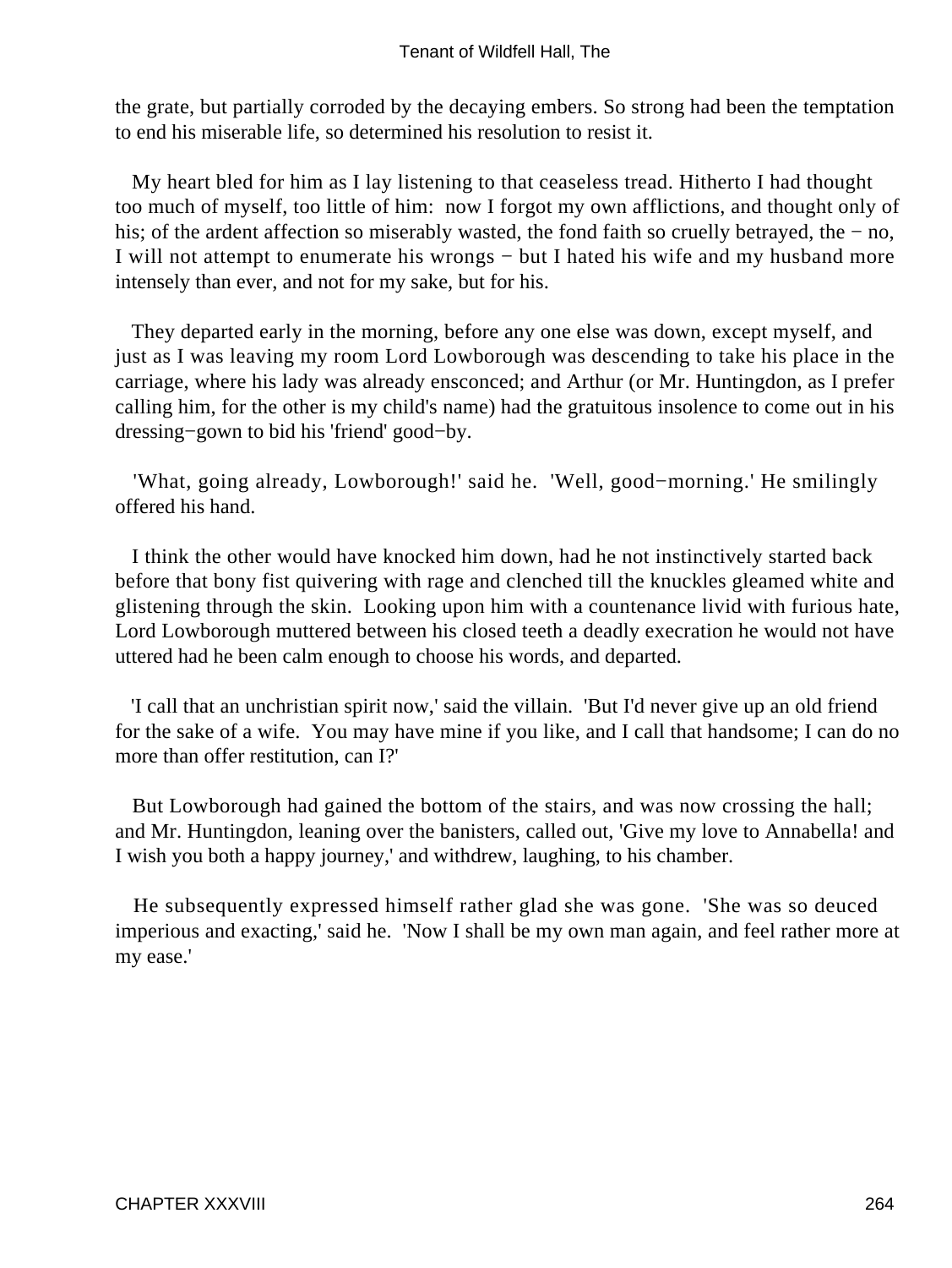the grate, but partially corroded by the decaying embers. So strong had been the temptation to end his miserable life, so determined his resolution to resist it.

My heart bled for him as I lay listening to that ceaseless tread. Hitherto I had thought too much of myself, too little of him: now I forgot my own afflictions, and thought only of his; of the ardent affection so miserably wasted, the fond faith so cruelly betrayed, the − no, I will not attempt to enumerate his wrongs − but I hated his wife and my husband more intensely than ever, and not for my sake, but for his.

They departed early in the morning, before any one else was down, except myself, and just as I was leaving my room Lord Lowborough was descending to take his place in the carriage, where his lady was already ensconced; and Arthur (or Mr. Huntingdon, as I prefer calling him, for the other is my child's name) had the gratuitous insolence to come out in his dressing−gown to bid his 'friend' good−by.

'What, going already, Lowborough!' said he. 'Well, good−morning.' He smilingly offered his hand.

I think the other would have knocked him down, had he not instinctively started back before that bony fist quivering with rage and clenched till the knuckles gleamed white and glistening through the skin. Looking upon him with a countenance livid with furious hate, Lord Lowborough muttered between his closed teeth a deadly execration he would not have uttered had he been calm enough to choose his words, and departed.

'I call that an unchristian spirit now,' said the villain. 'But I'd never give up an old friend for the sake of a wife. You may have mine if you like, and I call that handsome; I can do no more than offer restitution, can I?'

But Lowborough had gained the bottom of the stairs, and was now crossing the hall; and Mr. Huntingdon, leaning over the banisters, called out, 'Give my love to Annabella! and I wish you both a happy journey,' and withdrew, laughing, to his chamber.

He subsequently expressed himself rather glad she was gone. 'She was so deuced imperious and exacting,' said he. 'Now I shall be my own man again, and feel rather more at my ease.'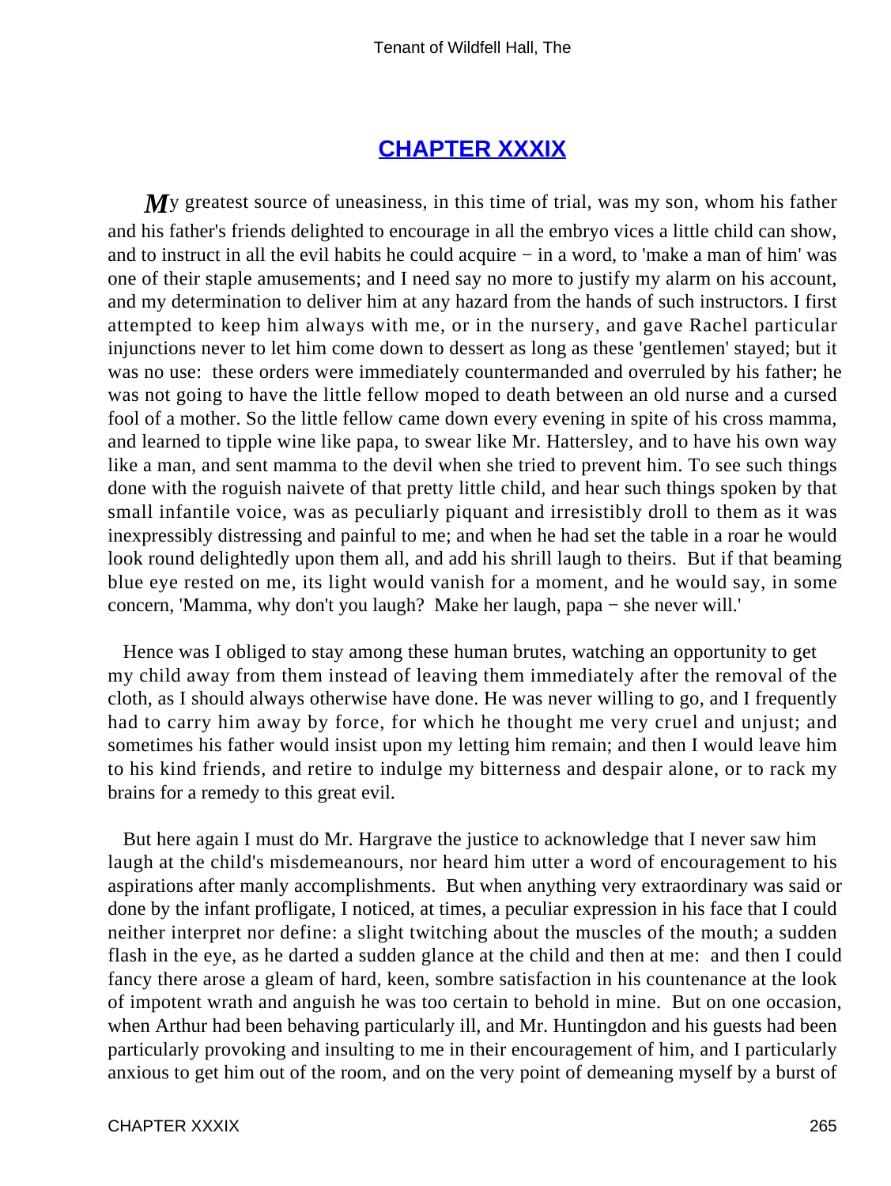## CHAPTER XXXIX

*M*y greatest source of uneasiness, in this time of trial, was my son, whom his father and his father's friends delighted to encourage in all the embryo vices a little child can show, and to instruct in all the evil habits he could acquire − in a word, to 'make a man of him' was one of their staple amusements; and I need say no more to justify my alarm on his account, and my determination to deliver him at any hazard from the hands of such instructors. I first attempted to keep him always with me, or in the nursery, and gave Rachel particular injunctions never to let him come down to dessert as long as these 'gentlemen' stayed; but it was no use: these orders were immediately countermanded and overruled by his father; he was not going to have the little fellow moped to death between an old nurse and a cursed fool of a mother. So the little fellow came down every evening in spite of his cross mamma, and learned to tipple wine like papa, to swear like Mr. Hattersley, and to have his own way like a man, and sent mamma to the devil when she tried to prevent him. To see such things done with the roguish naivete of that pretty little child, and hear such things spoken by that small infantile voice, was as peculiarly piquant and irresistibly droll to them as it was inexpressibly distressing and painful to me; and when he had set the table in a roar he would look round delightedly upon them all, and add his shrill laugh to theirs. But if that beaming blue eye rested on me, its light would vanish for a moment, and he would say, in some concern, 'Mamma, why don't you laugh? Make her laugh, papa − she never will.'

Hence was I obliged to stay among these human brutes, watching an opportunity to get my child away from them instead of leaving them immediately after the removal of the cloth, as I should always otherwise have done. He was never willing to go, and I frequently had to carry him away by force, for which he thought me very cruel and unjust; and sometimes his father would insist upon my letting him remain; and then I would leave him to his kind friends, and retire to indulge my bitterness and despair alone, or to rack my brains for a remedy to this great evil.

But here again I must do Mr. Hargrave the justice to acknowledge that I never saw him laugh at the child's misdemeanours, nor heard him utter a word of encouragement to his aspirations after manly accomplishments. But when anything very extraordinary was said or done by the infant profligate, I noticed, at times, a peculiar expression in his face that I could neither interpret nor define: a slight twitching about the muscles of the mouth; a sudden flash in the eye, as he darted a sudden glance at the child and then at me: and then I could fancy there arose a gleam of hard, keen, sombre satisfaction in his countenance at the look of impotent wrath and anguish he was too certain to behold in mine. But on one occasion, when Arthur had been behaving particularly ill, and Mr. Huntingdon and his guests had been particularly provoking and insulting to me in their encouragement of him, and I particularly anxious to get him out of the room, and on the very point of demeaning myself by a burst of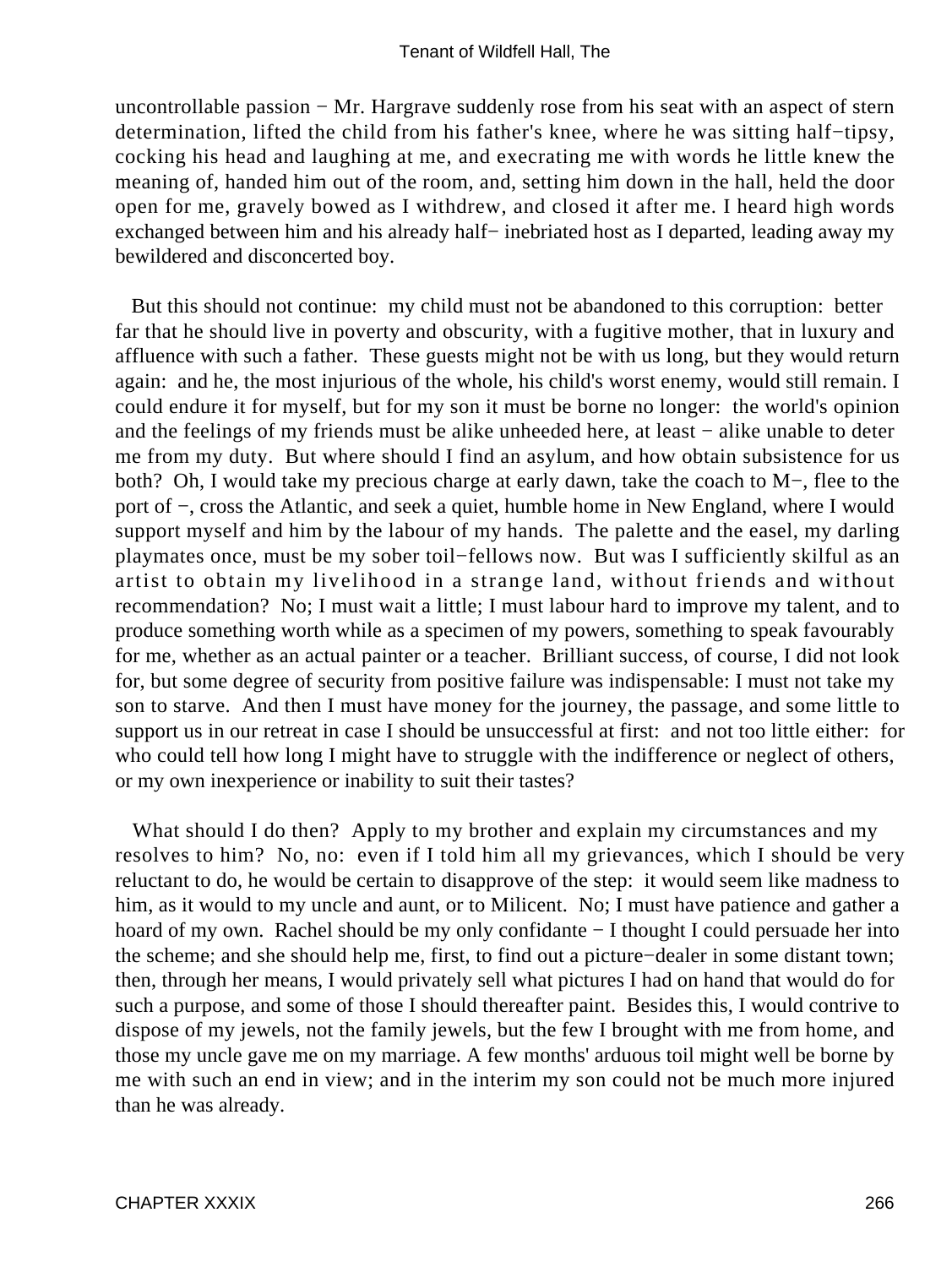uncontrollable passion − Mr. Hargrave suddenly rose from his seat with an aspect of stern determination, lifted the child from his father's knee, where he was sitting half−tipsy, cocking his head and laughing at me, and execrating me with words he little knew the meaning of, handed him out of the room, and, setting him down in the hall, held the door open for me, gravely bowed as I withdrew, and closed it after me. I heard high words exchanged between him and his already half− inebriated host as I departed, leading away my bewildered and disconcerted boy.

But this should not continue: my child must not be abandoned to this corruption: better far that he should live in poverty and obscurity, with a fugitive mother, that in luxury and affluence with such a father. These guests might not be with us long, but they would return again: and he, the most injurious of the whole, his child's worst enemy, would still remain. I could endure it for myself, but for my son it must be borne no longer: the world's opinion and the feelings of my friends must be alike unheeded here, at least − alike unable to deter me from my duty. But where should I find an asylum, and how obtain subsistence for us both? Oh, I would take my precious charge at early dawn, take the coach to M−, flee to the port of −, cross the Atlantic, and seek a quiet, humble home in New England, where I would support myself and him by the labour of my hands. The palette and the easel, my darling playmates once, must be my sober toil−fellows now. But was I sufficiently skilful as an artist to obtain my livelihood in a strange land, without friends and without recommendation? No; I must wait a little; I must labour hard to improve my talent, and to produce something worth while as a specimen of my powers, something to speak favourably for me, whether as an actual painter or a teacher. Brilliant success, of course, I did not look for, but some degree of security from positive failure was indispensable: I must not take my son to starve. And then I must have money for the journey, the passage, and some little to support us in our retreat in case I should be unsuccessful at first: and not too little either: for who could tell how long I might have to struggle with the indifference or neglect of others, or my own inexperience or inability to suit their tastes?

What should I do then? Apply to my brother and explain my circumstances and my resolves to him? No, no: even if I told him all my grievances, which I should be very reluctant to do, he would be certain to disapprove of the step: it would seem like madness to him, as it would to my uncle and aunt, or to Milicent. No; I must have patience and gather a hoard of my own. Rachel should be my only confidante − I thought I could persuade her into the scheme; and she should help me, first, to find out a picture−dealer in some distant town; then, through her means, I would privately sell what pictures I had on hand that would do for such a purpose, and some of those I should thereafter paint. Besides this, I would contrive to dispose of my jewels, not the family jewels, but the few I brought with me from home, and those my uncle gave me on my marriage. A few months' arduous toil might well be borne by me with such an end in view; and in the interim my son could not be much more injured than he was already.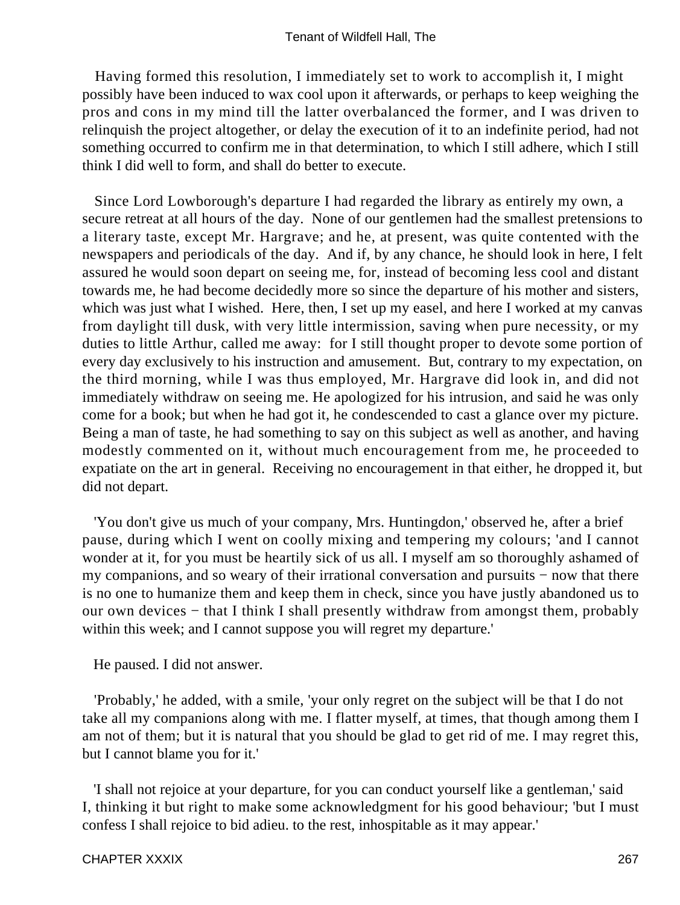Having formed this resolution, I immediately set to work to accomplish it, I might possibly have been induced to wax cool upon it afterwards, or perhaps to keep weighing the pros and cons in my mind till the latter overbalanced the former, and I was driven to relinquish the project altogether, or delay the execution of it to an indefinite period, had not something occurred to confirm me in that determination, to which I still adhere, which I still think I did well to form, and shall do better to execute.

Since Lord Lowborough's departure I had regarded the library as entirely my own, a secure retreat at all hours of the day. None of our gentlemen had the smallest pretensions to a literary taste, except Mr. Hargrave; and he, at present, was quite contented with the newspapers and periodicals of the day. And if, by any chance, he should look in here, I felt assured he would soon depart on seeing me, for, instead of becoming less cool and distant towards me, he had become decidedly more so since the departure of his mother and sisters, which was just what I wished. Here, then, I set up my easel, and here I worked at my canvas from daylight till dusk, with very little intermission, saving when pure necessity, or my duties to little Arthur, called me away: for I still thought proper to devote some portion of every day exclusively to his instruction and amusement. But, contrary to my expectation, on the third morning, while I was thus employed, Mr. Hargrave did look in, and did not immediately withdraw on seeing me. He apologized for his intrusion, and said he was only come for a book; but when he had got it, he condescended to cast a glance over my picture. Being a man of taste, he had something to say on this subject as well as another, and having modestly commented on it, without much encouragement from me, he proceeded to expatiate on the art in general. Receiving no encouragement in that either, he dropped it, but did not depart.

'You don't give us much of your company, Mrs. Huntingdon,' observed he, after a brief pause, during which I went on coolly mixing and tempering my colours; 'and I cannot wonder at it, for you must be heartily sick of us all. I myself am so thoroughly ashamed of my companions, and so weary of their irrational conversation and pursuits − now that there is no one to humanize them and keep them in check, since you have justly abandoned us to our own devices − that I think I shall presently withdraw from amongst them, probably within this week; and I cannot suppose you will regret my departure.'

He paused. I did not answer.

'Probably,' he added, with a smile, 'your only regret on the subject will be that I do not take all my companions along with me. I flatter myself, at times, that though among them I am not of them; but it is natural that you should be glad to get rid of me. I may regret this, but I cannot blame you for it.'

'I shall not rejoice at your departure, for you can conduct yourself like a gentleman,' said I, thinking it but right to make some acknowledgment for his good behaviour; 'but I must confess I shall rejoice to bid adieu. to the rest, inhospitable as it may appear.'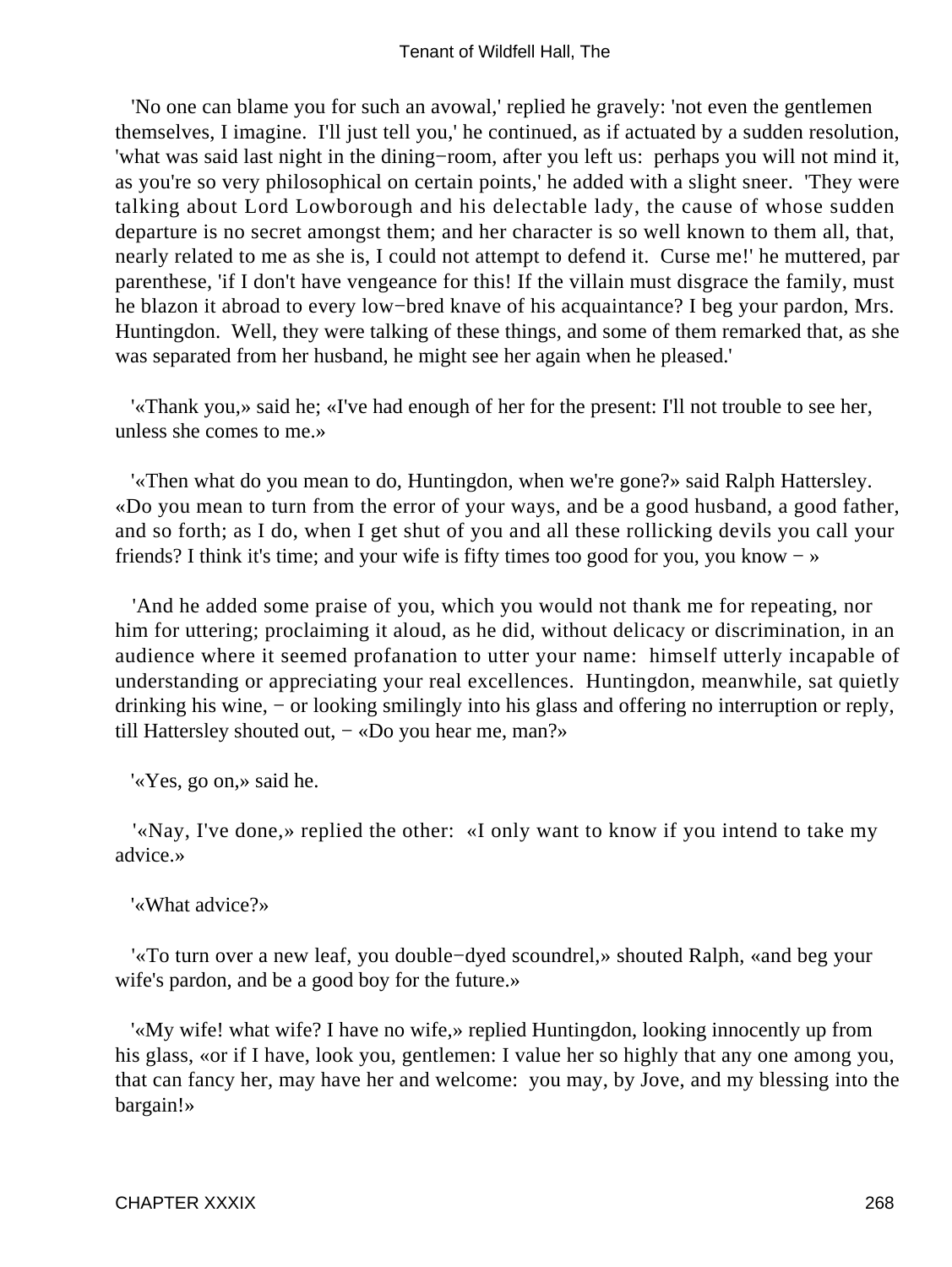'No one can blame you for such an avowal,' replied he gravely: 'not even the gentlemen themselves, I imagine. I'll just tell you,' he continued, as if actuated by a sudden resolution, 'what was said last night in the dining−room, after you left us: perhaps you will not mind it, as you're so very philosophical on certain points,' he added with a slight sneer. 'They were talking about Lord Lowborough and his delectable lady, the cause of whose sudden departure is no secret amongst them; and her character is so well known to them all, that, nearly related to me as she is, I could not attempt to defend it. Curse me!' he muttered, par parenthese, 'if I don't have vengeance for this! If the villain must disgrace the family, must he blazon it abroad to every low−bred knave of his acquaintance? I beg your pardon, Mrs. Huntingdon. Well, they were talking of these things, and some of them remarked that, as she was separated from her husband, he might see her again when he pleased.'

'«Thank you,» said he; «I've had enough of her for the present: I'll not trouble to see her, unless she comes to me.»

'«Then what do you mean to do, Huntingdon, when we're gone?» said Ralph Hattersley. «Do you mean to turn from the error of your ways, and be a good husband, a good father, and so forth; as I do, when I get shut of you and all these rollicking devils you call your friends? I think it's time; and your wife is fifty times too good for you, you know − »

'And he added some praise of you, which you would not thank me for repeating, nor him for uttering; proclaiming it aloud, as he did, without delicacy or discrimination, in an audience where it seemed profanation to utter your name: himself utterly incapable of understanding or appreciating your real excellences. Huntingdon, meanwhile, sat quietly drinking his wine, − or looking smilingly into his glass and offering no interruption or reply, till Hattersley shouted out, − «Do you hear me, man?»

'«Yes, go on,» said he.

'«Nay, I've done,» replied the other: «I only want to know if you intend to take my advice.»

'«What advice?»

'«To turn over a new leaf, you double−dyed scoundrel,» shouted Ralph, «and beg your wife's pardon, and be a good boy for the future.»

'«My wife! what wife? I have no wife,» replied Huntingdon, looking innocently up from his glass, «or if I have, look you, gentlemen: I value her so highly that any one among you, that can fancy her, may have her and welcome: you may, by Jove, and my blessing into the bargain!»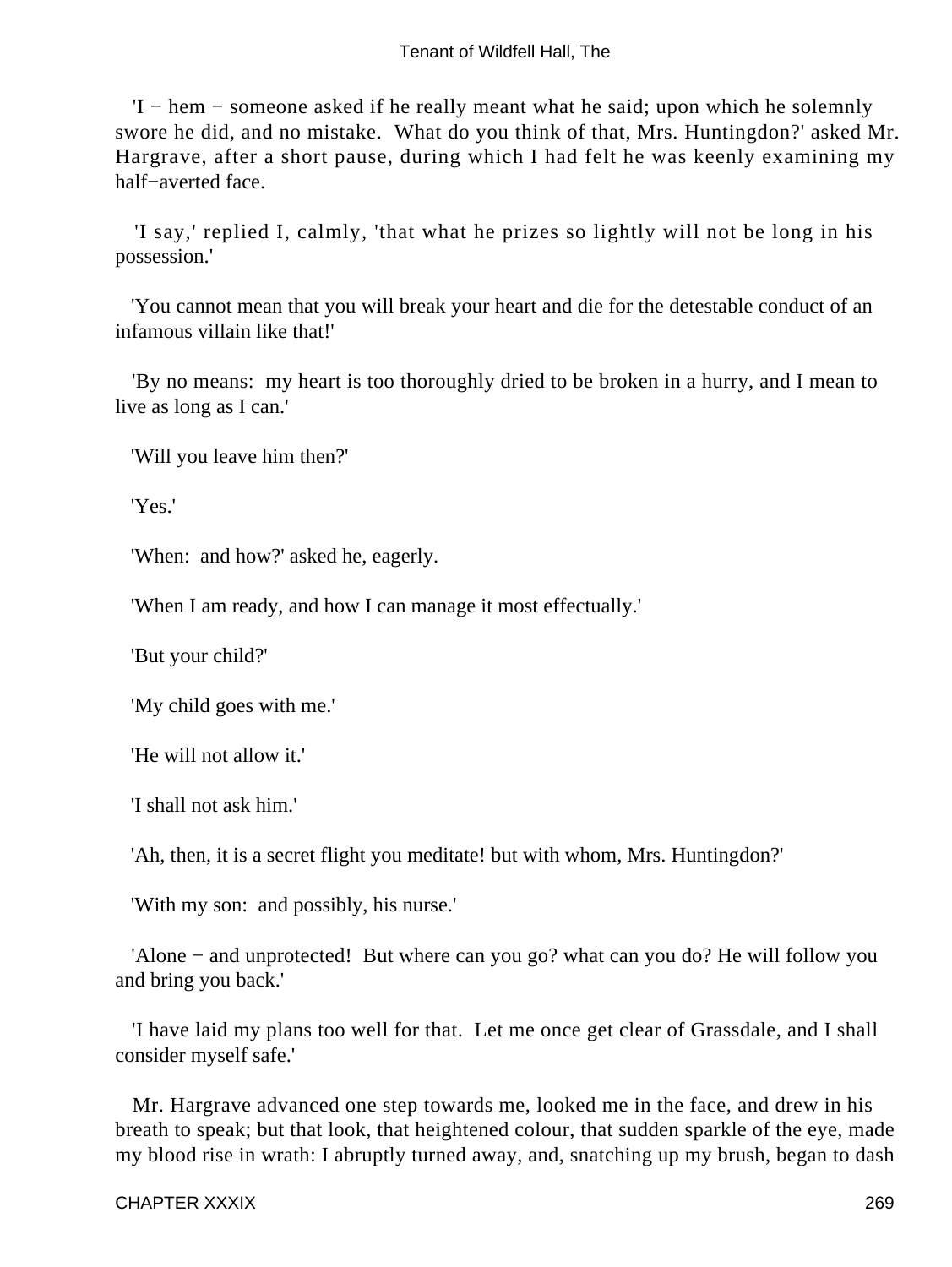'I − hem − someone asked if he really meant what he said; upon which he solemnly swore he did, and no mistake. What do you think of that, Mrs. Huntingdon?' asked Mr. Hargrave, after a short pause, during which I had felt he was keenly examining my half−averted face.

'I say,' replied I, calmly, 'that what he prizes so lightly will not be long in his possession.'

'You cannot mean that you will break your heart and die for the detestable conduct of an infamous villain like that!'

'By no means: my heart is too thoroughly dried to be broken in a hurry, and I mean to live as long as I can.'

'Will you leave him then?'

'Yes.'

'When: and how?' asked he, eagerly.

'When I am ready, and how I can manage it most effectually.'

'But your child?'

'My child goes with me.'

'He will not allow it.'

'I shall not ask him.'

'Ah, then, it is a secret flight you meditate! but with whom, Mrs. Huntingdon?'

'With my son: and possibly, his nurse.'

'Alone − and unprotected! But where can you go? what can you do? He will follow you and bring you back.'

'I have laid my plans too well for that. Let me once get clear of Grassdale, and I shall consider myself safe.'

Mr. Hargrave advanced one step towards me, looked me in the face, and drew in his breath to speak; but that look, that heightened colour, that sudden sparkle of the eye, made my blood rise in wrath: I abruptly turned away, and, snatching up my brush, began to dash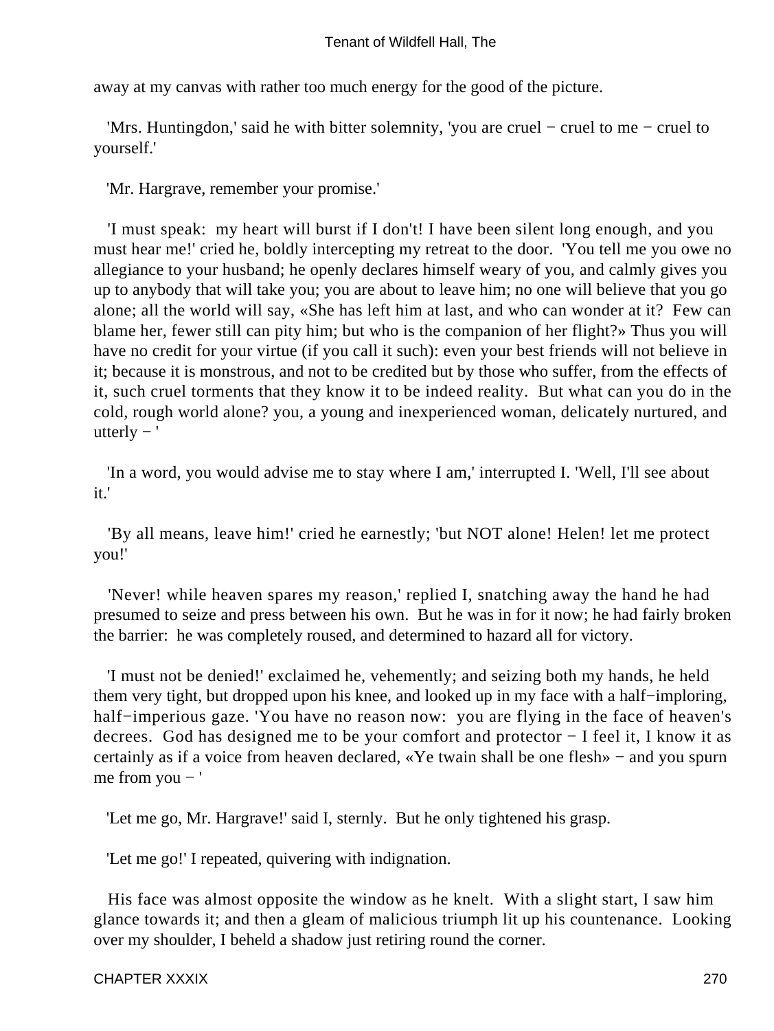away at my canvas with rather too much energy for the good of the picture.

'Mrs. Huntingdon,' said he with bitter solemnity, 'you are cruel − cruel to me − cruel to yourself.'

'Mr. Hargrave, remember your promise.'

'I must speak: my heart will burst if I don't! I have been silent long enough, and you must hear me!' cried he, boldly intercepting my retreat to the door. 'You tell me you owe no allegiance to your husband; he openly declares himself weary of you, and calmly gives you up to anybody that will take you; you are about to leave him; no one will believe that you go alone; all the world will say, «She has left him at last, and who can wonder at it? Few can blame her, fewer still can pity him; but who is the companion of her flight?» Thus you will have no credit for your virtue (if you call it such): even your best friends will not believe in it; because it is monstrous, and not to be credited but by those who suffer, from the effects of it, such cruel torments that they know it to be indeed reality. But what can you do in the cold, rough world alone? you, a young and inexperienced woman, delicately nurtured, and utterly − '

'In a word, you would advise me to stay where I am,' interrupted I. 'Well, I'll see about it.'

'By all means, leave him!' cried he earnestly; 'but NOT alone! Helen! let me protect you!'

'Never! while heaven spares my reason,' replied I, snatching away the hand he had presumed to seize and press between his own. But he was in for it now; he had fairly broken the barrier: he was completely roused, and determined to hazard all for victory.

'I must not be denied!' exclaimed he, vehemently; and seizing both my hands, he held them very tight, but dropped upon his knee, and looked up in my face with a half−imploring, half−imperious gaze. 'You have no reason now: you are flying in the face of heaven's decrees. God has designed me to be your comfort and protector − I feel it, I know it as certainly as if a voice from heaven declared, «Ye twain shall be one flesh» − and you spurn me from you − '

'Let me go, Mr. Hargrave!' said I, sternly. But he only tightened his grasp.

'Let me go!' I repeated, quivering with indignation.

His face was almost opposite the window as he knelt. With a slight start, I saw him glance towards it; and then a gleam of malicious triumph lit up his countenance. Looking over my shoulder, I beheld a shadow just retiring round the corner.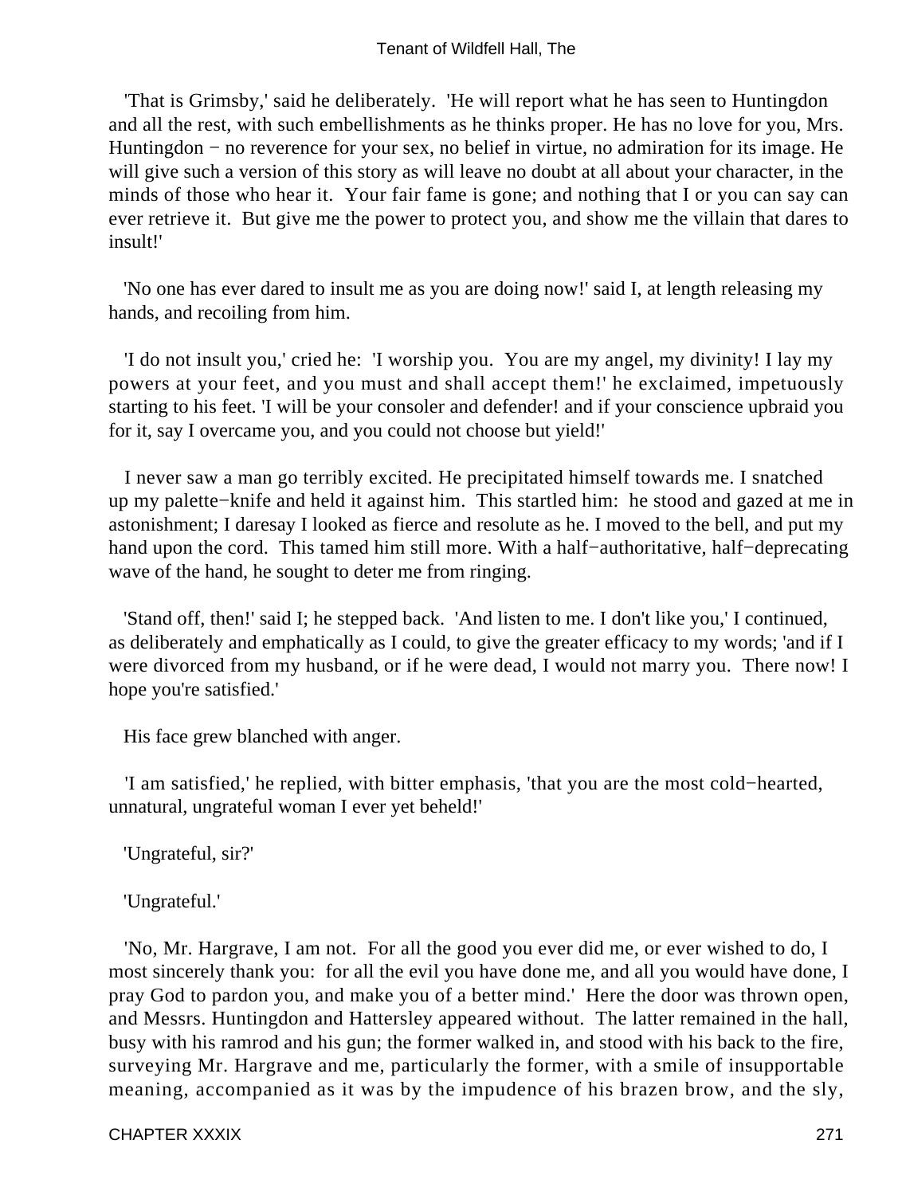'That is Grimsby,' said he deliberately. 'He will report what he has seen to Huntingdon and all the rest, with such embellishments as he thinks proper. He has no love for you, Mrs. Huntingdon − no reverence for your sex, no belief in virtue, no admiration for its image. He will give such a version of this story as will leave no doubt at all about your character, in the minds of those who hear it. Your fair fame is gone; and nothing that I or you can say can ever retrieve it. But give me the power to protect you, and show me the villain that dares to insult!'

'No one has ever dared to insult me as you are doing now!' said I, at length releasing my hands, and recoiling from him.

'I do not insult you,' cried he: 'I worship you. You are my angel, my divinity! I lay my powers at your feet, and you must and shall accept them!' he exclaimed, impetuously starting to his feet. 'I will be your consoler and defender! and if your conscience upbraid you for it, say I overcame you, and you could not choose but yield!'

I never saw a man go terribly excited. He precipitated himself towards me. I snatched up my palette−knife and held it against him. This startled him: he stood and gazed at me in astonishment; I daresay I looked as fierce and resolute as he. I moved to the bell, and put my hand upon the cord. This tamed him still more. With a half−authoritative, half−deprecating wave of the hand, he sought to deter me from ringing.

'Stand off, then!' said I; he stepped back. 'And listen to me. I don't like you,' I continued, as deliberately and emphatically as I could, to give the greater efficacy to my words; 'and if I were divorced from my husband, or if he were dead, I would not marry you. There now! I hope you're satisfied.'

His face grew blanched with anger.

'I am satisfied,' he replied, with bitter emphasis, 'that you are the most cold−hearted, unnatural, ungrateful woman I ever yet beheld!'

'Ungrateful, sir?'

'Ungrateful.'

'No, Mr. Hargrave, I am not. For all the good you ever did me, or ever wished to do, I most sincerely thank you: for all the evil you have done me, and all you would have done, I pray God to pardon you, and make you of a better mind.' Here the door was thrown open, and Messrs. Huntingdon and Hattersley appeared without. The latter remained in the hall, busy with his ramrod and his gun; the former walked in, and stood with his back to the fire, surveying Mr. Hargrave and me, particularly the former, with a smile of insupportable meaning, accompanied as it was by the impudence of his brazen brow, and the sly,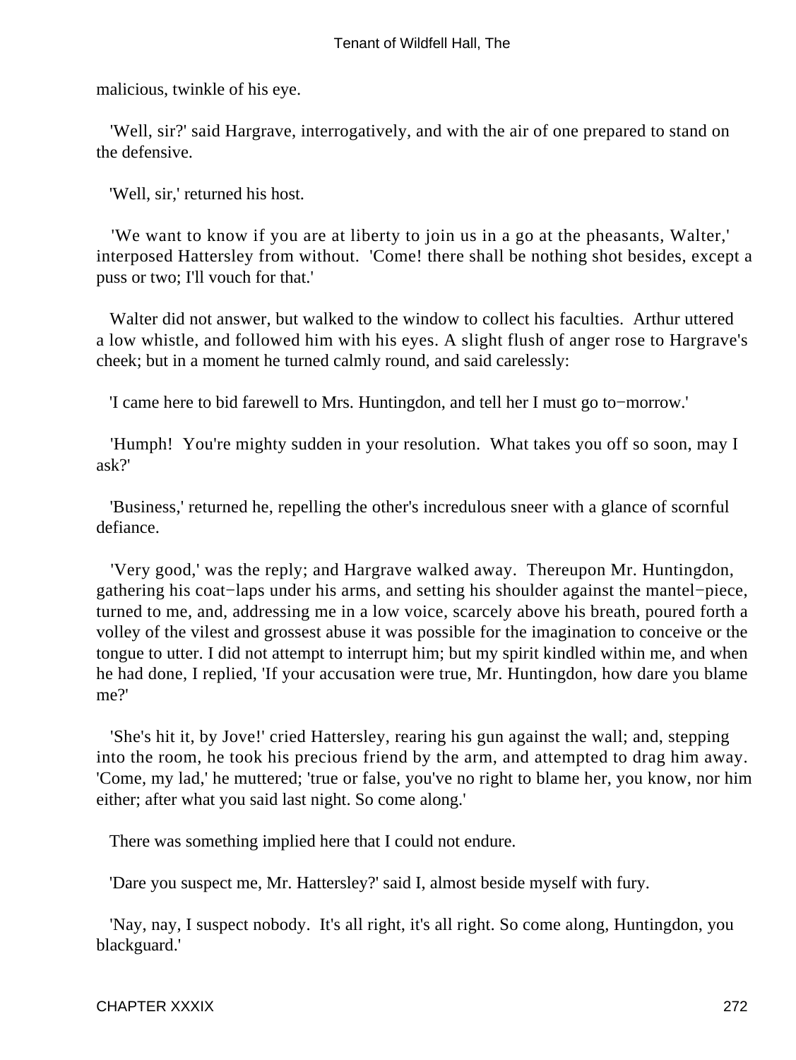malicious, twinkle of his eye.

'Well, sir?' said Hargrave, interrogatively, and with the air of one prepared to stand on the defensive.

'Well, sir,' returned his host.

'We want to know if you are at liberty to join us in a go at the pheasants, Walter,' interposed Hattersley from without. 'Come! there shall be nothing shot besides, except a puss or two; I'll vouch for that.'

Walter did not answer, but walked to the window to collect his faculties. Arthur uttered a low whistle, and followed him with his eyes. A slight flush of anger rose to Hargrave's cheek; but in a moment he turned calmly round, and said carelessly:

'I came here to bid farewell to Mrs. Huntingdon, and tell her I must go to−morrow.'

'Humph! You're mighty sudden in your resolution. What takes you off so soon, may I ask?'

'Business,' returned he, repelling the other's incredulous sneer with a glance of scornful defiance.

'Very good,' was the reply; and Hargrave walked away. Thereupon Mr. Huntingdon, gathering his coat−laps under his arms, and setting his shoulder against the mantel−piece, turned to me, and, addressing me in a low voice, scarcely above his breath, poured forth a volley of the vilest and grossest abuse it was possible for the imagination to conceive or the tongue to utter. I did not attempt to interrupt him; but my spirit kindled within me, and when he had done, I replied, 'If your accusation were true, Mr. Huntingdon, how dare you blame me?'

'She's hit it, by Jove!' cried Hattersley, rearing his gun against the wall; and, stepping into the room, he took his precious friend by the arm, and attempted to drag him away. 'Come, my lad,' he muttered; 'true or false, you've no right to blame her, you know, nor him either; after what you said last night. So come along.'

There was something implied here that I could not endure.

'Dare you suspect me, Mr. Hattersley?' said I, almost beside myself with fury.

'Nay, nay, I suspect nobody. It's all right, it's all right. So come along, Huntingdon, you blackguard.'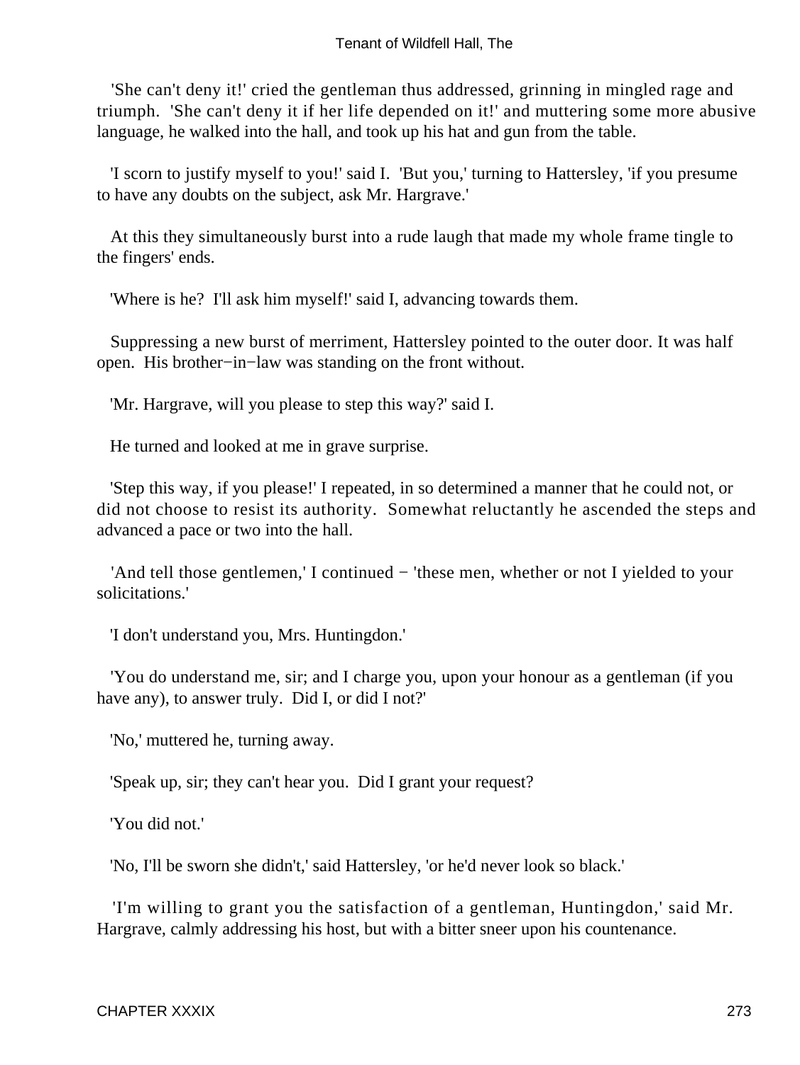'She can't deny it!' cried the gentleman thus addressed, grinning in mingled rage and triumph. 'She can't deny it if her life depended on it!' and muttering some more abusive language, he walked into the hall, and took up his hat and gun from the table.

'I scorn to justify myself to you!' said I. 'But you,' turning to Hattersley, 'if you presume to have any doubts on the subject, ask Mr. Hargrave.'

At this they simultaneously burst into a rude laugh that made my whole frame tingle to the fingers' ends.

'Where is he? I'll ask him myself!' said I, advancing towards them.

Suppressing a new burst of merriment, Hattersley pointed to the outer door. It was half open. His brother−in−law was standing on the front without.

'Mr. Hargrave, will you please to step this way?' said I.

He turned and looked at me in grave surprise.

'Step this way, if you please!' I repeated, in so determined a manner that he could not, or did not choose to resist its authority. Somewhat reluctantly he ascended the steps and advanced a pace or two into the hall.

'And tell those gentlemen,' I continued − 'these men, whether or not I yielded to your solicitations.'

'I don't understand you, Mrs. Huntingdon.'

'You do understand me, sir; and I charge you, upon your honour as a gentleman (if you have any), to answer truly. Did I, or did I not?'

'No,' muttered he, turning away.

'Speak up, sir; they can't hear you. Did I grant your request?

'You did not.'

'No, I'll be sworn she didn't,' said Hattersley, 'or he'd never look so black.'

'I'm willing to grant you the satisfaction of a gentleman, Huntingdon,' said Mr. Hargrave, calmly addressing his host, but with a bitter sneer upon his countenance.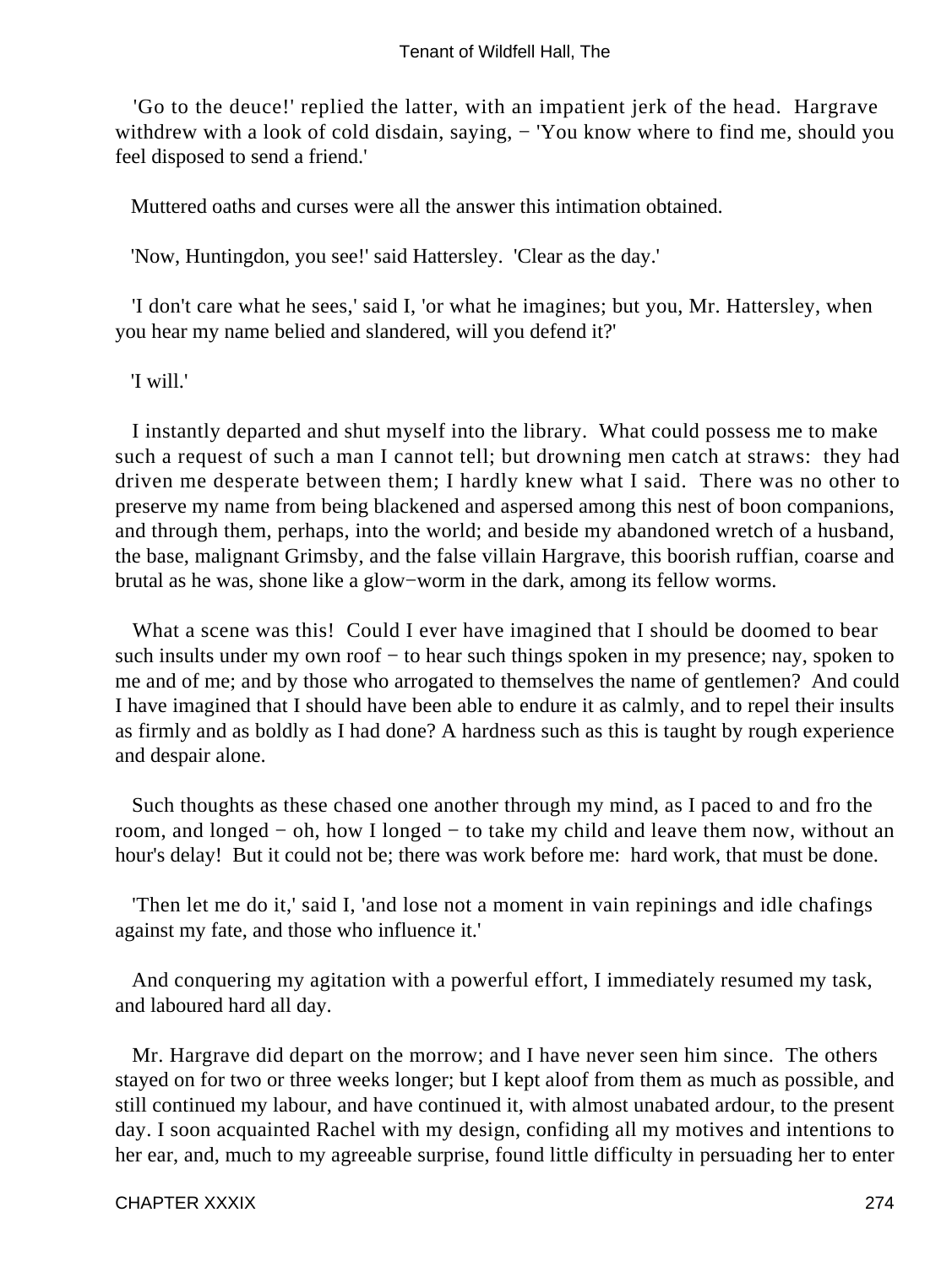'Go to the deuce!' replied the latter, with an impatient jerk of the head. Hargrave withdrew with a look of cold disdain, saying, − 'You know where to find me, should you feel disposed to send a friend.'

Muttered oaths and curses were all the answer this intimation obtained.

'Now, Huntingdon, you see!' said Hattersley. 'Clear as the day.'

'I don't care what he sees,' said I, 'or what he imagines; but you, Mr. Hattersley, when you hear my name belied and slandered, will you defend it?'

'I will.'

I instantly departed and shut myself into the library. What could possess me to make such a request of such a man I cannot tell; but drowning men catch at straws: they had driven me desperate between them; I hardly knew what I said. There was no other to preserve my name from being blackened and aspersed among this nest of boon companions, and through them, perhaps, into the world; and beside my abandoned wretch of a husband, the base, malignant Grimsby, and the false villain Hargrave, this boorish ruffian, coarse and brutal as he was, shone like a glow−worm in the dark, among its fellow worms.

What a scene was this! Could I ever have imagined that I should be doomed to bear such insults under my own roof − to hear such things spoken in my presence; nay, spoken to me and of me; and by those who arrogated to themselves the name of gentlemen? And could I have imagined that I should have been able to endure it as calmly, and to repel their insults as firmly and as boldly as I had done? A hardness such as this is taught by rough experience and despair alone.

Such thoughts as these chased one another through my mind, as I paced to and fro the room, and longed − oh, how I longed − to take my child and leave them now, without an hour's delay! But it could not be; there was work before me: hard work, that must be done.

'Then let me do it,' said I, 'and lose not a moment in vain repinings and idle chafings against my fate, and those who influence it.'

And conquering my agitation with a powerful effort, I immediately resumed my task, and laboured hard all day.

Mr. Hargrave did depart on the morrow; and I have never seen him since. The others stayed on for two or three weeks longer; but I kept aloof from them as much as possible, and still continued my labour, and have continued it, with almost unabated ardour, to the present day. I soon acquainted Rachel with my design, confiding all my motives and intentions to her ear, and, much to my agreeable surprise, found little difficulty in persuading her to enter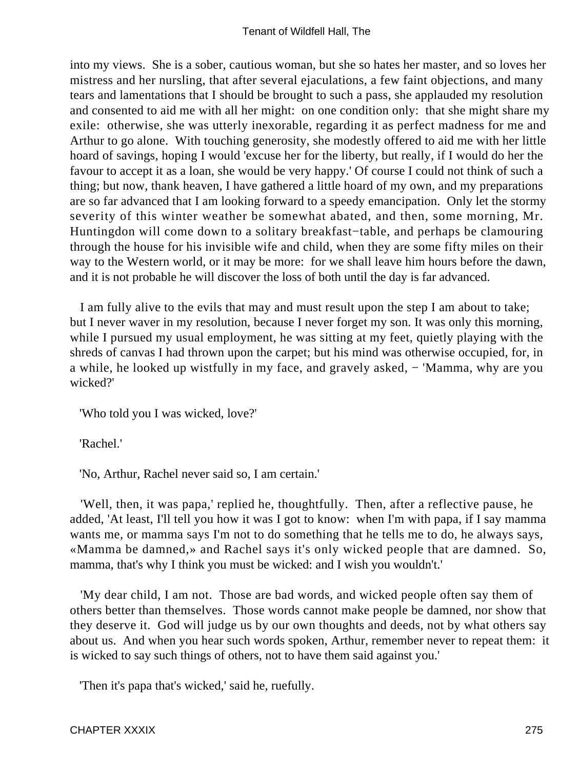into my views. She is a sober, cautious woman, but she so hates her master, and so loves her mistress and her nursling, that after several ejaculations, a few faint objections, and many tears and lamentations that I should be brought to such a pass, she applauded my resolution and consented to aid me with all her might: on one condition only: that she might share my exile: otherwise, she was utterly inexorable, regarding it as perfect madness for me and Arthur to go alone. With touching generosity, she modestly offered to aid me with her little hoard of savings, hoping I would 'excuse her for the liberty, but really, if I would do her the favour to accept it as a loan, she would be very happy.' Of course I could not think of such a thing; but now, thank heaven, I have gathered a little hoard of my own, and my preparations are so far advanced that I am looking forward to a speedy emancipation. Only let the stormy severity of this winter weather be somewhat abated, and then, some morning, Mr. Huntingdon will come down to a solitary breakfast−table, and perhaps be clamouring through the house for his invisible wife and child, when they are some fifty miles on their way to the Western world, or it may be more: for we shall leave him hours before the dawn, and it is not probable he will discover the loss of both until the day is far advanced.

I am fully alive to the evils that may and must result upon the step I am about to take; but I never waver in my resolution, because I never forget my son. It was only this morning, while I pursued my usual employment, he was sitting at my feet, quietly playing with the shreds of canvas I had thrown upon the carpet; but his mind was otherwise occupied, for, in a while, he looked up wistfully in my face, and gravely asked, − 'Mamma, why are you wicked?'

'Who told you I was wicked, love?'

'Rachel.'

'No, Arthur, Rachel never said so, I am certain.'

'Well, then, it was papa,' replied he, thoughtfully. Then, after a reflective pause, he added, 'At least, I'll tell you how it was I got to know: when I'm with papa, if I say mamma wants me, or mamma says I'm not to do something that he tells me to do, he always says, «Mamma be damned,» and Rachel says it's only wicked people that are damned. So, mamma, that's why I think you must be wicked: and I wish you wouldn't.'

'My dear child, I am not. Those are bad words, and wicked people often say them of others better than themselves. Those words cannot make people be damned, nor show that they deserve it. God will judge us by our own thoughts and deeds, not by what others say about us. And when you hear such words spoken, Arthur, remember never to repeat them: it is wicked to say such things of others, not to have them said against you.'

'Then it's papa that's wicked,' said he, ruefully.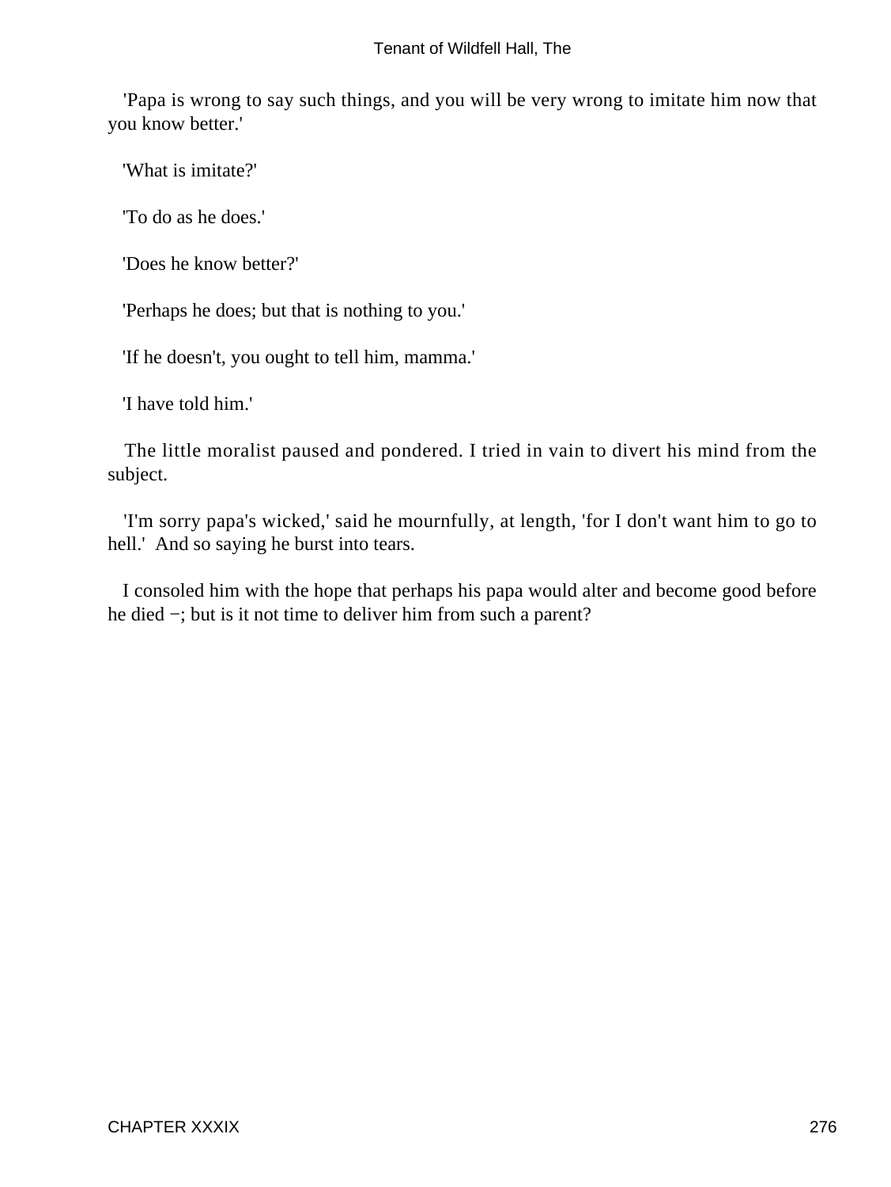'Papa is wrong to say such things, and you will be very wrong to imitate him now that you know better.'

'What is imitate?'

'To do as he does.'

'Does he know better?'

'Perhaps he does; but that is nothing to you.'

'If he doesn't, you ought to tell him, mamma.'

'I have told him.'

The little moralist paused and pondered. I tried in vain to divert his mind from the subject.

'I'm sorry papa's wicked,' said he mournfully, at length, 'for I don't want him to go to hell.' And so saying he burst into tears.

I consoled him with the hope that perhaps his papa would alter and become good before he died −; but is it not time to deliver him from such a parent?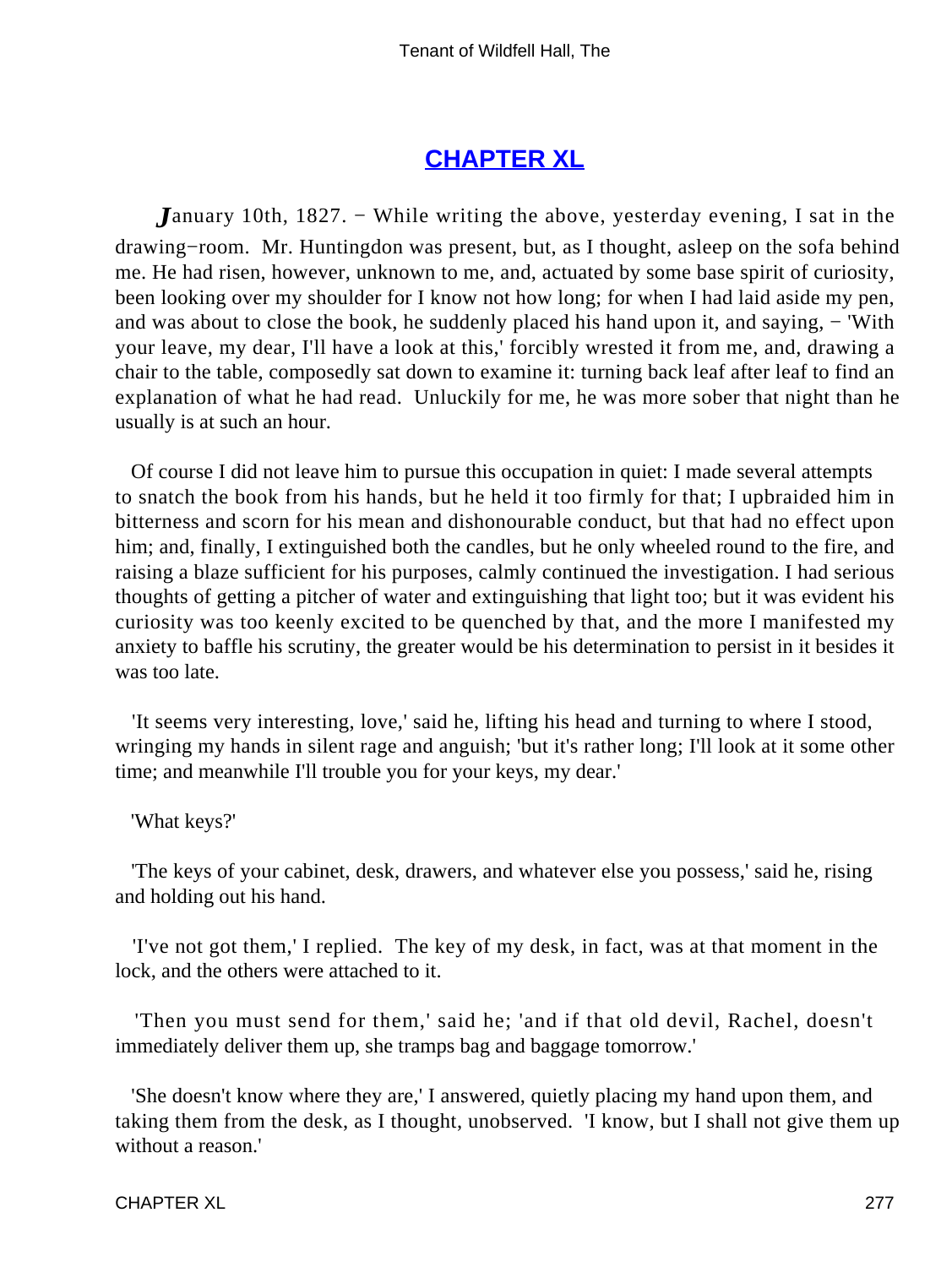## CHAPTER XL

*J*anuary 10th, 1827. − While writing the above, yesterday evening, I sat in the drawing−room. Mr. Huntingdon was present, but, as I thought, asleep on the sofa behind me. He had risen, however, unknown to me, and, actuated by some base spirit of curiosity, been looking over my shoulder for I know not how long; for when I had laid aside my pen, and was about to close the book, he suddenly placed his hand upon it, and saying, − 'With your leave, my dear, I'll have a look at this,' forcibly wrested it from me, and, drawing a chair to the table, composedly sat down to examine it: turning back leaf after leaf to find an explanation of what he had read. Unluckily for me, he was more sober that night than he usually is at such an hour.

Of course I did not leave him to pursue this occupation in quiet: I made several attempts to snatch the book from his hands, but he held it too firmly for that; I upbraided him in bitterness and scorn for his mean and dishonourable conduct, but that had no effect upon him; and, finally, I extinguished both the candles, but he only wheeled round to the fire, and raising a blaze sufficient for his purposes, calmly continued the investigation. I had serious thoughts of getting a pitcher of water and extinguishing that light too; but it was evident his curiosity was too keenly excited to be quenched by that, and the more I manifested my anxiety to baffle his scrutiny, the greater would be his determination to persist in it besides it was too late.

'It seems very interesting, love,' said he, lifting his head and turning to where I stood, wringing my hands in silent rage and anguish; 'but it's rather long; I'll look at it some other time; and meanwhile I'll trouble you for your keys, my dear.'

'What keys?'

'The keys of your cabinet, desk, drawers, and whatever else you possess,' said he, rising and holding out his hand.

'I've not got them,' I replied. The key of my desk, in fact, was at that moment in the lock, and the others were attached to it.

'Then you must send for them,' said he; 'and if that old devil, Rachel, doesn't immediately deliver them up, she tramps bag and baggage tomorrow.'

'She doesn't know where they are,' I answered, quietly placing my hand upon them, and taking them from the desk, as I thought, unobserved. 'I know, but I shall not give them up without a reason.'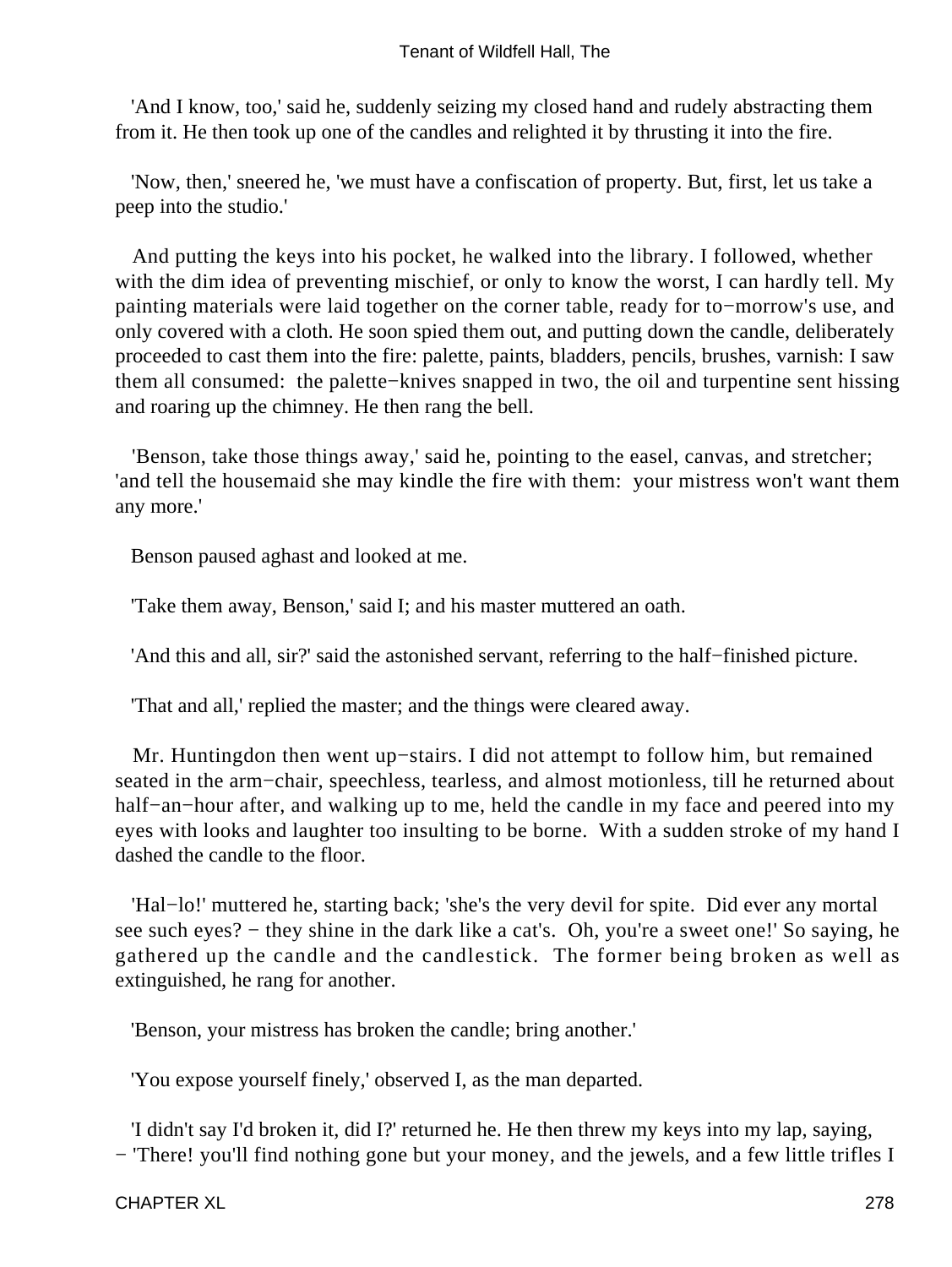'And I know, too,' said he, suddenly seizing my closed hand and rudely abstracting them from it. He then took up one of the candles and relighted it by thrusting it into the fire.

'Now, then,' sneered he, 'we must have a confiscation of property. But, first, let us take a peep into the studio.'

And putting the keys into his pocket, he walked into the library. I followed, whether with the dim idea of preventing mischief, or only to know the worst, I can hardly tell. My painting materials were laid together on the corner table, ready for to−morrow's use, and only covered with a cloth. He soon spied them out, and putting down the candle, deliberately proceeded to cast them into the fire: palette, paints, bladders, pencils, brushes, varnish: I saw them all consumed: the palette−knives snapped in two, the oil and turpentine sent hissing and roaring up the chimney. He then rang the bell.

'Benson, take those things away,' said he, pointing to the easel, canvas, and stretcher; 'and tell the housemaid she may kindle the fire with them: your mistress won't want them any more.'

Benson paused aghast and looked at me.

'Take them away, Benson,' said I; and his master muttered an oath.

'And this and all, sir?' said the astonished servant, referring to the half−finished picture.

'That and all,' replied the master; and the things were cleared away.

Mr. Huntingdon then went up−stairs. I did not attempt to follow him, but remained seated in the arm−chair, speechless, tearless, and almost motionless, till he returned about half−an−hour after, and walking up to me, held the candle in my face and peered into my eyes with looks and laughter too insulting to be borne. With a sudden stroke of my hand I dashed the candle to the floor.

'Hal−lo!' muttered he, starting back; 'she's the very devil for spite. Did ever any mortal see such eyes? − they shine in the dark like a cat's. Oh, you're a sweet one!' So saying, he gathered up the candle and the candlestick. The former being broken as well as extinguished, he rang for another.

'Benson, your mistress has broken the candle; bring another.'

'You expose yourself finely,' observed I, as the man departed.

'I didn't say I'd broken it, did I?' returned he. He then threw my keys into my lap, saying, − 'There! you'll find nothing gone but your money, and the jewels, and a few little trifles I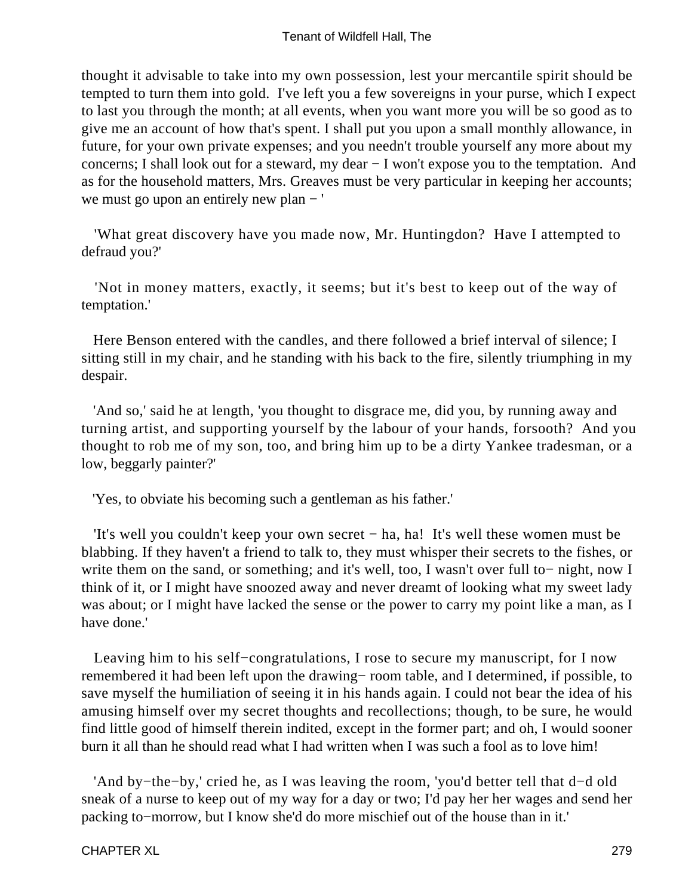thought it advisable to take into my own possession, lest your mercantile spirit should be tempted to turn them into gold. I've left you a few sovereigns in your purse, which I expect to last you through the month; at all events, when you want more you will be so good as to give me an account of how that's spent. I shall put you upon a small monthly allowance, in future, for your own private expenses; and you needn't trouble yourself any more about my concerns; I shall look out for a steward, my dear − I won't expose you to the temptation. And as for the household matters, Mrs. Greaves must be very particular in keeping her accounts; we must go upon an entirely new plan − '

'What great discovery have you made now, Mr. Huntingdon? Have I attempted to defraud you?'

'Not in money matters, exactly, it seems; but it's best to keep out of the way of temptation.'

Here Benson entered with the candles, and there followed a brief interval of silence; I sitting still in my chair, and he standing with his back to the fire, silently triumphing in my despair.

'And so,' said he at length, 'you thought to disgrace me, did you, by running away and turning artist, and supporting yourself by the labour of your hands, forsooth? And you thought to rob me of my son, too, and bring him up to be a dirty Yankee tradesman, or a low, beggarly painter?'

'Yes, to obviate his becoming such a gentleman as his father.'

'It's well you couldn't keep your own secret − ha, ha! It's well these women must be blabbing. If they haven't a friend to talk to, they must whisper their secrets to the fishes, or write them on the sand, or something; and it's well, too, I wasn't over full to− night, now I think of it, or I might have snoozed away and never dreamt of looking what my sweet lady was about; or I might have lacked the sense or the power to carry my point like a man, as I have done.'

Leaving him to his self−congratulations, I rose to secure my manuscript, for I now remembered it had been left upon the drawing− room table, and I determined, if possible, to save myself the humiliation of seeing it in his hands again. I could not bear the idea of his amusing himself over my secret thoughts and recollections; though, to be sure, he would find little good of himself therein indited, except in the former part; and oh, I would sooner burn it all than he should read what I had written when I was such a fool as to love him!

'And by−the−by,' cried he, as I was leaving the room, 'you'd better tell that d−d old sneak of a nurse to keep out of my way for a day or two; I'd pay her her wages and send her packing to−morrow, but I know she'd do more mischief out of the house than in it.'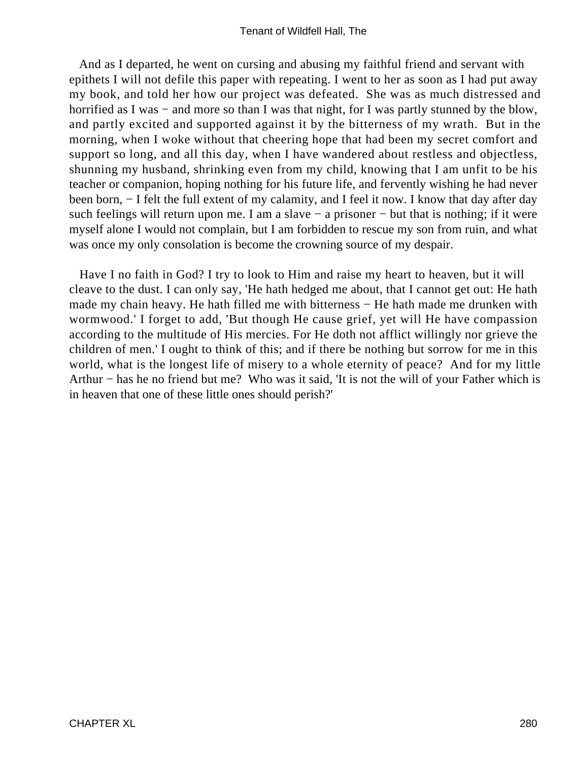And as I departed, he went on cursing and abusing my faithful friend and servant with epithets I will not defile this paper with repeating. I went to her as soon as I had put away my book, and told her how our project was defeated. She was as much distressed and horrified as I was − and more so than I was that night, for I was partly stunned by the blow, and partly excited and supported against it by the bitterness of my wrath. But in the morning, when I woke without that cheering hope that had been my secret comfort and support so long, and all this day, when I have wandered about restless and objectless, shunning my husband, shrinking even from my child, knowing that I am unfit to be his teacher or companion, hoping nothing for his future life, and fervently wishing he had never been born, − I felt the full extent of my calamity, and I feel it now. I know that day after day such feelings will return upon me. I am a slave − a prisoner − but that is nothing; if it were myself alone I would not complain, but I am forbidden to rescue my son from ruin, and what was once my only consolation is become the crowning source of my despair.

Have I no faith in God? I try to look to Him and raise my heart to heaven, but it will cleave to the dust. I can only say, 'He hath hedged me about, that I cannot get out: He hath made my chain heavy. He hath filled me with bitterness − He hath made me drunken with wormwood.' I forget to add, 'But though He cause grief, yet will He have compassion according to the multitude of His mercies. For He doth not afflict willingly nor grieve the children of men.' I ought to think of this; and if there be nothing but sorrow for me in this world, what is the longest life of misery to a whole eternity of peace? And for my little Arthur − has he no friend but me? Who was it said, 'It is not the will of your Father which is in heaven that one of these little ones should perish?'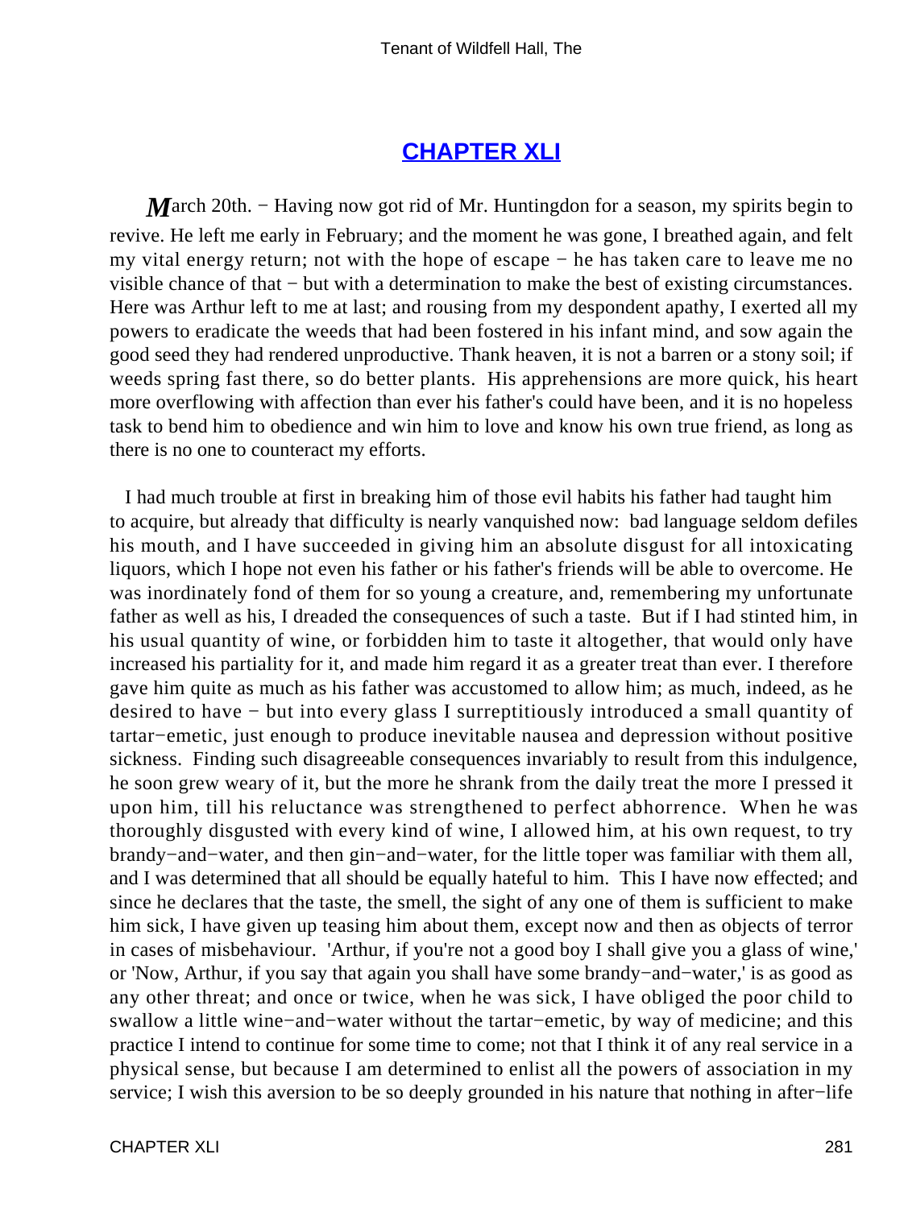## [CHAPTER XLI](#)

*M*arch 20th. − Having now got rid of Mr. Huntingdon for a season, my spirits begin to revive. He left me early in February; and the moment he was gone, I breathed again, and felt my vital energy return; not with the hope of escape − he has taken care to leave me no visible chance of that − but with a determination to make the best of existing circumstances. Here was Arthur left to me at last; and rousing from my despondent apathy, I exerted all my powers to eradicate the weeds that had been fostered in his infant mind, and sow again the good seed they had rendered unproductive. Thank heaven, it is not a barren or a stony soil; if weeds spring fast there, so do better plants. His apprehensions are more quick, his heart more overflowing with affection than ever his father's could have been, and it is no hopeless task to bend him to obedience and win him to love and know his own true friend, as long as there is no one to counteract my efforts.

I had much trouble at first in breaking him of those evil habits his father had taught him to acquire, but already that difficulty is nearly vanquished now: bad language seldom defiles his mouth, and I have succeeded in giving him an absolute disgust for all intoxicating liquors, which I hope not even his father or his father's friends will be able to overcome. He was inordinately fond of them for so young a creature, and, remembering my unfortunate father as well as his, I dreaded the consequences of such a taste. But if I had stinted him, in his usual quantity of wine, or forbidden him to taste it altogether, that would only have increased his partiality for it, and made him regard it as a greater treat than ever. I therefore gave him quite as much as his father was accustomed to allow him; as much, indeed, as he desired to have − but into every glass I surreptitiously introduced a small quantity of tartar−emetic, just enough to produce inevitable nausea and depression without positive sickness. Finding such disagreeable consequences invariably to result from this indulgence, he soon grew weary of it, but the more he shrank from the daily treat the more I pressed it upon him, till his reluctance was strengthened to perfect abhorrence. When he was thoroughly disgusted with every kind of wine, I allowed him, at his own request, to try brandy−and−water, and then gin−and−water, for the little toper was familiar with them all, and I was determined that all should be equally hateful to him. This I have now effected; and since he declares that the taste, the smell, the sight of any one of them is sufficient to make him sick, I have given up teasing him about them, except now and then as objects of terror in cases of misbehaviour. 'Arthur, if you're not a good boy I shall give you a glass of wine,' or 'Now, Arthur, if you say that again you shall have some brandy−and−water,' is as good as any other threat; and once or twice, when he was sick, I have obliged the poor child to swallow a little wine−and−water without the tartar−emetic, by way of medicine; and this practice I intend to continue for some time to come; not that I think it of any real service in a physical sense, but because I am determined to enlist all the powers of association in my service; I wish this aversion to be so deeply grounded in his nature that nothing in after−life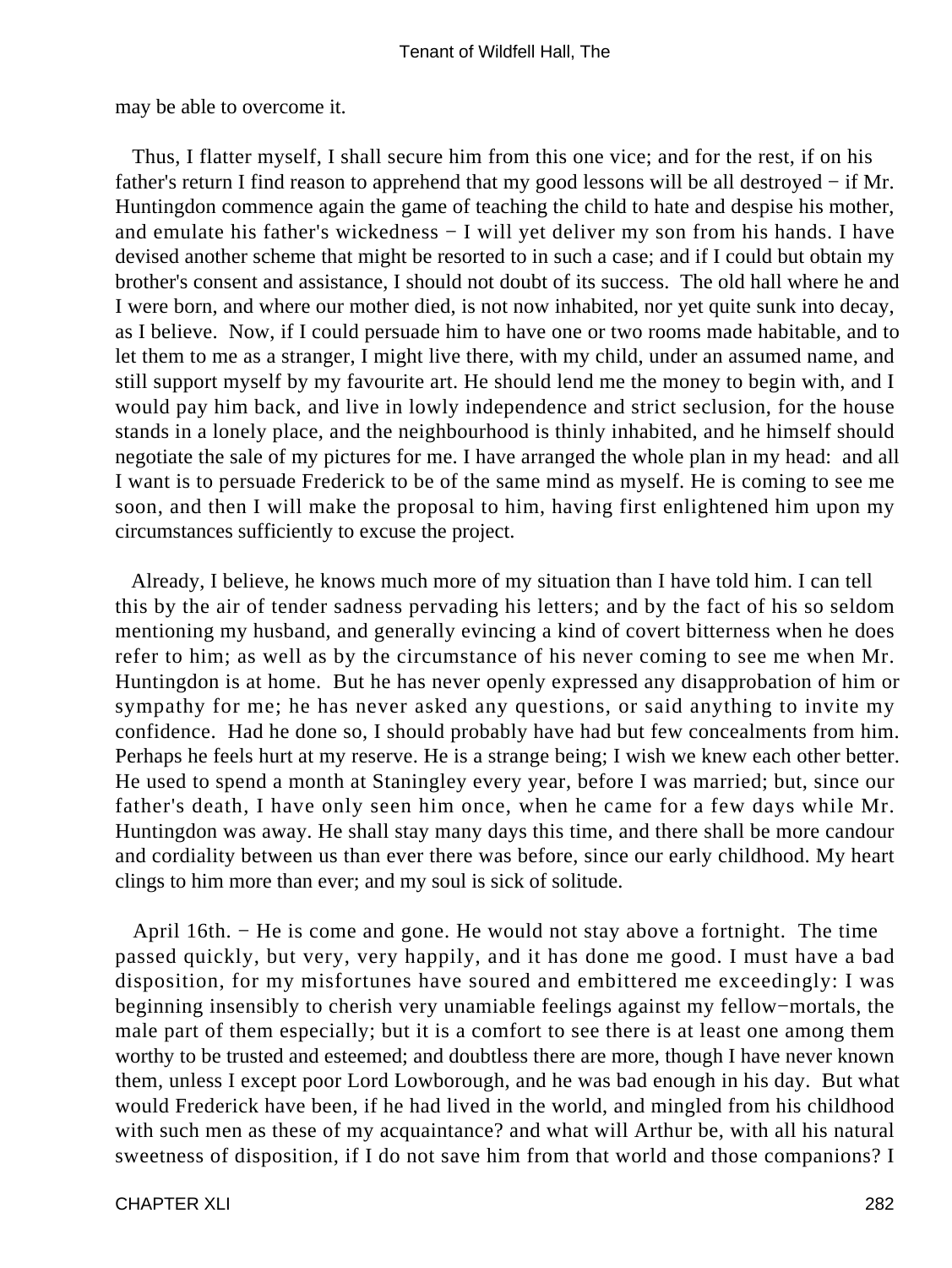may be able to overcome it.

Thus, I flatter myself, I shall secure him from this one vice; and for the rest, if on his father's return I find reason to apprehend that my good lessons will be all destroyed − if Mr. Huntingdon commence again the game of teaching the child to hate and despise his mother, and emulate his father's wickedness − I will yet deliver my son from his hands. I have devised another scheme that might be resorted to in such a case; and if I could but obtain my brother's consent and assistance, I should not doubt of its success. The old hall where he and I were born, and where our mother died, is not now inhabited, nor yet quite sunk into decay, as I believe. Now, if I could persuade him to have one or two rooms made habitable, and to let them to me as a stranger, I might live there, with my child, under an assumed name, and still support myself by my favourite art. He should lend me the money to begin with, and I would pay him back, and live in lowly independence and strict seclusion, for the house stands in a lonely place, and the neighbourhood is thinly inhabited, and he himself should negotiate the sale of my pictures for me. I have arranged the whole plan in my head: and all I want is to persuade Frederick to be of the same mind as myself. He is coming to see me soon, and then I will make the proposal to him, having first enlightened him upon my circumstances sufficiently to excuse the project.

Already, I believe, he knows much more of my situation than I have told him. I can tell this by the air of tender sadness pervading his letters; and by the fact of his so seldom mentioning my husband, and generally evincing a kind of covert bitterness when he does refer to him; as well as by the circumstance of his never coming to see me when Mr. Huntingdon is at home. But he has never openly expressed any disapprobation of him or sympathy for me; he has never asked any questions, or said anything to invite my confidence. Had he done so, I should probably have had but few concealments from him. Perhaps he feels hurt at my reserve. He is a strange being; I wish we knew each other better. He used to spend a month at Staningley every year, before I was married; but, since our father's death, I have only seen him once, when he came for a few days while Mr. Huntingdon was away. He shall stay many days this time, and there shall be more candour and cordiality between us than ever there was before, since our early childhood. My heart clings to him more than ever; and my soul is sick of solitude.

April 16th. − He is come and gone. He would not stay above a fortnight. The time passed quickly, but very, very happily, and it has done me good. I must have a bad disposition, for my misfortunes have soured and embittered me exceedingly: I was beginning insensibly to cherish very unamiable feelings against my fellow−mortals, the male part of them especially; but it is a comfort to see there is at least one among them worthy to be trusted and esteemed; and doubtless there are more, though I have never known them, unless I except poor Lord Lowborough, and he was bad enough in his day. But what would Frederick have been, if he had lived in the world, and mingled from his childhood with such men as these of my acquaintance? and what will Arthur be, with all his natural sweetness of disposition, if I do not save him from that world and those companions? I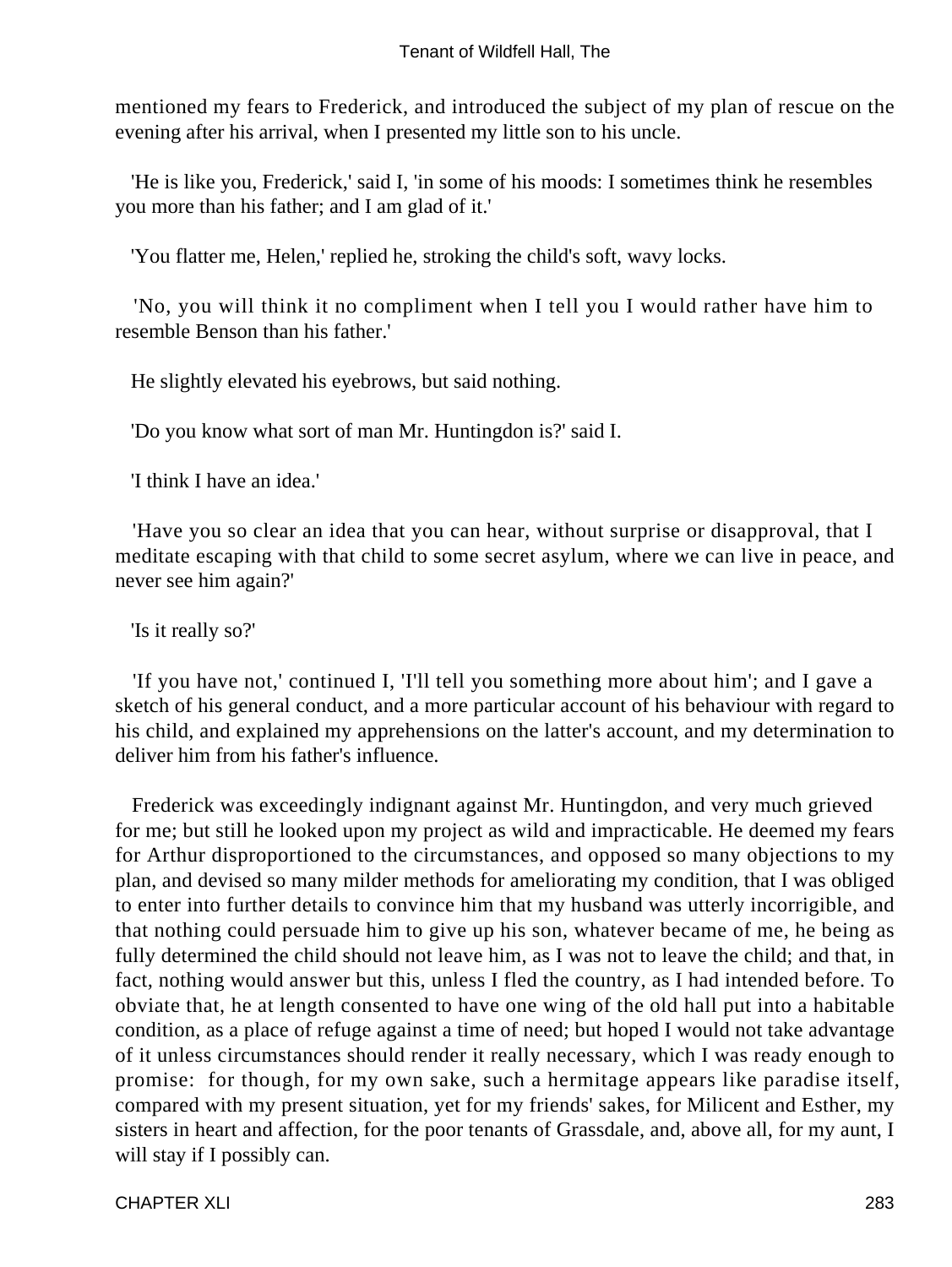mentioned my fears to Frederick, and introduced the subject of my plan of rescue on the evening after his arrival, when I presented my little son to his uncle.

'He is like you, Frederick,' said I, 'in some of his moods: I sometimes think he resembles you more than his father; and I am glad of it.'

'You flatter me, Helen,' replied he, stroking the child's soft, wavy locks.

'No, you will think it no compliment when I tell you I would rather have him to resemble Benson than his father.'

He slightly elevated his eyebrows, but said nothing.

'Do you know what sort of man Mr. Huntingdon is?' said I.

'I think I have an idea.'

'Have you so clear an idea that you can hear, without surprise or disapproval, that I meditate escaping with that child to some secret asylum, where we can live in peace, and never see him again?'

'Is it really so?'

'If you have not,' continued I, 'I'll tell you something more about him'; and I gave a sketch of his general conduct, and a more particular account of his behaviour with regard to his child, and explained my apprehensions on the latter's account, and my determination to deliver him from his father's influence.

Frederick was exceedingly indignant against Mr. Huntingdon, and very much grieved for me; but still he looked upon my project as wild and impracticable. He deemed my fears for Arthur disproportioned to the circumstances, and opposed so many objections to my plan, and devised so many milder methods for ameliorating my condition, that I was obliged to enter into further details to convince him that my husband was utterly incorrigible, and that nothing could persuade him to give up his son, whatever became of me, he being as fully determined the child should not leave him, as I was not to leave the child; and that, in fact, nothing would answer but this, unless I fled the country, as I had intended before. To obviate that, he at length consented to have one wing of the old hall put into a habitable condition, as a place of refuge against a time of need; but hoped I would not take advantage of it unless circumstances should render it really necessary, which I was ready enough to promise: for though, for my own sake, such a hermitage appears like paradise itself, compared with my present situation, yet for my friends' sakes, for Milicent and Esther, my sisters in heart and affection, for the poor tenants of Grassdale, and, above all, for my aunt, I will stay if I possibly can.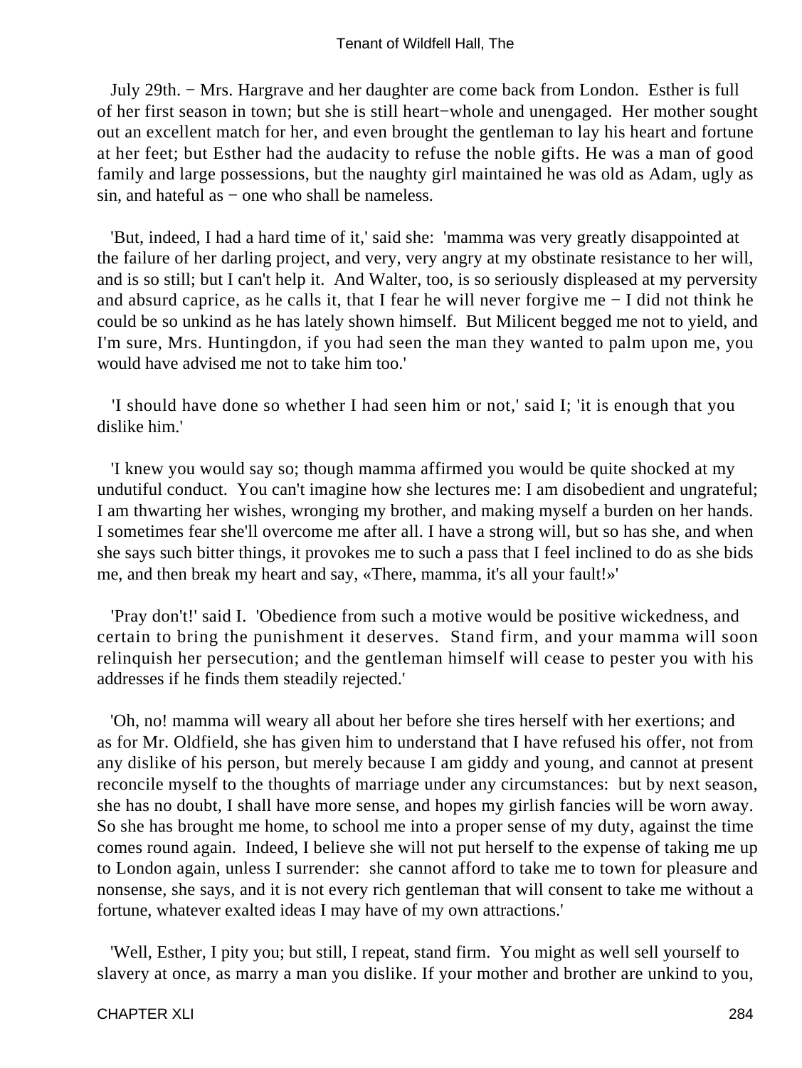July 29th. − Mrs. Hargrave and her daughter are come back from London. Esther is full of her first season in town; but she is still heart−whole and unengaged. Her mother sought out an excellent match for her, and even brought the gentleman to lay his heart and fortune at her feet; but Esther had the audacity to refuse the noble gifts. He was a man of good family and large possessions, but the naughty girl maintained he was old as Adam, ugly as sin, and hateful as − one who shall be nameless.

'But, indeed, I had a hard time of it,' said she: 'mamma was very greatly disappointed at the failure of her darling project, and very, very angry at my obstinate resistance to her will, and is so still; but I can't help it. And Walter, too, is so seriously displeased at my perversity and absurd caprice, as he calls it, that I fear he will never forgive me − I did not think he could be so unkind as he has lately shown himself. But Milicent begged me not to yield, and I'm sure, Mrs. Huntingdon, if you had seen the man they wanted to palm upon me, you would have advised me not to take him too.'

'I should have done so whether I had seen him or not,' said I; 'it is enough that you dislike him.'

'I knew you would say so; though mamma affirmed you would be quite shocked at my undutiful conduct. You can't imagine how she lectures me: I am disobedient and ungrateful; I am thwarting her wishes, wronging my brother, and making myself a burden on her hands. I sometimes fear she'll overcome me after all. I have a strong will, but so has she, and when she says such bitter things, it provokes me to such a pass that I feel inclined to do as she bids me, and then break my heart and say, «There, mamma, it's all your fault!»'

'Pray don't!' said I. 'Obedience from such a motive would be positive wickedness, and certain to bring the punishment it deserves. Stand firm, and your mamma will soon relinquish her persecution; and the gentleman himself will cease to pester you with his addresses if he finds them steadily rejected.'

'Oh, no! mamma will weary all about her before she tires herself with her exertions; and as for Mr. Oldfield, she has given him to understand that I have refused his offer, not from any dislike of his person, but merely because I am giddy and young, and cannot at present reconcile myself to the thoughts of marriage under any circumstances: but by next season, she has no doubt, I shall have more sense, and hopes my girlish fancies will be worn away. So she has brought me home, to school me into a proper sense of my duty, against the time comes round again. Indeed, I believe she will not put herself to the expense of taking me up to London again, unless I surrender: she cannot afford to take me to town for pleasure and nonsense, she says, and it is not every rich gentleman that will consent to take me without a fortune, whatever exalted ideas I may have of my own attractions.'

'Well, Esther, I pity you; but still, I repeat, stand firm. You might as well sell yourself to slavery at once, as marry a man you dislike. If your mother and brother are unkind to you,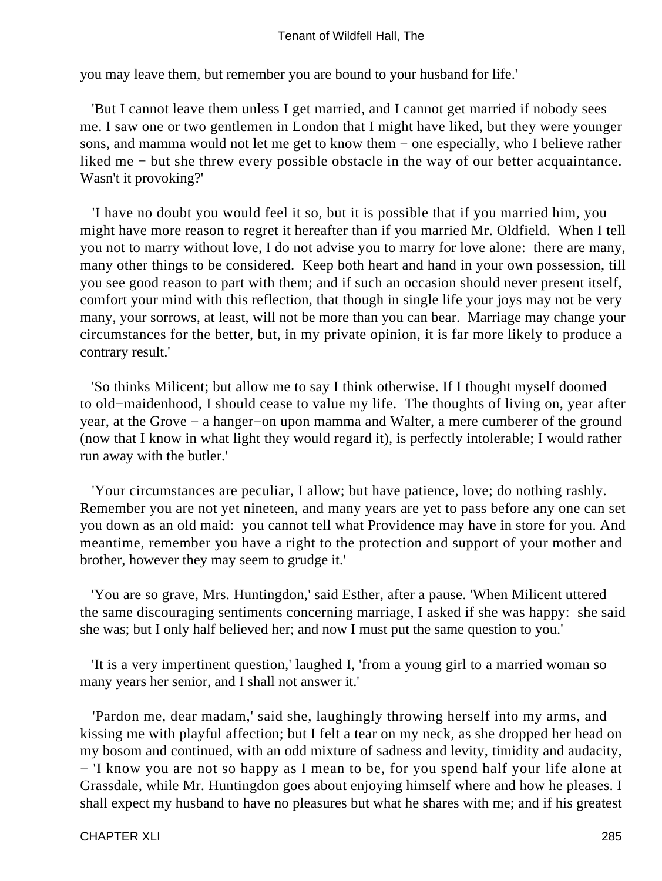you may leave them, but remember you are bound to your husband for life.'

'But I cannot leave them unless I get married, and I cannot get married if nobody sees me. I saw one or two gentlemen in London that I might have liked, but they were younger sons, and mamma would not let me get to know them − one especially, who I believe rather liked me − but she threw every possible obstacle in the way of our better acquaintance. Wasn't it provoking?'

'I have no doubt you would feel it so, but it is possible that if you married him, you might have more reason to regret it hereafter than if you married Mr. Oldfield. When I tell you not to marry without love, I do not advise you to marry for love alone: there are many, many other things to be considered. Keep both heart and hand in your own possession, till you see good reason to part with them; and if such an occasion should never present itself, comfort your mind with this reflection, that though in single life your joys may not be very many, your sorrows, at least, will not be more than you can bear. Marriage may change your circumstances for the better, but, in my private opinion, it is far more likely to produce a contrary result.'

'So thinks Milicent; but allow me to say I think otherwise. If I thought myself doomed to old−maidenhood, I should cease to value my life. The thoughts of living on, year after year, at the Grove − a hanger−on upon mamma and Walter, a mere cumberer of the ground (now that I know in what light they would regard it), is perfectly intolerable; I would rather run away with the butler.'

'Your circumstances are peculiar, I allow; but have patience, love; do nothing rashly. Remember you are not yet nineteen, and many years are yet to pass before any one can set you down as an old maid: you cannot tell what Providence may have in store for you. And meantime, remember you have a right to the protection and support of your mother and brother, however they may seem to grudge it.'

'You are so grave, Mrs. Huntingdon,' said Esther, after a pause. 'When Milicent uttered the same discouraging sentiments concerning marriage, I asked if she was happy: she said she was; but I only half believed her; and now I must put the same question to you.'

'It is a very impertinent question,' laughed I, 'from a young girl to a married woman so many years her senior, and I shall not answer it.'

'Pardon me, dear madam,' said she, laughingly throwing herself into my arms, and kissing me with playful affection; but I felt a tear on my neck, as she dropped her head on my bosom and continued, with an odd mixture of sadness and levity, timidity and audacity, − 'I know you are not so happy as I mean to be, for you spend half your life alone at Grassdale, while Mr. Huntingdon goes about enjoying himself where and how he pleases. I shall expect my husband to have no pleasures but what he shares with me; and if his greatest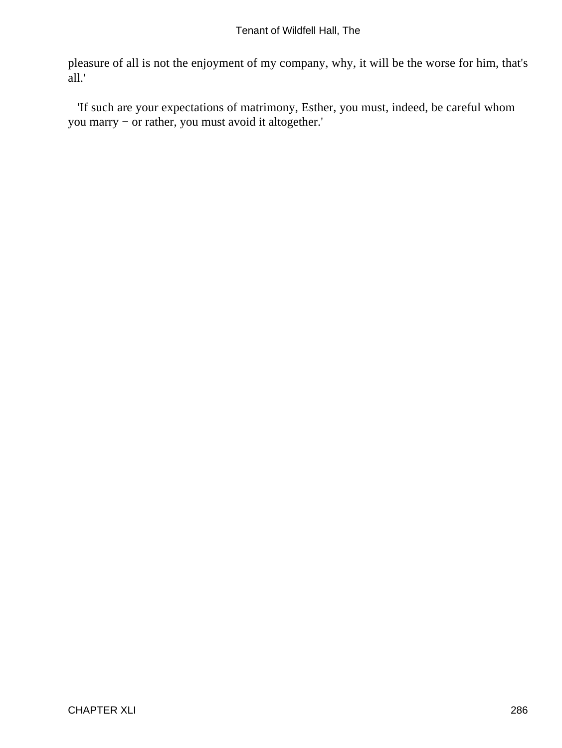pleasure of all is not the enjoyment of my company, why, it will be the worse for him, that's all.'

'If such are your expectations of matrimony, Esther, you must, indeed, be careful whom you marry − or rather, you must avoid it altogether.'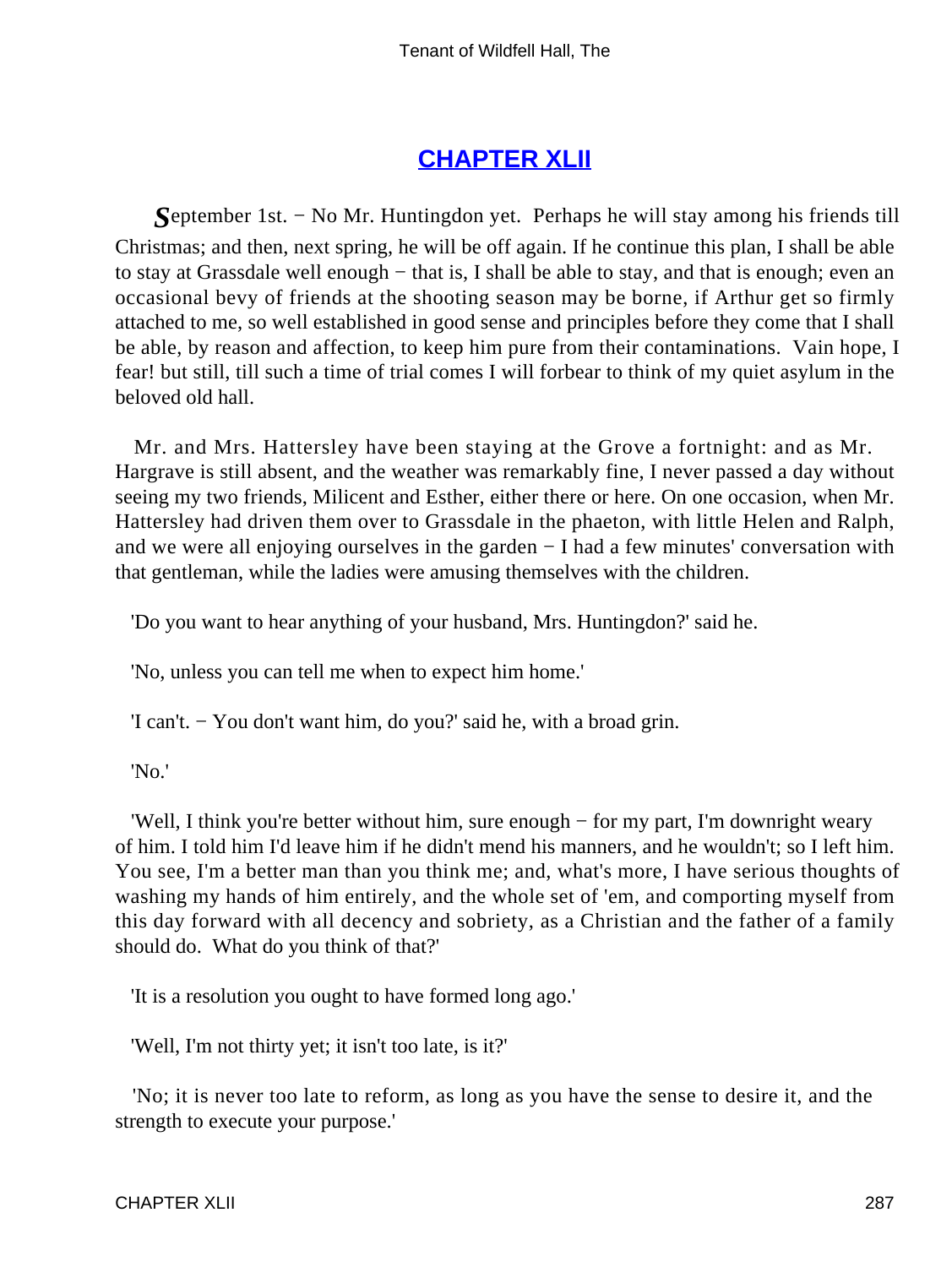# CHAPTER XLII

*S*eptember 1st. − No Mr. Huntingdon yet. Perhaps he will stay among his friends till Christmas; and then, next spring, he will be off again. If he continue this plan, I shall be able to stay at Grassdale well enough − that is, I shall be able to stay, and that is enough; even an occasional bevy of friends at the shooting season may be borne, if Arthur get so firmly attached to me, so well established in good sense and principles before they come that I shall be able, by reason and affection, to keep him pure from their contaminations. Vain hope, I fear! but still, till such a time of trial comes I will forbear to think of my quiet asylum in the beloved old hall.

Mr. and Mrs. Hattersley have been staying at the Grove a fortnight: and as Mr. Hargrave is still absent, and the weather was remarkably fine, I never passed a day without seeing my two friends, Milicent and Esther, either there or here. On one occasion, when Mr. Hattersley had driven them over to Grassdale in the phaeton, with little Helen and Ralph, and we were all enjoying ourselves in the garden − I had a few minutes' conversation with that gentleman, while the ladies were amusing themselves with the children.

'Do you want to hear anything of your husband, Mrs. Huntingdon?' said he.

'No, unless you can tell me when to expect him home.'

'I can't. − You don't want him, do you?' said he, with a broad grin.

'No.'

'Well, I think you're better without him, sure enough − for my part, I'm downright weary of him. I told him I'd leave him if he didn't mend his manners, and he wouldn't; so I left him. You see, I'm a better man than you think me; and, what's more, I have serious thoughts of washing my hands of him entirely, and the whole set of 'em, and comporting myself from this day forward with all decency and sobriety, as a Christian and the father of a family should do. What do you think of that?'

'It is a resolution you ought to have formed long ago.'

'Well, I'm not thirty yet; it isn't too late, is it?'

'No; it is never too late to reform, as long as you have the sense to desire it, and the strength to execute your purpose.'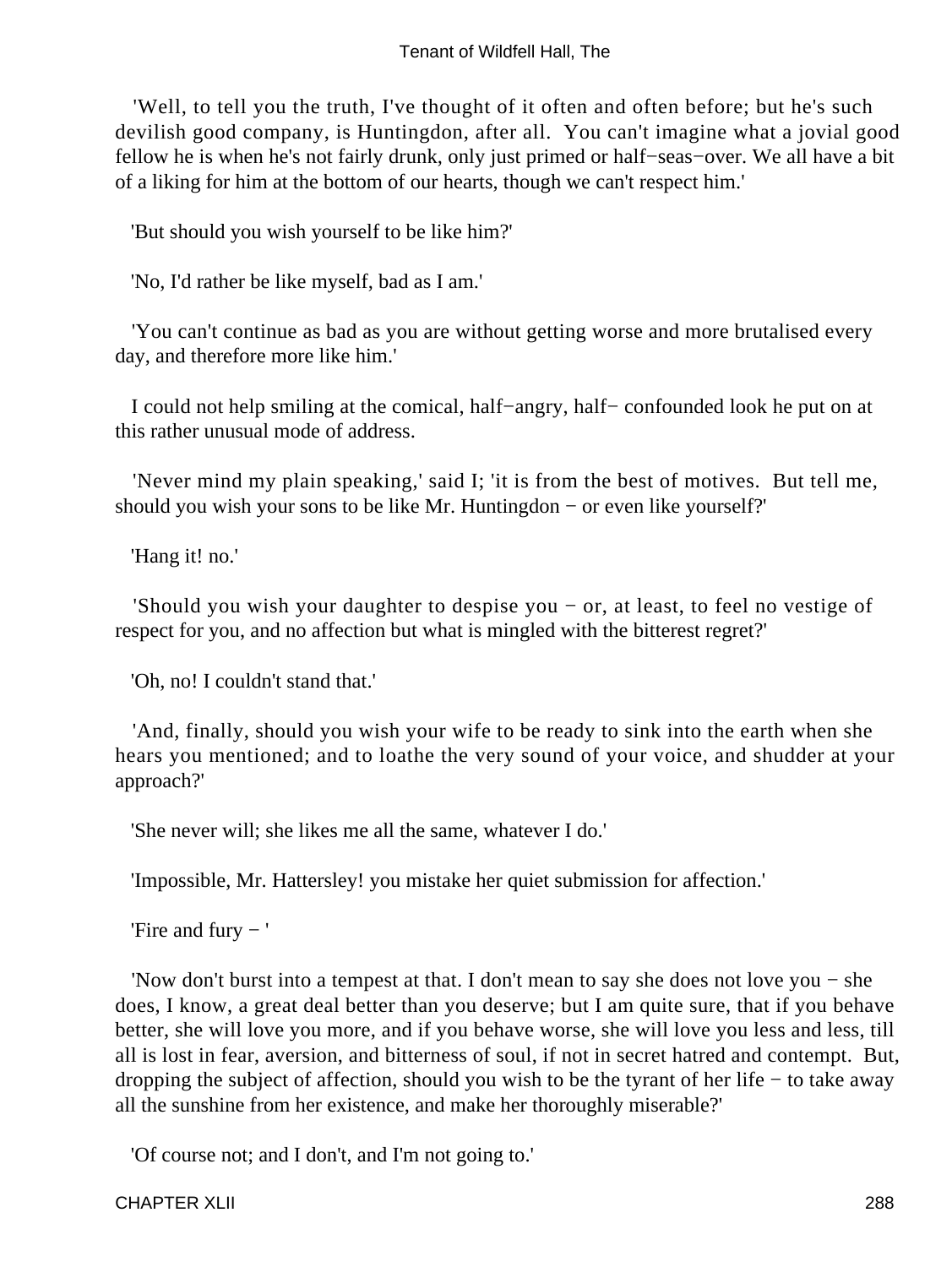'Well, to tell you the truth, I've thought of it often and often before; but he's such devilish good company, is Huntingdon, after all. You can't imagine what a jovial good fellow he is when he's not fairly drunk, only just primed or half−seas−over. We all have a bit of a liking for him at the bottom of our hearts, though we can't respect him.'

'But should you wish yourself to be like him?'

'No, I'd rather be like myself, bad as I am.'

'You can't continue as bad as you are without getting worse and more brutalised every day, and therefore more like him.'

I could not help smiling at the comical, half−angry, half− confounded look he put on at this rather unusual mode of address.

'Never mind my plain speaking,' said I; 'it is from the best of motives. But tell me, should you wish your sons to be like Mr. Huntingdon − or even like yourself?'

'Hang it! no.'

'Should you wish your daughter to despise you − or, at least, to feel no vestige of respect for you, and no affection but what is mingled with the bitterest regret?'

'Oh, no! I couldn't stand that.'

'And, finally, should you wish your wife to be ready to sink into the earth when she hears you mentioned; and to loathe the very sound of your voice, and shudder at your approach?'

'She never will; she likes me all the same, whatever I do.'

'Impossible, Mr. Hattersley! you mistake her quiet submission for affection.'

'Fire and fury − '

'Now don't burst into a tempest at that. I don't mean to say she does not love you − she does, I know, a great deal better than you deserve; but I am quite sure, that if you behave better, she will love you more, and if you behave worse, she will love you less and less, till all is lost in fear, aversion, and bitterness of soul, if not in secret hatred and contempt. But, dropping the subject of affection, should you wish to be the tyrant of her life − to take away all the sunshine from her existence, and make her thoroughly miserable?'

'Of course not; and I don't, and I'm not going to.'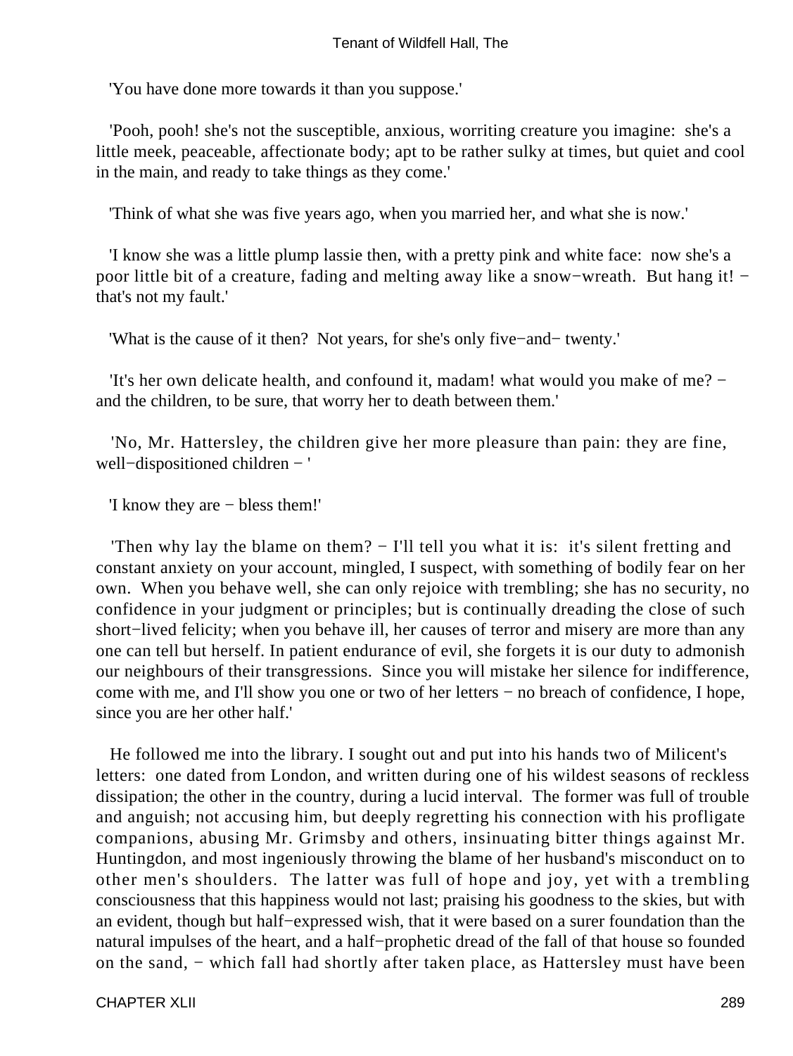'You have done more towards it than you suppose.'

'Pooh, pooh! she's not the susceptible, anxious, worriting creature you imagine: she's a little meek, peaceable, affectionate body; apt to be rather sulky at times, but quiet and cool in the main, and ready to take things as they come.'

'Think of what she was five years ago, when you married her, and what she is now.'

'I know she was a little plump lassie then, with a pretty pink and white face: now she's a poor little bit of a creature, fading and melting away like a snow−wreath. But hang it! − that's not my fault.'

'What is the cause of it then? Not years, for she's only five−and− twenty.'

'It's her own delicate health, and confound it, madam! what would you make of me? − and the children, to be sure, that worry her to death between them.'

'No, Mr. Hattersley, the children give her more pleasure than pain: they are fine, well−dispositioned children − '

'I know they are − bless them!'

'Then why lay the blame on them? − I'll tell you what it is: it's silent fretting and constant anxiety on your account, mingled, I suspect, with something of bodily fear on her own. When you behave well, she can only rejoice with trembling; she has no security, no confidence in your judgment or principles; but is continually dreading the close of such short−lived felicity; when you behave ill, her causes of terror and misery are more than any one can tell but herself. In patient endurance of evil, she forgets it is our duty to admonish our neighbours of their transgressions. Since you will mistake her silence for indifference, come with me, and I'll show you one or two of her letters − no breach of confidence, I hope, since you are her other half.'

He followed me into the library. I sought out and put into his hands two of Milicent's letters: one dated from London, and written during one of his wildest seasons of reckless dissipation; the other in the country, during a lucid interval. The former was full of trouble and anguish; not accusing him, but deeply regretting his connection with his profligate companions, abusing Mr. Grimsby and others, insinuating bitter things against Mr. Huntingdon, and most ingeniously throwing the blame of her husband's misconduct on to other men's shoulders. The latter was full of hope and joy, yet with a trembling consciousness that this happiness would not last; praising his goodness to the skies, but with an evident, though but half−expressed wish, that it were based on a surer foundation than the natural impulses of the heart, and a half−prophetic dread of the fall of that house so founded on the sand, − which fall had shortly after taken place, as Hattersley must have been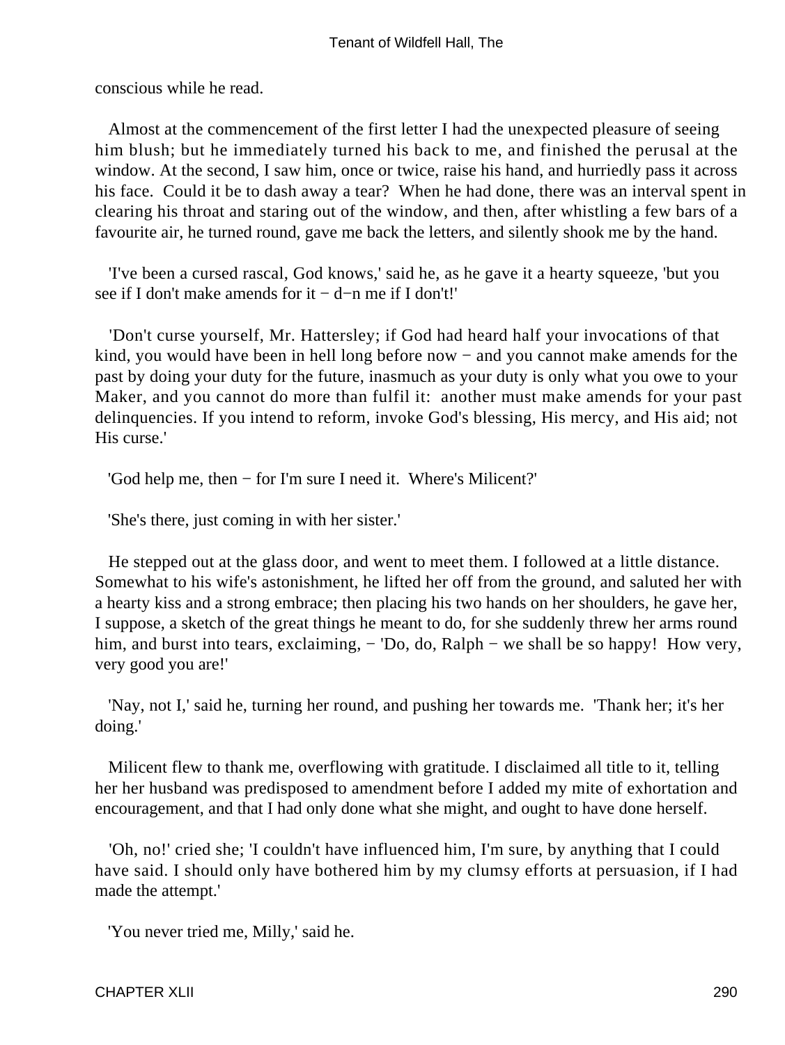conscious while he read.

Almost at the commencement of the first letter I had the unexpected pleasure of seeing him blush; but he immediately turned his back to me, and finished the perusal at the window. At the second, I saw him, once or twice, raise his hand, and hurriedly pass it across his face. Could it be to dash away a tear? When he had done, there was an interval spent in clearing his throat and staring out of the window, and then, after whistling a few bars of a favourite air, he turned round, gave me back the letters, and silently shook me by the hand.

'I've been a cursed rascal, God knows,' said he, as he gave it a hearty squeeze, 'but you see if I don't make amends for it − d−n me if I don't!'

'Don't curse yourself, Mr. Hattersley; if God had heard half your invocations of that kind, you would have been in hell long before now − and you cannot make amends for the past by doing your duty for the future, inasmuch as your duty is only what you owe to your Maker, and you cannot do more than fulfil it: another must make amends for your past delinquencies. If you intend to reform, invoke God's blessing, His mercy, and His aid; not His curse.'

'God help me, then − for I'm sure I need it. Where's Milicent?'

'She's there, just coming in with her sister.'

He stepped out at the glass door, and went to meet them. I followed at a little distance. Somewhat to his wife's astonishment, he lifted her off from the ground, and saluted her with a hearty kiss and a strong embrace; then placing his two hands on her shoulders, he gave her, I suppose, a sketch of the great things he meant to do, for she suddenly threw her arms round him, and burst into tears, exclaiming, − 'Do, do, Ralph − we shall be so happy! How very, very good you are!'

'Nay, not I,' said he, turning her round, and pushing her towards me. 'Thank her; it's her doing.'

Milicent flew to thank me, overflowing with gratitude. I disclaimed all title to it, telling her her husband was predisposed to amendment before I added my mite of exhortation and encouragement, and that I had only done what she might, and ought to have done herself.

'Oh, no!' cried she; 'I couldn't have influenced him, I'm sure, by anything that I could have said. I should only have bothered him by my clumsy efforts at persuasion, if I had made the attempt.'

'You never tried me, Milly,' said he.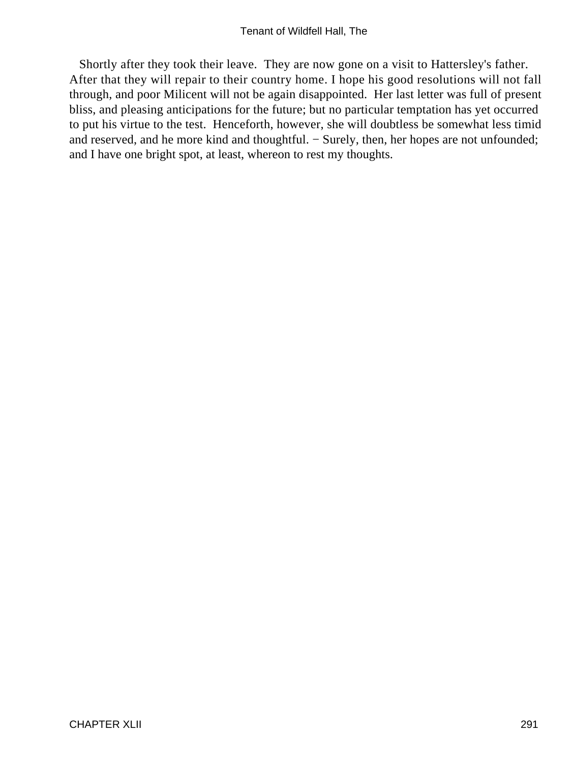Shortly after they took their leave. They are now gone on a visit to Hattersley's father. After that they will repair to their country home. I hope his good resolutions will not fall through, and poor Milicent will not be again disappointed. Her last letter was full of present bliss, and pleasing anticipations for the future; but no particular temptation has yet occurred to put his virtue to the test. Henceforth, however, she will doubtless be somewhat less timid and reserved, and he more kind and thoughtful. − Surely, then, her hopes are not unfounded; and I have one bright spot, at least, whereon to rest my thoughts.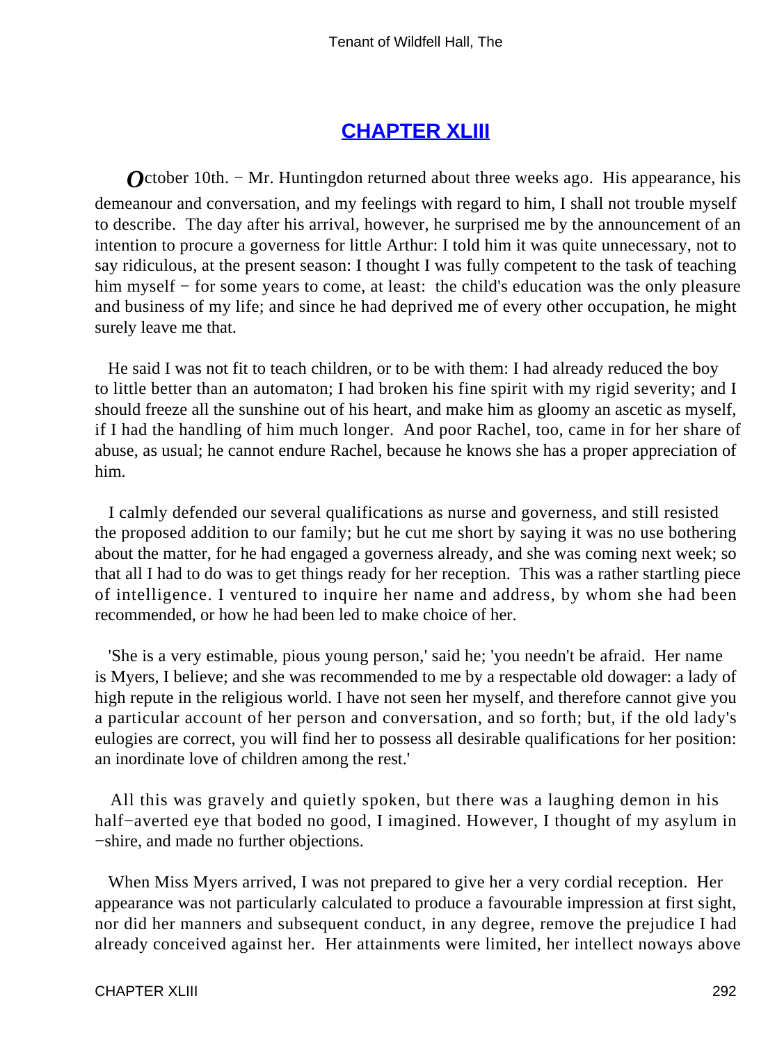## CHAPTER XLIII

*O*ctober 10th. − Mr. Huntingdon returned about three weeks ago. His appearance, his demeanour and conversation, and my feelings with regard to him, I shall not trouble myself to describe. The day after his arrival, however, he surprised me by the announcement of an intention to procure a governess for little Arthur: I told him it was quite unnecessary, not to say ridiculous, at the present season: I thought I was fully competent to the task of teaching him myself − for some years to come, at least: the child's education was the only pleasure and business of my life; and since he had deprived me of every other occupation, he might surely leave me that.

He said I was not fit to teach children, or to be with them: I had already reduced the boy to little better than an automaton; I had broken his fine spirit with my rigid severity; and I should freeze all the sunshine out of his heart, and make him as gloomy an ascetic as myself, if I had the handling of him much longer. And poor Rachel, too, came in for her share of abuse, as usual; he cannot endure Rachel, because he knows she has a proper appreciation of him.

I calmly defended our several qualifications as nurse and governess, and still resisted the proposed addition to our family; but he cut me short by saying it was no use bothering about the matter, for he had engaged a governess already, and she was coming next week; so that all I had to do was to get things ready for her reception. This was a rather startling piece of intelligence. I ventured to inquire her name and address, by whom she had been recommended, or how he had been led to make choice of her.

'She is a very estimable, pious young person,' said he; 'you needn't be afraid. Her name is Myers, I believe; and she was recommended to me by a respectable old dowager: a lady of high repute in the religious world. I have not seen her myself, and therefore cannot give you a particular account of her person and conversation, and so forth; but, if the old lady's eulogies are correct, you will find her to possess all desirable qualifications for her position: an inordinate love of children among the rest.'

All this was gravely and quietly spoken, but there was a laughing demon in his half−averted eye that boded no good, I imagined. However, I thought of my asylum in −shire, and made no further objections.

When Miss Myers arrived, I was not prepared to give her a very cordial reception. Her appearance was not particularly calculated to produce a favourable impression at first sight, nor did her manners and subsequent conduct, in any degree, remove the prejudice I had already conceived against her. Her attainments were limited, her intellect noways above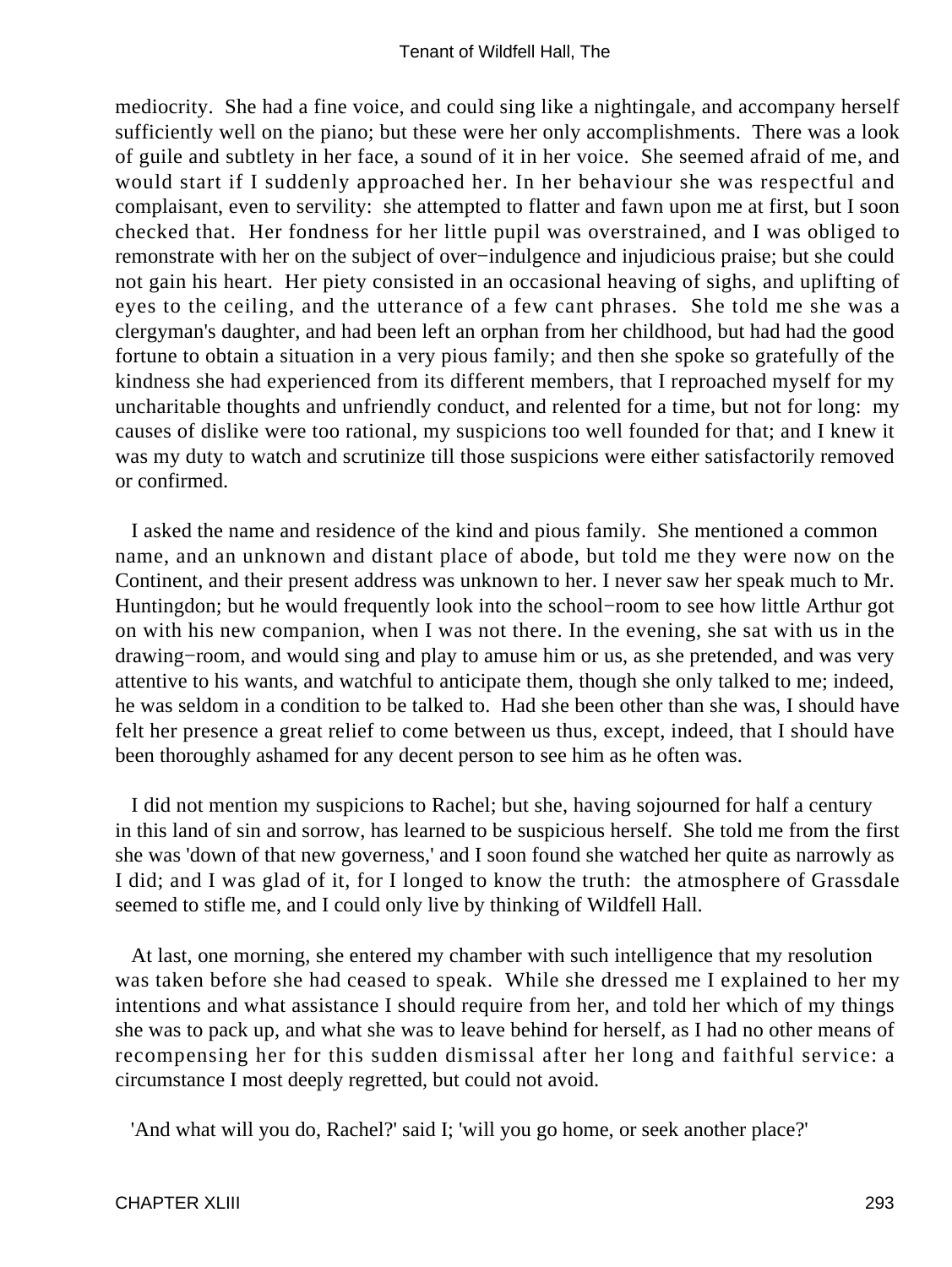mediocrity. She had a fine voice, and could sing like a nightingale, and accompany herself sufficiently well on the piano; but these were her only accomplishments. There was a look of guile and subtlety in her face, a sound of it in her voice. She seemed afraid of me, and would start if I suddenly approached her. In her behaviour she was respectful and complaisant, even to servility: she attempted to flatter and fawn upon me at first, but I soon checked that. Her fondness for her little pupil was overstrained, and I was obliged to remonstrate with her on the subject of over−indulgence and injudicious praise; but she could not gain his heart. Her piety consisted in an occasional heaving of sighs, and uplifting of eyes to the ceiling, and the utterance of a few cant phrases. She told me she was a clergyman's daughter, and had been left an orphan from her childhood, but had had the good fortune to obtain a situation in a very pious family; and then she spoke so gratefully of the kindness she had experienced from its different members, that I reproached myself for my uncharitable thoughts and unfriendly conduct, and relented for a time, but not for long: my causes of dislike were too rational, my suspicions too well founded for that; and I knew it was my duty to watch and scrutinize till those suspicions were either satisfactorily removed or confirmed.

I asked the name and residence of the kind and pious family. She mentioned a common name, and an unknown and distant place of abode, but told me they were now on the Continent, and their present address was unknown to her. I never saw her speak much to Mr. Huntingdon; but he would frequently look into the school−room to see how little Arthur got on with his new companion, when I was not there. In the evening, she sat with us in the drawing−room, and would sing and play to amuse him or us, as she pretended, and was very attentive to his wants, and watchful to anticipate them, though she only talked to me; indeed, he was seldom in a condition to be talked to. Had she been other than she was, I should have felt her presence a great relief to come between us thus, except, indeed, that I should have been thoroughly ashamed for any decent person to see him as he often was.

I did not mention my suspicions to Rachel; but she, having sojourned for half a century in this land of sin and sorrow, has learned to be suspicious herself. She told me from the first she was 'down of that new governess,' and I soon found she watched her quite as narrowly as I did; and I was glad of it, for I longed to know the truth: the atmosphere of Grassdale seemed to stifle me, and I could only live by thinking of Wildfell Hall.

At last, one morning, she entered my chamber with such intelligence that my resolution was taken before she had ceased to speak. While she dressed me I explained to her my intentions and what assistance I should require from her, and told her which of my things she was to pack up, and what she was to leave behind for herself, as I had no other means of recompensing her for this sudden dismissal after her long and faithful service: a circumstance I most deeply regretted, but could not avoid.

'And what will you do, Rachel?' said I; 'will you go home, or seek another place?'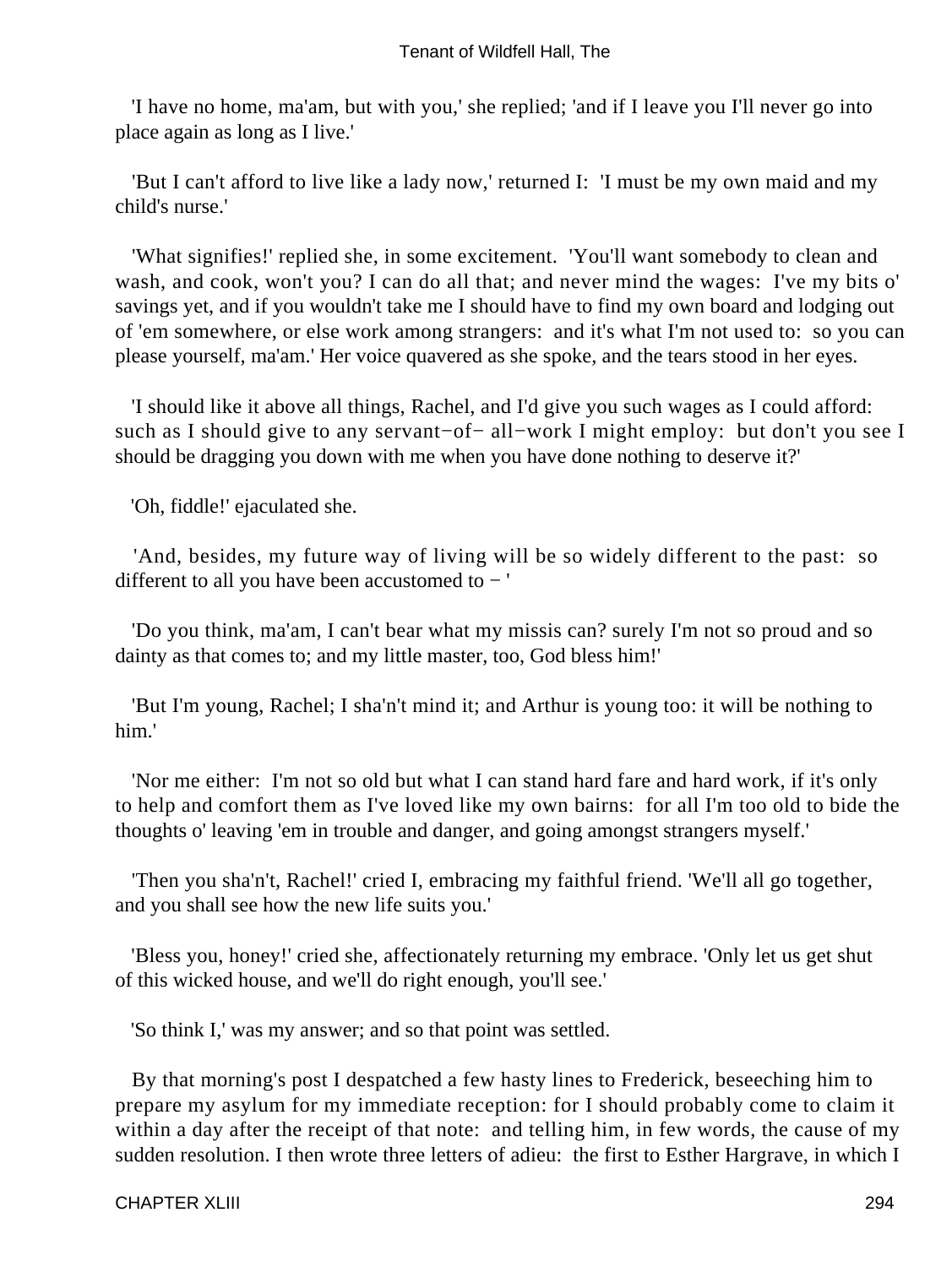'I have no home, ma'am, but with you,' she replied; 'and if I leave you I'll never go into place again as long as I live.'

'But I can't afford to live like a lady now,' returned I: 'I must be my own maid and my child's nurse.'

'What signifies!' replied she, in some excitement. 'You'll want somebody to clean and wash, and cook, won't you? I can do all that; and never mind the wages: I've my bits o' savings yet, and if you wouldn't take me I should have to find my own board and lodging out of 'em somewhere, or else work among strangers: and it's what I'm not used to: so you can please yourself, ma'am.' Her voice quavered as she spoke, and the tears stood in her eyes.

'I should like it above all things, Rachel, and I'd give you such wages as I could afford: such as I should give to any servant−of− all−work I might employ: but don't you see I should be dragging you down with me when you have done nothing to deserve it?'

'Oh, fiddle!' ejaculated she.

'And, besides, my future way of living will be so widely different to the past: so different to all you have been accustomed to − '

'Do you think, ma'am, I can't bear what my missis can? surely I'm not so proud and so dainty as that comes to; and my little master, too, God bless him!'

'But I'm young, Rachel; I sha'n't mind it; and Arthur is young too: it will be nothing to him.'

'Nor me either: I'm not so old but what I can stand hard fare and hard work, if it's only to help and comfort them as I've loved like my own bairns: for all I'm too old to bide the thoughts o' leaving 'em in trouble and danger, and going amongst strangers myself.'

'Then you sha'n't, Rachel!' cried I, embracing my faithful friend. 'We'll all go together, and you shall see how the new life suits you.'

'Bless you, honey!' cried she, affectionately returning my embrace. 'Only let us get shut of this wicked house, and we'll do right enough, you'll see.'

'So think I,' was my answer; and so that point was settled.

By that morning's post I despatched a few hasty lines to Frederick, beseeching him to prepare my asylum for my immediate reception: for I should probably come to claim it within a day after the receipt of that note: and telling him, in few words, the cause of my sudden resolution. I then wrote three letters of adieu: the first to Esther Hargrave, in which I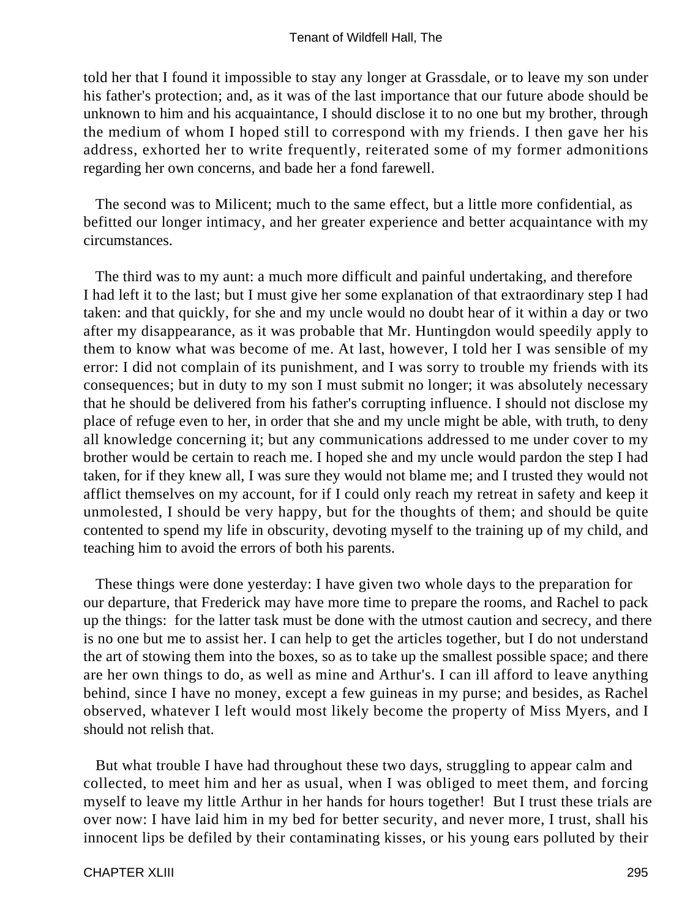told her that I found it impossible to stay any longer at Grassdale, or to leave my son under his father's protection; and, as it was of the last importance that our future abode should be unknown to him and his acquaintance, I should disclose it to no one but my brother, through the medium of whom I hoped still to correspond with my friends. I then gave her his address, exhorted her to write frequently, reiterated some of my former admonitions regarding her own concerns, and bade her a fond farewell.

The second was to Milicent; much to the same effect, but a little more confidential, as befitted our longer intimacy, and her greater experience and better acquaintance with my circumstances.

The third was to my aunt: a much more difficult and painful undertaking, and therefore I had left it to the last; but I must give her some explanation of that extraordinary step I had taken: and that quickly, for she and my uncle would no doubt hear of it within a day or two after my disappearance, as it was probable that Mr. Huntingdon would speedily apply to them to know what was become of me. At last, however, I told her I was sensible of my error: I did not complain of its punishment, and I was sorry to trouble my friends with its consequences; but in duty to my son I must submit no longer; it was absolutely necessary that he should be delivered from his father's corrupting influence. I should not disclose my place of refuge even to her, in order that she and my uncle might be able, with truth, to deny all knowledge concerning it; but any communications addressed to me under cover to my brother would be certain to reach me. I hoped she and my uncle would pardon the step I had taken, for if they knew all, I was sure they would not blame me; and I trusted they would not afflict themselves on my account, for if I could only reach my retreat in safety and keep it unmolested, I should be very happy, but for the thoughts of them; and should be quite contented to spend my life in obscurity, devoting myself to the training up of my child, and teaching him to avoid the errors of both his parents.

These things were done yesterday: I have given two whole days to the preparation for our departure, that Frederick may have more time to prepare the rooms, and Rachel to pack up the things: for the latter task must be done with the utmost caution and secrecy, and there is no one but me to assist her. I can help to get the articles together, but I do not understand the art of stowing them into the boxes, so as to take up the smallest possible space; and there are her own things to do, as well as mine and Arthur's. I can ill afford to leave anything behind, since I have no money, except a few guineas in my purse; and besides, as Rachel observed, whatever I left would most likely become the property of Miss Myers, and I should not relish that.

But what trouble I have had throughout these two days, struggling to appear calm and collected, to meet him and her as usual, when I was obliged to meet them, and forcing myself to leave my little Arthur in her hands for hours together! But I trust these trials are over now: I have laid him in my bed for better security, and never more, I trust, shall his innocent lips be defiled by their contaminating kisses, or his young ears polluted by their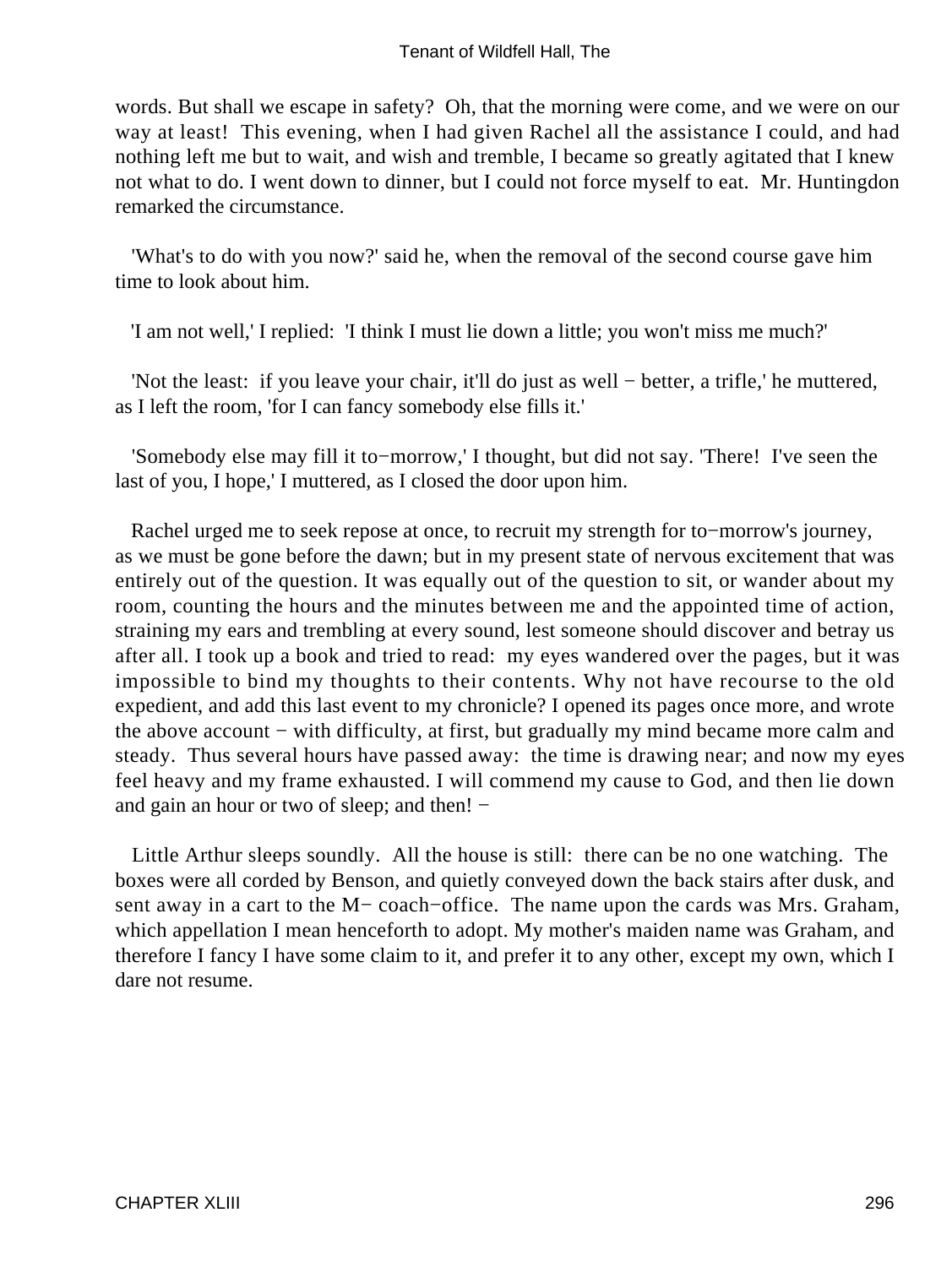words. But shall we escape in safety? Oh, that the morning were come, and we were on our way at least! This evening, when I had given Rachel all the assistance I could, and had nothing left me but to wait, and wish and tremble, I became so greatly agitated that I knew not what to do. I went down to dinner, but I could not force myself to eat. Mr. Huntingdon remarked the circumstance.

'What's to do with you now?' said he, when the removal of the second course gave him time to look about him.

'I am not well,' I replied: 'I think I must lie down a little; you won't miss me much?'

'Not the least: if you leave your chair, it'll do just as well − better, a trifle,' he muttered, as I left the room, 'for I can fancy somebody else fills it.'

'Somebody else may fill it to−morrow,' I thought, but did not say. 'There! I've seen the last of you, I hope,' I muttered, as I closed the door upon him.

Rachel urged me to seek repose at once, to recruit my strength for to−morrow's journey, as we must be gone before the dawn; but in my present state of nervous excitement that was entirely out of the question. It was equally out of the question to sit, or wander about my room, counting the hours and the minutes between me and the appointed time of action, straining my ears and trembling at every sound, lest someone should discover and betray us after all. I took up a book and tried to read: my eyes wandered over the pages, but it was impossible to bind my thoughts to their contents. Why not have recourse to the old expedient, and add this last event to my chronicle? I opened its pages once more, and wrote the above account − with difficulty, at first, but gradually my mind became more calm and steady. Thus several hours have passed away: the time is drawing near; and now my eyes feel heavy and my frame exhausted. I will commend my cause to God, and then lie down and gain an hour or two of sleep; and then! −

Little Arthur sleeps soundly. All the house is still: there can be no one watching. The boxes were all corded by Benson, and quietly conveyed down the back stairs after dusk, and sent away in a cart to the M− coach−office. The name upon the cards was Mrs. Graham, which appellation I mean henceforth to adopt. My mother's maiden name was Graham, and therefore I fancy I have some claim to it, and prefer it to any other, except my own, which I dare not resume.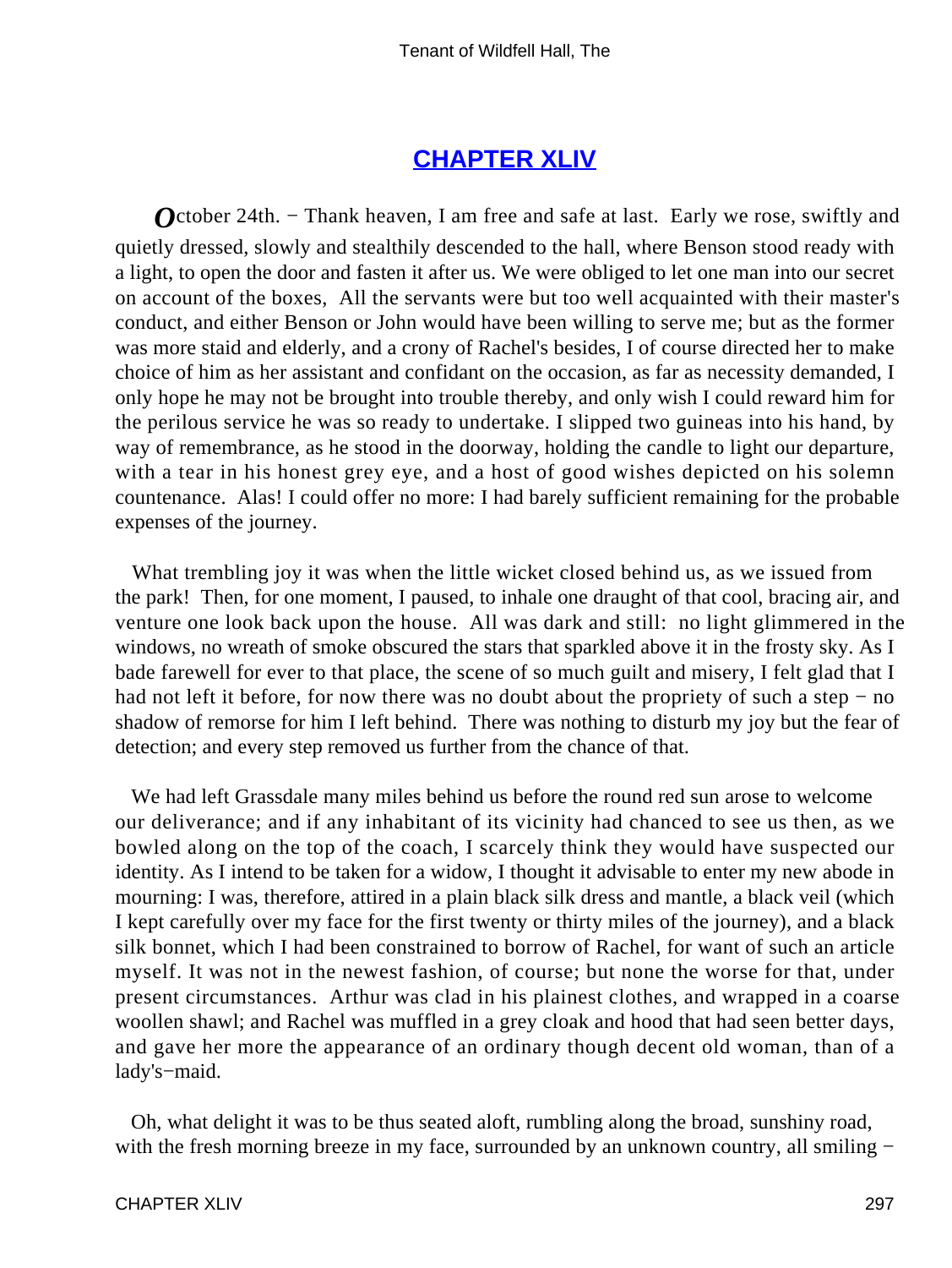## CHAPTER XLIV

October 24th. − Thank heaven, I am free and safe at last. Early we rose, swiftly and quietly dressed, slowly and stealthily descended to the hall, where Benson stood ready with a light, to open the door and fasten it after us. We were obliged to let one man into our secret on account of the boxes, All the servants were but too well acquainted with their master's conduct, and either Benson or John would have been willing to serve me; but as the former was more staid and elderly, and a crony of Rachel's besides, I of course directed her to make choice of him as her assistant and confidant on the occasion, as far as necessity demanded, I only hope he may not be brought into trouble thereby, and only wish I could reward him for the perilous service he was so ready to undertake. I slipped two guineas into his hand, by way of remembrance, as he stood in the doorway, holding the candle to light our departure, with a tear in his honest grey eye, and a host of good wishes depicted on his solemn countenance. Alas! I could offer no more: I had barely sufficient remaining for the probable expenses of the journey.

What trembling joy it was when the little wicket closed behind us, as we issued from the park! Then, for one moment, I paused, to inhale one draught of that cool, bracing air, and venture one look back upon the house. All was dark and still: no light glimmered in the windows, no wreath of smoke obscured the stars that sparkled above it in the frosty sky. As I bade farewell for ever to that place, the scene of so much guilt and misery, I felt glad that I had not left it before, for now there was no doubt about the propriety of such a step − no shadow of remorse for him I left behind. There was nothing to disturb my joy but the fear of detection; and every step removed us further from the chance of that.

We had left Grassdale many miles behind us before the round red sun arose to welcome our deliverance; and if any inhabitant of its vicinity had chanced to see us then, as we bowled along on the top of the coach, I scarcely think they would have suspected our identity. As I intend to be taken for a widow, I thought it advisable to enter my new abode in mourning: I was, therefore, attired in a plain black silk dress and mantle, a black veil (which I kept carefully over my face for the first twenty or thirty miles of the journey), and a black silk bonnet, which I had been constrained to borrow of Rachel, for want of such an article myself. It was not in the newest fashion, of course; but none the worse for that, under present circumstances. Arthur was clad in his plainest clothes, and wrapped in a coarse woollen shawl; and Rachel was muffled in a grey cloak and hood that had seen better days, and gave her more the appearance of an ordinary though decent old woman, than of a lady's−maid.

Oh, what delight it was to be thus seated aloft, rumbling along the broad, sunshiny road, with the fresh morning breeze in my face, surrounded by an unknown country, all smiling −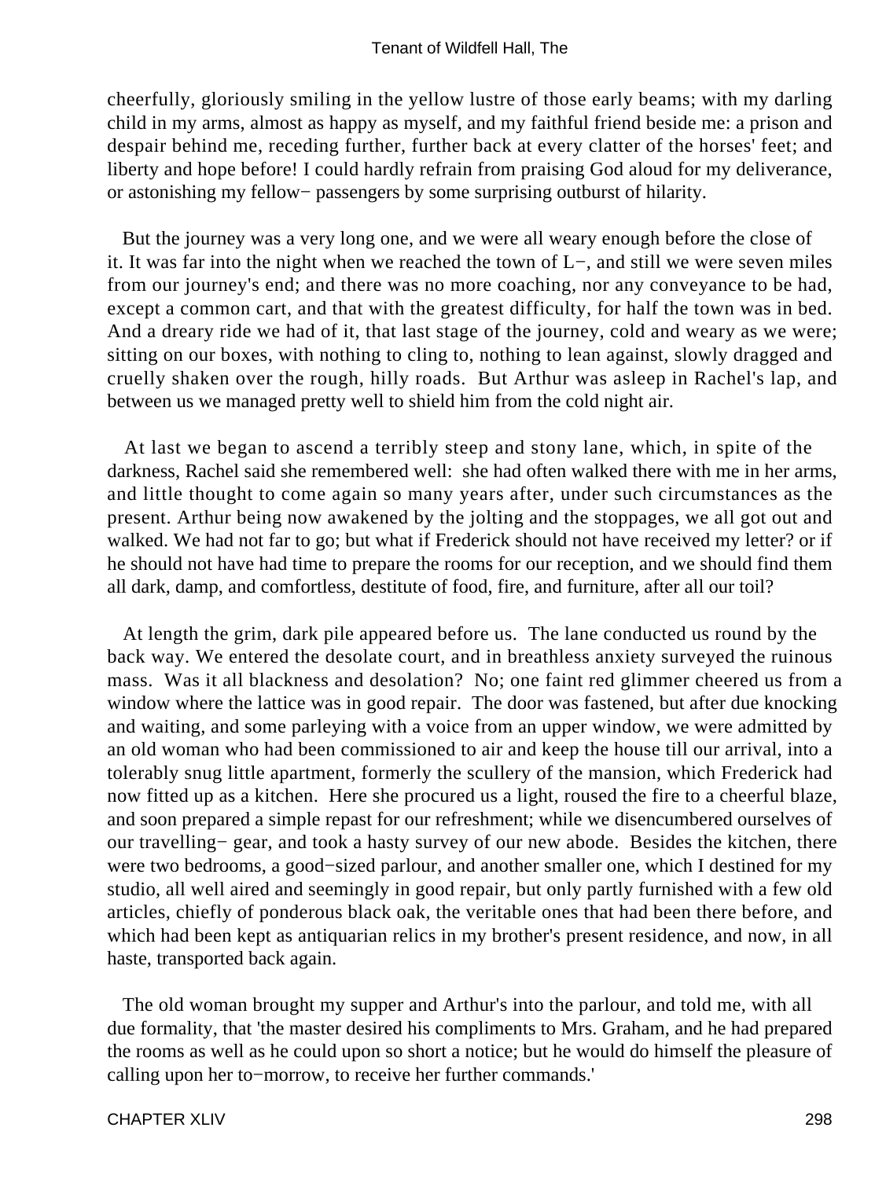cheerfully, gloriously smiling in the yellow lustre of those early beams; with my darling child in my arms, almost as happy as myself, and my faithful friend beside me: a prison and despair behind me, receding further, further back at every clatter of the horses' feet; and liberty and hope before! I could hardly refrain from praising God aloud for my deliverance, or astonishing my fellow− passengers by some surprising outburst of hilarity.

But the journey was a very long one, and we were all weary enough before the close of it. It was far into the night when we reached the town of L−, and still we were seven miles from our journey's end; and there was no more coaching, nor any conveyance to be had, except a common cart, and that with the greatest difficulty, for half the town was in bed. And a dreary ride we had of it, that last stage of the journey, cold and weary as we were; sitting on our boxes, with nothing to cling to, nothing to lean against, slowly dragged and cruelly shaken over the rough, hilly roads. But Arthur was asleep in Rachel's lap, and between us we managed pretty well to shield him from the cold night air.

At last we began to ascend a terribly steep and stony lane, which, in spite of the darkness, Rachel said she remembered well: she had often walked there with me in her arms, and little thought to come again so many years after, under such circumstances as the present. Arthur being now awakened by the jolting and the stoppages, we all got out and walked. We had not far to go; but what if Frederick should not have received my letter? or if he should not have had time to prepare the rooms for our reception, and we should find them all dark, damp, and comfortless, destitute of food, fire, and furniture, after all our toil?

At length the grim, dark pile appeared before us. The lane conducted us round by the back way. We entered the desolate court, and in breathless anxiety surveyed the ruinous mass. Was it all blackness and desolation? No; one faint red glimmer cheered us from a window where the lattice was in good repair. The door was fastened, but after due knocking and waiting, and some parleying with a voice from an upper window, we were admitted by an old woman who had been commissioned to air and keep the house till our arrival, into a tolerably snug little apartment, formerly the scullery of the mansion, which Frederick had now fitted up as a kitchen. Here she procured us a light, roused the fire to a cheerful blaze, and soon prepared a simple repast for our refreshment; while we disencumbered ourselves of our travelling− gear, and took a hasty survey of our new abode. Besides the kitchen, there were two bedrooms, a good−sized parlour, and another smaller one, which I destined for my studio, all well aired and seemingly in good repair, but only partly furnished with a few old articles, chiefly of ponderous black oak, the veritable ones that had been there before, and which had been kept as antiquarian relics in my brother's present residence, and now, in all haste, transported back again.

The old woman brought my supper and Arthur's into the parlour, and told me, with all due formality, that 'the master desired his compliments to Mrs. Graham, and he had prepared the rooms as well as he could upon so short a notice; but he would do himself the pleasure of calling upon her to−morrow, to receive her further commands.'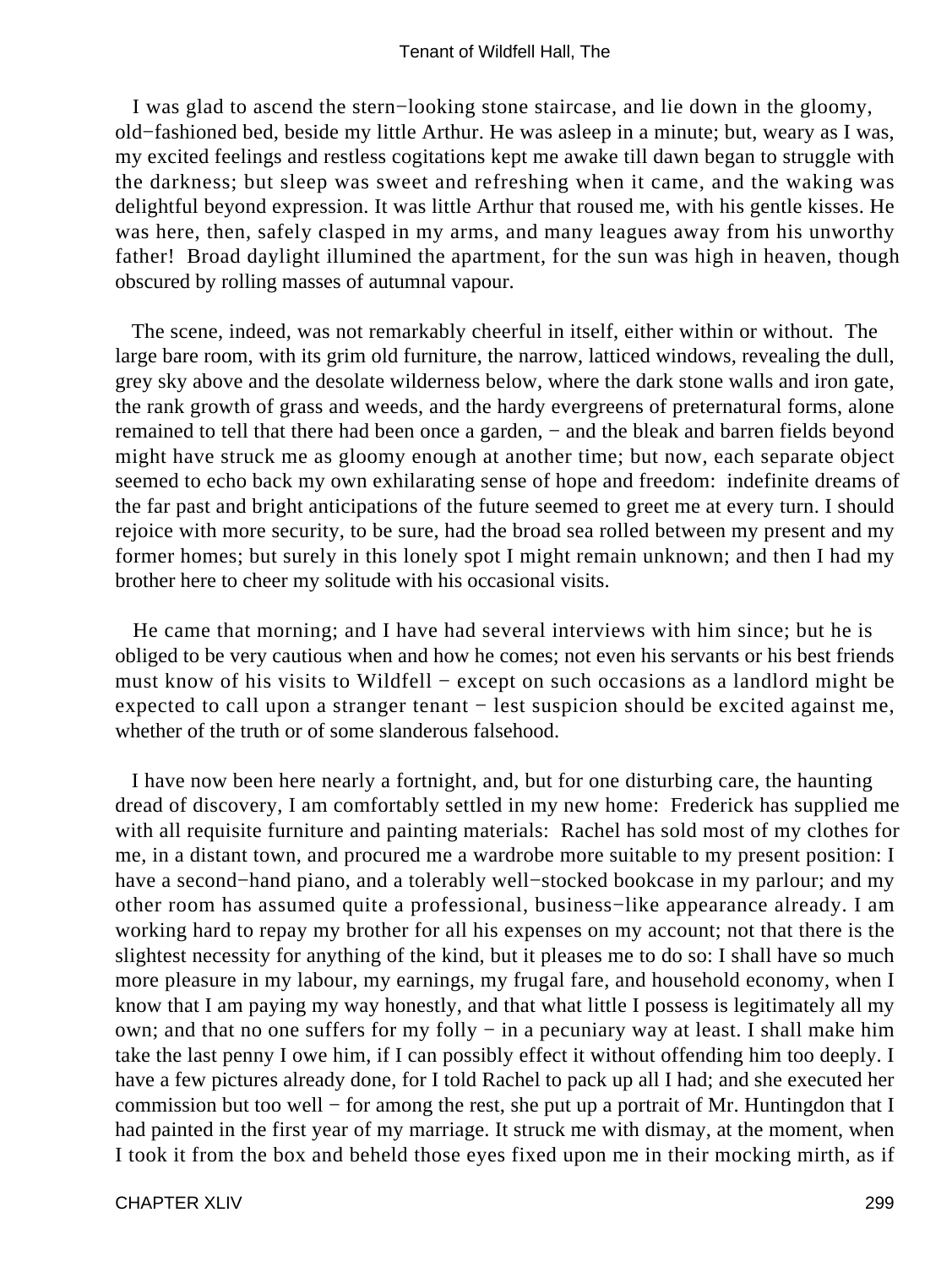I was glad to ascend the stern−looking stone staircase, and lie down in the gloomy, old−fashioned bed, beside my little Arthur. He was asleep in a minute; but, weary as I was, my excited feelings and restless cogitations kept me awake till dawn began to struggle with the darkness; but sleep was sweet and refreshing when it came, and the waking was delightful beyond expression. It was little Arthur that roused me, with his gentle kisses. He was here, then, safely clasped in my arms, and many leagues away from his unworthy father! Broad daylight illumined the apartment, for the sun was high in heaven, though obscured by rolling masses of autumnal vapour.

The scene, indeed, was not remarkably cheerful in itself, either within or without. The large bare room, with its grim old furniture, the narrow, latticed windows, revealing the dull, grey sky above and the desolate wilderness below, where the dark stone walls and iron gate, the rank growth of grass and weeds, and the hardy evergreens of preternatural forms, alone remained to tell that there had been once a garden, − and the bleak and barren fields beyond might have struck me as gloomy enough at another time; but now, each separate object seemed to echo back my own exhilarating sense of hope and freedom: indefinite dreams of the far past and bright anticipations of the future seemed to greet me at every turn. I should rejoice with more security, to be sure, had the broad sea rolled between my present and my former homes; but surely in this lonely spot I might remain unknown; and then I had my brother here to cheer my solitude with his occasional visits.

He came that morning; and I have had several interviews with him since; but he is obliged to be very cautious when and how he comes; not even his servants or his best friends must know of his visits to Wildfell − except on such occasions as a landlord might be expected to call upon a stranger tenant − lest suspicion should be excited against me, whether of the truth or of some slanderous falsehood.

I have now been here nearly a fortnight, and, but for one disturbing care, the haunting dread of discovery, I am comfortably settled in my new home: Frederick has supplied me with all requisite furniture and painting materials: Rachel has sold most of my clothes for me, in a distant town, and procured me a wardrobe more suitable to my present position: I have a second−hand piano, and a tolerably well−stocked bookcase in my parlour; and my other room has assumed quite a professional, business−like appearance already. I am working hard to repay my brother for all his expenses on my account; not that there is the slightest necessity for anything of the kind, but it pleases me to do so: I shall have so much more pleasure in my labour, my earnings, my frugal fare, and household economy, when I know that I am paying my way honestly, and that what little I possess is legitimately all my own; and that no one suffers for my folly − in a pecuniary way at least. I shall make him take the last penny I owe him, if I can possibly effect it without offending him too deeply. I have a few pictures already done, for I told Rachel to pack up all I had; and she executed her commission but too well − for among the rest, she put up a portrait of Mr. Huntingdon that I had painted in the first year of my marriage. It struck me with dismay, at the moment, when I took it from the box and beheld those eyes fixed upon me in their mocking mirth, as if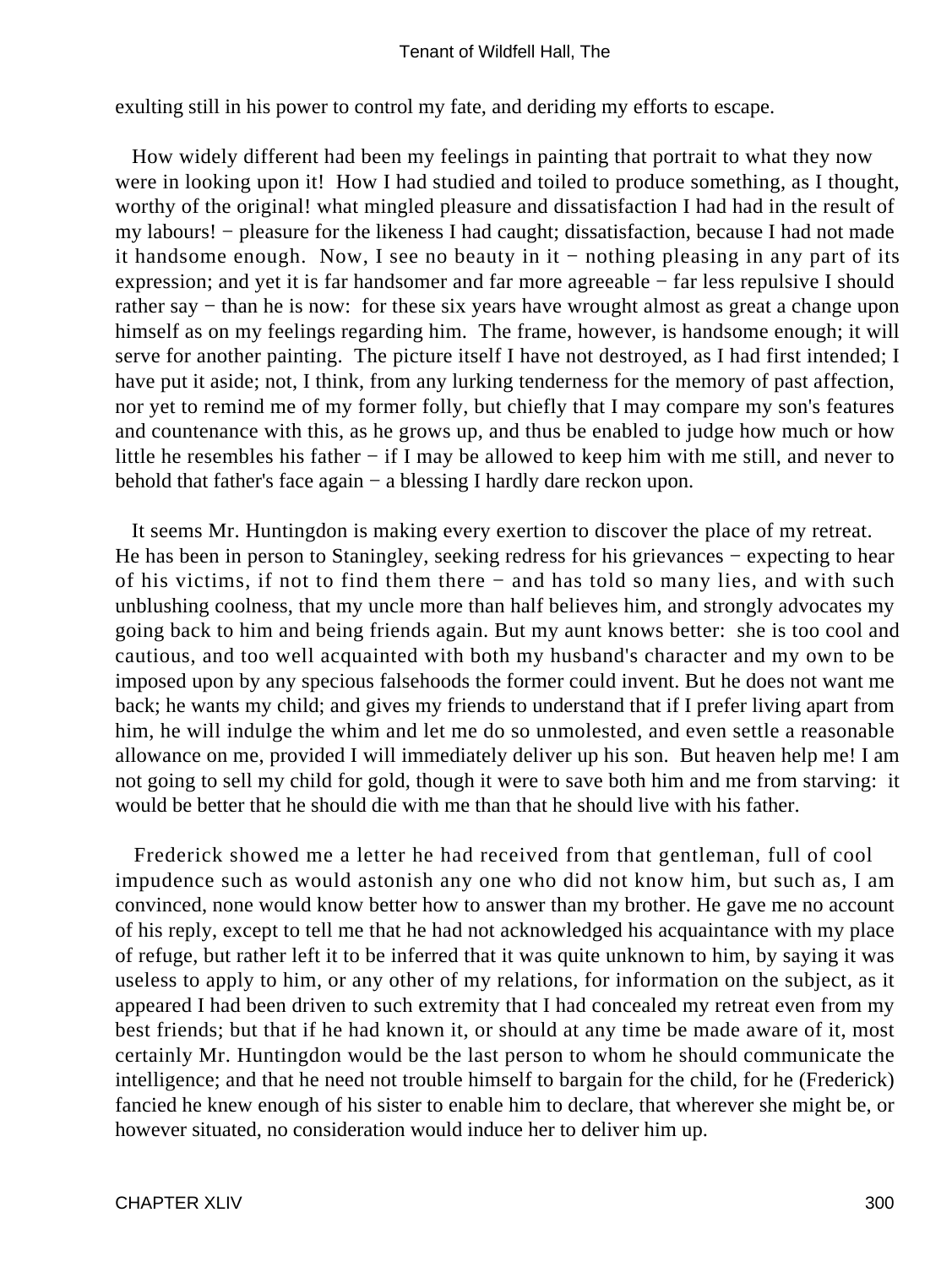exulting still in his power to control my fate, and deriding my efforts to escape.

How widely different had been my feelings in painting that portrait to what they now were in looking upon it! How I had studied and toiled to produce something, as I thought, worthy of the original! what mingled pleasure and dissatisfaction I had had in the result of my labours! − pleasure for the likeness I had caught; dissatisfaction, because I had not made it handsome enough. Now, I see no beauty in it − nothing pleasing in any part of its expression; and yet it is far handsomer and far more agreeable − far less repulsive I should rather say − than he is now: for these six years have wrought almost as great a change upon himself as on my feelings regarding him. The frame, however, is handsome enough; it will serve for another painting. The picture itself I have not destroyed, as I had first intended; I have put it aside; not, I think, from any lurking tenderness for the memory of past affection, nor yet to remind me of my former folly, but chiefly that I may compare my son's features and countenance with this, as he grows up, and thus be enabled to judge how much or how little he resembles his father − if I may be allowed to keep him with me still, and never to behold that father's face again − a blessing I hardly dare reckon upon.

It seems Mr. Huntingdon is making every exertion to discover the place of my retreat. He has been in person to Staningley, seeking redress for his grievances − expecting to hear of his victims, if not to find them there − and has told so many lies, and with such unblushing coolness, that my uncle more than half believes him, and strongly advocates my going back to him and being friends again. But my aunt knows better: she is too cool and cautious, and too well acquainted with both my husband's character and my own to be imposed upon by any specious falsehoods the former could invent. But he does not want me back; he wants my child; and gives my friends to understand that if I prefer living apart from him, he will indulge the whim and let me do so unmolested, and even settle a reasonable allowance on me, provided I will immediately deliver up his son. But heaven help me! I am not going to sell my child for gold, though it were to save both him and me from starving: it would be better that he should die with me than that he should live with his father.

Frederick showed me a letter he had received from that gentleman, full of cool impudence such as would astonish any one who did not know him, but such as, I am convinced, none would know better how to answer than my brother. He gave me no account of his reply, except to tell me that he had not acknowledged his acquaintance with my place of refuge, but rather left it to be inferred that it was quite unknown to him, by saying it was useless to apply to him, or any other of my relations, for information on the subject, as it appeared I had been driven to such extremity that I had concealed my retreat even from my best friends; but that if he had known it, or should at any time be made aware of it, most certainly Mr. Huntingdon would be the last person to whom he should communicate the intelligence; and that he need not trouble himself to bargain for the child, for he (Frederick) fancied he knew enough of his sister to enable him to declare, that wherever she might be, or however situated, no consideration would induce her to deliver him up.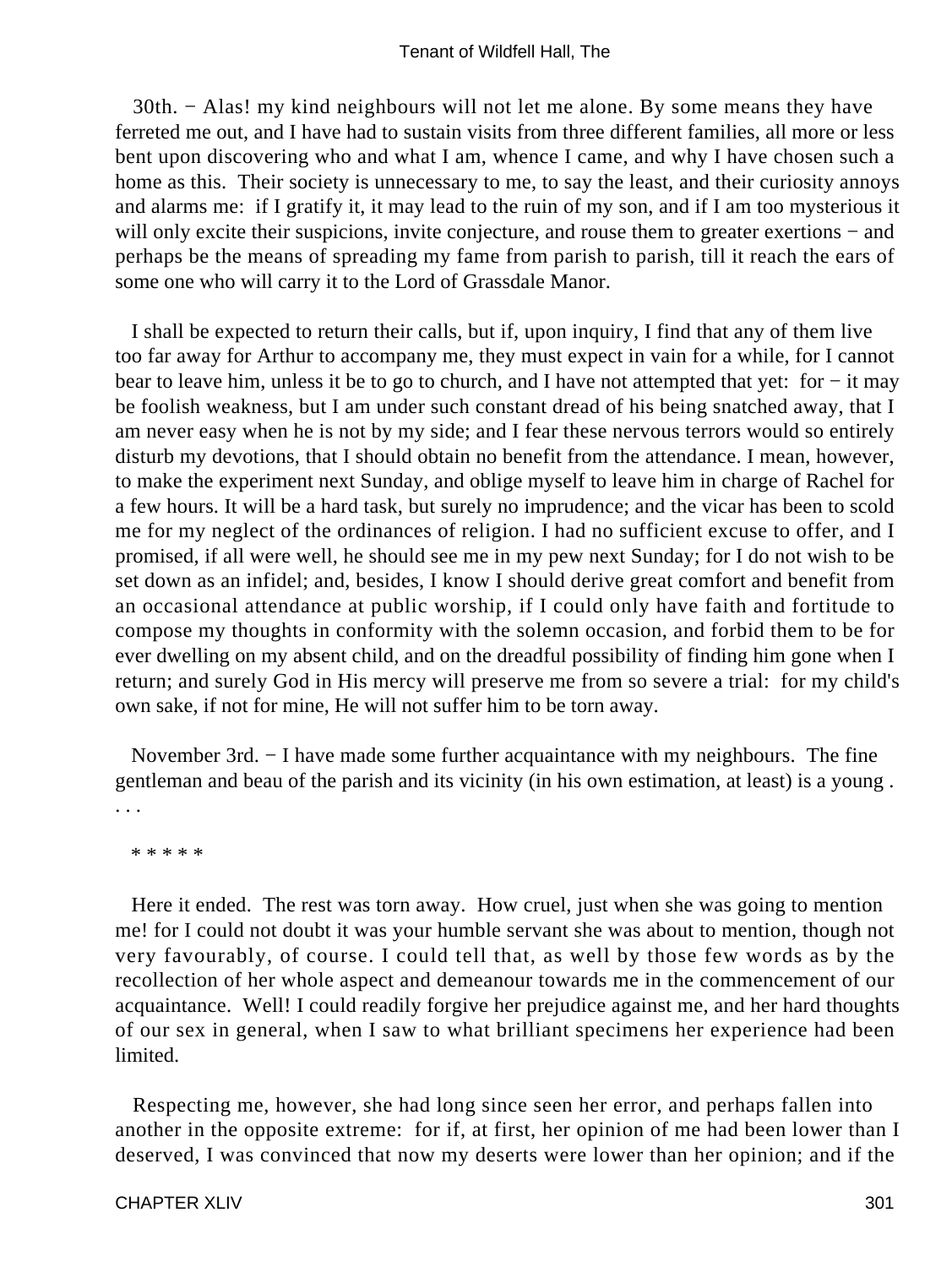30th. − Alas! my kind neighbours will not let me alone. By some means they have ferreted me out, and I have had to sustain visits from three different families, all more or less bent upon discovering who and what I am, whence I came, and why I have chosen such a home as this. Their society is unnecessary to me, to say the least, and their curiosity annoys and alarms me: if I gratify it, it may lead to the ruin of my son, and if I am too mysterious it will only excite their suspicions, invite conjecture, and rouse them to greater exertions − and perhaps be the means of spreading my fame from parish to parish, till it reach the ears of some one who will carry it to the Lord of Grassdale Manor.

I shall be expected to return their calls, but if, upon inquiry, I find that any of them live too far away for Arthur to accompany me, they must expect in vain for a while, for I cannot bear to leave him, unless it be to go to church, and I have not attempted that yet: for − it may be foolish weakness, but I am under such constant dread of his being snatched away, that I am never easy when he is not by my side; and I fear these nervous terrors would so entirely disturb my devotions, that I should obtain no benefit from the attendance. I mean, however, to make the experiment next Sunday, and oblige myself to leave him in charge of Rachel for a few hours. It will be a hard task, but surely no imprudence; and the vicar has been to scold me for my neglect of the ordinances of religion. I had no sufficient excuse to offer, and I promised, if all were well, he should see me in my pew next Sunday; for I do not wish to be set down as an infidel; and, besides, I know I should derive great comfort and benefit from an occasional attendance at public worship, if I could only have faith and fortitude to compose my thoughts in conformity with the solemn occasion, and forbid them to be for ever dwelling on my absent child, and on the dreadful possibility of finding him gone when I return; and surely God in His mercy will preserve me from so severe a trial: for my child's own sake, if not for mine, He will not suffer him to be torn away.

November 3rd. − I have made some further acquaintance with my neighbours. The fine gentleman and beau of the parish and its vicinity (in his own estimation, at least) is a young . . . .

* * * * *

Here it ended. The rest was torn away. How cruel, just when she was going to mention me! for I could not doubt it was your humble servant she was about to mention, though not very favourably, of course. I could tell that, as well by those few words as by the recollection of her whole aspect and demeanour towards me in the commencement of our acquaintance. Well! I could readily forgive her prejudice against me, and her hard thoughts of our sex in general, when I saw to what brilliant specimens her experience had been limited.

Respecting me, however, she had long since seen her error, and perhaps fallen into another in the opposite extreme: for if, at first, her opinion of me had been lower than I deserved, I was convinced that now my deserts were lower than her opinion; and if the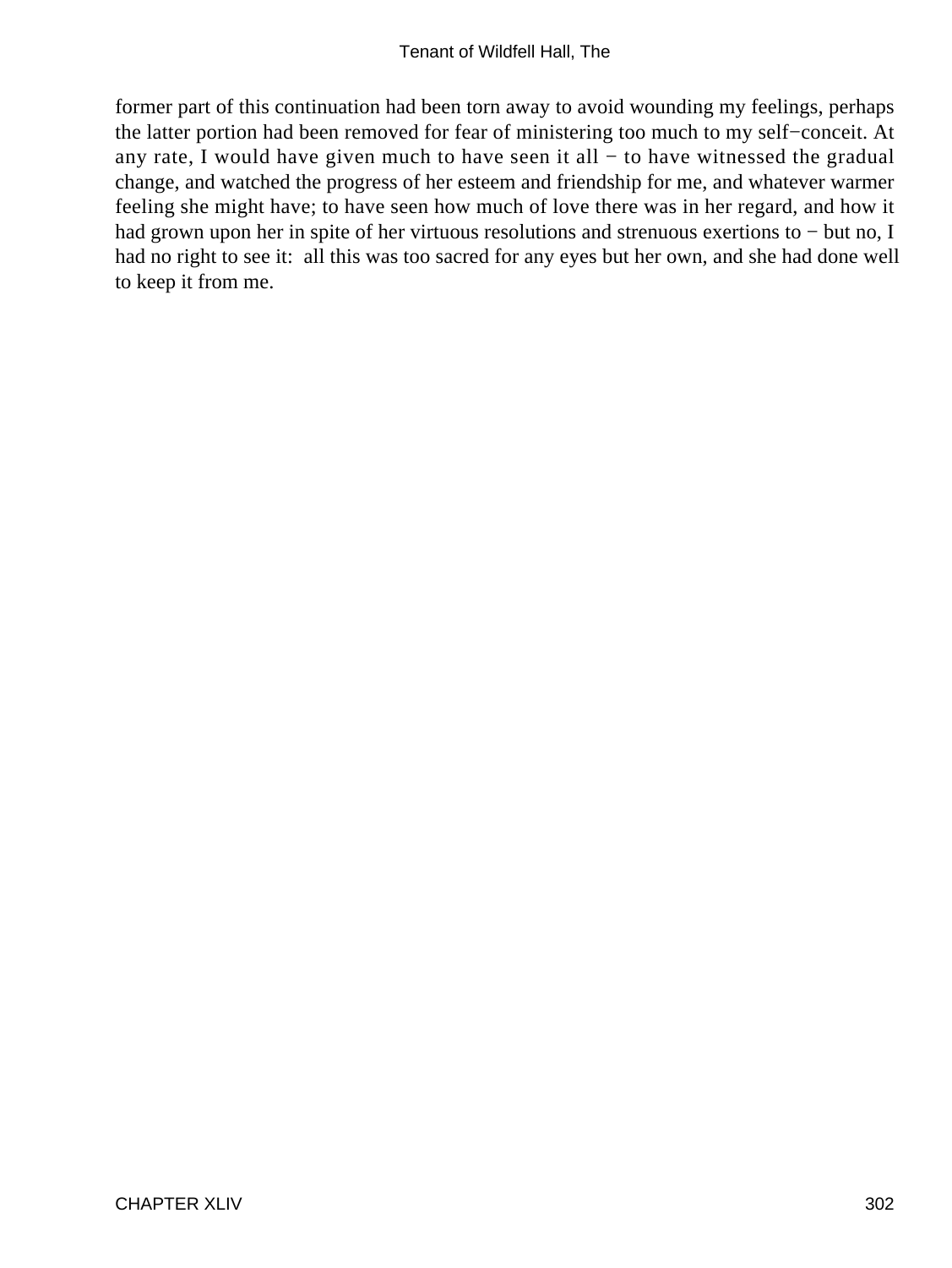former part of this continuation had been torn away to avoid wounding my feelings, perhaps the latter portion had been removed for fear of ministering too much to my self−conceit. At any rate, I would have given much to have seen it all − to have witnessed the gradual change, and watched the progress of her esteem and friendship for me, and whatever warmer feeling she might have; to have seen how much of love there was in her regard, and how it had grown upon her in spite of her virtuous resolutions and strenuous exertions to − but no, I had no right to see it: all this was too sacred for any eyes but her own, and she had done well to keep it from me.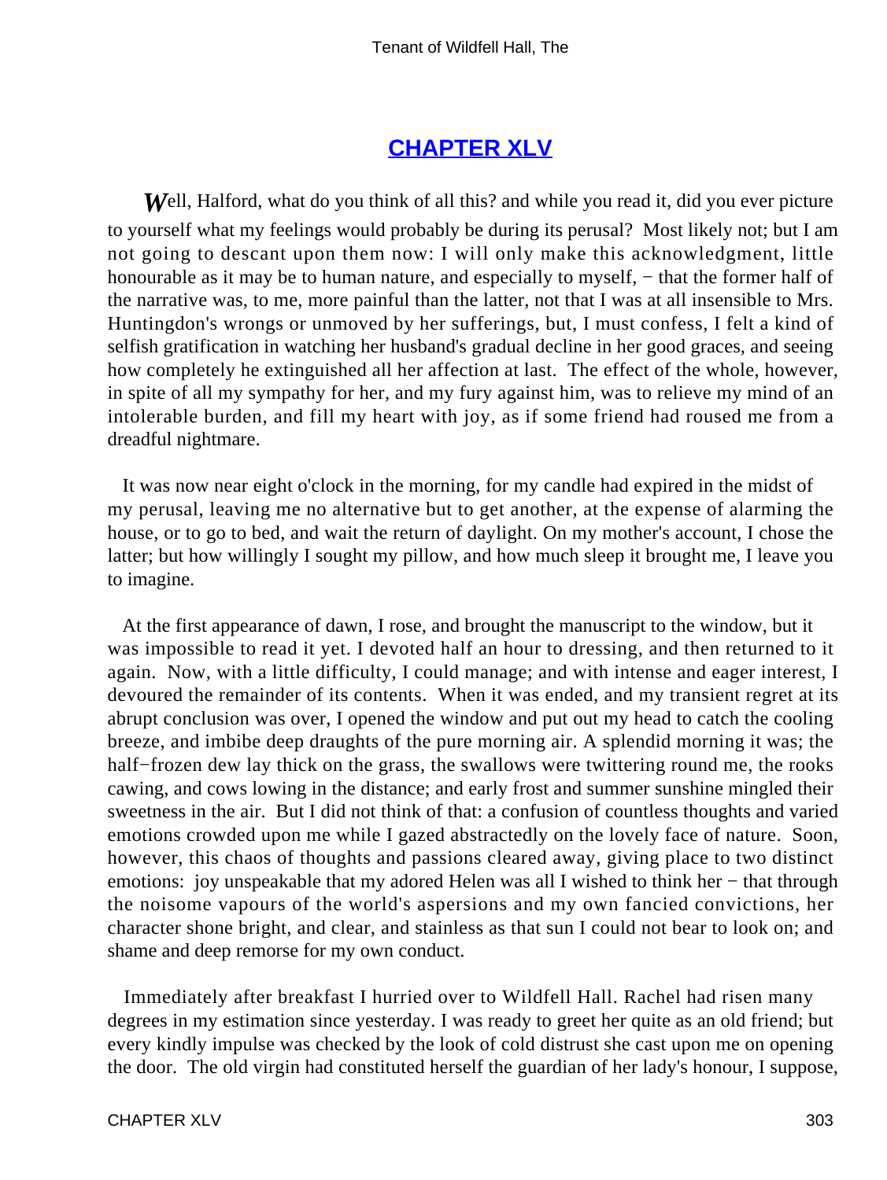## CHAPTER XLV

*W*ell, Halford, what do you think of all this? and while you read it, did you ever picture to yourself what my feelings would probably be during its perusal? Most likely not; but I am not going to descant upon them now: I will only make this acknowledgment, little honourable as it may be to human nature, and especially to myself, − that the former half of the narrative was, to me, more painful than the latter, not that I was at all insensible to Mrs. Huntingdon's wrongs or unmoved by her sufferings, but, I must confess, I felt a kind of selfish gratification in watching her husband's gradual decline in her good graces, and seeing how completely he extinguished all her affection at last. The effect of the whole, however, in spite of all my sympathy for her, and my fury against him, was to relieve my mind of an intolerable burden, and fill my heart with joy, as if some friend had roused me from a dreadful nightmare.

It was now near eight o'clock in the morning, for my candle had expired in the midst of my perusal, leaving me no alternative but to get another, at the expense of alarming the house, or to go to bed, and wait the return of daylight. On my mother's account, I chose the latter; but how willingly I sought my pillow, and how much sleep it brought me, I leave you to imagine.

At the first appearance of dawn, I rose, and brought the manuscript to the window, but it was impossible to read it yet. I devoted half an hour to dressing, and then returned to it again. Now, with a little difficulty, I could manage; and with intense and eager interest, I devoured the remainder of its contents. When it was ended, and my transient regret at its abrupt conclusion was over, I opened the window and put out my head to catch the cooling breeze, and imbibe deep draughts of the pure morning air. A splendid morning it was; the half−frozen dew lay thick on the grass, the swallows were twittering round me, the rooks cawing, and cows lowing in the distance; and early frost and summer sunshine mingled their sweetness in the air. But I did not think of that: a confusion of countless thoughts and varied emotions crowded upon me while I gazed abstractedly on the lovely face of nature. Soon, however, this chaos of thoughts and passions cleared away, giving place to two distinct emotions: joy unspeakable that my adored Helen was all I wished to think her − that through the noisome vapours of the world's aspersions and my own fancied convictions, her character shone bright, and clear, and stainless as that sun I could not bear to look on; and shame and deep remorse for my own conduct.

Immediately after breakfast I hurried over to Wildfell Hall. Rachel had risen many degrees in my estimation since yesterday. I was ready to greet her quite as an old friend; but every kindly impulse was checked by the look of cold distrust she cast upon me on opening the door. The old virgin had constituted herself the guardian of her lady's honour, I suppose,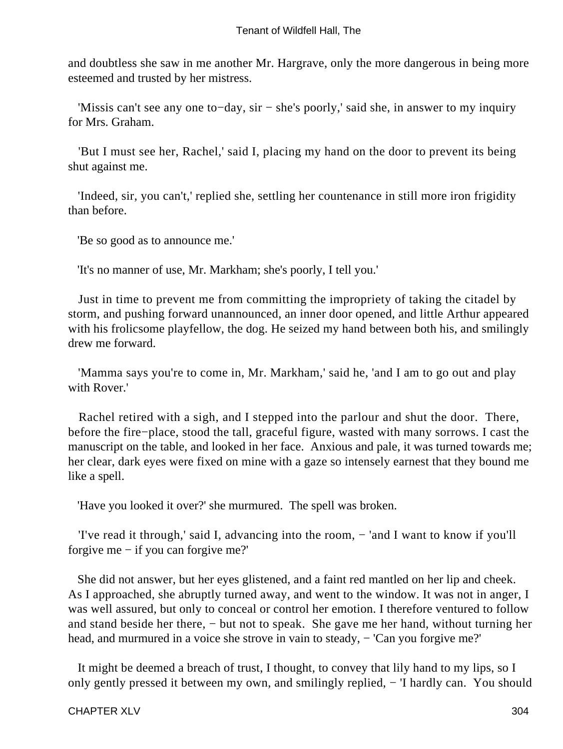and doubtless she saw in me another Mr. Hargrave, only the more dangerous in being more esteemed and trusted by her mistress.

'Missis can't see any one to−day, sir − she's poorly,' said she, in answer to my inquiry for Mrs. Graham.

'But I must see her, Rachel,' said I, placing my hand on the door to prevent its being shut against me.

'Indeed, sir, you can't,' replied she, settling her countenance in still more iron frigidity than before.

'Be so good as to announce me.'

'It's no manner of use, Mr. Markham; she's poorly, I tell you.'

Just in time to prevent me from committing the impropriety of taking the citadel by storm, and pushing forward unannounced, an inner door opened, and little Arthur appeared with his frolicsome playfellow, the dog. He seized my hand between both his, and smilingly drew me forward.

'Mamma says you're to come in, Mr. Markham,' said he, 'and I am to go out and play with Rover.'

Rachel retired with a sigh, and I stepped into the parlour and shut the door. There, before the fire−place, stood the tall, graceful figure, wasted with many sorrows. I cast the manuscript on the table, and looked in her face. Anxious and pale, it was turned towards me; her clear, dark eyes were fixed on mine with a gaze so intensely earnest that they bound me like a spell.

'Have you looked it over?' she murmured. The spell was broken.

'I've read it through,' said I, advancing into the room, − 'and I want to know if you'll forgive me − if you can forgive me?'

She did not answer, but her eyes glistened, and a faint red mantled on her lip and cheek. As I approached, she abruptly turned away, and went to the window. It was not in anger, I was well assured, but only to conceal or control her emotion. I therefore ventured to follow and stand beside her there, − but not to speak. She gave me her hand, without turning her head, and murmured in a voice she strove in vain to steady, − 'Can you forgive me?'

It might be deemed a breach of trust, I thought, to convey that lily hand to my lips, so I only gently pressed it between my own, and smilingly replied, − 'I hardly can. You should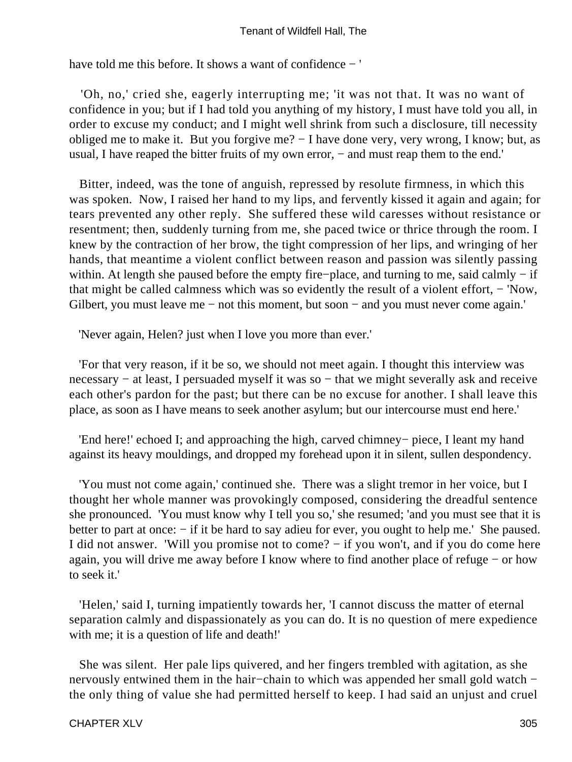have told me this before. It shows a want of confidence − '

'Oh, no,' cried she, eagerly interrupting me; 'it was not that. It was no want of confidence in you; but if I had told you anything of my history, I must have told you all, in order to excuse my conduct; and I might well shrink from such a disclosure, till necessity obliged me to make it. But you forgive me? − I have done very, very wrong, I know; but, as usual, I have reaped the bitter fruits of my own error, − and must reap them to the end.'

Bitter, indeed, was the tone of anguish, repressed by resolute firmness, in which this was spoken. Now, I raised her hand to my lips, and fervently kissed it again and again; for tears prevented any other reply. She suffered these wild caresses without resistance or resentment; then, suddenly turning from me, she paced twice or thrice through the room. I knew by the contraction of her brow, the tight compression of her lips, and wringing of her hands, that meantime a violent conflict between reason and passion was silently passing within. At length she paused before the empty fire−place, and turning to me, said calmly − if that might be called calmness which was so evidently the result of a violent effort, − 'Now, Gilbert, you must leave me − not this moment, but soon − and you must never come again.'

'Never again, Helen? just when I love you more than ever.'

'For that very reason, if it be so, we should not meet again. I thought this interview was necessary − at least, I persuaded myself it was so − that we might severally ask and receive each other's pardon for the past; but there can be no excuse for another. I shall leave this place, as soon as I have means to seek another asylum; but our intercourse must end here.'

'End here!' echoed I; and approaching the high, carved chimney− piece, I leant my hand against its heavy mouldings, and dropped my forehead upon it in silent, sullen despondency.

'You must not come again,' continued she. There was a slight tremor in her voice, but I thought her whole manner was provokingly composed, considering the dreadful sentence she pronounced. 'You must know why I tell you so,' she resumed; 'and you must see that it is better to part at once: − if it be hard to say adieu for ever, you ought to help me.' She paused. I did not answer. 'Will you promise not to come? − if you won't, and if you do come here again, you will drive me away before I know where to find another place of refuge − or how to seek it.'

'Helen,' said I, turning impatiently towards her, 'I cannot discuss the matter of eternal separation calmly and dispassionately as you can do. It is no question of mere expedience with me; it is a question of life and death!'

She was silent. Her pale lips quivered, and her fingers trembled with agitation, as she nervously entwined them in the hair−chain to which was appended her small gold watch − the only thing of value she had permitted herself to keep. I had said an unjust and cruel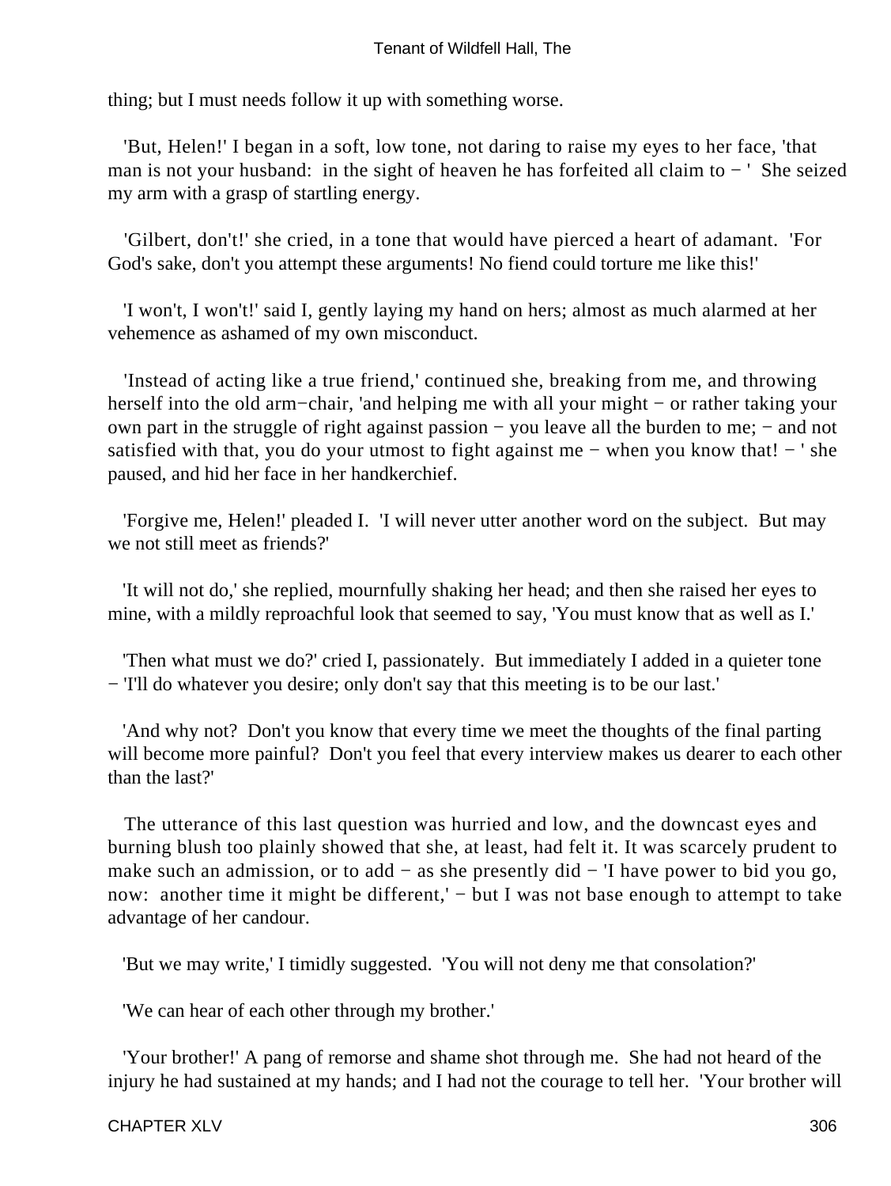thing; but I must needs follow it up with something worse.

'But, Helen!' I began in a soft, low tone, not daring to raise my eyes to her face, 'that man is not your husband: in the sight of heaven he has forfeited all claim to − ' She seized my arm with a grasp of startling energy.

'Gilbert, don't!' she cried, in a tone that would have pierced a heart of adamant. 'For God's sake, don't you attempt these arguments! No fiend could torture me like this!'

'I won't, I won't!' said I, gently laying my hand on hers; almost as much alarmed at her vehemence as ashamed of my own misconduct.

'Instead of acting like a true friend,' continued she, breaking from me, and throwing herself into the old arm−chair, 'and helping me with all your might − or rather taking your own part in the struggle of right against passion − you leave all the burden to me; − and not satisfied with that, you do your utmost to fight against me − when you know that! − ' she paused, and hid her face in her handkerchief.

'Forgive me, Helen!' pleaded I. 'I will never utter another word on the subject. But may we not still meet as friends?'

'It will not do,' she replied, mournfully shaking her head; and then she raised her eyes to mine, with a mildly reproachful look that seemed to say, 'You must know that as well as I.'

'Then what must we do?' cried I, passionately. But immediately I added in a quieter tone − 'I'll do whatever you desire; only don't say that this meeting is to be our last.'

'And why not? Don't you know that every time we meet the thoughts of the final parting will become more painful? Don't you feel that every interview makes us dearer to each other than the last?'

The utterance of this last question was hurried and low, and the downcast eyes and burning blush too plainly showed that she, at least, had felt it. It was scarcely prudent to make such an admission, or to add − as she presently did − 'I have power to bid you go, now: another time it might be different,' − but I was not base enough to attempt to take advantage of her candour.

'But we may write,' I timidly suggested. 'You will not deny me that consolation?'

'We can hear of each other through my brother.'

'Your brother!' A pang of remorse and shame shot through me. She had not heard of the injury he had sustained at my hands; and I had not the courage to tell her. 'Your brother will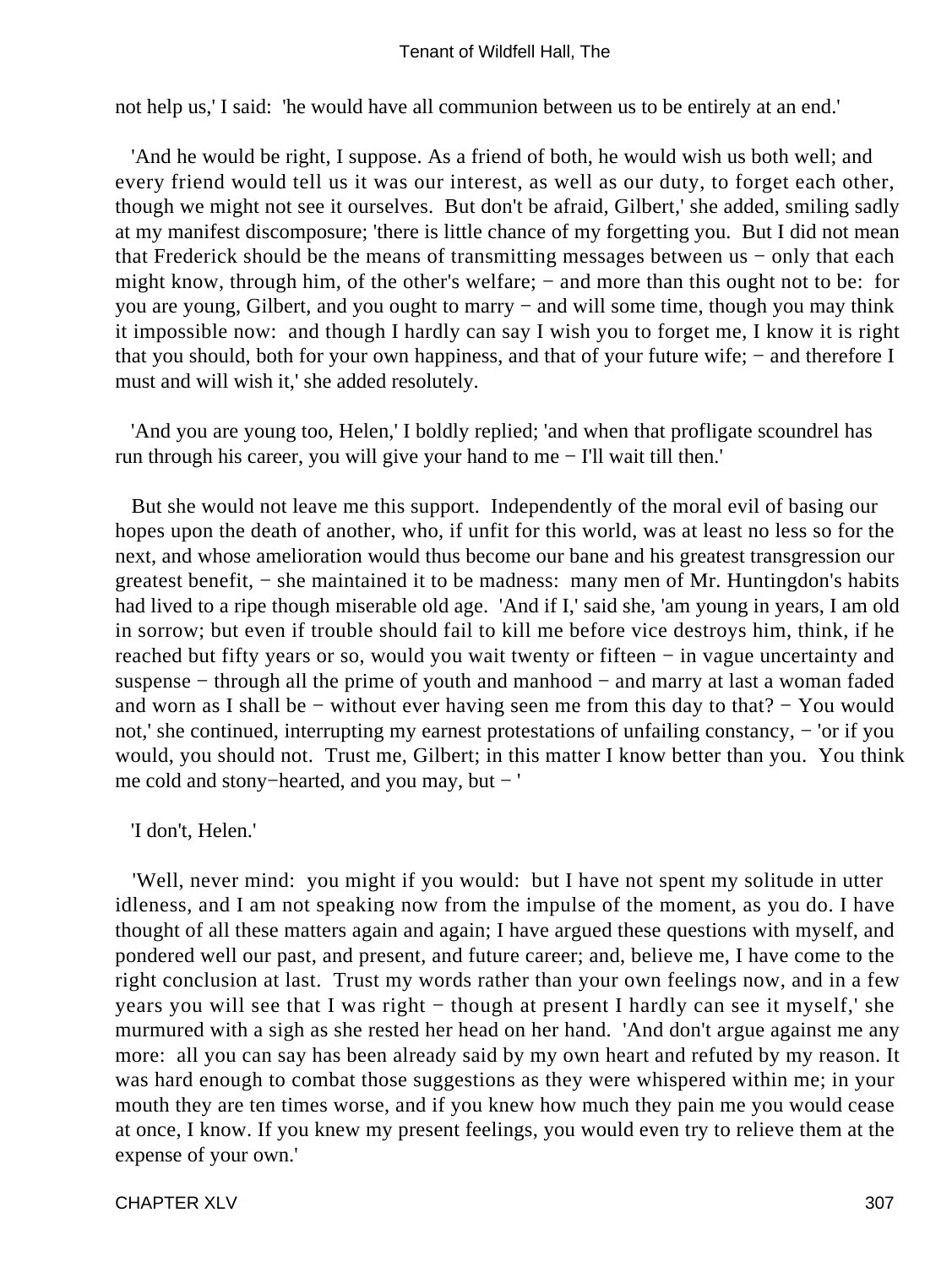not help us,' I said: 'he would have all communion between us to be entirely at an end.'

'And he would be right, I suppose. As a friend of both, he would wish us both well; and every friend would tell us it was our interest, as well as our duty, to forget each other, though we might not see it ourselves. But don't be afraid, Gilbert,' she added, smiling sadly at my manifest discomposure; 'there is little chance of my forgetting you. But I did not mean that Frederick should be the means of transmitting messages between us − only that each might know, through him, of the other's welfare; − and more than this ought not to be: for you are young, Gilbert, and you ought to marry − and will some time, though you may think it impossible now: and though I hardly can say I wish you to forget me, I know it is right that you should, both for your own happiness, and that of your future wife; − and therefore I must and will wish it,' she added resolutely.

'And you are young too, Helen,' I boldly replied; 'and when that profligate scoundrel has run through his career, you will give your hand to me − I'll wait till then.'

But she would not leave me this support. Independently of the moral evil of basing our hopes upon the death of another, who, if unfit for this world, was at least no less so for the next, and whose amelioration would thus become our bane and his greatest transgression our greatest benefit, − she maintained it to be madness: many men of Mr. Huntingdon's habits had lived to a ripe though miserable old age. 'And if I,' said she, 'am young in years, I am old in sorrow; but even if trouble should fail to kill me before vice destroys him, think, if he reached but fifty years or so, would you wait twenty or fifteen − in vague uncertainty and suspense − through all the prime of youth and manhood − and marry at last a woman faded and worn as I shall be − without ever having seen me from this day to that? − You would not,' she continued, interrupting my earnest protestations of unfailing constancy, − 'or if you would, you should not. Trust me, Gilbert; in this matter I know better than you. You think me cold and stony−hearted, and you may, but − '

'I don't, Helen.'

'Well, never mind: you might if you would: but I have not spent my solitude in utter idleness, and I am not speaking now from the impulse of the moment, as you do. I have thought of all these matters again and again; I have argued these questions with myself, and pondered well our past, and present, and future career; and, believe me, I have come to the right conclusion at last. Trust my words rather than your own feelings now, and in a few years you will see that I was right − though at present I hardly can see it myself,' she murmured with a sigh as she rested her head on her hand. 'And don't argue against me any more: all you can say has been already said by my own heart and refuted by my reason. It was hard enough to combat those suggestions as they were whispered within me; in your mouth they are ten times worse, and if you knew how much they pain me you would cease at once, I know. If you knew my present feelings, you would even try to relieve them at the expense of your own.'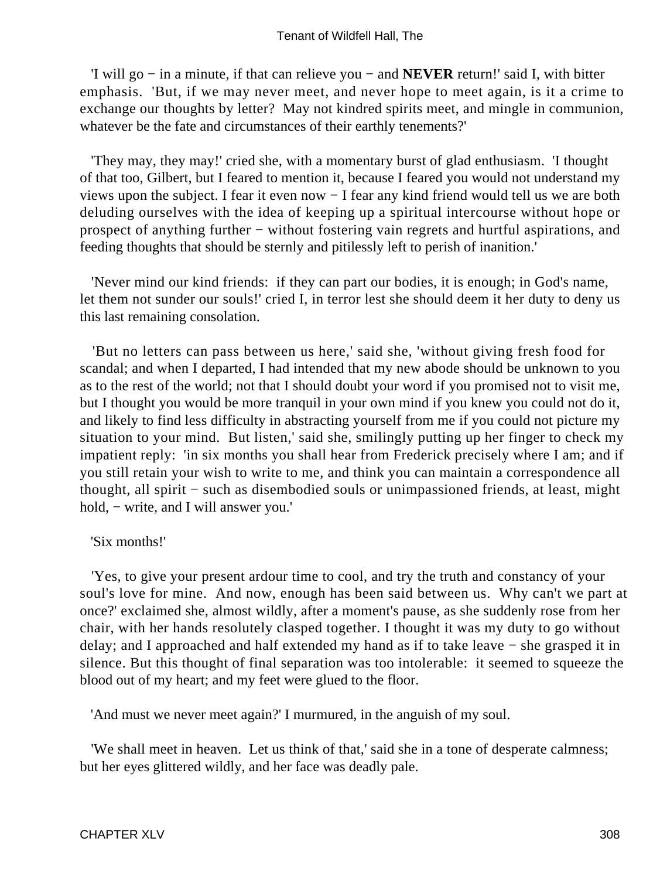'I will go − in a minute, if that can relieve you − and **NEVER** return!' said I, with bitter emphasis. 'But, if we may never meet, and never hope to meet again, is it a crime to exchange our thoughts by letter? May not kindred spirits meet, and mingle in communion, whatever be the fate and circumstances of their earthly tenements?'

'They may, they may!' cried she, with a momentary burst of glad enthusiasm. 'I thought of that too, Gilbert, but I feared to mention it, because I feared you would not understand my views upon the subject. I fear it even now − I fear any kind friend would tell us we are both deluding ourselves with the idea of keeping up a spiritual intercourse without hope or prospect of anything further − without fostering vain regrets and hurtful aspirations, and feeding thoughts that should be sternly and pitilessly left to perish of inanition.'

'Never mind our kind friends: if they can part our bodies, it is enough; in God's name, let them not sunder our souls!' cried I, in terror lest she should deem it her duty to deny us this last remaining consolation.

'But no letters can pass between us here,' said she, 'without giving fresh food for scandal; and when I departed, I had intended that my new abode should be unknown to you as to the rest of the world; not that I should doubt your word if you promised not to visit me, but I thought you would be more tranquil in your own mind if you knew you could not do it, and likely to find less difficulty in abstracting yourself from me if you could not picture my situation to your mind. But listen,' said she, smilingly putting up her finger to check my impatient reply: 'in six months you shall hear from Frederick precisely where I am; and if you still retain your wish to write to me, and think you can maintain a correspondence all thought, all spirit − such as disembodied souls or unimpassioned friends, at least, might hold, − write, and I will answer you.'

'Six months!'

'Yes, to give your present ardour time to cool, and try the truth and constancy of your soul's love for mine. And now, enough has been said between us. Why can't we part at once?' exclaimed she, almost wildly, after a moment's pause, as she suddenly rose from her chair, with her hands resolutely clasped together. I thought it was my duty to go without delay; and I approached and half extended my hand as if to take leave − she grasped it in silence. But this thought of final separation was too intolerable: it seemed to squeeze the blood out of my heart; and my feet were glued to the floor.

'And must we never meet again?' I murmured, in the anguish of my soul.

'We shall meet in heaven. Let us think of that,' said she in a tone of desperate calmness; but her eyes glittered wildly, and her face was deadly pale.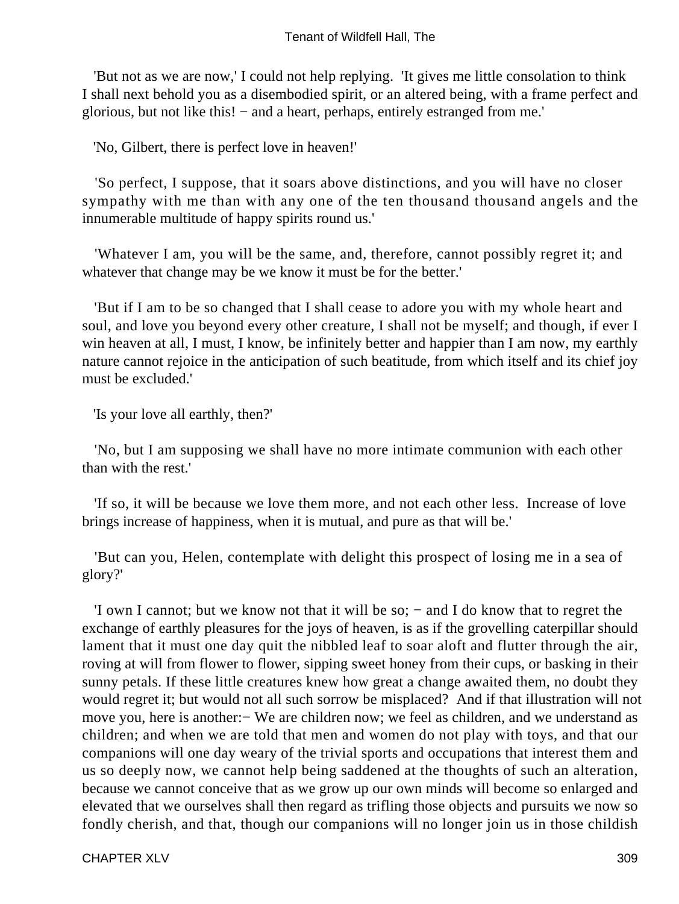'But not as we are now,' I could not help replying. 'It gives me little consolation to think I shall next behold you as a disembodied spirit, or an altered being, with a frame perfect and glorious, but not like this! − and a heart, perhaps, entirely estranged from me.'

'No, Gilbert, there is perfect love in heaven!'

'So perfect, I suppose, that it soars above distinctions, and you will have no closer sympathy with me than with any one of the ten thousand thousand angels and the innumerable multitude of happy spirits round us.'

'Whatever I am, you will be the same, and, therefore, cannot possibly regret it; and whatever that change may be we know it must be for the better.'

'But if I am to be so changed that I shall cease to adore you with my whole heart and soul, and love you beyond every other creature, I shall not be myself; and though, if ever I win heaven at all, I must, I know, be infinitely better and happier than I am now, my earthly nature cannot rejoice in the anticipation of such beatitude, from which itself and its chief joy must be excluded.'

'Is your love all earthly, then?'

'No, but I am supposing we shall have no more intimate communion with each other than with the rest.'

'If so, it will be because we love them more, and not each other less. Increase of love brings increase of happiness, when it is mutual, and pure as that will be.'

'But can you, Helen, contemplate with delight this prospect of losing me in a sea of glory?'

'I own I cannot; but we know not that it will be so; − and I do know that to regret the exchange of earthly pleasures for the joys of heaven, is as if the grovelling caterpillar should lament that it must one day quit the nibbled leaf to soar aloft and flutter through the air, roving at will from flower to flower, sipping sweet honey from their cups, or basking in their sunny petals. If these little creatures knew how great a change awaited them, no doubt they would regret it; but would not all such sorrow be misplaced? And if that illustration will not move you, here is another:− We are children now; we feel as children, and we understand as children; and when we are told that men and women do not play with toys, and that our companions will one day weary of the trivial sports and occupations that interest them and us so deeply now, we cannot help being saddened at the thoughts of such an alteration, because we cannot conceive that as we grow up our own minds will become so enlarged and elevated that we ourselves shall then regard as trifling those objects and pursuits we now so fondly cherish, and that, though our companions will no longer join us in those childish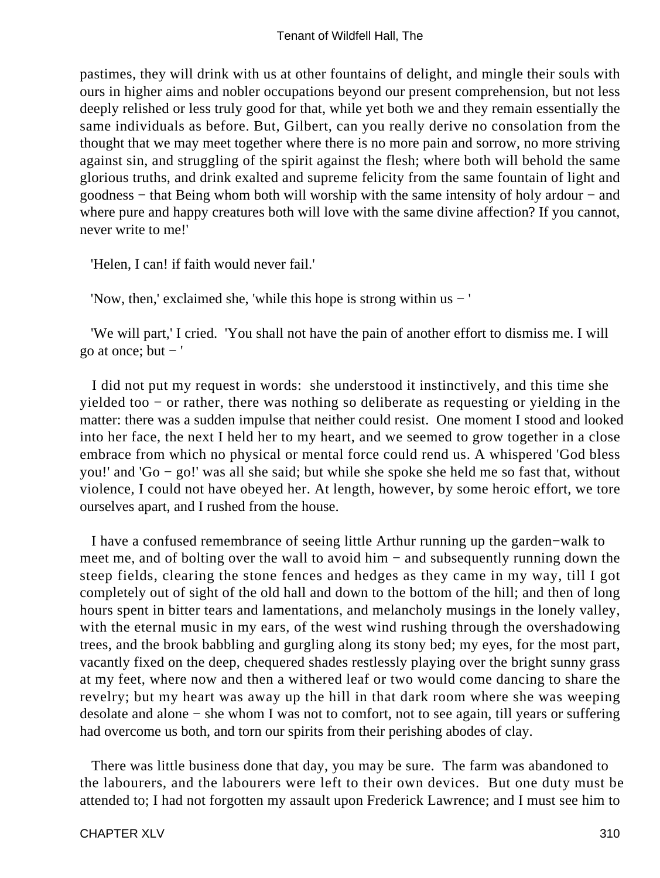pastimes, they will drink with us at other fountains of delight, and mingle their souls with ours in higher aims and nobler occupations beyond our present comprehension, but not less deeply relished or less truly good for that, while yet both we and they remain essentially the same individuals as before. But, Gilbert, can you really derive no consolation from the thought that we may meet together where there is no more pain and sorrow, no more striving against sin, and struggling of the spirit against the flesh; where both will behold the same glorious truths, and drink exalted and supreme felicity from the same fountain of light and goodness − that Being whom both will worship with the same intensity of holy ardour − and where pure and happy creatures both will love with the same divine affection? If you cannot, never write to me!'

'Helen, I can! if faith would never fail.'

'Now, then,' exclaimed she, 'while this hope is strong within us − '

'We will part,' I cried. 'You shall not have the pain of another effort to dismiss me. I will go at once; but − '

I did not put my request in words: she understood it instinctively, and this time she yielded too − or rather, there was nothing so deliberate as requesting or yielding in the matter: there was a sudden impulse that neither could resist. One moment I stood and looked into her face, the next I held her to my heart, and we seemed to grow together in a close embrace from which no physical or mental force could rend us. A whispered 'God bless you!' and 'Go − go!' was all she said; but while she spoke she held me so fast that, without violence, I could not have obeyed her. At length, however, by some heroic effort, we tore ourselves apart, and I rushed from the house.

I have a confused remembrance of seeing little Arthur running up the garden−walk to meet me, and of bolting over the wall to avoid him − and subsequently running down the steep fields, clearing the stone fences and hedges as they came in my way, till I got completely out of sight of the old hall and down to the bottom of the hill; and then of long hours spent in bitter tears and lamentations, and melancholy musings in the lonely valley, with the eternal music in my ears, of the west wind rushing through the overshadowing trees, and the brook babbling and gurgling along its stony bed; my eyes, for the most part, vacantly fixed on the deep, chequered shades restlessly playing over the bright sunny grass at my feet, where now and then a withered leaf or two would come dancing to share the revelry; but my heart was away up the hill in that dark room where she was weeping desolate and alone − she whom I was not to comfort, not to see again, till years or suffering had overcome us both, and torn our spirits from their perishing abodes of clay.

There was little business done that day, you may be sure. The farm was abandoned to the labourers, and the labourers were left to their own devices. But one duty must be attended to; I had not forgotten my assault upon Frederick Lawrence; and I must see him to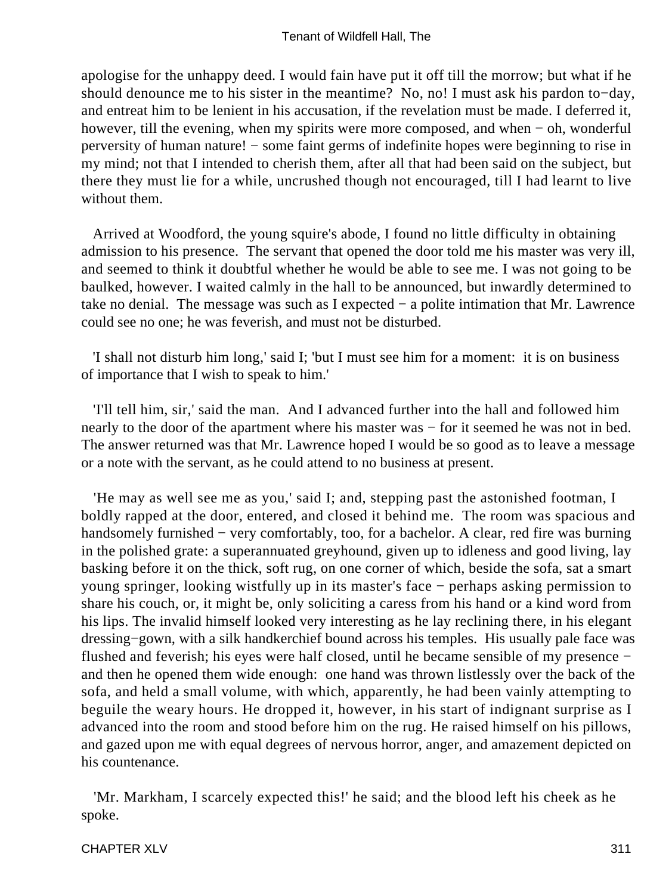apologise for the unhappy deed. I would fain have put it off till the morrow; but what if he should denounce me to his sister in the meantime? No, no! I must ask his pardon to−day, and entreat him to be lenient in his accusation, if the revelation must be made. I deferred it, however, till the evening, when my spirits were more composed, and when − oh, wonderful perversity of human nature! − some faint germs of indefinite hopes were beginning to rise in my mind; not that I intended to cherish them, after all that had been said on the subject, but there they must lie for a while, uncrushed though not encouraged, till I had learnt to live without them.

Arrived at Woodford, the young squire's abode, I found no little difficulty in obtaining admission to his presence. The servant that opened the door told me his master was very ill, and seemed to think it doubtful whether he would be able to see me. I was not going to be baulked, however. I waited calmly in the hall to be announced, but inwardly determined to take no denial. The message was such as I expected − a polite intimation that Mr. Lawrence could see no one; he was feverish, and must not be disturbed.

'I shall not disturb him long,' said I; 'but I must see him for a moment: it is on business of importance that I wish to speak to him.'

'I'll tell him, sir,' said the man. And I advanced further into the hall and followed him nearly to the door of the apartment where his master was − for it seemed he was not in bed. The answer returned was that Mr. Lawrence hoped I would be so good as to leave a message or a note with the servant, as he could attend to no business at present.

'He may as well see me as you,' said I; and, stepping past the astonished footman, I boldly rapped at the door, entered, and closed it behind me. The room was spacious and handsomely furnished − very comfortably, too, for a bachelor. A clear, red fire was burning in the polished grate: a superannuated greyhound, given up to idleness and good living, lay basking before it on the thick, soft rug, on one corner of which, beside the sofa, sat a smart young springer, looking wistfully up in its master's face − perhaps asking permission to share his couch, or, it might be, only soliciting a caress from his hand or a kind word from his lips. The invalid himself looked very interesting as he lay reclining there, in his elegant dressing−gown, with a silk handkerchief bound across his temples. His usually pale face was flushed and feverish; his eyes were half closed, until he became sensible of my presence − and then he opened them wide enough: one hand was thrown listlessly over the back of the sofa, and held a small volume, with which, apparently, he had been vainly attempting to beguile the weary hours. He dropped it, however, in his start of indignant surprise as I advanced into the room and stood before him on the rug. He raised himself on his pillows, and gazed upon me with equal degrees of nervous horror, anger, and amazement depicted on his countenance.

'Mr. Markham, I scarcely expected this!' he said; and the blood left his cheek as he spoke.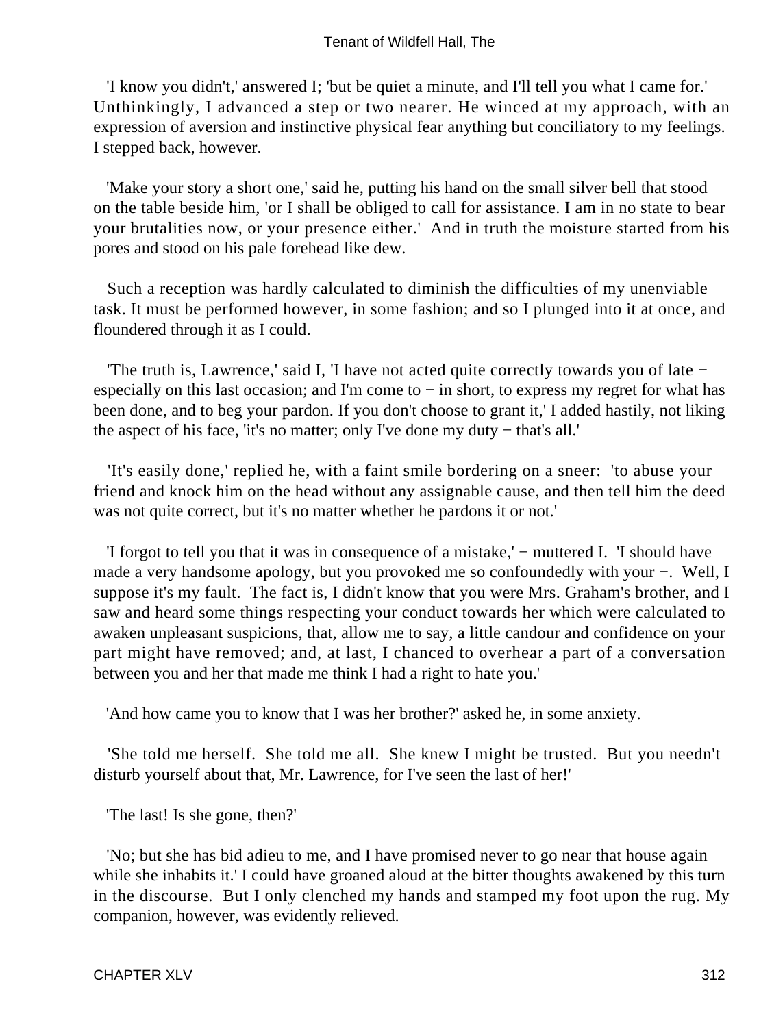'I know you didn't,' answered I; 'but be quiet a minute, and I'll tell you what I came for.' Unthinkingly, I advanced a step or two nearer. He winced at my approach, with an expression of aversion and instinctive physical fear anything but conciliatory to my feelings. I stepped back, however.

'Make your story a short one,' said he, putting his hand on the small silver bell that stood on the table beside him, 'or I shall be obliged to call for assistance. I am in no state to bear your brutalities now, or your presence either.' And in truth the moisture started from his pores and stood on his pale forehead like dew.

Such a reception was hardly calculated to diminish the difficulties of my unenviable task. It must be performed however, in some fashion; and so I plunged into it at once, and floundered through it as I could.

'The truth is, Lawrence,' said I, 'I have not acted quite correctly towards you of late − especially on this last occasion; and I'm come to − in short, to express my regret for what has been done, and to beg your pardon. If you don't choose to grant it,' I added hastily, not liking the aspect of his face, 'it's no matter; only I've done my duty − that's all.'

'It's easily done,' replied he, with a faint smile bordering on a sneer: 'to abuse your friend and knock him on the head without any assignable cause, and then tell him the deed was not quite correct, but it's no matter whether he pardons it or not.'

'I forgot to tell you that it was in consequence of a mistake,' − muttered I. 'I should have made a very handsome apology, but you provoked me so confoundedly with your −. Well, I suppose it's my fault. The fact is, I didn't know that you were Mrs. Graham's brother, and I saw and heard some things respecting your conduct towards her which were calculated to awaken unpleasant suspicions, that, allow me to say, a little candour and confidence on your part might have removed; and, at last, I chanced to overhear a part of a conversation between you and her that made me think I had a right to hate you.'

'And how came you to know that I was her brother?' asked he, in some anxiety.

'She told me herself. She told me all. She knew I might be trusted. But you needn't disturb yourself about that, Mr. Lawrence, for I've seen the last of her!'

'The last! Is she gone, then?'

'No; but she has bid adieu to me, and I have promised never to go near that house again while she inhabits it.' I could have groaned aloud at the bitter thoughts awakened by this turn in the discourse. But I only clenched my hands and stamped my foot upon the rug. My companion, however, was evidently relieved.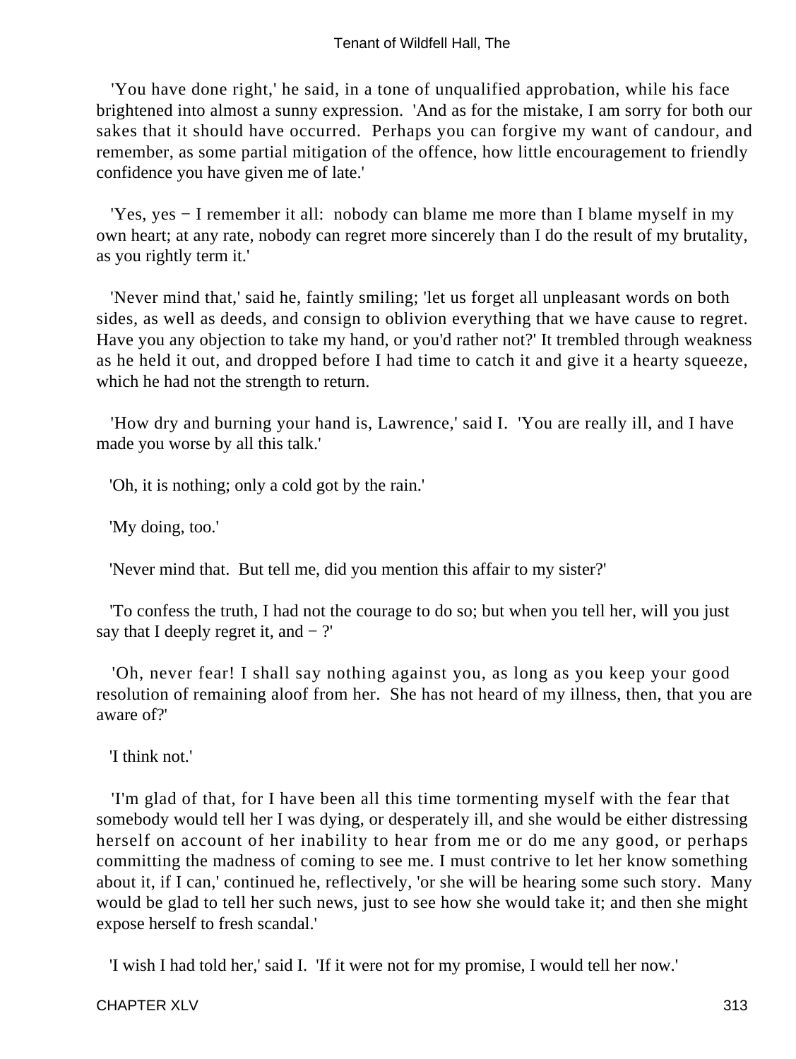'You have done right,' he said, in a tone of unqualified approbation, while his face brightened into almost a sunny expression. 'And as for the mistake, I am sorry for both our sakes that it should have occurred. Perhaps you can forgive my want of candour, and remember, as some partial mitigation of the offence, how little encouragement to friendly confidence you have given me of late.'

'Yes, yes − I remember it all: nobody can blame me more than I blame myself in my own heart; at any rate, nobody can regret more sincerely than I do the result of my brutality, as you rightly term it.'

'Never mind that,' said he, faintly smiling; 'let us forget all unpleasant words on both sides, as well as deeds, and consign to oblivion everything that we have cause to regret. Have you any objection to take my hand, or you'd rather not?' It trembled through weakness as he held it out, and dropped before I had time to catch it and give it a hearty squeeze, which he had not the strength to return.

'How dry and burning your hand is, Lawrence,' said I. 'You are really ill, and I have made you worse by all this talk.'

'Oh, it is nothing; only a cold got by the rain.'

'My doing, too.'

'Never mind that. But tell me, did you mention this affair to my sister?'

'To confess the truth, I had not the courage to do so; but when you tell her, will you just say that I deeply regret it, and − ?'

'Oh, never fear! I shall say nothing against you, as long as you keep your good resolution of remaining aloof from her. She has not heard of my illness, then, that you are aware of?'

'I think not.'

'I'm glad of that, for I have been all this time tormenting myself with the fear that somebody would tell her I was dying, or desperately ill, and she would be either distressing herself on account of her inability to hear from me or do me any good, or perhaps committing the madness of coming to see me. I must contrive to let her know something about it, if I can,' continued he, reflectively, 'or she will be hearing some such story. Many would be glad to tell her such news, just to see how she would take it; and then she might expose herself to fresh scandal.'

'I wish I had told her,' said I. 'If it were not for my promise, I would tell her now.'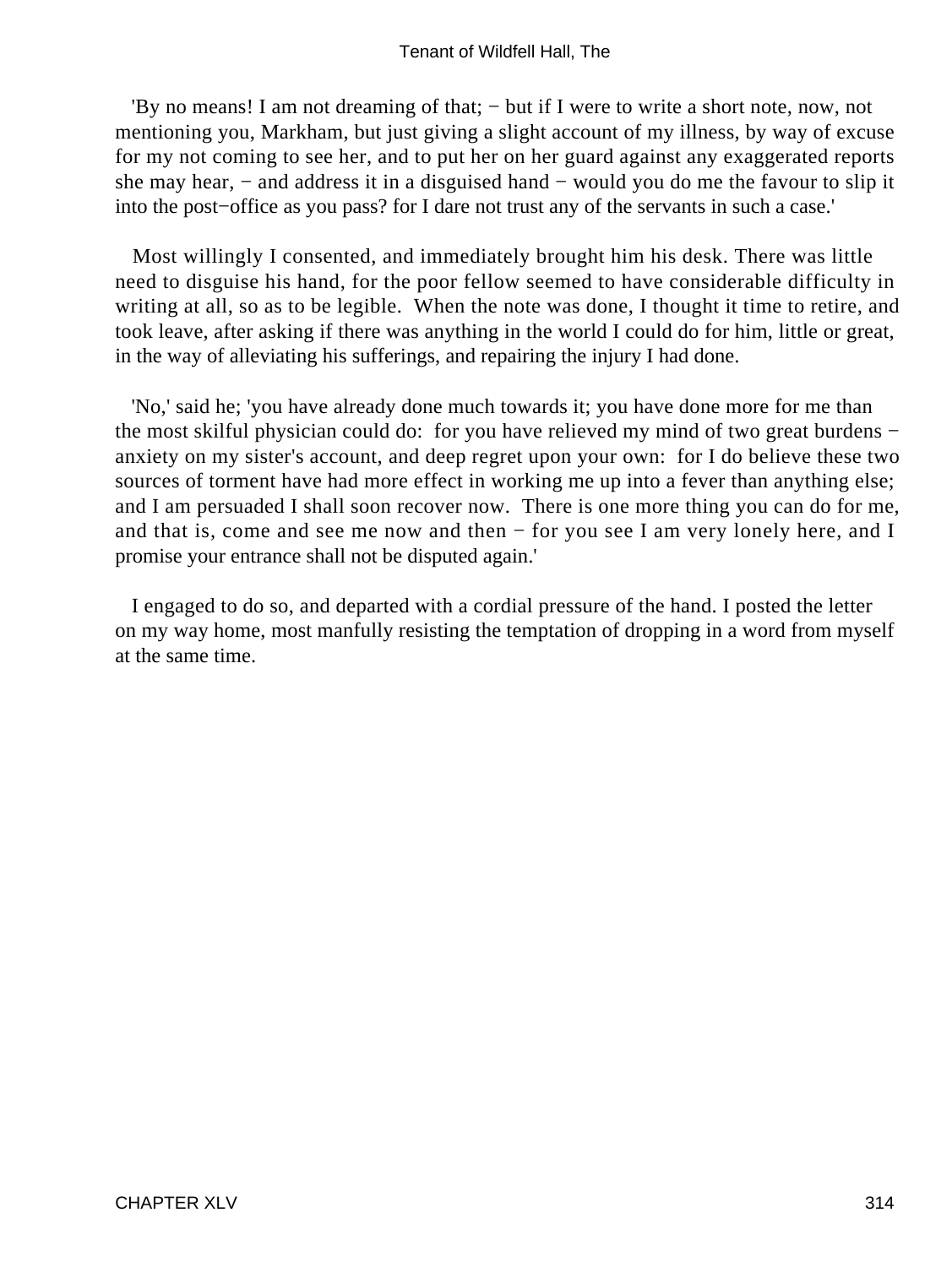'By no means! I am not dreaming of that; − but if I were to write a short note, now, not mentioning you, Markham, but just giving a slight account of my illness, by way of excuse for my not coming to see her, and to put her on her guard against any exaggerated reports she may hear, − and address it in a disguised hand − would you do me the favour to slip it into the post−office as you pass? for I dare not trust any of the servants in such a case.'

Most willingly I consented, and immediately brought him his desk. There was little need to disguise his hand, for the poor fellow seemed to have considerable difficulty in writing at all, so as to be legible. When the note was done, I thought it time to retire, and took leave, after asking if there was anything in the world I could do for him, little or great, in the way of alleviating his sufferings, and repairing the injury I had done.

'No,' said he; 'you have already done much towards it; you have done more for me than the most skilful physician could do: for you have relieved my mind of two great burdens − anxiety on my sister's account, and deep regret upon your own: for I do believe these two sources of torment have had more effect in working me up into a fever than anything else; and I am persuaded I shall soon recover now. There is one more thing you can do for me, and that is, come and see me now and then − for you see I am very lonely here, and I promise your entrance shall not be disputed again.'

I engaged to do so, and departed with a cordial pressure of the hand. I posted the letter on my way home, most manfully resisting the temptation of dropping in a word from myself at the same time.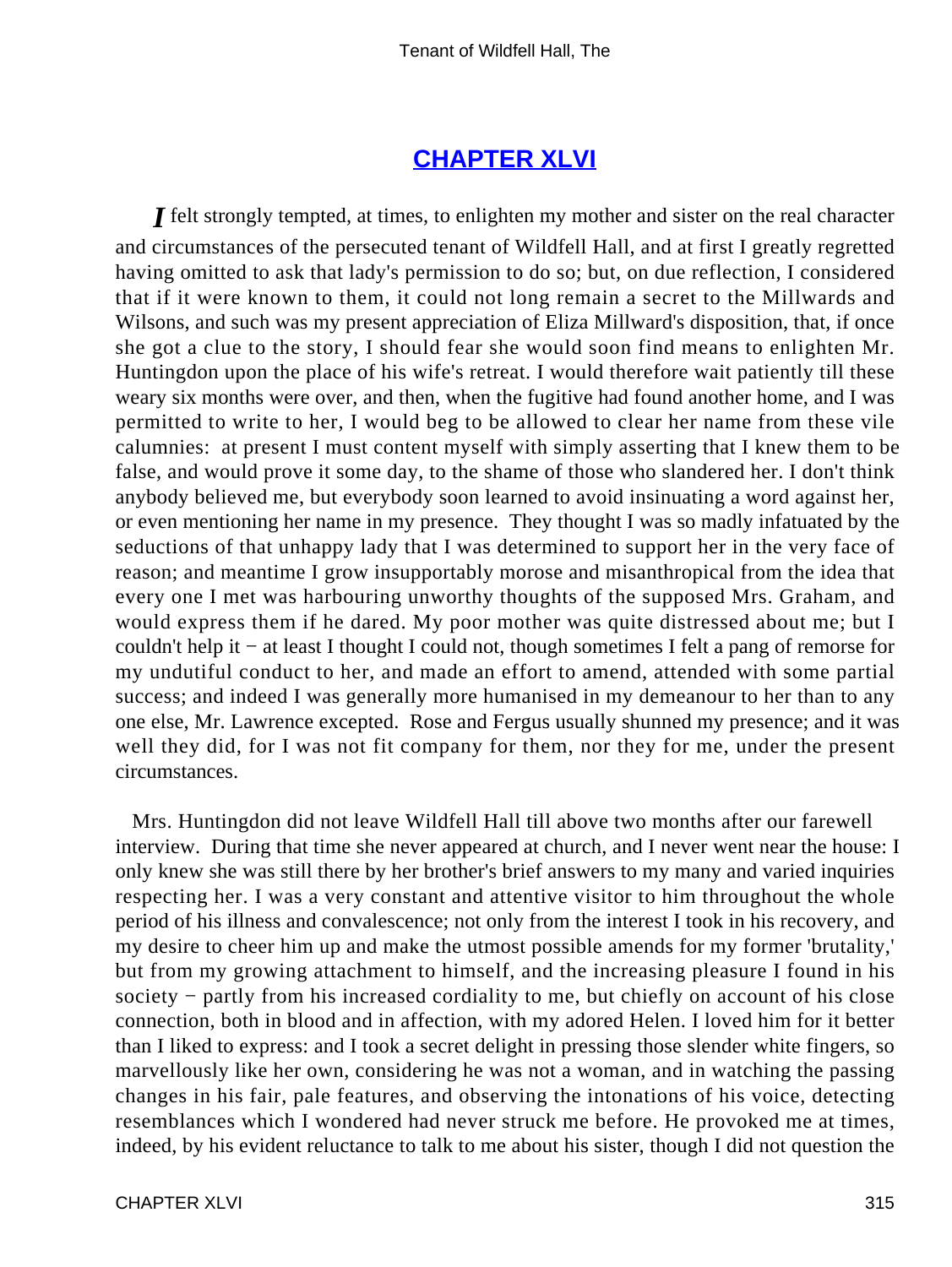## CHAPTER XLVI

*I* felt strongly tempted, at times, to enlighten my mother and sister on the real character and circumstances of the persecuted tenant of Wildfell Hall, and at first I greatly regretted having omitted to ask that lady's permission to do so; but, on due reflection, I considered that if it were known to them, it could not long remain a secret to the Millwards and Wilsons, and such was my present appreciation of Eliza Millward's disposition, that, if once she got a clue to the story, I should fear she would soon find means to enlighten Mr. Huntingdon upon the place of his wife's retreat. I would therefore wait patiently till these weary six months were over, and then, when the fugitive had found another home, and I was permitted to write to her, I would beg to be allowed to clear her name from these vile calumnies: at present I must content myself with simply asserting that I knew them to be false, and would prove it some day, to the shame of those who slandered her. I don't think anybody believed me, but everybody soon learned to avoid insinuating a word against her, or even mentioning her name in my presence. They thought I was so madly infatuated by the seductions of that unhappy lady that I was determined to support her in the very face of reason; and meantime I grow insupportably morose and misanthropical from the idea that every one I met was harbouring unworthy thoughts of the supposed Mrs. Graham, and would express them if he dared. My poor mother was quite distressed about me; but I couldn't help it − at least I thought I could not, though sometimes I felt a pang of remorse for my undutiful conduct to her, and made an effort to amend, attended with some partial success; and indeed I was generally more humanised in my demeanour to her than to any one else, Mr. Lawrence excepted. Rose and Fergus usually shunned my presence; and it was well they did, for I was not fit company for them, nor they for me, under the present circumstances.

Mrs. Huntingdon did not leave Wildfell Hall till above two months after our farewell interview. During that time she never appeared at church, and I never went near the house: I only knew she was still there by her brother's brief answers to my many and varied inquiries respecting her. I was a very constant and attentive visitor to him throughout the whole period of his illness and convalescence; not only from the interest I took in his recovery, and my desire to cheer him up and make the utmost possible amends for my former 'brutality,' but from my growing attachment to himself, and the increasing pleasure I found in his society − partly from his increased cordiality to me, but chiefly on account of his close connection, both in blood and in affection, with my adored Helen. I loved him for it better than I liked to express: and I took a secret delight in pressing those slender white fingers, so marvellously like her own, considering he was not a woman, and in watching the passing changes in his fair, pale features, and observing the intonations of his voice, detecting resemblances which I wondered had never struck me before. He provoked me at times, indeed, by his evident reluctance to talk to me about his sister, though I did not question the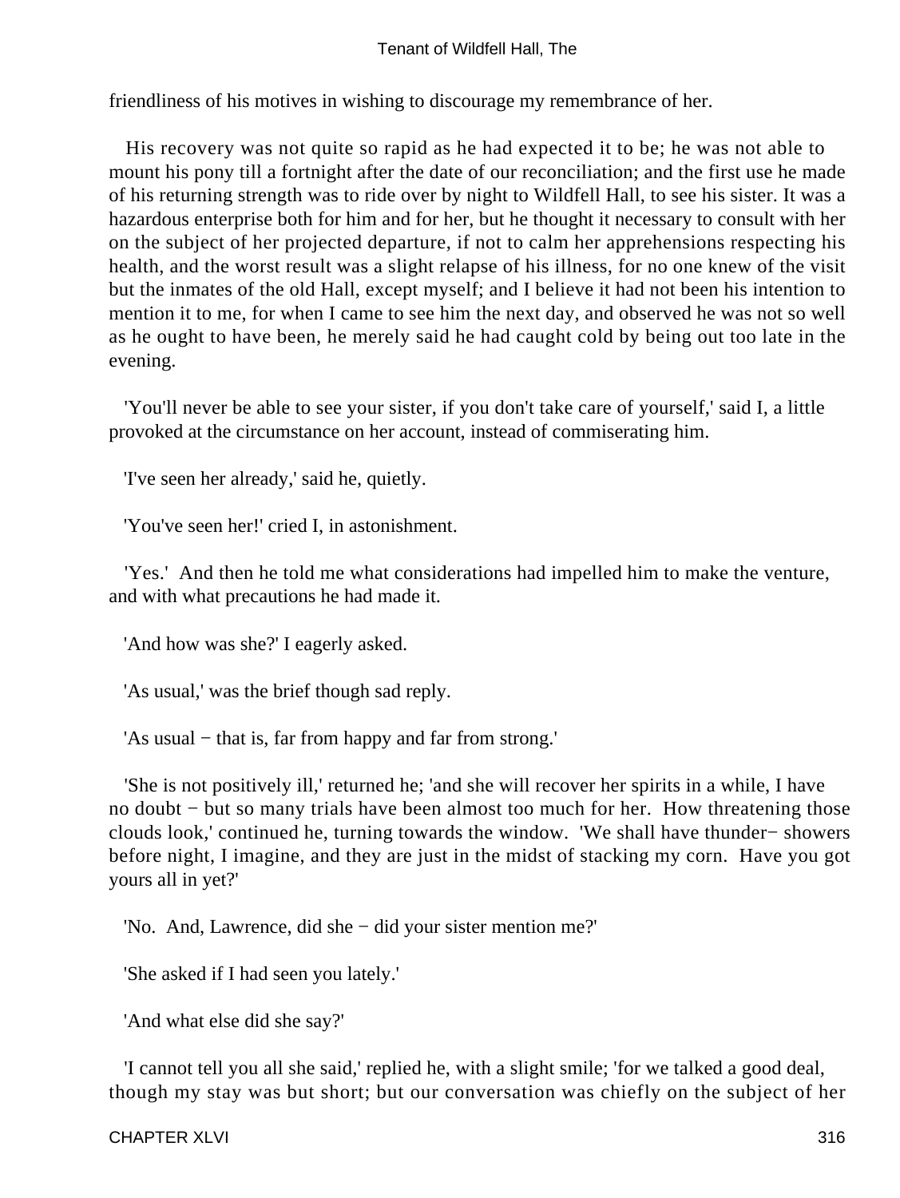friendliness of his motives in wishing to discourage my remembrance of her.

His recovery was not quite so rapid as he had expected it to be; he was not able to mount his pony till a fortnight after the date of our reconciliation; and the first use he made of his returning strength was to ride over by night to Wildfell Hall, to see his sister. It was a hazardous enterprise both for him and for her, but he thought it necessary to consult with her on the subject of her projected departure, if not to calm her apprehensions respecting his health, and the worst result was a slight relapse of his illness, for no one knew of the visit but the inmates of the old Hall, except myself; and I believe it had not been his intention to mention it to me, for when I came to see him the next day, and observed he was not so well as he ought to have been, he merely said he had caught cold by being out too late in the evening.

'You'll never be able to see your sister, if you don't take care of yourself,' said I, a little provoked at the circumstance on her account, instead of commiserating him.

'I've seen her already,' said he, quietly.

'You've seen her!' cried I, in astonishment.

'Yes.' And then he told me what considerations had impelled him to make the venture, and with what precautions he had made it.

'And how was she?' I eagerly asked.

'As usual,' was the brief though sad reply.

'As usual − that is, far from happy and far from strong.'

'She is not positively ill,' returned he; 'and she will recover her spirits in a while, I have no doubt − but so many trials have been almost too much for her. How threatening those clouds look,' continued he, turning towards the window. 'We shall have thunder− showers before night, I imagine, and they are just in the midst of stacking my corn. Have you got yours all in yet?'

'No. And, Lawrence, did she − did your sister mention me?'

'She asked if I had seen you lately.'

'And what else did she say?'

'I cannot tell you all she said,' replied he, with a slight smile; 'for we talked a good deal, though my stay was but short; but our conversation was chiefly on the subject of her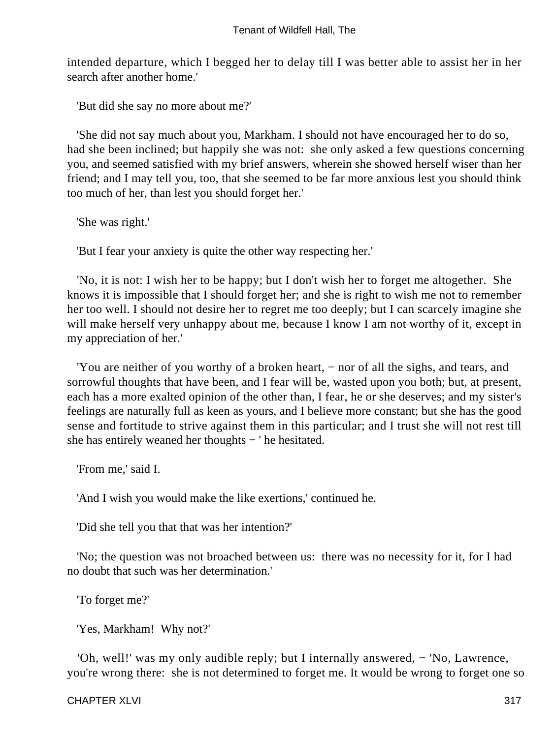intended departure, which I begged her to delay till I was better able to assist her in her search after another home.'

'But did she say no more about me?'

'She did not say much about you, Markham. I should not have encouraged her to do so, had she been inclined; but happily she was not: she only asked a few questions concerning you, and seemed satisfied with my brief answers, wherein she showed herself wiser than her friend; and I may tell you, too, that she seemed to be far more anxious lest you should think too much of her, than lest you should forget her.'

'She was right.'

'But I fear your anxiety is quite the other way respecting her.'

'No, it is not: I wish her to be happy; but I don't wish her to forget me altogether. She knows it is impossible that I should forget her; and she is right to wish me not to remember her too well. I should not desire her to regret me too deeply; but I can scarcely imagine she will make herself very unhappy about me, because I know I am not worthy of it, except in my appreciation of her.'

'You are neither of you worthy of a broken heart, − nor of all the sighs, and tears, and sorrowful thoughts that have been, and I fear will be, wasted upon you both; but, at present, each has a more exalted opinion of the other than, I fear, he or she deserves; and my sister's feelings are naturally full as keen as yours, and I believe more constant; but she has the good sense and fortitude to strive against them in this particular; and I trust she will not rest till she has entirely weaned her thoughts − ' he hesitated.

'From me,' said I.

'And I wish you would make the like exertions,' continued he.

'Did she tell you that that was her intention?'

'No; the question was not broached between us: there was no necessity for it, for I had no doubt that such was her determination.'

'To forget me?'

'Yes, Markham! Why not?'

'Oh, well!' was my only audible reply; but I internally answered, − 'No, Lawrence, you're wrong there: she is not determined to forget me. It would be wrong to forget one so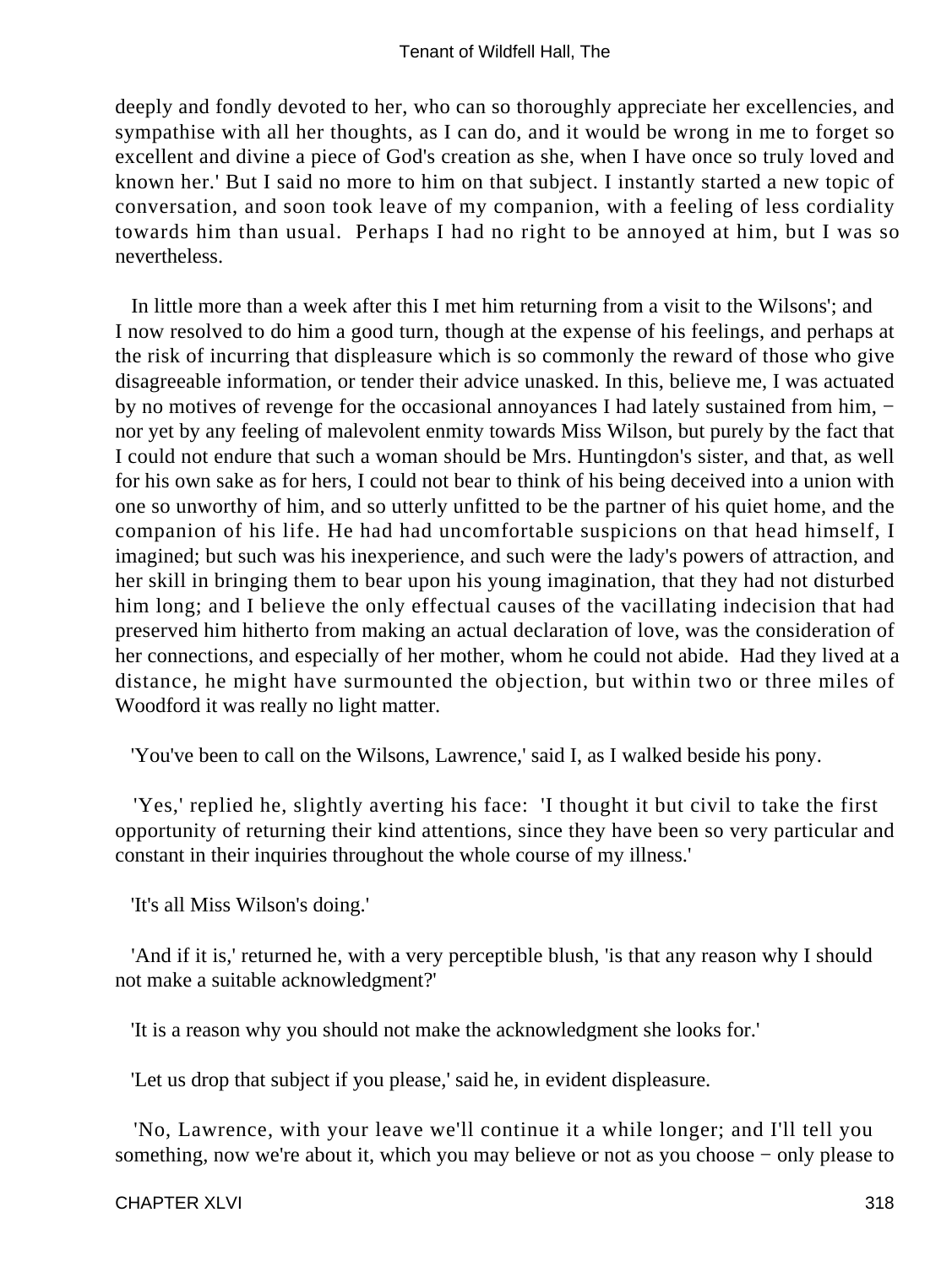deeply and fondly devoted to her, who can so thoroughly appreciate her excellencies, and sympathise with all her thoughts, as I can do, and it would be wrong in me to forget so excellent and divine a piece of God's creation as she, when I have once so truly loved and known her.' But I said no more to him on that subject. I instantly started a new topic of conversation, and soon took leave of my companion, with a feeling of less cordiality towards him than usual. Perhaps I had no right to be annoyed at him, but I was so nevertheless.

In little more than a week after this I met him returning from a visit to the Wilsons'; and I now resolved to do him a good turn, though at the expense of his feelings, and perhaps at the risk of incurring that displeasure which is so commonly the reward of those who give disagreeable information, or tender their advice unasked. In this, believe me, I was actuated by no motives of revenge for the occasional annoyances I had lately sustained from him, − nor yet by any feeling of malevolent enmity towards Miss Wilson, but purely by the fact that I could not endure that such a woman should be Mrs. Huntingdon's sister, and that, as well for his own sake as for hers, I could not bear to think of his being deceived into a union with one so unworthy of him, and so utterly unfitted to be the partner of his quiet home, and the companion of his life. He had had uncomfortable suspicions on that head himself, I imagined; but such was his inexperience, and such were the lady's powers of attraction, and her skill in bringing them to bear upon his young imagination, that they had not disturbed him long; and I believe the only effectual causes of the vacillating indecision that had preserved him hitherto from making an actual declaration of love, was the consideration of her connections, and especially of her mother, whom he could not abide. Had they lived at a distance, he might have surmounted the objection, but within two or three miles of Woodford it was really no light matter.

'You've been to call on the Wilsons, Lawrence,' said I, as I walked beside his pony.

'Yes,' replied he, slightly averting his face: 'I thought it but civil to take the first opportunity of returning their kind attentions, since they have been so very particular and constant in their inquiries throughout the whole course of my illness.'

'It's all Miss Wilson's doing.'

'And if it is,' returned he, with a very perceptible blush, 'is that any reason why I should not make a suitable acknowledgment?'

'It is a reason why you should not make the acknowledgment she looks for.'

'Let us drop that subject if you please,' said he, in evident displeasure.

'No, Lawrence, with your leave we'll continue it a while longer; and I'll tell you something, now we're about it, which you may believe or not as you choose − only please to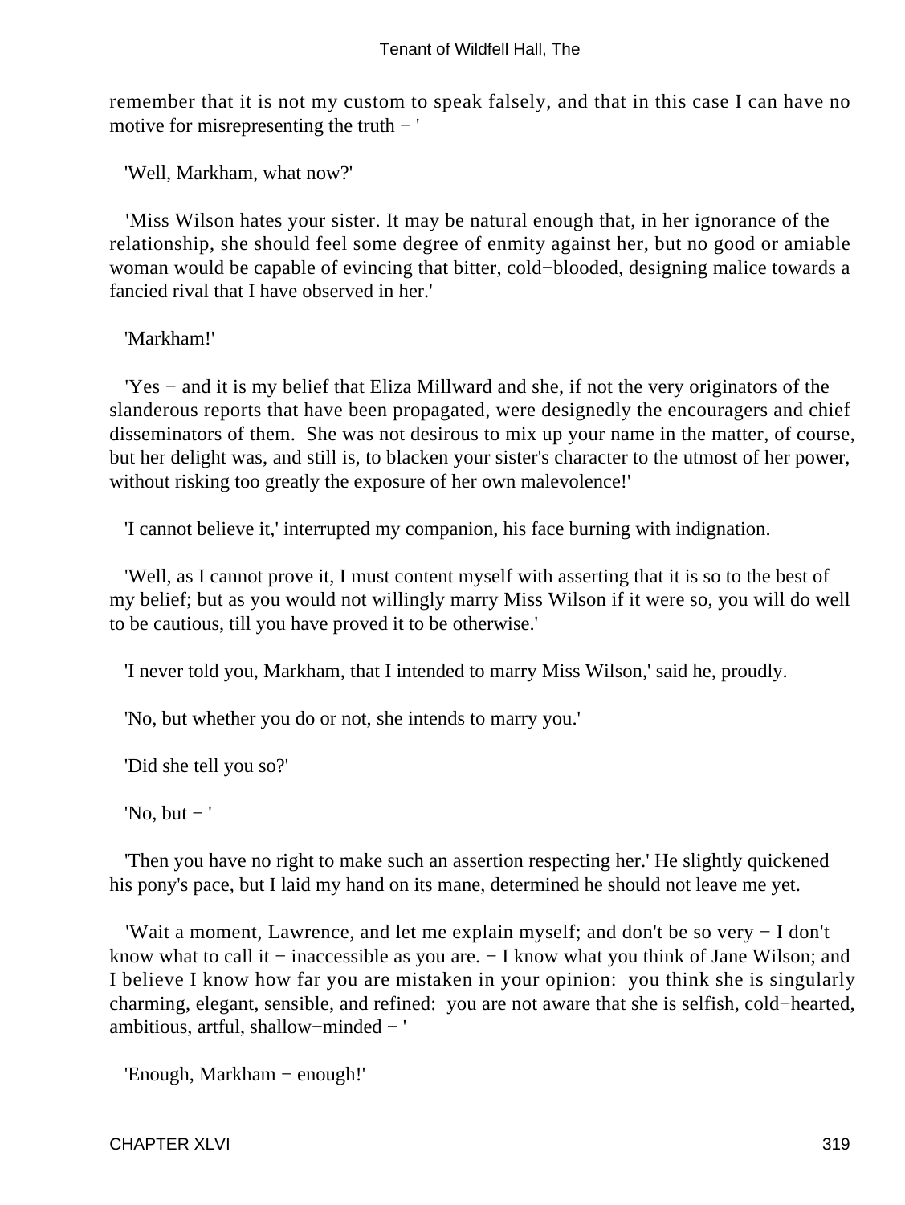remember that it is not my custom to speak falsely, and that in this case I can have no motive for misrepresenting the truth − '

'Well, Markham, what now?'

'Miss Wilson hates your sister. It may be natural enough that, in her ignorance of the relationship, she should feel some degree of enmity against her, but no good or amiable woman would be capable of evincing that bitter, cold−blooded, designing malice towards a fancied rival that I have observed in her.'

'Markham!'

'Yes − and it is my belief that Eliza Millward and she, if not the very originators of the slanderous reports that have been propagated, were designedly the encouragers and chief disseminators of them. She was not desirous to mix up your name in the matter, of course, but her delight was, and still is, to blacken your sister's character to the utmost of her power, without risking too greatly the exposure of her own malevolence!'

'I cannot believe it,' interrupted my companion, his face burning with indignation.

'Well, as I cannot prove it, I must content myself with asserting that it is so to the best of my belief; but as you would not willingly marry Miss Wilson if it were so, you will do well to be cautious, till you have proved it to be otherwise.'

'I never told you, Markham, that I intended to marry Miss Wilson,' said he, proudly.

'No, but whether you do or not, she intends to marry you.'

'Did she tell you so?'

'No, but − '

'Then you have no right to make such an assertion respecting her.' He slightly quickened his pony's pace, but I laid my hand on its mane, determined he should not leave me yet.

'Wait a moment, Lawrence, and let me explain myself; and don't be so very − I don't know what to call it − inaccessible as you are. − I know what you think of Jane Wilson; and I believe I know how far you are mistaken in your opinion: you think she is singularly charming, elegant, sensible, and refined: you are not aware that she is selfish, cold−hearted, ambitious, artful, shallow−minded − '

'Enough, Markham − enough!'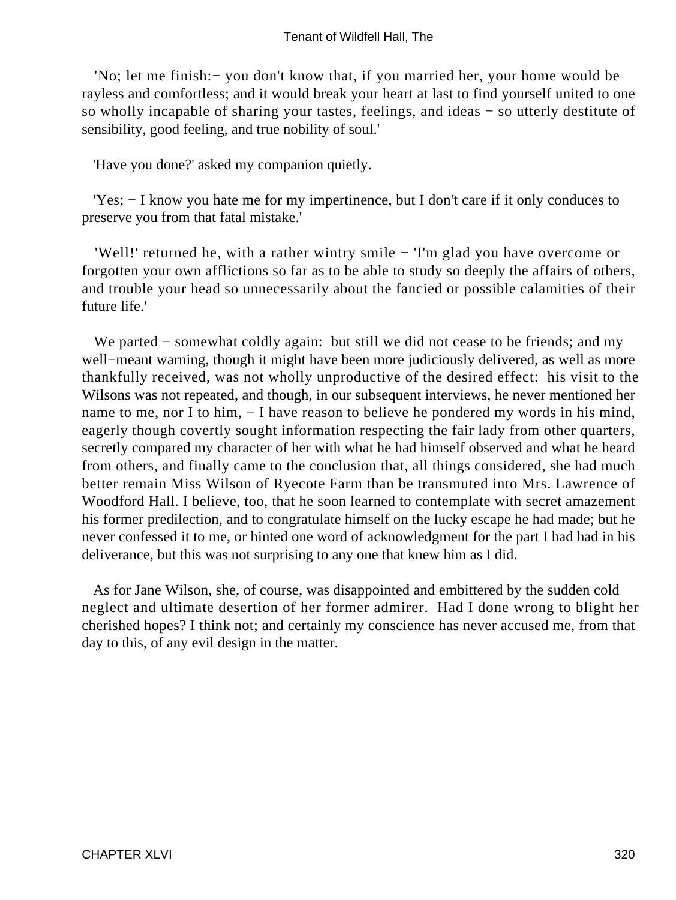'No; let me finish:− you don't know that, if you married her, your home would be rayless and comfortless; and it would break your heart at last to find yourself united to one so wholly incapable of sharing your tastes, feelings, and ideas − so utterly destitute of sensibility, good feeling, and true nobility of soul.'

'Have you done?' asked my companion quietly.

'Yes; − I know you hate me for my impertinence, but I don't care if it only conduces to preserve you from that fatal mistake.'

'Well!' returned he, with a rather wintry smile − 'I'm glad you have overcome or forgotten your own afflictions so far as to be able to study so deeply the affairs of others, and trouble your head so unnecessarily about the fancied or possible calamities of their future life.'

We parted − somewhat coldly again: but still we did not cease to be friends; and my well−meant warning, though it might have been more judiciously delivered, as well as more thankfully received, was not wholly unproductive of the desired effect: his visit to the Wilsons was not repeated, and though, in our subsequent interviews, he never mentioned her name to me, nor I to him, − I have reason to believe he pondered my words in his mind, eagerly though covertly sought information respecting the fair lady from other quarters, secretly compared my character of her with what he had himself observed and what he heard from others, and finally came to the conclusion that, all things considered, she had much better remain Miss Wilson of Ryecote Farm than be transmuted into Mrs. Lawrence of Woodford Hall. I believe, too, that he soon learned to contemplate with secret amazement his former predilection, and to congratulate himself on the lucky escape he had made; but he never confessed it to me, or hinted one word of acknowledgment for the part I had had in his deliverance, but this was not surprising to any one that knew him as I did.

As for Jane Wilson, she, of course, was disappointed and embittered by the sudden cold neglect and ultimate desertion of her former admirer. Had I done wrong to blight her cherished hopes? I think not; and certainly my conscience has never accused me, from that day to this, of any evil design in the matter.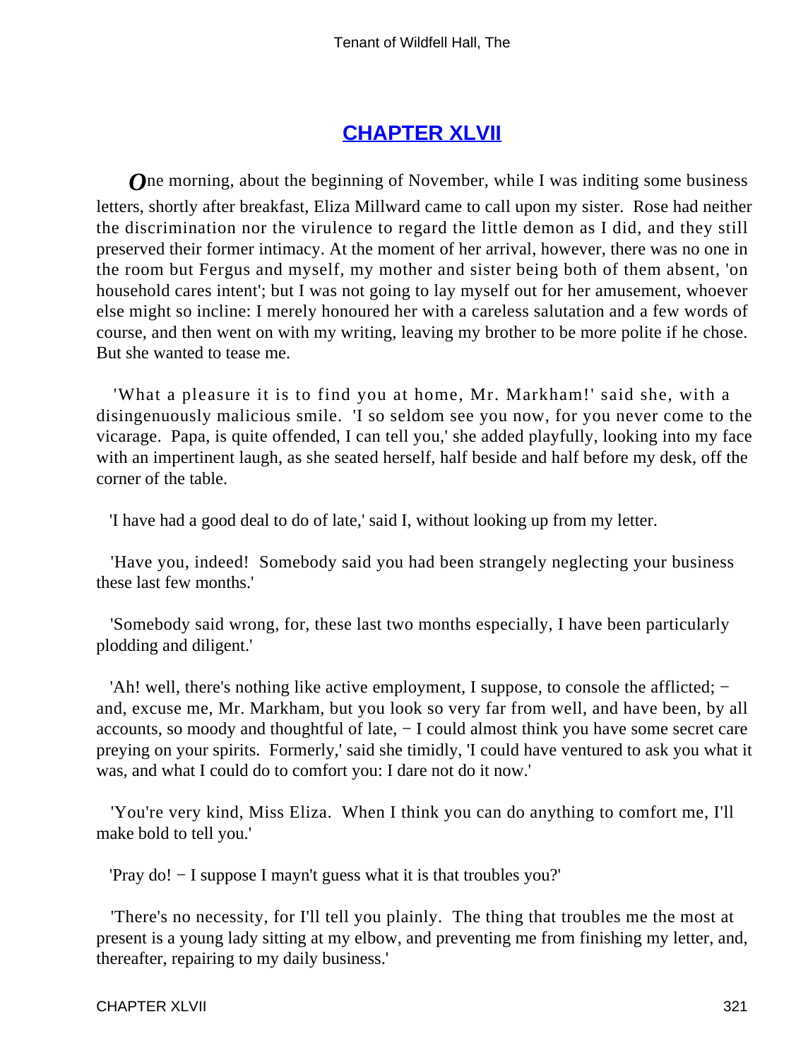## CHAPTER XLVII

*O*ne morning, about the beginning of November, while I was inditing some business letters, shortly after breakfast, Eliza Millward came to call upon my sister. Rose had neither the discrimination nor the virulence to regard the little demon as I did, and they still preserved their former intimacy. At the moment of her arrival, however, there was no one in the room but Fergus and myself, my mother and sister being both of them absent, 'on household cares intent'; but I was not going to lay myself out for her amusement, whoever else might so incline: I merely honoured her with a careless salutation and a few words of course, and then went on with my writing, leaving my brother to be more polite if he chose. But she wanted to tease me.

'What a pleasure it is to find you at home, Mr. Markham!' said she, with a disingenuously malicious smile. 'I so seldom see you now, for you never come to the vicarage. Papa, is quite offended, I can tell you,' she added playfully, looking into my face with an impertinent laugh, as she seated herself, half beside and half before my desk, off the corner of the table.

'I have had a good deal to do of late,' said I, without looking up from my letter.

'Have you, indeed! Somebody said you had been strangely neglecting your business these last few months.'

'Somebody said wrong, for, these last two months especially, I have been particularly plodding and diligent.'

'Ah! well, there's nothing like active employment, I suppose, to console the afflicted; − and, excuse me, Mr. Markham, but you look so very far from well, and have been, by all accounts, so moody and thoughtful of late, − I could almost think you have some secret care preying on your spirits. Formerly,' said she timidly, 'I could have ventured to ask you what it was, and what I could do to comfort you: I dare not do it now.'

'You're very kind, Miss Eliza. When I think you can do anything to comfort me, I'll make bold to tell you.'

'Pray do! − I suppose I mayn't guess what it is that troubles you?'

'There's no necessity, for I'll tell you plainly. The thing that troubles me the most at present is a young lady sitting at my elbow, and preventing me from finishing my letter, and, thereafter, repairing to my daily business.'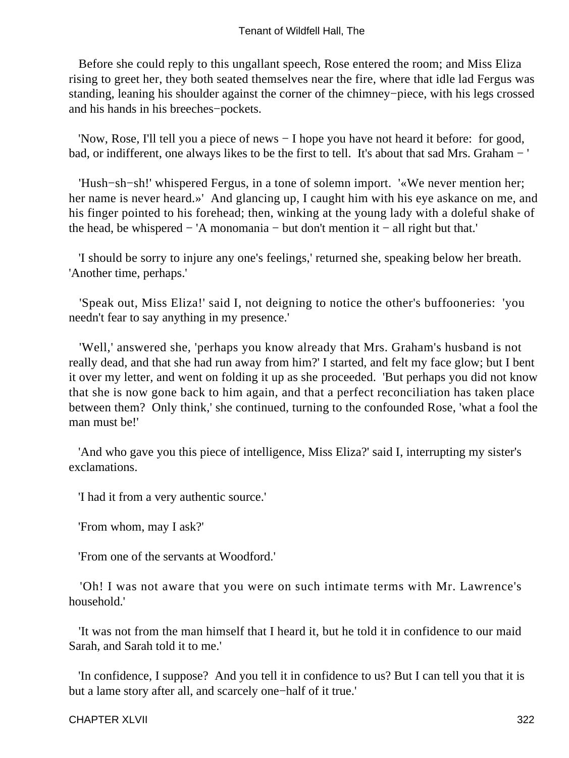Before she could reply to this ungallant speech, Rose entered the room; and Miss Eliza rising to greet her, they both seated themselves near the fire, where that idle lad Fergus was standing, leaning his shoulder against the corner of the chimney−piece, with his legs crossed and his hands in his breeches−pockets.

'Now, Rose, I'll tell you a piece of news − I hope you have not heard it before: for good, bad, or indifferent, one always likes to be the first to tell. It's about that sad Mrs. Graham − '

'Hush−sh−sh!' whispered Fergus, in a tone of solemn import. '«We never mention her; her name is never heard.»' And glancing up, I caught him with his eye askance on me, and his finger pointed to his forehead; then, winking at the young lady with a doleful shake of the head, be whispered − 'A monomania − but don't mention it − all right but that.'

'I should be sorry to injure any one's feelings,' returned she, speaking below her breath. 'Another time, perhaps.'

'Speak out, Miss Eliza!' said I, not deigning to notice the other's buffooneries: 'you needn't fear to say anything in my presence.'

'Well,' answered she, 'perhaps you know already that Mrs. Graham's husband is not really dead, and that she had run away from him?' I started, and felt my face glow; but I bent it over my letter, and went on folding it up as she proceeded. 'But perhaps you did not know that she is now gone back to him again, and that a perfect reconciliation has taken place between them? Only think,' she continued, turning to the confounded Rose, 'what a fool the man must be!'

'And who gave you this piece of intelligence, Miss Eliza?' said I, interrupting my sister's exclamations.

'I had it from a very authentic source.'

'From whom, may I ask?'

'From one of the servants at Woodford.'

'Oh! I was not aware that you were on such intimate terms with Mr. Lawrence's household.'

'It was not from the man himself that I heard it, but he told it in confidence to our maid Sarah, and Sarah told it to me.'

'In confidence, I suppose? And you tell it in confidence to us? But I can tell you that it is but a lame story after all, and scarcely one−half of it true.'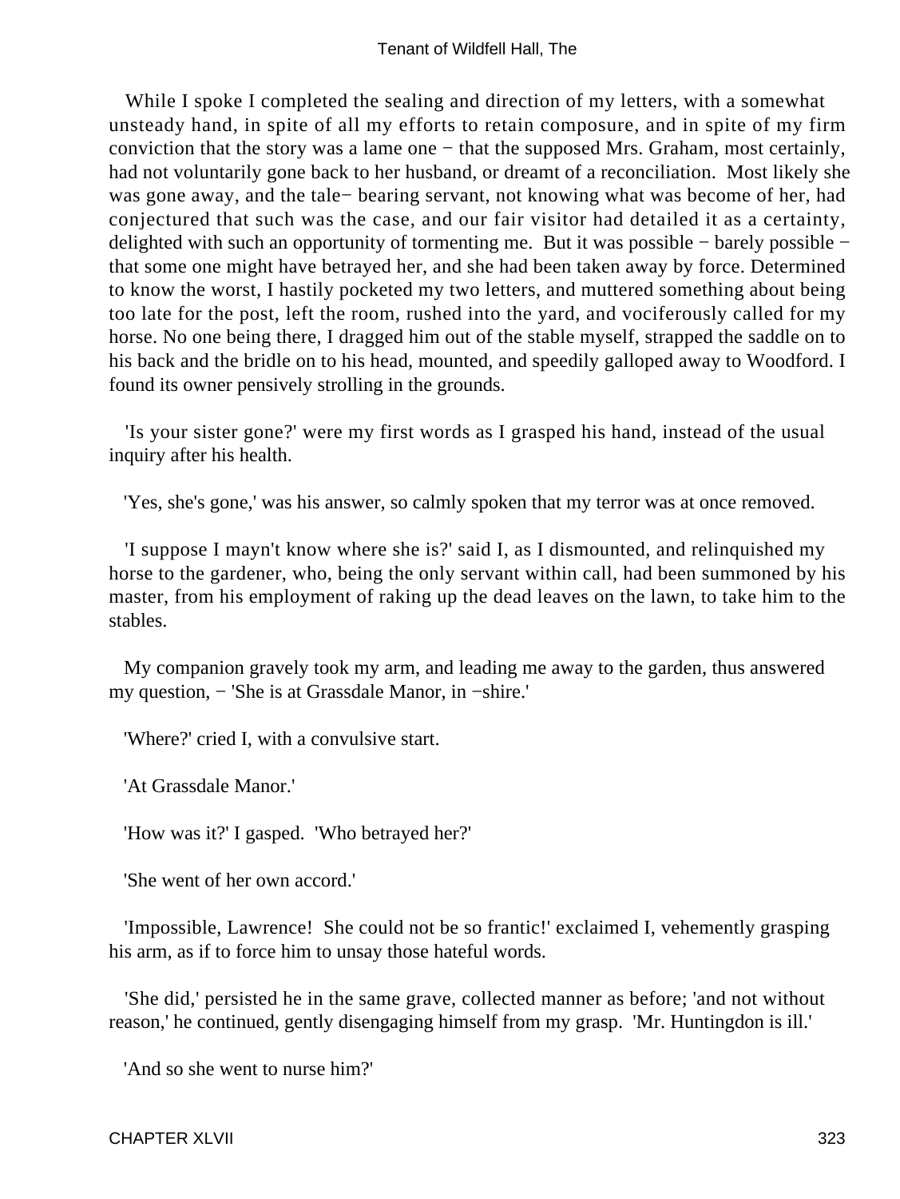While I spoke I completed the sealing and direction of my letters, with a somewhat unsteady hand, in spite of all my efforts to retain composure, and in spite of my firm conviction that the story was a lame one − that the supposed Mrs. Graham, most certainly, had not voluntarily gone back to her husband, or dreamt of a reconciliation. Most likely she was gone away, and the tale− bearing servant, not knowing what was become of her, had conjectured that such was the case, and our fair visitor had detailed it as a certainty, delighted with such an opportunity of tormenting me. But it was possible − barely possible − that some one might have betrayed her, and she had been taken away by force. Determined to know the worst, I hastily pocketed my two letters, and muttered something about being too late for the post, left the room, rushed into the yard, and vociferously called for my horse. No one being there, I dragged him out of the stable myself, strapped the saddle on to his back and the bridle on to his head, mounted, and speedily galloped away to Woodford. I found its owner pensively strolling in the grounds.

'Is your sister gone?' were my first words as I grasped his hand, instead of the usual inquiry after his health.

'Yes, she's gone,' was his answer, so calmly spoken that my terror was at once removed.

'I suppose I mayn't know where she is?' said I, as I dismounted, and relinquished my horse to the gardener, who, being the only servant within call, had been summoned by his master, from his employment of raking up the dead leaves on the lawn, to take him to the stables.

My companion gravely took my arm, and leading me away to the garden, thus answered my question, − 'She is at Grassdale Manor, in −shire.'

'Where?' cried I, with a convulsive start.

'At Grassdale Manor.'

'How was it?' I gasped. 'Who betrayed her?'

'She went of her own accord.'

'Impossible, Lawrence! She could not be so frantic!' exclaimed I, vehemently grasping his arm, as if to force him to unsay those hateful words.

'She did,' persisted he in the same grave, collected manner as before; 'and not without reason,' he continued, gently disengaging himself from my grasp. 'Mr. Huntingdon is ill.'

'And so she went to nurse him?'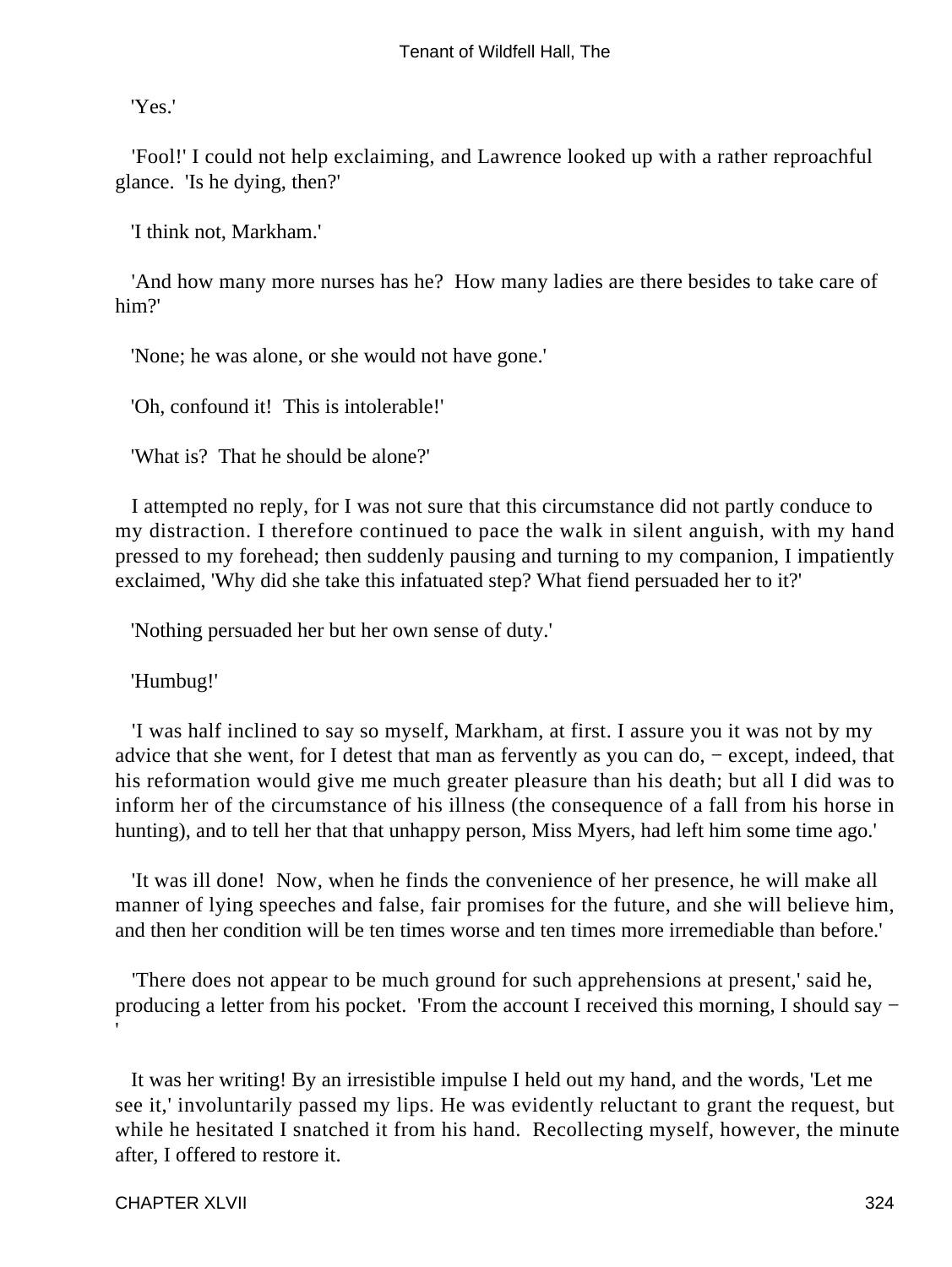'Yes.'

'Fool!' I could not help exclaiming, and Lawrence looked up with a rather reproachful glance. 'Is he dying, then?'

'I think not, Markham.'

'And how many more nurses has he? How many ladies are there besides to take care of him?'

'None; he was alone, or she would not have gone.'

'Oh, confound it! This is intolerable!'

'What is? That he should be alone?'

I attempted no reply, for I was not sure that this circumstance did not partly conduce to my distraction. I therefore continued to pace the walk in silent anguish, with my hand pressed to my forehead; then suddenly pausing and turning to my companion, I impatiently exclaimed, 'Why did she take this infatuated step? What fiend persuaded her to it?'

'Nothing persuaded her but her own sense of duty.'

'Humbug!'

'I was half inclined to say so myself, Markham, at first. I assure you it was not by my advice that she went, for I detest that man as fervently as you can do, − except, indeed, that his reformation would give me much greater pleasure than his death; but all I did was to inform her of the circumstance of his illness (the consequence of a fall from his horse in hunting), and to tell her that that unhappy person, Miss Myers, had left him some time ago.'

'It was ill done! Now, when he finds the convenience of her presence, he will make all manner of lying speeches and false, fair promises for the future, and she will believe him, and then her condition will be ten times worse and ten times more irremediable than before.'

'There does not appear to be much ground for such apprehensions at present,' said he, producing a letter from his pocket. 'From the account I received this morning, I should say − '

It was her writing! By an irresistible impulse I held out my hand, and the words, 'Let me see it,' involuntarily passed my lips. He was evidently reluctant to grant the request, but while he hesitated I snatched it from his hand. Recollecting myself, however, the minute after, I offered to restore it.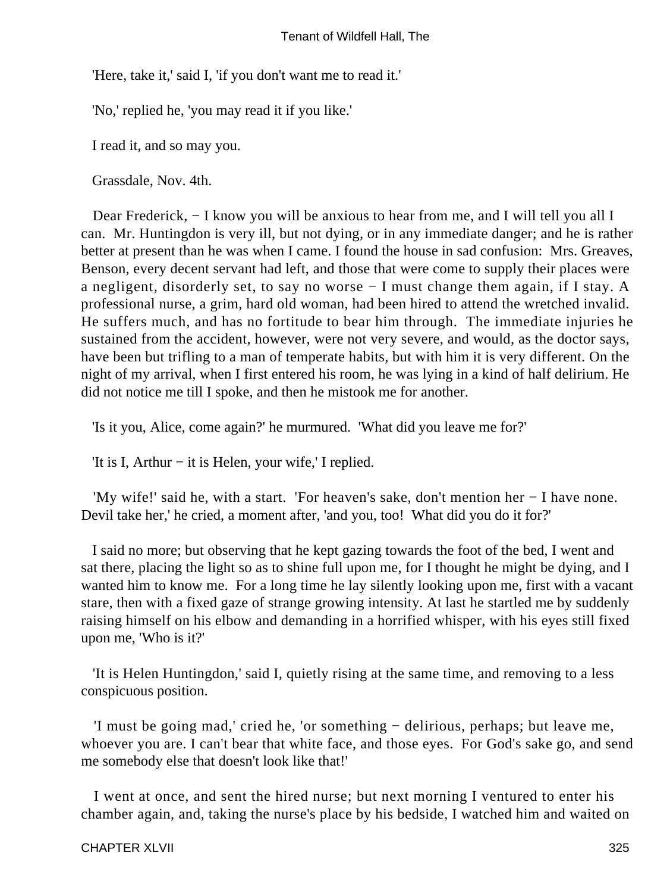'Here, take it,' said I, 'if you don't want me to read it.'

'No,' replied he, 'you may read it if you like.'

I read it, and so may you.

Grassdale, Nov. 4th.

Dear Frederick, − I know you will be anxious to hear from me, and I will tell you all I can. Mr. Huntingdon is very ill, but not dying, or in any immediate danger; and he is rather better at present than he was when I came. I found the house in sad confusion: Mrs. Greaves, Benson, every decent servant had left, and those that were come to supply their places were a negligent, disorderly set, to say no worse − I must change them again, if I stay. A professional nurse, a grim, hard old woman, had been hired to attend the wretched invalid. He suffers much, and has no fortitude to bear him through. The immediate injuries he sustained from the accident, however, were not very severe, and would, as the doctor says, have been but trifling to a man of temperate habits, but with him it is very different. On the night of my arrival, when I first entered his room, he was lying in a kind of half delirium. He did not notice me till I spoke, and then he mistook me for another.

'Is it you, Alice, come again?' he murmured. 'What did you leave me for?'

'It is I, Arthur − it is Helen, your wife,' I replied.

'My wife!' said he, with a start. 'For heaven's sake, don't mention her − I have none. Devil take her,' he cried, a moment after, 'and you, too! What did you do it for?'

I said no more; but observing that he kept gazing towards the foot of the bed, I went and sat there, placing the light so as to shine full upon me, for I thought he might be dying, and I wanted him to know me. For a long time he lay silently looking upon me, first with a vacant stare, then with a fixed gaze of strange growing intensity. At last he startled me by suddenly raising himself on his elbow and demanding in a horrified whisper, with his eyes still fixed upon me, 'Who is it?'

'It is Helen Huntingdon,' said I, quietly rising at the same time, and removing to a less conspicuous position.

'I must be going mad,' cried he, 'or something − delirious, perhaps; but leave me, whoever you are. I can't bear that white face, and those eyes. For God's sake go, and send me somebody else that doesn't look like that!'

I went at once, and sent the hired nurse; but next morning I ventured to enter his chamber again, and, taking the nurse's place by his bedside, I watched him and waited on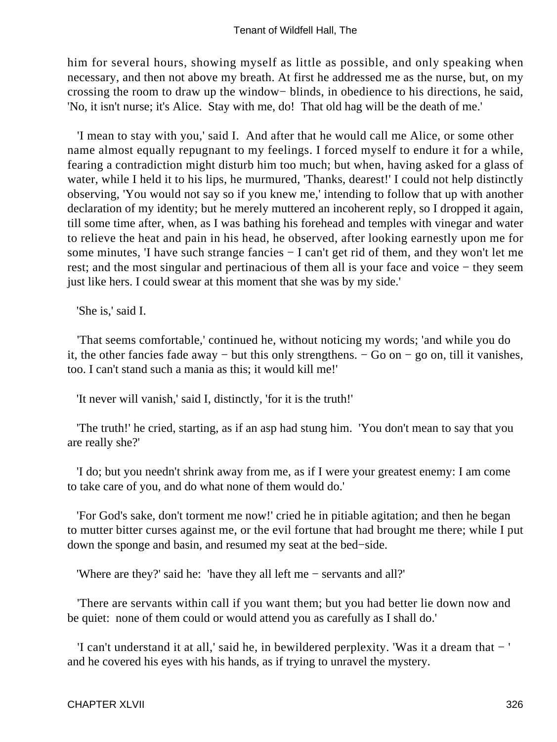him for several hours, showing myself as little as possible, and only speaking when necessary, and then not above my breath. At first he addressed me as the nurse, but, on my crossing the room to draw up the window− blinds, in obedience to his directions, he said, 'No, it isn't nurse; it's Alice. Stay with me, do! That old hag will be the death of me.'

'I mean to stay with you,' said I. And after that he would call me Alice, or some other name almost equally repugnant to my feelings. I forced myself to endure it for a while, fearing a contradiction might disturb him too much; but when, having asked for a glass of water, while I held it to his lips, he murmured, 'Thanks, dearest!' I could not help distinctly observing, 'You would not say so if you knew me,' intending to follow that up with another declaration of my identity; but he merely muttered an incoherent reply, so I dropped it again, till some time after, when, as I was bathing his forehead and temples with vinegar and water to relieve the heat and pain in his head, he observed, after looking earnestly upon me for some minutes, 'I have such strange fancies − I can't get rid of them, and they won't let me rest; and the most singular and pertinacious of them all is your face and voice − they seem just like hers. I could swear at this moment that she was by my side.'

'She is,' said I.

'That seems comfortable,' continued he, without noticing my words; 'and while you do it, the other fancies fade away − but this only strengthens. − Go on − go on, till it vanishes, too. I can't stand such a mania as this; it would kill me!'

'It never will vanish,' said I, distinctly, 'for it is the truth!'

'The truth!' he cried, starting, as if an asp had stung him. 'You don't mean to say that you are really she?'

'I do; but you needn't shrink away from me, as if I were your greatest enemy: I am come to take care of you, and do what none of them would do.'

'For God's sake, don't torment me now!' cried he in pitiable agitation; and then he began to mutter bitter curses against me, or the evil fortune that had brought me there; while I put down the sponge and basin, and resumed my seat at the bed−side.

'Where are they?' said he: 'have they all left me − servants and all?'

'There are servants within call if you want them; but you had better lie down now and be quiet: none of them could or would attend you as carefully as I shall do.'

'I can't understand it at all,' said he, in bewildered perplexity. 'Was it a dream that − ' and he covered his eyes with his hands, as if trying to unravel the mystery.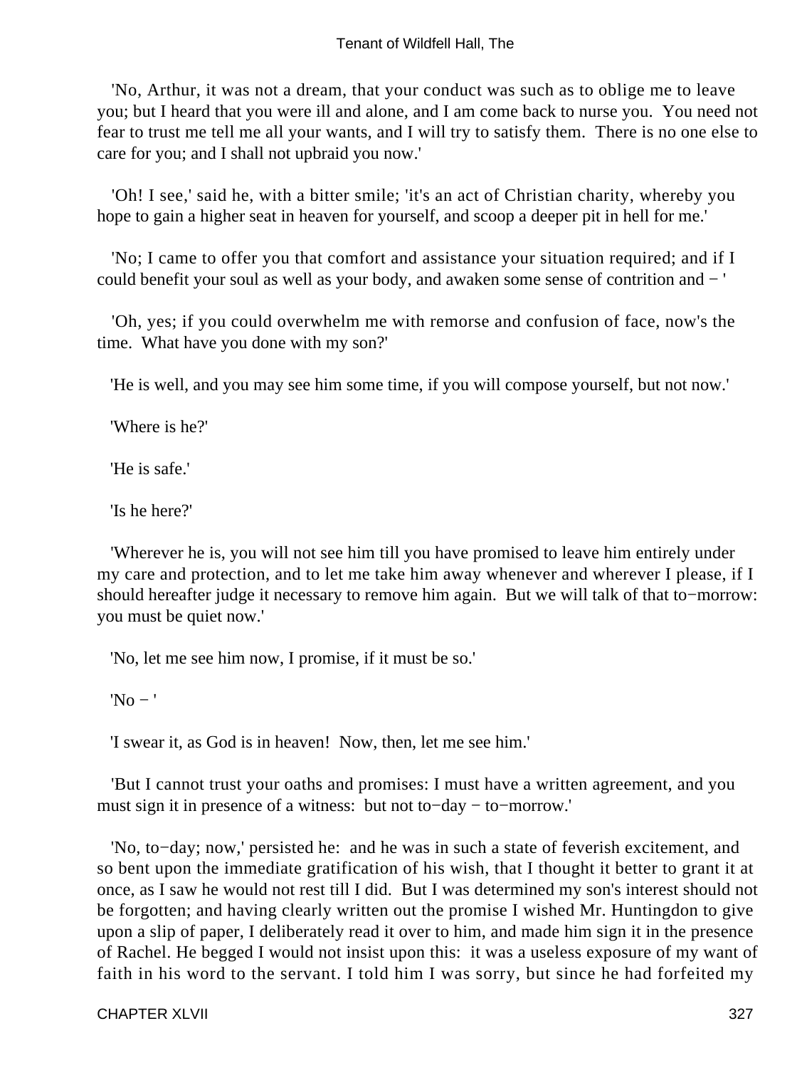'No, Arthur, it was not a dream, that your conduct was such as to oblige me to leave you; but I heard that you were ill and alone, and I am come back to nurse you. You need not fear to trust me tell me all your wants, and I will try to satisfy them. There is no one else to care for you; and I shall not upbraid you now.'

'Oh! I see,' said he, with a bitter smile; 'it's an act of Christian charity, whereby you hope to gain a higher seat in heaven for yourself, and scoop a deeper pit in hell for me.'

'No; I came to offer you that comfort and assistance your situation required; and if I could benefit your soul as well as your body, and awaken some sense of contrition and − '

'Oh, yes; if you could overwhelm me with remorse and confusion of face, now's the time. What have you done with my son?'

'He is well, and you may see him some time, if you will compose yourself, but not now.'

'Where is he?'

'He is safe.'

'Is he here?'

'Wherever he is, you will not see him till you have promised to leave him entirely under my care and protection, and to let me take him away whenever and wherever I please, if I should hereafter judge it necessary to remove him again. But we will talk of that to−morrow: you must be quiet now.'

'No, let me see him now, I promise, if it must be so.'

'No − '

'I swear it, as God is in heaven! Now, then, let me see him.'

'But I cannot trust your oaths and promises: I must have a written agreement, and you must sign it in presence of a witness: but not to−day − to−morrow.'

'No, to−day; now,' persisted he: and he was in such a state of feverish excitement, and so bent upon the immediate gratification of his wish, that I thought it better to grant it at once, as I saw he would not rest till I did. But I was determined my son's interest should not be forgotten; and having clearly written out the promise I wished Mr. Huntingdon to give upon a slip of paper, I deliberately read it over to him, and made him sign it in the presence of Rachel. He begged I would not insist upon this: it was a useless exposure of my want of faith in his word to the servant. I told him I was sorry, but since he had forfeited my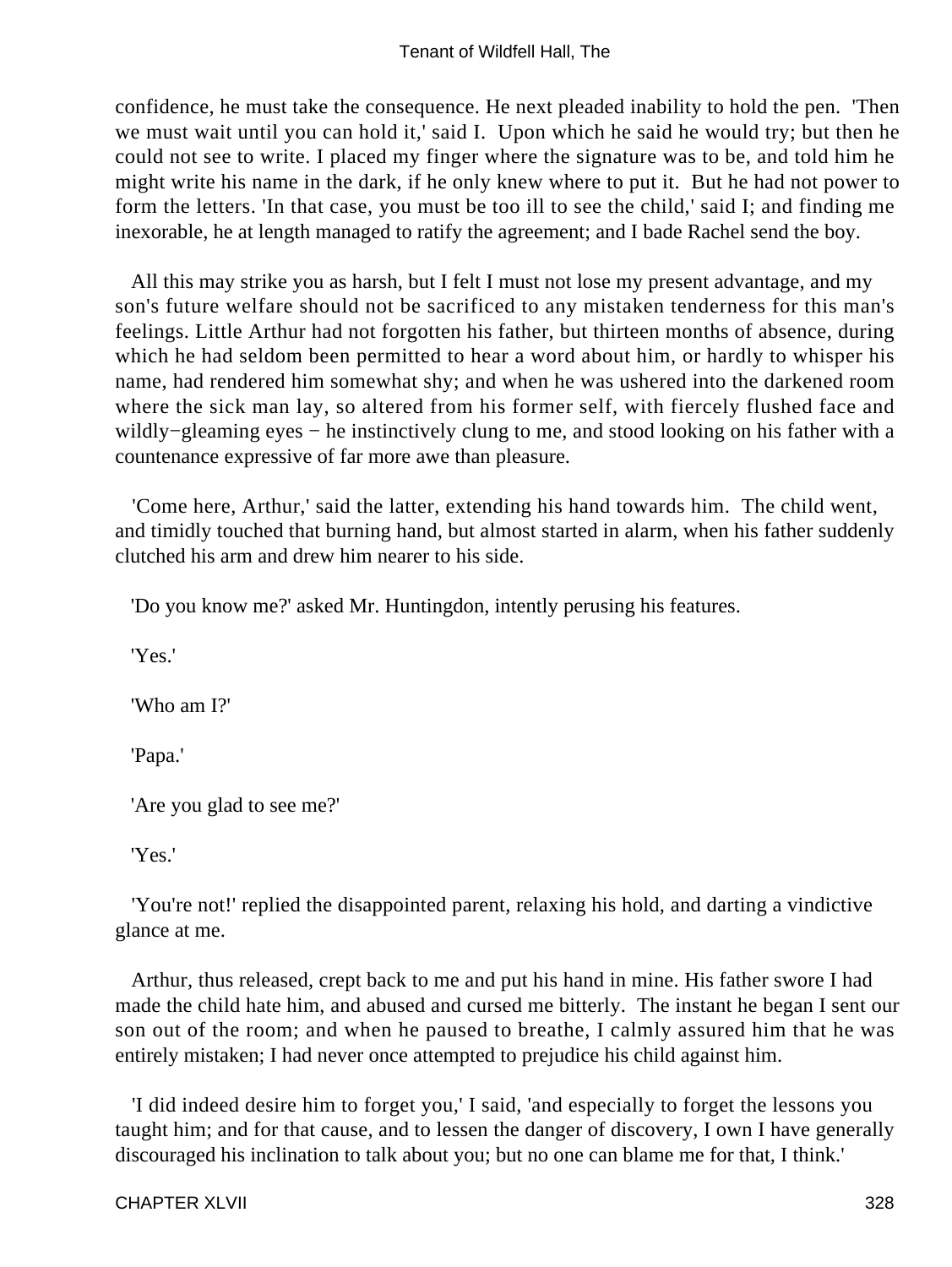confidence, he must take the consequence. He next pleaded inability to hold the pen. 'Then we must wait until you can hold it,' said I. Upon which he said he would try; but then he could not see to write. I placed my finger where the signature was to be, and told him he might write his name in the dark, if he only knew where to put it. But he had not power to form the letters. 'In that case, you must be too ill to see the child,' said I; and finding me inexorable, he at length managed to ratify the agreement; and I bade Rachel send the boy.

All this may strike you as harsh, but I felt I must not lose my present advantage, and my son's future welfare should not be sacrificed to any mistaken tenderness for this man's feelings. Little Arthur had not forgotten his father, but thirteen months of absence, during which he had seldom been permitted to hear a word about him, or hardly to whisper his name, had rendered him somewhat shy; and when he was ushered into the darkened room where the sick man lay, so altered from his former self, with fiercely flushed face and wildly−gleaming eyes − he instinctively clung to me, and stood looking on his father with a countenance expressive of far more awe than pleasure.

'Come here, Arthur,' said the latter, extending his hand towards him. The child went, and timidly touched that burning hand, but almost started in alarm, when his father suddenly clutched his arm and drew him nearer to his side.

'Do you know me?' asked Mr. Huntingdon, intently perusing his features.

'Yes.'

'Who am I?'

'Papa.'

'Are you glad to see me?'

'Yes.'

'You're not!' replied the disappointed parent, relaxing his hold, and darting a vindictive glance at me.

Arthur, thus released, crept back to me and put his hand in mine. His father swore I had made the child hate him, and abused and cursed me bitterly. The instant he began I sent our son out of the room; and when he paused to breathe, I calmly assured him that he was entirely mistaken; I had never once attempted to prejudice his child against him.

'I did indeed desire him to forget you,' I said, 'and especially to forget the lessons you taught him; and for that cause, and to lessen the danger of discovery, I own I have generally discouraged his inclination to talk about you; but no one can blame me for that, I think.'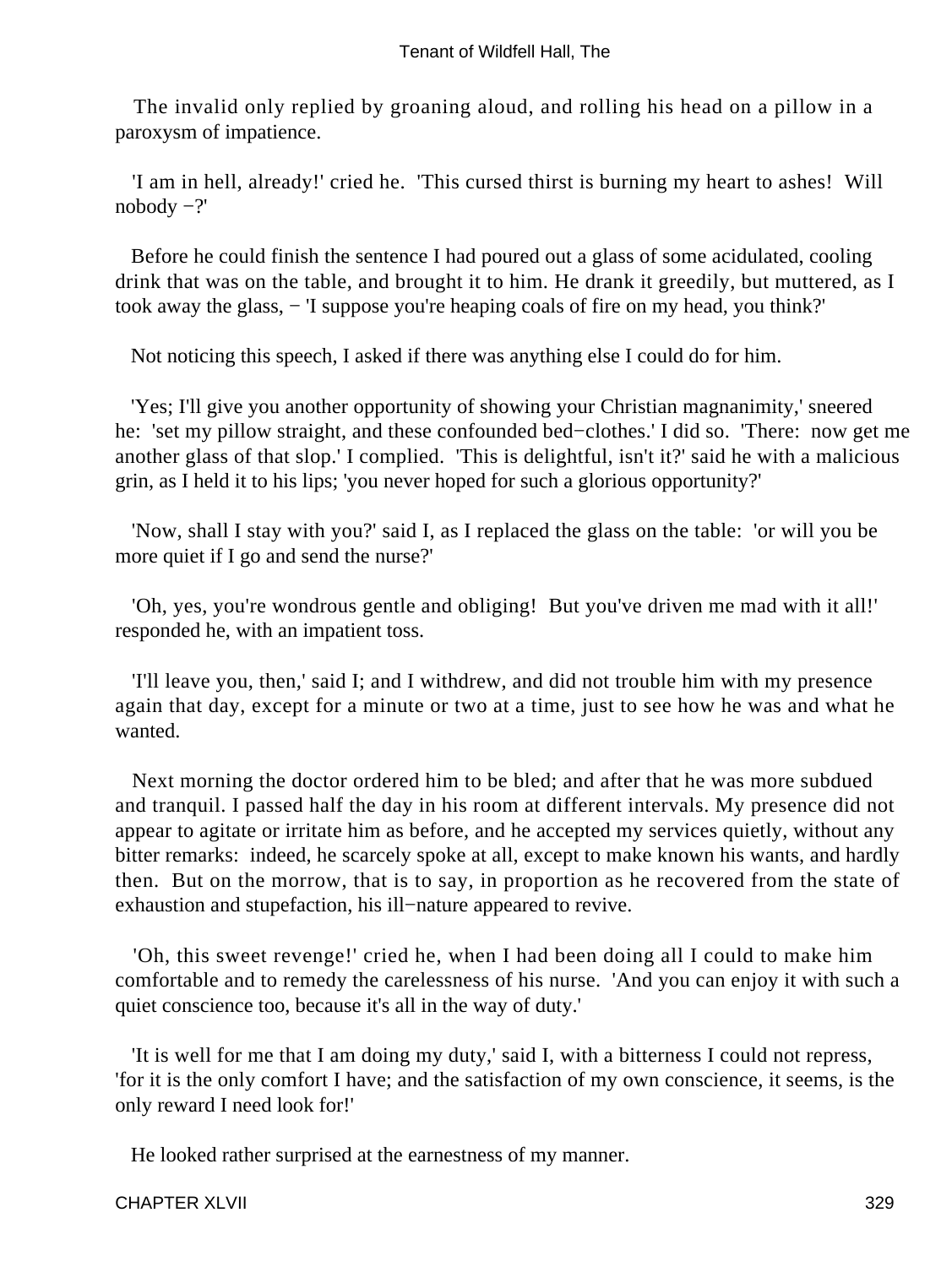The invalid only replied by groaning aloud, and rolling his head on a pillow in a paroxysm of impatience.

'I am in hell, already!' cried he. 'This cursed thirst is burning my heart to ashes! Will nobody −?'

Before he could finish the sentence I had poured out a glass of some acidulated, cooling drink that was on the table, and brought it to him. He drank it greedily, but muttered, as I took away the glass, − 'I suppose you're heaping coals of fire on my head, you think?'

Not noticing this speech, I asked if there was anything else I could do for him.

'Yes; I'll give you another opportunity of showing your Christian magnanimity,' sneered he: 'set my pillow straight, and these confounded bed−clothes.' I did so. 'There: now get me another glass of that slop.' I complied. 'This is delightful, isn't it?' said he with a malicious grin, as I held it to his lips; 'you never hoped for such a glorious opportunity?'

'Now, shall I stay with you?' said I, as I replaced the glass on the table: 'or will you be more quiet if I go and send the nurse?'

'Oh, yes, you're wondrous gentle and obliging! But you've driven me mad with it all!' responded he, with an impatient toss.

'I'll leave you, then,' said I; and I withdrew, and did not trouble him with my presence again that day, except for a minute or two at a time, just to see how he was and what he wanted.

Next morning the doctor ordered him to be bled; and after that he was more subdued and tranquil. I passed half the day in his room at different intervals. My presence did not appear to agitate or irritate him as before, and he accepted my services quietly, without any bitter remarks: indeed, he scarcely spoke at all, except to make known his wants, and hardly then. But on the morrow, that is to say, in proportion as he recovered from the state of exhaustion and stupefaction, his ill−nature appeared to revive.

'Oh, this sweet revenge!' cried he, when I had been doing all I could to make him comfortable and to remedy the carelessness of his nurse. 'And you can enjoy it with such a quiet conscience too, because it's all in the way of duty.'

'It is well for me that I am doing my duty,' said I, with a bitterness I could not repress, 'for it is the only comfort I have; and the satisfaction of my own conscience, it seems, is the only reward I need look for!'

He looked rather surprised at the earnestness of my manner.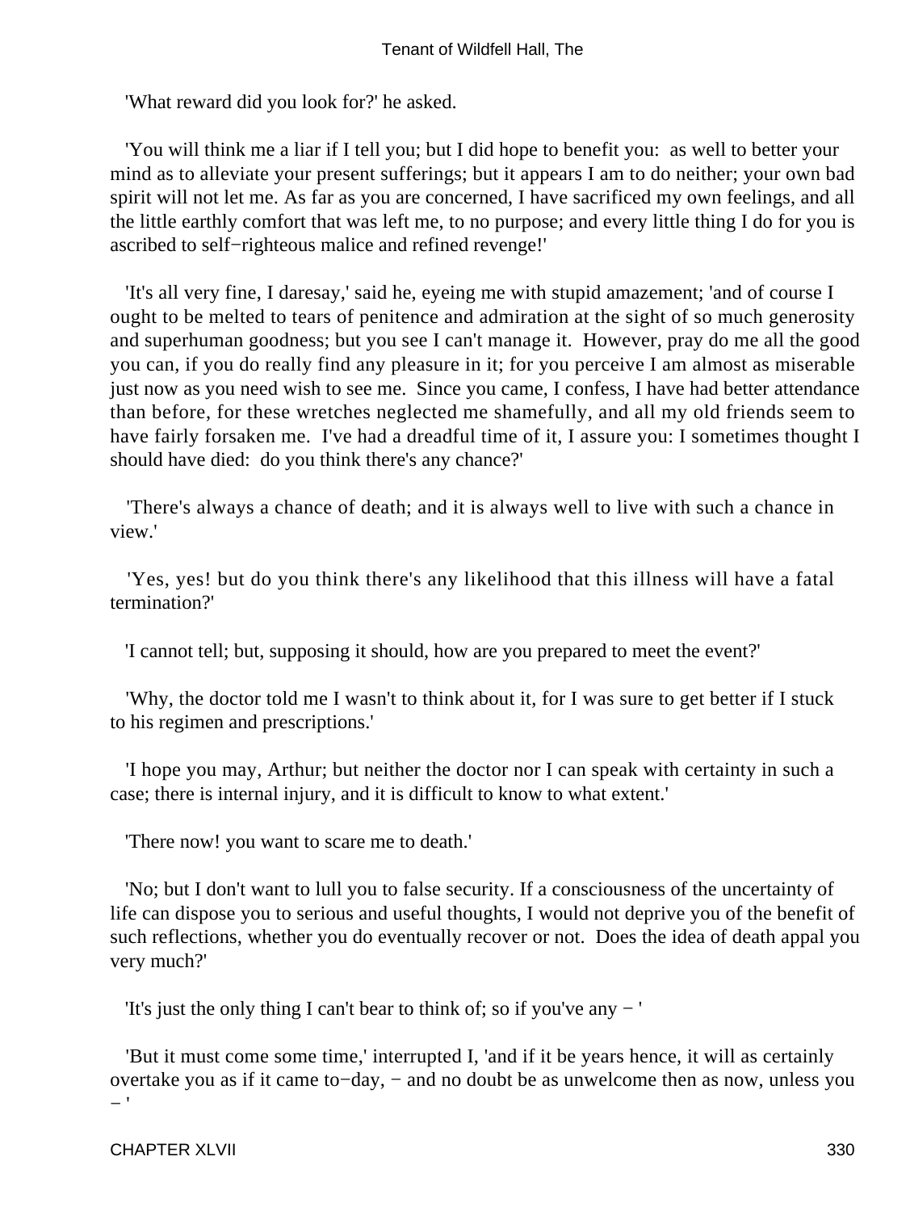'What reward did you look for?' he asked.

'You will think me a liar if I tell you; but I did hope to benefit you: as well to better your mind as to alleviate your present sufferings; but it appears I am to do neither; your own bad spirit will not let me. As far as you are concerned, I have sacrificed my own feelings, and all the little earthly comfort that was left me, to no purpose; and every little thing I do for you is ascribed to self−righteous malice and refined revenge!'

'It's all very fine, I daresay,' said he, eyeing me with stupid amazement; 'and of course I ought to be melted to tears of penitence and admiration at the sight of so much generosity and superhuman goodness; but you see I can't manage it. However, pray do me all the good you can, if you do really find any pleasure in it; for you perceive I am almost as miserable just now as you need wish to see me. Since you came, I confess, I have had better attendance than before, for these wretches neglected me shamefully, and all my old friends seem to have fairly forsaken me. I've had a dreadful time of it, I assure you: I sometimes thought I should have died: do you think there's any chance?'

'There's always a chance of death; and it is always well to live with such a chance in view.'

'Yes, yes! but do you think there's any likelihood that this illness will have a fatal termination?'

'I cannot tell; but, supposing it should, how are you prepared to meet the event?'

'Why, the doctor told me I wasn't to think about it, for I was sure to get better if I stuck to his regimen and prescriptions.'

'I hope you may, Arthur; but neither the doctor nor I can speak with certainty in such a case; there is internal injury, and it is difficult to know to what extent.'

'There now! you want to scare me to death.'

'No; but I don't want to lull you to false security. If a consciousness of the uncertainty of life can dispose you to serious and useful thoughts, I would not deprive you of the benefit of such reflections, whether you do eventually recover or not. Does the idea of death appal you very much?'

'It's just the only thing I can't bear to think of; so if you've any − '

'But it must come some time,' interrupted I, 'and if it be years hence, it will as certainly overtake you as if it came to−day, − and no doubt be as unwelcome then as now, unless you − '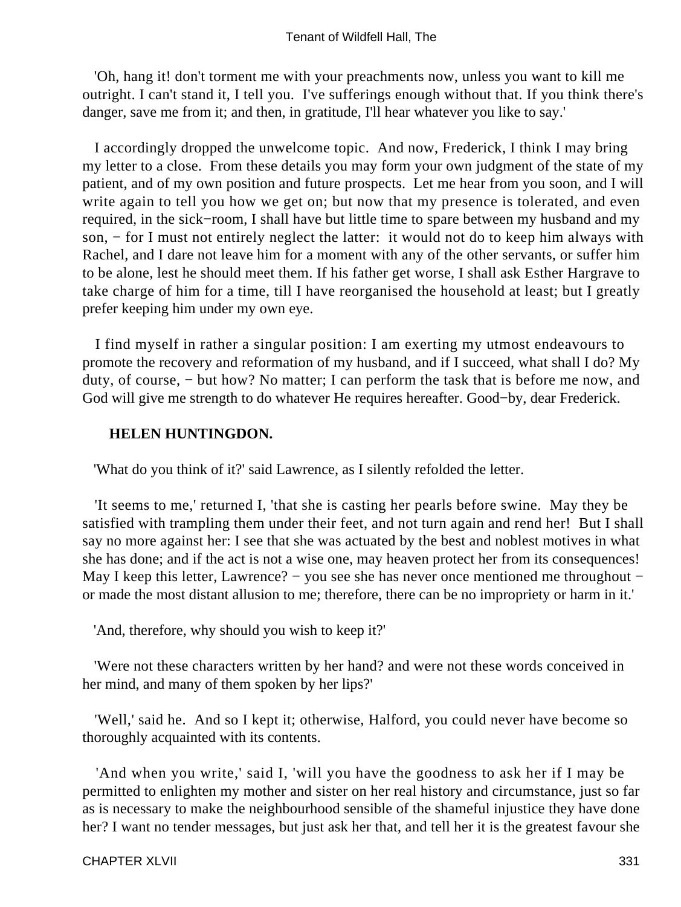'Oh, hang it! don't torment me with your preachments now, unless you want to kill me outright. I can't stand it, I tell you. I've sufferings enough without that. If you think there's danger, save me from it; and then, in gratitude, I'll hear whatever you like to say.'

I accordingly dropped the unwelcome topic. And now, Frederick, I think I may bring my letter to a close. From these details you may form your own judgment of the state of my patient, and of my own position and future prospects. Let me hear from you soon, and I will write again to tell you how we get on; but now that my presence is tolerated, and even required, in the sick−room, I shall have but little time to spare between my husband and my son, − for I must not entirely neglect the latter: it would not do to keep him always with Rachel, and I dare not leave him for a moment with any of the other servants, or suffer him to be alone, lest he should meet them. If his father get worse, I shall ask Esther Hargrave to take charge of him for a time, till I have reorganised the household at least; but I greatly prefer keeping him under my own eye.

I find myself in rather a singular position: I am exerting my utmost endeavours to promote the recovery and reformation of my husband, and if I succeed, what shall I do? My duty, of course, − but how? No matter; I can perform the task that is before me now, and God will give me strength to do whatever He requires hereafter. Good−by, dear Frederick.

**HELEN HUNTINGDON.**

'What do you think of it?' said Lawrence, as I silently refolded the letter.

'It seems to me,' returned I, 'that she is casting her pearls before swine. May they be satisfied with trampling them under their feet, and not turn again and rend her! But I shall say no more against her: I see that she was actuated by the best and noblest motives in what she has done; and if the act is not a wise one, may heaven protect her from its consequences! May I keep this letter, Lawrence? − you see she has never once mentioned me throughout − or made the most distant allusion to me; therefore, there can be no impropriety or harm in it.'

'And, therefore, why should you wish to keep it?'

'Were not these characters written by her hand? and were not these words conceived in her mind, and many of them spoken by her lips?'

'Well,' said he. And so I kept it; otherwise, Halford, you could never have become so thoroughly acquainted with its contents.

'And when you write,' said I, 'will you have the goodness to ask her if I may be permitted to enlighten my mother and sister on her real history and circumstance, just so far as is necessary to make the neighbourhood sensible of the shameful injustice they have done her? I want no tender messages, but just ask her that, and tell her it is the greatest favour she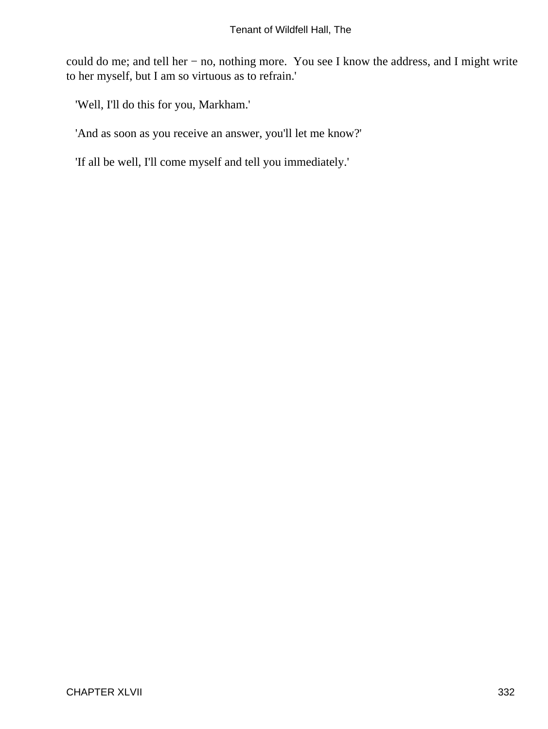could do me; and tell her − no, nothing more. You see I know the address, and I might write to her myself, but I am so virtuous as to refrain.'

'Well, I'll do this for you, Markham.'

'And as soon as you receive an answer, you'll let me know?'

'If all be well, I'll come myself and tell you immediately.'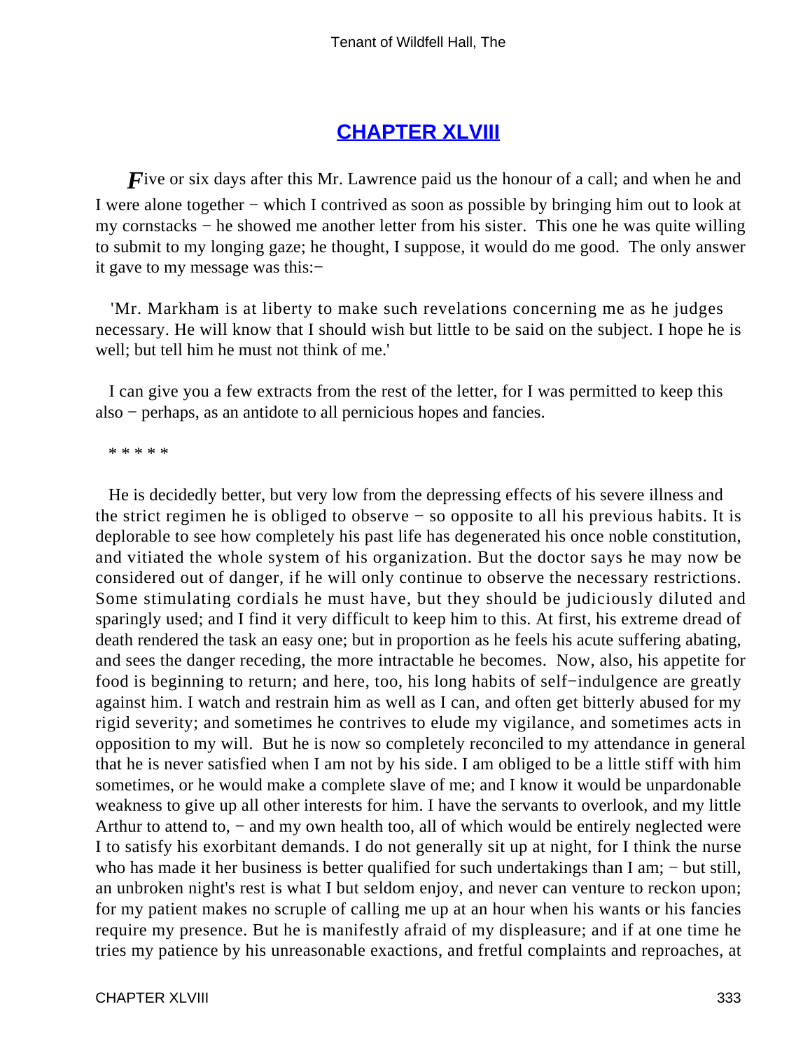## CHAPTER XLVIII

*F*ive or six days after this Mr. Lawrence paid us the honour of a call; and when he and I were alone together − which I contrived as soon as possible by bringing him out to look at my cornstacks − he showed me another letter from his sister. This one he was quite willing to submit to my longing gaze; he thought, I suppose, it would do me good. The only answer it gave to my message was this:−

'Mr. Markham is at liberty to make such revelations concerning me as he judges necessary. He will know that I should wish but little to be said on the subject. I hope he is well; but tell him he must not think of me.'

I can give you a few extracts from the rest of the letter, for I was permitted to keep this also − perhaps, as an antidote to all pernicious hopes and fancies.

\* \* \* \* \*

He is decidedly better, but very low from the depressing effects of his severe illness and the strict regimen he is obliged to observe − so opposite to all his previous habits. It is deplorable to see how completely his past life has degenerated his once noble constitution, and vitiated the whole system of his organization. But the doctor says he may now be considered out of danger, if he will only continue to observe the necessary restrictions. Some stimulating cordials he must have, but they should be judiciously diluted and sparingly used; and I find it very difficult to keep him to this. At first, his extreme dread of death rendered the task an easy one; but in proportion as he feels his acute suffering abating, and sees the danger receding, the more intractable he becomes. Now, also, his appetite for food is beginning to return; and here, too, his long habits of self−indulgence are greatly against him. I watch and restrain him as well as I can, and often get bitterly abused for my rigid severity; and sometimes he contrives to elude my vigilance, and sometimes acts in opposition to my will. But he is now so completely reconciled to my attendance in general that he is never satisfied when I am not by his side. I am obliged to be a little stiff with him sometimes, or he would make a complete slave of me; and I know it would be unpardonable weakness to give up all other interests for him. I have the servants to overlook, and my little Arthur to attend to, − and my own health too, all of which would be entirely neglected were I to satisfy his exorbitant demands. I do not generally sit up at night, for I think the nurse who has made it her business is better qualified for such undertakings than I am; − but still, an unbroken night's rest is what I but seldom enjoy, and never can venture to reckon upon; for my patient makes no scruple of calling me up at an hour when his wants or his fancies require my presence. But he is manifestly afraid of my displeasure; and if at one time he tries my patience by his unreasonable exactions, and fretful complaints and reproaches, at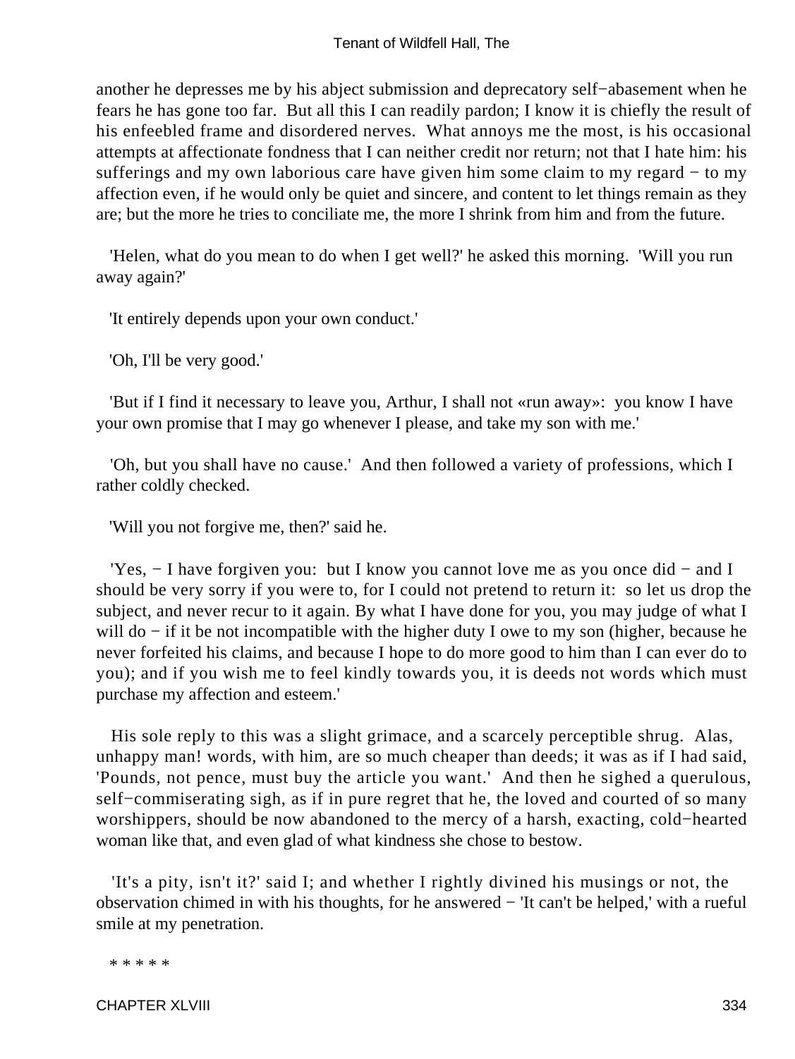another he depresses me by his abject submission and deprecatory self−abasement when he fears he has gone too far. But all this I can readily pardon; I know it is chiefly the result of his enfeebled frame and disordered nerves. What annoys me the most, is his occasional attempts at affectionate fondness that I can neither credit nor return; not that I hate him: his sufferings and my own laborious care have given him some claim to my regard − to my affection even, if he would only be quiet and sincere, and content to let things remain as they are; but the more he tries to conciliate me, the more I shrink from him and from the future.

'Helen, what do you mean to do when I get well?' he asked this morning. 'Will you run away again?'

'It entirely depends upon your own conduct.'

'Oh, I'll be very good.'

'But if I find it necessary to leave you, Arthur, I shall not «run away»: you know I have your own promise that I may go whenever I please, and take my son with me.'

'Oh, but you shall have no cause.' And then followed a variety of professions, which I rather coldly checked.

'Will you not forgive me, then?' said he.

'Yes, − I have forgiven you: but I know you cannot love me as you once did − and I should be very sorry if you were to, for I could not pretend to return it: so let us drop the subject, and never recur to it again. By what I have done for you, you may judge of what I will do − if it be not incompatible with the higher duty I owe to my son (higher, because he never forfeited his claims, and because I hope to do more good to him than I can ever do to you); and if you wish me to feel kindly towards you, it is deeds not words which must purchase my affection and esteem.'

His sole reply to this was a slight grimace, and a scarcely perceptible shrug. Alas, unhappy man! words, with him, are so much cheaper than deeds; it was as if I had said, 'Pounds, not pence, must buy the article you want.' And then he sighed a querulous, self−commiserating sigh, as if in pure regret that he, the loved and courted of so many worshippers, should be now abandoned to the mercy of a harsh, exacting, cold−hearted woman like that, and even glad of what kindness she chose to bestow.

'It's a pity, isn't it?' said I; and whether I rightly divined his musings or not, the observation chimed in with his thoughts, for he answered − 'It can't be helped,' with a rueful smile at my penetration.

* * * * *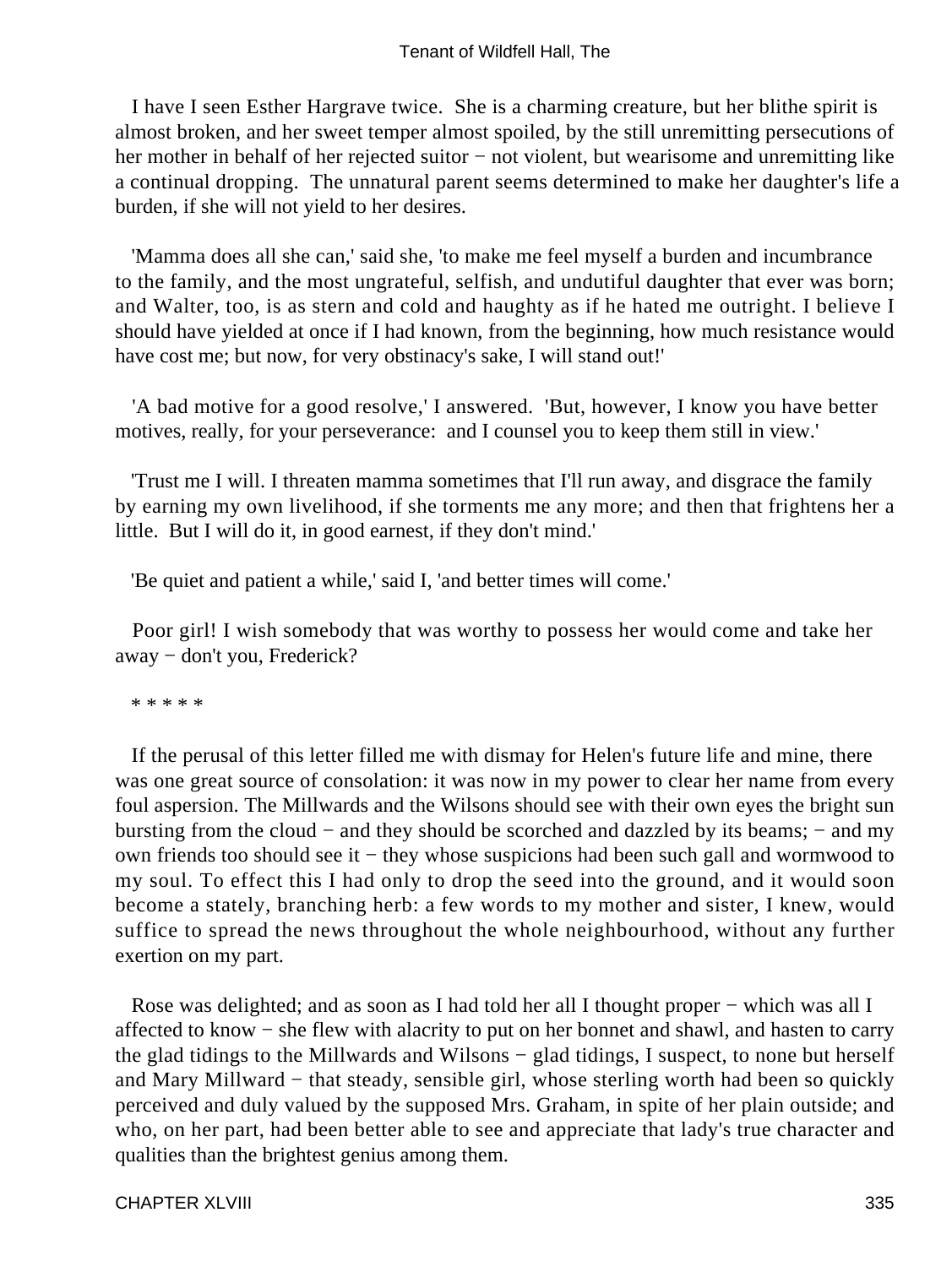I have I seen Esther Hargrave twice. She is a charming creature, but her blithe spirit is almost broken, and her sweet temper almost spoiled, by the still unremitting persecutions of her mother in behalf of her rejected suitor − not violent, but wearisome and unremitting like a continual dropping. The unnatural parent seems determined to make her daughter's life a burden, if she will not yield to her desires.

'Mamma does all she can,' said she, 'to make me feel myself a burden and incumbrance to the family, and the most ungrateful, selfish, and undutiful daughter that ever was born; and Walter, too, is as stern and cold and haughty as if he hated me outright. I believe I should have yielded at once if I had known, from the beginning, how much resistance would have cost me; but now, for very obstinacy's sake, I will stand out!'

'A bad motive for a good resolve,' I answered. 'But, however, I know you have better motives, really, for your perseverance: and I counsel you to keep them still in view.'

'Trust me I will. I threaten mamma sometimes that I'll run away, and disgrace the family by earning my own livelihood, if she torments me any more; and then that frightens her a little. But I will do it, in good earnest, if they don't mind.'

'Be quiet and patient a while,' said I, 'and better times will come.'

Poor girl! I wish somebody that was worthy to possess her would come and take her away − don't you, Frederick?

* * * * *

If the perusal of this letter filled me with dismay for Helen's future life and mine, there was one great source of consolation: it was now in my power to clear her name from every foul aspersion. The Millwards and the Wilsons should see with their own eyes the bright sun bursting from the cloud − and they should be scorched and dazzled by its beams; − and my own friends too should see it − they whose suspicions had been such gall and wormwood to my soul. To effect this I had only to drop the seed into the ground, and it would soon become a stately, branching herb: a few words to my mother and sister, I knew, would suffice to spread the news throughout the whole neighbourhood, without any further exertion on my part.

Rose was delighted; and as soon as I had told her all I thought proper − which was all I affected to know − she flew with alacrity to put on her bonnet and shawl, and hasten to carry the glad tidings to the Millwards and Wilsons − glad tidings, I suspect, to none but herself and Mary Millward − that steady, sensible girl, whose sterling worth had been so quickly perceived and duly valued by the supposed Mrs. Graham, in spite of her plain outside; and who, on her part, had been better able to see and appreciate that lady's true character and qualities than the brightest genius among them.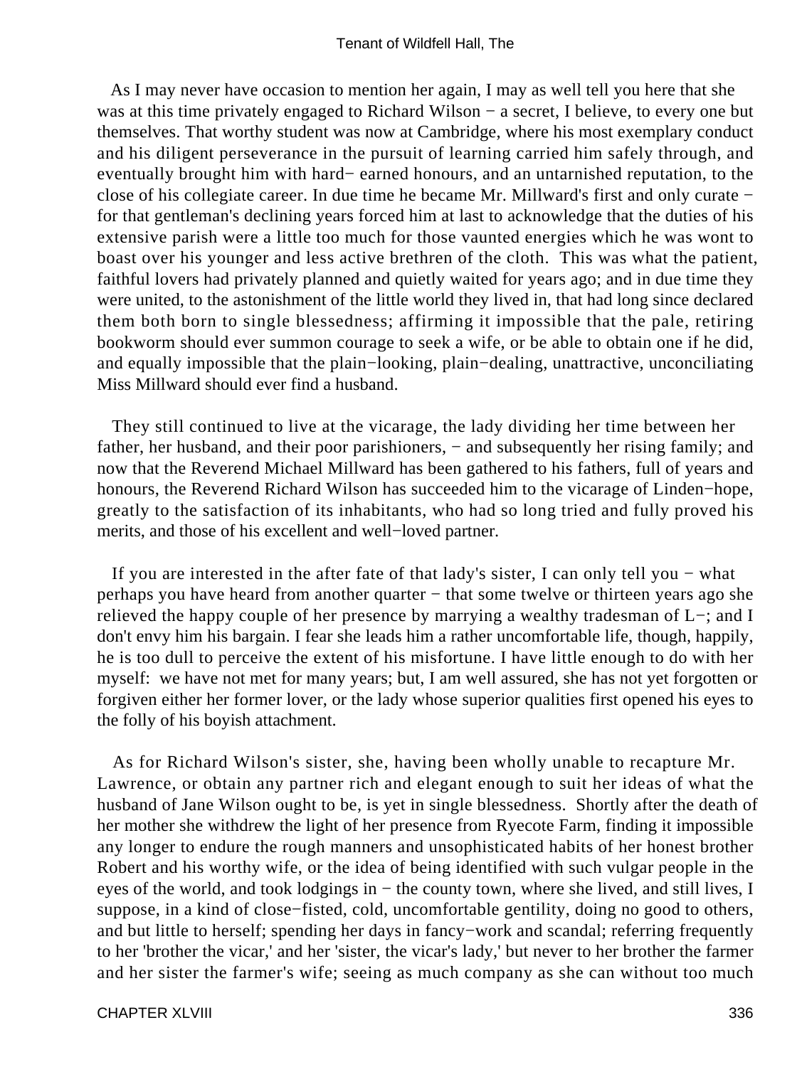As I may never have occasion to mention her again, I may as well tell you here that she was at this time privately engaged to Richard Wilson − a secret, I believe, to every one but themselves. That worthy student was now at Cambridge, where his most exemplary conduct and his diligent perseverance in the pursuit of learning carried him safely through, and eventually brought him with hard− earned honours, and an untarnished reputation, to the close of his collegiate career. In due time he became Mr. Millward's first and only curate − for that gentleman's declining years forced him at last to acknowledge that the duties of his extensive parish were a little too much for those vaunted energies which he was wont to boast over his younger and less active brethren of the cloth. This was what the patient, faithful lovers had privately planned and quietly waited for years ago; and in due time they were united, to the astonishment of the little world they lived in, that had long since declared them both born to single blessedness; affirming it impossible that the pale, retiring bookworm should ever summon courage to seek a wife, or be able to obtain one if he did, and equally impossible that the plain−looking, plain−dealing, unattractive, unconciliating Miss Millward should ever find a husband.

They still continued to live at the vicarage, the lady dividing her time between her father, her husband, and their poor parishioners, − and subsequently her rising family; and now that the Reverend Michael Millward has been gathered to his fathers, full of years and honours, the Reverend Richard Wilson has succeeded him to the vicarage of Linden−hope, greatly to the satisfaction of its inhabitants, who had so long tried and fully proved his merits, and those of his excellent and well−loved partner.

If you are interested in the after fate of that lady's sister, I can only tell you − what perhaps you have heard from another quarter − that some twelve or thirteen years ago she relieved the happy couple of her presence by marrying a wealthy tradesman of L−; and I don't envy him his bargain. I fear she leads him a rather uncomfortable life, though, happily, he is too dull to perceive the extent of his misfortune. I have little enough to do with her myself: we have not met for many years; but, I am well assured, she has not yet forgotten or forgiven either her former lover, or the lady whose superior qualities first opened his eyes to the folly of his boyish attachment.

As for Richard Wilson's sister, she, having been wholly unable to recapture Mr. Lawrence, or obtain any partner rich and elegant enough to suit her ideas of what the husband of Jane Wilson ought to be, is yet in single blessedness. Shortly after the death of her mother she withdrew the light of her presence from Ryecote Farm, finding it impossible any longer to endure the rough manners and unsophisticated habits of her honest brother Robert and his worthy wife, or the idea of being identified with such vulgar people in the eyes of the world, and took lodgings in − the county town, where she lived, and still lives, I suppose, in a kind of close−fisted, cold, uncomfortable gentility, doing no good to others, and but little to herself; spending her days in fancy−work and scandal; referring frequently to her 'brother the vicar,' and her 'sister, the vicar's lady,' but never to her brother the farmer and her sister the farmer's wife; seeing as much company as she can without too much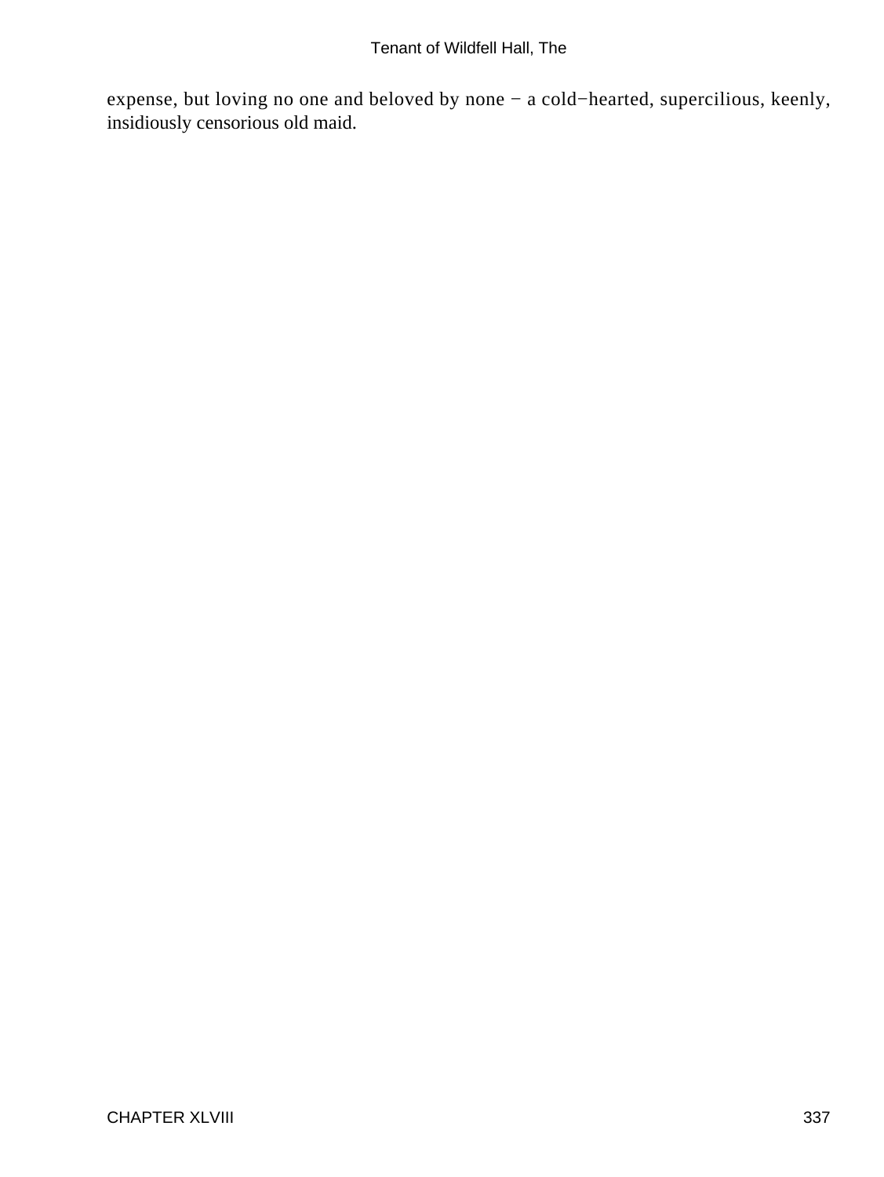expense, but loving no one and beloved by none − a cold−hearted, supercilious, keenly, insidiously censorious old maid.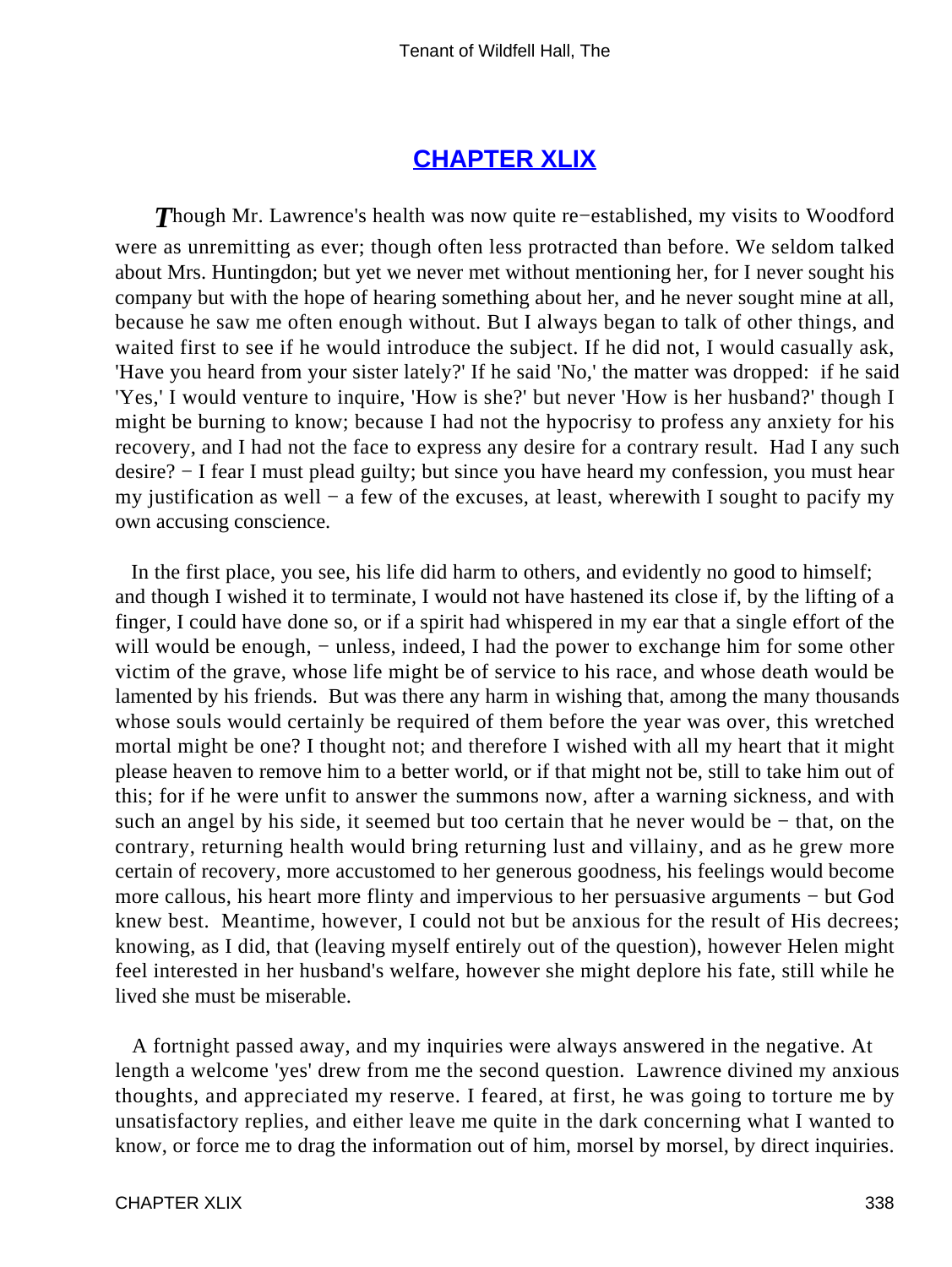## CHAPTER XLIX

*T*hough Mr. Lawrence's health was now quite re−established, my visits to Woodford were as unremitting as ever; though often less protracted than before. We seldom talked about Mrs. Huntingdon; but yet we never met without mentioning her, for I never sought his company but with the hope of hearing something about her, and he never sought mine at all, because he saw me often enough without. But I always began to talk of other things, and waited first to see if he would introduce the subject. If he did not, I would casually ask, 'Have you heard from your sister lately?' If he said 'No,' the matter was dropped: if he said 'Yes,' I would venture to inquire, 'How is she?' but never 'How is her husband?' though I might be burning to know; because I had not the hypocrisy to profess any anxiety for his recovery, and I had not the face to express any desire for a contrary result. Had I any such desire? − I fear I must plead guilty; but since you have heard my confession, you must hear my justification as well − a few of the excuses, at least, wherewith I sought to pacify my own accusing conscience.

In the first place, you see, his life did harm to others, and evidently no good to himself; and though I wished it to terminate, I would not have hastened its close if, by the lifting of a finger, I could have done so, or if a spirit had whispered in my ear that a single effort of the will would be enough, − unless, indeed, I had the power to exchange him for some other victim of the grave, whose life might be of service to his race, and whose death would be lamented by his friends. But was there any harm in wishing that, among the many thousands whose souls would certainly be required of them before the year was over, this wretched mortal might be one? I thought not; and therefore I wished with all my heart that it might please heaven to remove him to a better world, or if that might not be, still to take him out of this; for if he were unfit to answer the summons now, after a warning sickness, and with such an angel by his side, it seemed but too certain that he never would be − that, on the contrary, returning health would bring returning lust and villainy, and as he grew more certain of recovery, more accustomed to her generous goodness, his feelings would become more callous, his heart more flinty and impervious to her persuasive arguments − but God knew best. Meantime, however, I could not but be anxious for the result of His decrees; knowing, as I did, that (leaving myself entirely out of the question), however Helen might feel interested in her husband's welfare, however she might deplore his fate, still while he lived she must be miserable.

A fortnight passed away, and my inquiries were always answered in the negative. At length a welcome 'yes' drew from me the second question. Lawrence divined my anxious thoughts, and appreciated my reserve. I feared, at first, he was going to torture me by unsatisfactory replies, and either leave me quite in the dark concerning what I wanted to know, or force me to drag the information out of him, morsel by morsel, by direct inquiries.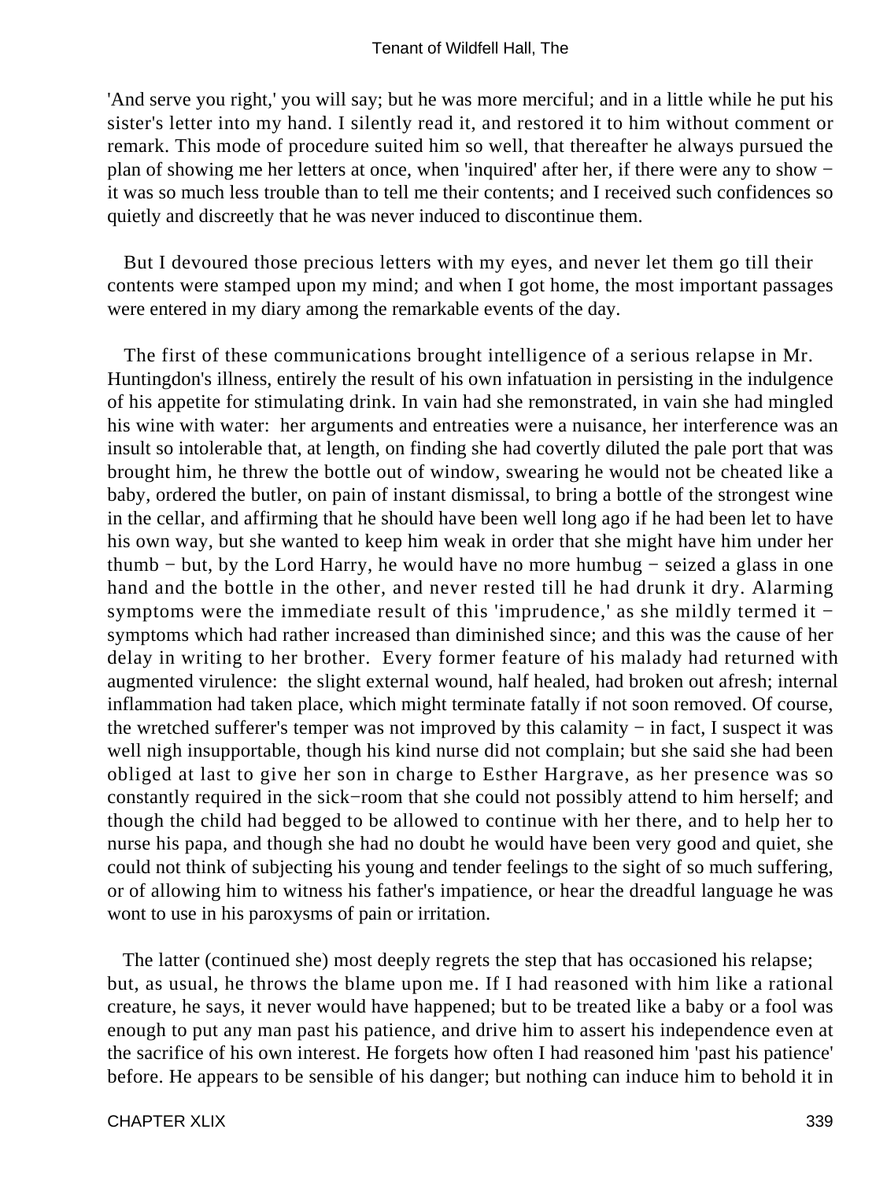'And serve you right,' you will say; but he was more merciful; and in a little while he put his sister's letter into my hand. I silently read it, and restored it to him without comment or remark. This mode of procedure suited him so well, that thereafter he always pursued the plan of showing me her letters at once, when 'inquired' after her, if there were any to show − it was so much less trouble than to tell me their contents; and I received such confidences so quietly and discreetly that he was never induced to discontinue them.

But I devoured those precious letters with my eyes, and never let them go till their contents were stamped upon my mind; and when I got home, the most important passages were entered in my diary among the remarkable events of the day.

The first of these communications brought intelligence of a serious relapse in Mr. Huntingdon's illness, entirely the result of his own infatuation in persisting in the indulgence of his appetite for stimulating drink. In vain had she remonstrated, in vain she had mingled his wine with water: her arguments and entreaties were a nuisance, her interference was an insult so intolerable that, at length, on finding she had covertly diluted the pale port that was brought him, he threw the bottle out of window, swearing he would not be cheated like a baby, ordered the butler, on pain of instant dismissal, to bring a bottle of the strongest wine in the cellar, and affirming that he should have been well long ago if he had been let to have his own way, but she wanted to keep him weak in order that she might have him under her thumb − but, by the Lord Harry, he would have no more humbug − seized a glass in one hand and the bottle in the other, and never rested till he had drunk it dry. Alarming symptoms were the immediate result of this 'imprudence,' as she mildly termed it − symptoms which had rather increased than diminished since; and this was the cause of her delay in writing to her brother. Every former feature of his malady had returned with augmented virulence: the slight external wound, half healed, had broken out afresh; internal inflammation had taken place, which might terminate fatally if not soon removed. Of course, the wretched sufferer's temper was not improved by this calamity − in fact, I suspect it was well nigh insupportable, though his kind nurse did not complain; but she said she had been obliged at last to give her son in charge to Esther Hargrave, as her presence was so constantly required in the sick−room that she could not possibly attend to him herself; and though the child had begged to be allowed to continue with her there, and to help her to nurse his papa, and though she had no doubt he would have been very good and quiet, she could not think of subjecting his young and tender feelings to the sight of so much suffering, or of allowing him to witness his father's impatience, or hear the dreadful language he was wont to use in his paroxysms of pain or irritation.

The latter (continued she) most deeply regrets the step that has occasioned his relapse; but, as usual, he throws the blame upon me. If I had reasoned with him like a rational creature, he says, it never would have happened; but to be treated like a baby or a fool was enough to put any man past his patience, and drive him to assert his independence even at the sacrifice of his own interest. He forgets how often I had reasoned him 'past his patience' before. He appears to be sensible of his danger; but nothing can induce him to behold it in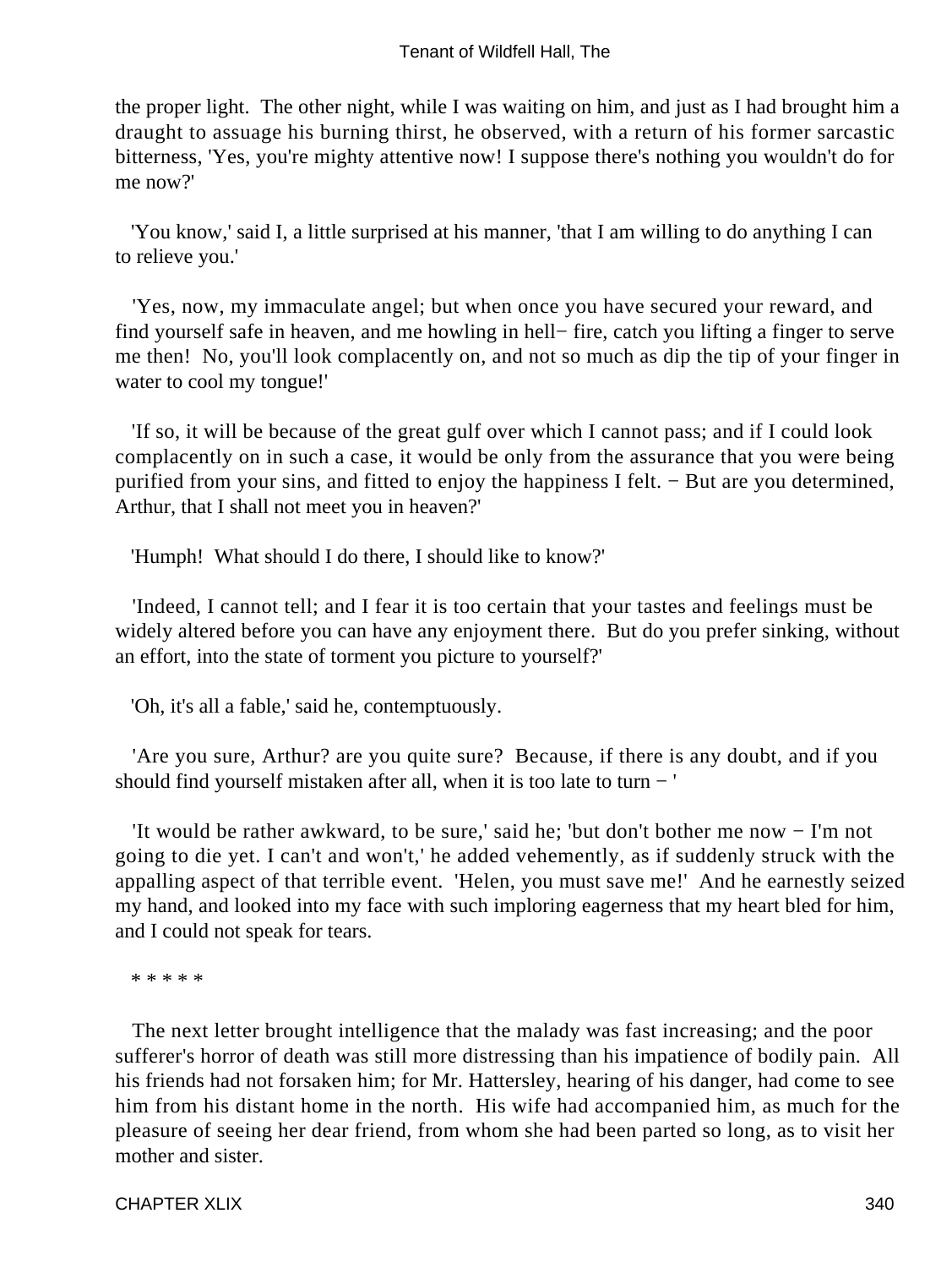the proper light. The other night, while I was waiting on him, and just as I had brought him a draught to assuage his burning thirst, he observed, with a return of his former sarcastic bitterness, 'Yes, you're mighty attentive now! I suppose there's nothing you wouldn't do for me now?'

'You know,' said I, a little surprised at his manner, 'that I am willing to do anything I can to relieve you.'

'Yes, now, my immaculate angel; but when once you have secured your reward, and find yourself safe in heaven, and me howling in hell− fire, catch you lifting a finger to serve me then! No, you'll look complacently on, and not so much as dip the tip of your finger in water to cool my tongue!'

'If so, it will be because of the great gulf over which I cannot pass; and if I could look complacently on in such a case, it would be only from the assurance that you were being purified from your sins, and fitted to enjoy the happiness I felt. − But are you determined, Arthur, that I shall not meet you in heaven?'

'Humph! What should I do there, I should like to know?'

'Indeed, I cannot tell; and I fear it is too certain that your tastes and feelings must be widely altered before you can have any enjoyment there. But do you prefer sinking, without an effort, into the state of torment you picture to yourself?'

'Oh, it's all a fable,' said he, contemptuously.

'Are you sure, Arthur? are you quite sure? Because, if there is any doubt, and if you should find yourself mistaken after all, when it is too late to turn − '

'It would be rather awkward, to be sure,' said he; 'but don't bother me now − I'm not going to die yet. I can't and won't,' he added vehemently, as if suddenly struck with the appalling aspect of that terrible event. 'Helen, you must save me!' And he earnestly seized my hand, and looked into my face with such imploring eagerness that my heart bled for him, and I could not speak for tears.

* * * * *

The next letter brought intelligence that the malady was fast increasing; and the poor sufferer's horror of death was still more distressing than his impatience of bodily pain. All his friends had not forsaken him; for Mr. Hattersley, hearing of his danger, had come to see him from his distant home in the north. His wife had accompanied him, as much for the pleasure of seeing her dear friend, from whom she had been parted so long, as to visit her mother and sister.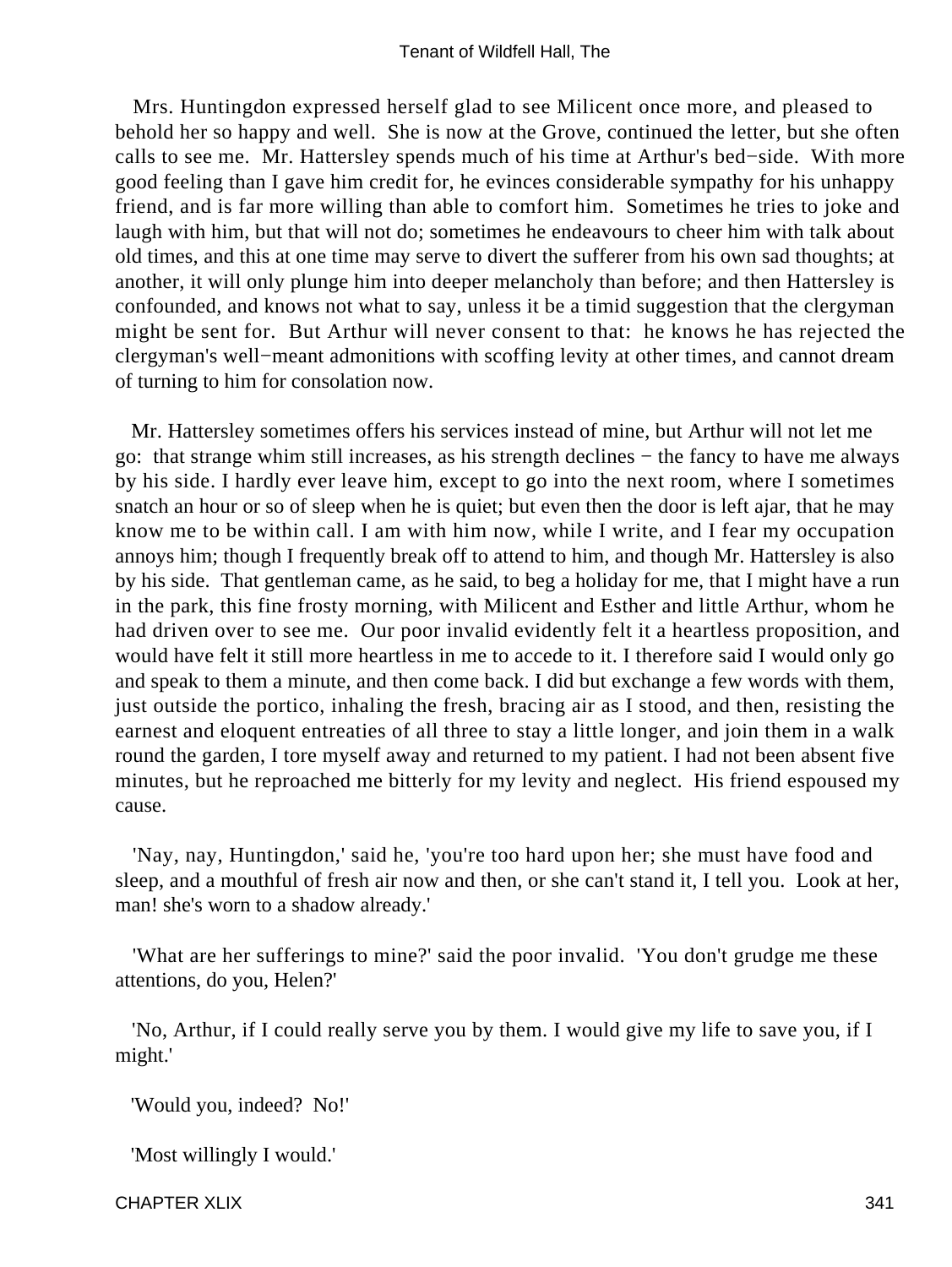Mrs. Huntingdon expressed herself glad to see Milicent once more, and pleased to behold her so happy and well. She is now at the Grove, continued the letter, but she often calls to see me. Mr. Hattersley spends much of his time at Arthur's bed−side. With more good feeling than I gave him credit for, he evinces considerable sympathy for his unhappy friend, and is far more willing than able to comfort him. Sometimes he tries to joke and laugh with him, but that will not do; sometimes he endeavours to cheer him with talk about old times, and this at one time may serve to divert the sufferer from his own sad thoughts; at another, it will only plunge him into deeper melancholy than before; and then Hattersley is confounded, and knows not what to say, unless it be a timid suggestion that the clergyman might be sent for. But Arthur will never consent to that: he knows he has rejected the clergyman's well−meant admonitions with scoffing levity at other times, and cannot dream of turning to him for consolation now.

Mr. Hattersley sometimes offers his services instead of mine, but Arthur will not let me go: that strange whim still increases, as his strength declines − the fancy to have me always by his side. I hardly ever leave him, except to go into the next room, where I sometimes snatch an hour or so of sleep when he is quiet; but even then the door is left ajar, that he may know me to be within call. I am with him now, while I write, and I fear my occupation annoys him; though I frequently break off to attend to him, and though Mr. Hattersley is also by his side. That gentleman came, as he said, to beg a holiday for me, that I might have a run in the park, this fine frosty morning, with Milicent and Esther and little Arthur, whom he had driven over to see me. Our poor invalid evidently felt it a heartless proposition, and would have felt it still more heartless in me to accede to it. I therefore said I would only go and speak to them a minute, and then come back. I did but exchange a few words with them, just outside the portico, inhaling the fresh, bracing air as I stood, and then, resisting the earnest and eloquent entreaties of all three to stay a little longer, and join them in a walk round the garden, I tore myself away and returned to my patient. I had not been absent five minutes, but he reproached me bitterly for my levity and neglect. His friend espoused my cause.

'Nay, nay, Huntingdon,' said he, 'you're too hard upon her; she must have food and sleep, and a mouthful of fresh air now and then, or she can't stand it, I tell you. Look at her, man! she's worn to a shadow already.'

'What are her sufferings to mine?' said the poor invalid. 'You don't grudge me these attentions, do you, Helen?'

'No, Arthur, if I could really serve you by them. I would give my life to save you, if I might.'

'Would you, indeed? No!'

'Most willingly I would.'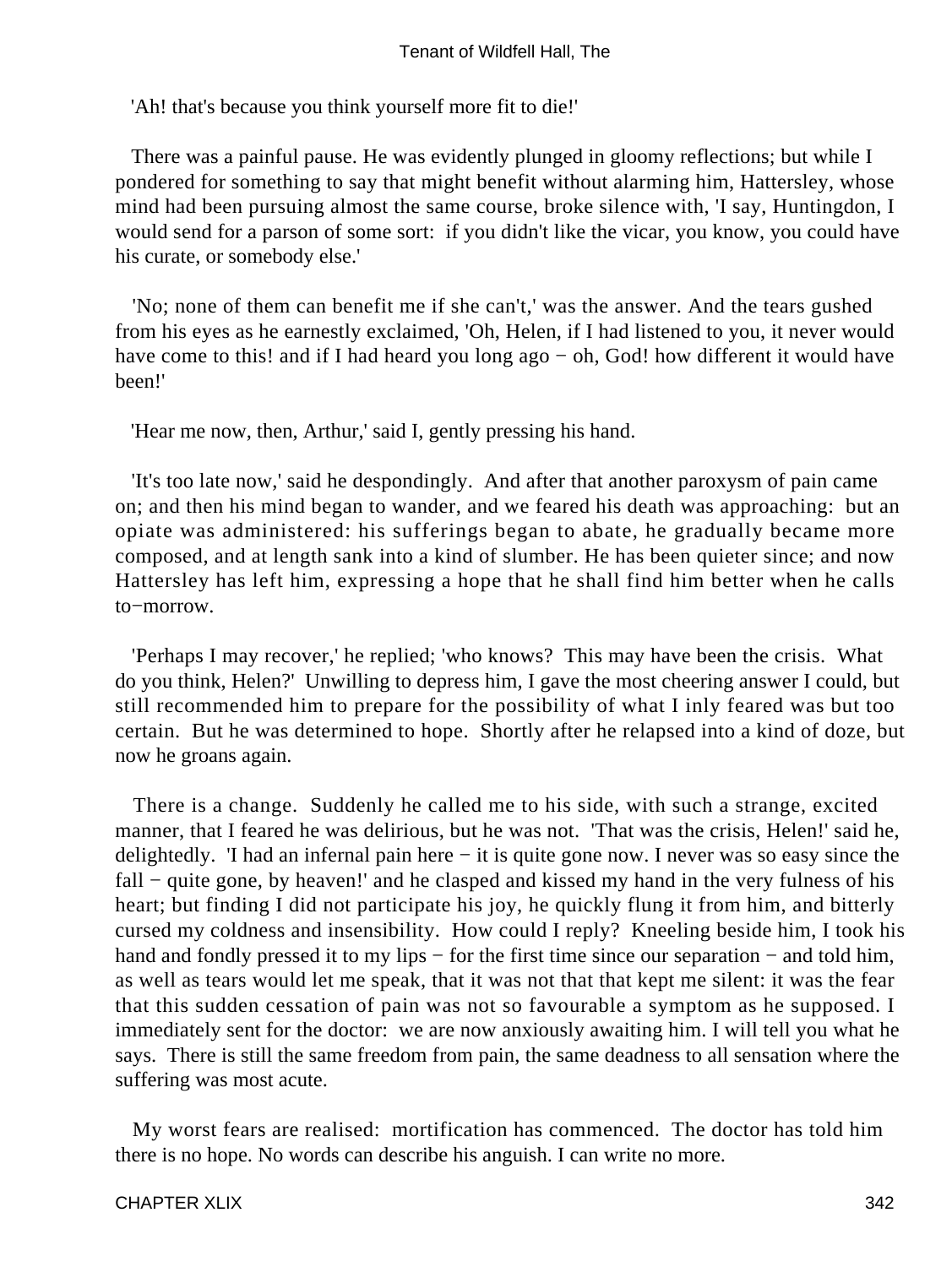'Ah! that's because you think yourself more fit to die!'

There was a painful pause. He was evidently plunged in gloomy reflections; but while I pondered for something to say that might benefit without alarming him, Hattersley, whose mind had been pursuing almost the same course, broke silence with, 'I say, Huntingdon, I would send for a parson of some sort: if you didn't like the vicar, you know, you could have his curate, or somebody else.'

'No; none of them can benefit me if she can't,' was the answer. And the tears gushed from his eyes as he earnestly exclaimed, 'Oh, Helen, if I had listened to you, it never would have come to this! and if I had heard you long ago − oh, God! how different it would have been!'

'Hear me now, then, Arthur,' said I, gently pressing his hand.

'It's too late now,' said he despondingly. And after that another paroxysm of pain came on; and then his mind began to wander, and we feared his death was approaching: but an opiate was administered: his sufferings began to abate, he gradually became more composed, and at length sank into a kind of slumber. He has been quieter since; and now Hattersley has left him, expressing a hope that he shall find him better when he calls to−morrow.

'Perhaps I may recover,' he replied; 'who knows? This may have been the crisis. What do you think, Helen?' Unwilling to depress him, I gave the most cheering answer I could, but still recommended him to prepare for the possibility of what I inly feared was but too certain. But he was determined to hope. Shortly after he relapsed into a kind of doze, but now he groans again.

There is a change. Suddenly he called me to his side, with such a strange, excited manner, that I feared he was delirious, but he was not. 'That was the crisis, Helen!' said he, delightedly. 'I had an infernal pain here − it is quite gone now. I never was so easy since the fall − quite gone, by heaven!' and he clasped and kissed my hand in the very fulness of his heart; but finding I did not participate his joy, he quickly flung it from him, and bitterly cursed my coldness and insensibility. How could I reply? Kneeling beside him, I took his hand and fondly pressed it to my lips − for the first time since our separation − and told him, as well as tears would let me speak, that it was not that that kept me silent: it was the fear that this sudden cessation of pain was not so favourable a symptom as he supposed. I immediately sent for the doctor: we are now anxiously awaiting him. I will tell you what he says. There is still the same freedom from pain, the same deadness to all sensation where the suffering was most acute.

My worst fears are realised: mortification has commenced. The doctor has told him there is no hope. No words can describe his anguish. I can write no more.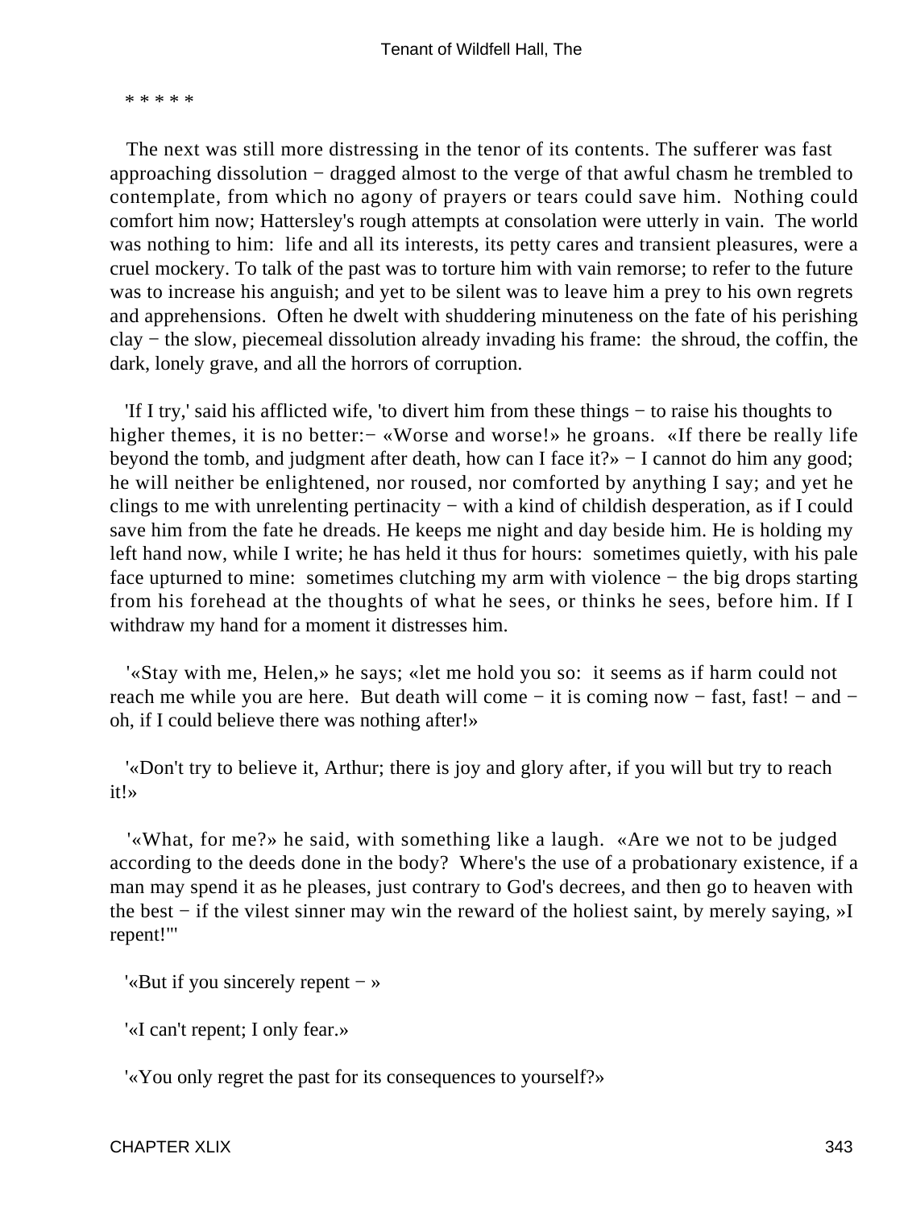\* \* \* \* \*

The next was still more distressing in the tenor of its contents. The sufferer was fast approaching dissolution − dragged almost to the verge of that awful chasm he trembled to contemplate, from which no agony of prayers or tears could save him. Nothing could comfort him now; Hattersley's rough attempts at consolation were utterly in vain. The world was nothing to him: life and all its interests, its petty cares and transient pleasures, were a cruel mockery. To talk of the past was to torture him with vain remorse; to refer to the future was to increase his anguish; and yet to be silent was to leave him a prey to his own regrets and apprehensions. Often he dwelt with shuddering minuteness on the fate of his perishing clay − the slow, piecemeal dissolution already invading his frame: the shroud, the coffin, the dark, lonely grave, and all the horrors of corruption.

'If I try,' said his afflicted wife, 'to divert him from these things − to raise his thoughts to higher themes, it is no better:− «Worse and worse!» he groans. «If there be really life beyond the tomb, and judgment after death, how can I face it?» − I cannot do him any good; he will neither be enlightened, nor roused, nor comforted by anything I say; and yet he clings to me with unrelenting pertinacity − with a kind of childish desperation, as if I could save him from the fate he dreads. He keeps me night and day beside him. He is holding my left hand now, while I write; he has held it thus for hours: sometimes quietly, with his pale face upturned to mine: sometimes clutching my arm with violence − the big drops starting from his forehead at the thoughts of what he sees, or thinks he sees, before him. If I withdraw my hand for a moment it distresses him.

'«Stay with me, Helen,» he says; «let me hold you so: it seems as if harm could not reach me while you are here. But death will come − it is coming now − fast, fast! − and − oh, if I could believe there was nothing after!»

'«Don't try to believe it, Arthur; there is joy and glory after, if you will but try to reach it!»

'«What, for me?» he said, with something like a laugh. «Are we not to be judged according to the deeds done in the body? Where's the use of a probationary existence, if a man may spend it as he pleases, just contrary to God's decrees, and then go to heaven with the best − if the vilest sinner may win the reward of the holiest saint, by merely saying, »I repent!"'

'«But if you sincerely repent − »

'«I can't repent; I only fear.»

'«You only regret the past for its consequences to yourself?»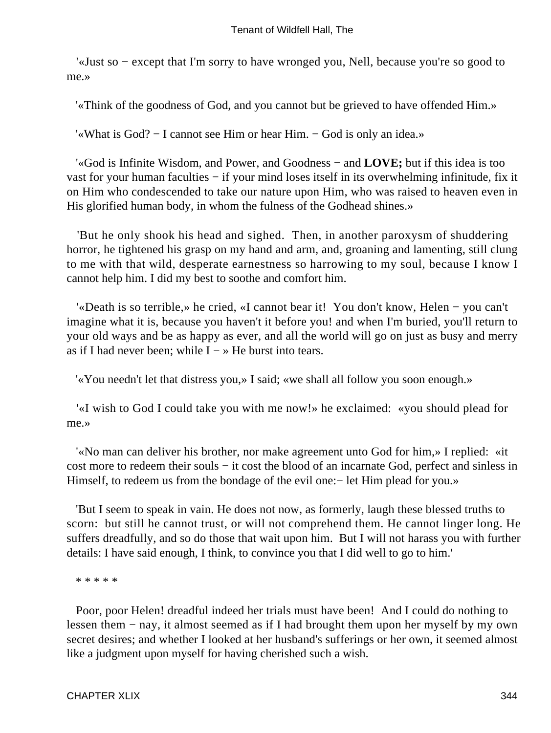'«Just so − except that I'm sorry to have wronged you, Nell, because you're so good to me.»

'«Think of the goodness of God, and you cannot but be grieved to have offended Him.»

'«What is God? − I cannot see Him or hear Him. − God is only an idea.»

'«God is Infinite Wisdom, and Power, and Goodness − and **LOVE;** but if this idea is too vast for your human faculties − if your mind loses itself in its overwhelming infinitude, fix it on Him who condescended to take our nature upon Him, who was raised to heaven even in His glorified human body, in whom the fulness of the Godhead shines.»

'But he only shook his head and sighed. Then, in another paroxysm of shuddering horror, he tightened his grasp on my hand and arm, and, groaning and lamenting, still clung to me with that wild, desperate earnestness so harrowing to my soul, because I know I cannot help him. I did my best to soothe and comfort him.

'«Death is so terrible,» he cried, «I cannot bear it! You don't know, Helen − you can't imagine what it is, because you haven't it before you! and when I'm buried, you'll return to your old ways and be as happy as ever, and all the world will go on just as busy and merry as if I had never been; while I − » He burst into tears.

'«You needn't let that distress you,» I said; «we shall all follow you soon enough.»

'«I wish to God I could take you with me now!» he exclaimed: «you should plead for me.»

'«No man can deliver his brother, nor make agreement unto God for him,» I replied: «it cost more to redeem their souls − it cost the blood of an incarnate God, perfect and sinless in Himself, to redeem us from the bondage of the evil one:− let Him plead for you.»

'But I seem to speak in vain. He does not now, as formerly, laugh these blessed truths to scorn: but still he cannot trust, or will not comprehend them. He cannot linger long. He suffers dreadfully, and so do those that wait upon him. But I will not harass you with further details: I have said enough, I think, to convince you that I did well to go to him.'

* * * * *

Poor, poor Helen! dreadful indeed her trials must have been! And I could do nothing to lessen them − nay, it almost seemed as if I had brought them upon her myself by my own secret desires; and whether I looked at her husband's sufferings or her own, it seemed almost like a judgment upon myself for having cherished such a wish.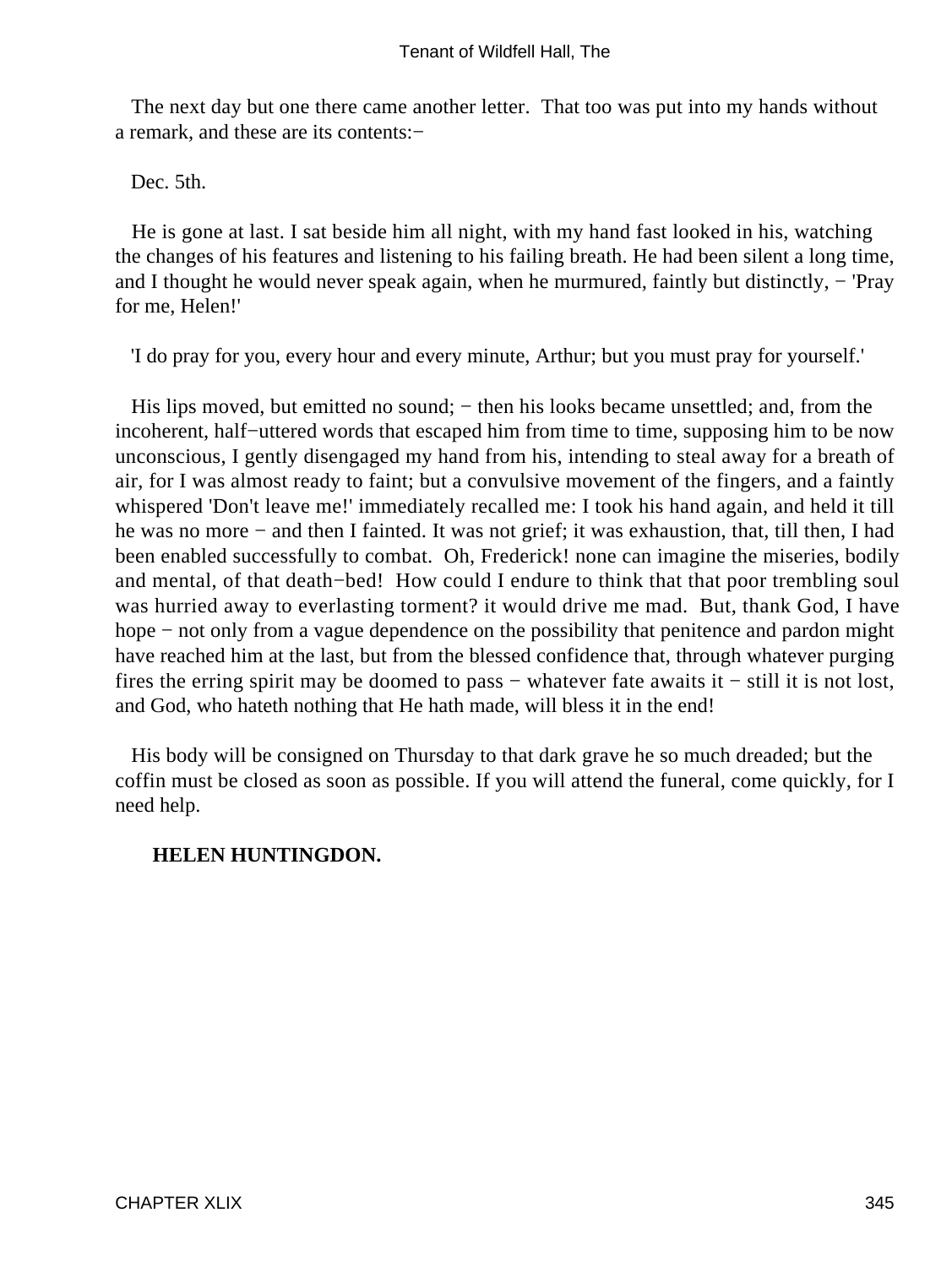The next day but one there came another letter. That too was put into my hands without a remark, and these are its contents:−

Dec. 5th.

He is gone at last. I sat beside him all night, with my hand fast looked in his, watching the changes of his features and listening to his failing breath. He had been silent a long time, and I thought he would never speak again, when he murmured, faintly but distinctly, − 'Pray for me, Helen!'

'I do pray for you, every hour and every minute, Arthur; but you must pray for yourself.'

His lips moved, but emitted no sound; − then his looks became unsettled; and, from the incoherent, half−uttered words that escaped him from time to time, supposing him to be now unconscious, I gently disengaged my hand from his, intending to steal away for a breath of air, for I was almost ready to faint; but a convulsive movement of the fingers, and a faintly whispered 'Don't leave me!' immediately recalled me: I took his hand again, and held it till he was no more − and then I fainted. It was not grief; it was exhaustion, that, till then, I had been enabled successfully to combat. Oh, Frederick! none can imagine the miseries, bodily and mental, of that death−bed! How could I endure to think that that poor trembling soul was hurried away to everlasting torment? it would drive me mad. But, thank God, I have hope − not only from a vague dependence on the possibility that penitence and pardon might have reached him at the last, but from the blessed confidence that, through whatever purging fires the erring spirit may be doomed to pass − whatever fate awaits it − still it is not lost, and God, who hateth nothing that He hath made, will bless it in the end!

His body will be consigned on Thursday to that dark grave he so much dreaded; but the coffin must be closed as soon as possible. If you will attend the funeral, come quickly, for I need help.

**HELEN HUNTINGDON.**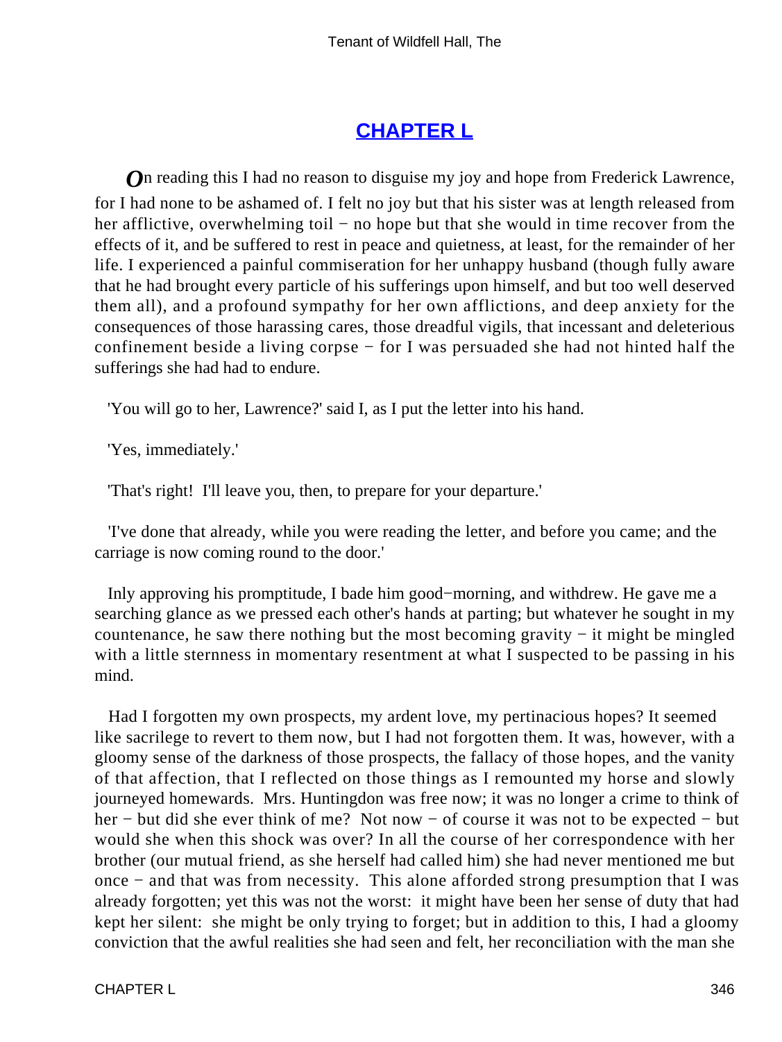## CHAPTER L

*O*n reading this I had no reason to disguise my joy and hope from Frederick Lawrence, for I had none to be ashamed of. I felt no joy but that his sister was at length released from her afflictive, overwhelming toil − no hope but that she would in time recover from the effects of it, and be suffered to rest in peace and quietness, at least, for the remainder of her life. I experienced a painful commiseration for her unhappy husband (though fully aware that he had brought every particle of his sufferings upon himself, and but too well deserved them all), and a profound sympathy for her own afflictions, and deep anxiety for the consequences of those harassing cares, those dreadful vigils, that incessant and deleterious confinement beside a living corpse − for I was persuaded she had not hinted half the sufferings she had had to endure.

'You will go to her, Lawrence?' said I, as I put the letter into his hand.

'Yes, immediately.'

'That's right! I'll leave you, then, to prepare for your departure.'

'I've done that already, while you were reading the letter, and before you came; and the carriage is now coming round to the door.'

Inly approving his promptitude, I bade him good−morning, and withdrew. He gave me a searching glance as we pressed each other's hands at parting; but whatever he sought in my countenance, he saw there nothing but the most becoming gravity − it might be mingled with a little sternness in momentary resentment at what I suspected to be passing in his mind.

Had I forgotten my own prospects, my ardent love, my pertinacious hopes? It seemed like sacrilege to revert to them now, but I had not forgotten them. It was, however, with a gloomy sense of the darkness of those prospects, the fallacy of those hopes, and the vanity of that affection, that I reflected on those things as I remounted my horse and slowly journeyed homewards. Mrs. Huntingdon was free now; it was no longer a crime to think of her − but did she ever think of me? Not now − of course it was not to be expected − but would she when this shock was over? In all the course of her correspondence with her brother (our mutual friend, as she herself had called him) she had never mentioned me but once − and that was from necessity. This alone afforded strong presumption that I was already forgotten; yet this was not the worst: it might have been her sense of duty that had kept her silent: she might be only trying to forget; but in addition to this, I had a gloomy conviction that the awful realities she had seen and felt, her reconciliation with the man she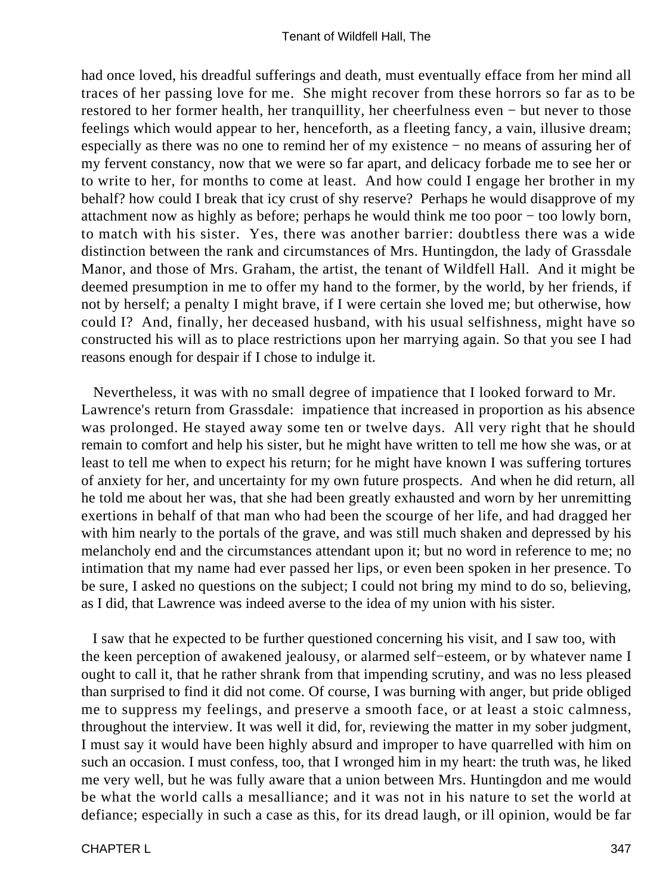had once loved, his dreadful sufferings and death, must eventually efface from her mind all traces of her passing love for me. She might recover from these horrors so far as to be restored to her former health, her tranquillity, her cheerfulness even − but never to those feelings which would appear to her, henceforth, as a fleeting fancy, a vain, illusive dream; especially as there was no one to remind her of my existence − no means of assuring her of my fervent constancy, now that we were so far apart, and delicacy forbade me to see her or to write to her, for months to come at least. And how could I engage her brother in my behalf? how could I break that icy crust of shy reserve? Perhaps he would disapprove of my attachment now as highly as before; perhaps he would think me too poor − too lowly born, to match with his sister. Yes, there was another barrier: doubtless there was a wide distinction between the rank and circumstances of Mrs. Huntingdon, the lady of Grassdale Manor, and those of Mrs. Graham, the artist, the tenant of Wildfell Hall. And it might be deemed presumption in me to offer my hand to the former, by the world, by her friends, if not by herself; a penalty I might brave, if I were certain she loved me; but otherwise, how could I? And, finally, her deceased husband, with his usual selfishness, might have so constructed his will as to place restrictions upon her marrying again. So that you see I had reasons enough for despair if I chose to indulge it.

Nevertheless, it was with no small degree of impatience that I looked forward to Mr. Lawrence's return from Grassdale: impatience that increased in proportion as his absence was prolonged. He stayed away some ten or twelve days. All very right that he should remain to comfort and help his sister, but he might have written to tell me how she was, or at least to tell me when to expect his return; for he might have known I was suffering tortures of anxiety for her, and uncertainty for my own future prospects. And when he did return, all he told me about her was, that she had been greatly exhausted and worn by her unremitting exertions in behalf of that man who had been the scourge of her life, and had dragged her with him nearly to the portals of the grave, and was still much shaken and depressed by his melancholy end and the circumstances attendant upon it; but no word in reference to me; no intimation that my name had ever passed her lips, or even been spoken in her presence. To be sure, I asked no questions on the subject; I could not bring my mind to do so, believing, as I did, that Lawrence was indeed averse to the idea of my union with his sister.

I saw that he expected to be further questioned concerning his visit, and I saw too, with the keen perception of awakened jealousy, or alarmed self−esteem, or by whatever name I ought to call it, that he rather shrank from that impending scrutiny, and was no less pleased than surprised to find it did not come. Of course, I was burning with anger, but pride obliged me to suppress my feelings, and preserve a smooth face, or at least a stoic calmness, throughout the interview. It was well it did, for, reviewing the matter in my sober judgment, I must say it would have been highly absurd and improper to have quarrelled with him on such an occasion. I must confess, too, that I wronged him in my heart: the truth was, he liked me very well, but he was fully aware that a union between Mrs. Huntingdon and me would be what the world calls a mesalliance; and it was not in his nature to set the world at defiance; especially in such a case as this, for its dread laugh, or ill opinion, would be far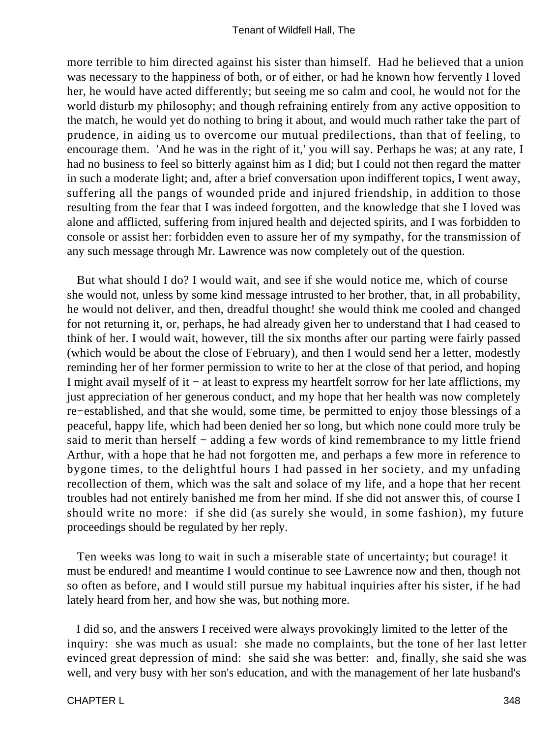more terrible to him directed against his sister than himself. Had he believed that a union was necessary to the happiness of both, or of either, or had he known how fervently I loved her, he would have acted differently; but seeing me so calm and cool, he would not for the world disturb my philosophy; and though refraining entirely from any active opposition to the match, he would yet do nothing to bring it about, and would much rather take the part of prudence, in aiding us to overcome our mutual predilections, than that of feeling, to encourage them. 'And he was in the right of it,' you will say. Perhaps he was; at any rate, I had no business to feel so bitterly against him as I did; but I could not then regard the matter in such a moderate light; and, after a brief conversation upon indifferent topics, I went away, suffering all the pangs of wounded pride and injured friendship, in addition to those resulting from the fear that I was indeed forgotten, and the knowledge that she I loved was alone and afflicted, suffering from injured health and dejected spirits, and I was forbidden to console or assist her: forbidden even to assure her of my sympathy, for the transmission of any such message through Mr. Lawrence was now completely out of the question.

But what should I do? I would wait, and see if she would notice me, which of course she would not, unless by some kind message intrusted to her brother, that, in all probability, he would not deliver, and then, dreadful thought! she would think me cooled and changed for not returning it, or, perhaps, he had already given her to understand that I had ceased to think of her. I would wait, however, till the six months after our parting were fairly passed (which would be about the close of February), and then I would send her a letter, modestly reminding her of her former permission to write to her at the close of that period, and hoping I might avail myself of it − at least to express my heartfelt sorrow for her late afflictions, my just appreciation of her generous conduct, and my hope that her health was now completely re−established, and that she would, some time, be permitted to enjoy those blessings of a peaceful, happy life, which had been denied her so long, but which none could more truly be said to merit than herself − adding a few words of kind remembrance to my little friend Arthur, with a hope that he had not forgotten me, and perhaps a few more in reference to bygone times, to the delightful hours I had passed in her society, and my unfading recollection of them, which was the salt and solace of my life, and a hope that her recent troubles had not entirely banished me from her mind. If she did not answer this, of course I should write no more: if she did (as surely she would, in some fashion), my future proceedings should be regulated by her reply.

Ten weeks was long to wait in such a miserable state of uncertainty; but courage! it must be endured! and meantime I would continue to see Lawrence now and then, though not so often as before, and I would still pursue my habitual inquiries after his sister, if he had lately heard from her, and how she was, but nothing more.

I did so, and the answers I received were always provokingly limited to the letter of the inquiry: she was much as usual: she made no complaints, but the tone of her last letter evinced great depression of mind: she said she was better: and, finally, she said she was well, and very busy with her son's education, and with the management of her late husband's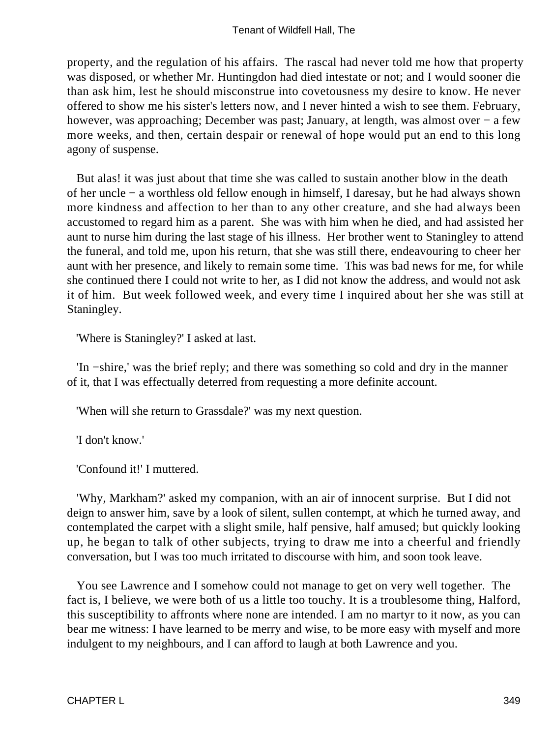property, and the regulation of his affairs. The rascal had never told me how that property was disposed, or whether Mr. Huntingdon had died intestate or not; and I would sooner die than ask him, lest he should misconstrue into covetousness my desire to know. He never offered to show me his sister's letters now, and I never hinted a wish to see them. February, however, was approaching; December was past; January, at length, was almost over − a few more weeks, and then, certain despair or renewal of hope would put an end to this long agony of suspense.

But alas! it was just about that time she was called to sustain another blow in the death of her uncle − a worthless old fellow enough in himself, I daresay, but he had always shown more kindness and affection to her than to any other creature, and she had always been accustomed to regard him as a parent. She was with him when he died, and had assisted her aunt to nurse him during the last stage of his illness. Her brother went to Staningley to attend the funeral, and told me, upon his return, that she was still there, endeavouring to cheer her aunt with her presence, and likely to remain some time. This was bad news for me, for while she continued there I could not write to her, as I did not know the address, and would not ask it of him. But week followed week, and every time I inquired about her she was still at Staningley.

'Where is Staningley?' I asked at last.

'In −shire,' was the brief reply; and there was something so cold and dry in the manner of it, that I was effectually deterred from requesting a more definite account.

'When will she return to Grassdale?' was my next question.

'I don't know.'

'Confound it!' I muttered.

'Why, Markham?' asked my companion, with an air of innocent surprise. But I did not deign to answer him, save by a look of silent, sullen contempt, at which he turned away, and contemplated the carpet with a slight smile, half pensive, half amused; but quickly looking up, he began to talk of other subjects, trying to draw me into a cheerful and friendly conversation, but I was too much irritated to discourse with him, and soon took leave.

You see Lawrence and I somehow could not manage to get on very well together. The fact is, I believe, we were both of us a little too touchy. It is a troublesome thing, Halford, this susceptibility to affronts where none are intended. I am no martyr to it now, as you can bear me witness: I have learned to be merry and wise, to be more easy with myself and more indulgent to my neighbours, and I can afford to laugh at both Lawrence and you.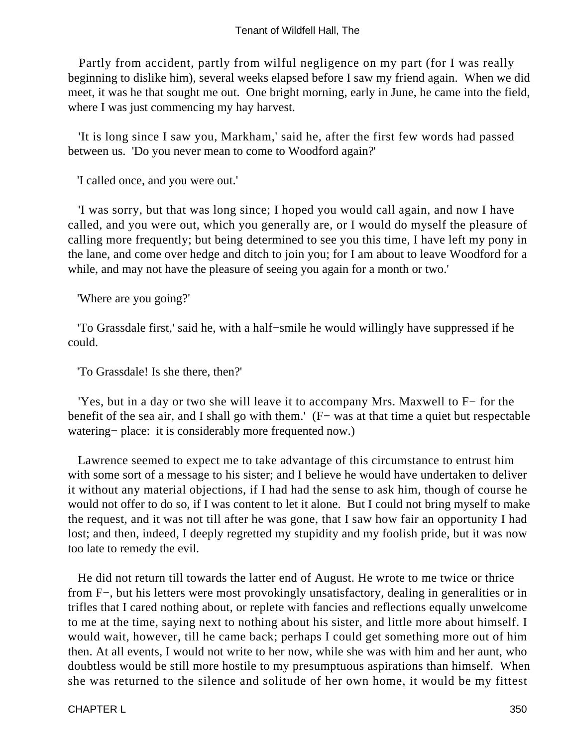Partly from accident, partly from wilful negligence on my part (for I was really beginning to dislike him), several weeks elapsed before I saw my friend again. When we did meet, it was he that sought me out. One bright morning, early in June, he came into the field, where I was just commencing my hay harvest.

'It is long since I saw you, Markham,' said he, after the first few words had passed between us. 'Do you never mean to come to Woodford again?'

'I called once, and you were out.'

'I was sorry, but that was long since; I hoped you would call again, and now I have called, and you were out, which you generally are, or I would do myself the pleasure of calling more frequently; but being determined to see you this time, I have left my pony in the lane, and come over hedge and ditch to join you; for I am about to leave Woodford for a while, and may not have the pleasure of seeing you again for a month or two.'

'Where are you going?'

'To Grassdale first,' said he, with a half−smile he would willingly have suppressed if he could.

'To Grassdale! Is she there, then?'

'Yes, but in a day or two she will leave it to accompany Mrs. Maxwell to F− for the benefit of the sea air, and I shall go with them.' (F− was at that time a quiet but respectable watering− place: it is considerably more frequented now.)

Lawrence seemed to expect me to take advantage of this circumstance to entrust him with some sort of a message to his sister; and I believe he would have undertaken to deliver it without any material objections, if I had had the sense to ask him, though of course he would not offer to do so, if I was content to let it alone. But I could not bring myself to make the request, and it was not till after he was gone, that I saw how fair an opportunity I had lost; and then, indeed, I deeply regretted my stupidity and my foolish pride, but it was now too late to remedy the evil.

He did not return till towards the latter end of August. He wrote to me twice or thrice from F−, but his letters were most provokingly unsatisfactory, dealing in generalities or in trifles that I cared nothing about, or replete with fancies and reflections equally unwelcome to me at the time, saying next to nothing about his sister, and little more about himself. I would wait, however, till he came back; perhaps I could get something more out of him then. At all events, I would not write to her now, while she was with him and her aunt, who doubtless would be still more hostile to my presumptuous aspirations than himself. When she was returned to the silence and solitude of her own home, it would be my fittest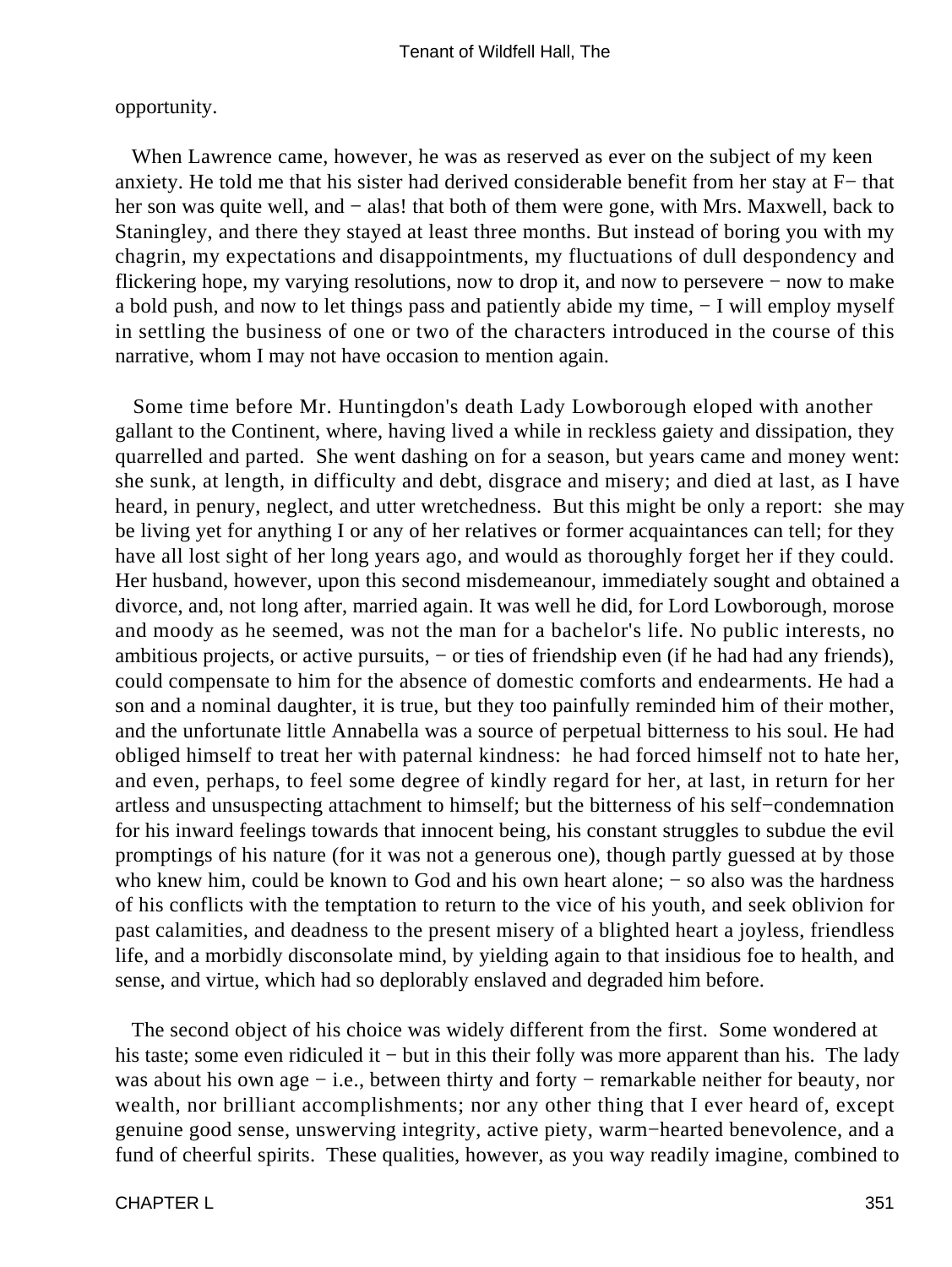opportunity.

When Lawrence came, however, he was as reserved as ever on the subject of my keen anxiety. He told me that his sister had derived considerable benefit from her stay at F− that her son was quite well, and − alas! that both of them were gone, with Mrs. Maxwell, back to Staningley, and there they stayed at least three months. But instead of boring you with my chagrin, my expectations and disappointments, my fluctuations of dull despondency and flickering hope, my varying resolutions, now to drop it, and now to persevere − now to make a bold push, and now to let things pass and patiently abide my time, − I will employ myself in settling the business of one or two of the characters introduced in the course of this narrative, whom I may not have occasion to mention again.

Some time before Mr. Huntingdon's death Lady Lowborough eloped with another gallant to the Continent, where, having lived a while in reckless gaiety and dissipation, they quarrelled and parted. She went dashing on for a season, but years came and money went: she sunk, at length, in difficulty and debt, disgrace and misery; and died at last, as I have heard, in penury, neglect, and utter wretchedness. But this might be only a report: she may be living yet for anything I or any of her relatives or former acquaintances can tell; for they have all lost sight of her long years ago, and would as thoroughly forget her if they could. Her husband, however, upon this second misdemeanour, immediately sought and obtained a divorce, and, not long after, married again. It was well he did, for Lord Lowborough, morose and moody as he seemed, was not the man for a bachelor's life. No public interests, no ambitious projects, or active pursuits, − or ties of friendship even (if he had had any friends), could compensate to him for the absence of domestic comforts and endearments. He had a son and a nominal daughter, it is true, but they too painfully reminded him of their mother, and the unfortunate little Annabella was a source of perpetual bitterness to his soul. He had obliged himself to treat her with paternal kindness: he had forced himself not to hate her, and even, perhaps, to feel some degree of kindly regard for her, at last, in return for her artless and unsuspecting attachment to himself; but the bitterness of his self−condemnation for his inward feelings towards that innocent being, his constant struggles to subdue the evil promptings of his nature (for it was not a generous one), though partly guessed at by those who knew him, could be known to God and his own heart alone; − so also was the hardness of his conflicts with the temptation to return to the vice of his youth, and seek oblivion for past calamities, and deadness to the present misery of a blighted heart a joyless, friendless life, and a morbidly disconsolate mind, by yielding again to that insidious foe to health, and sense, and virtue, which had so deplorably enslaved and degraded him before.

The second object of his choice was widely different from the first. Some wondered at his taste; some even ridiculed it − but in this their folly was more apparent than his. The lady was about his own age − i.e., between thirty and forty − remarkable neither for beauty, nor wealth, nor brilliant accomplishments; nor any other thing that I ever heard of, except genuine good sense, unswerving integrity, active piety, warm−hearted benevolence, and a fund of cheerful spirits. These qualities, however, as you way readily imagine, combined to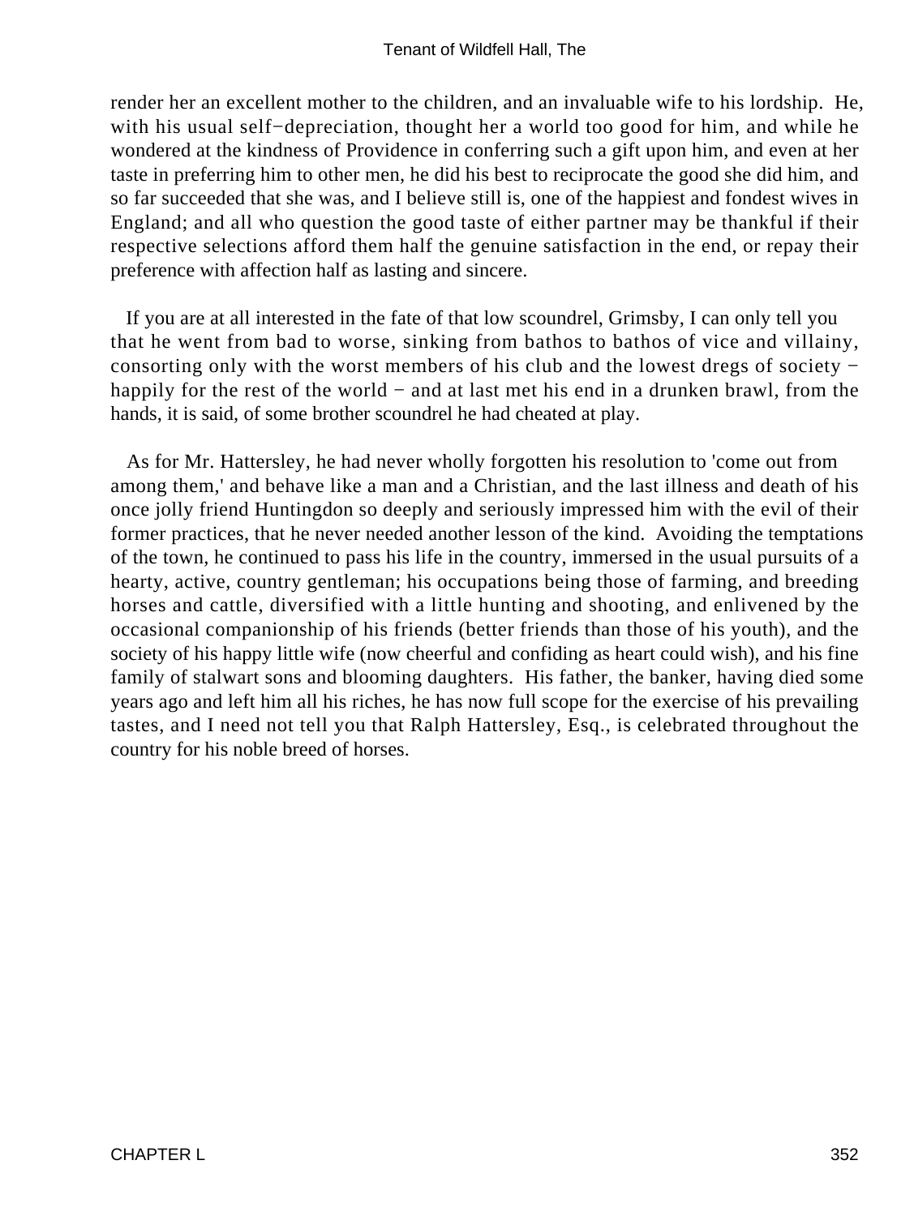render her an excellent mother to the children, and an invaluable wife to his lordship. He, with his usual self−depreciation, thought her a world too good for him, and while he wondered at the kindness of Providence in conferring such a gift upon him, and even at her taste in preferring him to other men, he did his best to reciprocate the good she did him, and so far succeeded that she was, and I believe still is, one of the happiest and fondest wives in England; and all who question the good taste of either partner may be thankful if their respective selections afford them half the genuine satisfaction in the end, or repay their preference with affection half as lasting and sincere.

If you are at all interested in the fate of that low scoundrel, Grimsby, I can only tell you that he went from bad to worse, sinking from bathos to bathos of vice and villainy, consorting only with the worst members of his club and the lowest dregs of society − happily for the rest of the world − and at last met his end in a drunken brawl, from the hands, it is said, of some brother scoundrel he had cheated at play.

As for Mr. Hattersley, he had never wholly forgotten his resolution to 'come out from among them,' and behave like a man and a Christian, and the last illness and death of his once jolly friend Huntingdon so deeply and seriously impressed him with the evil of their former practices, that he never needed another lesson of the kind. Avoiding the temptations of the town, he continued to pass his life in the country, immersed in the usual pursuits of a hearty, active, country gentleman; his occupations being those of farming, and breeding horses and cattle, diversified with a little hunting and shooting, and enlivened by the occasional companionship of his friends (better friends than those of his youth), and the society of his happy little wife (now cheerful and confiding as heart could wish), and his fine family of stalwart sons and blooming daughters. His father, the banker, having died some years ago and left him all his riches, he has now full scope for the exercise of his prevailing tastes, and I need not tell you that Ralph Hattersley, Esq., is celebrated throughout the country for his noble breed of horses.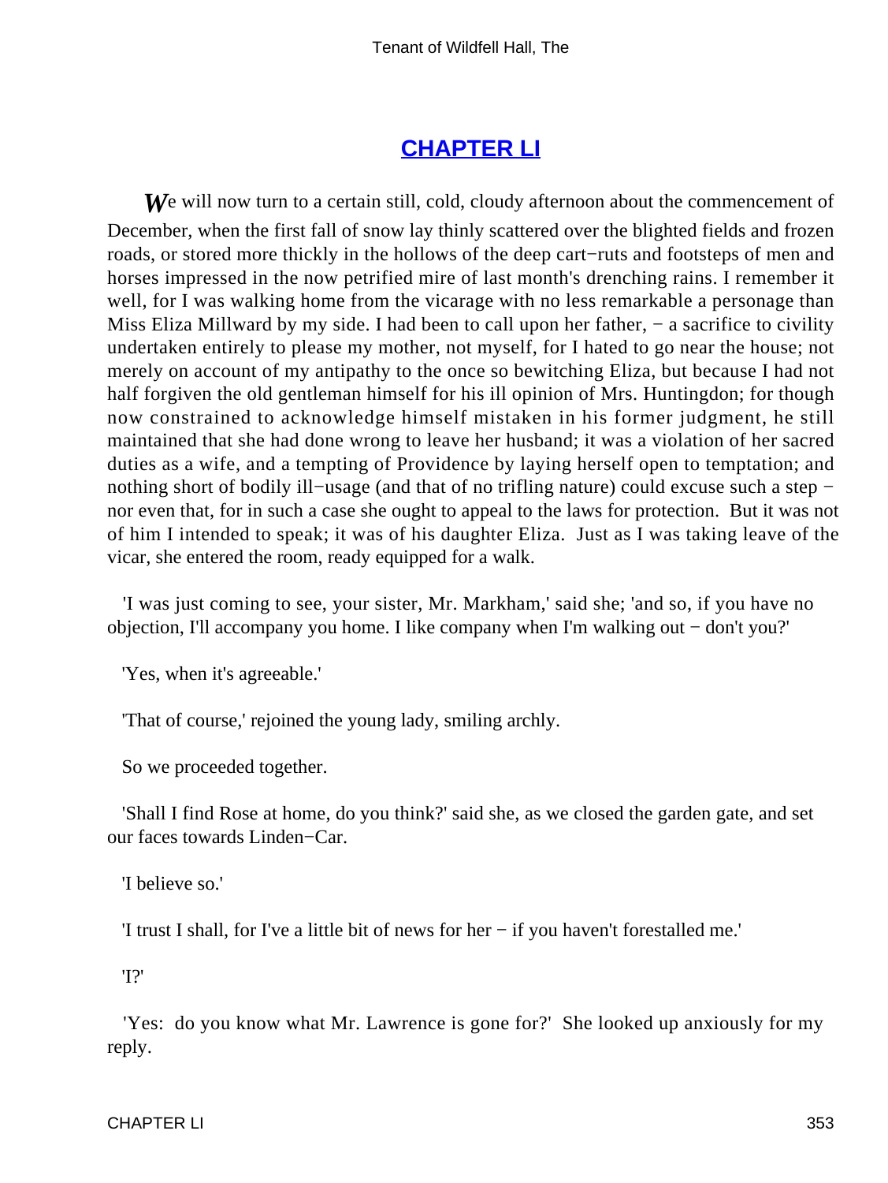## CHAPTER LI

*W*e will now turn to a certain still, cold, cloudy afternoon about the commencement of December, when the first fall of snow lay thinly scattered over the blighted fields and frozen roads, or stored more thickly in the hollows of the deep cart−ruts and footsteps of men and horses impressed in the now petrified mire of last month's drenching rains. I remember it well, for I was walking home from the vicarage with no less remarkable a personage than Miss Eliza Millward by my side. I had been to call upon her father, − a sacrifice to civility undertaken entirely to please my mother, not myself, for I hated to go near the house; not merely on account of my antipathy to the once so bewitching Eliza, but because I had not half forgiven the old gentleman himself for his ill opinion of Mrs. Huntingdon; for though now constrained to acknowledge himself mistaken in his former judgment, he still maintained that she had done wrong to leave her husband; it was a violation of her sacred duties as a wife, and a tempting of Providence by laying herself open to temptation; and nothing short of bodily ill−usage (and that of no trifling nature) could excuse such a step − nor even that, for in such a case she ought to appeal to the laws for protection. But it was not of him I intended to speak; it was of his daughter Eliza. Just as I was taking leave of the vicar, she entered the room, ready equipped for a walk.

'I was just coming to see, your sister, Mr. Markham,' said she; 'and so, if you have no objection, I'll accompany you home. I like company when I'm walking out − don't you?'

'Yes, when it's agreeable.'

'That of course,' rejoined the young lady, smiling archly.

So we proceeded together.

'Shall I find Rose at home, do you think?' said she, as we closed the garden gate, and set our faces towards Linden−Car.

'I believe so.'

'I trust I shall, for I've a little bit of news for her − if you haven't forestalled me.'

'I?'

'Yes: do you know what Mr. Lawrence is gone for?' She looked up anxiously for my reply.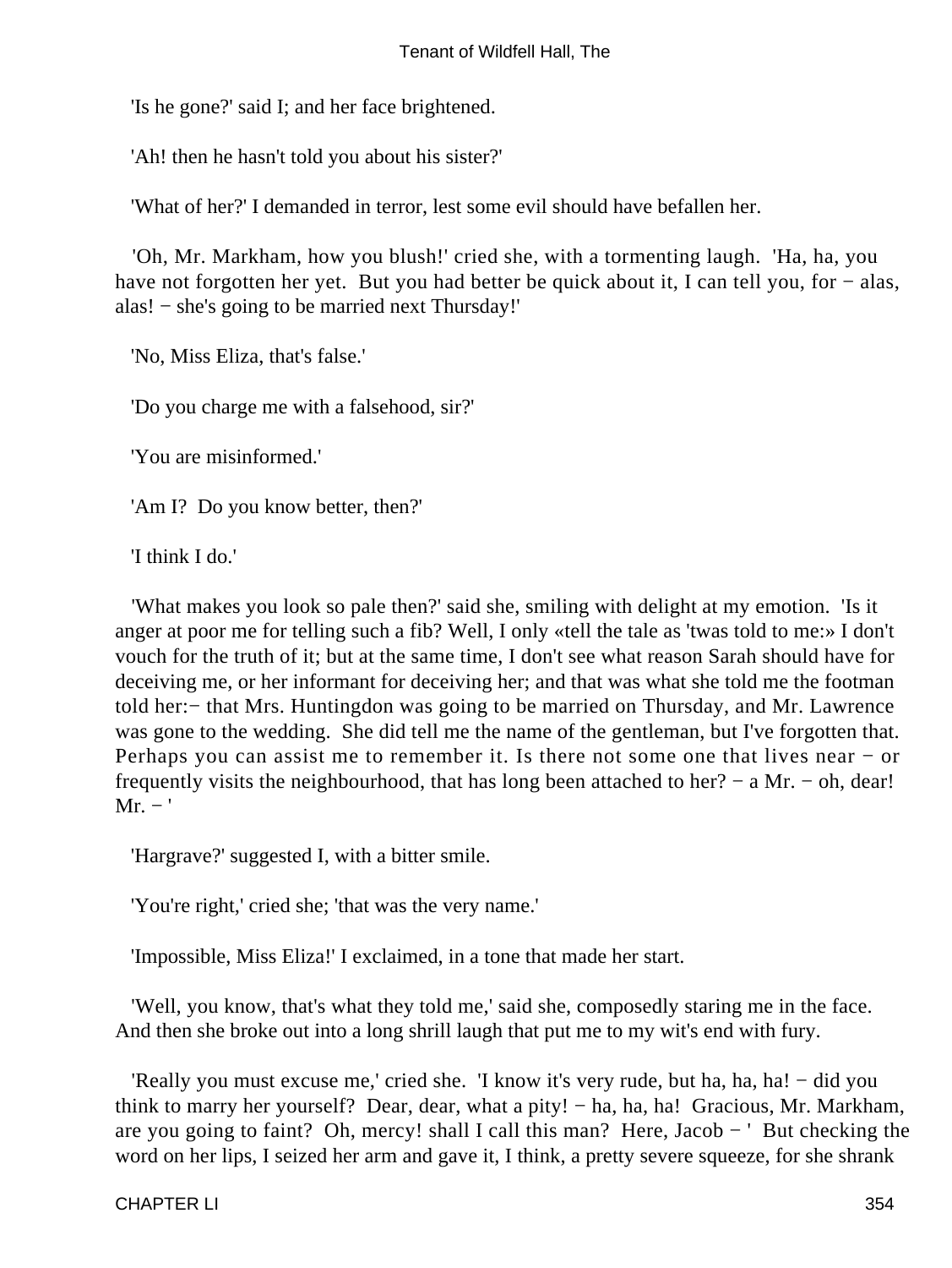'Is he gone?' said I; and her face brightened.

'Ah! then he hasn't told you about his sister?'

'What of her?' I demanded in terror, lest some evil should have befallen her.

'Oh, Mr. Markham, how you blush!' cried she, with a tormenting laugh. 'Ha, ha, you have not forgotten her yet. But you had better be quick about it, I can tell you, for − alas, alas! − she's going to be married next Thursday!'

'No, Miss Eliza, that's false.'

'Do you charge me with a falsehood, sir?'

'You are misinformed.'

'Am I? Do you know better, then?'

'I think I do.'

'What makes you look so pale then?' said she, smiling with delight at my emotion. 'Is it anger at poor me for telling such a fib? Well, I only «tell the tale as 'twas told to me:» I don't vouch for the truth of it; but at the same time, I don't see what reason Sarah should have for deceiving me, or her informant for deceiving her; and that was what she told me the footman told her:− that Mrs. Huntingdon was going to be married on Thursday, and Mr. Lawrence was gone to the wedding. She did tell me the name of the gentleman, but I've forgotten that. Perhaps you can assist me to remember it. Is there not some one that lives near − or frequently visits the neighbourhood, that has long been attached to her? − a Mr. − oh, dear! Mr. − '

'Hargrave?' suggested I, with a bitter smile.

'You're right,' cried she; 'that was the very name.'

'Impossible, Miss Eliza!' I exclaimed, in a tone that made her start.

'Well, you know, that's what they told me,' said she, composedly staring me in the face. And then she broke out into a long shrill laugh that put me to my wit's end with fury.

'Really you must excuse me,' cried she. 'I know it's very rude, but ha, ha, ha! − did you think to marry her yourself? Dear, dear, what a pity! − ha, ha, ha! Gracious, Mr. Markham, are you going to faint? Oh, mercy! shall I call this man? Here, Jacob − ' But checking the word on her lips, I seized her arm and gave it, I think, a pretty severe squeeze, for she shrank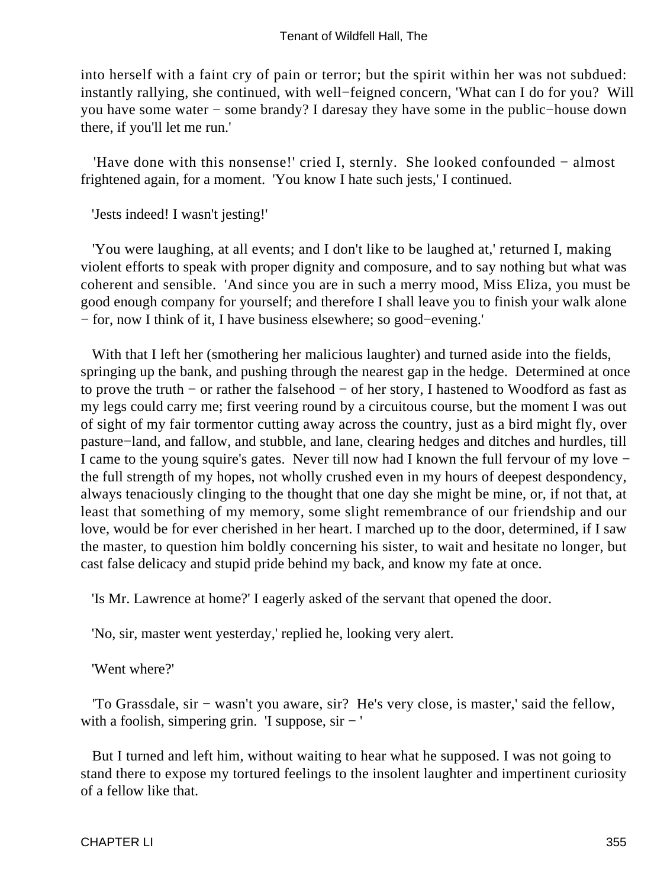into herself with a faint cry of pain or terror; but the spirit within her was not subdued: instantly rallying, she continued, with well−feigned concern, 'What can I do for you? Will you have some water − some brandy? I daresay they have some in the public−house down there, if you'll let me run.'

'Have done with this nonsense!' cried I, sternly. She looked confounded − almost frightened again, for a moment. 'You know I hate such jests,' I continued.

'Jests indeed! I wasn't jesting!'

'You were laughing, at all events; and I don't like to be laughed at,' returned I, making violent efforts to speak with proper dignity and composure, and to say nothing but what was coherent and sensible. 'And since you are in such a merry mood, Miss Eliza, you must be good enough company for yourself; and therefore I shall leave you to finish your walk alone − for, now I think of it, I have business elsewhere; so good−evening.'

With that I left her (smothering her malicious laughter) and turned aside into the fields, springing up the bank, and pushing through the nearest gap in the hedge. Determined at once to prove the truth − or rather the falsehood − of her story, I hastened to Woodford as fast as my legs could carry me; first veering round by a circuitous course, but the moment I was out of sight of my fair tormentor cutting away across the country, just as a bird might fly, over pasture−land, and fallow, and stubble, and lane, clearing hedges and ditches and hurdles, till I came to the young squire's gates. Never till now had I known the full fervour of my love − the full strength of my hopes, not wholly crushed even in my hours of deepest despondency, always tenaciously clinging to the thought that one day she might be mine, or, if not that, at least that something of my memory, some slight remembrance of our friendship and our love, would be for ever cherished in her heart. I marched up to the door, determined, if I saw the master, to question him boldly concerning his sister, to wait and hesitate no longer, but cast false delicacy and stupid pride behind my back, and know my fate at once.

'Is Mr. Lawrence at home?' I eagerly asked of the servant that opened the door.

'No, sir, master went yesterday,' replied he, looking very alert.

'Went where?'

'To Grassdale, sir − wasn't you aware, sir? He's very close, is master,' said the fellow, with a foolish, simpering grin. 'I suppose, sir − '

But I turned and left him, without waiting to hear what he supposed. I was not going to stand there to expose my tortured feelings to the insolent laughter and impertinent curiosity of a fellow like that.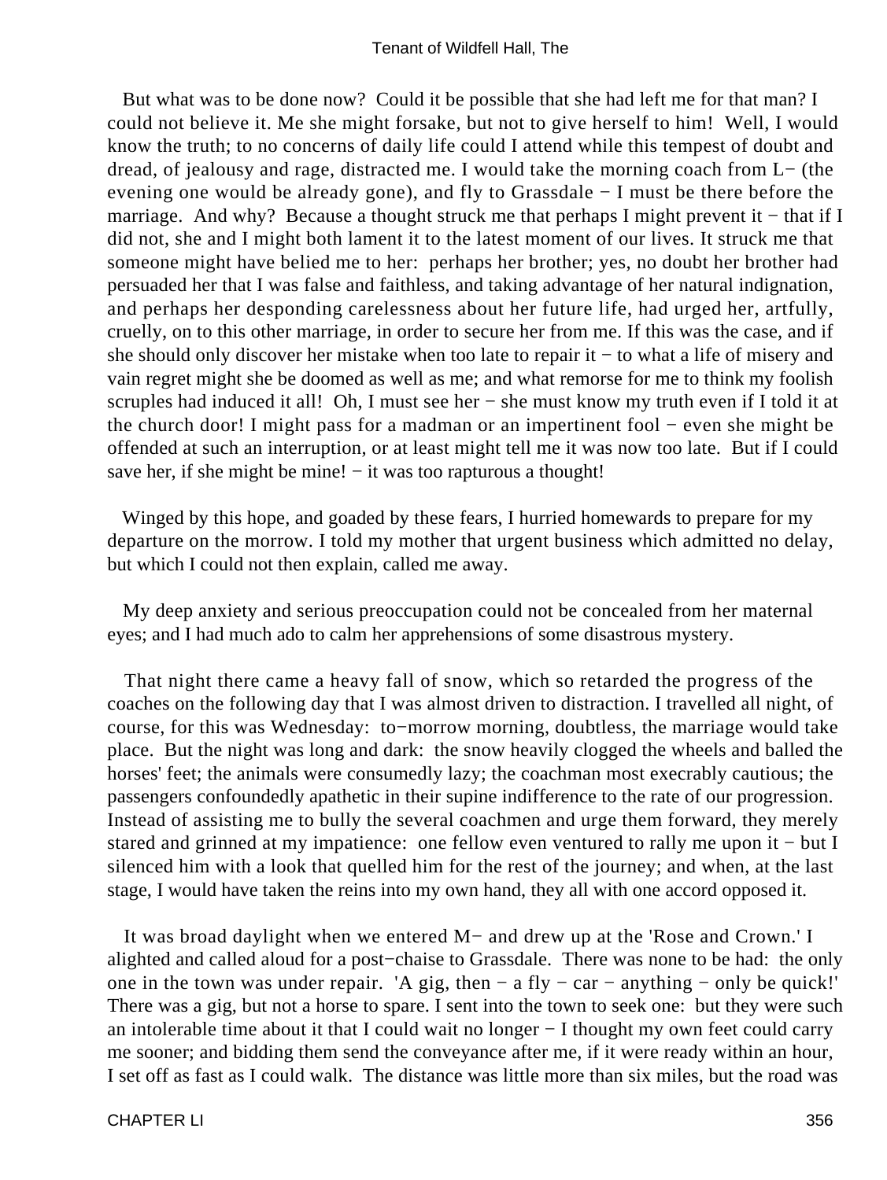But what was to be done now? Could it be possible that she had left me for that man? I could not believe it. Me she might forsake, but not to give herself to him! Well, I would know the truth; to no concerns of daily life could I attend while this tempest of doubt and dread, of jealousy and rage, distracted me. I would take the morning coach from L− (the evening one would be already gone), and fly to Grassdale − I must be there before the marriage. And why? Because a thought struck me that perhaps I might prevent it − that if I did not, she and I might both lament it to the latest moment of our lives. It struck me that someone might have belied me to her: perhaps her brother; yes, no doubt her brother had persuaded her that I was false and faithless, and taking advantage of her natural indignation, and perhaps her desponding carelessness about her future life, had urged her, artfully, cruelly, on to this other marriage, in order to secure her from me. If this was the case, and if she should only discover her mistake when too late to repair it − to what a life of misery and vain regret might she be doomed as well as me; and what remorse for me to think my foolish scruples had induced it all! Oh, I must see her − she must know my truth even if I told it at the church door! I might pass for a madman or an impertinent fool − even she might be offended at such an interruption, or at least might tell me it was now too late. But if I could save her, if she might be mine! − it was too rapturous a thought!

Winged by this hope, and goaded by these fears, I hurried homewards to prepare for my departure on the morrow. I told my mother that urgent business which admitted no delay, but which I could not then explain, called me away.

My deep anxiety and serious preoccupation could not be concealed from her maternal eyes; and I had much ado to calm her apprehensions of some disastrous mystery.

That night there came a heavy fall of snow, which so retarded the progress of the coaches on the following day that I was almost driven to distraction. I travelled all night, of course, for this was Wednesday: to−morrow morning, doubtless, the marriage would take place. But the night was long and dark: the snow heavily clogged the wheels and balled the horses' feet; the animals were consumedly lazy; the coachman most execrably cautious; the passengers confoundedly apathetic in their supine indifference to the rate of our progression. Instead of assisting me to bully the several coachmen and urge them forward, they merely stared and grinned at my impatience: one fellow even ventured to rally me upon it − but I silenced him with a look that quelled him for the rest of the journey; and when, at the last stage, I would have taken the reins into my own hand, they all with one accord opposed it.

It was broad daylight when we entered M− and drew up at the 'Rose and Crown.' I alighted and called aloud for a post−chaise to Grassdale. There was none to be had: the only one in the town was under repair. 'A gig, then − a fly − car − anything − only be quick!' There was a gig, but not a horse to spare. I sent into the town to seek one: but they were such an intolerable time about it that I could wait no longer − I thought my own feet could carry me sooner; and bidding them send the conveyance after me, if it were ready within an hour, I set off as fast as I could walk. The distance was little more than six miles, but the road was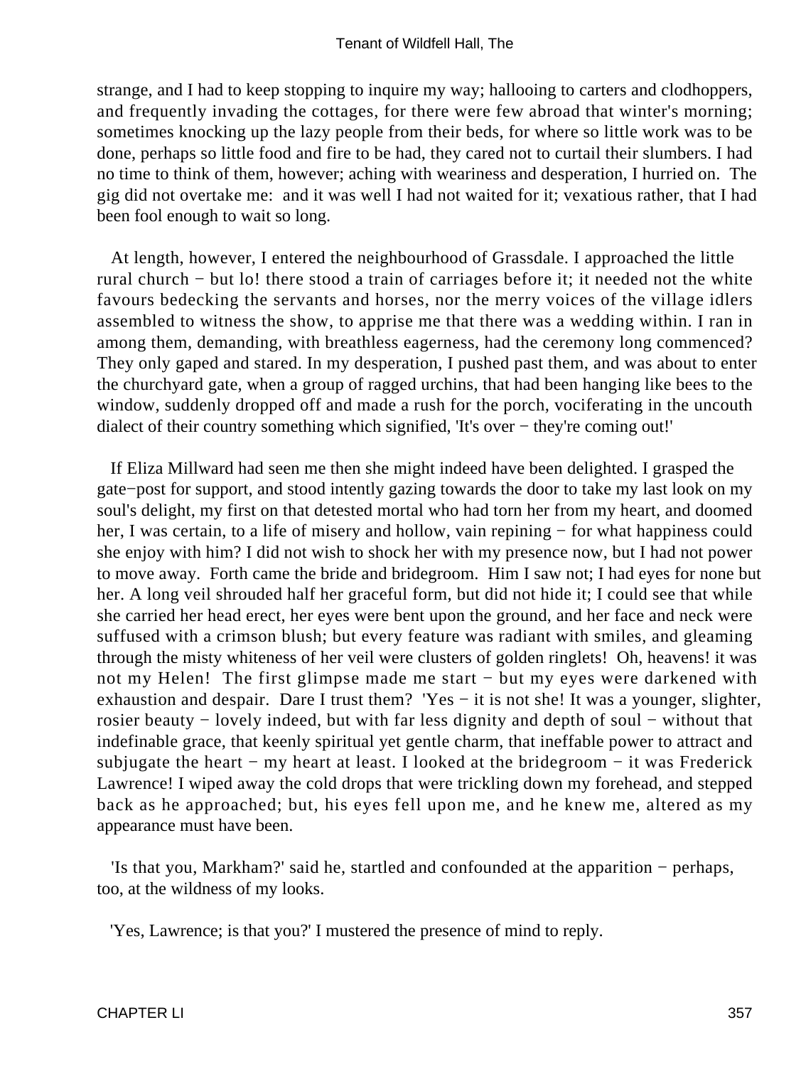strange, and I had to keep stopping to inquire my way; hallooing to carters and clodhoppers, and frequently invading the cottages, for there were few abroad that winter's morning; sometimes knocking up the lazy people from their beds, for where so little work was to be done, perhaps so little food and fire to be had, they cared not to curtail their slumbers. I had no time to think of them, however; aching with weariness and desperation, I hurried on. The gig did not overtake me: and it was well I had not waited for it; vexatious rather, that I had been fool enough to wait so long.

At length, however, I entered the neighbourhood of Grassdale. I approached the little rural church − but lo! there stood a train of carriages before it; it needed not the white favours bedecking the servants and horses, nor the merry voices of the village idlers assembled to witness the show, to apprise me that there was a wedding within. I ran in among them, demanding, with breathless eagerness, had the ceremony long commenced? They only gaped and stared. In my desperation, I pushed past them, and was about to enter the churchyard gate, when a group of ragged urchins, that had been hanging like bees to the window, suddenly dropped off and made a rush for the porch, vociferating in the uncouth dialect of their country something which signified, 'It's over − they're coming out!'

If Eliza Millward had seen me then she might indeed have been delighted. I grasped the gate−post for support, and stood intently gazing towards the door to take my last look on my soul's delight, my first on that detested mortal who had torn her from my heart, and doomed her, I was certain, to a life of misery and hollow, vain repining − for what happiness could she enjoy with him? I did not wish to shock her with my presence now, but I had not power to move away. Forth came the bride and bridegroom. Him I saw not; I had eyes for none but her. A long veil shrouded half her graceful form, but did not hide it; I could see that while she carried her head erect, her eyes were bent upon the ground, and her face and neck were suffused with a crimson blush; but every feature was radiant with smiles, and gleaming through the misty whiteness of her veil were clusters of golden ringlets! Oh, heavens! it was not my Helen! The first glimpse made me start − but my eyes were darkened with exhaustion and despair. Dare I trust them? 'Yes − it is not she! It was a younger, slighter, rosier beauty − lovely indeed, but with far less dignity and depth of soul − without that indefinable grace, that keenly spiritual yet gentle charm, that ineffable power to attract and subjugate the heart − my heart at least. I looked at the bridegroom − it was Frederick Lawrence! I wiped away the cold drops that were trickling down my forehead, and stepped back as he approached; but, his eyes fell upon me, and he knew me, altered as my appearance must have been.

'Is that you, Markham?' said he, startled and confounded at the apparition − perhaps, too, at the wildness of my looks.

'Yes, Lawrence; is that you?' I mustered the presence of mind to reply.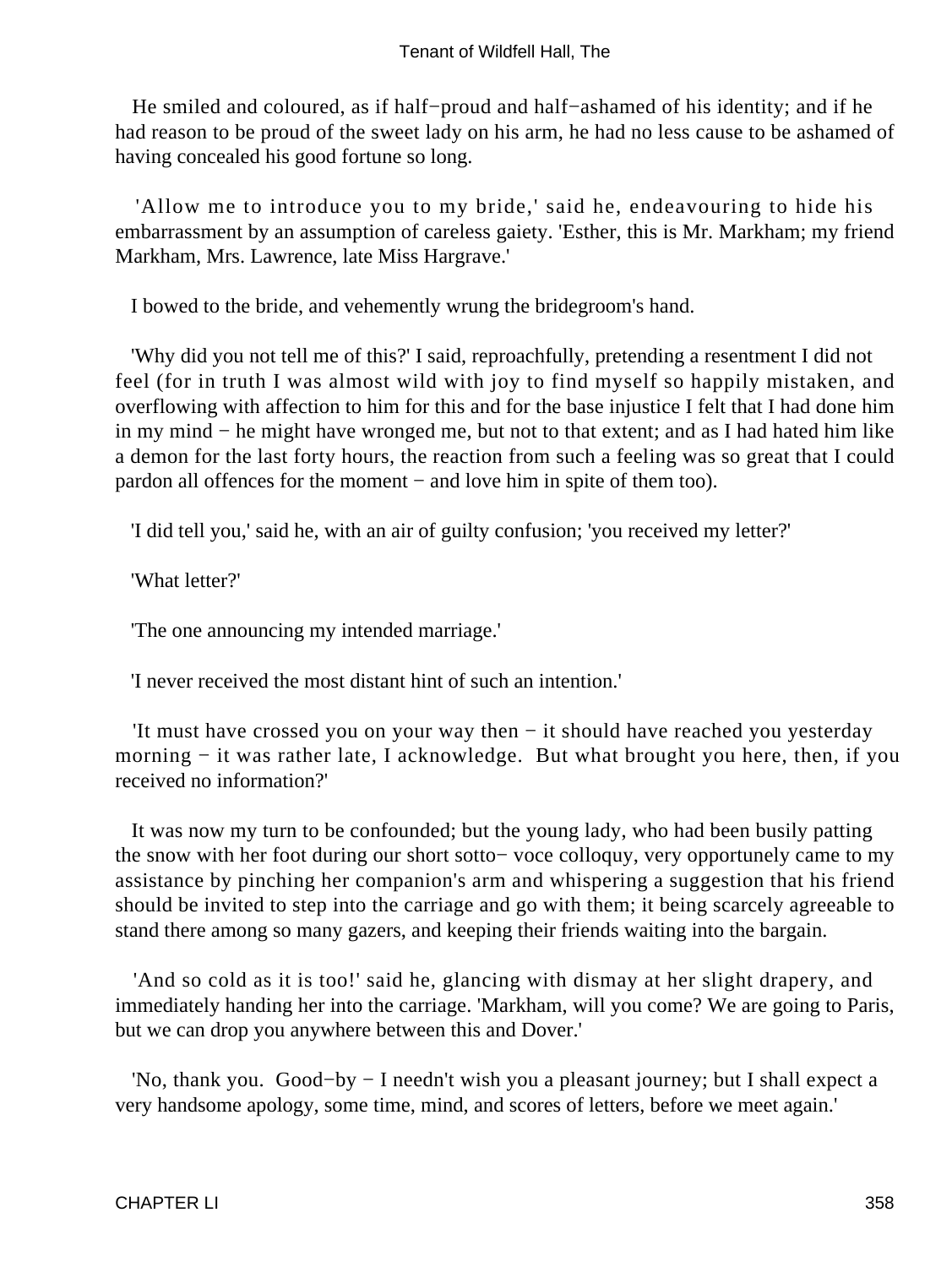He smiled and coloured, as if half−proud and half−ashamed of his identity; and if he had reason to be proud of the sweet lady on his arm, he had no less cause to be ashamed of having concealed his good fortune so long.

'Allow me to introduce you to my bride,' said he, endeavouring to hide his embarrassment by an assumption of careless gaiety. 'Esther, this is Mr. Markham; my friend Markham, Mrs. Lawrence, late Miss Hargrave.'

I bowed to the bride, and vehemently wrung the bridegroom's hand.

'Why did you not tell me of this?' I said, reproachfully, pretending a resentment I did not feel (for in truth I was almost wild with joy to find myself so happily mistaken, and overflowing with affection to him for this and for the base injustice I felt that I had done him in my mind − he might have wronged me, but not to that extent; and as I had hated him like a demon for the last forty hours, the reaction from such a feeling was so great that I could pardon all offences for the moment − and love him in spite of them too).

'I did tell you,' said he, with an air of guilty confusion; 'you received my letter?'

'What letter?'

'The one announcing my intended marriage.'

'I never received the most distant hint of such an intention.'

'It must have crossed you on your way then − it should have reached you yesterday morning − it was rather late, I acknowledge. But what brought you here, then, if you received no information?'

It was now my turn to be confounded; but the young lady, who had been busily patting the snow with her foot during our short sotto− voce colloquy, very opportunely came to my assistance by pinching her companion's arm and whispering a suggestion that his friend should be invited to step into the carriage and go with them; it being scarcely agreeable to stand there among so many gazers, and keeping their friends waiting into the bargain.

'And so cold as it is too!' said he, glancing with dismay at her slight drapery, and immediately handing her into the carriage. 'Markham, will you come? We are going to Paris, but we can drop you anywhere between this and Dover.'

'No, thank you. Good−by − I needn't wish you a pleasant journey; but I shall expect a very handsome apology, some time, mind, and scores of letters, before we meet again.'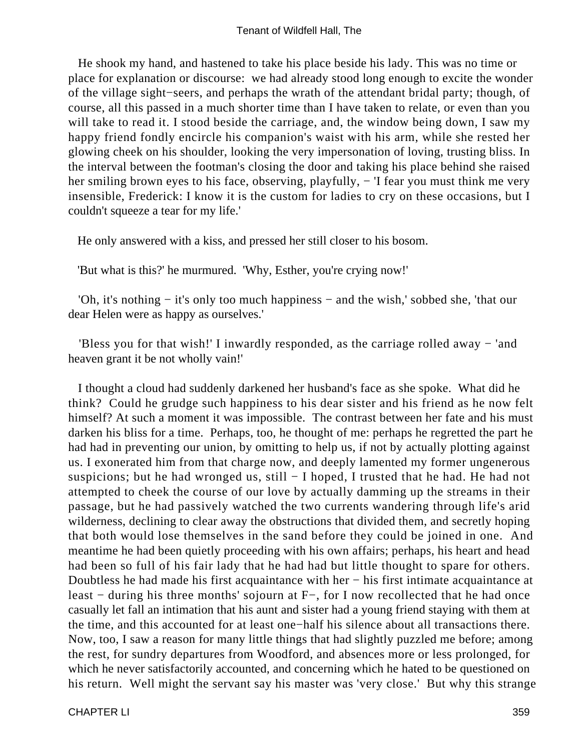He shook my hand, and hastened to take his place beside his lady. This was no time or place for explanation or discourse: we had already stood long enough to excite the wonder of the village sight−seers, and perhaps the wrath of the attendant bridal party; though, of course, all this passed in a much shorter time than I have taken to relate, or even than you will take to read it. I stood beside the carriage, and, the window being down, I saw my happy friend fondly encircle his companion's waist with his arm, while she rested her glowing cheek on his shoulder, looking the very impersonation of loving, trusting bliss. In the interval between the footman's closing the door and taking his place behind she raised her smiling brown eyes to his face, observing, playfully, − 'I fear you must think me very insensible, Frederick: I know it is the custom for ladies to cry on these occasions, but I couldn't squeeze a tear for my life.'

He only answered with a kiss, and pressed her still closer to his bosom.

'But what is this?' he murmured. 'Why, Esther, you're crying now!'

'Oh, it's nothing − it's only too much happiness − and the wish,' sobbed she, 'that our dear Helen were as happy as ourselves.'

'Bless you for that wish!' I inwardly responded, as the carriage rolled away − 'and heaven grant it be not wholly vain!'

I thought a cloud had suddenly darkened her husband's face as she spoke. What did he think? Could he grudge such happiness to his dear sister and his friend as he now felt himself? At such a moment it was impossible. The contrast between her fate and his must darken his bliss for a time. Perhaps, too, he thought of me: perhaps he regretted the part he had had in preventing our union, by omitting to help us, if not by actually plotting against us. I exonerated him from that charge now, and deeply lamented my former ungenerous suspicions; but he had wronged us, still − I hoped, I trusted that he had. He had not attempted to cheek the course of our love by actually damming up the streams in their passage, but he had passively watched the two currents wandering through life's arid wilderness, declining to clear away the obstructions that divided them, and secretly hoping that both would lose themselves in the sand before they could be joined in one. And meantime he had been quietly proceeding with his own affairs; perhaps, his heart and head had been so full of his fair lady that he had had but little thought to spare for others. Doubtless he had made his first acquaintance with her − his first intimate acquaintance at least − during his three months' sojourn at F−, for I now recollected that he had once casually let fall an intimation that his aunt and sister had a young friend staying with them at the time, and this accounted for at least one−half his silence about all transactions there. Now, too, I saw a reason for many little things that had slightly puzzled me before; among the rest, for sundry departures from Woodford, and absences more or less prolonged, for which he never satisfactorily accounted, and concerning which he hated to be questioned on his return. Well might the servant say his master was 'very close.' But why this strange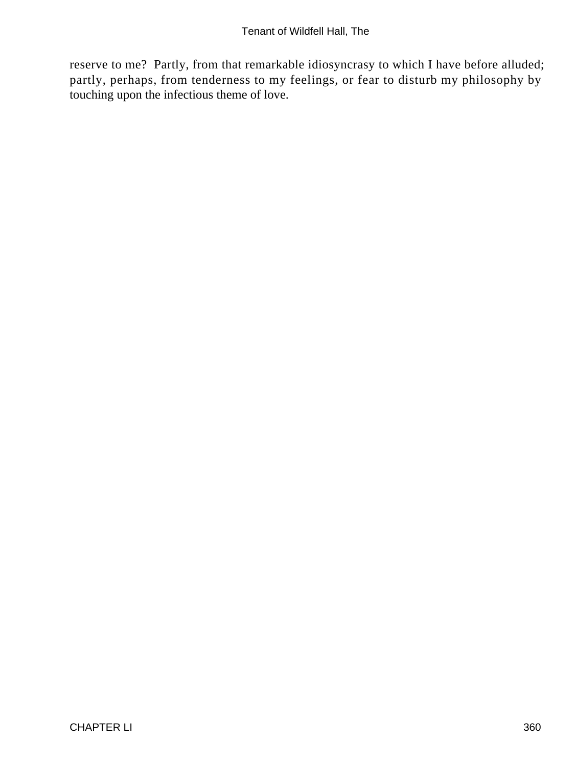reserve to me? Partly, from that remarkable idiosyncrasy to which I have before alluded; partly, perhaps, from tenderness to my feelings, or fear to disturb my philosophy by touching upon the infectious theme of love.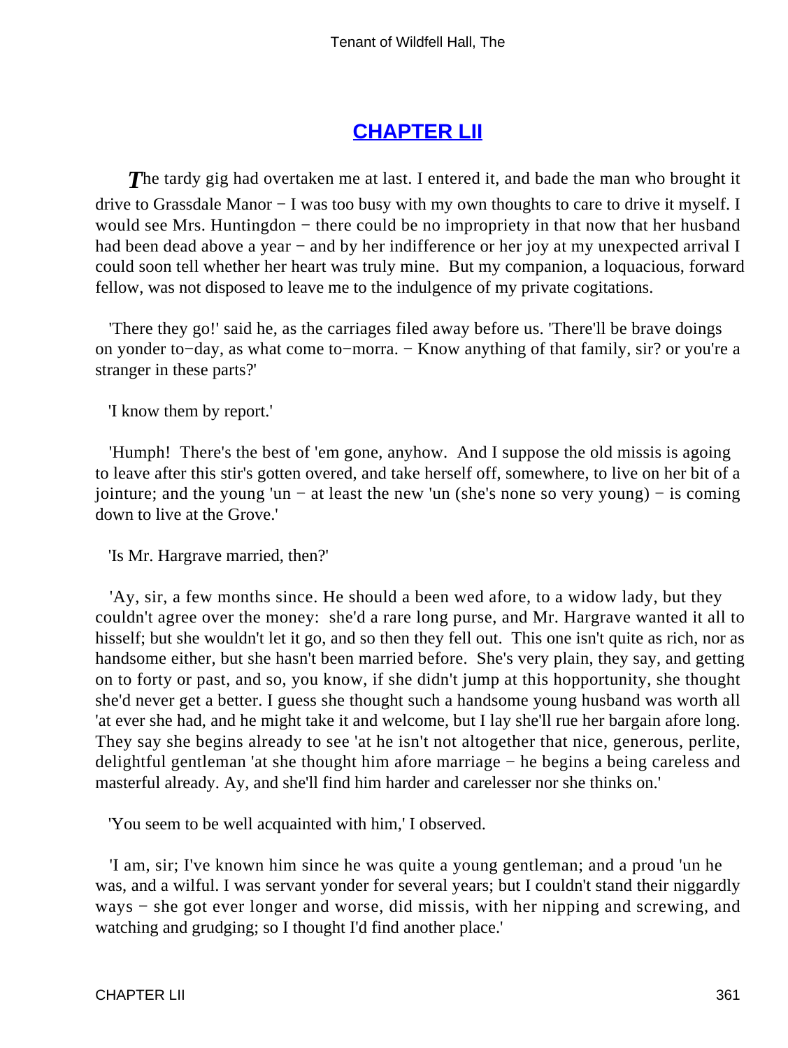## CHAPTER LII

*T*he tardy gig had overtaken me at last. I entered it, and bade the man who brought it drive to Grassdale Manor − I was too busy with my own thoughts to care to drive it myself. I would see Mrs. Huntingdon − there could be no impropriety in that now that her husband had been dead above a year − and by her indifference or her joy at my unexpected arrival I could soon tell whether her heart was truly mine. But my companion, a loquacious, forward fellow, was not disposed to leave me to the indulgence of my private cogitations.

'There they go!' said he, as the carriages filed away before us. 'There'll be brave doings on yonder to−day, as what come to−morra. − Know anything of that family, sir? or you're a stranger in these parts?'

'I know them by report.'

'Humph! There's the best of 'em gone, anyhow. And I suppose the old missis is agoing to leave after this stir's gotten overed, and take herself off, somewhere, to live on her bit of a jointure; and the young 'un − at least the new 'un (she's none so very young) − is coming down to live at the Grove.'

'Is Mr. Hargrave married, then?'

'Ay, sir, a few months since. He should a been wed afore, to a widow lady, but they couldn't agree over the money: she'd a rare long purse, and Mr. Hargrave wanted it all to hisself; but she wouldn't let it go, and so then they fell out. This one isn't quite as rich, nor as handsome either, but she hasn't been married before. She's very plain, they say, and getting on to forty or past, and so, you know, if she didn't jump at this hopportunity, she thought she'd never get a better. I guess she thought such a handsome young husband was worth all 'at ever she had, and he might take it and welcome, but I lay she'll rue her bargain afore long. They say she begins already to see 'at he isn't not altogether that nice, generous, perlite, delightful gentleman 'at she thought him afore marriage − he begins a being careless and masterful already. Ay, and she'll find him harder and carelesser nor she thinks on.'

'You seem to be well acquainted with him,' I observed.

'I am, sir; I've known him since he was quite a young gentleman; and a proud 'un he was, and a wilful. I was servant yonder for several years; but I couldn't stand their niggardly ways − she got ever longer and worse, did missis, with her nipping and screwing, and watching and grudging; so I thought I'd find another place.'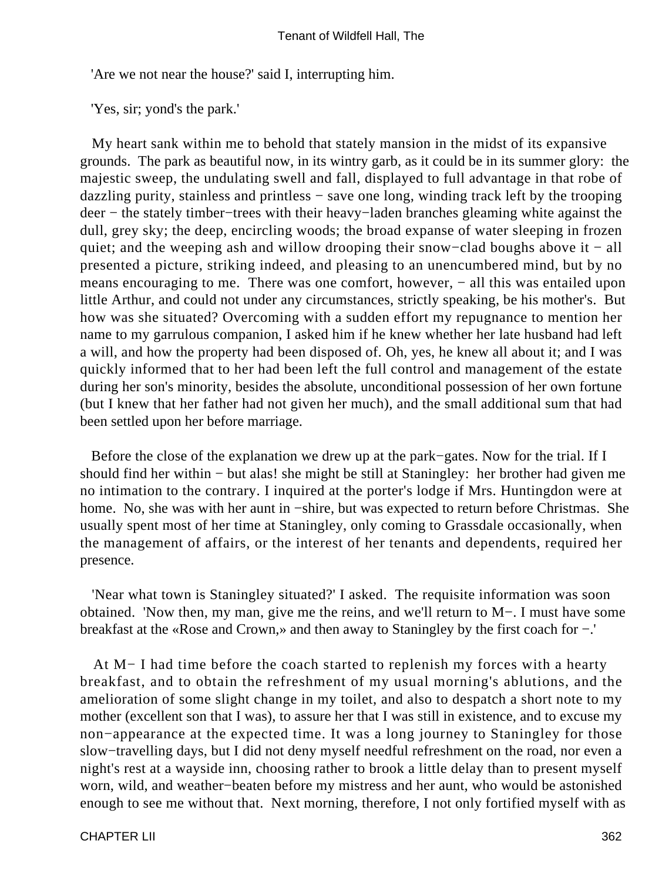'Are we not near the house?' said I, interrupting him.

'Yes, sir; yond's the park.'

My heart sank within me to behold that stately mansion in the midst of its expansive grounds. The park as beautiful now, in its wintry garb, as it could be in its summer glory: the majestic sweep, the undulating swell and fall, displayed to full advantage in that robe of dazzling purity, stainless and printless − save one long, winding track left by the trooping deer − the stately timber−trees with their heavy−laden branches gleaming white against the dull, grey sky; the deep, encircling woods; the broad expanse of water sleeping in frozen quiet; and the weeping ash and willow drooping their snow−clad boughs above it − all presented a picture, striking indeed, and pleasing to an unencumbered mind, but by no means encouraging to me. There was one comfort, however, − all this was entailed upon little Arthur, and could not under any circumstances, strictly speaking, be his mother's. But how was she situated? Overcoming with a sudden effort my repugnance to mention her name to my garrulous companion, I asked him if he knew whether her late husband had left a will, and how the property had been disposed of. Oh, yes, he knew all about it; and I was quickly informed that to her had been left the full control and management of the estate during her son's minority, besides the absolute, unconditional possession of her own fortune (but I knew that her father had not given her much), and the small additional sum that had been settled upon her before marriage.

Before the close of the explanation we drew up at the park−gates. Now for the trial. If I should find her within − but alas! she might be still at Staningley: her brother had given me no intimation to the contrary. I inquired at the porter's lodge if Mrs. Huntingdon were at home. No, she was with her aunt in −shire, but was expected to return before Christmas. She usually spent most of her time at Staningley, only coming to Grassdale occasionally, when the management of affairs, or the interest of her tenants and dependents, required her presence.

'Near what town is Staningley situated?' I asked. The requisite information was soon obtained. 'Now then, my man, give me the reins, and we'll return to M−. I must have some breakfast at the «Rose and Crown,» and then away to Staningley by the first coach for −.'

At M− I had time before the coach started to replenish my forces with a hearty breakfast, and to obtain the refreshment of my usual morning's ablutions, and the amelioration of some slight change in my toilet, and also to despatch a short note to my mother (excellent son that I was), to assure her that I was still in existence, and to excuse my non−appearance at the expected time. It was a long journey to Staningley for those slow−travelling days, but I did not deny myself needful refreshment on the road, nor even a night's rest at a wayside inn, choosing rather to brook a little delay than to present myself worn, wild, and weather−beaten before my mistress and her aunt, who would be astonished enough to see me without that. Next morning, therefore, I not only fortified myself with as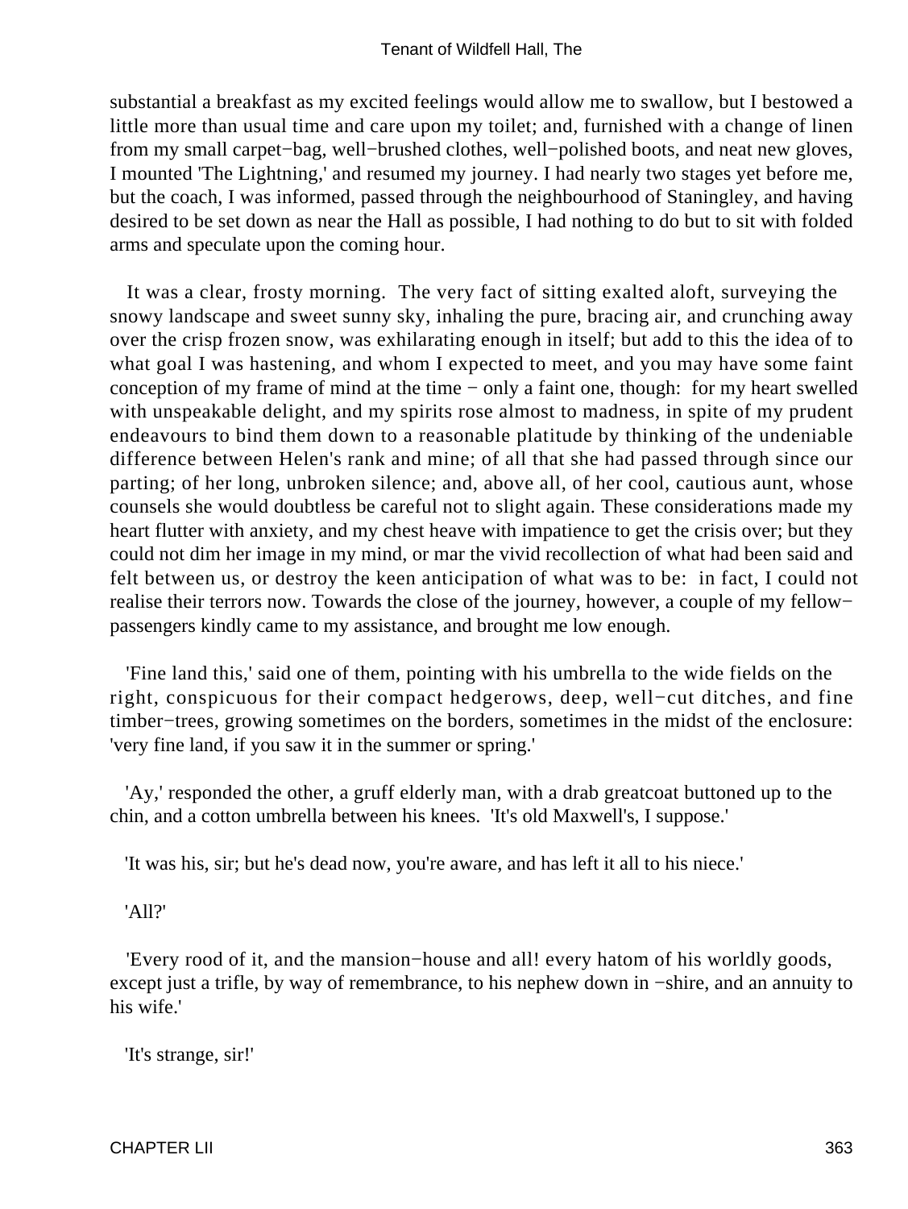substantial a breakfast as my excited feelings would allow me to swallow, but I bestowed a little more than usual time and care upon my toilet; and, furnished with a change of linen from my small carpet−bag, well−brushed clothes, well−polished boots, and neat new gloves, I mounted 'The Lightning,' and resumed my journey. I had nearly two stages yet before me, but the coach, I was informed, passed through the neighbourhood of Staningley, and having desired to be set down as near the Hall as possible, I had nothing to do but to sit with folded arms and speculate upon the coming hour.

It was a clear, frosty morning. The very fact of sitting exalted aloft, surveying the snowy landscape and sweet sunny sky, inhaling the pure, bracing air, and crunching away over the crisp frozen snow, was exhilarating enough in itself; but add to this the idea of to what goal I was hastening, and whom I expected to meet, and you may have some faint conception of my frame of mind at the time − only a faint one, though: for my heart swelled with unspeakable delight, and my spirits rose almost to madness, in spite of my prudent endeavours to bind them down to a reasonable platitude by thinking of the undeniable difference between Helen's rank and mine; of all that she had passed through since our parting; of her long, unbroken silence; and, above all, of her cool, cautious aunt, whose counsels she would doubtless be careful not to slight again. These considerations made my heart flutter with anxiety, and my chest heave with impatience to get the crisis over; but they could not dim her image in my mind, or mar the vivid recollection of what had been said and felt between us, or destroy the keen anticipation of what was to be: in fact, I could not realise their terrors now. Towards the close of the journey, however, a couple of my fellow−passengers kindly came to my assistance, and brought me low enough.

'Fine land this,' said one of them, pointing with his umbrella to the wide fields on the right, conspicuous for their compact hedgerows, deep, well−cut ditches, and fine timber−trees, growing sometimes on the borders, sometimes in the midst of the enclosure: 'very fine land, if you saw it in the summer or spring.'

'Ay,' responded the other, a gruff elderly man, with a drab greatcoat buttoned up to the chin, and a cotton umbrella between his knees. 'It's old Maxwell's, I suppose.'

'It was his, sir; but he's dead now, you're aware, and has left it all to his niece.'

'All?'

'Every rood of it, and the mansion−house and all! every hatom of his worldly goods, except just a trifle, by way of remembrance, to his nephew down in −shire, and an annuity to his wife.'

'It's strange, sir!'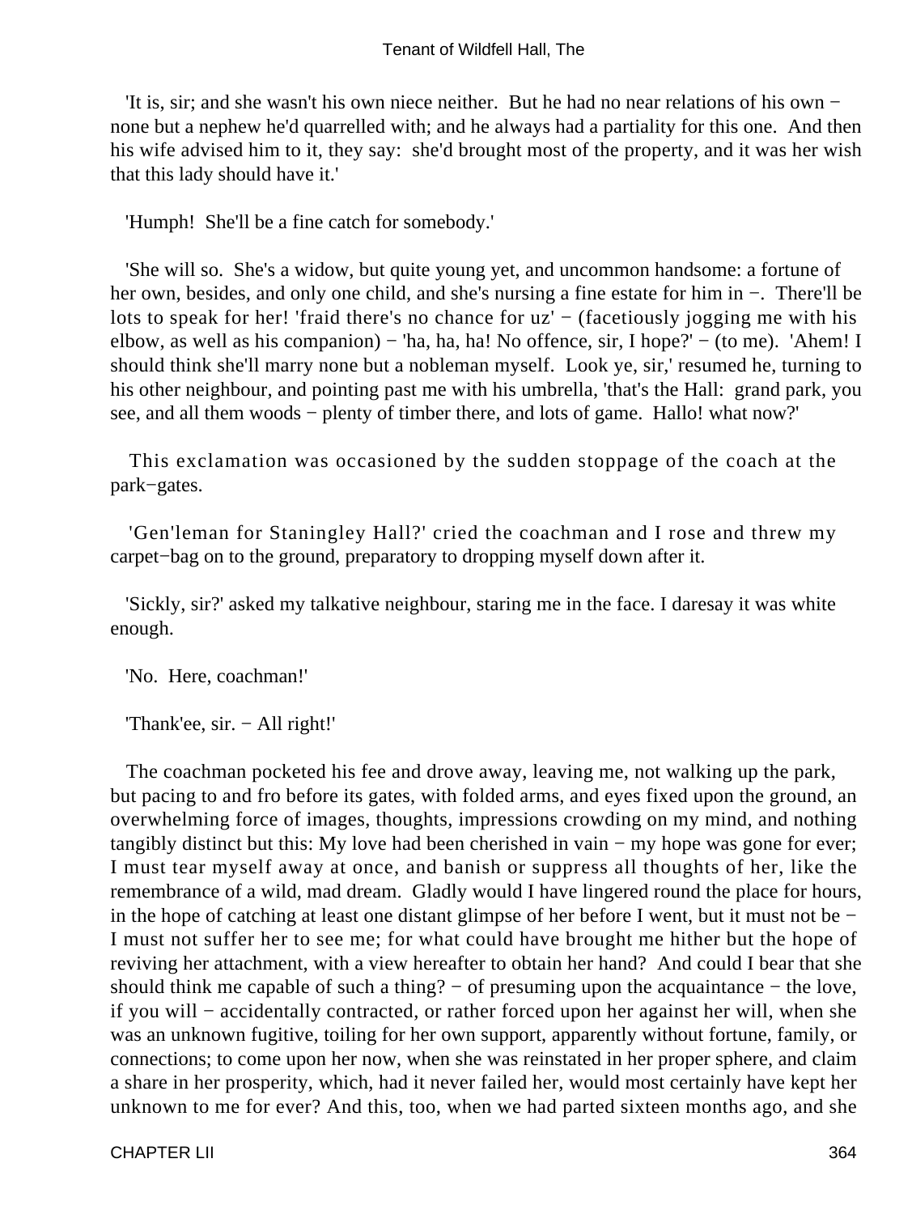'It is, sir; and she wasn't his own niece neither. But he had no near relations of his own − none but a nephew he'd quarrelled with; and he always had a partiality for this one. And then his wife advised him to it, they say: she'd brought most of the property, and it was her wish that this lady should have it.'

'Humph! She'll be a fine catch for somebody.'

'She will so. She's a widow, but quite young yet, and uncommon handsome: a fortune of her own, besides, and only one child, and she's nursing a fine estate for him in −. There'll be lots to speak for her! 'fraid there's no chance for uz' − (facetiously jogging me with his elbow, as well as his companion) − 'ha, ha, ha! No offence, sir, I hope?' − (to me). 'Ahem! I should think she'll marry none but a nobleman myself. Look ye, sir,' resumed he, turning to his other neighbour, and pointing past me with his umbrella, 'that's the Hall: grand park, you see, and all them woods − plenty of timber there, and lots of game. Hallo! what now?'

This exclamation was occasioned by the sudden stoppage of the coach at the park−gates.

'Gen'leman for Staningley Hall?' cried the coachman and I rose and threw my carpet−bag on to the ground, preparatory to dropping myself down after it.

'Sickly, sir?' asked my talkative neighbour, staring me in the face. I daresay it was white enough.

'No. Here, coachman!'

'Thank'ee, sir. − All right!'

The coachman pocketed his fee and drove away, leaving me, not walking up the park, but pacing to and fro before its gates, with folded arms, and eyes fixed upon the ground, an overwhelming force of images, thoughts, impressions crowding on my mind, and nothing tangibly distinct but this: My love had been cherished in vain − my hope was gone for ever; I must tear myself away at once, and banish or suppress all thoughts of her, like the remembrance of a wild, mad dream. Gladly would I have lingered round the place for hours, in the hope of catching at least one distant glimpse of her before I went, but it must not be − I must not suffer her to see me; for what could have brought me hither but the hope of reviving her attachment, with a view hereafter to obtain her hand? And could I bear that she should think me capable of such a thing? − of presuming upon the acquaintance − the love, if you will − accidentally contracted, or rather forced upon her against her will, when she was an unknown fugitive, toiling for her own support, apparently without fortune, family, or connections; to come upon her now, when she was reinstated in her proper sphere, and claim a share in her prosperity, which, had it never failed her, would most certainly have kept her unknown to me for ever? And this, too, when we had parted sixteen months ago, and she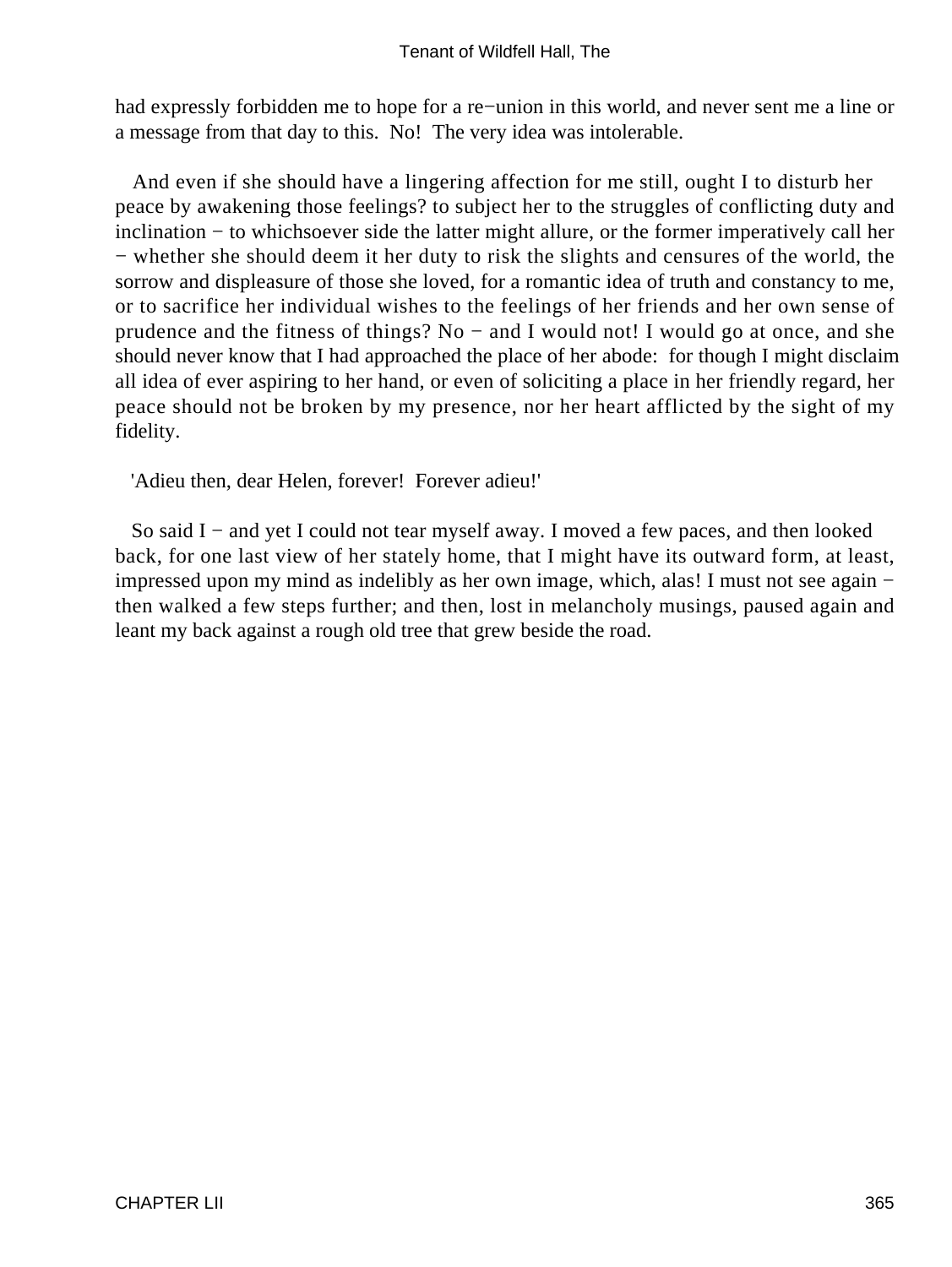had expressly forbidden me to hope for a re−union in this world, and never sent me a line or a message from that day to this. No! The very idea was intolerable.

And even if she should have a lingering affection for me still, ought I to disturb her peace by awakening those feelings? to subject her to the struggles of conflicting duty and inclination − to whichsoever side the latter might allure, or the former imperatively call her − whether she should deem it her duty to risk the slights and censures of the world, the sorrow and displeasure of those she loved, for a romantic idea of truth and constancy to me, or to sacrifice her individual wishes to the feelings of her friends and her own sense of prudence and the fitness of things? No − and I would not! I would go at once, and she should never know that I had approached the place of her abode: for though I might disclaim all idea of ever aspiring to her hand, or even of soliciting a place in her friendly regard, her peace should not be broken by my presence, nor her heart afflicted by the sight of my fidelity.

'Adieu then, dear Helen, forever! Forever adieu!'

So said I − and yet I could not tear myself away. I moved a few paces, and then looked back, for one last view of her stately home, that I might have its outward form, at least, impressed upon my mind as indelibly as her own image, which, alas! I must not see again − then walked a few steps further; and then, lost in melancholy musings, paused again and leant my back against a rough old tree that grew beside the road.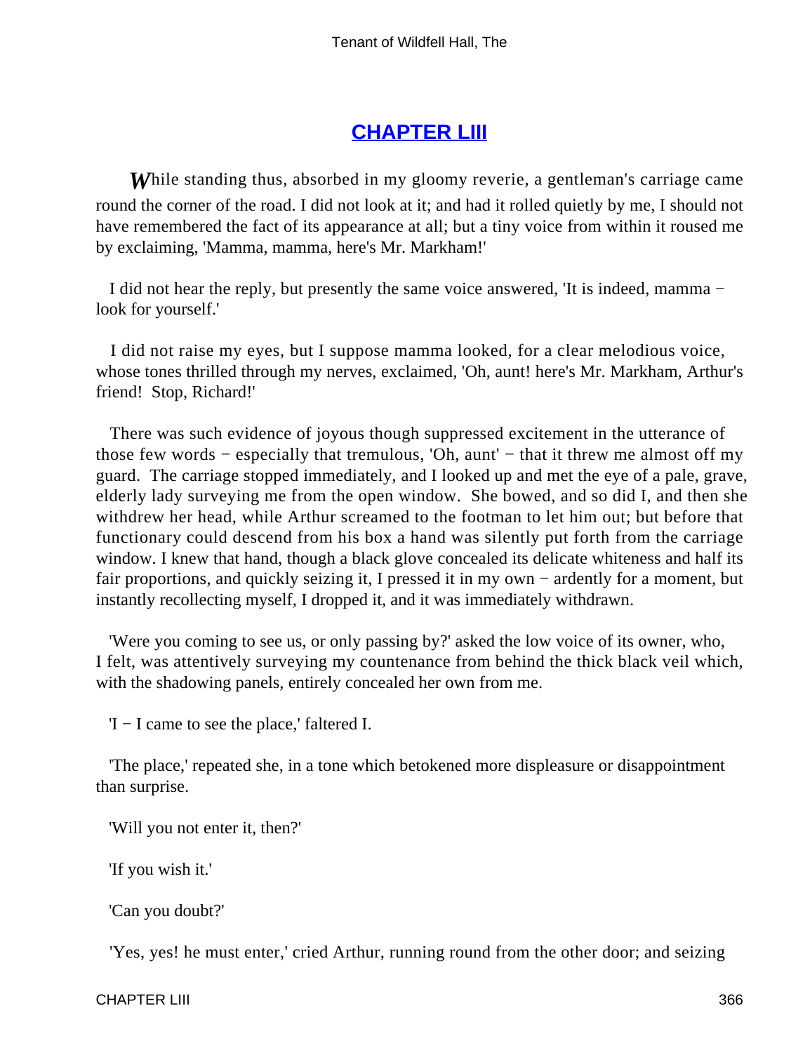## CHAPTER LIII

*W*hile standing thus, absorbed in my gloomy reverie, a gentleman's carriage came round the corner of the road. I did not look at it; and had it rolled quietly by me, I should not have remembered the fact of its appearance at all; but a tiny voice from within it roused me by exclaiming, 'Mamma, mamma, here's Mr. Markham!'

I did not hear the reply, but presently the same voice answered, 'It is indeed, mamma − look for yourself.'

I did not raise my eyes, but I suppose mamma looked, for a clear melodious voice, whose tones thrilled through my nerves, exclaimed, 'Oh, aunt! here's Mr. Markham, Arthur's friend! Stop, Richard!'

There was such evidence of joyous though suppressed excitement in the utterance of those few words − especially that tremulous, 'Oh, aunt' − that it threw me almost off my guard. The carriage stopped immediately, and I looked up and met the eye of a pale, grave, elderly lady surveying me from the open window. She bowed, and so did I, and then she withdrew her head, while Arthur screamed to the footman to let him out; but before that functionary could descend from his box a hand was silently put forth from the carriage window. I knew that hand, though a black glove concealed its delicate whiteness and half its fair proportions, and quickly seizing it, I pressed it in my own − ardently for a moment, but instantly recollecting myself, I dropped it, and it was immediately withdrawn.

'Were you coming to see us, or only passing by?' asked the low voice of its owner, who, I felt, was attentively surveying my countenance from behind the thick black veil which, with the shadowing panels, entirely concealed her own from me.

'I − I came to see the place,' faltered I.

'The place,' repeated she, in a tone which betokened more displeasure or disappointment than surprise.

'Will you not enter it, then?'

'If you wish it.'

'Can you doubt?'

'Yes, yes! he must enter,' cried Arthur, running round from the other door; and seizing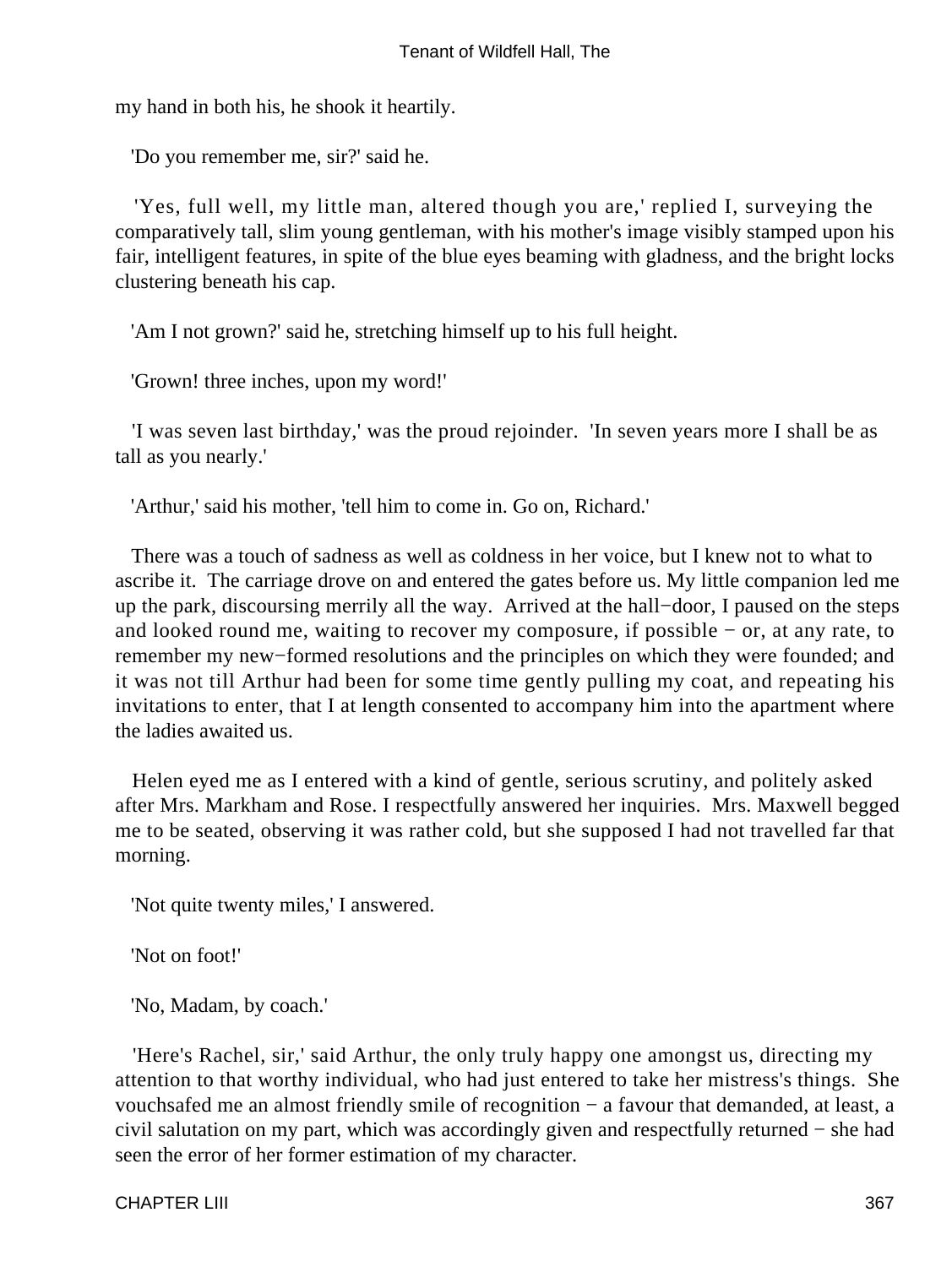my hand in both his, he shook it heartily.

'Do you remember me, sir?' said he.

'Yes, full well, my little man, altered though you are,' replied I, surveying the comparatively tall, slim young gentleman, with his mother's image visibly stamped upon his fair, intelligent features, in spite of the blue eyes beaming with gladness, and the bright locks clustering beneath his cap.

'Am I not grown?' said he, stretching himself up to his full height.

'Grown! three inches, upon my word!'

'I was seven last birthday,' was the proud rejoinder. 'In seven years more I shall be as tall as you nearly.'

'Arthur,' said his mother, 'tell him to come in. Go on, Richard.'

There was a touch of sadness as well as coldness in her voice, but I knew not to what to ascribe it. The carriage drove on and entered the gates before us. My little companion led me up the park, discoursing merrily all the way. Arrived at the hall−door, I paused on the steps and looked round me, waiting to recover my composure, if possible − or, at any rate, to remember my new−formed resolutions and the principles on which they were founded; and it was not till Arthur had been for some time gently pulling my coat, and repeating his invitations to enter, that I at length consented to accompany him into the apartment where the ladies awaited us.

Helen eyed me as I entered with a kind of gentle, serious scrutiny, and politely asked after Mrs. Markham and Rose. I respectfully answered her inquiries. Mrs. Maxwell begged me to be seated, observing it was rather cold, but she supposed I had not travelled far that morning.

'Not quite twenty miles,' I answered.

'Not on foot!'

'No, Madam, by coach.'

'Here's Rachel, sir,' said Arthur, the only truly happy one amongst us, directing my attention to that worthy individual, who had just entered to take her mistress's things. She vouchsafed me an almost friendly smile of recognition − a favour that demanded, at least, a civil salutation on my part, which was accordingly given and respectfully returned − she had seen the error of her former estimation of my character.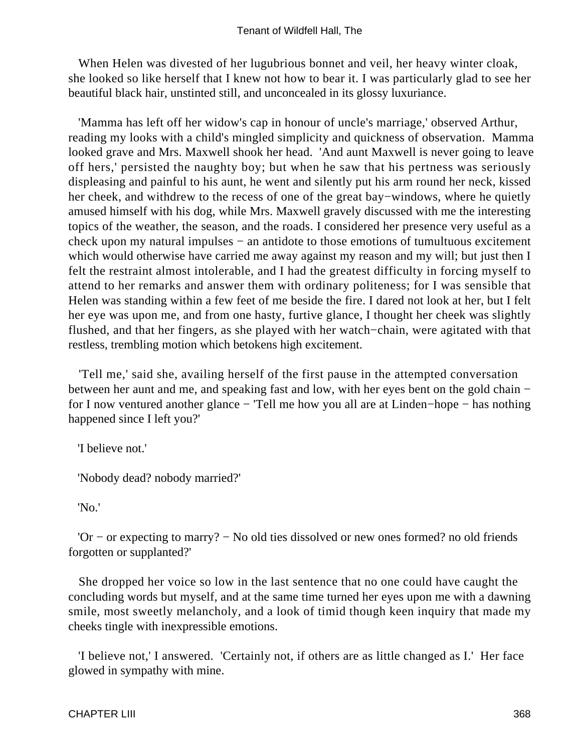When Helen was divested of her lugubrious bonnet and veil, her heavy winter cloak, she looked so like herself that I knew not how to bear it. I was particularly glad to see her beautiful black hair, unstinted still, and unconcealed in its glossy luxuriance.

'Mamma has left off her widow's cap in honour of uncle's marriage,' observed Arthur, reading my looks with a child's mingled simplicity and quickness of observation. Mamma looked grave and Mrs. Maxwell shook her head. 'And aunt Maxwell is never going to leave off hers,' persisted the naughty boy; but when he saw that his pertness was seriously displeasing and painful to his aunt, he went and silently put his arm round her neck, kissed her cheek, and withdrew to the recess of one of the great bay−windows, where he quietly amused himself with his dog, while Mrs. Maxwell gravely discussed with me the interesting topics of the weather, the season, and the roads. I considered her presence very useful as a check upon my natural impulses − an antidote to those emotions of tumultuous excitement which would otherwise have carried me away against my reason and my will; but just then I felt the restraint almost intolerable, and I had the greatest difficulty in forcing myself to attend to her remarks and answer them with ordinary politeness; for I was sensible that Helen was standing within a few feet of me beside the fire. I dared not look at her, but I felt her eye was upon me, and from one hasty, furtive glance, I thought her cheek was slightly flushed, and that her fingers, as she played with her watch−chain, were agitated with that restless, trembling motion which betokens high excitement.

'Tell me,' said she, availing herself of the first pause in the attempted conversation between her aunt and me, and speaking fast and low, with her eyes bent on the gold chain − for I now ventured another glance − 'Tell me how you all are at Linden−hope − has nothing happened since I left you?'

'I believe not.'

'Nobody dead? nobody married?'

'No.'

'Or − or expecting to marry? − No old ties dissolved or new ones formed? no old friends forgotten or supplanted?'

She dropped her voice so low in the last sentence that no one could have caught the concluding words but myself, and at the same time turned her eyes upon me with a dawning smile, most sweetly melancholy, and a look of timid though keen inquiry that made my cheeks tingle with inexpressible emotions.

'I believe not,' I answered. 'Certainly not, if others are as little changed as I.' Her face glowed in sympathy with mine.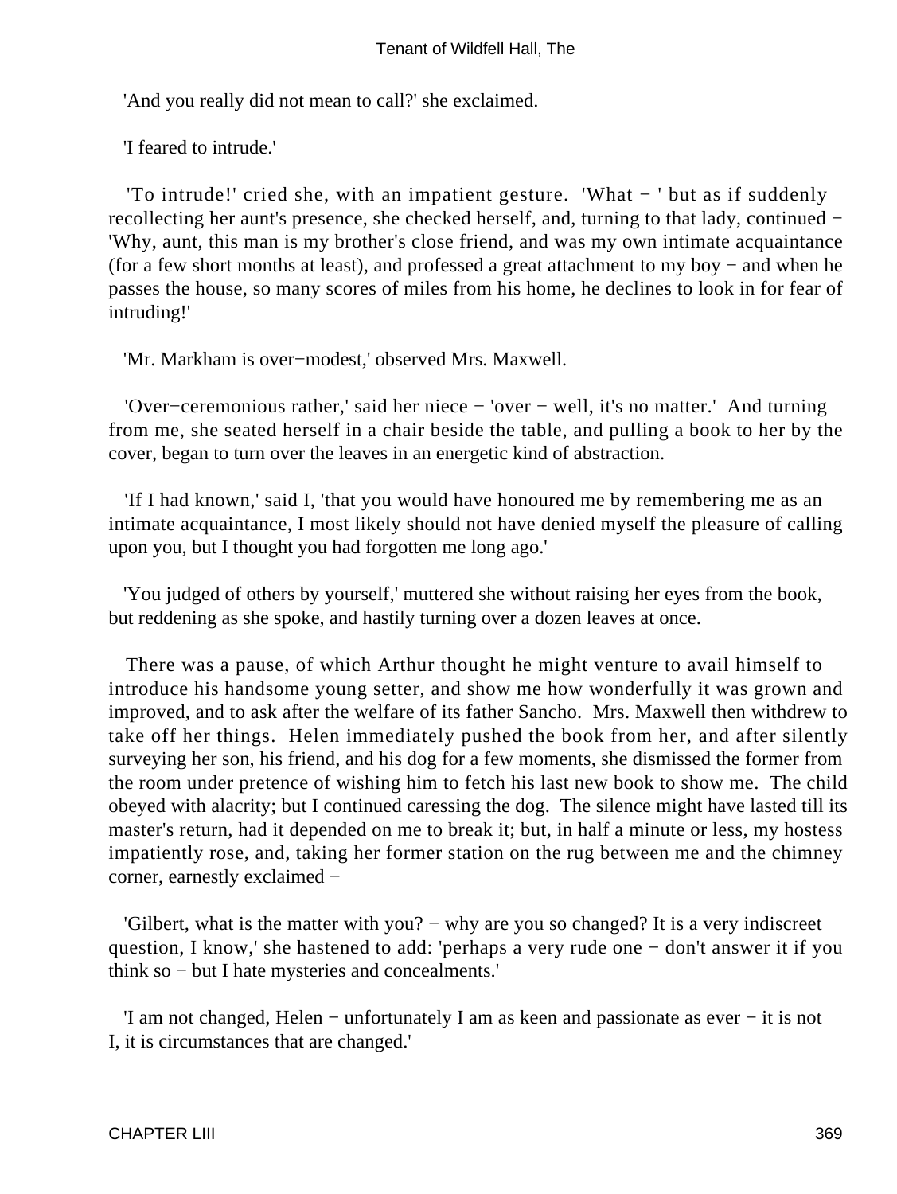'And you really did not mean to call?' she exclaimed.

'I feared to intrude.'

'To intrude!' cried she, with an impatient gesture. 'What − ' but as if suddenly recollecting her aunt's presence, she checked herself, and, turning to that lady, continued − 'Why, aunt, this man is my brother's close friend, and was my own intimate acquaintance (for a few short months at least), and professed a great attachment to my boy − and when he passes the house, so many scores of miles from his home, he declines to look in for fear of intruding!'

'Mr. Markham is over−modest,' observed Mrs. Maxwell.

'Over−ceremonious rather,' said her niece − 'over − well, it's no matter.' And turning from me, she seated herself in a chair beside the table, and pulling a book to her by the cover, began to turn over the leaves in an energetic kind of abstraction.

'If I had known,' said I, 'that you would have honoured me by remembering me as an intimate acquaintance, I most likely should not have denied myself the pleasure of calling upon you, but I thought you had forgotten me long ago.'

'You judged of others by yourself,' muttered she without raising her eyes from the book, but reddening as she spoke, and hastily turning over a dozen leaves at once.

There was a pause, of which Arthur thought he might venture to avail himself to introduce his handsome young setter, and show me how wonderfully it was grown and improved, and to ask after the welfare of its father Sancho. Mrs. Maxwell then withdrew to take off her things. Helen immediately pushed the book from her, and after silently surveying her son, his friend, and his dog for a few moments, she dismissed the former from the room under pretence of wishing him to fetch his last new book to show me. The child obeyed with alacrity; but I continued caressing the dog. The silence might have lasted till its master's return, had it depended on me to break it; but, in half a minute or less, my hostess impatiently rose, and, taking her former station on the rug between me and the chimney corner, earnestly exclaimed −

'Gilbert, what is the matter with you? − why are you so changed? It is a very indiscreet question, I know,' she hastened to add: 'perhaps a very rude one − don't answer it if you think so − but I hate mysteries and concealments.'

'I am not changed, Helen − unfortunately I am as keen and passionate as ever − it is not I, it is circumstances that are changed.'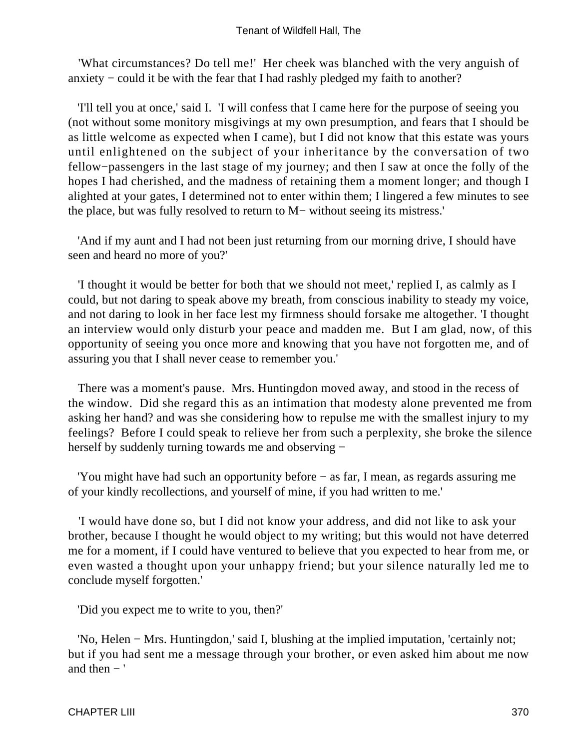'What circumstances? Do tell me!' Her cheek was blanched with the very anguish of anxiety − could it be with the fear that I had rashly pledged my faith to another?

'I'll tell you at once,' said I. 'I will confess that I came here for the purpose of seeing you (not without some monitory misgivings at my own presumption, and fears that I should be as little welcome as expected when I came), but I did not know that this estate was yours until enlightened on the subject of your inheritance by the conversation of two fellow−passengers in the last stage of my journey; and then I saw at once the folly of the hopes I had cherished, and the madness of retaining them a moment longer; and though I alighted at your gates, I determined not to enter within them; I lingered a few minutes to see the place, but was fully resolved to return to M− without seeing its mistress.'

'And if my aunt and I had not been just returning from our morning drive, I should have seen and heard no more of you?'

'I thought it would be better for both that we should not meet,' replied I, as calmly as I could, but not daring to speak above my breath, from conscious inability to steady my voice, and not daring to look in her face lest my firmness should forsake me altogether. 'I thought an interview would only disturb your peace and madden me. But I am glad, now, of this opportunity of seeing you once more and knowing that you have not forgotten me, and of assuring you that I shall never cease to remember you.'

There was a moment's pause. Mrs. Huntingdon moved away, and stood in the recess of the window. Did she regard this as an intimation that modesty alone prevented me from asking her hand? and was she considering how to repulse me with the smallest injury to my feelings? Before I could speak to relieve her from such a perplexity, she broke the silence herself by suddenly turning towards me and observing −

'You might have had such an opportunity before − as far, I mean, as regards assuring me of your kindly recollections, and yourself of mine, if you had written to me.'

'I would have done so, but I did not know your address, and did not like to ask your brother, because I thought he would object to my writing; but this would not have deterred me for a moment, if I could have ventured to believe that you expected to hear from me, or even wasted a thought upon your unhappy friend; but your silence naturally led me to conclude myself forgotten.'

'Did you expect me to write to you, then?'

'No, Helen − Mrs. Huntingdon,' said I, blushing at the implied imputation, 'certainly not; but if you had sent me a message through your brother, or even asked him about me now and then − '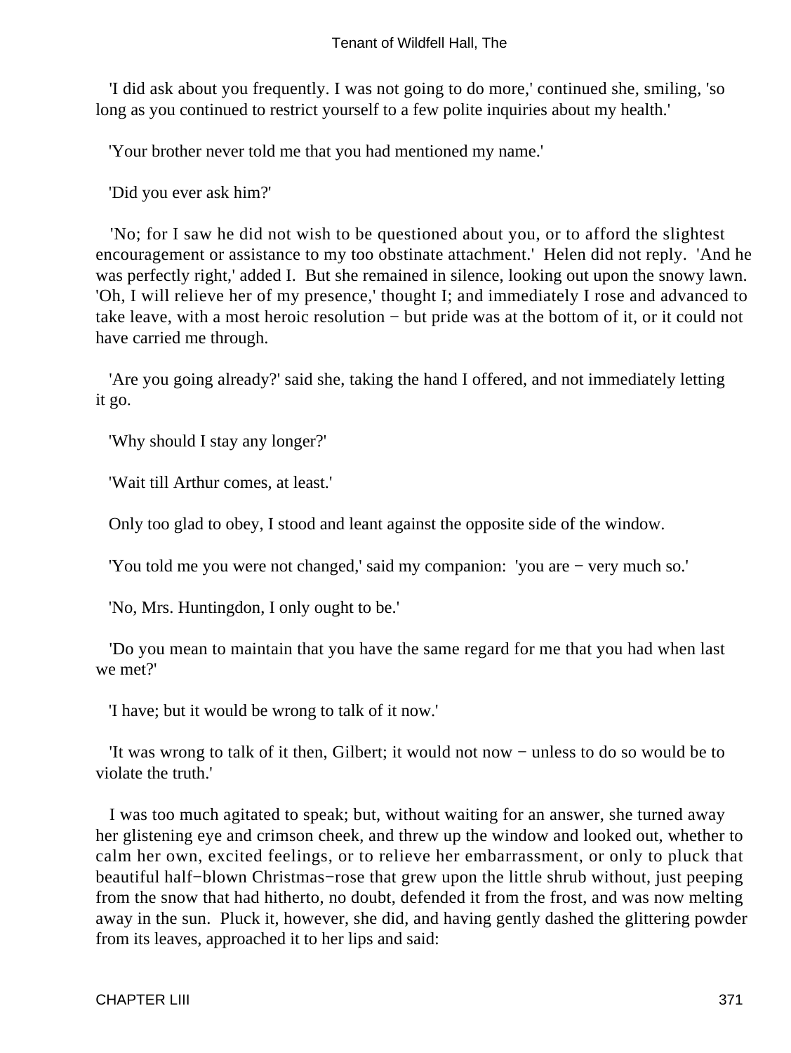'I did ask about you frequently. I was not going to do more,' continued she, smiling, 'so long as you continued to restrict yourself to a few polite inquiries about my health.'

'Your brother never told me that you had mentioned my name.'

'Did you ever ask him?'

'No; for I saw he did not wish to be questioned about you, or to afford the slightest encouragement or assistance to my too obstinate attachment.' Helen did not reply. 'And he was perfectly right,' added I. But she remained in silence, looking out upon the snowy lawn. 'Oh, I will relieve her of my presence,' thought I; and immediately I rose and advanced to take leave, with a most heroic resolution − but pride was at the bottom of it, or it could not have carried me through.

'Are you going already?' said she, taking the hand I offered, and not immediately letting it go.

'Why should I stay any longer?'

'Wait till Arthur comes, at least.'

Only too glad to obey, I stood and leant against the opposite side of the window.

'You told me you were not changed,' said my companion: 'you are − very much so.'

'No, Mrs. Huntingdon, I only ought to be.'

'Do you mean to maintain that you have the same regard for me that you had when last we met?'

'I have; but it would be wrong to talk of it now.'

'It was wrong to talk of it then, Gilbert; it would not now − unless to do so would be to violate the truth.'

I was too much agitated to speak; but, without waiting for an answer, she turned away her glistening eye and crimson cheek, and threw up the window and looked out, whether to calm her own, excited feelings, or to relieve her embarrassment, or only to pluck that beautiful half−blown Christmas−rose that grew upon the little shrub without, just peeping from the snow that had hitherto, no doubt, defended it from the frost, and was now melting away in the sun. Pluck it, however, she did, and having gently dashed the glittering powder from its leaves, approached it to her lips and said: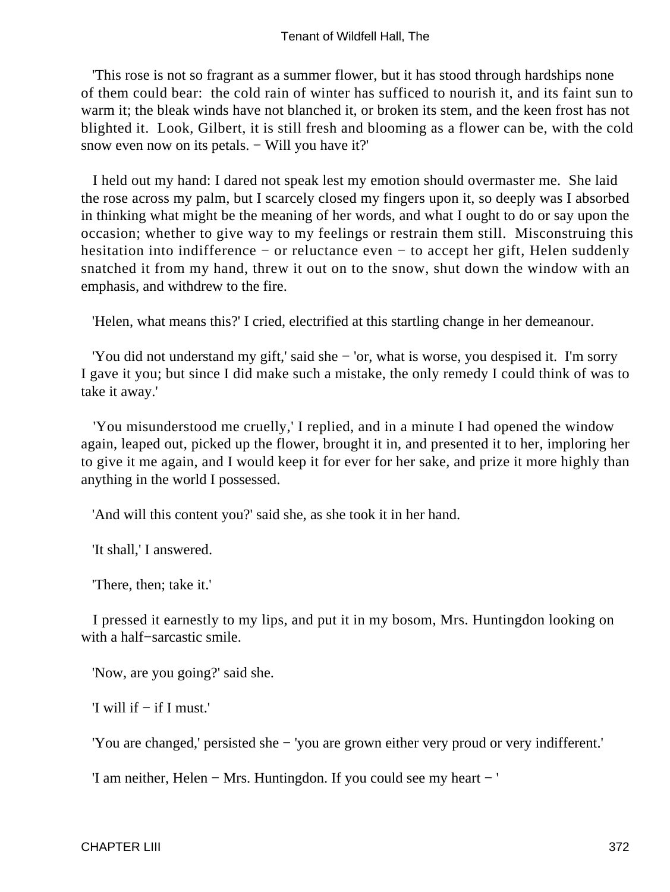'This rose is not so fragrant as a summer flower, but it has stood through hardships none of them could bear: the cold rain of winter has sufficed to nourish it, and its faint sun to warm it; the bleak winds have not blanched it, or broken its stem, and the keen frost has not blighted it. Look, Gilbert, it is still fresh and blooming as a flower can be, with the cold snow even now on its petals. − Will you have it?'

I held out my hand: I dared not speak lest my emotion should overmaster me. She laid the rose across my palm, but I scarcely closed my fingers upon it, so deeply was I absorbed in thinking what might be the meaning of her words, and what I ought to do or say upon the occasion; whether to give way to my feelings or restrain them still. Misconstruing this hesitation into indifference − or reluctance even − to accept her gift, Helen suddenly snatched it from my hand, threw it out on to the snow, shut down the window with an emphasis, and withdrew to the fire.

'Helen, what means this?' I cried, electrified at this startling change in her demeanour.

'You did not understand my gift,' said she − 'or, what is worse, you despised it. I'm sorry I gave it you; but since I did make such a mistake, the only remedy I could think of was to take it away.'

'You misunderstood me cruelly,' I replied, and in a minute I had opened the window again, leaped out, picked up the flower, brought it in, and presented it to her, imploring her to give it me again, and I would keep it for ever for her sake, and prize it more highly than anything in the world I possessed.

'And will this content you?' said she, as she took it in her hand.

'It shall,' I answered.

'There, then; take it.'

I pressed it earnestly to my lips, and put it in my bosom, Mrs. Huntingdon looking on with a half−sarcastic smile.

'Now, are you going?' said she.

'I will if − if I must.'

'You are changed,' persisted she − 'you are grown either very proud or very indifferent.'

'I am neither, Helen − Mrs. Huntingdon. If you could see my heart − '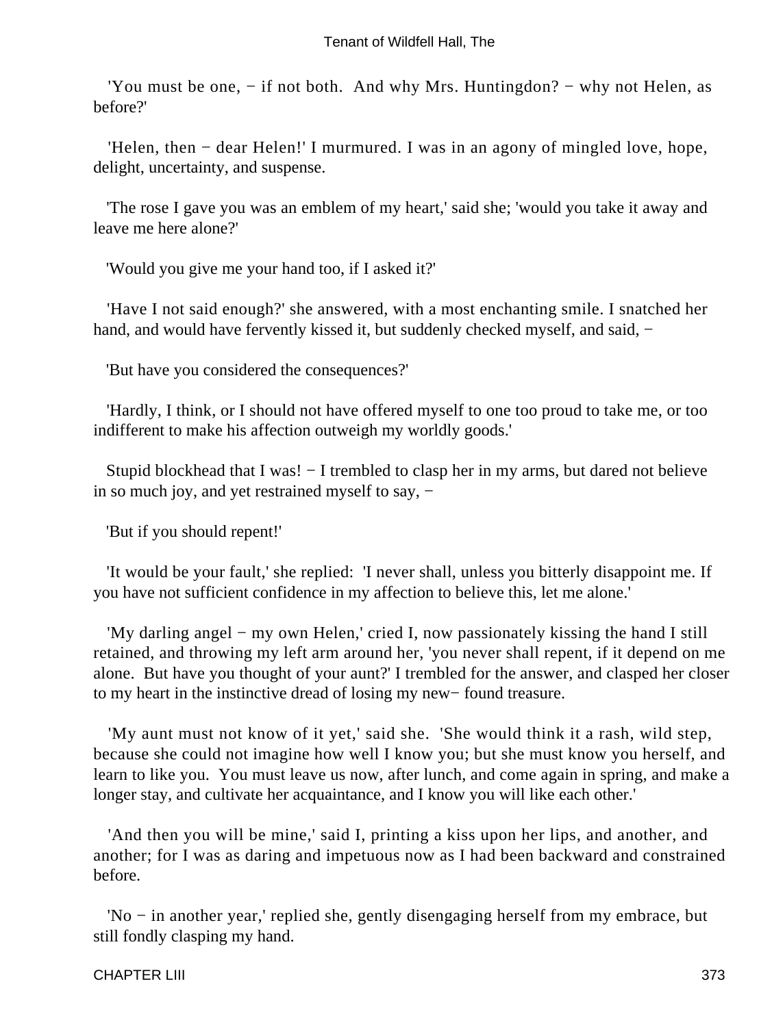'You must be one, − if not both. And why Mrs. Huntingdon? − why not Helen, as before?'

'Helen, then − dear Helen!' I murmured. I was in an agony of mingled love, hope, delight, uncertainty, and suspense.

'The rose I gave you was an emblem of my heart,' said she; 'would you take it away and leave me here alone?'

'Would you give me your hand too, if I asked it?'

'Have I not said enough?' she answered, with a most enchanting smile. I snatched her hand, and would have fervently kissed it, but suddenly checked myself, and said, −

'But have you considered the consequences?'

'Hardly, I think, or I should not have offered myself to one too proud to take me, or too indifferent to make his affection outweigh my worldly goods.'

Stupid blockhead that I was! − I trembled to clasp her in my arms, but dared not believe in so much joy, and yet restrained myself to say, −

'But if you should repent!'

'It would be your fault,' she replied: 'I never shall, unless you bitterly disappoint me. If you have not sufficient confidence in my affection to believe this, let me alone.'

'My darling angel − my own Helen,' cried I, now passionately kissing the hand I still retained, and throwing my left arm around her, 'you never shall repent, if it depend on me alone. But have you thought of your aunt?' I trembled for the answer, and clasped her closer to my heart in the instinctive dread of losing my new− found treasure.

'My aunt must not know of it yet,' said she. 'She would think it a rash, wild step, because she could not imagine how well I know you; but she must know you herself, and learn to like you. You must leave us now, after lunch, and come again in spring, and make a longer stay, and cultivate her acquaintance, and I know you will like each other.'

'And then you will be mine,' said I, printing a kiss upon her lips, and another, and another; for I was as daring and impetuous now as I had been backward and constrained before.

'No − in another year,' replied she, gently disengaging herself from my embrace, but still fondly clasping my hand.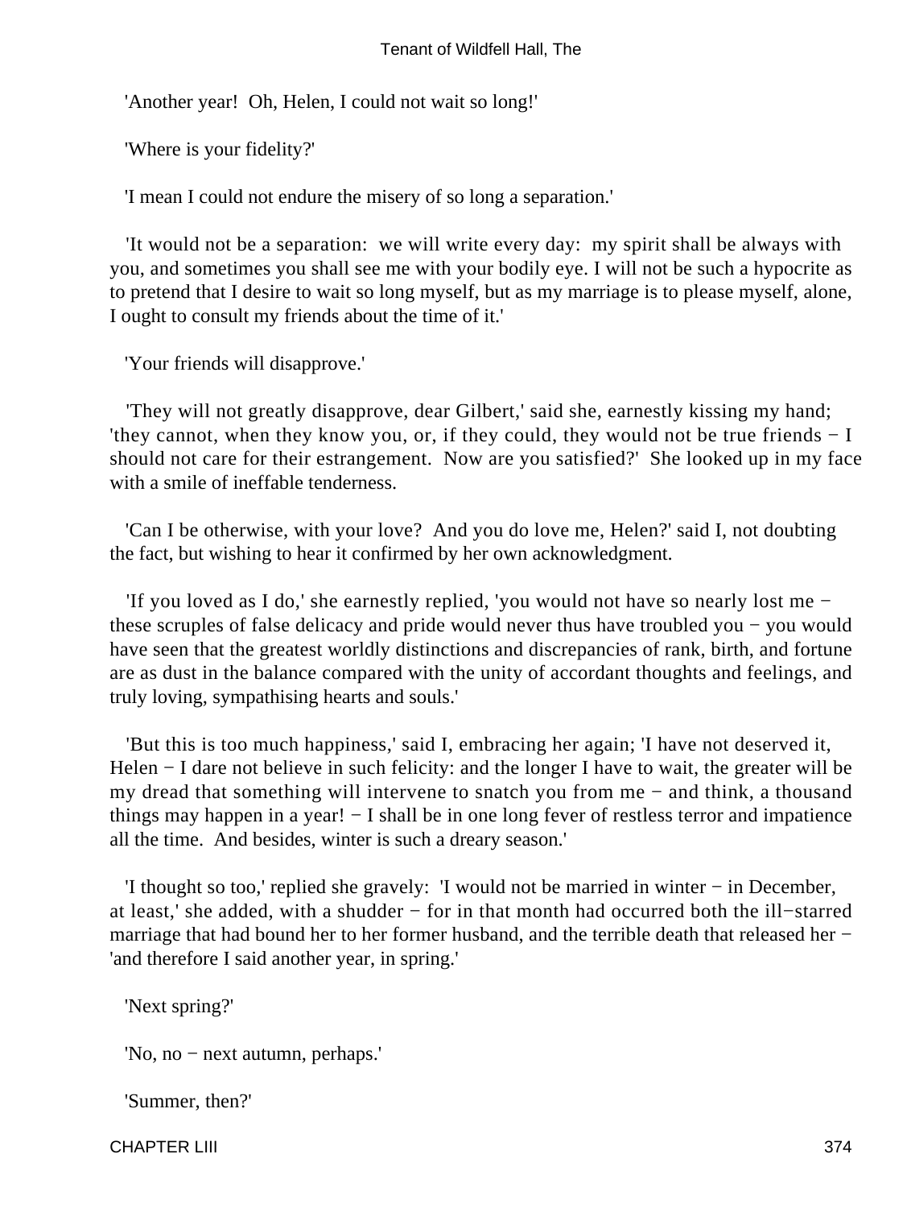'Another year! Oh, Helen, I could not wait so long!'

'Where is your fidelity?'

'I mean I could not endure the misery of so long a separation.'

'It would not be a separation: we will write every day: my spirit shall be always with you, and sometimes you shall see me with your bodily eye. I will not be such a hypocrite as to pretend that I desire to wait so long myself, but as my marriage is to please myself, alone, I ought to consult my friends about the time of it.'

'Your friends will disapprove.'

'They will not greatly disapprove, dear Gilbert,' said she, earnestly kissing my hand; 'they cannot, when they know you, or, if they could, they would not be true friends − I should not care for their estrangement. Now are you satisfied?' She looked up in my face with a smile of ineffable tenderness.

'Can I be otherwise, with your love? And you do love me, Helen?' said I, not doubting the fact, but wishing to hear it confirmed by her own acknowledgment.

'If you loved as I do,' she earnestly replied, 'you would not have so nearly lost me − these scruples of false delicacy and pride would never thus have troubled you − you would have seen that the greatest worldly distinctions and discrepancies of rank, birth, and fortune are as dust in the balance compared with the unity of accordant thoughts and feelings, and truly loving, sympathising hearts and souls.'

'But this is too much happiness,' said I, embracing her again; 'I have not deserved it, Helen − I dare not believe in such felicity: and the longer I have to wait, the greater will be my dread that something will intervene to snatch you from me − and think, a thousand things may happen in a year! − I shall be in one long fever of restless terror and impatience all the time. And besides, winter is such a dreary season.'

'I thought so too,' replied she gravely: 'I would not be married in winter − in December, at least,' she added, with a shudder − for in that month had occurred both the ill−starred marriage that had bound her to her former husband, and the terrible death that released her − 'and therefore I said another year, in spring.'

'Next spring?'

'No, no − next autumn, perhaps.'

'Summer, then?'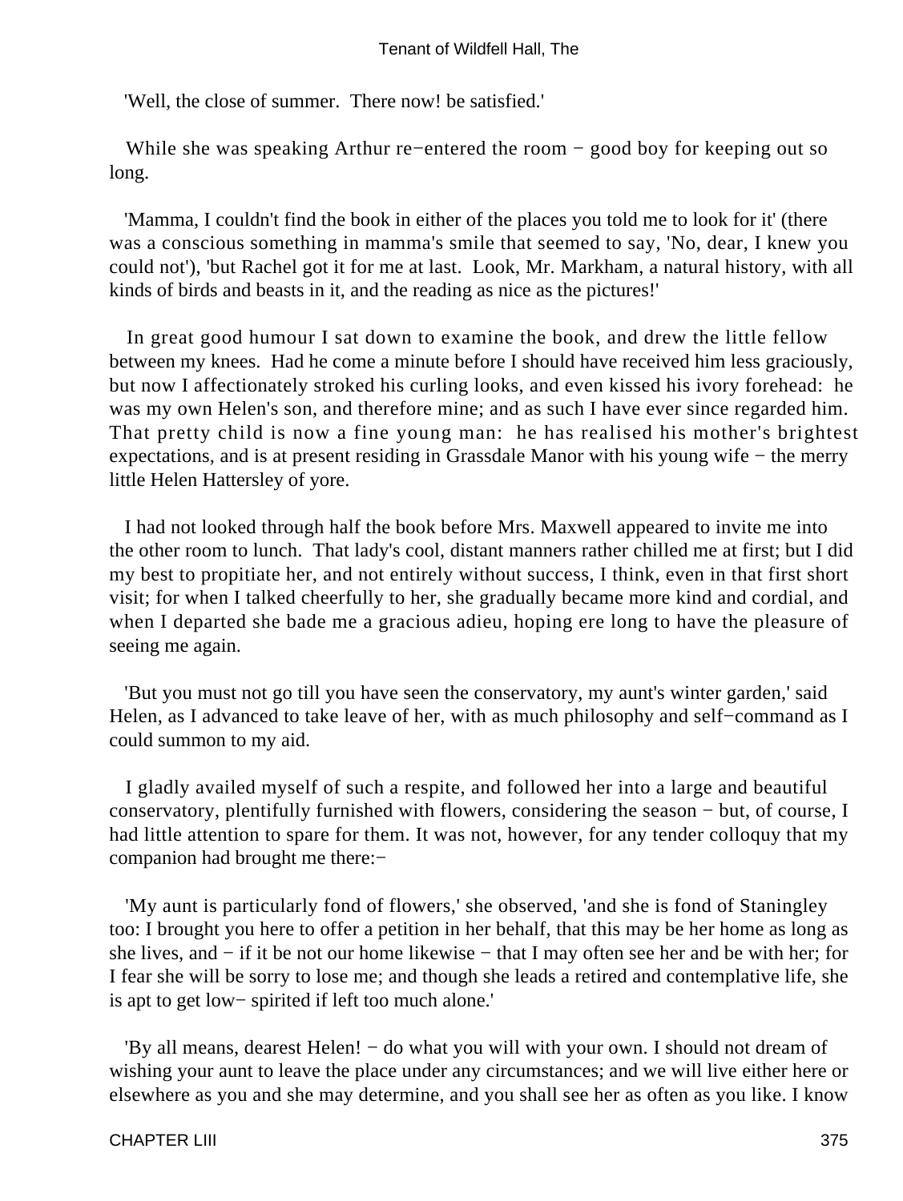'Well, the close of summer. There now! be satisfied.'

While she was speaking Arthur re−entered the room − good boy for keeping out so long.

'Mamma, I couldn't find the book in either of the places you told me to look for it' (there was a conscious something in mamma's smile that seemed to say, 'No, dear, I knew you could not'), 'but Rachel got it for me at last. Look, Mr. Markham, a natural history, with all kinds of birds and beasts in it, and the reading as nice as the pictures!'

In great good humour I sat down to examine the book, and drew the little fellow between my knees. Had he come a minute before I should have received him less graciously, but now I affectionately stroked his curling looks, and even kissed his ivory forehead: he was my own Helen's son, and therefore mine; and as such I have ever since regarded him. That pretty child is now a fine young man: he has realised his mother's brightest expectations, and is at present residing in Grassdale Manor with his young wife − the merry little Helen Hattersley of yore.

I had not looked through half the book before Mrs. Maxwell appeared to invite me into the other room to lunch. That lady's cool, distant manners rather chilled me at first; but I did my best to propitiate her, and not entirely without success, I think, even in that first short visit; for when I talked cheerfully to her, she gradually became more kind and cordial, and when I departed she bade me a gracious adieu, hoping ere long to have the pleasure of seeing me again.

'But you must not go till you have seen the conservatory, my aunt's winter garden,' said Helen, as I advanced to take leave of her, with as much philosophy and self−command as I could summon to my aid.

I gladly availed myself of such a respite, and followed her into a large and beautiful conservatory, plentifully furnished with flowers, considering the season − but, of course, I had little attention to spare for them. It was not, however, for any tender colloquy that my companion had brought me there:−

'My aunt is particularly fond of flowers,' she observed, 'and she is fond of Staningley too: I brought you here to offer a petition in her behalf, that this may be her home as long as she lives, and − if it be not our home likewise − that I may often see her and be with her; for I fear she will be sorry to lose me; and though she leads a retired and contemplative life, she is apt to get low− spirited if left too much alone.'

'By all means, dearest Helen! − do what you will with your own. I should not dream of wishing your aunt to leave the place under any circumstances; and we will live either here or elsewhere as you and she may determine, and you shall see her as often as you like. I know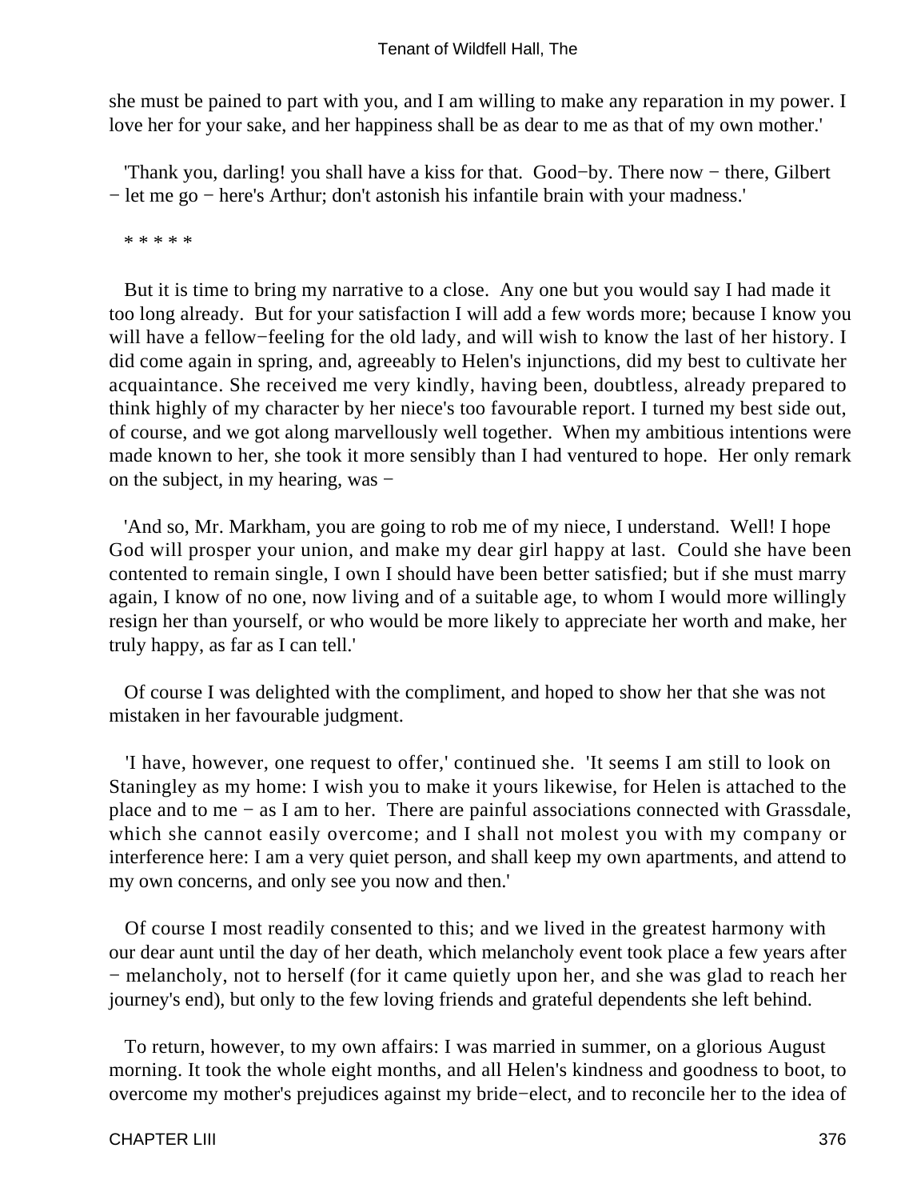she must be pained to part with you, and I am willing to make any reparation in my power. I love her for your sake, and her happiness shall be as dear to me as that of my own mother.'

'Thank you, darling! you shall have a kiss for that. Good−by. There now − there, Gilbert − let me go − here's Arthur; don't astonish his infantile brain with your madness.'

* * * * *

But it is time to bring my narrative to a close. Any one but you would say I had made it too long already. But for your satisfaction I will add a few words more; because I know you will have a fellow−feeling for the old lady, and will wish to know the last of her history. I did come again in spring, and, agreeably to Helen's injunctions, did my best to cultivate her acquaintance. She received me very kindly, having been, doubtless, already prepared to think highly of my character by her niece's too favourable report. I turned my best side out, of course, and we got along marvellously well together. When my ambitious intentions were made known to her, she took it more sensibly than I had ventured to hope. Her only remark on the subject, in my hearing, was −

'And so, Mr. Markham, you are going to rob me of my niece, I understand. Well! I hope God will prosper your union, and make my dear girl happy at last. Could she have been contented to remain single, I own I should have been better satisfied; but if she must marry again, I know of no one, now living and of a suitable age, to whom I would more willingly resign her than yourself, or who would be more likely to appreciate her worth and make, her truly happy, as far as I can tell.'

Of course I was delighted with the compliment, and hoped to show her that she was not mistaken in her favourable judgment.

'I have, however, one request to offer,' continued she. 'It seems I am still to look on Staningley as my home: I wish you to make it yours likewise, for Helen is attached to the place and to me − as I am to her. There are painful associations connected with Grassdale, which she cannot easily overcome; and I shall not molest you with my company or interference here: I am a very quiet person, and shall keep my own apartments, and attend to my own concerns, and only see you now and then.'

Of course I most readily consented to this; and we lived in the greatest harmony with our dear aunt until the day of her death, which melancholy event took place a few years after − melancholy, not to herself (for it came quietly upon her, and she was glad to reach her journey's end), but only to the few loving friends and grateful dependents she left behind.

To return, however, to my own affairs: I was married in summer, on a glorious August morning. It took the whole eight months, and all Helen's kindness and goodness to boot, to overcome my mother's prejudices against my bride−elect, and to reconcile her to the idea of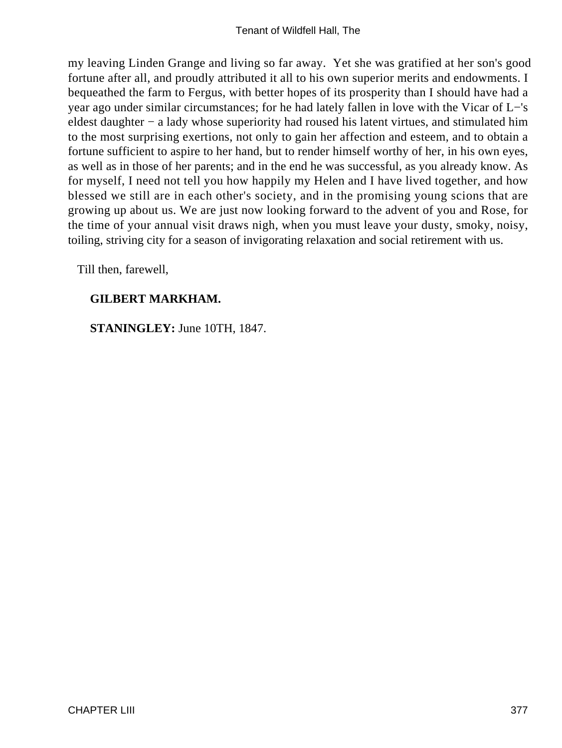my leaving Linden Grange and living so far away. Yet she was gratified at her son's good fortune after all, and proudly attributed it all to his own superior merits and endowments. I bequeathed the farm to Fergus, with better hopes of its prosperity than I should have had a year ago under similar circumstances; for he had lately fallen in love with the Vicar of L−'s eldest daughter − a lady whose superiority had roused his latent virtues, and stimulated him to the most surprising exertions, not only to gain her affection and esteem, and to obtain a fortune sufficient to aspire to her hand, but to render himself worthy of her, in his own eyes, as well as in those of her parents; and in the end he was successful, as you already know. As for myself, I need not tell you how happily my Helen and I have lived together, and how blessed we still are in each other's society, and in the promising young scions that are growing up about us. We are just now looking forward to the advent of you and Rose, for the time of your annual visit draws nigh, when you must leave your dusty, smoky, noisy, toiling, striving city for a season of invigorating relaxation and social retirement with us.

Till then, farewell,

**GILBERT MARKHAM.**

**STANINGLEY:** June 10TH, 1847.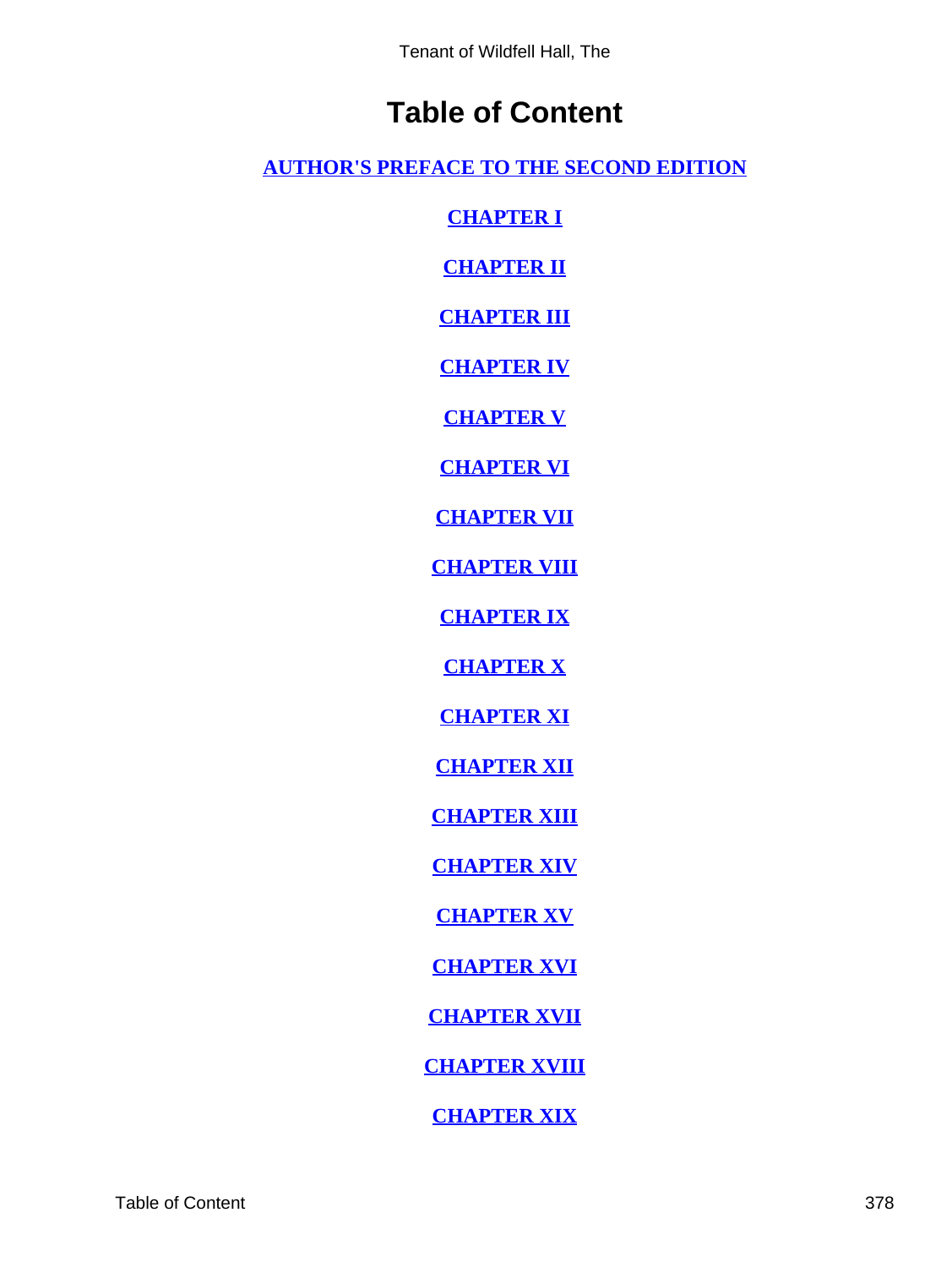# Table of Content

AUTHOR'S PREFACE TO THE SECOND EDITION

CHAPTER I

CHAPTER II

CHAPTER III

CHAPTER IV

CHAPTER V

CHAPTER VI

CHAPTER VII

CHAPTER VIII

CHAPTER IX

CHAPTER X

CHAPTER XI

CHAPTER XII

CHAPTER XIII

CHAPTER XIV

CHAPTER XV

CHAPTER XVI

CHAPTER XVII

CHAPTER XVIII

CHAPTER XIX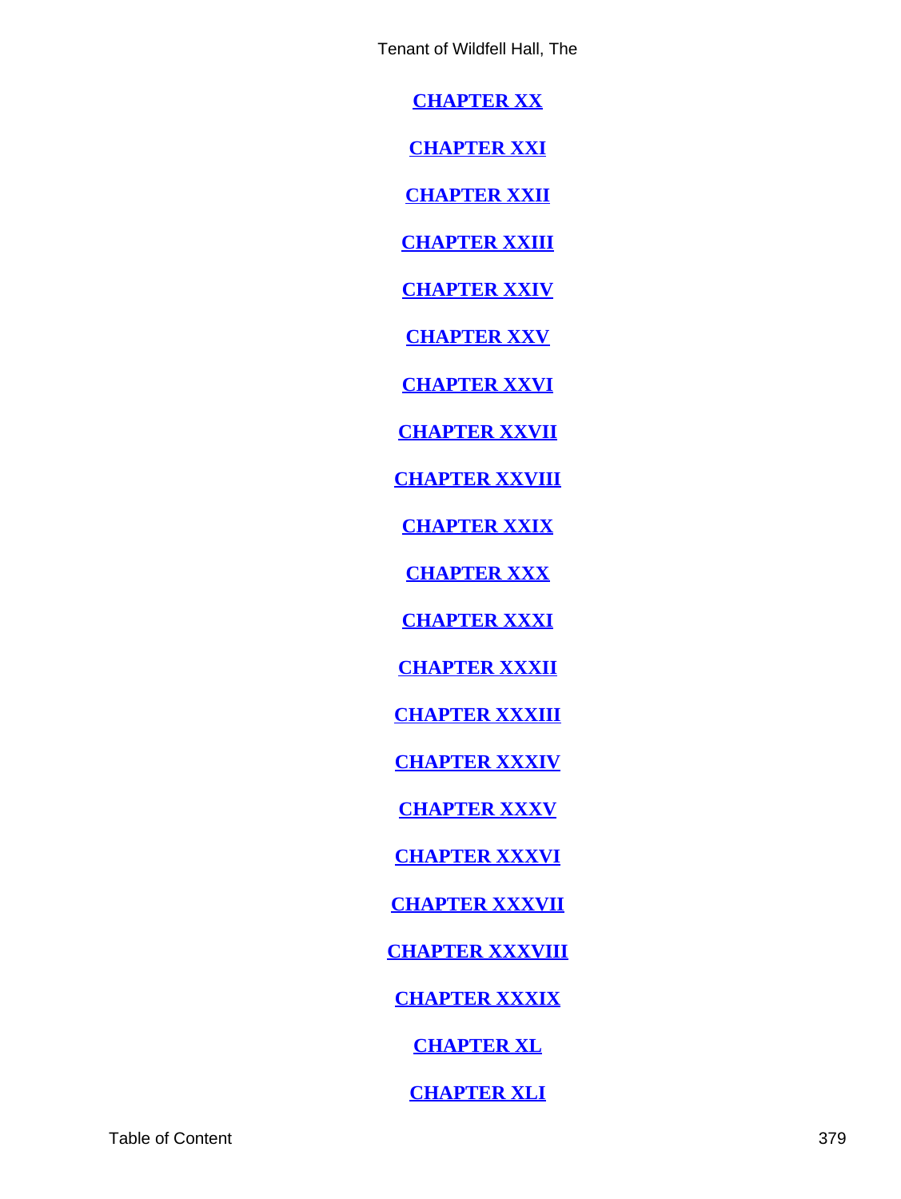[CHAPTER XX]

[CHAPTER XXI]

[CHAPTER XXII]

[CHAPTER XXIII]

[CHAPTER XXIV]

[CHAPTER XXV]

[CHAPTER XXVI]

[CHAPTER XXVII]

[CHAPTER XXVIII]

[CHAPTER XXIX]

[CHAPTER XXX]

[CHAPTER XXXI]

[CHAPTER XXXII]

[CHAPTER XXXIII]

[CHAPTER XXXIV]

[CHAPTER XXXV]

[CHAPTER XXXVI]

[CHAPTER XXXVII]

[CHAPTER XXXVIII]

[CHAPTER XXXIX]

[CHAPTER XL]

[CHAPTER XLI]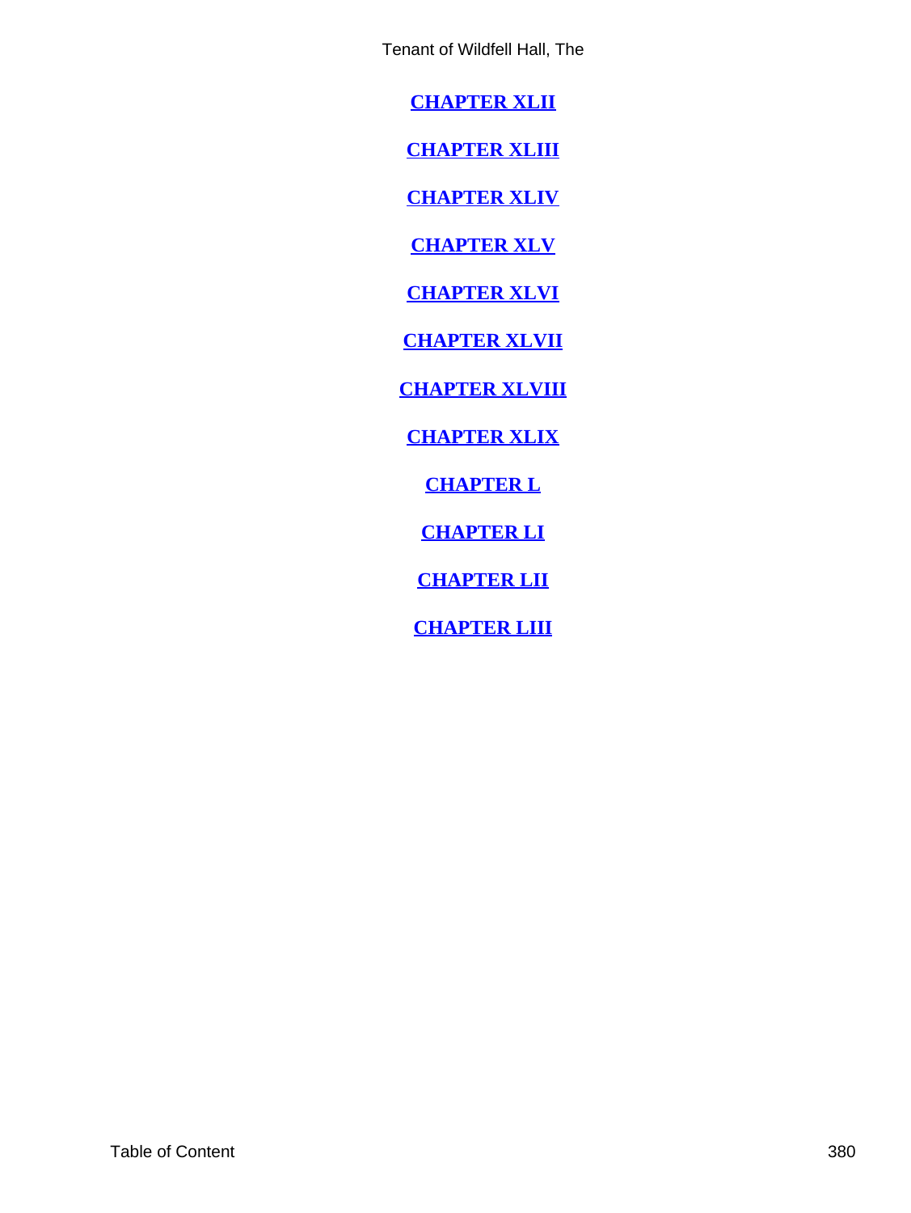**CHAPTER XLII**

**CHAPTER XLIII**

**CHAPTER XLIV**

**CHAPTER XLV**

**CHAPTER XLVI**

**CHAPTER XLVII**

**CHAPTER XLVIII**

**CHAPTER XLIX**

**CHAPTER L**

**CHAPTER LI**

**CHAPTER LII**

**CHAPTER LIII**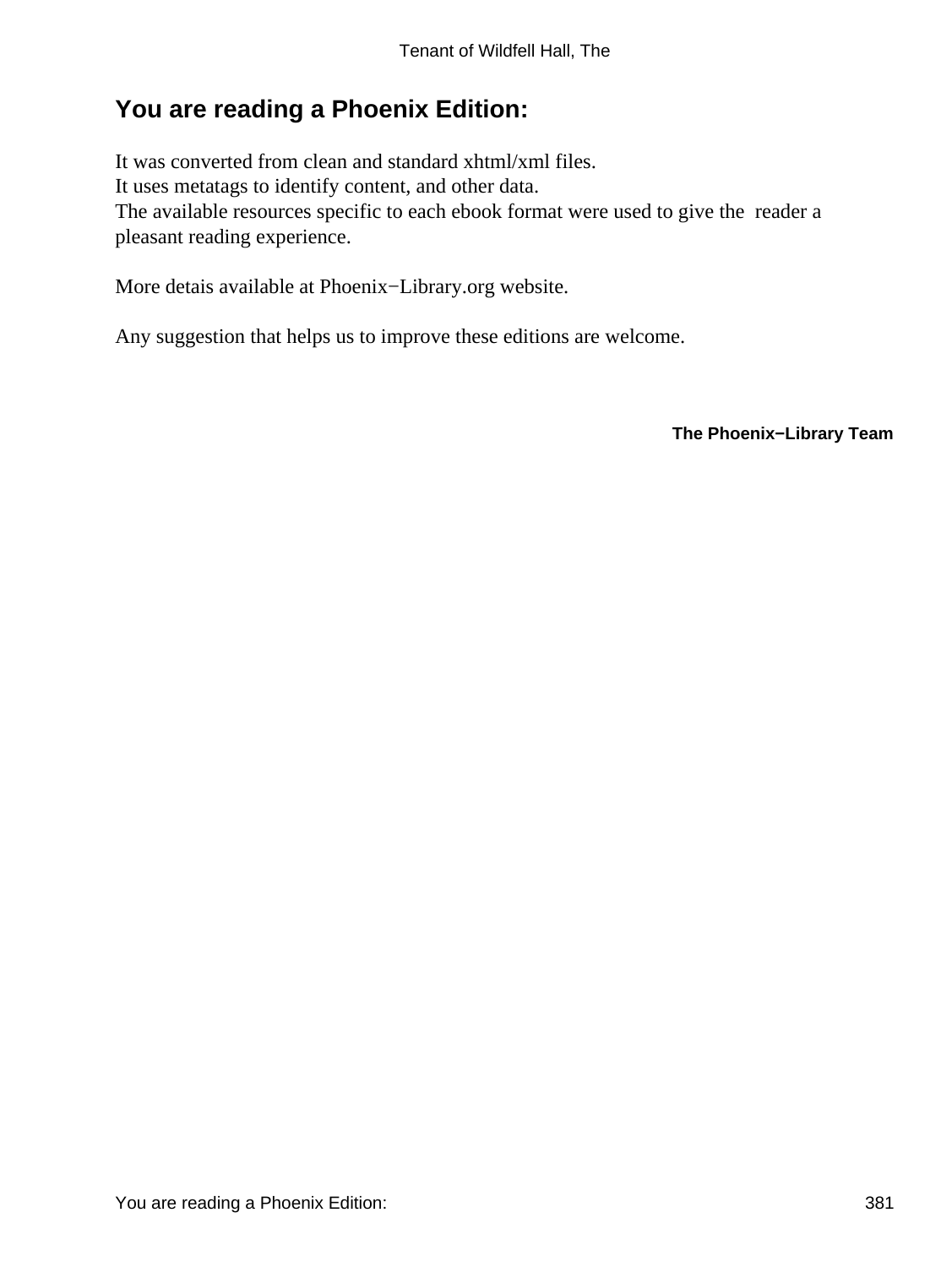## You are reading a Phoenix Edition:

It was converted from clean and standard xhtml/xml files.
It uses metatags to identify content, and other data.
The available resources specific to each ebook format were used to give the reader a pleasant reading experience.

More detais available at Phoenix−Library.org website.

Any suggestion that helps us to improve these editions are welcome.

**The Phoenix−Library Team**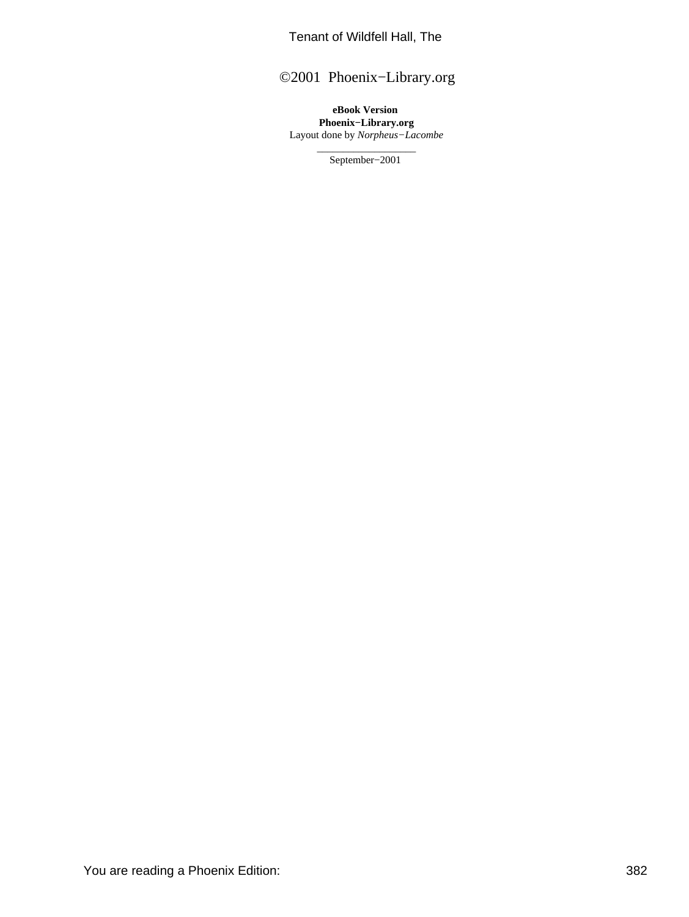©2001 Phoenix−Library.org

**eBook Version**
**Phoenix−Library.org**
Layout done by *Norpheus−Lacombe*

___________________

September−2001